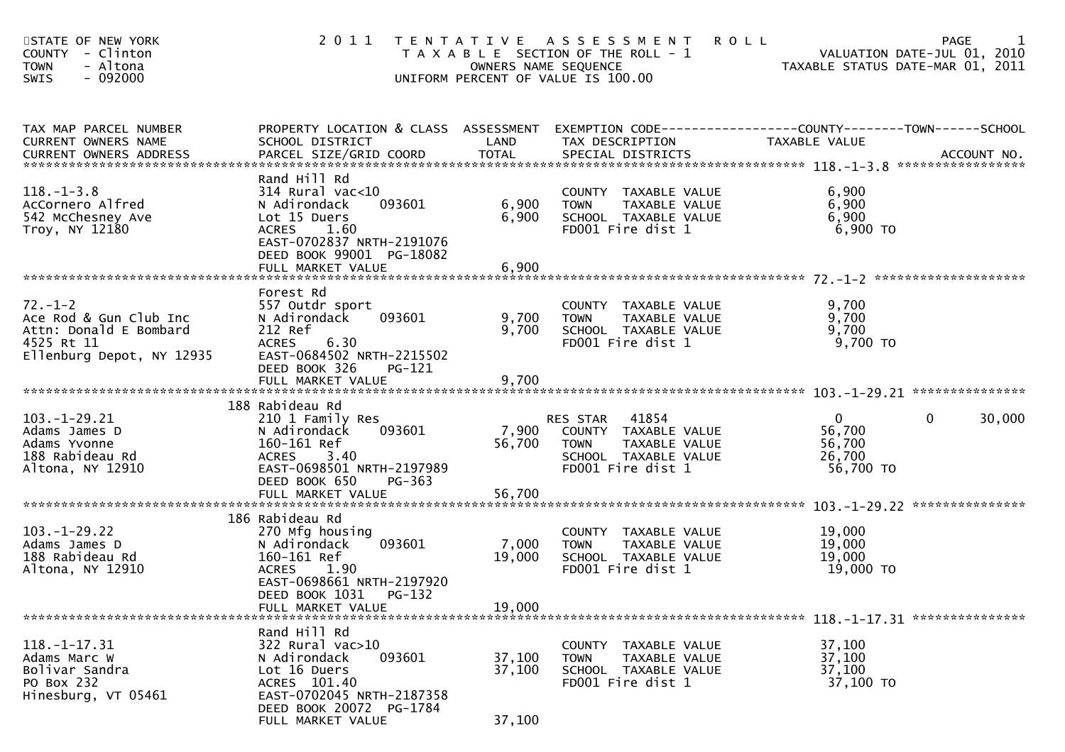STATE OF NEW YORK
COUNTY - Clinton
TOWN - Altona
SWIS - 092000

# 2011 TENTATIVE ASSESSMENT ROLL

TAXABLE SECTION OF THE ROLL - 1
OWNERS NAME SEQUENCE
UNIFORM PERCENT OF VALUE IS 100.00

VALUATION DATE-JUL 01, 2010
TAXABLE STATUS DATE-MAR 01, 2011

| TAX MAP PARCEL NUMBER / CURRENT OWNERS NAME / CURRENT OWNERS ADDRESS | PROPERTY LOCATION & CLASS / SCHOOL DISTRICT / PARCEL SIZE/GRID COORD | ASSESSMENT LAND | ASSESSMENT TOTAL | EXEMPTION CODE / TAX DESCRIPTION / SPECIAL DISTRICTS | COUNTY TAXABLE VALUE | TOWN | SCHOOL / ACCOUNT NO. |
|---|---|---|---|---|---|---|---|
| **118.-1-3.8** | Rand Hill Rd | | | | | | |
| 118.-1-3.8 | 314 Rural vac<10 | | | COUNTY TAXABLE VALUE | 6,900 | | |
| AcCornero Alfred | N Adirondack 093601 | 6,900 | | TOWN TAXABLE VALUE | 6,900 | | |
| 542 McChesney Ave | Lot 15 Duers | | 6,900 | SCHOOL TAXABLE VALUE | 6,900 | | |
| Troy, NY 12180 | ACRES 1.60 | | | FD001 Fire dist 1 | 6,900 TO | | |
| | EAST-0702837 NRTH-2191076 | | | | | | |
| | DEED BOOK 99001 PG-18082 | | | | | | |
| | FULL MARKET VALUE | | 6,900 | | | | |
| **72.-1-2** | Forest Rd | | | | | | |
| 72.-1-2 | 557 Outdr sport | | | COUNTY TAXABLE VALUE | 9,700 | | |
| Ace Rod & Gun Club Inc | N Adirondack 093601 | 9,700 | | TOWN TAXABLE VALUE | 9,700 | | |
| Attn: Donald E Bombard | 212 Ref | | 9,700 | SCHOOL TAXABLE VALUE | 9,700 | | |
| 4525 Rt 11 | ACRES 6.30 | | | FD001 Fire dist 1 | 9,700 TO | | |
| Ellenburg Depot, NY 12935 | EAST-0684502 NRTH-2215502 | | | | | | |
| | DEED BOOK 326 PG-121 | | | | | | |
| | FULL MARKET VALUE | | 9,700 | | | | |
| **103.-1-29.21** | 188 Rabideau Rd | | | | | | |
| 103.-1-29.21 | 210 1 Family Res | | | RES STAR 41854 | 0 | 0 | 30,000 |
| Adams James D | N Adirondack 093601 | 7,900 | | COUNTY TAXABLE VALUE | 56,700 | | |
| Adams Yvonne | 160-161 Ref | | 56,700 | TOWN TAXABLE VALUE | 56,700 | | |
| 188 Rabideau Rd | ACRES 3.40 | | | SCHOOL TAXABLE VALUE | 26,700 | | |
| Altona, NY 12910 | EAST-0698501 NRTH-2197989 | | | FD001 Fire dist 1 | 56,700 TO | | |
| | DEED BOOK 650 PG-363 | | | | | | |
| | FULL MARKET VALUE | | 56,700 | | | | |
| **103.-1-29.22** | 186 Rabideau Rd | | | | | | |
| 103.-1-29.22 | 270 Mfg housing | | | COUNTY TAXABLE VALUE | 19,000 | | |
| Adams James D | N Adirondack 093601 | 7,000 | | TOWN TAXABLE VALUE | 19,000 | | |
| 188 Rabideau Rd | 160-161 Ref | | 19,000 | SCHOOL TAXABLE VALUE | 19,000 | | |
| Altona, NY 12910 | ACRES 1.90 | | | FD001 Fire dist 1 | 19,000 TO | | |
| | EAST-0698661 NRTH-2197920 | | | | | | |
| | DEED BOOK 1031 PG-132 | | | | | | |
| | FULL MARKET VALUE | | 19,000 | | | | |
| **118.-1-17.31** | Rand Hill Rd | | | | | | |
| 118.-1-17.31 | 322 Rural vac>10 | | | COUNTY TAXABLE VALUE | 37,100 | | |
| Adams Marc W | N Adirondack 093601 | 37,100 | | TOWN TAXABLE VALUE | 37,100 | | |
| Bolivar Sandra | Lot 16 Duers | | 37,100 | SCHOOL TAXABLE VALUE | 37,100 | | |
| PO Box 232 | ACRES 101.40 | | | FD001 Fire dist 1 | 37,100 TO | | |
| Hinesburg, VT 05461 | EAST-0702045 NRTH-2187358 | | | | | | |
| | DEED BOOK 20072 PG-1784 | | | | | | |
| | FULL MARKET VALUE | | 37,100 | | | | |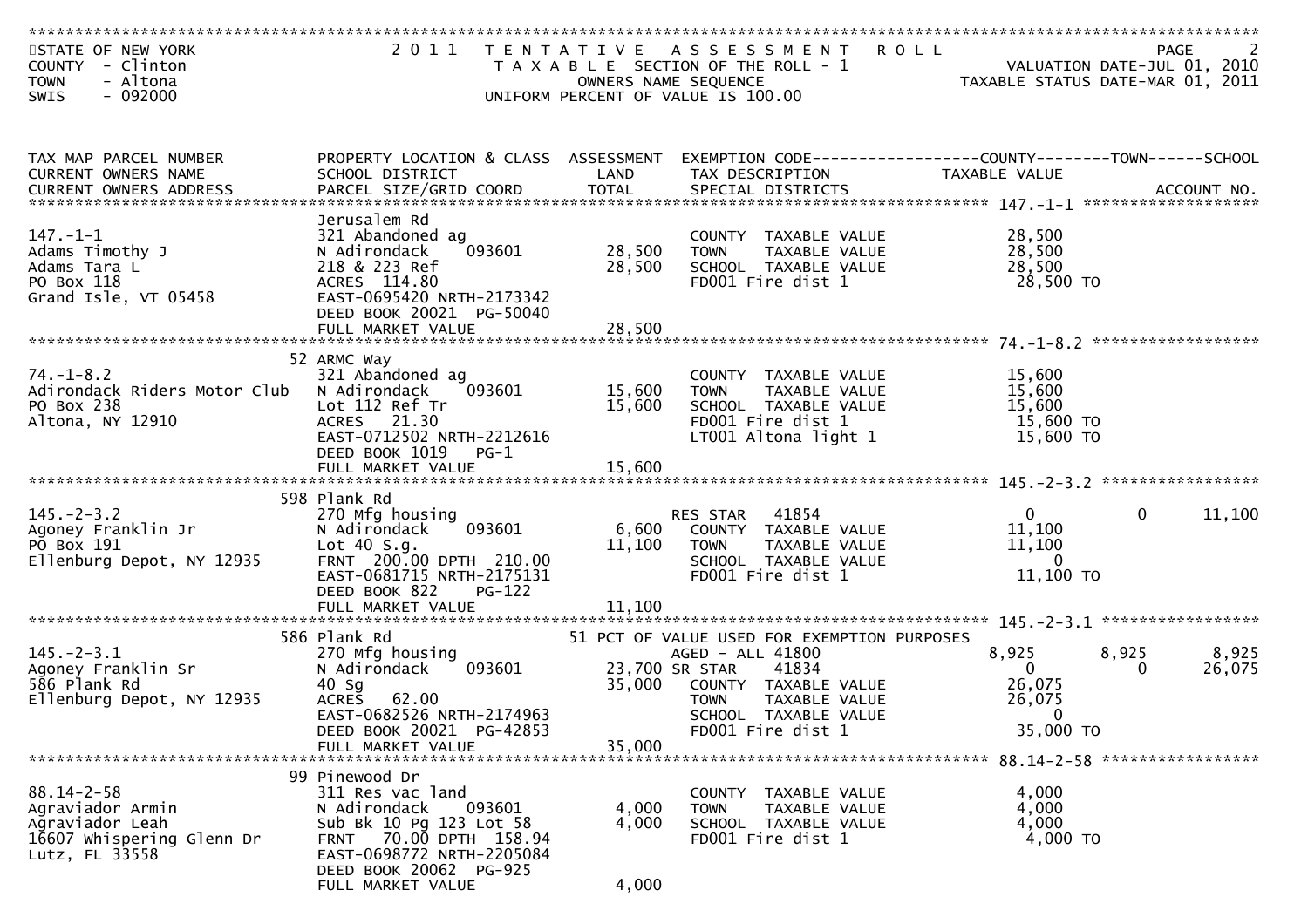STATE OF NEW YORK
COUNTY - Clinton
TOWN - Altona
SWIS - 092000

2011 TENTATIVE ASSESSMENT ROLL
TAXABLE SECTION OF THE ROLL - 1
OWNERS NAME SEQUENCE
UNIFORM PERCENT OF VALUE IS 100.00

VALUATION DATE-JUL 01, 2010
TAXABLE STATUS DATE-MAR 01, 2011

| TAX MAP PARCEL NUMBER / CURRENT OWNERS NAME / CURRENT OWNERS ADDRESS | PROPERTY LOCATION & CLASS / SCHOOL DISTRICT / PARCEL SIZE/GRID COORD | ASSESSMENT LAND / TOTAL | EXEMPTION CODE / TAX DESCRIPTION / SPECIAL DISTRICTS | COUNTY TAXABLE VALUE | TOWN | SCHOOL / ACCOUNT NO. |
|---|---|---|---|---|---|---|
| **147.-1-1** | Jerusalem Rd | | | | | |
| 147.-1-1 | 321 Abandoned ag | | COUNTY TAXABLE VALUE | 28,500 | | |
| Adams Timothy J | N Adirondack 093601 | 28,500 | TOWN TAXABLE VALUE | 28,500 | | |
| Adams Tara L | 218 & 223 Ref | 28,500 | SCHOOL TAXABLE VALUE | 28,500 | | |
| PO Box 118 | ACRES 114.80 | | FD001 Fire dist 1 | 28,500 TO | | |
| Grand Isle, VT 05458 | EAST-0695420 NRTH-2173342 | | | | | |
| | DEED BOOK 20021 PG-50040 | | | | | |
| | FULL MARKET VALUE | 28,500 | | | | |
| **74.-1-8.2** | 52 ARMC Way | | | | | |
| 74.-1-8.2 | 321 Abandoned ag | | COUNTY TAXABLE VALUE | 15,600 | | |
| Adirondack Riders Motor Club | N Adirondack 093601 | 15,600 | TOWN TAXABLE VALUE | 15,600 | | |
| PO Box 238 | Lot 112 Ref Tr | 15,600 | SCHOOL TAXABLE VALUE | 15,600 | | |
| Altona, NY 12910 | ACRES 21.30 | | FD001 Fire dist 1 | 15,600 TO | | |
| | EAST-0712502 NRTH-2212616 | | LT001 Altona light 1 | 15,600 TO | | |
| | DEED BOOK 1019 PG-1 | | | | | |
| | FULL MARKET VALUE | 15,600 | | | | |
| **145.-2-3.2** | 598 Plank Rd | | | | | |
| 145.-2-3.2 | 270 Mfg housing | | RES STAR 41854 | 0 | 0 | 11,100 |
| Agoney Franklin Jr | N Adirondack 093601 | 6,600 | COUNTY TAXABLE VALUE | 11,100 | | |
| PO Box 191 | Lot 40 S.g. | 11,100 | TOWN TAXABLE VALUE | 11,100 | | |
| Ellenburg Depot, NY 12935 | FRNT 200.00 DPTH 210.00 | | SCHOOL TAXABLE VALUE | 0 | | |
| | EAST-0681715 NRTH-2175131 | | FD001 Fire dist 1 | 11,100 TO | | |
| | DEED BOOK 822 PG-122 | | | | | |
| | FULL MARKET VALUE | 11,100 | | | | |
| **145.-2-3.1** | 586 Plank Rd | | 51 PCT OF VALUE USED FOR EXEMPTION PURPOSES | | | |
| 145.-2-3.1 | 270 Mfg housing | | AGED - ALL 41800 | 8,925 | 8,925 | 8,925 |
| Agoney Franklin Sr | N Adirondack 093601 | 23,700 | SR STAR 41834 | 0 | 0 | 26,075 |
| 586 Plank Rd | 40 Sg | 35,000 | COUNTY TAXABLE VALUE | 26,075 | | |
| Ellenburg Depot, NY 12935 | ACRES 62.00 | | TOWN TAXABLE VALUE | 26,075 | | |
| | EAST-0682526 NRTH-2174963 | | SCHOOL TAXABLE VALUE | 0 | | |
| | DEED BOOK 20021 PG-42853 | | FD001 Fire dist 1 | 35,000 TO | | |
| | FULL MARKET VALUE | 35,000 | | | | |
| **88.14-2-58** | 99 Pinewood Dr | | | | | |
| 88.14-2-58 | 311 Res vac land | | COUNTY TAXABLE VALUE | 4,000 | | |
| Agraviador Armin | N Adirondack 093601 | 4,000 | TOWN TAXABLE VALUE | 4,000 | | |
| Agraviador Leah | Sub Bk 10 Pg 123 Lot 58 | 4,000 | SCHOOL TAXABLE VALUE | 4,000 | | |
| 16607 Whispering Glenn Dr | FRNT 70.00 DPTH 158.94 | | FD001 Fire dist 1 | 4,000 TO | | |
| Lutz, FL 33558 | EAST-0698772 NRTH-2205084 | | | | | |
| | DEED BOOK 20062 PG-925 | | | | | |
| | FULL MARKET VALUE | 4,000 | | | | |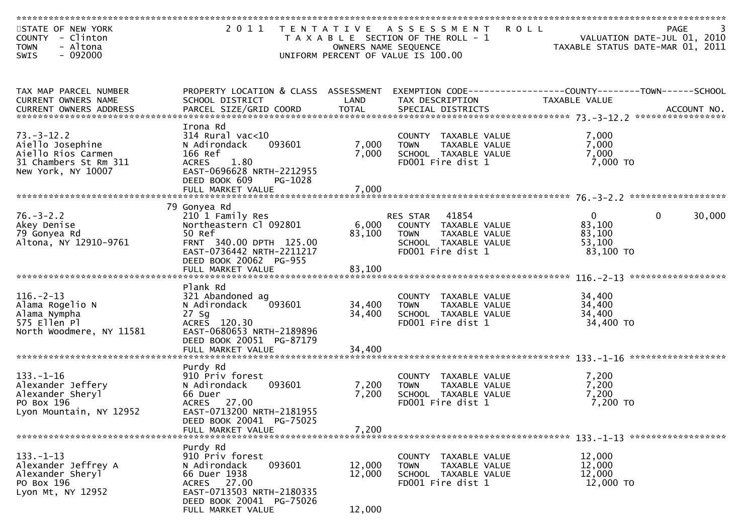STATE OF NEW YORK — 2011 TENTATIVE ASSESSMENT ROLL — VALUATION DATE-JUL 01, 2010
COUNTY - Clinton — TAXABLE SECTION OF THE ROLL - 1 — TAXABLE STATUS DATE-MAR 01, 2011
TOWN - Altona — OWNERS NAME SEQUENCE
SWIS - 092000 — UNIFORM PERCENT OF VALUE IS 100.00

| TAX MAP PARCEL NUMBER / CURRENT OWNERS NAME / CURRENT OWNERS ADDRESS | PROPERTY LOCATION & CLASS / SCHOOL DISTRICT / PARCEL SIZE/GRID COORD | ASSESSMENT LAND | TOTAL | EXEMPTION CODE / TAX DESCRIPTION / SPECIAL DISTRICTS | COUNTY TAXABLE VALUE | TOWN | SCHOOL | ACCOUNT NO. |
|---|---|---|---|---|---|---|---|---|
| **73.-3-12.2** | Irona Rd | | | | | | | |
| 73.-3-12.2 | 314 Rural vac<10 | | | COUNTY TAXABLE VALUE | 7,000 | | | |
| Aiello Josephine | N Adirondack 093601 | 7,000 | | TOWN TAXABLE VALUE | 7,000 | | | |
| Aiello Rios Carmen | 166 Ref | | 7,000 | SCHOOL TAXABLE VALUE | 7,000 | | | |
| 31 Chambers St Rm 311 | ACRES 1.80 | | | FD001 Fire dist 1 | 7,000 TO | | | |
| New York, NY 10007 | EAST-0696628 NRTH-2212955 | | | | | | | |
| | DEED BOOK 609 PG-1028 | | | | | | | |
| | FULL MARKET VALUE | | 7,000 | | | | | |
| **76.-3-2.2** | 79 Gonyea Rd | | | | | | | |
| 76.-3-2.2 | 210 1 Family Res | | | RES STAR 41854 | 0 | 0 | 30,000 | |
| Akey Denise | Northeastern Cl 092801 | 6,000 | | COUNTY TAXABLE VALUE | 83,100 | | | |
| 79 Gonyea Rd | 50 Ref | | 83,100 | TOWN TAXABLE VALUE | 83,100 | | | |
| Altona, NY 12910-9761 | FRNT 340.00 DPTH 125.00 | | | SCHOOL TAXABLE VALUE | 53,100 | | | |
| | EAST-0736442 NRTH-2211217 | | | FD001 Fire dist 1 | 83,100 TO | | | |
| | DEED BOOK 20062 PG-955 | | | | | | | |
| | FULL MARKET VALUE | | 83,100 | | | | | |
| **116.-2-13** | Plank Rd | | | | | | | |
| 116.-2-13 | 321 Abandoned ag | | | COUNTY TAXABLE VALUE | 34,400 | | | |
| Alama Rogelio N | N Adirondack 093601 | 34,400 | | TOWN TAXABLE VALUE | 34,400 | | | |
| Alama Nympha | 27 Sg | | 34,400 | SCHOOL TAXABLE VALUE | 34,400 | | | |
| 575 Ellen Pl | ACRES 120.30 | | | FD001 Fire dist 1 | 34,400 TO | | | |
| North Woodmere, NY 11581 | EAST-0680653 NRTH-2189896 | | | | | | | |
| | DEED BOOK 20051 PG-87179 | | | | | | | |
| | FULL MARKET VALUE | | 34,400 | | | | | |
| **133.-1-16** | Purdy Rd | | | | | | | |
| 133.-1-16 | 910 Priv forest | | | COUNTY TAXABLE VALUE | 7,200 | | | |
| Alexander Jeffery | N Adirondack 093601 | 7,200 | | TOWN TAXABLE VALUE | 7,200 | | | |
| Alexander Sheryl | 66 Duer | | 7,200 | SCHOOL TAXABLE VALUE | 7,200 | | | |
| PO Box 196 | ACRES 27.00 | | | FD001 Fire dist 1 | 7,200 TO | | | |
| Lyon Mountain, NY 12952 | EAST-0713200 NRTH-2181955 | | | | | | | |
| | DEED BOOK 20041 PG-75025 | | | | | | | |
| | FULL MARKET VALUE | | 7,200 | | | | | |
| **133.-1-13** | Purdy Rd | | | | | | | |
| 133.-1-13 | 910 Priv forest | | | COUNTY TAXABLE VALUE | 12,000 | | | |
| Alexander Jeffrey A | N Adirondack 093601 | 12,000 | | TOWN TAXABLE VALUE | 12,000 | | | |
| Alexander Sheryl | 66 Duer 1938 | | 12,000 | SCHOOL TAXABLE VALUE | 12,000 | | | |
| PO Box 196 | ACRES 27.00 | | | FD001 Fire dist 1 | 12,000 TO | | | |
| Lyon Mt, NY 12952 | EAST-0713503 NRTH-2180335 | | | | | | | |
| | DEED BOOK 20041 PG-75026 | | | | | | | |
| | FULL MARKET VALUE | | 12,000 | | | | | |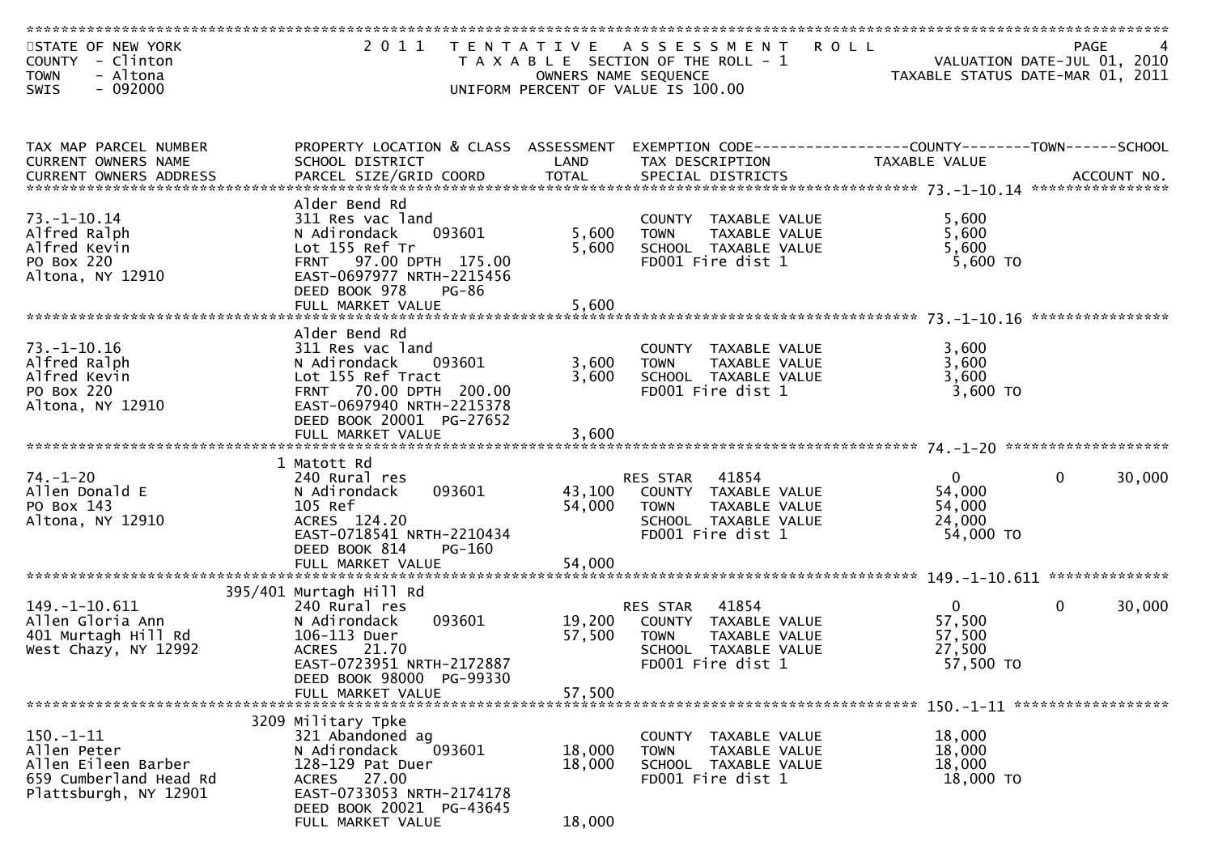STATE OF NEW YORK
COUNTY - Clinton
TOWN - Altona
SWIS - 092000

# 2011 TENTATIVE ASSESSMENT ROLL

TAXABLE SECTION OF THE ROLL - 1
OWNERS NAME SEQUENCE
UNIFORM PERCENT OF VALUE IS 100.00

VALUATION DATE-JUL 01, 2010
TAXABLE STATUS DATE-MAR 01, 2011

| TAX MAP PARCEL NUMBER / CURRENT OWNERS NAME / CURRENT OWNERS ADDRESS | PROPERTY LOCATION & CLASS / SCHOOL DISTRICT / PARCEL SIZE/GRID COORD | ASSESSMENT LAND | ASSESSMENT TOTAL | EXEMPTION CODE / TAX DESCRIPTION / SPECIAL DISTRICTS | COUNTY TAXABLE VALUE | TOWN | SCHOOL / ACCOUNT NO. |
|---|---|---|---|---|---|---|---|
| **73.-1-10.14** | Alder Bend Rd | | | | | | |
| 73.-1-10.14 | 311 Res vac land | | | COUNTY TAXABLE VALUE | 5,600 | | |
| Alfred Ralph | N Adirondack 093601 | 5,600 | | TOWN TAXABLE VALUE | 5,600 | | |
| Alfred Kevin | Lot 155 Ref Tr | | 5,600 | SCHOOL TAXABLE VALUE | 5,600 | | |
| PO Box 220 | FRNT 97.00 DPTH 175.00 | | | FD001 Fire dist 1 | 5,600 TO | | |
| Altona, NY 12910 | EAST-0697977 NRTH-2215456 | | | | | | |
| | DEED BOOK 978 PG-86 | | | | | | |
| | FULL MARKET VALUE | | 5,600 | | | | |
| **73.-1-10.16** | Alder Bend Rd | | | | | | |
| 73.-1-10.16 | 311 Res vac land | | | COUNTY TAXABLE VALUE | 3,600 | | |
| Alfred Ralph | N Adirondack 093601 | 3,600 | | TOWN TAXABLE VALUE | 3,600 | | |
| Alfred Kevin | Lot 155 Ref Tract | | 3,600 | SCHOOL TAXABLE VALUE | 3,600 | | |
| PO Box 220 | FRNT 70.00 DPTH 200.00 | | | FD001 Fire dist 1 | 3,600 TO | | |
| Altona, NY 12910 | EAST-0697940 NRTH-2215378 | | | | | | |
| | DEED BOOK 20001 PG-27652 | | | | | | |
| | FULL MARKET VALUE | | 3,600 | | | | |
| **74.-1-20** | 1 Matott Rd | | | | | | |
| 74.-1-20 | 240 Rural res | | | RES STAR 41854 | 0 | 0 | 30,000 |
| Allen Donald E | N Adirondack 093601 | 43,100 | | COUNTY TAXABLE VALUE | 54,000 | | |
| PO Box 143 | 105 Ref | | 54,000 | TOWN TAXABLE VALUE | 54,000 | | |
| Altona, NY 12910 | ACRES 124.20 | | | SCHOOL TAXABLE VALUE | 24,000 | | |
| | EAST-0718541 NRTH-2210434 | | | FD001 Fire dist 1 | 54,000 TO | | |
| | DEED BOOK 814 PG-160 | | | | | | |
| | FULL MARKET VALUE | | 54,000 | | | | |
| **149.-1-10.611** | 395/401 Murtagh Hill Rd | | | | | | |
| 149.-1-10.611 | 240 Rural res | | | RES STAR 41854 | 0 | 0 | 30,000 |
| Allen Gloria Ann | N Adirondack 093601 | 19,200 | | COUNTY TAXABLE VALUE | 57,500 | | |
| 401 Murtagh Hill Rd | 106-113 Duer | | 57,500 | TOWN TAXABLE VALUE | 57,500 | | |
| West Chazy, NY 12992 | ACRES 21.70 | | | SCHOOL TAXABLE VALUE | 27,500 | | |
| | EAST-0723951 NRTH-2172887 | | | FD001 Fire dist 1 | 57,500 TO | | |
| | DEED BOOK 98000 PG-99330 | | | | | | |
| | FULL MARKET VALUE | | 57,500 | | | | |
| **150.-1-11** | 3209 Military Tpke | | | | | | |
| 150.-1-11 | 321 Abandoned ag | | | COUNTY TAXABLE VALUE | 18,000 | | |
| Allen Peter | N Adirondack 093601 | 18,000 | | TOWN TAXABLE VALUE | 18,000 | | |
| Allen Eileen Barber | 128-129 Pat Duer | | 18,000 | SCHOOL TAXABLE VALUE | 18,000 | | |
| 659 Cumberland Head Rd | ACRES 27.00 | | | FD001 Fire dist 1 | 18,000 TO | | |
| Plattsburgh, NY 12901 | EAST-0733053 NRTH-2174178 | | | | | | |
| | DEED BOOK 20021 PG-43645 | | | | | | |
| | FULL MARKET VALUE | | 18,000 | | | | |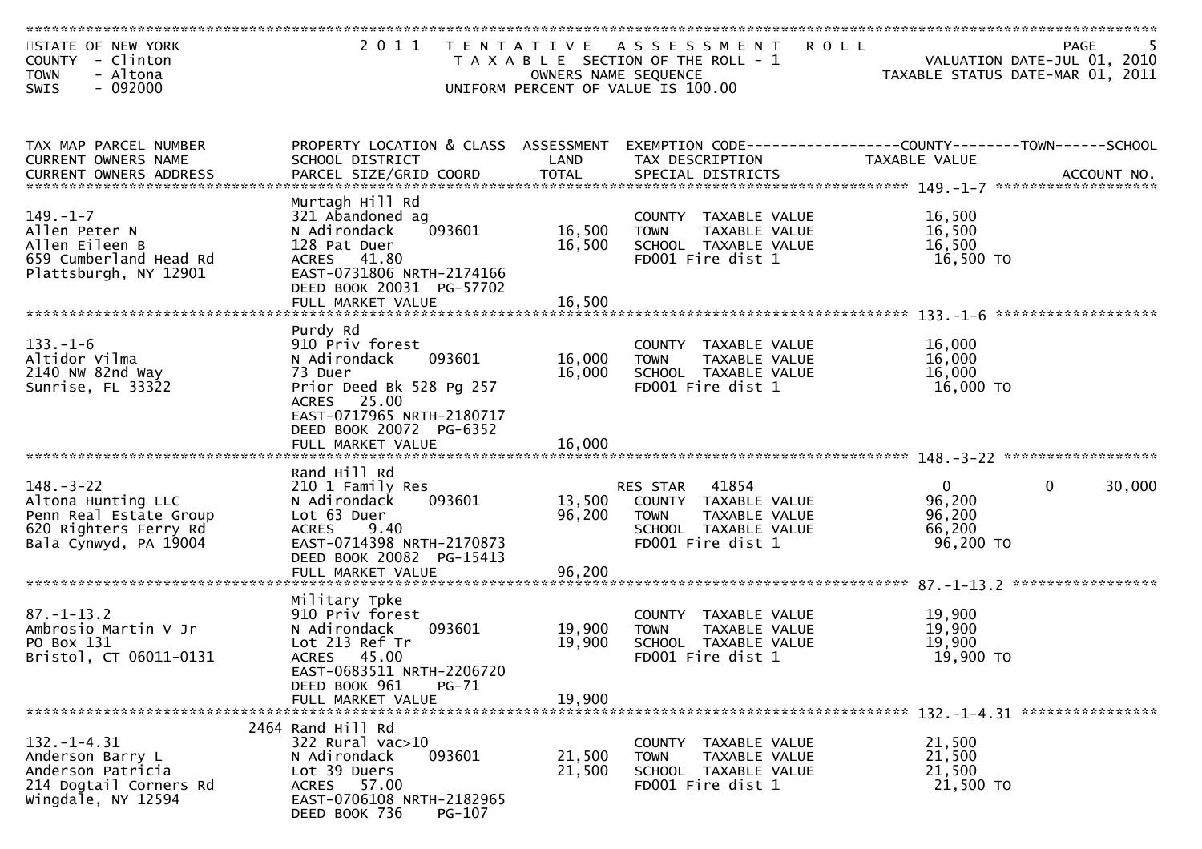STATE OF NEW YORK
COUNTY - Clinton
TOWN - Altona
SWIS - 092000

# 2011 TENTATIVE ASSESSMENT ROLL

TAXABLE SECTION OF THE ROLL - 1
OWNERS NAME SEQUENCE
UNIFORM PERCENT OF VALUE IS 100.00

VALUATION DATE-JUL 01, 2010
TAXABLE STATUS DATE-MAR 01, 2011

| TAX MAP PARCEL NUMBER / CURRENT OWNERS NAME / CURRENT OWNERS ADDRESS | PROPERTY LOCATION & CLASS / SCHOOL DISTRICT / PARCEL SIZE/GRID COORD | ASSESSMENT LAND | ASSESSMENT TOTAL | EXEMPTION CODE / TAX DESCRIPTION / SPECIAL DISTRICTS | COUNTY TAXABLE VALUE | TOWN | SCHOOL | ACCOUNT NO. |
|---|---|---|---|---|---|---|---|---|
| **149.-1-7** | Murtagh Hill Rd | | | | | | | |
| 149.-1-7 | 321 Abandoned ag | | | COUNTY TAXABLE VALUE | 16,500 | | | |
| Allen Peter N | N Adirondack 093601 | 16,500 | | TOWN TAXABLE VALUE | 16,500 | | | |
| Allen Eileen B | 128 Pat Duer | | 16,500 | SCHOOL TAXABLE VALUE | 16,500 | | | |
| 659 Cumberland Head Rd | ACRES 41.80 | | | FD001 Fire dist 1 | 16,500 TO | | | |
| Plattsburgh, NY 12901 | EAST-0731806 NRTH-2174166 | | | | | | | |
| | DEED BOOK 20031 PG-57702 | | | | | | | |
| | FULL MARKET VALUE | | 16,500 | | | | | |
| **133.-1-6** | Purdy Rd | | | | | | | |
| 133.-1-6 | 910 Priv forest | | | COUNTY TAXABLE VALUE | 16,000 | | | |
| Altidor Vilma | N Adirondack 093601 | 16,000 | | TOWN TAXABLE VALUE | 16,000 | | | |
| 2140 NW 82nd Way | 73 Duer | | 16,000 | SCHOOL TAXABLE VALUE | 16,000 | | | |
| Sunrise, FL 33322 | Prior Deed Bk 528 Pg 257 | | | FD001 Fire dist 1 | 16,000 TO | | | |
| | ACRES 25.00 | | | | | | | |
| | EAST-0717965 NRTH-2180717 | | | | | | | |
| | DEED BOOK 20072 PG-6352 | | | | | | | |
| | FULL MARKET VALUE | | 16,000 | | | | | |
| **148.-3-22** | Rand Hill Rd | | | | | | | |
| 148.-3-22 | 210 1 Family Res | | | RES STAR 41854 | 0 | 0 | 30,000 | |
| Altona Hunting LLC | N Adirondack 093601 | 13,500 | | COUNTY TAXABLE VALUE | 96,200 | | | |
| Penn Real Estate Group | Lot 63 Duer | | 96,200 | TOWN TAXABLE VALUE | 96,200 | | | |
| 620 Righters Ferry Rd | ACRES 9.40 | | | SCHOOL TAXABLE VALUE | 66,200 | | | |
| Bala Cynwyd, PA 19004 | EAST-0714398 NRTH-2170873 | | | FD001 Fire dist 1 | 96,200 TO | | | |
| | DEED BOOK 20082 PG-15413 | | | | | | | |
| | FULL MARKET VALUE | | 96,200 | | | | | |
| **87.-1-13.2** | Military Tpke | | | | | | | |
| 87.-1-13.2 | 910 Priv forest | | | COUNTY TAXABLE VALUE | 19,900 | | | |
| Ambrosio Martin V Jr | N Adirondack 093601 | 19,900 | | TOWN TAXABLE VALUE | 19,900 | | | |
| PO Box 131 | Lot 213 Ref Tr | | 19,900 | SCHOOL TAXABLE VALUE | 19,900 | | | |
| Bristol, CT 06011-0131 | ACRES 45.00 | | | FD001 Fire dist 1 | 19,900 TO | | | |
| | EAST-0683511 NRTH-2206720 | | | | | | | |
| | DEED BOOK 961 PG-71 | | | | | | | |
| | FULL MARKET VALUE | | 19,900 | | | | | |
| **132.-1-4.31** | 2464 Rand Hill Rd | | | | | | | |
| 132.-1-4.31 | 322 Rural vac>10 | | | COUNTY TAXABLE VALUE | 21,500 | | | |
| Anderson Barry L | N Adirondack 093601 | 21,500 | | TOWN TAXABLE VALUE | 21,500 | | | |
| Anderson Patricia | Lot 39 Duers | | 21,500 | SCHOOL TAXABLE VALUE | 21,500 | | | |
| 214 Dogtail Corners Rd | ACRES 57.00 | | | FD001 Fire dist 1 | 21,500 TO | | | |
| Wingdale, NY 12594 | EAST-0706108 NRTH-2182965 | | | | | | | |
| | DEED BOOK 736 PG-107 | | | | | | | |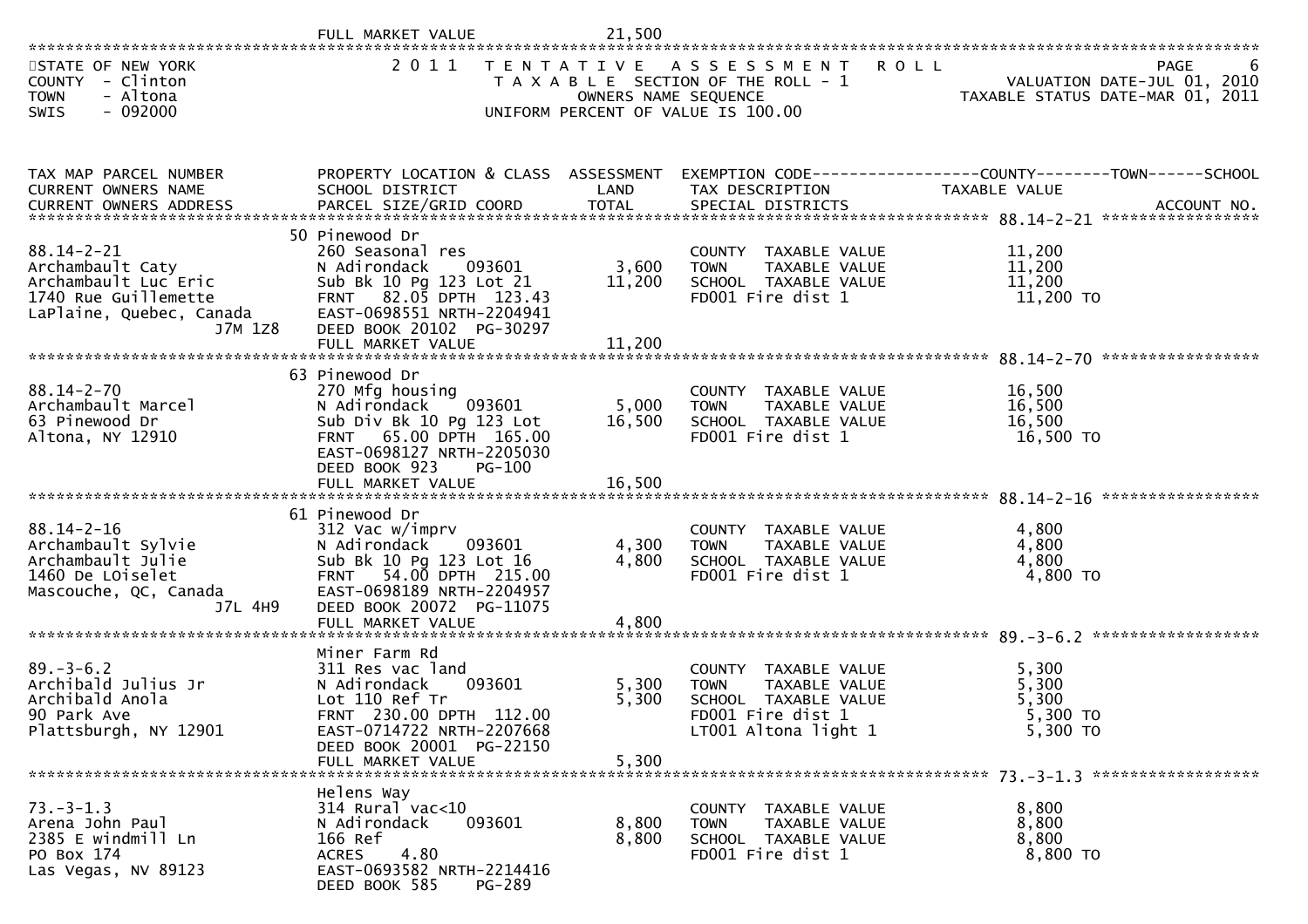FULL MARKET VALUE 21,500

STATE OF NEW YORK — COUNTY - Clinton — TOWN - Altona — SWIS - 092000

**2011 TENTATIVE ASSESSMENT ROLL**
TAXABLE SECTION OF THE ROLL - 1
OWNERS NAME SEQUENCE
UNIFORM PERCENT OF VALUE IS 100.00

VALUATION DATE-JUL 01, 2010
TAXABLE STATUS DATE-MAR 01, 2011

| TAX MAP PARCEL NUMBER / CURRENT OWNERS NAME / CURRENT OWNERS ADDRESS | PROPERTY LOCATION & CLASS / SCHOOL DISTRICT / PARCEL SIZE/GRID COORD | ASSESSMENT LAND | TOTAL | EXEMPTION CODE / TAX DESCRIPTION / SPECIAL DISTRICTS | TAXABLE VALUE (COUNTY--TOWN--SCHOOL) | ACCOUNT NO. |
|---|---|---|---|---|---|---|
| **88.14-2-21** | 50 Pinewood Dr | | | | | |
| 88.14-2-21 | 260 Seasonal res | | | COUNTY TAXABLE VALUE | 11,200 | |
| Archambault Caty | N Adirondack 093601 | 3,600 | | TOWN TAXABLE VALUE | 11,200 | |
| Archambault Luc Eric | Sub Bk 10 Pg 123 Lot 21 | | 11,200 | SCHOOL TAXABLE VALUE | 11,200 | |
| 1740 Rue Guillemette | FRNT 82.05 DPTH 123.43 | | | FD001 Fire dist 1 | 11,200 TO | |
| LaPlaine, Quebec, Canada | EAST-0698551 NRTH-2204941 | | | | | |
| J7M 1Z8 | DEED BOOK 20102 PG-30297 | | | | | |
| | FULL MARKET VALUE | | 11,200 | | | |
| **88.14-2-70** | 63 Pinewood Dr | | | | | |
| 88.14-2-70 | 270 Mfg housing | | | COUNTY TAXABLE VALUE | 16,500 | |
| Archambault Marcel | N Adirondack 093601 | 5,000 | | TOWN TAXABLE VALUE | 16,500 | |
| 63 Pinewood Dr | Sub Div Bk 10 Pg 123 Lot | | 16,500 | SCHOOL TAXABLE VALUE | 16,500 | |
| Altona, NY 12910 | FRNT 65.00 DPTH 165.00 | | | FD001 Fire dist 1 | 16,500 TO | |
| | EAST-0698127 NRTH-2205030 | | | | | |
| | DEED BOOK 923 PG-100 | | | | | |
| | FULL MARKET VALUE | | 16,500 | | | |
| **88.14-2-16** | 61 Pinewood Dr | | | | | |
| 88.14-2-16 | 312 Vac w/imprv | | | COUNTY TAXABLE VALUE | 4,800 | |
| Archambault Sylvie | N Adirondack 093601 | 4,300 | | TOWN TAXABLE VALUE | 4,800 | |
| Archambault Julie | Sub Bk 10 Pg 123 Lot 16 | | 4,800 | SCHOOL TAXABLE VALUE | 4,800 | |
| 1460 De LOiselet | FRNT 54.00 DPTH 215.00 | | | FD001 Fire dist 1 | 4,800 TO | |
| Mascouche, QC, Canada | EAST-0698189 NRTH-2204957 | | | | | |
| J7L 4H9 | DEED BOOK 20072 PG-11075 | | | | | |
| | FULL MARKET VALUE | | 4,800 | | | |
| **89.-3-6.2** | Miner Farm Rd | | | | | |
| 89.-3-6.2 | 311 Res vac land | | | COUNTY TAXABLE VALUE | 5,300 | |
| Archibald Julius Jr | N Adirondack 093601 | 5,300 | | TOWN TAXABLE VALUE | 5,300 | |
| Archibald Anola | Lot 110 Ref Tr | | 5,300 | SCHOOL TAXABLE VALUE | 5,300 | |
| 90 Park Ave | FRNT 230.00 DPTH 112.00 | | | FD001 Fire dist 1 | 5,300 TO | |
| Plattsburgh, NY 12901 | EAST-0714722 NRTH-2207668 | | | LT001 Altona light 1 | 5,300 TO | |
| | DEED BOOK 20001 PG-22150 | | | | | |
| | FULL MARKET VALUE | | 5,300 | | | |
| **73.-3-1.3** | Helens Way | | | | | |
| 73.-3-1.3 | 314 Rural vac<10 | | | COUNTY TAXABLE VALUE | 8,800 | |
| Arena John Paul | N Adirondack 093601 | 8,800 | | TOWN TAXABLE VALUE | 8,800 | |
| 2385 E windmill Ln | 166 Ref | | 8,800 | SCHOOL TAXABLE VALUE | 8,800 | |
| PO Box 174 | ACRES 4.80 | | | FD001 Fire dist 1 | 8,800 TO | |
| Las Vegas, NV 89123 | EAST-0693582 NRTH-2214416 | | | | | |
| | DEED BOOK 585 PG-289 | | | | | |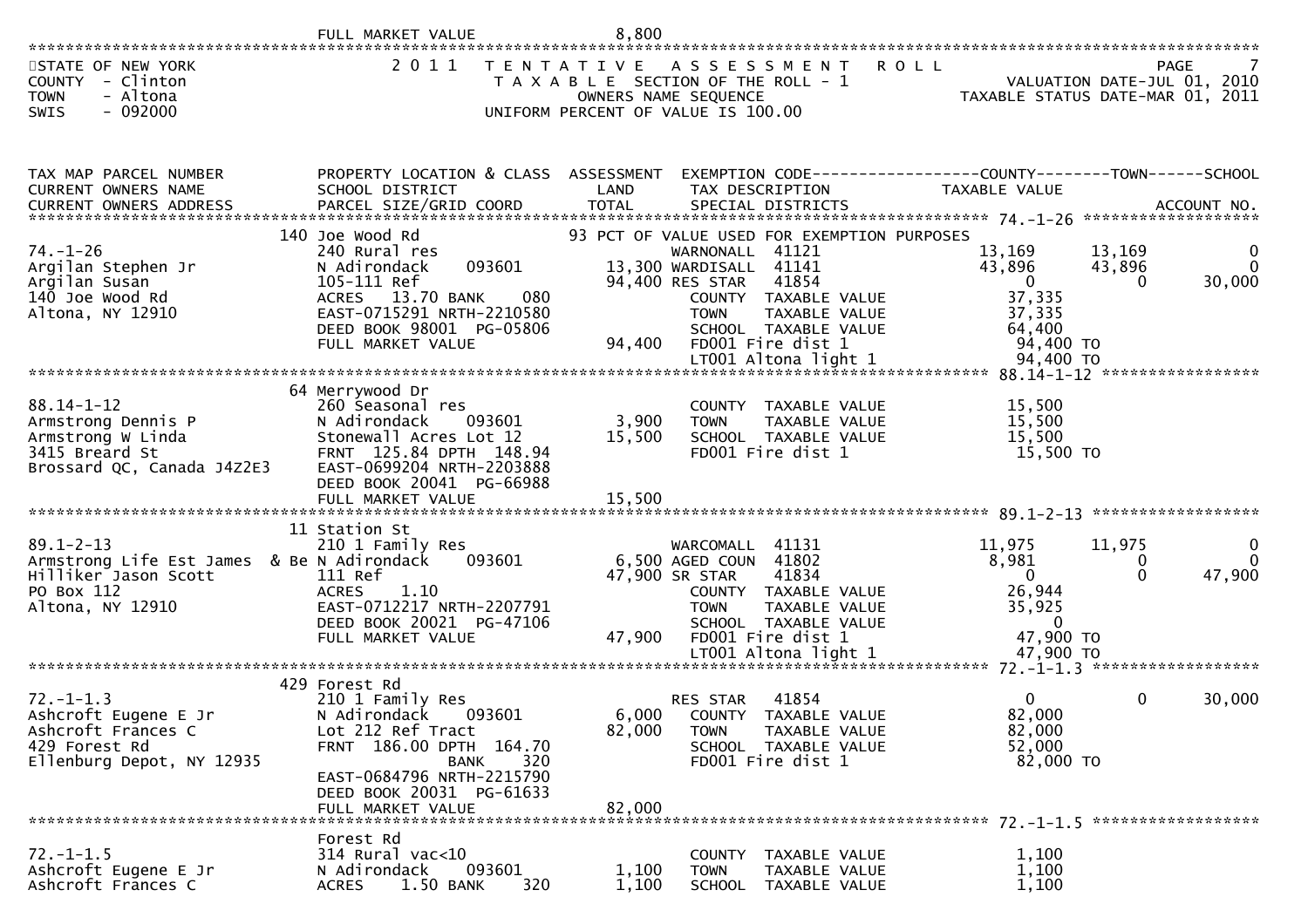FULL MARKET VALUE 8,800

STATE OF NEW YORK
COUNTY - Clinton
TOWN - Altona
SWIS - 092000

2011 TENTATIVE ASSESSMENT ROLL
TAXABLE SECTION OF THE ROLL - 1
OWNERS NAME SEQUENCE
UNIFORM PERCENT OF VALUE IS 100.00

VALUATION DATE-JUL 01, 2010
TAXABLE STATUS DATE-MAR 01, 2011

| TAX MAP PARCEL NUMBER / CURRENT OWNERS NAME / CURRENT OWNERS ADDRESS | PROPERTY LOCATION & CLASS / SCHOOL DISTRICT / PARCEL SIZE/GRID COORD | ASSESSMENT LAND / TOTAL | EXEMPTION CODE / TAX DESCRIPTION / SPECIAL DISTRICTS | COUNTY TAXABLE VALUE | TOWN | SCHOOL / ACCOUNT NO. |
|---|---|---|---|---|---|---|
| **74.-1-26** | 140 Joe Wood Rd | | 93 PCT OF VALUE USED FOR EXEMPTION PURPOSES | | | |
| 74.-1-26 | 240 Rural res | | WARNONALL 41121 | 13,169 | 13,169 | 0 |
| Argilan Stephen Jr | N Adirondack 093601 | 13,300 | WARDISALL 41141 | 43,896 | 43,896 | 0 |
| Argilan Susan | 105-111 Ref | 94,400 | RES STAR 41854 | 0 | 0 | 30,000 |
| 140 Joe Wood Rd | ACRES 13.70 BANK 080 | | COUNTY TAXABLE VALUE | 37,335 | | |
| Altona, NY 12910 | EAST-0715291 NRTH-2210580 | | TOWN TAXABLE VALUE | 37,335 | | |
| | DEED BOOK 98001 PG-05806 | | SCHOOL TAXABLE VALUE | 64,400 | | |
| | FULL MARKET VALUE | 94,400 | FD001 Fire dist 1 | 94,400 TO | | |
| | | | LT001 Altona light 1 | 94,400 TO | | |
| **88.14-1-12** | 64 Merrywood Dr | | | | | |
| 88.14-1-12 | 260 Seasonal res | | COUNTY TAXABLE VALUE | 15,500 | | |
| Armstrong Dennis P | N Adirondack 093601 | 3,900 | TOWN TAXABLE VALUE | 15,500 | | |
| Armstrong W Linda | Stonewall Acres Lot 12 | 15,500 | SCHOOL TAXABLE VALUE | 15,500 | | |
| 3415 Breard St | FRNT 125.84 DPTH 148.94 | | FD001 Fire dist 1 | 15,500 TO | | |
| Brossard QC, Canada J4Z2E3 | EAST-0699204 NRTH-2203888 | | | | | |
| | DEED BOOK 20041 PG-66988 | | | | | |
| | FULL MARKET VALUE | 15,500 | | | | |
| **89.1-2-13** | 11 Station St | | | | | |
| 89.1-2-13 | 210 1 Family Res | | WARCOMALL 41131 | 11,975 | 11,975 | 0 |
| Armstrong Life Est James & Be | N Adirondack 093601 | 6,500 | AGED COUN 41802 | 8,981 | 0 | 0 |
| Hilliker Jason Scott | 111 Ref | 47,900 | SR STAR 41834 | 0 | 0 | 47,900 |
| PO Box 112 | ACRES 1.10 | | COUNTY TAXABLE VALUE | 26,944 | | |
| Altona, NY 12910 | EAST-0712217 NRTH-2207791 | | TOWN TAXABLE VALUE | 35,925 | | |
| | DEED BOOK 20021 PG-47106 | | SCHOOL TAXABLE VALUE | 0 | | |
| | FULL MARKET VALUE | 47,900 | FD001 Fire dist 1 | 47,900 TO | | |
| | | | LT001 Altona light 1 | 47,900 TO | | |
| **72.-1-1.3** | 429 Forest Rd | | | | | |
| 72.-1-1.3 | 210 1 Family Res | | RES STAR 41854 | 0 | 0 | 30,000 |
| Ashcroft Eugene E Jr | N Adirondack 093601 | 6,000 | COUNTY TAXABLE VALUE | 82,000 | | |
| Ashcroft Frances C | Lot 212 Ref Tract | 82,000 | TOWN TAXABLE VALUE | 82,000 | | |
| 429 Forest Rd | FRNT 186.00 DPTH 164.70 | | SCHOOL TAXABLE VALUE | 52,000 | | |
| Ellenburg Depot, NY 12935 | BANK 320 | | FD001 Fire dist 1 | 82,000 TO | | |
| | EAST-0684796 NRTH-2215790 | | | | | |
| | DEED BOOK 20031 PG-61633 | | | | | |
| | FULL MARKET VALUE | 82,000 | | | | |
| **72.-1-1.5** | Forest Rd | | | | | |
| 72.-1-1.5 | 314 Rural vac<10 | | COUNTY TAXABLE VALUE | 1,100 | | |
| Ashcroft Eugene E Jr | N Adirondack 093601 | 1,100 | TOWN TAXABLE VALUE | 1,100 | | |
| Ashcroft Frances C | ACRES 1.50 BANK 320 | 1,100 | SCHOOL TAXABLE VALUE | 1,100 | | |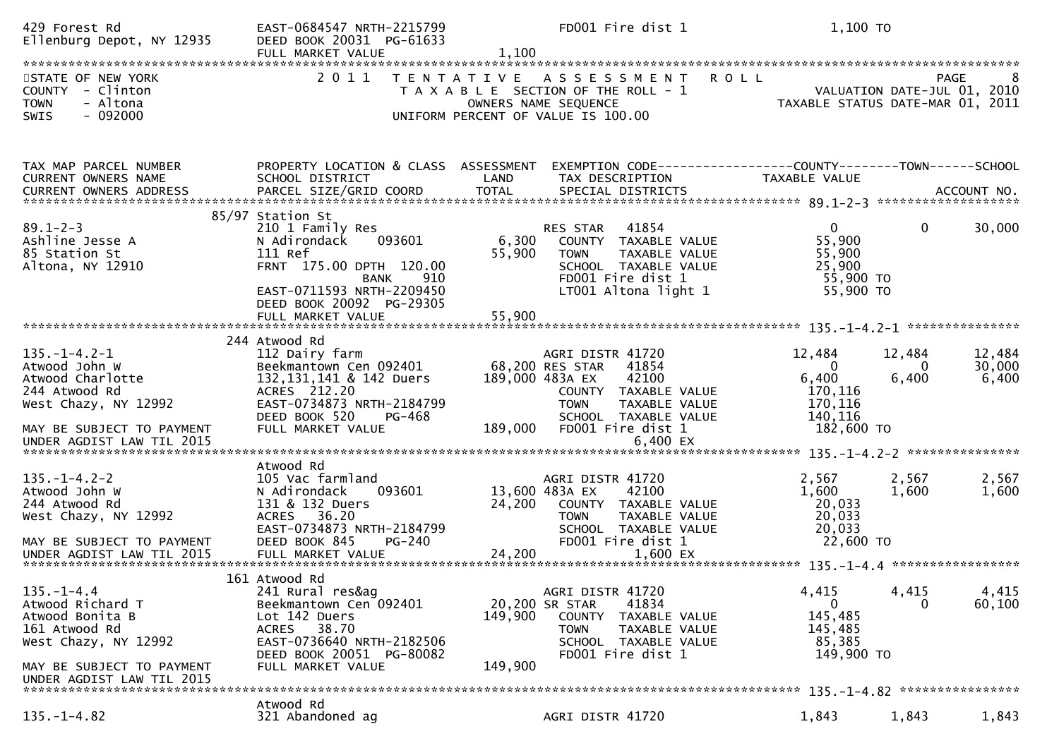```
429 Forest Rd                  EAST-0684547 NRTH-2215799            FD001 Fire dist 1               1,100 TO
Ellenburg Depot, NY 12935      DEED BOOK 20031  PG-61633
                               FULL MARKET VALUE              1,100
******************************************************************************************************************************
STATE OF NEW YORK                2 0 1 1   T E N T A T I V E   A S S E S S M E N T   R O L L                             PAGE    8
COUNTY  - Clinton                      T A X A B L E  SECTION OF THE ROLL - 1                      VALUATION DATE-JUL 01, 2010
TOWN    - Altona                                OWNERS NAME SEQUENCE                         TAXABLE STATUS DATE-MAR 01, 2011
SWIS    - 092000                         UNIFORM PERCENT OF VALUE IS 100.00


TAX MAP PARCEL NUMBER          PROPERTY LOCATION & CLASS  ASSESSMENT  EXEMPTION CODE------------------COUNTY--------TOWN------SCHOOL
CURRENT OWNERS NAME            SCHOOL DISTRICT               LAND      TAX DESCRIPTION               TAXABLE VALUE
CURRENT OWNERS ADDRESS         PARCEL SIZE/GRID COORD       TOTAL      SPECIAL DISTRICTS                                  ACCOUNT NO.
******************************************************************************************************* 89.1-2-3 ********************
                        85/97 Station St
89.1-2-3                       210 1 Family Res                        RES STAR   41854                 0             0      30,000
Ashline Jesse A                N Adirondack     093601         6,300    COUNTY  TAXABLE VALUE          55,900
85 Station St                  111 Ref                        55,900    TOWN    TAXABLE VALUE          55,900
Altona, NY 12910               FRNT  175.00 DPTH  120.00                SCHOOL  TAXABLE VALUE          25,900
                                             BANK    910                FD001 Fire dist 1               55,900 TO
                               EAST-0711593 NRTH-2209450                LT001 Altona light 1            55,900 TO
                               DEED BOOK 20092  PG-29305
                               FULL MARKET VALUE              55,900
******************************************************************************************************* 135.-1-4.2-1 ***************
                         244 Atwood Rd
135.-1-4.2-1                   112 Dairy farm                          AGRI DISTR 41720             12,484        12,484      12,484
Atwood John W                  Beekmantown Cen 092401        68,200 RES STAR   41854                 0             0      30,000
Atwood Charlotte               132,131,141 & 142 Duers      189,000 483A EX    42100              6,400         6,400       6,400
244 Atwood Rd                  ACRES  212.20                           COUNTY  TAXABLE VALUE         170,116
West Chazy, NY 12992           EAST-0734873 NRTH-2184799               TOWN    TAXABLE VALUE         170,116
                               DEED BOOK 520    PG-468                 SCHOOL  TAXABLE VALUE         140,116
MAY BE SUBJECT TO PAYMENT      FULL MARKET VALUE             189,000   FD001 Fire dist 1             182,600 TO
UNDER AGDIST LAW TIL 2015                                                          6,400 EX
******************************************************************************************************* 135.-1-4.2-2 ***************
                               Atwood Rd
135.-1-4.2-2                   105 Vac farmland                        AGRI DISTR 41720              2,567         2,567       2,567
Atwood John W                  N Adirondack     093601        13,600 483A EX    42100              1,600         1,600       1,600
244 Atwood Rd                  131 & 132 Duers                24,200    COUNTY  TAXABLE VALUE          20,033
West Chazy, NY 12992           ACRES   36.20                            TOWN    TAXABLE VALUE          20,033
                               EAST-0734873 NRTH-2184799                SCHOOL  TAXABLE VALUE          20,033
MAY BE SUBJECT TO PAYMENT      DEED BOOK 845    PG-240                  FD001 Fire dist 1               22,600 TO
UNDER AGDIST LAW TIL 2015      FULL MARKET VALUE              24,200                1,600 EX
******************************************************************************************************* 135.-1-4.4 *****************
                         161 Atwood Rd
135.-1-4.4                     241 Rural res&ag                        AGRI DISTR 41720              4,415         4,415       4,415
Atwood Richard T               Beekmantown Cen 092401        20,200 SR STAR    41834                 0             0      60,100
Atwood Bonita B                Lot 142 Duers                 149,900    COUNTY  TAXABLE VALUE         145,485
161 Atwood Rd                  ACRES   38.70                            TOWN    TAXABLE VALUE         145,485
West Chazy, NY 12992           EAST-0736640 NRTH-2182506                SCHOOL  TAXABLE VALUE          85,385
                               DEED BOOK 20051  PG-80082                FD001 Fire dist 1              149,900 TO
MAY BE SUBJECT TO PAYMENT      FULL MARKET VALUE             149,900
UNDER AGDIST LAW TIL 2015
******************************************************************************************************* 135.-1-4.82 ****************
                               Atwood Rd
135.-1-4.82                    321 Abandoned ag                        AGRI DISTR 41720              1,843         1,843       1,843
```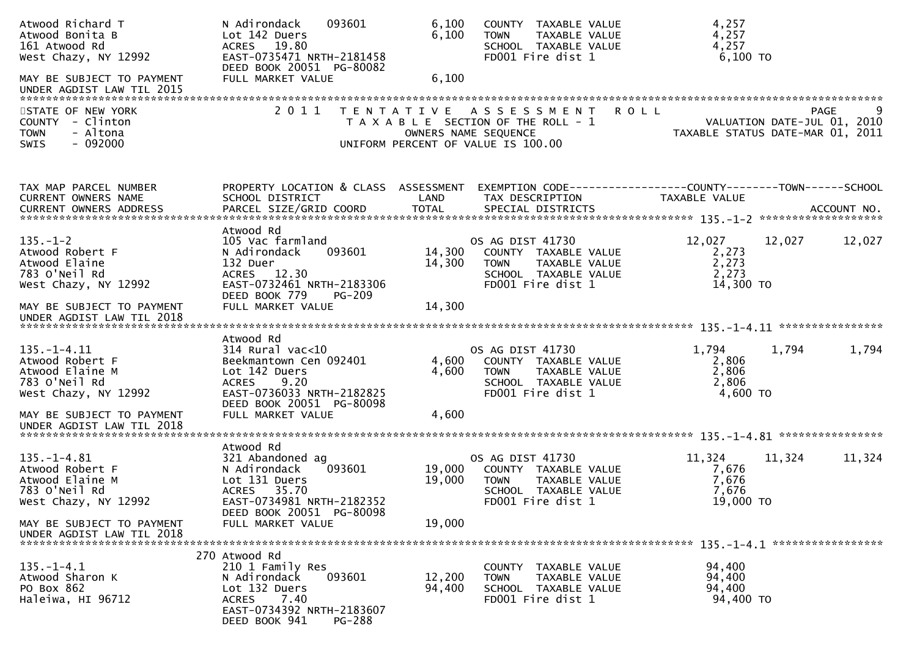```
Atwood Richard T                  N Adirondack    093601           6,100   COUNTY  TAXABLE VALUE              4,257
Atwood Bonita B                   Lot 142 Duers                    6,100   TOWN    TAXABLE VALUE              4,257
161 Atwood Rd                     ACRES   19.80                            SCHOOL  TAXABLE VALUE              4,257
West Chazy, NY 12992              EAST-0735471 NRTH-2181458                FD001 Fire dist 1                  6,100 TO
                                  DEED BOOK 20051  PG-80082
MAY BE SUBJECT TO PAYMENT         FULL MARKET VALUE                6,100
UNDER AGDIST LAW TIL 2015
******************************************************************************************************************************************
STATE OF NEW YORK                  2 0 1 1   T E N T A T I V E   A S S E S S M E N T   R O L L                               PAGE     9
COUNTY  - Clinton                        T A X A B L E  SECTION OF THE ROLL - 1                       VALUATION DATE-JUL 01, 2010
TOWN    - Altona                                   OWNERS NAME SEQUENCE                          TAXABLE STATUS DATE-MAR 01, 2011
SWIS    - 092000                         UNIFORM PERCENT OF VALUE IS 100.00


TAX MAP PARCEL NUMBER             PROPERTY LOCATION & CLASS  ASSESSMENT  EXEMPTION CODE------------------COUNTY--------TOWN------SCHOOL
CURRENT OWNERS NAME               SCHOOL DISTRICT               LAND      TAX DESCRIPTION              TAXABLE VALUE
CURRENT OWNERS ADDRESS            PARCEL SIZE/GRID COORD        TOTAL     SPECIAL DISTRICTS                                       ACCOUNT NO.
*************************************************************************************************** 135.-1-2 *******************
                                  Atwood Rd
135.-1-2                          105 Vac farmland                         OS AG DIST 41730              12,027      12,027      12,027
Atwood Robert F                   N Adirondack    093601          14,300   COUNTY  TAXABLE VALUE              2,273
Atwood Elaine                     132 Duer                        14,300   TOWN    TAXABLE VALUE              2,273
783 O'Neil Rd                     ACRES   12.30                            SCHOOL  TAXABLE VALUE              2,273
West Chazy, NY 12992              EAST-0732461 NRTH-2183306                FD001 Fire dist 1                 14,300 TO
                                  DEED BOOK 779    PG-209
MAY BE SUBJECT TO PAYMENT         FULL MARKET VALUE               14,300
UNDER AGDIST LAW TIL 2018
*************************************************************************************************** 135.-1-4.11 ****************
                                  Atwood Rd
135.-1-4.11                       314 Rural vac<10                         OS AG DIST 41730               1,794       1,794       1,794
Atwood Robert F                   Beekmantown Cen 092401           4,600   COUNTY  TAXABLE VALUE              2,806
Atwood Elaine M                   Lot 142 Duers                    4,600   TOWN    TAXABLE VALUE              2,806
783 O'Neil Rd                     ACRES    9.20                            SCHOOL  TAXABLE VALUE              2,806
West Chazy, NY 12992              EAST-0736033 NRTH-2182825                FD001 Fire dist 1                  4,600 TO
                                  DEED BOOK 20051  PG-80098
MAY BE SUBJECT TO PAYMENT         FULL MARKET VALUE                4,600
UNDER AGDIST LAW TIL 2018
*************************************************************************************************** 135.-1-4.81 ****************
                                  Atwood Rd
135.-1-4.81                       321 Abandoned ag                         OS AG DIST 41730              11,324      11,324      11,324
Atwood Robert F                   N Adirondack    093601          19,000   COUNTY  TAXABLE VALUE              7,676
Atwood Elaine M                   Lot 131 Duers                   19,000   TOWN    TAXABLE VALUE              7,676
783 O'Neil Rd                     ACRES   35.70                            SCHOOL  TAXABLE VALUE              7,676
West Chazy, NY 12992              EAST-0734981 NRTH-2182352                FD001 Fire dist 1                 19,000 TO
                                  DEED BOOK 20051  PG-80098
MAY BE SUBJECT TO PAYMENT         FULL MARKET VALUE               19,000
UNDER AGDIST LAW TIL 2018
*************************************************************************************************** 135.-1-4.1 *****************
                              270 Atwood Rd
135.-1-4.1                        210 1 Family Res                         COUNTY  TAXABLE VALUE             94,400
Atwood Sharon K                   N Adirondack    093601          12,200   TOWN    TAXABLE VALUE             94,400
PO Box 862                        Lot 132 Duers                   94,400   SCHOOL  TAXABLE VALUE             94,400
Haleiwa, HI 96712                 ACRES    7.40                            FD001 Fire dist 1                 94,400 TO
                                  EAST-0734392 NRTH-2183607
                                  DEED BOOK 941    PG-288
```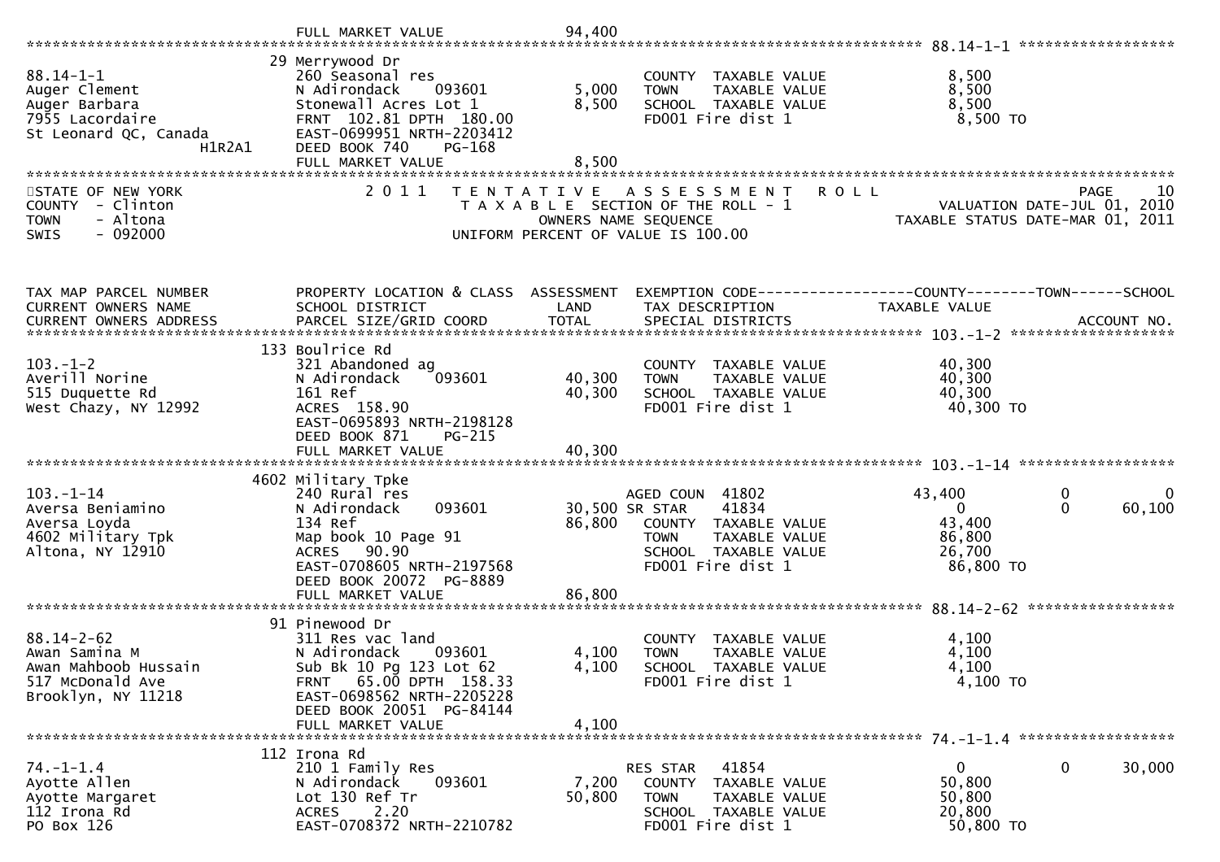FULL MARKET VALUE 94,400

******************************************************************************************************* 88.14-1-1 ******************

| | | | | |
|---|---|---|---|---|
| 88.14-1-1 | 29 Merrywood Dr | | | |
| Auger Clement | 260 Seasonal res | | COUNTY TAXABLE VALUE | 8,500 |
| Auger Barbara | N Adirondack 093601 | 5,000 | TOWN TAXABLE VALUE | 8,500 |
| 7955 Lacordaire | Stonewall Acres Lot 1 | 8,500 | SCHOOL TAXABLE VALUE | 8,500 |
| St Leonard QC, Canada H1R2A1 | FRNT 102.81 DPTH 180.00 | | FD001 Fire dist 1 | 8,500 TO |
| | EAST-0699951 NRTH-2203412 | | | |
| | DEED BOOK 740 PG-168 | | | |
| | FULL MARKET VALUE | 8,500 | | |

STATE OF NEW YORK
COUNTY - Clinton
TOWN - Altona
SWIS - 092000

2011 TENTATIVE ASSESSMENT ROLL
TAXABLE SECTION OF THE ROLL - 1
OWNERS NAME SEQUENCE
UNIFORM PERCENT OF VALUE IS 100.00

PAGE 10
VALUATION DATE-JUL 01, 2010
TAXABLE STATUS DATE-MAR 01, 2011

| TAX MAP PARCEL NUMBER / CURRENT OWNERS NAME / CURRENT OWNERS ADDRESS | PROPERTY LOCATION & CLASS / SCHOOL DISTRICT / PARCEL SIZE/GRID COORD | ASSESSMENT LAND / TOTAL | EXEMPTION CODE / TAX DESCRIPTION / SPECIAL DISTRICTS | COUNTY TAXABLE VALUE | TOWN | SCHOOL / ACCOUNT NO. |
|---|---|---|---|---|---|---|
| **103.-1-2** | 133 Boulrice Rd | | | | | |
| 103.-1-2 | 321 Abandoned ag | | COUNTY TAXABLE VALUE | 40,300 | | |
| Averill Norine | N Adirondack 093601 | 40,300 | TOWN TAXABLE VALUE | 40,300 | | |
| 515 Duquette Rd | 161 Ref | 40,300 | SCHOOL TAXABLE VALUE | 40,300 | | |
| West Chazy, NY 12992 | ACRES 158.90 | | FD001 Fire dist 1 | 40,300 TO | | |
| | EAST-0695893 NRTH-2198128 | | | | | |
| | DEED BOOK 871 PG-215 | | | | | |
| | FULL MARKET VALUE | 40,300 | | | | |
| **103.-1-14** | 4602 Military Tpke | | | | | |
| 103.-1-14 | 240 Rural res | | AGED COUN 41802 | 43,400 | 0 | 0 |
| Aversa Beniamino | N Adirondack 093601 | 30,500 | SR STAR 41834 | 0 | 0 | 60,100 |
| Aversa Loyda | 134 Ref | 86,800 | COUNTY TAXABLE VALUE | 43,400 | | |
| 4602 Military Tpk | Map book 10 Page 91 | | TOWN TAXABLE VALUE | 86,800 | | |
| Altona, NY 12910 | ACRES 90.90 | | SCHOOL TAXABLE VALUE | 26,700 | | |
| | EAST-0708605 NRTH-2197568 | | FD001 Fire dist 1 | 86,800 TO | | |
| | DEED BOOK 20072 PG-8889 | | | | | |
| | FULL MARKET VALUE | 86,800 | | | | |
| **88.14-2-62** | 91 Pinewood Dr | | | | | |
| 88.14-2-62 | 311 Res vac land | | COUNTY TAXABLE VALUE | 4,100 | | |
| Awan Samina M | N Adirondack 093601 | 4,100 | TOWN TAXABLE VALUE | 4,100 | | |
| Awan Mahboob Hussain | Sub Bk 10 Pg 123 Lot 62 | 4,100 | SCHOOL TAXABLE VALUE | 4,100 | | |
| 517 McDonald Ave | FRNT 65.00 DPTH 158.33 | | FD001 Fire dist 1 | 4,100 TO | | |
| Brooklyn, NY 11218 | EAST-0698562 NRTH-2205228 | | | | | |
| | DEED BOOK 20051 PG-84144 | | | | | |
| | FULL MARKET VALUE | 4,100 | | | | |
| **74.-1-1.4** | 112 Irona Rd | | | | | |
| 74.-1-1.4 | 210 1 Family Res | | RES STAR 41854 | 0 | 0 | 30,000 |
| Ayotte Allen | N Adirondack 093601 | 7,200 | COUNTY TAXABLE VALUE | 50,800 | | |
| Ayotte Margaret | Lot 130 Ref Tr | 50,800 | TOWN TAXABLE VALUE | 50,800 | | |
| 112 Irona Rd | ACRES 2.20 | | SCHOOL TAXABLE VALUE | 20,800 | | |
| PO Box 126 | EAST-0708372 NRTH-2210782 | | FD001 Fire dist 1 | 50,800 TO | | |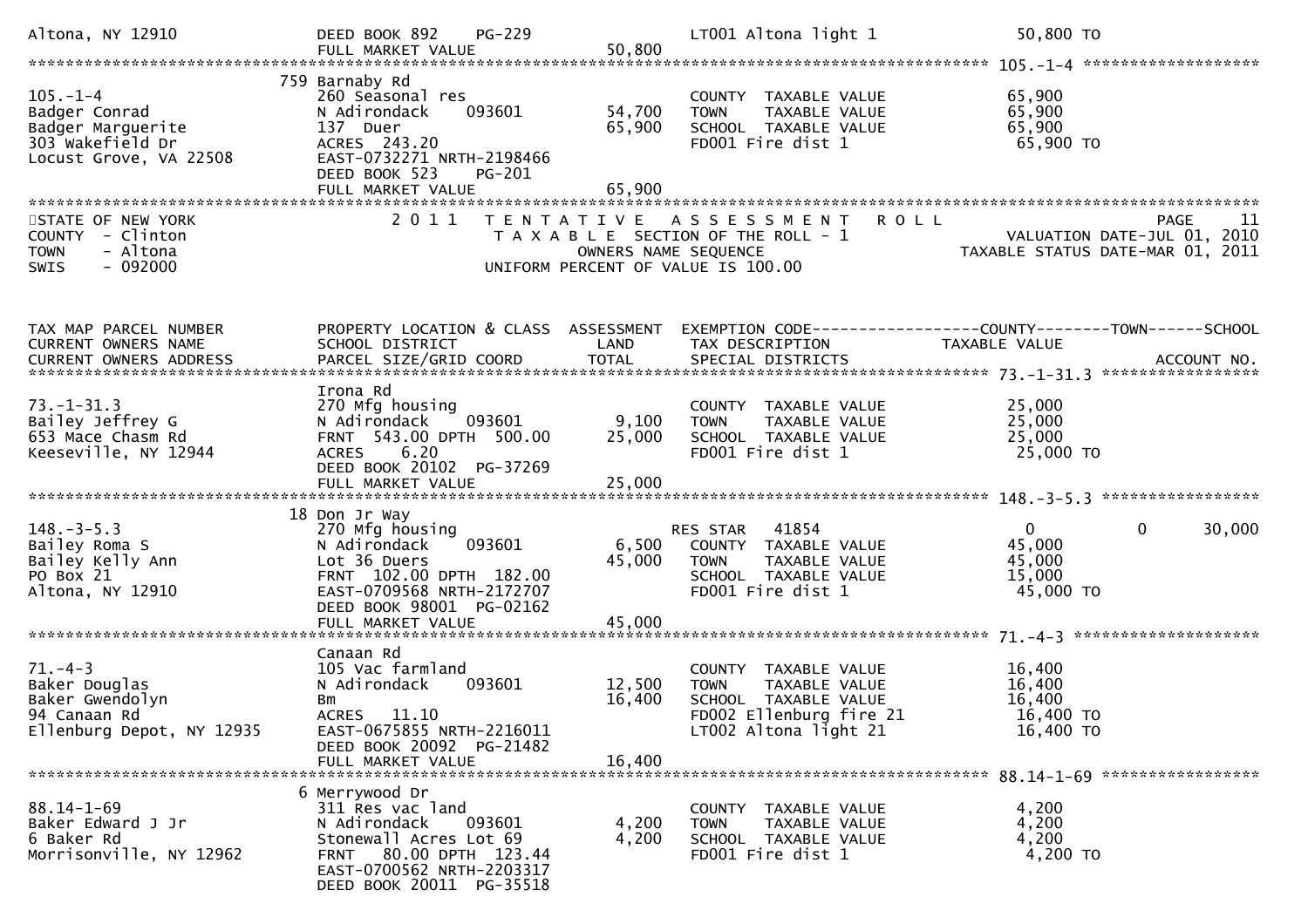| | | | | |
|---|---|---|---|---|
| Altona, NY 12910 | DEED BOOK 892 PG-229 | | LT001 Altona light 1 | 50,800 TO |
| | FULL MARKET VALUE | 50,800 | | |

**105.-1-4**

| | | | | |
|---|---|---|---|---|
| | 759 Barnaby Rd | | | |
| 105.-1-4 | 260 Seasonal res | | COUNTY TAXABLE VALUE | 65,900 |
| Badger Conrad | N Adirondack 093601 | 54,700 | TOWN TAXABLE VALUE | 65,900 |
| Badger Marguerite | 137 Duer | 65,900 | SCHOOL TAXABLE VALUE | 65,900 |
| 303 Wakefield Dr | ACRES 243.20 | | FD001 Fire dist 1 | 65,900 TO |
| Locust Grove, VA 22508 | EAST-0732271 NRTH-2198466 | | | |
| | DEED BOOK 523 PG-201 | | | |
| | FULL MARKET VALUE | 65,900 | | |

STATE OF NEW YORK — 2011 TENTATIVE ASSESSMENT ROLL — PAGE 11
COUNTY - Clinton — TAXABLE SECTION OF THE ROLL - 1 — VALUATION DATE-JUL 01, 2010
TOWN - Altona — OWNERS NAME SEQUENCE — TAXABLE STATUS DATE-MAR 01, 2011
SWIS - 092000 — UNIFORM PERCENT OF VALUE IS 100.00

| TAX MAP PARCEL NUMBER / CURRENT OWNERS NAME / CURRENT OWNERS ADDRESS | PROPERTY LOCATION & CLASS / SCHOOL DISTRICT / PARCEL SIZE/GRID COORD | ASSESSMENT LAND / TOTAL | EXEMPTION CODE / TAX DESCRIPTION / SPECIAL DISTRICTS | COUNTY TAXABLE VALUE | TOWN | SCHOOL / ACCOUNT NO. |
|---|---|---|---|---|---|---|
| **73.-1-31.3** | | | | | | |
| | Irona Rd | | | | | |
| 73.-1-31.3 | 270 Mfg housing | | COUNTY TAXABLE VALUE | 25,000 | | |
| Bailey Jeffrey G | N Adirondack 093601 | 9,100 | TOWN TAXABLE VALUE | 25,000 | | |
| 653 Mace Chasm Rd | FRNT 543.00 DPTH 500.00 | 25,000 | SCHOOL TAXABLE VALUE | 25,000 | | |
| Keeseville, NY 12944 | ACRES 6.20 | | FD001 Fire dist 1 | 25,000 TO | | |
| | DEED BOOK 20102 PG-37269 | | | | | |
| | FULL MARKET VALUE | 25,000 | | | | |
| **148.-3-5.3** | | | | | | |
| | 18 Don Jr Way | | | | | |
| 148.-3-5.3 | 270 Mfg housing | | RES STAR 41854 | 0 | 0 | 30,000 |
| Bailey Roma S | N Adirondack 093601 | 6,500 | COUNTY TAXABLE VALUE | 45,000 | | |
| Bailey Kelly Ann | Lot 36 Duers | 45,000 | TOWN TAXABLE VALUE | 45,000 | | |
| PO Box 21 | FRNT 102.00 DPTH 182.00 | | SCHOOL TAXABLE VALUE | 15,000 | | |
| Altona, NY 12910 | EAST-0709568 NRTH-2172707 | | FD001 Fire dist 1 | 45,000 TO | | |
| | DEED BOOK 98001 PG-02162 | | | | | |
| | FULL MARKET VALUE | 45,000 | | | | |
| **71.-4-3** | | | | | | |
| | Canaan Rd | | | | | |
| 71.-4-3 | 105 Vac farmland | | COUNTY TAXABLE VALUE | 16,400 | | |
| Baker Douglas | N Adirondack 093601 | 12,500 | TOWN TAXABLE VALUE | 16,400 | | |
| Baker Gwendolyn | Bm | 16,400 | SCHOOL TAXABLE VALUE | 16,400 | | |
| 94 Canaan Rd | ACRES 11.10 | | FD002 Ellenburg fire 21 | 16,400 TO | | |
| Ellenburg Depot, NY 12935 | EAST-0675855 NRTH-2216011 | | LT002 Altona light 21 | 16,400 TO | | |
| | DEED BOOK 20092 PG-21482 | | | | | |
| | FULL MARKET VALUE | 16,400 | | | | |
| **88.14-1-69** | | | | | | |
| | 6 Merrywood Dr | | | | | |
| 88.14-1-69 | 311 Res vac land | | COUNTY TAXABLE VALUE | 4,200 | | |
| Baker Edward J Jr | N Adirondack 093601 | 4,200 | TOWN TAXABLE VALUE | 4,200 | | |
| 6 Baker Rd | Stonewall Acres Lot 69 | 4,200 | SCHOOL TAXABLE VALUE | 4,200 | | |
| Morrisonville, NY 12962 | FRNT 80.00 DPTH 123.44 | | FD001 Fire dist 1 | 4,200 TO | | |
| | EAST-0700562 NRTH-2203317 | | | | | |
| | DEED BOOK 20011 PG-35518 | | | | | |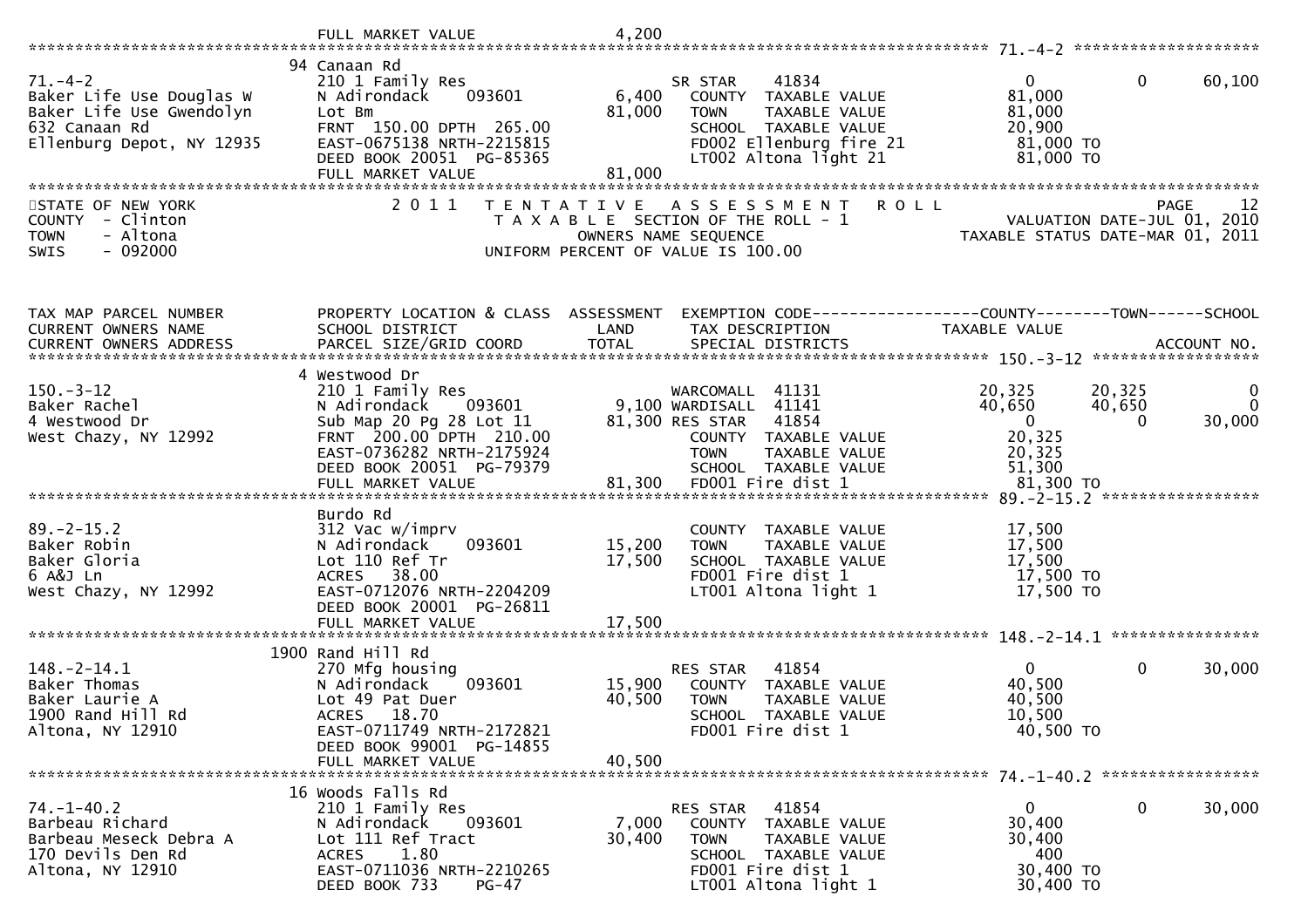FULL MARKET VALUE 4,200

---

**71.-4-2**

| | | | |
|---|---|---|---|
| 71.-4-2 | 94 Canaan Rd | | |
| Baker Life Use Douglas W | 210 1 Family Res | SR STAR 41834 | 0 / 0 / 60,100 |
| Baker Life Use Gwendolyn | N Adirondack 093601 — LAND 6,400 | COUNTY TAXABLE VALUE | 81,000 |
| 632 Canaan Rd | Lot Bm — TOTAL 81,000 | TOWN TAXABLE VALUE | 81,000 |
| Ellenburg Depot, NY 12935 | FRNT 150.00 DPTH 265.00 | SCHOOL TAXABLE VALUE | 20,900 |
| | EAST-0675138 NRTH-2215815 | FD002 Ellenburg fire 21 | 81,000 TO |
| | DEED BOOK 20051 PG-85365 | LT002 Altona light 21 | 81,000 TO |
| | FULL MARKET VALUE 81,000 | | |

---

STATE OF NEW YORK
COUNTY - Clinton
TOWN - Altona
SWIS - 092000

2011 TENTATIVE ASSESSMENT ROLL
TAXABLE SECTION OF THE ROLL - 1
OWNERS NAME SEQUENCE
UNIFORM PERCENT OF VALUE IS 100.00

VALUATION DATE-JUL 01, 2010
TAXABLE STATUS DATE-MAR 01, 2011

| TAX MAP PARCEL NUMBER / CURRENT OWNERS NAME / CURRENT OWNERS ADDRESS | PROPERTY LOCATION & CLASS / SCHOOL DISTRICT / PARCEL SIZE/GRID COORD | ASSESSMENT LAND / TOTAL | EXEMPTION CODE / TAX DESCRIPTION / SPECIAL DISTRICTS | COUNTY | TOWN | SCHOOL (TAXABLE VALUE / ACCOUNT NO.) |
|---|---|---|---|---|---|---|
| **150.-3-12** | 4 Westwood Dr | | | | | |
| 150.-3-12 | 210 1 Family Res | | WARCOMALL 41131 | 20,325 | 20,325 | 0 |
| Baker Rachel | N Adirondack 093601 | 9,100 | WARDISALL 41141 | 40,650 | 40,650 | 0 |
| 4 Westwood Dr | Sub Map 20 Pg 28 Lot 11 | 81,300 | RES STAR 41854 | 0 | 0 | 30,000 |
| West Chazy, NY 12992 | FRNT 200.00 DPTH 210.00 | | COUNTY TAXABLE VALUE | 20,325 | | |
| | EAST-0736282 NRTH-2175924 | | TOWN TAXABLE VALUE | 20,325 | | |
| | DEED BOOK 20051 PG-79379 | | SCHOOL TAXABLE VALUE | 51,300 | | |
| | FULL MARKET VALUE | 81,300 | FD001 Fire dist 1 | 81,300 TO | | |
| **89.-2-15.2** | Burdo Rd | | | | | |
| 89.-2-15.2 | 312 Vac w/imprv | | COUNTY TAXABLE VALUE | 17,500 | | |
| Baker Robin | N Adirondack 093601 | 15,200 | TOWN TAXABLE VALUE | 17,500 | | |
| Baker Gloria | Lot 110 Ref Tr | 17,500 | SCHOOL TAXABLE VALUE | 17,500 | | |
| 6 A&J Ln | ACRES 38.00 | | FD001 Fire dist 1 | 17,500 TO | | |
| West Chazy, NY 12992 | EAST-0712076 NRTH-2204209 | | LT001 Altona light 1 | 17,500 TO | | |
| | DEED BOOK 20001 PG-26811 | | | | | |
| | FULL MARKET VALUE | 17,500 | | | | |
| **148.-2-14.1** | 1900 Rand Hill Rd | | | | | |
| 148.-2-14.1 | 270 Mfg housing | | RES STAR 41854 | 0 | 0 | 30,000 |
| Baker Thomas | N Adirondack 093601 | 15,900 | COUNTY TAXABLE VALUE | 40,500 | | |
| Baker Laurie A | Lot 49 Pat Duer | 40,500 | TOWN TAXABLE VALUE | 40,500 | | |
| 1900 Rand Hill Rd | ACRES 18.70 | | SCHOOL TAXABLE VALUE | 10,500 | | |
| Altona, NY 12910 | EAST-0711749 NRTH-2172821 | | FD001 Fire dist 1 | 40,500 TO | | |
| | DEED BOOK 99001 PG-14855 | | | | | |
| | FULL MARKET VALUE | 40,500 | | | | |
| **74.-1-40.2** | 16 Woods Falls Rd | | | | | |
| 74.-1-40.2 | 210 1 Family Res | | RES STAR 41854 | 0 | 0 | 30,000 |
| Barbeau Richard | N Adirondack 093601 | 7,000 | COUNTY TAXABLE VALUE | 30,400 | | |
| Barbeau Meseck Debra A | Lot 111 Ref Tract | 30,400 | TOWN TAXABLE VALUE | 30,400 | | |
| 170 Devils Den Rd | ACRES 1.80 | | SCHOOL TAXABLE VALUE | 400 | | |
| Altona, NY 12910 | EAST-0711036 NRTH-2210265 | | FD001 Fire dist 1 | 30,400 TO | | |
| | DEED BOOK 733 PG-47 | | LT001 Altona light 1 | 30,400 TO | | |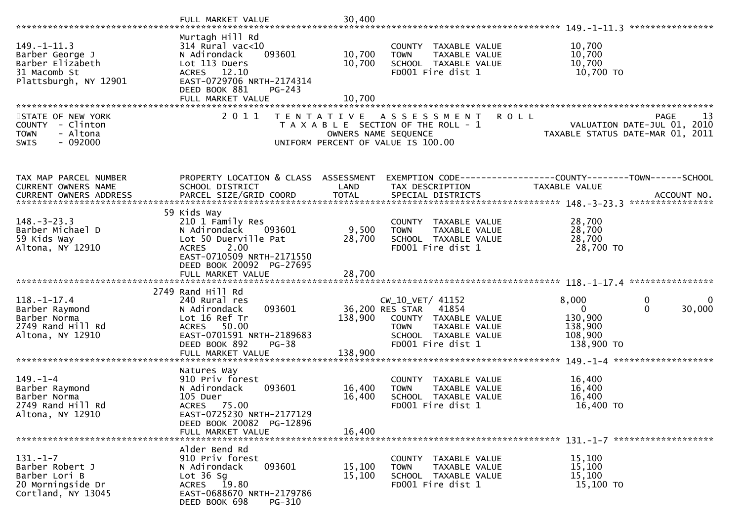FULL MARKET VALUE 30,400

**149.-1-11.3**

| 149.-1-11.3 | Murtagh Hill Rd | | | |
|---|---|---|---|---|
| Barber George J | 314 Rural vac<10 | | COUNTY TAXABLE VALUE | 10,700 |
| Barber Elizabeth | N Adirondack 093601 | 10,700 | TOWN TAXABLE VALUE | 10,700 |
| 31 Macomb St | Lot 113 Duers | 10,700 | SCHOOL TAXABLE VALUE | 10,700 |
| Plattsburgh, NY 12901 | ACRES 12.10 | | FD001 Fire dist 1 | 10,700 TO |
| | EAST-0729706 NRTH-2174314 | | | |
| | DEED BOOK 881 PG-243 | | | |
| | FULL MARKET VALUE | 10,700 | | |

STATE OF NEW YORK
COUNTY - Clinton
TOWN - Altona
SWIS - 092000

2011 TENTATIVE ASSESSMENT ROLL
TAXABLE SECTION OF THE ROLL - 1
OWNERS NAME SEQUENCE
UNIFORM PERCENT OF VALUE IS 100.00

PAGE 13
VALUATION DATE-JUL 01, 2010
TAXABLE STATUS DATE-MAR 01, 2011

| TAX MAP PARCEL NUMBER / CURRENT OWNERS NAME / CURRENT OWNERS ADDRESS | PROPERTY LOCATION & CLASS / SCHOOL DISTRICT / PARCEL SIZE/GRID COORD | ASSESSMENT LAND / TOTAL | EXEMPTION CODE / TAX DESCRIPTION / SPECIAL DISTRICTS | COUNTY TAXABLE VALUE | TOWN | SCHOOL / ACCOUNT NO. |
|---|---|---|---|---|---|---|
| **148.-3-23.3** | 59 Kids Way | | | | | |
| 148.-3-23.3 | 210 1 Family Res | | COUNTY TAXABLE VALUE | 28,700 | | |
| Barber Michael D | N Adirondack 093601 | 9,500 | TOWN TAXABLE VALUE | 28,700 | | |
| 59 Kids Way | Lot 50 Duerville Pat | 28,700 | SCHOOL TAXABLE VALUE | 28,700 | | |
| Altona, NY 12910 | ACRES 2.00 | | FD001 Fire dist 1 | 28,700 TO | | |
| | EAST-0710509 NRTH-2171550 | | | | | |
| | DEED BOOK 20092 PG-27695 | | | | | |
| | FULL MARKET VALUE | 28,700 | | | | |
| **118.-1-17.4** | 2749 Rand Hill Rd | | | | | |
| 118.-1-17.4 | 240 Rural res | | CW_10_VET/ 41152 | 8,000 | 0 | 0 |
| Barber Raymond | N Adirondack 093601 | 36,200 | RES STAR 41854 | 0 | 0 | 30,000 |
| Barber Norma | Lot 16 Ref Tr | 138,900 | COUNTY TAXABLE VALUE | 130,900 | | |
| 2749 Rand Hill Rd | ACRES 50.00 | | TOWN TAXABLE VALUE | 138,900 | | |
| Altona, NY 12910 | EAST-0701591 NRTH-2189683 | | SCHOOL TAXABLE VALUE | 108,900 | | |
| | DEED BOOK 892 PG-38 | | FD001 Fire dist 1 | 138,900 TO | | |
| | FULL MARKET VALUE | 138,900 | | | | |
| **149.-1-4** | Natures Way | | | | | |
| 149.-1-4 | 910 Priv forest | | COUNTY TAXABLE VALUE | 16,400 | | |
| Barber Raymond | N Adirondack 093601 | 16,400 | TOWN TAXABLE VALUE | 16,400 | | |
| Barber Norma | 105 Duer | 16,400 | SCHOOL TAXABLE VALUE | 16,400 | | |
| 2749 Rand Hill Rd | ACRES 75.00 | | FD001 Fire dist 1 | 16,400 TO | | |
| Altona, NY 12910 | EAST-0725230 NRTH-2177129 | | | | | |
| | DEED BOOK 20082 PG-12896 | | | | | |
| | FULL MARKET VALUE | 16,400 | | | | |
| **131.-1-7** | Alder Bend Rd | | | | | |
| 131.-1-7 | 910 Priv forest | | COUNTY TAXABLE VALUE | 15,100 | | |
| Barber Robert J | N Adirondack 093601 | 15,100 | TOWN TAXABLE VALUE | 15,100 | | |
| Barber Lori B | Lot 36 Sg | 15,100 | SCHOOL TAXABLE VALUE | 15,100 | | |
| 20 Morningside Dr | ACRES 19.80 | | FD001 Fire dist 1 | 15,100 TO | | |
| Cortland, NY 13045 | EAST-0688670 NRTH-2179786 | | | | | |
| | DEED BOOK 698 PG-310 | | | | | |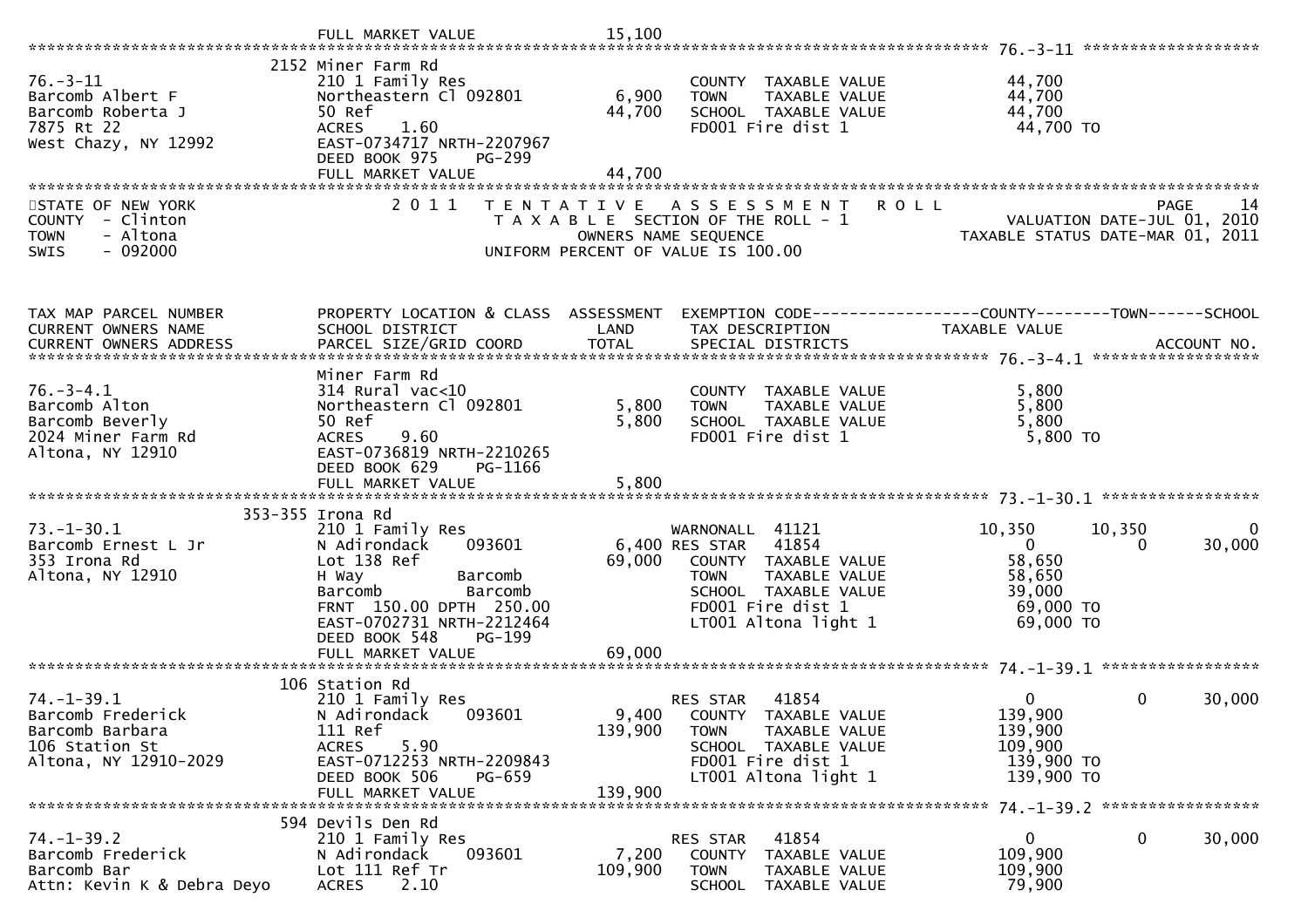FULL MARKET VALUE 15,100

## 76.-3-11

| | | | | |
|---|---|---|---|---|
| 76.-3-11 | 2152 Miner Farm Rd | | | |
| Barcomb Albert F | 210 1 Family Res | | COUNTY TAXABLE VALUE | 44,700 |
| Barcomb Roberta J | Northeastern Cl 092801 | 6,900 | TOWN TAXABLE VALUE | 44,700 |
| 7875 Rt 22 | 50 Ref | 44,700 | SCHOOL TAXABLE VALUE | 44,700 |
| West Chazy, NY 12992 | ACRES 1.60 | | FD001 Fire dist 1 | 44,700 TO |
| | EAST-0734717 NRTH-2207967 | | | |
| | DEED BOOK 975 PG-299 | | | |
| | FULL MARKET VALUE | 44,700 | | |

STATE OF NEW YORK — COUNTY - Clinton — TOWN - Altona — SWIS - 092000

2011 TENTATIVE ASSESSMENT ROLL — TAXABLE SECTION OF THE ROLL - 1 — OWNERS NAME SEQUENCE — UNIFORM PERCENT OF VALUE IS 100.00

VALUATION DATE-JUL 01, 2010 — TAXABLE STATUS DATE-MAR 01, 2011

| TAX MAP PARCEL NUMBER / CURRENT OWNERS NAME / CURRENT OWNERS ADDRESS | PROPERTY LOCATION & CLASS / SCHOOL DISTRICT / PARCEL SIZE/GRID COORD | ASSESSMENT LAND / TOTAL | EXEMPTION CODE / TAX DESCRIPTION / SPECIAL DISTRICTS | COUNTY TAXABLE VALUE | TOWN | SCHOOL | ACCOUNT NO. |
|---|---|---|---|---|---|---|---|
| **76.-3-4.1** | Miner Farm Rd | | | | | | |
| Barcomb Alton | 314 Rural vac<10 | | COUNTY TAXABLE VALUE | 5,800 | | | |
| Barcomb Beverly | Northeastern Cl 092801 | 5,800 | TOWN TAXABLE VALUE | 5,800 | | | |
| 2024 Miner Farm Rd | 50 Ref | 5,800 | SCHOOL TAXABLE VALUE | 5,800 | | | |
| Altona, NY 12910 | ACRES 9.60 | | FD001 Fire dist 1 | 5,800 TO | | | |
| | EAST-0736819 NRTH-2210265 | | | | | | |
| | DEED BOOK 629 PG-1166 | | | | | | |
| | FULL MARKET VALUE | 5,800 | | | | | |
| **73.-1-30.1** | 353-355 Irona Rd | | | | | | |
| Barcomb Ernest L Jr | 210 1 Family Res | | WARNONALL 41121 | 10,350 | 10,350 | 0 | |
| 353 Irona Rd | N Adirondack 093601 | 6,400 | RES STAR 41854 | 0 | 0 | 30,000 | |
| Altona, NY 12910 | Lot 138 Ref | 69,000 | COUNTY TAXABLE VALUE | 58,650 | | | |
| | H Way Barcomb | | TOWN TAXABLE VALUE | 58,650 | | | |
| | Barcomb Barcomb | | SCHOOL TAXABLE VALUE | 39,000 | | | |
| | FRNT 150.00 DPTH 250.00 | | FD001 Fire dist 1 | 69,000 TO | | | |
| | EAST-0702731 NRTH-2212464 | | LT001 Altona light 1 | 69,000 TO | | | |
| | DEED BOOK 548 PG-199 | | | | | | |
| | FULL MARKET VALUE | 69,000 | | | | | |
| **74.-1-39.1** | 106 Station Rd | | | | | | |
| Barcomb Frederick | 210 1 Family Res | | RES STAR 41854 | 0 | 0 | 30,000 | |
| Barcomb Barbara | N Adirondack 093601 | 9,400 | COUNTY TAXABLE VALUE | 139,900 | | | |
| 106 Station St | 111 Ref | 139,900 | TOWN TAXABLE VALUE | 139,900 | | | |
| Altona, NY 12910-2029 | ACRES 5.90 | | SCHOOL TAXABLE VALUE | 109,900 | | | |
| | EAST-0712253 NRTH-2209843 | | FD001 Fire dist 1 | 139,900 TO | | | |
| | DEED BOOK 506 PG-659 | | LT001 Altona light 1 | 139,900 TO | | | |
| | FULL MARKET VALUE | 139,900 | | | | | |
| **74.-1-39.2** | 594 Devils Den Rd | | | | | | |
| Barcomb Frederick | 210 1 Family Res | | RES STAR 41854 | 0 | 0 | 30,000 | |
| Barcomb Bar | N Adirondack 093601 | 7,200 | COUNTY TAXABLE VALUE | 109,900 | | | |
| Attn: Kevin K & Debra Deyo | Lot 111 Ref Tr | 109,900 | TOWN TAXABLE VALUE | 109,900 | | | |
| | ACRES 2.10 | | SCHOOL TAXABLE VALUE | 79,900 | | | |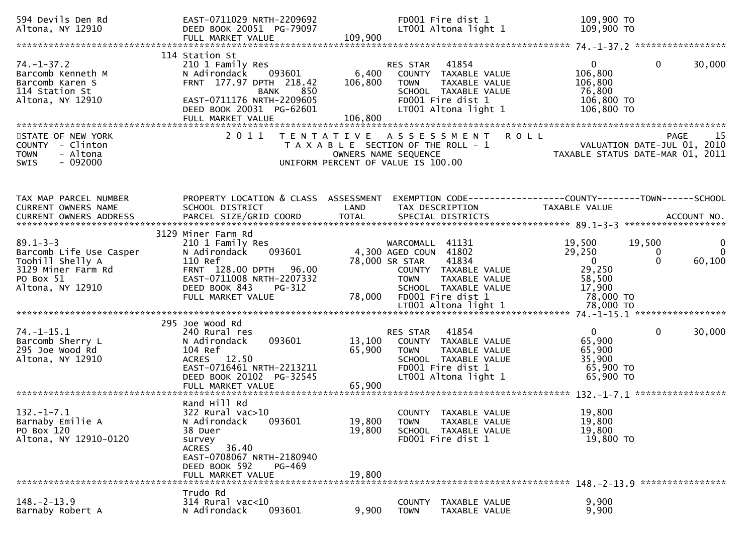```
594 Devils Den Rd              EAST-0711029 NRTH-2209692              FD001 Fire dist 1                109,900 TO
Altona, NY 12910               DEED BOOK 20051  PG-79097              LT001 Altona light 1             109,900 TO
                               FULL MARKET VALUE            109,900
******************************************************************************************************* 74.-1-37.2 *****************
                          114 Station St
74.-1-37.2                     210 1 Family Res                       RES STAR    41854                     0          0       30,000
Barcomb Kenneth M              N Adirondack      093601        6,400     COUNTY  TAXABLE VALUE            106,800
Barcomb Karen S                FRNT 177.97 DPTH 218.42       106,800     TOWN    TAXABLE VALUE            106,800
114 Station St                              BANK     850                 SCHOOL  TAXABLE VALUE             76,800
Altona, NY 12910               EAST-0711176 NRTH-2209605                 FD001 Fire dist 1                106,800 TO
                               DEED BOOK 20031  PG-62601                 LT001 Altona light 1             106,800 TO
                               FULL MARKET VALUE            106,800
************************************************************************************************************************************
STATE OF NEW YORK                   2 0 1 1   T E N T A T I V E   A S S E S S M E N T   R O L L                           PAGE     15
COUNTY  - Clinton                              T A X A B L E SECTION OF THE ROLL - 1                  VALUATION DATE-JUL 01, 2010
TOWN    - Altona                                     OWNERS NAME SEQUENCE                       TAXABLE STATUS DATE-MAR 01, 2011
SWIS    - 092000                             UNIFORM PERCENT OF VALUE IS 100.00


TAX MAP PARCEL NUMBER          PROPERTY LOCATION & CLASS  ASSESSMENT  EXEMPTION CODE------------------COUNTY--------TOWN------SCHOOL
CURRENT OWNERS NAME            SCHOOL DISTRICT               LAND      TAX DESCRIPTION                TAXABLE VALUE
CURRENT OWNERS ADDRESS         PARCEL SIZE/GRID COORD        TOTAL     SPECIAL DISTRICTS                                  ACCOUNT NO.
******************************************************************************************************* 89.1-3-3 *******************
                          3129 Miner Farm Rd
89.1-3-3                       210 1 Family Res                       WARCOMALL   41131                19,500     19,500            0
Barcomb Life Use Casper        N Adirondack      093601        4,300  AGED COUN   41802                29,250          0            0
Toohill Shelly A               110 Ref                        78,000  SR STAR     41834                     0          0       60,100
3129 Miner Farm Rd             FRNT 128.00 DPTH  96.00                   COUNTY  TAXABLE VALUE             29,250
PO Box 51                      EAST-0711008 NRTH-2207332                 TOWN    TAXABLE VALUE             58,500
Altona, NY 12910               DEED BOOK 843     PG-312                  SCHOOL  TAXABLE VALUE             17,900
                               FULL MARKET VALUE             78,000      FD001 Fire dist 1                 78,000 TO
                                                                         LT001 Altona light 1              78,000 TO
******************************************************************************************************* 74.-1-15.1 *****************
                          295 Joe Wood Rd
74.-1-15.1                     240 Rural res                          RES STAR    41854                     0          0       30,000
Barcomb Sherry L               N Adirondack      093601       13,100     COUNTY  TAXABLE VALUE             65,900
295 Joe Wood Rd                104 Ref                        65,900     TOWN    TAXABLE VALUE             65,900
Altona, NY 12910               ACRES    12.50                            SCHOOL  TAXABLE VALUE             35,900
                               EAST-0716461 NRTH-2213211                 FD001 Fire dist 1                 65,900 TO
                               DEED BOOK 20102  PG-32545                 LT001 Altona light 1              65,900 TO
                               FULL MARKET VALUE             65,900
******************************************************************************************************* 132.-1-7.1 *****************
                               Rand Hill Rd
132.-1-7.1                     322 Rural vac>10                          COUNTY  TAXABLE VALUE             19,800
Barnaby Emilie A               N Adirondack      093601       19,800     TOWN    TAXABLE VALUE             19,800
PO Box 120                     38 Duer                        19,800     SCHOOL  TAXABLE VALUE             19,800
Altona, NY 12910-0120          survey                                    FD001 Fire dist 1                 19,800 TO
                               ACRES    36.40
                               EAST-0708067 NRTH-2180940
                               DEED BOOK 592     PG-469
                               FULL MARKET VALUE             19,800
******************************************************************************************************* 148.-2-13.9 ****************
                               Trudo Rd
148.-2-13.9                    314 Rural vac<10                          COUNTY  TAXABLE VALUE              9,900
Barnaby Robert A               N Adirondack      093601        9,900     TOWN    TAXABLE VALUE              9,900
```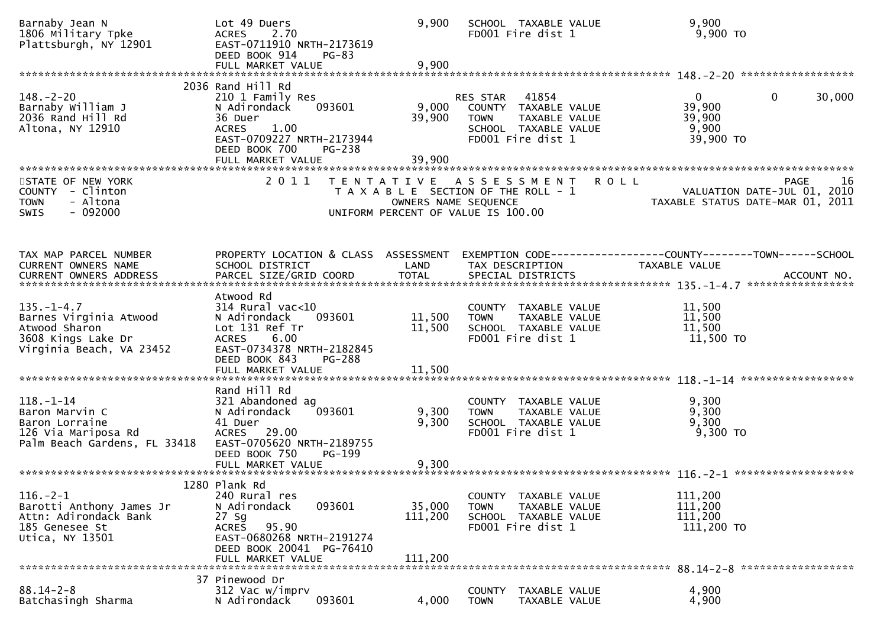| | | | | |
|---|---|---|---|---|
| Barnaby Jean N<br>1806 Military Tpke<br>Plattsburgh, NY 12901 | Lot 49 Duers<br>ACRES 2.70<br>EAST-0711910 NRTH-2173619<br>DEED BOOK 914 PG-83<br>FULL MARKET VALUE | 9,900<br><br><br><br>9,900 | SCHOOL TAXABLE VALUE<br>FD001 Fire dist 1 | 9,900<br>9,900 TO |

****************************************************************** 148.-2-20 ******************

| | | | | |
|---|---|---|---|---|
| 148.-2-20<br>Barnaby William J<br>2036 Rand Hill Rd<br>Altona, NY 12910 | 2036 Rand Hill Rd<br>210 1 Family Res<br>N Adirondack 093601<br>36 Duer<br>ACRES 1.00<br>EAST-0709227 NRTH-2173944<br>DEED BOOK 700 PG-238<br>FULL MARKET VALUE | <br><br>9,000<br>39,900<br><br><br><br>39,900 | RES STAR 41854<br>COUNTY TAXABLE VALUE<br>TOWN TAXABLE VALUE<br>SCHOOL TAXABLE VALUE<br>FD001 Fire dist 1 | 0 0 30,000<br>39,900<br>39,900<br>9,900<br>39,900 TO |

STATE OF NEW YORK — 2011 TENTATIVE ASSESSMENT ROLL — PAGE 16
COUNTY - Clinton — TAXABLE SECTION OF THE ROLL - 1 — VALUATION DATE-JUL 01, 2010
TOWN - Altona — OWNERS NAME SEQUENCE — TAXABLE STATUS DATE-MAR 01, 2011
SWIS - 092000 — UNIFORM PERCENT OF VALUE IS 100.00

| TAX MAP PARCEL NUMBER<br>CURRENT OWNERS NAME<br>CURRENT OWNERS ADDRESS | PROPERTY LOCATION & CLASS<br>SCHOOL DISTRICT<br>PARCEL SIZE/GRID COORD | ASSESSMENT<br>LAND<br>TOTAL | EXEMPTION CODE<br>TAX DESCRIPTION<br>SPECIAL DISTRICTS | COUNTY--------TOWN------SCHOOL<br>TAXABLE VALUE<br>ACCOUNT NO. |
|---|---|---|---|---|
| 135.-1-4.7<br>Barnes Virginia Atwood<br>Atwood Sharon<br>3608 Kings Lake Dr<br>Virginia Beach, VA 23452 | Atwood Rd<br>314 Rural vac<10<br>N Adirondack 093601<br>Lot 131 Ref Tr<br>ACRES 6.00<br>EAST-0734378 NRTH-2182845<br>DEED BOOK 843 PG-288<br>FULL MARKET VALUE | <br><br>11,500<br>11,500<br><br><br><br>11,500 | COUNTY TAXABLE VALUE<br>TOWN TAXABLE VALUE<br>SCHOOL TAXABLE VALUE<br>FD001 Fire dist 1 | 11,500<br>11,500<br>11,500<br>11,500 TO |
| 118.-1-14<br>Baron Marvin C<br>Baron Lorraine<br>126 Via Mariposa Rd<br>Palm Beach Gardens, FL 33418 | Rand Hill Rd<br>321 Abandoned ag<br>N Adirondack 093601<br>41 Duer<br>ACRES 29.00<br>EAST-0705620 NRTH-2189755<br>DEED BOOK 750 PG-199<br>FULL MARKET VALUE | <br><br>9,300<br>9,300<br><br><br><br>9,300 | COUNTY TAXABLE VALUE<br>TOWN TAXABLE VALUE<br>SCHOOL TAXABLE VALUE<br>FD001 Fire dist 1 | 9,300<br>9,300<br>9,300<br>9,300 TO |
| 116.-2-1<br>Barotti Anthony James Jr<br>Attn: Adirondack Bank<br>185 Genesee St<br>Utica, NY 13501 | 1280 Plank Rd<br>240 Rural res<br>N Adirondack 093601<br>27 Sg<br>ACRES 95.90<br>EAST-0680268 NRTH-2191274<br>DEED BOOK 20041 PG-76410<br>FULL MARKET VALUE | <br><br>35,000<br>111,200<br><br><br><br>111,200 | COUNTY TAXABLE VALUE<br>TOWN TAXABLE VALUE<br>SCHOOL TAXABLE VALUE<br>FD001 Fire dist 1 | 111,200<br>111,200<br>111,200<br>111,200 TO |
| 88.14-2-8<br>Batchasingh Sharma | 37 Pinewood Dr<br>312 Vac w/imprv<br>N Adirondack 093601 | <br><br>4,000 | COUNTY TAXABLE VALUE<br>TOWN TAXABLE VALUE | 4,900<br>4,900 |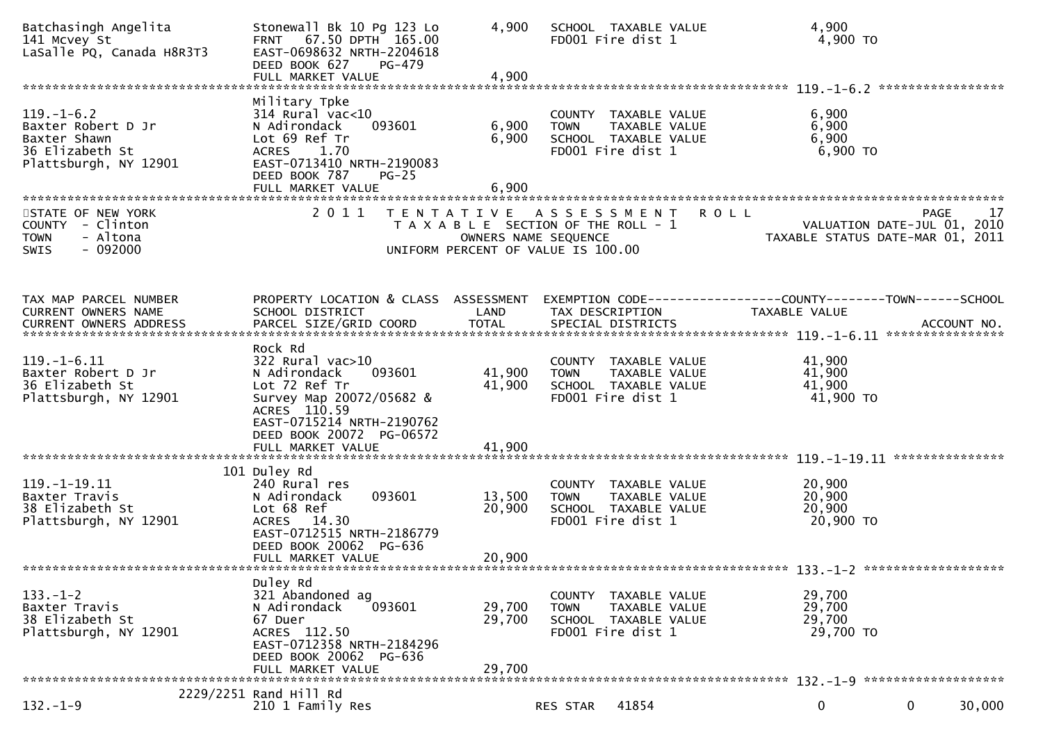| TAX MAP PARCEL NUMBER / CURRENT OWNERS NAME / CURRENT OWNERS ADDRESS | PROPERTY LOCATION & CLASS / SCHOOL DISTRICT / PARCEL SIZE/GRID COORD | ASSESSMENT LAND | TOTAL | EXEMPTION CODE / TAX DESCRIPTION / SPECIAL DISTRICTS | COUNTY TAXABLE VALUE | TOWN | SCHOOL | ACCOUNT NO. |
|---|---|---|---|---|---|---|---|---|
| Batchasingh Angelita<br>141 Mcvey St<br>LaSalle PQ, Canada H8R3T3 | Stonewall Bk 10 Pg 123 Lo<br>FRNT 67.50 DPTH 165.00<br>EAST-0698632 NRTH-2204618<br>DEED BOOK 627 PG-479<br>FULL MARKET VALUE | | 4,900<br><br><br><br>4,900 | SCHOOL TAXABLE VALUE<br>FD001 Fire dist 1 | 4,900<br>4,900 TO | | | |
| 119.-1-6.2<br>Baxter Robert D Jr<br>Baxter Shawn<br>36 Elizabeth St<br>Plattsburgh, NY 12901 | Military Tpke<br>314 Rural vac<10<br>N Adirondack 093601<br>Lot 69 Ref Tr<br>ACRES 1.70<br>EAST-0713410 NRTH-2190083<br>DEED BOOK 787 PG-25<br>FULL MARKET VALUE | 6,900 | 6,900<br><br><br><br><br><br>6,900 | COUNTY TAXABLE VALUE<br>TOWN TAXABLE VALUE<br>SCHOOL TAXABLE VALUE<br>FD001 Fire dist 1 | 6,900<br>6,900<br>6,900<br>6,900 TO | | | |

STATE OF NEW YORK
COUNTY - Clinton
TOWN - Altona
SWIS - 092000

2011 TENTATIVE ASSESSMENT ROLL
TAXABLE SECTION OF THE ROLL - 1
OWNERS NAME SEQUENCE
UNIFORM PERCENT OF VALUE IS 100.00

VALUATION DATE-JUL 01, 2010
TAXABLE STATUS DATE-MAR 01, 2011

| TAX MAP PARCEL NUMBER / CURRENT OWNERS NAME / CURRENT OWNERS ADDRESS | PROPERTY LOCATION & CLASS / SCHOOL DISTRICT / PARCEL SIZE/GRID COORD | ASSESSMENT LAND | TOTAL | EXEMPTION CODE / TAX DESCRIPTION / SPECIAL DISTRICTS | COUNTY TAXABLE VALUE | TOWN | SCHOOL | ACCOUNT NO. |
|---|---|---|---|---|---|---|---|---|
| 119.-1-6.11<br>Baxter Robert D Jr<br>36 Elizabeth St<br>Plattsburgh, NY 12901 | Rock Rd<br>322 Rural vac>10<br>N Adirondack 093601<br>Lot 72 Ref Tr<br>Survey Map 20072/05682 &<br>ACRES 110.59<br>EAST-0715214 NRTH-2190762<br>DEED BOOK 20072 PG-06572<br>FULL MARKET VALUE | 41,900 | 41,900<br><br><br><br><br><br><br>41,900 | COUNTY TAXABLE VALUE<br>TOWN TAXABLE VALUE<br>SCHOOL TAXABLE VALUE<br>FD001 Fire dist 1 | 41,900<br>41,900<br>41,900<br>41,900 TO | | | |
| 119.-1-19.11<br>Baxter Travis<br>38 Elizabeth St<br>Plattsburgh, NY 12901 | 101 Duley Rd<br>240 Rural res<br>N Adirondack 093601<br>Lot 68 Ref<br>ACRES 14.30<br>EAST-0712515 NRTH-2186779<br>DEED BOOK 20062 PG-636<br>FULL MARKET VALUE | 13,500 | 20,900<br><br><br><br><br><br>20,900 | COUNTY TAXABLE VALUE<br>TOWN TAXABLE VALUE<br>SCHOOL TAXABLE VALUE<br>FD001 Fire dist 1 | 20,900<br>20,900<br>20,900<br>20,900 TO | | | |
| 133.-1-2<br>Baxter Travis<br>38 Elizabeth St<br>Plattsburgh, NY 12901 | Duley Rd<br>321 Abandoned ag<br>N Adirondack 093601<br>67 Duer<br>ACRES 112.50<br>EAST-0712358 NRTH-2184296<br>DEED BOOK 20062 PG-636<br>FULL MARKET VALUE | 29,700 | 29,700<br><br><br><br><br><br>29,700 | COUNTY TAXABLE VALUE<br>TOWN TAXABLE VALUE<br>SCHOOL TAXABLE VALUE<br>FD001 Fire dist 1 | 29,700<br>29,700<br>29,700<br>29,700 TO | | | |
| 132.-1-9 | 2229/2251 Rand Hill Rd<br>210 1 Family Res | | | RES STAR 41854 | 0 | 0 | 30,000 | |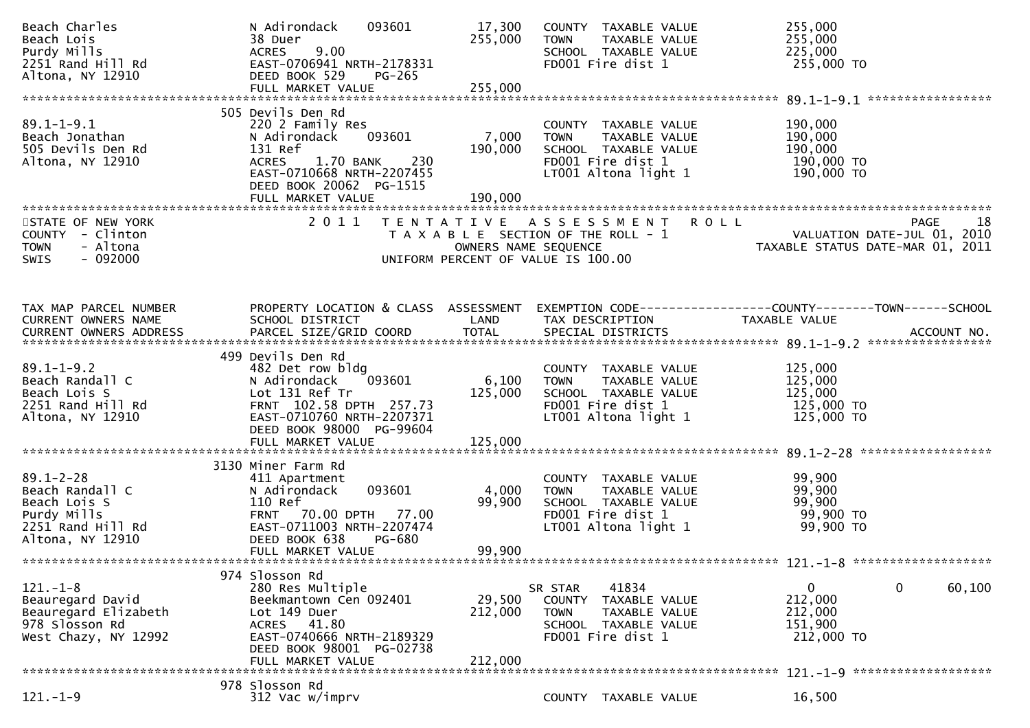```
Beach Charles                N Adirondack    093601        17,300   COUNTY  TAXABLE VALUE            255,000
Beach Lois                   38 Duer                      255,000   TOWN    TAXABLE VALUE            255,000
Purdy Mills                  ACRES     9.00                         SCHOOL  TAXABLE VALUE            225,000
2251 Rand Hill Rd            EAST-0706941 NRTH-2178331              FD001 Fire dist 1                 255,000 TO
Altona, NY 12910             DEED BOOK 529    PG-265
                             FULL MARKET VALUE            255,000
******************************************************************************************************* 89.1-1-9.1 *****************
                         505 Devils Den Rd
89.1-1-9.1                   220 2 Family Res                       COUNTY  TAXABLE VALUE            190,000
Beach Jonathan               N Adirondack    093601         7,000   TOWN    TAXABLE VALUE            190,000
505 Devils Den Rd            131 Ref                      190,000   SCHOOL  TAXABLE VALUE            190,000
Altona, NY 12910             ACRES     1.70 BANK     230            FD001 Fire dist 1                 190,000 TO
                             EAST-0710668 NRTH-2207455              LT001 Altona light 1              190,000 TO
                             DEED BOOK 20062  PG-1515
                             FULL MARKET VALUE            190,000
************************************************************************************************************************************
STATE OF NEW YORK                 2 0 1 1   T E N T A T I V E   A S S E S S M E N T   R O L L                            PAGE    18
COUNTY  - Clinton                           T A X A B L E  SECTION OF THE ROLL - 1                       VALUATION DATE-JUL 01, 2010
TOWN    - Altona                                  OWNERS NAME SEQUENCE                              TAXABLE STATUS DATE-MAR 01, 2011
SWIS    - 092000                           UNIFORM PERCENT OF VALUE IS 100.00


TAX MAP PARCEL NUMBER        PROPERTY LOCATION & CLASS  ASSESSMENT  EXEMPTION CODE------------------COUNTY--------TOWN------SCHOOL
CURRENT OWNERS NAME          SCHOOL DISTRICT               LAND     TAX DESCRIPTION               TAXABLE VALUE
CURRENT OWNERS ADDRESS       PARCEL SIZE/GRID COORD        TOTAL    SPECIAL DISTRICTS                                    ACCOUNT NO.
******************************************************************************************************* 89.1-1-9.2 *****************
                         499 Devils Den Rd
89.1-1-9.2                   482 Det row bldg                       COUNTY  TAXABLE VALUE            125,000
Beach Randall C              N Adirondack    093601         6,100   TOWN    TAXABLE VALUE            125,000
Beach Lois S                 Lot 131 Ref Tr               125,000   SCHOOL  TAXABLE VALUE            125,000
2251 Rand Hill Rd            FRNT  102.58 DPTH  257.73              FD001 Fire dist 1                 125,000 TO
Altona, NY 12910             EAST-0710760 NRTH-2207371              LT001 Altona light 1              125,000 TO
                             DEED BOOK 98000  PG-99604
                             FULL MARKET VALUE            125,000
******************************************************************************************************* 89.1-2-28 ******************
                        3130 Miner Farm Rd
89.1-2-28                    411 Apartment                          COUNTY  TAXABLE VALUE             99,900
Beach Randall C              N Adirondack    093601         4,000   TOWN    TAXABLE VALUE             99,900
Beach Lois S                 110 Ref                       99,900   SCHOOL  TAXABLE VALUE             99,900
Purdy Mills                  FRNT   70.00 DPTH   77.00              FD001 Fire dist 1                  99,900 TO
2251 Rand Hill Rd            EAST-0711003 NRTH-2207474              LT001 Altona light 1               99,900 TO
Altona, NY 12910             DEED BOOK 638    PG-680
                             FULL MARKET VALUE             99,900
******************************************************************************************************* 121.-1-8 *******************
                         974 Slosson Rd
121.-1-8                     280 Res Multiple                       SR STAR     41834                    0              0     60,100
Beauregard David             Beekmantown Cen 092401        29,500   COUNTY  TAXABLE VALUE            212,000
Beauregard Elizabeth         Lot 149 Duer                 212,000   TOWN    TAXABLE VALUE            212,000
978 Slosson Rd               ACRES    41.80                         SCHOOL  TAXABLE VALUE            151,900
West Chazy, NY 12992         EAST-0740666 NRTH-2189329              FD001 Fire dist 1                 212,000 TO
                             DEED BOOK 98001  PG-02738
                             FULL MARKET VALUE            212,000
******************************************************************************************************* 121.-1-9 *******************
                         978 Slosson Rd
121.-1-9                     312 Vac w/imprv                        COUNTY  TAXABLE VALUE             16,500
```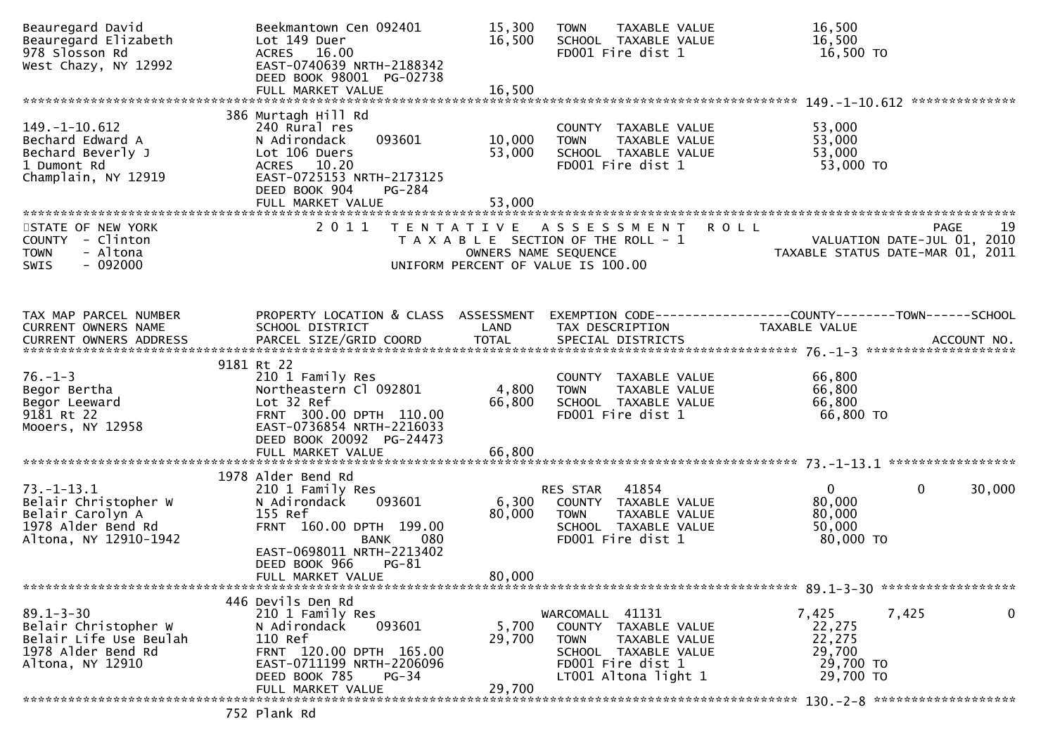```
Beauregard David              Beekmantown Cen 092401        15,300    TOWN    TAXABLE VALUE             16,500
Beauregard Elizabeth          Lot 149 Duer                  16,500    SCHOOL  TAXABLE VALUE             16,500
978 Slosson Rd                ACRES  16.00                            FD001 Fire dist 1                  16,500 TO
West Chazy, NY 12992          EAST-0740639 NRTH-2188342
                              DEED BOOK 98001  PG-02738
                              FULL MARKET VALUE             16,500
******************************************************************************************************* 149.-1-10.612 **************
                         386 Murtagh Hill Rd
149.-1-10.612                 240 Rural res                           COUNTY  TAXABLE VALUE             53,000
Bechard Edward A              N Adirondack    093601        10,000    TOWN    TAXABLE VALUE             53,000
Bechard Beverly J             Lot 106 Duers                 53,000    SCHOOL  TAXABLE VALUE             53,000
1 Dumont Rd                   ACRES  10.20                            FD001 Fire dist 1                  53,000 TO
Champlain, NY 12919           EAST-0725153 NRTH-2173125
                              DEED BOOK 904     PG-284
                              FULL MARKET VALUE             53,000
************************************************************************************************************************************
STATE OF NEW YORK                2 0 1 1   T E N T A T I V E   A S S E S S M E N T   R O L L                              PAGE    19
COUNTY  - Clinton                          T A X A B L E  SECTION OF THE ROLL - 1                    VALUATION DATE-JUL 01, 2010
TOWN    - Altona                                   OWNERS NAME SEQUENCE                         TAXABLE STATUS DATE-MAR 01, 2011
SWIS    - 092000                          UNIFORM PERCENT OF VALUE IS 100.00



TAX MAP PARCEL NUMBER         PROPERTY LOCATION & CLASS  ASSESSMENT  EXEMPTION CODE------------------COUNTY--------TOWN------SCHOOL
CURRENT OWNERS NAME           SCHOOL DISTRICT               LAND      TAX DESCRIPTION              TAXABLE VALUE
CURRENT OWNERS ADDRESS        PARCEL SIZE/GRID COORD        TOTAL     SPECIAL DISTRICTS                                   ACCOUNT NO.
******************************************************************************************************* 76.-1-3 ********************
                         9181 Rt 22
76.-1-3                       210 1 Family Res                        COUNTY  TAXABLE VALUE             66,800
Begor Bertha                  Northeastern Cl 092801         4,800    TOWN    TAXABLE VALUE             66,800
Begor Leeward                 Lot 32 Ref                    66,800    SCHOOL  TAXABLE VALUE             66,800
9181 Rt 22                    FRNT 300.00 DPTH 110.00                 FD001 Fire dist 1                  66,800 TO
Mooers, NY 12958              EAST-0736854 NRTH-2216033
                              DEED BOOK 20092  PG-24473
                              FULL MARKET VALUE             66,800
******************************************************************************************************* 73.-1-13.1 *****************
                         1978 Alder Bend Rd
73.-1-13.1                    210 1 Family Res                        RES STAR    41854                  0             0       30,000
Belair Christopher W          N Adirondack    093601         6,300    COUNTY  TAXABLE VALUE             80,000
Belair Carolyn A              155 Ref                       80,000    TOWN    TAXABLE VALUE             80,000
1978 Alder Bend Rd            FRNT 160.00 DPTH 199.00                 SCHOOL  TAXABLE VALUE             50,000
Altona, NY 12910-1942                      BANK     080               FD001 Fire dist 1                  80,000 TO
                              EAST-0698011 NRTH-2213402
                              DEED BOOK 966     PG-81
                              FULL MARKET VALUE             80,000
******************************************************************************************************* 89.1-3-30 ******************
                         446 Devils Den Rd
89.1-3-30                     210 1 Family Res                        WARCOMALL   41131              7,425         7,425            0
Belair Christopher W          N Adirondack    093601         5,700    COUNTY  TAXABLE VALUE             22,275
Belair Life Use Beulah        110 Ref                       29,700    TOWN    TAXABLE VALUE             22,275
1978 Alder Bend Rd            FRNT 120.00 DPTH 165.00                 SCHOOL  TAXABLE VALUE             29,700
Altona, NY 12910              EAST-0711199 NRTH-2206096               FD001 Fire dist 1                  29,700 TO
                              DEED BOOK 785     PG-34                 LT001 Altona light 1               29,700 TO
                              FULL MARKET VALUE             29,700
******************************************************************************************************* 130.-2-8 *******************
                         752 Plank Rd
```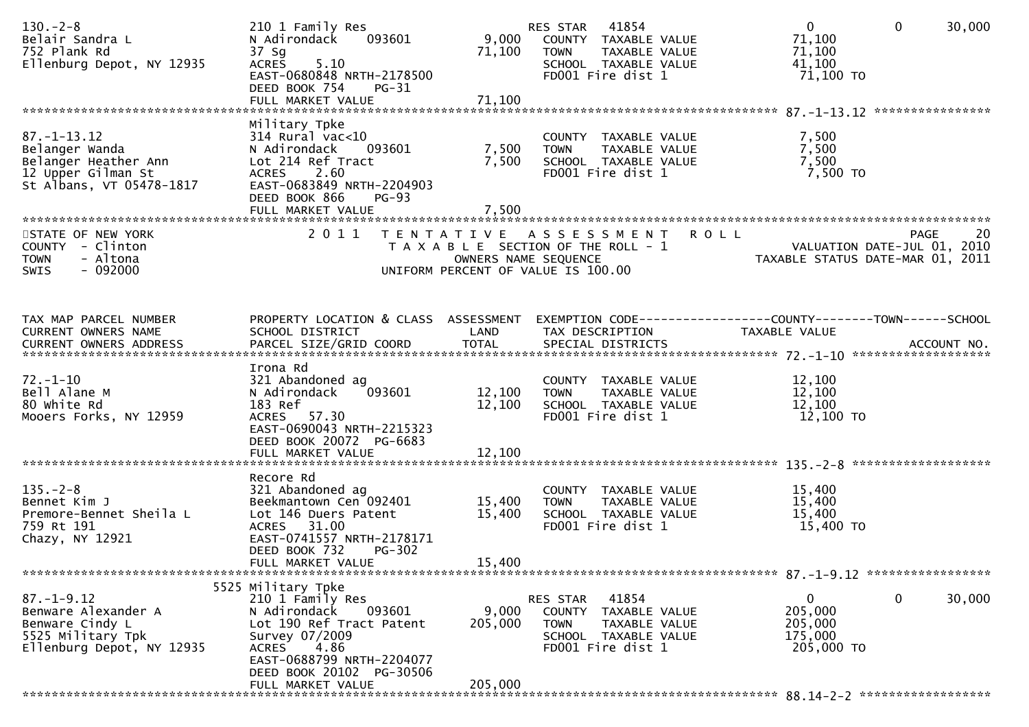| Tax Map Parcel Number / Owner | Property Location & Class / School District / Parcel | Land | Total | Exemption / Tax Description | Taxable Value | | |
|---|---|---|---|---|---|---|---|
| 130.-2-8 | 210 1 Family Res | | | RES STAR 41854 | 0 | 0 | 30,000 |
| Belair Sandra L | N Adirondack 093601 | 9,000 | | COUNTY TAXABLE VALUE | 71,100 | | |
| 752 Plank Rd | 37 Sg | | 71,100 | TOWN TAXABLE VALUE | 71,100 | | |
| Ellenburg Depot, NY 12935 | ACRES 5.10 | | | SCHOOL TAXABLE VALUE | 41,100 | | |
| | EAST-0680848 NRTH-2178500 | | | FD001 Fire dist 1 | 71,100 TO | | |
| | DEED BOOK 754 PG-31 | | | | | | |
| | FULL MARKET VALUE | | 71,100 | | | | |
| 87.-1-13.12 | Military Tpke | | | | | | |
| 87.-1-13.12 | 314 Rural vac<10 | | | COUNTY TAXABLE VALUE | 7,500 | | |
| Belanger Wanda | N Adirondack 093601 | 7,500 | | TOWN TAXABLE VALUE | 7,500 | | |
| Belanger Heather Ann | Lot 214 Ref Tract | | 7,500 | SCHOOL TAXABLE VALUE | 7,500 | | |
| 12 Upper Gilman St | ACRES 2.60 | | | FD001 Fire dist 1 | 7,500 TO | | |
| St Albans, VT 05478-1817 | EAST-0683849 NRTH-2204903 | | | | | | |
| | DEED BOOK 866 PG-93 | | | | | | |
| | FULL MARKET VALUE | | 7,500 | | | | |

STATE OF NEW YORK
COUNTY - Clinton
TOWN - Altona
SWIS - 092000

2011 TENTATIVE ASSESSMENT ROLL
TAXABLE SECTION OF THE ROLL - 1
OWNERS NAME SEQUENCE
UNIFORM PERCENT OF VALUE IS 100.00

PAGE 20
VALUATION DATE-JUL 01, 2010
TAXABLE STATUS DATE-MAR 01, 2011

| TAX MAP PARCEL NUMBER / CURRENT OWNERS NAME / CURRENT OWNERS ADDRESS | PROPERTY LOCATION & CLASS / SCHOOL DISTRICT / PARCEL SIZE/GRID COORD | ASSESSMENT LAND | TOTAL | EXEMPTION CODE / TAX DESCRIPTION / SPECIAL DISTRICTS | COUNTY | TOWN | SCHOOL / ACCOUNT NO. |
|---|---|---|---|---|---|---|---|
| 72.-1-10 | Irona Rd | | | | | | |
| 72.-1-10 | 321 Abandoned ag | | | COUNTY TAXABLE VALUE | 12,100 | | |
| Bell Alane M | N Adirondack 093601 | 12,100 | | TOWN TAXABLE VALUE | 12,100 | | |
| 80 White Rd | 183 Ref | | 12,100 | SCHOOL TAXABLE VALUE | 12,100 | | |
| Mooers Forks, NY 12959 | ACRES 57.30 | | | FD001 Fire dist 1 | 12,100 TO | | |
| | EAST-0690043 NRTH-2215323 | | | | | | |
| | DEED BOOK 20072 PG-6683 | | | | | | |
| | FULL MARKET VALUE | | 12,100 | | | | |
| 135.-2-8 | Recore Rd | | | | | | |
| 135.-2-8 | 321 Abandoned ag | | | COUNTY TAXABLE VALUE | 15,400 | | |
| Bennet Kim J | Beekmantown Cen 092401 | 15,400 | | TOWN TAXABLE VALUE | 15,400 | | |
| Premore-Bennet Sheila L | Lot 146 Duers Patent | | 15,400 | SCHOOL TAXABLE VALUE | 15,400 | | |
| 759 Rt 191 | ACRES 31.00 | | | FD001 Fire dist 1 | 15,400 TO | | |
| Chazy, NY 12921 | EAST-0741557 NRTH-2178171 | | | | | | |
| | DEED BOOK 732 PG-302 | | | | | | |
| | FULL MARKET VALUE | | 15,400 | | | | |
| 87.-1-9.12 | 5525 Military Tpke | | | | | | |
| 87.-1-9.12 | 210 1 Family Res | | | RES STAR 41854 | 0 | 0 | 30,000 |
| Benware Alexander A | N Adirondack 093601 | 9,000 | | COUNTY TAXABLE VALUE | 205,000 | | |
| Benware Cindy L | Lot 190 Ref Tract Patent | | 205,000 | TOWN TAXABLE VALUE | 205,000 | | |
| 5525 Military Tpk | Survey 07/2009 | | | SCHOOL TAXABLE VALUE | 175,000 | | |
| Ellenburg Depot, NY 12935 | ACRES 4.86 | | | FD001 Fire dist 1 | 205,000 TO | | |
| | EAST-0688799 NRTH-2204077 | | | | | | |
| | DEED BOOK 20102 PG-30506 | | | | | | |
| | FULL MARKET VALUE | | 205,000 | | | | |
| 88.14-2-2 | | | | | | | |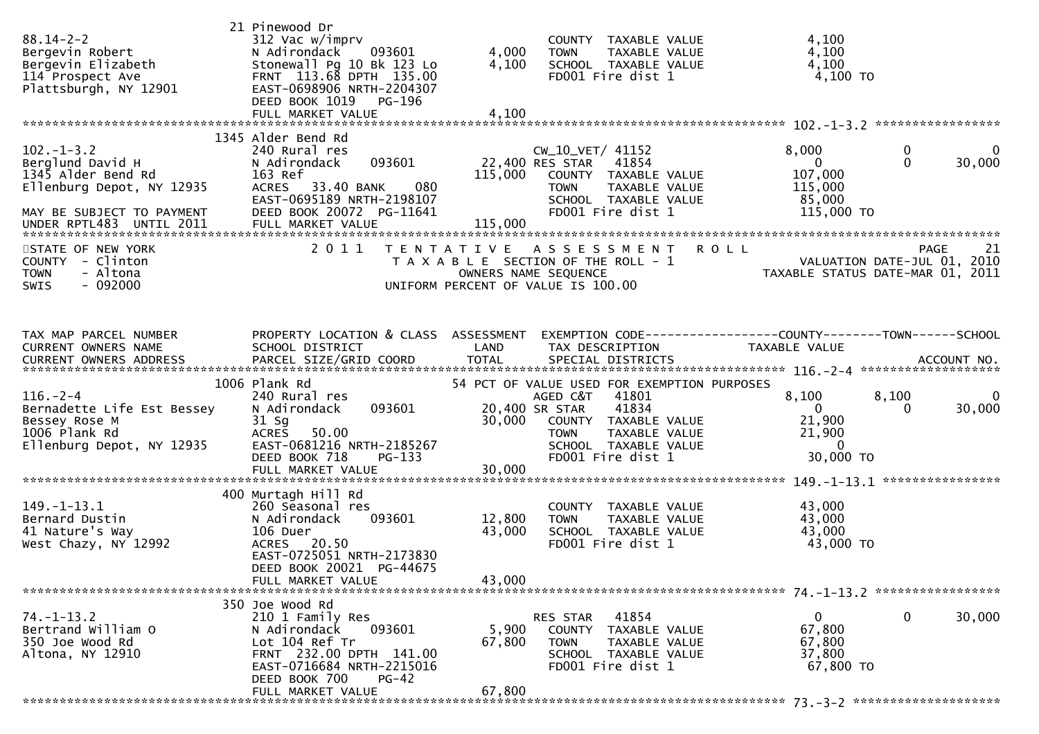```
                                  21 Pinewood Dr
88.14-2-2                         312 Vac w/imprv                          COUNTY  TAXABLE VALUE              4,100
Bergevin Robert                   N Adirondack     093601        4,000     TOWN    TAXABLE VALUE              4,100
Bergevin Elizabeth                Stonewall Pg 10 Bk 123 Lo      4,100     SCHOOL  TAXABLE VALUE              4,100
114 Prospect Ave                  FRNT 113.68 DPTH 135.00                  FD001 Fire dist 1                  4,100 TO
Plattsburgh, NY 12901             EAST-0698906 NRTH-2204307
                                  DEED BOOK 1019    PG-196
                                  FULL MARKET VALUE              4,100
******************************************************************************************************* 102.-1-3.2 *****************
                                1345 Alder Bend Rd
102.-1-3.2                        240 Rural res                            CW_10_VET/ 41152                   8,000           0          0
Berglund David H                  N Adirondack     093601       22,400 RES STAR   41854                       0               0     30,000
1345 Alder Bend Rd                163 Ref                      115,000     COUNTY  TAXABLE VALUE            107,000
Ellenburg Depot, NY 12935         ACRES   33.40 BANK     080               TOWN    TAXABLE VALUE            115,000
                                  EAST-0695189 NRTH-2198107                SCHOOL  TAXABLE VALUE             85,000
MAY BE SUBJECT TO PAYMENT         DEED BOOK 20072 PG-11641                 FD001 Fire dist 1                115,000 TO
UNDER RPTL483  UNTIL 2011         FULL MARKET VALUE            115,000
************************************************************************************************************************************
STATE OF NEW YORK                   2 0 1 1   T E N T A T I V E   A S S E S S M E N T   R O L L                     PAGE    21
COUNTY  - Clinton                              T A X A B L E  SECTION OF THE ROLL - 1                  VALUATION DATE-JUL 01, 2010
TOWN    - Altona                                      OWNERS NAME SEQUENCE                          TAXABLE STATUS DATE-MAR 01, 2011
SWIS    - 092000                               UNIFORM PERCENT OF VALUE IS 100.00


TAX MAP PARCEL NUMBER             PROPERTY LOCATION & CLASS  ASSESSMENT  EXEMPTION CODE------------------COUNTY--------TOWN------SCHOOL
CURRENT OWNERS NAME               SCHOOL DISTRICT               LAND      TAX DESCRIPTION                TAXABLE VALUE
CURRENT OWNERS ADDRESS            PARCEL SIZE/GRID COORD        TOTAL     SPECIAL DISTRICTS                                ACCOUNT NO.
******************************************************************************************************* 116.-2-4 *******************
                                1006 Plank Rd                           54 PCT OF VALUE USED FOR EXEMPTION PURPOSES
116.-2-4                          240 Rural res                            AGED C&T   41801                   8,100       8,100          0
Bernadette Life Est Bessey        N Adirondack     093601       20,400 SR STAR    41834                       0           0     30,000
Bessey Rose M                     31 Sg                         30,000     COUNTY  TAXABLE VALUE             21,900
1006 Plank Rd                     ACRES   50.00                            TOWN    TAXABLE VALUE             21,900
Ellenburg Depot, NY 12935         EAST-0681216 NRTH-2185267                SCHOOL  TAXABLE VALUE                  0
                                  DEED BOOK 718     PG-133                 FD001 Fire dist 1                 30,000 TO
                                  FULL MARKET VALUE             30,000
******************************************************************************************************* 149.-1-13.1 ****************
                                 400 Murtagh Hill Rd
149.-1-13.1                       260 Seasonal res                         COUNTY  TAXABLE VALUE             43,000
Bernard Dustin                    N Adirondack     093601       12,800     TOWN    TAXABLE VALUE             43,000
41 Nature's Way                   106 Duer                      43,000     SCHOOL  TAXABLE VALUE             43,000
West Chazy, NY 12992              ACRES   20.50                            FD001 Fire dist 1                 43,000 TO
                                  EAST-0725051 NRTH-2173830
                                  DEED BOOK 20021 PG-44675
                                  FULL MARKET VALUE             43,000
******************************************************************************************************* 74.-1-13.2 *****************
                                 350 Joe Wood Rd
74.-1-13.2                        210 1 Family Res                         RES STAR   41854                       0           0     30,000
Bertrand William O                N Adirondack     093601        5,900     COUNTY  TAXABLE VALUE             67,800
350 Joe Wood Rd                   Lot 104 Ref Tr                67,800     TOWN    TAXABLE VALUE             67,800
Altona, NY 12910                  FRNT 232.00 DPTH 141.00                  SCHOOL  TAXABLE VALUE             37,800
                                  EAST-0716684 NRTH-2215016                FD001 Fire dist 1                 67,800 TO
                                  DEED BOOK 700     PG-42
                                  FULL MARKET VALUE             67,800
******************************************************************************************************* 73.-3-2 ********************
```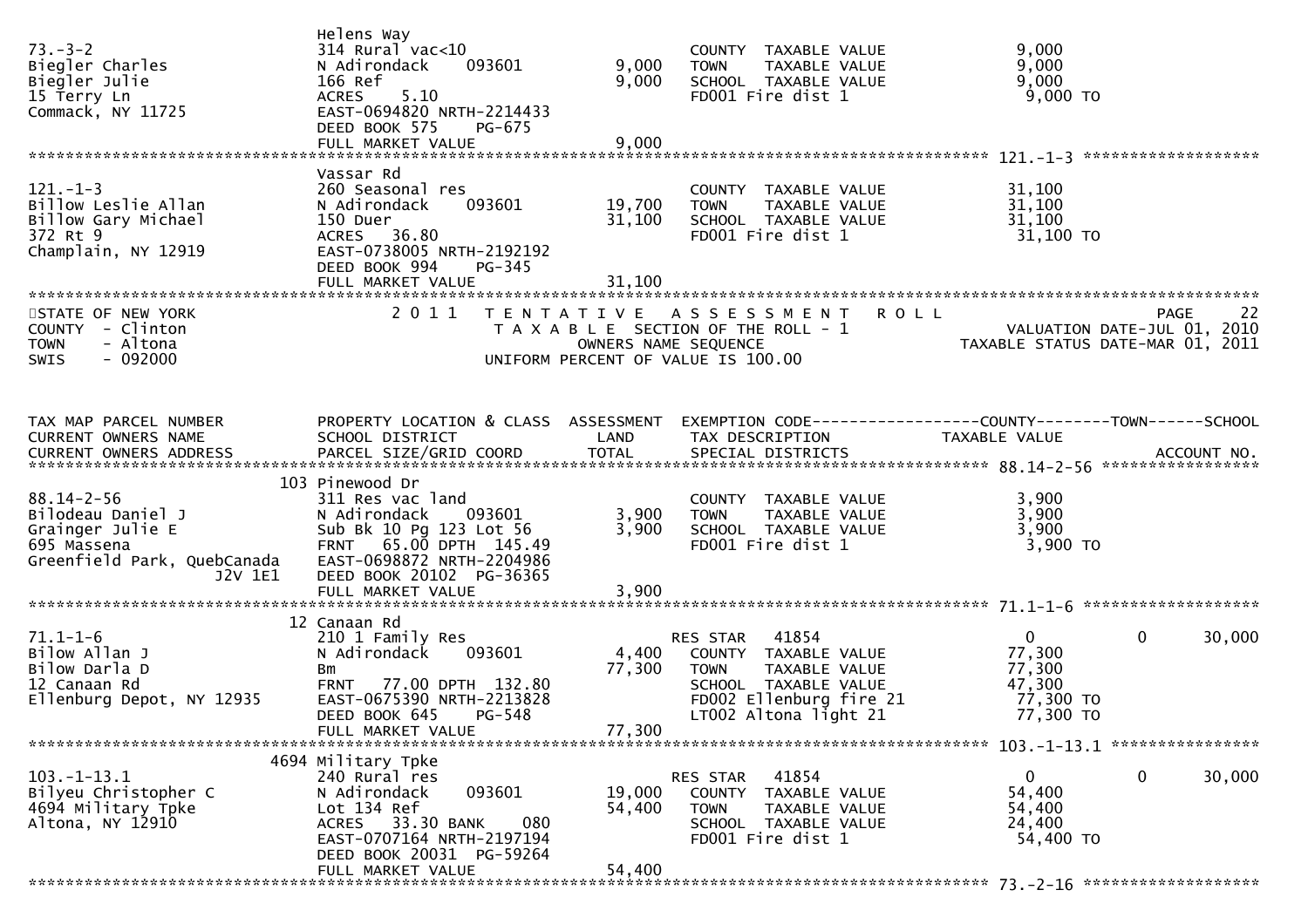```
73.-3-2                        Helens Way
Biegler Charles                314 Rural vac<10                     COUNTY  TAXABLE VALUE            9,000
Biegler Julie                  N Adirondack     093601      9,000   TOWN    TAXABLE VALUE            9,000
15 Terry Ln                    166 Ref                      9,000   SCHOOL  TAXABLE VALUE            9,000
Commack, NY 11725              ACRES    5.10                        FD001 Fire dist 1                 9,000 TO
                               EAST-0694820 NRTH-2214433
                               DEED BOOK 575    PG-675
                               FULL MARKET VALUE            9,000
******************************************************************************************************* 121.-1-3 ******************
                               Vassar Rd
121.-1-3                       260 Seasonal res                     COUNTY  TAXABLE VALUE           31,100
Billow Leslie Allan            N Adirondack     093601     19,700   TOWN    TAXABLE VALUE           31,100
Billow Gary Michael            150 Duer                    31,100   SCHOOL  TAXABLE VALUE           31,100
372 Rt 9                       ACRES   36.80                        FD001 Fire dist 1                31,100 TO
Champlain, NY 12919            EAST-0738005 NRTH-2192192
                               DEED BOOK 994    PG-345
                               FULL MARKET VALUE           31,100
************************************************************************************************************************************
STATE OF NEW YORK                2 0 1 1   T E N T A T I V E   A S S E S S M E N T   R O L L                                 PAGE    22
COUNTY  - Clinton                          T A X A B L E  SECTION OF THE ROLL - 1                       VALUATION DATE-JUL 01, 2010
TOWN    - Altona                                  OWNERS NAME SEQUENCE                               TAXABLE STATUS DATE-MAR 01, 2011
SWIS    - 092000                           UNIFORM PERCENT OF VALUE IS 100.00


TAX MAP PARCEL NUMBER          PROPERTY LOCATION & CLASS  ASSESSMENT  EXEMPTION CODE------------------COUNTY--------TOWN------SCHOOL
CURRENT OWNERS NAME            SCHOOL DISTRICT               LAND      TAX DESCRIPTION                TAXABLE VALUE
CURRENT OWNERS ADDRESS         PARCEL SIZE/GRID COORD       TOTAL      SPECIAL DISTRICTS                                  ACCOUNT NO.
******************************************************************************************************* 88.14-2-56 *****************
                           103 Pinewood Dr
88.14-2-56                     311 Res vac land                     COUNTY  TAXABLE VALUE            3,900
Bilodeau Daniel J              N Adirondack     093601      3,900   TOWN    TAXABLE VALUE            3,900
Grainger Julie E               Sub Bk 10 Pg 123 Lot 56      3,900   SCHOOL  TAXABLE VALUE            3,900
695 Massena                    FRNT   65.00 DPTH 145.49             FD001 Fire dist 1                 3,900 TO
Greenfield Park, QuebCanada    EAST-0698872 NRTH-2204986
                   J2V 1E1     DEED BOOK 20102  PG-36365
                               FULL MARKET VALUE            3,900
******************************************************************************************************* 71.1-1-6 ******************
                            12 Canaan Rd
71.1-1-6                       210 1 Family Res                     RES STAR   41854                     0             0      30,000
Bilow Allan J                  N Adirondack     093601      4,400   COUNTY  TAXABLE VALUE           77,300
Bilow Darla D                  Bm                          77,300   TOWN    TAXABLE VALUE           77,300
12 Canaan Rd                   FRNT   77.00 DPTH 132.80             SCHOOL  TAXABLE VALUE           47,300
Ellenburg Depot, NY 12935      EAST-0675390 NRTH-2213828            FD002 Ellenburg fire 21          77,300 TO
                               DEED BOOK 645    PG-548              LT002 Altona light 21            77,300 TO
                               FULL MARKET VALUE           77,300
******************************************************************************************************* 103.-1-13.1 ***************
                          4694 Military Tpke
103.-1-13.1                    240 Rural res                        RES STAR   41854                     0             0      30,000
Bilyeu Christopher C           N Adirondack     093601     19,000   COUNTY  TAXABLE VALUE           54,400
4694 Military Tpke             Lot 134 Ref                 54,400   TOWN    TAXABLE VALUE           54,400
Altona, NY 12910               ACRES   33.30 BANK     080           SCHOOL  TAXABLE VALUE           24,400
                               EAST-0707164 NRTH-2197194            FD001 Fire dist 1                54,400 TO
                               DEED BOOK 20031  PG-59264
                               FULL MARKET VALUE           54,400
******************************************************************************************************* 73.-2-16 ******************
```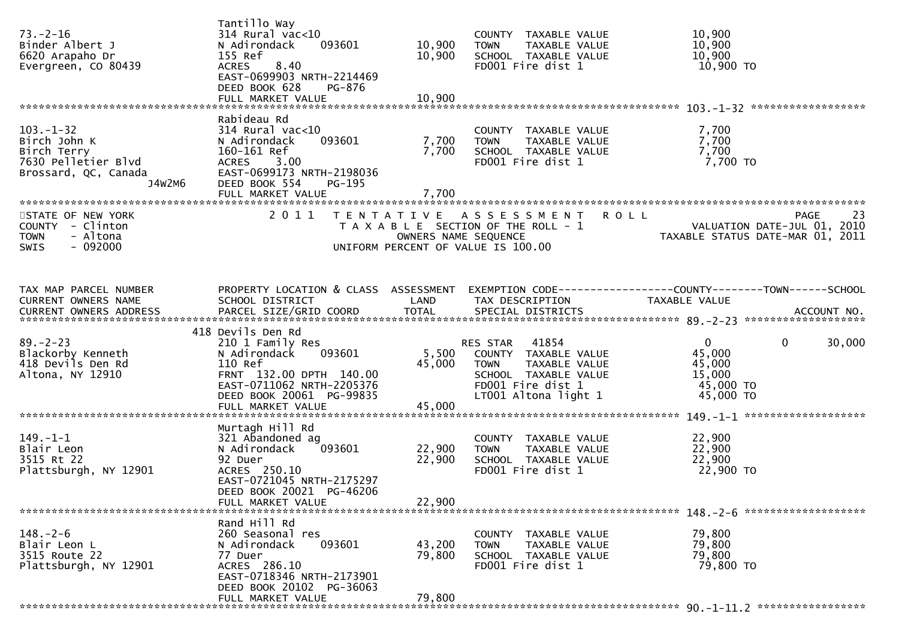| | | | | |
|---|---|---|---|---|
| 73.-2-16<br>Binder Albert J<br>6620 Arapaho Dr<br>Evergreen, CO 80439 | Tantillo Way<br>314 Rural vac<10<br>N Adirondack 093601<br>155 Ref<br>ACRES 8.40<br>EAST-0699903 NRTH-2214469<br>DEED BOOK 628 PG-876<br>FULL MARKET VALUE | 10,900<br>10,900<br><br><br><br><br><br>10,900 | COUNTY TAXABLE VALUE<br>TOWN TAXABLE VALUE<br>SCHOOL TAXABLE VALUE<br>FD001 Fire dist 1 | 10,900<br>10,900<br>10,900<br>10,900 TO |
| 103.-1-32<br>Birch John K<br>Birch Terry<br>7630 Pelletier Blvd<br>Brossard, QC, Canada<br>J4W2M6 | Rabideau Rd<br>314 Rural vac<10<br>N Adirondack 093601<br>160-161 Ref<br>ACRES 3.00<br>EAST-0699173 NRTH-2198036<br>DEED BOOK 554 PG-195<br>FULL MARKET VALUE | 7,700<br>7,700<br><br><br><br><br><br>7,700 | COUNTY TAXABLE VALUE<br>TOWN TAXABLE VALUE<br>SCHOOL TAXABLE VALUE<br>FD001 Fire dist 1 | 7,700<br>7,700<br>7,700<br>7,700 TO |

STATE OF NEW YORK
COUNTY - Clinton
TOWN - Altona
SWIS - 092000

2011 TENTATIVE ASSESSMENT ROLL
TAXABLE SECTION OF THE ROLL - 1
OWNERS NAME SEQUENCE
UNIFORM PERCENT OF VALUE IS 100.00

VALUATION DATE-JUL 01, 2010
TAXABLE STATUS DATE-MAR 01, 2011

| TAX MAP PARCEL NUMBER<br>CURRENT OWNERS NAME<br>CURRENT OWNERS ADDRESS | PROPERTY LOCATION & CLASS<br>SCHOOL DISTRICT<br>PARCEL SIZE/GRID COORD | ASSESSMENT<br>LAND<br>TOTAL | EXEMPTION CODE<br>TAX DESCRIPTION<br>SPECIAL DISTRICTS | COUNTY TAXABLE VALUE | TOWN | SCHOOL<br>ACCOUNT NO. |
|---|---|---|---|---|---|---|
| 89.-2-23<br>Blackorby Kenneth<br>418 Devils Den Rd<br>Altona, NY 12910 | 418 Devils Den Rd<br>210 1 Family Res<br>N Adirondack 093601<br>110 Ref<br>FRNT 132.00 DPTH 140.00<br>EAST-0711062 NRTH-2205376<br>DEED BOOK 20061 PG-99835<br>FULL MARKET VALUE | <br><br>5,500<br>45,000<br><br><br><br>45,000 | RES STAR 41854<br>COUNTY TAXABLE VALUE<br>TOWN TAXABLE VALUE<br>SCHOOL TAXABLE VALUE<br>FD001 Fire dist 1<br>LT001 Altona light 1 | 0<br>45,000<br>45,000<br>15,000<br>45,000 TO<br>45,000 TO | 0 | 30,000 |
| 149.-1-1<br>Blair Leon<br>3515 Rt 22<br>Plattsburgh, NY 12901 | Murtagh Hill Rd<br>321 Abandoned ag<br>N Adirondack 093601<br>92 Duer<br>ACRES 250.10<br>EAST-0721045 NRTH-2175297<br>DEED BOOK 20021 PG-46206<br>FULL MARKET VALUE | 22,900<br>22,900<br><br><br><br><br><br>22,900 | COUNTY TAXABLE VALUE<br>TOWN TAXABLE VALUE<br>SCHOOL TAXABLE VALUE<br>FD001 Fire dist 1 | 22,900<br>22,900<br>22,900<br>22,900 TO | | |
| 148.-2-6<br>Blair Leon L<br>3515 Route 22<br>Plattsburgh, NY 12901 | Rand Hill Rd<br>260 Seasonal res<br>N Adirondack 093601<br>77 Duer<br>ACRES 286.10<br>EAST-0718346 NRTH-2173901<br>DEED BOOK 20102 PG-36063<br>FULL MARKET VALUE | 43,200<br>79,800<br><br><br><br><br><br>79,800 | COUNTY TAXABLE VALUE<br>TOWN TAXABLE VALUE<br>SCHOOL TAXABLE VALUE<br>FD001 Fire dist 1 | 79,800<br>79,800<br>79,800<br>79,800 TO | | |

90.-1-11.2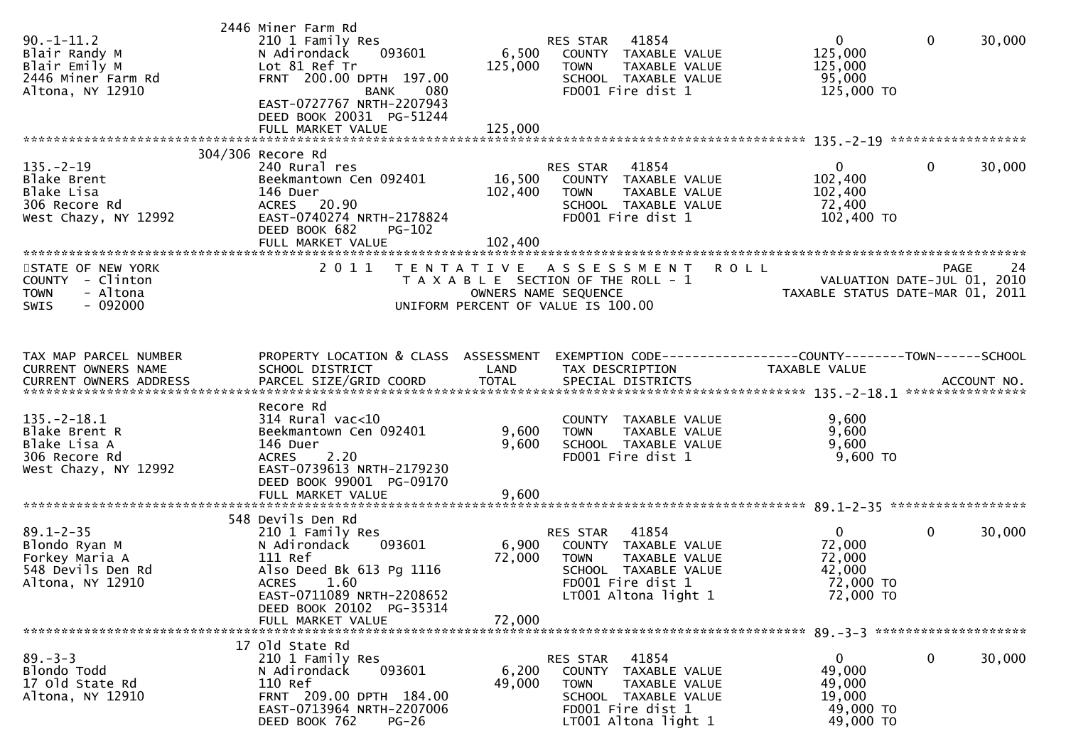2446 Miner Farm Rd

```
90.-1-11.2            210 1 Family Res                         RES STAR   41854                   0            0        30,000
Blair Randy M         N Adirondack     093601       6,500   COUNTY  TAXABLE VALUE            125,000
Blair Emily M         Lot 81 Ref Tr               125,000   TOWN    TAXABLE VALUE            125,000
2446 Miner Farm Rd    FRNT 200.00 DPTH 197.00               SCHOOL  TAXABLE VALUE             95,000
Altona, NY 12910                    BANK     080            FD001 Fire dist 1                125,000 TO
                      EAST-0727767 NRTH-2207943
                      DEED BOOK 20031  PG-51244
                      FULL MARKET VALUE           125,000
******************************************************************************************************* 135.-2-19 ******************
                 304/306 Recore Rd
135.-2-19             240 Rural res                            RES STAR   41854                   0            0        30,000
Blake Brent           Beekmantown Cen 092401       16,500   COUNTY  TAXABLE VALUE            102,400
Blake Lisa            146 Duer                    102,400   TOWN    TAXABLE VALUE            102,400
306 Recore Rd         ACRES   20.90                         SCHOOL  TAXABLE VALUE             72,400
West Chazy, NY 12992  EAST-0740274 NRTH-2178824             FD001 Fire dist 1                102,400 TO
                      DEED BOOK 682     PG-102
                      FULL MARKET VALUE           102,400
************************************************************************************************************************************
```

STATE OF NEW YORK — COUNTY - Clinton — TOWN - Altona — SWIS - 092000

2011 TENTATIVE ASSESSMENT ROLL — TAXABLE SECTION OF THE ROLL - 1 — OWNERS NAME SEQUENCE — UNIFORM PERCENT OF VALUE IS 100.00

PAGE 24 — VALUATION DATE-JUL 01, 2010 — TAXABLE STATUS DATE-MAR 01, 2011

```
TAX MAP PARCEL NUMBER     PROPERTY LOCATION & CLASS  ASSESSMENT  EXEMPTION CODE------------------COUNTY--------TOWN------SCHOOL
CURRENT OWNERS NAME       SCHOOL DISTRICT               LAND      TAX DESCRIPTION            TAXABLE VALUE
CURRENT OWNERS ADDRESS    PARCEL SIZE/GRID COORD        TOTAL     SPECIAL DISTRICTS                                  ACCOUNT NO.
******************************************************************************************************* 135.-2-18.1 ****************
                      Recore Rd
135.-2-18.1           314 Rural vac<10                         COUNTY  TAXABLE VALUE              9,600
Blake Brent R         Beekmantown Cen 092401        9,600   TOWN    TAXABLE VALUE              9,600
Blake Lisa A          146 Duer                      9,600   SCHOOL  TAXABLE VALUE              9,600
306 Recore Rd         ACRES    2.20                         FD001 Fire dist 1                  9,600 TO
West Chazy, NY 12992  EAST-0739613 NRTH-2179230
                      DEED BOOK 99001  PG-09170
                      FULL MARKET VALUE             9,600
******************************************************************************************************* 89.1-2-35 ******************
                  548 Devils Den Rd
89.1-2-35             210 1 Family Res                         RES STAR   41854                   0            0        30,000
Blondo Ryan M         N Adirondack     093601       6,900   COUNTY  TAXABLE VALUE             72,000
Forkey Maria A        111 Ref                      72,000   TOWN    TAXABLE VALUE             72,000
548 Devils Den Rd     Also Deed Bk 613 Pg 1116              SCHOOL  TAXABLE VALUE             42,000
Altona, NY 12910      ACRES    1.60                         FD001 Fire dist 1                 72,000 TO
                      EAST-0711089 NRTH-2208652             LT001 Altona light 1              72,000 TO
                      DEED BOOK 20102  PG-35314
                      FULL MARKET VALUE            72,000
******************************************************************************************************* 89.-3-3 ********************
                   17 Old State Rd
89.-3-3               210 1 Family Res                         RES STAR   41854                   0            0        30,000
Blondo Todd           N Adirondack     093601       6,200   COUNTY  TAXABLE VALUE             49,000
17 Old State Rd       110 Ref                      49,000   TOWN    TAXABLE VALUE             49,000
Altona, NY 12910      FRNT 209.00 DPTH 184.00               SCHOOL  TAXABLE VALUE             19,000
                      EAST-0713964 NRTH-2207006             FD001 Fire dist 1                 49,000 TO
                      DEED BOOK 762     PG-26               LT001 Altona light 1              49,000 TO
```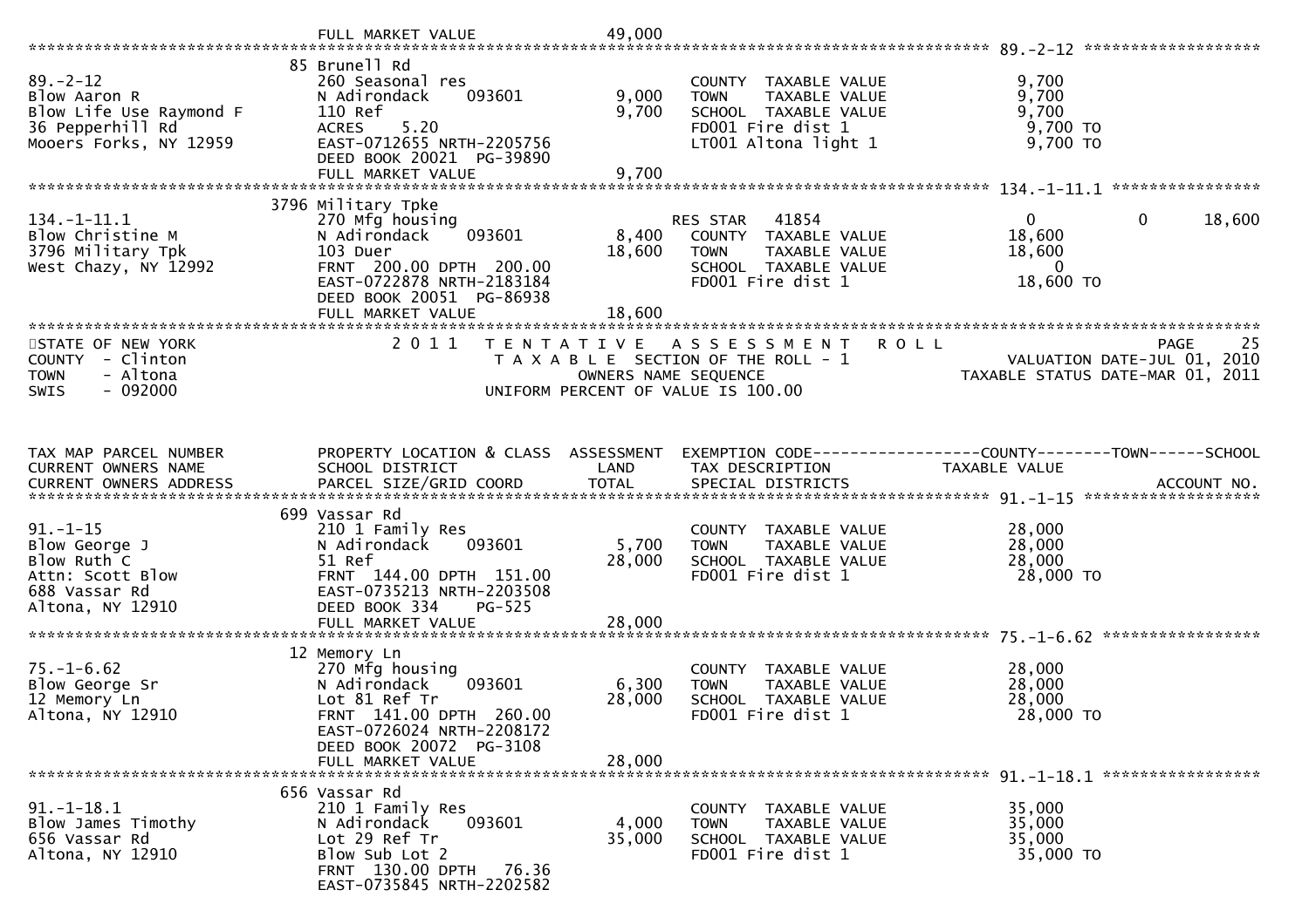FULL MARKET VALUE 49,000

**89.-2-12**

| Field | Value |
|---|---|
| Tax Map Parcel Number | 89.-2-12 |
| Property Location | 85 Brunell Rd |
| Current Owners | Blow Aaron R; Blow Life Use Raymond F |
| Owners Address | 36 Pepperhill Rd, Mooers Forks, NY 12959 |
| Class | 260 Seasonal res |
| School District | N Adirondack 093601 |
| Parcel Size/Grid Coord | 110 Ref; ACRES 5.20; EAST-0712655 NRTH-2205756 |
| Deed | DEED BOOK 20021 PG-39890 |
| Assessment Land | 9,000 |
| Assessment Total | 9,700 |
| COUNTY TAXABLE VALUE | 9,700 |
| TOWN TAXABLE VALUE | 9,700 |
| SCHOOL TAXABLE VALUE | 9,700 |
| FD001 Fire dist 1 | 9,700 TO |
| LT001 Altona light 1 | 9,700 TO |
| FULL MARKET VALUE | 9,700 |

**134.-1-11.1**

| Field | Value |
|---|---|
| Tax Map Parcel Number | 134.-1-11.1 |
| Property Location | 3796 Military Tpke |
| Current Owners | Blow Christine M |
| Owners Address | 3796 Military Tpk, West Chazy, NY 12992 |
| Class | 270 Mfg housing |
| School District | N Adirondack 093601 |
| Parcel Size/Grid Coord | 103 Duer; FRNT 200.00 DPTH 200.00; EAST-0722878 NRTH-2183184 |
| Deed | DEED BOOK 20051 PG-86938 |
| Assessment Land | 8,400 |
| Assessment Total | 18,600 |
| RES STAR 41854 | County 0; Town 0; School 18,600 |
| COUNTY TAXABLE VALUE | 18,600 |
| TOWN TAXABLE VALUE | 18,600 |
| SCHOOL TAXABLE VALUE | 0 |
| FD001 Fire dist 1 | 18,600 TO |
| FULL MARKET VALUE | 18,600 |

STATE OF NEW YORK — COUNTY - Clinton — TOWN - Altona — SWIS - 092000

2011 TENTATIVE ASSESSMENT ROLL — TAXABLE SECTION OF THE ROLL - 1 — OWNERS NAME SEQUENCE — UNIFORM PERCENT OF VALUE IS 100.00

VALUATION DATE-JUL 01, 2010 — TAXABLE STATUS DATE-MAR 01, 2011

| TAX MAP PARCEL NUMBER / CURRENT OWNERS NAME / CURRENT OWNERS ADDRESS | PROPERTY LOCATION & CLASS / SCHOOL DISTRICT / PARCEL SIZE/GRID COORD | ASSESSMENT LAND | ASSESSMENT TOTAL | EXEMPTION CODE / TAX DESCRIPTION / SPECIAL DISTRICTS | COUNTY TAXABLE VALUE | TOWN | SCHOOL | ACCOUNT NO. |
|---|---|---|---|---|---|---|---|---|
| 91.-1-15 | 699 Vassar Rd | | | | | | | |
| Blow George J | 210 1 Family Res | | | COUNTY TAXABLE VALUE | 28,000 | | | |
| Blow Ruth C | N Adirondack 093601 | 5,700 | | TOWN TAXABLE VALUE | 28,000 | | | |
| Attn: Scott Blow | 51 Ref | | 28,000 | SCHOOL TAXABLE VALUE | 28,000 | | | |
| 688 Vassar Rd | FRNT 144.00 DPTH 151.00 | | | FD001 Fire dist 1 | 28,000 TO | | | |
| Altona, NY 12910 | EAST-0735213 NRTH-2203508 | | | | | | | |
| | DEED BOOK 334 PG-525 | | | | | | | |
| | FULL MARKET VALUE | | 28,000 | | | | | |
| 75.-1-6.62 | 12 Memory Ln | | | | | | | |
| Blow George Sr | 270 Mfg housing | | | COUNTY TAXABLE VALUE | 28,000 | | | |
| 12 Memory Ln | N Adirondack 093601 | 6,300 | | TOWN TAXABLE VALUE | 28,000 | | | |
| Altona, NY 12910 | Lot 81 Ref Tr | | 28,000 | SCHOOL TAXABLE VALUE | 28,000 | | | |
| | FRNT 141.00 DPTH 260.00 | | | FD001 Fire dist 1 | 28,000 TO | | | |
| | EAST-0726024 NRTH-2208172 | | | | | | | |
| | DEED BOOK 20072 PG-3108 | | | | | | | |
| | FULL MARKET VALUE | | 28,000 | | | | | |
| 91.-1-18.1 | 656 Vassar Rd | | | | | | | |
| Blow James Timothy | 210 1 Family Res | | | COUNTY TAXABLE VALUE | 35,000 | | | |
| 656 Vassar Rd | N Adirondack 093601 | 4,000 | | TOWN TAXABLE VALUE | 35,000 | | | |
| Altona, NY 12910 | Lot 29 Ref Tr | | 35,000 | SCHOOL TAXABLE VALUE | 35,000 | | | |
| | Blow Sub Lot 2 | | | FD001 Fire dist 1 | 35,000 TO | | | |
| | FRNT 130.00 DPTH 76.36 | | | | | | | |
| | EAST-0735845 NRTH-2202582 | | | | | | | |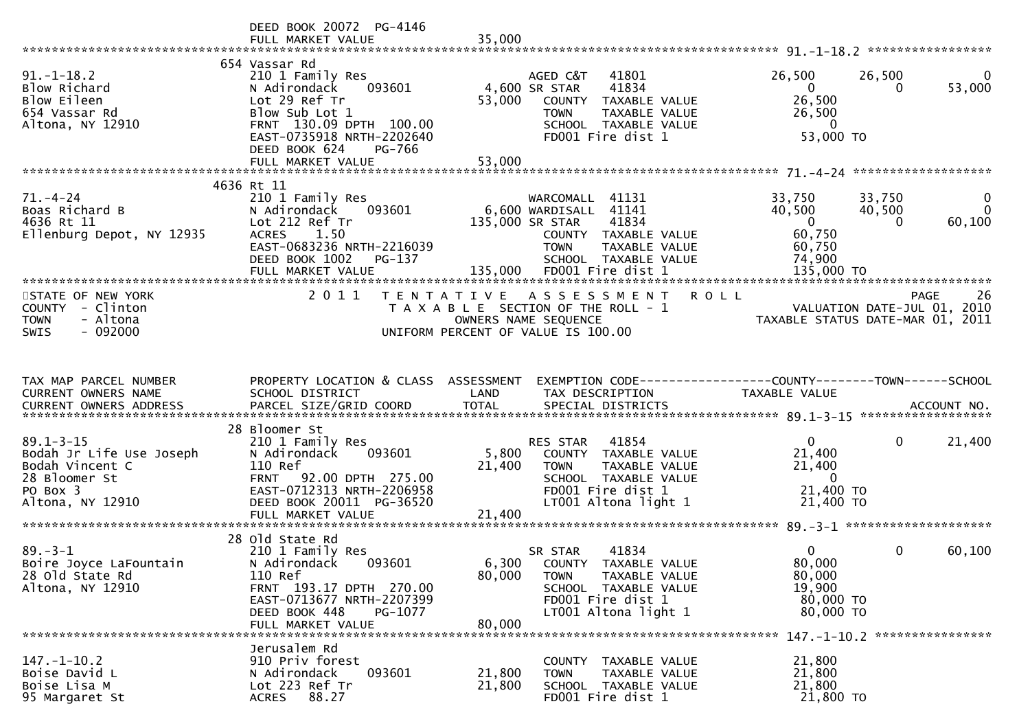DEED BOOK 20072 PG-4146
FULL MARKET VALUE 35,000

**91.-1-18.2**

| | | | | | | |
|---|---|---|---|---|---|---|
| 91.-1-18.2 | 654 Vassar Rd | | AGED C&T 41801 | 26,500 | 26,500 | 0 |
| Blow Richard | 210 1 Family Res | | SR STAR 41834 | 0 | 0 | 53,000 |
| Blow Eileen | N Adirondack 093601 | 4,600 | COUNTY TAXABLE VALUE | 26,500 | | |
| 654 Vassar Rd | Lot 29 Ref Tr | 53,000 | TOWN TAXABLE VALUE | 26,500 | | |
| Altona, NY 12910 | Blow Sub Lot 1 | | SCHOOL TAXABLE VALUE | 0 | | |
| | FRNT 130.09 DPTH 100.00 | | FD001 Fire dist 1 | 53,000 TO | | |
| | EAST-0735918 NRTH-2202640 | | | | | |
| | DEED BOOK 624 PG-766 | | | | | |
| | FULL MARKET VALUE | 53,000 | | | | |

**71.-4-24**

| | | | | | | |
|---|---|---|---|---|---|---|
| 71.-4-24 | 4636 Rt 11 | | WARCOMALL 41131 | 33,750 | 33,750 | 0 |
| Boas Richard B | 210 1 Family Res | 6,600 | WARDISALL 41141 | 40,500 | 40,500 | 0 |
| 4636 Rt 11 | N Adirondack 093601 | 135,000 | SR STAR 41834 | 0 | 0 | 60,100 |
| Ellenburg Depot, NY 12935 | Lot 212 Ref Tr | | COUNTY TAXABLE VALUE | 60,750 | | |
| | ACRES 1.50 | | TOWN TAXABLE VALUE | 60,750 | | |
| | EAST-0683236 NRTH-2216039 | | SCHOOL TAXABLE VALUE | 74,900 | | |
| | DEED BOOK 1002 PG-137 | | | | | |
| | FULL MARKET VALUE | 135,000 | FD001 Fire dist 1 | 135,000 TO | | |

STATE OF NEW YORK
COUNTY - Clinton
TOWN - Altona
SWIS - 092000

2011 TENTATIVE ASSESSMENT ROLL
TAXABLE SECTION OF THE ROLL - 1
OWNERS NAME SEQUENCE
UNIFORM PERCENT OF VALUE IS 100.00

VALUATION DATE-JUL 01, 2010
TAXABLE STATUS DATE-MAR 01, 2011

| TAX MAP PARCEL NUMBER / CURRENT OWNERS NAME / CURRENT OWNERS ADDRESS | PROPERTY LOCATION & CLASS / SCHOOL DISTRICT / PARCEL SIZE/GRID COORD | ASSESSMENT LAND / TOTAL | EXEMPTION CODE / TAX DESCRIPTION / SPECIAL DISTRICTS | COUNTY TAXABLE VALUE | TOWN | SCHOOL ACCOUNT NO. |
|---|---|---|---|---|---|---|
| **89.1-3-15** | 28 Bloomer St | | | | | |
| 89.1-3-15 | 210 1 Family Res | | RES STAR 41854 | 0 | 0 | 21,400 |
| Bodah Jr Life Use Joseph | N Adirondack 093601 | 5,800 | COUNTY TAXABLE VALUE | 21,400 | | |
| Bodah Vincent C | 110 Ref | 21,400 | TOWN TAXABLE VALUE | 21,400 | | |
| 28 Bloomer St | FRNT 92.00 DPTH 275.00 | | SCHOOL TAXABLE VALUE | 0 | | |
| PO Box 3 | EAST-0712313 NRTH-2206958 | | FD001 Fire dist 1 | 21,400 TO | | |
| Altona, NY 12910 | DEED BOOK 20011 PG-36520 | | LT001 Altona light 1 | 21,400 TO | | |
| | FULL MARKET VALUE | 21,400 | | | | |
| **89.-3-1** | 28 Old State Rd | | | | | |
| 89.-3-1 | 210 1 Family Res | | SR STAR 41834 | 0 | 0 | 60,100 |
| Boire Joyce LaFountain | N Adirondack 093601 | 6,300 | COUNTY TAXABLE VALUE | 80,000 | | |
| 28 Old State Rd | 110 Ref | 80,000 | TOWN TAXABLE VALUE | 80,000 | | |
| Altona, NY 12910 | FRNT 193.17 DPTH 270.00 | | SCHOOL TAXABLE VALUE | 19,900 | | |
| | EAST-0713677 NRTH-2207399 | | FD001 Fire dist 1 | 80,000 TO | | |
| | DEED BOOK 448 PG-1077 | | LT001 Altona light 1 | 80,000 TO | | |
| | FULL MARKET VALUE | 80,000 | | | | |
| **147.-1-10.2** | Jerusalem Rd | | | | | |
| 147.-1-10.2 | 910 Priv forest | | COUNTY TAXABLE VALUE | 21,800 | | |
| Boise David L | N Adirondack 093601 | 21,800 | TOWN TAXABLE VALUE | 21,800 | | |
| Boise Lisa M | Lot 223 Ref Tr | 21,800 | SCHOOL TAXABLE VALUE | 21,800 | | |
| 95 Margaret St | ACRES 88.27 | | FD001 Fire dist 1 | 21,800 TO | | |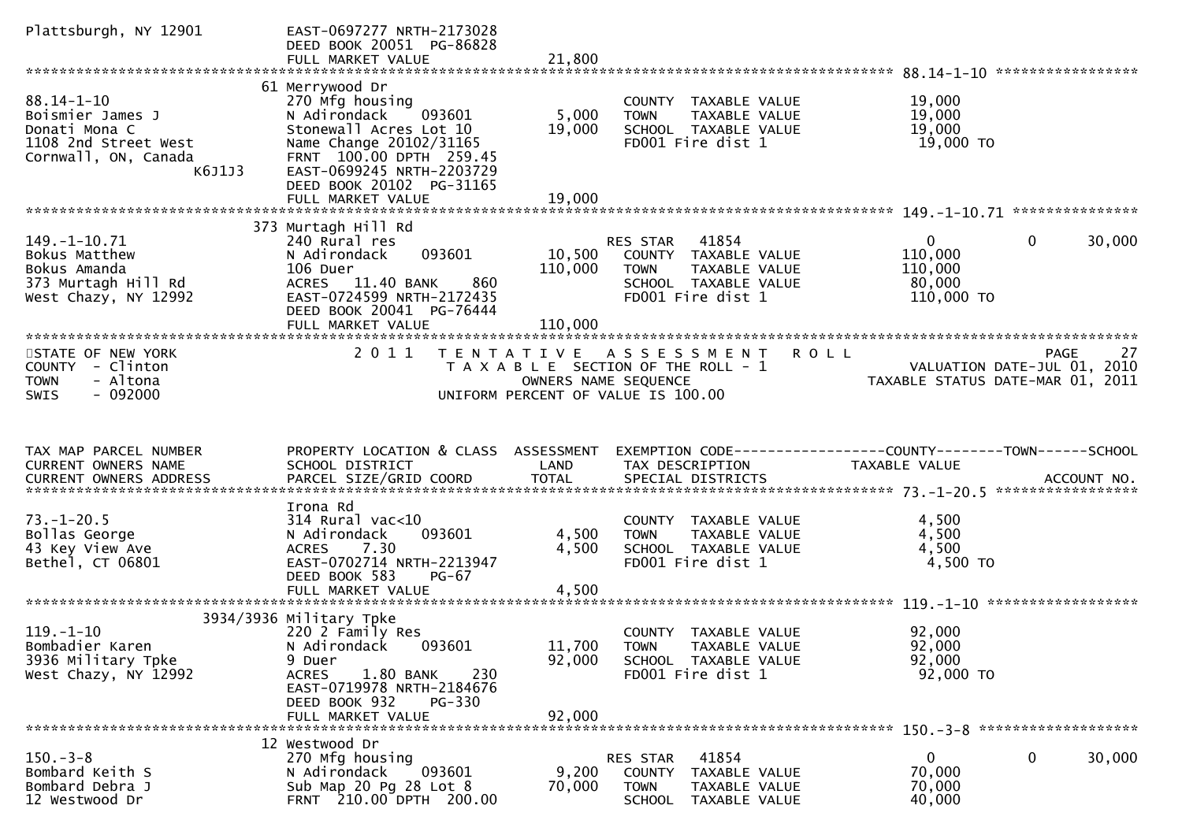Plattsburgh, NY 12901 &nbsp;&nbsp;&nbsp;&nbsp; EAST-0697277 NRTH-2173028
DEED BOOK 20051 PG-86828
FULL MARKET VALUE 21,800

**88.14-1-10**

| TAX MAP PARCEL NUMBER / CURRENT OWNERS NAME / CURRENT OWNERS ADDRESS | PROPERTY LOCATION & CLASS / SCHOOL DISTRICT / PARCEL SIZE/GRID COORD | ASSESSMENT LAND / TOTAL | EXEMPTION CODE / TAX DESCRIPTION / SPECIAL DISTRICTS | COUNTY TAXABLE VALUE | TOWN | SCHOOL / ACCOUNT NO. |
|---|---|---|---|---|---|---|
| | 61 Merrywood Dr | | | | | |
| 88.14-1-10 | 270 Mfg housing | | COUNTY TAXABLE VALUE | 19,000 | | |
| Boismier James J | N Adirondack 093601 | 5,000 | TOWN TAXABLE VALUE | 19,000 | | |
| Donati Mona C | Stonewall Acres Lot 10 | 19,000 | SCHOOL TAXABLE VALUE | 19,000 | | |
| 1108 2nd Street West | Name Change 20102/31165 | | FD001 Fire dist 1 | 19,000 TO | | |
| Cornwall, ON, Canada | FRNT 100.00 DPTH 259.45 | | | | | |
| K6J1J3 | EAST-0699245 NRTH-2203729 | | | | | |
| | DEED BOOK 20102 PG-31165 | | | | | |
| | FULL MARKET VALUE | 19,000 | | | | |

**149.-1-10.71**

| TAX MAP PARCEL NUMBER / CURRENT OWNERS NAME / CURRENT OWNERS ADDRESS | PROPERTY LOCATION & CLASS / SCHOOL DISTRICT / PARCEL SIZE/GRID COORD | ASSESSMENT LAND / TOTAL | EXEMPTION CODE / TAX DESCRIPTION / SPECIAL DISTRICTS | COUNTY TAXABLE VALUE | TOWN | SCHOOL / ACCOUNT NO. |
|---|---|---|---|---|---|---|
| | 373 Murtagh Hill Rd | | | | | |
| 149.-1-10.71 | 240 Rural res | | RES STAR 41854 | 0 | 0 | 30,000 |
| Bokus Matthew | N Adirondack 093601 | 10,500 | COUNTY TAXABLE VALUE | 110,000 | | |
| Bokus Amanda | 106 Duer | 110,000 | TOWN TAXABLE VALUE | 110,000 | | |
| 373 Murtagh Hill Rd | ACRES 11.40 BANK 860 | | SCHOOL TAXABLE VALUE | 80,000 | | |
| West Chazy, NY 12992 | EAST-0724599 NRTH-2172435 | | FD001 Fire dist 1 | 110,000 TO | | |
| | DEED BOOK 20041 PG-76444 | | | | | |
| | FULL MARKET VALUE | 110,000 | | | | |

STATE OF NEW YORK &nbsp; COUNTY - Clinton &nbsp; TOWN - Altona &nbsp; SWIS - 092000

2011 TENTATIVE ASSESSMENT ROLL
TAXABLE SECTION OF THE ROLL - 1
OWNERS NAME SEQUENCE
UNIFORM PERCENT OF VALUE IS 100.00

VALUATION DATE-JUL 01, 2010
TAXABLE STATUS DATE-MAR 01, 2011

| TAX MAP PARCEL NUMBER / CURRENT OWNERS NAME / CURRENT OWNERS ADDRESS | PROPERTY LOCATION & CLASS / SCHOOL DISTRICT / PARCEL SIZE/GRID COORD | ASSESSMENT LAND / TOTAL | EXEMPTION CODE / TAX DESCRIPTION / SPECIAL DISTRICTS | COUNTY TAXABLE VALUE | TOWN | SCHOOL / ACCOUNT NO. |
|---|---|---|---|---|---|---|
| **73.-1-20.5** | | | | | | |
| | Irona Rd | | | | | |
| 73.-1-20.5 | 314 Rural vac<10 | | COUNTY TAXABLE VALUE | 4,500 | | |
| Bollas George | N Adirondack 093601 | 4,500 | TOWN TAXABLE VALUE | 4,500 | | |
| 43 Key View Ave | ACRES 7.30 | 4,500 | SCHOOL TAXABLE VALUE | 4,500 | | |
| Bethel, CT 06801 | EAST-0702714 NRTH-2213947 | | FD001 Fire dist 1 | 4,500 TO | | |
| | DEED BOOK 583 PG-67 | | | | | |
| | FULL MARKET VALUE | 4,500 | | | | |
| **119.-1-10** | | | | | | |
| | 3934/3936 Military Tpke | | | | | |
| 119.-1-10 | 220 2 Family Res | | COUNTY TAXABLE VALUE | 92,000 | | |
| Bombadier Karen | N Adirondack 093601 | 11,700 | TOWN TAXABLE VALUE | 92,000 | | |
| 3936 Military Tpke | 9 Duer | 92,000 | SCHOOL TAXABLE VALUE | 92,000 | | |
| West Chazy, NY 12992 | ACRES 1.80 BANK 230 | | FD001 Fire dist 1 | 92,000 TO | | |
| | EAST-0719978 NRTH-2184676 | | | | | |
| | DEED BOOK 932 PG-330 | | | | | |
| | FULL MARKET VALUE | 92,000 | | | | |
| **150.-3-8** | | | | | | |
| | 12 Westwood Dr | | | | | |
| 150.-3-8 | 270 Mfg housing | | RES STAR 41854 | 0 | 0 | 30,000 |
| Bombard Keith S | N Adirondack 093601 | 9,200 | COUNTY TAXABLE VALUE | 70,000 | | |
| Bombard Debra J | Sub Map 20 Pg 28 Lot 8 | 70,000 | TOWN TAXABLE VALUE | 70,000 | | |
| 12 Westwood Dr | FRNT 210.00 DPTH 200.00 | | SCHOOL TAXABLE VALUE | 40,000 | | |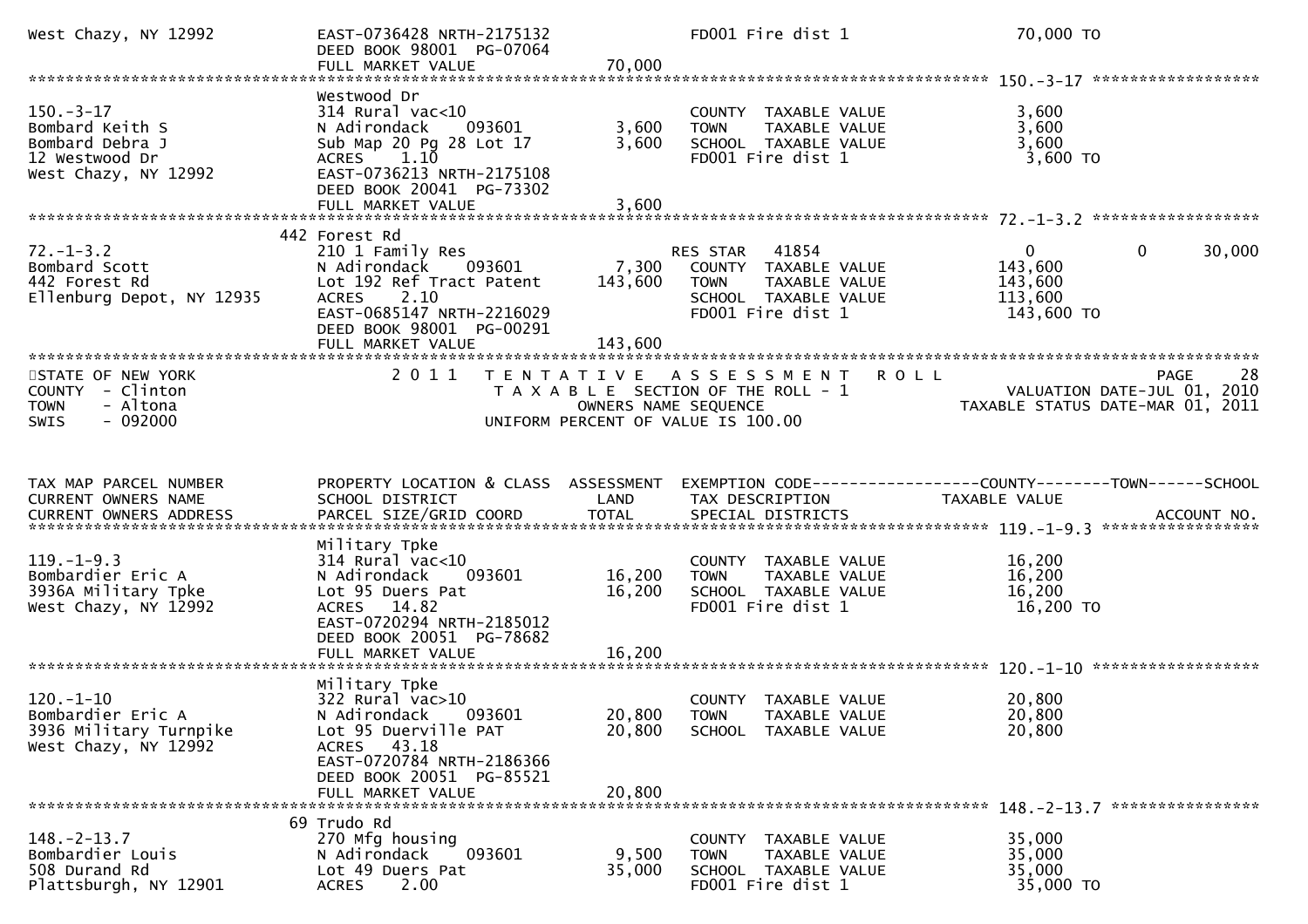```
West Chazy, NY 12992           EAST-0736428 NRTH-2175132              FD001 Fire dist 1                    70,000 TO
                               DEED BOOK 98001  PG-07064
                               FULL MARKET VALUE              70,000
******************************************************************************************************* 150.-3-17 ******************
                               Westwood Dr
150.-3-17                      314 Rural vac<10                       COUNTY  TAXABLE VALUE                 3,600
Bombard Keith S                N Adirondack      093601        3,600  TOWN    TAXABLE VALUE                 3,600
Bombard Debra J                Sub Map 20 Pg 28 Lot 17         3,600  SCHOOL  TAXABLE VALUE                 3,600
12 Westwood Dr                 ACRES    1.10                          FD001 Fire dist 1                     3,600 TO
West Chazy, NY 12992           EAST-0736213 NRTH-2175108
                               DEED BOOK 20041  PG-73302
                               FULL MARKET VALUE               3,600
******************************************************************************************************* 72.-1-3.2 ******************
                           442 Forest Rd
72.-1-3.2                      210 1 Family Res                       RES STAR    41854                     0             0      30,000
Bombard Scott                  N Adirondack      093601        7,300  COUNTY  TAXABLE VALUE               143,600
442 Forest Rd                  Lot 192 Ref Tract Patent      143,600  TOWN    TAXABLE VALUE               143,600
Ellenburg Depot, NY 12935      ACRES    2.10                          SCHOOL  TAXABLE VALUE               113,600
                               EAST-0685147 NRTH-2216029              FD001 Fire dist 1                   143,600 TO
                               DEED BOOK 98001  PG-00291
                               FULL MARKET VALUE             143,600
************************************************************************************************************************************
STATE OF NEW YORK                  2 0 1 1   T E N T A T I V E   A S S E S S M E N T   R O L L                             PAGE    28
COUNTY  - Clinton                            T A X A B L E  SECTION OF THE ROLL - 1                       VALUATION DATE-JUL 01, 2010
TOWN    - Altona                                    OWNERS NAME SEQUENCE                               TAXABLE STATUS DATE-MAR 01, 2011
SWIS    - 092000                               UNIFORM PERCENT OF VALUE IS 100.00


TAX MAP PARCEL NUMBER          PROPERTY LOCATION & CLASS  ASSESSMENT  EXEMPTION CODE------------------COUNTY--------TOWN------SCHOOL
CURRENT OWNERS NAME            SCHOOL DISTRICT               LAND     TAX DESCRIPTION              TAXABLE VALUE
CURRENT OWNERS ADDRESS         PARCEL SIZE/GRID COORD        TOTAL    SPECIAL DISTRICTS                                   ACCOUNT NO.
******************************************************************************************************* 119.-1-9.3 *****************
                               Military Tpke
119.-1-9.3                     314 Rural vac<10                       COUNTY  TAXABLE VALUE                16,200
Bombardier Eric A              N Adirondack      093601       16,200  TOWN    TAXABLE VALUE                16,200
3936A Military Tpke            Lot 95 Duers Pat               16,200  SCHOOL  TAXABLE VALUE                16,200
West Chazy, NY 12992           ACRES   14.82                          FD001 Fire dist 1                    16,200 TO
                               EAST-0720294 NRTH-2185012
                               DEED BOOK 20051  PG-78682
                               FULL MARKET VALUE              16,200
******************************************************************************************************* 120.-1-10 ******************
                               Military Tpke
120.-1-10                      322 Rural vac>10                       COUNTY  TAXABLE VALUE                20,800
Bombardier Eric A              N Adirondack      093601       20,800  TOWN    TAXABLE VALUE                20,800
3936 Military Turnpike         Lot 95 Duerville PAT           20,800  SCHOOL  TAXABLE VALUE                20,800
West Chazy, NY 12992           ACRES   43.18
                               EAST-0720784 NRTH-2186366
                               DEED BOOK 20051  PG-85521
                               FULL MARKET VALUE              20,800
******************************************************************************************************* 148.-2-13.7 ****************
                            69 Trudo Rd
148.-2-13.7                    270 Mfg housing                        COUNTY  TAXABLE VALUE                35,000
Bombardier Louis               N Adirondack      093601        9,500  TOWN    TAXABLE VALUE                35,000
508 Durand Rd                  Lot 49 Duers Pat               35,000  SCHOOL  TAXABLE VALUE                35,000
Plattsburgh, NY 12901          ACRES    2.00                          FD001 Fire dist 1                    35,000 TO
```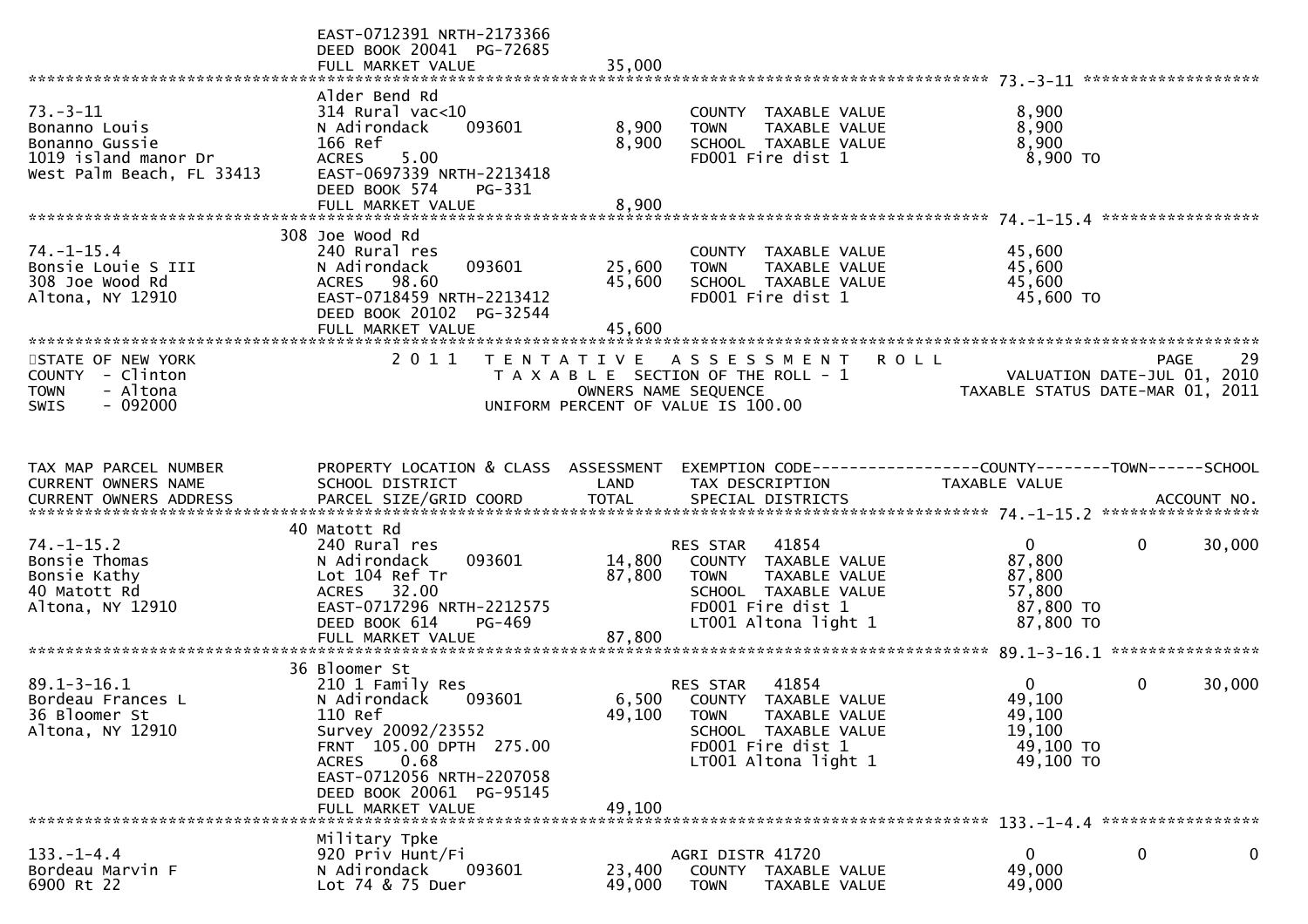EAST-0712391 NRTH-2173366
DEED BOOK 20041 PG-72685
FULL MARKET VALUE 35,000

******************************************************************************************************* 73.-3-11 *******************

| TAX MAP PARCEL NUMBER / CURRENT OWNERS NAME / CURRENT OWNERS ADDRESS | PROPERTY LOCATION & CLASS / SCHOOL DISTRICT / PARCEL SIZE/GRID COORD | ASSESSMENT LAND | TOTAL | EXEMPTION CODE / TAX DESCRIPTION / SPECIAL DISTRICTS | COUNTY TAXABLE VALUE | TOWN | SCHOOL |
|---|---|---|---|---|---|---|---|
| 73.-3-11 | Alder Bend Rd | | | | | | |
| Bonanno Louis | 314 Rural vac<10 | | | COUNTY TAXABLE VALUE | 8,900 | | |
| Bonanno Gussie | N Adirondack 093601 | 8,900 | | TOWN TAXABLE VALUE | 8,900 | | |
| 1019 island manor Dr | 166 Ref | | 8,900 | SCHOOL TAXABLE VALUE | 8,900 | | |
| West Palm Beach, FL 33413 | ACRES 5.00 | | | FD001 Fire dist 1 | 8,900 TO | | |
| | EAST-0697339 NRTH-2213418 | | | | | | |
| | DEED BOOK 574 PG-331 | | | | | | |
| | FULL MARKET VALUE | | 8,900 | | | | |
| 74.-1-15.4 | 308 Joe Wood Rd | | | | | | |
| Bonsie Louie S III | 240 Rural res | | | COUNTY TAXABLE VALUE | 45,600 | | |
| 308 Joe Wood Rd | N Adirondack 093601 | 25,600 | | TOWN TAXABLE VALUE | 45,600 | | |
| Altona, NY 12910 | ACRES 98.60 | | 45,600 | SCHOOL TAXABLE VALUE | 45,600 | | |
| | EAST-0718459 NRTH-2213412 | | | FD001 Fire dist 1 | 45,600 TO | | |
| | DEED BOOK 20102 PG-32544 | | | | | | |
| | FULL MARKET VALUE | | 45,600 | | | | |

STATE OF NEW YORK
COUNTY - Clinton
TOWN - Altona
SWIS - 092000

2011 TENTATIVE ASSESSMENT ROLL
TAXABLE SECTION OF THE ROLL - 1
OWNERS NAME SEQUENCE
UNIFORM PERCENT OF VALUE IS 100.00

VALUATION DATE-JUL 01, 2010
TAXABLE STATUS DATE-MAR 01, 2011

| TAX MAP PARCEL NUMBER / CURRENT OWNERS NAME / CURRENT OWNERS ADDRESS | PROPERTY LOCATION & CLASS / SCHOOL DISTRICT / PARCEL SIZE/GRID COORD | ASSESSMENT LAND | TOTAL | EXEMPTION CODE / TAX DESCRIPTION / SPECIAL DISTRICTS | COUNTY TAXABLE VALUE | TOWN | SCHOOL (ACCOUNT NO.) |
|---|---|---|---|---|---|---|---|
| 74.-1-15.2 | 40 Matott Rd | | | | | | |
| Bonsie Thomas | 240 Rural res | | | RES STAR 41854 | 0 | 0 | 30,000 |
| Bonsie Kathy | N Adirondack 093601 | 14,800 | | COUNTY TAXABLE VALUE | 87,800 | | |
| 40 Matott Rd | Lot 104 Ref Tr | | 87,800 | TOWN TAXABLE VALUE | 87,800 | | |
| Altona, NY 12910 | ACRES 32.00 | | | SCHOOL TAXABLE VALUE | 57,800 | | |
| | EAST-0717296 NRTH-2212575 | | | FD001 Fire dist 1 | 87,800 TO | | |
| | DEED BOOK 614 PG-469 | | | LT001 Altona light 1 | 87,800 TO | | |
| | FULL MARKET VALUE | | 87,800 | | | | |
| 89.1-3-16.1 | 36 Bloomer St | | | | | | |
| Bordeau Frances L | 210 1 Family Res | | | RES STAR 41854 | 0 | 0 | 30,000 |
| 36 Bloomer St | N Adirondack 093601 | 6,500 | | COUNTY TAXABLE VALUE | 49,100 | | |
| Altona, NY 12910 | 110 Ref | | 49,100 | TOWN TAXABLE VALUE | 49,100 | | |
| | Survey 20092/23552 | | | SCHOOL TAXABLE VALUE | 19,100 | | |
| | FRNT 105.00 DPTH 275.00 | | | FD001 Fire dist 1 | 49,100 TO | | |
| | ACRES 0.68 | | | LT001 Altona light 1 | 49,100 TO | | |
| | EAST-0712056 NRTH-2207058 | | | | | | |
| | DEED BOOK 20061 PG-95145 | | | | | | |
| | FULL MARKET VALUE | | 49,100 | | | | |
| 133.-1-4.4 | Military Tpke | | | | | | |
| Bordeau Marvin F | 920 Priv Hunt/Fi | | | AGRI DISTR 41720 | 0 | 0 | 0 |
| 6900 Rt 22 | N Adirondack 093601 | 23,400 | | COUNTY TAXABLE VALUE | 49,000 | | |
| | Lot 74 & 75 Duer | | 49,000 | TOWN TAXABLE VALUE | 49,000 | | |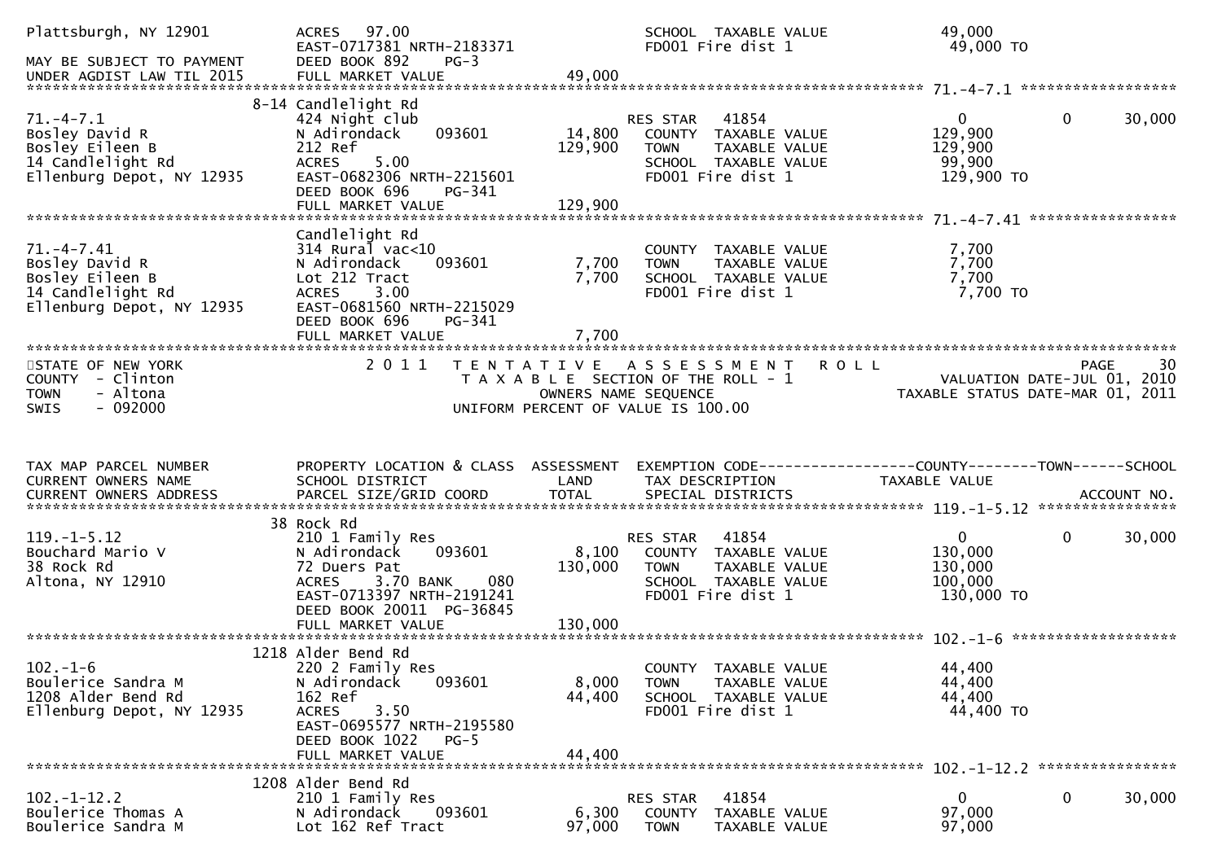```
Plattsburgh, NY 12901          ACRES   97.00                            SCHOOL  TAXABLE VALUE             49,000
                               EAST-0717381 NRTH-2183371                FD001 Fire dist 1                 49,000 TO
MAY BE SUBJECT TO PAYMENT      DEED BOOK 892    PG-3
UNDER AGDIST LAW TIL 2015      FULL MARKET VALUE              49,000
******************************************************************************************************* 71.-4-7.1 ******************
                             8-14 Candlelight Rd
71.-4-7.1                      424 Night club                           RES STAR   41854                    0            0       30,000
Bosley David R                 N Adirondack     093601        14,800    COUNTY  TAXABLE VALUE            129,900
Bosley Eileen B                212 Ref                       129,900    TOWN    TAXABLE VALUE            129,900
14 Candlelight Rd              ACRES    5.00                            SCHOOL  TAXABLE VALUE             99,900
Ellenburg Depot, NY 12935      EAST-0682306 NRTH-2215601                FD001 Fire dist 1                129,900 TO
                               DEED BOOK 696    PG-341
                               FULL MARKET VALUE             129,900
******************************************************************************************************* 71.-4-7.41 *****************
                               Candlelight Rd
71.-4-7.41                     314 Rural vac<10                         COUNTY  TAXABLE VALUE              7,700
Bosley David R                 N Adirondack     093601         7,700    TOWN    TAXABLE VALUE              7,700
Bosley Eileen B                Lot 212 Tract                   7,700    SCHOOL  TAXABLE VALUE              7,700
14 Candlelight Rd              ACRES    3.00                            FD001 Fire dist 1                  7,700 TO
Ellenburg Depot, NY 12935      EAST-0681560 NRTH-2215029
                               DEED BOOK 696    PG-341
                               FULL MARKET VALUE               7,700
************************************************************************************************************************************
STATE OF NEW YORK                 2 0 1 1   T E N T A T I V E   A S S E S S M E N T   R O L L                               PAGE    30
COUNTY  - Clinton                            T A X A B L E  SECTION OF THE ROLL - 1                   VALUATION DATE-JUL 01, 2010
TOWN    - Altona                                  OWNERS NAME SEQUENCE                           TAXABLE STATUS DATE-MAR 01, 2011
SWIS    - 092000                           UNIFORM PERCENT OF VALUE IS 100.00


TAX MAP PARCEL NUMBER          PROPERTY LOCATION & CLASS  ASSESSMENT  EXEMPTION CODE------------------COUNTY--------TOWN------SCHOOL
CURRENT OWNERS NAME            SCHOOL DISTRICT               LAND     TAX DESCRIPTION            TAXABLE VALUE
CURRENT OWNERS ADDRESS         PARCEL SIZE/GRID COORD        TOTAL    SPECIAL DISTRICTS                                  ACCOUNT NO.
******************************************************************************************************* 119.-1-5.12 ****************
                             38 Rock Rd
119.-1-5.12                    210 1 Family Res                         RES STAR   41854                    0            0       30,000
Bouchard Mario V               N Adirondack     093601         8,100    COUNTY  TAXABLE VALUE            130,000
38 Rock Rd                     72 Duers Pat                  130,000    TOWN    TAXABLE VALUE            130,000
Altona, NY 12910               ACRES    3.70 BANK     080               SCHOOL  TAXABLE VALUE            100,000
                               EAST-0713397 NRTH-2191241                FD001 Fire dist 1                130,000 TO
                               DEED BOOK 20011  PG-36845
                               FULL MARKET VALUE             130,000
******************************************************************************************************* 102.-1-6 *******************
                             1218 Alder Bend Rd
102.-1-6                       220 2 Family Res                         COUNTY  TAXABLE VALUE             44,400
Boulerice Sandra M             N Adirondack     093601         8,000    TOWN    TAXABLE VALUE             44,400
1208 Alder Bend Rd             162 Ref                        44,400    SCHOOL  TAXABLE VALUE             44,400
Ellenburg Depot, NY 12935      ACRES    3.50                            FD001 Fire dist 1                 44,400 TO
                               EAST-0695577 NRTH-2195580
                               DEED BOOK 1022   PG-5
                               FULL MARKET VALUE              44,400
******************************************************************************************************* 102.-1-12.2 ****************
                             1208 Alder Bend Rd
102.-1-12.2                    210 1 Family Res                         RES STAR   41854                    0            0       30,000
Boulerice Thomas A             N Adirondack     093601         6,300    COUNTY  TAXABLE VALUE             97,000
Boulerice Sandra M             Lot 162 Ref Tract              97,000    TOWN    TAXABLE VALUE             97,000
```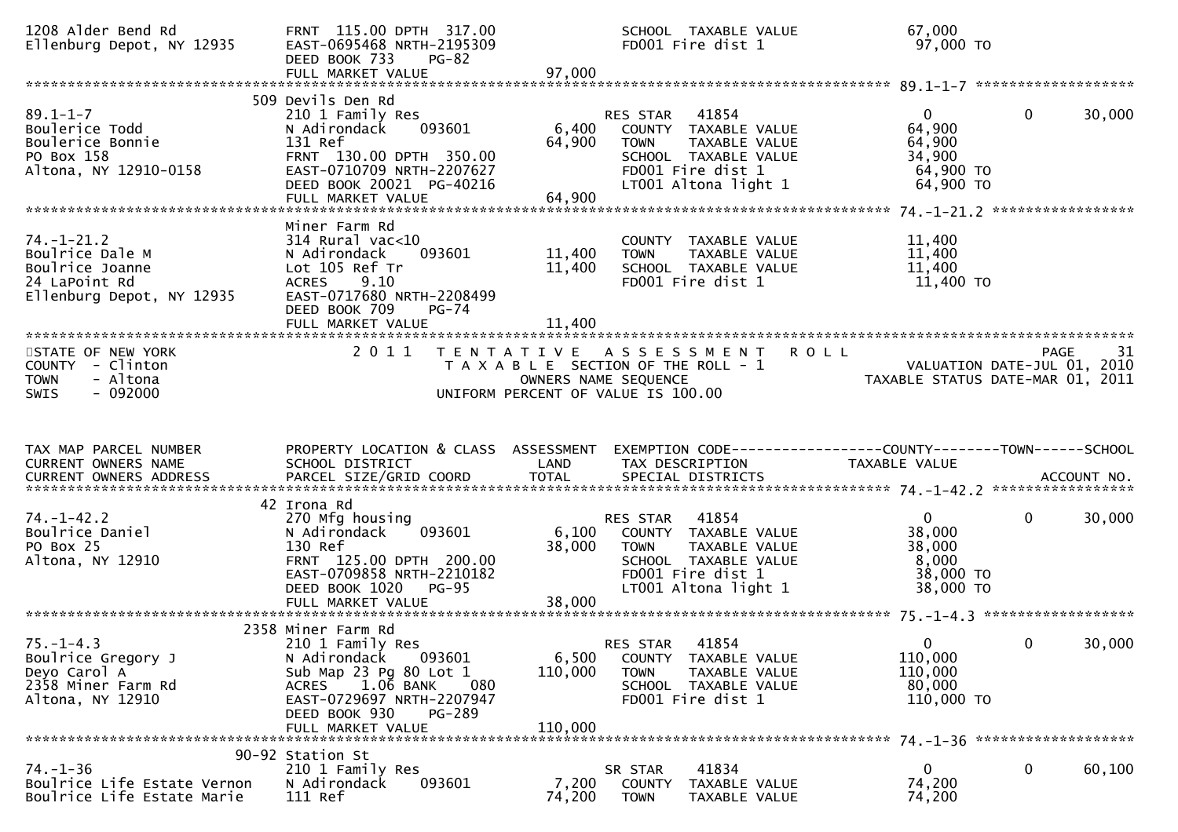```
1208 Alder Bend Rd              FRNT 115.00 DPTH 317.00              SCHOOL  TAXABLE VALUE           67,000
Ellenburg Depot, NY 12935       EAST-0695468 NRTH-2195309            FD001 Fire dist 1                97,000 TO
                                DEED BOOK 733    PG-82
                                FULL MARKET VALUE            97,000
******************************************************************************************************* 89.1-1-7 *******************
                              509 Devils Den Rd
89.1-1-7                        210 1 Family Res                     RES STAR   41854                  0          0     30,000
Boulerice Todd                  N Adirondack     093601       6,400   COUNTY  TAXABLE VALUE           64,900
Boulerice Bonnie                131 Ref                      64,900   TOWN    TAXABLE VALUE           64,900
PO Box 158                      FRNT 130.00 DPTH 350.00              SCHOOL  TAXABLE VALUE           34,900
Altona, NY 12910-0158           EAST-0710709 NRTH-2207627            FD001 Fire dist 1                64,900 TO
                                DEED BOOK 20021  PG-40216            LT001 Altona light 1             64,900 TO
                                FULL MARKET VALUE            64,900
******************************************************************************************************* 74.-1-21.2 *****************
                                Miner Farm Rd
74.-1-21.2                      314 Rural vac<10                     COUNTY  TAXABLE VALUE           11,400
Boulrice Dale M                 N Adirondack     093601      11,400   TOWN    TAXABLE VALUE           11,400
Boulrice Joanne                 Lot 105 Ref Tr               11,400   SCHOOL  TAXABLE VALUE           11,400
24 LaPoint Rd                   ACRES    9.10                        FD001 Fire dist 1                11,400 TO
Ellenburg Depot, NY 12935       EAST-0717680 NRTH-2208499
                                DEED BOOK 709    PG-74
                                FULL MARKET VALUE            11,400
***********************************************************************************************************************************
STATE OF NEW YORK               2 0 1 1   T E N T A T I V E   A S S E S S M E N T   R O L L                              PAGE    31
COUNTY  - Clinton                          T A X A B L E  SECTION OF THE ROLL - 1                     VALUATION DATE-JUL 01, 2010
TOWN    - Altona                                 OWNERS NAME SEQUENCE                          TAXABLE STATUS DATE-MAR 01, 2011
SWIS    - 092000                         UNIFORM PERCENT OF VALUE IS 100.00


TAX MAP PARCEL NUMBER           PROPERTY LOCATION & CLASS  ASSESSMENT  EXEMPTION CODE------------------COUNTY--------TOWN------SCHOOL
CURRENT OWNERS NAME             SCHOOL DISTRICT               LAND      TAX DESCRIPTION              TAXABLE VALUE
CURRENT OWNERS ADDRESS          PARCEL SIZE/GRID COORD        TOTAL     SPECIAL DISTRICTS                                   ACCOUNT NO.
******************************************************************************************************* 74.-1-42.2 *****************
                               42 Irona Rd
74.-1-42.2                      270 Mfg housing                      RES STAR   41854                  0          0     30,000
Boulrice Daniel                 N Adirondack     093601       6,100   COUNTY  TAXABLE VALUE           38,000
PO Box 25                       130 Ref                      38,000   TOWN    TAXABLE VALUE           38,000
Altona, NY 12910                FRNT 125.00 DPTH 200.00              SCHOOL  TAXABLE VALUE            8,000
                                EAST-0709858 NRTH-2210182            FD001 Fire dist 1                38,000 TO
                                DEED BOOK 1020   PG-95               LT001 Altona light 1             38,000 TO
                                FULL MARKET VALUE            38,000
******************************************************************************************************* 75.-1-4.3 ******************
                             2358 Miner Farm Rd
75.-1-4.3                       210 1 Family Res                     RES STAR   41854                  0          0     30,000
Boulrice Gregory J              N Adirondack     093601       6,500   COUNTY  TAXABLE VALUE          110,000
Deyo Carol A                    Sub Map 23 Pg 80 Lot 1      110,000   TOWN    TAXABLE VALUE          110,000
2358 Miner Farm Rd              ACRES    1.06 BANK     080           SCHOOL  TAXABLE VALUE           80,000
Altona, NY 12910                EAST-0729697 NRTH-2207947            FD001 Fire dist 1               110,000 TO
                                DEED BOOK 930    PG-289
                                FULL MARKET VALUE           110,000
******************************************************************************************************* 74.-1-36 *******************
                            90-92 Station St
74.-1-36                        210 1 Family Res                     SR STAR    41834                  0          0     60,100
Boulrice Life Estate Vernon     N Adirondack     093601       7,200   COUNTY  TAXABLE VALUE           74,200
Boulrice Life Estate Marie      111 Ref                      74,200   TOWN    TAXABLE VALUE           74,200
```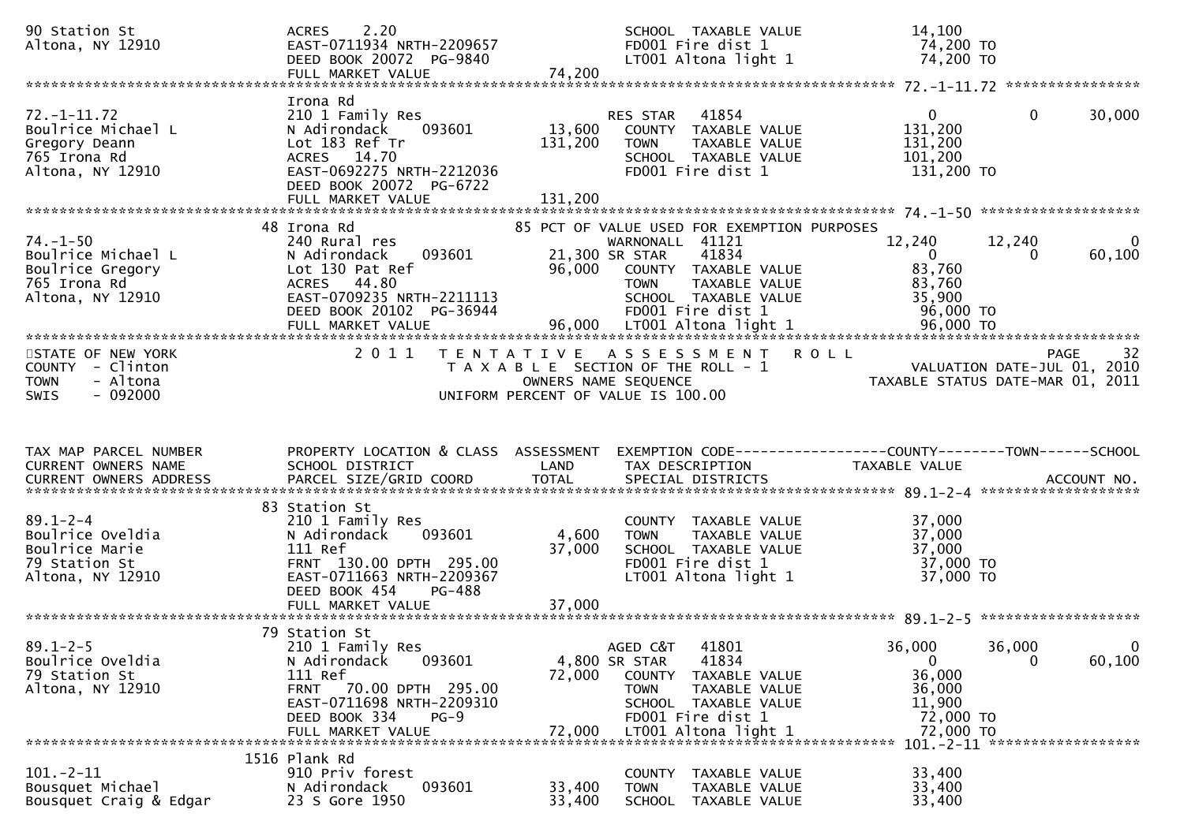```
90 Station St                   ACRES     2.20                               SCHOOL  TAXABLE VALUE              14,100
Altona, NY 12910                EAST-0711934 NRTH-2209657                    FD001 Fire dist 1                   74,200 TO
                                DEED BOOK 20072  PG-9840                     LT001 Altona light 1                74,200 TO
                                FULL MARKET VALUE                  74,200
******************************************************************************************************* 72.-1-11.72 ****************
                                Irona Rd
72.-1-11.72                     210 1 Family Res                             RES STAR    41854                0           0      30,000
Boulrice Michael L              N Adirondack      093601         13,600      COUNTY  TAXABLE VALUE            131,200
Gregory Deann                   Lot 183 Ref Tr                  131,200      TOWN    TAXABLE VALUE            131,200
765 Irona Rd                    ACRES    14.70                               SCHOOL  TAXABLE VALUE            101,200
Altona, NY 12910                EAST-0692275 NRTH-2212036                    FD001 Fire dist 1                  131,200 TO
                                DEED BOOK 20072  PG-6722
                                FULL MARKET VALUE                 131,200
******************************************************************************************************* 74.-1-50 *******************
                              48 Irona Rd                       85 PCT OF VALUE USED FOR EXEMPTION PURPOSES
74.-1-50                        240 Rural res                                WARNONALL   41121           12,240      12,240           0
Boulrice Michael L              N Adirondack      093601         21,300 SR STAR      41834                0           0      60,100
Boulrice Gregory                Lot 130 Pat Ref                  96,000      COUNTY  TAXABLE VALUE             83,760
765 Irona Rd                    ACRES    44.80                               TOWN    TAXABLE VALUE             83,760
Altona, NY 12910                EAST-0709235 NRTH-2211113                    SCHOOL  TAXABLE VALUE             35,900
                                DEED BOOK 20102  PG-36944                    FD001 Fire dist 1                   96,000 TO
                                FULL MARKET VALUE                  96,000    LT001 Altona light 1                96,000 TO
************************************************************************************************************************************
STATE OF NEW YORK                2 0 1 1   T E N T A T I V E   A S S E S S M E N T   R O L L                                 PAGE    32
COUNTY  - Clinton                              T A X A B L E  SECTION OF THE ROLL - 1                     VALUATION DATE-JUL 01, 2010
TOWN    - Altona                                     OWNERS NAME SEQUENCE                             TAXABLE STATUS DATE-MAR 01, 2011
SWIS    - 092000                               UNIFORM PERCENT OF VALUE IS 100.00


TAX MAP PARCEL NUMBER           PROPERTY LOCATION & CLASS  ASSESSMENT  EXEMPTION CODE------------------COUNTY--------TOWN------SCHOOL
CURRENT OWNERS NAME             SCHOOL DISTRICT               LAND      TAX DESCRIPTION              TAXABLE VALUE
CURRENT OWNERS ADDRESS          PARCEL SIZE/GRID COORD        TOTAL     SPECIAL DISTRICTS                                 ACCOUNT NO.
******************************************************************************************************* 89.1-2-4 *******************
                              83 Station St
89.1-2-4                        210 1 Family Res                             COUNTY  TAXABLE VALUE             37,000
Boulrice Oveldia                N Adirondack      093601          4,600      TOWN    TAXABLE VALUE             37,000
Boulrice Marie                  111 Ref                          37,000      SCHOOL  TAXABLE VALUE             37,000
79 Station St                   FRNT  130.00 DPTH  295.00                    FD001 Fire dist 1                   37,000 TO
Altona, NY 12910                EAST-0711663 NRTH-2209367                    LT001 Altona light 1                37,000 TO
                                DEED BOOK 454      PG-488
                                FULL MARKET VALUE                  37,000
******************************************************************************************************* 89.1-2-5 *******************
                              79 Station St
89.1-2-5                        210 1 Family Res                             AGED C&T    41801           36,000      36,000           0
Boulrice Oveldia                N Adirondack      093601          4,800 SR STAR      41834                0           0      60,100
79 Station St                   111 Ref                          72,000      COUNTY  TAXABLE VALUE             36,000
Altona, NY 12910                FRNT   70.00 DPTH  295.00                    TOWN    TAXABLE VALUE             36,000
                                EAST-0711698 NRTH-2209310                    SCHOOL  TAXABLE VALUE             11,900
                                DEED BOOK 334      PG-9                      FD001 Fire dist 1                   72,000 TO
                                FULL MARKET VALUE                  72,000    LT001 Altona light 1                72,000 TO
******************************************************************************************************* 101.-2-11 ******************
                            1516 Plank Rd
101.-2-11                       910 Priv forest                              COUNTY  TAXABLE VALUE             33,400
Bousquet Michael                N Adirondack      093601         33,400      TOWN    TAXABLE VALUE             33,400
Bousquet Craig & Edgar          23 S Gore 1950                   33,400      SCHOOL  TAXABLE VALUE             33,400
```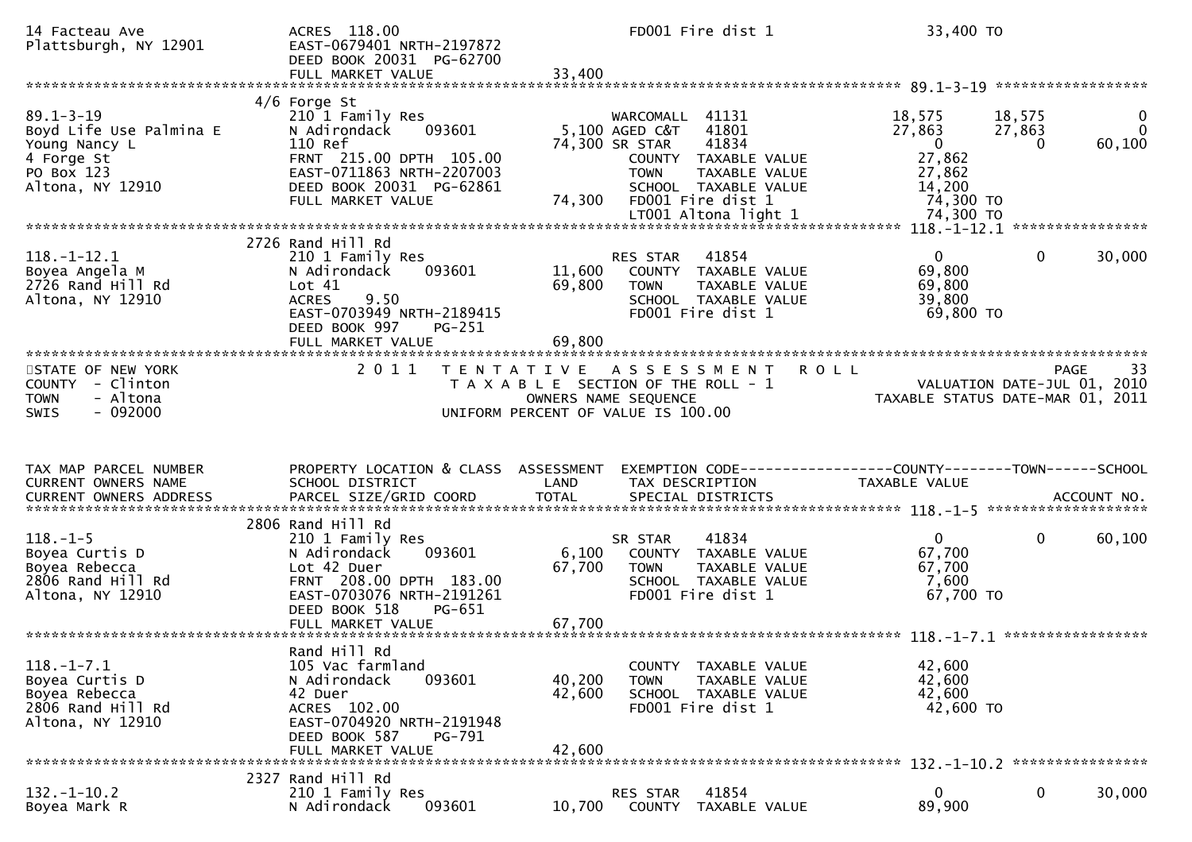```
14 Facteau Ave                    ACRES  118.00                                 FD001 Fire dist 1                 33,400 TO
Plattsburgh, NY 12901             EAST-0679401 NRTH-2197872
                                  DEED BOOK 20031  PG-62700
                                  FULL MARKET VALUE                33,400
******************************************************************************************************* 89.1-3-19 ******************
                                4/6 Forge St
89.1-3-19                         210 1 Family Res                     WARCOMALL  41131              18,575     18,575          0
Boyd Life Use Palmina E           N Adirondack     093601       5,100 AGED C&T    41801              27,863     27,863          0
Young Nancy L                     110 Ref                       74,300 SR STAR    41834                   0          0     60,100
4 Forge St                        FRNT 215.00 DPTH 105.00              COUNTY  TAXABLE VALUE          27,862
PO Box 123                        EAST-0711863 NRTH-2207003            TOWN    TAXABLE VALUE          27,862
Altona, NY 12910                  DEED BOOK 20031  PG-62861            SCHOOL  TAXABLE VALUE          14,200
                                  FULL MARKET VALUE                74,300  FD001 Fire dist 1             74,300 TO
                                                                       LT001 Altona light 1           74,300 TO
******************************************************************************************************* 118.-1-12.1 ****************
                               2726 Rand Hill Rd
118.-1-12.1                       210 1 Family Res                     RES STAR   41854                   0          0     30,000
Boyea Angela M                    N Adirondack     093601      11,600  COUNTY  TAXABLE VALUE          69,800
2726 Rand Hill Rd                 Lot 41                       69,800  TOWN    TAXABLE VALUE          69,800
Altona, NY 12910                  ACRES    9.50                        SCHOOL  TAXABLE VALUE          39,800
                                  EAST-0703949 NRTH-2189415            FD001 Fire dist 1              69,800 TO
                                  DEED BOOK 997    PG-251
                                  FULL MARKET VALUE                69,800
************************************************************************************************************************************
STATE OF NEW YORK                  2 0 1 1   T E N T A T I V E   A S S E S S M E N T   R O L L                               PAGE    33
COUNTY  - Clinton                           T A X A B L E  SECTION OF THE ROLL - 1                   VALUATION DATE-JUL 01, 2010
TOWN    - Altona                                    OWNERS NAME SEQUENCE                       TAXABLE STATUS DATE-MAR 01, 2011
SWIS    - 092000                            UNIFORM PERCENT OF VALUE IS 100.00


TAX MAP PARCEL NUMBER             PROPERTY LOCATION & CLASS  ASSESSMENT  EXEMPTION CODE------------------COUNTY--------TOWN------SCHOOL
CURRENT OWNERS NAME               SCHOOL DISTRICT               LAND      TAX DESCRIPTION              TAXABLE VALUE
CURRENT OWNERS ADDRESS            PARCEL SIZE/GRID COORD        TOTAL     SPECIAL DISTRICTS                                 ACCOUNT NO.
******************************************************************************************************* 118.-1-5 *******************
                               2806 Rand Hill Rd
118.-1-5                          210 1 Family Res                     SR STAR    41834                   0          0     60,100
Boyea Curtis D                    N Adirondack     093601       6,100  COUNTY  TAXABLE VALUE          67,700
Boyea Rebecca                     Lot 42 Duer                  67,700  TOWN    TAXABLE VALUE          67,700
2806 Rand Hill Rd                 FRNT 208.00 DPTH 183.00              SCHOOL  TAXABLE VALUE           7,600
Altona, NY 12910                  EAST-0703076 NRTH-2191261            FD001 Fire dist 1              67,700 TO
                                  DEED BOOK 518    PG-651
                                  FULL MARKET VALUE                67,700
******************************************************************************************************* 118.-1-7.1 *****************
                                  Rand Hill Rd
118.-1-7.1                        105 Vac farmland                     COUNTY  TAXABLE VALUE          42,600
Boyea Curtis D                    N Adirondack     093601      40,200  TOWN    TAXABLE VALUE          42,600
Boyea Rebecca                     42 Duer                      42,600  SCHOOL  TAXABLE VALUE          42,600
2806 Rand Hill Rd                 ACRES  102.00                        FD001 Fire dist 1              42,600 TO
Altona, NY 12910                  EAST-0704920 NRTH-2191948
                                  DEED BOOK 587    PG-791
                                  FULL MARKET VALUE                42,600
******************************************************************************************************* 132.-1-10.2 ****************
                               2327 Rand Hill Rd
132.-1-10.2                       210 1 Family Res                     RES STAR   41854                   0          0     30,000
Boyea Mark R                      N Adirondack     093601      10,700  COUNTY  TAXABLE VALUE          89,900
```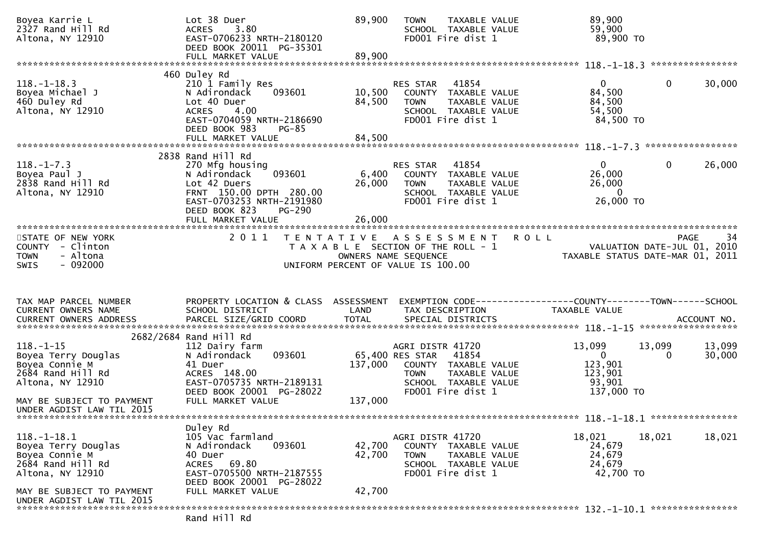```
Boyea Karrie L                Lot 38 Duer                          89,900   TOWN    TAXABLE VALUE              89,900
2327 Rand Hill Rd             ACRES     3.80                                SCHOOL  TAXABLE VALUE              59,900
Altona, NY 12910              EAST-0706233 NRTH-2180120                     FD001 Fire dist 1                   89,900 TO
                              DEED BOOK 20011  PG-35301
                              FULL MARKET VALUE                    89,900
******************************************************************************************************* 118.-1-18.3 ****************
                         460 Duley Rd
118.-1-18.3                   210 1 Family Res                              RES STAR    41854                  0          0      30,000
Boyea Michael J               N Adirondack      093601             10,500   COUNTY  TAXABLE VALUE              84,500
460 Duley Rd                  Lot 40 Duer                          84,500   TOWN    TAXABLE VALUE              84,500
Altona, NY 12910              ACRES     4.00                                SCHOOL  TAXABLE VALUE              54,500
                              EAST-0704059 NRTH-2186690                     FD001 Fire dist 1                   84,500 TO
                              DEED BOOK 983     PG-85
                              FULL MARKET VALUE                    84,500
******************************************************************************************************* 118.-1-7.3 *****************
                         2838 Rand Hill Rd
118.-1-7.3                    270 Mfg housing                               RES STAR    41854                  0          0      26,000
Boyea Paul J                  N Adirondack      093601              6,400   COUNTY  TAXABLE VALUE              26,000
2838 Rand Hill Rd             Lot 42 Duers                         26,000   TOWN    TAXABLE VALUE              26,000
Altona, NY 12910              FRNT 150.00 DPTH 280.00                       SCHOOL  TAXABLE VALUE                   0
                              EAST-0703253 NRTH-2191980                     FD001 Fire dist 1                   26,000 TO
                              DEED BOOK 823     PG-290
                              FULL MARKET VALUE                    26,000
************************************************************************************************************************************
STATE OF NEW YORK                   2 0 1 1   T E N T A T I V E   A S S E S S M E N T   R O L L                          PAGE    34
COUNTY  - Clinton                             T A X A B L E  SECTION OF THE ROLL - 1                  VALUATION DATE-JUL 01, 2010
TOWN    - Altona                                       OWNERS NAME SEQUENCE                     TAXABLE STATUS DATE-MAR 01, 2011
SWIS    - 092000                              UNIFORM PERCENT OF VALUE IS 100.00


TAX MAP PARCEL NUMBER         PROPERTY LOCATION & CLASS  ASSESSMENT  EXEMPTION CODE------------------COUNTY--------TOWN------SCHOOL
CURRENT OWNERS NAME           SCHOOL DISTRICT               LAND      TAX DESCRIPTION              TAXABLE VALUE
CURRENT OWNERS ADDRESS        PARCEL SIZE/GRID COORD        TOTAL     SPECIAL DISTRICTS                                  ACCOUNT NO.
******************************************************************************************************* 118.-1-15 ******************
                    2682/2684 Rand Hill Rd
118.-1-15                     112 Dairy farm                                AGRI DISTR 41720              13,099     13,099      13,099
Boyea Terry Douglas           N Adirondack      093601             65,400 RES STAR    41854                  0          0      30,000
Boyea Connie M                41 Duer                             137,000   COUNTY  TAXABLE VALUE             123,901
2684 Rand Hill Rd             ACRES   148.00                                TOWN    TAXABLE VALUE             123,901
Altona, NY 12910              EAST-0705735 NRTH-2189131                     SCHOOL  TAXABLE VALUE              93,901
                              DEED BOOK 20001  PG-28022                     FD001 Fire dist 1                  137,000 TO
MAY BE SUBJECT TO PAYMENT     FULL MARKET VALUE                   137,000
UNDER AGDIST LAW TIL 2015
******************************************************************************************************* 118.-1-18.1 ****************
                              Duley Rd
118.-1-18.1                   105 Vac farmland                              AGRI DISTR 41720              18,021     18,021      18,021
Boyea Terry Douglas           N Adirondack      093601             42,700   COUNTY  TAXABLE VALUE              24,679
Boyea Connie M                40 Duer                              42,700   TOWN    TAXABLE VALUE              24,679
2684 Rand Hill Rd             ACRES    69.80                                SCHOOL  TAXABLE VALUE              24,679
Altona, NY 12910              EAST-0705500 NRTH-2187555                     FD001 Fire dist 1                   42,700 TO
                              DEED BOOK 20001  PG-28022
MAY BE SUBJECT TO PAYMENT     FULL MARKET VALUE                    42,700
UNDER AGDIST LAW TIL 2015
******************************************************************************************************* 132.-1-10.1 ****************
                              Rand Hill Rd
```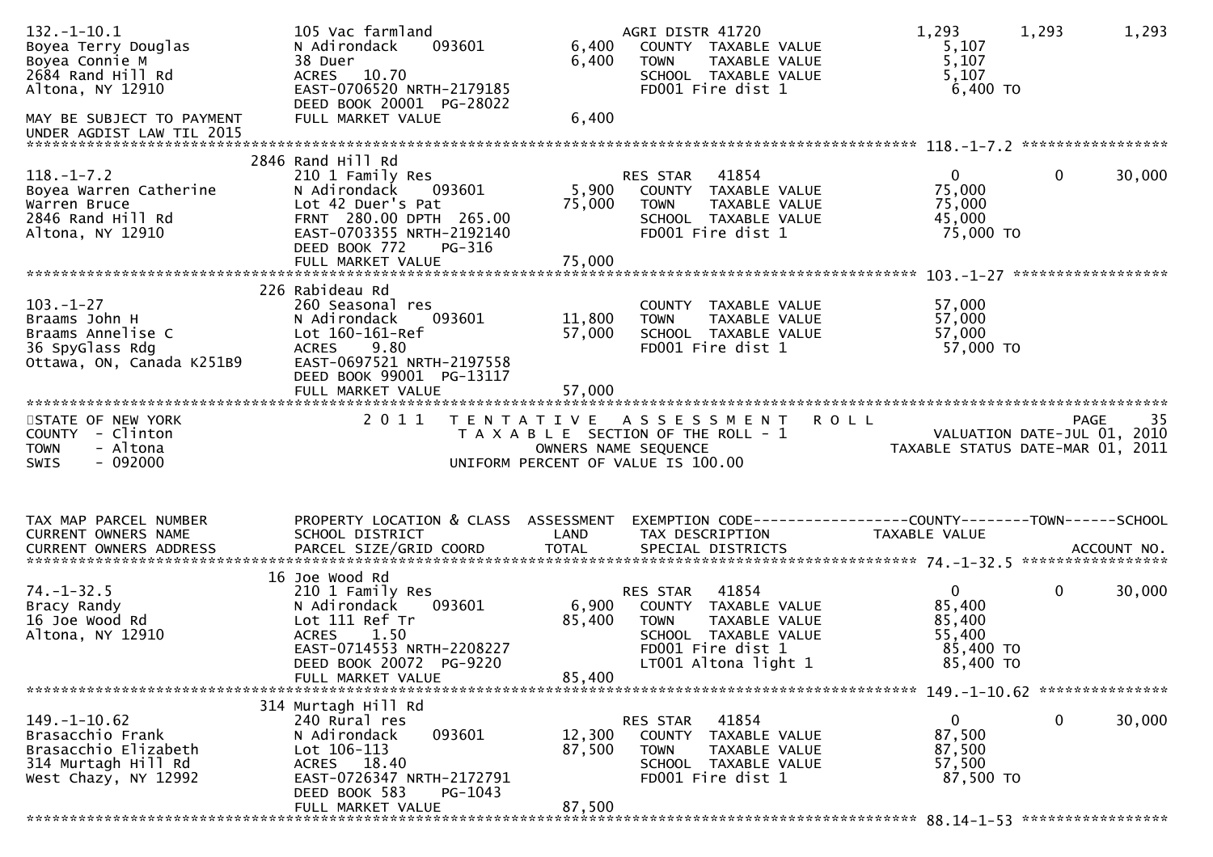| Tax Map Parcel Number / Current Owners Name / Current Owners Address | Property Location & Class / School District / Parcel Size/Grid Coord | Assessment Land | Assessment Total | Exemption Code / Tax Description / Special Districts | County Taxable Value | Town Taxable Value | School Taxable Value |
|---|---|---|---|---|---|---|---|
| 132.-1-10.1 | 105 Vac farmland | 6,400 | | AGRI DISTR 41720 | 1,293 | 1,293 | 1,293 |
| Boyea Terry Douglas | N Adirondack 093601 | | 6,400 | COUNTY TAXABLE VALUE | 5,107 | | |
| Boyea Connie M | 38 Duer | | | TOWN TAXABLE VALUE | | 5,107 | |
| 2684 Rand Hill Rd | ACRES 10.70 | | | SCHOOL TAXABLE VALUE | | | 5,107 |
| Altona, NY 12910 | EAST-0706520 NRTH-2179185 | | | FD001 Fire dist 1 | 6,400 TO | | |
| | DEED BOOK 20001 PG-28022 | | | | | | |
| MAY BE SUBJECT TO PAYMENT UNDER AGDIST LAW TIL 2015 | FULL MARKET VALUE | | 6,400 | | | | |

2846 Rand Hill Rd

| Tax Map Parcel Number / Current Owners Name / Current Owners Address | Property Location & Class / School District / Parcel Size/Grid Coord | Assessment Land | Assessment Total | Exemption Code / Tax Description / Special Districts | County Taxable Value | Town Taxable Value | School Taxable Value |
|---|---|---|---|---|---|---|---|
| 118.-1-7.2 | 210 1 Family Res | 5,900 | | RES STAR 41854 | 0 | 0 | 30,000 |
| Boyea Warren Catherine | N Adirondack 093601 | | 75,000 | COUNTY TAXABLE VALUE | 75,000 | | |
| Warren Bruce | Lot 42 Duer's Pat | | | TOWN TAXABLE VALUE | | 75,000 | |
| 2846 Rand Hill Rd | FRNT 280.00 DPTH 265.00 | | | SCHOOL TAXABLE VALUE | | | 45,000 |
| Altona, NY 12910 | EAST-0703355 NRTH-2192140 | | | FD001 Fire dist 1 | 75,000 TO | | |
| | DEED BOOK 772 PG-316 | | | | | | |
| | FULL MARKET VALUE | | 75,000 | | | | |

226 Rabideau Rd

| Tax Map Parcel Number / Current Owners Name / Current Owners Address | Property Location & Class / School District / Parcel Size/Grid Coord | Assessment Land | Assessment Total | Exemption Code / Tax Description / Special Districts | County Taxable Value | Town Taxable Value | School Taxable Value |
|---|---|---|---|---|---|---|---|
| 103.-1-27 | 260 Seasonal res | | | COUNTY TAXABLE VALUE | 57,000 | | |
| Braams John H | N Adirondack 093601 | 11,800 | | TOWN TAXABLE VALUE | | 57,000 | |
| Braams Annelise C | Lot 160-161-Ref | | 57,000 | SCHOOL TAXABLE VALUE | | | 57,000 |
| 36 SpyGlass Rdg | ACRES 9.80 | | | FD001 Fire dist 1 | 57,000 TO | | |
| Ottawa, ON, Canada K2S1B9 | EAST-0697521 NRTH-2197558 | | | | | | |
| | DEED BOOK 99001 PG-13117 | | | | | | |
| | FULL MARKET VALUE | | 57,000 | | | | |

STATE OF NEW YORK — COUNTY - Clinton — TOWN - Altona — SWIS - 092000

2011 TENTATIVE ASSESSMENT ROLL
TAXABLE SECTION OF THE ROLL - 1
OWNERS NAME SEQUENCE
UNIFORM PERCENT OF VALUE IS 100.00

VALUATION DATE-JUL 01, 2010
TAXABLE STATUS DATE-MAR 01, 2011

16 Joe Wood Rd

| Tax Map Parcel Number / Current Owners Name / Current Owners Address | Property Location & Class / School District / Parcel Size/Grid Coord | Assessment Land | Assessment Total | Exemption Code / Tax Description / Special Districts | County Taxable Value | Town Taxable Value | School Taxable Value |
|---|---|---|---|---|---|---|---|
| 74.-1-32.5 | 210 1 Family Res | 6,900 | | RES STAR 41854 | 0 | 0 | 30,000 |
| Bracy Randy | N Adirondack 093601 | | 85,400 | COUNTY TAXABLE VALUE | 85,400 | | |
| 16 Joe Wood Rd | Lot 111 Ref Tr | | | TOWN TAXABLE VALUE | | 85,400 | |
| Altona, NY 12910 | ACRES 1.50 | | | SCHOOL TAXABLE VALUE | | | 55,400 |
| | EAST-0714553 NRTH-2208227 | | | FD001 Fire dist 1 | 85,400 TO | | |
| | DEED BOOK 20072 PG-9220 | | | LT001 Altona light 1 | 85,400 TO | | |
| | FULL MARKET VALUE | | 85,400 | | | | |

314 Murtagh Hill Rd

| Tax Map Parcel Number / Current Owners Name / Current Owners Address | Property Location & Class / School District / Parcel Size/Grid Coord | Assessment Land | Assessment Total | Exemption Code / Tax Description / Special Districts | County Taxable Value | Town Taxable Value | School Taxable Value |
|---|---|---|---|---|---|---|---|
| 149.-1-10.62 | 240 Rural res | 12,300 | | RES STAR 41854 | 0 | 0 | 30,000 |
| Brasacchio Frank | N Adirondack 093601 | | 87,500 | COUNTY TAXABLE VALUE | 87,500 | | |
| Brasacchio Elizabeth | Lot 106-113 | | | TOWN TAXABLE VALUE | | 87,500 | |
| 314 Murtagh Hill Rd | ACRES 18.40 | | | SCHOOL TAXABLE VALUE | | | 57,500 |
| West Chazy, NY 12992 | EAST-0726347 NRTH-2172791 | | | FD001 Fire dist 1 | 87,500 TO | | |
| | DEED BOOK 583 PG-1043 | | | | | | |
| | FULL MARKET VALUE | | 87,500 | | | | |

88.14-1-53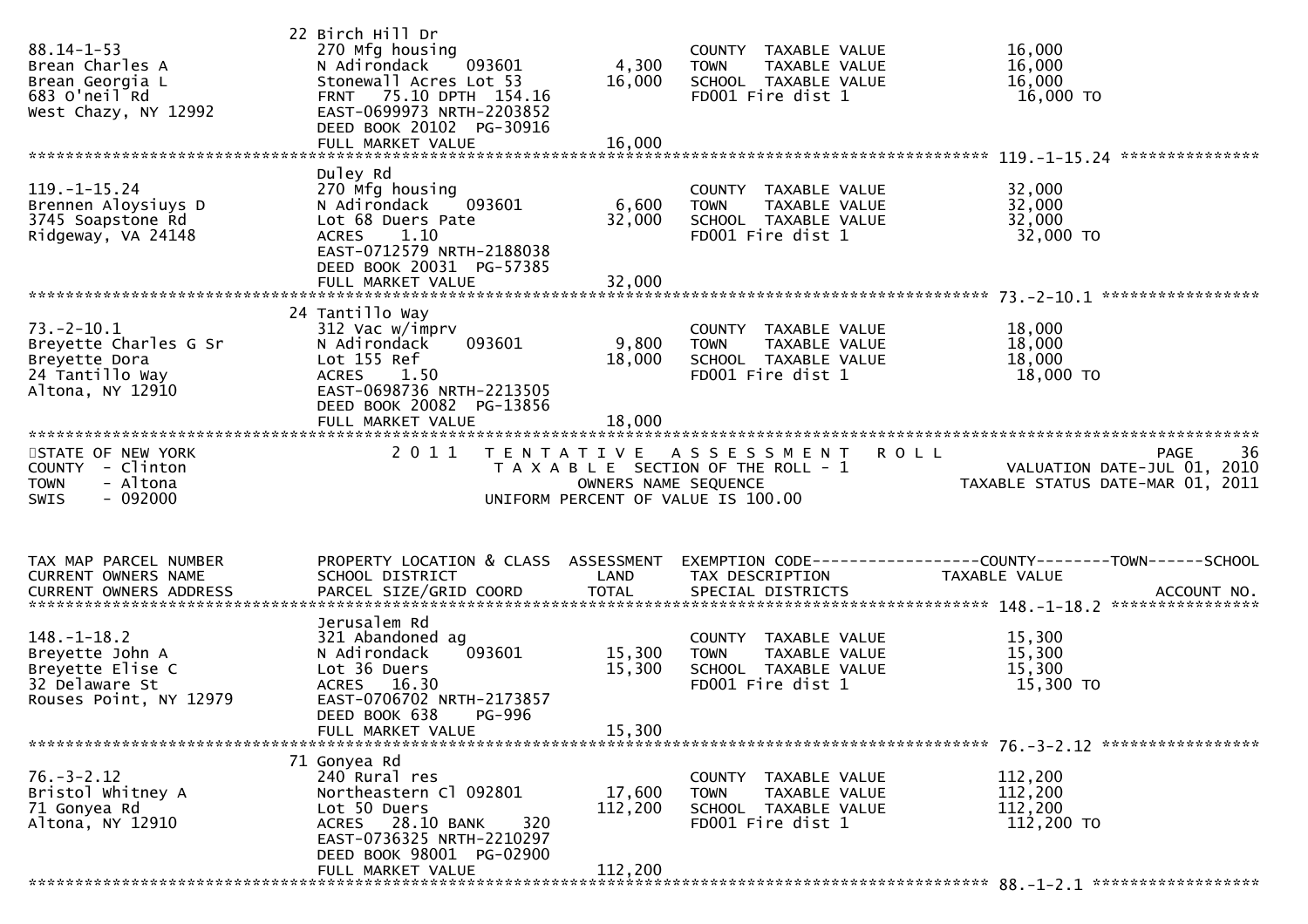| TAX MAP PARCEL NUMBER / CURRENT OWNERS NAME / CURRENT OWNERS ADDRESS | PROPERTY LOCATION & CLASS / SCHOOL DISTRICT / PARCEL SIZE/GRID COORD | ASSESSMENT LAND | ASSESSMENT TOTAL | EXEMPTION CODE / TAX DESCRIPTION / SPECIAL DISTRICTS | TAXABLE VALUE (COUNTY--TOWN--SCHOOL) | ACCOUNT NO. |
|---|---|---|---|---|---|---|
| 88.14-1-53 | 22 Birch Hill Dr | | | | | |
| Brean Charles A | 270 Mfg housing | | | COUNTY TAXABLE VALUE | 16,000 | |
| Brean Georgia L | N Adirondack 093601 | 4,300 | | TOWN TAXABLE VALUE | 16,000 | |
| 683 O'neil Rd | Stonewall Acres Lot 53 | | 16,000 | SCHOOL TAXABLE VALUE | 16,000 | |
| West Chazy, NY 12992 | FRNT 75.10 DPTH 154.16 | | | FD001 Fire dist 1 | 16,000 TO | |
| | EAST-0699973 NRTH-2203852 | | | | | |
| | DEED BOOK 20102 PG-30916 | | | | | |
| | FULL MARKET VALUE | | 16,000 | | | |
| 119.-1-15.24 | Duley Rd | | | | | |
| Brennen Aloysiuys D | 270 Mfg housing | | | COUNTY TAXABLE VALUE | 32,000 | |
| 3745 Soapstone Rd | N Adirondack 093601 | 6,600 | | TOWN TAXABLE VALUE | 32,000 | |
| Ridgeway, VA 24148 | Lot 68 Duers Pate | | 32,000 | SCHOOL TAXABLE VALUE | 32,000 | |
| | ACRES 1.10 | | | FD001 Fire dist 1 | 32,000 TO | |
| | EAST-0712579 NRTH-2188038 | | | | | |
| | DEED BOOK 20031 PG-57385 | | | | | |
| | FULL MARKET VALUE | | 32,000 | | | |
| 73.-2-10.1 | 24 Tantillo Way | | | | | |
| Breyette Charles G Sr | 312 Vac w/imprv | | | COUNTY TAXABLE VALUE | 18,000 | |
| Breyette Dora | N Adirondack 093601 | 9,800 | | TOWN TAXABLE VALUE | 18,000 | |
| 24 Tantillo Way | Lot 155 Ref | | 18,000 | SCHOOL TAXABLE VALUE | 18,000 | |
| Altona, NY 12910 | ACRES 1.50 | | | FD001 Fire dist 1 | 18,000 TO | |
| | EAST-0698736 NRTH-2213505 | | | | | |
| | DEED BOOK 20082 PG-13856 | | | | | |
| | FULL MARKET VALUE | | 18,000 | | | |

STATE OF NEW YORK
COUNTY - Clinton
TOWN - Altona
SWIS - 092000

2011 TENTATIVE ASSESSMENT ROLL
TAXABLE SECTION OF THE ROLL - 1
OWNERS NAME SEQUENCE
UNIFORM PERCENT OF VALUE IS 100.00

VALUATION DATE-JUL 01, 2010
TAXABLE STATUS DATE-MAR 01, 2011

| TAX MAP PARCEL NUMBER / CURRENT OWNERS NAME / CURRENT OWNERS ADDRESS | PROPERTY LOCATION & CLASS / SCHOOL DISTRICT / PARCEL SIZE/GRID COORD | ASSESSMENT LAND | ASSESSMENT TOTAL | EXEMPTION CODE / TAX DESCRIPTION / SPECIAL DISTRICTS | TAXABLE VALUE (COUNTY--TOWN--SCHOOL) | ACCOUNT NO. |
|---|---|---|---|---|---|---|
| 148.-1-18.2 | Jerusalem Rd | | | | | |
| Breyette John A | 321 Abandoned ag | | | COUNTY TAXABLE VALUE | 15,300 | |
| Breyette Elise C | N Adirondack 093601 | 15,300 | | TOWN TAXABLE VALUE | 15,300 | |
| 32 Delaware St | Lot 36 Duers | | 15,300 | SCHOOL TAXABLE VALUE | 15,300 | |
| Rouses Point, NY 12979 | ACRES 16.30 | | | FD001 Fire dist 1 | 15,300 TO | |
| | EAST-0706702 NRTH-2173857 | | | | | |
| | DEED BOOK 638 PG-996 | | | | | |
| | FULL MARKET VALUE | | 15,300 | | | |
| 76.-3-2.12 | 71 Gonyea Rd | | | | | |
| Bristol Whitney A | 240 Rural res | | | COUNTY TAXABLE VALUE | 112,200 | |
| 71 Gonyea Rd | Northeastern Cl 092801 | 17,600 | | TOWN TAXABLE VALUE | 112,200 | |
| Altona, NY 12910 | Lot 50 Duers | | 112,200 | SCHOOL TAXABLE VALUE | 112,200 | |
| | ACRES 28.10 BANK 320 | | | FD001 Fire dist 1 | 112,200 TO | |
| | EAST-0736325 NRTH-2210297 | | | | | |
| | DEED BOOK 98001 PG-02900 | | | | | |
| | FULL MARKET VALUE | | 112,200 | | | |
| 88.-1-2.1 | | | | | | |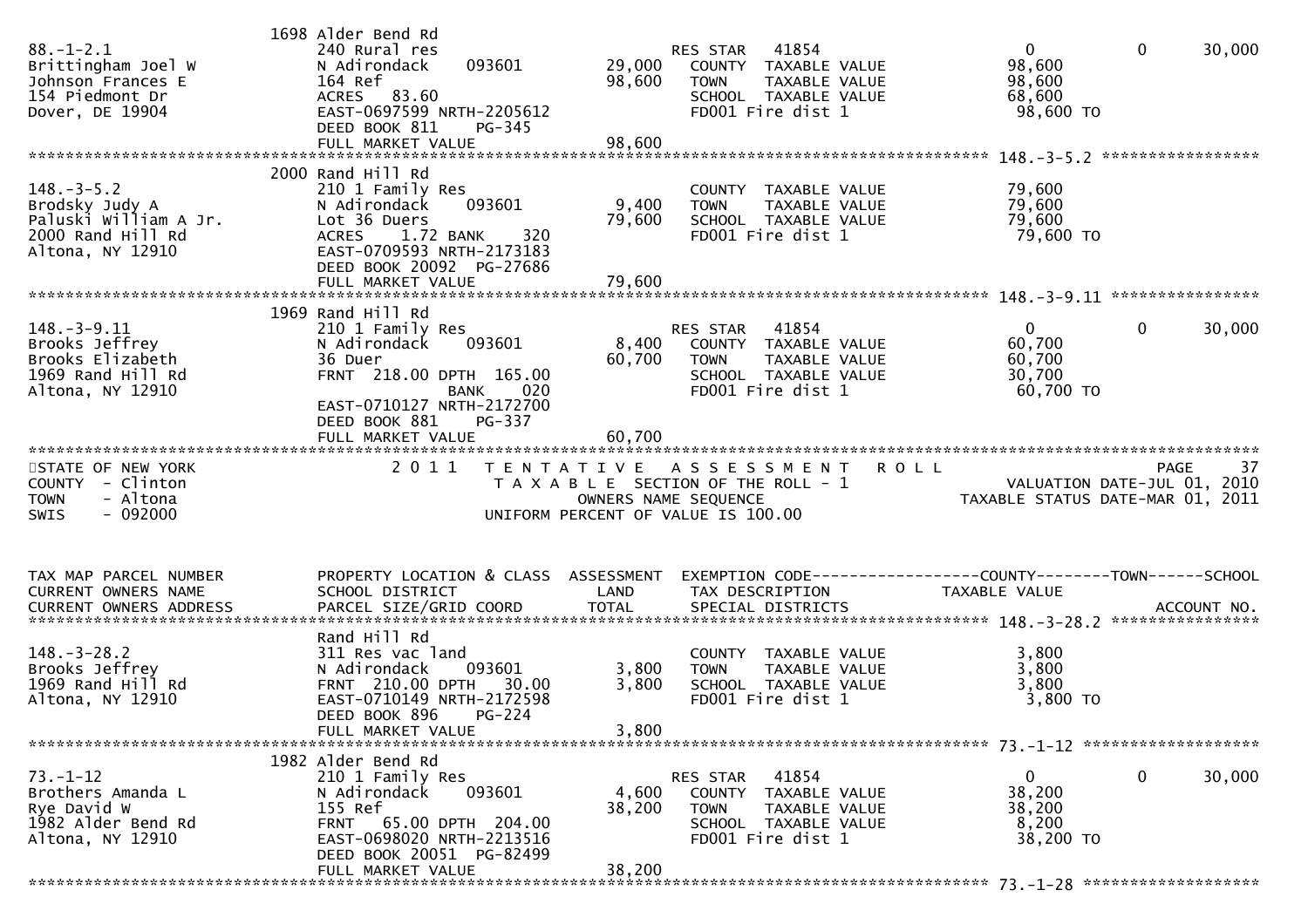```
                              1698 Alder Bend Rd
88.-1-2.1                     240 Rural res                        RES STAR   41854                        0           0       30,000
Brittingham Joel W            N Adirondack     093601     29,000   COUNTY  TAXABLE VALUE             98,600
Johnson Frances E             164 Ref                     98,600   TOWN    TAXABLE VALUE             98,600
154 Piedmont Dr               ACRES   83.60                        SCHOOL  TAXABLE VALUE             68,600
Dover, DE 19904               EAST-0697599 NRTH-2205612            FD001 Fire dist 1                  98,600 TO
                              DEED BOOK 811     PG-345
                              FULL MARKET VALUE           98,600
******************************************************************************************************* 148.-3-5.2 *****************
                              2000 Rand Hill Rd
148.-3-5.2                    210 1 Family Res                     COUNTY  TAXABLE VALUE             79,600
Brodsky Judy A                N Adirondack     093601      9,400   TOWN    TAXABLE VALUE             79,600
Paluski William A Jr.         Lot 36 Duers                79,600   SCHOOL  TAXABLE VALUE             79,600
2000 Rand Hill Rd             ACRES    1.72 BANK    320            FD001 Fire dist 1                  79,600 TO
Altona, NY 12910              EAST-0709593 NRTH-2173183
                              DEED BOOK 20092  PG-27686
                              FULL MARKET VALUE           79,600
******************************************************************************************************* 148.-3-9.11 ****************
                              1969 Rand Hill Rd
148.-3-9.11                   210 1 Family Res                     RES STAR   41854                        0           0       30,000
Brooks Jeffrey                N Adirondack     093601      8,400   COUNTY  TAXABLE VALUE             60,700
Brooks Elizabeth              36 Duer                     60,700   TOWN    TAXABLE VALUE             60,700
1969 Rand Hill Rd             FRNT  218.00 DPTH  165.00            SCHOOL  TAXABLE VALUE             30,700
Altona, NY 12910                            BANK    020            FD001 Fire dist 1                  60,700 TO
                              EAST-0710127 NRTH-2172700
                              DEED BOOK 881     PG-337
                              FULL MARKET VALUE           60,700
************************************************************************************************************************************
STATE OF NEW YORK                 2 0 1 1   T E N T A T I V E   A S S E S S M E N T   R O L L                            PAGE    37
COUNTY  - Clinton                           T A X A B L E  SECTION OF THE ROLL - 1                      VALUATION DATE-JUL 01, 2010
TOWN    - Altona                                   OWNERS NAME SEQUENCE                             TAXABLE STATUS DATE-MAR 01, 2011
SWIS    - 092000                            UNIFORM PERCENT OF VALUE IS 100.00


TAX MAP PARCEL NUMBER         PROPERTY LOCATION & CLASS  ASSESSMENT  EXEMPTION CODE------------------COUNTY--------TOWN------SCHOOL
CURRENT OWNERS NAME           SCHOOL DISTRICT               LAND     TAX DESCRIPTION             TAXABLE VALUE
CURRENT OWNERS ADDRESS        PARCEL SIZE/GRID COORD        TOTAL    SPECIAL DISTRICTS                                  ACCOUNT NO.
******************************************************************************************************* 148.-3-28.2 ****************
                              Rand Hill Rd
148.-3-28.2                   311 Res vac land                     COUNTY  TAXABLE VALUE              3,800
Brooks Jeffrey                N Adirondack     093601      3,800   TOWN    TAXABLE VALUE              3,800
1969 Rand Hill Rd             FRNT  210.00 DPTH   30.00    3,800   SCHOOL  TAXABLE VALUE              3,800
Altona, NY 12910              EAST-0710149 NRTH-2172598            FD001 Fire dist 1                   3,800 TO
                              DEED BOOK 896     PG-224
                              FULL MARKET VALUE            3,800
******************************************************************************************************* 73.-1-12 *******************
                              1982 Alder Bend Rd
73.-1-12                      210 1 Family Res                     RES STAR   41854                        0           0       30,000
Brothers Amanda L             N Adirondack     093601      4,600   COUNTY  TAXABLE VALUE             38,200
Rye David W                   155 Ref                     38,200   TOWN    TAXABLE VALUE             38,200
1982 Alder Bend Rd            FRNT   65.00 DPTH  204.00            SCHOOL  TAXABLE VALUE              8,200
Altona, NY 12910              EAST-0698020 NRTH-2213516            FD001 Fire dist 1                  38,200 TO
                              DEED BOOK 20051  PG-82499
                              FULL MARKET VALUE           38,200
******************************************************************************************************* 73.-1-28 *******************
```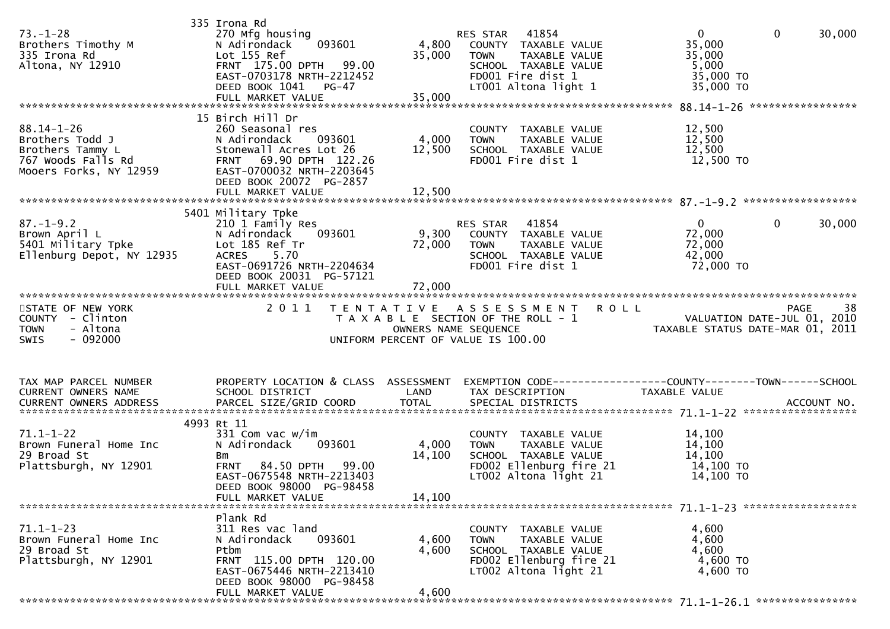```
                               335 Irona Rd
73.-1-28                       270 Mfg housing                         RES STAR   41854                  0          0        30,000
Brothers Timothy M             N Adirondack    093601         4,800    COUNTY  TAXABLE VALUE          35,000
335 Irona Rd                   Lot 155 Ref                   35,000    TOWN    TAXABLE VALUE          35,000
Altona, NY 12910               FRNT 175.00 DPTH  99.00                 SCHOOL  TAXABLE VALUE           5,000
                               EAST-0703178 NRTH-2212452               FD001 Fire dist 1              35,000 TO
                               DEED BOOK 1041   PG-47                  LT001 Altona light 1           35,000 TO
                               FULL MARKET VALUE             35,000
******************************************************************************************************* 88.14-1-26 *****************
                               15 Birch Hill Dr
88.14-1-26                     260 Seasonal res                        COUNTY  TAXABLE VALUE          12,500
Brothers Todd J                N Adirondack    093601         4,000    TOWN    TAXABLE VALUE          12,500
Brothers Tammy L               Stonewall Acres Lot 26        12,500    SCHOOL  TAXABLE VALUE          12,500
767 Woods Falls Rd             FRNT  69.90 DPTH 122.26                 FD001 Fire dist 1              12,500 TO
Mooers Forks, NY 12959         EAST-0700032 NRTH-2203645
                               DEED BOOK 20072 PG-2857
                               FULL MARKET VALUE             12,500
******************************************************************************************************* 87.-1-9.2 ******************
                               5401 Military Tpke
87.-1-9.2                      210 1 Family Res                        RES STAR   41854                  0          0        30,000
Brown April L                  N Adirondack    093601         9,300    COUNTY  TAXABLE VALUE          72,000
5401 Military Tpke             Lot 185 Ref Tr                72,000    TOWN    TAXABLE VALUE          72,000
Ellenburg Depot, NY 12935      ACRES    5.70                           SCHOOL  TAXABLE VALUE          42,000
                               EAST-0691726 NRTH-2204634               FD001 Fire dist 1              72,000 TO
                               DEED BOOK 20031 PG-57121
                               FULL MARKET VALUE             72,000
************************************************************************************************************************************
STATE OF NEW YORK                2 0 1 1   T E N T A T I V E   A S S E S S M E N T   R O L L                           PAGE    38
COUNTY  - Clinton                          T A X A B L E  SECTION OF THE ROLL - 1                    VALUATION DATE-JUL 01, 2010
TOWN    - Altona                                 OWNERS NAME SEQUENCE                           TAXABLE STATUS DATE-MAR 01, 2011
SWIS    - 092000                           UNIFORM PERCENT OF VALUE IS 100.00


TAX MAP PARCEL NUMBER          PROPERTY LOCATION & CLASS  ASSESSMENT  EXEMPTION CODE------------------COUNTY--------TOWN------SCHOOL
CURRENT OWNERS NAME            SCHOOL DISTRICT               LAND     TAX DESCRIPTION              TAXABLE VALUE
CURRENT OWNERS ADDRESS         PARCEL SIZE/GRID COORD       TOTAL     SPECIAL DISTRICTS                                  ACCOUNT NO.
******************************************************************************************************* 71.1-1-22 ******************
                               4993 Rt 11
71.1-1-22                      331 Com vac w/im                        COUNTY  TAXABLE VALUE          14,100
Brown Funeral Home Inc         N Adirondack    093601         4,000    TOWN    TAXABLE VALUE          14,100
29 Broad St                    Bm                            14,100    SCHOOL  TAXABLE VALUE          14,100
Plattsburgh, NY 12901          FRNT  84.50 DPTH  99.00                 FD002 Ellenburg fire 21        14,100 TO
                               EAST-0675548 NRTH-2213403               LT002 Altona light 21          14,100 TO
                               DEED BOOK 98000 PG-98458
                               FULL MARKET VALUE             14,100
******************************************************************************************************* 71.1-1-23 ******************
                               Plank Rd
71.1-1-23                      311 Res vac land                        COUNTY  TAXABLE VALUE           4,600
Brown Funeral Home Inc         N Adirondack    093601         4,600    TOWN    TAXABLE VALUE           4,600
29 Broad St                    Ptbm                           4,600    SCHOOL  TAXABLE VALUE           4,600
Plattsburgh, NY 12901          FRNT 115.00 DPTH 120.00                 FD002 Ellenburg fire 21         4,600 TO
                               EAST-0675446 NRTH-2213410               LT002 Altona light 21           4,600 TO
                               DEED BOOK 98000 PG-98458
                               FULL MARKET VALUE              4,600
******************************************************************************************************* 71.1-1-26.1 ****************
```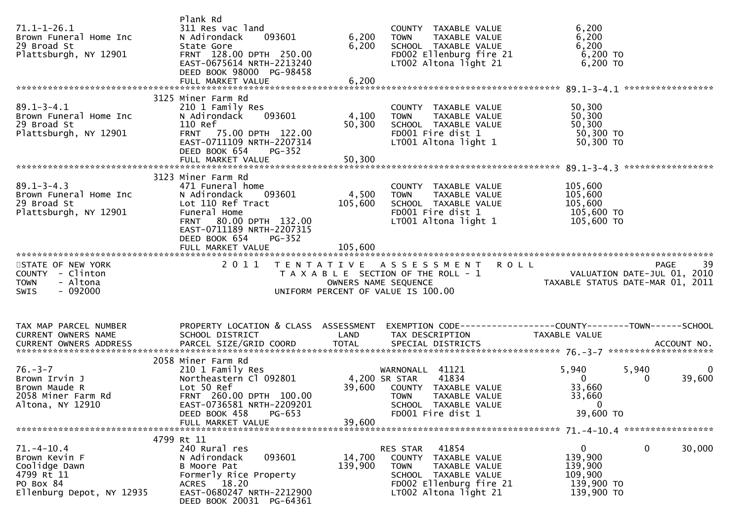```
                              Plank Rd
71.1-1-26.1                   311 Res vac land                     COUNTY  TAXABLE VALUE             6,200
Brown Funeral Home Inc        N Adirondack    093601       6,200   TOWN    TAXABLE VALUE             6,200
29 Broad St                   State Gore                   6,200   SCHOOL  TAXABLE VALUE             6,200
Plattsburgh, NY 12901         FRNT  128.00 DPTH  250.00            FD002 Ellenburg fire 21            6,200 TO
                              EAST-0675614 NRTH-2213240            LT002 Altona light 21              6,200 TO
                              DEED BOOK 98000  PG-98458
                              FULL MARKET VALUE            6,200
******************************************************************************************************* 89.1-3-4.1 *****************
                           3125 Miner Farm Rd
89.1-3-4.1                    210 1 Family Res                     COUNTY  TAXABLE VALUE            50,300
Brown Funeral Home Inc        N Adirondack    093601       4,100   TOWN    TAXABLE VALUE            50,300
29 Broad St                   110 Ref                     50,300   SCHOOL  TAXABLE VALUE            50,300
Plattsburgh, NY 12901         FRNT   75.00 DPTH  122.00            FD001 Fire dist 1                 50,300 TO
                              EAST-0711109 NRTH-2207314            LT001 Altona light 1              50,300 TO
                              DEED BOOK 654    PG-352
                              FULL MARKET VALUE           50,300
******************************************************************************************************* 89.1-3-4.3 *****************
                           3123 Miner Farm Rd
89.1-3-4.3                    471 Funeral home                     COUNTY  TAXABLE VALUE           105,600
Brown Funeral Home Inc        N Adirondack    093601       4,500   TOWN    TAXABLE VALUE           105,600
29 Broad St                   Lot 110 Ref Tract          105,600   SCHOOL  TAXABLE VALUE           105,600
Plattsburgh, NY 12901         Funeral Home                         FD001 Fire dist 1                105,600 TO
                              FRNT   80.00 DPTH  132.00            LT001 Altona light 1             105,600 TO
                              EAST-0711189 NRTH-2207315
                              DEED BOOK 654    PG-352
                              FULL MARKET VALUE          105,600
************************************************************************************************************************************
STATE OF NEW YORK                2 0 1 1   T E N T A T I V E   A S S E S S M E N T   R O L L                          PAGE    39
COUNTY  - Clinton                          T A X A B L E  SECTION OF THE ROLL - 1                  VALUATION DATE-JUL 01, 2010
TOWN    - Altona                                  OWNERS NAME SEQUENCE                        TAXABLE STATUS DATE-MAR 01, 2011
SWIS    - 092000                           UNIFORM PERCENT OF VALUE IS 100.00


TAX MAP PARCEL NUMBER         PROPERTY LOCATION & CLASS  ASSESSMENT  EXEMPTION CODE------------------COUNTY--------TOWN------SCHOOL
CURRENT OWNERS NAME           SCHOOL DISTRICT               LAND     TAX DESCRIPTION             TAXABLE VALUE
CURRENT OWNERS ADDRESS        PARCEL SIZE/GRID COORD        TOTAL    SPECIAL DISTRICTS                                 ACCOUNT NO.
******************************************************************************************************* 76.-3-7 ********************
                           2058 Miner Farm Rd
76.-3-7                       210 1 Family Res                     WARNONALL  41121              5,940       5,940           0
Brown Irvin J                 Northeastern Cl 092801       4,200 SR STAR    41834                  0           0      39,600
Brown Maude R                 Lot 50 Ref                  39,600   COUNTY  TAXABLE VALUE            33,660
2058 Miner Farm Rd            FRNT  260.00 DPTH  100.00            TOWN    TAXABLE VALUE            33,660
Altona, NY 12910              EAST-0736581 NRTH-2209201            SCHOOL  TAXABLE VALUE                 0
                              DEED BOOK 458    PG-653              FD001 Fire dist 1                 39,600 TO
                              FULL MARKET VALUE           39,600
******************************************************************************************************* 71.-4-10.4 *****************
                           4799 Rt 11
71.-4-10.4                    240 Rural res                        RES STAR    41854                  0           0      30,000
Brown Kevin F                 N Adirondack    093601      14,700   COUNTY  TAXABLE VALUE           139,900
Coolidge Dawn                 B Moore Pat                139,900   TOWN    TAXABLE VALUE           139,900
4799 Rt 11                    Formerly Rice Property               SCHOOL  TAXABLE VALUE           109,900
PO Box 84                     ACRES   18.20                        FD002 Ellenburg fire 21          139,900 TO
Ellenburg Depot, NY 12935     EAST-0680247 NRTH-2212900            LT002 Altona light 21            139,900 TO
                              DEED BOOK 20031  PG-64361
```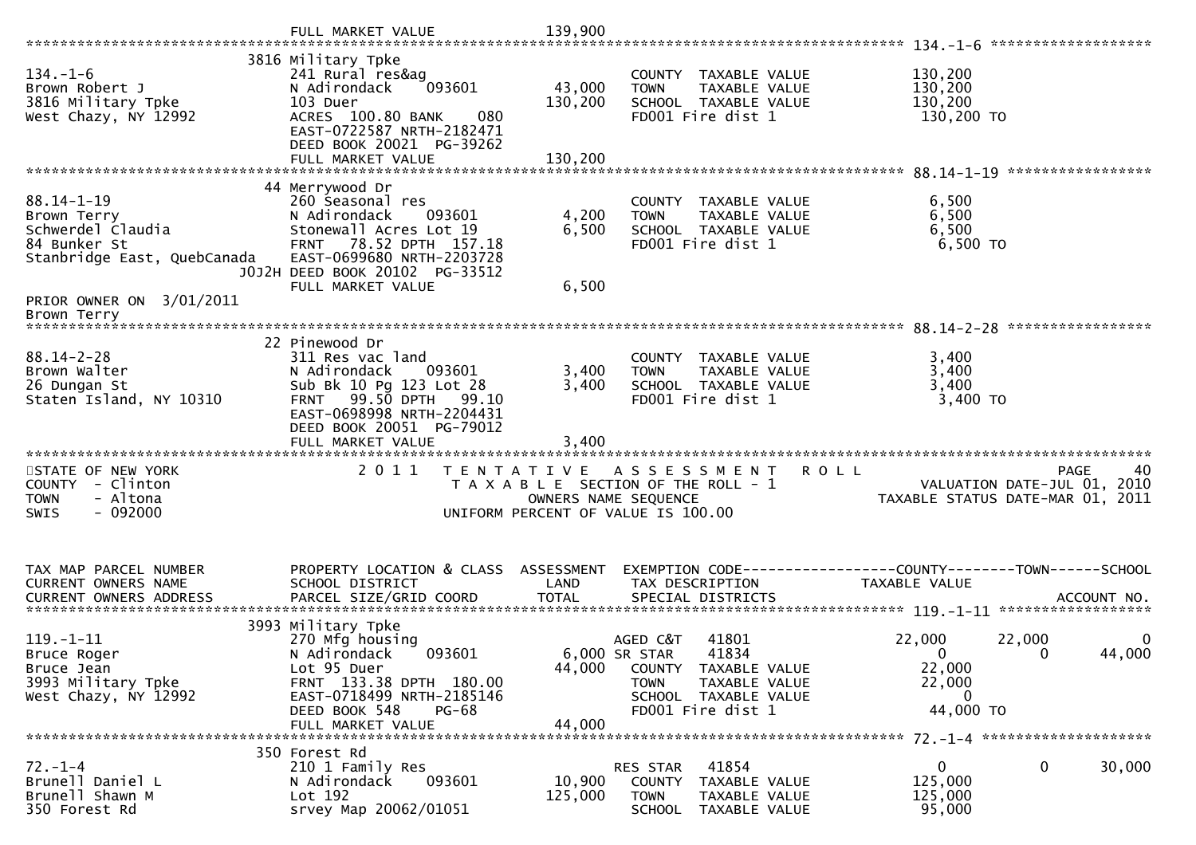FULL MARKET VALUE 139,900

******************************************************************************************************* 134.-1-6 *******************

| | | | | |
|---|---|---|---|---|
| 134.-1-6 | 3816 Military Tpke | | | |
| Brown Robert J | 241 Rural res&ag | | COUNTY TAXABLE VALUE | 130,200 |
| 3816 Military Tpke | N Adirondack 093601 | 43,000 | TOWN TAXABLE VALUE | 130,200 |
| West Chazy, NY 12992 | 103 Duer | 130,200 | SCHOOL TAXABLE VALUE | 130,200 |
| | ACRES 100.80 BANK 080 | | FD001 Fire dist 1 | 130,200 TO |
| | EAST-0722587 NRTH-2182471 | | | |
| | DEED BOOK 20021 PG-39262 | | | |
| | FULL MARKET VALUE | 130,200 | | |

******************************************************************************************************* 88.14-1-19 *****************

| | | | | |
|---|---|---|---|---|
| 88.14-1-19 | 44 Merrywood Dr | | | |
| Brown Terry | 260 Seasonal res | | COUNTY TAXABLE VALUE | 6,500 |
| Schwerdel Claudia | N Adirondack 093601 | 4,200 | TOWN TAXABLE VALUE | 6,500 |
| 84 Bunker St | Stonewall Acres Lot 19 | 6,500 | SCHOOL TAXABLE VALUE | 6,500 |
| Stanbridge East, QuebCanada | FRNT 78.52 DPTH 157.18 | | FD001 Fire dist 1 | 6,500 TO |
| J0J2H | EAST-0699680 NRTH-2203728 | | | |
| | DEED BOOK 20102 PG-33512 | | | |
| | FULL MARKET VALUE | 6,500 | | |
| PRIOR OWNER ON 3/01/2011 | | | | |
| Brown Terry | | | | |

******************************************************************************************************* 88.14-2-28 *****************

| | | | | |
|---|---|---|---|---|
| 88.14-2-28 | 22 Pinewood Dr | | | |
| Brown Walter | 311 Res vac land | | COUNTY TAXABLE VALUE | 3,400 |
| 26 Dungan St | N Adirondack 093601 | 3,400 | TOWN TAXABLE VALUE | 3,400 |
| Staten Island, NY 10310 | Sub Bk 10 Pg 123 Lot 28 | 3,400 | SCHOOL TAXABLE VALUE | 3,400 |
| | FRNT 99.50 DPTH 99.10 | | FD001 Fire dist 1 | 3,400 TO |
| | EAST-0698998 NRTH-2204431 | | | |
| | DEED BOOK 20051 PG-79012 | | | |
| | FULL MARKET VALUE | 3,400 | | |

STATE OF NEW YORK — 2011 TENTATIVE ASSESSMENT ROLL — PAGE 40
COUNTY - Clinton — TAXABLE SECTION OF THE ROLL - 1 — VALUATION DATE-JUL 01, 2010
TOWN - Altona — OWNERS NAME SEQUENCE — TAXABLE STATUS DATE-MAR 01, 2011
SWIS - 092000 — UNIFORM PERCENT OF VALUE IS 100.00

| TAX MAP PARCEL NUMBER / CURRENT OWNERS NAME / CURRENT OWNERS ADDRESS | PROPERTY LOCATION & CLASS / SCHOOL DISTRICT / PARCEL SIZE/GRID COORD | ASSESSMENT LAND / TOTAL | EXEMPTION CODE / TAX DESCRIPTION / SPECIAL DISTRICTS | COUNTY TAXABLE VALUE | TOWN | SCHOOL / ACCOUNT NO. |
|---|---|---|---|---|---|---|

******************************************************************************************************* 119.-1-11 ******************

| | | | | | | |
|---|---|---|---|---|---|---|
| 119.-1-11 | 3993 Military Tpke | | | | | |
| Bruce Roger | 270 Mfg housing | | AGED C&T 41801 | 22,000 | 22,000 | 0 |
| Bruce Jean | N Adirondack 093601 | 6,000 | SR STAR 41834 | 0 | 0 | 44,000 |
| 3993 Military Tpke | Lot 95 Duer | 44,000 | COUNTY TAXABLE VALUE | 22,000 | | |
| West Chazy, NY 12992 | FRNT 133.38 DPTH 180.00 | | TOWN TAXABLE VALUE | 22,000 | | |
| | EAST-0718499 NRTH-2185146 | | SCHOOL TAXABLE VALUE | 0 | | |
| | DEED BOOK 548 PG-68 | | FD001 Fire dist 1 | 44,000 TO | | |
| | FULL MARKET VALUE | 44,000 | | | | |

******************************************************************************************************* 72.-1-4 ********************

| | | | | | | |
|---|---|---|---|---|---|---|
| 72.-1-4 | 350 Forest Rd | | | | | |
| Brunell Daniel L | 210 1 Family Res | | RES STAR 41854 | 0 | 0 | 30,000 |
| Brunell Shawn M | N Adirondack 093601 | 10,900 | COUNTY TAXABLE VALUE | 125,000 | | |
| 350 Forest Rd | Lot 192 | 125,000 | TOWN TAXABLE VALUE | 125,000 | | |
| | srvey Map 20062/01051 | | SCHOOL TAXABLE VALUE | 95,000 | | |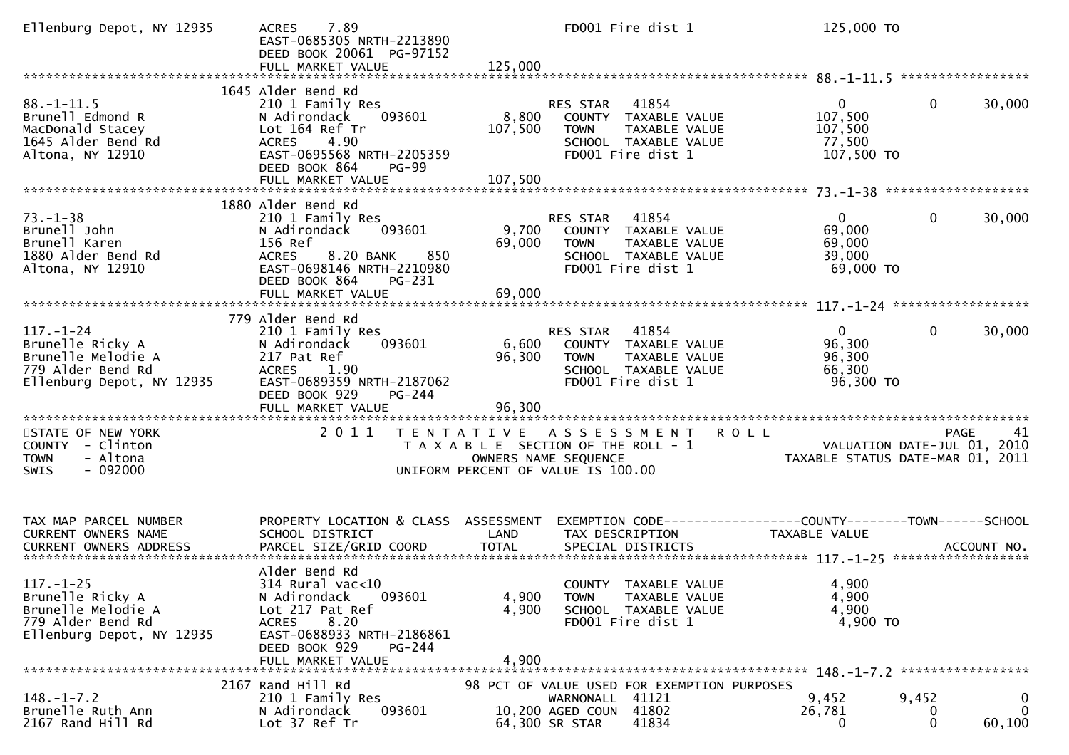```
Ellenburg Depot, NY 12935     ACRES    7.89                                   FD001 Fire dist 1                 125,000 TO
                              EAST-0685305 NRTH-2213890
                              DEED BOOK 20061  PG-97152
                              FULL MARKET VALUE                125,000
******************************************************************************************************* 88.-1-11.5 *****************
                            1645 Alder Bend Rd
88.-1-11.5                    210 1 Family Res                        RES STAR    41854                    0            0      30,000
Brunell Edmond R              N Adirondack     093601       8,800   COUNTY  TAXABLE VALUE            107,500
MacDonald Stacey              Lot 164 Ref Tr              107,500   TOWN    TAXABLE VALUE            107,500
1645 Alder Bend Rd            ACRES    4.90                          SCHOOL  TAXABLE VALUE             77,500
Altona, NY 12910              EAST-0695568 NRTH-2205359               FD001 Fire dist 1                 107,500 TO
                              DEED BOOK 864    PG-99
                              FULL MARKET VALUE                107,500
******************************************************************************************************* 73.-1-38 *******************
                            1880 Alder Bend Rd
73.-1-38                      210 1 Family Res                        RES STAR    41854                    0            0      30,000
Brunell John                  N Adirondack     093601       9,700   COUNTY  TAXABLE VALUE             69,000
Brunell Karen                 156 Ref                      69,000   TOWN    TAXABLE VALUE             69,000
1880 Alder Bend Rd            ACRES    8.20 BANK     850             SCHOOL  TAXABLE VALUE             39,000
Altona, NY 12910              EAST-0698146 NRTH-2210980               FD001 Fire dist 1                  69,000 TO
                              DEED BOOK 864    PG-231
                              FULL MARKET VALUE                 69,000
******************************************************************************************************* 117.-1-24 ******************
                             779 Alder Bend Rd
117.-1-24                     210 1 Family Res                        RES STAR    41854                    0            0      30,000
Brunelle Ricky A              N Adirondack     093601       6,600   COUNTY  TAXABLE VALUE             96,300
Brunelle Melodie A            217 Pat Ref                  96,300   TOWN    TAXABLE VALUE             96,300
779 Alder Bend Rd             ACRES    1.90                          SCHOOL  TAXABLE VALUE             66,300
Ellenburg Depot, NY 12935     EAST-0689359 NRTH-2187062               FD001 Fire dist 1                  96,300 TO
                              DEED BOOK 929    PG-244
                              FULL MARKET VALUE                 96,300
************************************************************************************************************************************
STATE OF NEW YORK                  2 0 1 1   T E N T A T I V E   A S S E S S M E N T   R O L L                          PAGE     41
COUNTY  - Clinton                             T A X A B L E  SECTION OF THE ROLL - 1                    VALUATION DATE-JUL 01, 2010
TOWN    - Altona                                    OWNERS NAME SEQUENCE                         TAXABLE STATUS DATE-MAR 01, 2011
SWIS    - 092000                              UNIFORM PERCENT OF VALUE IS 100.00


TAX MAP PARCEL NUMBER         PROPERTY LOCATION & CLASS  ASSESSMENT  EXEMPTION CODE------------------COUNTY--------TOWN------SCHOOL
CURRENT OWNERS NAME           SCHOOL DISTRICT               LAND      TAX DESCRIPTION            TAXABLE VALUE
CURRENT OWNERS ADDRESS        PARCEL SIZE/GRID COORD        TOTAL     SPECIAL DISTRICTS                                   ACCOUNT NO.
******************************************************************************************************* 117.-1-25 ******************
                              Alder Bend Rd
117.-1-25                     314 Rural vac<10                        COUNTY  TAXABLE VALUE              4,900
Brunelle Ricky A              N Adirondack     093601       4,900   TOWN    TAXABLE VALUE              4,900
Brunelle Melodie A            Lot 217 Pat Ref               4,900   SCHOOL  TAXABLE VALUE              4,900
779 Alder Bend Rd             ACRES    8.20                          FD001 Fire dist 1                   4,900 TO
Ellenburg Depot, NY 12935     EAST-0688933 NRTH-2186861
                              DEED BOOK 929    PG-244
                              FULL MARKET VALUE                  4,900
******************************************************************************************************* 148.-1-7.2 *****************
                            2167 Rand Hill Rd            98 PCT OF VALUE USED FOR EXEMPTION PURPOSES
148.-1-7.2                    210 1 Family Res                        WARNONALL   41121                9,452        9,452           0
Brunelle Ruth Ann             N Adirondack     093601          10,200 AGED COUN   41802               26,781            0           0
2167 Rand Hill Rd             Lot 37 Ref Tr                    64,300 SR STAR     41834                    0            0      60,100
```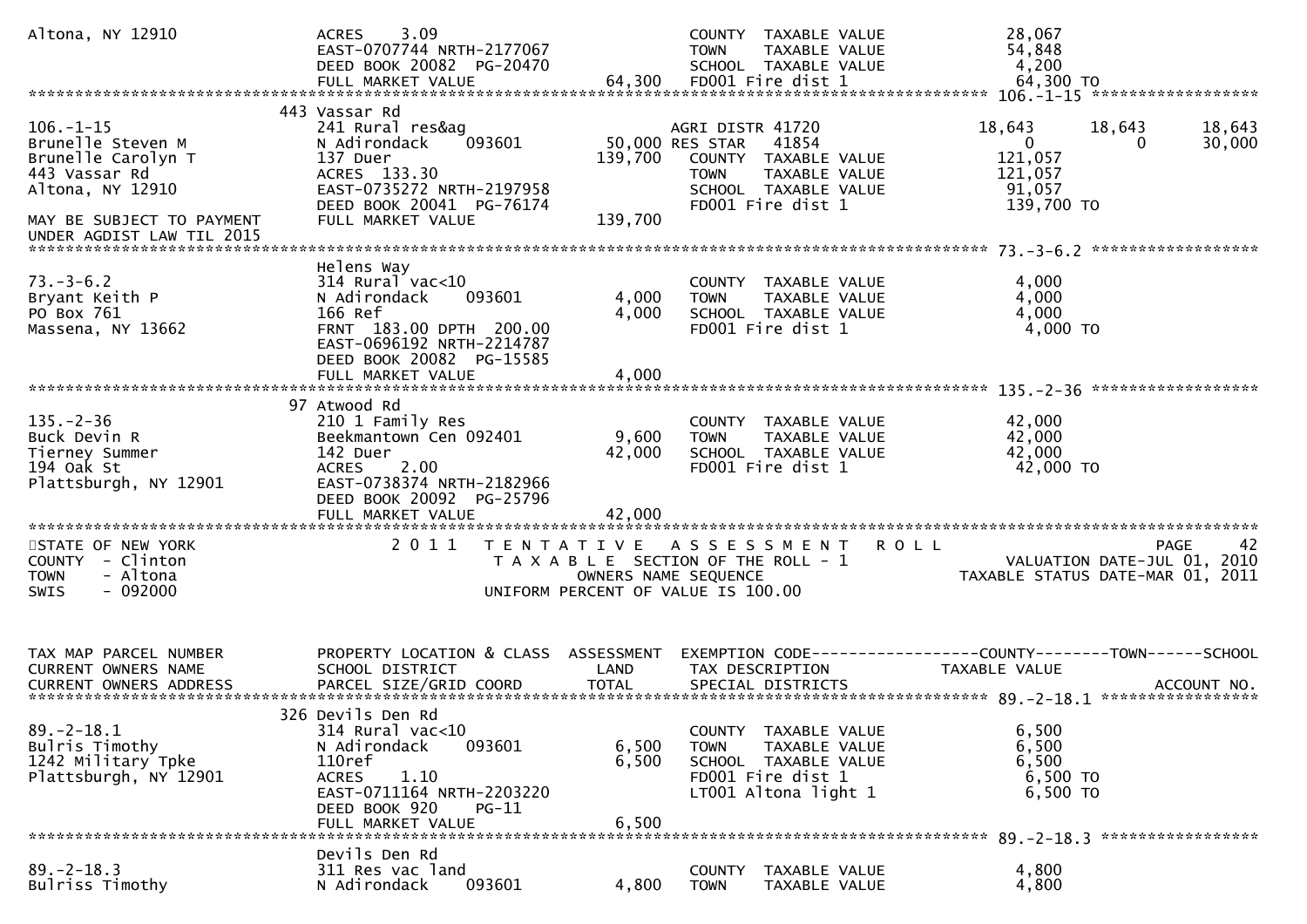Altona, NY 12910 — ACRES 3.09 — EAST-0707744 NRTH-2177067 — DEED BOOK 20082 PG-20470 — FULL MARKET VALUE 64,300

| Description | Taxable Value |
|---|---|
| COUNTY TAXABLE VALUE | 28,067 |
| TOWN TAXABLE VALUE | 54,848 |
| SCHOOL TAXABLE VALUE | 4,200 |
| FD001 Fire dist 1 | 64,300 TO |

---

## 106.-1-15

| TAX MAP PARCEL NUMBER / CURRENT OWNERS NAME / CURRENT OWNERS ADDRESS | PROPERTY LOCATION & CLASS / SCHOOL DISTRICT / PARCEL SIZE/GRID COORD | ASSESSMENT LAND / TOTAL | EXEMPTION CODE / TAX DESCRIPTION / SPECIAL DISTRICTS | COUNTY | TOWN | SCHOOL |
|---|---|---|---|---|---|---|
| 106.-1-15 | 443 Vassar Rd | | | | | |
| Brunelle Steven M | 241 Rural res&ag | | AGRI DISTR 41720 | 18,643 | 18,643 | 18,643 |
| Brunelle Carolyn T | N Adirondack 093601 | 50,000 | RES STAR 41854 | 0 | 0 | 30,000 |
| 443 Vassar Rd | 137 Duer | 139,700 | COUNTY TAXABLE VALUE | 121,057 | | |
| Altona, NY 12910 | ACRES 133.30 | | TOWN TAXABLE VALUE | 121,057 | | |
| | EAST-0735272 NRTH-2197958 | | SCHOOL TAXABLE VALUE | 91,057 | | |
| | DEED BOOK 20041 PG-76174 | | FD001 Fire dist 1 | 139,700 TO | | |
| MAY BE SUBJECT TO PAYMENT UNDER AGDIST LAW TIL 2015 | FULL MARKET VALUE | 139,700 | | | | |

## 73.-3-6.2

| TAX MAP PARCEL NUMBER / CURRENT OWNERS NAME / CURRENT OWNERS ADDRESS | PROPERTY LOCATION & CLASS / SCHOOL DISTRICT / PARCEL SIZE/GRID COORD | ASSESSMENT LAND / TOTAL | TAX DESCRIPTION / SPECIAL DISTRICTS | TAXABLE VALUE |
|---|---|---|---|---|
| 73.-3-6.2 | Helens Way | | | |
| Bryant Keith P | 314 Rural vac<10 | | COUNTY TAXABLE VALUE | 4,000 |
| PO Box 761 | N Adirondack 093601 | 4,000 | TOWN TAXABLE VALUE | 4,000 |
| Massena, NY 13662 | 166 Ref | 4,000 | SCHOOL TAXABLE VALUE | 4,000 |
| | FRNT 183.00 DPTH 200.00 | | FD001 Fire dist 1 | 4,000 TO |
| | EAST-0696192 NRTH-2214787 | | | |
| | DEED BOOK 20082 PG-15585 | | | |
| | FULL MARKET VALUE | 4,000 | | |

## 135.-2-36

| TAX MAP PARCEL NUMBER / CURRENT OWNERS NAME / CURRENT OWNERS ADDRESS | PROPERTY LOCATION & CLASS / SCHOOL DISTRICT / PARCEL SIZE/GRID COORD | ASSESSMENT LAND / TOTAL | TAX DESCRIPTION / SPECIAL DISTRICTS | TAXABLE VALUE |
|---|---|---|---|---|
| 135.-2-36 | 97 Atwood Rd | | | |
| Buck Devin R | 210 1 Family Res | | COUNTY TAXABLE VALUE | 42,000 |
| Tierney Summer | Beekmantown Cen 092401 | 9,600 | TOWN TAXABLE VALUE | 42,000 |
| 194 Oak St | 142 Duer | 42,000 | SCHOOL TAXABLE VALUE | 42,000 |
| Plattsburgh, NY 12901 | ACRES 2.00 | | FD001 Fire dist 1 | 42,000 TO |
| | EAST-0738374 NRTH-2182966 | | | |
| | DEED BOOK 20092 PG-25796 | | | |
| | FULL MARKET VALUE | 42,000 | | |

---

STATE OF NEW YORK — COUNTY - Clinton — TOWN - Altona — SWIS - 092000

# 2011 TENTATIVE ASSESSMENT ROLL

TAXABLE SECTION OF THE ROLL - 1 — OWNERS NAME SEQUENCE — UNIFORM PERCENT OF VALUE IS 100.00

VALUATION DATE-JUL 01, 2010 — TAXABLE STATUS DATE-MAR 01, 2011

## 89.-2-18.1

| TAX MAP PARCEL NUMBER / CURRENT OWNERS NAME / CURRENT OWNERS ADDRESS | PROPERTY LOCATION & CLASS / SCHOOL DISTRICT / PARCEL SIZE/GRID COORD | ASSESSMENT LAND / TOTAL | EXEMPTION CODE / TAX DESCRIPTION / SPECIAL DISTRICTS | TAXABLE VALUE (COUNTY / TOWN / SCHOOL) | ACCOUNT NO. |
|---|---|---|---|---|---|
| 89.-2-18.1 | 326 Devils Den Rd | | | | |
| Bulris Timothy | 314 Rural vac<10 | | COUNTY TAXABLE VALUE | 6,500 | |
| 1242 Military Tpke | N Adirondack 093601 | 6,500 | TOWN TAXABLE VALUE | 6,500 | |
| Plattsburgh, NY 12901 | 110ref | 6,500 | SCHOOL TAXABLE VALUE | 6,500 | |
| | ACRES 1.10 | | FD001 Fire dist 1 | 6,500 TO | |
| | EAST-0711164 NRTH-2203220 | | LT001 Altona light 1 | 6,500 TO | |
| | DEED BOOK 920 PG-11 | | | | |
| | FULL MARKET VALUE | 6,500 | | | |

## 89.-2-18.3

| TAX MAP PARCEL NUMBER / CURRENT OWNERS NAME | PROPERTY LOCATION & CLASS / SCHOOL DISTRICT | ASSESSMENT LAND | TAX DESCRIPTION | TAXABLE VALUE |
|---|---|---|---|---|
| 89.-2-18.3 | Devils Den Rd | | | |
| | 311 Res vac land | | COUNTY TAXABLE VALUE | 4,800 |
| Bulriss Timothy | N Adirondack 093601 | 4,800 | TOWN TAXABLE VALUE | 4,800 |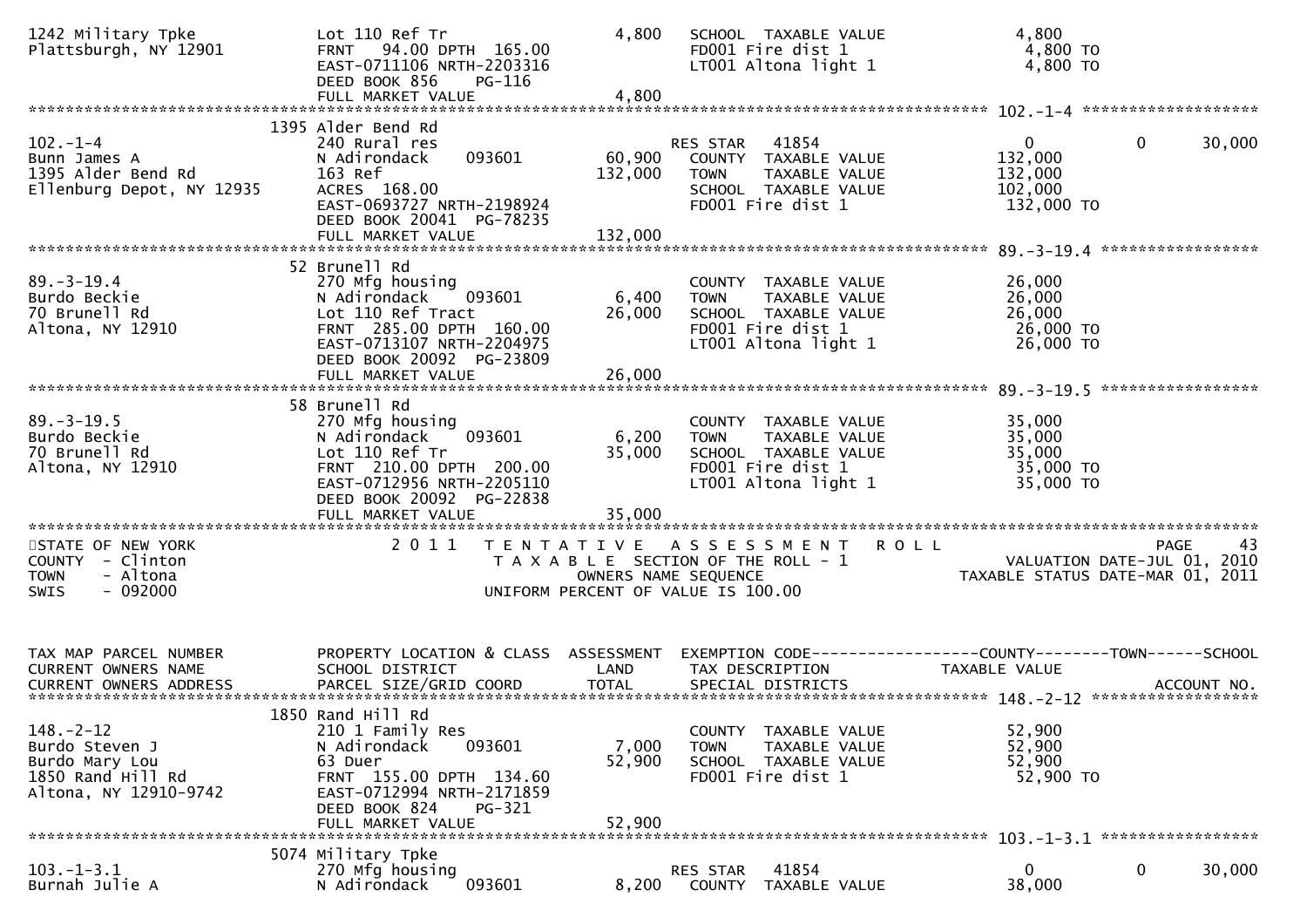```
1242 Military Tpke            Lot 110 Ref Tr                     4,800   SCHOOL  TAXABLE VALUE             4,800
Plattsburgh, NY 12901         FRNT   94.00 DPTH  165.00                  FD001 Fire dist 1                  4,800 TO
                              EAST-0711106 NRTH-2203316                  LT001 Altona light 1               4,800 TO
                              DEED BOOK 856     PG-116
                              FULL MARKET VALUE                  4,800
******************************************************************************************************* 102.-1-4 ******************
                          1395 Alder Bend Rd
102.-1-4                      240 Rural res                              RES STAR   41854                  0          0      30,000
Bunn James A                  N Adirondack      093601          60,900     COUNTY  TAXABLE VALUE           132,000
1395 Alder Bend Rd            163 Ref                          132,000     TOWN    TAXABLE VALUE           132,000
Ellenburg Depot, NY 12935     ACRES  168.00                                SCHOOL  TAXABLE VALUE           102,000
                              EAST-0693727 NRTH-2198924                    FD001 Fire dist 1                132,000 TO
                              DEED BOOK 20041  PG-78235
                              FULL MARKET VALUE                132,000
******************************************************************************************************* 89.-3-19.4 *****************
                          52 Brunell Rd
89.-3-19.4                    270 Mfg housing                              COUNTY  TAXABLE VALUE            26,000
Burdo Beckie                  N Adirondack      093601           6,400     TOWN    TAXABLE VALUE            26,000
70 Brunell Rd                 Lot 110 Ref Tract                 26,000     SCHOOL  TAXABLE VALUE            26,000
Altona, NY 12910              FRNT  285.00 DPTH  160.00                    FD001 Fire dist 1                 26,000 TO
                              EAST-0713107 NRTH-2204975                    LT001 Altona light 1              26,000 TO
                              DEED BOOK 20092  PG-23809
                              FULL MARKET VALUE                 26,000
******************************************************************************************************* 89.-3-19.5 *****************
                          58 Brunell Rd
89.-3-19.5                    270 Mfg housing                              COUNTY  TAXABLE VALUE            35,000
Burdo Beckie                  N Adirondack      093601           6,200     TOWN    TAXABLE VALUE            35,000
70 Brunell Rd                 Lot 110 Ref Tr                    35,000     SCHOOL  TAXABLE VALUE            35,000
Altona, NY 12910              FRNT  210.00 DPTH  200.00                    FD001 Fire dist 1                 35,000 TO
                              EAST-0712956 NRTH-2205110                    LT001 Altona light 1              35,000 TO
                              DEED BOOK 20092  PG-22838
                              FULL MARKET VALUE                 35,000
************************************************************************************************************************************
STATE OF NEW YORK                  2 0 1 1   T E N T A T I V E   A S S E S S M E N T   R O L L                          PAGE    43
COUNTY  - Clinton                         T A X A B L E  SECTION OF THE ROLL - 1                       VALUATION DATE-JUL 01, 2010
TOWN    - Altona                                  OWNERS NAME SEQUENCE                               TAXABLE STATUS DATE-MAR 01, 2011
SWIS    - 092000                           UNIFORM PERCENT OF VALUE IS 100.00


TAX MAP PARCEL NUMBER         PROPERTY LOCATION & CLASS  ASSESSMENT  EXEMPTION CODE------------------COUNTY--------TOWN------SCHOOL
CURRENT OWNERS NAME           SCHOOL DISTRICT               LAND      TAX DESCRIPTION              TAXABLE VALUE
CURRENT OWNERS ADDRESS        PARCEL SIZE/GRID COORD        TOTAL     SPECIAL DISTRICTS                                  ACCOUNT NO.
******************************************************************************************************* 148.-2-12 ******************
                          1850 Rand Hill Rd
148.-2-12                     210 1 Family Res                             COUNTY  TAXABLE VALUE            52,900
Burdo Steven J                N Adirondack      093601           7,000     TOWN    TAXABLE VALUE            52,900
Burdo Mary Lou                63 Duer                           52,900     SCHOOL  TAXABLE VALUE            52,900
1850 Rand Hill Rd             FRNT  155.00 DPTH  134.60                    FD001 Fire dist 1                 52,900 TO
Altona, NY 12910-9742         EAST-0712994 NRTH-2171859
                              DEED BOOK 824     PG-321
                              FULL MARKET VALUE                 52,900
******************************************************************************************************* 103.-1-3.1 *****************
                          5074 Military Tpke
103.-1-3.1                    270 Mfg housing                              RES STAR   41854                  0          0      30,000
Burnah Julie A                N Adirondack      093601           8,200     COUNTY  TAXABLE VALUE            38,000
```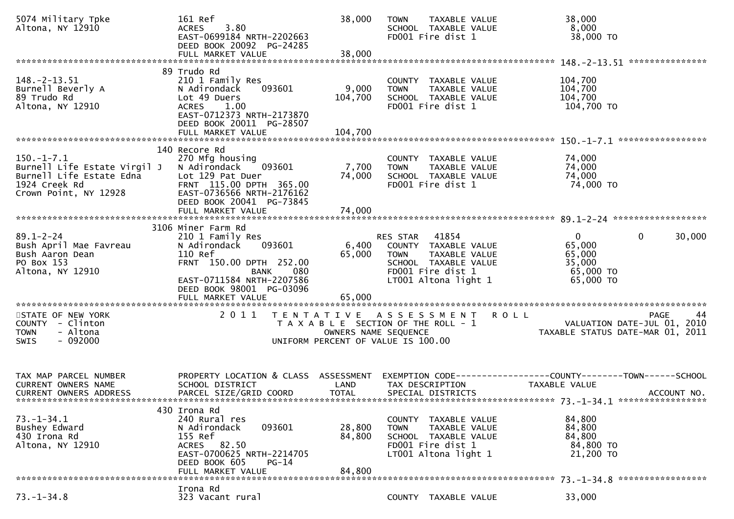```
5074 Military Tpke              161 Ref                           38,000   TOWN    TAXABLE VALUE                38,000
Altona, NY 12910                ACRES    3.80                              SCHOOL  TAXABLE VALUE                 8,000
                                EAST-0699184 NRTH-2202663                  FD001 Fire dist 1                    38,000 TO
                                DEED BOOK 20092  PG-24285
                                FULL MARKET VALUE                 38,000
******************************************************************************************************* 148.-2-13.51 ***************
                              89 Trudo Rd
148.-2-13.51                    210 1 Family Res                           COUNTY  TAXABLE VALUE               104,700
Burnell Beverly A               N Adirondack     093601            9,000   TOWN    TAXABLE VALUE               104,700
89 Trudo Rd                     Lot 49 Duers                     104,700   SCHOOL  TAXABLE VALUE               104,700
Altona, NY 12910                ACRES    1.00                              FD001 Fire dist 1                   104,700 TO
                                EAST-0712373 NRTH-2173870
                                DEED BOOK 20011  PG-28507
                                FULL MARKET VALUE                104,700
******************************************************************************************************* 150.-1-7.1 *****************
                              140 Recore Rd
150.-1-7.1                      270 Mfg housing                            COUNTY  TAXABLE VALUE                74,000
Burnell Life Estate Virgil J    N Adirondack     093601            7,700   TOWN    TAXABLE VALUE                74,000
Burnell Life Estate Edna        Lot 129 Pat Duer                  74,000   SCHOOL  TAXABLE VALUE                74,000
1924 Creek Rd                   FRNT  115.00 DPTH  365.00                  FD001 Fire dist 1                    74,000 TO
Crown Point, NY 12928           EAST-0736566 NRTH-2176162
                                DEED BOOK 20041  PG-73845
                                FULL MARKET VALUE                 74,000
******************************************************************************************************* 89.1-2-24 ******************
                              3106 Miner Farm Rd
89.1-2-24                       210 1 Family Res                           RES STAR   41854                  0            0        30,000
Bush April Mae Favreau          N Adirondack     093601            6,400   COUNTY  TAXABLE VALUE                65,000
Bush Aaron Dean                 110 Ref                           65,000   TOWN    TAXABLE VALUE                65,000
PO Box 153                      FRNT  150.00 DPTH  252.00                  SCHOOL  TAXABLE VALUE                35,000
Altona, NY 12910                               BANK     080                FD001 Fire dist 1                    65,000 TO
                                EAST-0711584 NRTH-2207586                  LT001 Altona light 1                 65,000 TO
                                DEED BOOK 98001  PG-03096
                                FULL MARKET VALUE                 65,000
************************************************************************************************************************************
STATE OF NEW YORK                 2 0 1 1   T E N T A T I V E   A S S E S S M E N T   R O L L                         PAGE    44
COUNTY  - Clinton                        T A X A B L E  SECTION OF THE ROLL - 1                 VALUATION DATE-JUL 01, 2010
TOWN    - Altona                                  OWNERS NAME SEQUENCE                        TAXABLE STATUS DATE-MAR 01, 2011
SWIS    - 092000                           UNIFORM PERCENT OF VALUE IS 100.00


TAX MAP PARCEL NUMBER           PROPERTY LOCATION & CLASS  ASSESSMENT  EXEMPTION CODE------------------COUNTY--------TOWN------SCHOOL
CURRENT OWNERS NAME             SCHOOL DISTRICT               LAND     TAX DESCRIPTION             TAXABLE VALUE
CURRENT OWNERS ADDRESS          PARCEL SIZE/GRID COORD        TOTAL    SPECIAL DISTRICTS                                  ACCOUNT NO.
******************************************************************************************************* 73.-1-34.1 *****************
                              430 Irona Rd
73.-1-34.1                      240 Rural res                              COUNTY  TAXABLE VALUE                84,800
Bushey Edward                   N Adirondack     093601           28,800   TOWN    TAXABLE VALUE                84,800
430 Irona Rd                    155 Ref                           84,800   SCHOOL  TAXABLE VALUE                84,800
Altona, NY 12910                ACRES   82.50                              FD001 Fire dist 1                    84,800 TO
                                EAST-0700625 NRTH-2214705                  LT001 Altona light 1                 21,200 TO
                                DEED BOOK 605    PG-14
                                FULL MARKET VALUE                 84,800
******************************************************************************************************* 73.-1-34.8 *****************
                                Irona Rd
73.-1-34.8                      323 Vacant rural                           COUNTY  TAXABLE VALUE                33,000
```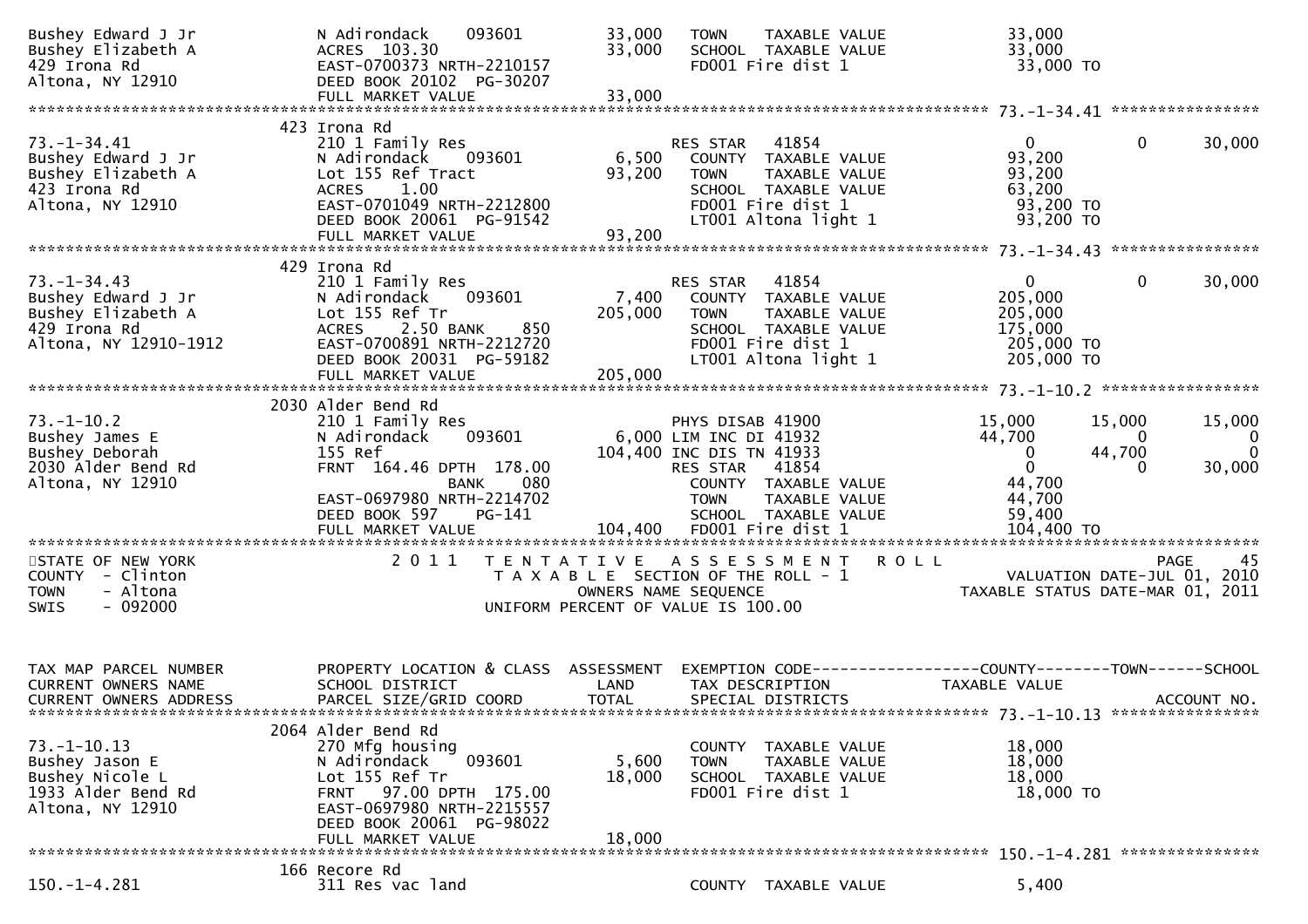```
Bushey Edward J Jr            N Adirondack    093601        33,000   TOWN    TAXABLE VALUE             33,000
Bushey Elizabeth A            ACRES  103.30                 33,000   SCHOOL  TAXABLE VALUE             33,000
429 Irona Rd                  EAST-0700373 NRTH-2210157              FD001 Fire dist 1                  33,000 TO
Altona, NY 12910              DEED BOOK 20102  PG-30207
                              FULL MARKET VALUE             33,000
******************************************************************************************************* 73.-1-34.41 ****************
                              423 Irona Rd
73.-1-34.41                   210 1 Family Res                       RES STAR   41854                   0             0        30,000
Bushey Edward J Jr            N Adirondack    093601         6,500   COUNTY  TAXABLE VALUE             93,200
Bushey Elizabeth A            Lot 155 Ref Tract             93,200   TOWN    TAXABLE VALUE             93,200
423 Irona Rd                  ACRES    1.00                          SCHOOL  TAXABLE VALUE             63,200
Altona, NY 12910              EAST-0701049 NRTH-2212800              FD001 Fire dist 1                  93,200 TO
                              DEED BOOK 20061  PG-91542              LT001 Altona light 1               93,200 TO
                              FULL MARKET VALUE             93,200
******************************************************************************************************* 73.-1-34.43 ****************
                              429 Irona Rd
73.-1-34.43                   210 1 Family Res                       RES STAR   41854                   0             0        30,000
Bushey Edward J Jr            N Adirondack    093601         7,400   COUNTY  TAXABLE VALUE            205,000
Bushey Elizabeth A            Lot 155 Ref Tr               205,000   TOWN    TAXABLE VALUE            205,000
429 Irona Rd                  ACRES    2.50 BANK    850              SCHOOL  TAXABLE VALUE            175,000
Altona, NY 12910-1912         EAST-0700891 NRTH-2212720              FD001 Fire dist 1                 205,000 TO
                              DEED BOOK 20031  PG-59182              LT001 Altona light 1              205,000 TO
                              FULL MARKET VALUE            205,000
******************************************************************************************************* 73.-1-10.2 *****************
                              2030 Alder Bend Rd
73.-1-10.2                    210 1 Family Res                       PHYS DISAB 41900              15,000        15,000        15,000
Bushey James E                N Adirondack    093601         6,000 LIM INC DI 41932               44,700             0             0
Bushey Deborah                155 Ref                      104,400 INC DIS TN 41933                    0        44,700             0
2030 Alder Bend Rd            FRNT 164.46 DPTH 178.00                RES STAR   41854                   0             0        30,000
Altona, NY 12910                          BANK    080                COUNTY  TAXABLE VALUE             44,700
                              EAST-0697980 NRTH-2214702              TOWN    TAXABLE VALUE             44,700
                              DEED BOOK 597    PG-141                SCHOOL  TAXABLE VALUE             59,400
                              FULL MARKET VALUE            104,400   FD001 Fire dist 1                 104,400 TO
************************************************************************************************************************************
STATE OF NEW YORK                2 0 1 1   T E N T A T I V E   A S S E S S M E N T   R O L L                              PAGE    45
COUNTY  - Clinton                       T A X A B L E  SECTION OF THE ROLL - 1                       VALUATION DATE-JUL 01, 2010
TOWN    - Altona                                 OWNERS NAME SEQUENCE                          TAXABLE STATUS DATE-MAR 01, 2011
SWIS    - 092000                          UNIFORM PERCENT OF VALUE IS 100.00


TAX MAP PARCEL NUMBER         PROPERTY LOCATION & CLASS  ASSESSMENT  EXEMPTION CODE------------------COUNTY--------TOWN------SCHOOL
CURRENT OWNERS NAME           SCHOOL DISTRICT               LAND      TAX DESCRIPTION              TAXABLE VALUE
CURRENT OWNERS ADDRESS        PARCEL SIZE/GRID COORD       TOTAL      SPECIAL DISTRICTS                                  ACCOUNT NO.
******************************************************************************************************* 73.-1-10.13 ****************
                              2064 Alder Bend Rd
73.-1-10.13                   270 Mfg housing                        COUNTY  TAXABLE VALUE             18,000
Bushey Jason E                N Adirondack    093601         5,600   TOWN    TAXABLE VALUE             18,000
Bushey Nicole L               Lot 155 Ref Tr                18,000   SCHOOL  TAXABLE VALUE             18,000
1933 Alder Bend Rd            FRNT  97.00 DPTH 175.00                FD001 Fire dist 1                  18,000 TO
Altona, NY 12910              EAST-0697980 NRTH-2215557
                              DEED BOOK 20061  PG-98022
                              FULL MARKET VALUE             18,000
******************************************************************************************************* 150.-1-4.281 ***************
                              166 Recore Rd
150.-1-4.281                  311 Res vac land                       COUNTY  TAXABLE VALUE              5,400
```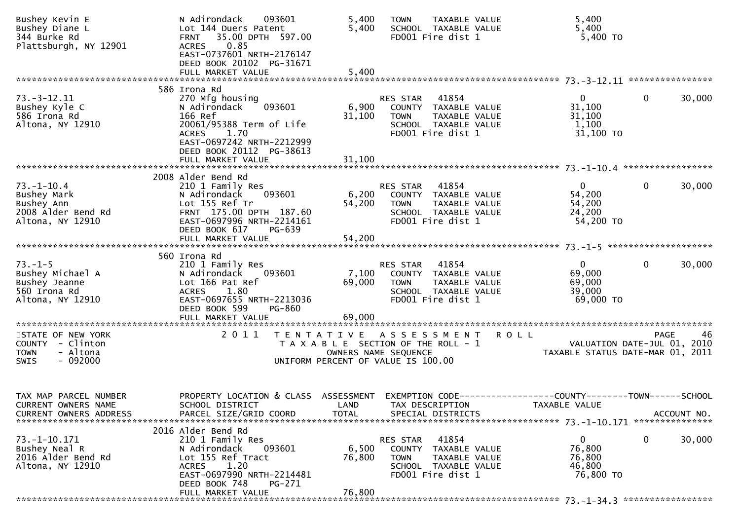```
Bushey Kevin E                 N Adirondack    093601         5,400   TOWN    TAXABLE VALUE                5,400
Bushey Diane L                 Lot 144 Duers Patent           5,400   SCHOOL  TAXABLE VALUE                5,400
344 Burke Rd                   FRNT   35.00 DPTH  597.00              FD001 Fire dist 1                    5,400 TO
Plattsburgh, NY 12901          ACRES    0.85
                               EAST-0737601 NRTH-2176147
                               DEED BOOK 20102  PG-31671
                               FULL MARKET VALUE              5,400
******************************************************************************************************* 73.-3-12.11 ****************
                               586 Irona Rd
73.-3-12.11                    270 Mfg housing                        RES STAR    41854                    0            0     30,000
Bushey Kyle C                  N Adirondack    093601         6,900   COUNTY  TAXABLE VALUE               31,100
586 Irona Rd                   166 Ref                       31,100   TOWN    TAXABLE VALUE               31,100
Altona, NY 12910               20061/95388 Term of Life               SCHOOL  TAXABLE VALUE                1,100
                               ACRES    1.70                          FD001 Fire dist 1                   31,100 TO
                               EAST-0697242 NRTH-2212999
                               DEED BOOK 20112  PG-38613
                               FULL MARKET VALUE             31,100
******************************************************************************************************* 73.-1-10.4 *****************
                               2008 Alder Bend Rd
73.-1-10.4                     210 1 Family Res                       RES STAR    41854                    0            0     30,000
Bushey Mark                    N Adirondack    093601         6,200   COUNTY  TAXABLE VALUE               54,200
Bushey Ann                     Lot 155 Ref Tr                54,200   TOWN    TAXABLE VALUE               54,200
2008 Alder Bend Rd             FRNT  175.00 DPTH  187.60              SCHOOL  TAXABLE VALUE               24,200
Altona, NY 12910               EAST-0697996 NRTH-2214161              FD001 Fire dist 1                   54,200 TO
                               DEED BOOK 617    PG-639
                               FULL MARKET VALUE             54,200
******************************************************************************************************* 73.-1-5 ********************
                               560 Irona Rd
73.-1-5                        210 1 Family Res                       RES STAR    41854                    0            0     30,000
Bushey Michael A               N Adirondack    093601         7,100   COUNTY  TAXABLE VALUE               69,000
Bushey Jeanne                  Lot 166 Pat Ref               69,000   TOWN    TAXABLE VALUE               69,000
560 Irona Rd                   ACRES    1.80                          SCHOOL  TAXABLE VALUE               39,000
Altona, NY 12910               EAST-0697655 NRTH-2213036              FD001 Fire dist 1                   69,000 TO
                               DEED BOOK 599    PG-860
                               FULL MARKET VALUE             69,000
************************************************************************************************************************************
STATE OF NEW YORK                2 0 1 1   T E N T A T I V E   A S S E S S M E N T   R O L L                           PAGE    46
COUNTY  - Clinton                          T A X A B L E  SECTION OF THE ROLL - 1                    VALUATION DATE-JUL 01, 2010
TOWN    - Altona                              OWNERS NAME SEQUENCE                          TAXABLE STATUS DATE-MAR 01, 2011
SWIS    - 092000                         UNIFORM PERCENT OF VALUE IS 100.00


TAX MAP PARCEL NUMBER          PROPERTY LOCATION & CLASS  ASSESSMENT  EXEMPTION CODE------------------COUNTY--------TOWN------SCHOOL
CURRENT OWNERS NAME            SCHOOL DISTRICT               LAND     TAX DESCRIPTION               TAXABLE VALUE
CURRENT OWNERS ADDRESS         PARCEL SIZE/GRID COORD        TOTAL    SPECIAL DISTRICTS                                 ACCOUNT NO.
******************************************************************************************************* 73.-1-10.171 ***************
                               2016 Alder Bend Rd
73.-1-10.171                   210 1 Family Res                       RES STAR    41854                    0            0     30,000
Bushey Neal R                  N Adirondack    093601         6,500   COUNTY  TAXABLE VALUE               76,800
2016 Alder Bend Rd             Lot 155 Ref Tract             76,800   TOWN    TAXABLE VALUE               76,800
Altona, NY 12910               ACRES    1.20                          SCHOOL  TAXABLE VALUE               46,800
                               EAST-0697990 NRTH-2214481              FD001 Fire dist 1                   76,800 TO
                               DEED BOOK 748    PG-271
                               FULL MARKET VALUE             76,800
******************************************************************************************************* 73.-1-34.3 *****************
```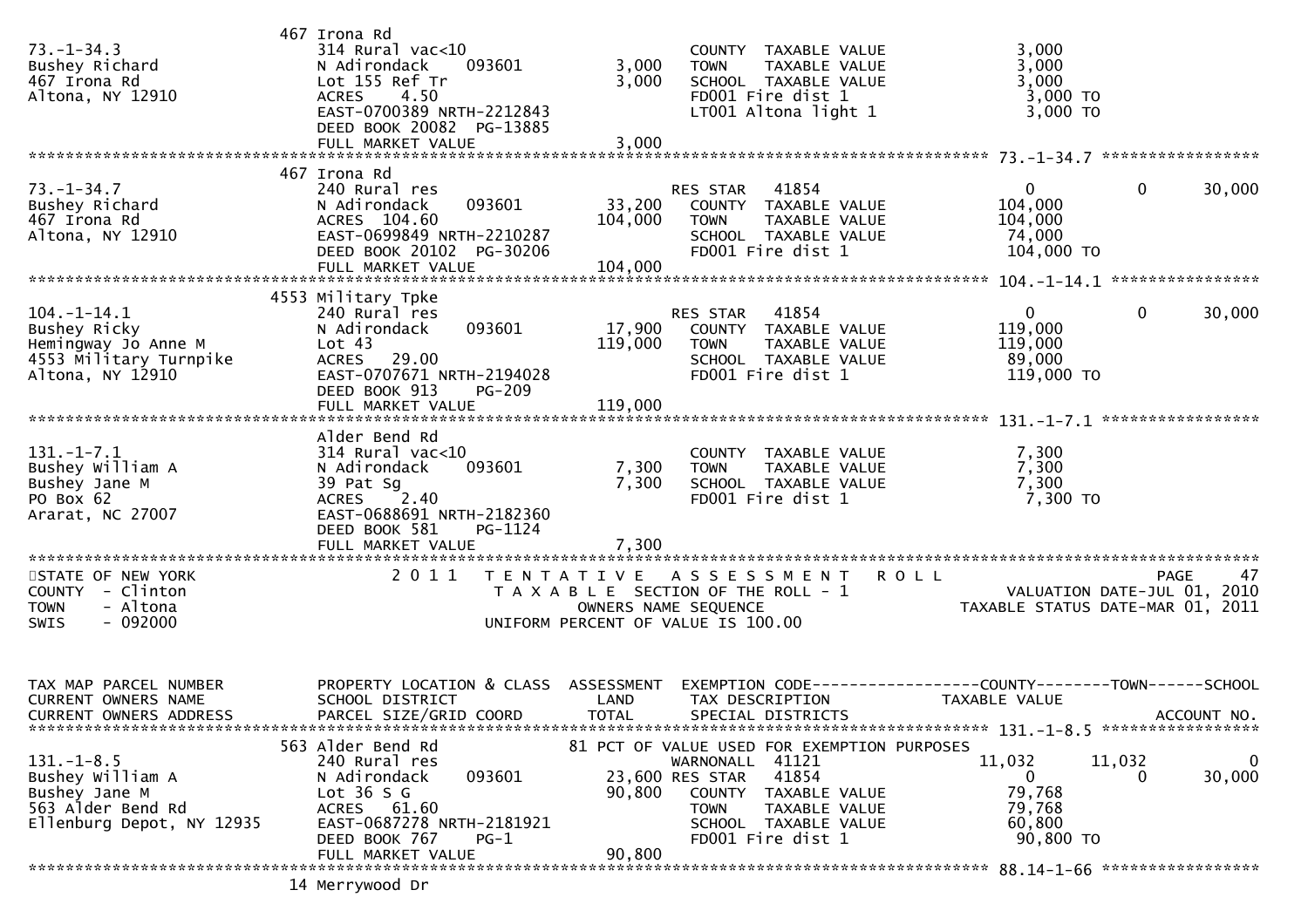```
                              467 Irona Rd
73.-1-34.3                    314 Rural vac<10                           COUNTY  TAXABLE VALUE              3,000
Bushey Richard                N Adirondack      093601          3,000    TOWN    TAXABLE VALUE              3,000
467 Irona Rd                  Lot 155 Ref Tr                    3,000    SCHOOL  TAXABLE VALUE              3,000
Altona, NY 12910              ACRES    4.50                              FD001 Fire dist 1                  3,000 TO
                              EAST-0700389 NRTH-2212843                  LT001 Altona light 1               3,000 TO
                              DEED BOOK 20082  PG-13885
                              FULL MARKET VALUE                 3,000
******************************************************************************************************* 73.-1-34.7 *****************
                              467 Irona Rd
73.-1-34.7                    240 Rural res                              RES STAR   41854                   0          0      30,000
Bushey Richard                N Adirondack      093601         33,200    COUNTY  TAXABLE VALUE            104,000
467 Irona Rd                  ACRES  104.60                   104,000    TOWN    TAXABLE VALUE            104,000
Altona, NY 12910              EAST-0699849 NRTH-2210287                  SCHOOL  TAXABLE VALUE             74,000
                              DEED BOOK 20102  PG-30206                  FD001 Fire dist 1                104,000 TO
                              FULL MARKET VALUE               104,000
******************************************************************************************************* 104.-1-14.1 ****************
                              4553 Military Tpke
104.-1-14.1                   240 Rural res                              RES STAR   41854                   0          0      30,000
Bushey Ricky                  N Adirondack      093601         17,900    COUNTY  TAXABLE VALUE            119,000
Hemingway Jo Anne M           Lot 43                          119,000    TOWN    TAXABLE VALUE            119,000
4553 Military Turnpike        ACRES   29.00                              SCHOOL  TAXABLE VALUE             89,000
Altona, NY 12910              EAST-0707671 NRTH-2194028                  FD001 Fire dist 1                119,000 TO
                              DEED BOOK 913    PG-209
                              FULL MARKET VALUE               119,000
******************************************************************************************************* 131.-1-7.1 *****************
                              Alder Bend Rd
131.-1-7.1                    314 Rural vac<10                           COUNTY  TAXABLE VALUE              7,300
Bushey William A              N Adirondack      093601          7,300    TOWN    TAXABLE VALUE              7,300
Bushey Jane M                 39 Pat Sg                         7,300    SCHOOL  TAXABLE VALUE              7,300
PO Box 62                     ACRES    2.40                              FD001 Fire dist 1                  7,300 TO
Ararat, NC 27007              EAST-0688691 NRTH-2182360
                              DEED BOOK 581    PG-1124
                              FULL MARKET VALUE                 7,300
************************************************************************************************************************************
STATE OF NEW YORK                 2 0 1 1   T E N T A T I V E   A S S E S S M E N T   R O L L                                PAGE    47
COUNTY  - Clinton                           T A X A B L E  SECTION OF THE ROLL - 1                  VALUATION DATE-JUL 01, 2010
TOWN    - Altona                                  OWNERS NAME SEQUENCE                           TAXABLE STATUS DATE-MAR 01, 2011
SWIS    - 092000                          UNIFORM PERCENT OF VALUE IS 100.00


TAX MAP PARCEL NUMBER         PROPERTY LOCATION & CLASS  ASSESSMENT  EXEMPTION CODE------------------COUNTY--------TOWN------SCHOOL
CURRENT OWNERS NAME           SCHOOL DISTRICT               LAND      TAX DESCRIPTION               TAXABLE VALUE
CURRENT OWNERS ADDRESS        PARCEL SIZE/GRID COORD        TOTAL     SPECIAL DISTRICTS                                    ACCOUNT NO.
******************************************************************************************************* 131.-1-8.5 *****************
                              563 Alder Bend Rd           81 PCT OF VALUE USED FOR EXEMPTION PURPOSES
131.-1-8.5                    240 Rural res                              WARNONALL  41121              11,032     11,032           0
Bushey William A              N Adirondack      093601         23,600 RES STAR   41854                      0          0      30,000
Bushey Jane M                 Lot 36 S G                       90,800    COUNTY  TAXABLE VALUE             79,768
563 Alder Bend Rd             ACRES   61.60                              TOWN    TAXABLE VALUE             79,768
Ellenburg Depot, NY 12935     EAST-0687278 NRTH-2181921                  SCHOOL  TAXABLE VALUE             60,800
                              DEED BOOK 767    PG-1                      FD001 Fire dist 1                 90,800 TO
                              FULL MARKET VALUE                90,800
******************************************************************************************************* 88.14-1-66 *****************
                              14 Merrywood Dr
```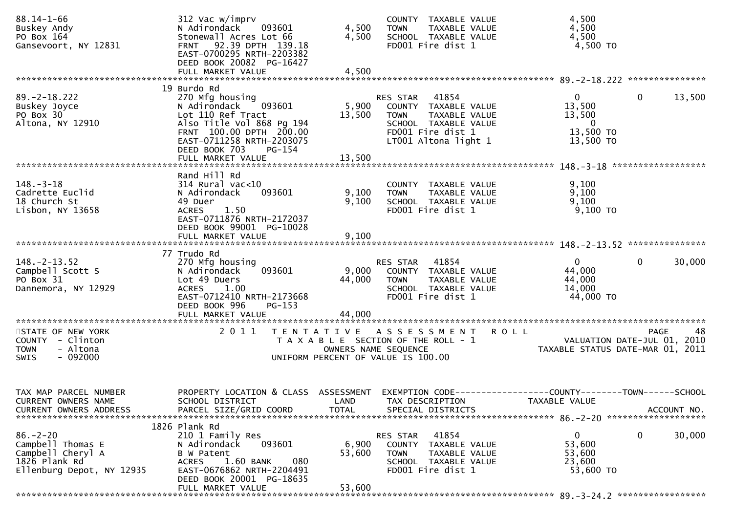```
88.14-1-66                     312 Vac w/imprv                          COUNTY  TAXABLE VALUE              4,500
Buskey Andy                    N Adirondack    093601       4,500      TOWN    TAXABLE VALUE              4,500
PO Box 164                     Stonewall Acres Lot 66       4,500      SCHOOL  TAXABLE VALUE              4,500
Gansevoort, NY 12831           FRNT   92.39 DPTH  139.18               FD001 Fire dist 1                  4,500 TO
                               EAST-0700295 NRTH-2203382
                               DEED BOOK 20082  PG-16427
                               FULL MARKET VALUE            4,500
******************************************************************************************************* 89.-2-18.222 ***************
                               19 Burdo Rd
89.-2-18.222                   270 Mfg housing                          RES STAR   41854                  0              0        13,500
Buskey Joyce                   N Adirondack    093601       5,900      COUNTY  TAXABLE VALUE             13,500
PO Box 30                      Lot 110 Ref Tract           13,500      TOWN    TAXABLE VALUE             13,500
Altona, NY 12910               Also Title Vol 868 Pg 194               SCHOOL  TAXABLE VALUE                  0
                               FRNT  100.00 DPTH  200.00               FD001 Fire dist 1                 13,500 TO
                               EAST-0711258 NRTH-2203075               LT001 Altona light 1              13,500 TO
                               DEED BOOK 703     PG-154
                               FULL MARKET VALUE           13,500
******************************************************************************************************* 148.-3-18 ******************
                               Rand Hill Rd
148.-3-18                      314 Rural vac<10                         COUNTY  TAXABLE VALUE              9,100
Cadrette Euclid                N Adirondack    093601       9,100      TOWN    TAXABLE VALUE              9,100
18 Church St                   49 Duer                      9,100      SCHOOL  TAXABLE VALUE              9,100
Lisbon, NY 13658               ACRES    1.50                           FD001 Fire dist 1                  9,100 TO
                               EAST-0711876 NRTH-2172037
                               DEED BOOK 99001  PG-10028
                               FULL MARKET VALUE            9,100
******************************************************************************************************* 148.-2-13.52 ***************
                               77 Trudo Rd
148.-2-13.52                   270 Mfg housing                          RES STAR   41854                  0              0        30,000
Campbell Scott S               N Adirondack    093601       9,000      COUNTY  TAXABLE VALUE             44,000
PO Box 31                      Lot 49 Duers                44,000      TOWN    TAXABLE VALUE             44,000
Dannemora, NY 12929            ACRES    1.00                           SCHOOL  TAXABLE VALUE             14,000
                               EAST-0712410 NRTH-2173668               FD001 Fire dist 1                 44,000 TO
                               DEED BOOK 996     PG-153
                               FULL MARKET VALUE           44,000
************************************************************************************************************************************
STATE OF NEW YORK                    2 0 1 1   T E N T A T I V E   A S S E S S M E N T   R O L L                          PAGE    48
COUNTY  - Clinton                              T A X A B L E  SECTION OF THE ROLL - 1                  VALUATION DATE-JUL 01, 2010
TOWN    - Altona                                   OWNERS NAME SEQUENCE                          TAXABLE STATUS DATE-MAR 01, 2011
SWIS    - 092000                            UNIFORM PERCENT OF VALUE IS 100.00


TAX MAP PARCEL NUMBER          PROPERTY LOCATION & CLASS  ASSESSMENT  EXEMPTION CODE------------------COUNTY--------TOWN------SCHOOL
CURRENT OWNERS NAME            SCHOOL DISTRICT              LAND      TAX DESCRIPTION              TAXABLE VALUE
CURRENT OWNERS ADDRESS         PARCEL SIZE/GRID COORD       TOTAL     SPECIAL DISTRICTS                                   ACCOUNT NO.
******************************************************************************************************* 86.-2-20 *******************
                               1826 Plank Rd
86.-2-20                       210 1 Family Res                         RES STAR   41854                  0              0        30,000
Campbell Thomas E              N Adirondack    093601       6,900      COUNTY  TAXABLE VALUE             53,600
Campbell Cheryl A              B W Patent                  53,600      TOWN    TAXABLE VALUE             53,600
1826 Plank Rd                  ACRES    1.60 BANK    080               SCHOOL  TAXABLE VALUE             23,600
Ellenburg Depot, NY 12935      EAST-0676862 NRTH-2204491               FD001 Fire dist 1                 53,600 TO
                               DEED BOOK 20001  PG-18635
                               FULL MARKET VALUE           53,600
******************************************************************************************************* 89.-3-24.2 *****************
```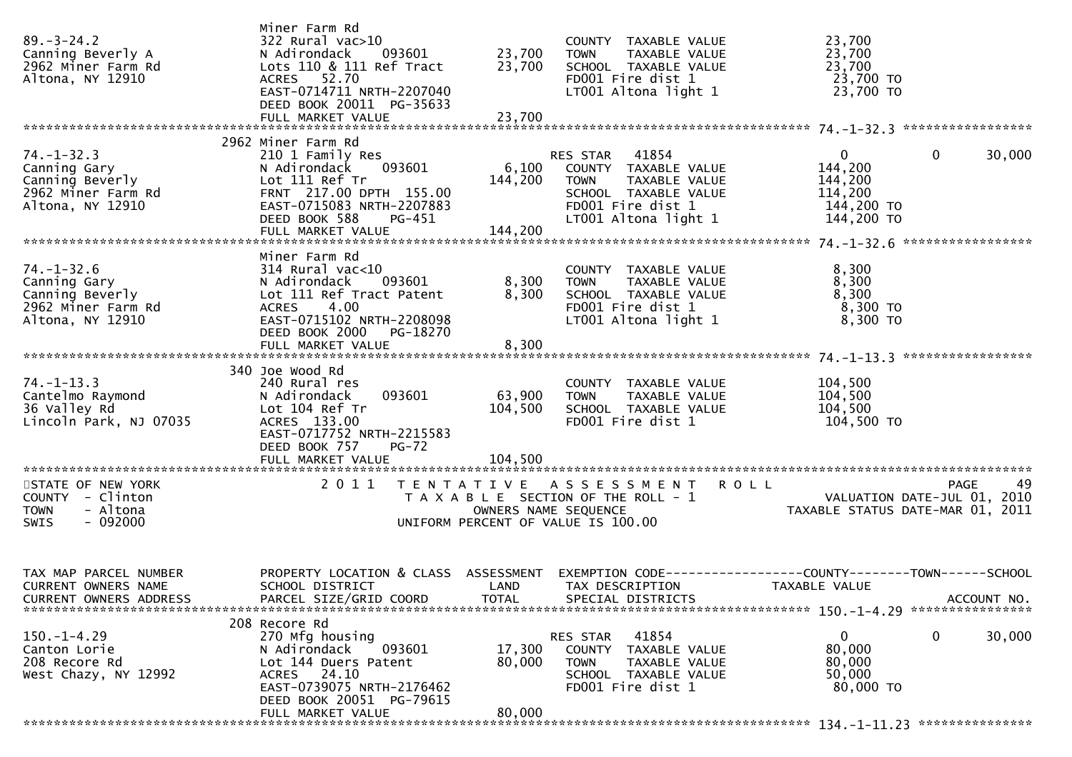```
                                Miner Farm Rd
89.-3-24.2                      322 Rural vac>10                        COUNTY  TAXABLE VALUE          23,700
Canning Beverly A               N Adirondack    093601      23,700      TOWN    TAXABLE VALUE          23,700
2962 Miner Farm Rd              Lots 110 & 111 Ref Tract    23,700      SCHOOL  TAXABLE VALUE          23,700
Altona, NY 12910                ACRES   52.70                           FD001 Fire dist 1               23,700 TO
                                EAST-0714711 NRTH-2207040               LT001 Altona light 1            23,700 TO
                                DEED BOOK 20011  PG-35633
                                FULL MARKET VALUE           23,700
******************************************************************************************************* 74.-1-32.3 *****************
                           2962 Miner Farm Rd
74.-1-32.3                      210 1 Family Res                        RES STAR   41854                    0          0     30,000
Canning Gary                    N Adirondack    093601       6,100      COUNTY  TAXABLE VALUE         144,200
Canning Beverly                 Lot 111 Ref Tr             144,200      TOWN    TAXABLE VALUE         144,200
2962 Miner Farm Rd              FRNT 217.00 DPTH 155.00                 SCHOOL  TAXABLE VALUE         114,200
Altona, NY 12910                EAST-0715083 NRTH-2207883               FD001 Fire dist 1              144,200 TO
                                DEED BOOK 588    PG-451                 LT001 Altona light 1           144,200 TO
                                FULL MARKET VALUE          144,200
******************************************************************************************************* 74.-1-32.6 *****************
                                Miner Farm Rd
74.-1-32.6                      314 Rural vac<10                        COUNTY  TAXABLE VALUE           8,300
Canning Gary                    N Adirondack    093601       8,300      TOWN    TAXABLE VALUE           8,300
Canning Beverly                 Lot 111 Ref Tract Patent     8,300      SCHOOL  TAXABLE VALUE           8,300
2962 Miner Farm Rd              ACRES    4.00                           FD001 Fire dist 1                8,300 TO
Altona, NY 12910                EAST-0715102 NRTH-2208098               LT001 Altona light 1             8,300 TO
                                DEED BOOK 2000   PG-18270
                                FULL MARKET VALUE            8,300
******************************************************************************************************* 74.-1-13.3 *****************
                            340 Joe Wood Rd
74.-1-13.3                      240 Rural res                           COUNTY  TAXABLE VALUE         104,500
Cantelmo Raymond                N Adirondack    093601      63,900      TOWN    TAXABLE VALUE         104,500
36 Valley Rd                    Lot 104 Ref Tr             104,500      SCHOOL  TAXABLE VALUE         104,500
Lincoln Park, NJ 07035          ACRES  133.00                           FD001 Fire dist 1              104,500 TO
                                EAST-0717752 NRTH-2215583
                                DEED BOOK 757    PG-72
                                FULL MARKET VALUE          104,500
************************************************************************************************************************************
STATE OF NEW YORK                   2 0 1 1   T E N T A T I V E   A S S E S S M E N T   R O L L                          PAGE    49
COUNTY  - Clinton                              T A X A B L E  SECTION OF THE ROLL - 1                      VALUATION DATE-JUL 01, 2010
TOWN    - Altona                                   OWNERS NAME SEQUENCE                               TAXABLE STATUS DATE-MAR 01, 2011
SWIS    - 092000                               UNIFORM PERCENT OF VALUE IS 100.00


TAX MAP PARCEL NUMBER           PROPERTY LOCATION & CLASS  ASSESSMENT  EXEMPTION CODE------------------COUNTY--------TOWN------SCHOOL
CURRENT OWNERS NAME             SCHOOL DISTRICT               LAND      TAX DESCRIPTION               TAXABLE VALUE
CURRENT OWNERS ADDRESS          PARCEL SIZE/GRID COORD       TOTAL      SPECIAL DISTRICTS                                 ACCOUNT NO.
******************************************************************************************************* 150.-1-4.29 ****************
                            208 Recore Rd
150.-1-4.29                     270 Mfg housing                         RES STAR   41854                    0          0     30,000
Canton Lorie                    N Adirondack    093601      17,300      COUNTY  TAXABLE VALUE          80,000
208 Recore Rd                   Lot 144 Duers Patent        80,000      TOWN    TAXABLE VALUE          80,000
West Chazy, NY 12992            ACRES   24.10                           SCHOOL  TAXABLE VALUE          50,000
                                EAST-0739075 NRTH-2176462               FD001 Fire dist 1               80,000 TO
                                DEED BOOK 20051  PG-79615
                                FULL MARKET VALUE           80,000
******************************************************************************************************* 134.-1-11.23 ***************
```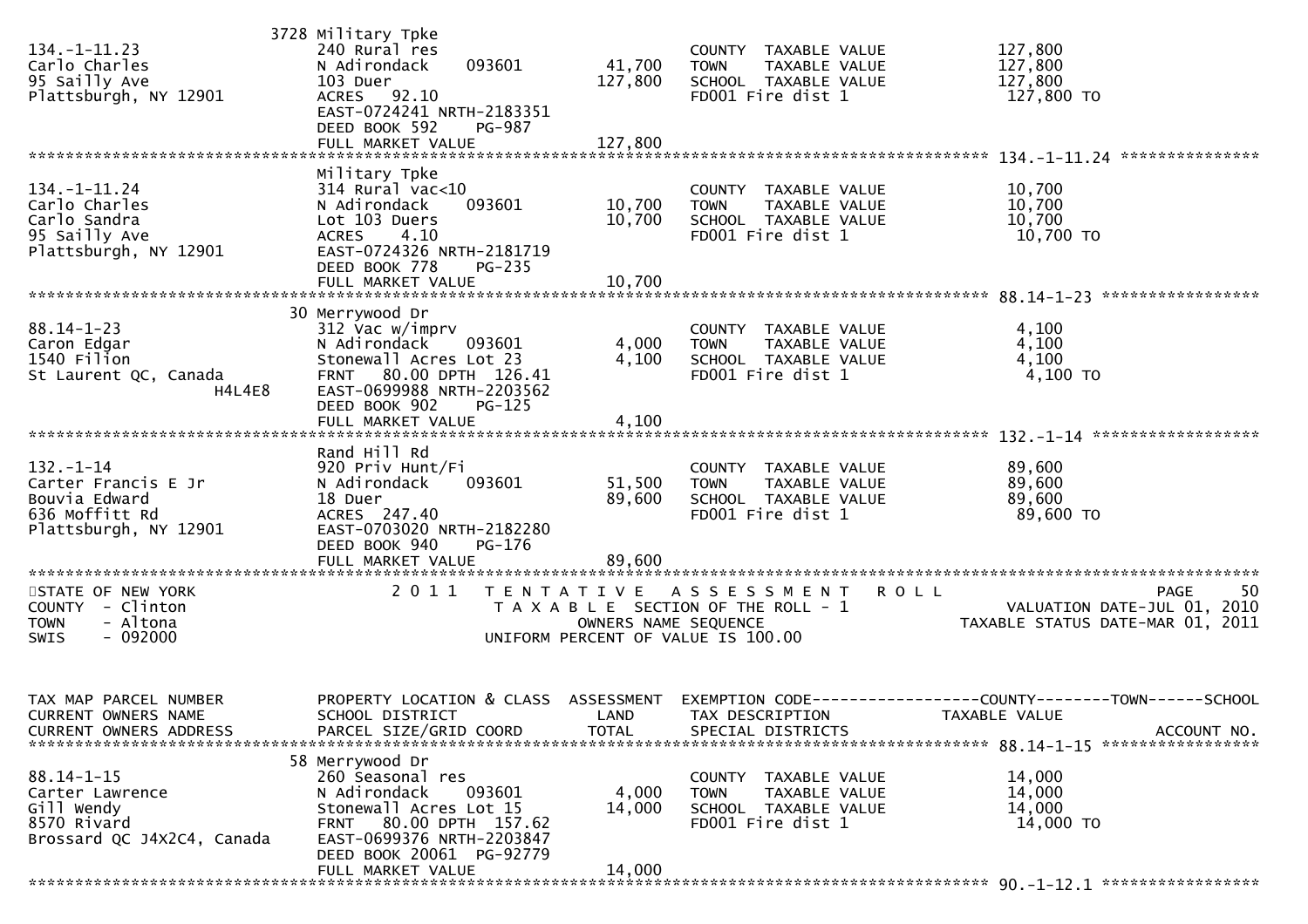| | | | | |
|---|---|---|---|---|
| | 3728 Military Tpke | | | |
| 134.-1-11.23 | 240 Rural res | | COUNTY TAXABLE VALUE | 127,800 |
| Carlo Charles | N Adirondack 093601 | 41,700 | TOWN TAXABLE VALUE | 127,800 |
| 95 Sailly Ave | 103 Duer | 127,800 | SCHOOL TAXABLE VALUE | 127,800 |
| Plattsburgh, NY 12901 | ACRES 92.10 | | FD001 Fire dist 1 | 127,800 TO |
| | EAST-0724241 NRTH-2183351 | | | |
| | DEED BOOK 592 PG-987 | | | |
| | FULL MARKET VALUE | 127,800 | | |

******************************************************************** 134.-1-11.24 ***************

| | | | | |
|---|---|---|---|---|
| | Military Tpke | | | |
| 134.-1-11.24 | 314 Rural vac<10 | | COUNTY TAXABLE VALUE | 10,700 |
| Carlo Charles | N Adirondack 093601 | 10,700 | TOWN TAXABLE VALUE | 10,700 |
| Carlo Sandra | Lot 103 Duers | 10,700 | SCHOOL TAXABLE VALUE | 10,700 |
| 95 Sailly Ave | ACRES 4.10 | | FD001 Fire dist 1 | 10,700 TO |
| Plattsburgh, NY 12901 | EAST-0724326 NRTH-2181719 | | | |
| | DEED BOOK 778 PG-235 | | | |
| | FULL MARKET VALUE | 10,700 | | |

******************************************************************** 88.14-1-23 *****************

| | | | | |
|---|---|---|---|---|
| | 30 Merrywood Dr | | | |
| 88.14-1-23 | 312 Vac w/imprv | | COUNTY TAXABLE VALUE | 4,100 |
| Caron Edgar | N Adirondack 093601 | 4,000 | TOWN TAXABLE VALUE | 4,100 |
| 1540 Filion | Stonewall Acres Lot 23 | 4,100 | SCHOOL TAXABLE VALUE | 4,100 |
| St Laurent QC, Canada | FRNT 80.00 DPTH 126.41 | | FD001 Fire dist 1 | 4,100 TO |
| H4L4E8 | EAST-0699988 NRTH-2203562 | | | |
| | DEED BOOK 902 PG-125 | | | |
| | FULL MARKET VALUE | 4,100 | | |

******************************************************************** 132.-1-14 ******************

| | | | | |
|---|---|---|---|---|
| | Rand Hill Rd | | | |
| 132.-1-14 | 920 Priv Hunt/Fi | | COUNTY TAXABLE VALUE | 89,600 |
| Carter Francis E Jr | N Adirondack 093601 | 51,500 | TOWN TAXABLE VALUE | 89,600 |
| Bouvia Edward | 18 Duer | 89,600 | SCHOOL TAXABLE VALUE | 89,600 |
| 636 Moffitt Rd | ACRES 247.40 | | FD001 Fire dist 1 | 89,600 TO |
| Plattsburgh, NY 12901 | EAST-0703020 NRTH-2182280 | | | |
| | DEED BOOK 940 PG-176 | | | |
| | FULL MARKET VALUE | 89,600 | | |

STATE OF NEW YORK — COUNTY - Clinton — TOWN - Altona — SWIS - 092000

2011 TENTATIVE ASSESSMENT ROLL — TAXABLE SECTION OF THE ROLL - 1 — OWNERS NAME SEQUENCE — UNIFORM PERCENT OF VALUE IS 100.00

VALUATION DATE-JUL 01, 2010 — TAXABLE STATUS DATE-MAR 01, 2011

| TAX MAP PARCEL NUMBER<br>CURRENT OWNERS NAME<br>CURRENT OWNERS ADDRESS | PROPERTY LOCATION & CLASS<br>SCHOOL DISTRICT<br>PARCEL SIZE/GRID COORD | ASSESSMENT<br>LAND<br>TOTAL | EXEMPTION CODE------------------COUNTY--------TOWN------SCHOOL<br>TAX DESCRIPTION<br>SPECIAL DISTRICTS | TAXABLE VALUE<br><br>ACCOUNT NO. |
|---|---|---|---|---|

******************************************************************** 88.14-1-15 *****************

| | | | | |
|---|---|---|---|---|
| | 58 Merrywood Dr | | | |
| 88.14-1-15 | 260 Seasonal res | | COUNTY TAXABLE VALUE | 14,000 |
| Carter Lawrence | N Adirondack 093601 | 4,000 | TOWN TAXABLE VALUE | 14,000 |
| Gill Wendy | Stonewall Acres Lot 15 | 14,000 | SCHOOL TAXABLE VALUE | 14,000 |
| 8570 Rivard | FRNT 80.00 DPTH 157.62 | | FD001 Fire dist 1 | 14,000 TO |
| Brossard QC J4X2C4, Canada | EAST-0699376 NRTH-2203847 | | | |
| | DEED BOOK 20061 PG-92779 | | | |
| | FULL MARKET VALUE | 14,000 | | |

******************************************************************** 90.-1-12.1 *****************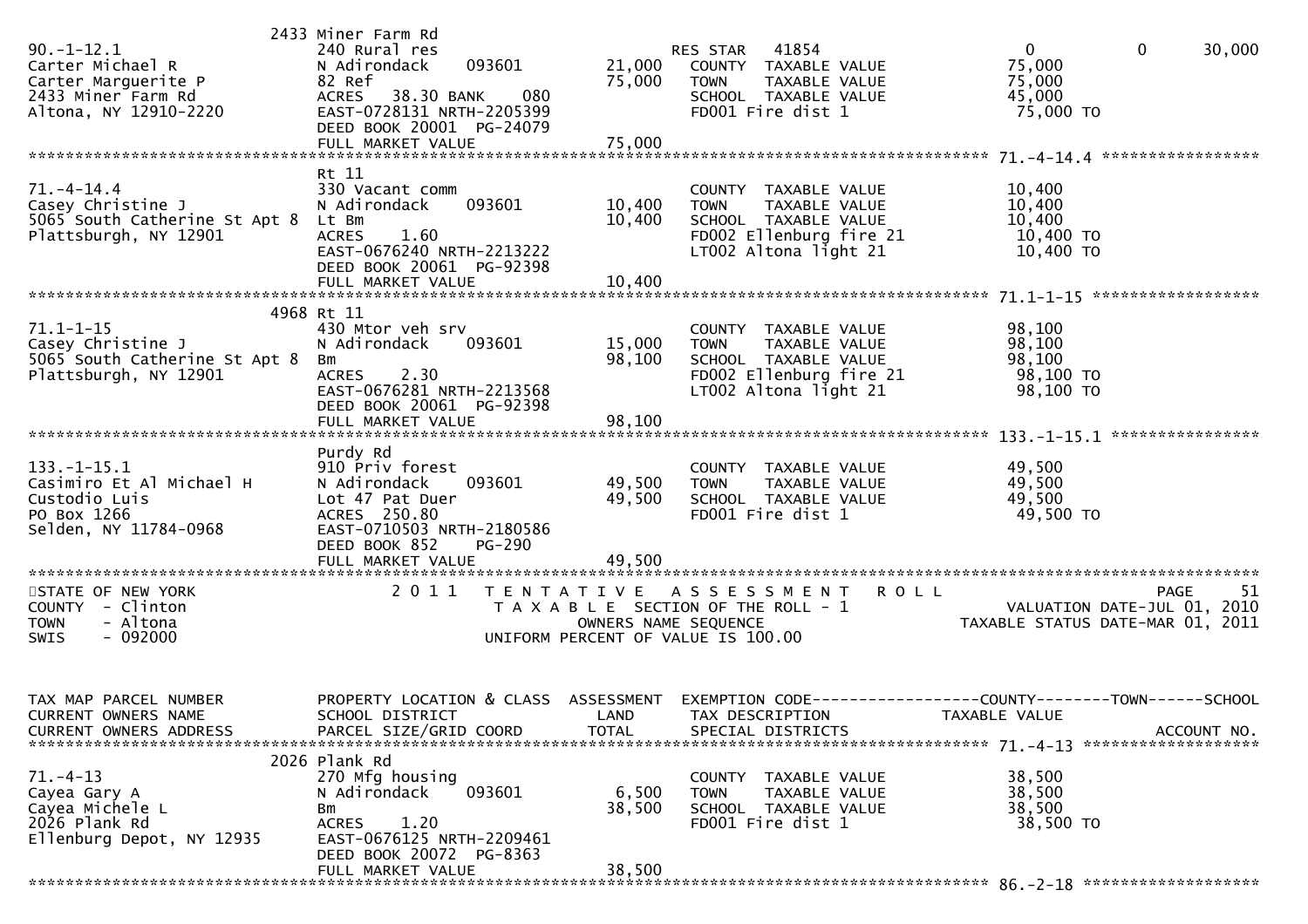```
                              2433 Miner Farm Rd
90.-1-12.1                   240 Rural res                           RES STAR   41854              0              0        30,000
Carter Michael R             N Adirondack     093601          21,000   COUNTY  TAXABLE VALUE           75,000
Carter Marguerite P          82 Ref                           75,000   TOWN    TAXABLE VALUE           75,000
2433 Miner Farm Rd           ACRES   38.30 BANK     080                SCHOOL  TAXABLE VALUE           45,000
Altona, NY 12910-2220        EAST-0728131 NRTH-2205399                 FD001 Fire dist 1                75,000 TO
                             DEED BOOK 20001  PG-24079
                             FULL MARKET VALUE                75,000
******************************************************************************************************* 71.-4-14.4 *****************
                             Rt 11
71.-4-14.4                   330 Vacant comm                           COUNTY  TAXABLE VALUE           10,400
Casey Christine J            N Adirondack     093601          10,400   TOWN    TAXABLE VALUE           10,400
5065 South Catherine St Apt 8  Lt Bm                          10,400   SCHOOL  TAXABLE VALUE           10,400
Plattsburgh, NY 12901        ACRES    1.60                             FD002 Ellenburg fire 21          10,400 TO
                             EAST-0676240 NRTH-2213222                 LT002 Altona light 21            10,400 TO
                             DEED BOOK 20061  PG-92398
                             FULL MARKET VALUE                10,400
******************************************************************************************************* 71.1-1-15 ******************
                              4968 Rt 11
71.1-1-15                    430 Mtor veh srv                          COUNTY  TAXABLE VALUE           98,100
Casey Christine J            N Adirondack     093601          15,000   TOWN    TAXABLE VALUE           98,100
5065 South Catherine St Apt 8  Bm                             98,100   SCHOOL  TAXABLE VALUE           98,100
Plattsburgh, NY 12901        ACRES    2.30                             FD002 Ellenburg fire 21          98,100 TO
                             EAST-0676281 NRTH-2213568                 LT002 Altona light 21            98,100 TO
                             DEED BOOK 20061  PG-92398
                             FULL MARKET VALUE                98,100
******************************************************************************************************* 133.-1-15.1 ****************
                             Purdy Rd
133.-1-15.1                  910 Priv forest                           COUNTY  TAXABLE VALUE           49,500
Casimiro Et Al Michael H     N Adirondack     093601          49,500   TOWN    TAXABLE VALUE           49,500
Custodio Luis                Lot 47 Pat Duer                  49,500   SCHOOL  TAXABLE VALUE           49,500
PO Box 1266                  ACRES  250.80                             FD001 Fire dist 1                49,500 TO
Selden, NY 11784-0968        EAST-0710503 NRTH-2180586
                             DEED BOOK 852    PG-290
                             FULL MARKET VALUE                49,500
************************************************************************************************************************************
STATE OF NEW YORK                  2 0 1 1   T E N T A T I V E   A S S E S S M E N T   R O L L                              PAGE    51
COUNTY  - Clinton                              T A X A B L E  SECTION OF THE ROLL - 1                   VALUATION DATE-JUL 01, 2010
TOWN    - Altona                                    OWNERS NAME SEQUENCE                           TAXABLE STATUS DATE-MAR 01, 2011
SWIS    - 092000                              UNIFORM PERCENT OF VALUE IS 100.00


TAX MAP PARCEL NUMBER        PROPERTY LOCATION & CLASS  ASSESSMENT  EXEMPTION CODE------------------COUNTY--------TOWN------SCHOOL
CURRENT OWNERS NAME          SCHOOL DISTRICT               LAND     TAX DESCRIPTION             TAXABLE VALUE
CURRENT OWNERS ADDRESS       PARCEL SIZE/GRID COORD        TOTAL    SPECIAL DISTRICTS                                    ACCOUNT NO.
******************************************************************************************************* 71.-4-13 *******************
                              2026 Plank Rd
71.-4-13                     270 Mfg housing                           COUNTY  TAXABLE VALUE           38,500
Cayea Gary A                 N Adirondack     093601           6,500   TOWN    TAXABLE VALUE           38,500
Cayea Michele L              Bm                               38,500   SCHOOL  TAXABLE VALUE           38,500
2026 Plank Rd                ACRES    1.20                             FD001 Fire dist 1                38,500 TO
Ellenburg Depot, NY 12935    EAST-0676125 NRTH-2209461
                             DEED BOOK 20072  PG-8363
                             FULL MARKET VALUE                38,500
******************************************************************************************************* 86.-2-18 *******************
```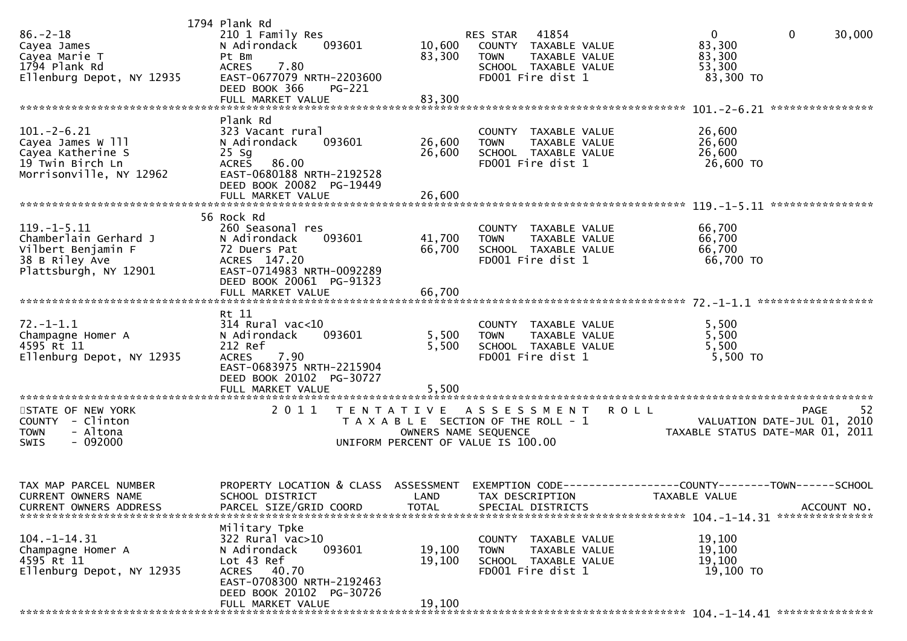| Tax Map Parcel Number / Current Owners Name / Current Owners Address | Property Location & Class / School District / Parcel Size/Grid Coord | Land | Total | Exemption Code / Tax Description / Special Districts | County | Town | School |
|---|---|---|---|---|---|---|---|
| 86.-2-18<br>Cayea James<br>Cayea Marie T<br>1794 Plank Rd<br>Ellenburg Depot, NY 12935 | 1794 Plank Rd<br>210 1 Family Res<br>N Adirondack 093601<br>Pt Bm<br>ACRES 7.80<br>EAST-0677079 NRTH-2203600<br>DEED BOOK 366 PG-221<br>FULL MARKET VALUE 83,300 | 10,600 | 83,300 | RES STAR 41854<br>COUNTY TAXABLE VALUE<br>TOWN TAXABLE VALUE<br>SCHOOL TAXABLE VALUE<br>FD001 Fire dist 1 | 0<br>83,300<br>83,300<br>53,300<br>83,300 TO | 0 | 30,000 |
| 101.-2-6.21<br>Cayea James W lll<br>Cayea Katherine S<br>19 Twin Birch Ln<br>Morrisonville, NY 12962 | Plank Rd<br>323 Vacant rural<br>N Adirondack 093601<br>25 Sg<br>ACRES 86.00<br>EAST-0680188 NRTH-2192528<br>DEED BOOK 20082 PG-19449<br>FULL MARKET VALUE 26,600 | 26,600 | 26,600 | COUNTY TAXABLE VALUE<br>TOWN TAXABLE VALUE<br>SCHOOL TAXABLE VALUE<br>FD001 Fire dist 1 | 26,600<br>26,600<br>26,600<br>26,600 TO | | |
| 119.-1-5.11<br>Chamberlain Gerhard J<br>Vilbert Benjamin F<br>38 B Riley Ave<br>Plattsburgh, NY 12901 | 56 Rock Rd<br>260 Seasonal res<br>N Adirondack 093601<br>72 Duers Pat<br>ACRES 147.20<br>EAST-0714983 NRTH-0092289<br>DEED BOOK 20061 PG-91323<br>FULL MARKET VALUE 66,700 | 41,700 | 66,700 | COUNTY TAXABLE VALUE<br>TOWN TAXABLE VALUE<br>SCHOOL TAXABLE VALUE<br>FD001 Fire dist 1 | 66,700<br>66,700<br>66,700<br>66,700 TO | | |
| 72.-1-1.1<br>Champagne Homer A<br>4595 Rt 11<br>Ellenburg Depot, NY 12935 | Rt 11<br>314 Rural vac<10<br>N Adirondack 093601<br>212 Ref<br>ACRES 7.90<br>EAST-0683975 NRTH-2215904<br>DEED BOOK 20102 PG-30727<br>FULL MARKET VALUE 5,500 | 5,500 | 5,500 | COUNTY TAXABLE VALUE<br>TOWN TAXABLE VALUE<br>SCHOOL TAXABLE VALUE<br>FD001 Fire dist 1 | 5,500<br>5,500<br>5,500<br>5,500 TO | | |

STATE OF NEW YORK
COUNTY - Clinton
TOWN - Altona
SWIS - 092000

2011 TENTATIVE ASSESSMENT ROLL
TAXABLE SECTION OF THE ROLL - 1
OWNERS NAME SEQUENCE
UNIFORM PERCENT OF VALUE IS 100.00

VALUATION DATE-JUL 01, 2010
TAXABLE STATUS DATE-MAR 01, 2011

| Tax Map Parcel Number / Current Owners Name / Current Owners Address | Property Location & Class / School District / Parcel Size/Grid Coord | Assessment Land | Assessment Total | Exemption Code / Tax Description / Special Districts | County Taxable Value | Town | School / Account No. |
|---|---|---|---|---|---|---|---|
| 104.-1-14.31<br>Champagne Homer A<br>4595 Rt 11<br>Ellenburg Depot, NY 12935 | Military Tpke<br>322 Rural vac>10<br>N Adirondack 093601<br>Lot 43 Ref<br>ACRES 40.70<br>EAST-0708300 NRTH-2192463<br>DEED BOOK 20102 PG-30726<br>FULL MARKET VALUE 19,100 | 19,100 | 19,100 | COUNTY TAXABLE VALUE<br>TOWN TAXABLE VALUE<br>SCHOOL TAXABLE VALUE<br>FD001 Fire dist 1 | 19,100<br>19,100<br>19,100<br>19,100 TO | | |

104.-1-14.41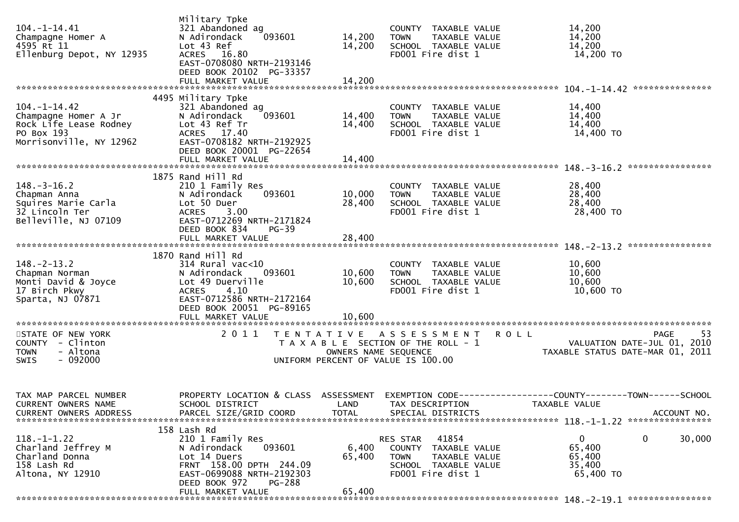```
                               Military Tpke
104.-1-14.41                   321 Abandoned ag                          COUNTY  TAXABLE VALUE               14,200
Champagne Homer A              N Adirondack    093601        14,200     TOWN    TAXABLE VALUE               14,200
4595 Rt 11                     Lot 43 Ref                    14,200     SCHOOL  TAXABLE VALUE               14,200
Ellenburg Depot, NY 12935      ACRES  16.80                              FD001 Fire dist 1                   14,200 TO
                               EAST-0708080 NRTH-2193146
                               DEED BOOK 20102  PG-33357
                               FULL MARKET VALUE             14,200
******************************************************************************************************* 104.-1-14.42 ***************
                          4495 Military Tpke
104.-1-14.42                   321 Abandoned ag                          COUNTY  TAXABLE VALUE               14,400
Champagne Homer A Jr           N Adirondack    093601        14,400     TOWN    TAXABLE VALUE               14,400
Rock Life Lease Rodney         Lot 43 Ref Tr                 14,400     SCHOOL  TAXABLE VALUE               14,400
PO Box 193                     ACRES  17.40                              FD001 Fire dist 1                   14,400 TO
Morrisonville, NY 12962        EAST-0708182 NRTH-2192925
                               DEED BOOK 20001  PG-22654
                               FULL MARKET VALUE             14,400
******************************************************************************************************* 148.-3-16.2 ****************
                          1875 Rand Hill Rd
148.-3-16.2                    210 1 Family Res                          COUNTY  TAXABLE VALUE               28,400
Chapman Anna                   N Adirondack    093601        10,000     TOWN    TAXABLE VALUE               28,400
Squires Marie Carla            Lot 50 Duer                   28,400     SCHOOL  TAXABLE VALUE               28,400
32 Lincoln Ter                 ACRES   3.00                              FD001 Fire dist 1                   28,400 TO
Belleville, NJ 07109           EAST-0712269 NRTH-2171824
                               DEED BOOK 834    PG-39
                               FULL MARKET VALUE             28,400
******************************************************************************************************* 148.-2-13.2 ****************
                          1870 Rand Hill Rd
148.-2-13.2                    314 Rural vac<10                          COUNTY  TAXABLE VALUE               10,600
Chapman Norman                 N Adirondack    093601        10,600     TOWN    TAXABLE VALUE               10,600
Monti David & Joyce            Lot 49 Duerville              10,600     SCHOOL  TAXABLE VALUE               10,600
17 Birch Pkwy                  ACRES   4.10                              FD001 Fire dist 1                   10,600 TO
Sparta, NJ 07871               EAST-0712586 NRTH-2172164
                               DEED BOOK 20051  PG-89165
                               FULL MARKET VALUE             10,600
************************************************************************************************************************************
STATE OF NEW YORK              2 0 1 1   T E N T A T I V E   A S S E S S M E N T   R O L L                        PAGE    53
COUNTY  - Clinton                         T A X A B L E  SECTION OF THE ROLL - 1                 VALUATION DATE-JUL 01, 2010
TOWN    - Altona                               OWNERS NAME SEQUENCE                           TAXABLE STATUS DATE-MAR 01, 2011
SWIS    - 092000                          UNIFORM PERCENT OF VALUE IS 100.00


TAX MAP PARCEL NUMBER          PROPERTY LOCATION & CLASS  ASSESSMENT  EXEMPTION CODE------------------COUNTY--------TOWN------SCHOOL
CURRENT OWNERS NAME            SCHOOL DISTRICT               LAND      TAX DESCRIPTION             TAXABLE VALUE
CURRENT OWNERS ADDRESS         PARCEL SIZE/GRID COORD        TOTAL     SPECIAL DISTRICTS                                   ACCOUNT NO.
******************************************************************************************************* 118.-1-1.22 ****************
                           158 Lash Rd
118.-1-1.22                    210 1 Family Res                          RES STAR   41854                    0           0      30,000
Charland Jeffrey M             N Adirondack    093601         6,400     COUNTY  TAXABLE VALUE               65,400
Charland Donna                 Lot 14 Duers                  65,400     TOWN    TAXABLE VALUE               65,400
158 Lash Rd                    FRNT 158.00 DPTH 244.09                   SCHOOL  TAXABLE VALUE               35,400
Altona, NY 12910               EAST-0699088 NRTH-2192303                 FD001 Fire dist 1                   65,400 TO
                               DEED BOOK 972    PG-288
                               FULL MARKET VALUE             65,400
******************************************************************************************************* 148.-2-19.1 ****************
```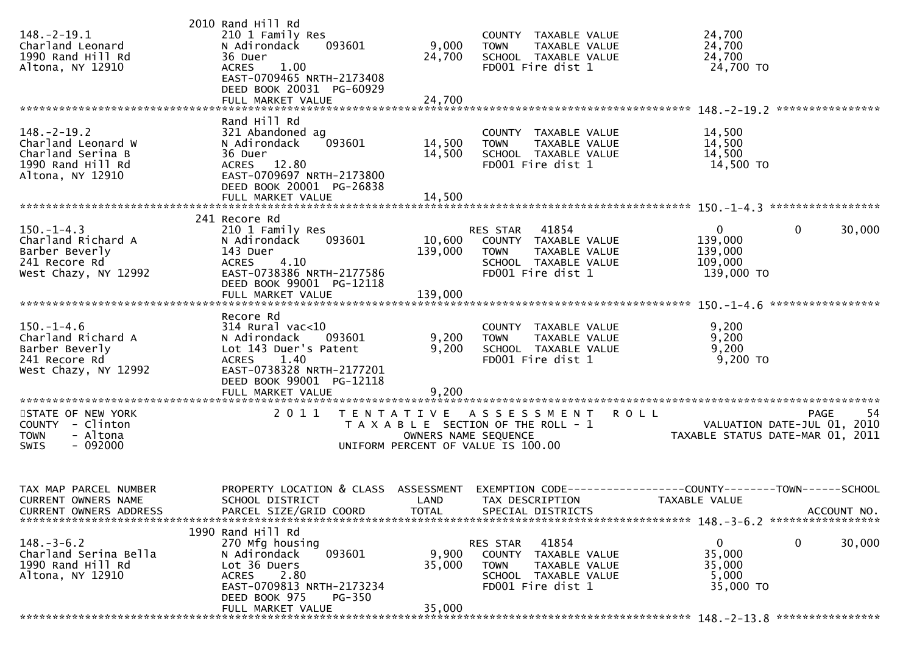| TAX MAP PARCEL NUMBER<br>CURRENT OWNERS NAME<br>CURRENT OWNERS ADDRESS | PROPERTY LOCATION & CLASS<br>SCHOOL DISTRICT<br>PARCEL SIZE/GRID COORD | ASSESSMENT<br>LAND<br>TOTAL | EXEMPTION CODE<br>TAX DESCRIPTION<br>SPECIAL DISTRICTS | COUNTY<br>TAXABLE VALUE | TOWN | SCHOOL<br>ACCOUNT NO. |
|---|---|---|---|---|---|---|
| 148.-2-19.1<br>Charland Leonard<br>1990 Rand Hill Rd<br>Altona, NY 12910 | 2010 Rand Hill Rd<br>210 1 Family Res<br>N Adirondack 093601<br>36 Duer<br>ACRES 1.00<br>EAST-0709465 NRTH-2173408<br>DEED BOOK 20031 PG-60929<br>FULL MARKET VALUE | 9,000<br>24,700<br><br><br><br><br><br>24,700 | COUNTY TAXABLE VALUE<br>TOWN TAXABLE VALUE<br>SCHOOL TAXABLE VALUE<br>FD001 Fire dist 1 | 24,700<br>24,700<br>24,700<br>24,700 TO | | |
| 148.-2-19.2<br>Charland Leonard W<br>Charland Serina B<br>1990 Rand Hill Rd<br>Altona, NY 12910 | Rand Hill Rd<br>321 Abandoned ag<br>N Adirondack 093601<br>36 Duer<br>ACRES 12.80<br>EAST-0709697 NRTH-2173800<br>DEED BOOK 20001 PG-26838<br>FULL MARKET VALUE | 14,500<br>14,500<br><br><br><br><br><br>14,500 | COUNTY TAXABLE VALUE<br>TOWN TAXABLE VALUE<br>SCHOOL TAXABLE VALUE<br>FD001 Fire dist 1 | 14,500<br>14,500<br>14,500<br>14,500 TO | | |
| 150.-1-4.3<br>Charland Richard A<br>Barber Beverly<br>241 Recore Rd<br>West Chazy, NY 12992 | 241 Recore Rd<br>210 1 Family Res<br>N Adirondack 093601<br>143 Duer<br>ACRES 4.10<br>EAST-0738386 NRTH-2177586<br>DEED BOOK 99001 PG-12118<br>FULL MARKET VALUE | 10,600<br>139,000<br><br><br><br><br><br>139,000 | RES STAR 41854<br>COUNTY TAXABLE VALUE<br>TOWN TAXABLE VALUE<br>SCHOOL TAXABLE VALUE<br>FD001 Fire dist 1 | 0<br>139,000<br>139,000<br>109,000<br>139,000 TO | 0 | 30,000 |
| 150.-1-4.6<br>Charland Richard A<br>Barber Beverly<br>241 Recore Rd<br>West Chazy, NY 12992 | Recore Rd<br>314 Rural vac<10<br>N Adirondack 093601<br>Lot 143 Duer's Patent<br>ACRES 1.40<br>EAST-0738328 NRTH-2177201<br>DEED BOOK 99001 PG-12118<br>FULL MARKET VALUE | 9,200<br>9,200<br><br><br><br><br><br>9,200 | COUNTY TAXABLE VALUE<br>TOWN TAXABLE VALUE<br>SCHOOL TAXABLE VALUE<br>FD001 Fire dist 1 | 9,200<br>9,200<br>9,200<br>9,200 TO | | |

STATE OF NEW YORK
COUNTY - Clinton
TOWN - Altona
SWIS - 092000

2011 TENTATIVE ASSESSMENT ROLL
TAXABLE SECTION OF THE ROLL - 1
OWNERS NAME SEQUENCE
UNIFORM PERCENT OF VALUE IS 100.00

VALUATION DATE-JUL 01, 2010
TAXABLE STATUS DATE-MAR 01, 2011

| TAX MAP PARCEL NUMBER<br>CURRENT OWNERS NAME<br>CURRENT OWNERS ADDRESS | PROPERTY LOCATION & CLASS<br>SCHOOL DISTRICT<br>PARCEL SIZE/GRID COORD | ASSESSMENT<br>LAND<br>TOTAL | EXEMPTION CODE<br>TAX DESCRIPTION<br>SPECIAL DISTRICTS | COUNTY<br>TAXABLE VALUE | TOWN | SCHOOL<br>ACCOUNT NO. |
|---|---|---|---|---|---|---|
| 148.-3-6.2<br>Charland Serina Bella<br>1990 Rand Hill Rd<br>Altona, NY 12910 | 1990 Rand Hill Rd<br>270 Mfg housing<br>N Adirondack 093601<br>Lot 36 Duers<br>ACRES 2.80<br>EAST-0709813 NRTH-2173234<br>DEED BOOK 975 PG-350<br>FULL MARKET VALUE | 9,900<br>35,000<br><br><br><br><br><br>35,000 | RES STAR 41854<br>COUNTY TAXABLE VALUE<br>TOWN TAXABLE VALUE<br>SCHOOL TAXABLE VALUE<br>FD001 Fire dist 1 | 0<br>35,000<br>35,000<br>5,000<br>35,000 TO | 0 | 30,000 |

148.-2-13.8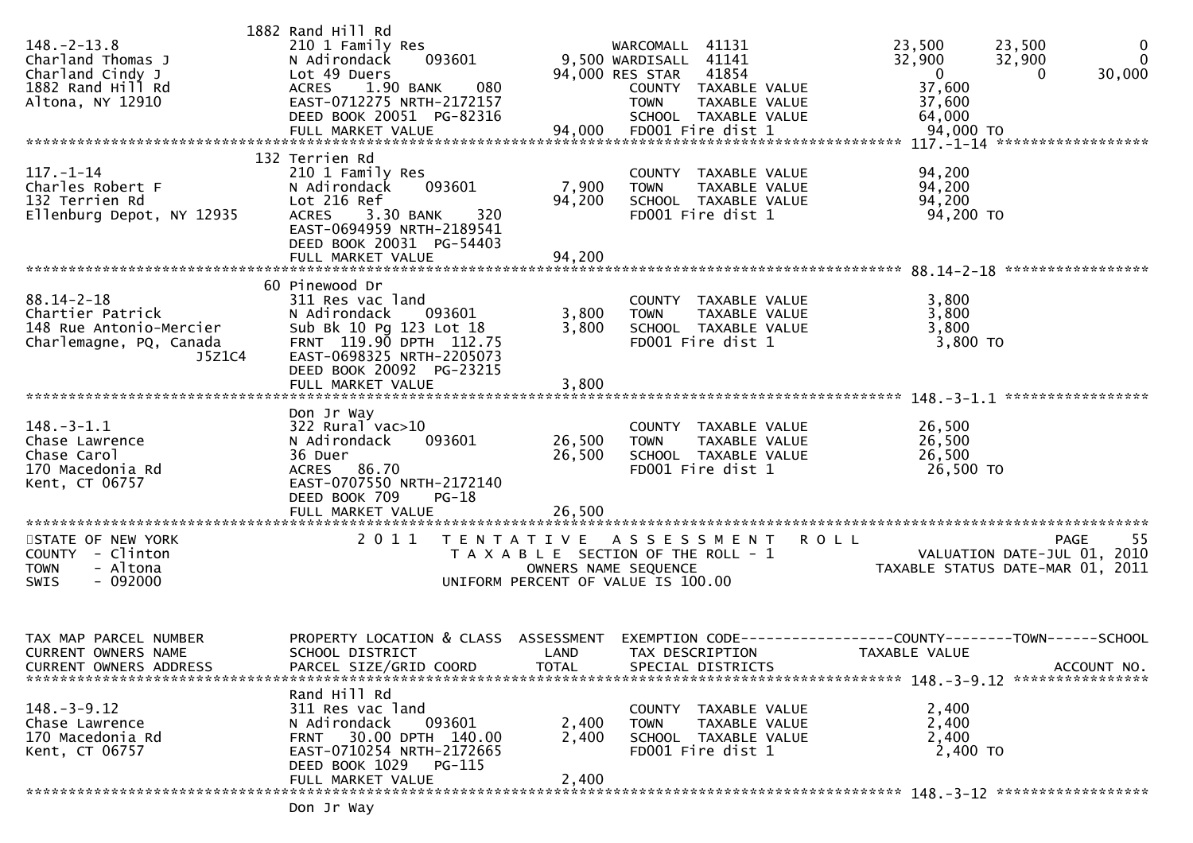```
                              1882 Rand Hill Rd
148.-2-13.8                   210 1 Family Res                     WARCOMALL  41131              23,500      23,500           0
Charland Thomas J             N Adirondack     093601        9,500 WARDISALL  41141              32,900      32,900           0
Charland Cindy J              Lot 49 Duers                  94,000 RES STAR   41854                   0           0      30,000
1882 Rand Hill Rd             ACRES    1.90 BANK     080           COUNTY  TAXABLE VALUE             37,600
Altona, NY 12910              EAST-0712275 NRTH-2172157            TOWN    TAXABLE VALUE             37,600
                              DEED BOOK 20051  PG-82316            SCHOOL  TAXABLE VALUE             64,000
                              FULL MARKET VALUE             94,000  FD001 Fire dist 1                 94,000 TO
******************************************************************************************************* 117.-1-14 ******************
                              132 Terrien Rd
117.-1-14                     210 1 Family Res                     COUNTY  TAXABLE VALUE             94,200
Charles Robert F              N Adirondack     093601        7,900 TOWN    TAXABLE VALUE             94,200
132 Terrien Rd                Lot 216 Ref                   94,200 SCHOOL  TAXABLE VALUE             94,200
Ellenburg Depot, NY 12935     ACRES    3.30 BANK     320           FD001 Fire dist 1                  94,200 TO
                              EAST-0694959 NRTH-2189541
                              DEED BOOK 20031  PG-54403
                              FULL MARKET VALUE             94,200
******************************************************************************************************* 88.14-2-18 *****************
                              60 Pinewood Dr
88.14-2-18                    311 Res vac land                     COUNTY  TAXABLE VALUE              3,800
Chartier Patrick              N Adirondack     093601        3,800 TOWN    TAXABLE VALUE              3,800
148 Rue Antonio-Mercier       Sub Bk 10 Pg 123 Lot 18        3,800 SCHOOL  TAXABLE VALUE              3,800
Charlemagne, PQ, Canada       FRNT  119.90 DPTH  112.75            FD001 Fire dist 1                   3,800 TO
                    J5Z1C4    EAST-0698325 NRTH-2205073
                              DEED BOOK 20092  PG-23215
                              FULL MARKET VALUE              3,800
******************************************************************************************************* 148.-3-1.1 *****************
                              Don Jr Way
148.-3-1.1                    322 Rural vac>10                     COUNTY  TAXABLE VALUE             26,500
Chase Lawrence                N Adirondack     093601       26,500 TOWN    TAXABLE VALUE             26,500
Chase Carol                   36 Duer                       26,500 SCHOOL  TAXABLE VALUE             26,500
170 Macedonia Rd              ACRES   86.70                        FD001 Fire dist 1                  26,500 TO
Kent, CT 06757                EAST-0707550 NRTH-2172140
                              DEED BOOK 709    PG-18
                              FULL MARKET VALUE             26,500
************************************************************************************************************************************
STATE OF NEW YORK                2 0 1 1   T E N T A T I V E   A S S E S S M E N T   R O L L                              PAGE    55
COUNTY  - Clinton                          T A X A B L E  SECTION OF THE ROLL - 1                    VALUATION DATE-JUL 01, 2010
TOWN    - Altona                                 OWNERS NAME SEQUENCE                             TAXABLE STATUS DATE-MAR 01, 2011
SWIS    - 092000                          UNIFORM PERCENT OF VALUE IS 100.00


TAX MAP PARCEL NUMBER         PROPERTY LOCATION & CLASS  ASSESSMENT  EXEMPTION CODE------------------COUNTY--------TOWN------SCHOOL
CURRENT OWNERS NAME           SCHOOL DISTRICT               LAND     TAX DESCRIPTION             TAXABLE VALUE
CURRENT OWNERS ADDRESS        PARCEL SIZE/GRID COORD       TOTAL     SPECIAL DISTRICTS                                  ACCOUNT NO.
******************************************************************************************************* 148.-3-9.12 ****************
                              Rand Hill Rd
148.-3-9.12                   311 Res vac land                     COUNTY  TAXABLE VALUE              2,400
Chase Lawrence                N Adirondack     093601        2,400 TOWN    TAXABLE VALUE              2,400
170 Macedonia Rd              FRNT   30.00 DPTH  140.00      2,400 SCHOOL  TAXABLE VALUE              2,400
Kent, CT 06757                EAST-0710254 NRTH-2172665            FD001 Fire dist 1                   2,400 TO
                              DEED BOOK 1029   PG-115
                              FULL MARKET VALUE              2,400
******************************************************************************************************* 148.-3-12 ******************
                              Don Jr Way
```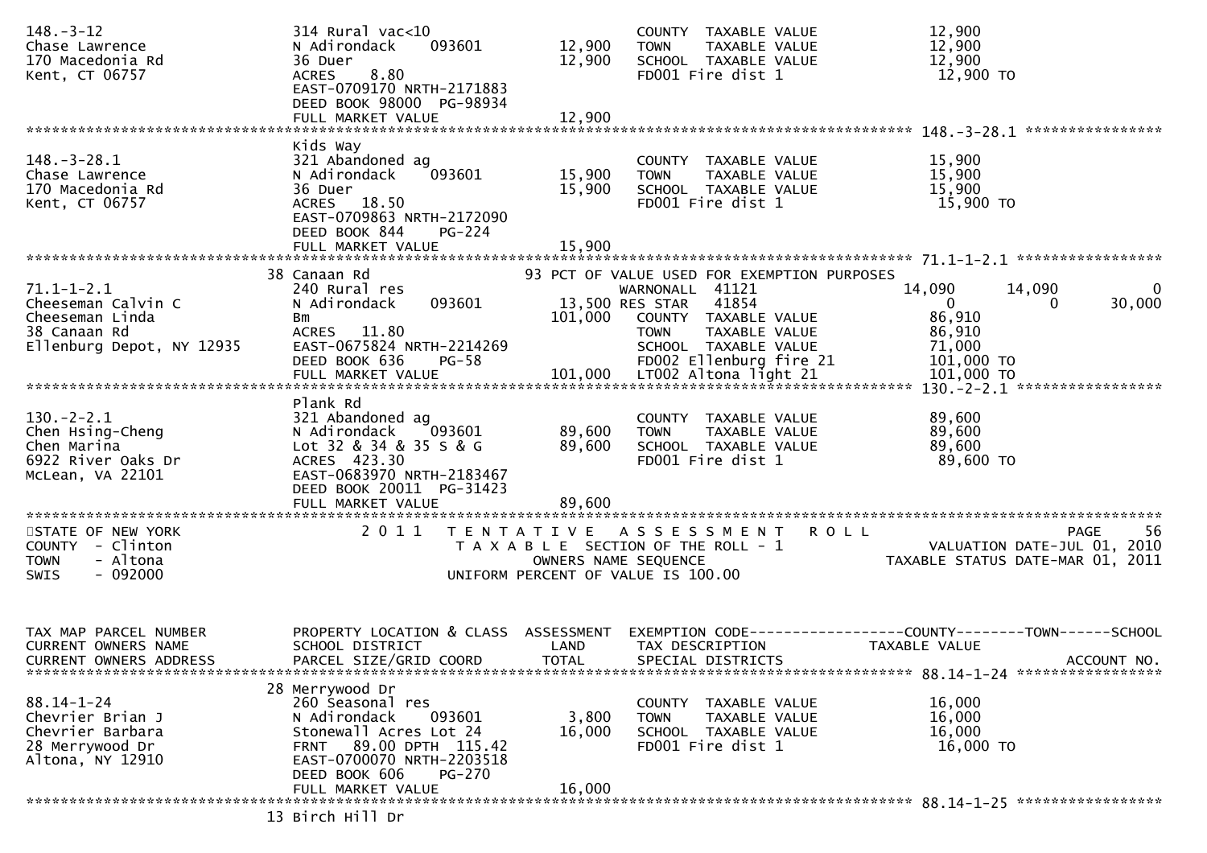```
148.-3-12                      314 Rural vac<10                       COUNTY  TAXABLE VALUE             12,900
Chase Lawrence                 N Adirondack    093601        12,900   TOWN    TAXABLE VALUE             12,900
170 Macedonia Rd               36 Duer                       12,900   SCHOOL  TAXABLE VALUE             12,900
Kent, CT 06757                 ACRES    8.80                          FD001 Fire dist 1                  12,900 TO
                               EAST-0709170 NRTH-2171883
                               DEED BOOK 98000  PG-98934
                               FULL MARKET VALUE             12,900
******************************************************************************************************* 148.-3-28.1 ****************
                               Kids Way
148.-3-28.1                    321 Abandoned ag                       COUNTY  TAXABLE VALUE             15,900
Chase Lawrence                 N Adirondack    093601        15,900   TOWN    TAXABLE VALUE             15,900
170 Macedonia Rd               36 Duer                       15,900   SCHOOL  TAXABLE VALUE             15,900
Kent, CT 06757                 ACRES   18.50                          FD001 Fire dist 1                  15,900 TO
                               EAST-0709863 NRTH-2172090
                               DEED BOOK 844    PG-224
                               FULL MARKET VALUE             15,900
******************************************************************************************************* 71.1-1-2.1 *****************
                           38 Canaan Rd                     93 PCT OF VALUE USED FOR EXEMPTION PURPOSES
71.1-1-2.1                     240 Rural res                          WARNONALL  41121                14,090       14,090            0
Cheeseman Calvin C             N Adirondack    093601        13,500 RES STAR   41854                     0            0       30,000
Cheeseman Linda                Bm                           101,000   COUNTY  TAXABLE VALUE             86,910
38 Canaan Rd                   ACRES   11.80                          TOWN    TAXABLE VALUE             86,910
Ellenburg Depot, NY 12935      EAST-0675824 NRTH-2214269              SCHOOL  TAXABLE VALUE             71,000
                               DEED BOOK 636    PG-58                 FD002 Ellenburg fire 21           101,000 TO
                               FULL MARKET VALUE            101,000   LT002 Altona light 21             101,000 TO
******************************************************************************************************* 130.-2-2.1 *****************
                               Plank Rd
130.-2-2.1                     321 Abandoned ag                       COUNTY  TAXABLE VALUE             89,600
Chen Hsing-Cheng               N Adirondack    093601        89,600   TOWN    TAXABLE VALUE             89,600
Chen Marina                    Lot 32 & 34 & 35 S & G        89,600   SCHOOL  TAXABLE VALUE             89,600
6922 River Oaks Dr             ACRES  423.30                          FD001 Fire dist 1                  89,600 TO
McLean, VA 22101               EAST-0683970 NRTH-2183467
                               DEED BOOK 20011  PG-31423
                               FULL MARKET VALUE             89,600
************************************************************************************************************************************
STATE OF NEW YORK                2 0 1 1   T E N T A T I V E   A S S E S S M E N T   R O L L                               PAGE    56
COUNTY  - Clinton                           T A X A B L E  SECTION OF THE ROLL - 1                      VALUATION DATE-JUL 01, 2010
TOWN    - Altona                                   OWNERS NAME SEQUENCE                          TAXABLE STATUS DATE-MAR 01, 2011
SWIS    - 092000                           UNIFORM PERCENT OF VALUE IS 100.00


TAX MAP PARCEL NUMBER          PROPERTY LOCATION & CLASS  ASSESSMENT  EXEMPTION CODE------------------COUNTY--------TOWN------SCHOOL
CURRENT OWNERS NAME            SCHOOL DISTRICT               LAND      TAX DESCRIPTION              TAXABLE VALUE
CURRENT OWNERS ADDRESS         PARCEL SIZE/GRID COORD        TOTAL     SPECIAL DISTRICTS                                  ACCOUNT NO.
******************************************************************************************************* 88.14-1-24 *****************
                           28 Merrywood Dr
88.14-1-24                     260 Seasonal res                       COUNTY  TAXABLE VALUE             16,000
Chevrier Brian J               N Adirondack    093601         3,800   TOWN    TAXABLE VALUE             16,000
Chevrier Barbara               Stonewall Acres Lot 24        16,000   SCHOOL  TAXABLE VALUE             16,000
28 Merrywood Dr                FRNT   89.00 DPTH 115.42               FD001 Fire dist 1                  16,000 TO
Altona, NY 12910               EAST-0700070 NRTH-2203518
                               DEED BOOK 606    PG-270
                               FULL MARKET VALUE             16,000
******************************************************************************************************* 88.14-1-25 *****************
                           13 Birch Hill Dr
```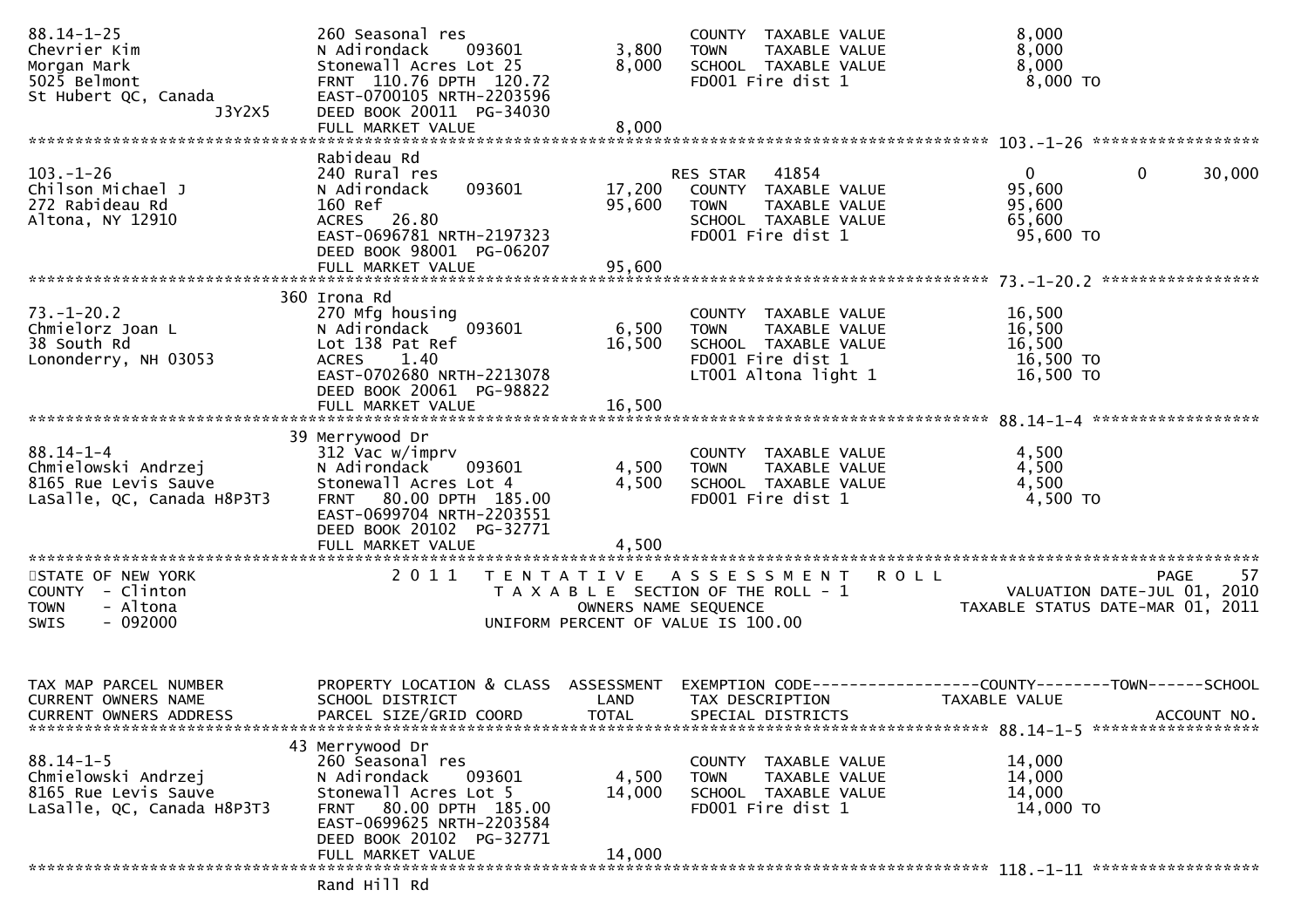```
88.14-1-25                     260 Seasonal res                        COUNTY  TAXABLE VALUE            8,000
Chevrier Kim                   N Adirondack    093601         3,800    TOWN    TAXABLE VALUE            8,000
Morgan Mark                    Stonewall Acres Lot 25         8,000    SCHOOL  TAXABLE VALUE            8,000
5025 Belmont                   FRNT  110.76 DPTH  120.72               FD001 Fire dist 1                 8,000 TO
St Hubert QC, Canada           EAST-0700105 NRTH-2203596
                     J3Y2X5    DEED BOOK 20011  PG-34030
                               FULL MARKET VALUE              8,000
******************************************************************************************************* 103.-1-26 ******************
                               Rabideau Rd
103.-1-26                      240 Rural res                           RES STAR    41854                 0             0       30,000
Chilson Michael J              N Adirondack    093601        17,200    COUNTY  TAXABLE VALUE           95,600
272 Rabideau Rd                160 Ref                       95,600    TOWN    TAXABLE VALUE           95,600
Altona, NY 12910               ACRES   26.80                           SCHOOL  TAXABLE VALUE           65,600
                               EAST-0696781 NRTH-2197323               FD001 Fire dist 1                95,600 TO
                               DEED BOOK 98001  PG-06207
                               FULL MARKET VALUE             95,600
******************************************************************************************************* 73.-1-20.2 *****************
                           360 Irona Rd
73.-1-20.2                     270 Mfg housing                         COUNTY  TAXABLE VALUE           16,500
Chmielorz Joan L               N Adirondack    093601         6,500    TOWN    TAXABLE VALUE           16,500
38 South Rd                    Lot 138 Pat Ref               16,500    SCHOOL  TAXABLE VALUE           16,500
Lononderry, NH 03053           ACRES    1.40                           FD001 Fire dist 1                16,500 TO
                               EAST-0702680 NRTH-2213078               LT001 Altona light 1             16,500 TO
                               DEED BOOK 20061  PG-98822
                               FULL MARKET VALUE             16,500
******************************************************************************************************* 88.14-1-4 ******************
                            39 Merrywood Dr
88.14-1-4                      312 Vac w/imprv                         COUNTY  TAXABLE VALUE            4,500
Chmielowski Andrzej            N Adirondack    093601         4,500    TOWN    TAXABLE VALUE            4,500
8165 Rue Levis Sauve           Stonewall Acres Lot 4          4,500    SCHOOL  TAXABLE VALUE            4,500
LaSalle, QC, Canada H8P3T3     FRNT   80.00 DPTH  185.00               FD001 Fire dist 1                 4,500 TO
                               EAST-0699704 NRTH-2203551
                               DEED BOOK 20102  PG-32771
                               FULL MARKET VALUE              4,500
************************************************************************************************************************************
STATE OF NEW YORK                  2 0 1 1   T E N T A T I V E   A S S E S S M E N T   R O L L                              PAGE    57
COUNTY  - Clinton                            T A X A B L E  SECTION OF THE ROLL - 1                      VALUATION DATE-JUL 01, 2010
TOWN    - Altona                                   OWNERS NAME SEQUENCE                               TAXABLE STATUS DATE-MAR 01, 2011
SWIS    - 092000                             UNIFORM PERCENT OF VALUE IS 100.00


TAX MAP PARCEL NUMBER          PROPERTY LOCATION & CLASS  ASSESSMENT  EXEMPTION CODE------------------COUNTY--------TOWN------SCHOOL
CURRENT OWNERS NAME            SCHOOL DISTRICT               LAND      TAX DESCRIPTION              TAXABLE VALUE
CURRENT OWNERS ADDRESS         PARCEL SIZE/GRID COORD        TOTAL     SPECIAL DISTRICTS                                  ACCOUNT NO.
******************************************************************************************************* 88.14-1-5 ******************
                            43 Merrywood Dr
88.14-1-5                      260 Seasonal res                        COUNTY  TAXABLE VALUE           14,000
Chmielowski Andrzej            N Adirondack    093601         4,500    TOWN    TAXABLE VALUE           14,000
8165 Rue Levis Sauve           Stonewall Acres Lot 5         14,000    SCHOOL  TAXABLE VALUE           14,000
LaSalle, QC, Canada H8P3T3     FRNT   80.00 DPTH  185.00               FD001 Fire dist 1                14,000 TO
                               EAST-0699625 NRTH-2203584
                               DEED BOOK 20102  PG-32771
                               FULL MARKET VALUE             14,000
******************************************************************************************************* 118.-1-11 ******************
                               Rand Hill Rd
```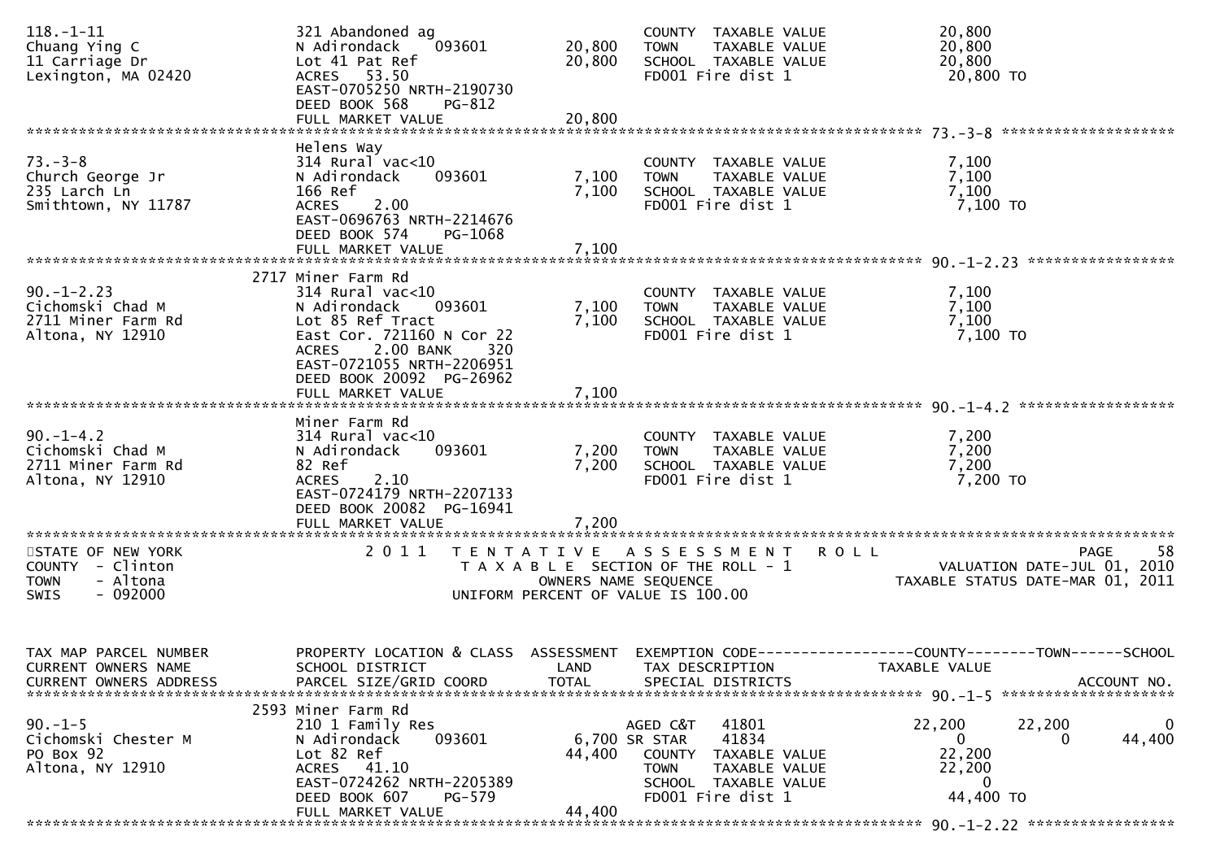```
118.-1-11                      321 Abandoned ag                       COUNTY  TAXABLE VALUE          20,800
Chuang Ying C                  N Adirondack    093601      20,800     TOWN    TAXABLE VALUE          20,800
11 Carriage Dr                 Lot 41 Pat Ref              20,800     SCHOOL  TAXABLE VALUE          20,800
Lexington, MA 02420            ACRES   53.50                          FD001 Fire dist 1               20,800 TO
                               EAST-0705250 NRTH-2190730
                               DEED BOOK 568     PG-812
                               FULL MARKET VALUE           20,800
******************************************************************************************************* 73.-3-8 ********************
                               Helens Way
73.-3-8                        314 Rural vac<10                       COUNTY  TAXABLE VALUE           7,100
Church George Jr               N Adirondack    093601       7,100     TOWN    TAXABLE VALUE           7,100
235 Larch Ln                   166 Ref                      7,100     SCHOOL  TAXABLE VALUE           7,100
Smithtown, NY 11787            ACRES    2.00                          FD001 Fire dist 1                7,100 TO
                               EAST-0696763 NRTH-2214676
                               DEED BOOK 574     PG-1068
                               FULL MARKET VALUE            7,100
******************************************************************************************************* 90.-1-2.23 *****************
                          2717 Miner Farm Rd
90.-1-2.23                     314 Rural vac<10                       COUNTY  TAXABLE VALUE           7,100
Cichomski Chad M               N Adirondack    093601       7,100     TOWN    TAXABLE VALUE           7,100
2711 Miner Farm Rd             Lot 85 Ref Tract             7,100     SCHOOL  TAXABLE VALUE           7,100
Altona, NY 12910               East Cor. 721160 N Cor 22              FD001 Fire dist 1                7,100 TO
                               ACRES    2.00 BANK     320
                               EAST-0721055 NRTH-2206951
                               DEED BOOK 20092 PG-26962
                               FULL MARKET VALUE            7,100
******************************************************************************************************* 90.-1-4.2 ******************
                               Miner Farm Rd
90.-1-4.2                      314 Rural vac<10                       COUNTY  TAXABLE VALUE           7,200
Cichomski Chad M               N Adirondack    093601       7,200     TOWN    TAXABLE VALUE           7,200
2711 Miner Farm Rd             82 Ref                       7,200     SCHOOL  TAXABLE VALUE           7,200
Altona, NY 12910               ACRES    2.10                          FD001 Fire dist 1                7,200 TO
                               EAST-0724179 NRTH-2207133
                               DEED BOOK 20082 PG-16941
                               FULL MARKET VALUE            7,200
************************************************************************************************************************************
STATE OF NEW YORK                2 0 1 1   T E N T A T I V E   A S S E S S M E N T   R O L L                               PAGE    58
COUNTY  - Clinton                          T A X A B L E SECTION OF THE ROLL - 1                      VALUATION DATE-JUL 01, 2010
TOWN    - Altona                               OWNERS NAME SEQUENCE                            TAXABLE STATUS DATE-MAR 01, 2011
SWIS    - 092000                         UNIFORM PERCENT OF VALUE IS 100.00


TAX MAP PARCEL NUMBER          PROPERTY LOCATION & CLASS  ASSESSMENT  EXEMPTION CODE------------------COUNTY--------TOWN------SCHOOL
CURRENT OWNERS NAME            SCHOOL DISTRICT               LAND      TAX DESCRIPTION              TAXABLE VALUE
CURRENT OWNERS ADDRESS         PARCEL SIZE/GRID COORD        TOTAL     SPECIAL DISTRICTS                                    ACCOUNT NO.
******************************************************************************************************* 90.-1-5 ********************
                          2593 Miner Farm Rd
90.-1-5                        210 1 Family Res                   AGED C&T    41801            22,200      22,200            0
Cichomski Chester M            N Adirondack    093601       6,700 SR STAR     41834                 0           0       44,400
PO Box 92                      Lot 82 Ref                  44,400     COUNTY  TAXABLE VALUE          22,200
Altona, NY 12910               ACRES   41.10                          TOWN    TAXABLE VALUE          22,200
                               EAST-0724262 NRTH-2205389              SCHOOL  TAXABLE VALUE               0
                               DEED BOOK 607     PG-579               FD001 Fire dist 1               44,400 TO
                               FULL MARKET VALUE           44,400
******************************************************************************************************* 90.-1-2.22 *****************
```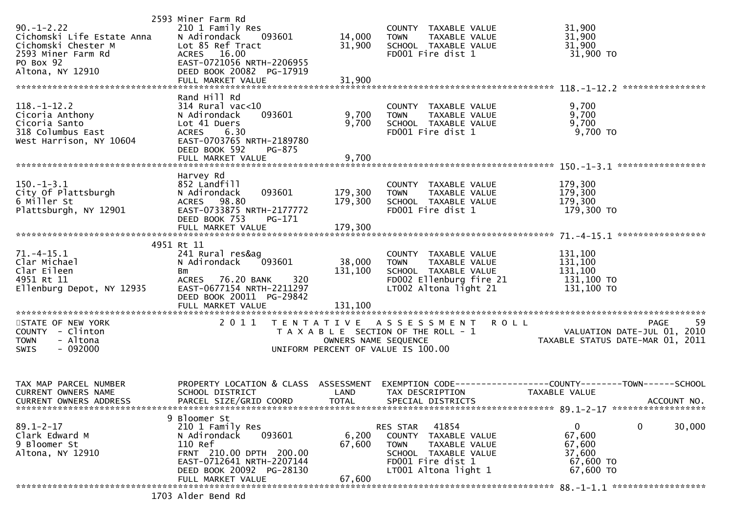```
                              2593 Miner Farm Rd
90.-1-2.22                     210 1 Family Res                          COUNTY  TAXABLE VALUE            31,900
Cichomski Life Estate Anna     N Adirondack    093601        14,000      TOWN    TAXABLE VALUE            31,900
Cichomski Chester M            Lot 85 Ref Tract              31,900      SCHOOL  TAXABLE VALUE            31,900
2593 Miner Farm Rd             ACRES  16.00                              FD001 Fire dist 1                 31,900 TO
PO Box 92                      EAST-0721056 NRTH-2206955
Altona, NY 12910               DEED BOOK 20082  PG-17919
                               FULL MARKET VALUE             31,900
******************************************************************************************************* 118.-1-12.2 ****************
                               Rand Hill Rd
118.-1-12.2                    314 Rural vac<10                          COUNTY  TAXABLE VALUE             9,700
Cicoria Anthony                N Adirondack    093601         9,700      TOWN    TAXABLE VALUE             9,700
Cicoria Santo                  Lot 41 Duers                   9,700      SCHOOL  TAXABLE VALUE             9,700
318 Columbus East              ACRES   6.30                              FD001 Fire dist 1                  9,700 TO
West Harrison, NY 10604        EAST-0703765 NRTH-2189780
                               DEED BOOK 592    PG-875
                               FULL MARKET VALUE              9,700
******************************************************************************************************* 150.-1-3.1 *****************
                               Harvey Rd
150.-1-3.1                     852 Landfill                              COUNTY  TAXABLE VALUE           179,300
City Of Plattsburgh            N Adirondack    093601       179,300      TOWN    TAXABLE VALUE           179,300
6 Miller St                    ACRES  98.80                 179,300      SCHOOL  TAXABLE VALUE           179,300
Plattsburgh, NY 12901          EAST-0733875 NRTH-2177772                 FD001 Fire dist 1                179,300 TO
                               DEED BOOK 753    PG-171
                               FULL MARKET VALUE            179,300
******************************************************************************************************* 71.-4-15.1 *****************
                              4951 Rt 11
71.-4-15.1                     241 Rural res&ag                          COUNTY  TAXABLE VALUE           131,100
Clar Michael                   N Adirondack    093601        38,000      TOWN    TAXABLE VALUE           131,100
Clar Eileen                    Bm                           131,100      SCHOOL  TAXABLE VALUE           131,100
4951 Rt 11                     ACRES  76.20 BANK     320                 FD002 Ellenburg fire 21          131,100 TO
Ellenburg Depot, NY 12935      EAST-0677154 NRTH-2211297                 LT002 Altona light 21            131,100 TO
                               DEED BOOK 20011  PG-29842
                               FULL MARKET VALUE            131,100
************************************************************************************************************************************
STATE OF NEW YORK                 2 0 1 1   T E N T A T I V E   A S S E S S M E N T   R O L L                       PAGE    59
COUNTY  - Clinton                          T A X A B L E  SECTION OF THE ROLL - 1                   VALUATION DATE-JUL 01, 2010
TOWN    - Altona                                  OWNERS NAME SEQUENCE                         TAXABLE STATUS DATE-MAR 01, 2011
SWIS    - 092000                           UNIFORM PERCENT OF VALUE IS 100.00


TAX MAP PARCEL NUMBER          PROPERTY LOCATION & CLASS  ASSESSMENT  EXEMPTION CODE------------------COUNTY--------TOWN------SCHOOL
CURRENT OWNERS NAME            SCHOOL DISTRICT               LAND      TAX DESCRIPTION                TAXABLE VALUE
CURRENT OWNERS ADDRESS         PARCEL SIZE/GRID COORD       TOTAL      SPECIAL DISTRICTS                                ACCOUNT NO.
******************************************************************************************************* 89.1-2-17 ******************
                              9 Bloomer St
89.1-2-17                      210 1 Family Res                          RES STAR   41854                  0            0      30,000
Clark Edward M                 N Adirondack    093601         6,200      COUNTY  TAXABLE VALUE            67,600
9 Bloomer St                   110 Ref                       67,600      TOWN    TAXABLE VALUE            67,600
Altona, NY 12910               FRNT 210.00 DPTH 200.00                   SCHOOL  TAXABLE VALUE            37,600
                               EAST-0712641 NRTH-2207144                 FD001 Fire dist 1                 67,600 TO
                               DEED BOOK 20092  PG-28130                 LT001 Altona light 1              67,600 TO
                               FULL MARKET VALUE             67,600
******************************************************************************************************* 88.-1-1.1 ******************
                              1703 Alder Bend Rd
```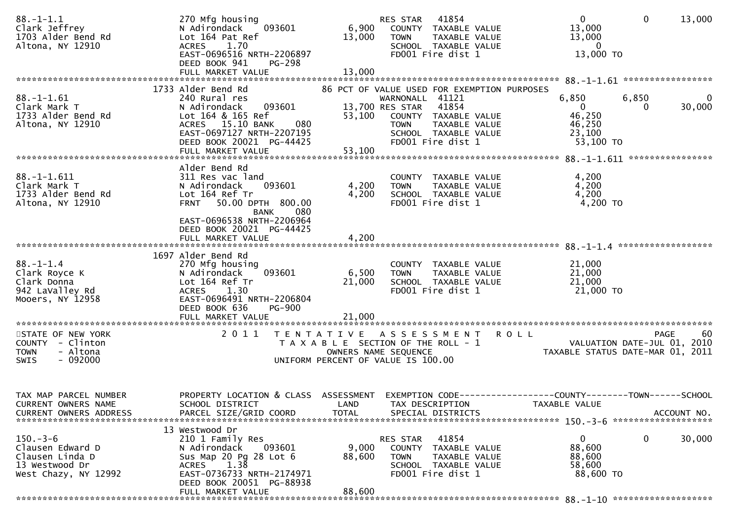```
88.-1-1.1                    270 Mfg housing                      RES STAR   41854                     0          0     13,000
Clark Jeffrey                N Adirondack    093601       6,900   COUNTY  TAXABLE VALUE            13,000
1703 Alder Bend Rd           Lot 164 Pat Ref             13,000   TOWN    TAXABLE VALUE            13,000
Altona, NY 12910             ACRES    1.70                        SCHOOL  TAXABLE VALUE                 0
                             EAST-0696516 NRTH-2206897             FD001 Fire dist 1               13,000 TO
                             DEED BOOK 941    PG-298
                             FULL MARKET VALUE           13,000
******************************************************************************************************* 88.-1-1.61 *****************
                        1733 Alder Bend Rd               86 PCT OF VALUE USED FOR EXEMPTION PURPOSES
88.-1-1.61                   240 Rural res                        WARNONALL  41121                 6,850      6,850          0
Clark Mark T                 N Adirondack    093601      13,700 RES STAR   41854                     0          0     30,000
1733 Alder Bend Rd           Lot 164 & 165 Ref           53,100   COUNTY  TAXABLE VALUE            46,250
Altona, NY 12910             ACRES   15.10 BANK     080           TOWN    TAXABLE VALUE            46,250
                             EAST-0697127 NRTH-2207195             SCHOOL  TAXABLE VALUE            23,100
                             DEED BOOK 20021  PG-44425             FD001 Fire dist 1               53,100 TO
                             FULL MARKET VALUE           53,100
******************************************************************************************************* 88.-1-1.611 ****************
                             Alder Bend Rd
88.-1-1.611                  311 Res vac land                     COUNTY  TAXABLE VALUE             4,200
Clark Mark T                 N Adirondack    093601       4,200   TOWN    TAXABLE VALUE             4,200
1733 Alder Bend Rd           Lot 164 Ref Tr               4,200   SCHOOL  TAXABLE VALUE             4,200
Altona, NY 12910             FRNT   50.00 DPTH  800.00            FD001 Fire dist 1                4,200 TO
                                             BANK     080
                             EAST-0696538 NRTH-2206964
                             DEED BOOK 20021  PG-44425
                             FULL MARKET VALUE            4,200
******************************************************************************************************* 88.-1-1.4 ******************
                        1697 Alder Bend Rd
88.-1-1.4                    270 Mfg housing                      COUNTY  TAXABLE VALUE            21,000
Clark Royce K                N Adirondack    093601       6,500   TOWN    TAXABLE VALUE            21,000
Clark Donna                  Lot 164 Ref Tr              21,000   SCHOOL  TAXABLE VALUE            21,000
942 LaValley Rd              ACRES    1.30                        FD001 Fire dist 1               21,000 TO
Mooers, NY 12958             EAST-0696491 NRTH-2206804
                             DEED BOOK 636    PG-900
                             FULL MARKET VALUE           21,000
************************************************************************************************************************************
STATE OF NEW YORK                2 0 1 1   T E N T A T I V E   A S S E S S M E N T   R O L L                                PAGE    60
COUNTY  - Clinton                            T A X A B L E  SECTION OF THE ROLL - 1                  VALUATION DATE-JUL 01, 2010
TOWN    - Altona                                  OWNERS NAME SEQUENCE                           TAXABLE STATUS DATE-MAR 01, 2011
SWIS    - 092000                             UNIFORM PERCENT OF VALUE IS 100.00


TAX MAP PARCEL NUMBER        PROPERTY LOCATION & CLASS  ASSESSMENT  EXEMPTION CODE------------------COUNTY--------TOWN------SCHOOL
CURRENT OWNERS NAME          SCHOOL DISTRICT               LAND      TAX DESCRIPTION               TAXABLE VALUE
CURRENT OWNERS ADDRESS       PARCEL SIZE/GRID COORD        TOTAL     SPECIAL DISTRICTS                                  ACCOUNT NO.
******************************************************************************************************* 150.-3-6 *******************
                          13 Westwood Dr
150.-3-6                     210 1 Family Res                     RES STAR   41854                     0          0     30,000
Clausen Edward D             N Adirondack    093601       9,000   COUNTY  TAXABLE VALUE            88,600
Clausen Linda D              Sus Map 20 Pg 28 Lot 6      88,600   TOWN    TAXABLE VALUE            88,600
13 Westwood Dr               ACRES    1.38                        SCHOOL  TAXABLE VALUE            58,600
West Chazy, NY 12992         EAST-0736733 NRTH-2174971             FD001 Fire dist 1               88,600 TO
                             DEED BOOK 20051  PG-88938
                             FULL MARKET VALUE           88,600
******************************************************************************************************* 88.-1-10 *******************
```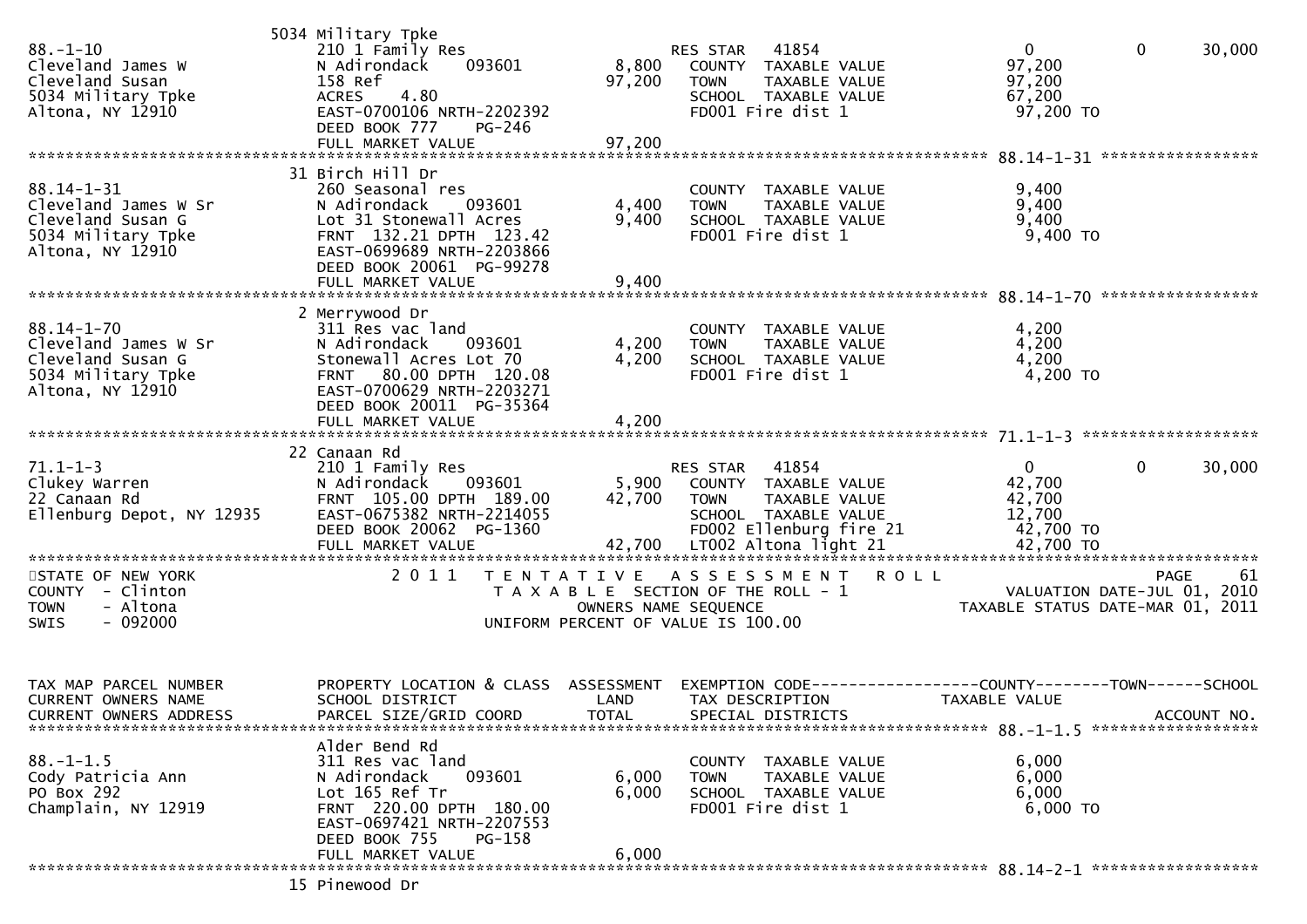```
                              5034 Military Tpke
88.-1-10                      210 1 Family Res                     RES STAR   41854                    0          0      30,000
Cleveland James W             N Adirondack    093601        8,800   COUNTY  TAXABLE VALUE            97,200
Cleveland Susan               158 Ref                      97,200   TOWN    TAXABLE VALUE            97,200
5034 Military Tpke            ACRES    4.80                         SCHOOL  TAXABLE VALUE            67,200
Altona, NY 12910              EAST-0700106 NRTH-2202392             FD001 Fire dist 1                 97,200 TO
                              DEED BOOK 777     PG-246
                              FULL MARKET VALUE            97,200
******************************************************************************************************* 88.14-1-31 *****************
                              31 Birch Hill Dr
88.14-1-31                    260 Seasonal res                      COUNTY  TAXABLE VALUE             9,400
Cleveland James W Sr          N Adirondack    093601        4,400   TOWN    TAXABLE VALUE             9,400
Cleveland Susan G             Lot 31 Stonewall Acres        9,400   SCHOOL  TAXABLE VALUE             9,400
5034 Military Tpke            FRNT 132.21 DPTH 123.42               FD001 Fire dist 1                  9,400 TO
Altona, NY 12910              EAST-0699689 NRTH-2203866
                              DEED BOOK 20061 PG-99278
                              FULL MARKET VALUE             9,400
******************************************************************************************************* 88.14-1-70 *****************
                              2 Merrywood Dr
88.14-1-70                    311 Res vac land                      COUNTY  TAXABLE VALUE             4,200
Cleveland James W Sr          N Adirondack    093601        4,200   TOWN    TAXABLE VALUE             4,200
Cleveland Susan G             Stonewall Acres Lot 70        4,200   SCHOOL  TAXABLE VALUE             4,200
5034 Military Tpke            FRNT  80.00 DPTH 120.08               FD001 Fire dist 1                  4,200 TO
Altona, NY 12910              EAST-0700629 NRTH-2203271
                              DEED BOOK 20011 PG-35364
                              FULL MARKET VALUE             4,200
******************************************************************************************************* 71.1-1-3 *******************
                              22 Canaan Rd
71.1-1-3                      210 1 Family Res                     RES STAR   41854                    0          0      30,000
Clukey Warren                 N Adirondack    093601        5,900   COUNTY  TAXABLE VALUE            42,700
22 Canaan Rd                  FRNT 105.00 DPTH 189.00      42,700   TOWN    TAXABLE VALUE            42,700
Ellenburg Depot, NY 12935     EAST-0675382 NRTH-2214055             SCHOOL  TAXABLE VALUE            12,700
                              DEED BOOK 20062 PG-1360               FD002 Ellenburg fire 21           42,700 TO
                              FULL MARKET VALUE            42,700   LT002 Altona light 21             42,700 TO
************************************************************************************************************************************
STATE OF NEW YORK                 2 0 1 1   T E N T A T I V E   A S S E S S M E N T   R O L L                          PAGE    61
COUNTY  - Clinton                           T A X A B L E  SECTION OF THE ROLL - 1                 VALUATION DATE-JUL 01, 2010
TOWN    - Altona                                    OWNERS NAME SEQUENCE                       TAXABLE STATUS DATE-MAR 01, 2011
SWIS    - 092000                               UNIFORM PERCENT OF VALUE IS 100.00


TAX MAP PARCEL NUMBER         PROPERTY LOCATION & CLASS  ASSESSMENT  EXEMPTION CODE------------------COUNTY--------TOWN------SCHOOL
CURRENT OWNERS NAME           SCHOOL DISTRICT               LAND     TAX DESCRIPTION              TAXABLE VALUE
CURRENT OWNERS ADDRESS        PARCEL SIZE/GRID COORD       TOTAL     SPECIAL DISTRICTS                                    ACCOUNT NO.
******************************************************************************************************* 88.-1-1.5 ******************
                              Alder Bend Rd
88.-1-1.5                     311 Res vac land                      COUNTY  TAXABLE VALUE             6,000
Cody Patricia Ann             N Adirondack    093601        6,000   TOWN    TAXABLE VALUE             6,000
PO Box 292                    Lot 165 Ref Tr                6,000   SCHOOL  TAXABLE VALUE             6,000
Champlain, NY 12919           FRNT 220.00 DPTH 180.00               FD001 Fire dist 1                  6,000 TO
                              EAST-0697421 NRTH-2207553
                              DEED BOOK 755     PG-158
                              FULL MARKET VALUE             6,000
******************************************************************************************************* 88.14-2-1 ******************
                              15 Pinewood Dr
```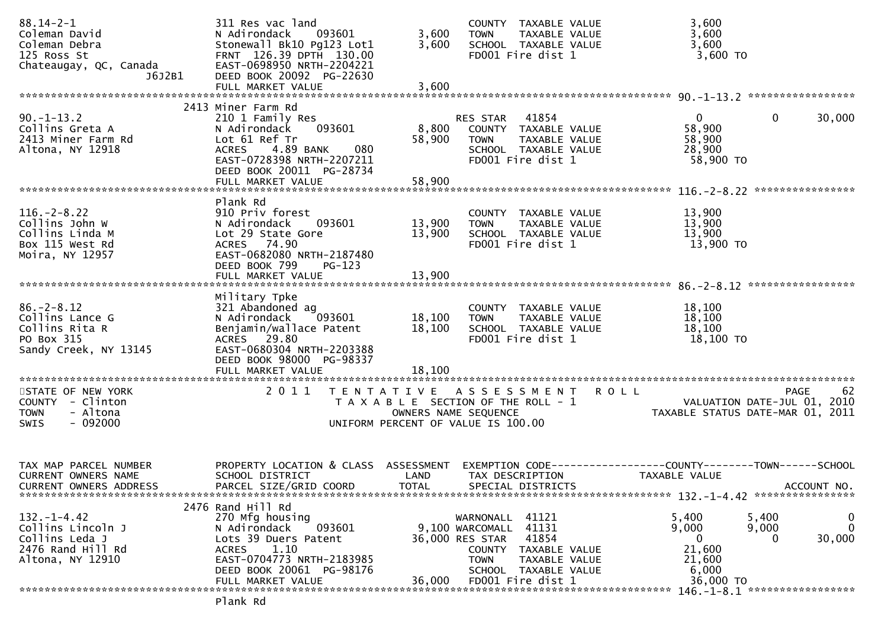```
88.14-2-1                      311 Res vac land                        COUNTY  TAXABLE VALUE             3,600
Coleman David                  N Adirondack    093601         3,600    TOWN    TAXABLE VALUE             3,600
Coleman Debra                  Stonewall Bk10 Pg123 Lot1      3,600    SCHOOL  TAXABLE VALUE             3,600
125 Ross St                    FRNT  126.39 DPTH  130.00               FD001 Fire dist 1                  3,600 TO
Chateaugay, QC, Canada         EAST-0698950 NRTH-2204221
                  J6J2B1       DEED BOOK 20092  PG-22630
                               FULL MARKET VALUE              3,600
******************************************************************************************************* 90.-1-13.2 *****************
                          2413 Miner Farm Rd
90.-1-13.2                     210 1 Family Res                        RES STAR   41854                   0             0         30,000
Collins Greta A                N Adirondack    093601         8,800    COUNTY  TAXABLE VALUE            58,900
2413 Miner Farm Rd             Lot 61 Ref Tr                 58,900    TOWN    TAXABLE VALUE            58,900
Altona, NY 12918               ACRES    4.89 BANK    080               SCHOOL  TAXABLE VALUE            28,900
                               EAST-0728398 NRTH-2207211               FD001 Fire dist 1                 58,900 TO
                               DEED BOOK 20011  PG-28734
                               FULL MARKET VALUE             58,900
******************************************************************************************************* 116.-2-8.22 ****************
                               Plank Rd
116.-2-8.22                    910 Priv forest                         COUNTY  TAXABLE VALUE            13,900
Collins John W                 N Adirondack    093601        13,900    TOWN    TAXABLE VALUE            13,900
Collins Linda M                Lot 29 State Gore             13,900    SCHOOL  TAXABLE VALUE            13,900
Box 115 West Rd                ACRES   74.90                           FD001 Fire dist 1                 13,900 TO
Moira, NY 12957                EAST-0682080 NRTH-2187480
                               DEED BOOK 799    PG-123
                               FULL MARKET VALUE             13,900
******************************************************************************************************* 86.-2-8.12 *****************
                               Military Tpke
86.-2-8.12                     321 Abandoned ag                        COUNTY  TAXABLE VALUE            18,100
Collins Lance G                N Adirondack    093601        18,100    TOWN    TAXABLE VALUE            18,100
Collins Rita R                 Benjamin/wallace Patent       18,100    SCHOOL  TAXABLE VALUE            18,100
PO Box 315                     ACRES   29.80                           FD001 Fire dist 1                 18,100 TO
Sandy Creek, NY 13145          EAST-0680304 NRTH-2203388
                               DEED BOOK 98000  PG-98337
                               FULL MARKET VALUE             18,100
************************************************************************************************************************************
STATE OF NEW YORK                  2 0 1 1   T E N T A T I V E   A S S E S S M E N T   R O L L                              PAGE    62
COUNTY  - Clinton                            T A X A B L E  SECTION OF THE ROLL - 1                    VALUATION DATE-JUL 01, 2010
TOWN    - Altona                                    OWNERS NAME SEQUENCE                         TAXABLE STATUS DATE-MAR 01, 2011
SWIS    - 092000                            UNIFORM PERCENT OF VALUE IS 100.00


TAX MAP PARCEL NUMBER          PROPERTY LOCATION & CLASS  ASSESSMENT  EXEMPTION CODE------------------COUNTY--------TOWN------SCHOOL
CURRENT OWNERS NAME            SCHOOL DISTRICT               LAND      TAX DESCRIPTION             TAXABLE VALUE
CURRENT OWNERS ADDRESS         PARCEL SIZE/GRID COORD        TOTAL     SPECIAL DISTRICTS                                    ACCOUNT NO.
******************************************************************************************************* 132.-1-4.42 ****************
                          2476 Rand Hill Rd
132.-1-4.42                    270 Mfg housing                         WARNONALL  41121               5,400         5,400              0
Collins Lincoln J              N Adirondack    093601         9,100 WARCOMALL  41131                9,000         9,000              0
Collins Leda J                 Lots 39 Duers Patent          36,000 RES STAR   41854                    0             0         30,000
2476 Rand Hill Rd              ACRES    1.10                           COUNTY  TAXABLE VALUE            21,600
Altona, NY 12910               EAST-0704773 NRTH-2183985               TOWN    TAXABLE VALUE            21,600
                               DEED BOOK 20061  PG-98176               SCHOOL  TAXABLE VALUE             6,000
                               FULL MARKET VALUE             36,000    FD001 Fire dist 1                 36,000 TO
******************************************************************************************************* 146.-1-8.1 *****************
                               Plank Rd
```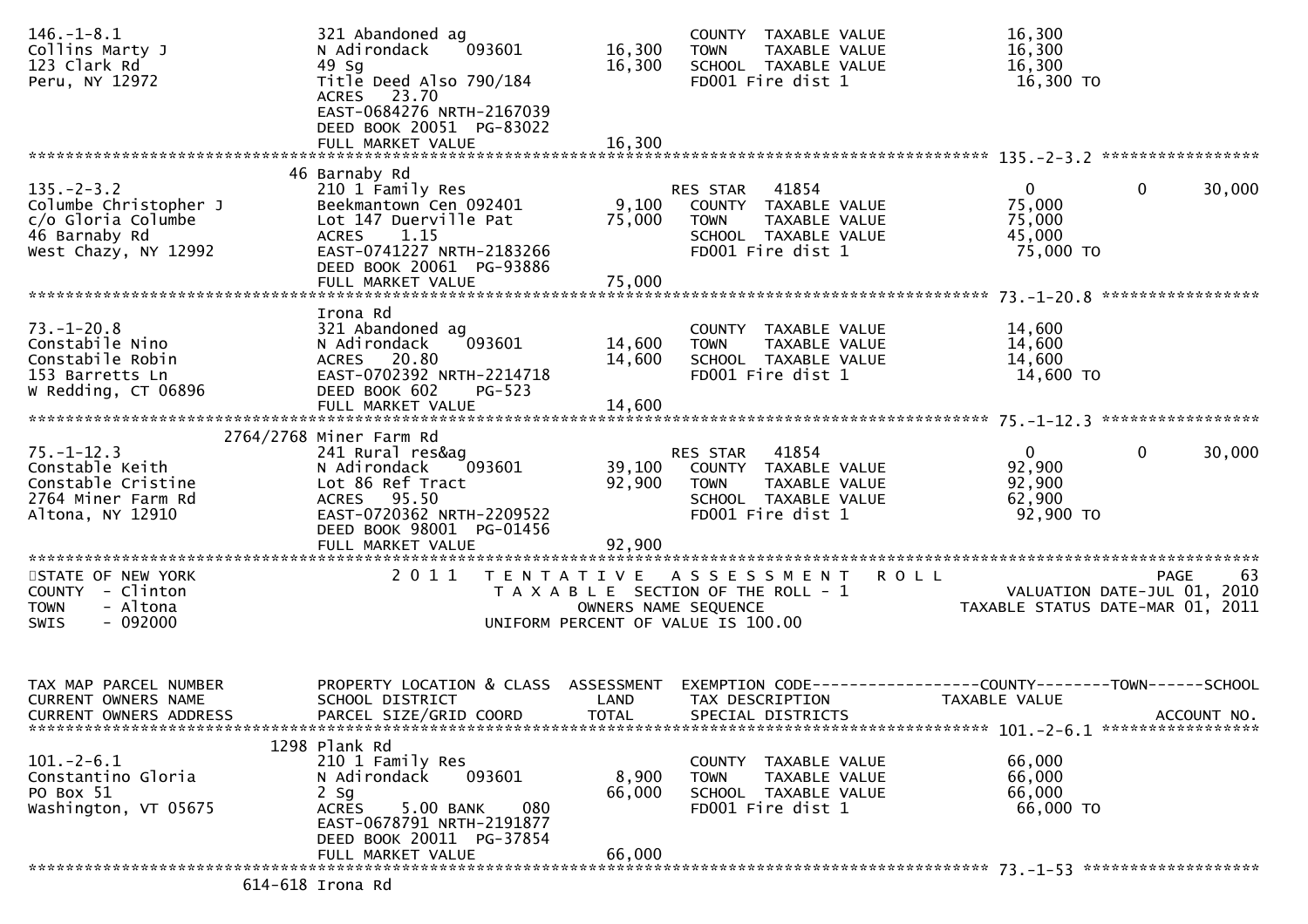```
146.-1-8.1                    321 Abandoned ag                        COUNTY  TAXABLE VALUE          16,300
Collins Marty J               N Adirondack    093601      16,300      TOWN    TAXABLE VALUE          16,300
123 Clark Rd                  49 Sg                       16,300      SCHOOL  TAXABLE VALUE          16,300
Peru, NY 12972                Title Deed Also 790/184                 FD001 Fire dist 1               16,300 TO
                              ACRES   23.70
                              EAST-0684276 NRTH-2167039
                              DEED BOOK 20051  PG-83022
                              FULL MARKET VALUE           16,300
******************************************************************************************************* 135.-2-3.2 *****************
                           46 Barnaby Rd
135.-2-3.2                    210 1 Family Res                        RES STAR   41854                0            0       30,000
Columbe Christopher J         Beekmantown Cen 092401       9,100      COUNTY  TAXABLE VALUE          75,000
c/o Gloria Columbe            Lot 147 Duerville Pat       75,000      TOWN    TAXABLE VALUE          75,000
46 Barnaby Rd                 ACRES    1.15                           SCHOOL  TAXABLE VALUE          45,000
West Chazy, NY 12992          EAST-0741227 NRTH-2183266               FD001 Fire dist 1               75,000 TO
                              DEED BOOK 20061  PG-93886
                              FULL MARKET VALUE           75,000
******************************************************************************************************* 73.-1-20.8 *****************
                              Irona Rd
73.-1-20.8                    321 Abandoned ag                        COUNTY  TAXABLE VALUE          14,600
Constabile Nino               N Adirondack    093601      14,600      TOWN    TAXABLE VALUE          14,600
Constabile Robin              ACRES   20.80               14,600      SCHOOL  TAXABLE VALUE          14,600
153 Barretts Ln               EAST-0702392 NRTH-2214718               FD001 Fire dist 1               14,600 TO
W Redding, CT 06896           DEED BOOK 602    PG-523
                              FULL MARKET VALUE           14,600
******************************************************************************************************* 75.-1-12.3 *****************
                    2764/2768 Miner Farm Rd
75.-1-12.3                    241 Rural res&ag                        RES STAR   41854                0            0       30,000
Constable Keith               N Adirondack    093601      39,100      COUNTY  TAXABLE VALUE          92,900
Constable Cristine            Lot 86 Ref Tract            92,900      TOWN    TAXABLE VALUE          92,900
2764 Miner Farm Rd            ACRES   95.50                           SCHOOL  TAXABLE VALUE          62,900
Altona, NY 12910              EAST-0720362 NRTH-2209522               FD001 Fire dist 1               92,900 TO
                              DEED BOOK 98001  PG-01456
                              FULL MARKET VALUE           92,900
*************************************************************************************************************************************
STATE OF NEW YORK                2 0 1 1   T E N T A T I V E   A S S E S S M E N T   R O L L                          PAGE    63
COUNTY  - Clinton                          T A X A B L E  SECTION OF THE ROLL - 1                    VALUATION DATE-JUL 01, 2010
TOWN    - Altona                                    OWNERS NAME SEQUENCE                        TAXABLE STATUS DATE-MAR 01, 2011
SWIS    - 092000                               UNIFORM PERCENT OF VALUE IS 100.00


TAX MAP PARCEL NUMBER         PROPERTY LOCATION & CLASS  ASSESSMENT  EXEMPTION CODE------------------COUNTY--------TOWN------SCHOOL
CURRENT OWNERS NAME           SCHOOL DISTRICT               LAND      TAX DESCRIPTION              TAXABLE VALUE
CURRENT OWNERS ADDRESS        PARCEL SIZE/GRID COORD       TOTAL      SPECIAL DISTRICTS                                  ACCOUNT NO.
******************************************************************************************************* 101.-2-6.1 *****************
                         1298 Plank Rd
101.-2-6.1                    210 1 Family Res                        COUNTY  TAXABLE VALUE          66,000
Constantino Gloria            N Adirondack    093601       8,900      TOWN    TAXABLE VALUE          66,000
PO Box 51                     2 Sg                        66,000      SCHOOL  TAXABLE VALUE          66,000
Washington, VT 05675          ACRES    5.00 BANK     080              FD001 Fire dist 1               66,000 TO
                              EAST-0678791 NRTH-2191877
                              DEED BOOK 20011  PG-37854
                              FULL MARKET VALUE           66,000
******************************************************************************************************* 73.-1-53 *******************
                      614-618 Irona Rd
```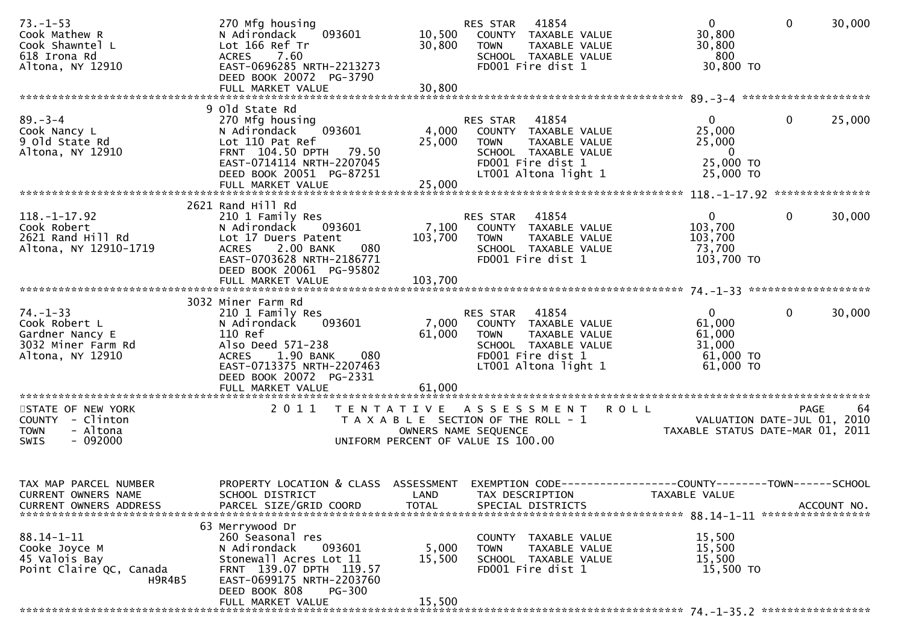```
73.-1-53                      270 Mfg housing                     RES STAR   41854                  0           0       30,000
Cook Mathew R                 N Adirondack    093601      10,500    COUNTY  TAXABLE VALUE           30,800
Cook Shawntel L               Lot 166 Ref Tr              30,800    TOWN    TAXABLE VALUE           30,800
618 Irona Rd                  ACRES    7.60                         SCHOOL  TAXABLE VALUE              800
Altona, NY 12910              EAST-0696285 NRTH-2213273             FD001 Fire dist 1               30,800 TO
                              DEED BOOK 20072  PG-3790
                              FULL MARKET VALUE           30,800
******************************************************************************************************* 89.-3-4 ********************
                            9 Old State Rd
89.-3-4                       270 Mfg housing                     RES STAR   41854                  0           0       25,000
Cook Nancy L                  N Adirondack    093601       4,000    COUNTY  TAXABLE VALUE           25,000
9 Old State Rd                Lot 110 Pat Ref             25,000    TOWN    TAXABLE VALUE           25,000
Altona, NY 12910              FRNT 104.50 DPTH  79.50               SCHOOL  TAXABLE VALUE                0
                              EAST-0714114 NRTH-2207045             FD001 Fire dist 1               25,000 TO
                              DEED BOOK 20051  PG-87251             LT001 Altona light 1            25,000 TO
                              FULL MARKET VALUE           25,000
******************************************************************************************************* 118.-1-17.92 ***************
                         2621 Rand Hill Rd
118.-1-17.92                  210 1 Family Res                    RES STAR   41854                  0           0       30,000
Cook Robert                   N Adirondack    093601       7,100    COUNTY  TAXABLE VALUE          103,700
2621 Rand Hill Rd             Lot 17 Duers Patent        103,700    TOWN    TAXABLE VALUE          103,700
Altona, NY 12910-1719         ACRES    2.00 BANK    080             SCHOOL  TAXABLE VALUE           73,700
                              EAST-0703628 NRTH-2186771             FD001 Fire dist 1              103,700 TO
                              DEED BOOK 20061  PG-95802
                              FULL MARKET VALUE          103,700
******************************************************************************************************* 74.-1-33 *******************
                         3032 Miner Farm Rd
74.-1-33                      210 1 Family Res                    RES STAR   41854                  0           0       30,000
Cook Robert L                 N Adirondack    093601       7,000    COUNTY  TAXABLE VALUE           61,000
Gardner Nancy E               110 Ref                     61,000    TOWN    TAXABLE VALUE           61,000
3032 Miner Farm Rd            Also Deed 571-238                     SCHOOL  TAXABLE VALUE           31,000
Altona, NY 12910              ACRES    1.90 BANK    080             FD001 Fire dist 1               61,000 TO
                              EAST-0713375 NRTH-2207463             LT001 Altona light 1            61,000 TO
                              DEED BOOK 20072  PG-2331
                              FULL MARKET VALUE           61,000
************************************************************************************************************************************
STATE OF NEW YORK                 2 0 1 1   T E N T A T I V E   A S S E S S M E N T   R O L L                           PAGE     64
COUNTY  - Clinton                           T A X A B L E  SECTION OF THE ROLL - 1                   VALUATION DATE-JUL 01, 2010
TOWN    - Altona                                 OWNERS NAME SEQUENCE                            TAXABLE STATUS DATE-MAR 01, 2011
SWIS    - 092000                             UNIFORM PERCENT OF VALUE IS 100.00


TAX MAP PARCEL NUMBER         PROPERTY LOCATION & CLASS  ASSESSMENT  EXEMPTION CODE------------------COUNTY--------TOWN------SCHOOL
CURRENT OWNERS NAME           SCHOOL DISTRICT               LAND      TAX DESCRIPTION             TAXABLE VALUE
CURRENT OWNERS ADDRESS        PARCEL SIZE/GRID COORD        TOTAL     SPECIAL DISTRICTS                                   ACCOUNT NO.
******************************************************************************************************* 88.14-1-11 *****************
                           63 Merrywood Dr
88.14-1-11                    260 Seasonal res                      COUNTY  TAXABLE VALUE           15,500
Cooke Joyce M                 N Adirondack    093601       5,000    TOWN    TAXABLE VALUE           15,500
45 Valois Bay                 Stonewall Acres Lot 11      15,500    SCHOOL  TAXABLE VALUE           15,500
Point Claire QC, Canada       FRNT 139.07 DPTH 119.57               FD001 Fire dist 1               15,500 TO
                   H9R4B5     EAST-0699175 NRTH-2203760
                              DEED BOOK 808    PG-300
                              FULL MARKET VALUE           15,500
******************************************************************************************************* 74.-1-35.2 *****************
```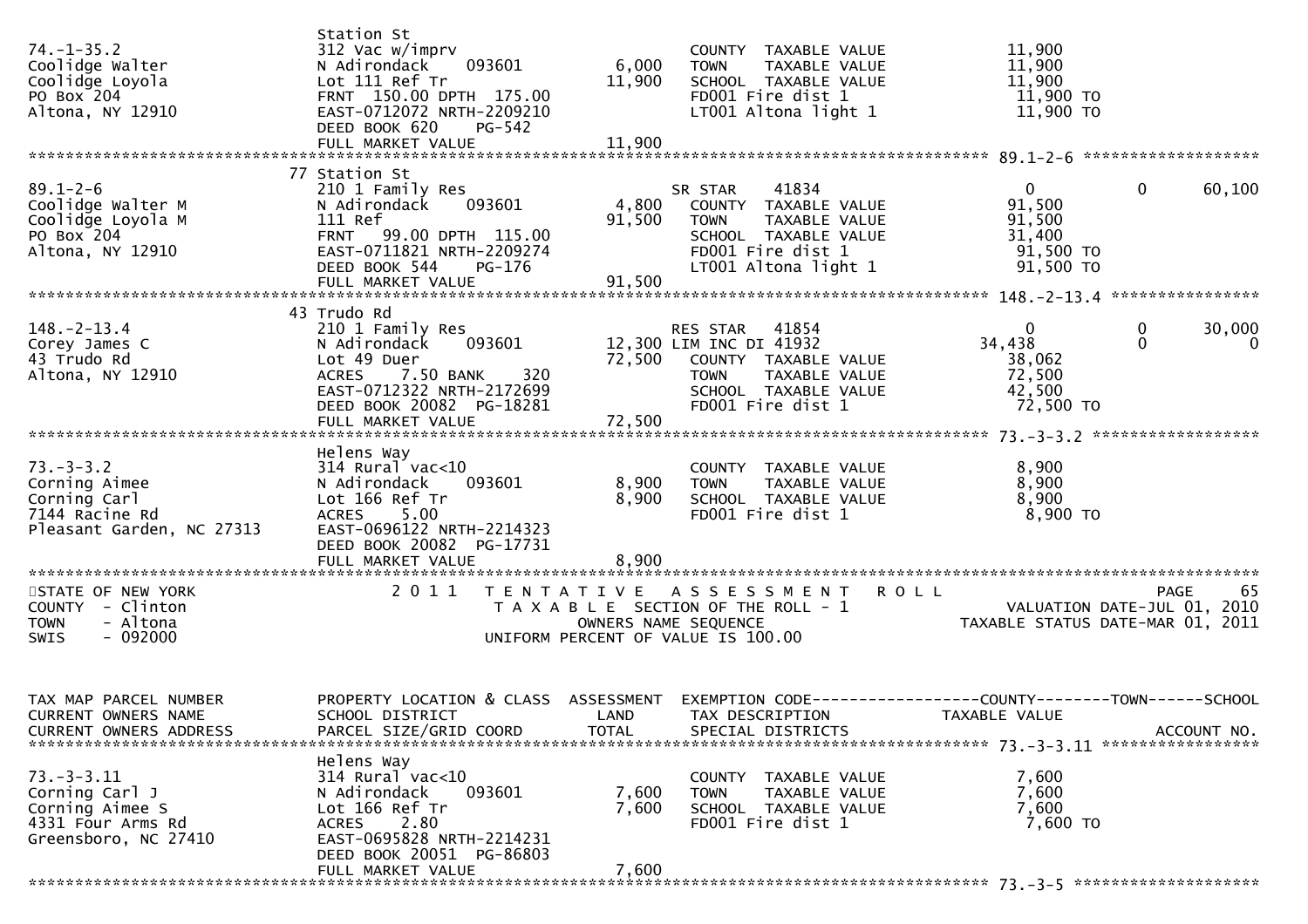```
                                 Station St
74.-1-35.2                       312 Vac w/imprv                          COUNTY  TAXABLE VALUE              11,900
Coolidge Walter                  N Adirondack    093601        6,000      TOWN    TAXABLE VALUE              11,900
Coolidge Loyola                  Lot 111 Ref Tr               11,900      SCHOOL  TAXABLE VALUE              11,900
PO Box 204                       FRNT  150.00 DPTH  175.00                FD001 Fire dist 1                  11,900 TO
Altona, NY 12910                 EAST-0712072 NRTH-2209210                LT001 Altona light 1               11,900 TO
                                 DEED BOOK 620    PG-542
                                 FULL MARKET VALUE            11,900
******************************************************************************************************* 89.1-2-6 ******************
                              77 Station St
89.1-2-6                         210 1 Family Res                         SR STAR    41834                    0              0       60,100
Coolidge Walter M                N Adirondack    093601        4,800      COUNTY  TAXABLE VALUE              91,500
Coolidge Loyola M                111 Ref                      91,500      TOWN    TAXABLE VALUE              91,500
PO Box 204                       FRNT   99.00 DPTH  115.00                SCHOOL  TAXABLE VALUE              31,400
Altona, NY 12910                 EAST-0711821 NRTH-2209274                FD001 Fire dist 1                  91,500 TO
                                 DEED BOOK 544    PG-176                  LT001 Altona light 1               91,500 TO
                                 FULL MARKET VALUE            91,500
******************************************************************************************************* 148.-2-13.4 ***************
                              43 Trudo Rd
148.-2-13.4                      210 1 Family Res                         RES STAR   41854                    0              0       30,000
Corey James C                    N Adirondack    093601       12,300 LIM INC DI 41932                    34,438              0            0
43 Trudo Rd                      Lot 49 Duer                  72,500      COUNTY  TAXABLE VALUE              38,062
Altona, NY 12910                 ACRES    7.50 BANK     320               TOWN    TAXABLE VALUE              72,500
                                 EAST-0712322 NRTH-2172699                SCHOOL  TAXABLE VALUE              42,500
                                 DEED BOOK 20082 PG-18281                 FD001 Fire dist 1                  72,500 TO
                                 FULL MARKET VALUE            72,500
******************************************************************************************************* 73.-3-3.2 *****************
                                 Helens Way
73.-3-3.2                        314 Rural vac<10                         COUNTY  TAXABLE VALUE               8,900
Corning Aimee                    N Adirondack    093601        8,900      TOWN    TAXABLE VALUE               8,900
Corning Carl                     Lot 166 Ref Tr                8,900      SCHOOL  TAXABLE VALUE               8,900
7144 Racine Rd                   ACRES    5.00                            FD001 Fire dist 1                   8,900 TO
Pleasant Garden, NC 27313        EAST-0696122 NRTH-2214323
                                 DEED BOOK 20082 PG-17731
                                 FULL MARKET VALUE             8,900
************************************************************************************************************************************
STATE OF NEW YORK                2 0 1 1   T E N T A T I V E   A S S E S S M E N T   R O L L                          PAGE    65
COUNTY  - Clinton                          T A X A B L E  SECTION OF THE ROLL - 1                  VALUATION DATE-JUL 01, 2010
TOWN    - Altona                              OWNERS NAME SEQUENCE                             TAXABLE STATUS DATE-MAR 01, 2011
SWIS    - 092000                           UNIFORM PERCENT OF VALUE IS 100.00


TAX MAP PARCEL NUMBER            PROPERTY LOCATION & CLASS  ASSESSMENT  EXEMPTION CODE------------------COUNTY--------TOWN------SCHOOL
CURRENT OWNERS NAME              SCHOOL DISTRICT               LAND      TAX DESCRIPTION              TAXABLE VALUE
CURRENT OWNERS ADDRESS           PARCEL SIZE/GRID COORD        TOTAL     SPECIAL DISTRICTS                                  ACCOUNT NO.
******************************************************************************************************* 73.-3-3.11 ****************
                                 Helens Way
73.-3-3.11                       314 Rural vac<10                         COUNTY  TAXABLE VALUE               7,600
Corning Carl J                   N Adirondack    093601        7,600      TOWN    TAXABLE VALUE               7,600
Corning Aimee S                  Lot 166 Ref Tr                7,600      SCHOOL  TAXABLE VALUE               7,600
4331 Four Arms Rd                ACRES    2.80                            FD001 Fire dist 1                   7,600 TO
Greensboro, NC 27410             EAST-0695828 NRTH-2214231
                                 DEED BOOK 20051 PG-86803
                                 FULL MARKET VALUE             7,600
******************************************************************************************************* 73.-3-5 *******************
```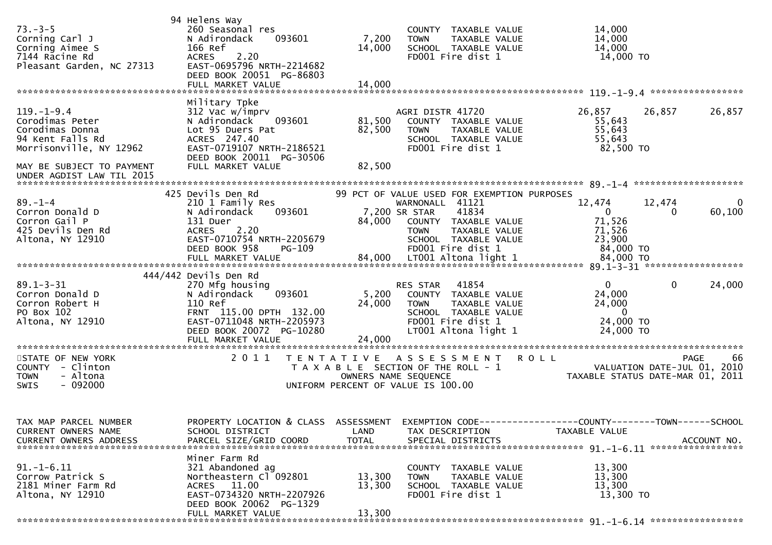| | 94 Helens Way | | | |
|---|---|---|---|---|
| 73.-3-5 | 260 Seasonal res | | COUNTY TAXABLE VALUE | 14,000 |
| Corning Carl J | N Adirondack 093601 | 7,200 | TOWN TAXABLE VALUE | 14,000 |
| Corning Aimee S | 166 Ref | 14,000 | SCHOOL TAXABLE VALUE | 14,000 |
| 7144 Racine Rd | ACRES 2.20 | | FD001 Fire dist 1 | 14,000 TO |
| Pleasant Garden, NC 27313 | EAST-0695796 NRTH-2214682 | | | |
| | DEED BOOK 20051 PG-86803 | | | |
| | FULL MARKET VALUE | 14,000 | | |

************************************************************************************************************ 119.-1-9.4 *****************

| | Military Tpke | | | | | |
|---|---|---|---|---|---|---|
| 119.-1-9.4 | 312 Vac w/imprv | | AGRI DISTR 41720 | 26,857 | 26,857 | 26,857 |
| Corodimas Peter | N Adirondack 093601 | 81,500 | COUNTY TAXABLE VALUE | 55,643 | | |
| Corodimas Donna | Lot 95 Duers Pat | 82,500 | TOWN TAXABLE VALUE | 55,643 | | |
| 94 Kent Falls Rd | ACRES 247.40 | | SCHOOL TAXABLE VALUE | 55,643 | | |
| Morrisonville, NY 12962 | EAST-0719107 NRTH-2186521 | | FD001 Fire dist 1 | 82,500 TO | | |
| | DEED BOOK 20011 PG-30506 | | | | | |
| MAY BE SUBJECT TO PAYMENT | FULL MARKET VALUE | 82,500 | | | | |
| UNDER AGDIST LAW TIL 2015 | | | | | | |

************************************************************************************************************ 89.-1-4 ********************

| | 425 Devils Den Rd | | 99 PCT OF VALUE USED FOR EXEMPTION PURPOSES | | | |
|---|---|---|---|---|---|---|
| 89.-1-4 | 210 1 Family Res | | WARNONALL 41121 | 12,474 | 12,474 | 0 |
| Corron Donald D | N Adirondack 093601 | 7,200 | SR STAR 41834 | 0 | 0 | 60,100 |
| Corron Gail P | 131 Duer | 84,000 | COUNTY TAXABLE VALUE | 71,526 | | |
| 425 Devils Den Rd | ACRES 2.20 | | TOWN TAXABLE VALUE | 71,526 | | |
| Altona, NY 12910 | EAST-0710754 NRTH-2205679 | | SCHOOL TAXABLE VALUE | 23,900 | | |
| | DEED BOOK 958 PG-109 | | FD001 Fire dist 1 | 84,000 TO | | |
| | FULL MARKET VALUE | 84,000 | LT001 Altona light 1 | 84,000 TO | | |

************************************************************************************************************ 89.1-3-31 ******************

| | 444/442 Devils Den Rd | | | | | |
|---|---|---|---|---|---|---|
| 89.1-3-31 | 270 Mfg housing | | RES STAR 41854 | 0 | 0 | 24,000 |
| Corron Donald D | N Adirondack 093601 | 5,200 | COUNTY TAXABLE VALUE | 24,000 | | |
| Corron Robert H | 110 Ref | 24,000 | TOWN TAXABLE VALUE | 24,000 | | |
| PO Box 102 | FRNT 115.00 DPTH 132.00 | | SCHOOL TAXABLE VALUE | 0 | | |
| Altona, NY 12910 | EAST-0711048 NRTH-2205973 | | FD001 Fire dist 1 | 24,000 TO | | |
| | DEED BOOK 20072 PG-10280 | | LT001 Altona light 1 | 24,000 TO | | |
| | FULL MARKET VALUE | 24,000 | | | | |

************************************************************************************************************************************

STATE OF NEW YORK — 2011 TENTATIVE ASSESSMENT ROLL
COUNTY - Clinton — TAXABLE SECTION OF THE ROLL - 1 — VALUATION DATE-JUL 01, 2010
TOWN - Altona — OWNERS NAME SEQUENCE — TAXABLE STATUS DATE-MAR 01, 2011
SWIS - 092000 — UNIFORM PERCENT OF VALUE IS 100.00

| TAX MAP PARCEL NUMBER / CURRENT OWNERS NAME / CURRENT OWNERS ADDRESS | PROPERTY LOCATION & CLASS / SCHOOL DISTRICT / PARCEL SIZE/GRID COORD | ASSESSMENT LAND / TOTAL | EXEMPTION CODE / TAX DESCRIPTION / SPECIAL DISTRICTS | COUNTY / TAXABLE VALUE | TOWN | SCHOOL / ACCOUNT NO. |
|---|---|---|---|---|---|---|

************************************************************************************************************ 91.-1-6.11 *****************

| | Miner Farm Rd | | | |
|---|---|---|---|---|
| 91.-1-6.11 | 321 Abandoned ag | | COUNTY TAXABLE VALUE | 13,300 |
| Corrow Patrick S | Northeastern Cl 092801 | 13,300 | TOWN TAXABLE VALUE | 13,300 |
| 2181 Miner Farm Rd | ACRES 11.00 | 13,300 | SCHOOL TAXABLE VALUE | 13,300 |
| Altona, NY 12910 | EAST-0734320 NRTH-2207926 | | FD001 Fire dist 1 | 13,300 TO |
| | DEED BOOK 20062 PG-1329 | | | |
| | FULL MARKET VALUE | 13,300 | | |

************************************************************************************************************ 91.-1-6.14 *****************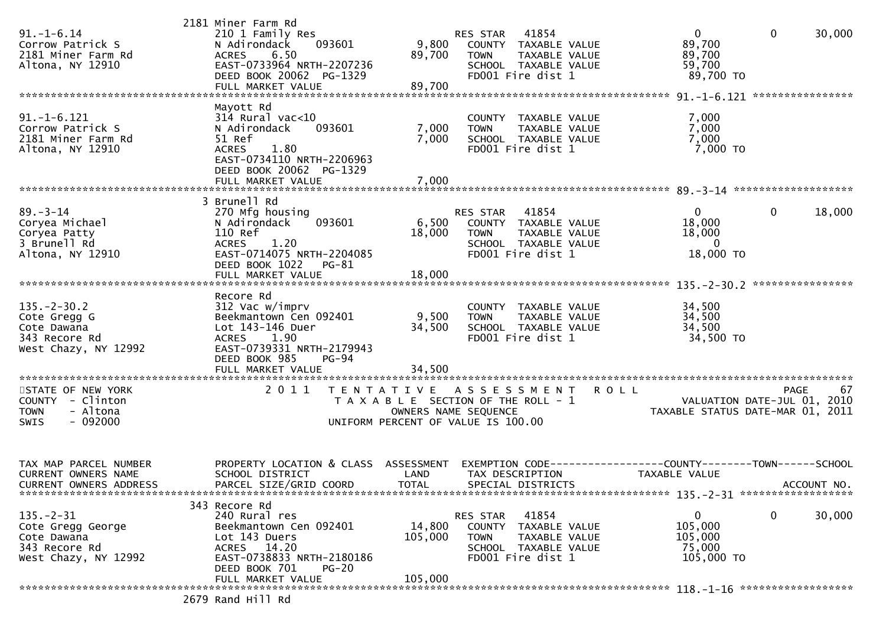```
                              2181 Miner Farm Rd
91.-1-6.14                    210 1 Family Res                      RES STAR   41854                    0            0        30,000
Corrow Patrick S              N Adirondack     093601       9,800   COUNTY  TAXABLE VALUE              89,700
2181 Miner Farm Rd            ACRES    6.50                89,700   TOWN    TAXABLE VALUE              89,700
Altona, NY 12910              EAST-0733964 NRTH-2207236             SCHOOL  TAXABLE VALUE              59,700
                              DEED BOOK 20062  PG-1329              FD001 Fire dist 1                   89,700 TO
                              FULL MARKET VALUE            89,700
******************************************************************************************************* 91.-1-6.121 ****************
                              Mayott Rd
91.-1-6.121                   314 Rural vac<10                      COUNTY  TAXABLE VALUE               7,000
Corrow Patrick S              N Adirondack     093601       7,000   TOWN    TAXABLE VALUE               7,000
2181 Miner Farm Rd            51 Ref                        7,000   SCHOOL  TAXABLE VALUE               7,000
Altona, NY 12910              ACRES    1.80                         FD001 Fire dist 1                    7,000 TO
                              EAST-0734110 NRTH-2206963
                              DEED BOOK 20062  PG-1329
                              FULL MARKET VALUE             7,000
******************************************************************************************************* 89.-3-14 *******************
                            3 Brunell Rd
89.-3-14                      270 Mfg housing                       RES STAR   41854                    0            0        18,000
Coryea Michael                N Adirondack     093601       6,500   COUNTY  TAXABLE VALUE              18,000
Coryea Patty                  110 Ref                      18,000   TOWN    TAXABLE VALUE              18,000
3 Brunell Rd                  ACRES    1.20                         SCHOOL  TAXABLE VALUE                   0
Altona, NY 12910              EAST-0714075 NRTH-2204085             FD001 Fire dist 1                   18,000 TO
                              DEED BOOK 1022   PG-81
                              FULL MARKET VALUE            18,000
******************************************************************************************************* 135.-2-30.2 ****************
                              Recore Rd
135.-2-30.2                   312 Vac w/imprv                       COUNTY  TAXABLE VALUE              34,500
Cote Gregg G                  Beekmantown Cen 092401        9,500   TOWN    TAXABLE VALUE              34,500
Cote Dawana                   Lot 143-146 Duer             34,500   SCHOOL  TAXABLE VALUE              34,500
343 Recore Rd                 ACRES    1.90                         FD001 Fire dist 1                   34,500 TO
West Chazy, NY 12992          EAST-0739331 NRTH-2179943
                              DEED BOOK 985    PG-94
                              FULL MARKET VALUE            34,500
************************************************************************************************************************************
STATE OF NEW YORK                 2 0 1 1   T E N T A T I V E   A S S E S S M E N T   R O L L                              PAGE    67
COUNTY  - Clinton                           T A X A B L E  SECTION OF THE ROLL - 1                    VALUATION DATE-JUL 01, 2010
TOWN    - Altona                                  OWNERS NAME SEQUENCE                           TAXABLE STATUS DATE-MAR 01, 2011
SWIS    - 092000                           UNIFORM PERCENT OF VALUE IS 100.00


TAX MAP PARCEL NUMBER         PROPERTY LOCATION & CLASS  ASSESSMENT  EXEMPTION CODE------------------COUNTY--------TOWN------SCHOOL
CURRENT OWNERS NAME           SCHOOL DISTRICT               LAND      TAX DESCRIPTION             TAXABLE VALUE
CURRENT OWNERS ADDRESS        PARCEL SIZE/GRID COORD        TOTAL     SPECIAL DISTRICTS                                  ACCOUNT NO.
******************************************************************************************************* 135.-2-31 ******************
                          343 Recore Rd
135.-2-31                     240 Rural res                         RES STAR   41854                    0            0        30,000
Cote Gregg George             Beekmantown Cen 092401       14,800   COUNTY  TAXABLE VALUE             105,000
Cote Dawana                   Lot 143 Duers               105,000   TOWN    TAXABLE VALUE             105,000
343 Recore Rd                 ACRES   14.20                         SCHOOL  TAXABLE VALUE              75,000
West Chazy, NY 12992          EAST-0738833 NRTH-2180186             FD001 Fire dist 1                  105,000 TO
                              DEED BOOK 701    PG-20
                              FULL MARKET VALUE           105,000
******************************************************************************************************* 118.-1-16 ******************
                         2679 Rand Hill Rd
```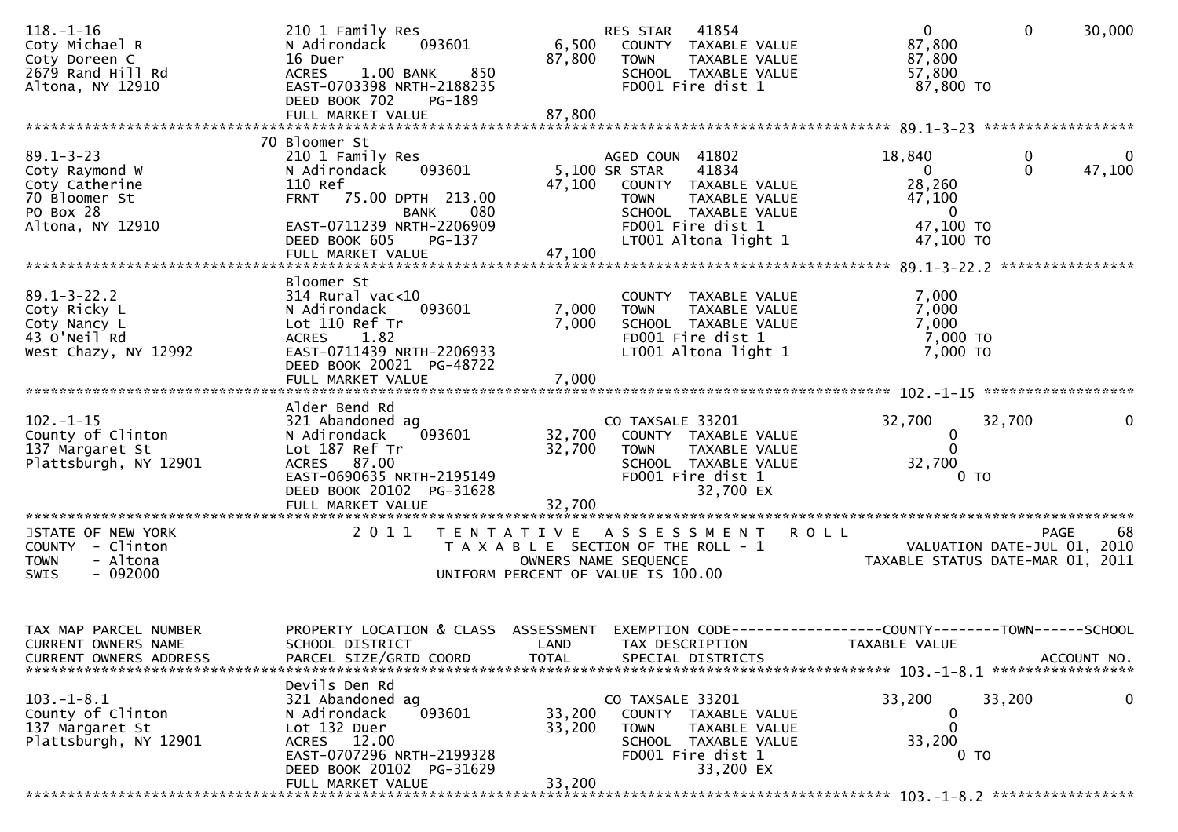```
118.-1-16                       210 1 Family Res                     RES STAR   41854              0             0       30,000
Coty Michael R                  N Adirondack    093601      6,500    COUNTY  TAXABLE VALUE          87,800
Coty Doreen C                   16 Duer                    87,800    TOWN    TAXABLE VALUE          87,800
2679 Rand Hill Rd               ACRES    1.00 BANK    850            SCHOOL  TAXABLE VALUE          57,800
Altona, NY 12910                EAST-0703398 NRTH-2188235            FD001 Fire dist 1               87,800 TO
                                DEED BOOK 702     PG-189
                                FULL MARKET VALUE          87,800
******************************************************************************************************* 89.1-3-23 ******************
                                70 Bloomer St
89.1-3-23                       210 1 Family Res                     AGED COUN  41802          18,840             0            0
Coty Raymond W                  N Adirondack    093601      5,100 SR STAR    41834                 0             0       47,100
Coty Catherine                  110 Ref                    47,100    COUNTY  TAXABLE VALUE          28,260
70 Bloomer St                   FRNT   75.00 DPTH 213.00             TOWN    TAXABLE VALUE          47,100
PO Box 28                                     BANK    080            SCHOOL  TAXABLE VALUE               0
Altona, NY 12910                EAST-0711239 NRTH-2206909            FD001 Fire dist 1               47,100 TO
                                DEED BOOK 605     PG-137             LT001 Altona light 1            47,100 TO
                                FULL MARKET VALUE          47,100
******************************************************************************************************* 89.1-3-22.2 ****************
                                Bloomer St
89.1-3-22.2                     314 Rural vac<10                     COUNTY  TAXABLE VALUE           7,000
Coty Ricky L                    N Adirondack    093601      7,000    TOWN    TAXABLE VALUE           7,000
Coty Nancy L                    Lot 110 Ref Tr              7,000    SCHOOL  TAXABLE VALUE           7,000
43 O'Neil Rd                    ACRES    1.82                        FD001 Fire dist 1                7,000 TO
West Chazy, NY 12992            EAST-0711439 NRTH-2206933            LT001 Altona light 1             7,000 TO
                                DEED BOOK 20021 PG-48722
                                FULL MARKET VALUE           7,000
******************************************************************************************************* 102.-1-15 ******************
                                Alder Bend Rd
102.-1-15                       321 Abandoned ag                     CO TAXSALE 33201          32,700        32,700            0
County of Clinton               N Adirondack    093601     32,700    COUNTY  TAXABLE VALUE               0
137 Margaret St                 Lot 187 Ref Tr             32,700    TOWN    TAXABLE VALUE               0
Plattsburgh, NY 12901           ACRES   87.00                        SCHOOL  TAXABLE VALUE          32,700
                                EAST-0690635 NRTH-2195149            FD001 Fire dist 1                    0 TO
                                DEED BOOK 20102 PG-31628                    32,700 EX
                                FULL MARKET VALUE          32,700
************************************************************************************************************************************
STATE OF NEW YORK                2 0 1 1   T E N T A T I V E   A S S E S S M E N T   R O L L                           PAGE    68
COUNTY  - Clinton                          T A X A B L E  SECTION OF THE ROLL - 1                   VALUATION DATE-JUL 01, 2010
TOWN    - Altona                              OWNERS NAME SEQUENCE                              TAXABLE STATUS DATE-MAR 01, 2011
SWIS    - 092000                       UNIFORM PERCENT OF VALUE IS 100.00


TAX MAP PARCEL NUMBER           PROPERTY LOCATION & CLASS  ASSESSMENT  EXEMPTION CODE------------------COUNTY--------TOWN------SCHOOL
CURRENT OWNERS NAME             SCHOOL DISTRICT               LAND      TAX DESCRIPTION              TAXABLE VALUE
CURRENT OWNERS ADDRESS          PARCEL SIZE/GRID COORD        TOTAL     SPECIAL DISTRICTS                                    ACCOUNT NO.
******************************************************************************************************* 103.-1-8.1 *****************
                                Devils Den Rd
103.-1-8.1                      321 Abandoned ag                     CO TAXSALE 33201          33,200        33,200            0
County of Clinton               N Adirondack    093601     33,200    COUNTY  TAXABLE VALUE               0
137 Margaret St                 Lot 132 Duer               33,200    TOWN    TAXABLE VALUE               0
Plattsburgh, NY 12901           ACRES   12.00                        SCHOOL  TAXABLE VALUE          33,200
                                EAST-0707296 NRTH-2199328            FD001 Fire dist 1                    0 TO
                                DEED BOOK 20102 PG-31629                    33,200 EX
                                FULL MARKET VALUE          33,200
******************************************************************************************************* 103.-1-8.2 *****************
```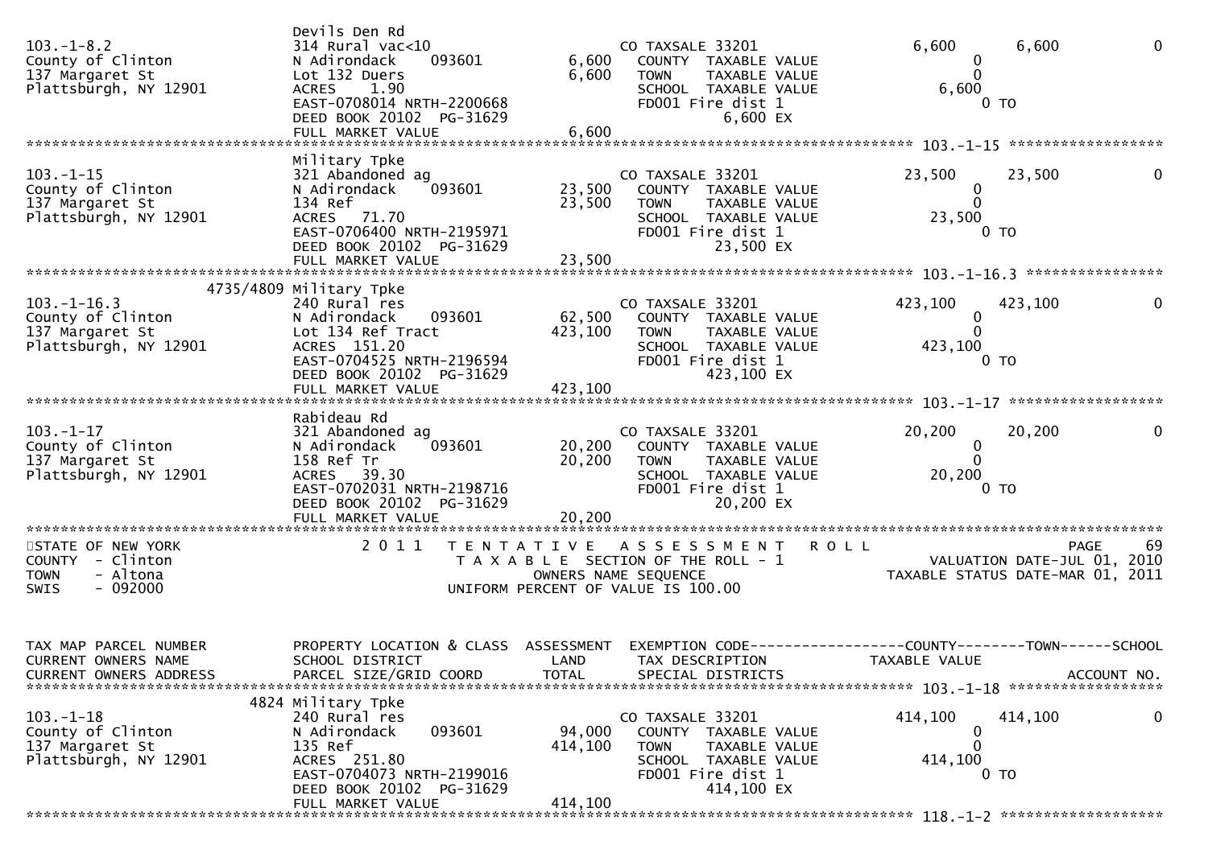```
                     Devils Den Rd
103.-1-8.2           314 Rural vac<10                    CO TAXSALE 33201              6,600       6,600          0
County of Clinton    N Adirondack      093601     6,600   COUNTY  TAXABLE VALUE            0
137 Margaret St      Lot 132 Duers                6,600   TOWN    TAXABLE VALUE            0
Plattsburgh, NY 12901 ACRES    1.90                       SCHOOL  TAXABLE VALUE        6,600
                     EAST-0708014 NRTH-2200668            FD001 Fire dist 1                    0 TO
                     DEED BOOK 20102  PG-31629                     6,600 EX
                     FULL MARKET VALUE            6,600
******************************************************************************************** 103.-1-15 ******************
                     Military Tpke
103.-1-15            321 Abandoned ag                    CO TAXSALE 33201             23,500      23,500          0
County of Clinton    N Adirondack      093601    23,500   COUNTY  TAXABLE VALUE            0
137 Margaret St      134 Ref                     23,500   TOWN    TAXABLE VALUE            0
Plattsburgh, NY 12901 ACRES   71.70                       SCHOOL  TAXABLE VALUE       23,500
                     EAST-0706400 NRTH-2195971            FD001 Fire dist 1                    0 TO
                     DEED BOOK 20102  PG-31629                    23,500 EX
                     FULL MARKET VALUE           23,500
******************************************************************************************** 103.-1-16.3 ****************
            4735/4809 Military Tpke
103.-1-16.3          240 Rural res                       CO TAXSALE 33201            423,100     423,100          0
County of Clinton    N Adirondack      093601    62,500   COUNTY  TAXABLE VALUE            0
137 Margaret St      Lot 134 Ref Tract          423,100   TOWN    TAXABLE VALUE            0
Plattsburgh, NY 12901 ACRES  151.20                       SCHOOL  TAXABLE VALUE      423,100
                     EAST-0704525 NRTH-2196594            FD001 Fire dist 1                    0 TO
                     DEED BOOK 20102  PG-31629                   423,100 EX
                     FULL MARKET VALUE          423,100
******************************************************************************************** 103.-1-17 ******************
                     Rabideau Rd
103.-1-17            321 Abandoned ag                    CO TAXSALE 33201             20,200      20,200          0
County of Clinton    N Adirondack      093601    20,200   COUNTY  TAXABLE VALUE            0
137 Margaret St      158 Ref Tr                  20,200   TOWN    TAXABLE VALUE            0
Plattsburgh, NY 12901 ACRES   39.30                       SCHOOL  TAXABLE VALUE       20,200
                     EAST-0702031 NRTH-2198716            FD001 Fire dist 1                    0 TO
                     DEED BOOK 20102  PG-31629                    20,200 EX
                     FULL MARKET VALUE           20,200
***************************************************************************************************************************
STATE OF NEW YORK              2 0 1 1   T E N T A T I V E   A S S E S S M E N T   R O L L
COUNTY  - Clinton                          T A X A B L E  SECTION OF THE ROLL - 1            VALUATION DATE-JUL 01, 2010
TOWN    - Altona                              OWNERS NAME SEQUENCE                          TAXABLE STATUS DATE-MAR 01, 2011
SWIS    - 092000                         UNIFORM PERCENT OF VALUE IS 100.00


TAX MAP PARCEL NUMBER    PROPERTY LOCATION & CLASS  ASSESSMENT  EXEMPTION CODE------------------COUNTY--------TOWN------SCHOOL
CURRENT OWNERS NAME      SCHOOL DISTRICT               LAND      TAX DESCRIPTION            TAXABLE VALUE
CURRENT OWNERS ADDRESS   PARCEL SIZE/GRID COORD        TOTAL     SPECIAL DISTRICTS                                ACCOUNT NO.
******************************************************************************************** 103.-1-18 ******************
                 4824 Military Tpke
103.-1-18            240 Rural res                       CO TAXSALE 33201            414,100     414,100          0
County of Clinton    N Adirondack      093601    94,000   COUNTY  TAXABLE VALUE            0
137 Margaret St      135 Ref                    414,100   TOWN    TAXABLE VALUE            0
Plattsburgh, NY 12901 ACRES  251.80                       SCHOOL  TAXABLE VALUE      414,100
                     EAST-0704073 NRTH-2199016            FD001 Fire dist 1                    0 TO
                     DEED BOOK 20102  PG-31629                   414,100 EX
                     FULL MARKET VALUE          414,100
******************************************************************************************** 118.-1-2 *******************
```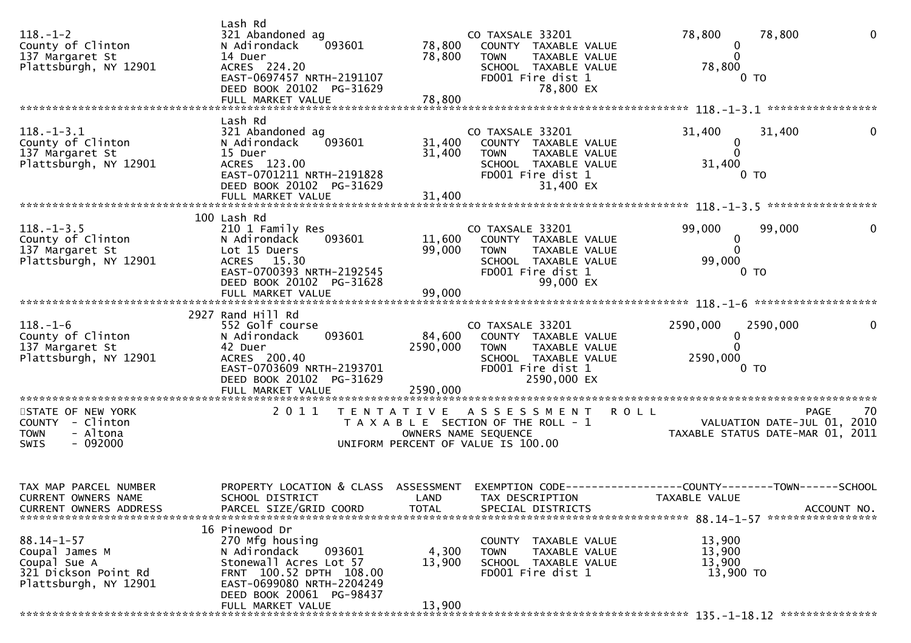```
                              Lash Rd
118.-1-2                      321 Abandoned ag                    CO TAXSALE 33201              78,800      78,800           0
County of Clinton             N Adirondack    093601       78,800   COUNTY  TAXABLE VALUE            0
137 Margaret St               14 Duer                      78,800   TOWN    TAXABLE VALUE            0
Plattsburgh, NY 12901         ACRES 224.20                          SCHOOL  TAXABLE VALUE       78,800
                              EAST-0697457 NRTH-2191107             FD001 Fire dist 1                  0 TO
                              DEED BOOK 20102  PG-31629                     78,800 EX
                              FULL MARKET VALUE            78,800
******************************************************************************************************* 118.-1-3.1 *****************
                              Lash Rd
118.-1-3.1                    321 Abandoned ag                    CO TAXSALE 33201              31,400      31,400           0
County of Clinton             N Adirondack    093601       31,400   COUNTY  TAXABLE VALUE            0
137 Margaret St               15 Duer                      31,400   TOWN    TAXABLE VALUE            0
Plattsburgh, NY 12901         ACRES 123.00                          SCHOOL  TAXABLE VALUE       31,400
                              EAST-0701211 NRTH-2191828             FD001 Fire dist 1                  0 TO
                              DEED BOOK 20102  PG-31629                     31,400 EX
                              FULL MARKET VALUE            31,400
******************************************************************************************************* 118.-1-3.5 *****************
                          100 Lash Rd
118.-1-3.5                    210 1 Family Res                    CO TAXSALE 33201              99,000      99,000           0
County of Clinton             N Adirondack    093601       11,600   COUNTY  TAXABLE VALUE            0
137 Margaret St               Lot 15 Duers                 99,000   TOWN    TAXABLE VALUE            0
Plattsburgh, NY 12901         ACRES  15.30                          SCHOOL  TAXABLE VALUE       99,000
                              EAST-0700393 NRTH-2192545             FD001 Fire dist 1                  0 TO
                              DEED BOOK 20102  PG-31628                     99,000 EX
                              FULL MARKET VALUE            99,000
******************************************************************************************************* 118.-1-6 *******************
                         2927 Rand Hill Rd
118.-1-6                      552 Golf course                     CO TAXSALE 33201            2590,000    2590,000           0
County of Clinton             N Adirondack    093601       84,600   COUNTY  TAXABLE VALUE            0
137 Margaret St               42 Duer                    2590,000   TOWN    TAXABLE VALUE            0
Plattsburgh, NY 12901         ACRES 200.40                          SCHOOL  TAXABLE VALUE     2590,000
                              EAST-0703609 NRTH-2193701             FD001 Fire dist 1                  0 TO
                              DEED BOOK 20102  PG-31629                   2590,000 EX
                              FULL MARKET VALUE          2590,000
************************************************************************************************************************************
STATE OF NEW YORK               2 0 1 1   T E N T A T I V E   A S S E S S M E N T   R O L L                               PAGE    70
COUNTY  - Clinton                         T A X A B L E  SECTION OF THE ROLL - 1                    VALUATION DATE-JUL 01, 2010
TOWN    - Altona                                 OWNERS NAME SEQUENCE                         TAXABLE STATUS DATE-MAR 01, 2011
SWIS    - 092000                          UNIFORM PERCENT OF VALUE IS 100.00


TAX MAP PARCEL NUMBER         PROPERTY LOCATION & CLASS  ASSESSMENT  EXEMPTION CODE------------------COUNTY--------TOWN------SCHOOL
CURRENT OWNERS NAME           SCHOOL DISTRICT               LAND      TAX DESCRIPTION              TAXABLE VALUE
CURRENT OWNERS ADDRESS        PARCEL SIZE/GRID COORD       TOTAL      SPECIAL DISTRICTS                                   ACCOUNT NO.
******************************************************************************************************* 88.14-1-57 *****************
                           16 Pinewood Dr
88.14-1-57                    270 Mfg housing                       COUNTY  TAXABLE VALUE       13,900
Coupal James M                N Adirondack    093601        4,300   TOWN    TAXABLE VALUE       13,900
Coupal Sue A                  Stonewall Acres Lot 57       13,900   SCHOOL  TAXABLE VALUE       13,900
321 Dickson Point Rd          FRNT 100.52 DPTH 108.00               FD001 Fire dist 1            13,900 TO
Plattsburgh, NY 12901         EAST-0699080 NRTH-2204249
                              DEED BOOK 20061  PG-98437
                              FULL MARKET VALUE            13,900
******************************************************************************************************* 135.-1-18.12 ***************
```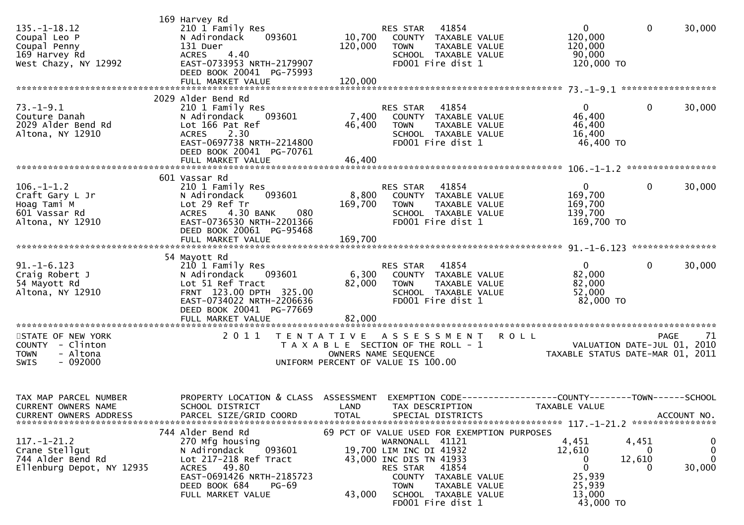```
                         169 Harvey Rd
135.-1-18.12             210 1 Family Res                        RES STAR   41854                     0            0       30,000
Coupal Leo P             N Adirondack    093601         10,700   COUNTY  TAXABLE VALUE            120,000
Coupal Penny             131 Duer                      120,000   TOWN    TAXABLE VALUE            120,000
169 Harvey Rd            ACRES    4.40                           SCHOOL  TAXABLE VALUE             90,000
West Chazy, NY 12992     EAST-0733953 NRTH-2179907               FD001 Fire dist 1                120,000 TO
                         DEED BOOK 20041  PG-75993
                         FULL MARKET VALUE             120,000
******************************************************************************************************* 73.-1-9.1 *****************
                         2029 Alder Bend Rd
73.-1-9.1                210 1 Family Res                        RES STAR   41854                     0            0       30,000
Couture Danah            N Adirondack    093601          7,400   COUNTY  TAXABLE VALUE             46,400
2029 Alder Bend Rd       Lot 166 Pat Ref                46,400   TOWN    TAXABLE VALUE             46,400
Altona, NY 12910         ACRES    2.30                           SCHOOL  TAXABLE VALUE             16,400
                         EAST-0697738 NRTH-2214800               FD001 Fire dist 1                 46,400 TO
                         DEED BOOK 20041  PG-70761
                         FULL MARKET VALUE              46,400
******************************************************************************************************* 106.-1-1.2 ****************
                         601 Vassar Rd
106.-1-1.2               210 1 Family Res                        RES STAR   41854                     0            0       30,000
Craft Gary L Jr          N Adirondack    093601          8,800   COUNTY  TAXABLE VALUE            169,700
Hoag Tami M              Lot 29 Ref Tr                 169,700   TOWN    TAXABLE VALUE            169,700
601 Vassar Rd            ACRES    4.30 BANK     080              SCHOOL  TAXABLE VALUE            139,700
Altona, NY 12910         EAST-0736530 NRTH-2201366               FD001 Fire dist 1                169,700 TO
                         DEED BOOK 20061  PG-95468
                         FULL MARKET VALUE             169,700
******************************************************************************************************* 91.-1-6.123 ***************
                         54 Mayott Rd
91.-1-6.123              210 1 Family Res                        RES STAR   41854                     0            0       30,000
Craig Robert J           N Adirondack    093601          6,300   COUNTY  TAXABLE VALUE             82,000
54 Mayott Rd             Lot 51 Ref Tract               82,000   TOWN    TAXABLE VALUE             82,000
Altona, NY 12910         FRNT 123.00 DPTH 325.00                 SCHOOL  TAXABLE VALUE             52,000
                         EAST-0734022 NRTH-2206636               FD001 Fire dist 1                 82,000 TO
                         DEED BOOK 20041  PG-77669
                         FULL MARKET VALUE              82,000
************************************************************************************************************************************
STATE OF NEW YORK              2 0 1 1   T E N T A T I V E   A S S E S S M E N T   R O L L                            PAGE    71
COUNTY  - Clinton                         T A X A B L E  SECTION OF THE ROLL - 1                   VALUATION DATE-JUL 01, 2010
TOWN    - Altona                             OWNERS NAME SEQUENCE                              TAXABLE STATUS DATE-MAR 01, 2011
SWIS    - 092000                         UNIFORM PERCENT OF VALUE IS 100.00


TAX MAP PARCEL NUMBER    PROPERTY LOCATION & CLASS  ASSESSMENT  EXEMPTION CODE------------------COUNTY--------TOWN------SCHOOL
CURRENT OWNERS NAME      SCHOOL DISTRICT               LAND      TAX DESCRIPTION              TAXABLE VALUE
CURRENT OWNERS ADDRESS   PARCEL SIZE/GRID COORD        TOTAL     SPECIAL DISTRICTS                                     ACCOUNT NO.
******************************************************************************************************* 117.-1-21.2 ***************
                         744 Alder Bend Rd               69 PCT OF VALUE USED FOR EXEMPTION PURPOSES
117.-1-21.2              270 Mfg housing                         WARNONALL  41121                 4,451        4,451            0
Crane Stellgut           N Adirondack    093601         19,700   LIM INC DI 41932                12,610            0            0
744 Alder Bend Rd        Lot 217-218 Ref Tract          43,000   INC DIS TN 41933                     0       12,610            0
Ellenburg Depot, NY 12935  ACRES   49.80                         RES STAR   41854                     0            0       30,000
                         EAST-0691426 NRTH-2185723               COUNTY  TAXABLE VALUE             25,939
                         DEED BOOK 684    PG-69                  TOWN    TAXABLE VALUE             25,939
                         FULL MARKET VALUE              43,000   SCHOOL  TAXABLE VALUE             13,000
                                                                 FD001 Fire dist 1                 43,000 TO
```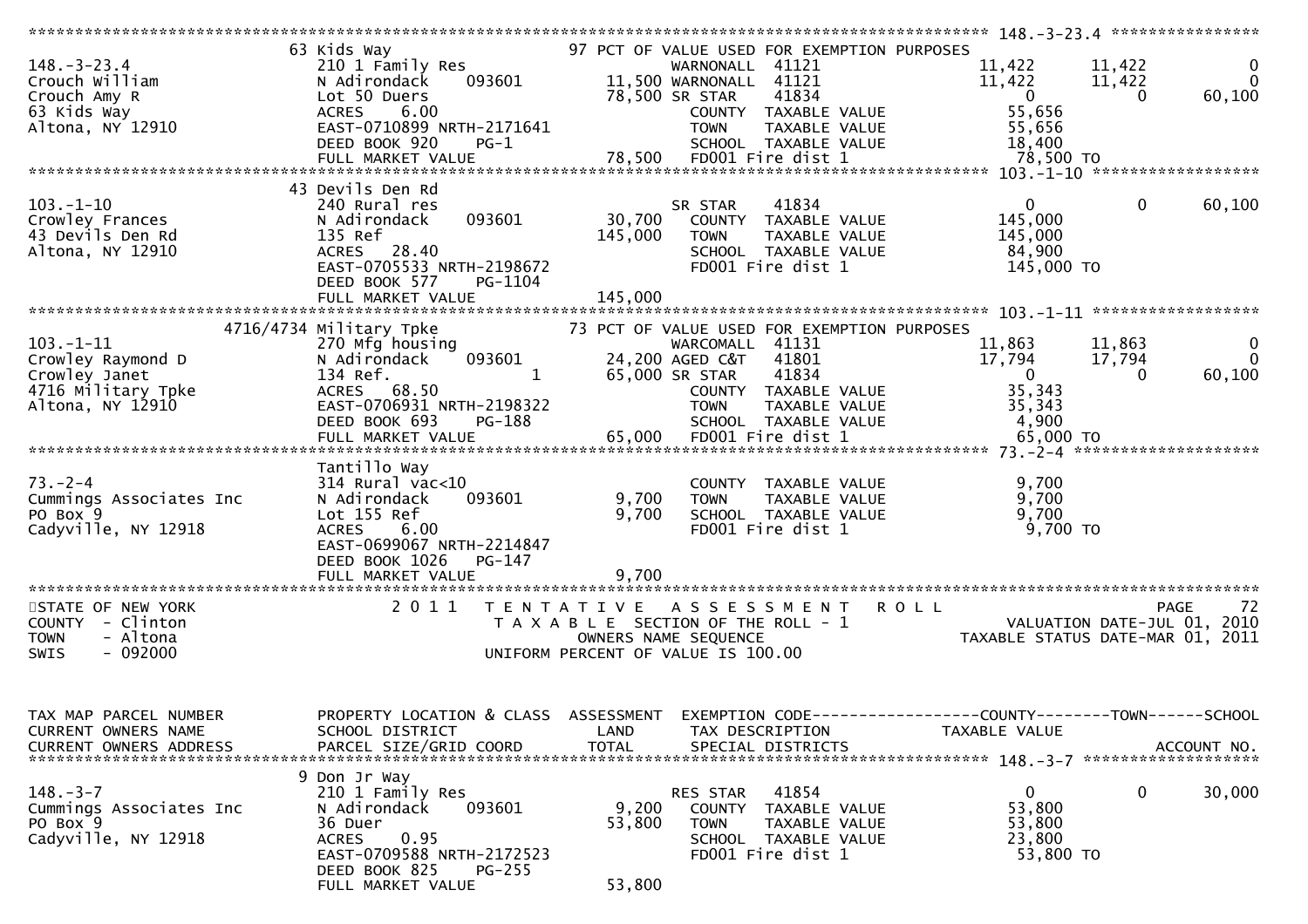```
******************************************************************************************************* 148.-3-23.4 ****************
                    63 Kids Way                          97 PCT OF VALUE USED FOR EXEMPTION PURPOSES
148.-3-23.4         210 1 Family Res                       WARNONALL  41121                11,422      11,422           0
Crouch William      N Adirondack    093601        11,500 WARNONALL  41121                11,422      11,422           0
Crouch Amy R        Lot 50 Duers                  78,500 SR STAR     41834                    0           0      60,100
63 Kids Way         ACRES    6.00                          COUNTY  TAXABLE VALUE          55,656
Altona, NY 12910    EAST-0710899 NRTH-2171641              TOWN    TAXABLE VALUE          55,656
                    DEED BOOK 920    PG-1                  SCHOOL  TAXABLE VALUE          18,400
                    FULL MARKET VALUE             78,500   FD001 Fire dist 1              78,500 TO
******************************************************************************************************* 103.-1-10 ******************
                    43 Devils Den Rd
103.-1-10           240 Rural res                          SR STAR     41834                    0           0      60,100
Crowley Frances     N Adirondack    093601        30,700   COUNTY  TAXABLE VALUE         145,000
43 Devils Den Rd    135 Ref                      145,000   TOWN    TAXABLE VALUE         145,000
Altona, NY 12910    ACRES   28.40                          SCHOOL  TAXABLE VALUE          84,900
                    EAST-0705533 NRTH-2198672              FD001 Fire dist 1             145,000 TO
                    DEED BOOK 577    PG-1104
                    FULL MARKET VALUE            145,000
******************************************************************************************************* 103.-1-11 ******************
               4716/4734 Military Tpke                   73 PCT OF VALUE USED FOR EXEMPTION PURPOSES
103.-1-11           270 Mfg housing                        WARCOMALL  41131                11,863      11,863           0
Crowley Raymond D   N Adirondack    093601        24,200 AGED C&T   41801                17,794      17,794           0
Crowley Janet       134 Ref.               1      65,000 SR STAR     41834                    0           0      60,100
4716 Military Tpke  ACRES   68.50                          COUNTY  TAXABLE VALUE          35,343
Altona, NY 12910    EAST-0706931 NRTH-2198322              TOWN    TAXABLE VALUE          35,343
                    DEED BOOK 693    PG-188                SCHOOL  TAXABLE VALUE           4,900
                    FULL MARKET VALUE             65,000   FD001 Fire dist 1              65,000 TO
******************************************************************************************************* 73.-2-4 ********************
                    Tantillo Way
73.-2-4                 314 Rural vac<10                   COUNTY  TAXABLE VALUE           9,700
Cummings Associates Inc N Adirondack  093601       9,700   TOWN    TAXABLE VALUE           9,700
PO Box 9                Lot 155 Ref                9,700   SCHOOL  TAXABLE VALUE           9,700
Cadyville, NY 12918     ACRES    6.00                      FD001 Fire dist 1               9,700 TO
                        EAST-0699067 NRTH-2214847
                        DEED BOOK 1026   PG-147
                        FULL MARKET VALUE          9,700
************************************************************************************************************************************
```

STATE OF NEW YORK
COUNTY - Clinton
TOWN - Altona
SWIS - 092000

2011 TENTATIVE ASSESSMENT ROLL
TAXABLE SECTION OF THE ROLL - 1
OWNERS NAME SEQUENCE
UNIFORM PERCENT OF VALUE IS 100.00

VALUATION DATE-JUL 01, 2010
TAXABLE STATUS DATE-MAR 01, 2011

```
TAX MAP PARCEL NUMBER    PROPERTY LOCATION & CLASS  ASSESSMENT  EXEMPTION CODE------------------COUNTY--------TOWN------SCHOOL
CURRENT OWNERS NAME      SCHOOL DISTRICT               LAND     TAX DESCRIPTION              TAXABLE VALUE
CURRENT OWNERS ADDRESS   PARCEL SIZE/GRID COORD        TOTAL    SPECIAL DISTRICTS                                      ACCOUNT NO.
******************************************************************************************************* 148.-3-7 *******************
                         9 Don Jr Way
148.-3-7                 210 1 Family Res                       RES STAR    41854                    0           0      30,000
Cummings Associates Inc  N Adirondack    093601        9,200    COUNTY  TAXABLE VALUE          53,800
PO Box 9                 36 Duer                      53,800    TOWN    TAXABLE VALUE          53,800
Cadyville, NY 12918      ACRES    0.95                          SCHOOL  TAXABLE VALUE          23,800
                         EAST-0709588 NRTH-2172523              FD001 Fire dist 1              53,800 TO
                         DEED BOOK 825    PG-255
                         FULL MARKET VALUE            53,800
```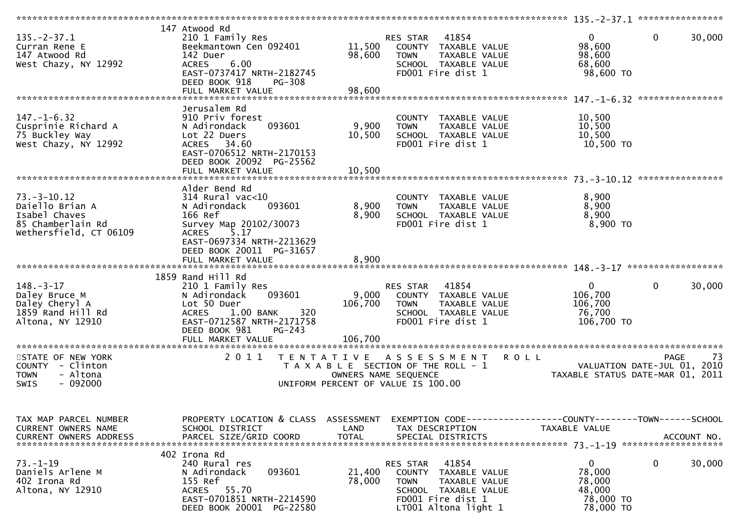```
******************************************************************************************************* 135.-2-37.1 ****************
                        147 Atwood Rd
135.-2-37.1             210 1 Family Res                       RES STAR    41854                     0            0       30,000
Curran Rene E           Beekmantown Cen 092401       11,500    COUNTY  TAXABLE VALUE            98,600
147 Atwood Rd           142 Duer                     98,600    TOWN    TAXABLE VALUE            98,600
West Chazy, NY 12992    ACRES     6.00                         SCHOOL  TAXABLE VALUE            68,600
                        EAST-0737417 NRTH-2182745              FD001 Fire dist 1                 98,600 TO
                        DEED BOOK 918     PG-308
                        FULL MARKET VALUE            98,600
******************************************************************************************************* 147.-1-6.32 ****************
                        Jerusalem Rd
147.-1-6.32             910 Priv forest                        COUNTY  TAXABLE VALUE            10,500
Cusprinie Richard A     N Adirondack      093601      9,900    TOWN    TAXABLE VALUE            10,500
75 Buckley Way          Lot 22 Duers                 10,500    SCHOOL  TAXABLE VALUE            10,500
West Chazy, NY 12992    ACRES    34.60                         FD001 Fire dist 1                 10,500 TO
                        EAST-0706512 NRTH-2170153
                        DEED BOOK 20092  PG-25562
                        FULL MARKET VALUE            10,500
******************************************************************************************************* 73.-3-10.12 ****************
                        Alder Bend Rd
73.-3-10.12             314 Rural vac<10                       COUNTY  TAXABLE VALUE             8,900
Daiello Brian A         N Adirondack      093601      8,900    TOWN    TAXABLE VALUE             8,900
Isabel Chaves           166 Ref                       8,900    SCHOOL  TAXABLE VALUE             8,900
85 Chamberlain Rd       Survey Map 20102/30073                 FD001 Fire dist 1                  8,900 TO
Wethersfield, CT 06109  ACRES     5.17
                        EAST-0697334 NRTH-2213629
                        DEED BOOK 20011  PG-31657
                        FULL MARKET VALUE             8,900
******************************************************************************************************* 148.-3-17 ******************
                        1859 Rand Hill Rd
148.-3-17               210 1 Family Res                       RES STAR    41854                     0            0       30,000
Daley Bruce M           N Adirondack      093601      9,000    COUNTY  TAXABLE VALUE           106,700
Daley Cheryl A          Lot 50 Duer                 106,700    TOWN    TAXABLE VALUE           106,700
1859 Rand Hill Rd       ACRES     1.00 BANK     320            SCHOOL  TAXABLE VALUE            76,700
Altona, NY 12910        EAST-0712587 NRTH-2171758              FD001 Fire dist 1                106,700 TO
                        DEED BOOK 981     PG-243
                        FULL MARKET VALUE           106,700
************************************************************************************************************************************
STATE OF NEW YORK               2 0 1 1   T E N T A T I V E   A S S E S S M E N T   R O L L                               PAGE    73
COUNTY  - Clinton                         T A X A B L E  SECTION OF THE ROLL - 1                    VALUATION DATE-JUL 01, 2010
TOWN    - Altona                                 OWNERS NAME SEQUENCE                       TAXABLE STATUS DATE-MAR 01, 2011
SWIS    - 092000                          UNIFORM PERCENT OF VALUE IS 100.00


TAX MAP PARCEL NUMBER   PROPERTY LOCATION & CLASS  ASSESSMENT  EXEMPTION CODE------------------COUNTY--------TOWN------SCHOOL
CURRENT OWNERS NAME     SCHOOL DISTRICT               LAND      TAX DESCRIPTION             TAXABLE VALUE
CURRENT OWNERS ADDRESS  PARCEL SIZE/GRID COORD       TOTAL      SPECIAL DISTRICTS                                   ACCOUNT NO.
******************************************************************************************************* 73.-1-19 *******************
                        402 Irona Rd
73.-1-19                240 Rural res                          RES STAR    41854                     0            0       30,000
Daniels Arlene M        N Adirondack      093601     21,400    COUNTY  TAXABLE VALUE            78,000
402 Irona Rd            155 Ref                      78,000    TOWN    TAXABLE VALUE            78,000
Altona, NY 12910        ACRES    55.70                         SCHOOL  TAXABLE VALUE            48,000
                        EAST-0701851 NRTH-2214590              FD001 Fire dist 1                 78,000 TO
                        DEED BOOK 20001  PG-22580              LT001 Altona light 1              78,000 TO
```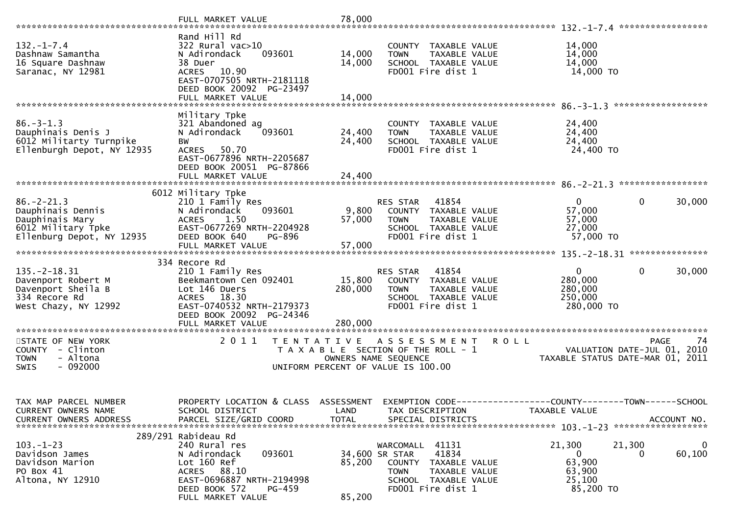```
                              FULL MARKET VALUE             78,000
******************************************************************************************************* 132.-1-7.4 *****************
                              Rand Hill Rd
132.-1-7.4                    322 Rural vac>10                          COUNTY  TAXABLE VALUE            14,000
Dashnaw Samantha              N Adirondack     093601       14,000      TOWN    TAXABLE VALUE            14,000
16 Square Dashnaw             38 Duer                       14,000      SCHOOL  TAXABLE VALUE            14,000
Saranac, NY 12981             ACRES   10.90                             FD001 Fire dist 1                 14,000 TO
                              EAST-0707505 NRTH-2181118
                              DEED BOOK 20092  PG-23497
                              FULL MARKET VALUE             14,000
******************************************************************************************************* 86.-3-1.3 ******************
                              Military Tpke
86.-3-1.3                     321 Abandoned ag                          COUNTY  TAXABLE VALUE            24,400
Dauphinais Denis J            N Adirondack     093601       24,400      TOWN    TAXABLE VALUE            24,400
6012 Militarty Turnpike       BW                            24,400      SCHOOL  TAXABLE VALUE            24,400
Ellenburgh Depot, NY 12935    ACRES   50.70                             FD001 Fire dist 1                 24,400 TO
                              EAST-0677896 NRTH-2205687
                              DEED BOOK 20051  PG-87866
                              FULL MARKET VALUE             24,400
******************************************************************************************************* 86.-2-21.3 *****************
                         6012 Military Tpke
86.-2-21.3                    210 1 Family Res                          RES STAR   41854                  0           0        30,000
Dauphinais Dennis             N Adirondack     093601        9,800      COUNTY  TAXABLE VALUE            57,000
Dauphinais Mary               ACRES    1.50                 57,000      TOWN    TAXABLE VALUE            57,000
6012 Military Tpke            EAST-0677269 NRTH-2204928                 SCHOOL  TAXABLE VALUE            27,000
Ellenburg Depot, NY 12935     DEED BOOK 640    PG-896                   FD001 Fire dist 1                 57,000 TO
                              FULL MARKET VALUE             57,000
******************************************************************************************************* 135.-2-18.31 ***************
                          334 Recore Rd
135.-2-18.31                  210 1 Family Res                          RES STAR   41854                  0           0        30,000
Davenport Robert M            Beekmantown Cen 092401        15,800      COUNTY  TAXABLE VALUE           280,000
Davenport Sheila B            Lot 146 Duers                280,000      TOWN    TAXABLE VALUE           280,000
334 Recore Rd                 ACRES   18.30                             SCHOOL  TAXABLE VALUE           250,000
West Chazy, NY 12992          EAST-0740532 NRTH-2179373                 FD001 Fire dist 1                280,000 TO
                              DEED BOOK 20092  PG-24346
                              FULL MARKET VALUE            280,000
************************************************************************************************************************************
STATE OF NEW YORK                 2 0 1 1   T E N T A T I V E   A S S E S S M E N T   R O L L                              PAGE     74
COUNTY  - Clinton                           T A X A B L E  SECTION OF THE ROLL - 1                   VALUATION DATE-JUL 01, 2010
TOWN    - Altona                                  OWNERS NAME SEQUENCE                            TAXABLE STATUS DATE-MAR 01, 2011
SWIS    - 092000                           UNIFORM PERCENT OF VALUE IS 100.00



TAX MAP PARCEL NUMBER         PROPERTY LOCATION & CLASS  ASSESSMENT  EXEMPTION CODE------------------COUNTY--------TOWN------SCHOOL
CURRENT OWNERS NAME           SCHOOL DISTRICT               LAND      TAX DESCRIPTION                 TAXABLE VALUE
CURRENT OWNERS ADDRESS        PARCEL SIZE/GRID COORD        TOTAL     SPECIAL DISTRICTS                                  ACCOUNT NO.
******************************************************************************************************* 103.-1-23 ******************
                      289/291 Rabideau Rd
103.-1-23                     240 Rural res                             WARCOMALL  41131              21,300      21,300            0
Davidson James                N Adirondack     093601       34,600 SR STAR     41834                  0           0        60,100
Davidson Marion               Lot 160 Ref                   85,200      COUNTY  TAXABLE VALUE            63,900
PO Box 41                     ACRES   88.10                             TOWN    TAXABLE VALUE            63,900
Altona, NY 12910              EAST-0696887 NRTH-2194998                 SCHOOL  TAXABLE VALUE            25,100
                              DEED BOOK 572    PG-459                   FD001 Fire dist 1                 85,200 TO
                              FULL MARKET VALUE             85,200
```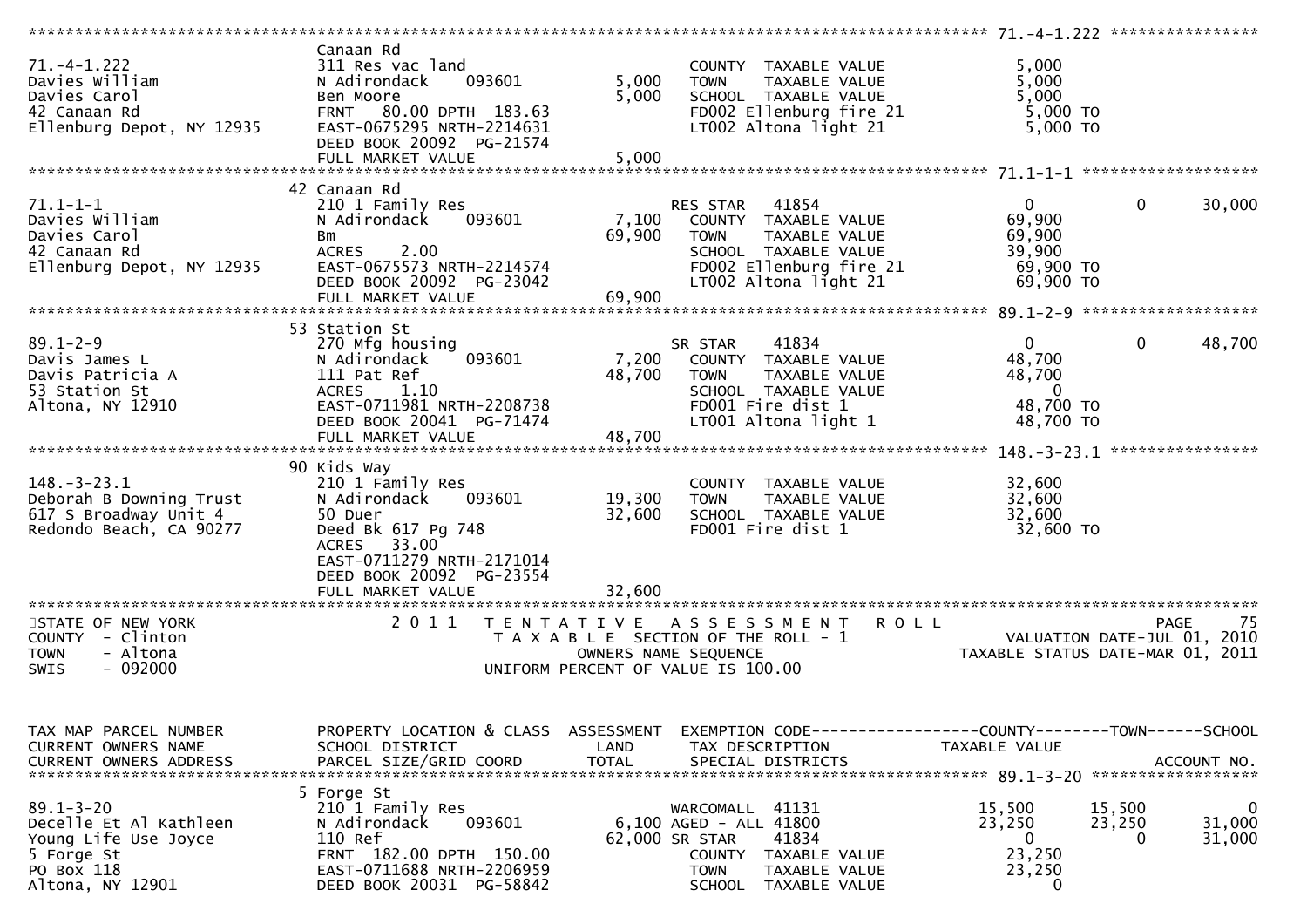```
******************************************************************************************************* 71.-4-1.222 ****************
                               Canaan Rd
71.-4-1.222                    311 Res vac land                    COUNTY  TAXABLE VALUE            5,000
Davies William                 N Adirondack     093601      5,000    TOWN    TAXABLE VALUE            5,000
Davies Carol                   Ben Moore                     5,000    SCHOOL  TAXABLE VALUE            5,000
42 Canaan Rd                   FRNT   80.00 DPTH 183.63                FD002 Ellenburg fire 21           5,000 TO
Ellenburg Depot, NY 12935      EAST-0675295 NRTH-2214631              LT002 Altona light 21             5,000 TO
                               DEED BOOK 20092  PG-21574
                               FULL MARKET VALUE             5,000
******************************************************************************************************* 71.1-1-1 *******************
                               42 Canaan Rd
71.1-1-1                       210 1 Family Res                    RES STAR   41854                    0           0       30,000
Davies William                 N Adirondack     093601      7,100    COUNTY  TAXABLE VALUE           69,900
Davies Carol                   Bm                           69,900    TOWN    TAXABLE VALUE           69,900
42 Canaan Rd                   ACRES     2.00                          SCHOOL  TAXABLE VALUE           39,900
Ellenburg Depot, NY 12935      EAST-0675573 NRTH-2214574              FD002 Ellenburg fire 21          69,900 TO
                               DEED BOOK 20092  PG-23042              LT002 Altona light 21            69,900 TO
                               FULL MARKET VALUE            69,900
******************************************************************************************************* 89.1-2-9 *******************
                               53 Station St
89.1-2-9                       270 Mfg housing                     SR STAR    41834                    0           0       48,700
Davis James L                  N Adirondack     093601      7,200    COUNTY  TAXABLE VALUE           48,700
Davis Patricia A               111 Pat Ref                  48,700    TOWN    TAXABLE VALUE           48,700
53 Station St                  ACRES     1.10                          SCHOOL  TAXABLE VALUE                0
Altona, NY 12910               EAST-0711981 NRTH-2208738              FD001 Fire dist 1                48,700 TO
                               DEED BOOK 20041  PG-71474              LT001 Altona light 1             48,700 TO
                               FULL MARKET VALUE            48,700
******************************************************************************************************* 148.-3-23.1 ****************
                               90 Kids Way
148.-3-23.1                    210 1 Family Res                    COUNTY  TAXABLE VALUE           32,600
Deborah B Downing Trust        N Adirondack     093601     19,300    TOWN    TAXABLE VALUE           32,600
617 S Broadway Unit 4          50 Duer                      32,600    SCHOOL  TAXABLE VALUE           32,600
Redondo Beach, CA 90277        Deed Bk 617 Pg 748                      FD001 Fire dist 1                32,600 TO
                               ACRES    33.00
                               EAST-0711279 NRTH-2171014
                               DEED BOOK 20092  PG-23554
                               FULL MARKET VALUE            32,600
************************************************************************************************************************************
STATE OF NEW YORK              2 0 1 1   T E N T A T I V E   A S S E S S M E N T   R O L L                              PAGE    75
COUNTY  - Clinton                          T A X A B L E  SECTION OF THE ROLL - 1                VALUATION DATE-JUL 01, 2010
TOWN    - Altona                               OWNERS NAME SEQUENCE                         TAXABLE STATUS DATE-MAR 01, 2011
SWIS    - 092000                        UNIFORM PERCENT OF VALUE IS 100.00


TAX MAP PARCEL NUMBER          PROPERTY LOCATION & CLASS  ASSESSMENT  EXEMPTION CODE------------------COUNTY--------TOWN------SCHOOL
CURRENT OWNERS NAME            SCHOOL DISTRICT               LAND      TAX DESCRIPTION              TAXABLE VALUE
CURRENT OWNERS ADDRESS         PARCEL SIZE/GRID COORD       TOTAL      SPECIAL DISTRICTS                                 ACCOUNT NO.
******************************************************************************************************* 89.1-3-20 ******************
                               5 Forge St
89.1-3-20                      210 1 Family Res                    WARCOMALL  41131               15,500      15,500            0
Decelle Et Al Kathleen         N Adirondack     093601      6,100 AGED - ALL 41800                23,250      23,250       31,000
Young Life Use Joyce           110 Ref                      62,000 SR STAR    41834                    0           0       31,000
5 Forge St                     FRNT  182.00 DPTH 150.00                COUNTY  TAXABLE VALUE           23,250
PO Box 118                     EAST-0711688 NRTH-2206959              TOWN    TAXABLE VALUE           23,250
Altona, NY 12901               DEED BOOK 20031  PG-58842              SCHOOL  TAXABLE VALUE                0
```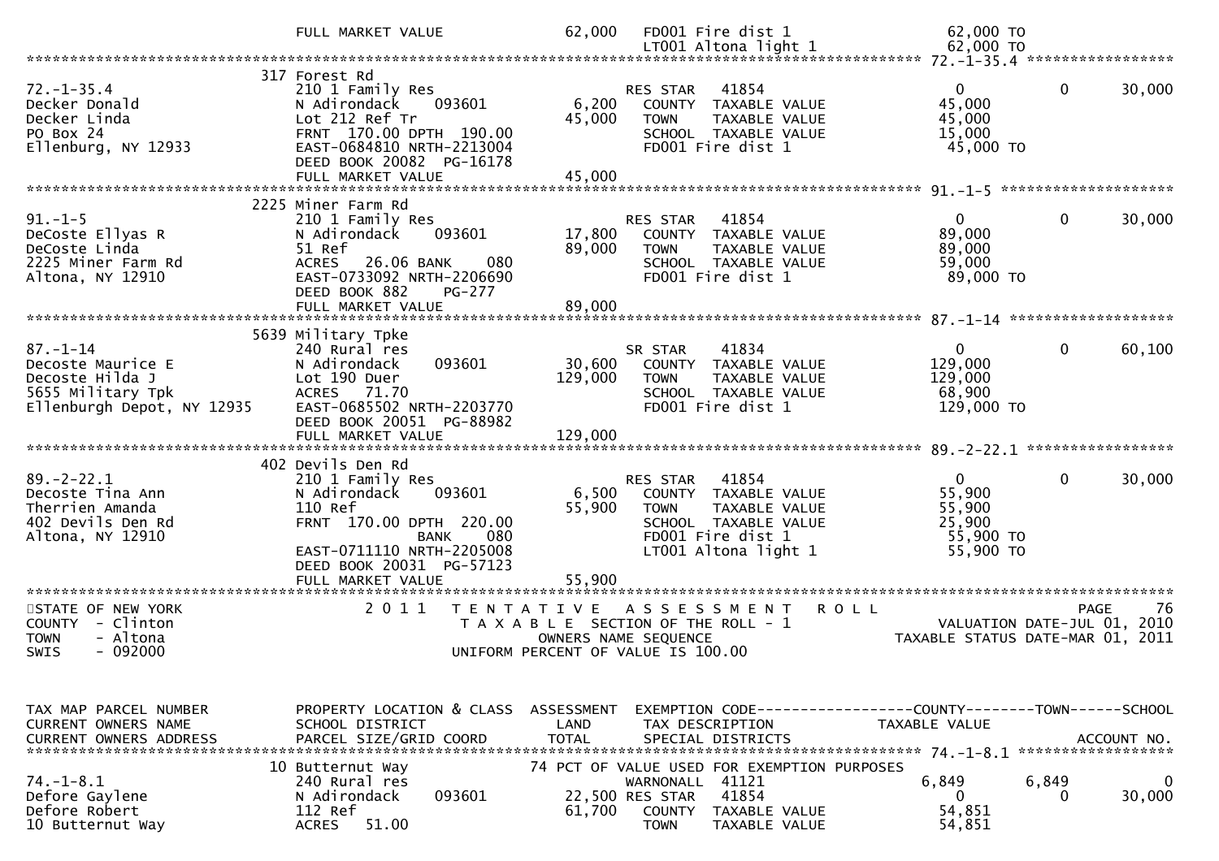```
                               FULL MARKET VALUE              62,000   FD001 Fire dist 1                    62,000 TO
                                                                       LT001 Altona light 1                 62,000 TO
******************************************************************************************************* 72.-1-35.4 *****************
                             317 Forest Rd
72.-1-35.4                   210 1 Family Res                          RES STAR    41854                         0          0      30,000
Decker Donald                N Adirondack     093601          6,200     COUNTY  TAXABLE VALUE                45,000
Decker Linda                 Lot 212 Ref Tr                  45,000     TOWN    TAXABLE VALUE                45,000
PO Box 24                    FRNT 170.00 DPTH 190.00                    SCHOOL  TAXABLE VALUE                15,000
Ellenburg, NY 12933          EAST-0684810 NRTH-2213004                  FD001 Fire dist 1                    45,000 TO
                             DEED BOOK 20082  PG-16178
                             FULL MARKET VALUE               45,000
******************************************************************************************************* 91.-1-5 ********************
                            2225 Miner Farm Rd
91.-1-5                      210 1 Family Res                          RES STAR    41854                         0          0      30,000
DeCoste Ellyas R             N Adirondack     093601         17,800     COUNTY  TAXABLE VALUE                89,000
DeCoste Linda                51 Ref                          89,000     TOWN    TAXABLE VALUE                89,000
2225 Miner Farm Rd           ACRES   26.06 BANK     080                 SCHOOL  TAXABLE VALUE                59,000
Altona, NY 12910             EAST-0733092 NRTH-2206690                  FD001 Fire dist 1                    89,000 TO
                             DEED BOOK 882    PG-277
                             FULL MARKET VALUE               89,000
******************************************************************************************************* 87.-1-14 *******************
                            5639 Military Tpke
87.-1-14                     240 Rural res                             SR STAR     41834                         0          0      60,100
Decoste Maurice E            N Adirondack     093601         30,600     COUNTY  TAXABLE VALUE               129,000
Decoste Hilda J              Lot 190 Duer                   129,000     TOWN    TAXABLE VALUE               129,000
5655 Military Tpk            ACRES   71.70                              SCHOOL  TAXABLE VALUE                68,900
Ellenburgh Depot, NY 12935   EAST-0685502 NRTH-2203770                  FD001 Fire dist 1                   129,000 TO
                             DEED BOOK 20051  PG-88982
                             FULL MARKET VALUE              129,000
******************************************************************************************************* 89.-2-22.1 *****************
                             402 Devils Den Rd
89.-2-22.1                   210 1 Family Res                          RES STAR    41854                         0          0      30,000
Decoste Tina Ann             N Adirondack     093601          6,500     COUNTY  TAXABLE VALUE                55,900
Therrien Amanda              110 Ref                         55,900     TOWN    TAXABLE VALUE                55,900
402 Devils Den Rd            FRNT 170.00 DPTH 220.00                    SCHOOL  TAXABLE VALUE                25,900
Altona, NY 12910                          BANK     080                  FD001 Fire dist 1                    55,900 TO
                             EAST-0711110 NRTH-2205008                  LT001 Altona light 1                 55,900 TO
                             DEED BOOK 20031  PG-57123
                             FULL MARKET VALUE               55,900
************************************************************************************************************************************
STATE OF NEW YORK                 2 0 1 1   T E N T A T I V E   A S S E S S M E N T   R O L L                          PAGE     76
COUNTY  - Clinton                           T A X A B L E  SECTION OF THE ROLL - 1                    VALUATION DATE-JUL 01, 2010
TOWN    - Altona                                   OWNERS NAME SEQUENCE                           TAXABLE STATUS DATE-MAR 01, 2011
SWIS    - 092000                            UNIFORM PERCENT OF VALUE IS 100.00


TAX MAP PARCEL NUMBER        PROPERTY LOCATION & CLASS  ASSESSMENT  EXEMPTION CODE------------------COUNTY--------TOWN------SCHOOL
CURRENT OWNERS NAME          SCHOOL DISTRICT               LAND     TAX DESCRIPTION               TAXABLE VALUE
CURRENT OWNERS ADDRESS       PARCEL SIZE/GRID COORD       TOTAL     SPECIAL DISTRICTS                                    ACCOUNT NO.
******************************************************************************************************* 74.-1-8.1 ******************
                              10 Butternut Way                74 PCT OF VALUE USED FOR EXEMPTION PURPOSES
74.-1-8.1                    240 Rural res                             WARNONALL   41121                     6,849      6,849           0
Defore Gaylene               N Adirondack     093601         22,500 RES STAR   41854                             0          0      30,000
Defore Robert                112 Ref                         61,700     COUNTY  TAXABLE VALUE                54,851
10 Butternut Way             ACRES   51.00                              TOWN    TAXABLE VALUE                54,851
```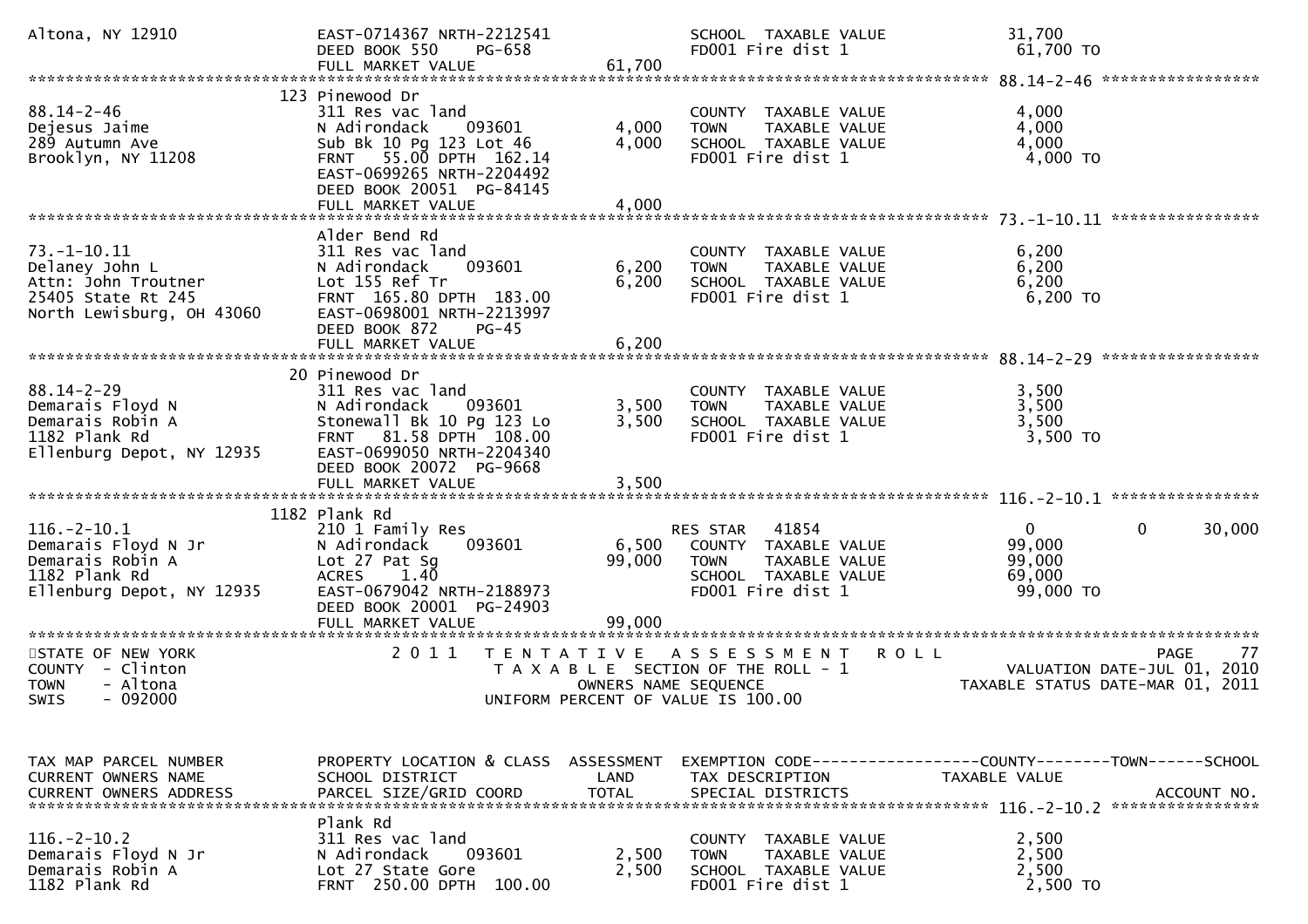```
Altona, NY 12910             EAST-0714367 NRTH-2212541              SCHOOL  TAXABLE VALUE          31,700
                             DEED BOOK 550     PG-658               FD001 Fire dist 1               61,700 TO
                             FULL MARKET VALUE             61,700
******************************************************************************************************* 88.14-2-46 *****************
                            123 Pinewood Dr
88.14-2-46                   311 Res vac land                       COUNTY  TAXABLE VALUE           4,000
Dejesus Jaime                N Adirondack     093601       4,000    TOWN    TAXABLE VALUE           4,000
289 Autumn Ave               Sub Bk 10 Pg 123 Lot 46       4,000    SCHOOL  TAXABLE VALUE           4,000
Brooklyn, NY 11208           FRNT   55.00 DPTH  162.14              FD001 Fire dist 1                4,000 TO
                             EAST-0699265 NRTH-2204492
                             DEED BOOK 20051  PG-84145
                             FULL MARKET VALUE              4,000
******************************************************************************************************* 73.-1-10.11 ****************
                             Alder Bend Rd
73.-1-10.11                  311 Res vac land                       COUNTY  TAXABLE VALUE           6,200
Delaney John L               N Adirondack     093601       6,200    TOWN    TAXABLE VALUE           6,200
Attn: John Troutner          Lot 155 Ref Tr                6,200    SCHOOL  TAXABLE VALUE           6,200
25405 State Rt 245           FRNT  165.80 DPTH  183.00              FD001 Fire dist 1                6,200 TO
North Lewisburg, OH 43060    EAST-0698001 NRTH-2213997
                             DEED BOOK 872     PG-45
                             FULL MARKET VALUE              6,200
******************************************************************************************************* 88.14-2-29 *****************
                             20 Pinewood Dr
88.14-2-29                   311 Res vac land                       COUNTY  TAXABLE VALUE           3,500
Demarais Floyd N             N Adirondack     093601       3,500    TOWN    TAXABLE VALUE           3,500
Demarais Robin A             Stonewall Bk 10 Pg 123 Lo     3,500    SCHOOL  TAXABLE VALUE           3,500
1182 Plank Rd                FRNT   81.58 DPTH  108.00              FD001 Fire dist 1                3,500 TO
Ellenburg Depot, NY 12935    EAST-0699050 NRTH-2204340
                             DEED BOOK 20072  PG-9668
                             FULL MARKET VALUE              3,500
******************************************************************************************************* 116.-2-10.1 ****************
                            1182 Plank Rd
116.-2-10.1                  210 1 Family Res                       RES STAR   41854                    0            0      30,000
Demarais Floyd N Jr          N Adirondack     093601       6,500    COUNTY  TAXABLE VALUE          99,000
Demarais Robin A             Lot 27 Pat Sg                99,000    TOWN    TAXABLE VALUE          99,000
1182 Plank Rd                ACRES    1.40                          SCHOOL  TAXABLE VALUE          69,000
Ellenburg Depot, NY 12935    EAST-0679042 NRTH-2188973              FD001 Fire dist 1               99,000 TO
                             DEED BOOK 20001  PG-24903
                             FULL MARKET VALUE             99,000
************************************************************************************************************************************
STATE OF NEW YORK                2 0 1 1   T E N T A T I V E   A S S E S S M E N T   R O L L                              PAGE     77
COUNTY  - Clinton                          T A X A B L E  SECTION OF THE ROLL - 1                      VALUATION DATE-JUL 01, 2010
TOWN    - Altona                                  OWNERS NAME SEQUENCE                           TAXABLE STATUS DATE-MAR 01, 2011
SWIS    - 092000                           UNIFORM PERCENT OF VALUE IS 100.00


TAX MAP PARCEL NUMBER        PROPERTY LOCATION & CLASS  ASSESSMENT  EXEMPTION CODE------------------COUNTY--------TOWN------SCHOOL
CURRENT OWNERS NAME          SCHOOL DISTRICT               LAND     TAX DESCRIPTION            TAXABLE VALUE
CURRENT OWNERS ADDRESS       PARCEL SIZE/GRID COORD       TOTAL     SPECIAL DISTRICTS                                  ACCOUNT NO.
******************************************************************************************************* 116.-2-10.2 ****************
                             Plank Rd
116.-2-10.2                  311 Res vac land                       COUNTY  TAXABLE VALUE           2,500
Demarais Floyd N Jr          N Adirondack     093601       2,500    TOWN    TAXABLE VALUE           2,500
Demarais Robin A             Lot 27 State Gore             2,500    SCHOOL  TAXABLE VALUE           2,500
1182 Plank Rd                FRNT  250.00 DPTH  100.00              FD001 Fire dist 1                2,500 TO
```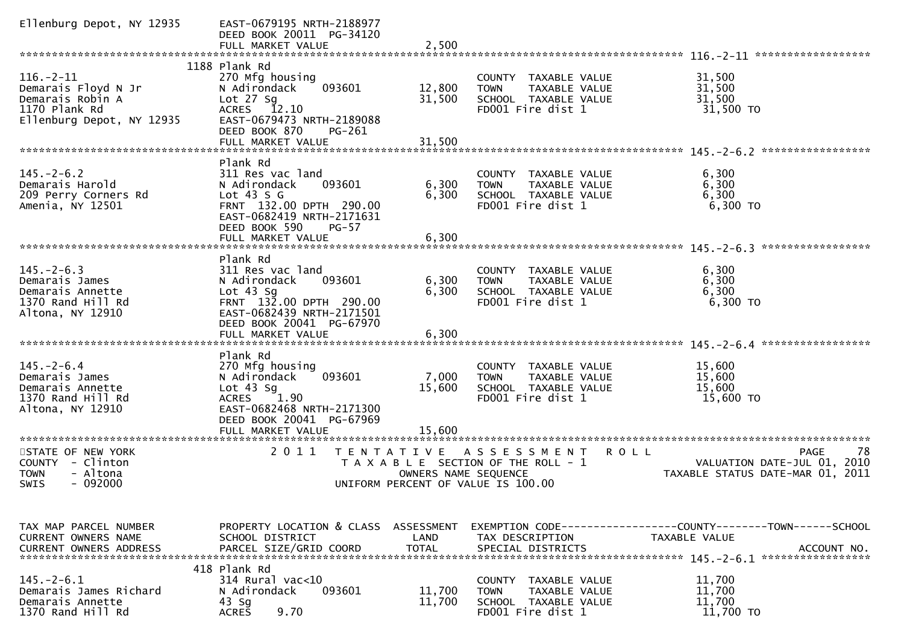```
Ellenburg Depot, NY 12935      EAST-0679195 NRTH-2188977
                               DEED BOOK 20011  PG-34120
                               FULL MARKET VALUE              2,500
******************************************************************************************************* 116.-2-11 ******************
                             1188 Plank Rd
116.-2-11                      270 Mfg housing                         COUNTY  TAXABLE VALUE             31,500
Demarais Floyd N Jr            N Adirondack     093601       12,800    TOWN    TAXABLE VALUE             31,500
Demarais Robin A               Lot 27 Sg                     31,500    SCHOOL  TAXABLE VALUE             31,500
1170 Plank Rd                  ACRES   12.10                           FD001 Fire dist 1                  31,500 TO
Ellenburg Depot, NY 12935      EAST-0679473 NRTH-2189088
                               DEED BOOK 870     PG-261
                               FULL MARKET VALUE             31,500
******************************************************************************************************* 145.-2-6.2 *****************
                               Plank Rd
145.-2-6.2                     311 Res vac land                        COUNTY  TAXABLE VALUE              6,300
Demarais Harold                N Adirondack     093601        6,300    TOWN    TAXABLE VALUE              6,300
209 Perry Corners Rd           Lot 43 S G                     6,300    SCHOOL  TAXABLE VALUE              6,300
Amenia, NY 12501               FRNT 132.00 DPTH 290.00                 FD001 Fire dist 1                   6,300 TO
                               EAST-0682419 NRTH-2171631
                               DEED BOOK 590     PG-57
                               FULL MARKET VALUE              6,300
******************************************************************************************************* 145.-2-6.3 *****************
                               Plank Rd
145.-2-6.3                     311 Res vac land                        COUNTY  TAXABLE VALUE              6,300
Demarais James                 N Adirondack     093601        6,300    TOWN    TAXABLE VALUE              6,300
Demarais Annette               Lot 43 Sg                      6,300    SCHOOL  TAXABLE VALUE              6,300
1370 Rand Hill Rd              FRNT 132.00 DPTH 290.00                 FD001 Fire dist 1                   6,300 TO
Altona, NY 12910               EAST-0682439 NRTH-2171501
                               DEED BOOK 20041  PG-67970
                               FULL MARKET VALUE              6,300
******************************************************************************************************* 145.-2-6.4 *****************
                               Plank Rd
145.-2-6.4                     270 Mfg housing                         COUNTY  TAXABLE VALUE             15,600
Demarais James                 N Adirondack     093601        7,000    TOWN    TAXABLE VALUE             15,600
Demarais Annette               Lot 43 Sg                     15,600    SCHOOL  TAXABLE VALUE             15,600
1370 Rand Hill Rd              ACRES    1.90                           FD001 Fire dist 1                  15,600 TO
Altona, NY 12910               EAST-0682468 NRTH-2171300
                               DEED BOOK 20041  PG-67969
                               FULL MARKET VALUE             15,600
************************************************************************************************************************************
STATE OF NEW YORK                  2 0 1 1   T E N T A T I V E   A S S E S S M E N T   R O L L                      PAGE      78
COUNTY  - Clinton                            T A X A B L E  SECTION OF THE ROLL - 1                  VALUATION DATE-JUL 01, 2010
TOWN    - Altona                                  OWNERS NAME SEQUENCE                          TAXABLE STATUS DATE-MAR 01, 2011
SWIS    - 092000                           UNIFORM PERCENT OF VALUE IS 100.00


TAX MAP PARCEL NUMBER          PROPERTY LOCATION & CLASS  ASSESSMENT  EXEMPTION CODE------------------COUNTY--------TOWN------SCHOOL
CURRENT OWNERS NAME            SCHOOL DISTRICT               LAND      TAX DESCRIPTION            TAXABLE VALUE
CURRENT OWNERS ADDRESS         PARCEL SIZE/GRID COORD        TOTAL     SPECIAL DISTRICTS                                 ACCOUNT NO.
******************************************************************************************************* 145.-2-6.1 *****************
                              418 Plank Rd
145.-2-6.1                     314 Rural vac<10                        COUNTY  TAXABLE VALUE             11,700
Demarais James Richard         N Adirondack     093601       11,700    TOWN    TAXABLE VALUE             11,700
Demarais Annette               43 Sg                         11,700    SCHOOL  TAXABLE VALUE             11,700
1370 Rand Hill Rd              ACRES    9.70                           FD001 Fire dist 1                  11,700 TO
```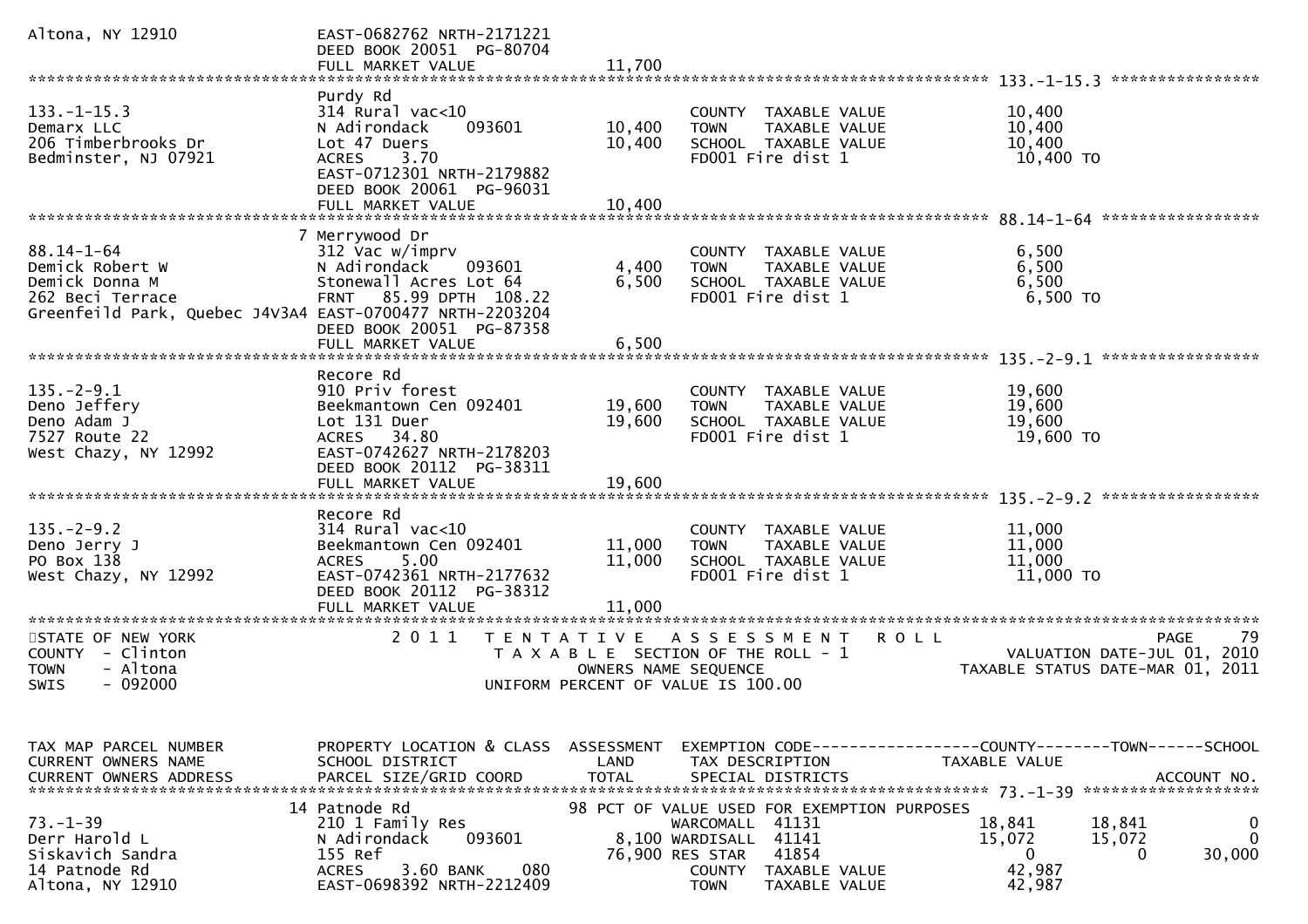```
Altona, NY 12910                EAST-0682762 NRTH-2171221
                                DEED BOOK 20051  PG-80704
                                FULL MARKET VALUE              11,700
******************************************************************************************************* 133.-1-15.3 ****************
                                Purdy Rd
133.-1-15.3                     314 Rural vac<10                        COUNTY  TAXABLE VALUE              10,400
Demarx LLC                      N Adirondack    093601      10,400     TOWN    TAXABLE VALUE              10,400
206 Timberbrooks Dr             Lot 47 Duers                10,400     SCHOOL  TAXABLE VALUE              10,400
Bedminster, NJ 07921            ACRES    3.70                           FD001 Fire dist 1                   10,400 TO
                                EAST-0712301 NRTH-2179882
                                DEED BOOK 20061  PG-96031
                                FULL MARKET VALUE              10,400
******************************************************************************************************* 88.14-1-64 *****************
                              7 Merrywood Dr
88.14-1-64                      312 Vac w/imprv                         COUNTY  TAXABLE VALUE               6,500
Demick Robert W                 N Adirondack    093601       4,400     TOWN    TAXABLE VALUE               6,500
Demick Donna M                  Stonewall Acres Lot 64       6,500     SCHOOL  TAXABLE VALUE               6,500
262 Beci Terrace                FRNT   85.99 DPTH 108.22                FD001 Fire dist 1                    6,500 TO
Greenfeild Park, Quebec J4V3A4 EAST-0700477 NRTH-2203204
                                DEED BOOK 20051  PG-87358
                                FULL MARKET VALUE               6,500
******************************************************************************************************* 135.-2-9.1 *****************
                                Recore Rd
135.-2-9.1                      910 Priv forest                         COUNTY  TAXABLE VALUE              19,600
Deno Jeffery                    Beekmantown Cen 092401      19,600     TOWN    TAXABLE VALUE              19,600
Deno Adam J                     Lot 131 Duer                19,600     SCHOOL  TAXABLE VALUE              19,600
7527 Route 22                   ACRES   34.80                           FD001 Fire dist 1                   19,600 TO
West Chazy, NY 12992            EAST-0742627 NRTH-2178203
                                DEED BOOK 20112  PG-38311
                                FULL MARKET VALUE              19,600
******************************************************************************************************* 135.-2-9.2 *****************
                                Recore Rd
135.-2-9.2                      314 Rural vac<10                        COUNTY  TAXABLE VALUE              11,000
Deno Jerry J                    Beekmantown Cen 092401      11,000     TOWN    TAXABLE VALUE              11,000
PO Box 138                      ACRES    5.00               11,000     SCHOOL  TAXABLE VALUE              11,000
West Chazy, NY 12992            EAST-0742361 NRTH-2177632               FD001 Fire dist 1                   11,000 TO
                                DEED BOOK 20112  PG-38312
                                FULL MARKET VALUE              11,000
************************************************************************************************************************************
STATE OF NEW YORK                2 0 1 1   T E N T A T I V E   A S S E S S M E N T   R O L L                                PAGE    79
COUNTY  - Clinton                          T A X A B L E  SECTION OF THE ROLL - 1                   VALUATION DATE-JUL 01, 2010
TOWN    - Altona                                  OWNERS NAME SEQUENCE                          TAXABLE STATUS DATE-MAR 01, 2011
SWIS    - 092000                          UNIFORM PERCENT OF VALUE IS 100.00


TAX MAP PARCEL NUMBER           PROPERTY LOCATION & CLASS  ASSESSMENT  EXEMPTION CODE------------------COUNTY--------TOWN------SCHOOL
CURRENT OWNERS NAME             SCHOOL DISTRICT               LAND      TAX DESCRIPTION             TAXABLE VALUE
CURRENT OWNERS ADDRESS          PARCEL SIZE/GRID COORD       TOTAL      SPECIAL DISTRICTS                                  ACCOUNT NO.
******************************************************************************************************* 73.-1-39 *******************
                             14 Patnode Rd                         98 PCT OF VALUE USED FOR EXEMPTION PURPOSES
73.-1-39                        210 1 Family Res                        WARCOMALL  41131              18,841      18,841           0
Derr Harold L                   N Adirondack    093601       8,100 WARDISALL  41141              15,072      15,072           0
Siskavich Sandra                155 Ref                     76,900 RES STAR   41854                   0           0      30,000
14 Patnode Rd                   ACRES    3.60 BANK     080              COUNTY  TAXABLE VALUE              42,987
Altona, NY 12910                EAST-0698392 NRTH-2212409               TOWN    TAXABLE VALUE              42,987
```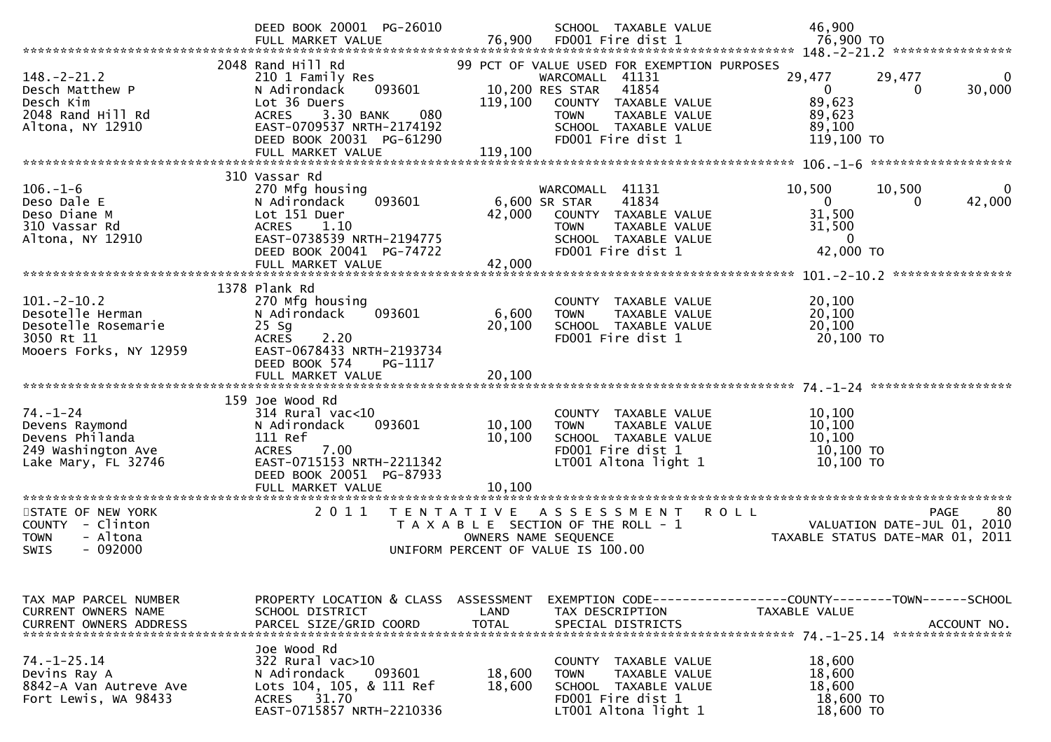```
                                  DEED BOOK 20001  PG-26010                    SCHOOL  TAXABLE VALUE                  46,900
                                  FULL MARKET VALUE              76,900        FD001 Fire dist 1                      76,900 TO
******************************************************************************************************* 148.-2-21.2 ****************
                                2048 Rand Hill Rd                         99 PCT OF VALUE USED FOR EXEMPTION PURPOSES
148.-2-21.2                       210 1 Family Res                           WARCOMALL  41131                    29,477      29,477            0
Desch Matthew P                   N Adirondack     093601          10,200 RES STAR   41854                          0           0       30,000
Desch Kim                         Lot 36 Duers                    119,100    COUNTY  TAXABLE VALUE                  89,623
2048 Rand Hill Rd                 ACRES     3.30 BANK     080                TOWN    TAXABLE VALUE                  89,623
Altona, NY 12910                  EAST-0709537 NRTH-2174192                  SCHOOL  TAXABLE VALUE                  89,100
                                  DEED BOOK 20031  PG-61290                  FD001 Fire dist 1                     119,100 TO
                                  FULL MARKET VALUE              119,100
******************************************************************************************************* 106.-1-6 *******************
                                310 Vassar Rd
106.-1-6                          270 Mfg housing                            WARCOMALL  41131                    10,500      10,500            0
Deso Dale E                       N Adirondack     093601           6,600 SR STAR    41834                          0           0       42,000
Deso Diane M                      Lot 151 Duer                     42,000    COUNTY  TAXABLE VALUE                  31,500
310 Vassar Rd                     ACRES     1.10                             TOWN    TAXABLE VALUE                  31,500
Altona, NY 12910                  EAST-0738539 NRTH-2194775                  SCHOOL  TAXABLE VALUE                       0
                                  DEED BOOK 20041  PG-74722                  FD001 Fire dist 1                      42,000 TO
                                  FULL MARKET VALUE               42,000
******************************************************************************************************* 101.-2-10.2 ****************
                                1378 Plank Rd
101.-2-10.2                       270 Mfg housing                            COUNTY  TAXABLE VALUE                  20,100
Desotelle Herman                  N Adirondack     093601           6,600    TOWN    TAXABLE VALUE                  20,100
Desotelle Rosemarie               25 Sg                            20,100    SCHOOL  TAXABLE VALUE                  20,100
3050 Rt 11                        ACRES     2.20                             FD001 Fire dist 1                      20,100 TO
Mooers Forks, NY 12959            EAST-0678433 NRTH-2193734
                                  DEED BOOK 574    PG-1117
                                  FULL MARKET VALUE               20,100
******************************************************************************************************* 74.-1-24 *******************
                                159 Joe Wood Rd
74.-1-24                          314 Rural vac<10                           COUNTY  TAXABLE VALUE                  10,100
Devens Raymond                    N Adirondack     093601          10,100    TOWN    TAXABLE VALUE                  10,100
Devens Philanda                   111 Ref                          10,100    SCHOOL  TAXABLE VALUE                  10,100
249 Washington Ave                ACRES     7.00                             FD001 Fire dist 1                      10,100 TO
Lake Mary, FL 32746               EAST-0715153 NRTH-2211342                  LT001 Altona light 1                   10,100 TO
                                  DEED BOOK 20051  PG-87933
                                  FULL MARKET VALUE               10,100
************************************************************************************************************************************
STATE OF NEW YORK                2 0 1 1   T E N T A T I V E   A S S E S S M E N T   R O L L                                 PAGE    80
COUNTY  - Clinton                           T A X A B L E  SECTION OF THE ROLL - 1                     VALUATION DATE-JUL 01, 2010
TOWN    - Altona                                   OWNERS NAME SEQUENCE                              TAXABLE STATUS DATE-MAR 01, 2011
SWIS    - 092000                            UNIFORM PERCENT OF VALUE IS 100.00


TAX MAP PARCEL NUMBER             PROPERTY LOCATION & CLASS  ASSESSMENT  EXEMPTION CODE------------------COUNTY--------TOWN------SCHOOL
CURRENT OWNERS NAME               SCHOOL DISTRICT                LAND    TAX DESCRIPTION                 TAXABLE VALUE
CURRENT OWNERS ADDRESS            PARCEL SIZE/GRID COORD        TOTAL    SPECIAL DISTRICTS                                    ACCOUNT NO.
******************************************************************************************************* 74.-1-25.14 ****************
                                  Joe Wood Rd
74.-1-25.14                       322 Rural vac>10                           COUNTY  TAXABLE VALUE                  18,600
Devins Ray A                      N Adirondack     093601          18,600    TOWN    TAXABLE VALUE                  18,600
8842-A Van Autreve Ave            Lots 104, 105, & 111 Ref         18,600    SCHOOL  TAXABLE VALUE                  18,600
Fort Lewis, WA 98433              ACRES    31.70                             FD001 Fire dist 1                      18,600 TO
                                  EAST-0715857 NRTH-2210336                  LT001 Altona light 1                   18,600 TO
```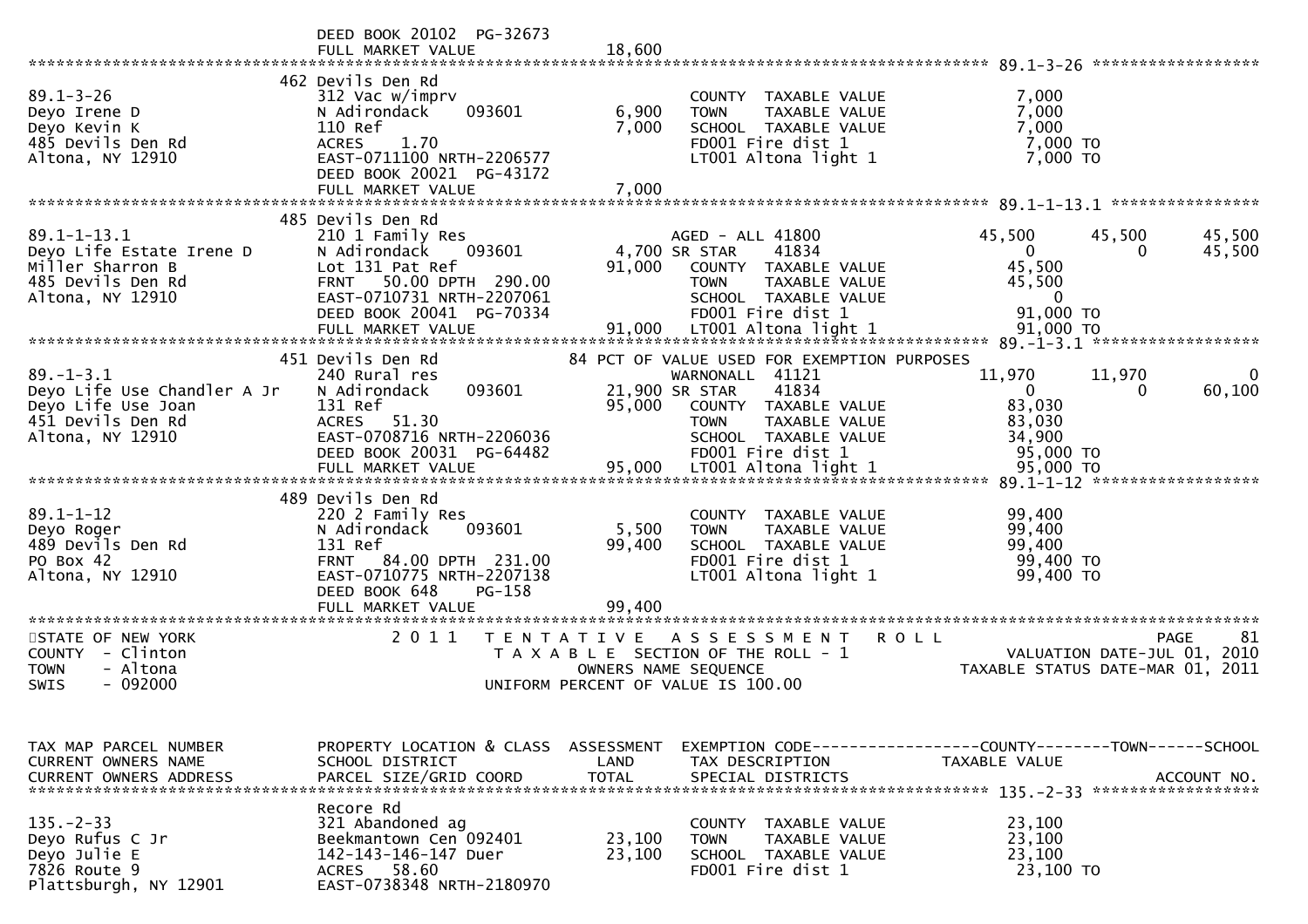```
                             DEED BOOK 20102  PG-32673
                             FULL MARKET VALUE              18,600
*********************************************************************************************** 89.1-3-26 ******************
                             462 Devils Den Rd
89.1-3-26                    312 Vac w/imprv                          COUNTY  TAXABLE VALUE             7,000
Deyo Irene D                 N Adirondack     093601        6,900     TOWN    TAXABLE VALUE             7,000
Deyo Kevin K                 110 Ref                        7,000     SCHOOL  TAXABLE VALUE             7,000
485 Devils Den Rd            ACRES    1.70                            FD001 Fire dist 1                 7,000 TO
Altona, NY 12910             EAST-0711100 NRTH-2206577                LT001 Altona light 1              7,000 TO
                             DEED BOOK 20021  PG-43172
                             FULL MARKET VALUE              7,000
*********************************************************************************************** 89.1-1-13.1 ****************
                             485 Devils Den Rd
89.1-1-13.1                  210 1 Family Res                         AGED - ALL 41800             45,500      45,500      45,500
Deyo Life Estate Irene D     N Adirondack     093601        4,700 SR STAR     41834                     0           0      45,500
Miller Sharron B             Lot 131 Pat Ref               91,000     COUNTY  TAXABLE VALUE            45,500
485 Devils Den Rd            FRNT   50.00 DPTH  290.00                TOWN    TAXABLE VALUE            45,500
Altona, NY 12910             EAST-0710731 NRTH-2207061                SCHOOL  TAXABLE VALUE                 0
                             DEED BOOK 20041  PG-70334                FD001 Fire dist 1                91,000 TO
                             FULL MARKET VALUE             91,000     LT001 Altona light 1             91,000 TO
*********************************************************************************************** 89.-1-3.1 ******************
                             451 Devils Den Rd             84 PCT OF VALUE USED FOR EXEMPTION PURPOSES
89.-1-3.1                    240 Rural res                            WARNONALL  41121             11,970      11,970           0
Deyo Life Use Chandler A Jr  N Adirondack     093601       21,900 SR STAR     41834                     0           0      60,100
Deyo Life Use Joan           131 Ref                       95,000     COUNTY  TAXABLE VALUE            83,030
451 Devils Den Rd            ACRES   51.30                            TOWN    TAXABLE VALUE            83,030
Altona, NY 12910             EAST-0708716 NRTH-2206036                SCHOOL  TAXABLE VALUE            34,900
                             DEED BOOK 20031  PG-64482                FD001 Fire dist 1                95,000 TO
                             FULL MARKET VALUE             95,000     LT001 Altona light 1             95,000 TO
*********************************************************************************************** 89.1-1-12 ******************
                             489 Devils Den Rd
89.1-1-12                    220 2 Family Res                         COUNTY  TAXABLE VALUE            99,400
Deyo Roger                   N Adirondack     093601        5,500     TOWN    TAXABLE VALUE            99,400
489 Devils Den Rd            131 Ref                       99,400     SCHOOL  TAXABLE VALUE            99,400
PO Box 42                    FRNT   84.00 DPTH  231.00                FD001 Fire dist 1                99,400 TO
Altona, NY 12910             EAST-0710775 NRTH-2207138                LT001 Altona light 1             99,400 TO
                             DEED BOOK 648    PG-158
                             FULL MARKET VALUE             99,400
************************************************************************************************************************************
STATE OF NEW YORK                2 0 1 1   T E N T A T I V E   A S S E S S M E N T   R O L L                              PAGE    81
COUNTY  - Clinton                          T A X A B L E  SECTION OF THE ROLL - 1                   VALUATION DATE-JUL 01, 2010
TOWN    - Altona                                  OWNERS NAME SEQUENCE                           TAXABLE STATUS DATE-MAR 01, 2011
SWIS    - 092000                            UNIFORM PERCENT OF VALUE IS 100.00


TAX MAP PARCEL NUMBER        PROPERTY LOCATION & CLASS  ASSESSMENT  EXEMPTION CODE------------------COUNTY--------TOWN------SCHOOL
CURRENT OWNERS NAME          SCHOOL DISTRICT               LAND     TAX DESCRIPTION             TAXABLE VALUE
CURRENT OWNERS ADDRESS       PARCEL SIZE/GRID COORD        TOTAL    SPECIAL DISTRICTS                                 ACCOUNT NO.
*********************************************************************************************** 135.-2-33 ******************
                             Recore Rd
135.-2-33                    321 Abandoned ag                         COUNTY  TAXABLE VALUE            23,100
Deyo Rufus C Jr              Beekmantown Cen 092401        23,100     TOWN    TAXABLE VALUE            23,100
Deyo Julie E                 142-143-146-147 Duer          23,100     SCHOOL  TAXABLE VALUE            23,100
7826 Route 9                 ACRES   58.60                            FD001 Fire dist 1                23,100 TO
Plattsburgh, NY 12901        EAST-0738348 NRTH-2180970
```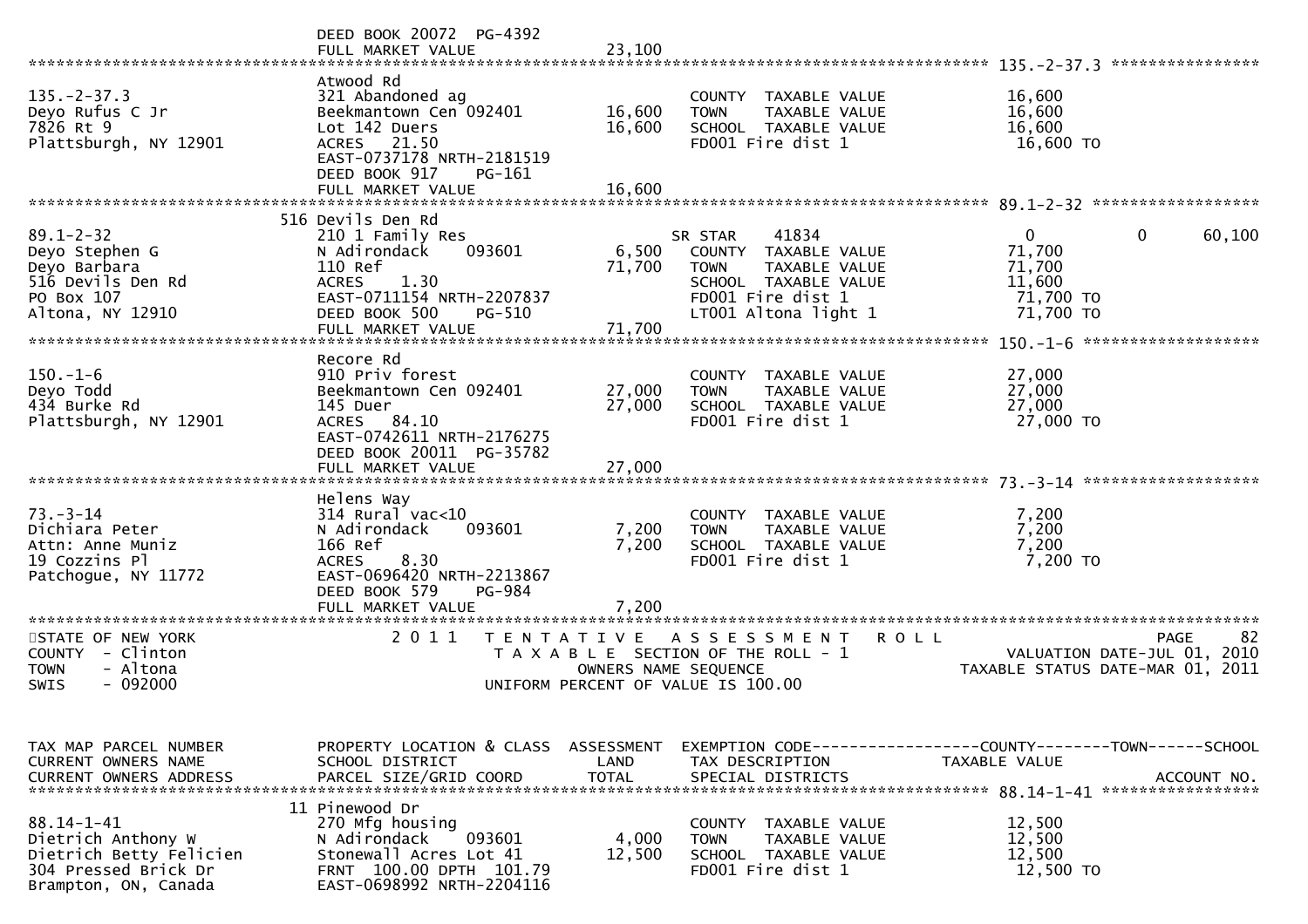```
                                DEED BOOK 20072  PG-4392
                                FULL MARKET VALUE              23,100
******************************************************************************************************* 135.-2-37.3 ****************
                                Atwood Rd
135.-2-37.3                     321 Abandoned ag                            COUNTY  TAXABLE VALUE           16,600
Deyo Rufus C Jr                 Beekmantown Cen 092401      16,600      TOWN    TAXABLE VALUE           16,600
7826 Rt 9                       Lot 142 Duers               16,600      SCHOOL  TAXABLE VALUE           16,600
Plattsburgh, NY 12901           ACRES   21.50                           FD001 Fire dist 1                16,600 TO
                                EAST-0737178 NRTH-2181519
                                DEED BOOK 917     PG-161
                                FULL MARKET VALUE              16,600
******************************************************************************************************* 89.1-2-32 ******************
                            516 Devils Den Rd
89.1-2-32                       210 1 Family Res                         SR STAR      41834               0            0       60,100
Deyo Stephen G                  N Adirondack      093601      6,500      COUNTY  TAXABLE VALUE           71,700
Deyo Barbara                    110 Ref                      71,700      TOWN    TAXABLE VALUE           71,700
516 Devils Den Rd               ACRES    1.30                           SCHOOL  TAXABLE VALUE           11,600
PO Box 107                      EAST-0711154 NRTH-2207837               FD001 Fire dist 1                71,700 TO
Altona, NY 12910                DEED BOOK 500     PG-510                LT001 Altona light 1             71,700 TO
                                FULL MARKET VALUE              71,700
******************************************************************************************************* 150.-1-6 *******************
                                Recore Rd
150.-1-6                        910 Priv forest                             COUNTY  TAXABLE VALUE           27,000
Deyo Todd                       Beekmantown Cen 092401      27,000      TOWN    TAXABLE VALUE           27,000
434 Burke Rd                    145 Duer                     27,000      SCHOOL  TAXABLE VALUE           27,000
Plattsburgh, NY 12901           ACRES   84.10                           FD001 Fire dist 1                27,000 TO
                                EAST-0742611 NRTH-2176275
                                DEED BOOK 20011  PG-35782
                                FULL MARKET VALUE              27,000
******************************************************************************************************* 73.-3-14 *******************
                                Helens Way
73.-3-14                        314 Rural vac<10                            COUNTY  TAXABLE VALUE            7,200
Dichiara Peter                  N Adirondack      093601      7,200      TOWN    TAXABLE VALUE            7,200
Attn: Anne Muniz                166 Ref                       7,200      SCHOOL  TAXABLE VALUE            7,200
19 Cozzins Pl                   ACRES    8.30                           FD001 Fire dist 1                 7,200 TO
Patchogue, NY 11772             EAST-0696420 NRTH-2213867
                                DEED BOOK 579     PG-984
                                FULL MARKET VALUE               7,200
*************************************************************************************************************************************
STATE OF NEW YORK                2 0 1 1   T E N T A T I V E   A S S E S S M E N T   R O L L                                PAGE    82
COUNTY  - Clinton                          T A X A B L E  SECTION OF THE ROLL - 1                    VALUATION DATE-JUL 01, 2010
TOWN    - Altona                                   OWNERS NAME SEQUENCE                           TAXABLE STATUS DATE-MAR 01, 2011
SWIS    - 092000                           UNIFORM PERCENT OF VALUE IS 100.00


TAX MAP PARCEL NUMBER           PROPERTY LOCATION & CLASS  ASSESSMENT  EXEMPTION CODE------------------COUNTY--------TOWN------SCHOOL
CURRENT OWNERS NAME             SCHOOL DISTRICT               LAND      TAX DESCRIPTION              TAXABLE VALUE
CURRENT OWNERS ADDRESS          PARCEL SIZE/GRID COORD        TOTAL     SPECIAL DISTRICTS                                ACCOUNT NO.
******************************************************************************************************* 88.14-1-41 *****************
                             11 Pinewood Dr
88.14-1-41                      270 Mfg housing                             COUNTY  TAXABLE VALUE           12,500
Dietrich Anthony W              N Adirondack      093601      4,000      TOWN    TAXABLE VALUE           12,500
Dietrich Betty Felicien         Stonewall Acres Lot 41       12,500      SCHOOL  TAXABLE VALUE           12,500
304 Pressed Brick Dr            FRNT 100.00 DPTH 101.79                 FD001 Fire dist 1                12,500 TO
Brampton, ON, Canada            EAST-0698992 NRTH-2204116
```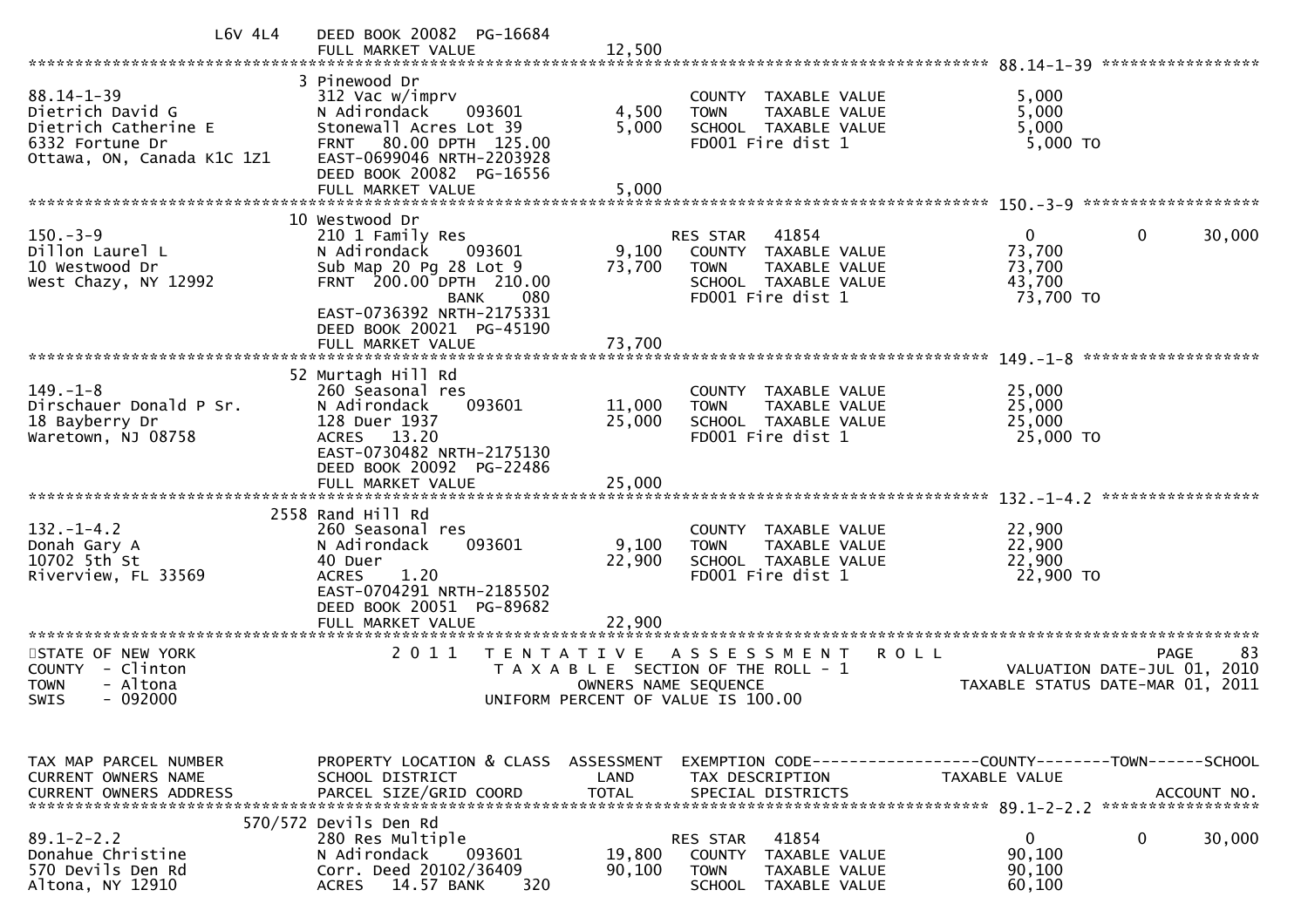| | | | | | |
|---|---|---|---|---|---|
| L6V 4L4 | DEED BOOK 20082 PG-16684 | | | | |
| | FULL MARKET VALUE | 12,500 | | | |

******************************************************************************************************* 88.14-1-39 *****************

| | | | | | |
|---|---|---|---|---|---|
| | 3 Pinewood Dr | | | | |
| 88.14-1-39 | 312 Vac w/imprv | | COUNTY TAXABLE VALUE | 5,000 | |
| Dietrich David G | N Adirondack 093601 | 4,500 | TOWN TAXABLE VALUE | 5,000 | |
| Dietrich Catherine E | Stonewall Acres Lot 39 | 5,000 | SCHOOL TAXABLE VALUE | 5,000 | |
| 6332 Fortune Dr | FRNT 80.00 DPTH 125.00 | | FD001 Fire dist 1 | 5,000 TO | |
| Ottawa, ON, Canada K1C 1Z1 | EAST-0699046 NRTH-2203928 | | | | |
| | DEED BOOK 20082 PG-16556 | | | | |
| | FULL MARKET VALUE | 5,000 | | | |

******************************************************************************************************* 150.-3-9 *******************

| | | | | | |
|---|---|---|---|---|---|
| | 10 Westwood Dr | | | | |
| 150.-3-9 | 210 1 Family Res | | RES STAR 41854 | 0 | 0 30,000 |
| Dillon Laurel L | N Adirondack 093601 | 9,100 | COUNTY TAXABLE VALUE | 73,700 | |
| 10 Westwood Dr | Sub Map 20 Pg 28 Lot 9 | 73,700 | TOWN TAXABLE VALUE | 73,700 | |
| West Chazy, NY 12992 | FRNT 200.00 DPTH 210.00 | | SCHOOL TAXABLE VALUE | 43,700 | |
| | BANK 080 | | FD001 Fire dist 1 | 73,700 TO | |
| | EAST-0736392 NRTH-2175331 | | | | |
| | DEED BOOK 20021 PG-45190 | | | | |
| | FULL MARKET VALUE | 73,700 | | | |

******************************************************************************************************* 149.-1-8 *******************

| | | | | | |
|---|---|---|---|---|---|
| | 52 Murtagh Hill Rd | | | | |
| 149.-1-8 | 260 Seasonal res | | COUNTY TAXABLE VALUE | 25,000 | |
| Dirschauer Donald P Sr. | N Adirondack 093601 | 11,000 | TOWN TAXABLE VALUE | 25,000 | |
| 18 Bayberry Dr | 128 Duer 1937 | 25,000 | SCHOOL TAXABLE VALUE | 25,000 | |
| Waretown, NJ 08758 | ACRES 13.20 | | FD001 Fire dist 1 | 25,000 TO | |
| | EAST-0730482 NRTH-2175130 | | | | |
| | DEED BOOK 20092 PG-22486 | | | | |
| | FULL MARKET VALUE | 25,000 | | | |

******************************************************************************************************* 132.-1-4.2 *****************

| | | | | | |
|---|---|---|---|---|---|
| | 2558 Rand Hill Rd | | | | |
| 132.-1-4.2 | 260 Seasonal res | | COUNTY TAXABLE VALUE | 22,900 | |
| Donah Gary A | N Adirondack 093601 | 9,100 | TOWN TAXABLE VALUE | 22,900 | |
| 10702 5th St | 40 Duer | 22,900 | SCHOOL TAXABLE VALUE | 22,900 | |
| Riverview, FL 33569 | ACRES 1.20 | | FD001 Fire dist 1 | 22,900 TO | |
| | EAST-0704291 NRTH-2185502 | | | | |
| | DEED BOOK 20051 PG-89682 | | | | |
| | FULL MARKET VALUE | 22,900 | | | |

*******************************************************************************************************************************************

STATE OF NEW YORK
COUNTY - Clinton
TOWN - Altona
SWIS - 092000

2 0 1 1 T E N T A T I V E A S S E S S M E N T R O L L
T A X A B L E SECTION OF THE ROLL - 1
OWNERS NAME SEQUENCE
UNIFORM PERCENT OF VALUE IS 100.00

VALUATION DATE-JUL 01, 2010
TAXABLE STATUS DATE-MAR 01, 2011

| TAX MAP PARCEL NUMBER<br>CURRENT OWNERS NAME<br>CURRENT OWNERS ADDRESS | PROPERTY LOCATION & CLASS<br>SCHOOL DISTRICT<br>PARCEL SIZE/GRID COORD | ASSESSMENT<br>LAND<br>TOTAL | EXEMPTION CODE<br>TAX DESCRIPTION<br>SPECIAL DISTRICTS | COUNTY--------TOWN------SCHOOL<br>TAXABLE VALUE | ACCOUNT NO. |
|---|---|---|---|---|---|

******************************************************************************************************* 89.1-2-2.2 *****************

| | | | | | |
|---|---|---|---|---|---|
| | 570/572 Devils Den Rd | | | | |
| 89.1-2-2.2 | 280 Res Multiple | | RES STAR 41854 | 0 | 0 30,000 |
| Donahue Christine | N Adirondack 093601 | 19,800 | COUNTY TAXABLE VALUE | 90,100 | |
| 570 Devils Den Rd | Corr. Deed 20102/36409 | 90,100 | TOWN TAXABLE VALUE | 90,100 | |
| Altona, NY 12910 | ACRES 14.57 BANK 320 | | SCHOOL TAXABLE VALUE | 60,100 | |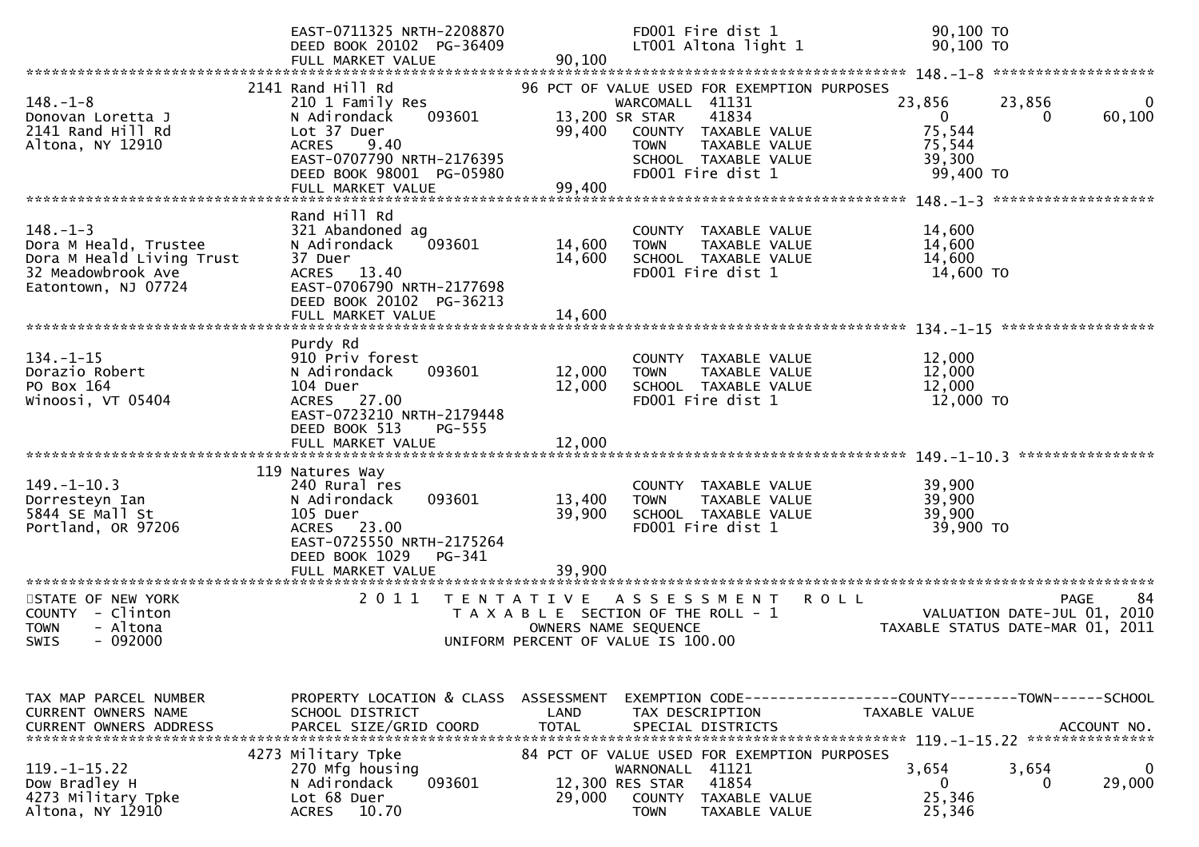```
                               EAST-0711325 NRTH-2208870                FD001 Fire dist 1                 90,100 TO
                               DEED BOOK 20102  PG-36409                LT001 Altona light 1              90,100 TO
                               FULL MARKET VALUE              90,100
******************************************************************************************************* 148.-1-8 ******************
                             2141 Rand Hill Rd                 96 PCT OF VALUE USED FOR EXEMPTION PURPOSES
148.-1-8                       210 1 Family Res                      WARCOMALL  41131                23,856        23,856            0
Donovan Loretta J              N Adirondack      093601        13,200 SR STAR    41834                   0             0        60,100
2141 Rand Hill Rd              Lot 37 Duer                     99,400   COUNTY  TAXABLE VALUE             75,544
Altona, NY 12910               ACRES     9.40                           TOWN    TAXABLE VALUE             75,544
                               EAST-0707790 NRTH-2176395                SCHOOL  TAXABLE VALUE             39,300
                               DEED BOOK 98001  PG-05980                FD001 Fire dist 1                 99,400 TO
                               FULL MARKET VALUE              99,400
******************************************************************************************************* 148.-1-3 ******************
                               Rand Hill Rd
148.-1-3                       321 Abandoned ag                         COUNTY  TAXABLE VALUE             14,600
Dora M Heald, Trustee          N Adirondack      093601        14,600   TOWN    TAXABLE VALUE             14,600
Dora M Heald Living Trust      37 Duer                         14,600   SCHOOL  TAXABLE VALUE             14,600
32 Meadowbrook Ave             ACRES    13.40                           FD001 Fire dist 1                 14,600 TO
Eatontown, NJ 07724            EAST-0706790 NRTH-2177698
                               DEED BOOK 20102  PG-36213
                               FULL MARKET VALUE              14,600
******************************************************************************************************* 134.-1-15 *****************
                               Purdy Rd
134.-1-15                      910 Priv forest                          COUNTY  TAXABLE VALUE             12,000
Dorazio Robert                 N Adirondack      093601        12,000   TOWN    TAXABLE VALUE             12,000
PO Box 164                     104 Duer                        12,000   SCHOOL  TAXABLE VALUE             12,000
Winoosi, VT 05404              ACRES    27.00                           FD001 Fire dist 1                 12,000 TO
                               EAST-0723210 NRTH-2179448
                               DEED BOOK 513     PG-555
                               FULL MARKET VALUE              12,000
******************************************************************************************************* 149.-1-10.3 ***************
                             119 Natures Way
149.-1-10.3                    240 Rural res                            COUNTY  TAXABLE VALUE             39,900
Dorresteyn Ian                 N Adirondack      093601        13,400   TOWN    TAXABLE VALUE             39,900
5844 SE Mall St                105 Duer                        39,900   SCHOOL  TAXABLE VALUE             39,900
Portland, OR 97206             ACRES    23.00                           FD001 Fire dist 1                 39,900 TO
                               EAST-0725550 NRTH-2175264
                               DEED BOOK 1029    PG-341
                               FULL MARKET VALUE              39,900
************************************************************************************************************************************
STATE OF NEW YORK                 2 0 1 1   T E N T A T I V E   A S S E S S M E N T   R O L L                              PAGE    84
COUNTY  - Clinton                           T A X A B L E  SECTION OF THE ROLL - 1                       VALUATION DATE-JUL 01, 2010
TOWN    - Altona                                  OWNERS NAME SEQUENCE                                TAXABLE STATUS DATE-MAR 01, 2011
SWIS    - 092000                          UNIFORM PERCENT OF VALUE IS 100.00


TAX MAP PARCEL NUMBER          PROPERTY LOCATION & CLASS  ASSESSMENT  EXEMPTION CODE------------------COUNTY--------TOWN------SCHOOL
CURRENT OWNERS NAME            SCHOOL DISTRICT               LAND      TAX DESCRIPTION             TAXABLE VALUE
CURRENT OWNERS ADDRESS         PARCEL SIZE/GRID COORD        TOTAL     SPECIAL DISTRICTS                                 ACCOUNT NO.
******************************************************************************************************* 119.-1-15.22 **************
                             4273 Military Tpke                84 PCT OF VALUE USED FOR EXEMPTION PURPOSES
119.-1-15.22                   270 Mfg housing                       WARNONALL  41121                 3,654         3,654            0
Dow Bradley H                  N Adirondack      093601        12,300 RES STAR   41854                   0             0        29,000
4273 Military Tpke             Lot 68 Duer                     29,000   COUNTY  TAXABLE VALUE             25,346
Altona, NY 12910               ACRES    10.70                           TOWN    TAXABLE VALUE             25,346
```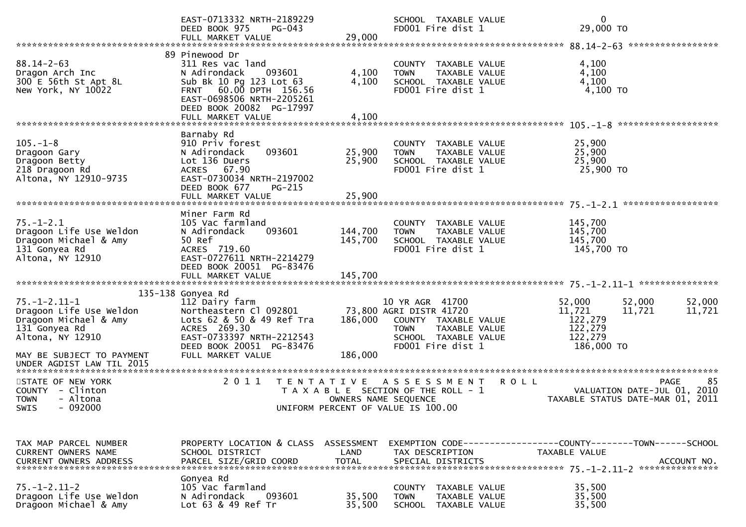```
                              EAST-0713332 NRTH-2189229                    SCHOOL  TAXABLE VALUE                   0
                              DEED BOOK 975    PG-043                      FD001 Fire dist 1                  29,000 TO
                              FULL MARKET VALUE                29,000
******************************************************************************************************* 88.14-2-63 *****************
                            89 Pinewood Dr
88.14-2-63                    311 Res vac land                             COUNTY  TAXABLE VALUE               4,100
Dragon Arch Inc               N Adirondack     093601           4,100      TOWN    TAXABLE VALUE               4,100
300 E 56th St Apt 8L          Sub Bk 10 Pg 123 Lot 63           4,100      SCHOOL  TAXABLE VALUE               4,100
New York, NY 10022            FRNT   60.00 DPTH  156.56                    FD001 Fire dist 1                   4,100 TO
                              EAST-0698506 NRTH-2205261
                              DEED BOOK 20082  PG-17997
                              FULL MARKET VALUE                 4,100
******************************************************************************************************* 105.-1-8 *******************
                              Barnaby Rd
105.-1-8                      910 Priv forest                              COUNTY  TAXABLE VALUE              25,900
Dragoon Gary                  N Adirondack     093601          25,900      TOWN    TAXABLE VALUE              25,900
Dragoon Betty                 Lot 136 Duers                    25,900      SCHOOL  TAXABLE VALUE              25,900
218 Dragoon Rd                ACRES   67.90                                FD001 Fire dist 1                  25,900 TO
Altona, NY 12910-9735         EAST-0730034 NRTH-2197002
                              DEED BOOK 677    PG-215
                              FULL MARKET VALUE                25,900
******************************************************************************************************* 75.-1-2.1 ******************
                              Miner Farm Rd
75.-1-2.1                     105 Vac farmland                             COUNTY  TAXABLE VALUE             145,700
Dragoon Life Use Weldon       N Adirondack     093601         144,700      TOWN    TAXABLE VALUE             145,700
Dragoon Michael & Amy         50 Ref                          145,700      SCHOOL  TAXABLE VALUE             145,700
131 Gonyea Rd                 ACRES  719.60                                FD001 Fire dist 1                 145,700 TO
Altona, NY 12910              EAST-0727611 NRTH-2214279
                              DEED BOOK 20051  PG-83476
                              FULL MARKET VALUE               145,700
******************************************************************************************************* 75.-1-2.11-1 ***************
                        135-138 Gonyea Rd
75.-1-2.11-1                  112 Dairy farm                            10 YR AGR  41700              52,000       52,000       52,000
Dragoon Life Use Weldon       Northeastern Cl 092801          73,800 AGRI DISTR 41720                 11,721       11,721       11,721
Dragoon Michael & Amy         Lots 62 & 50 & 49 Ref Tra       186,000      COUNTY  TAXABLE VALUE             122,279
131 Gonyea Rd                 ACRES  269.30                                TOWN    TAXABLE VALUE             122,279
Altona, NY 12910              EAST-0733397 NRTH-2212543                    SCHOOL  TAXABLE VALUE             122,279
                              DEED BOOK 20051  PG-83476                    FD001 Fire dist 1                 186,000 TO
MAY BE SUBJECT TO PAYMENT     FULL MARKET VALUE               186,000
UNDER AGDIST LAW TIL 2015
************************************************************************************************************************************
STATE OF NEW YORK                 2 0 1 1   T E N T A T I V E   A S S E S S M E N T   R O L L                                PAGE    85
COUNTY  - Clinton                              T A X A B L E  SECTION OF THE ROLL - 1                    VALUATION DATE-JUL 01, 2010
TOWN    - Altona                                     OWNERS NAME SEQUENCE                        TAXABLE STATUS DATE-MAR 01, 2011
SWIS    - 092000                                UNIFORM PERCENT OF VALUE IS 100.00


TAX MAP PARCEL NUMBER         PROPERTY LOCATION & CLASS  ASSESSMENT  EXEMPTION CODE------------------COUNTY--------TOWN------SCHOOL
CURRENT OWNERS NAME           SCHOOL DISTRICT               LAND      TAX DESCRIPTION               TAXABLE VALUE
CURRENT OWNERS ADDRESS        PARCEL SIZE/GRID COORD        TOTAL     SPECIAL DISTRICTS                                   ACCOUNT NO.
******************************************************************************************************* 75.-1-2.11-2 ***************
                              Gonyea Rd
75.-1-2.11-2                  105 Vac farmland                             COUNTY  TAXABLE VALUE              35,500
Dragoon Life Use Weldon       N Adirondack     093601          35,500      TOWN    TAXABLE VALUE              35,500
Dragoon Michael & Amy         Lot 63 & 49 Ref Tr               35,500      SCHOOL  TAXABLE VALUE              35,500
```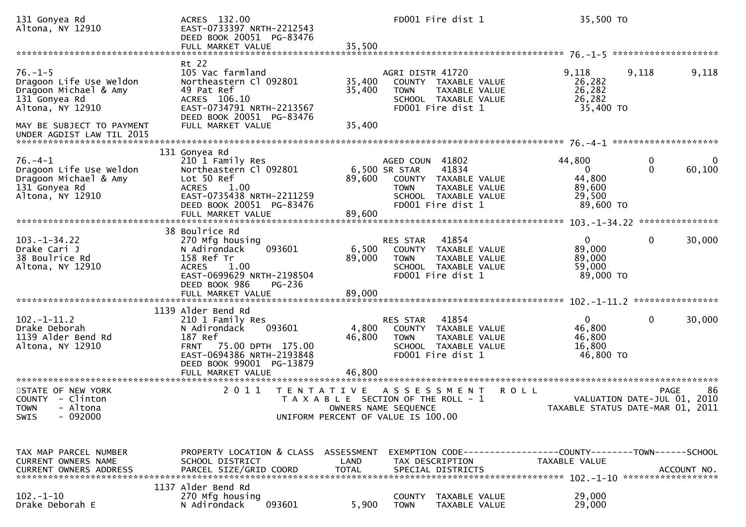```
131 Gonyea Rd                      ACRES 132.00                          FD001 Fire dist 1                    35,500 TO
Altona, NY 12910                   EAST-0733397 NRTH-2212543
                                   DEED BOOK 20051 PG-83476
                                   FULL MARKET VALUE              35,500
******************************************************************************************************* 76.-1-5 ********************
                                   Rt 22
76.-1-5                            105 Vac farmland                      AGRI DISTR 41720                9,118      9,118      9,118
Dragoon Life Use Weldon            Northeastern Cl 092801      35,400     COUNTY  TAXABLE VALUE           26,282
Dragoon Michael & Amy              49 Pat Ref                  35,400     TOWN    TAXABLE VALUE           26,282
131 Gonyea Rd                      ACRES 106.10                           SCHOOL  TAXABLE VALUE           26,282
Altona, NY 12910                   EAST-0734791 NRTH-2213567              FD001 Fire dist 1               35,400 TO
                                   DEED BOOK 20051 PG-83476
MAY BE SUBJECT TO PAYMENT          FULL MARKET VALUE              35,400
UNDER AGDIST LAW TIL 2015
******************************************************************************************************* 76.-4-1 ********************
                                   131 Gonyea Rd
76.-4-1                            210 1 Family Res                      AGED COUN  41802                44,800          0          0
Dragoon Life Use Weldon            Northeastern Cl 092801       6,500 SR STAR    41834                       0          0     60,100
Dragoon Michael & Amy              Lot 50 Ref                  89,600     COUNTY  TAXABLE VALUE           44,800
131 Gonyea Rd                      ACRES    1.00                          TOWN    TAXABLE VALUE           89,600
Altona, NY 12910                   EAST-0735438 NRTH-2211259              SCHOOL  TAXABLE VALUE           29,500
                                   DEED BOOK 20051 PG-83476               FD001 Fire dist 1               89,600 TO
                                   FULL MARKET VALUE              89,600
******************************************************************************************************* 103.-1-34.22 ***************
                                   38 Boulrice Rd
103.-1-34.22                       270 Mfg housing                       RES STAR   41854                    0          0     30,000
Drake Cari J                       N Adirondack      093601     6,500     COUNTY  TAXABLE VALUE           89,000
38 Boulrice Rd                     158 Ref Tr                  89,000     TOWN    TAXABLE VALUE           89,000
Altona, NY 12910                   ACRES    1.00                          SCHOOL  TAXABLE VALUE           59,000
                                   EAST-0699629 NRTH-2198504              FD001 Fire dist 1               89,000 TO
                                   DEED BOOK 986     PG-236
                                   FULL MARKET VALUE              89,000
******************************************************************************************************* 102.-1-11.2 ****************
                                   1139 Alder Bend Rd
102.-1-11.2                        210 1 Family Res                      RES STAR   41854                    0          0     30,000
Drake Deborah                      N Adirondack      093601     4,800     COUNTY  TAXABLE VALUE           46,800
1139 Alder Bend Rd                 187 Ref                     46,800     TOWN    TAXABLE VALUE           46,800
Altona, NY 12910                   FRNT  75.00 DPTH 175.00                SCHOOL  TAXABLE VALUE           16,800
                                   EAST-0694386 NRTH-2193848              FD001 Fire dist 1               46,800 TO
                                   DEED BOOK 99001 PG-13879
                                   FULL MARKET VALUE              46,800
************************************************************************************************************************************
STATE OF NEW YORK                  2 0 1 1   T E N T A T I V E   A S S E S S M E N T   R O L L                              PAGE     86
COUNTY  - Clinton                        T A X A B L E  SECTION OF THE ROLL - 1                    VALUATION DATE-JUL 01, 2010
TOWN    - Altona                               OWNERS NAME SEQUENCE                            TAXABLE STATUS DATE-MAR 01, 2011
SWIS    - 092000                         UNIFORM PERCENT OF VALUE IS 100.00


TAX MAP PARCEL NUMBER              PROPERTY LOCATION & CLASS  ASSESSMENT  EXEMPTION CODE------------------COUNTY--------TOWN------SCHOOL
CURRENT OWNERS NAME                SCHOOL DISTRICT              LAND      TAX DESCRIPTION                TAXABLE VALUE
CURRENT OWNERS ADDRESS             PARCEL SIZE/GRID COORD       TOTAL     SPECIAL DISTRICTS                                  ACCOUNT NO.
******************************************************************************************************* 102.-1-10 ******************
                                   1137 Alder Bend Rd
102.-1-10                          270 Mfg housing                        COUNTY  TAXABLE VALUE           29,000
Drake Deborah E                    N Adirondack      093601     5,900     TOWN    TAXABLE VALUE           29,000
```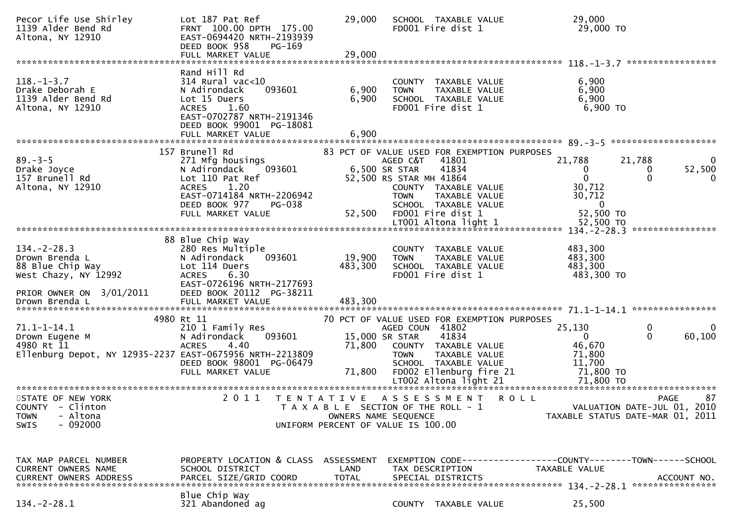```
Pecor Life Use Shirley         Lot 187 Pat Ref                 29,000   SCHOOL  TAXABLE VALUE             29,000
1139 Alder Bend Rd             FRNT 100.00 DPTH 175.00                  FD001 Fire dist 1                  29,000 TO
Altona, NY 12910               EAST-0694420 NRTH-2193939
                               DEED BOOK 958    PG-169
                               FULL MARKET VALUE               29,000
******************************************************************************************************* 118.-1-3.7 *****************
                               Rand Hill Rd
118.-1-3.7                     314 Rural vac<10                         COUNTY  TAXABLE VALUE              6,900
Drake Deborah E                N Adirondack     093601          6,900   TOWN    TAXABLE VALUE              6,900
1139 Alder Bend Rd             Lot 15 Duers                     6,900   SCHOOL  TAXABLE VALUE              6,900
Altona, NY 12910               ACRES    1.60                            FD001 Fire dist 1                  6,900 TO
                               EAST-0702787 NRTH-2191346
                               DEED BOOK 99001 PG-18081
                               FULL MARKET VALUE                6,900
******************************************************************************************************* 89.-3-5 ********************
                           157 Brunell Rd                  83 PCT OF VALUE USED FOR EXEMPTION PURPOSES
89.-3-5                        271 Mfg housings                         AGED C&T   41801             21,788        21,788             0
Drake Joyce                    N Adirondack     093601          6,500 SR STAR      41834                  0             0        52,500
157 Brunell Rd                 Lot 110 Pat Ref                 52,500 RS STAR MH 41864                    0             0             0
Altona, NY 12910               ACRES    1.20                            COUNTY  TAXABLE VALUE             30,712
                               EAST-0714184 NRTH-2206942                TOWN    TAXABLE VALUE             30,712
                               DEED BOOK 977    PG-038                  SCHOOL  TAXABLE VALUE                  0
                               FULL MARKET VALUE               52,500   FD001 Fire dist 1                 52,500 TO
                                                                        LT001 Altona light 1              52,500 TO
******************************************************************************************************* 134.-2-28.3 ****************
                            88 Blue Chip Way
134.-2-28.3                    280 Res Multiple                         COUNTY  TAXABLE VALUE            483,300
Drown Brenda L                 N Adirondack     093601         19,900   TOWN    TAXABLE VALUE            483,300
88 Blue Chip Way               Lot 114 Duers                  483,300   SCHOOL  TAXABLE VALUE            483,300
West Chazy, NY 12992           ACRES    6.30                            FD001 Fire dist 1                 483,300 TO
                               EAST-0726196 NRTH-2177693
PRIOR OWNER ON  3/01/2011      DEED BOOK 20112 PG-38211
Drown Brenda L                 FULL MARKET VALUE              483,300
******************************************************************************************************* 71.1-1-14.1 ****************
                          4980 Rt 11                       70 PCT OF VALUE USED FOR EXEMPTION PURPOSES
71.1-1-14.1                    210 1 Family Res                         AGED COUN  41802             25,130             0             0
Drown Eugene M                 N Adirondack     093601         15,000 SR STAR      41834                  0             0        60,100
4980 Rt 11                     ACRES    4.40                   71,800   COUNTY  TAXABLE VALUE             46,670
Ellenburg Depot, NY 12935-2237 EAST-0675956 NRTH-2213809                TOWN    TAXABLE VALUE             71,800
                               DEED BOOK 98001 PG-06479                 SCHOOL  TAXABLE VALUE             11,700
                               FULL MARKET VALUE               71,800   FD002 Ellenburg fire 21            71,800 TO
                                                                        LT002 Altona light 21              71,800 TO
************************************************************************************************************************************
STATE OF NEW YORK                2 0 1 1   T E N T A T I V E   A S S E S S M E N T   R O L L                           PAGE     87
COUNTY  - Clinton                          T A X A B L E  SECTION OF THE ROLL - 1                      VALUATION DATE-JUL 01, 2010
TOWN    - Altona                                   OWNERS NAME SEQUENCE                           TAXABLE STATUS DATE-MAR 01, 2011
SWIS    - 092000                           UNIFORM PERCENT OF VALUE IS 100.00


TAX MAP PARCEL NUMBER          PROPERTY LOCATION & CLASS  ASSESSMENT  EXEMPTION CODE------------------COUNTY--------TOWN------SCHOOL
CURRENT OWNERS NAME            SCHOOL DISTRICT               LAND      TAX DESCRIPTION            TAXABLE VALUE
CURRENT OWNERS ADDRESS         PARCEL SIZE/GRID COORD        TOTAL     SPECIAL DISTRICTS                                 ACCOUNT NO.
******************************************************************************************************* 134.-2-28.1 ****************
                               Blue Chip Way
134.-2-28.1                    321 Abandoned ag                         COUNTY  TAXABLE VALUE             25,500
```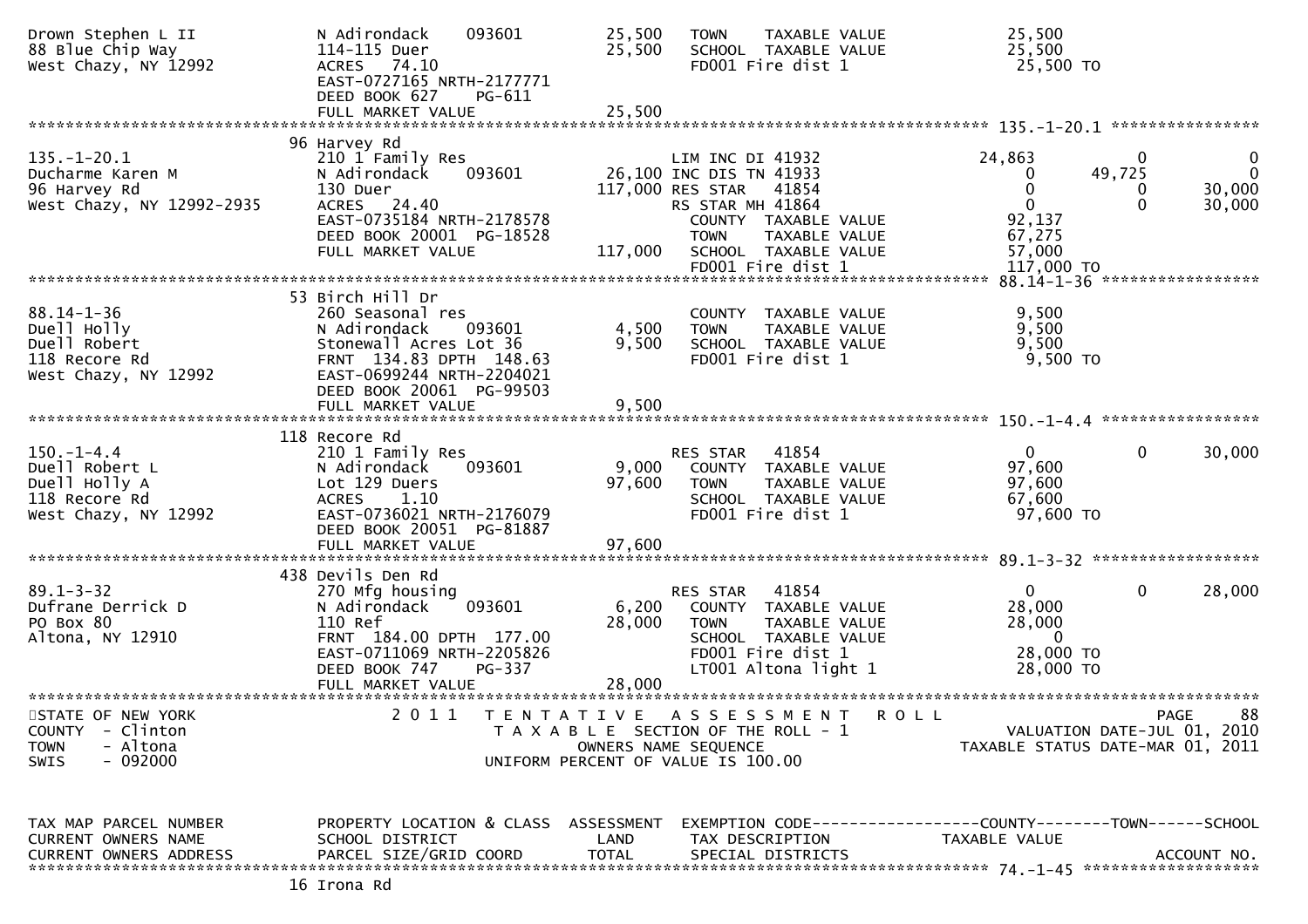```
Drown Stephen L II             N Adirondack    093601        25,500   TOWN    TAXABLE VALUE              25,500
88 Blue Chip Way               114-115 Duer                  25,500   SCHOOL  TAXABLE VALUE              25,500
West Chazy, NY 12992           ACRES  74.10                           FD001 Fire dist 1                   25,500 TO
                               EAST-0727165 NRTH-2177771
                               DEED BOOK 627    PG-611
                               FULL MARKET VALUE             25,500
******************************************************************************************************* 135.-1-20.1 ****************
                               96 Harvey Rd
135.-1-20.1                    210 1 Family Res                       LIM INC DI 41932           24,863          0             0
Ducharme Karen M               N Adirondack    093601        26,100 INC DIS TN 41933                 0      49,725             0
96 Harvey Rd                   130 Duer                     117,000 RES STAR   41854                 0           0        30,000
West Chazy, NY 12992-2935      ACRES  24.40                           RS STAR MH 41864                 0           0        30,000
                               EAST-0735184 NRTH-2178578              COUNTY  TAXABLE VALUE              92,137
                               DEED BOOK 20001 PG-18528               TOWN    TAXABLE VALUE              67,275
                               FULL MARKET VALUE            117,000   SCHOOL  TAXABLE VALUE              57,000
                                                                      FD001 Fire dist 1                  117,000 TO
******************************************************************************************************* 88.14-1-36 *****************
                               53 Birch Hill Dr
88.14-1-36                     260 Seasonal res                       COUNTY  TAXABLE VALUE               9,500
Duell Holly                    N Adirondack    093601         4,500   TOWN    TAXABLE VALUE               9,500
Duell Robert                   Stonewall Acres Lot 36         9,500   SCHOOL  TAXABLE VALUE               9,500
118 Recore Rd                  FRNT 134.83 DPTH 148.63                FD001 Fire dist 1                   9,500 TO
West Chazy, NY 12992           EAST-0699244 NRTH-2204021
                               DEED BOOK 20061 PG-99503
                               FULL MARKET VALUE              9,500
******************************************************************************************************* 150.-1-4.4 *****************
                               118 Recore Rd
150.-1-4.4                     210 1 Family Res                       RES STAR   41854                 0           0        30,000
Duell Robert L                 N Adirondack    093601         9,000   COUNTY  TAXABLE VALUE              97,600
Duell Holly A                  Lot 129 Duers                 97,600   TOWN    TAXABLE VALUE              97,600
118 Recore Rd                  ACRES   1.10                           SCHOOL  TAXABLE VALUE              67,600
West Chazy, NY 12992           EAST-0736021 NRTH-2176079              FD001 Fire dist 1                   97,600 TO
                               DEED BOOK 20051 PG-81887
                               FULL MARKET VALUE             97,600
******************************************************************************************************* 89.1-3-32 ******************
                               438 Devils Den Rd
89.1-3-32                      270 Mfg housing                        RES STAR   41854                 0           0        28,000
Dufrane Derrick D              N Adirondack    093601         6,200   COUNTY  TAXABLE VALUE              28,000
PO Box 80                      110 Ref                       28,000   TOWN    TAXABLE VALUE              28,000
Altona, NY 12910               FRNT 184.00 DPTH 177.00                SCHOOL  TAXABLE VALUE                   0
                               EAST-0711069 NRTH-2205826              FD001 Fire dist 1                   28,000 TO
                               DEED BOOK 747    PG-337                LT001 Altona light 1                28,000 TO
                               FULL MARKET VALUE             28,000
************************************************************************************************************************************
STATE OF NEW YORK                  2 0 1 1   T E N T A T I V E   A S S E S S M E N T   R O L L                          PAGE     88
COUNTY  - Clinton                          T A X A B L E  SECTION OF THE ROLL - 1                      VALUATION DATE-JUL 01, 2010
TOWN    - Altona                                   OWNERS NAME SEQUENCE                             TAXABLE STATUS DATE-MAR 01, 2011
SWIS    - 092000                             UNIFORM PERCENT OF VALUE IS 100.00


TAX MAP PARCEL NUMBER          PROPERTY LOCATION & CLASS  ASSESSMENT  EXEMPTION CODE------------------COUNTY--------TOWN------SCHOOL
CURRENT OWNERS NAME            SCHOOL DISTRICT               LAND      TAX DESCRIPTION              TAXABLE VALUE
CURRENT OWNERS ADDRESS         PARCEL SIZE/GRID COORD        TOTAL     SPECIAL DISTRICTS                                  ACCOUNT NO.
******************************************************************************************************* 74.-1-45 *******************
                               16 Irona Rd
```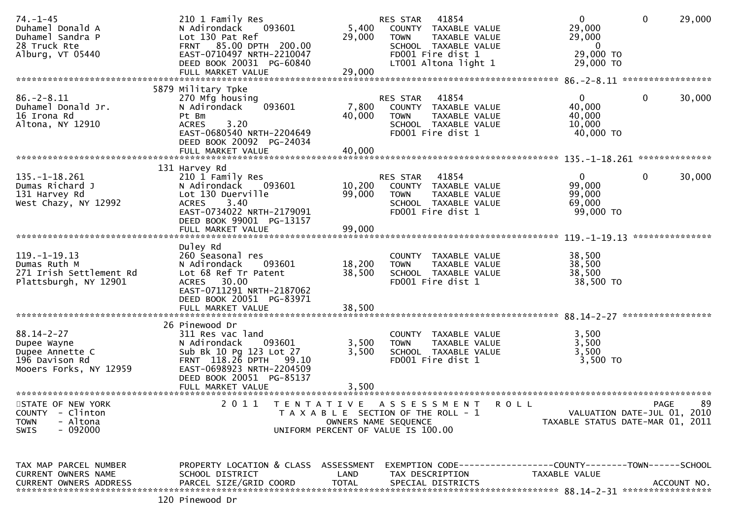```
74.-1-45                       210 1 Family Res                    RES STAR   41854                  0             0        29,000
Duhamel Donald A               N Adirondack    093601      5,400   COUNTY  TAXABLE VALUE          29,000
Duhamel Sandra P               Lot 130 Pat Ref            29,000   TOWN    TAXABLE VALUE          29,000
28 Truck Rte                   FRNT   85.00 DPTH 200.00            SCHOOL  TAXABLE VALUE               0
Alburg, VT 05440               EAST-0710497 NRTH-2210047           FD001 Fire dist 1              29,000 TO
                               DEED BOOK 20031  PG-60840           LT001 Altona light 1           29,000 TO
                               FULL MARKET VALUE          29,000
******************************************************************************************************* 86.-2-8.11 *****************
                            5879 Military Tpke
86.-2-8.11                     270 Mfg housing                     RES STAR   41854                  0             0        30,000
Duhamel Donald Jr.             N Adirondack    093601      7,800   COUNTY  TAXABLE VALUE          40,000
16 Irona Rd                    Pt Bm                      40,000   TOWN    TAXABLE VALUE          40,000
Altona, NY 12910               ACRES    3.20                       SCHOOL  TAXABLE VALUE          10,000
                               EAST-0680540 NRTH-2204649           FD001 Fire dist 1              40,000 TO
                               DEED BOOK 20092  PG-24034
                               FULL MARKET VALUE          40,000
******************************************************************************************************* 135.-1-18.261 **************
                            131 Harvey Rd
135.-1-18.261                  210 1 Family Res                    RES STAR   41854                  0             0        30,000
Dumas Richard J                N Adirondack    093601     10,200   COUNTY  TAXABLE VALUE          99,000
131 Harvey Rd                  Lot 130 Duerville          99,000   TOWN    TAXABLE VALUE          99,000
West Chazy, NY 12992           ACRES    3.40                       SCHOOL  TAXABLE VALUE          69,000
                               EAST-0734022 NRTH-2179091           FD001 Fire dist 1              99,000 TO
                               DEED BOOK 99001  PG-13157
                               FULL MARKET VALUE          99,000
******************************************************************************************************* 119.-1-19.13 ***************
                               Duley Rd
119.-1-19.13                   260 Seasonal res                    COUNTY  TAXABLE VALUE          38,500
Dumas Ruth M                   N Adirondack    093601     18,200   TOWN    TAXABLE VALUE          38,500
271 Irish Settlement Rd        Lot 68 Ref Tr Patent       38,500   SCHOOL  TAXABLE VALUE          38,500
Plattsburgh, NY 12901          ACRES   30.00                       FD001 Fire dist 1              38,500 TO
                               EAST-0711291 NRTH-2187062
                               DEED BOOK 20051  PG-83971
                               FULL MARKET VALUE          38,500
******************************************************************************************************* 88.14-2-27 *****************
                            26 Pinewood Dr
88.14-2-27                     311 Res vac land                    COUNTY  TAXABLE VALUE           3,500
Dupee Wayne                    N Adirondack    093601      3,500   TOWN    TAXABLE VALUE           3,500
Dupee Annette C                Sub Bk 10 Pg 123 Lot 27     3,500   SCHOOL  TAXABLE VALUE           3,500
196 Davison Rd                 FRNT  118.26 DPTH   99.10           FD001 Fire dist 1               3,500 TO
Mooers Forks, NY 12959         EAST-0698923 NRTH-2204509
                               DEED BOOK 20051  PG-85137
                               FULL MARKET VALUE           3,500
************************************************************************************************************************************
STATE OF NEW YORK                2 0 1 1   T E N T A T I V E   A S S E S S M E N T   R O L L                                PAGE    89
COUNTY  - Clinton                          T A X A B L E  SECTION OF THE ROLL - 1                      VALUATION DATE-JUL 01, 2010
TOWN    - Altona                                 OWNERS NAME SEQUENCE                               TAXABLE STATUS DATE-MAR 01, 2011
SWIS    - 092000                         UNIFORM PERCENT OF VALUE IS 100.00


TAX MAP PARCEL NUMBER          PROPERTY LOCATION & CLASS  ASSESSMENT  EXEMPTION CODE------------------COUNTY--------TOWN------SCHOOL
CURRENT OWNERS NAME            SCHOOL DISTRICT               LAND      TAX DESCRIPTION              TAXABLE VALUE
CURRENT OWNERS ADDRESS         PARCEL SIZE/GRID COORD       TOTAL      SPECIAL DISTRICTS                                  ACCOUNT NO.
******************************************************************************************************* 88.14-2-31 *****************
                            120 Pinewood Dr
```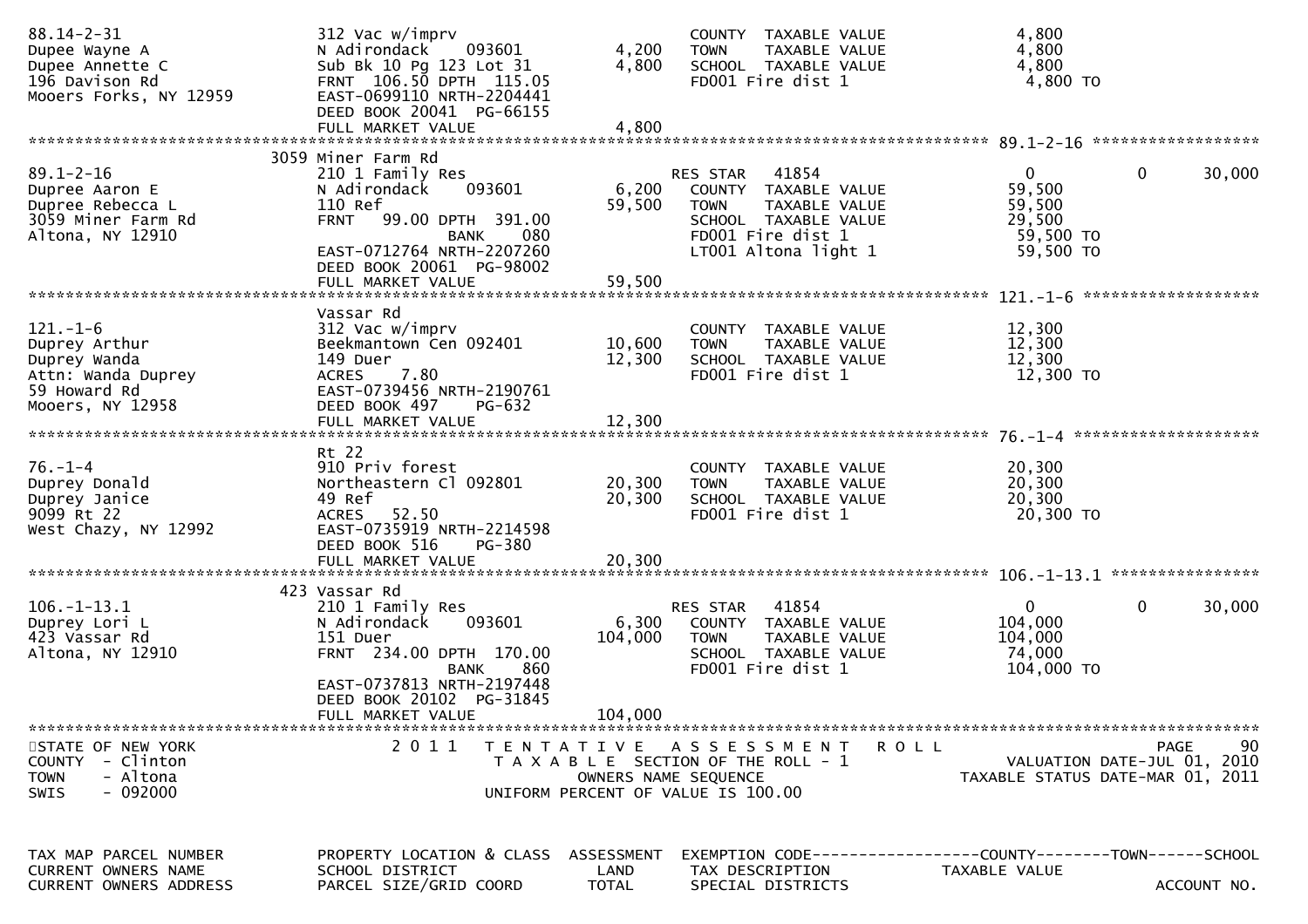STATE OF NEW YORK — 2011 TENTATIVE ASSESSMENT ROLL
COUNTY - Clinton — TAXABLE SECTION OF THE ROLL - 1 — VALUATION DATE-JUL 01, 2010
TOWN - Altona — OWNERS NAME SEQUENCE — TAXABLE STATUS DATE-MAR 01, 2011
SWIS - 092000 — UNIFORM PERCENT OF VALUE IS 100.00

| TAX MAP PARCEL NUMBER / CURRENT OWNERS NAME / CURRENT OWNERS ADDRESS | PROPERTY LOCATION & CLASS / SCHOOL DISTRICT / PARCEL SIZE/GRID COORD | ASSESSMENT LAND / TOTAL | EXEMPTION CODE / TAX DESCRIPTION / SPECIAL DISTRICTS | COUNTY TAXABLE VALUE | TOWN | SCHOOL |
|---|---|---|---|---|---|---|
| 88.14-2-31 | 312 Vac w/imprv | | COUNTY TAXABLE VALUE | 4,800 | | |
| Dupee Wayne A | N Adirondack 093601 | 4,200 | TOWN TAXABLE VALUE | 4,800 | | |
| Dupee Annette C | Sub Bk 10 Pg 123 Lot 31 | 4,800 | SCHOOL TAXABLE VALUE | 4,800 | | |
| 196 Davison Rd | FRNT 106.50 DPTH 115.05 | | FD001 Fire dist 1 | 4,800 TO | | |
| Mooers Forks, NY 12959 | EAST-0699110 NRTH-2204441 | | | | | |
| | DEED BOOK 20041 PG-66155 | | | | | |
| | FULL MARKET VALUE | 4,800 | | | | |
| **89.1-2-16** | 3059 Miner Farm Rd | | | | | |
| 89.1-2-16 | 210 1 Family Res | | RES STAR 41854 | 0 | 0 | 30,000 |
| Dupree Aaron E | N Adirondack 093601 | 6,200 | COUNTY TAXABLE VALUE | 59,500 | | |
| Dupree Rebecca L | 110 Ref | 59,500 | TOWN TAXABLE VALUE | 59,500 | | |
| 3059 Miner Farm Rd | FRNT 99.00 DPTH 391.00 | | SCHOOL TAXABLE VALUE | 29,500 | | |
| Altona, NY 12910 | BANK 080 | | FD001 Fire dist 1 | 59,500 TO | | |
| | EAST-0712764 NRTH-2207260 | | LT001 Altona light 1 | 59,500 TO | | |
| | DEED BOOK 20061 PG-98002 | | | | | |
| | FULL MARKET VALUE | 59,500 | | | | |
| **121.-1-6** | Vassar Rd | | | | | |
| 121.-1-6 | 312 Vac w/imprv | | COUNTY TAXABLE VALUE | 12,300 | | |
| Duprey Arthur | Beekmantown Cen 092401 | 10,600 | TOWN TAXABLE VALUE | 12,300 | | |
| Duprey Wanda | 149 Duer | 12,300 | SCHOOL TAXABLE VALUE | 12,300 | | |
| Attn: Wanda Duprey | ACRES 7.80 | | FD001 Fire dist 1 | 12,300 TO | | |
| 59 Howard Rd | EAST-0739456 NRTH-2190761 | | | | | |
| Mooers, NY 12958 | DEED BOOK 497 PG-632 | | | | | |
| | FULL MARKET VALUE | 12,300 | | | | |
| **76.-1-4** | Rt 22 | | | | | |
| 76.-1-4 | 910 Priv forest | | COUNTY TAXABLE VALUE | 20,300 | | |
| Duprey Donald | Northeastern Cl 092801 | 20,300 | TOWN TAXABLE VALUE | 20,300 | | |
| Duprey Janice | 49 Ref | 20,300 | SCHOOL TAXABLE VALUE | 20,300 | | |
| 9099 Rt 22 | ACRES 52.50 | | FD001 Fire dist 1 | 20,300 TO | | |
| West Chazy, NY 12992 | EAST-0735919 NRTH-2214598 | | | | | |
| | DEED BOOK 516 PG-380 | | | | | |
| | FULL MARKET VALUE | 20,300 | | | | |
| **106.-1-13.1** | 423 Vassar Rd | | | | | |
| 106.-1-13.1 | 210 1 Family Res | | RES STAR 41854 | 0 | 0 | 30,000 |
| Duprey Lori L | N Adirondack 093601 | 6,300 | COUNTY TAXABLE VALUE | 104,000 | | |
| 423 Vassar Rd | 151 Duer | 104,000 | TOWN TAXABLE VALUE | 104,000 | | |
| Altona, NY 12910 | FRNT 234.00 DPTH 170.00 | | SCHOOL TAXABLE VALUE | 74,000 | | |
| | BANK 860 | | FD001 Fire dist 1 | 104,000 TO | | |
| | EAST-0737813 NRTH-2197448 | | | | | |
| | DEED BOOK 20102 PG-31845 | | | | | |
| | FULL MARKET VALUE | 104,000 | | | | |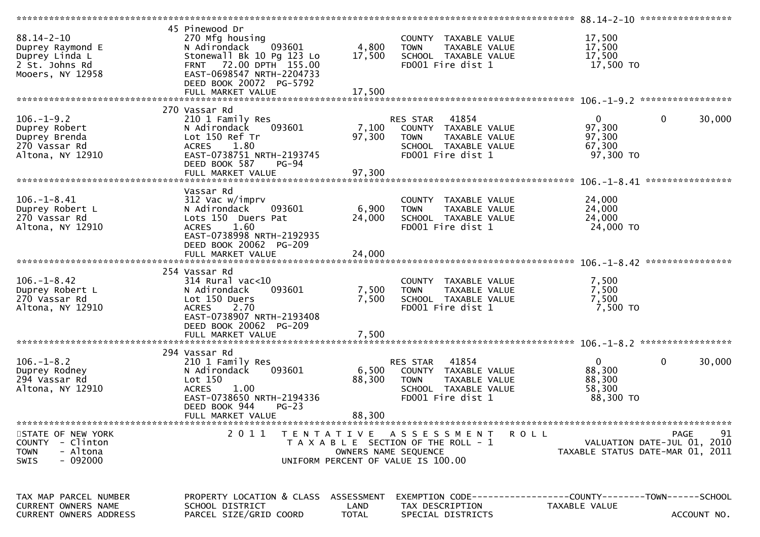STATE OF NEW YORK
COUNTY - Clinton
TOWN - Altona
SWIS - 092000

2 0 1 1 T E N T A T I V E A S S E S S M E N T R O L L
T A X A B L E SECTION OF THE ROLL - 1
OWNERS NAME SEQUENCE
UNIFORM PERCENT OF VALUE IS 100.00

VALUATION DATE-JUL 01, 2010
TAXABLE STATUS DATE-MAR 01, 2011

| TAX MAP PARCEL NUMBER / CURRENT OWNERS NAME / CURRENT OWNERS ADDRESS | PROPERTY LOCATION & CLASS / SCHOOL DISTRICT / PARCEL SIZE/GRID COORD | ASSESSMENT LAND / TOTAL | EXEMPTION CODE / TAX DESCRIPTION / SPECIAL DISTRICTS | COUNTY / TAXABLE VALUE | TOWN | SCHOOL / ACCOUNT NO. |
|---|---|---|---|---|---|---|
| **88.14-2-10** | 45 Pinewood Dr | | | | | |
| 88.14-2-10 | 270 Mfg housing | | COUNTY TAXABLE VALUE | 17,500 | | |
| Duprey Raymond E | N Adirondack 093601 | 4,800 | TOWN TAXABLE VALUE | 17,500 | | |
| Duprey Linda L | Stonewall Bk 10 Pg 123 Lo | 17,500 | SCHOOL TAXABLE VALUE | 17,500 | | |
| 2 St. Johns Rd | FRNT 72.00 DPTH 155.00 | | FD001 Fire dist 1 | 17,500 TO | | |
| Mooers, NY 12958 | EAST-0698547 NRTH-2204733 | | | | | |
| | DEED BOOK 20072 PG-5792 | | | | | |
| | FULL MARKET VALUE | 17,500 | | | | |
| **106.-1-9.2** | 270 Vassar Rd | | | | | |
| 106.-1-9.2 | 210 1 Family Res | | RES STAR 41854 | 0 | 0 | 30,000 |
| Duprey Robert | N Adirondack 093601 | 7,100 | COUNTY TAXABLE VALUE | 97,300 | | |
| Duprey Brenda | Lot 150 Ref Tr | 97,300 | TOWN TAXABLE VALUE | 97,300 | | |
| 270 Vassar Rd | ACRES 1.80 | | SCHOOL TAXABLE VALUE | 67,300 | | |
| Altona, NY 12910 | EAST-0738751 NRTH-2193745 | | FD001 Fire dist 1 | 97,300 TO | | |
| | DEED BOOK 587 PG-94 | | | | | |
| | FULL MARKET VALUE | 97,300 | | | | |
| **106.-1-8.41** | Vassar Rd | | | | | |
| 106.-1-8.41 | 312 Vac w/imprv | | COUNTY TAXABLE VALUE | 24,000 | | |
| Duprey Robert L | N Adirondack 093601 | 6,900 | TOWN TAXABLE VALUE | 24,000 | | |
| 270 Vassar Rd | Lots 150 Duers Pat | 24,000 | SCHOOL TAXABLE VALUE | 24,000 | | |
| Altona, NY 12910 | ACRES 1.60 | | FD001 Fire dist 1 | 24,000 TO | | |
| | EAST-0738998 NRTH-2192935 | | | | | |
| | DEED BOOK 20062 PG-209 | | | | | |
| | FULL MARKET VALUE | 24,000 | | | | |
| **106.-1-8.42** | 254 Vassar Rd | | | | | |
| 106.-1-8.42 | 314 Rural vac<10 | | COUNTY TAXABLE VALUE | 7,500 | | |
| Duprey Robert L | N Adirondack 093601 | 7,500 | TOWN TAXABLE VALUE | 7,500 | | |
| 270 Vassar Rd | Lot 150 Duers | 7,500 | SCHOOL TAXABLE VALUE | 7,500 | | |
| Altona, NY 12910 | ACRES 2.70 | | FD001 Fire dist 1 | 7,500 TO | | |
| | EAST-0738907 NRTH-2193408 | | | | | |
| | DEED BOOK 20062 PG-209 | | | | | |
| | FULL MARKET VALUE | 7,500 | | | | |
| **106.-1-8.2** | 294 Vassar Rd | | | | | |
| 106.-1-8.2 | 210 1 Family Res | | RES STAR 41854 | 0 | 0 | 30,000 |
| Duprey Rodney | N Adirondack 093601 | 6,500 | COUNTY TAXABLE VALUE | 88,300 | | |
| 294 Vassar Rd | Lot 150 | 88,300 | TOWN TAXABLE VALUE | 88,300 | | |
| Altona, NY 12910 | ACRES 1.00 | | SCHOOL TAXABLE VALUE | 58,300 | | |
| | EAST-0738650 NRTH-2194336 | | FD001 Fire dist 1 | 88,300 TO | | |
| | DEED BOOK 944 PG-23 | | | | | |
| | FULL MARKET VALUE | 88,300 | | | | |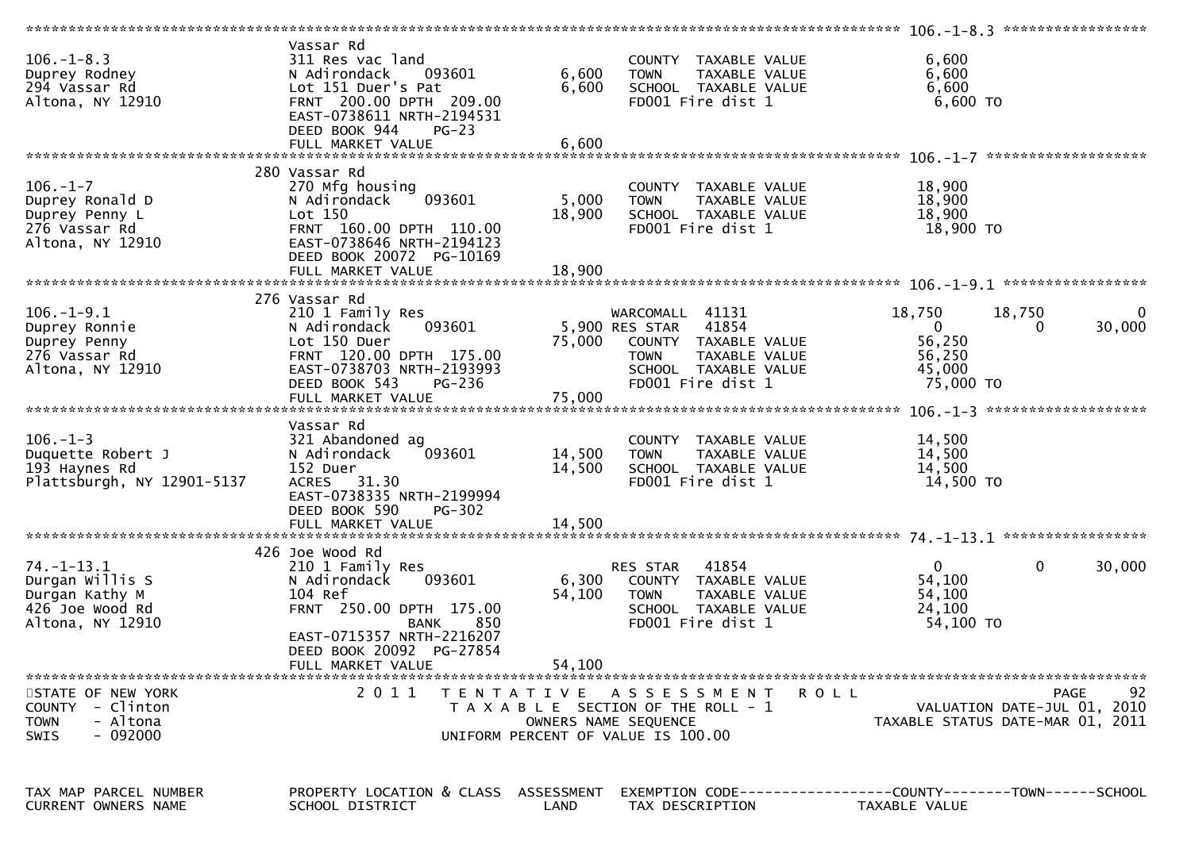```
******************************************************************************************************* 106.-1-8.3 *****************
                               Vassar Rd
106.-1-8.3                     311 Res vac land                         COUNTY  TAXABLE VALUE            6,600
Duprey Rodney                  N Adirondack    093601          6,600    TOWN    TAXABLE VALUE            6,600
294 Vassar Rd                  Lot 151 Duer's Pat              6,600    SCHOOL  TAXABLE VALUE            6,600
Altona, NY 12910               FRNT  200.00 DPTH  209.00                FD001 Fire dist 1                 6,600 TO
                               EAST-0738611 NRTH-2194531
                               DEED BOOK 944     PG-23
                               FULL MARKET VALUE               6,600
******************************************************************************************************* 106.-1-7 *******************
                             280 Vassar Rd
106.-1-7                       270 Mfg housing                          COUNTY  TAXABLE VALUE           18,900
Duprey Ronald D                N Adirondack    093601          5,000    TOWN    TAXABLE VALUE           18,900
Duprey Penny L                 Lot 150                        18,900    SCHOOL  TAXABLE VALUE           18,900
276 Vassar Rd                  FRNT  160.00 DPTH  110.00                FD001 Fire dist 1                18,900 TO
Altona, NY 12910               EAST-0738646 NRTH-2194123
                               DEED BOOK 20072  PG-10169
                               FULL MARKET VALUE              18,900
******************************************************************************************************* 106.-1-9.1 *****************
                             276 Vassar Rd
106.-1-9.1                     210 1 Family Res                         WARCOMALL  41131             18,750      18,750           0
Duprey Ronnie                  N Adirondack    093601          5,900 RES STAR   41854                   0           0      30,000
Duprey Penny                   Lot 150 Duer                   75,000    COUNTY  TAXABLE VALUE           56,250
276 Vassar Rd                  FRNT  120.00 DPTH  175.00                TOWN    TAXABLE VALUE           56,250
Altona, NY 12910               EAST-0738703 NRTH-2193993                SCHOOL  TAXABLE VALUE           45,000
                               DEED BOOK 543     PG-236                 FD001 Fire dist 1                75,000 TO
                               FULL MARKET VALUE              75,000
******************************************************************************************************* 106.-1-3 *******************
                               Vassar Rd
106.-1-3                       321 Abandoned ag                         COUNTY  TAXABLE VALUE           14,500
Duquette Robert J              N Adirondack    093601         14,500    TOWN    TAXABLE VALUE           14,500
193 Haynes Rd                  152 Duer                       14,500    SCHOOL  TAXABLE VALUE           14,500
Plattsburgh, NY 12901-5137     ACRES   31.30                            FD001 Fire dist 1                14,500 TO
                               EAST-0738335 NRTH-2199994
                               DEED BOOK 590     PG-302
                               FULL MARKET VALUE              14,500
******************************************************************************************************* 74.-1-13.1 *****************
                             426 Joe Wood Rd
74.-1-13.1                     210 1 Family Res                         RES STAR   41854                   0           0      30,000
Durgan Willis S                N Adirondack    093601          6,300    COUNTY  TAXABLE VALUE           54,100
Durgan Kathy M                 104 Ref                        54,100    TOWN    TAXABLE VALUE           54,100
426 Joe Wood Rd                FRNT  250.00 DPTH  175.00                SCHOOL  TAXABLE VALUE           24,100
Altona, NY 12910                              BANK     850              FD001 Fire dist 1                54,100 TO
                               EAST-0715357 NRTH-2216207
                               DEED BOOK 20092  PG-27854
                               FULL MARKET VALUE              54,100
************************************************************************************************************************************
STATE OF NEW YORK              2 0 1 1   T E N T A T I V E   A S S E S S M E N T   R O L L
COUNTY  - Clinton                        T A X A B L E  SECTION OF THE ROLL - 1                     VALUATION DATE-JUL 01, 2010
TOWN    - Altona                                  OWNERS NAME SEQUENCE                       TAXABLE STATUS DATE-MAR 01, 2011
SWIS    - 092000                          UNIFORM PERCENT OF VALUE IS 100.00


TAX MAP PARCEL NUMBER          PROPERTY LOCATION & CLASS  ASSESSMENT  EXEMPTION CODE------------------COUNTY--------TOWN------SCHOOL
CURRENT OWNERS NAME            SCHOOL DISTRICT               LAND      TAX DESCRIPTION            TAXABLE VALUE
```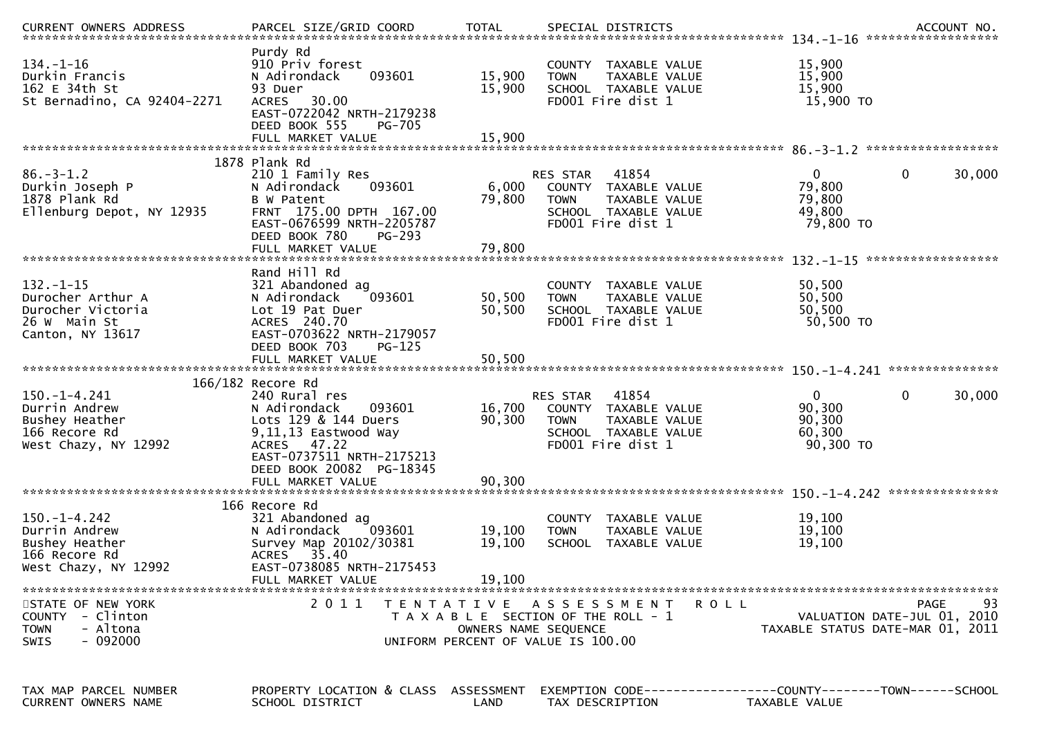| CURRENT OWNERS ADDRESS | PARCEL SIZE/GRID COORD | TOTAL | SPECIAL DISTRICTS | | | ACCOUNT NO. |
|---|---|---|---|---|---|---|
| ******************************** 134.-1-16 ****************** | | | | | | |
| | Purdy Rd | | | | | |
| 134.-1-16 | 910 Priv forest | | COUNTY TAXABLE VALUE | 15,900 | | |
| Durkin Francis | N Adirondack 093601 | 15,900 | TOWN TAXABLE VALUE | 15,900 | | |
| 162 E 34th St | 93 Duer | 15,900 | SCHOOL TAXABLE VALUE | 15,900 | | |
| St Bernadino, CA 92404-2271 | ACRES 30.00 | | FD001 Fire dist 1 | 15,900 TO | | |
| | EAST-0722042 NRTH-2179238 | | | | | |
| | DEED BOOK 555 PG-705 | | | | | |
| | FULL MARKET VALUE | 15,900 | | | | |
| ******************************** 86.-3-1.2 ****************** | | | | | | |
| | 1878 Plank Rd | | | | | |
| 86.-3-1.2 | 210 1 Family Res | | RES STAR 41854 | 0 | 0 | 30,000 |
| Durkin Joseph P | N Adirondack 093601 | 6,000 | COUNTY TAXABLE VALUE | 79,800 | | |
| 1878 Plank Rd | B W Patent | 79,800 | TOWN TAXABLE VALUE | 79,800 | | |
| Ellenburg Depot, NY 12935 | FRNT 175.00 DPTH 167.00 | | SCHOOL TAXABLE VALUE | 49,800 | | |
| | EAST-0676599 NRTH-2205787 | | FD001 Fire dist 1 | 79,800 TO | | |
| | DEED BOOK 780 PG-293 | | | | | |
| | FULL MARKET VALUE | 79,800 | | | | |
| ******************************** 132.-1-15 ****************** | | | | | | |
| | Rand Hill Rd | | | | | |
| 132.-1-15 | 321 Abandoned ag | | COUNTY TAXABLE VALUE | 50,500 | | |
| Durocher Arthur A | N Adirondack 093601 | 50,500 | TOWN TAXABLE VALUE | 50,500 | | |
| Durocher Victoria | Lot 19 Pat Duer | 50,500 | SCHOOL TAXABLE VALUE | 50,500 | | |
| 26 W Main St | ACRES 240.70 | | FD001 Fire dist 1 | 50,500 TO | | |
| Canton, NY 13617 | EAST-0703622 NRTH-2179057 | | | | | |
| | DEED BOOK 703 PG-125 | | | | | |
| | FULL MARKET VALUE | 50,500 | | | | |
| ******************************** 150.-1-4.241 *************** | | | | | | |
| | 166/182 Recore Rd | | | | | |
| 150.-1-4.241 | 240 Rural res | | RES STAR 41854 | 0 | 0 | 30,000 |
| Durrin Andrew | N Adirondack 093601 | 16,700 | COUNTY TAXABLE VALUE | 90,300 | | |
| Bushey Heather | Lots 129 & 144 Duers | 90,300 | TOWN TAXABLE VALUE | 90,300 | | |
| 166 Recore Rd | 9,11,13 Eastwood Way | | SCHOOL TAXABLE VALUE | 60,300 | | |
| West Chazy, NY 12992 | ACRES 47.22 | | FD001 Fire dist 1 | 90,300 TO | | |
| | EAST-0737511 NRTH-2175213 | | | | | |
| | DEED BOOK 20082 PG-18345 | | | | | |
| | FULL MARKET VALUE | 90,300 | | | | |
| ******************************** 150.-1-4.242 *************** | | | | | | |
| | 166 Recore Rd | | | | | |
| 150.-1-4.242 | 321 Abandoned ag | | COUNTY TAXABLE VALUE | 19,100 | | |
| Durrin Andrew | N Adirondack 093601 | 19,100 | TOWN TAXABLE VALUE | 19,100 | | |
| Bushey Heather | Survey Map 20102/30381 | 19,100 | SCHOOL TAXABLE VALUE | 19,100 | | |
| 166 Recore Rd | ACRES 35.40 | | | | | |
| West Chazy, NY 12992 | EAST-0738085 NRTH-2175453 | | | | | |
| | FULL MARKET VALUE | 19,100 | | | | |

STATE OF NEW YORK — 2011 TENTATIVE ASSESSMENT ROLL — VALUATION DATE-JUL 01, 2010
COUNTY - Clinton — TAXABLE SECTION OF THE ROLL - 1 — TAXABLE STATUS DATE-MAR 01, 2011
TOWN - Altona — OWNERS NAME SEQUENCE
SWIS - 092000 — UNIFORM PERCENT OF VALUE IS 100.00

| TAX MAP PARCEL NUMBER | PROPERTY LOCATION & CLASS | ASSESSMENT | EXEMPTION CODE | COUNTY | TOWN | SCHOOL |
|---|---|---|---|---|---|---|
| CURRENT OWNERS NAME | SCHOOL DISTRICT | LAND | TAX DESCRIPTION | TAXABLE VALUE | | |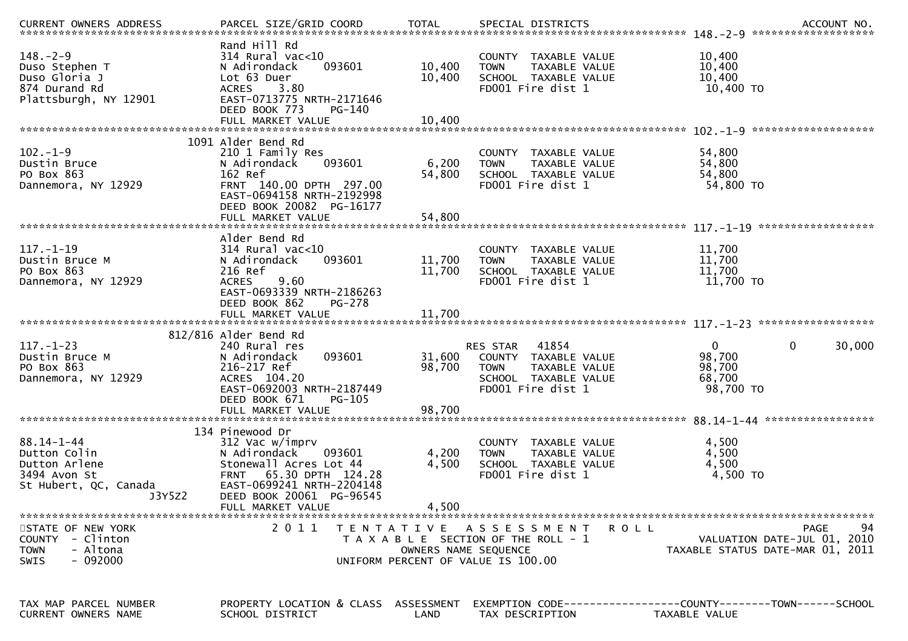| CURRENT OWNERS ADDRESS | PARCEL SIZE/GRID COORD | TOTAL | SPECIAL DISTRICTS | | ACCOUNT NO. |
|---|---|---|---|---|---|
| ********** 148.-2-9 ********** | | | | | |
| | Rand Hill Rd | | | | |
| 148.-2-9 | 314 Rural vac<10 | | COUNTY TAXABLE VALUE | 10,400 | |
| Duso Stephen T | N Adirondack 093601 | 10,400 | TOWN TAXABLE VALUE | 10,400 | |
| Duso Gloria J | Lot 63 Duer | 10,400 | SCHOOL TAXABLE VALUE | 10,400 | |
| 874 Durand Rd | ACRES 3.80 | | FD001 Fire dist 1 | 10,400 TO | |
| Plattsburgh, NY 12901 | EAST-0713775 NRTH-2171646 | | | | |
| | DEED BOOK 773 PG-140 | | | | |
| | FULL MARKET VALUE | 10,400 | | | |
| ********** 102.-1-9 ********** | | | | | |
| | 1091 Alder Bend Rd | | | | |
| 102.-1-9 | 210 1 Family Res | | COUNTY TAXABLE VALUE | 54,800 | |
| Dustin Bruce | N Adirondack 093601 | 6,200 | TOWN TAXABLE VALUE | 54,800 | |
| PO Box 863 | 162 Ref | 54,800 | SCHOOL TAXABLE VALUE | 54,800 | |
| Dannemora, NY 12929 | FRNT 140.00 DPTH 297.00 | | FD001 Fire dist 1 | 54,800 TO | |
| | EAST-0694158 NRTH-2192998 | | | | |
| | DEED BOOK 20082 PG-16177 | | | | |
| | FULL MARKET VALUE | 54,800 | | | |
| ********** 117.-1-19 ********** | | | | | |
| | Alder Bend Rd | | | | |
| 117.-1-19 | 314 Rural vac<10 | | COUNTY TAXABLE VALUE | 11,700 | |
| Dustin Bruce M | N Adirondack 093601 | 11,700 | TOWN TAXABLE VALUE | 11,700 | |
| PO Box 863 | 216 Ref | 11,700 | SCHOOL TAXABLE VALUE | 11,700 | |
| Dannemora, NY 12929 | ACRES 9.60 | | FD001 Fire dist 1 | 11,700 TO | |
| | EAST-0693339 NRTH-2186263 | | | | |
| | DEED BOOK 862 PG-278 | | | | |
| | FULL MARKET VALUE | 11,700 | | | |
| ********** 117.-1-23 ********** | | | | | |
| | 812/816 Alder Bend Rd | | | | |
| 117.-1-23 | 240 Rural res | | RES STAR 41854 | 0 0 | 30,000 |
| Dustin Bruce M | N Adirondack 093601 | 31,600 | COUNTY TAXABLE VALUE | 98,700 | |
| PO Box 863 | 216-217 Ref | 98,700 | TOWN TAXABLE VALUE | 98,700 | |
| Dannemora, NY 12929 | ACRES 104.20 | | SCHOOL TAXABLE VALUE | 68,700 | |
| | EAST-0692003 NRTH-2187449 | | FD001 Fire dist 1 | 98,700 TO | |
| | DEED BOOK 671 PG-105 | | | | |
| | FULL MARKET VALUE | 98,700 | | | |
| ********** 88.14-1-44 ********** | | | | | |
| | 134 Pinewood Dr | | | | |
| 88.14-1-44 | 312 Vac w/imprv | | COUNTY TAXABLE VALUE | 4,500 | |
| Dutton Colin | N Adirondack 093601 | 4,200 | TOWN TAXABLE VALUE | 4,500 | |
| Dutton Arlene | Stonewall Acres Lot 44 | 4,500 | SCHOOL TAXABLE VALUE | 4,500 | |
| 3494 Avon St | FRNT 65.30 DPTH 124.28 | | FD001 Fire dist 1 | 4,500 TO | |
| St Hubert, QC, Canada J3Y5Z2 | EAST-0699241 NRTH-2204148 | | | | |
| | DEED BOOK 20061 PG-96545 | | | | |
| | FULL MARKET VALUE | 4,500 | | | |

STATE OF NEW YORK
COUNTY - Clinton
TOWN - Altona
SWIS - 092000

2011 TENTATIVE ASSESSMENT ROLL
TAXABLE SECTION OF THE ROLL - 1
OWNERS NAME SEQUENCE
UNIFORM PERCENT OF VALUE IS 100.00

VALUATION DATE-JUL 01, 2010
TAXABLE STATUS DATE-MAR 01, 2011

| TAX MAP PARCEL NUMBER | PROPERTY LOCATION & CLASS | ASSESSMENT | EXEMPTION CODE------------------COUNTY--------TOWN------SCHOOL |
|---|---|---|---|
| CURRENT OWNERS NAME | SCHOOL DISTRICT | LAND | TAX DESCRIPTION TAXABLE VALUE |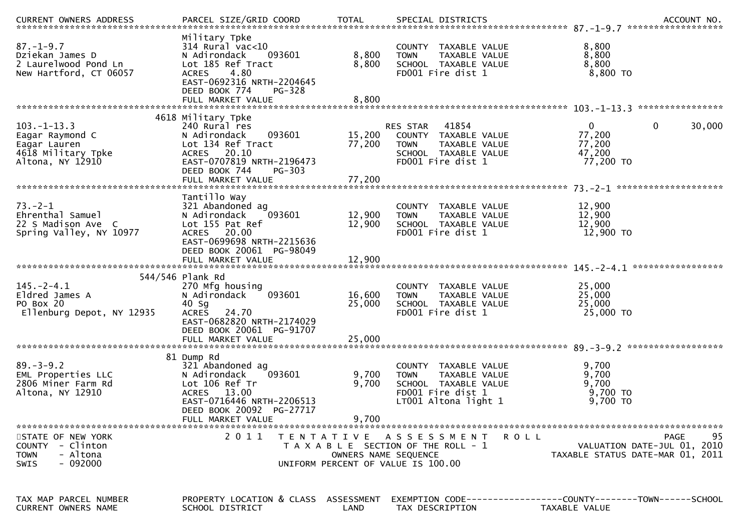| CURRENT OWNERS ADDRESS | PARCEL SIZE/GRID COORD | TOTAL | SPECIAL DISTRICTS | | ACCOUNT NO. |
|---|---|---|---|---|---|
| **87.-1-9.7** | | | | | |
| | Military Tpke | | | | |
| 87.-1-9.7 | 314 Rural vac<10 | | COUNTY TAXABLE VALUE | 8,800 | |
| Dziekan James D | N Adirondack 093601 | 8,800 | TOWN TAXABLE VALUE | 8,800 | |
| 2 Laurelwood Pond Ln | Lot 185 Ref Tract | 8,800 | SCHOOL TAXABLE VALUE | 8,800 | |
| New Hartford, CT 06057 | ACRES 4.80 | | FD001 Fire dist 1 | 8,800 TO | |
| | EAST-0692316 NRTH-2204645 | | | | |
| | DEED BOOK 774 PG-328 | | | | |
| | FULL MARKET VALUE | 8,800 | | | |
| **103.-1-13.3** | | | | | |
| | 4618 Military Tpke | | | | |
| 103.-1-13.3 | 240 Rural res | | RES STAR 41854 | 0 0 | 30,000 |
| Eagar Raymond C | N Adirondack 093601 | 15,200 | COUNTY TAXABLE VALUE | 77,200 | |
| Eagar Lauren | Lot 134 Ref Tract | 77,200 | TOWN TAXABLE VALUE | 77,200 | |
| 4618 Military Tpke | ACRES 20.10 | | SCHOOL TAXABLE VALUE | 47,200 | |
| Altona, NY 12910 | EAST-0707819 NRTH-2196473 | | FD001 Fire dist 1 | 77,200 TO | |
| | DEED BOOK 744 PG-303 | | | | |
| | FULL MARKET VALUE | 77,200 | | | |
| **73.-2-1** | | | | | |
| | Tantillo Way | | | | |
| 73.-2-1 | 321 Abandoned ag | | COUNTY TAXABLE VALUE | 12,900 | |
| Ehrenthal Samuel | N Adirondack 093601 | 12,900 | TOWN TAXABLE VALUE | 12,900 | |
| 22 S Madison Ave C | Lot 155 Pat Ref | 12,900 | SCHOOL TAXABLE VALUE | 12,900 | |
| Spring Valley, NY 10977 | ACRES 20.00 | | FD001 Fire dist 1 | 12,900 TO | |
| | EAST-0699698 NRTH-2215636 | | | | |
| | DEED BOOK 20061 PG-98049 | | | | |
| | FULL MARKET VALUE | 12,900 | | | |
| **145.-2-4.1** | | | | | |
| | 544/546 Plank Rd | | | | |
| 145.-2-4.1 | 270 Mfg housing | | COUNTY TAXABLE VALUE | 25,000 | |
| Eldred James A | N Adirondack 093601 | 16,600 | TOWN TAXABLE VALUE | 25,000 | |
| PO Box 20 | 40 Sg | 25,000 | SCHOOL TAXABLE VALUE | 25,000 | |
| Ellenburg Depot, NY 12935 | ACRES 24.70 | | FD001 Fire dist 1 | 25,000 TO | |
| | EAST-0682820 NRTH-2174029 | | | | |
| | DEED BOOK 20061 PG-91707 | | | | |
| | FULL MARKET VALUE | 25,000 | | | |
| **89.-3-9.2** | | | | | |
| | 81 Dump Rd | | | | |
| 89.-3-9.2 | 321 Abandoned ag | | COUNTY TAXABLE VALUE | 9,700 | |
| EML Properties LLC | N Adirondack 093601 | 9,700 | TOWN TAXABLE VALUE | 9,700 | |
| 2806 Miner Farm Rd | Lot 106 Ref Tr | 9,700 | SCHOOL TAXABLE VALUE | 9,700 | |
| Altona, NY 12910 | ACRES 13.00 | | FD001 Fire dist 1 | 9,700 TO | |
| | EAST-0716446 NRTH-2206513 | | LT001 Altona light 1 | 9,700 TO | |
| | DEED BOOK 20092 PG-27717 | | | | |
| | FULL MARKET VALUE | 9,700 | | | |

STATE OF NEW YORK
COUNTY - Clinton
TOWN - Altona
SWIS - 092000

2011 TENTATIVE ASSESSMENT ROLL
TAXABLE SECTION OF THE ROLL - 1
OWNERS NAME SEQUENCE
UNIFORM PERCENT OF VALUE IS 100.00

VALUATION DATE-JUL 01, 2010
TAXABLE STATUS DATE-MAR 01, 2011

| TAX MAP PARCEL NUMBER | PROPERTY LOCATION & CLASS | ASSESSMENT | EXEMPTION CODE------------------COUNTY--------TOWN------SCHOOL |
|---|---|---|---|
| CURRENT OWNERS NAME | SCHOOL DISTRICT | LAND | TAX DESCRIPTION TAXABLE VALUE |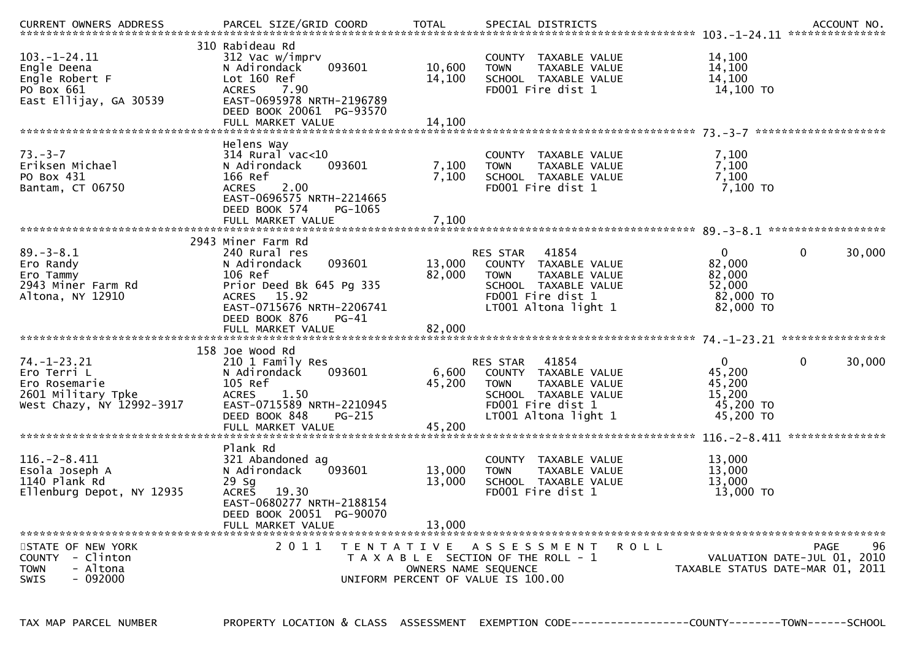| CURRENT OWNERS ADDRESS | PARCEL SIZE/GRID COORD | TOTAL | SPECIAL DISTRICTS | | | ACCOUNT NO. |
|---|---|---|---|---|---|---|
| **103.-1-24.11** | | | | | | |
| | 310 Rabideau Rd | | | | | |
| 103.-1-24.11 | 312 Vac w/imprv | | COUNTY TAXABLE VALUE | 14,100 | | |
| Engle Deena | N Adirondack 093601 | 10,600 | TOWN TAXABLE VALUE | 14,100 | | |
| Engle Robert F | Lot 160 Ref | 14,100 | SCHOOL TAXABLE VALUE | 14,100 | | |
| PO Box 661 | ACRES 7.90 | | FD001 Fire dist 1 | 14,100 TO | | |
| East Ellijay, GA 30539 | EAST-0695978 NRTH-2196789 | | | | | |
| | DEED BOOK 20061 PG-93570 | | | | | |
| | FULL MARKET VALUE | 14,100 | | | | |
| **73.-3-7** | | | | | | |
| | Helens Way | | | | | |
| 73.-3-7 | 314 Rural vac<10 | | COUNTY TAXABLE VALUE | 7,100 | | |
| Eriksen Michael | N Adirondack 093601 | 7,100 | TOWN TAXABLE VALUE | 7,100 | | |
| PO Box 431 | 166 Ref | 7,100 | SCHOOL TAXABLE VALUE | 7,100 | | |
| Bantam, CT 06750 | ACRES 2.00 | | FD001 Fire dist 1 | 7,100 TO | | |
| | EAST-0696575 NRTH-2214665 | | | | | |
| | DEED BOOK 574 PG-1065 | | | | | |
| | FULL MARKET VALUE | 7,100 | | | | |
| **89.-3-8.1** | | | | | | |
| | 2943 Miner Farm Rd | | | | | |
| 89.-3-8.1 | 240 Rural res | | RES STAR 41854 | 0 | 0 | 30,000 |
| Ero Randy | N Adirondack 093601 | 13,000 | COUNTY TAXABLE VALUE | 82,000 | | |
| Ero Tammy | 106 Ref | 82,000 | TOWN TAXABLE VALUE | 82,000 | | |
| 2943 Miner Farm Rd | Prior Deed Bk 645 Pg 335 | | SCHOOL TAXABLE VALUE | 52,000 | | |
| Altona, NY 12910 | ACRES 15.92 | | FD001 Fire dist 1 | 82,000 TO | | |
| | EAST-0715676 NRTH-2206741 | | LT001 Altona light 1 | 82,000 TO | | |
| | DEED BOOK 876 PG-41 | | | | | |
| | FULL MARKET VALUE | 82,000 | | | | |
| **74.-1-23.21** | | | | | | |
| | 158 Joe Wood Rd | | | | | |
| 74.-1-23.21 | 210 1 Family Res | | RES STAR 41854 | 0 | 0 | 30,000 |
| Ero Terri L | N Adirondack 093601 | 6,600 | COUNTY TAXABLE VALUE | 45,200 | | |
| Ero Rosemarie | 105 Ref | 45,200 | TOWN TAXABLE VALUE | 45,200 | | |
| 2601 Military Tpke | ACRES 1.50 | | SCHOOL TAXABLE VALUE | 15,200 | | |
| West Chazy, NY 12992-3917 | EAST-0715589 NRTH-2210945 | | FD001 Fire dist 1 | 45,200 TO | | |
| | DEED BOOK 848 PG-215 | | LT001 Altona light 1 | 45,200 TO | | |
| | FULL MARKET VALUE | 45,200 | | | | |
| **116.-2-8.411** | | | | | | |
| | Plank Rd | | | | | |
| 116.-2-8.411 | 321 Abandoned ag | | COUNTY TAXABLE VALUE | 13,000 | | |
| Esola Joseph A | N Adirondack 093601 | 13,000 | TOWN TAXABLE VALUE | 13,000 | | |
| 1140 Plank Rd | 29 Sg | 13,000 | SCHOOL TAXABLE VALUE | 13,000 | | |
| Ellenburg Depot, NY 12935 | ACRES 19.30 | | FD001 Fire dist 1 | 13,000 TO | | |
| | EAST-0680277 NRTH-2188154 | | | | | |
| | DEED BOOK 20051 PG-90070 | | | | | |
| | FULL MARKET VALUE | 13,000 | | | | |

STATE OF NEW YORK
COUNTY - Clinton
TOWN - Altona
SWIS - 092000

2011 TENTATIVE ASSESSMENT ROLL
TAXABLE SECTION OF THE ROLL - 1
OWNERS NAME SEQUENCE
UNIFORM PERCENT OF VALUE IS 100.00

VALUATION DATE-JUL 01, 2010
TAXABLE STATUS DATE-MAR 01, 2011

TAX MAP PARCEL NUMBER | PROPERTY LOCATION & CLASS | ASSESSMENT | EXEMPTION CODE------------------COUNTY--------TOWN------SCHOOL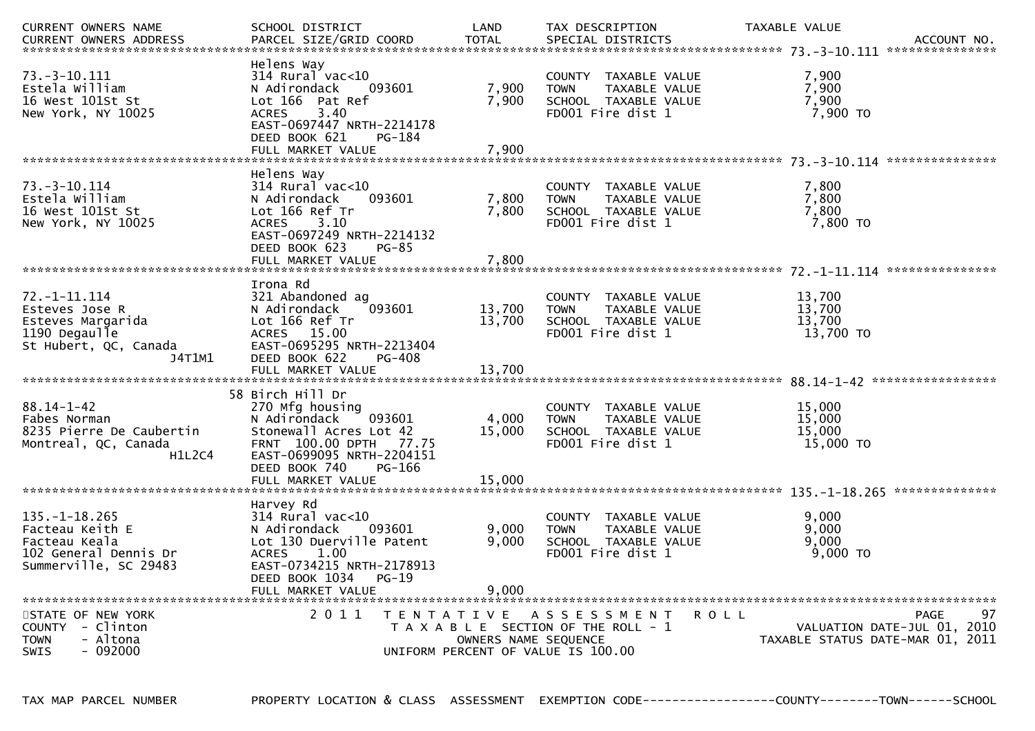| CURRENT OWNERS NAME<br>CURRENT OWNERS ADDRESS | SCHOOL DISTRICT<br>PARCEL SIZE/GRID COORD | LAND<br>TOTAL | TAX DESCRIPTION<br>SPECIAL DISTRICTS | TAXABLE VALUE | ACCOUNT NO. |
|---|---|---|---|---|---|
| **73.-3-10.111** | | | | | |
| | Helens Way | | | | |
| 73.-3-10.111 | 314 Rural vac<10 | | COUNTY TAXABLE VALUE | 7,900 | |
| Estela William | N Adirondack 093601 | 7,900 | TOWN TAXABLE VALUE | 7,900 | |
| 16 West 101St St | Lot 166 Pat Ref | 7,900 | SCHOOL TAXABLE VALUE | 7,900 | |
| New York, NY 10025 | ACRES 3.40 | | FD001 Fire dist 1 | 7,900 TO | |
| | EAST-0697447 NRTH-2214178 | | | | |
| | DEED BOOK 621 PG-184 | | | | |
| | FULL MARKET VALUE | 7,900 | | | |
| **73.-3-10.114** | | | | | |
| | Helens Way | | | | |
| 73.-3-10.114 | 314 Rural vac<10 | | COUNTY TAXABLE VALUE | 7,800 | |
| Estela William | N Adirondack 093601 | 7,800 | TOWN TAXABLE VALUE | 7,800 | |
| 16 West 101St St | Lot 166 Ref Tr | 7,800 | SCHOOL TAXABLE VALUE | 7,800 | |
| New York, NY 10025 | ACRES 3.10 | | FD001 Fire dist 1 | 7,800 TO | |
| | EAST-0697249 NRTH-2214132 | | | | |
| | DEED BOOK 623 PG-85 | | | | |
| | FULL MARKET VALUE | 7,800 | | | |
| **72.-1-11.114** | | | | | |
| | Irona Rd | | | | |
| 72.-1-11.114 | 321 Abandoned ag | | COUNTY TAXABLE VALUE | 13,700 | |
| Esteves Jose R | N Adirondack 093601 | 13,700 | TOWN TAXABLE VALUE | 13,700 | |
| Esteves Margarida | Lot 166 Ref Tr | 13,700 | SCHOOL TAXABLE VALUE | 13,700 | |
| 1190 Degaulle | ACRES 15.00 | | FD001 Fire dist 1 | 13,700 TO | |
| St Hubert, QC, Canada | EAST-0695295 NRTH-2213404 | | | | |
| J4T1M1 | DEED BOOK 622 PG-408 | | | | |
| | FULL MARKET VALUE | 13,700 | | | |
| **88.14-1-42** | | | | | |
| | 58 Birch Hill Dr | | | | |
| 88.14-1-42 | 270 Mfg housing | | COUNTY TAXABLE VALUE | 15,000 | |
| Fabes Norman | N Adirondack 093601 | 4,000 | TOWN TAXABLE VALUE | 15,000 | |
| 8235 Pierre De Caubertin | Stonewall Acres Lot 42 | 15,000 | SCHOOL TAXABLE VALUE | 15,000 | |
| Montreal, QC, Canada | FRNT 100.00 DPTH 77.75 | | FD001 Fire dist 1 | 15,000 TO | |
| H1L2C4 | EAST-0699095 NRTH-2204151 | | | | |
| | DEED BOOK 740 PG-166 | | | | |
| | FULL MARKET VALUE | 15,000 | | | |
| **135.-1-18.265** | | | | | |
| | Harvey Rd | | | | |
| 135.-1-18.265 | 314 Rural vac<10 | | COUNTY TAXABLE VALUE | 9,000 | |
| Facteau Keith E | N Adirondack 093601 | 9,000 | TOWN TAXABLE VALUE | 9,000 | |
| Facteau Keala | Lot 130 Duerville Patent | 9,000 | SCHOOL TAXABLE VALUE | 9,000 | |
| 102 General Dennis Dr | ACRES 1.00 | | FD001 Fire dist 1 | 9,000 TO | |
| Summerville, SC 29483 | EAST-0734215 NRTH-2178913 | | | | |
| | DEED BOOK 1034 PG-19 | | | | |
| | FULL MARKET VALUE | 9,000 | | | |

STATE OF NEW YORK
COUNTY - Clinton
TOWN - Altona
SWIS - 092000

2011 TENTATIVE ASSESSMENT ROLL
TAXABLE SECTION OF THE ROLL - 1
OWNERS NAME SEQUENCE
UNIFORM PERCENT OF VALUE IS 100.00

VALUATION DATE-JUL 01, 2010
TAXABLE STATUS DATE-MAR 01, 2011

TAX MAP PARCEL NUMBER    PROPERTY LOCATION & CLASS  ASSESSMENT  EXEMPTION CODE------------------COUNTY--------TOWN------SCHOOL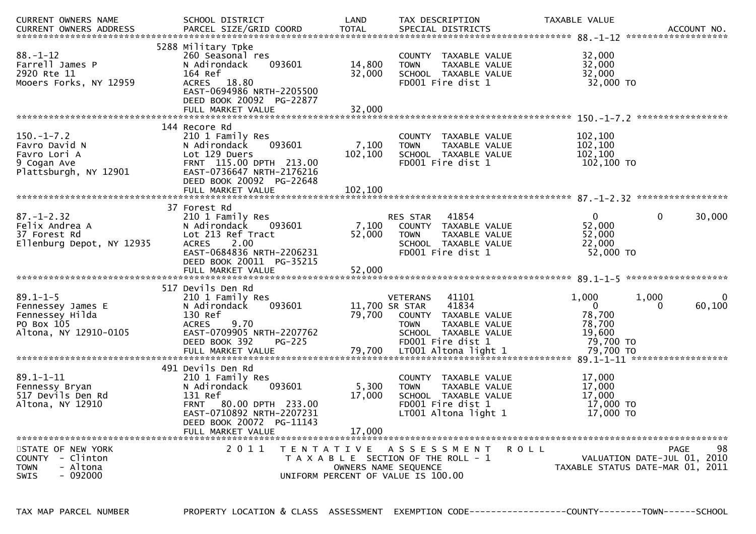| CURRENT OWNERS NAME<br>CURRENT OWNERS ADDRESS | SCHOOL DISTRICT<br>PARCEL SIZE/GRID COORD | LAND<br>TOTAL | TAX DESCRIPTION<br>SPECIAL DISTRICTS | TAXABLE VALUE | | ACCOUNT NO. |
|---|---|---|---|---|---|---|
| **88.-1-12** | | | | | | |
| | 5288 Military Tpke | | | | | |
| 88.-1-12 | 260 Seasonal res | | COUNTY TAXABLE VALUE | 32,000 | | |
| Farrell James P | N Adirondack 093601 | 14,800 | TOWN TAXABLE VALUE | 32,000 | | |
| 2920 Rte 11 | 164 Ref | 32,000 | SCHOOL TAXABLE VALUE | 32,000 | | |
| Mooers Forks, NY 12959 | ACRES 18.80 | | FD001 Fire dist 1 | 32,000 TO | | |
| | EAST-0694986 NRTH-2205500 | | | | | |
| | DEED BOOK 20092 PG-22877 | | | | | |
| | FULL MARKET VALUE | 32,000 | | | | |
| **150.-1-7.2** | | | | | | |
| | 144 Recore Rd | | | | | |
| 150.-1-7.2 | 210 1 Family Res | | COUNTY TAXABLE VALUE | 102,100 | | |
| Favro David N | N Adirondack 093601 | 7,100 | TOWN TAXABLE VALUE | 102,100 | | |
| Favro Lori A | Lot 129 Duers | 102,100 | SCHOOL TAXABLE VALUE | 102,100 | | |
| 9 Cogan Ave | FRNT 115.00 DPTH 213.00 | | FD001 Fire dist 1 | 102,100 TO | | |
| Plattsburgh, NY 12901 | EAST-0736647 NRTH-2176216 | | | | | |
| | DEED BOOK 20092 PG-22648 | | | | | |
| | FULL MARKET VALUE | 102,100 | | | | |
| **87.-1-2.32** | | | | | | |
| | 37 Forest Rd | | | | | |
| 87.-1-2.32 | 210 1 Family Res | | RES STAR 41854 | 0 | 0 | 30,000 |
| Felix Andrea A | N Adirondack 093601 | 7,100 | COUNTY TAXABLE VALUE | 52,000 | | |
| 37 Forest Rd | Lot 213 Ref Tract | 52,000 | TOWN TAXABLE VALUE | 52,000 | | |
| Ellenburg Depot, NY 12935 | ACRES 2.00 | | SCHOOL TAXABLE VALUE | 22,000 | | |
| | EAST-0684836 NRTH-2206231 | | FD001 Fire dist 1 | 52,000 TO | | |
| | DEED BOOK 20011 PG-35215 | | | | | |
| | FULL MARKET VALUE | 52,000 | | | | |
| **89.1-1-5** | | | | | | |
| | 517 Devils Den Rd | | | | | |
| 89.1-1-5 | 210 1 Family Res | | VETERANS 41101 | 1,000 | 1,000 | 0 |
| Fennessey James E | N Adirondack 093601 | 11,700 | SR STAR 41834 | 0 | 0 | 60,100 |
| Fennessey Hilda | 130 Ref | 79,700 | COUNTY TAXABLE VALUE | 78,700 | | |
| PO Box 105 | ACRES 9.70 | | TOWN TAXABLE VALUE | 78,700 | | |
| Altona, NY 12910-0105 | EAST-0709905 NRTH-2207762 | | SCHOOL TAXABLE VALUE | 19,600 | | |
| | DEED BOOK 392 PG-225 | | FD001 Fire dist 1 | 79,700 TO | | |
| | FULL MARKET VALUE | 79,700 | LT001 Altona light 1 | 79,700 TO | | |
| **89.1-1-11** | | | | | | |
| | 491 Devils Den Rd | | | | | |
| 89.1-1-11 | 210 1 Family Res | | COUNTY TAXABLE VALUE | 17,000 | | |
| Fennessy Bryan | N Adirondack 093601 | 5,300 | TOWN TAXABLE VALUE | 17,000 | | |
| 517 Devils Den Rd | 131 Ref | 17,000 | SCHOOL TAXABLE VALUE | 17,000 | | |
| Altona, NY 12910 | FRNT 80.00 DPTH 233.00 | | FD001 Fire dist 1 | 17,000 TO | | |
| | EAST-0710892 NRTH-2207231 | | LT001 Altona light 1 | 17,000 TO | | |
| | DEED BOOK 20072 PG-11143 | | | | | |
| | FULL MARKET VALUE | 17,000 | | | | |

STATE OF NEW YORK
COUNTY - Clinton
TOWN - Altona
SWIS - 092000

2011 TENTATIVE ASSESSMENT ROLL
TAXABLE SECTION OF THE ROLL - 1
OWNERS NAME SEQUENCE
UNIFORM PERCENT OF VALUE IS 100.00

VALUATION DATE-JUL 01, 2010
TAXABLE STATUS DATE-MAR 01, 2011

TAX MAP PARCEL NUMBER | PROPERTY LOCATION & CLASS | ASSESSMENT | EXEMPTION CODE------------------COUNTY--------TOWN------SCHOOL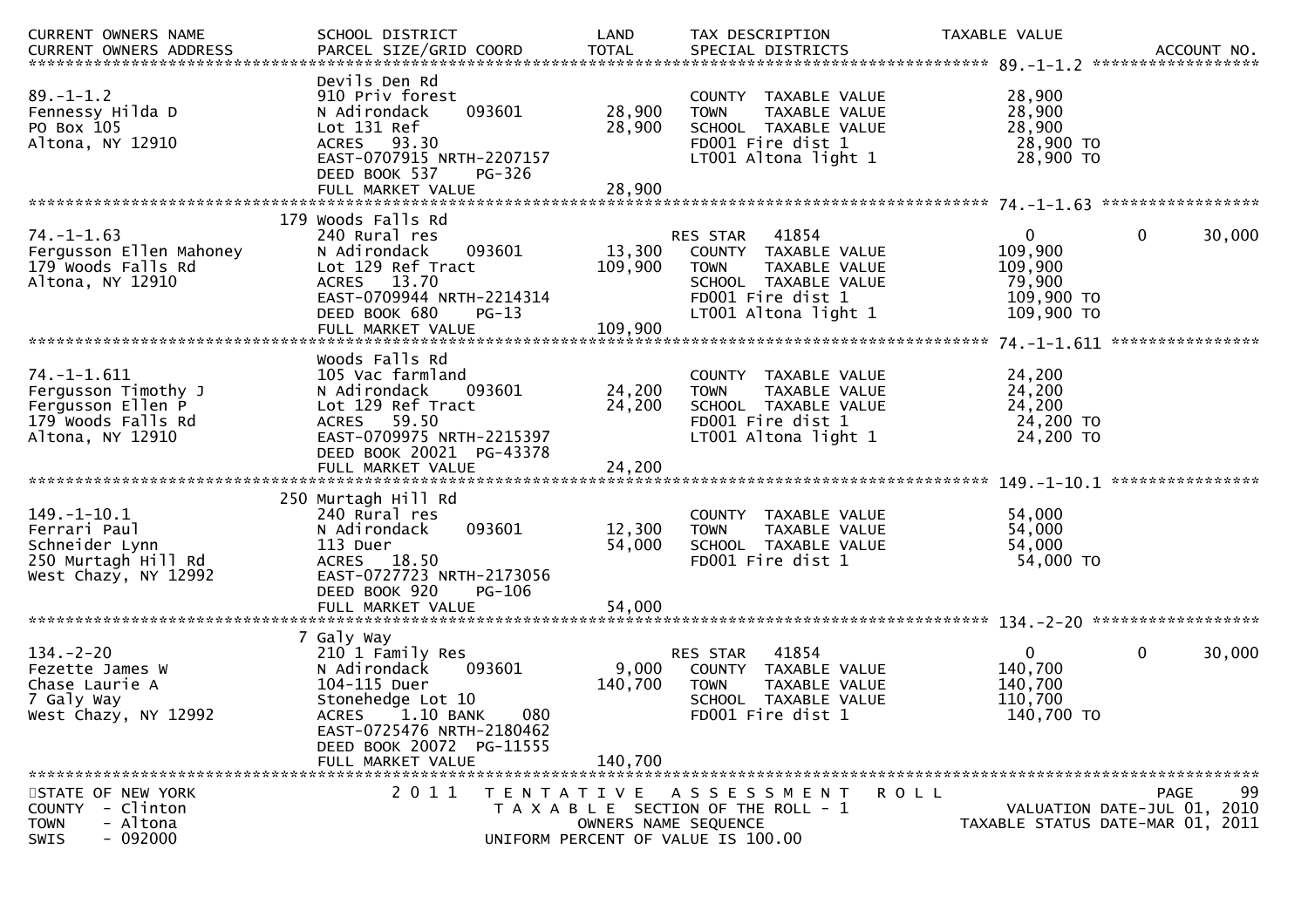| CURRENT OWNERS NAME<br>CURRENT OWNERS ADDRESS | SCHOOL DISTRICT<br>PARCEL SIZE/GRID COORD | LAND<br>TOTAL | TAX DESCRIPTION<br>SPECIAL DISTRICTS | TAXABLE VALUE | | ACCOUNT NO. |
|---|---|---|---|---|---|---|
| **89.-1-1.2** | | | | | | |
| | Devils Den Rd | | | | | |
| 89.-1-1.2 | 910 Priv forest | | COUNTY TAXABLE VALUE | 28,900 | | |
| Fennessy Hilda D | N Adirondack 093601 | 28,900 | TOWN TAXABLE VALUE | 28,900 | | |
| PO Box 105 | Lot 131 Ref | 28,900 | SCHOOL TAXABLE VALUE | 28,900 | | |
| Altona, NY 12910 | ACRES 93.30 | | FD001 Fire dist 1 | 28,900 TO | | |
| | EAST-0707915 NRTH-2207157 | | LT001 Altona light 1 | 28,900 TO | | |
| | DEED BOOK 537 PG-326 | | | | | |
| | FULL MARKET VALUE | 28,900 | | | | |
| **74.-1-1.63** | | | | | | |
| | 179 Woods Falls Rd | | | | | |
| 74.-1-1.63 | 240 Rural res | | RES STAR 41854 | 0 | 0 | 30,000 |
| Fergusson Ellen Mahoney | N Adirondack 093601 | 13,300 | COUNTY TAXABLE VALUE | 109,900 | | |
| 179 Woods Falls Rd | Lot 129 Ref Tract | 109,900 | TOWN TAXABLE VALUE | 109,900 | | |
| Altona, NY 12910 | ACRES 13.70 | | SCHOOL TAXABLE VALUE | 79,900 | | |
| | EAST-0709944 NRTH-2214314 | | FD001 Fire dist 1 | 109,900 TO | | |
| | DEED BOOK 680 PG-13 | | LT001 Altona light 1 | 109,900 TO | | |
| | FULL MARKET VALUE | 109,900 | | | | |
| **74.-1-1.611** | | | | | | |
| | Woods Falls Rd | | | | | |
| 74.-1-1.611 | 105 Vac farmland | | COUNTY TAXABLE VALUE | 24,200 | | |
| Fergusson Timothy J | N Adirondack 093601 | 24,200 | TOWN TAXABLE VALUE | 24,200 | | |
| Fergusson Ellen P | Lot 129 Ref Tract | 24,200 | SCHOOL TAXABLE VALUE | 24,200 | | |
| 179 Woods Falls Rd | ACRES 59.50 | | FD001 Fire dist 1 | 24,200 TO | | |
| Altona, NY 12910 | EAST-0709975 NRTH-2215397 | | LT001 Altona light 1 | 24,200 TO | | |
| | DEED BOOK 20021 PG-43378 | | | | | |
| | FULL MARKET VALUE | 24,200 | | | | |
| **149.-1-10.1** | | | | | | |
| | 250 Murtagh Hill Rd | | | | | |
| 149.-1-10.1 | 240 Rural res | | COUNTY TAXABLE VALUE | 54,000 | | |
| Ferrari Paul | N Adirondack 093601 | 12,300 | TOWN TAXABLE VALUE | 54,000 | | |
| Schneider Lynn | 113 Duer | 54,000 | SCHOOL TAXABLE VALUE | 54,000 | | |
| 250 Murtagh Hill Rd | ACRES 18.50 | | FD001 Fire dist 1 | 54,000 TO | | |
| West Chazy, NY 12992 | EAST-0727723 NRTH-2173056 | | | | | |
| | DEED BOOK 920 PG-106 | | | | | |
| | FULL MARKET VALUE | 54,000 | | | | |
| **134.-2-20** | | | | | | |
| | 7 Galy Way | | | | | |
| 134.-2-20 | 210 1 Family Res | | RES STAR 41854 | 0 | 0 | 30,000 |
| Fezette James W | N Adirondack 093601 | 9,000 | COUNTY TAXABLE VALUE | 140,700 | | |
| Chase Laurie A | 104-115 Duer | 140,700 | TOWN TAXABLE VALUE | 140,700 | | |
| 7 Galy Way | Stonehedge Lot 10 | | SCHOOL TAXABLE VALUE | 110,700 | | |
| West Chazy, NY 12992 | ACRES 1.10 BANK 080 | | FD001 Fire dist 1 | 140,700 TO | | |
| | EAST-0725476 NRTH-2180462 | | | | | |
| | DEED BOOK 20072 PG-11555 | | | | | |
| | FULL MARKET VALUE | 140,700 | | | | |

STATE OF NEW YORK
COUNTY - Clinton
TOWN - Altona
SWIS - 092000

2011 TENTATIVE ASSESSMENT ROLL
TAXABLE SECTION OF THE ROLL - 1
OWNERS NAME SEQUENCE
UNIFORM PERCENT OF VALUE IS 100.00

VALUATION DATE-JUL 01, 2010
TAXABLE STATUS DATE-MAR 01, 2011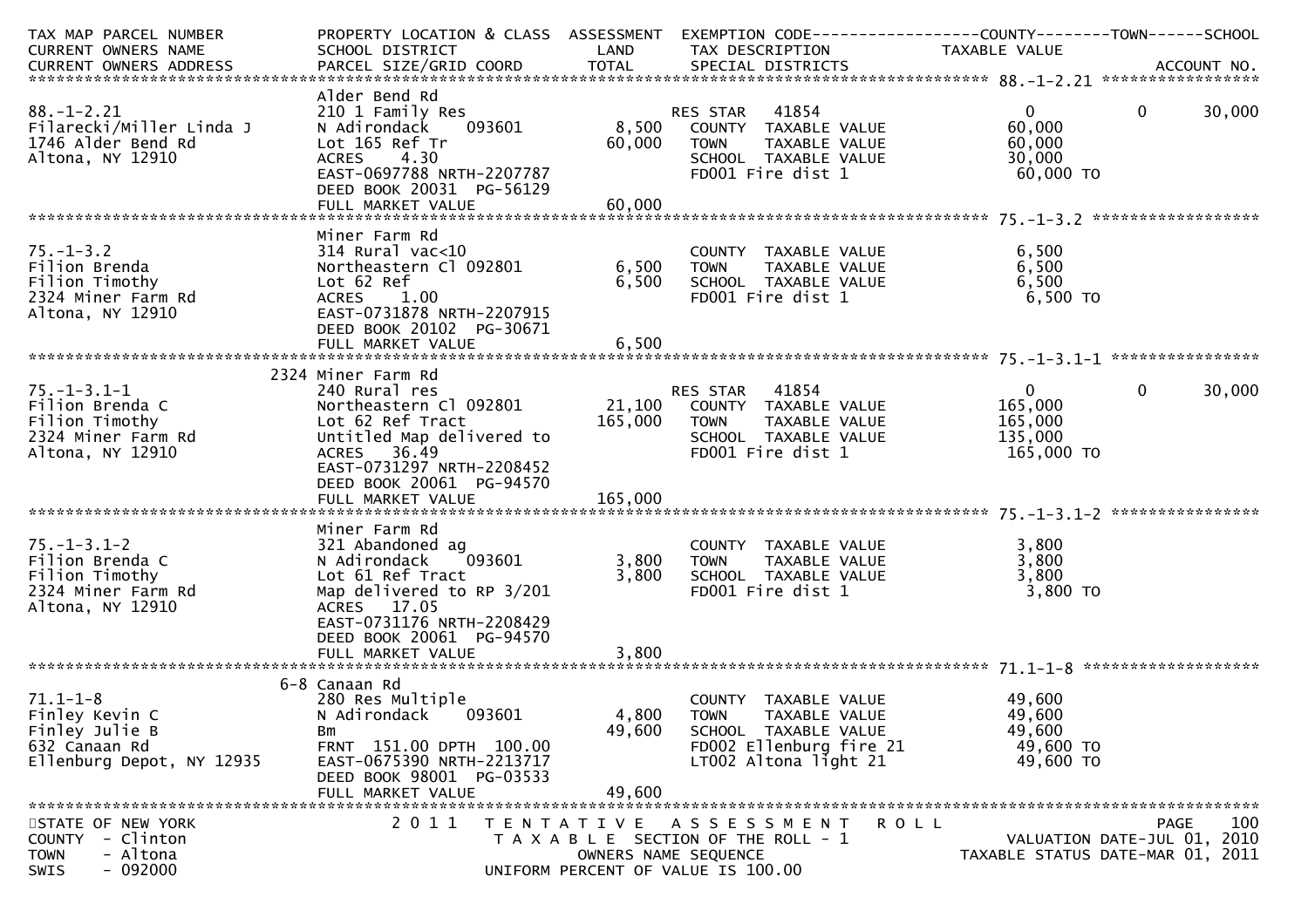| TAX MAP PARCEL NUMBER<br>CURRENT OWNERS NAME<br>CURRENT OWNERS ADDRESS | PROPERTY LOCATION & CLASS<br>SCHOOL DISTRICT<br>PARCEL SIZE/GRID COORD | ASSESSMENT<br>LAND<br>TOTAL | EXEMPTION CODE<br>TAX DESCRIPTION<br>SPECIAL DISTRICTS | COUNTY<br>TAXABLE VALUE | TOWN | SCHOOL<br><br>ACCOUNT NO. |
|---|---|---|---|---|---|---|
| **88.-1-2.21** | Alder Bend Rd | | | | | |
| 88.-1-2.21 | 210 1 Family Res | | RES STAR 41854 | 0 | 0 | 30,000 |
| Filarecki/Miller Linda J | N Adirondack 093601 | 8,500 | COUNTY TAXABLE VALUE | 60,000 | | |
| 1746 Alder Bend Rd | Lot 165 Ref Tr | 60,000 | TOWN TAXABLE VALUE | 60,000 | | |
| Altona, NY 12910 | ACRES 4.30 | | SCHOOL TAXABLE VALUE | 30,000 | | |
| | EAST-0697788 NRTH-2207787 | | FD001 Fire dist 1 | 60,000 TO | | |
| | DEED BOOK 20031 PG-56129 | | | | | |
| | FULL MARKET VALUE | 60,000 | | | | |
| **75.-1-3.2** | Miner Farm Rd | | | | | |
| 75.-1-3.2 | 314 Rural vac<10 | | COUNTY TAXABLE VALUE | 6,500 | | |
| Filion Brenda | Northeastern Cl 092801 | 6,500 | TOWN TAXABLE VALUE | 6,500 | | |
| Filion Timothy | Lot 62 Ref | 6,500 | SCHOOL TAXABLE VALUE | 6,500 | | |
| 2324 Miner Farm Rd | ACRES 1.00 | | FD001 Fire dist 1 | 6,500 TO | | |
| Altona, NY 12910 | EAST-0731878 NRTH-2207915 | | | | | |
| | DEED BOOK 20102 PG-30671 | | | | | |
| | FULL MARKET VALUE | 6,500 | | | | |
| **75.-1-3.1-1** | 2324 Miner Farm Rd | | | | | |
| 75.-1-3.1-1 | 240 Rural res | | RES STAR 41854 | 0 | 0 | 30,000 |
| Filion Brenda C | Northeastern Cl 092801 | 21,100 | COUNTY TAXABLE VALUE | 165,000 | | |
| Filion Timothy | Lot 62 Ref Tract | 165,000 | TOWN TAXABLE VALUE | 165,000 | | |
| 2324 Miner Farm Rd | Untitled Map delivered to | | SCHOOL TAXABLE VALUE | 135,000 | | |
| Altona, NY 12910 | ACRES 36.49 | | FD001 Fire dist 1 | 165,000 TO | | |
| | EAST-0731297 NRTH-2208452 | | | | | |
| | DEED BOOK 20061 PG-94570 | | | | | |
| | FULL MARKET VALUE | 165,000 | | | | |
| **75.-1-3.1-2** | Miner Farm Rd | | | | | |
| 75.-1-3.1-2 | 321 Abandoned ag | | COUNTY TAXABLE VALUE | 3,800 | | |
| Filion Brenda C | N Adirondack 093601 | 3,800 | TOWN TAXABLE VALUE | 3,800 | | |
| Filion Timothy | Lot 61 Ref Tract | 3,800 | SCHOOL TAXABLE VALUE | 3,800 | | |
| 2324 Miner Farm Rd | Map delivered to RP 3/201 | | FD001 Fire dist 1 | 3,800 TO | | |
| Altona, NY 12910 | ACRES 17.05 | | | | | |
| | EAST-0731176 NRTH-2208429 | | | | | |
| | DEED BOOK 20061 PG-94570 | | | | | |
| | FULL MARKET VALUE | 3,800 | | | | |
| **71.1-1-8** | 6-8 Canaan Rd | | | | | |
| 71.1-1-8 | 280 Res Multiple | | COUNTY TAXABLE VALUE | 49,600 | | |
| Finley Kevin C | N Adirondack 093601 | 4,800 | TOWN TAXABLE VALUE | 49,600 | | |
| Finley Julie B | Bm | 49,600 | SCHOOL TAXABLE VALUE | 49,600 | | |
| 632 Canaan Rd | FRNT 151.00 DPTH 100.00 | | FD002 Ellenburg fire 21 | 49,600 TO | | |
| Ellenburg Depot, NY 12935 | EAST-0675390 NRTH-2213717 | | LT002 Altona light 21 | 49,600 TO | | |
| | DEED BOOK 98001 PG-03533 | | | | | |
| | FULL MARKET VALUE | 49,600 | | | | |

STATE OF NEW YORK — COUNTY - Clinton — TOWN - Altona — SWIS - 092000

2011 TENTATIVE ASSESSMENT ROLL — TAXABLE SECTION OF THE ROLL - 1 — OWNERS NAME SEQUENCE — UNIFORM PERCENT OF VALUE IS 100.00

VALUATION DATE-JUL 01, 2010 — TAXABLE STATUS DATE-MAR 01, 2011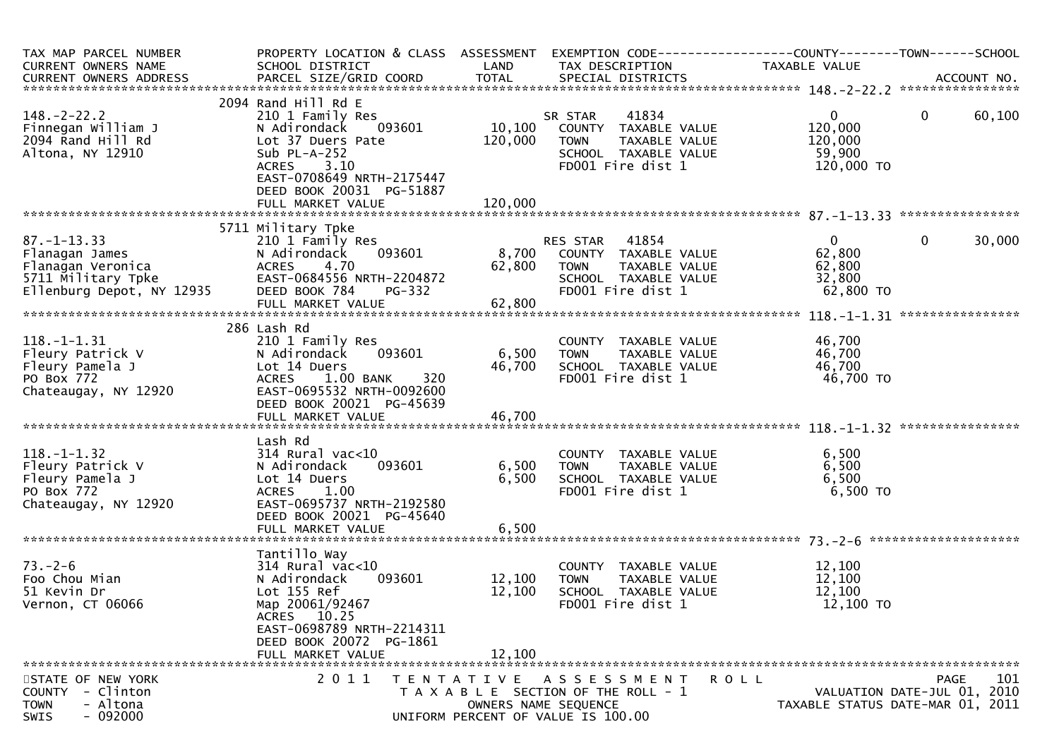| TAX MAP PARCEL NUMBER<br>CURRENT OWNERS NAME<br>CURRENT OWNERS ADDRESS | PROPERTY LOCATION & CLASS<br>SCHOOL DISTRICT<br>PARCEL SIZE/GRID COORD | ASSESSMENT<br>LAND<br>TOTAL | EXEMPTION CODE<br>TAX DESCRIPTION<br>SPECIAL DISTRICTS | COUNTY<br>TAXABLE VALUE | TOWN | SCHOOL<br><br>ACCOUNT NO. |
|---|---|---|---|---|---|---|
| **148.-2-22.2** | 2094 Rand Hill Rd E | | | | | |
| 148.-2-22.2 | 210 1 Family Res | | SR STAR 41834 | 0 | 0 | 60,100 |
| Finnegan William J | N Adirondack 093601 | 10,100 | COUNTY TAXABLE VALUE | 120,000 | | |
| 2094 Rand Hill Rd | Lot 37 Duers Pate | 120,000 | TOWN TAXABLE VALUE | 120,000 | | |
| Altona, NY 12910 | Sub PL-A-252 | | SCHOOL TAXABLE VALUE | 59,900 | | |
| | ACRES 3.10 | | FD001 Fire dist 1 | 120,000 TO | | |
| | EAST-0708649 NRTH-2175447 | | | | | |
| | DEED BOOK 20031 PG-51887 | | | | | |
| | FULL MARKET VALUE | 120,000 | | | | |
| **87.-1-13.33** | 5711 Military Tpke | | | | | |
| 87.-1-13.33 | 210 1 Family Res | | RES STAR 41854 | 0 | 0 | 30,000 |
| Flanagan James | N Adirondack 093601 | 8,700 | COUNTY TAXABLE VALUE | 62,800 | | |
| Flanagan Veronica | ACRES 4.70 | 62,800 | TOWN TAXABLE VALUE | 62,800 | | |
| 5711 Military Tpke | EAST-0684556 NRTH-2204872 | | SCHOOL TAXABLE VALUE | 32,800 | | |
| Ellenburg Depot, NY 12935 | DEED BOOK 784 PG-332 | | FD001 Fire dist 1 | 62,800 TO | | |
| | FULL MARKET VALUE | 62,800 | | | | |
| **118.-1-1.31** | 286 Lash Rd | | | | | |
| 118.-1-1.31 | 210 1 Family Res | | COUNTY TAXABLE VALUE | 46,700 | | |
| Fleury Patrick V | N Adirondack 093601 | 6,500 | TOWN TAXABLE VALUE | 46,700 | | |
| Fleury Pamela J | Lot 14 Duers | 46,700 | SCHOOL TAXABLE VALUE | 46,700 | | |
| PO Box 772 | ACRES 1.00 BANK 320 | | FD001 Fire dist 1 | 46,700 TO | | |
| Chateaugay, NY 12920 | EAST-0695532 NRTH-0092600 | | | | | |
| | DEED BOOK 20021 PG-45639 | | | | | |
| | FULL MARKET VALUE | 46,700 | | | | |
| **118.-1-1.32** | Lash Rd | | | | | |
| 118.-1-1.32 | 314 Rural vac<10 | | COUNTY TAXABLE VALUE | 6,500 | | |
| Fleury Patrick V | N Adirondack 093601 | 6,500 | TOWN TAXABLE VALUE | 6,500 | | |
| Fleury Pamela J | Lot 14 Duers | 6,500 | SCHOOL TAXABLE VALUE | 6,500 | | |
| PO Box 772 | ACRES 1.00 | | FD001 Fire dist 1 | 6,500 TO | | |
| Chateaugay, NY 12920 | EAST-0695737 NRTH-2192580 | | | | | |
| | DEED BOOK 20021 PG-45640 | | | | | |
| | FULL MARKET VALUE | 6,500 | | | | |
| **73.-2-6** | Tantillo Way | | | | | |
| 73.-2-6 | 314 Rural vac<10 | | COUNTY TAXABLE VALUE | 12,100 | | |
| Foo Chou Mian | N Adirondack 093601 | 12,100 | TOWN TAXABLE VALUE | 12,100 | | |
| 51 Kevin Dr | Lot 155 Ref | 12,100 | SCHOOL TAXABLE VALUE | 12,100 | | |
| Vernon, CT 06066 | Map 20061/92467 | | FD001 Fire dist 1 | 12,100 TO | | |
| | ACRES 10.25 | | | | | |
| | EAST-0698789 NRTH-2214311 | | | | | |
| | DEED BOOK 20072 PG-1861 | | | | | |
| | FULL MARKET VALUE | 12,100 | | | | |

STATE OF NEW YORK
COUNTY - Clinton
TOWN - Altona
SWIS - 092000

2011 TENTATIVE ASSESSMENT ROLL
TAXABLE SECTION OF THE ROLL - 1
OWNERS NAME SEQUENCE
UNIFORM PERCENT OF VALUE IS 100.00

VALUATION DATE-JUL 01, 2010
TAXABLE STATUS DATE-MAR 01, 2011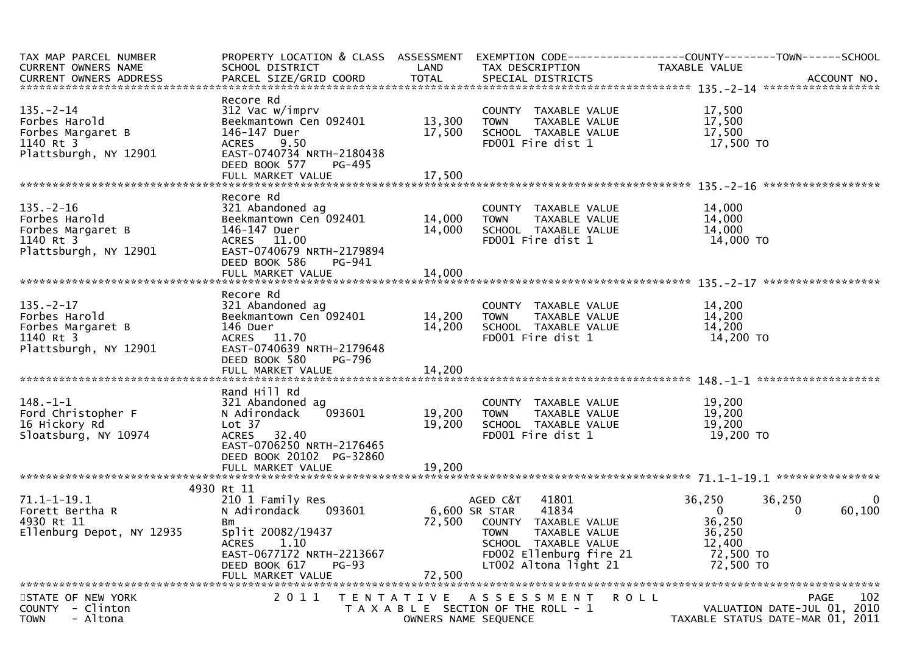| TAX MAP PARCEL NUMBER<br>CURRENT OWNERS NAME<br>CURRENT OWNERS ADDRESS | PROPERTY LOCATION & CLASS<br>SCHOOL DISTRICT<br>PARCEL SIZE/GRID COORD | ASSESSMENT<br>LAND<br>TOTAL | EXEMPTION CODE<br>TAX DESCRIPTION<br>SPECIAL DISTRICTS | COUNTY<br>TAXABLE VALUE | TOWN | SCHOOL<br>ACCOUNT NO. |
|---|---|---|---|---|---|---|
| **135.-2-14** | | | | | | |
| | Recore Rd | | | | | |
| 135.-2-14 | 312 Vac w/imprv | | COUNTY TAXABLE VALUE | 17,500 | | |
| Forbes Harold | Beekmantown Cen 092401 | 13,300 | TOWN TAXABLE VALUE | 17,500 | | |
| Forbes Margaret B | 146-147 Duer | 17,500 | SCHOOL TAXABLE VALUE | 17,500 | | |
| 1140 Rt 3 | ACRES 9.50 | | FD001 Fire dist 1 | 17,500 TO | | |
| Plattsburgh, NY 12901 | EAST-0740734 NRTH-2180438 | | | | | |
| | DEED BOOK 577 PG-495 | | | | | |
| | FULL MARKET VALUE | 17,500 | | | | |
| **135.-2-16** | | | | | | |
| | Recore Rd | | | | | |
| 135.-2-16 | 321 Abandoned ag | | COUNTY TAXABLE VALUE | 14,000 | | |
| Forbes Harold | Beekmantown Cen 092401 | 14,000 | TOWN TAXABLE VALUE | 14,000 | | |
| Forbes Margaret B | 146-147 Duer | 14,000 | SCHOOL TAXABLE VALUE | 14,000 | | |
| 1140 Rt 3 | ACRES 11.00 | | FD001 Fire dist 1 | 14,000 TO | | |
| Plattsburgh, NY 12901 | EAST-0740679 NRTH-2179894 | | | | | |
| | DEED BOOK 586 PG-941 | | | | | |
| | FULL MARKET VALUE | 14,000 | | | | |
| **135.-2-17** | | | | | | |
| | Recore Rd | | | | | |
| 135.-2-17 | 321 Abandoned ag | | COUNTY TAXABLE VALUE | 14,200 | | |
| Forbes Harold | Beekmantown Cen 092401 | 14,200 | TOWN TAXABLE VALUE | 14,200 | | |
| Forbes Margaret B | 146 Duer | 14,200 | SCHOOL TAXABLE VALUE | 14,200 | | |
| 1140 Rt 3 | ACRES 11.70 | | FD001 Fire dist 1 | 14,200 TO | | |
| Plattsburgh, NY 12901 | EAST-0740639 NRTH-2179648 | | | | | |
| | DEED BOOK 580 PG-796 | | | | | |
| | FULL MARKET VALUE | 14,200 | | | | |
| **148.-1-1** | | | | | | |
| | Rand Hill Rd | | | | | |
| 148.-1-1 | 321 Abandoned ag | | COUNTY TAXABLE VALUE | 19,200 | | |
| Ford Christopher F | N Adirondack 093601 | 19,200 | TOWN TAXABLE VALUE | 19,200 | | |
| 16 Hickory Rd | Lot 37 | 19,200 | SCHOOL TAXABLE VALUE | 19,200 | | |
| Sloatsburg, NY 10974 | ACRES 32.40 | | FD001 Fire dist 1 | 19,200 TO | | |
| | EAST-0706250 NRTH-2176465 | | | | | |
| | DEED BOOK 20102 PG-32860 | | | | | |
| | FULL MARKET VALUE | 19,200 | | | | |
| **71.1-1-19.1** | | | | | | |
| | 4930 Rt 11 | | | | | |
| 71.1-1-19.1 | 210 1 Family Res | | AGED C&T 41801 | 36,250 | 36,250 | 0 |
| Forett Bertha R | N Adirondack 093601 | 6,600 | SR STAR 41834 | 0 | 0 | 60,100 |
| 4930 Rt 11 | Bm | 72,500 | COUNTY TAXABLE VALUE | 36,250 | | |
| Ellenburg Depot, NY 12935 | Split 20082/19437 | | TOWN TAXABLE VALUE | 36,250 | | |
| | ACRES 1.10 | | SCHOOL TAXABLE VALUE | 12,400 | | |
| | EAST-0677172 NRTH-2213667 | | FD002 Ellenburg fire 21 | 72,500 TO | | |
| | DEED BOOK 617 PG-93 | | LT002 Altona light 21 | 72,500 TO | | |
| | FULL MARKET VALUE | 72,500 | | | | |

STATE OF NEW YORK — 2011 TENTATIVE ASSESSMENT ROLL
COUNTY - Clinton — TAXABLE SECTION OF THE ROLL - 1 — VALUATION DATE-JUL 01, 2010
TOWN - Altona — OWNERS NAME SEQUENCE — TAXABLE STATUS DATE-MAR 01, 2011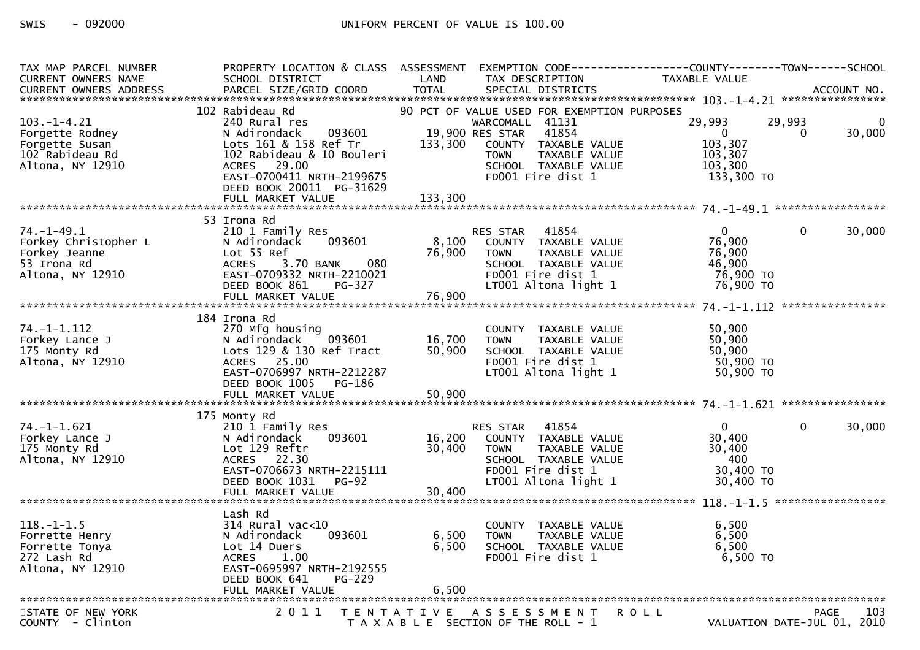SWIS - 092000 UNIFORM PERCENT OF VALUE IS 100.00

| TAX MAP PARCEL NUMBER / CURRENT OWNERS NAME / CURRENT OWNERS ADDRESS | PROPERTY LOCATION & CLASS / SCHOOL DISTRICT / PARCEL SIZE/GRID COORD | ASSESSMENT LAND / TOTAL | EXEMPTION CODE / TAX DESCRIPTION / SPECIAL DISTRICTS | COUNTY TAXABLE VALUE | TOWN | SCHOOL / ACCOUNT NO. |
|---|---|---|---|---|---|---|
| **103.-1-4.21** | 102 Rabideau Rd | | 90 PCT OF VALUE USED FOR EXEMPTION PURPOSES | | | |
| 103.-1-4.21 | 240 Rural res | | WARCOMALL 41131 | 29,993 | 29,993 | 0 |
| Forgette Rodney | N Adirondack 093601 | 19,900 | RES STAR 41854 | 0 | 0 | 30,000 |
| Forgette Susan | Lots 161 & 158 Ref Tr | 133,300 | COUNTY TAXABLE VALUE | 103,307 | | |
| 102 Rabideau Rd | 102 Rabideau & 10 Bouleri | | TOWN TAXABLE VALUE | 103,307 | | |
| Altona, NY 12910 | ACRES 29.00 | | SCHOOL TAXABLE VALUE | 103,300 | | |
| | EAST-0700411 NRTH-2199675 | | FD001 Fire dist 1 | 133,300 TO | | |
| | DEED BOOK 20011 PG-31629 | | | | | |
| | FULL MARKET VALUE | 133,300 | | | | |
| **74.-1-49.1** | 53 Irona Rd | | | | | |
| 74.-1-49.1 | 210 1 Family Res | | RES STAR 41854 | 0 | 0 | 30,000 |
| Forkey Christopher L | N Adirondack 093601 | 8,100 | COUNTY TAXABLE VALUE | 76,900 | | |
| Forkey Jeanne | Lot 55 Ref | 76,900 | TOWN TAXABLE VALUE | 76,900 | | |
| 53 Irona Rd | ACRES 3.70 BANK 080 | | SCHOOL TAXABLE VALUE | 46,900 | | |
| Altona, NY 12910 | EAST-0709332 NRTH-2210021 | | FD001 Fire dist 1 | 76,900 TO | | |
| | DEED BOOK 861 PG-327 | | LT001 Altona light 1 | 76,900 TO | | |
| | FULL MARKET VALUE | 76,900 | | | | |
| **74.-1-1.112** | 184 Irona Rd | | | | | |
| 74.-1-1.112 | 270 Mfg housing | | COUNTY TAXABLE VALUE | 50,900 | | |
| Forkey Lance J | N Adirondack 093601 | 16,700 | TOWN TAXABLE VALUE | 50,900 | | |
| 175 Monty Rd | Lots 129 & 130 Ref Tract | 50,900 | SCHOOL TAXABLE VALUE | 50,900 | | |
| Altona, NY 12910 | ACRES 25.00 | | FD001 Fire dist 1 | 50,900 TO | | |
| | EAST-0706997 NRTH-2212287 | | LT001 Altona light 1 | 50,900 TO | | |
| | DEED BOOK 1005 PG-186 | | | | | |
| | FULL MARKET VALUE | 50,900 | | | | |
| **74.-1-1.621** | 175 Monty Rd | | | | | |
| 74.-1-1.621 | 210 1 Family Res | | RES STAR 41854 | 0 | 0 | 30,000 |
| Forkey Lance J | N Adirondack 093601 | 16,200 | COUNTY TAXABLE VALUE | 30,400 | | |
| 175 Monty Rd | Lot 129 Reftr | 30,400 | TOWN TAXABLE VALUE | 30,400 | | |
| Altona, NY 12910 | ACRES 22.30 | | SCHOOL TAXABLE VALUE | 400 | | |
| | EAST-0706673 NRTH-2215111 | | FD001 Fire dist 1 | 30,400 TO | | |
| | DEED BOOK 1031 PG-92 | | LT001 Altona light 1 | 30,400 TO | | |
| | FULL MARKET VALUE | 30,400 | | | | |
| **118.-1-1.5** | Lash Rd | | | | | |
| 118.-1-1.5 | 314 Rural vac<10 | | COUNTY TAXABLE VALUE | 6,500 | | |
| Forrette Henry | N Adirondack 093601 | 6,500 | TOWN TAXABLE VALUE | 6,500 | | |
| Forrette Tonya | Lot 14 Duers | 6,500 | SCHOOL TAXABLE VALUE | 6,500 | | |
| 272 Lash Rd | ACRES 1.00 | | FD001 Fire dist 1 | 6,500 TO | | |
| Altona, NY 12910 | EAST-0695997 NRTH-2192555 | | | | | |
| | DEED BOOK 641 PG-229 | | | | | |
| | FULL MARKET VALUE | 6,500 | | | | |

STATE OF NEW YORK — 2011 TENTATIVE ASSESSMENT ROLL
COUNTY - Clinton — TAXABLE SECTION OF THE ROLL - 1 — VALUATION DATE-JUL 01, 2010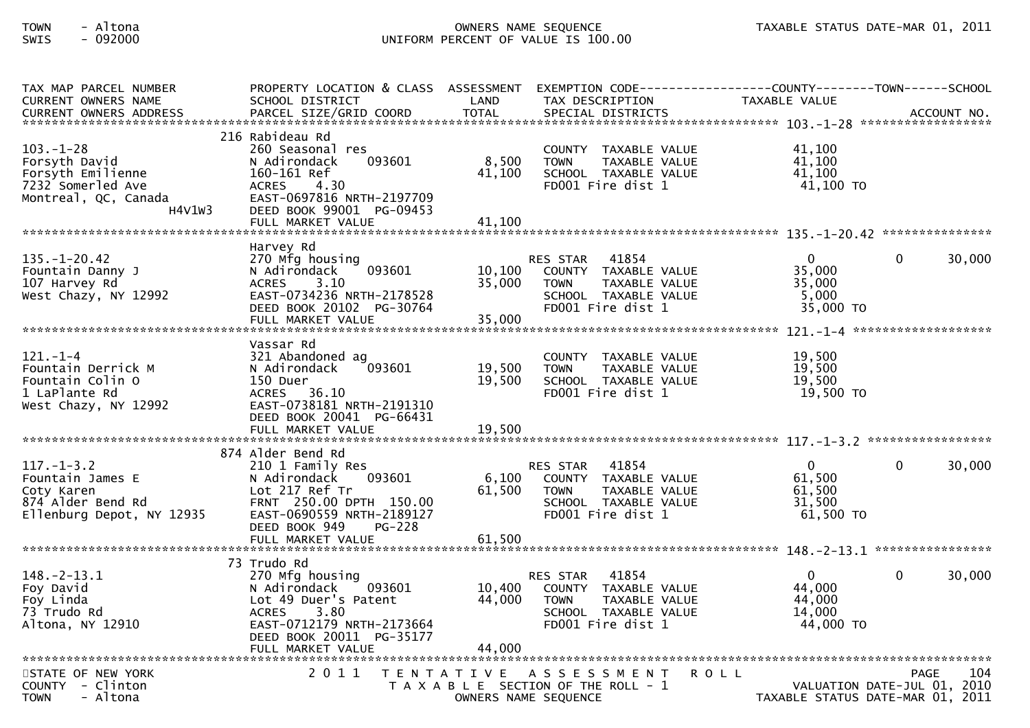| TAX MAP PARCEL NUMBER<br>CURRENT OWNERS NAME<br>CURRENT OWNERS ADDRESS | PROPERTY LOCATION & CLASS<br>SCHOOL DISTRICT<br>PARCEL SIZE/GRID COORD | ASSESSMENT<br>LAND<br>TOTAL | EXEMPTION CODE<br>TAX DESCRIPTION<br>SPECIAL DISTRICTS | COUNTY<br>TAXABLE VALUE | TOWN | SCHOOL<br>ACCOUNT NO. |
|---|---|---|---|---|---|---|
| **103.-1-28** | 216 Rabideau Rd | | | | | |
| 103.-1-28 | 260 Seasonal res | | COUNTY TAXABLE VALUE | 41,100 | | |
| Forsyth David | N Adirondack 093601 | 8,500 | TOWN TAXABLE VALUE | 41,100 | | |
| Forsyth Emilienne | 160-161 Ref | 41,100 | SCHOOL TAXABLE VALUE | 41,100 | | |
| 7232 Somerled Ave | ACRES 4.30 | | FD001 Fire dist 1 | 41,100 TO | | |
| Montreal, QC, Canada | EAST-0697816 NRTH-2197709 | | | | | |
| H4V1W3 | DEED BOOK 99001 PG-09453 | | | | | |
| | FULL MARKET VALUE | 41,100 | | | | |
| **135.-1-20.42** | Harvey Rd | | | | | |
| 135.-1-20.42 | 270 Mfg housing | | RES STAR 41854 | 0 | 0 | 30,000 |
| Fountain Danny J | N Adirondack 093601 | 10,100 | COUNTY TAXABLE VALUE | 35,000 | | |
| 107 Harvey Rd | ACRES 3.10 | 35,000 | TOWN TAXABLE VALUE | 35,000 | | |
| West Chazy, NY 12992 | EAST-0734236 NRTH-2178528 | | SCHOOL TAXABLE VALUE | 5,000 | | |
| | DEED BOOK 20102 PG-30764 | | FD001 Fire dist 1 | 35,000 TO | | |
| | FULL MARKET VALUE | 35,000 | | | | |
| **121.-1-4** | Vassar Rd | | | | | |
| 121.-1-4 | 321 Abandoned ag | | COUNTY TAXABLE VALUE | 19,500 | | |
| Fountain Derrick M | N Adirondack 093601 | 19,500 | TOWN TAXABLE VALUE | 19,500 | | |
| Fountain Colin O | 150 Duer | 19,500 | SCHOOL TAXABLE VALUE | 19,500 | | |
| 1 LaPlante Rd | ACRES 36.10 | | FD001 Fire dist 1 | 19,500 TO | | |
| West Chazy, NY 12992 | EAST-0738181 NRTH-2191310 | | | | | |
| | DEED BOOK 20041 PG-66431 | | | | | |
| | FULL MARKET VALUE | 19,500 | | | | |
| **117.-1-3.2** | 874 Alder Bend Rd | | | | | |
| 117.-1-3.2 | 210 1 Family Res | | RES STAR 41854 | 0 | 0 | 30,000 |
| Fountain James E | N Adirondack 093601 | 6,100 | COUNTY TAXABLE VALUE | 61,500 | | |
| Coty Karen | Lot 217 Ref Tr | 61,500 | TOWN TAXABLE VALUE | 61,500 | | |
| 874 Alder Bend Rd | FRNT 250.00 DPTH 150.00 | | SCHOOL TAXABLE VALUE | 31,500 | | |
| Ellenburg Depot, NY 12935 | EAST-0690559 NRTH-2189127 | | FD001 Fire dist 1 | 61,500 TO | | |
| | DEED BOOK 949 PG-228 | | | | | |
| | FULL MARKET VALUE | 61,500 | | | | |
| **148.-2-13.1** | 73 Trudo Rd | | | | | |
| 148.-2-13.1 | 270 Mfg housing | | RES STAR 41854 | 0 | 0 | 30,000 |
| Foy David | N Adirondack 093601 | 10,400 | COUNTY TAXABLE VALUE | 44,000 | | |
| Foy Linda | Lot 49 Duer's Patent | 44,000 | TOWN TAXABLE VALUE | 44,000 | | |
| 73 Trudo Rd | ACRES 3.80 | | SCHOOL TAXABLE VALUE | 14,000 | | |
| Altona, NY 12910 | EAST-0712179 NRTH-2173664 | | FD001 Fire dist 1 | 44,000 TO | | |
| | DEED BOOK 20011 PG-35177 | | | | | |
| | FULL MARKET VALUE | 44,000 | | | | |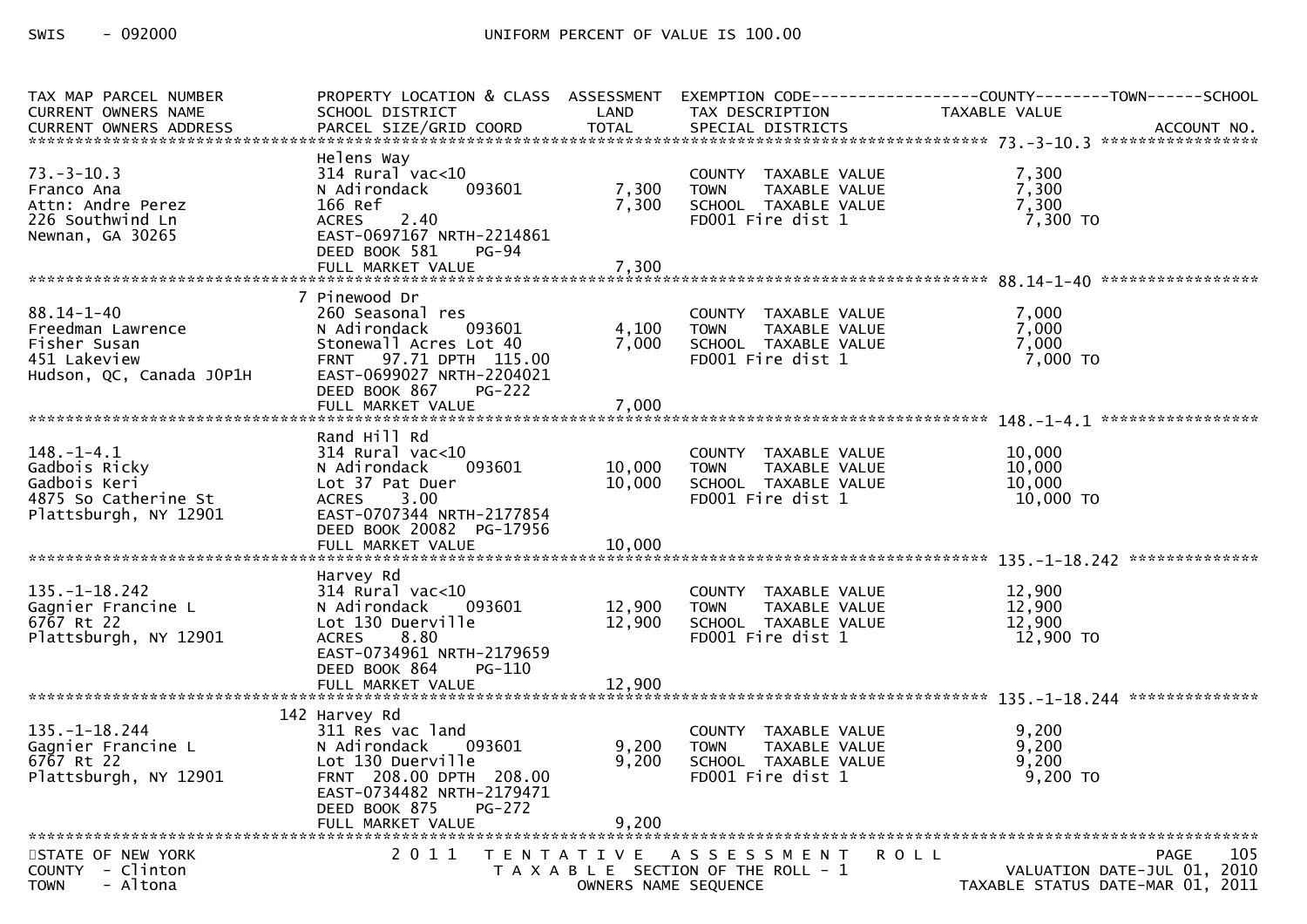SWIS - 092000 UNIFORM PERCENT OF VALUE IS 100.00

| TAX MAP PARCEL NUMBER / CURRENT OWNERS NAME / CURRENT OWNERS ADDRESS | PROPERTY LOCATION & CLASS / SCHOOL DISTRICT / PARCEL SIZE/GRID COORD | ASSESSMENT LAND | ASSESSMENT TOTAL | EXEMPTION CODE / TAX DESCRIPTION / SPECIAL DISTRICTS | COUNTY / TOWN / SCHOOL TAXABLE VALUE | ACCOUNT NO. |
|---|---|---|---|---|---|---|
| **73.-3-10.3** | Helens Way | | | | | |
| 73.-3-10.3 | 314 Rural vac<10 | | | COUNTY TAXABLE VALUE | 7,300 | |
| Franco Ana | N Adirondack 093601 | 7,300 | | TOWN TAXABLE VALUE | 7,300 | |
| Attn: Andre Perez | 166 Ref | | 7,300 | SCHOOL TAXABLE VALUE | 7,300 | |
| 226 Southwind Ln | ACRES 2.40 | | | FD001 Fire dist 1 | 7,300 TO | |
| Newnan, GA 30265 | EAST-0697167 NRTH-2214861 | | | | | |
| | DEED BOOK 581 PG-94 | | | | | |
| | FULL MARKET VALUE | | 7,300 | | | |
| **88.14-1-40** | 7 Pinewood Dr | | | | | |
| 88.14-1-40 | 260 Seasonal res | | | COUNTY TAXABLE VALUE | 7,000 | |
| Freedman Lawrence | N Adirondack 093601 | 4,100 | | TOWN TAXABLE VALUE | 7,000 | |
| Fisher Susan | Stonewall Acres Lot 40 | | 7,000 | SCHOOL TAXABLE VALUE | 7,000 | |
| 451 Lakeview | FRNT 97.71 DPTH 115.00 | | | FD001 Fire dist 1 | 7,000 TO | |
| Hudson, QC, Canada J0P1H | EAST-0699027 NRTH-2204021 | | | | | |
| | DEED BOOK 867 PG-222 | | | | | |
| | FULL MARKET VALUE | | 7,000 | | | |
| **148.-1-4.1** | Rand Hill Rd | | | | | |
| 148.-1-4.1 | 314 Rural vac<10 | | | COUNTY TAXABLE VALUE | 10,000 | |
| Gadbois Ricky | N Adirondack 093601 | 10,000 | | TOWN TAXABLE VALUE | 10,000 | |
| Gadbois Keri | Lot 37 Pat Duer | | 10,000 | SCHOOL TAXABLE VALUE | 10,000 | |
| 4875 So Catherine St | ACRES 3.00 | | | FD001 Fire dist 1 | 10,000 TO | |
| Plattsburgh, NY 12901 | EAST-0707344 NRTH-2177854 | | | | | |
| | DEED BOOK 20082 PG-17956 | | | | | |
| | FULL MARKET VALUE | | 10,000 | | | |
| **135.-1-18.242** | Harvey Rd | | | | | |
| 135.-1-18.242 | 314 Rural vac<10 | | | COUNTY TAXABLE VALUE | 12,900 | |
| Gagnier Francine L | N Adirondack 093601 | 12,900 | | TOWN TAXABLE VALUE | 12,900 | |
| 6767 Rt 22 | Lot 130 Duerville | | 12,900 | SCHOOL TAXABLE VALUE | 12,900 | |
| Plattsburgh, NY 12901 | ACRES 8.80 | | | FD001 Fire dist 1 | 12,900 TO | |
| | EAST-0734961 NRTH-2179659 | | | | | |
| | DEED BOOK 864 PG-110 | | | | | |
| | FULL MARKET VALUE | | 12,900 | | | |
| **135.-1-18.244** | 142 Harvey Rd | | | | | |
| 135.-1-18.244 | 311 Res vac land | | | COUNTY TAXABLE VALUE | 9,200 | |
| Gagnier Francine L | N Adirondack 093601 | 9,200 | | TOWN TAXABLE VALUE | 9,200 | |
| 6767 Rt 22 | Lot 130 Duerville | | 9,200 | SCHOOL TAXABLE VALUE | 9,200 | |
| Plattsburgh, NY 12901 | FRNT 208.00 DPTH 208.00 | | | FD001 Fire dist 1 | 9,200 TO | |
| | EAST-0734482 NRTH-2179471 | | | | | |
| | DEED BOOK 875 PG-272 | | | | | |
| | FULL MARKET VALUE | | 9,200 | | | |

STATE OF NEW YORK — 2011 TENTATIVE ASSESSMENT ROLL — PAGE 105
COUNTY - Clinton — TAXABLE SECTION OF THE ROLL - 1 — VALUATION DATE-JUL 01, 2010
TOWN - Altona — OWNERS NAME SEQUENCE — TAXABLE STATUS DATE-MAR 01, 2011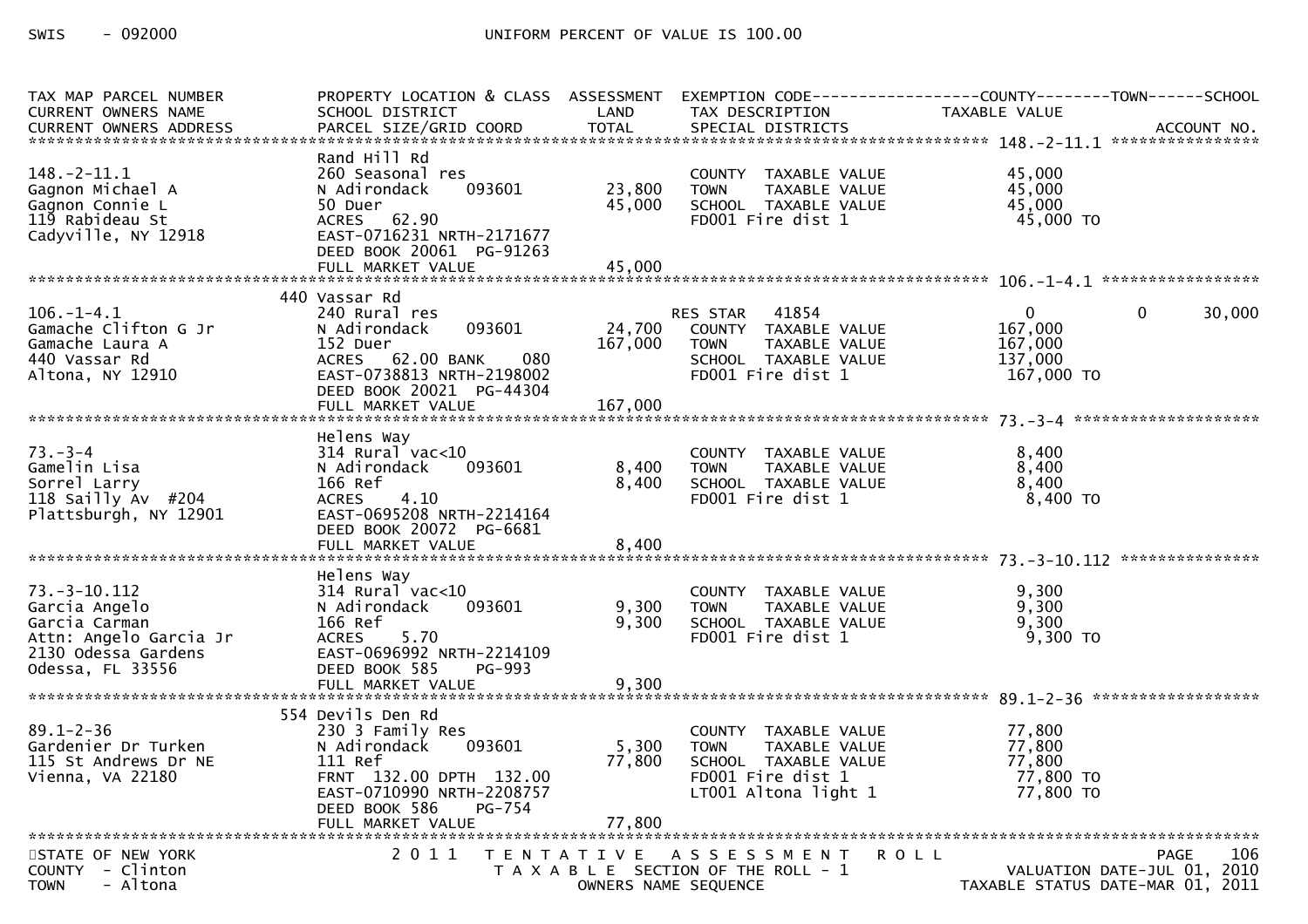SWIS - 092000 UNIFORM PERCENT OF VALUE IS 100.00

| TAX MAP PARCEL NUMBER<br>CURRENT OWNERS NAME<br>CURRENT OWNERS ADDRESS | PROPERTY LOCATION & CLASS<br>SCHOOL DISTRICT<br>PARCEL SIZE/GRID COORD | ASSESSMENT<br>LAND<br>TOTAL | EXEMPTION CODE<br>TAX DESCRIPTION<br>SPECIAL DISTRICTS | COUNTY<br>TAXABLE VALUE | TOWN | SCHOOL<br><br>ACCOUNT NO. |
|---|---|---|---|---|---|---|
| **148.-2-11.1** | | | | | | |
| 148.-2-11.1<br>Gagnon Michael A<br>Gagnon Connie L<br>119 Rabideau St<br>Cadyville, NY 12918 | Rand Hill Rd<br>260 Seasonal res<br>N Adirondack 093601<br>50 Duer<br>ACRES 62.90<br>EAST-0716231 NRTH-2171677<br>DEED BOOK 20061 PG-91263<br>FULL MARKET VALUE | <br><br>23,800<br>45,000<br><br><br><br>45,000 | COUNTY TAXABLE VALUE<br>TOWN TAXABLE VALUE<br>SCHOOL TAXABLE VALUE<br>FD001 Fire dist 1 | 45,000<br>45,000<br>45,000<br>45,000 TO | | |
| **106.-1-4.1** | | | | | | |
| 106.-1-4.1<br>Gamache Clifton G Jr<br>Gamache Laura A<br>440 Vassar Rd<br>Altona, NY 12910 | 440 Vassar Rd<br>240 Rural res<br>N Adirondack 093601<br>152 Duer<br>ACRES 62.00 BANK 080<br>EAST-0738813 NRTH-2198002<br>DEED BOOK 20021 PG-44304<br>FULL MARKET VALUE | <br><br>24,700<br>167,000<br><br><br><br>167,000 | RES STAR 41854<br>COUNTY TAXABLE VALUE<br>TOWN TAXABLE VALUE<br>SCHOOL TAXABLE VALUE<br>FD001 Fire dist 1 | 0<br>167,000<br>167,000<br>137,000<br>167,000 TO | 0 | 30,000 |
| **73.-3-4** | | | | | | |
| 73.-3-4<br>Gamelin Lisa<br>Sorrel Larry<br>118 Sailly Av #204<br>Plattsburgh, NY 12901 | Helens Way<br>314 Rural vac<10<br>N Adirondack 093601<br>166 Ref<br>ACRES 4.10<br>EAST-0695208 NRTH-2214164<br>DEED BOOK 20072 PG-6681<br>FULL MARKET VALUE | <br><br>8,400<br>8,400<br><br><br><br>8,400 | COUNTY TAXABLE VALUE<br>TOWN TAXABLE VALUE<br>SCHOOL TAXABLE VALUE<br>FD001 Fire dist 1 | 8,400<br>8,400<br>8,400<br>8,400 TO | | |
| **73.-3-10.112** | | | | | | |
| 73.-3-10.112<br>Garcia Angelo<br>Garcia Carman<br>Attn: Angelo Garcia Jr<br>2130 Odessa Gardens<br>Odessa, FL 33556 | Helens Way<br>314 Rural vac<10<br>N Adirondack 093601<br>166 Ref<br>ACRES 5.70<br>EAST-0696992 NRTH-2214109<br>DEED BOOK 585 PG-993<br>FULL MARKET VALUE | <br><br>9,300<br>9,300<br><br><br><br>9,300 | COUNTY TAXABLE VALUE<br>TOWN TAXABLE VALUE<br>SCHOOL TAXABLE VALUE<br>FD001 Fire dist 1 | 9,300<br>9,300<br>9,300<br>9,300 TO | | |
| **89.1-2-36** | | | | | | |
| 89.1-2-36<br>Gardenier Dr Turken<br>115 St Andrews Dr NE<br>Vienna, VA 22180 | 554 Devils Den Rd<br>230 3 Family Res<br>N Adirondack 093601<br>111 Ref<br>FRNT 132.00 DPTH 132.00<br>EAST-0710990 NRTH-2208757<br>DEED BOOK 586 PG-754<br>FULL MARKET VALUE | <br><br>5,300<br>77,800<br><br><br><br>77,800 | COUNTY TAXABLE VALUE<br>TOWN TAXABLE VALUE<br>SCHOOL TAXABLE VALUE<br>FD001 Fire dist 1<br>LT001 Altona light 1 | 77,800<br>77,800<br>77,800<br>77,800 TO<br>77,800 TO | | |

STATE OF NEW YORK 2011 TENTATIVE ASSESSMENT ROLL
COUNTY - Clinton TAXABLE SECTION OF THE ROLL - 1 VALUATION DATE-JUL 01, 2010
TOWN - Altona OWNERS NAME SEQUENCE TAXABLE STATUS DATE-MAR 01, 2011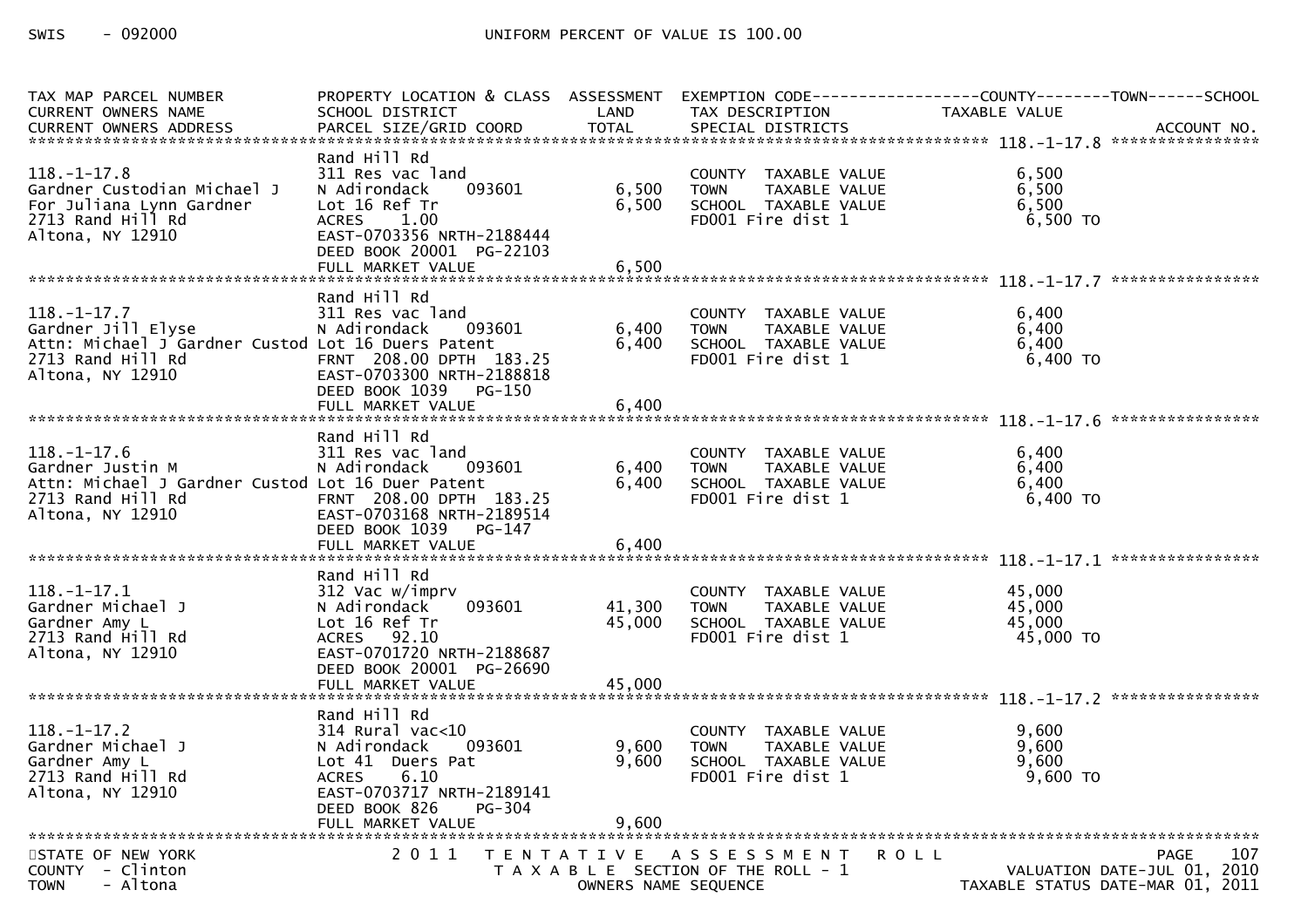SWIS - 092000 UNIFORM PERCENT OF VALUE IS 100.00

| TAX MAP PARCEL NUMBER / CURRENT OWNERS NAME / CURRENT OWNERS ADDRESS | PROPERTY LOCATION & CLASS / SCHOOL DISTRICT / PARCEL SIZE/GRID COORD | ASSESSMENT LAND / TOTAL | EXEMPTION CODE / TAX DESCRIPTION / SPECIAL DISTRICTS | COUNTY--------TOWN------SCHOOL TAXABLE VALUE | ACCOUNT NO. |
|---|---|---|---|---|---|
| **118.-1-17.8** | | | | | |
| 118.-1-17.8 | Rand Hill Rd | | | | |
| Gardner Custodian Michael J | 311 Res vac land | | COUNTY TAXABLE VALUE | 6,500 | |
| For Juliana Lynn Gardner | N Adirondack 093601 | 6,500 | TOWN TAXABLE VALUE | 6,500 | |
| 2713 Rand Hill Rd | Lot 16 Ref Tr | 6,500 | SCHOOL TAXABLE VALUE | 6,500 | |
| Altona, NY 12910 | ACRES 1.00 | | FD001 Fire dist 1 | 6,500 TO | |
| | EAST-0703356 NRTH-2188444 | | | | |
| | DEED BOOK 20001 PG-22103 | | | | |
| | FULL MARKET VALUE | 6,500 | | | |
| **118.-1-17.7** | | | | | |
| 118.-1-17.7 | Rand Hill Rd | | | | |
| Gardner Jill Elyse | 311 Res vac land | | COUNTY TAXABLE VALUE | 6,400 | |
| Attn: Michael J Gardner Custod | N Adirondack 093601 | 6,400 | TOWN TAXABLE VALUE | 6,400 | |
| 2713 Rand Hill Rd | Lot 16 Duers Patent | 6,400 | SCHOOL TAXABLE VALUE | 6,400 | |
| Altona, NY 12910 | FRNT 208.00 DPTH 183.25 | | FD001 Fire dist 1 | 6,400 TO | |
| | EAST-0703300 NRTH-2188818 | | | | |
| | DEED BOOK 1039 PG-150 | | | | |
| | FULL MARKET VALUE | 6,400 | | | |
| **118.-1-17.6** | | | | | |
| 118.-1-17.6 | Rand Hill Rd | | | | |
| Gardner Justin M | 311 Res vac land | | COUNTY TAXABLE VALUE | 6,400 | |
| Attn: Michael J Gardner Custod | N Adirondack 093601 | 6,400 | TOWN TAXABLE VALUE | 6,400 | |
| 2713 Rand Hill Rd | Lot 16 Duer Patent | 6,400 | SCHOOL TAXABLE VALUE | 6,400 | |
| Altona, NY 12910 | FRNT 208.00 DPTH 183.25 | | FD001 Fire dist 1 | 6,400 TO | |
| | EAST-0703168 NRTH-2189514 | | | | |
| | DEED BOOK 1039 PG-147 | | | | |
| | FULL MARKET VALUE | 6,400 | | | |
| **118.-1-17.1** | | | | | |
| 118.-1-17.1 | Rand Hill Rd | | | | |
| Gardner Michael J | 312 Vac w/imprv | | COUNTY TAXABLE VALUE | 45,000 | |
| Gardner Amy L | N Adirondack 093601 | 41,300 | TOWN TAXABLE VALUE | 45,000 | |
| 2713 Rand Hill Rd | Lot 16 Ref Tr | 45,000 | SCHOOL TAXABLE VALUE | 45,000 | |
| Altona, NY 12910 | ACRES 92.10 | | FD001 Fire dist 1 | 45,000 TO | |
| | EAST-0701720 NRTH-2188687 | | | | |
| | DEED BOOK 20001 PG-26690 | | | | |
| | FULL MARKET VALUE | 45,000 | | | |
| **118.-1-17.2** | | | | | |
| 118.-1-17.2 | Rand Hill Rd | | | | |
| Gardner Michael J | 314 Rural vac<10 | | COUNTY TAXABLE VALUE | 9,600 | |
| Gardner Amy L | N Adirondack 093601 | 9,600 | TOWN TAXABLE VALUE | 9,600 | |
| 2713 Rand Hill Rd | Lot 41 Duers Pat | 9,600 | SCHOOL TAXABLE VALUE | 9,600 | |
| Altona, NY 12910 | ACRES 6.10 | | FD001 Fire dist 1 | 9,600 TO | |
| | EAST-0703717 NRTH-2189141 | | | | |
| | DEED BOOK 826 PG-304 | | | | |
| | FULL MARKET VALUE | 9,600 | | | |

STATE OF NEW YORK 2011 TENTATIVE ASSESSMENT ROLL
COUNTY - Clinton TAXABLE SECTION OF THE ROLL - 1 VALUATION DATE-JUL 01, 2010
TOWN - Altona OWNERS NAME SEQUENCE TAXABLE STATUS DATE-MAR 01, 2011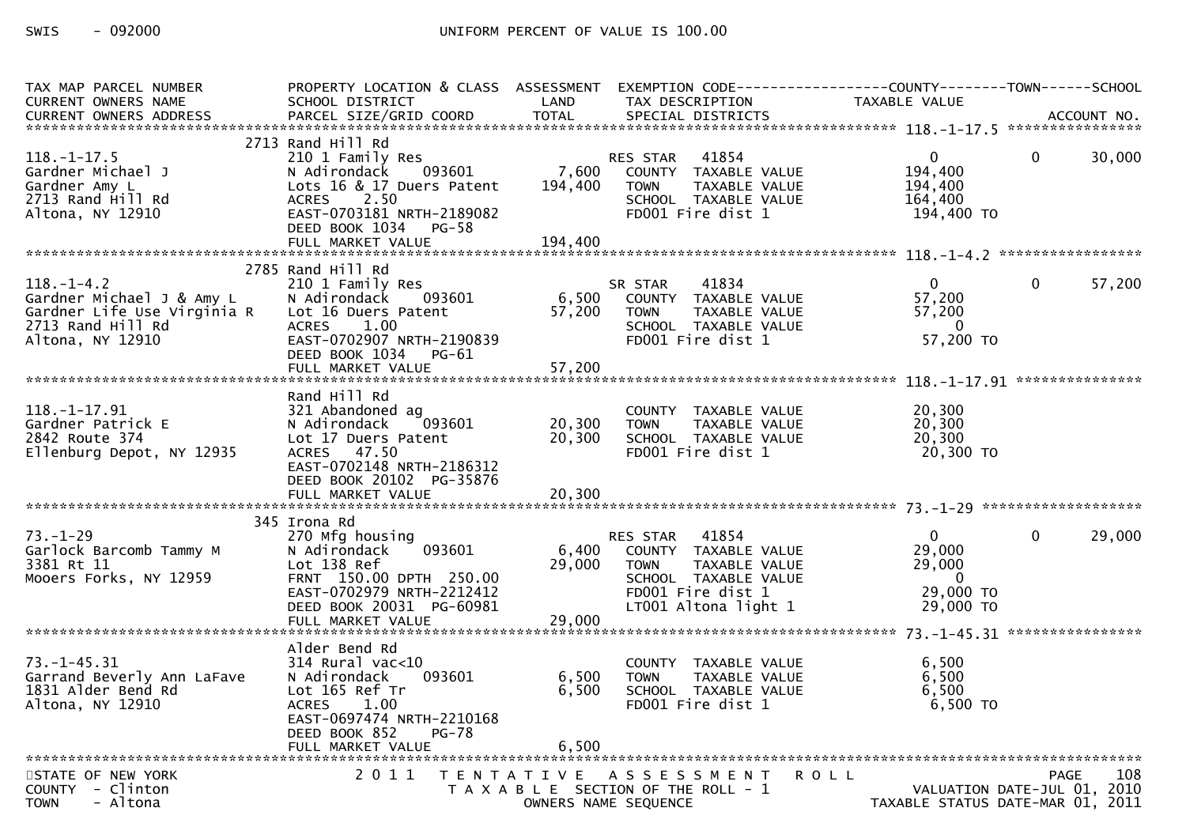SWIS - 092000 UNIFORM PERCENT OF VALUE IS 100.00

| TAX MAP PARCEL NUMBER / CURRENT OWNERS NAME / CURRENT OWNERS ADDRESS | PROPERTY LOCATION & CLASS / SCHOOL DISTRICT / PARCEL SIZE/GRID COORD | ASSESSMENT LAND / TOTAL | EXEMPTION CODE / TAX DESCRIPTION / SPECIAL DISTRICTS | COUNTY TAXABLE VALUE | TOWN | SCHOOL |
|---|---|---|---|---|---|---|
| 118.-1-17.5 | 2713 Rand Hill Rd | | | | | |
| | 210 1 Family Res | | RES STAR 41854 | 0 | 0 | 30,000 |
| Gardner Michael J | N Adirondack 093601 | 7,600 | COUNTY TAXABLE VALUE | 194,400 | | |
| Gardner Amy L | Lots 16 & 17 Duers Patent | 194,400 | TOWN TAXABLE VALUE | 194,400 | | |
| 2713 Rand Hill Rd | ACRES 2.50 | | SCHOOL TAXABLE VALUE | 164,400 | | |
| Altona, NY 12910 | EAST-0703181 NRTH-2189082 | | FD001 Fire dist 1 | 194,400 TO | | |
| | DEED BOOK 1034 PG-58 | | | | | |
| | FULL MARKET VALUE | 194,400 | | | | |
| 118.-1-4.2 | 2785 Rand Hill Rd | | | | | |
| | 210 1 Family Res | | SR STAR 41834 | 0 | 0 | 57,200 |
| Gardner Michael J & Amy L | N Adirondack 093601 | 6,500 | COUNTY TAXABLE VALUE | 57,200 | | |
| Gardner Life Use Virginia R | Lot 16 Duers Patent | 57,200 | TOWN TAXABLE VALUE | 57,200 | | |
| 2713 Rand Hill Rd | ACRES 1.00 | | SCHOOL TAXABLE VALUE | 0 | | |
| Altona, NY 12910 | EAST-0702907 NRTH-2190839 | | FD001 Fire dist 1 | 57,200 TO | | |
| | DEED BOOK 1034 PG-61 | | | | | |
| | FULL MARKET VALUE | 57,200 | | | | |
| 118.-1-17.91 | Rand Hill Rd | | | | | |
| | 321 Abandoned ag | | COUNTY TAXABLE VALUE | 20,300 | | |
| Gardner Patrick E | N Adirondack 093601 | 20,300 | TOWN TAXABLE VALUE | 20,300 | | |
| 2842 Route 374 | Lot 17 Duers Patent | 20,300 | SCHOOL TAXABLE VALUE | 20,300 | | |
| Ellenburg Depot, NY 12935 | ACRES 47.50 | | FD001 Fire dist 1 | 20,300 TO | | |
| | EAST-0702148 NRTH-2186312 | | | | | |
| | DEED BOOK 20102 PG-35876 | | | | | |
| | FULL MARKET VALUE | 20,300 | | | | |
| 73.-1-29 | 345 Irona Rd | | | | | |
| | 270 Mfg housing | | RES STAR 41854 | 0 | 0 | 29,000 |
| Garlock Barcomb Tammy M | N Adirondack 093601 | 6,400 | COUNTY TAXABLE VALUE | 29,000 | | |
| 3381 Rt 11 | Lot 138 Ref | 29,000 | TOWN TAXABLE VALUE | 29,000 | | |
| Mooers Forks, NY 12959 | FRNT 150.00 DPTH 250.00 | | SCHOOL TAXABLE VALUE | 0 | | |
| | EAST-0702979 NRTH-2212412 | | FD001 Fire dist 1 | 29,000 TO | | |
| | DEED BOOK 20031 PG-60981 | | LT001 Altona light 1 | 29,000 TO | | |
| | FULL MARKET VALUE | 29,000 | | | | |
| 73.-1-45.31 | Alder Bend Rd | | | | | |
| | 314 Rural vac<10 | | COUNTY TAXABLE VALUE | 6,500 | | |
| Garrand Beverly Ann LaFave | N Adirondack 093601 | 6,500 | TOWN TAXABLE VALUE | 6,500 | | |
| 1831 Alder Bend Rd | Lot 165 Ref Tr | 6,500 | SCHOOL TAXABLE VALUE | 6,500 | | |
| Altona, NY 12910 | ACRES 1.00 | | FD001 Fire dist 1 | 6,500 TO | | |
| | EAST-0697474 NRTH-2210168 | | | | | |
| | DEED BOOK 852 PG-78 | | | | | |
| | FULL MARKET VALUE | 6,500 | | | | |

STATE OF NEW YORK — COUNTY - Clinton — TOWN - Altona

2011 TENTATIVE ASSESSMENT ROLL — TAXABLE SECTION OF THE ROLL - 1 — OWNERS NAME SEQUENCE

VALUATION DATE-JUL 01, 2010 — TAXABLE STATUS DATE-MAR 01, 2011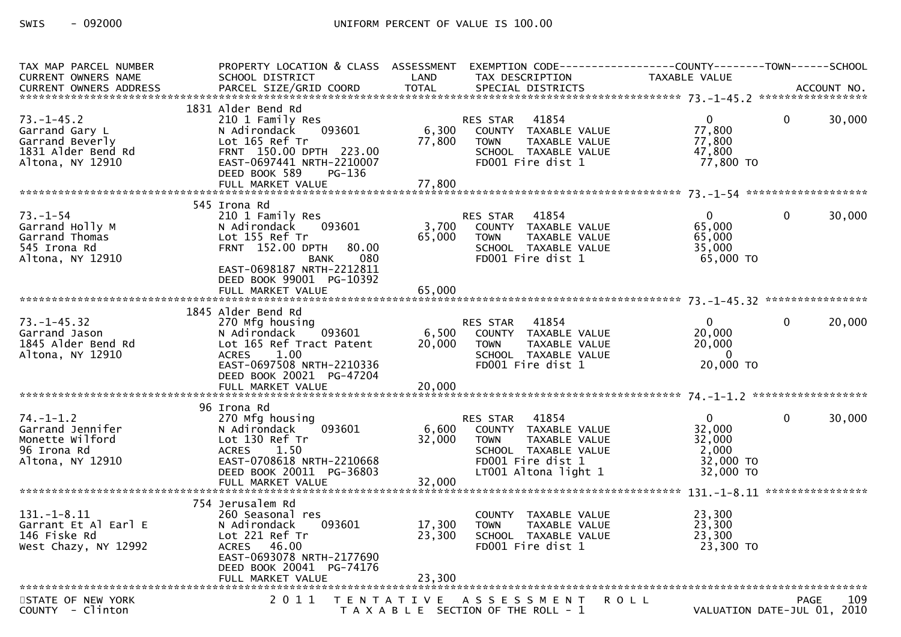SWIS - 092000 UNIFORM PERCENT OF VALUE IS 100.00

```
TAX MAP PARCEL NUMBER          PROPERTY LOCATION & CLASS  ASSESSMENT  EXEMPTION CODE------------------COUNTY--------TOWN------SCHOOL
CURRENT OWNERS NAME            SCHOOL DISTRICT               LAND      TAX DESCRIPTION            TAXABLE VALUE
CURRENT OWNERS ADDRESS         PARCEL SIZE/GRID COORD        TOTAL     SPECIAL DISTRICTS                                          ACCOUNT NO.
******************************************************************************************************* 73.-1-45.2 *****************
                               1831 Alder Bend Rd
73.-1-45.2                     210 1 Family Res                        RES STAR    41854              0            0         30,000
Garrand Gary L                 N Adirondack    093601         6,300    COUNTY  TAXABLE VALUE          77,800
Garrand Beverly                Lot 165 Ref Tr                77,800    TOWN    TAXABLE VALUE          77,800
1831 Alder Bend Rd             FRNT 150.00 DPTH 223.00                 SCHOOL  TAXABLE VALUE          47,800
Altona, NY 12910               EAST-0697441 NRTH-2210007               FD001 Fire dist 1              77,800 TO
                               DEED BOOK 589    PG-136
                               FULL MARKET VALUE             77,800
******************************************************************************************************* 73.-1-54 *******************
                               545 Irona Rd
73.-1-54                       210 1 Family Res                        RES STAR    41854              0            0         30,000
Garrand Holly M                N Adirondack    093601         3,700    COUNTY  TAXABLE VALUE          65,000
Garrand Thomas                 Lot 155 Ref Tr                65,000    TOWN    TAXABLE VALUE          65,000
545 Irona Rd                   FRNT 152.00 DPTH  80.00                 SCHOOL  TAXABLE VALUE          35,000
Altona, NY 12910                           BANK    080                 FD001 Fire dist 1              65,000 TO
                               EAST-0698187 NRTH-2212811
                               DEED BOOK 99001 PG-10392
                               FULL MARKET VALUE             65,000
******************************************************************************************************* 73.-1-45.32 ****************
                               1845 Alder Bend Rd
73.-1-45.32                    270 Mfg housing                         RES STAR    41854              0            0         20,000
Garrand Jason                  N Adirondack    093601         6,500    COUNTY  TAXABLE VALUE          20,000
1845 Alder Bend Rd             Lot 165 Ref Tract Patent      20,000    TOWN    TAXABLE VALUE          20,000
Altona, NY 12910               ACRES    1.00                           SCHOOL  TAXABLE VALUE          0
                               EAST-0697508 NRTH-2210336               FD001 Fire dist 1              20,000 TO
                               DEED BOOK 20021 PG-47204
                               FULL MARKET VALUE             20,000
******************************************************************************************************* 74.-1-1.2 ******************
                               96 Irona Rd
74.-1-1.2                      270 Mfg housing                         RES STAR    41854              0            0         30,000
Garrand Jennifer               N Adirondack    093601         6,600    COUNTY  TAXABLE VALUE          32,000
Monette Wilford                Lot 130 Ref Tr                32,000    TOWN    TAXABLE VALUE          32,000
96 Irona Rd                    ACRES    1.50                           SCHOOL  TAXABLE VALUE          2,000
Altona, NY 12910               EAST-0708618 NRTH-2210668               FD001 Fire dist 1              32,000 TO
                               DEED BOOK 20011 PG-36803                LT001 Altona light 1           32,000 TO
                               FULL MARKET VALUE             32,000
******************************************************************************************************* 131.-1-8.11 ****************
                               754 Jerusalem Rd
131.-1-8.11                    260 Seasonal res                        COUNTY  TAXABLE VALUE          23,300
Garrant Et Al Earl E           N Adirondack    093601        17,300    TOWN    TAXABLE VALUE          23,300
146 Fiske Rd                   Lot 221 Ref Tr                23,300    SCHOOL  TAXABLE VALUE          23,300
West Chazy, NY 12992           ACRES   46.00                           FD001 Fire dist 1              23,300 TO
                               EAST-0693078 NRTH-2177690
                               DEED BOOK 20041 PG-74176
                               FULL MARKET VALUE             23,300
************************************************************************************************************************************
```

STATE OF NEW YORK — 2 0 1 1 T E N T A T I V E A S S E S S M E N T R O L L
COUNTY - Clinton — T A X A B L E SECTION OF THE ROLL - 1 — VALUATION DATE-JUL 01, 2010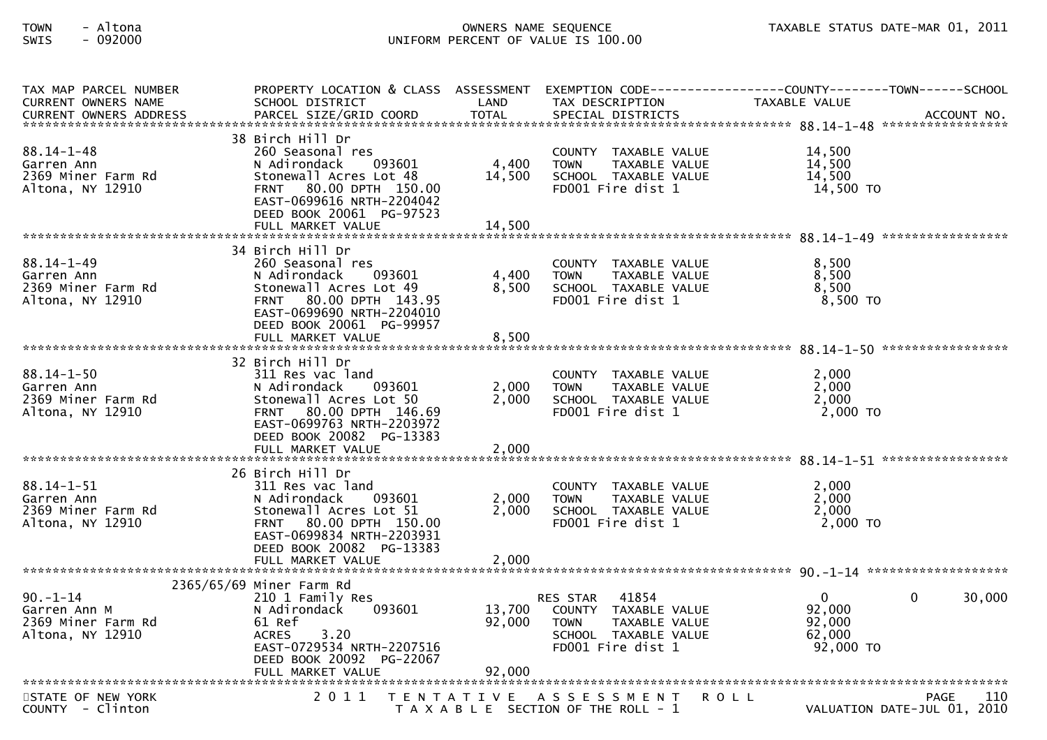TOWN - Altona
SWIS - 092000

OWNERS NAME SEQUENCE
UNIFORM PERCENT OF VALUE IS 100.00

TAXABLE STATUS DATE-MAR 01, 2011

| TAX MAP PARCEL NUMBER<br>CURRENT OWNERS NAME<br>CURRENT OWNERS ADDRESS | PROPERTY LOCATION & CLASS<br>SCHOOL DISTRICT<br>PARCEL SIZE/GRID COORD | ASSESSMENT<br>LAND<br>TOTAL | EXEMPTION CODE<br>TAX DESCRIPTION<br>SPECIAL DISTRICTS | COUNTY<br>TAXABLE VALUE | TOWN | SCHOOL<br>ACCOUNT NO. |
|---|---|---|---|---|---|---|
| **88.14-1-48** | 38 Birch Hill Dr | | | | | |
| 88.14-1-48 | 260 Seasonal res | | COUNTY TAXABLE VALUE | 14,500 | | |
| Garren Ann | N Adirondack 093601 | 4,400 | TOWN TAXABLE VALUE | 14,500 | | |
| 2369 Miner Farm Rd | Stonewall Acres Lot 48 | 14,500 | SCHOOL TAXABLE VALUE | 14,500 | | |
| Altona, NY 12910 | FRNT 80.00 DPTH 150.00 | | FD001 Fire dist 1 | 14,500 TO | | |
| | EAST-0699616 NRTH-2204042 | | | | | |
| | DEED BOOK 20061 PG-97523 | | | | | |
| | FULL MARKET VALUE | 14,500 | | | | |
| **88.14-1-49** | 34 Birch Hill Dr | | | | | |
| 88.14-1-49 | 260 Seasonal res | | COUNTY TAXABLE VALUE | 8,500 | | |
| Garren Ann | N Adirondack 093601 | 4,400 | TOWN TAXABLE VALUE | 8,500 | | |
| 2369 Miner Farm Rd | Stonewall Acres Lot 49 | 8,500 | SCHOOL TAXABLE VALUE | 8,500 | | |
| Altona, NY 12910 | FRNT 80.00 DPTH 143.95 | | FD001 Fire dist 1 | 8,500 TO | | |
| | EAST-0699690 NRTH-2204010 | | | | | |
| | DEED BOOK 20061 PG-99957 | | | | | |
| | FULL MARKET VALUE | 8,500 | | | | |
| **88.14-1-50** | 32 Birch Hill Dr | | | | | |
| 88.14-1-50 | 311 Res vac land | | COUNTY TAXABLE VALUE | 2,000 | | |
| Garren Ann | N Adirondack 093601 | 2,000 | TOWN TAXABLE VALUE | 2,000 | | |
| 2369 Miner Farm Rd | Stonewall Acres Lot 50 | 2,000 | SCHOOL TAXABLE VALUE | 2,000 | | |
| Altona, NY 12910 | FRNT 80.00 DPTH 146.69 | | FD001 Fire dist 1 | 2,000 TO | | |
| | EAST-0699763 NRTH-2203972 | | | | | |
| | DEED BOOK 20082 PG-13383 | | | | | |
| | FULL MARKET VALUE | 2,000 | | | | |
| **88.14-1-51** | 26 Birch Hill Dr | | | | | |
| 88.14-1-51 | 311 Res vac land | | COUNTY TAXABLE VALUE | 2,000 | | |
| Garren Ann | N Adirondack 093601 | 2,000 | TOWN TAXABLE VALUE | 2,000 | | |
| 2369 Miner Farm Rd | Stonewall Acres Lot 51 | 2,000 | SCHOOL TAXABLE VALUE | 2,000 | | |
| Altona, NY 12910 | FRNT 80.00 DPTH 150.00 | | FD001 Fire dist 1 | 2,000 TO | | |
| | EAST-0699834 NRTH-2203931 | | | | | |
| | DEED BOOK 20082 PG-13383 | | | | | |
| | FULL MARKET VALUE | 2,000 | | | | |
| **90.-1-14** | 2365/65/69 Miner Farm Rd | | | | | |
| 90.-1-14 | 210 1 Family Res | | RES STAR 41854 | 0 | 0 | 30,000 |
| Garren Ann M | N Adirondack 093601 | 13,700 | COUNTY TAXABLE VALUE | 92,000 | | |
| 2369 Miner Farm Rd | 61 Ref | 92,000 | TOWN TAXABLE VALUE | 92,000 | | |
| Altona, NY 12910 | ACRES 3.20 | | SCHOOL TAXABLE VALUE | 62,000 | | |
| | EAST-0729534 NRTH-2207516 | | FD001 Fire dist 1 | 92,000 TO | | |
| | DEED BOOK 20092 PG-22067 | | | | | |
| | FULL MARKET VALUE | 92,000 | | | | |

STATE OF NEW YORK
COUNTY - Clinton

2011 TENTATIVE ASSESSMENT ROLL
TAXABLE SECTION OF THE ROLL - 1

VALUATION DATE-JUL 01, 2010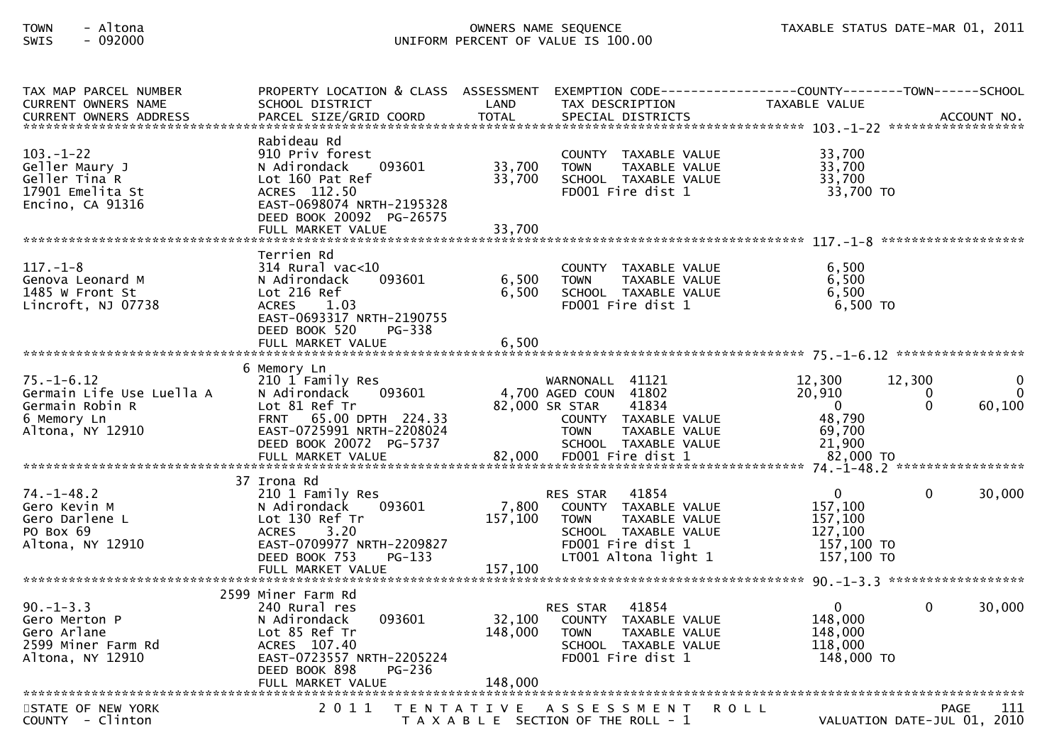TOWN - Altona
SWIS - 092000

OWNERS NAME SEQUENCE
UNIFORM PERCENT OF VALUE IS 100.00

TAXABLE STATUS DATE-MAR 01, 2011

| TAX MAP PARCEL NUMBER / CURRENT OWNERS NAME / CURRENT OWNERS ADDRESS | PROPERTY LOCATION & CLASS / SCHOOL DISTRICT / PARCEL SIZE/GRID COORD | ASSESSMENT LAND / TOTAL | EXEMPTION CODE / TAX DESCRIPTION / SPECIAL DISTRICTS | COUNTY TAXABLE VALUE | TOWN | SCHOOL / ACCOUNT NO. |
|---|---|---|---|---|---|---|
| **103.-1-22** | Rabideau Rd | | | | | |
| 103.-1-22 | 910 Priv forest | | COUNTY TAXABLE VALUE | 33,700 | | |
| Geller Maury J | N Adirondack 093601 | 33,700 | TOWN TAXABLE VALUE | 33,700 | | |
| Geller Tina R | Lot 160 Pat Ref | 33,700 | SCHOOL TAXABLE VALUE | 33,700 | | |
| 17901 Emelita St | ACRES 112.50 | | FD001 Fire dist 1 | 33,700 TO | | |
| Encino, CA 91316 | EAST-0698074 NRTH-2195328 | | | | | |
| | DEED BOOK 20092 PG-26575 | | | | | |
| | FULL MARKET VALUE | 33,700 | | | | |
| **117.-1-8** | Terrien Rd | | | | | |
| 117.-1-8 | 314 Rural vac<10 | | COUNTY TAXABLE VALUE | 6,500 | | |
| Genova Leonard M | N Adirondack 093601 | 6,500 | TOWN TAXABLE VALUE | 6,500 | | |
| 1485 W Front St | Lot 216 Ref | 6,500 | SCHOOL TAXABLE VALUE | 6,500 | | |
| Lincroft, NJ 07738 | ACRES 1.03 | | FD001 Fire dist 1 | 6,500 TO | | |
| | EAST-0693317 NRTH-2190755 | | | | | |
| | DEED BOOK 520 PG-338 | | | | | |
| | FULL MARKET VALUE | 6,500 | | | | |
| **75.-1-6.12** | 6 Memory Ln | | | | | |
| 75.-1-6.12 | 210 1 Family Res | | WARNONALL 41121 | 12,300 | 12,300 | 0 |
| Germain Life Use Luella A | N Adirondack 093601 | 4,700 | AGED COUN 41802 | 20,910 | 0 | 0 |
| Germain Robin R | Lot 81 Ref Tr | 82,000 | SR STAR 41834 | 0 | 0 | 60,100 |
| 6 Memory Ln | FRNT 65.00 DPTH 224.33 | | COUNTY TAXABLE VALUE | 48,790 | | |
| Altona, NY 12910 | EAST-0725991 NRTH-2208024 | | TOWN TAXABLE VALUE | 69,700 | | |
| | DEED BOOK 20072 PG-5737 | | SCHOOL TAXABLE VALUE | 21,900 | | |
| | FULL MARKET VALUE | 82,000 | FD001 Fire dist 1 | 82,000 TO | | |
| **74.-1-48.2** | 37 Irona Rd | | | | | |
| 74.-1-48.2 | 210 1 Family Res | | RES STAR 41854 | 0 | 0 | 30,000 |
| Gero Kevin M | N Adirondack 093601 | 7,800 | COUNTY TAXABLE VALUE | 157,100 | | |
| Gero Darlene L | Lot 130 Ref Tr | 157,100 | TOWN TAXABLE VALUE | 157,100 | | |
| PO Box 69 | ACRES 3.20 | | SCHOOL TAXABLE VALUE | 127,100 | | |
| Altona, NY 12910 | EAST-0709977 NRTH-2209827 | | FD001 Fire dist 1 | 157,100 TO | | |
| | DEED BOOK 753 PG-133 | | LT001 Altona light 1 | 157,100 TO | | |
| | FULL MARKET VALUE | 157,100 | | | | |
| **90.-1-3.3** | 2599 Miner Farm Rd | | | | | |
| 90.-1-3.3 | 240 Rural res | | RES STAR 41854 | 0 | 0 | 30,000 |
| Gero Merton P | N Adirondack 093601 | 32,100 | COUNTY TAXABLE VALUE | 148,000 | | |
| Gero Arlane | Lot 85 Ref Tr | 148,000 | TOWN TAXABLE VALUE | 148,000 | | |
| 2599 Miner Farm Rd | ACRES 107.40 | | SCHOOL TAXABLE VALUE | 118,000 | | |
| Altona, NY 12910 | EAST-0723557 NRTH-2205224 | | FD001 Fire dist 1 | 148,000 TO | | |
| | DEED BOOK 898 PG-236 | | | | | |
| | FULL MARKET VALUE | 148,000 | | | | |

STATE OF NEW YORK
COUNTY - Clinton

2011 TENTATIVE ASSESSMENT ROLL
TAXABLE SECTION OF THE ROLL - 1

VALUATION DATE-JUL 01, 2010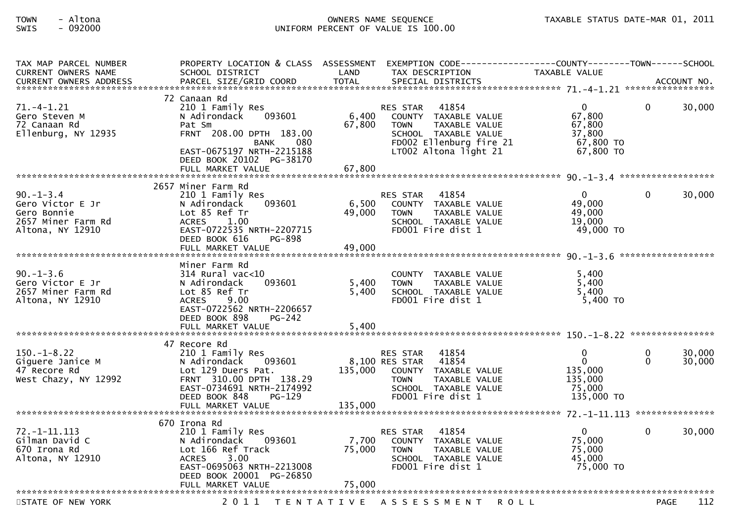TOWN - Altona
SWIS - 092000

OWNERS NAME SEQUENCE
UNIFORM PERCENT OF VALUE IS 100.00

TAXABLE STATUS DATE-MAR 01, 2011

| TAX MAP PARCEL NUMBER / CURRENT OWNERS NAME / CURRENT OWNERS ADDRESS | PROPERTY LOCATION & CLASS / SCHOOL DISTRICT / PARCEL SIZE/GRID COORD | ASSESSMENT LAND / TOTAL | EXEMPTION CODE / TAX DESCRIPTION / SPECIAL DISTRICTS | COUNTY TAXABLE VALUE | TOWN | SCHOOL / ACCOUNT NO. |
|---|---|---|---|---|---|---|
| **71.-4-1.21** | 72 Canaan Rd | | | | | |
| 71.-4-1.21 | 210 1 Family Res | | RES STAR 41854 | 0 | 0 | 30,000 |
| Gero Steven M | N Adirondack 093601 | 6,400 | COUNTY TAXABLE VALUE | 67,800 | | |
| 72 Canaan Rd | Pat Sm | 67,800 | TOWN TAXABLE VALUE | 67,800 | | |
| Ellenburg, NY 12935 | FRNT 208.00 DPTH 183.00 | | SCHOOL TAXABLE VALUE | 37,800 | | |
| | BANK 080 | | FD002 Ellenburg fire 21 | 67,800 TO | | |
| | EAST-0675197 NRTH-2215188 | | LT002 Altona light 21 | 67,800 TO | | |
| | DEED BOOK 20102 PG-38170 | | | | | |
| | FULL MARKET VALUE | 67,800 | | | | |
| **90.-1-3.4** | 2657 Miner Farm Rd | | | | | |
| 90.-1-3.4 | 210 1 Family Res | | RES STAR 41854 | 0 | 0 | 30,000 |
| Gero Victor E Jr | N Adirondack 093601 | 6,500 | COUNTY TAXABLE VALUE | 49,000 | | |
| Gero Bonnie | Lot 85 Ref Tr | 49,000 | TOWN TAXABLE VALUE | 49,000 | | |
| 2657 Miner Farm Rd | ACRES 1.00 | | SCHOOL TAXABLE VALUE | 19,000 | | |
| Altona, NY 12910 | EAST-0722535 NRTH-2207715 | | FD001 Fire dist 1 | 49,000 TO | | |
| | DEED BOOK 616 PG-898 | | | | | |
| | FULL MARKET VALUE | 49,000 | | | | |
| **90.-1-3.6** | Miner Farm Rd | | | | | |
| 90.-1-3.6 | 314 Rural vac<10 | | COUNTY TAXABLE VALUE | 5,400 | | |
| Gero Victor E Jr | N Adirondack 093601 | 5,400 | TOWN TAXABLE VALUE | 5,400 | | |
| 2657 Miner Farm Rd | Lot 85 Ref Tr | 5,400 | SCHOOL TAXABLE VALUE | 5,400 | | |
| Altona, NY 12910 | ACRES 9.00 | | FD001 Fire dist 1 | 5,400 TO | | |
| | EAST-0722562 NRTH-2206657 | | | | | |
| | DEED BOOK 898 PG-242 | | | | | |
| | FULL MARKET VALUE | 5,400 | | | | |
| **150.-1-8.22** | 47 Recore Rd | | | | | |
| 150.-1-8.22 | 210 1 Family Res | | RES STAR 41854 | 0 | 0 | 30,000 |
| Giguere Janice M | N Adirondack 093601 | 8,100 | RES STAR 41854 | 0 | 0 | 30,000 |
| 47 Recore Rd | Lot 129 Duers Pat. | 135,000 | COUNTY TAXABLE VALUE | 135,000 | | |
| West Chazy, NY 12992 | FRNT 310.00 DPTH 138.29 | | TOWN TAXABLE VALUE | 135,000 | | |
| | EAST-0734691 NRTH-2174992 | | SCHOOL TAXABLE VALUE | 75,000 | | |
| | DEED BOOK 848 PG-129 | | FD001 Fire dist 1 | 135,000 TO | | |
| | FULL MARKET VALUE | 135,000 | | | | |
| **72.-1-11.113** | 670 Irona Rd | | | | | |
| 72.-1-11.113 | 210 1 Family Res | | RES STAR 41854 | 0 | 0 | 30,000 |
| Gilman David C | N Adirondack 093601 | 7,700 | COUNTY TAXABLE VALUE | 75,000 | | |
| 670 Irona Rd | Lot 166 Ref Track | 75,000 | TOWN TAXABLE VALUE | 75,000 | | |
| Altona, NY 12910 | ACRES 3.00 | | SCHOOL TAXABLE VALUE | 45,000 | | |
| | EAST-0695063 NRTH-2213008 | | FD001 Fire dist 1 | 75,000 TO | | |
| | DEED BOOK 20001 PG-26850 | | | | | |
| | FULL MARKET VALUE | 75,000 | | | | |

STATE OF NEW YORK — 2011 TENTATIVE ASSESSMENT ROLL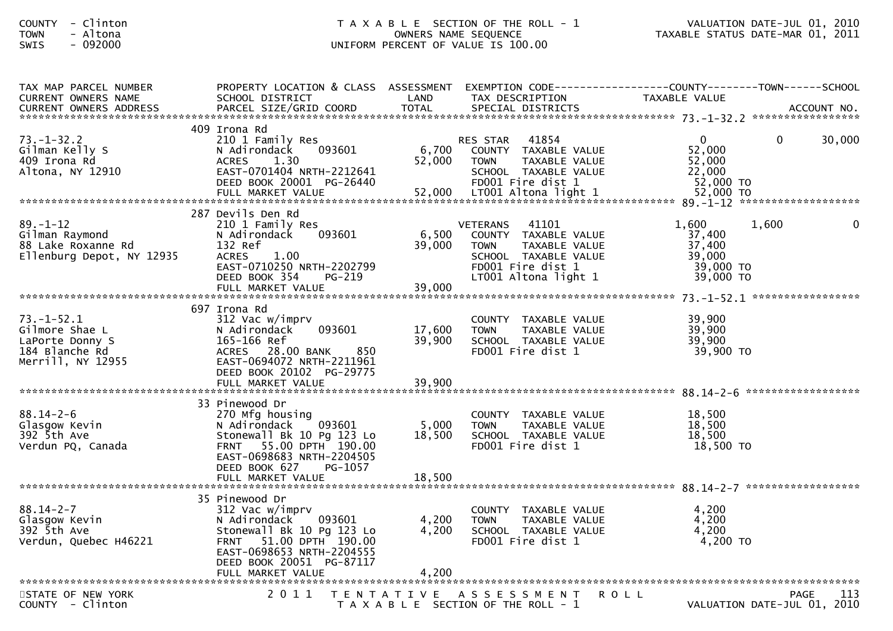COUNTY - Clinton
TOWN - Altona
SWIS - 092000

T A X A B L E SECTION OF THE ROLL - 1
OWNERS NAME SEQUENCE
UNIFORM PERCENT OF VALUE IS 100.00

VALUATION DATE-JUL 01, 2010
TAXABLE STATUS DATE-MAR 01, 2011

| TAX MAP PARCEL NUMBER / CURRENT OWNERS NAME / CURRENT OWNERS ADDRESS | PROPERTY LOCATION & CLASS / SCHOOL DISTRICT / PARCEL SIZE/GRID COORD | ASSESSMENT LAND / TOTAL | EXEMPTION CODE / TAX DESCRIPTION / SPECIAL DISTRICTS | COUNTY TAXABLE VALUE | TOWN | SCHOOL | ACCOUNT NO. |
|---|---|---|---|---|---|---|---|
| **73.-1-32.2** | 409 Irona Rd | | | | | | |
| 73.-1-32.2 | 210 1 Family Res | | RES STAR 41854 | 0 | 0 | 30,000 | |
| Gilman Kelly S | N Adirondack 093601 | 6,700 | COUNTY TAXABLE VALUE | 52,000 | | | |
| 409 Irona Rd | ACRES 1.30 | 52,000 | TOWN TAXABLE VALUE | 52,000 | | | |
| Altona, NY 12910 | EAST-0701404 NRTH-2212641 | | SCHOOL TAXABLE VALUE | 22,000 | | | |
| | DEED BOOK 20001 PG-26440 | | FD001 Fire dist 1 | 52,000 TO | | | |
| | FULL MARKET VALUE | 52,000 | LT001 Altona light 1 | 52,000 TO | | | |
| **89.-1-12** | 287 Devils Den Rd | | | | | | |
| 89.-1-12 | 210 1 Family Res | | VETERANS 41101 | 1,600 | 1,600 | 0 | |
| Gilman Raymond | N Adirondack 093601 | 6,500 | COUNTY TAXABLE VALUE | 37,400 | | | |
| 88 Lake Roxanne Rd | 132 Ref | 39,000 | TOWN TAXABLE VALUE | 37,400 | | | |
| Ellenburg Depot, NY 12935 | ACRES 1.00 | | SCHOOL TAXABLE VALUE | 39,000 | | | |
| | EAST-0710250 NRTH-2202799 | | FD001 Fire dist 1 | 39,000 TO | | | |
| | DEED BOOK 354 PG-219 | | LT001 Altona light 1 | 39,000 TO | | | |
| | FULL MARKET VALUE | 39,000 | | | | | |
| **73.-1-52.1** | 697 Irona Rd | | | | | | |
| 73.-1-52.1 | 312 Vac w/imprv | | COUNTY TAXABLE VALUE | 39,900 | | | |
| Gilmore Shae L | N Adirondack 093601 | 17,600 | TOWN TAXABLE VALUE | 39,900 | | | |
| LaPorte Donny S | 165-166 Ref | 39,900 | SCHOOL TAXABLE VALUE | 39,900 | | | |
| 184 Blanche Rd | ACRES 28.00 BANK 850 | | FD001 Fire dist 1 | 39,900 TO | | | |
| Merrill, NY 12955 | EAST-0694072 NRTH-2211961 | | | | | | |
| | DEED BOOK 20102 PG-29775 | | | | | | |
| | FULL MARKET VALUE | 39,900 | | | | | |
| **88.14-2-6** | 33 Pinewood Dr | | | | | | |
| 88.14-2-6 | 270 Mfg housing | | COUNTY TAXABLE VALUE | 18,500 | | | |
| Glasgow Kevin | N Adirondack 093601 | 5,000 | TOWN TAXABLE VALUE | 18,500 | | | |
| 392 5th Ave | Stonewall Bk 10 Pg 123 Lo | 18,500 | SCHOOL TAXABLE VALUE | 18,500 | | | |
| Verdun PQ, Canada | FRNT 55.00 DPTH 190.00 | | FD001 Fire dist 1 | 18,500 TO | | | |
| | EAST-0698683 NRTH-2204505 | | | | | | |
| | DEED BOOK 627 PG-1057 | | | | | | |
| | FULL MARKET VALUE | 18,500 | | | | | |
| **88.14-2-7** | 35 Pinewood Dr | | | | | | |
| 88.14-2-7 | 312 Vac w/imprv | | COUNTY TAXABLE VALUE | 4,200 | | | |
| Glasgow Kevin | N Adirondack 093601 | 4,200 | TOWN TAXABLE VALUE | 4,200 | | | |
| 392 5th Ave | Stonewall Bk 10 Pg 123 Lo | 4,200 | SCHOOL TAXABLE VALUE | 4,200 | | | |
| Verdun, Quebec H46221 | FRNT 51.00 DPTH 190.00 | | FD001 Fire dist 1 | 4,200 TO | | | |
| | EAST-0698653 NRTH-2204555 | | | | | | |
| | DEED BOOK 20051 PG-87117 | | | | | | |
| | FULL MARKET VALUE | 4,200 | | | | | |

STATE OF NEW YORK
COUNTY - Clinton

2 0 1 1 T E N T A T I V E A S S E S S M E N T R O L L
T A X A B L E SECTION OF THE ROLL - 1

VALUATION DATE-JUL 01, 2010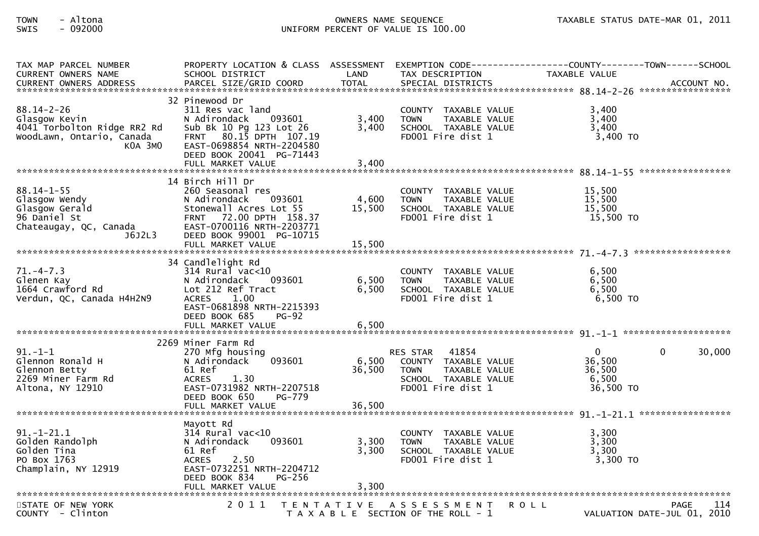TOWN - Altona
SWIS - 092000

OWNERS NAME SEQUENCE
UNIFORM PERCENT OF VALUE IS 100.00

TAXABLE STATUS DATE-MAR 01, 2011

| TAX MAP PARCEL NUMBER / CURRENT OWNERS NAME / CURRENT OWNERS ADDRESS | PROPERTY LOCATION & CLASS / SCHOOL DISTRICT / PARCEL SIZE/GRID COORD | ASSESSMENT LAND | TOTAL | EXEMPTION CODE / TAX DESCRIPTION / SPECIAL DISTRICTS | COUNTY TAXABLE VALUE | TOWN | SCHOOL |
|---|---|---|---|---|---|---|---|
| **88.14-2-26** | 32 Pinewood Dr | | | | | | |
| 88.14-2-26 | 311 Res vac land | | | COUNTY TAXABLE VALUE | 3,400 | | |
| Glasgow Kevin | N Adirondack 093601 | 3,400 | | TOWN TAXABLE VALUE | 3,400 | | |
| 4041 Torbolton Ridge RR2 Rd | Sub Bk 10 Pg 123 Lot 26 | | 3,400 | SCHOOL TAXABLE VALUE | 3,400 | | |
| WoodLawn, Ontario, Canada | FRNT 80.15 DPTH 107.19 | | | FD001 Fire dist 1 | 3,400 TO | | |
| K0A 3M0 | EAST-0698854 NRTH-2204580 | | | | | | |
| | DEED BOOK 20041 PG-71443 | | | | | | |
| | FULL MARKET VALUE | | 3,400 | | | | |
| **88.14-1-55** | 14 Birch Hill Dr | | | | | | |
| 88.14-1-55 | 260 Seasonal res | | | COUNTY TAXABLE VALUE | 15,500 | | |
| Glasgow Wendy | N Adirondack 093601 | 4,600 | | TOWN TAXABLE VALUE | 15,500 | | |
| Glasgow Gerald | Stonewall Acres Lot 55 | | 15,500 | SCHOOL TAXABLE VALUE | 15,500 | | |
| 96 Daniel St | FRNT 72.00 DPTH 158.37 | | | FD001 Fire dist 1 | 15,500 TO | | |
| Chateaugay, QC, Canada | EAST-0700116 NRTH-2203771 | | | | | | |
| J6J2L3 | DEED BOOK 99001 PG-10715 | | | | | | |
| | FULL MARKET VALUE | | 15,500 | | | | |
| **71.-4-7.3** | 34 Candlelight Rd | | | | | | |
| 71.-4-7.3 | 314 Rural vac<10 | | | COUNTY TAXABLE VALUE | 6,500 | | |
| Glenen Kay | N Adirondack 093601 | 6,500 | | TOWN TAXABLE VALUE | 6,500 | | |
| 1664 Crawford Rd | Lot 212 Ref Tract | | 6,500 | SCHOOL TAXABLE VALUE | 6,500 | | |
| Verdun, QC, Canada H4H2N9 | ACRES 1.00 | | | FD001 Fire dist 1 | 6,500 TO | | |
| | EAST-0681898 NRTH-2215393 | | | | | | |
| | DEED BOOK 685 PG-92 | | | | | | |
| | FULL MARKET VALUE | | 6,500 | | | | |
| **91.-1-1** | 2269 Miner Farm Rd | | | | | | |
| 91.-1-1 | 270 Mfg housing | | | RES STAR 41854 | 0 | 0 | 30,000 |
| Glennon Ronald H | N Adirondack 093601 | 6,500 | | COUNTY TAXABLE VALUE | 36,500 | | |
| Glennon Betty | 61 Ref | | 36,500 | TOWN TAXABLE VALUE | 36,500 | | |
| 2269 Miner Farm Rd | ACRES 1.30 | | | SCHOOL TAXABLE VALUE | 6,500 | | |
| Altona, NY 12910 | EAST-0731982 NRTH-2207518 | | | FD001 Fire dist 1 | 36,500 TO | | |
| | DEED BOOK 650 PG-779 | | | | | | |
| | FULL MARKET VALUE | | 36,500 | | | | |
| **91.-1-21.1** | Mayott Rd | | | | | | |
| 91.-1-21.1 | 314 Rural vac<10 | | | COUNTY TAXABLE VALUE | 3,300 | | |
| Golden Randolph | N Adirondack 093601 | 3,300 | | TOWN TAXABLE VALUE | 3,300 | | |
| Golden Tina | 61 Ref | | 3,300 | SCHOOL TAXABLE VALUE | 3,300 | | |
| PO Box 1763 | ACRES 2.50 | | | FD001 Fire dist 1 | 3,300 TO | | |
| Champlain, NY 12919 | EAST-0732251 NRTH-2204712 | | | | | | |
| | DEED BOOK 834 PG-256 | | | | | | |
| | FULL MARKET VALUE | | 3,300 | | | | |

STATE OF NEW YORK
COUNTY - Clinton

2011 TENTATIVE ASSESSMENT ROLL
TAXABLE SECTION OF THE ROLL - 1

VALUATION DATE-JUL 01, 2010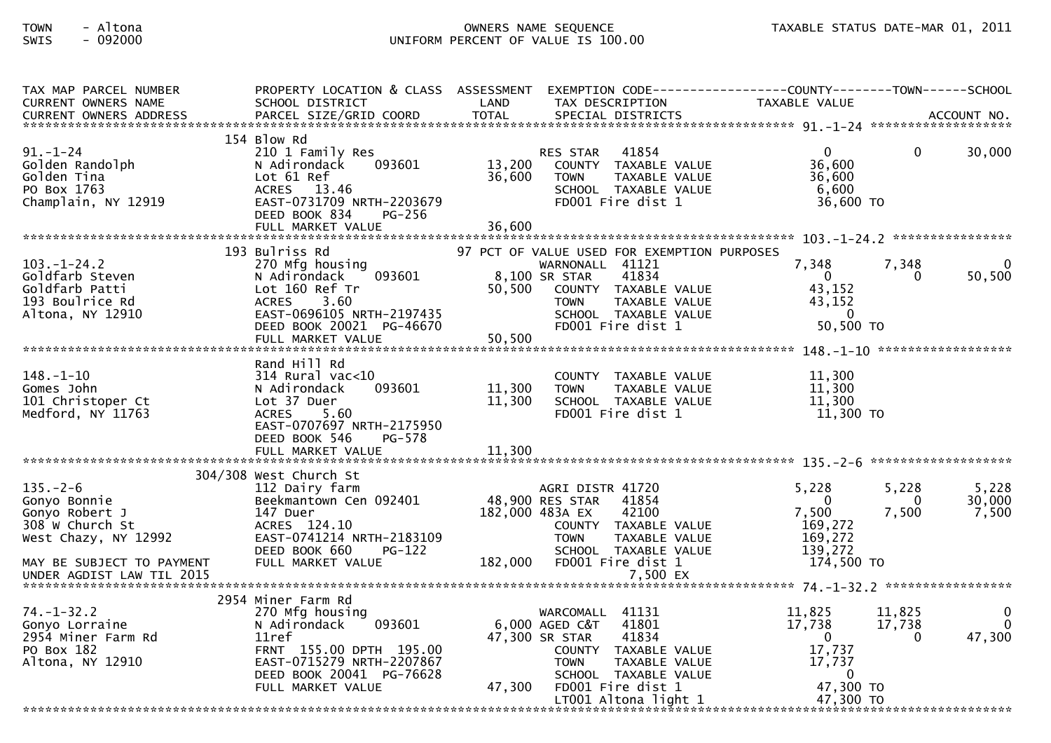TOWN - Altona
SWIS - 092000

OWNERS NAME SEQUENCE
UNIFORM PERCENT OF VALUE IS 100.00

TAXABLE STATUS DATE-MAR 01, 2011

```
TAX MAP PARCEL NUMBER          PROPERTY LOCATION & CLASS  ASSESSMENT  EXEMPTION CODE------------------COUNTY--------TOWN------SCHOOL
CURRENT OWNERS NAME            SCHOOL DISTRICT               LAND      TAX DESCRIPTION            TAXABLE VALUE
CURRENT OWNERS ADDRESS         PARCEL SIZE/GRID COORD       TOTAL      SPECIAL DISTRICTS                                   ACCOUNT NO.
******************************************************************************************************* 91.-1-24 ********************
                               154 Blow Rd
91.-1-24                       210 1 Family Res                  RES STAR   41854                   0            0        30,000
Golden Randolph                N Adirondack     093601    13,200   COUNTY  TAXABLE VALUE            36,600
Golden Tina                    Lot 61 Ref                 36,600   TOWN    TAXABLE VALUE            36,600
PO Box 1763                    ACRES   13.46                       SCHOOL  TAXABLE VALUE             6,600
Champlain, NY 12919            EAST-0731709 NRTH-2203679           FD001 Fire dist 1                36,600 TO
                               DEED BOOK 834    PG-256
                               FULL MARKET VALUE          36,600
******************************************************************************************************* 103.-1-24.2 *****************
                               193 Bulriss Rd             97 PCT OF VALUE USED FOR EXEMPTION PURPOSES
103.-1-24.2                    270 Mfg housing                   WARNONALL  41121               7,348        7,348             0
Goldfarb Steven                N Adirondack     093601     8,100 SR STAR    41834                   0            0        50,500
Goldfarb Patti                 Lot 160 Ref Tr             50,500   COUNTY  TAXABLE VALUE            43,152
193 Boulrice Rd                ACRES    3.60                       TOWN    TAXABLE VALUE            43,152
Altona, NY 12910               EAST-0696105 NRTH-2197435           SCHOOL  TAXABLE VALUE                 0
                               DEED BOOK 20021 PG-46670            FD001 Fire dist 1                50,500 TO
                               FULL MARKET VALUE          50,500
******************************************************************************************************* 148.-1-10 *******************
                               Rand Hill Rd
148.-1-10                      314 Rural vac<10                    COUNTY  TAXABLE VALUE            11,300
Gomes John                     N Adirondack     093601    11,300   TOWN    TAXABLE VALUE            11,300
101 Christoper Ct              Lot 37 Duer                11,300   SCHOOL  TAXABLE VALUE            11,300
Medford, NY 11763              ACRES    5.60                       FD001 Fire dist 1                11,300 TO
                               EAST-0707697 NRTH-2175950
                               DEED BOOK 546    PG-578
                               FULL MARKET VALUE          11,300
******************************************************************************************************* 135.-2-6 ********************
                               304/308 West Church St
135.-2-6                       112 Dairy farm                    AGRI DISTR 41720               5,228        5,228         5,228
Gonyo Bonnie                   Beekmantown Cen 092401     48,900 RES STAR   41854                   0            0        30,000
Gonyo Robert J                 147 Duer                  182,000 483A EX    42100               7,500        7,500         7,500
308 W Church St                ACRES  124.10                       COUNTY  TAXABLE VALUE           169,272
West Chazy, NY 12992           EAST-0741214 NRTH-2183109           TOWN    TAXABLE VALUE           169,272
                               DEED BOOK 660    PG-122             SCHOOL  TAXABLE VALUE           139,272
MAY BE SUBJECT TO PAYMENT      FULL MARKET VALUE         182,000   FD001 Fire dist 1               174,500 TO
UNDER AGDIST LAW TIL 2015                                                  7,500 EX
******************************************************************************************************* 74.-1-32.2 ******************
                               2954 Miner Farm Rd
74.-1-32.2                     270 Mfg housing                   WARCOMALL  41131              11,825       11,825             0
Gonyo Lorraine                 N Adirondack     093601     6,000 AGED C&T   41801              17,738       17,738             0
2954 Miner Farm Rd             11ref                      47,300 SR STAR    41834                   0            0        47,300
PO Box 182                     FRNT 155.00 DPTH 195.00             COUNTY  TAXABLE VALUE            17,737
Altona, NY 12910               EAST-0715279 NRTH-2207867           TOWN    TAXABLE VALUE            17,737
                               DEED BOOK 20041 PG-76628            SCHOOL  TAXABLE VALUE                 0
                               FULL MARKET VALUE          47,300   FD001 Fire dist 1                47,300 TO
                                                                   LT001 Altona light 1             47,300 TO
************************************************************************************************************************************
```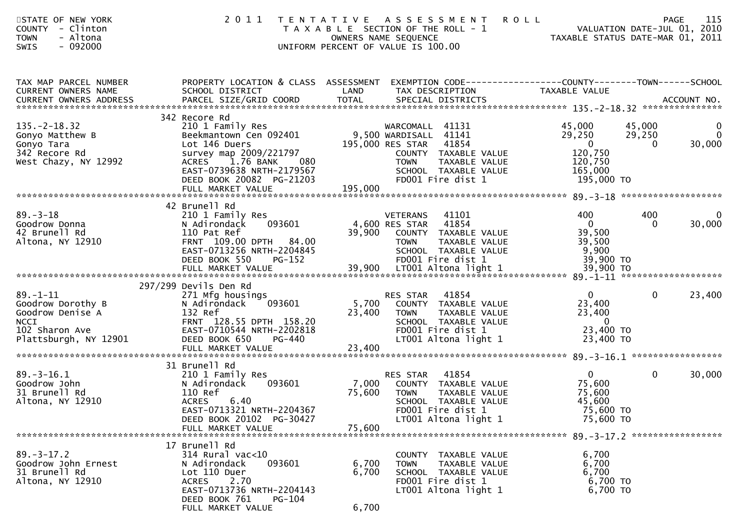STATE OF NEW YORK
COUNTY - Clinton
TOWN - Altona
SWIS - 092000

2011 TENTATIVE ASSESSMENT ROLL
TAXABLE SECTION OF THE ROLL - 1
OWNERS NAME SEQUENCE
UNIFORM PERCENT OF VALUE IS 100.00

VALUATION DATE-JUL 01, 2010
TAXABLE STATUS DATE-MAR 01, 2011

| TAX MAP PARCEL NUMBER / CURRENT OWNERS NAME / CURRENT OWNERS ADDRESS | PROPERTY LOCATION & CLASS / SCHOOL DISTRICT / PARCEL SIZE/GRID COORD | ASSESSMENT LAND / TOTAL | EXEMPTION CODE / TAX DESCRIPTION / SPECIAL DISTRICTS | COUNTY TAXABLE VALUE | TOWN | SCHOOL / ACCOUNT NO. |
|---|---|---|---|---|---|---|
| **135.-2-18.32** | 342 Recore Rd | | | | | |
| 135.-2-18.32 | 210 1 Family Res | | WARCOMALL 41131 | 45,000 | 45,000 | 0 |
| Gonyo Matthew B | Beekmantown Cen 092401 | 9,500 | WARDISALL 41141 | 29,250 | 29,250 | 0 |
| Gonyo Tara | Lot 146 Duers | 195,000 | RES STAR 41854 | 0 | 0 | 30,000 |
| 342 Recore Rd | survey map 2009/221797 | | COUNTY TAXABLE VALUE | 120,750 | | |
| West Chazy, NY 12992 | ACRES 1.76 BANK 080 | | TOWN TAXABLE VALUE | 120,750 | | |
| | EAST-0739638 NRTH-2179567 | | SCHOOL TAXABLE VALUE | 165,000 | | |
| | DEED BOOK 20082 PG-21203 | | FD001 Fire dist 1 | 195,000 TO | | |
| | FULL MARKET VALUE | 195,000 | | | | |
| **89.-3-18** | 42 Brunell Rd | | | | | |
| 89.-3-18 | 210 1 Family Res | | VETERANS 41101 | 400 | 400 | 0 |
| Goodrow Donna | N Adirondack 093601 | 4,600 | RES STAR 41854 | 0 | 0 | 30,000 |
| 42 Brunell Rd | 110 Pat Ref | 39,900 | COUNTY TAXABLE VALUE | 39,500 | | |
| Altona, NY 12910 | FRNT 109.00 DPTH 84.00 | | TOWN TAXABLE VALUE | 39,500 | | |
| | EAST-0713256 NRTH-2204845 | | SCHOOL TAXABLE VALUE | 9,900 | | |
| | DEED BOOK 550 PG-152 | | FD001 Fire dist 1 | 39,900 TO | | |
| | FULL MARKET VALUE | 39,900 | LT001 Altona light 1 | 39,900 TO | | |
| **89.-1-11** | 297/299 Devils Den Rd | | | | | |
| 89.-1-11 | 271 Mfg housings | | RES STAR 41854 | 0 | 0 | 23,400 |
| Goodrow Dorothy B | N Adirondack 093601 | 5,700 | COUNTY TAXABLE VALUE | 23,400 | | |
| Goodrow Denise A | 132 Ref | 23,400 | TOWN TAXABLE VALUE | 23,400 | | |
| NCCI | FRNT 128.55 DPTH 158.20 | | SCHOOL TAXABLE VALUE | 0 | | |
| 102 Sharon Ave | EAST-0710544 NRTH-2202818 | | FD001 Fire dist 1 | 23,400 TO | | |
| Plattsburgh, NY 12901 | DEED BOOK 650 PG-440 | | LT001 Altona light 1 | 23,400 TO | | |
| | FULL MARKET VALUE | 23,400 | | | | |
| **89.-3-16.1** | 31 Brunell Rd | | | | | |
| 89.-3-16.1 | 210 1 Family Res | | RES STAR 41854 | 0 | 0 | 30,000 |
| Goodrow John | N Adirondack 093601 | 7,000 | COUNTY TAXABLE VALUE | 75,600 | | |
| 31 Brunell Rd | 110 Ref | 75,600 | TOWN TAXABLE VALUE | 75,600 | | |
| Altona, NY 12910 | ACRES 6.40 | | SCHOOL TAXABLE VALUE | 45,600 | | |
| | EAST-0713321 NRTH-2204367 | | FD001 Fire dist 1 | 75,600 TO | | |
| | DEED BOOK 20102 PG-30427 | | LT001 Altona light 1 | 75,600 TO | | |
| | FULL MARKET VALUE | 75,600 | | | | |
| **89.-3-17.2** | 17 Brunell Rd | | | | | |
| 89.-3-17.2 | 314 Rural vac<10 | | COUNTY TAXABLE VALUE | 6,700 | | |
| Goodrow John Ernest | N Adirondack 093601 | 6,700 | TOWN TAXABLE VALUE | 6,700 | | |
| 31 Brunell Rd | Lot 110 Duer | 6,700 | SCHOOL TAXABLE VALUE | 6,700 | | |
| Altona, NY 12910 | ACRES 2.70 | | FD001 Fire dist 1 | 6,700 TO | | |
| | EAST-0713736 NRTH-2204143 | | LT001 Altona light 1 | 6,700 TO | | |
| | DEED BOOK 761 PG-104 | | | | | |
| | FULL MARKET VALUE | 6,700 | | | | |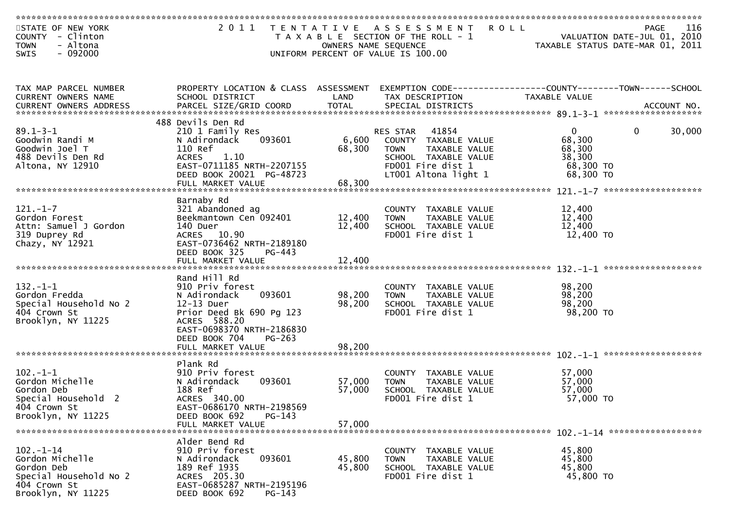STATE OF NEW YORK
COUNTY - Clinton
TOWN - Altona
SWIS - 092000

# 2011 TENTATIVE ASSESSMENT ROLL

TAXABLE SECTION OF THE ROLL - 1
OWNERS NAME SEQUENCE
UNIFORM PERCENT OF VALUE IS 100.00

VALUATION DATE-JUL 01, 2010
TAXABLE STATUS DATE-MAR 01, 2011

| TAX MAP PARCEL NUMBER / CURRENT OWNERS NAME / CURRENT OWNERS ADDRESS | PROPERTY LOCATION & CLASS / SCHOOL DISTRICT / PARCEL SIZE/GRID COORD | ASSESSMENT LAND | TOTAL | EXEMPTION CODE / TAX DESCRIPTION / SPECIAL DISTRICTS | COUNTY TAXABLE VALUE | TOWN | SCHOOL |
|---|---|---|---|---|---|---|---|
| 89.1-3-1 | 488 Devils Den Rd | | | | | | |
| | 210 1 Family Res | | | RES STAR 41854 | 0 | 0 | 30,000 |
| Goodwin Randi M | N Adirondack 093601 | 6,600 | | COUNTY TAXABLE VALUE | 68,300 | | |
| Goodwin Joel T | 110 Ref | | 68,300 | TOWN TAXABLE VALUE | 68,300 | | |
| 488 Devils Den Rd | ACRES 1.10 | | | SCHOOL TAXABLE VALUE | 38,300 | | |
| Altona, NY 12910 | EAST-0711185 NRTH-2207155 | | | FD001 Fire dist 1 | 68,300 TO | | |
| | DEED BOOK 20021 PG-48723 | | | LT001 Altona light 1 | 68,300 TO | | |
| | FULL MARKET VALUE | | 68,300 | | | | |
| 121.-1-7 | Barnaby Rd | | | | | | |
| | 321 Abandoned ag | | | COUNTY TAXABLE VALUE | 12,400 | | |
| Gordon Forest | Beekmantown Cen 092401 | 12,400 | | TOWN TAXABLE VALUE | 12,400 | | |
| Attn: Samuel J Gordon | 140 Duer | | 12,400 | SCHOOL TAXABLE VALUE | 12,400 | | |
| 319 Duprey Rd | ACRES 10.90 | | | FD001 Fire dist 1 | 12,400 TO | | |
| Chazy, NY 12921 | EAST-0736462 NRTH-2189180 | | | | | | |
| | DEED BOOK 325 PG-443 | | | | | | |
| | FULL MARKET VALUE | | 12,400 | | | | |
| 132.-1-1 | Rand Hill Rd | | | | | | |
| | 910 Priv forest | | | COUNTY TAXABLE VALUE | 98,200 | | |
| Gordon Fredda | N Adirondack 093601 | 98,200 | | TOWN TAXABLE VALUE | 98,200 | | |
| Special Household No 2 | 12-13 Duer | | 98,200 | SCHOOL TAXABLE VALUE | 98,200 | | |
| 404 Crown St | Prior Deed Bk 690 Pg 123 | | | FD001 Fire dist 1 | 98,200 TO | | |
| Brooklyn, NY 11225 | ACRES 588.20 | | | | | | |
| | EAST-0698370 NRTH-2186830 | | | | | | |
| | DEED BOOK 704 PG-263 | | | | | | |
| | FULL MARKET VALUE | | 98,200 | | | | |
| 102.-1-1 | Plank Rd | | | | | | |
| | 910 Priv forest | | | COUNTY TAXABLE VALUE | 57,000 | | |
| Gordon Michelle | N Adirondack 093601 | 57,000 | | TOWN TAXABLE VALUE | 57,000 | | |
| Gordon Deb | 188 Ref | | 57,000 | SCHOOL TAXABLE VALUE | 57,000 | | |
| Special Household 2 | ACRES 340.00 | | | FD001 Fire dist 1 | 57,000 TO | | |
| 404 Crown St | EAST-0686170 NRTH-2198569 | | | | | | |
| Brooklyn, NY 11225 | DEED BOOK 692 PG-143 | | | | | | |
| | FULL MARKET VALUE | | 57,000 | | | | |
| 102.-1-14 | Alder Bend Rd | | | | | | |
| | 910 Priv forest | | | COUNTY TAXABLE VALUE | 45,800 | | |
| Gordon Michelle | N Adirondack 093601 | 45,800 | | TOWN TAXABLE VALUE | 45,800 | | |
| Gordon Deb | 189 Ref 1935 | | 45,800 | SCHOOL TAXABLE VALUE | 45,800 | | |
| Special Household No 2 | ACRES 205.30 | | | FD001 Fire dist 1 | 45,800 TO | | |
| 404 Crown St | EAST-0685287 NRTH-2195196 | | | | | | |
| Brooklyn, NY 11225 | DEED BOOK 692 PG-143 | | | | | | |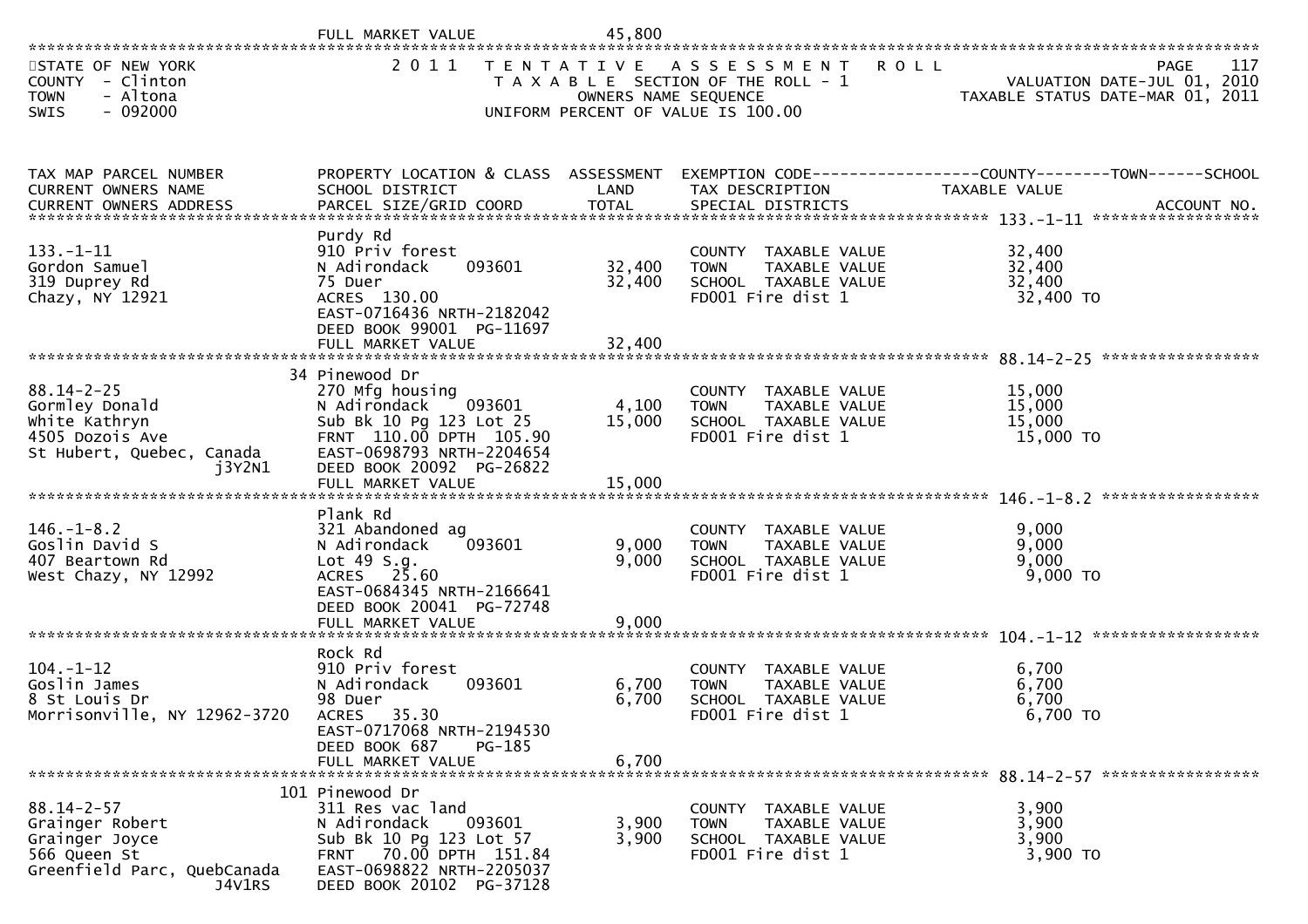FULL MARKET VALUE 45,800

STATE OF NEW YORK
COUNTY - Clinton
TOWN - Altona
SWIS - 092000

2011 TENTATIVE ASSESSMENT ROLL
TAXABLE SECTION OF THE ROLL - 1
OWNERS NAME SEQUENCE
UNIFORM PERCENT OF VALUE IS 100.00

VALUATION DATE-JUL 01, 2010
TAXABLE STATUS DATE-MAR 01, 2011

| TAX MAP PARCEL NUMBER / CURRENT OWNERS NAME / CURRENT OWNERS ADDRESS | PROPERTY LOCATION & CLASS / SCHOOL DISTRICT / PARCEL SIZE/GRID COORD | ASSESSMENT LAND / TOTAL | EXEMPTION CODE / TAX DESCRIPTION / SPECIAL DISTRICTS | COUNTY--------TOWN------SCHOOL TAXABLE VALUE | ACCOUNT NO. |
|---|---|---|---|---|---|
| 133.-1-11 | Purdy Rd | | | | |
| 133.-1-11 | 910 Priv forest | | COUNTY TAXABLE VALUE | 32,400 | |
| Gordon Samuel | N Adirondack 093601 | 32,400 | TOWN TAXABLE VALUE | 32,400 | |
| 319 Duprey Rd | 75 Duer | 32,400 | SCHOOL TAXABLE VALUE | 32,400 | |
| Chazy, NY 12921 | ACRES 130.00 | | FD001 Fire dist 1 | 32,400 TO | |
| | EAST-0716436 NRTH-2182042 | | | | |
| | DEED BOOK 99001 PG-11697 | | | | |
| | FULL MARKET VALUE | 32,400 | | | |
| 88.14-2-25 | 34 Pinewood Dr | | | | |
| 88.14-2-25 | 270 Mfg housing | | COUNTY TAXABLE VALUE | 15,000 | |
| Gormley Donald | N Adirondack 093601 | 4,100 | TOWN TAXABLE VALUE | 15,000 | |
| White Kathryn | Sub Bk 10 Pg 123 Lot 25 | 15,000 | SCHOOL TAXABLE VALUE | 15,000 | |
| 4505 Dozois Ave | FRNT 110.00 DPTH 105.90 | | FD001 Fire dist 1 | 15,000 TO | |
| St Hubert, Quebec, Canada j3Y2N1 | EAST-0698793 NRTH-2204654 | | | | |
| | DEED BOOK 20092 PG-26822 | | | | |
| | FULL MARKET VALUE | 15,000 | | | |
| 146.-1-8.2 | Plank Rd | | | | |
| 146.-1-8.2 | 321 Abandoned ag | | COUNTY TAXABLE VALUE | 9,000 | |
| Goslin David S | N Adirondack 093601 | 9,000 | TOWN TAXABLE VALUE | 9,000 | |
| 407 Beartown Rd | Lot 49 S.g. | 9,000 | SCHOOL TAXABLE VALUE | 9,000 | |
| West Chazy, NY 12992 | ACRES 25.60 | | FD001 Fire dist 1 | 9,000 TO | |
| | EAST-0684345 NRTH-2166641 | | | | |
| | DEED BOOK 20041 PG-72748 | | | | |
| | FULL MARKET VALUE | 9,000 | | | |
| 104.-1-12 | Rock Rd | | | | |
| 104.-1-12 | 910 Priv forest | | COUNTY TAXABLE VALUE | 6,700 | |
| Goslin James | N Adirondack 093601 | 6,700 | TOWN TAXABLE VALUE | 6,700 | |
| 8 St Louis Dr | 98 Duer | 6,700 | SCHOOL TAXABLE VALUE | 6,700 | |
| Morrisonville, NY 12962-3720 | ACRES 35.30 | | FD001 Fire dist 1 | 6,700 TO | |
| | EAST-0717068 NRTH-2194530 | | | | |
| | DEED BOOK 687 PG-185 | | | | |
| | FULL MARKET VALUE | 6,700 | | | |
| 88.14-2-57 | 101 Pinewood Dr | | | | |
| 88.14-2-57 | 311 Res vac land | | COUNTY TAXABLE VALUE | 3,900 | |
| Grainger Robert | N Adirondack 093601 | 3,900 | TOWN TAXABLE VALUE | 3,900 | |
| Grainger Joyce | Sub Bk 10 Pg 123 Lot 57 | 3,900 | SCHOOL TAXABLE VALUE | 3,900 | |
| 566 Queen St | FRNT 70.00 DPTH 151.84 | | FD001 Fire dist 1 | 3,900 TO | |
| Greenfield Parc, QuebCanada J4V1RS | EAST-0698822 NRTH-2205037 | | | | |
| | DEED BOOK 20102 PG-37128 | | | | |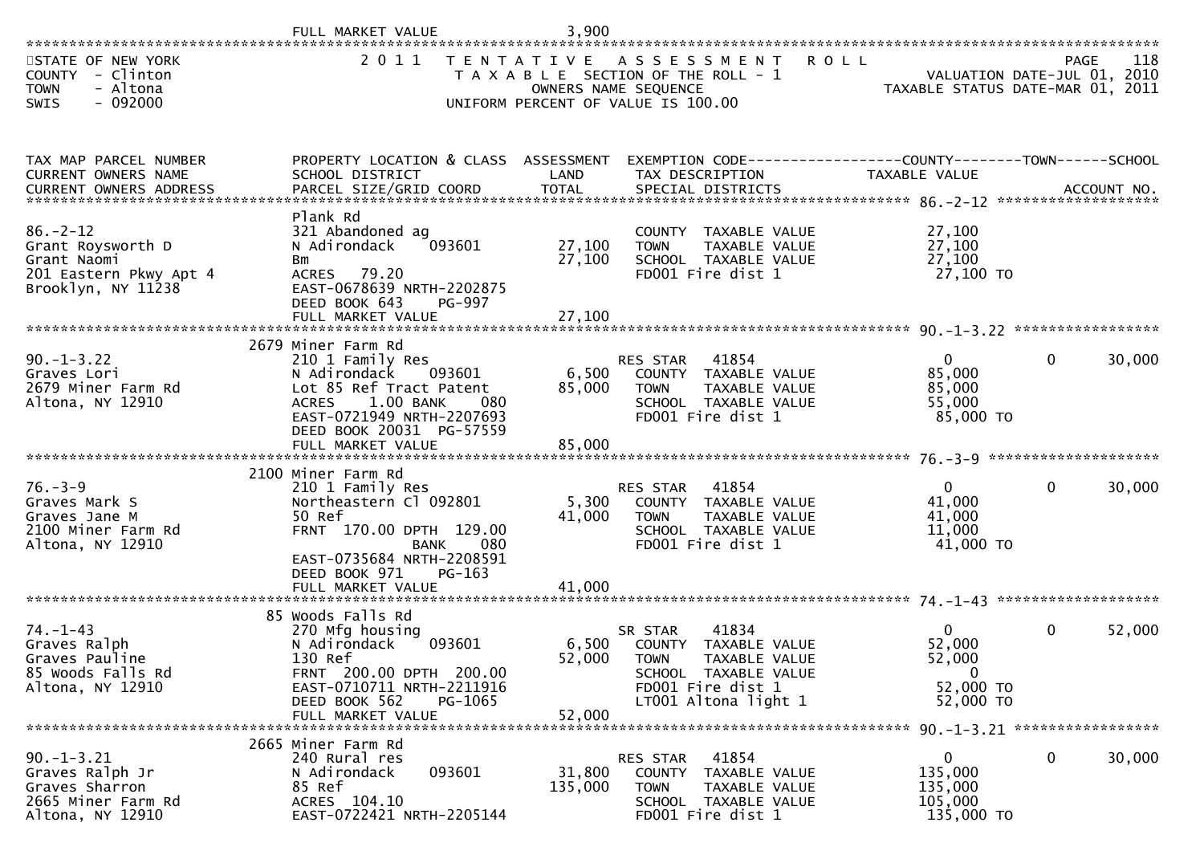FULL MARKET VALUE 3,900

STATE OF NEW YORK — 2011 TENTATIVE ASSESSMENT ROLL — PAGE 118
COUNTY - Clinton — TAXABLE SECTION OF THE ROLL - 1 — VALUATION DATE-JUL 01, 2010
TOWN - Altona — OWNERS NAME SEQUENCE — TAXABLE STATUS DATE-MAR 01, 2011
SWIS - 092000 — UNIFORM PERCENT OF VALUE IS 100.00

| TAX MAP PARCEL NUMBER / CURRENT OWNERS NAME / CURRENT OWNERS ADDRESS | PROPERTY LOCATION & CLASS / SCHOOL DISTRICT / PARCEL SIZE/GRID COORD | ASSESSMENT LAND / TOTAL | EXEMPTION CODE / TAX DESCRIPTION / SPECIAL DISTRICTS | COUNTY TAXABLE VALUE | TOWN | SCHOOL / ACCOUNT NO. |
|---|---|---|---|---|---|---|
| **86.-2-12** | Plank Rd | | | | | |
| 86.-2-12 | 321 Abandoned ag | | COUNTY TAXABLE VALUE | 27,100 | | |
| Grant Roysworth D | N Adirondack 093601 | 27,100 | TOWN TAXABLE VALUE | 27,100 | | |
| Grant Naomi | Bm | 27,100 | SCHOOL TAXABLE VALUE | 27,100 | | |
| 201 Eastern Pkwy Apt 4 | ACRES 79.20 | | FD001 Fire dist 1 | 27,100 TO | | |
| Brooklyn, NY 11238 | EAST-0678639 NRTH-2202875 | | | | | |
| | DEED BOOK 643 PG-997 | | | | | |
| | FULL MARKET VALUE | 27,100 | | | | |
| **90.-1-3.22** | 2679 Miner Farm Rd | | | | | |
| 90.-1-3.22 | 210 1 Family Res | | RES STAR 41854 | 0 | 0 | 30,000 |
| Graves Lori | N Adirondack 093601 | 6,500 | COUNTY TAXABLE VALUE | 85,000 | | |
| 2679 Miner Farm Rd | Lot 85 Ref Tract Patent | 85,000 | TOWN TAXABLE VALUE | 85,000 | | |
| Altona, NY 12910 | ACRES 1.00 BANK 080 | | SCHOOL TAXABLE VALUE | 55,000 | | |
| | EAST-0721949 NRTH-2207693 | | FD001 Fire dist 1 | 85,000 TO | | |
| | DEED BOOK 20031 PG-57559 | | | | | |
| | FULL MARKET VALUE | 85,000 | | | | |
| **76.-3-9** | 2100 Miner Farm Rd | | | | | |
| 76.-3-9 | 210 1 Family Res | | RES STAR 41854 | 0 | 0 | 30,000 |
| Graves Mark S | Northeastern Cl 092801 | 5,300 | COUNTY TAXABLE VALUE | 41,000 | | |
| Graves Jane M | 50 Ref | 41,000 | TOWN TAXABLE VALUE | 41,000 | | |
| 2100 Miner Farm Rd | FRNT 170.00 DPTH 129.00 | | SCHOOL TAXABLE VALUE | 11,000 | | |
| Altona, NY 12910 | BANK 080 | | FD001 Fire dist 1 | 41,000 TO | | |
| | EAST-0735684 NRTH-2208591 | | | | | |
| | DEED BOOK 971 PG-163 | | | | | |
| | FULL MARKET VALUE | 41,000 | | | | |
| **74.-1-43** | 85 Woods Falls Rd | | | | | |
| 74.-1-43 | 270 Mfg housing | | SR STAR 41834 | 0 | 0 | 52,000 |
| Graves Ralph | N Adirondack 093601 | 6,500 | COUNTY TAXABLE VALUE | 52,000 | | |
| Graves Pauline | 130 Ref | 52,000 | TOWN TAXABLE VALUE | 52,000 | | |
| 85 Woods Falls Rd | FRNT 200.00 DPTH 200.00 | | SCHOOL TAXABLE VALUE | 0 | | |
| Altona, NY 12910 | EAST-0710711 NRTH-2211916 | | FD001 Fire dist 1 | 52,000 TO | | |
| | DEED BOOK 562 PG-1065 | | LT001 Altona light 1 | 52,000 TO | | |
| | FULL MARKET VALUE | 52,000 | | | | |
| **90.-1-3.21** | 2665 Miner Farm Rd | | | | | |
| 90.-1-3.21 | 240 Rural res | | RES STAR 41854 | 0 | 0 | 30,000 |
| Graves Ralph Jr | N Adirondack 093601 | 31,800 | COUNTY TAXABLE VALUE | 135,000 | | |
| Graves Sharron | 85 Ref | 135,000 | TOWN TAXABLE VALUE | 135,000 | | |
| 2665 Miner Farm Rd | ACRES 104.10 | | SCHOOL TAXABLE VALUE | 105,000 | | |
| Altona, NY 12910 | EAST-0722421 NRTH-2205144 | | FD001 Fire dist 1 | 135,000 TO | | |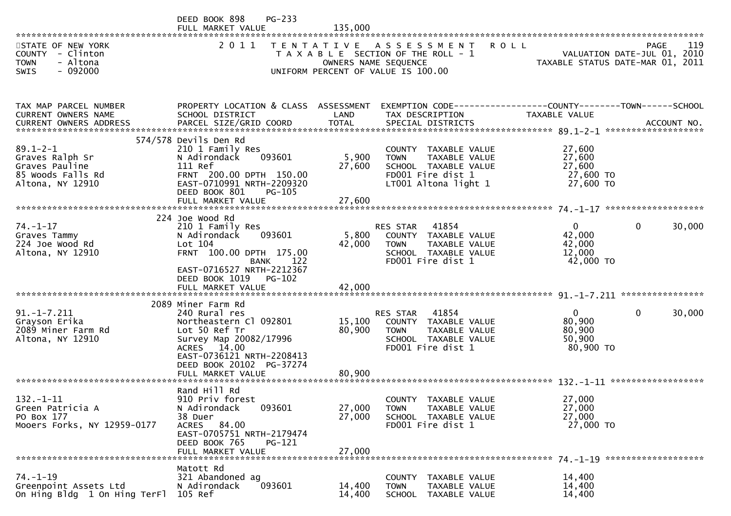```
                              DEED BOOK 898     PG-233
                              FULL MARKET VALUE             135,000
******************************************************************************************************************************************
STATE OF NEW YORK              2 0 1 1   T E N T A T I V E   A S S E S S M E N T   R O L L                              PAGE    119
COUNTY  - Clinton                       T A X A B L E  SECTION OF THE ROLL - 1                       VALUATION DATE-JUL 01, 2010
TOWN    - Altona                               OWNERS NAME SEQUENCE                             TAXABLE STATUS DATE-MAR 01, 2011
SWIS    - 092000                      UNIFORM PERCENT OF VALUE IS 100.00



TAX MAP PARCEL NUMBER          PROPERTY LOCATION & CLASS  ASSESSMENT  EXEMPTION CODE------------------COUNTY--------TOWN------SCHOOL
CURRENT OWNERS NAME            SCHOOL DISTRICT               LAND      TAX DESCRIPTION                 TAXABLE VALUE
CURRENT OWNERS ADDRESS         PARCEL SIZE/GRID COORD       TOTAL      SPECIAL DISTRICTS                                    ACCOUNT NO.
****************************************************************************************************** 89.1-2-1 *******************
                       574/578 Devils Den Rd
89.1-2-1                       210 1 Family Res                        COUNTY  TAXABLE VALUE           27,600
Graves Ralph Sr                N Adirondack     093601       5,900     TOWN    TAXABLE VALUE           27,600
Graves Pauline                 111 Ref                       27,600    SCHOOL  TAXABLE VALUE           27,600
85 Woods Falls Rd              FRNT  200.00 DPTH  150.00               FD001 Fire dist 1                 27,600 TO
Altona, NY 12910               EAST-0710991 NRTH-2209320               LT001 Altona light 1              27,600 TO
                               DEED BOOK 801     PG-105
                               FULL MARKET VALUE             27,600
****************************************************************************************************** 74.-1-17 *******************
                       224 Joe Wood Rd
74.-1-17                       210 1 Family Res                        RES STAR    41854                    0            0       30,000
Graves Tammy                   N Adirondack     093601       5,800     COUNTY  TAXABLE VALUE           42,000
224 Joe Wood Rd                Lot 104                       42,000    TOWN    TAXABLE VALUE           42,000
Altona, NY 12910               FRNT  100.00 DPTH  175.00               SCHOOL  TAXABLE VALUE           12,000
                                          BANK     122                 FD001 Fire dist 1                 42,000 TO
                               EAST-0716527 NRTH-2212367
                               DEED BOOK 1019    PG-102
                               FULL MARKET VALUE             42,000
****************************************************************************************************** 91.-1-7.211 ****************
                       2089 Miner Farm Rd
91.-1-7.211                    240 Rural res                           RES STAR    41854                    0            0       30,000
Grayson Erika                  Northeastern Cl 092801       15,100     COUNTY  TAXABLE VALUE           80,900
2089 Miner Farm Rd             Lot 50 Ref Tr                 80,900    TOWN    TAXABLE VALUE           80,900
Altona, NY 12910               Survey Map 20082/17996                  SCHOOL  TAXABLE VALUE           50,900
                               ACRES   14.00                           FD001 Fire dist 1                 80,900 TO
                               EAST-0736121 NRTH-2208413
                               DEED BOOK 20102  PG-37274
                               FULL MARKET VALUE             80,900
****************************************************************************************************** 132.-1-11 ******************
                               Rand Hill Rd
132.-1-11                      910 Priv forest                         COUNTY  TAXABLE VALUE           27,000
Green Patricia A               N Adirondack     093601       27,000    TOWN    TAXABLE VALUE           27,000
PO Box 177                     38 Duer                       27,000    SCHOOL  TAXABLE VALUE           27,000
Mooers Forks, NY 12959-0177    ACRES   84.00                           FD001 Fire dist 1                 27,000 TO
                               EAST-0705751 NRTH-2179474
                               DEED BOOK 765     PG-121
                               FULL MARKET VALUE             27,000
****************************************************************************************************** 74.-1-19 *******************
                               Matott Rd
74.-1-19                       321 Abandoned ag                        COUNTY  TAXABLE VALUE           14,400
Greenpoint Assets Ltd          N Adirondack     093601       14,400    TOWN    TAXABLE VALUE           14,400
On Hing Bldg  1 On Hing TerFl  105 Ref                       14,400    SCHOOL  TAXABLE VALUE           14,400
```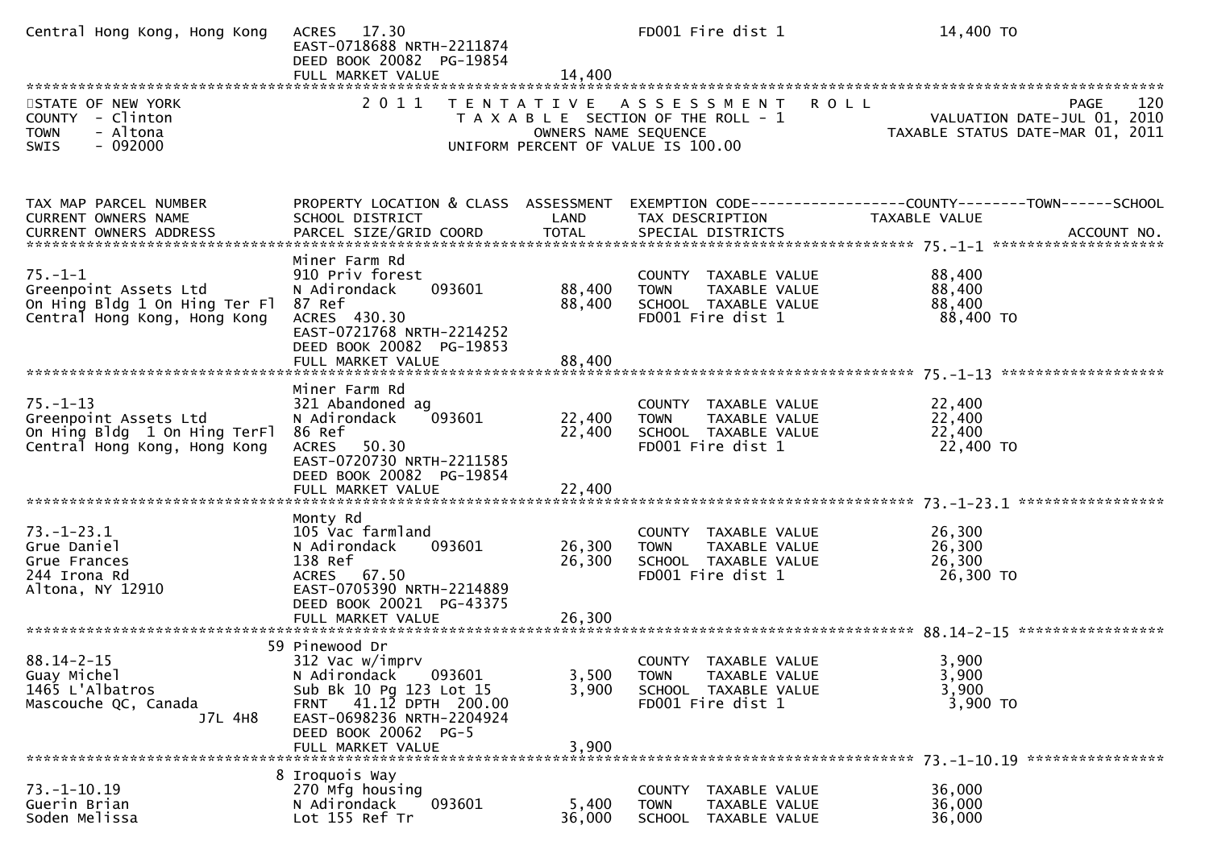```
Central Hong Kong, Hong Kong   ACRES   17.30                                FD001 Fire dist 1                   14,400 TO
                               EAST-0718688 NRTH-2211874
                               DEED BOOK 20082  PG-19854
                               FULL MARKET VALUE               14,400
******************************************************************************************************************************************
STATE OF NEW YORK                 2 0 1 1   T E N T A T I V E   A S S E S S M E N T   R O L L                               PAGE    120
COUNTY  - Clinton                           T A X A B L E  SECTION OF THE ROLL - 1                           VALUATION DATE-JUL 01, 2010
TOWN    - Altona                                   OWNERS NAME SEQUENCE                                  TAXABLE STATUS DATE-MAR 01, 2011
SWIS    - 092000                          UNIFORM PERCENT OF VALUE IS 100.00


TAX MAP PARCEL NUMBER          PROPERTY LOCATION & CLASS  ASSESSMENT  EXEMPTION CODE------------------COUNTY--------TOWN------SCHOOL
CURRENT OWNERS NAME            SCHOOL DISTRICT               LAND      TAX DESCRIPTION              TAXABLE VALUE
CURRENT OWNERS ADDRESS         PARCEL SIZE/GRID COORD        TOTAL     SPECIAL DISTRICTS                                     ACCOUNT NO.
******************************************************************************************************* 75.-1-1 *********************
                               Miner Farm Rd
75.-1-1                        910 Priv forest                         COUNTY  TAXABLE VALUE              88,400
Greenpoint Assets Ltd          N Adirondack     093601      88,400     TOWN    TAXABLE VALUE              88,400
On Hing Bldg 1 On Hing Ter Fl  87 Ref                       88,400     SCHOOL  TAXABLE VALUE              88,400
Central Hong Kong, Hong Kong   ACRES  430.30                           FD001 Fire dist 1                   88,400 TO
                               EAST-0721768 NRTH-2214252
                               DEED BOOK 20082  PG-19853
                               FULL MARKET VALUE               88,400
******************************************************************************************************* 75.-1-13 ********************
                               Miner Farm Rd
75.-1-13                       321 Abandoned ag                        COUNTY  TAXABLE VALUE              22,400
Greenpoint Assets Ltd          N Adirondack     093601      22,400     TOWN    TAXABLE VALUE              22,400
On Hing Bldg  1 On Hing TerFl  86 Ref                       22,400     SCHOOL  TAXABLE VALUE              22,400
Central Hong Kong, Hong Kong   ACRES   50.30                           FD001 Fire dist 1                   22,400 TO
                               EAST-0720730 NRTH-2211585
                               DEED BOOK 20082  PG-19854
                               FULL MARKET VALUE               22,400
******************************************************************************************************* 73.-1-23.1 ******************
                               Monty Rd
73.-1-23.1                     105 Vac farmland                        COUNTY  TAXABLE VALUE              26,300
Grue Daniel                    N Adirondack     093601      26,300     TOWN    TAXABLE VALUE              26,300
Grue Frances                   138 Ref                      26,300     SCHOOL  TAXABLE VALUE              26,300
244 Irona Rd                   ACRES   67.50                           FD001 Fire dist 1                   26,300 TO
Altona, NY 12910               EAST-0705390 NRTH-2214889
                               DEED BOOK 20021  PG-43375
                               FULL MARKET VALUE               26,300
******************************************************************************************************* 88.14-2-15 ******************
                            59 Pinewood Dr
88.14-2-15                     312 Vac w/imprv                         COUNTY  TAXABLE VALUE               3,900
Guay Michel                    N Adirondack     093601       3,500     TOWN    TAXABLE VALUE               3,900
1465 L'Albatros                Sub Bk 10 Pg 123 Lot 15       3,900     SCHOOL  TAXABLE VALUE               3,900
Mascouche QC, Canada           FRNT   41.12 DPTH  200.00               FD001 Fire dist 1                    3,900 TO
                     J7L 4H8   EAST-0698236 NRTH-2204924
                               DEED BOOK 20062  PG-5
                               FULL MARKET VALUE                3,900
******************************************************************************************************* 73.-1-10.19 *****************
                             8 Iroquois Way
73.-1-10.19                    270 Mfg housing                         COUNTY  TAXABLE VALUE              36,000
Guerin Brian                   N Adirondack     093601       5,400     TOWN    TAXABLE VALUE              36,000
Soden Melissa                  Lot 155 Ref Tr               36,000     SCHOOL  TAXABLE VALUE              36,000
```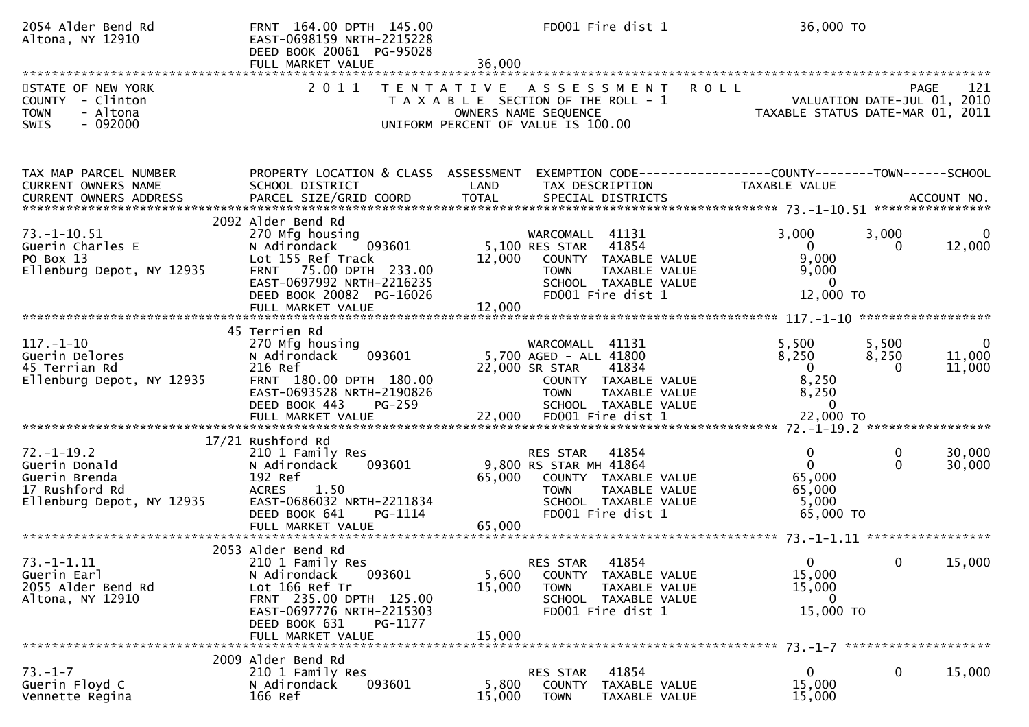```
2054 Alder Bend Rd                FRNT 164.00 DPTH 145.00              FD001 Fire dist 1                  36,000 TO
Altona, NY 12910                  EAST-0698159 NRTH-2215228
                                  DEED BOOK 20061  PG-95028
                                  FULL MARKET VALUE                36,000
******************************************************************************************************************************************
```

STATE OF NEW YORK — 2 0 1 1 TENTATIVE ASSESSMENT ROLL
COUNTY - Clinton — TAXABLE SECTION OF THE ROLL - 1 — VALUATION DATE-JUL 01, 2010
TOWN - Altona — OWNERS NAME SEQUENCE — TAXABLE STATUS DATE-MAR 01, 2011
SWIS - 092000 — UNIFORM PERCENT OF VALUE IS 100.00

```
TAX MAP PARCEL NUMBER          PROPERTY LOCATION & CLASS  ASSESSMENT  EXEMPTION CODE------------------COUNTY--------TOWN------SCHOOL
CURRENT OWNERS NAME            SCHOOL DISTRICT               LAND      TAX DESCRIPTION            TAXABLE VALUE
CURRENT OWNERS ADDRESS         PARCEL SIZE/GRID COORD        TOTAL     SPECIAL DISTRICTS                                    ACCOUNT NO.
************************************************************************************************** 73.-1-10.51 ****************
                           2092 Alder Bend Rd
73.-1-10.51                    270 Mfg housing                        WARCOMALL  41131           3,000       3,000            0
Guerin Charles E               N Adirondack     093601        5,100 RES STAR   41854                 0           0       12,000
PO Box 13                      Lot 155 Ref Track            12,000    COUNTY  TAXABLE VALUE       9,000
Ellenburg Depot, NY 12935      FRNT  75.00 DPTH 233.00                TOWN    TAXABLE VALUE       9,000
                               EAST-0697992 NRTH-2216235              SCHOOL  TAXABLE VALUE           0
                               DEED BOOK 20082  PG-16026              FD001 Fire dist 1          12,000 TO
                               FULL MARKET VALUE            12,000
************************************************************************************************** 117.-1-10 *****************
                           45 Terrien Rd
117.-1-10                      270 Mfg housing                        WARCOMALL  41131           5,500       5,500            0
Guerin Delores                 N Adirondack     093601        5,700 AGED - ALL 41800             8,250       8,250       11,000
45 Terrian Rd                  216 Ref                      22,000 SR STAR    41834                 0           0       11,000
Ellenburg Depot, NY 12935      FRNT 180.00 DPTH 180.00                COUNTY  TAXABLE VALUE       8,250
                               EAST-0693528 NRTH-2190826              TOWN    TAXABLE VALUE       8,250
                               DEED BOOK 443    PG-259                SCHOOL  TAXABLE VALUE           0
                               FULL MARKET VALUE            22,000    FD001 Fire dist 1          22,000 TO
************************************************************************************************** 72.-1-19.2 ****************
                           17/21 Rushford Rd
72.-1-19.2                     210 1 Family Res                       RES STAR   41854                 0           0       30,000
Guerin Donald                  N Adirondack     093601        9,800 RS STAR MH 41864                 0           0       30,000
Guerin Brenda                  192 Ref                      65,000    COUNTY  TAXABLE VALUE      65,000
17 Rushford Rd                 ACRES     1.50                         TOWN    TAXABLE VALUE      65,000
Ellenburg Depot, NY 12935      EAST-0686032 NRTH-2211834              SCHOOL  TAXABLE VALUE       5,000
                               DEED BOOK 641    PG-1114               FD001 Fire dist 1          65,000 TO
                               FULL MARKET VALUE            65,000
************************************************************************************************** 73.-1-1.11 ****************
                           2053 Alder Bend Rd
73.-1-1.11                     210 1 Family Res                       RES STAR   41854                 0           0       15,000
Guerin Earl                    N Adirondack     093601        5,600    COUNTY  TAXABLE VALUE      15,000
2055 Alder Bend Rd             Lot 166 Ref Tr               15,000    TOWN    TAXABLE VALUE      15,000
Altona, NY 12910               FRNT 235.00 DPTH 125.00                SCHOOL  TAXABLE VALUE           0
                               EAST-0697776 NRTH-2215303              FD001 Fire dist 1          15,000 TO
                               DEED BOOK 631    PG-1177
                               FULL MARKET VALUE            15,000
************************************************************************************************** 73.-1-7 *******************
                           2009 Alder Bend Rd
73.-1-7                        210 1 Family Res                       RES STAR   41854                 0           0       15,000
Guerin Floyd C                 N Adirondack     093601        5,800    COUNTY  TAXABLE VALUE      15,000
Vennette Regina                166 Ref                      15,000    TOWN    TAXABLE VALUE      15,000
```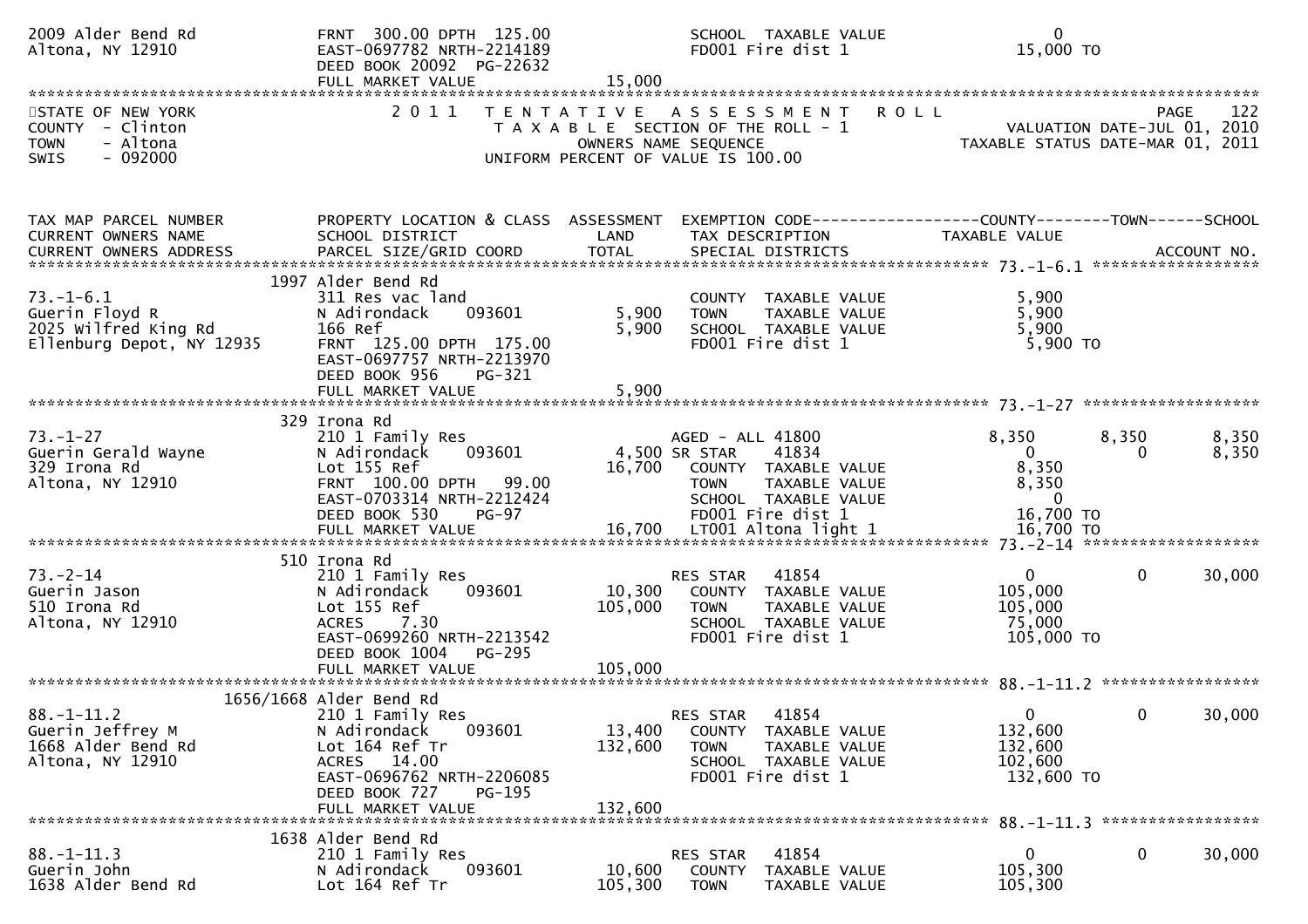```
2009 Alder Bend Rd              FRNT 300.00 DPTH 125.00            SCHOOL  TAXABLE VALUE                  0
Altona, NY 12910                EAST-0697782 NRTH-2214189          FD001 Fire dist 1                 15,000 TO
                                DEED BOOK 20092 PG-22632
                                FULL MARKET VALUE              15,000
******************************************************************************************************************************
STATE OF NEW YORK               2 0 1 1   T E N T A T I V E   A S S E S S M E N T   R O L L                        PAGE    122
COUNTY  - Clinton                        T A X A B L E  SECTION OF THE ROLL - 1                  VALUATION DATE-JUL 01, 2010
TOWN    - Altona                            OWNERS NAME SEQUENCE                          TAXABLE STATUS DATE-MAR 01, 2011
SWIS    - 092000                     UNIFORM PERCENT OF VALUE IS 100.00


TAX MAP PARCEL NUMBER           PROPERTY LOCATION & CLASS  ASSESSMENT  EXEMPTION CODE------------------COUNTY--------TOWN------SCHOOL
CURRENT OWNERS NAME             SCHOOL DISTRICT               LAND     TAX DESCRIPTION              TAXABLE VALUE
CURRENT OWNERS ADDRESS          PARCEL SIZE/GRID COORD        TOTAL    SPECIAL DISTRICTS                                    ACCOUNT NO.
****************************************************************************************** 73.-1-6.1 ******************
                           1997 Alder Bend Rd
73.-1-6.1                       311 Res vac land                       COUNTY  TAXABLE VALUE              5,900
Guerin Floyd R                  N Adirondack     093601        5,900   TOWN    TAXABLE VALUE              5,900
2025 Wilfred King Rd            166 Ref                        5,900   SCHOOL  TAXABLE VALUE              5,900
Ellenburg Depot, NY 12935       FRNT 125.00 DPTH 175.00                FD001 Fire dist 1                  5,900 TO
                                EAST-0697757 NRTH-2213970
                                DEED BOOK 956     PG-321
                                FULL MARKET VALUE               5,900
****************************************************************************************** 73.-1-27 *******************
                            329 Irona Rd
73.-1-27                        210 1 Family Res                       AGED - ALL 41800              8,350       8,350       8,350
Guerin Gerald Wayne             N Adirondack     093601        4,500 SR STAR      41834                  0           0       8,350
329 Irona Rd                    Lot 155 Ref                   16,700   COUNTY  TAXABLE VALUE              8,350
Altona, NY 12910                FRNT 100.00 DPTH  99.00                TOWN    TAXABLE VALUE              8,350
                                EAST-0703314 NRTH-2212424              SCHOOL  TAXABLE VALUE                  0
                                DEED BOOK 530     PG-97                FD001 Fire dist 1                 16,700 TO
                                FULL MARKET VALUE              16,700  LT001 Altona light 1              16,700 TO
****************************************************************************************** 73.-2-14 *******************
                            510 Irona Rd
73.-2-14                        210 1 Family Res                       RES STAR     41854                    0           0      30,000
Guerin Jason                    N Adirondack     093601       10,300   COUNTY  TAXABLE VALUE            105,000
510 Irona Rd                    Lot 155 Ref                  105,000   TOWN    TAXABLE VALUE            105,000
Altona, NY 12910                ACRES    7.30                          SCHOOL  TAXABLE VALUE             75,000
                                EAST-0699260 NRTH-2213542              FD001 Fire dist 1                105,000 TO
                                DEED BOOK 1004    PG-295
                                FULL MARKET VALUE             105,000
****************************************************************************************** 88.-1-11.2 *****************
                      1656/1668 Alder Bend Rd
88.-1-11.2                      210 1 Family Res                       RES STAR     41854                    0           0      30,000
Guerin Jeffrey M                N Adirondack     093601       13,400   COUNTY  TAXABLE VALUE            132,600
1668 Alder Bend Rd              Lot 164 Ref Tr               132,600   TOWN    TAXABLE VALUE            132,600
Altona, NY 12910                ACRES   14.00                          SCHOOL  TAXABLE VALUE            102,600
                                EAST-0696762 NRTH-2206085              FD001 Fire dist 1                132,600 TO
                                DEED BOOK 727     PG-195
                                FULL MARKET VALUE             132,600
****************************************************************************************** 88.-1-11.3 *****************
                           1638 Alder Bend Rd
88.-1-11.3                      210 1 Family Res                       RES STAR     41854                    0           0      30,000
Guerin John                     N Adirondack     093601       10,600   COUNTY  TAXABLE VALUE            105,300
1638 Alder Bend Rd              Lot 164 Ref Tr               105,300   TOWN    TAXABLE VALUE            105,300
```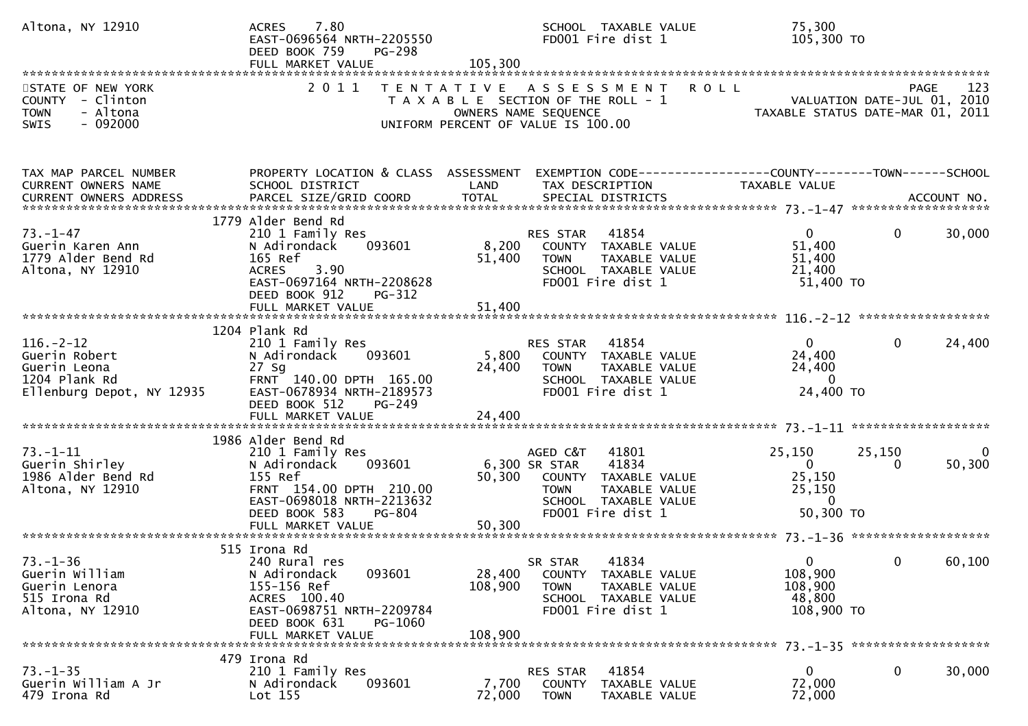```
Altona, NY 12910              ACRES     7.80                              SCHOOL  TAXABLE VALUE            75,300
                              EAST-0696564 NRTH-2205550                   FD001 Fire dist 1               105,300 TO
                              DEED BOOK 759    PG-298
                              FULL MARKET VALUE            105,300
******************************************************************************************************************************
STATE OF NEW YORK              2 0 1 1   T E N T A T I V E   A S S E S S M E N T   R O L L                          PAGE    123
COUNTY  - Clinton                          T A X A B L E SECTION OF THE ROLL - 1                 VALUATION DATE-JUL 01, 2010
TOWN    - Altona                              OWNERS NAME SEQUENCE                         TAXABLE STATUS DATE-MAR 01, 2011
SWIS    - 092000                        UNIFORM PERCENT OF VALUE IS 100.00


TAX MAP PARCEL NUMBER          PROPERTY LOCATION & CLASS  ASSESSMENT  EXEMPTION CODE------------------COUNTY--------TOWN------SCHOOL
CURRENT OWNERS NAME            SCHOOL DISTRICT               LAND      TAX DESCRIPTION            TAXABLE VALUE
CURRENT OWNERS ADDRESS         PARCEL SIZE/GRID COORD        TOTAL     SPECIAL DISTRICTS                                ACCOUNT NO.
****************************************************************************************************** 73.-1-47 ******************
                          1779 Alder Bend Rd
73.-1-47                       210 1 Family Res                        RES STAR   41854                0           0       30,000
Guerin Karen Ann               N Adirondack     093601       8,200      COUNTY  TAXABLE VALUE           51,400
1779 Alder Bend Rd             165 Ref                      51,400      TOWN    TAXABLE VALUE           51,400
Altona, NY 12910               ACRES     3.90                           SCHOOL  TAXABLE VALUE           21,400
                               EAST-0697164 NRTH-2208628                FD001 Fire dist 1               51,400 TO
                               DEED BOOK 912    PG-312
                               FULL MARKET VALUE            51,400
****************************************************************************************************** 116.-2-12 *****************
                          1204 Plank Rd
116.-2-12                      210 1 Family Res                        RES STAR   41854                0           0       24,400
Guerin Robert                  N Adirondack     093601       5,800      COUNTY  TAXABLE VALUE           24,400
Guerin Leona                   27 Sg                        24,400      TOWN    TAXABLE VALUE           24,400
1204 Plank Rd                  FRNT  140.00 DPTH  165.00                SCHOOL  TAXABLE VALUE                0
Ellenburg Depot, NY 12935      EAST-0678934 NRTH-2189573                FD001 Fire dist 1               24,400 TO
                               DEED BOOK 512    PG-249
                               FULL MARKET VALUE            24,400
****************************************************************************************************** 73.-1-11 ******************
                          1986 Alder Bend Rd
73.-1-11                       210 1 Family Res                        AGED C&T   41801           25,150      25,150            0
Guerin Shirley                 N Adirondack     093601       6,300 SR STAR    41834                0           0       50,300
1986 Alder Bend Rd             155 Ref                      50,300      COUNTY  TAXABLE VALUE           25,150
Altona, NY 12910               FRNT  154.00 DPTH  210.00                TOWN    TAXABLE VALUE           25,150
                               EAST-0698018 NRTH-2213632                SCHOOL  TAXABLE VALUE                0
                               DEED BOOK 583    PG-804                  FD001 Fire dist 1               50,300 TO
                               FULL MARKET VALUE            50,300
****************************************************************************************************** 73.-1-36 ******************
                          515 Irona Rd
73.-1-36                       240 Rural res                           SR STAR    41834                0           0       60,100
Guerin William                 N Adirondack     093601      28,400      COUNTY  TAXABLE VALUE          108,900
Guerin Lenora                  155-156 Ref                 108,900      TOWN    TAXABLE VALUE          108,900
515 Irona Rd                   ACRES   100.40                           SCHOOL  TAXABLE VALUE           48,800
Altona, NY 12910               EAST-0698751 NRTH-2209784                FD001 Fire dist 1              108,900 TO
                               DEED BOOK 631    PG-1060
                               FULL MARKET VALUE           108,900
****************************************************************************************************** 73.-1-35 ******************
                          479 Irona Rd
73.-1-35                       210 1 Family Res                        RES STAR   41854                0           0       30,000
Guerin William A Jr            N Adirondack     093601       7,700      COUNTY  TAXABLE VALUE           72,000
479 Irona Rd                   Lot 155                      72,000      TOWN    TAXABLE VALUE           72,000
```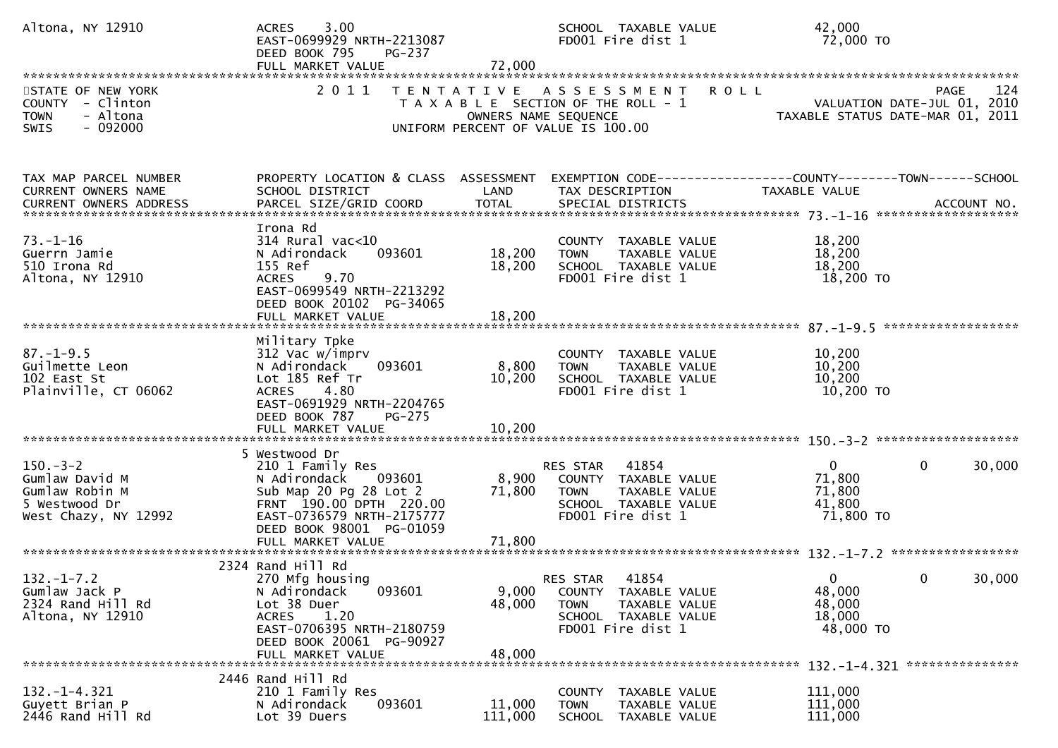```
Altona, NY 12910                ACRES    3.00                                 SCHOOL  TAXABLE VALUE              42,000
                                EAST-0699929 NRTH-2213087                     FD001 Fire dist 1                  72,000 TO
                                DEED BOOK 795     PG-237
                                FULL MARKET VALUE              72,000
******************************************************************************************************************************
STATE OF NEW YORK                2 0 1 1   T E N T A T I V E   A S S E S S M E N T   R O L L                           PAGE    124
COUNTY  - Clinton                          T A X A B L E  SECTION OF THE ROLL - 1                      VALUATION DATE-JUL 01, 2010
TOWN    - Altona                                   OWNERS NAME SEQUENCE                            TAXABLE STATUS DATE-MAR 01, 2011
SWIS    - 092000                            UNIFORM PERCENT OF VALUE IS 100.00


TAX MAP PARCEL NUMBER           PROPERTY LOCATION & CLASS  ASSESSMENT  EXEMPTION CODE------------------COUNTY--------TOWN------SCHOOL
CURRENT OWNERS NAME             SCHOOL DISTRICT               LAND      TAX DESCRIPTION                TAXABLE VALUE
CURRENT OWNERS ADDRESS          PARCEL SIZE/GRID COORD        TOTAL     SPECIAL DISTRICTS                                  ACCOUNT NO.
******************************************************************************************************* 73.-1-16 ******************
                                Irona Rd
73.-1-16                        314 Rural vac<10                          COUNTY  TAXABLE VALUE              18,200
Guerrn Jamie                    N Adirondack      093601       18,200     TOWN    TAXABLE VALUE              18,200
510 Irona Rd                    155 Ref                        18,200     SCHOOL  TAXABLE VALUE              18,200
Altona, NY 12910                ACRES    9.70                             FD001 Fire dist 1                  18,200 TO
                                EAST-0699549 NRTH-2213292
                                DEED BOOK 20102  PG-34065
                                FULL MARKET VALUE              18,200
******************************************************************************************************* 87.-1-9.5 *****************
                                Military Tpke
87.-1-9.5                       312 Vac w/imprv                           COUNTY  TAXABLE VALUE              10,200
Guilmette Leon                  N Adirondack      093601        8,800     TOWN    TAXABLE VALUE              10,200
102 East St                     Lot 185 Ref Tr                 10,200     SCHOOL  TAXABLE VALUE              10,200
Plainville, CT 06062            ACRES    4.80                             FD001 Fire dist 1                  10,200 TO
                                EAST-0691929 NRTH-2204765
                                DEED BOOK 787     PG-275
                                FULL MARKET VALUE              10,200
******************************************************************************************************* 150.-3-2 ******************
                              5 Westwood Dr
150.-3-2                        210 1 Family Res                          RES STAR    41854                   0            0      30,000
Gumlaw David M                  N Adirondack      093601        8,900     COUNTY  TAXABLE VALUE              71,800
Gumlaw Robin M                  Sub Map 20 Pg 28 Lot 2         71,800     TOWN    TAXABLE VALUE              71,800
5 Westwood Dr                   FRNT  190.00 DPTH  220.00                 SCHOOL  TAXABLE VALUE              41,800
West Chazy, NY 12992            EAST-0736579 NRTH-2175777                 FD001 Fire dist 1                  71,800 TO
                                DEED BOOK 98001  PG-01059
                                FULL MARKET VALUE              71,800
******************************************************************************************************* 132.-1-7.2 ****************
                           2324 Rand Hill Rd
132.-1-7.2                      270 Mfg housing                           RES STAR    41854                   0            0      30,000
Gumlaw Jack P                   N Adirondack      093601        9,000     COUNTY  TAXABLE VALUE              48,000
2324 Rand Hill Rd               Lot 38 Duer                    48,000     TOWN    TAXABLE VALUE              48,000
Altona, NY 12910                ACRES    1.20                             SCHOOL  TAXABLE VALUE              18,000
                                EAST-0706395 NRTH-2180759                 FD001 Fire dist 1                  48,000 TO
                                DEED BOOK 20061  PG-90927
                                FULL MARKET VALUE              48,000
******************************************************************************************************* 132.-1-4.321 **************
                           2446 Rand Hill Rd
132.-1-4.321                    210 1 Family Res                          COUNTY  TAXABLE VALUE             111,000
Guyett Brian P                  N Adirondack      093601       11,000     TOWN    TAXABLE VALUE             111,000
2446 Rand Hill Rd               Lot 39 Duers                  111,000     SCHOOL  TAXABLE VALUE             111,000
```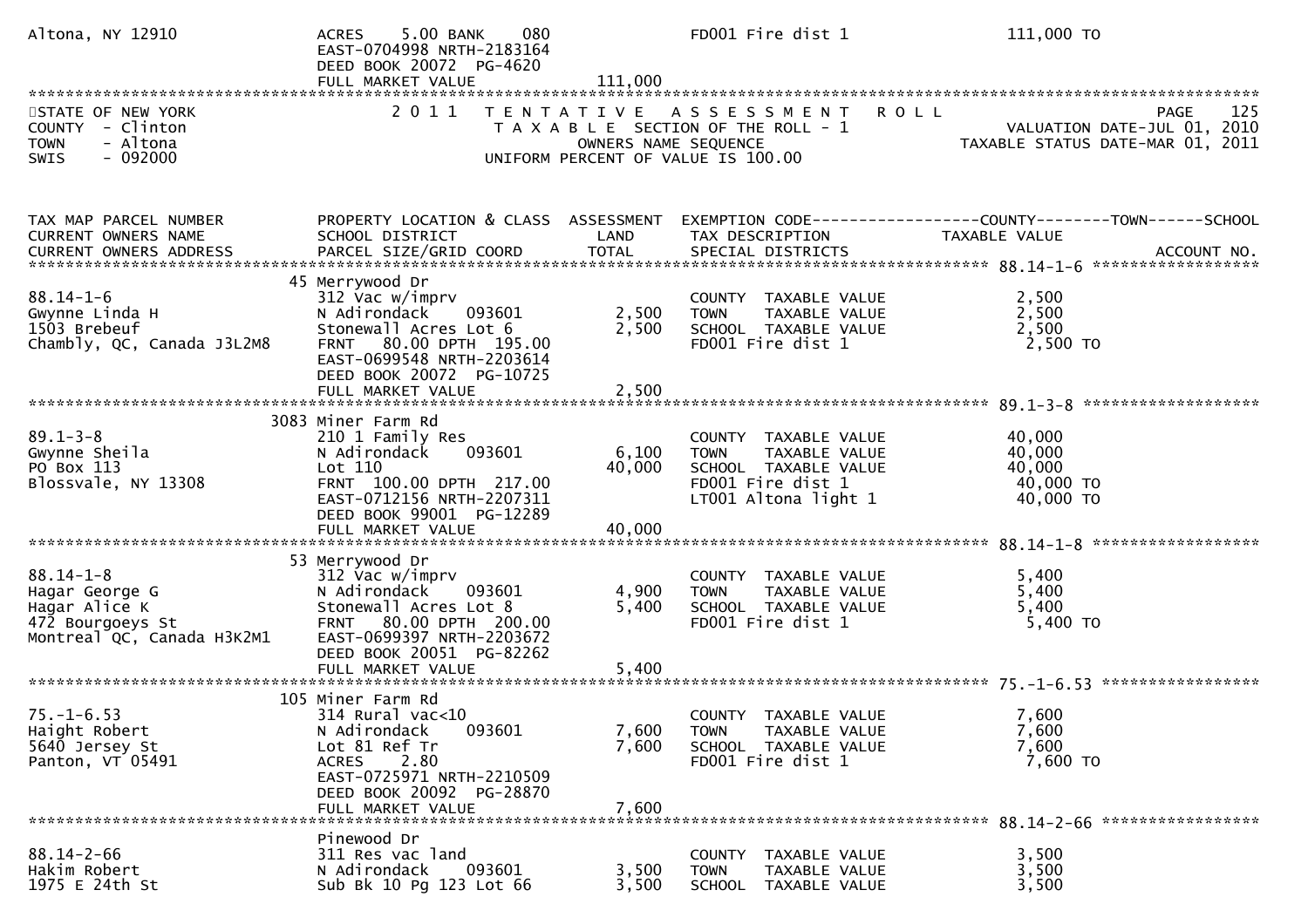Altona, NY 12910 | ACRES 5.00 BANK 080 | | FD001 Fire dist 1 | 111,000 TO
EAST-0704998 NRTH-2183164
DEED BOOK 20072 PG-4620
FULL MARKET VALUE 111,000

STATE OF NEW YORK
COUNTY - Clinton
TOWN - Altona
SWIS - 092000

2011 TENTATIVE ASSESSMENT ROLL
TAXABLE SECTION OF THE ROLL - 1
OWNERS NAME SEQUENCE
UNIFORM PERCENT OF VALUE IS 100.00

VALUATION DATE-JUL 01, 2010
TAXABLE STATUS DATE-MAR 01, 2011

| TAX MAP PARCEL NUMBER / CURRENT OWNERS NAME / CURRENT OWNERS ADDRESS | PROPERTY LOCATION & CLASS / SCHOOL DISTRICT / PARCEL SIZE/GRID COORD | ASSESSMENT LAND / TOTAL | EXEMPTION CODE / TAX DESCRIPTION / SPECIAL DISTRICTS | TAXABLE VALUE (COUNTY / TOWN / SCHOOL) | ACCOUNT NO. |
|---|---|---|---|---|---|
| **88.14-1-6** | 45 Merrywood Dr | | | | |
| 88.14-1-6 | 312 Vac w/imprv | | COUNTY TAXABLE VALUE | 2,500 | |
| Gwynne Linda H | N Adirondack 093601 | 2,500 | TOWN TAXABLE VALUE | 2,500 | |
| 1503 Brebeuf | Stonewall Acres Lot 6 | 2,500 | SCHOOL TAXABLE VALUE | 2,500 | |
| Chambly, QC, Canada J3L2M8 | FRNT 80.00 DPTH 195.00 | | FD001 Fire dist 1 | 2,500 TO | |
| | EAST-0699548 NRTH-2203614 | | | | |
| | DEED BOOK 20072 PG-10725 | | | | |
| | FULL MARKET VALUE | 2,500 | | | |
| **89.1-3-8** | 3083 Miner Farm Rd | | | | |
| 89.1-3-8 | 210 1 Family Res | | COUNTY TAXABLE VALUE | 40,000 | |
| Gwynne Sheila | N Adirondack 093601 | 6,100 | TOWN TAXABLE VALUE | 40,000 | |
| PO Box 113 | Lot 110 | 40,000 | SCHOOL TAXABLE VALUE | 40,000 | |
| Blossvale, NY 13308 | FRNT 100.00 DPTH 217.00 | | FD001 Fire dist 1 | 40,000 TO | |
| | EAST-0712156 NRTH-2207311 | | LT001 Altona light 1 | 40,000 TO | |
| | DEED BOOK 99001 PG-12289 | | | | |
| | FULL MARKET VALUE | 40,000 | | | |
| **88.14-1-8** | 53 Merrywood Dr | | | | |
| 88.14-1-8 | 312 Vac w/imprv | | COUNTY TAXABLE VALUE | 5,400 | |
| Hagar George G | N Adirondack 093601 | 4,900 | TOWN TAXABLE VALUE | 5,400 | |
| Hagar Alice K | Stonewall Acres Lot 8 | 5,400 | SCHOOL TAXABLE VALUE | 5,400 | |
| 472 Bourgoeys St | FRNT 80.00 DPTH 200.00 | | FD001 Fire dist 1 | 5,400 TO | |
| Montreal QC, Canada H3K2M1 | EAST-0699397 NRTH-2203672 | | | | |
| | DEED BOOK 20051 PG-82262 | | | | |
| | FULL MARKET VALUE | 5,400 | | | |
| **75.-1-6.53** | 105 Miner Farm Rd | | | | |
| 75.-1-6.53 | 314 Rural vac<10 | | COUNTY TAXABLE VALUE | 7,600 | |
| Haight Robert | N Adirondack 093601 | 7,600 | TOWN TAXABLE VALUE | 7,600 | |
| 5640 Jersey St | Lot 81 Ref Tr | 7,600 | SCHOOL TAXABLE VALUE | 7,600 | |
| Panton, VT 05491 | ACRES 2.80 | | FD001 Fire dist 1 | 7,600 TO | |
| | EAST-0725971 NRTH-2210509 | | | | |
| | DEED BOOK 20092 PG-28870 | | | | |
| | FULL MARKET VALUE | 7,600 | | | |
| **88.14-2-66** | Pinewood Dr | | | | |
| 88.14-2-66 | 311 Res vac land | | COUNTY TAXABLE VALUE | 3,500 | |
| Hakim Robert | N Adirondack 093601 | 3,500 | TOWN TAXABLE VALUE | 3,500 | |
| 1975 E 24th St | Sub Bk 10 Pg 123 Lot 66 | 3,500 | SCHOOL TAXABLE VALUE | 3,500 | |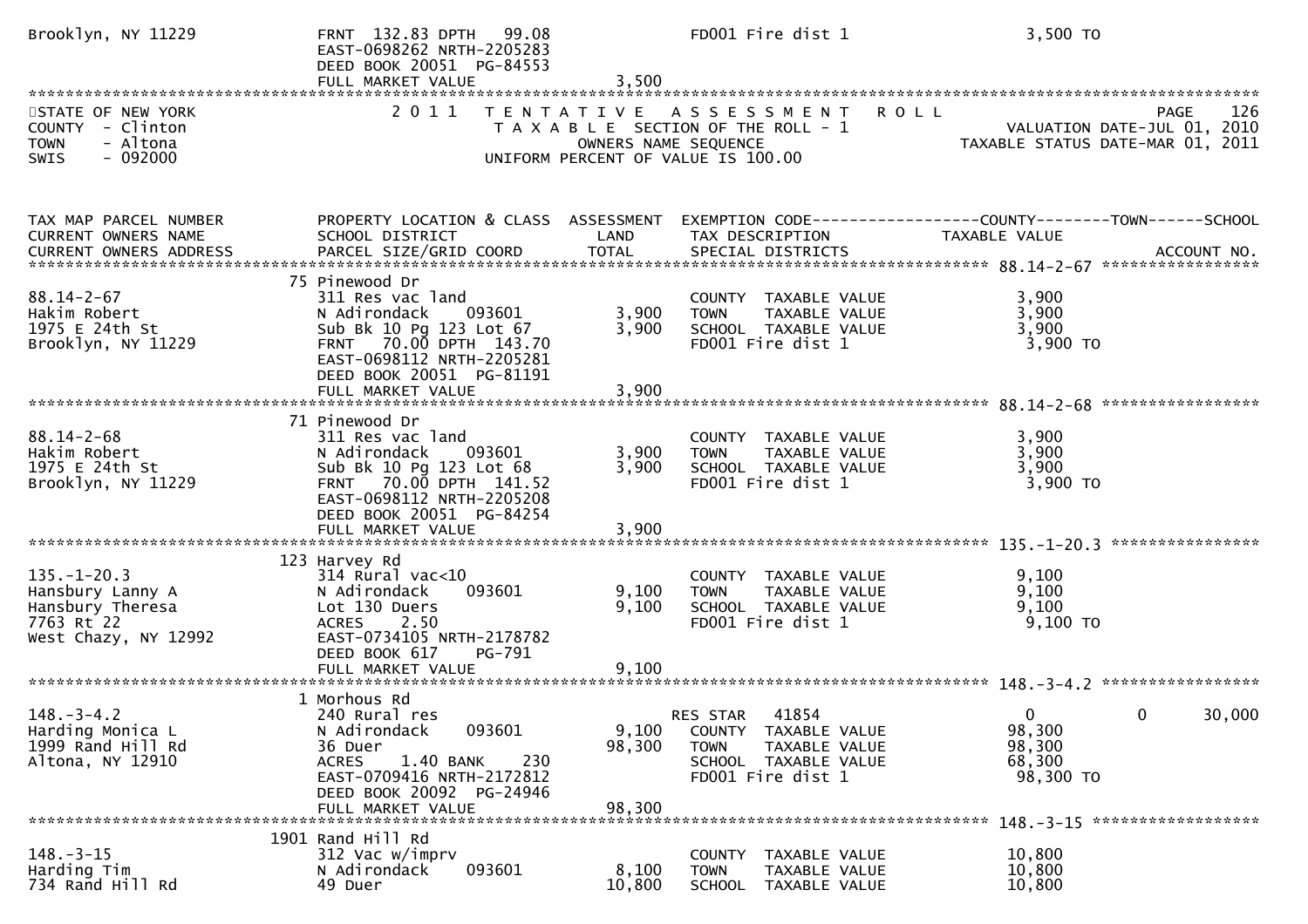```
Brooklyn, NY 11229              FRNT 132.83 DPTH  99.08                  FD001 Fire dist 1                   3,500 TO
                                EAST-0698262 NRTH-2205283
                                DEED BOOK 20051 PG-84553
                                FULL MARKET VALUE              3,500
******************************************************************************************************************************
STATE OF NEW YORK                  2 0 1 1   T E N T A T I V E   A S S E S S M E N T   R O L L                  PAGE    126
COUNTY  - Clinton                           T A X A B L E  SECTION OF THE ROLL - 1               VALUATION DATE-JUL 01, 2010
TOWN    - Altona                                   OWNERS NAME SEQUENCE                         TAXABLE STATUS DATE-MAR 01, 2011
SWIS    - 092000                           UNIFORM PERCENT OF VALUE IS 100.00


TAX MAP PARCEL NUMBER           PROPERTY LOCATION & CLASS  ASSESSMENT  EXEMPTION CODE------------------COUNTY--------TOWN------SCHOOL
CURRENT OWNERS NAME             SCHOOL DISTRICT              LAND      TAX DESCRIPTION              TAXABLE VALUE
CURRENT OWNERS ADDRESS          PARCEL SIZE/GRID COORD       TOTAL     SPECIAL DISTRICTS                                 ACCOUNT NO.
*************************************************************************************************** 88.14-2-67 *****************
                                75 Pinewood Dr
88.14-2-67                      311 Res vac land                       COUNTY  TAXABLE VALUE               3,900
Hakim Robert                    N Adirondack    093601         3,900   TOWN    TAXABLE VALUE               3,900
1975 E 24th St                  Sub Bk 10 Pg 123 Lot 67        3,900   SCHOOL  TAXABLE VALUE               3,900
Brooklyn, NY 11229              FRNT  70.00 DPTH 143.70                FD001 Fire dist 1                    3,900 TO
                                EAST-0698112 NRTH-2205281
                                DEED BOOK 20051 PG-81191
                                FULL MARKET VALUE              3,900
*************************************************************************************************** 88.14-2-68 *****************
                                71 Pinewood Dr
88.14-2-68                      311 Res vac land                       COUNTY  TAXABLE VALUE               3,900
Hakim Robert                    N Adirondack    093601         3,900   TOWN    TAXABLE VALUE               3,900
1975 E 24th St                  Sub Bk 10 Pg 123 Lot 68        3,900   SCHOOL  TAXABLE VALUE               3,900
Brooklyn, NY 11229              FRNT  70.00 DPTH 141.52                FD001 Fire dist 1                    3,900 TO
                                EAST-0698112 NRTH-2205208
                                DEED BOOK 20051 PG-84254
                                FULL MARKET VALUE              3,900
*************************************************************************************************** 135.-1-20.3 ****************
                                123 Harvey Rd
135.-1-20.3                     314 Rural vac<10                       COUNTY  TAXABLE VALUE               9,100
Hansbury Lanny A                N Adirondack    093601         9,100   TOWN    TAXABLE VALUE               9,100
Hansbury Theresa                Lot 130 Duers                  9,100   SCHOOL  TAXABLE VALUE               9,100
7763 Rt 22                      ACRES    2.50                          FD001 Fire dist 1                    9,100 TO
West Chazy, NY 12992            EAST-0734105 NRTH-2178782
                                DEED BOOK 617    PG-791
                                FULL MARKET VALUE              9,100
*************************************************************************************************** 148.-3-4.2 *****************
                                1 Morhous Rd
148.-3-4.2                      240 Rural res                          RES STAR   41854                    0            0     30,000
Harding Monica L                N Adirondack    093601         9,100   COUNTY  TAXABLE VALUE              98,300
1999 Rand Hill Rd               36 Duer                       98,300   TOWN    TAXABLE VALUE              98,300
Altona, NY 12910                ACRES    1.40 BANK     230             SCHOOL  TAXABLE VALUE              68,300
                                EAST-0709416 NRTH-2172812              FD001 Fire dist 1                   98,300 TO
                                DEED BOOK 20092 PG-24946
                                FULL MARKET VALUE             98,300
*************************************************************************************************** 148.-3-15 ******************
                                1901 Rand Hill Rd
148.-3-15                       312 Vac w/imprv                        COUNTY  TAXABLE VALUE              10,800
Harding Tim                     N Adirondack    093601         8,100   TOWN    TAXABLE VALUE              10,800
734 Rand Hill Rd                49 Duer                       10,800   SCHOOL  TAXABLE VALUE              10,800
```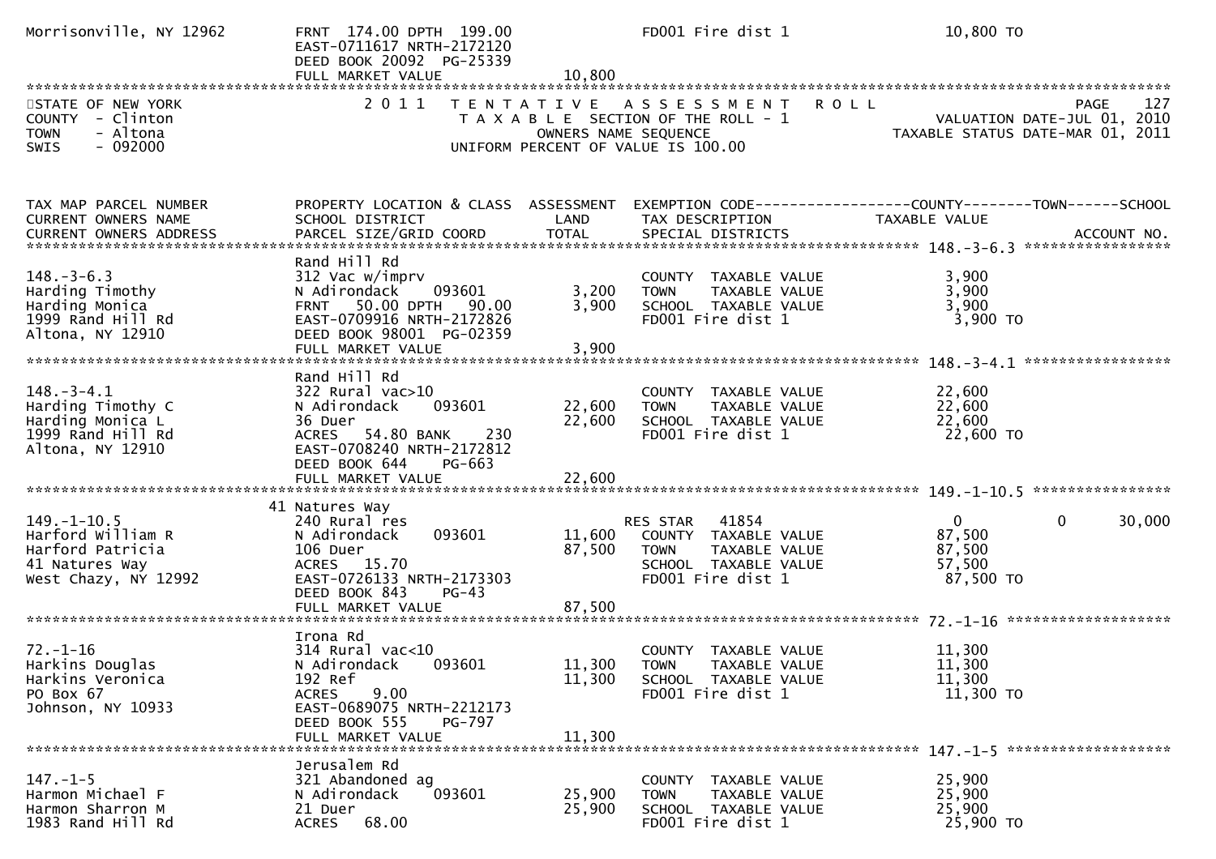| | | | | |
|---|---|---|---|---|
| Morrisonville, NY 12962 | FRNT 174.00 DPTH 199.00<br>EAST-0711617 NRTH-2172120<br>DEED BOOK 20092 PG-25339<br>FULL MARKET VALUE | 10,800 | FD001 Fire dist 1 | 10,800 TO |

STATE OF NEW YORK
COUNTY - Clinton
TOWN - Altona
SWIS - 092000

2011 TENTATIVE ASSESSMENT ROLL
TAXABLE SECTION OF THE ROLL - 1
OWNERS NAME SEQUENCE
UNIFORM PERCENT OF VALUE IS 100.00

PAGE 127
VALUATION DATE-JUL 01, 2010
TAXABLE STATUS DATE-MAR 01, 2011

| TAX MAP PARCEL NUMBER<br>CURRENT OWNERS NAME<br>CURRENT OWNERS ADDRESS | PROPERTY LOCATION & CLASS<br>SCHOOL DISTRICT<br>PARCEL SIZE/GRID COORD | ASSESSMENT<br>LAND<br>TOTAL | EXEMPTION CODE<br>TAX DESCRIPTION<br>SPECIAL DISTRICTS | COUNTY TAXABLE VALUE | TOWN | SCHOOL<br>ACCOUNT NO. |
|---|---|---|---|---|---|---|
| **148.-3-6.3** | Rand Hill Rd | | | | | |
| 148.-3-6.3<br>Harding Timothy<br>Harding Monica<br>1999 Rand Hill Rd<br>Altona, NY 12910 | 312 Vac w/imprv<br>N Adirondack 093601<br>FRNT 50.00 DPTH 90.00<br>EAST-0709916 NRTH-2172826<br>DEED BOOK 98001 PG-02359<br>FULL MARKET VALUE | <br>3,200<br>3,900<br><br><br>3,900 | COUNTY TAXABLE VALUE<br>TOWN TAXABLE VALUE<br>SCHOOL TAXABLE VALUE<br>FD001 Fire dist 1 | 3,900<br>3,900<br>3,900<br>3,900 TO | | |
| **148.-3-4.1** | Rand Hill Rd | | | | | |
| 148.-3-4.1<br>Harding Timothy C<br>Harding Monica L<br>1999 Rand Hill Rd<br>Altona, NY 12910 | 322 Rural vac>10<br>N Adirondack 093601<br>36 Duer<br>ACRES 54.80 BANK 230<br>EAST-0708240 NRTH-2172812<br>DEED BOOK 644 PG-663<br>FULL MARKET VALUE | <br>22,600<br>22,600<br><br><br><br>22,600 | COUNTY TAXABLE VALUE<br>TOWN TAXABLE VALUE<br>SCHOOL TAXABLE VALUE<br>FD001 Fire dist 1 | 22,600<br>22,600<br>22,600<br>22,600 TO | | |
| **149.-1-10.5** | 41 Natures Way | | | | | |
| 149.-1-10.5<br>Harford William R<br>Harford Patricia<br>41 Natures Way<br>West Chazy, NY 12992 | 240 Rural res<br>N Adirondack 093601<br>106 Duer<br>ACRES 15.70<br>EAST-0726133 NRTH-2173303<br>DEED BOOK 843 PG-43<br>FULL MARKET VALUE | <br>11,600<br>87,500<br><br><br><br>87,500 | RES STAR 41854<br>COUNTY TAXABLE VALUE<br>TOWN TAXABLE VALUE<br>SCHOOL TAXABLE VALUE<br>FD001 Fire dist 1 | 0<br>87,500<br>87,500<br>57,500<br>87,500 TO | 0 | 30,000 |
| **72.-1-16** | Irona Rd | | | | | |
| 72.-1-16<br>Harkins Douglas<br>Harkins Veronica<br>PO Box 67<br>Johnson, NY 10933 | 314 Rural vac<10<br>N Adirondack 093601<br>192 Ref<br>ACRES 9.00<br>EAST-0689075 NRTH-2212173<br>DEED BOOK 555 PG-797<br>FULL MARKET VALUE | <br>11,300<br>11,300<br><br><br><br>11,300 | COUNTY TAXABLE VALUE<br>TOWN TAXABLE VALUE<br>SCHOOL TAXABLE VALUE<br>FD001 Fire dist 1 | 11,300<br>11,300<br>11,300<br>11,300 TO | | |
| **147.-1-5** | Jerusalem Rd | | | | | |
| 147.-1-5<br>Harmon Michael F<br>Harmon Sharron M<br>1983 Rand Hill Rd | 321 Abandoned ag<br>N Adirondack 093601<br>21 Duer<br>ACRES 68.00 | <br>25,900<br>25,900 | COUNTY TAXABLE VALUE<br>TOWN TAXABLE VALUE<br>SCHOOL TAXABLE VALUE<br>FD001 Fire dist 1 | 25,900<br>25,900<br>25,900<br>25,900 TO | | |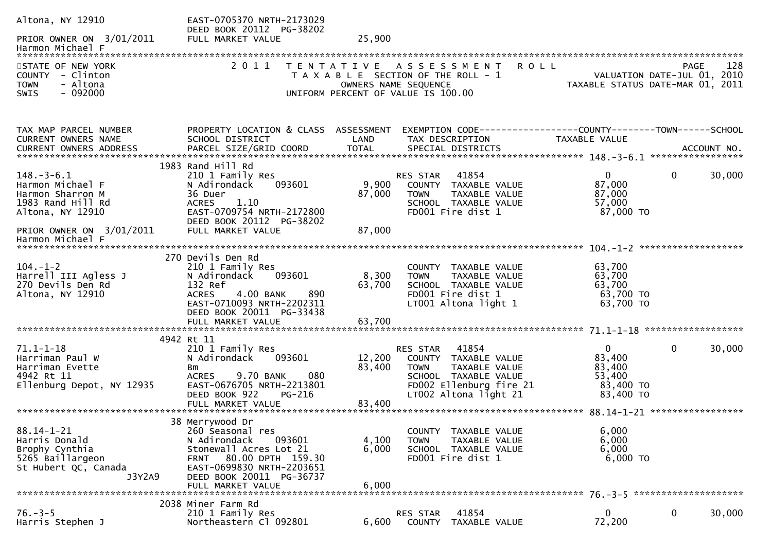```
Altona, NY 12910              EAST-0705370 NRTH-2173029
                              DEED BOOK 20112  PG-38202
PRIOR OWNER ON  3/01/2011     FULL MARKET VALUE              25,900
Harmon Michael F
******************************************************************************************************************************
STATE OF NEW YORK              2 0 1 1   T E N T A T I V E   A S S E S S M E N T   R O L L                          PAGE    128
COUNTY  - Clinton                          T A X A B L E SECTION OF THE ROLL - 1                    VALUATION DATE-JUL 01, 2010
TOWN    - Altona                                  OWNERS NAME SEQUENCE                            TAXABLE STATUS DATE-MAR 01, 2011
SWIS    - 092000                          UNIFORM PERCENT OF VALUE IS 100.00


TAX MAP PARCEL NUMBER          PROPERTY LOCATION & CLASS  ASSESSMENT  EXEMPTION CODE------------------COUNTY--------TOWN------SCHOOL
CURRENT OWNERS NAME            SCHOOL DISTRICT               LAND      TAX DESCRIPTION            TAXABLE VALUE
CURRENT OWNERS ADDRESS         PARCEL SIZE/GRID COORD        TOTAL     SPECIAL DISTRICTS                                  ACCOUNT NO.
****************************************************************************************** 148.-3-6.1 *****************
                           1983 Rand Hill Rd
148.-3-6.1                     210 1 Family Res                     RES STAR   41854              0             0        30,000
Harmon Michael F               N Adirondack     093601        9,900   COUNTY  TAXABLE VALUE        87,000
Harmon Sharron M               36 Duer                       87,000   TOWN    TAXABLE VALUE        87,000
1983 Rand Hill Rd              ACRES     1.10                         SCHOOL  TAXABLE VALUE        57,000
Altona, NY 12910               EAST-0709754 NRTH-2172800              FD001 Fire dist 1             87,000 TO
                               DEED BOOK 20112  PG-38202
PRIOR OWNER ON  3/01/2011      FULL MARKET VALUE             87,000
Harmon Michael F
****************************************************************************************** 104.-1-2 *******************
                           270 Devils Den Rd
104.-1-2                       210 1 Family Res                       COUNTY  TAXABLE VALUE        63,700
Harrell III Agless J           N Adirondack     093601        8,300   TOWN    TAXABLE VALUE        63,700
270 Devils Den Rd              132 Ref                       63,700   SCHOOL  TAXABLE VALUE        63,700
Altona, NY 12910               ACRES     4.00 BANK     890            FD001 Fire dist 1             63,700 TO
                               EAST-0710093 NRTH-2202311              LT001 Altona light 1          63,700 TO
                               DEED BOOK 20011  PG-33438
                               FULL MARKET VALUE             63,700
****************************************************************************************** 71.1-1-18 ******************
                           4942 Rt 11
71.1-1-18                      210 1 Family Res                     RES STAR   41854              0             0        30,000
Harriman Paul W                N Adirondack     093601       12,200   COUNTY  TAXABLE VALUE        83,400
Harriman Evette                Bm                            83,400   TOWN    TAXABLE VALUE        83,400
4942 Rt 11                     ACRES     9.70 BANK     080            SCHOOL  TAXABLE VALUE        53,400
Ellenburg Depot, NY 12935      EAST-0676705 NRTH-2213801              FD002 Ellenburg fire 21       83,400 TO
                               DEED BOOK 922    PG-216                LT002 Altona light 21         83,400 TO
                               FULL MARKET VALUE             83,400
****************************************************************************************** 88.14-1-21 *****************
                           38 Merrywood Dr
88.14-1-21                     260 Seasonal res                       COUNTY  TAXABLE VALUE         6,000
Harris Donald                  N Adirondack     093601        4,100   TOWN    TAXABLE VALUE         6,000
Brophy Cynthia                 Stonewall Acres Lot 21         6,000   SCHOOL  TAXABLE VALUE         6,000
5265 Baillargeon               FRNT   80.00 DPTH 159.30               FD001 Fire dist 1              6,000 TO
St Hubert QC, Canada           EAST-0699830 NRTH-2203651
                   J3Y2A9      DEED BOOK 20011  PG-36737
                               FULL MARKET VALUE              6,000
****************************************************************************************** 76.-3-5 ********************
                           2038 Miner Farm Rd
76.-3-5                        210 1 Family Res                     RES STAR   41854              0             0        30,000
Harris Stephen J               Northeastern Cl 092801         6,600   COUNTY  TAXABLE VALUE        72,200
```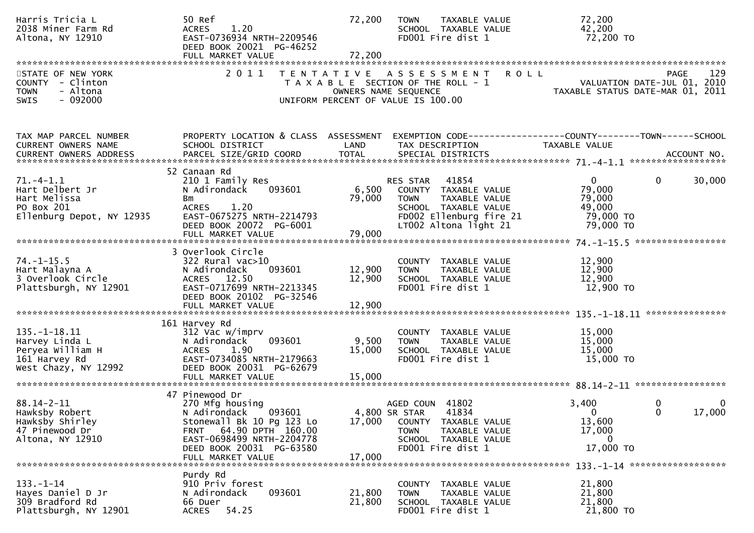Harris Tricia L
2038 Miner Farm Rd
Altona, NY 12910

| | | | | |
|---|---|---|---|---|
| | 50 Ref | 72,200 | TOWN TAXABLE VALUE | 72,200 |
| | ACRES 1.20 | | SCHOOL TAXABLE VALUE | 42,200 |
| | EAST-0736934 NRTH-2209546 | | FD001 Fire dist 1 | 72,200 TO |
| | DEED BOOK 20021 PG-46252 | | | |
| | FULL MARKET VALUE | 72,200 | | |

STATE OF NEW YORK
COUNTY - Clinton
TOWN - Altona
SWIS - 092000

2 0 1 1 T E N T A T I V E A S S E S S M E N T R O L L
T A X A B L E SECTION OF THE ROLL - 1
OWNERS NAME SEQUENCE
UNIFORM PERCENT OF VALUE IS 100.00

VALUATION DATE-JUL 01, 2010
TAXABLE STATUS DATE-MAR 01, 2011

| TAX MAP PARCEL NUMBER / CURRENT OWNERS NAME / CURRENT OWNERS ADDRESS | PROPERTY LOCATION & CLASS / SCHOOL DISTRICT / PARCEL SIZE/GRID COORD | ASSESSMENT LAND / TOTAL | EXEMPTION CODE / TAX DESCRIPTION / SPECIAL DISTRICTS | COUNTY TAXABLE VALUE | TOWN | SCHOOL / ACCOUNT NO. |
|---|---|---|---|---|---|---|
| **71.-4-1.1** | 52 Canaan Rd | | | | | |
| 71.-4-1.1 | 210 1 Family Res | | RES STAR 41854 | 0 | 0 | 30,000 |
| Hart Delbert Jr | N Adirondack 093601 | 6,500 | COUNTY TAXABLE VALUE | 79,000 | | |
| Hart Melissa | Bm | 79,000 | TOWN TAXABLE VALUE | 79,000 | | |
| PO Box 201 | ACRES 1.20 | | SCHOOL TAXABLE VALUE | 49,000 | | |
| Ellenburg Depot, NY 12935 | EAST-0675275 NRTH-2214793 | | FD002 Ellenburg fire 21 | 79,000 TO | | |
| | DEED BOOK 20072 PG-6001 | | LT002 Altona light 21 | 79,000 TO | | |
| | FULL MARKET VALUE | 79,000 | | | | |
| **74.-1-15.5** | 3 Overlook Circle | | | | | |
| 74.-1-15.5 | 322 Rural vac>10 | | COUNTY TAXABLE VALUE | 12,900 | | |
| Hart Malayna A | N Adirondack 093601 | 12,900 | TOWN TAXABLE VALUE | 12,900 | | |
| 3 Overlook Circle | ACRES 12.50 | 12,900 | SCHOOL TAXABLE VALUE | 12,900 | | |
| Plattsburgh, NY 12901 | EAST-0717699 NRTH-2213345 | | FD001 Fire dist 1 | 12,900 TO | | |
| | DEED BOOK 20102 PG-32546 | | | | | |
| | FULL MARKET VALUE | 12,900 | | | | |
| **135.-1-18.11** | 161 Harvey Rd | | | | | |
| 135.-1-18.11 | 312 Vac w/imprv | | COUNTY TAXABLE VALUE | 15,000 | | |
| Harvey Linda L | N Adirondack 093601 | 9,500 | TOWN TAXABLE VALUE | 15,000 | | |
| Peryea William H | ACRES 1.90 | 15,000 | SCHOOL TAXABLE VALUE | 15,000 | | |
| 161 Harvey Rd | EAST-0734085 NRTH-2179663 | | FD001 Fire dist 1 | 15,000 TO | | |
| West Chazy, NY 12992 | DEED BOOK 20031 PG-62679 | | | | | |
| | FULL MARKET VALUE | 15,000 | | | | |
| **88.14-2-11** | 47 Pinewood Dr | | | | | |
| 88.14-2-11 | 270 Mfg housing | | AGED COUN 41802 | 3,400 | 0 | 0 |
| Hawksby Robert | N Adirondack 093601 | 4,800 | SR STAR 41834 | 0 | 0 | 17,000 |
| Hawksby Shirley | Stonewall Bk 10 Pg 123 Lo | 17,000 | COUNTY TAXABLE VALUE | 13,600 | | |
| 47 Pinewood Dr | FRNT 64.90 DPTH 160.00 | | TOWN TAXABLE VALUE | 17,000 | | |
| Altona, NY 12910 | EAST-0698499 NRTH-2204778 | | SCHOOL TAXABLE VALUE | 0 | | |
| | DEED BOOK 20031 PG-63580 | | FD001 Fire dist 1 | 17,000 TO | | |
| | FULL MARKET VALUE | 17,000 | | | | |
| **133.-1-14** | Purdy Rd | | | | | |
| 133.-1-14 | 910 Priv forest | | COUNTY TAXABLE VALUE | 21,800 | | |
| Hayes Daniel D Jr | N Adirondack 093601 | 21,800 | TOWN TAXABLE VALUE | 21,800 | | |
| 309 Bradford Rd | 66 Duer | 21,800 | SCHOOL TAXABLE VALUE | 21,800 | | |
| Plattsburgh, NY 12901 | ACRES 54.25 | | FD001 Fire dist 1 | 21,800 TO | | |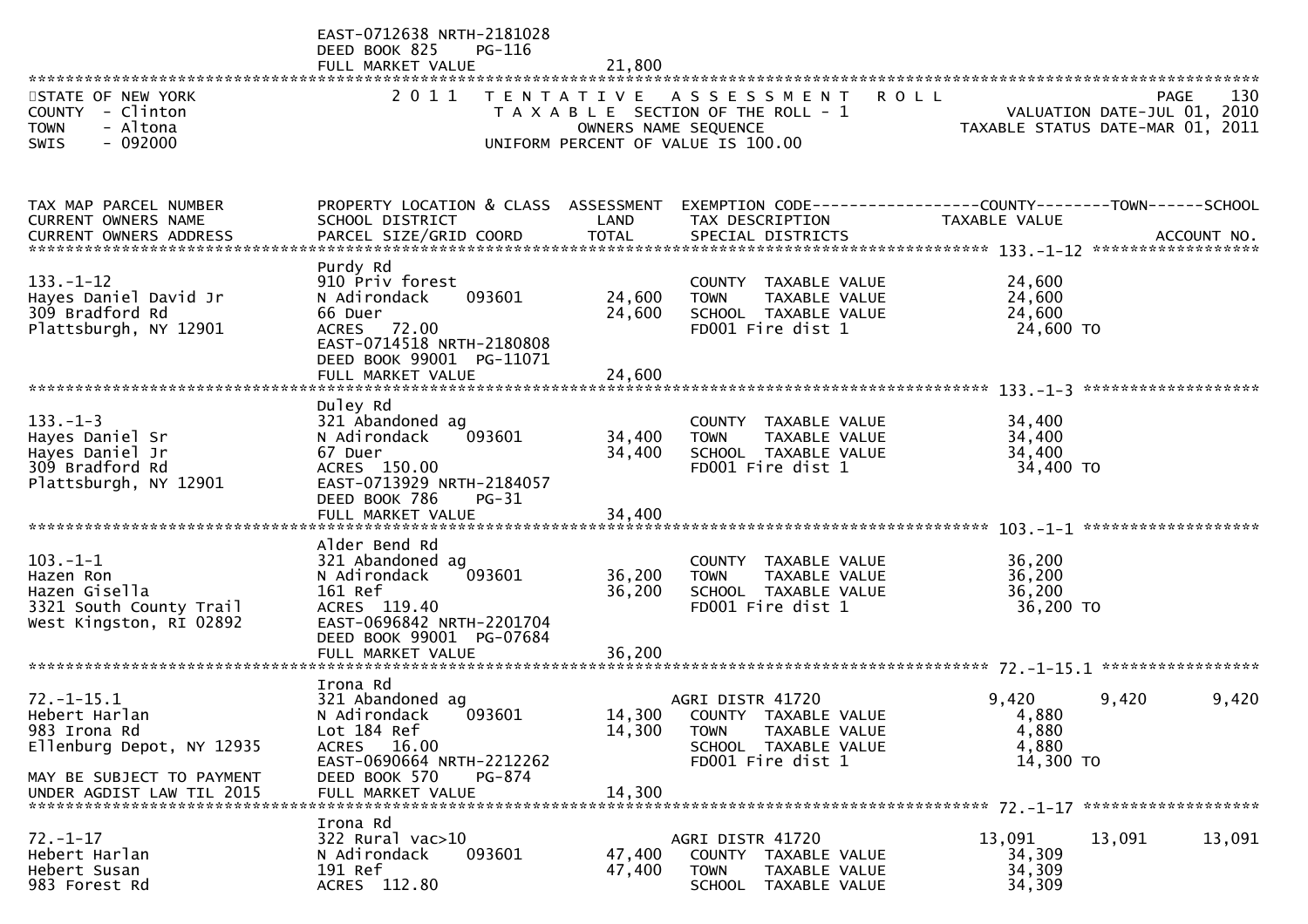```
                            EAST-0712638 NRTH-2181028
                            DEED BOOK 825     PG-116
                            FULL MARKET VALUE              21,800
************************************************************************************************************************************
STATE OF NEW YORK              2 0 1 1   T E N T A T I V E   A S S E S S M E N T   R O L L                             PAGE    130
COUNTY  - Clinton                          T A X A B L E  SECTION OF THE ROLL - 1                     VALUATION DATE-JUL 01, 2010
TOWN    - Altona                                  OWNERS NAME SEQUENCE                             TAXABLE STATUS DATE-MAR 01, 2011
SWIS    - 092000                           UNIFORM PERCENT OF VALUE IS 100.00


TAX MAP PARCEL NUMBER          PROPERTY LOCATION & CLASS  ASSESSMENT  EXEMPTION CODE------------------COUNTY--------TOWN------SCHOOL
CURRENT OWNERS NAME            SCHOOL DISTRICT               LAND      TAX DESCRIPTION              TAXABLE VALUE
CURRENT OWNERS ADDRESS         PARCEL SIZE/GRID COORD        TOTAL     SPECIAL DISTRICTS                                 ACCOUNT NO.
******************************************************************************************************* 133.-1-12 ******************
                               Purdy Rd
133.-1-12                      910 Priv forest                         COUNTY  TAXABLE VALUE              24,600
Hayes Daniel David Jr          N Adirondack     093601       24,600    TOWN    TAXABLE VALUE              24,600
309 Bradford Rd                66 Duer                       24,600    SCHOOL  TAXABLE VALUE              24,600
Plattsburgh, NY 12901          ACRES  72.00                            FD001 Fire dist 1                   24,600 TO
                               EAST-0714518 NRTH-2180808
                               DEED BOOK 99001  PG-11071
                               FULL MARKET VALUE              24,600
******************************************************************************************************* 133.-1-3 *******************
                               Duley Rd
133.-1-3                       321 Abandoned ag                        COUNTY  TAXABLE VALUE              34,400
Hayes Daniel Sr                N Adirondack     093601       34,400    TOWN    TAXABLE VALUE              34,400
Hayes Daniel Jr                67 Duer                       34,400    SCHOOL  TAXABLE VALUE              34,400
309 Bradford Rd                ACRES 150.00                            FD001 Fire dist 1                   34,400 TO
Plattsburgh, NY 12901          EAST-0713929 NRTH-2184057
                               DEED BOOK 786     PG-31
                               FULL MARKET VALUE              34,400
******************************************************************************************************* 103.-1-1 *******************
                               Alder Bend Rd
103.-1-1                       321 Abandoned ag                        COUNTY  TAXABLE VALUE              36,200
Hazen Ron                      N Adirondack     093601       36,200    TOWN    TAXABLE VALUE              36,200
Hazen Gisella                  161 Ref                       36,200    SCHOOL  TAXABLE VALUE              36,200
3321 South County Trail        ACRES 119.40                            FD001 Fire dist 1                   36,200 TO
West Kingston, RI 02892        EAST-0696842 NRTH-2201704
                               DEED BOOK 99001  PG-07684
                               FULL MARKET VALUE              36,200
******************************************************************************************************* 72.-1-15.1 *****************
                               Irona Rd
72.-1-15.1                     321 Abandoned ag                        AGRI DISTR 41720             9,420      9,420      9,420
Hebert Harlan                  N Adirondack     093601       14,300    COUNTY  TAXABLE VALUE               4,880
983 Irona Rd                   Lot 184 Ref                   14,300    TOWN    TAXABLE VALUE               4,880
Ellenburg Depot, NY 12935      ACRES  16.00                            SCHOOL  TAXABLE VALUE               4,880
                               EAST-0690664 NRTH-2212262               FD001 Fire dist 1                   14,300 TO
MAY BE SUBJECT TO PAYMENT      DEED BOOK 570     PG-874
UNDER AGDIST LAW TIL 2015      FULL MARKET VALUE              14,300
******************************************************************************************************* 72.-1-17 *******************
                               Irona Rd
72.-1-17                       322 Rural vac>10                        AGRI DISTR 41720            13,091     13,091     13,091
Hebert Harlan                  N Adirondack     093601       47,400    COUNTY  TAXABLE VALUE              34,309
Hebert Susan                   191 Ref                       47,400    TOWN    TAXABLE VALUE              34,309
983 Forest Rd                  ACRES 112.80                            SCHOOL  TAXABLE VALUE              34,309
```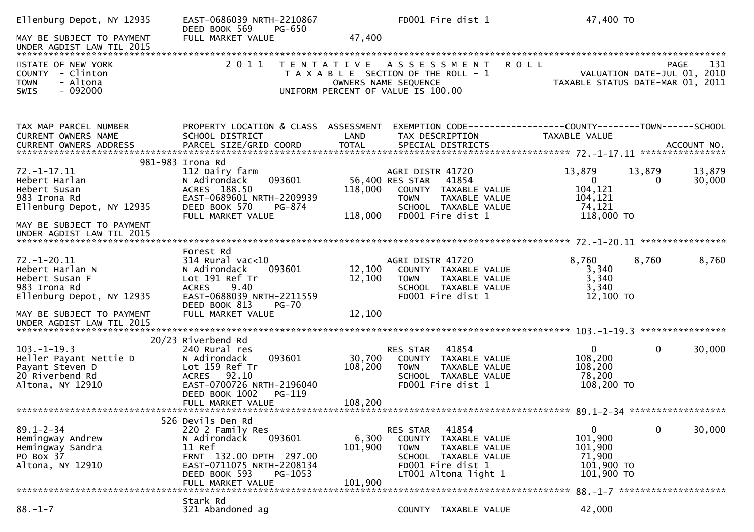```
Ellenburg Depot, NY 12935     EAST-0686039 NRTH-2210867              FD001 Fire dist 1                 47,400 TO
                              DEED BOOK 569    PG-650
MAY BE SUBJECT TO PAYMENT     FULL MARKET VALUE              47,400
UNDER AGDIST LAW TIL 2015
******************************************************************************************************************************
STATE OF NEW YORK                 2 0 1 1   T E N T A T I V E   A S S E S S M E N T   R O L L                        PAGE    131
COUNTY  - Clinton                           T A X A B L E  SECTION OF THE ROLL - 1                  VALUATION DATE-JUL 01, 2010
TOWN    - Altona                                    OWNERS NAME SEQUENCE                         TAXABLE STATUS DATE-MAR 01, 2011
SWIS    - 092000                            UNIFORM PERCENT OF VALUE IS 100.00



TAX MAP PARCEL NUMBER         PROPERTY LOCATION & CLASS  ASSESSMENT  EXEMPTION CODE------------------COUNTY--------TOWN------SCHOOL
CURRENT OWNERS NAME           SCHOOL DISTRICT               LAND      TAX DESCRIPTION              TAXABLE VALUE
CURRENT OWNERS ADDRESS        PARCEL SIZE/GRID COORD       TOTAL      SPECIAL DISTRICTS                                  ACCOUNT NO.
*********************************************************************************************** 72.-1-17.11 *****************
                      981-983 Irona Rd
72.-1-17.11                   112 Dairy farm                          AGRI DISTR 41720             13,879      13,879      13,879
Hebert Harlan                 N Adirondack     093601       56,400 RES STAR    41854                0           0       30,000
Hebert Susan                  ACRES  188.50               118,000    COUNTY  TAXABLE VALUE        104,121
983 Irona Rd                  EAST-0689601 NRTH-2209939               TOWN    TAXABLE VALUE        104,121
Ellenburg Depot, NY 12935     DEED BOOK 570    PG-874                 SCHOOL  TAXABLE VALUE         74,121
                              FULL MARKET VALUE           118,000    FD001 Fire dist 1            118,000 TO
MAY BE SUBJECT TO PAYMENT
UNDER AGDIST LAW TIL 2015
*********************************************************************************************** 72.-1-20.11 *****************
                              Forest Rd
72.-1-20.11                   314 Rural vac<10                        AGRI DISTR 41720              8,760       8,760       8,760
Hebert Harlan N               N Adirondack     093601       12,100    COUNTY  TAXABLE VALUE          3,340
Hebert Susan F                Lot 191 Ref Tr               12,100    TOWN    TAXABLE VALUE          3,340
983 Irona Rd                  ACRES    9.40                           SCHOOL  TAXABLE VALUE          3,340
Ellenburg Depot, NY 12935     EAST-0688039 NRTH-2211559               FD001 Fire dist 1             12,100 TO
                              DEED BOOK 813    PG-70
MAY BE SUBJECT TO PAYMENT     FULL MARKET VALUE            12,100
UNDER AGDIST LAW TIL 2015
*********************************************************************************************** 103.-1-19.3 *****************
                      20/23 Riverbend Rd
103.-1-19.3                   240 Rural res                           RES STAR    41854                0           0       30,000
Heller Payant Nettie D        N Adirondack     093601       30,700    COUNTY  TAXABLE VALUE        108,200
Payant Steven D               Lot 159 Ref Tr              108,200    TOWN    TAXABLE VALUE        108,200
20 Riverbend Rd               ACRES   92.10                           SCHOOL  TAXABLE VALUE         78,200
Altona, NY 12910              EAST-0700726 NRTH-2196040               FD001 Fire dist 1            108,200 TO
                              DEED BOOK 1002   PG-119
                              FULL MARKET VALUE           108,200
*********************************************************************************************** 89.1-2-34 *******************
                      526 Devils Den Rd
89.1-2-34                     220 2 Family Res                        RES STAR    41854                0           0       30,000
Hemingway Andrew              N Adirondack     093601        6,300    COUNTY  TAXABLE VALUE        101,900
Hemingway Sandra              11 Ref                      101,900    TOWN    TAXABLE VALUE        101,900
PO Box 37                     FRNT 132.00 DPTH 297.00                 SCHOOL  TAXABLE VALUE         71,900
Altona, NY 12910              EAST-0711075 NRTH-2208134               FD001 Fire dist 1            101,900 TO
                              DEED BOOK 593    PG-1053                LT001 Altona light 1         101,900 TO
                              FULL MARKET VALUE           101,900
*********************************************************************************************** 88.-1-7 *********************
                              Stark Rd
88.-1-7                       321 Abandoned ag                        COUNTY  TAXABLE VALUE         42,000
```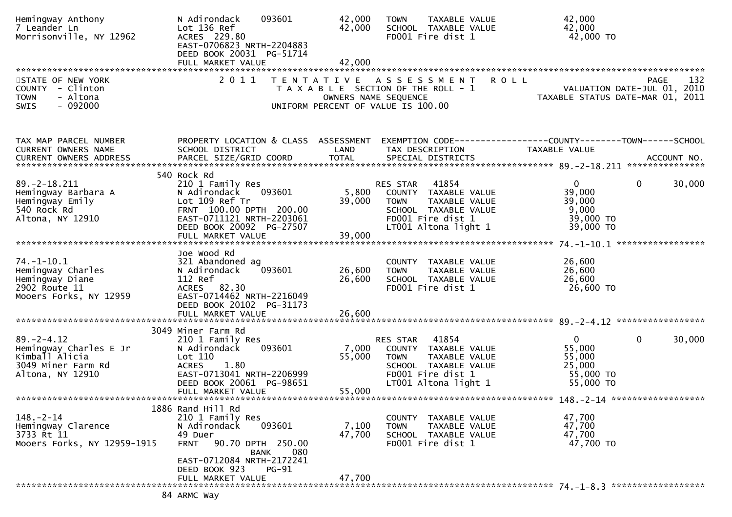```
Hemingway Anthony              N Adirondack    093601         42,000   TOWN    TAXABLE VALUE              42,000
7 Leander Ln                   Lot 136 Ref                    42,000   SCHOOL  TAXABLE VALUE              42,000
Morrisonville, NY 12962        ACRES  229.80                           FD001 Fire dist 1                   42,000 TO
                               EAST-0706823 NRTH-2204883
                               DEED BOOK 20031  PG-51714
                               FULL MARKET VALUE              42,000
```

STATE OF NEW YORK — 2011 TENTATIVE ASSESSMENT ROLL — PAGE 132
COUNTY - Clinton — TAXABLE SECTION OF THE ROLL - 1 — VALUATION DATE-JUL 01, 2010
TOWN - Altona — OWNERS NAME SEQUENCE — TAXABLE STATUS DATE-MAR 01, 2011
SWIS - 092000 — UNIFORM PERCENT OF VALUE IS 100.00

```
TAX MAP PARCEL NUMBER          PROPERTY LOCATION & CLASS  ASSESSMENT  EXEMPTION CODE------------------COUNTY--------TOWN------SCHOOL
CURRENT OWNERS NAME            SCHOOL DISTRICT               LAND      TAX DESCRIPTION                  TAXABLE VALUE
CURRENT OWNERS ADDRESS         PARCEL SIZE/GRID COORD        TOTAL     SPECIAL DISTRICTS                                      ACCOUNT NO.
****************************************************************************************************** 89.-2-18.211 ***************
                               540 Rock Rd
89.-2-18.211                   210 1 Family Res                        RES STAR   41854                    0           0       30,000
Hemingway Barbara A            N Adirondack    093601          5,800   COUNTY  TAXABLE VALUE              39,000
Hemingway Emily                Lot 109 Ref Tr                 39,000   TOWN    TAXABLE VALUE              39,000
540 Rock Rd                    FRNT 100.00 DPTH 200.00                 SCHOOL  TAXABLE VALUE               9,000
Altona, NY 12910               EAST-0711121 NRTH-2203061               FD001 Fire dist 1                   39,000 TO
                               DEED BOOK 20092  PG-27507               LT001 Altona light 1                39,000 TO
                               FULL MARKET VALUE              39,000
****************************************************************************************************** 74.-1-10.1 *****************
                               Joe Wood Rd
74.-1-10.1                     321 Abandoned ag                        COUNTY  TAXABLE VALUE              26,600
Hemingway Charles              N Adirondack    093601         26,600   TOWN    TAXABLE VALUE              26,600
Hemingway Diane                112 Ref                        26,600   SCHOOL  TAXABLE VALUE              26,600
2902 Route 11                  ACRES   82.30                           FD001 Fire dist 1                   26,600 TO
Mooers Forks, NY 12959         EAST-0714462 NRTH-2216049
                               DEED BOOK 20102  PG-31173
                               FULL MARKET VALUE              26,600
****************************************************************************************************** 89.-2-4.12 *****************
                               3049 Miner Farm Rd
89.-2-4.12                     210 1 Family Res                        RES STAR   41854                    0           0       30,000
Hemingway Charles E Jr         N Adirondack    093601          7,000   COUNTY  TAXABLE VALUE              55,000
Kimball Alicia                 Lot 110                        55,000   TOWN    TAXABLE VALUE              55,000
3049 Miner Farm Rd             ACRES    1.80                           SCHOOL  TAXABLE VALUE              25,000
Altona, NY 12910               EAST-0713041 NRTH-2206999               FD001 Fire dist 1                   55,000 TO
                               DEED BOOK 20061  PG-98651               LT001 Altona light 1                55,000 TO
                               FULL MARKET VALUE              55,000
****************************************************************************************************** 148.-2-14 ******************
                               1886 Rand Hill Rd
148.-2-14                      210 1 Family Res                        COUNTY  TAXABLE VALUE              47,700
Hemingway Clarence             N Adirondack    093601          7,100   TOWN    TAXABLE VALUE              47,700
3733 Rt 11                     49 Duer                        47,700   SCHOOL  TAXABLE VALUE              47,700
Mooers Forks, NY 12959-1915    FRNT  90.70 DPTH 250.00                 FD001 Fire dist 1                   47,700 TO
                                         BANK     080
                               EAST-0712084 NRTH-2172241
                               DEED BOOK 923    PG-91
                               FULL MARKET VALUE              47,700
****************************************************************************************************** 74.-1-8.3 ******************
                               84 ARMC Way
```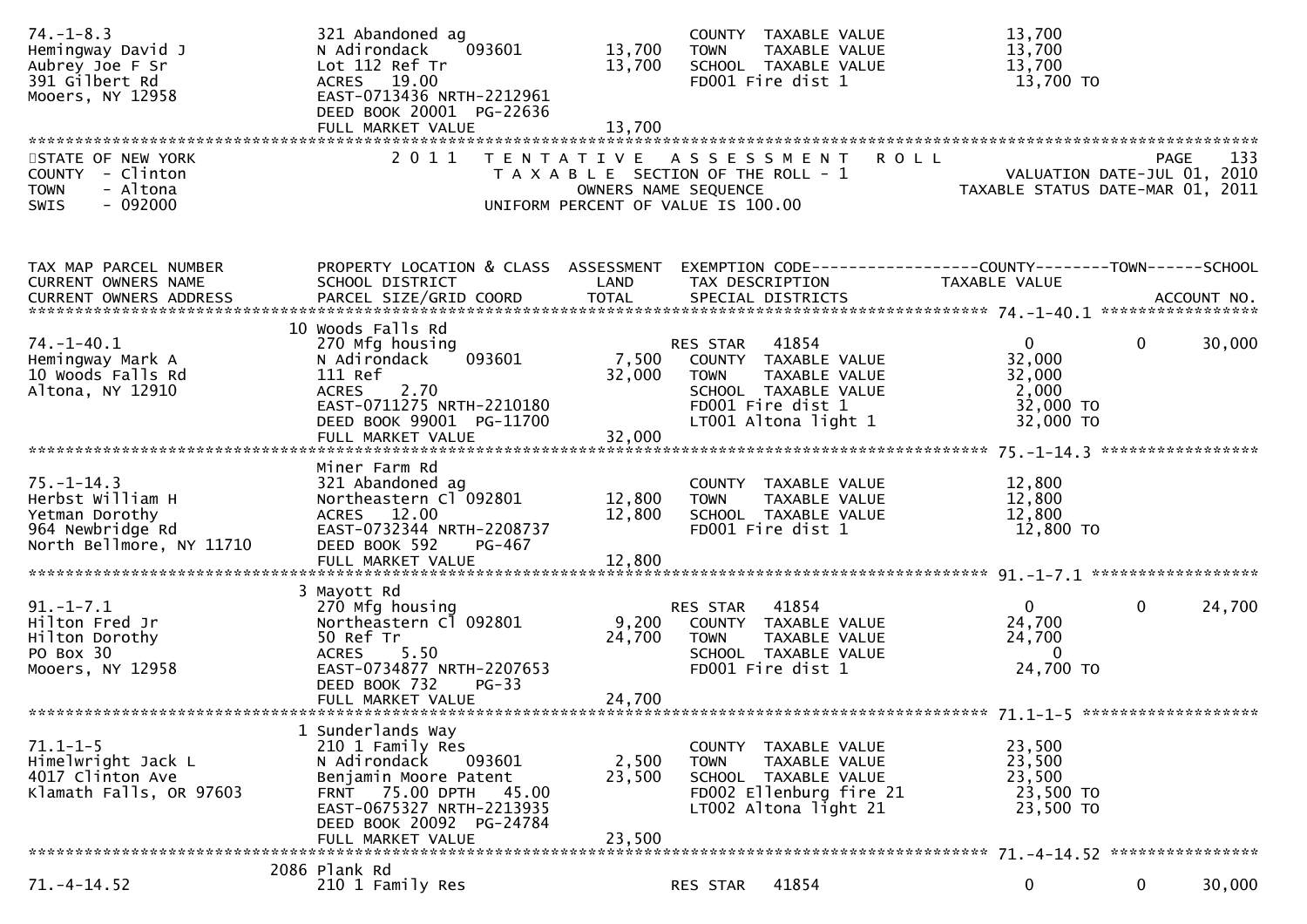```
74.-1-8.3                      321 Abandoned ag                          COUNTY  TAXABLE VALUE            13,700
Hemingway David J              N Adirondack    093601        13,700      TOWN    TAXABLE VALUE            13,700
Aubrey Joe F Sr                Lot 112 Ref Tr                13,700      SCHOOL  TAXABLE VALUE            13,700
391 Gilbert Rd                 ACRES   19.00                             FD001 Fire dist 1                 13,700 TO
Mooers, NY 12958               EAST-0713436 NRTH-2212961
                               DEED BOOK 20001  PG-22636
                               FULL MARKET VALUE             13,700
******************************************************************************************************************************************
STATE OF NEW YORK              2 0 1 1   T E N T A T I V E   A S S E S S M E N T   R O L L                              PAGE     133
COUNTY  - Clinton                   T A X A B L E  SECTION OF THE ROLL - 1                       VALUATION DATE-JUL 01, 2010
TOWN    - Altona                          OWNERS NAME SEQUENCE                                 TAXABLE STATUS DATE-MAR 01, 2011
SWIS    - 092000                    UNIFORM PERCENT OF VALUE IS 100.00


TAX MAP PARCEL NUMBER          PROPERTY LOCATION & CLASS  ASSESSMENT  EXEMPTION CODE------------------COUNTY--------TOWN------SCHOOL
CURRENT OWNERS NAME            SCHOOL DISTRICT               LAND     TAX DESCRIPTION              TAXABLE VALUE
CURRENT OWNERS ADDRESS         PARCEL SIZE/GRID COORD        TOTAL    SPECIAL DISTRICTS                                    ACCOUNT NO.
************************************************************************************************************ 74.-1-40.1 *****************
                               10 Woods Falls Rd
74.-1-40.1                     270 Mfg housing                        RES STAR   41854                   0             0      30,000
Hemingway Mark A               N Adirondack    093601         7,500   COUNTY  TAXABLE VALUE            32,000
10 Woods Falls Rd              111 Ref                       32,000   TOWN    TAXABLE VALUE            32,000
Altona, NY 12910               ACRES    2.70                          SCHOOL  TAXABLE VALUE             2,000
                               EAST-0711275 NRTH-2210180              FD001 Fire dist 1                 32,000 TO
                               DEED BOOK 99001  PG-11700              LT001 Altona light 1              32,000 TO
                               FULL MARKET VALUE             32,000
************************************************************************************************************ 75.-1-14.3 *****************
                               Miner Farm Rd
75.-1-14.3                     321 Abandoned ag                       COUNTY  TAXABLE VALUE            12,800
Herbst William H               Northeastern Cl 092801        12,800   TOWN    TAXABLE VALUE            12,800
Yetman Dorothy                 ACRES   12.00                 12,800   SCHOOL  TAXABLE VALUE            12,800
964 Newbridge Rd               EAST-0732344 NRTH-2208737              FD001 Fire dist 1                 12,800 TO
North Bellmore, NY 11710       DEED BOOK 592    PG-467
                               FULL MARKET VALUE             12,800
************************************************************************************************************ 91.-1-7.1 ******************
                               3 Mayott Rd
91.-1-7.1                      270 Mfg housing                        RES STAR   41854                   0             0      24,700
Hilton Fred Jr                 Northeastern Cl 092801         9,200   COUNTY  TAXABLE VALUE            24,700
Hilton Dorothy                 50 Ref Tr                     24,700   TOWN    TAXABLE VALUE            24,700
PO Box 30                      ACRES    5.50                          SCHOOL  TAXABLE VALUE                 0
Mooers, NY 12958               EAST-0734877 NRTH-2207653              FD001 Fire dist 1                 24,700 TO
                               DEED BOOK 732    PG-33
                               FULL MARKET VALUE             24,700
************************************************************************************************************ 71.1-1-5 *******************
                               1 Sunderlands Way
71.1-1-5                       210 1 Family Res                       COUNTY  TAXABLE VALUE            23,500
Himelwright Jack L             N Adirondack    093601         2,500   TOWN    TAXABLE VALUE            23,500
4017 Clinton Ave               Benjamin Moore Patent         23,500   SCHOOL  TAXABLE VALUE            23,500
Klamath Falls, OR 97603        FRNT   75.00 DPTH   45.00              FD002 Ellenburg fire 21           23,500 TO
                               EAST-0675327 NRTH-2213935              LT002 Altona light 21             23,500 TO
                               DEED BOOK 20092  PG-24784
                               FULL MARKET VALUE             23,500
************************************************************************************************************ 71.-4-14.52 ****************
                               2086 Plank Rd
71.-4-14.52                    210 1 Family Res                       RES STAR   41854                   0             0      30,000
```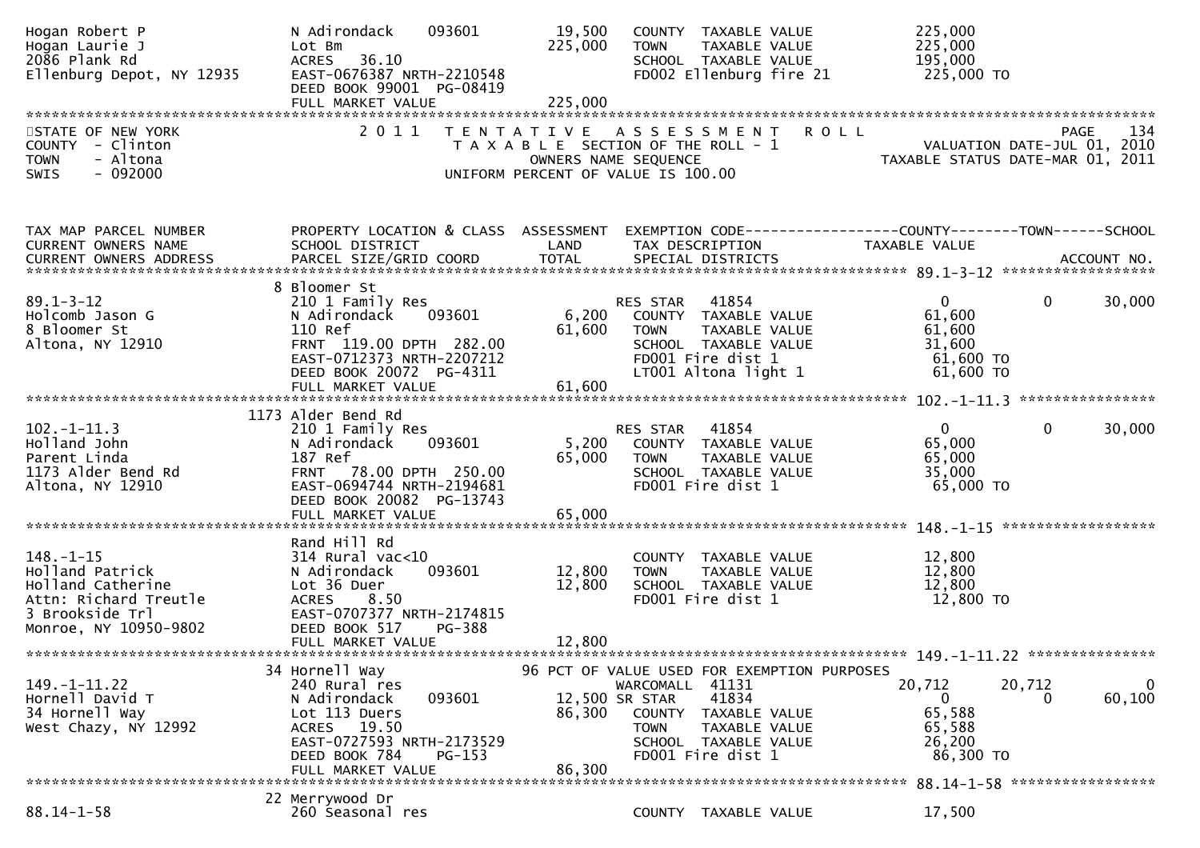```
Hogan Robert P                 N Adirondack     093601        19,500   COUNTY  TAXABLE VALUE           225,000
Hogan Laurie J                 Lot Bm                        225,000   TOWN    TAXABLE VALUE           225,000
2086 Plank Rd                  ACRES   36.10                           SCHOOL  TAXABLE VALUE           195,000
Ellenburg Depot, NY 12935      EAST-0676387 NRTH-2210548               FD002 Ellenburg fire 21          225,000 TO
                               DEED BOOK 99001  PG-08419
                               FULL MARKET VALUE             225,000
******************************************************************************************************************************************
```

STATE OF NEW YORK — 2011 TENTATIVE ASSESSMENT ROLL — PAGE 134
COUNTY - Clinton — TAXABLE SECTION OF THE ROLL - 1 — VALUATION DATE-JUL 01, 2010
TOWN - Altona — OWNERS NAME SEQUENCE — TAXABLE STATUS DATE-MAR 01, 2011
SWIS - 092000 — UNIFORM PERCENT OF VALUE IS 100.00

```
TAX MAP PARCEL NUMBER          PROPERTY LOCATION & CLASS  ASSESSMENT  EXEMPTION CODE------------------COUNTY--------TOWN------SCHOOL
CURRENT OWNERS NAME            SCHOOL DISTRICT               LAND      TAX DESCRIPTION                 TAXABLE VALUE
CURRENT OWNERS ADDRESS         PARCEL SIZE/GRID COORD        TOTAL     SPECIAL DISTRICTS                                     ACCOUNT NO.
****************************************************************************************************** 89.1-3-12 ******************
                             8 Bloomer St
89.1-3-12                      210 1 Family Res                         RES STAR   41854                   0            0       30,000
Holcomb Jason G                N Adirondack     093601         6,200   COUNTY  TAXABLE VALUE            61,600
8 Bloomer St                   110 Ref                        61,600   TOWN    TAXABLE VALUE            61,600
Altona, NY 12910               FRNT  119.00 DPTH  282.00               SCHOOL  TAXABLE VALUE            31,600
                               EAST-0712373 NRTH-2207212               FD001 Fire dist 1                 61,600 TO
                               DEED BOOK 20072  PG-4311                LT001 Altona light 1              61,600 TO
                               FULL MARKET VALUE              61,600
****************************************************************************************************** 102.-1-11.3 ****************
                          1173 Alder Bend Rd
102.-1-11.3                    210 1 Family Res                         RES STAR   41854                   0            0       30,000
Holland John                   N Adirondack     093601         5,200   COUNTY  TAXABLE VALUE            65,000
Parent Linda                   187 Ref                        65,000   TOWN    TAXABLE VALUE            65,000
1173 Alder Bend Rd             FRNT   78.00 DPTH  250.00               SCHOOL  TAXABLE VALUE            35,000
Altona, NY 12910               EAST-0694744 NRTH-2194681               FD001 Fire dist 1                 65,000 TO
                               DEED BOOK 20082  PG-13743
                               FULL MARKET VALUE              65,000
****************************************************************************************************** 148.-1-15 ******************
                               Rand Hill Rd
148.-1-15                      314 Rural vac<10                        COUNTY  TAXABLE VALUE            12,800
Holland Patrick                N Adirondack     093601        12,800   TOWN    TAXABLE VALUE            12,800
Holland Catherine              Lot 36 Duer                    12,800   SCHOOL  TAXABLE VALUE            12,800
Attn: Richard Treutle          ACRES    8.50                           FD001 Fire dist 1                 12,800 TO
3 Brookside Trl                EAST-0707377 NRTH-2174815
Monroe, NY 10950-9802          DEED BOOK 517    PG-388
                               FULL MARKET VALUE              12,800
****************************************************************************************************** 149.-1-11.22 ***************
                            34 Hornell Way                   96 PCT OF VALUE USED FOR EXEMPTION PURPOSES
149.-1-11.22                   240 Rural res                            WARCOMALL  41131               20,712       20,712            0
Hornell David T                N Adirondack     093601        12,500 SR STAR    41834                   0            0       60,100
34 Hornell Way                 Lot 113 Duers                  86,300   COUNTY  TAXABLE VALUE            65,588
West Chazy, NY 12992           ACRES   19.50                           TOWN    TAXABLE VALUE            65,588
                               EAST-0727593 NRTH-2173529               SCHOOL  TAXABLE VALUE            26,200
                               DEED BOOK 784    PG-153                 FD001 Fire dist 1                 86,300 TO
                               FULL MARKET VALUE              86,300
****************************************************************************************************** 88.14-1-58 *****************
                            22 Merrywood Dr
88.14-1-58                     260 Seasonal res                        COUNTY  TAXABLE VALUE            17,500
```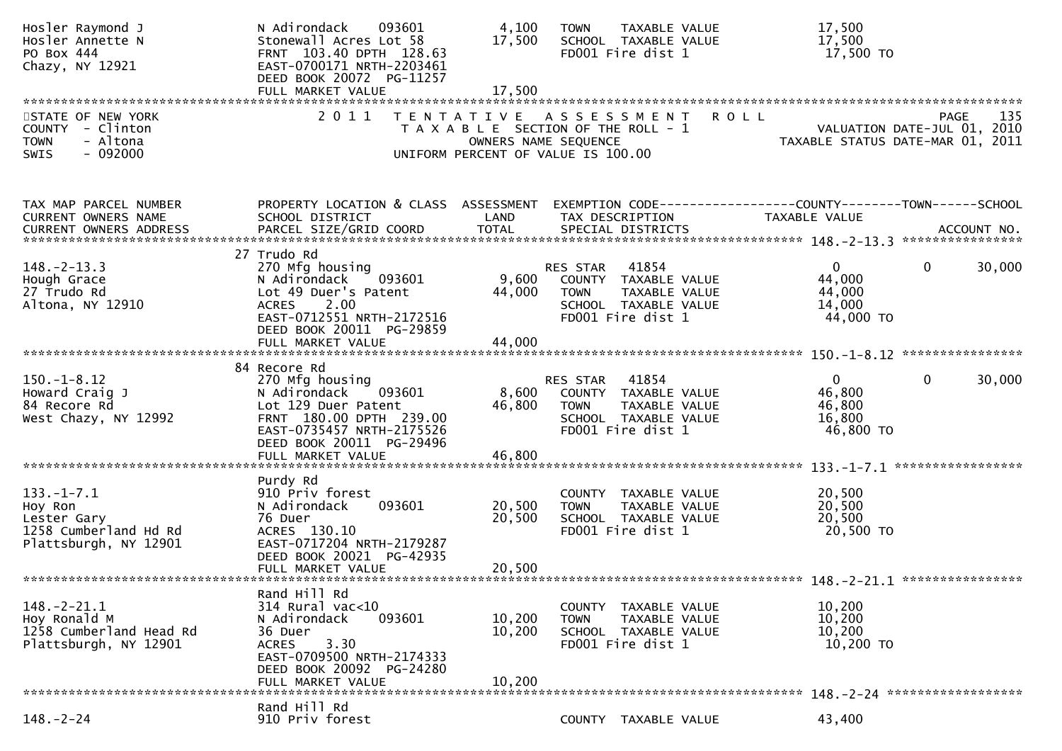Hosler Raymond J
Hosler Annette N
PO Box 444
Chazy, NY 12921

| | | | | |
|---|---|---|---|---|
| | N Adirondack 093601 | 4,100 | TOWN TAXABLE VALUE | 17,500 |
| | Stonewall Acres Lot 58 | 17,500 | SCHOOL TAXABLE VALUE | 17,500 |
| | FRNT 103.40 DPTH 128.63 | | FD001 Fire dist 1 | 17,500 TO |
| | EAST-0700171 NRTH-2203461 | | | |
| | DEED BOOK 20072 PG-11257 | | | |
| | FULL MARKET VALUE | 17,500 | | |

STATE OF NEW YORK
COUNTY - Clinton
TOWN - Altona
SWIS - 092000

2011 TENTATIVE ASSESSMENT ROLL
TAXABLE SECTION OF THE ROLL - 1
OWNERS NAME SEQUENCE
UNIFORM PERCENT OF VALUE IS 100.00

PAGE 135
VALUATION DATE-JUL 01, 2010
TAXABLE STATUS DATE-MAR 01, 2011

| TAX MAP PARCEL NUMBER / CURRENT OWNERS NAME / CURRENT OWNERS ADDRESS | PROPERTY LOCATION & CLASS / SCHOOL DISTRICT / PARCEL SIZE/GRID COORD | ASSESSMENT LAND / TOTAL | EXEMPTION CODE / TAX DESCRIPTION / SPECIAL DISTRICTS | COUNTY TAXABLE VALUE | TOWN | SCHOOL / ACCOUNT NO. |
|---|---|---|---|---|---|---|
| **148.-2-13.3** | 27 Trudo Rd | | | | | |
| 148.-2-13.3 | 270 Mfg housing | | RES STAR 41854 | 0 | 0 | 30,000 |
| Hough Grace | N Adirondack 093601 | 9,600 | COUNTY TAXABLE VALUE | 44,000 | | |
| 27 Trudo Rd | Lot 49 Duer's Patent | 44,000 | TOWN TAXABLE VALUE | 44,000 | | |
| Altona, NY 12910 | ACRES 2.00 | | SCHOOL TAXABLE VALUE | 14,000 | | |
| | EAST-0712551 NRTH-2172516 | | FD001 Fire dist 1 | 44,000 TO | | |
| | DEED BOOK 20011 PG-29859 | | | | | |
| | FULL MARKET VALUE | 44,000 | | | | |
| **150.-1-8.12** | 84 Recore Rd | | | | | |
| 150.-1-8.12 | 270 Mfg housing | | RES STAR 41854 | 0 | 0 | 30,000 |
| Howard Craig J | N Adirondack 093601 | 8,600 | COUNTY TAXABLE VALUE | 46,800 | | |
| 84 Recore Rd | Lot 129 Duer Patent | 46,800 | TOWN TAXABLE VALUE | 46,800 | | |
| West Chazy, NY 12992 | FRNT 180.00 DPTH 239.00 | | SCHOOL TAXABLE VALUE | 16,800 | | |
| | EAST-0735457 NRTH-2175526 | | FD001 Fire dist 1 | 46,800 TO | | |
| | DEED BOOK 20011 PG-29496 | | | | | |
| | FULL MARKET VALUE | 46,800 | | | | |
| **133.-1-7.1** | Purdy Rd | | | | | |
| 133.-1-7.1 | 910 Priv forest | | COUNTY TAXABLE VALUE | 20,500 | | |
| Hoy Ron | N Adirondack 093601 | 20,500 | TOWN TAXABLE VALUE | 20,500 | | |
| Lester Gary | 76 Duer | 20,500 | SCHOOL TAXABLE VALUE | 20,500 | | |
| 1258 Cumberland Hd Rd | ACRES 130.10 | | FD001 Fire dist 1 | 20,500 TO | | |
| Plattsburgh, NY 12901 | EAST-0717204 NRTH-2179287 | | | | | |
| | DEED BOOK 20021 PG-42935 | | | | | |
| | FULL MARKET VALUE | 20,500 | | | | |
| **148.-2-21.1** | Rand Hill Rd | | | | | |
| 148.-2-21.1 | 314 Rural vac<10 | | COUNTY TAXABLE VALUE | 10,200 | | |
| Hoy Ronald M | N Adirondack 093601 | 10,200 | TOWN TAXABLE VALUE | 10,200 | | |
| 1258 Cumberland Head Rd | 36 Duer | 10,200 | SCHOOL TAXABLE VALUE | 10,200 | | |
| Plattsburgh, NY 12901 | ACRES 3.30 | | FD001 Fire dist 1 | 10,200 TO | | |
| | EAST-0709500 NRTH-2174333 | | | | | |
| | DEED BOOK 20092 PG-24280 | | | | | |
| | FULL MARKET VALUE | 10,200 | | | | |
| **148.-2-24** | Rand Hill Rd | | | | | |
| 148.-2-24 | 910 Priv forest | | COUNTY TAXABLE VALUE | 43,400 | | |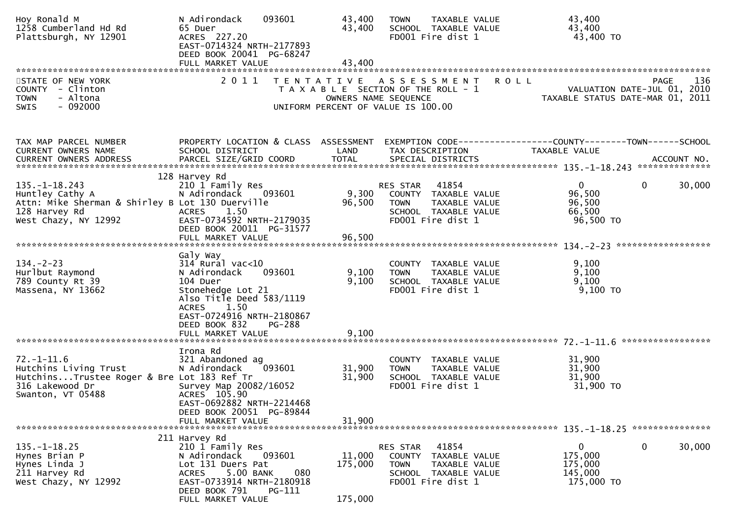Hoy Ronald M
1258 Cumberland Hd Rd
Plattsburgh, NY 12901

N Adirondack 093601 | 43,400 | TOWN TAXABLE VALUE | 43,400
65 Duer | 43,400 | SCHOOL TAXABLE VALUE | 43,400
ACRES 227.20 | | FD001 Fire dist 1 | 43,400 TO
EAST-0714324 NRTH-2177893
DEED BOOK 20041 PG-68247
FULL MARKET VALUE 43,400

STATE OF NEW YORK — 2011 TENTATIVE ASSESSMENT ROLL — PAGE 136
COUNTY - Clinton — TAXABLE SECTION OF THE ROLL - 1 — VALUATION DATE-JUL 01, 2010
TOWN - Altona — OWNERS NAME SEQUENCE — TAXABLE STATUS DATE-MAR 01, 2011
SWIS - 092000 — UNIFORM PERCENT OF VALUE IS 100.00

| TAX MAP PARCEL NUMBER / CURRENT OWNERS NAME / CURRENT OWNERS ADDRESS | PROPERTY LOCATION & CLASS / SCHOOL DISTRICT / PARCEL SIZE/GRID COORD | ASSESSMENT LAND / TOTAL | EXEMPTION CODE / TAX DESCRIPTION / SPECIAL DISTRICTS | COUNTY TAXABLE VALUE | TOWN | SCHOOL / ACCOUNT NO. |
|---|---|---|---|---|---|---|
| **135.-1-18.243** | 128 Harvey Rd | | | | | |
| 135.-1-18.243 | 210 1 Family Res | | RES STAR 41854 | 0 | 0 | 30,000 |
| Huntley Cathy A | N Adirondack 093601 | 9,300 | COUNTY TAXABLE VALUE | 96,500 | | |
| Attn: Mike Sherman & Shirley B | Lot 130 Duerville | 96,500 | TOWN TAXABLE VALUE | 96,500 | | |
| 128 Harvey Rd | ACRES 1.50 | | SCHOOL TAXABLE VALUE | 66,500 | | |
| West Chazy, NY 12992 | EAST-0734592 NRTH-2179035 | | FD001 Fire dist 1 | 96,500 TO | | |
| | DEED BOOK 20011 PG-31577 | | | | | |
| | FULL MARKET VALUE | 96,500 | | | | |
| **134.-2-23** | Galy Way | | | | | |
| 134.-2-23 | 314 Rural vac<10 | | COUNTY TAXABLE VALUE | 9,100 | | |
| Hurlbut Raymond | N Adirondack 093601 | 9,100 | TOWN TAXABLE VALUE | 9,100 | | |
| 789 County Rt 39 | 104 Duer | 9,100 | SCHOOL TAXABLE VALUE | 9,100 | | |
| Massena, NY 13662 | Stonehedge Lot 21 | | FD001 Fire dist 1 | 9,100 TO | | |
| | Also Title Deed 583/1119 | | | | | |
| | ACRES 1.50 | | | | | |
| | EAST-0724916 NRTH-2180867 | | | | | |
| | DEED BOOK 832 PG-288 | | | | | |
| | FULL MARKET VALUE | 9,100 | | | | |
| **72.-1-11.6** | Irona Rd | | | | | |
| 72.-1-11.6 | 321 Abandoned ag | | COUNTY TAXABLE VALUE | 31,900 | | |
| Hutchins Living Trust | N Adirondack 093601 | 31,900 | TOWN TAXABLE VALUE | 31,900 | | |
| Hutchins...Trustee Roger & Bre | Lot 183 Ref Tr | 31,900 | SCHOOL TAXABLE VALUE | 31,900 | | |
| 316 Lakewood Dr | Survey Map 20082/16052 | | FD001 Fire dist 1 | 31,900 TO | | |
| Swanton, VT 05488 | ACRES 105.90 | | | | | |
| | EAST-0692882 NRTH-2214468 | | | | | |
| | DEED BOOK 20051 PG-89844 | | | | | |
| | FULL MARKET VALUE | 31,900 | | | | |
| **135.-1-18.25** | 211 Harvey Rd | | | | | |
| 135.-1-18.25 | 210 1 Family Res | | RES STAR 41854 | 0 | 0 | 30,000 |
| Hynes Brian P | N Adirondack 093601 | 11,000 | COUNTY TAXABLE VALUE | 175,000 | | |
| Hynes Linda J | Lot 131 Duers Pat | 175,000 | TOWN TAXABLE VALUE | 175,000 | | |
| 211 Harvey Rd | ACRES 5.00 BANK 080 | | SCHOOL TAXABLE VALUE | 145,000 | | |
| West Chazy, NY 12992 | EAST-0733914 NRTH-2180918 | | FD001 Fire dist 1 | 175,000 TO | | |
| | DEED BOOK 791 PG-111 | | | | | |
| | FULL MARKET VALUE | 175,000 | | | | |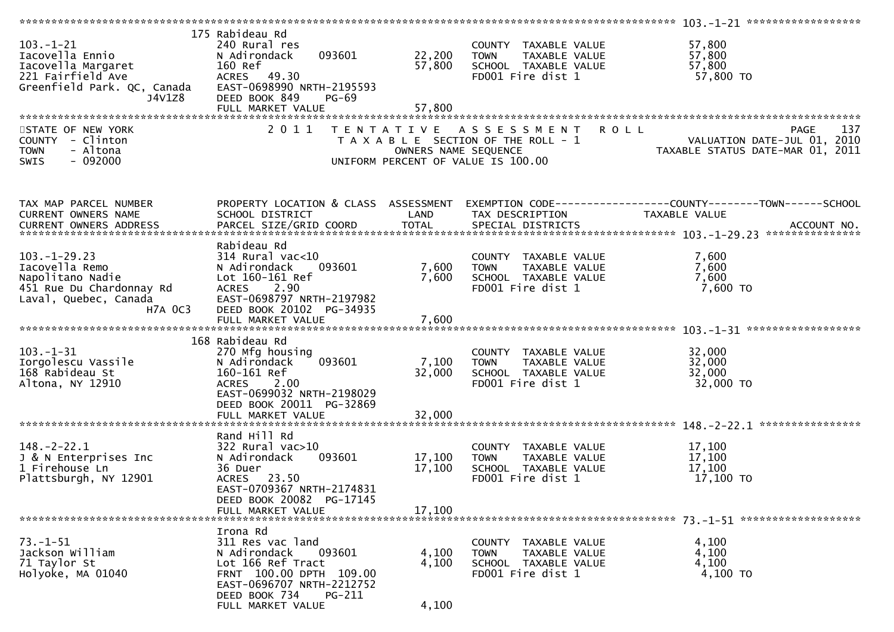```
******************************************************************************************************* 103.-1-21 ******************
                               175 Rabideau Rd
103.-1-21                      240 Rural res                          COUNTY  TAXABLE VALUE            57,800
Iacovella Ennio                N Adirondack     093601      22,200    TOWN    TAXABLE VALUE            57,800
Iacovella Margaret             160 Ref                      57,800    SCHOOL  TAXABLE VALUE            57,800
221 Fairfield Ave              ACRES   49.30                          FD001 Fire dist 1                 57,800 TO
Greenfield Park. QC, Canada    EAST-0698990 NRTH-2195593
                    J4V1Z8     DEED BOOK 849     PG-69
                               FULL MARKET VALUE            57,800
*************************************************************************************************************************************
STATE OF NEW YORK                2 0 1 1   T E N T A T I V E   A S S E S S M E N T   R O L L                               PAGE    137
COUNTY  - Clinton                          T A X A B L E  SECTION OF THE ROLL - 1                          VALUATION DATE-JUL 01, 2010
TOWN    - Altona                                  OWNERS NAME SEQUENCE                               TAXABLE STATUS DATE-MAR 01, 2011
SWIS    - 092000                          UNIFORM PERCENT OF VALUE IS 100.00


TAX MAP PARCEL NUMBER          PROPERTY LOCATION & CLASS  ASSESSMENT  EXEMPTION CODE------------------COUNTY--------TOWN------SCHOOL
CURRENT OWNERS NAME            SCHOOL DISTRICT               LAND      TAX DESCRIPTION             TAXABLE VALUE
CURRENT OWNERS ADDRESS         PARCEL SIZE/GRID COORD        TOTAL     SPECIAL DISTRICTS                                 ACCOUNT NO.
******************************************************************************************************* 103.-1-29.23 ***************
                               Rabideau Rd
103.-1-29.23                   314 Rural vac<10                       COUNTY  TAXABLE VALUE             7,600
Iacovella Remo                 N Adirondack     093601       7,600    TOWN    TAXABLE VALUE             7,600
Napolitano Nadie               Lot 160-161 Ref               7,600    SCHOOL  TAXABLE VALUE             7,600
451 Rue Du Chardonnay Rd       ACRES    2.90                          FD001 Fire dist 1                  7,600 TO
Laval, Quebec, Canada          EAST-0698797 NRTH-2197982
                   H7A 0C3     DEED BOOK 20102  PG-34935
                               FULL MARKET VALUE             7,600
******************************************************************************************************* 103.-1-31 ******************
                               168 Rabideau Rd
103.-1-31                      270 Mfg housing                        COUNTY  TAXABLE VALUE            32,000
Iorgolescu Vassile             N Adirondack     093601       7,100    TOWN    TAXABLE VALUE            32,000
168 Rabideau St                160-161 Ref                  32,000    SCHOOL  TAXABLE VALUE            32,000
Altona, NY 12910               ACRES    2.00                          FD001 Fire dist 1                 32,000 TO
                               EAST-0699032 NRTH-2198029
                               DEED BOOK 20011  PG-32869
                               FULL MARKET VALUE            32,000
******************************************************************************************************* 148.-2-22.1 ****************
                               Rand Hill Rd
148.-2-22.1                    322 Rural vac>10                       COUNTY  TAXABLE VALUE            17,100
J & N Enterprises Inc          N Adirondack     093601      17,100    TOWN    TAXABLE VALUE            17,100
1 Firehouse Ln                 36 Duer                      17,100    SCHOOL  TAXABLE VALUE            17,100
Plattsburgh, NY 12901          ACRES   23.50                          FD001 Fire dist 1                 17,100 TO
                               EAST-0709367 NRTH-2174831
                               DEED BOOK 20082  PG-17145
                               FULL MARKET VALUE            17,100
******************************************************************************************************* 73.-1-51 *******************
                               Irona Rd
73.-1-51                       311 Res vac land                       COUNTY  TAXABLE VALUE             4,100
Jackson William                N Adirondack     093601       4,100    TOWN    TAXABLE VALUE             4,100
71 Taylor St                   Lot 166 Ref Tract             4,100    SCHOOL  TAXABLE VALUE             4,100
Holyoke, MA 01040              FRNT  100.00 DPTH 109.00               FD001 Fire dist 1                  4,100 TO
                               EAST-0696707 NRTH-2212752
                               DEED BOOK 734     PG-211
                               FULL MARKET VALUE             4,100
```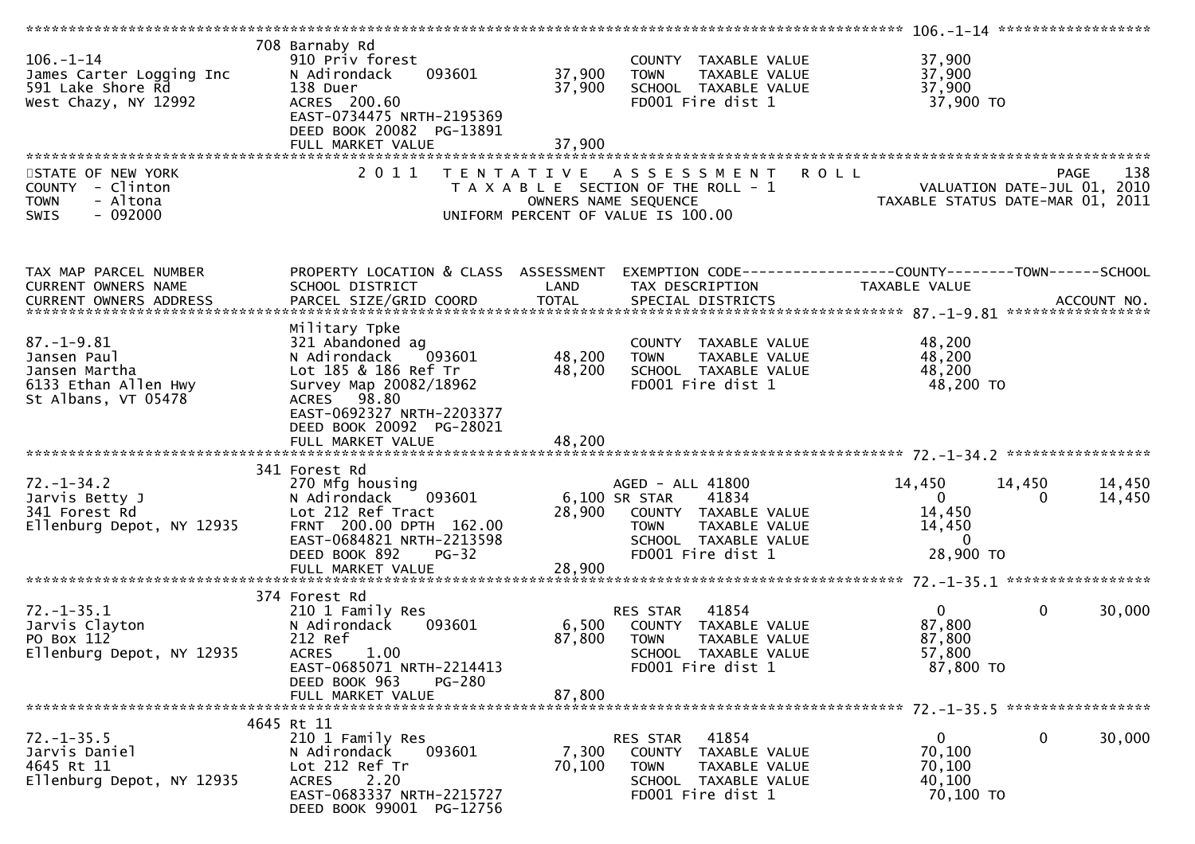**106.-1-14**

| | | | | |
|---|---|---|---|---|
| 106.-1-14 | 708 Barnaby Rd | | | |
| James Carter Logging Inc | 910 Priv forest | | COUNTY TAXABLE VALUE | 37,900 |
| 591 Lake Shore Rd | N Adirondack 093601 | 37,900 | TOWN TAXABLE VALUE | 37,900 |
| West Chazy, NY 12992 | 138 Duer | 37,900 | SCHOOL TAXABLE VALUE | 37,900 |
| | ACRES 200.60 | | FD001 Fire dist 1 | 37,900 TO |
| | EAST-0734475 NRTH-2195369 | | | |
| | DEED BOOK 20082 PG-13891 | | | |
| | FULL MARKET VALUE | 37,900 | | |

STATE OF NEW YORK
COUNTY - Clinton
TOWN - Altona
SWIS - 092000

2011 TENTATIVE ASSESSMENT ROLL
TAXABLE SECTION OF THE ROLL - 1
OWNERS NAME SEQUENCE
UNIFORM PERCENT OF VALUE IS 100.00

VALUATION DATE-JUL 01, 2010
TAXABLE STATUS DATE-MAR 01, 2011

| TAX MAP PARCEL NUMBER / CURRENT OWNERS NAME / CURRENT OWNERS ADDRESS | PROPERTY LOCATION & CLASS / SCHOOL DISTRICT / PARCEL SIZE/GRID COORD | ASSESSMENT LAND / TOTAL | EXEMPTION CODE / TAX DESCRIPTION / SPECIAL DISTRICTS | COUNTY TAXABLE VALUE | TOWN | SCHOOL | ACCOUNT NO. |
|---|---|---|---|---|---|---|---|
| **87.-1-9.81** | Military Tpke | | | | | | |
| 87.-1-9.81 | 321 Abandoned ag | | COUNTY TAXABLE VALUE | 48,200 | | | |
| Jansen Paul | N Adirondack 093601 | 48,200 | TOWN TAXABLE VALUE | 48,200 | | | |
| Jansen Martha | Lot 185 & 186 Ref Tr | 48,200 | SCHOOL TAXABLE VALUE | 48,200 | | | |
| 6133 Ethan Allen Hwy | Survey Map 20082/18962 | | FD001 Fire dist 1 | 48,200 TO | | | |
| St Albans, VT 05478 | ACRES 98.80 | | | | | | |
| | EAST-0692327 NRTH-2203377 | | | | | | |
| | DEED BOOK 20092 PG-28021 | | | | | | |
| | FULL MARKET VALUE | 48,200 | | | | | |
| **72.-1-34.2** | 341 Forest Rd | | | | | | |
| 72.-1-34.2 | 270 Mfg housing | | AGED - ALL 41800 | 14,450 | 14,450 | 14,450 | |
| Jarvis Betty J | N Adirondack 093601 | 6,100 | SR STAR 41834 | 0 | 0 | 14,450 | |
| 341 Forest Rd | Lot 212 Ref Tract | 28,900 | COUNTY TAXABLE VALUE | 14,450 | | | |
| Ellenburg Depot, NY 12935 | FRNT 200.00 DPTH 162.00 | | TOWN TAXABLE VALUE | 14,450 | | | |
| | EAST-0684821 NRTH-2213598 | | SCHOOL TAXABLE VALUE | 0 | | | |
| | DEED BOOK 892 PG-32 | | FD001 Fire dist 1 | 28,900 TO | | | |
| | FULL MARKET VALUE | 28,900 | | | | | |
| **72.-1-35.1** | 374 Forest Rd | | | | | | |
| 72.-1-35.1 | 210 1 Family Res | | RES STAR 41854 | 0 | 0 | 30,000 | |
| Jarvis Clayton | N Adirondack 093601 | 6,500 | COUNTY TAXABLE VALUE | 87,800 | | | |
| PO Box 112 | 212 Ref | 87,800 | TOWN TAXABLE VALUE | 87,800 | | | |
| Ellenburg Depot, NY 12935 | ACRES 1.00 | | SCHOOL TAXABLE VALUE | 57,800 | | | |
| | EAST-0685071 NRTH-2214413 | | FD001 Fire dist 1 | 87,800 TO | | | |
| | DEED BOOK 963 PG-280 | | | | | | |
| | FULL MARKET VALUE | 87,800 | | | | | |
| **72.-1-35.5** | 4645 Rt 11 | | | | | | |
| 72.-1-35.5 | 210 1 Family Res | | RES STAR 41854 | 0 | 0 | 30,000 | |
| Jarvis Daniel | N Adirondack 093601 | 7,300 | COUNTY TAXABLE VALUE | 70,100 | | | |
| 4645 Rt 11 | Lot 212 Ref Tr | 70,100 | TOWN TAXABLE VALUE | 70,100 | | | |
| Ellenburg Depot, NY 12935 | ACRES 2.20 | | SCHOOL TAXABLE VALUE | 40,100 | | | |
| | EAST-0683337 NRTH-2215727 | | FD001 Fire dist 1 | 70,100 TO | | | |
| | DEED BOOK 99001 PG-12756 | | | | | | |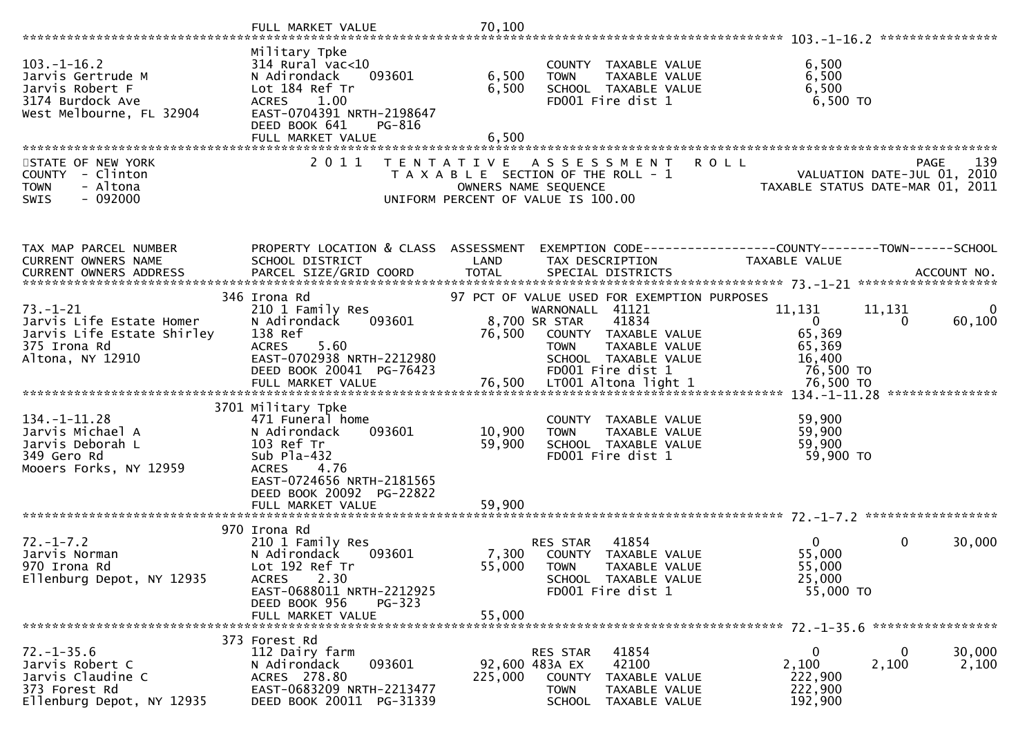FULL MARKET VALUE 70,100

******************************************************************************************************* 103.-1-16.2 ****************

| | | | | |
|---|---|---|---|---|
| 103.-1-16.2 | Military Tpke | | | |
| Jarvis Gertrude M | 314 Rural vac<10 | | COUNTY TAXABLE VALUE | 6,500 |
| Jarvis Robert F | N Adirondack 093601 | 6,500 | TOWN TAXABLE VALUE | 6,500 |
| 3174 Burdock Ave | Lot 184 Ref Tr | 6,500 | SCHOOL TAXABLE VALUE | 6,500 |
| West Melbourne, FL 32904 | ACRES 1.00 | | FD001 Fire dist 1 | 6,500 TO |
| | EAST-0704391 NRTH-2198647 | | | |
| | DEED BOOK 641 PG-816 | | | |
| | FULL MARKET VALUE | 6,500 | | |

STATE OF NEW YORK — 2011 TENTATIVE ASSESSMENT ROLL — PAGE 139
COUNTY - Clinton — TAXABLE SECTION OF THE ROLL - 1 — VALUATION DATE-JUL 01, 2010
TOWN - Altona — OWNERS NAME SEQUENCE — TAXABLE STATUS DATE-MAR 01, 2011
SWIS - 092000 — UNIFORM PERCENT OF VALUE IS 100.00

| TAX MAP PARCEL NUMBER / CURRENT OWNERS NAME / CURRENT OWNERS ADDRESS | PROPERTY LOCATION & CLASS / SCHOOL DISTRICT / PARCEL SIZE/GRID COORD | ASSESSMENT LAND / TOTAL | EXEMPTION CODE / TAX DESCRIPTION / SPECIAL DISTRICTS | COUNTY TAXABLE VALUE | TOWN | SCHOOL / ACCOUNT NO. |
|---|---|---|---|---|---|---|
| **73.-1-21** | 346 Irona Rd | | 97 PCT OF VALUE USED FOR EXEMPTION PURPOSES | | | |
| 73.-1-21 | 210 1 Family Res | | WARNONALL 41121 | 11,131 | 11,131 | 0 |
| Jarvis Life Estate Homer | N Adirondack 093601 | 8,700 | SR STAR 41834 | 0 | 0 | 60,100 |
| Jarvis Life Estate Shirley | 138 Ref | 76,500 | COUNTY TAXABLE VALUE | 65,369 | | |
| 375 Irona Rd | ACRES 5.60 | | TOWN TAXABLE VALUE | 65,369 | | |
| Altona, NY 12910 | EAST-0702938 NRTH-2212980 | | SCHOOL TAXABLE VALUE | 16,400 | | |
| | DEED BOOK 20041 PG-76423 | | FD001 Fire dist 1 | 76,500 TO | | |
| | FULL MARKET VALUE | 76,500 | LT001 Altona light 1 | 76,500 TO | | |
| **134.-1-11.28** | 3701 Military Tpke | | | | | |
| 134.-1-11.28 | 471 Funeral home | | COUNTY TAXABLE VALUE | 59,900 | | |
| Jarvis Michael A | N Adirondack 093601 | 10,900 | TOWN TAXABLE VALUE | 59,900 | | |
| Jarvis Deborah L | 103 Ref Tr | 59,900 | SCHOOL TAXABLE VALUE | 59,900 | | |
| 349 Gero Rd | Sub Pla-432 | | FD001 Fire dist 1 | 59,900 TO | | |
| Mooers Forks, NY 12959 | ACRES 4.76 | | | | | |
| | EAST-0724656 NRTH-2181565 | | | | | |
| | DEED BOOK 20092 PG-22822 | | | | | |
| | FULL MARKET VALUE | 59,900 | | | | |
| **72.-1-7.2** | 970 Irona Rd | | | | | |
| 72.-1-7.2 | 210 1 Family Res | | RES STAR 41854 | 0 | 0 | 30,000 |
| Jarvis Norman | N Adirondack 093601 | 7,300 | COUNTY TAXABLE VALUE | 55,000 | | |
| 970 Irona Rd | Lot 192 Ref Tr | 55,000 | TOWN TAXABLE VALUE | 55,000 | | |
| Ellenburg Depot, NY 12935 | ACRES 2.30 | | SCHOOL TAXABLE VALUE | 25,000 | | |
| | EAST-0688011 NRTH-2212925 | | FD001 Fire dist 1 | 55,000 TO | | |
| | DEED BOOK 956 PG-323 | | | | | |
| | FULL MARKET VALUE | 55,000 | | | | |
| **72.-1-35.6** | 373 Forest Rd | | | | | |
| 72.-1-35.6 | 112 Dairy farm | | RES STAR 41854 | 0 | 0 | 30,000 |
| Jarvis Robert C | N Adirondack 093601 | 92,600 | 483A EX 42100 | 2,100 | 2,100 | 2,100 |
| Jarvis Claudine C | ACRES 278.80 | 225,000 | COUNTY TAXABLE VALUE | 222,900 | | |
| 373 Forest Rd | EAST-0683209 NRTH-2213477 | | TOWN TAXABLE VALUE | 222,900 | | |
| Ellenburg Depot, NY 12935 | DEED BOOK 20011 PG-31339 | | SCHOOL TAXABLE VALUE | 192,900 | | |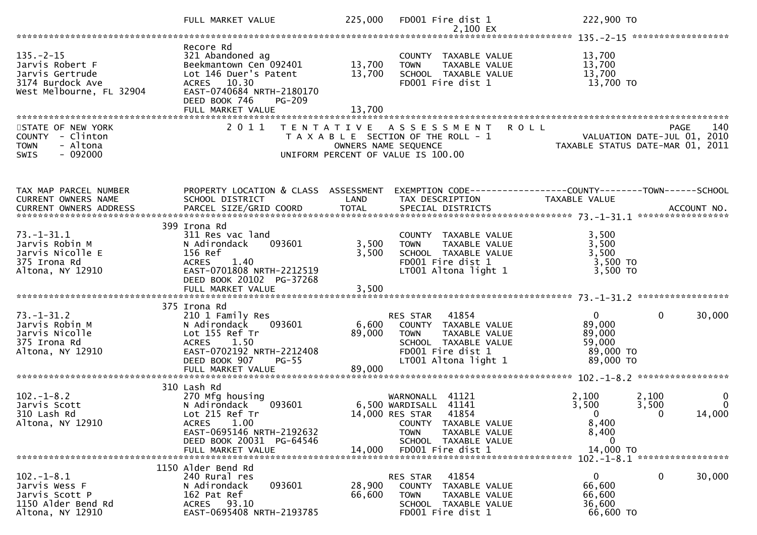| | | | | |
|---|---|---|---|---|
| | FULL MARKET VALUE | 225,000 | FD001 Fire dist 1 | 222,900 TO |
| | | | 2,100 EX | |

******************************************************************************************************* 135.-2-15 *****************

| | | | | |
|---|---|---|---|---|
| 135.-2-15 | Recore Rd | | | |
| Jarvis Robert F | 321 Abandoned ag | | COUNTY TAXABLE VALUE | 13,700 |
| Jarvis Gertrude | Beekmantown Cen 092401 | 13,700 | TOWN TAXABLE VALUE | 13,700 |
| 3174 Burdock Ave | Lot 146 Duer's Patent | 13,700 | SCHOOL TAXABLE VALUE | 13,700 |
| West Melbourne, FL 32904 | ACRES 10.30 | | FD001 Fire dist 1 | 13,700 TO |
| | EAST-0740684 NRTH-2180170 | | | |
| | DEED BOOK 746 PG-209 | | | |
| | FULL MARKET VALUE | 13,700 | | |

STATE OF NEW YORK — 2011 TENTATIVE ASSESSMENT ROLL — PAGE 140
COUNTY - Clinton — TAXABLE SECTION OF THE ROLL - 1 — VALUATION DATE-JUL 01, 2010
TOWN - Altona — OWNERS NAME SEQUENCE — TAXABLE STATUS DATE-MAR 01, 2011
SWIS - 092000 — UNIFORM PERCENT OF VALUE IS 100.00

| TAX MAP PARCEL NUMBER / CURRENT OWNERS NAME / CURRENT OWNERS ADDRESS | PROPERTY LOCATION & CLASS / SCHOOL DISTRICT / PARCEL SIZE/GRID COORD | ASSESSMENT LAND / TOTAL | EXEMPTION CODE / TAX DESCRIPTION / SPECIAL DISTRICTS | COUNTY TAXABLE VALUE | TOWN | SCHOOL / ACCOUNT NO. |
|---|---|---|---|---|---|---|
| ***** 73.-1-31.1 ***** | | | | | | |
| | 399 Irona Rd | | | | | |
| 73.-1-31.1 | 311 Res vac land | | COUNTY TAXABLE VALUE | 3,500 | | |
| Jarvis Robin M | N Adirondack 093601 | 3,500 | TOWN TAXABLE VALUE | 3,500 | | |
| Jarvis Nicolle E | 156 Ref | 3,500 | SCHOOL TAXABLE VALUE | 3,500 | | |
| 375 Irona Rd | ACRES 1.40 | | FD001 Fire dist 1 | 3,500 TO | | |
| Altona, NY 12910 | EAST-0701808 NRTH-2212519 | | LT001 Altona light 1 | 3,500 TO | | |
| | DEED BOOK 20102 PG-37268 | | | | | |
| | FULL MARKET VALUE | 3,500 | | | | |
| ***** 73.-1-31.2 ***** | | | | | | |
| | 375 Irona Rd | | | | | |
| 73.-1-31.2 | 210 1 Family Res | | RES STAR 41854 | 0 | 0 | 30,000 |
| Jarvis Robin M | N Adirondack 093601 | 6,600 | COUNTY TAXABLE VALUE | 89,000 | | |
| Jarvis Nicolle | Lot 155 Ref Tr | 89,000 | TOWN TAXABLE VALUE | 89,000 | | |
| 375 Irona Rd | ACRES 1.50 | | SCHOOL TAXABLE VALUE | 59,000 | | |
| Altona, NY 12910 | EAST-0702192 NRTH-2212408 | | FD001 Fire dist 1 | 89,000 TO | | |
| | DEED BOOK 907 PG-55 | | LT001 Altona light 1 | 89,000 TO | | |
| | FULL MARKET VALUE | 89,000 | | | | |
| ***** 102.-1-8.2 ***** | | | | | | |
| | 310 Lash Rd | | | | | |
| 102.-1-8.2 | 270 Mfg housing | | WARNONALL 41121 | 2,100 | 2,100 | 0 |
| Jarvis Scott | N Adirondack 093601 | 6,500 | WARDISALL 41141 | 3,500 | 3,500 | 0 |
| 310 Lash Rd | Lot 215 Ref Tr | 14,000 | RES STAR 41854 | 0 | 0 | 14,000 |
| Altona, NY 12910 | ACRES 1.00 | | COUNTY TAXABLE VALUE | 8,400 | | |
| | EAST-0695146 NRTH-2192632 | | TOWN TAXABLE VALUE | 8,400 | | |
| | DEED BOOK 20031 PG-64546 | | SCHOOL TAXABLE VALUE | 0 | | |
| | FULL MARKET VALUE | 14,000 | FD001 Fire dist 1 | 14,000 TO | | |
| ***** 102.-1-8.1 ***** | | | | | | |
| | 1150 Alder Bend Rd | | | | | |
| 102.-1-8.1 | 240 Rural res | | RES STAR 41854 | 0 | 0 | 30,000 |
| Jarvis Wess F | N Adirondack 093601 | 28,900 | COUNTY TAXABLE VALUE | 66,600 | | |
| Jarvis Scott P | 162 Pat Ref | 66,600 | TOWN TAXABLE VALUE | 66,600 | | |
| 1150 Alder Bend Rd | ACRES 93.10 | | SCHOOL TAXABLE VALUE | 36,600 | | |
| Altona, NY 12910 | EAST-0695408 NRTH-2193785 | | FD001 Fire dist 1 | 66,600 TO | | |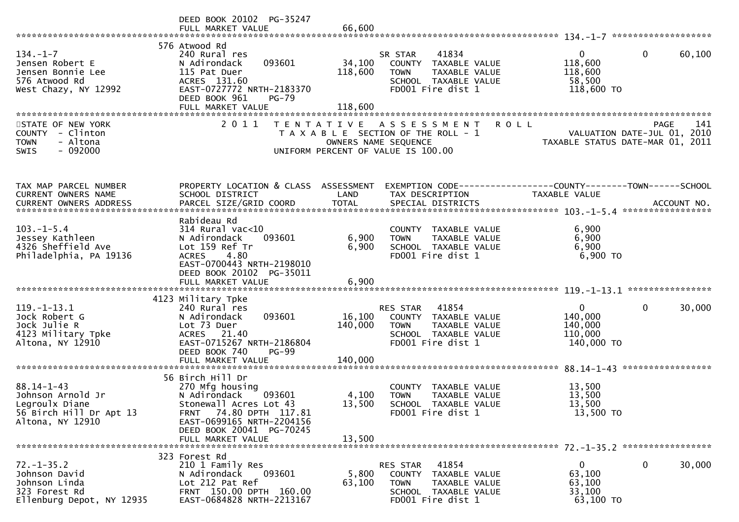| | DEED BOOK 20102 PG-35247 | | | |
|---|---|---|---|---|
| | FULL MARKET VALUE | 66,600 | | |

**134.-1-7**

| | 576 Atwood Rd | | | | | |
|---|---|---|---|---|---|---|
| 134.-1-7 | 240 Rural res | | SR STAR 41834 | 0 | 0 | 60,100 |
| Jensen Robert E | N Adirondack 093601 | 34,100 | COUNTY TAXABLE VALUE | 118,600 | | |
| Jensen Bonnie Lee | 115 Pat Duer | 118,600 | TOWN TAXABLE VALUE | 118,600 | | |
| 576 Atwood Rd | ACRES 131.60 | | SCHOOL TAXABLE VALUE | 58,500 | | |
| West Chazy, NY 12992 | EAST-0727772 NRTH-2183370 | | FD001 Fire dist 1 | 118,600 TO | | |
| | DEED BOOK 961 PG-79 | | | | | |
| | FULL MARKET VALUE | 118,600 | | | | |

STATE OF NEW YORK
COUNTY - Clinton
TOWN - Altona
SWIS - 092000

2011 TENTATIVE ASSESSMENT ROLL
TAXABLE SECTION OF THE ROLL - 1
OWNERS NAME SEQUENCE
UNIFORM PERCENT OF VALUE IS 100.00

PAGE 141
VALUATION DATE-JUL 01, 2010
TAXABLE STATUS DATE-MAR 01, 2011

| TAX MAP PARCEL NUMBER / CURRENT OWNERS NAME / CURRENT OWNERS ADDRESS | PROPERTY LOCATION & CLASS / SCHOOL DISTRICT / PARCEL SIZE/GRID COORD | ASSESSMENT LAND / TOTAL | EXEMPTION CODE / TAX DESCRIPTION / SPECIAL DISTRICTS | COUNTY TAXABLE VALUE | TOWN | SCHOOL / ACCOUNT NO. |
|---|---|---|---|---|---|---|
| **103.-1-5.4** | | | | | | |
| | Rabideau Rd | | | | | |
| 103.-1-5.4 | 314 Rural vac<10 | | COUNTY TAXABLE VALUE | 6,900 | | |
| Jessey Kathleen | N Adirondack 093601 | 6,900 | TOWN TAXABLE VALUE | 6,900 | | |
| 4326 Sheffield Ave | Lot 159 Ref Tr | 6,900 | SCHOOL TAXABLE VALUE | 6,900 | | |
| Philadelphia, PA 19136 | ACRES 4.80 | | FD001 Fire dist 1 | 6,900 TO | | |
| | EAST-0700443 NRTH-2198010 | | | | | |
| | DEED BOOK 20102 PG-35011 | | | | | |
| | FULL MARKET VALUE | 6,900 | | | | |
| **119.-1-13.1** | | | | | | |
| | 4123 Military Tpke | | | | | |
| 119.-1-13.1 | 240 Rural res | | RES STAR 41854 | 0 | 0 | 30,000 |
| Jock Robert G | N Adirondack 093601 | 16,100 | COUNTY TAXABLE VALUE | 140,000 | | |
| Jock Julie R | Lot 73 Duer | 140,000 | TOWN TAXABLE VALUE | 140,000 | | |
| 4123 Military Tpke | ACRES 21.40 | | SCHOOL TAXABLE VALUE | 110,000 | | |
| Altona, NY 12910 | EAST-0715267 NRTH-2186804 | | FD001 Fire dist 1 | 140,000 TO | | |
| | DEED BOOK 740 PG-99 | | | | | |
| | FULL MARKET VALUE | 140,000 | | | | |
| **88.14-1-43** | | | | | | |
| | 56 Birch Hill Dr | | | | | |
| 88.14-1-43 | 270 Mfg housing | | COUNTY TAXABLE VALUE | 13,500 | | |
| Johnson Arnold Jr | N Adirondack 093601 | 4,100 | TOWN TAXABLE VALUE | 13,500 | | |
| Legroulx Diane | Stonewall Acres Lot 43 | 13,500 | SCHOOL TAXABLE VALUE | 13,500 | | |
| 56 Birch Hill Dr Apt 13 | FRNT 74.80 DPTH 117.81 | | FD001 Fire dist 1 | 13,500 TO | | |
| Altona, NY 12910 | EAST-0699165 NRTH-2204156 | | | | | |
| | DEED BOOK 20041 PG-70245 | | | | | |
| | FULL MARKET VALUE | 13,500 | | | | |
| **72.-1-35.2** | | | | | | |
| | 323 Forest Rd | | | | | |
| 72.-1-35.2 | 210 1 Family Res | | RES STAR 41854 | 0 | 0 | 30,000 |
| Johnson David | N Adirondack 093601 | 5,800 | COUNTY TAXABLE VALUE | 63,100 | | |
| Johnson Linda | Lot 212 Pat Ref | 63,100 | TOWN TAXABLE VALUE | 63,100 | | |
| 323 Forest Rd | FRNT 150.00 DPTH 160.00 | | SCHOOL TAXABLE VALUE | 33,100 | | |
| Ellenburg Depot, NY 12935 | EAST-0684828 NRTH-2213167 | | FD001 Fire dist 1 | 63,100 TO | | |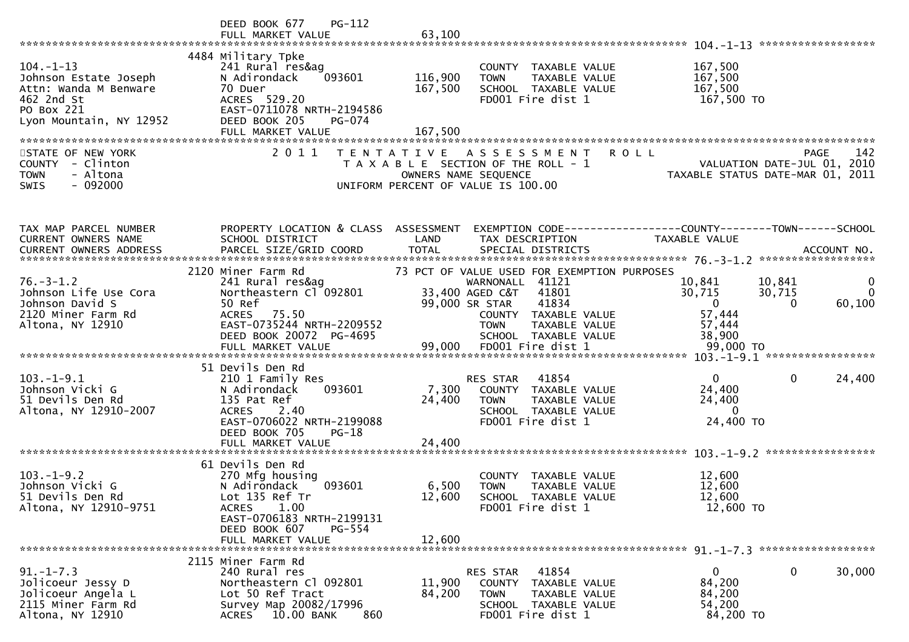```
                              DEED BOOK 677     PG-112
                              FULL MARKET VALUE                  63,100
*********************************************************************************************** 104.-1-13 ******************
                          4484 Military Tpke
104.-1-13                     241 Rural res&ag                        COUNTY  TAXABLE VALUE            167,500
Johnson Estate Joseph         N Adirondack     093601       116,900   TOWN    TAXABLE VALUE            167,500
Attn: Wanda M Benware         70 Duer                       167,500   SCHOOL  TAXABLE VALUE            167,500
462 2nd St                    ACRES  529.20                           FD001 Fire dist 1                 167,500 TO
PO Box 221                    EAST-0711078 NRTH-2194586
Lyon Mountain, NY 12952       DEED BOOK 205     PG-074
                              FULL MARKET VALUE                 167,500
********************************************************************************************************************************
```

```
STATE OF NEW YORK               2 0 1 1   T E N T A T I V E   A S S E S S M E N T   R O L L                           PAGE   142
COUNTY  - Clinton                          T A X A B L E  SECTION OF THE ROLL - 1                      VALUATION DATE-JUL 01, 2010
TOWN    - Altona                                  OWNERS NAME SEQUENCE                            TAXABLE STATUS DATE-MAR 01, 2011
SWIS    - 092000                           UNIFORM PERCENT OF VALUE IS 100.00
```

```
TAX MAP PARCEL NUMBER         PROPERTY LOCATION & CLASS  ASSESSMENT  EXEMPTION CODE------------------COUNTY--------TOWN------SCHOOL
CURRENT OWNERS NAME           SCHOOL DISTRICT               LAND      TAX DESCRIPTION              TAXABLE VALUE
CURRENT OWNERS ADDRESS        PARCEL SIZE/GRID COORD        TOTAL     SPECIAL DISTRICTS                                  ACCOUNT NO.
*********************************************************************************************** 76.-3-1.2 ******************
                          2120 Miner Farm Rd                   73 PCT OF VALUE USED FOR EXEMPTION PURPOSES
76.-3-1.2                     241 Rural res&ag                        WARNONALL  41121               10,841      10,841           0
Johnson Life Use Cora         Northeastern Cl 092801         33,400 AGED C&T   41801               30,715      30,715           0
Johnson David S               50 Ref                         99,000 SR STAR    41834                    0           0      60,100
2120 Miner Farm Rd            ACRES   75.50                           COUNTY  TAXABLE VALUE             57,444
Altona, NY 12910              EAST-0735244 NRTH-2209552               TOWN    TAXABLE VALUE             57,444
                              DEED BOOK 20072  PG-4695                SCHOOL  TAXABLE VALUE             38,900
                              FULL MARKET VALUE                  99,000  FD001 Fire dist 1                  99,000 TO
*********************************************************************************************** 103.-1-9.1 *****************
                            51 Devils Den Rd
103.-1-9.1                    210 1 Family Res                        RES STAR   41854                    0           0      24,400
Johnson Vicki G               N Adirondack     093601         7,300   COUNTY  TAXABLE VALUE             24,400
51 Devils Den Rd              135 Pat Ref                    24,400   TOWN    TAXABLE VALUE             24,400
Altona, NY 12910-2007         ACRES    2.40                           SCHOOL  TAXABLE VALUE                  0
                              EAST-0706022 NRTH-2199088               FD001 Fire dist 1                  24,400 TO
                              DEED BOOK 705     PG-18
                              FULL MARKET VALUE                  24,400
*********************************************************************************************** 103.-1-9.2 *****************
                            61 Devils Den Rd
103.-1-9.2                    270 Mfg housing                         COUNTY  TAXABLE VALUE             12,600
Johnson Vicki G               N Adirondack     093601         6,500   TOWN    TAXABLE VALUE             12,600
51 Devils Den Rd              Lot 135 Ref Tr                 12,600   SCHOOL  TAXABLE VALUE             12,600
Altona, NY 12910-9751         ACRES    1.00                           FD001 Fire dist 1                  12,600 TO
                              EAST-0706183 NRTH-2199131
                              DEED BOOK 607     PG-554
                              FULL MARKET VALUE                  12,600
*********************************************************************************************** 91.-1-7.3 ******************
                          2115 Miner Farm Rd
91.-1-7.3                     240 Rural res                           RES STAR   41854                    0           0      30,000
Jolicoeur Jessy D             Northeastern Cl 092801         11,900   COUNTY  TAXABLE VALUE             84,200
Jolicoeur Angela L            Lot 50 Ref Tract               84,200   TOWN    TAXABLE VALUE             84,200
2115 Miner Farm Rd            Survey Map 20082/17996                  SCHOOL  TAXABLE VALUE             54,200
Altona, NY 12910              ACRES   10.00 BANK     860              FD001 Fire dist 1                  84,200 TO
```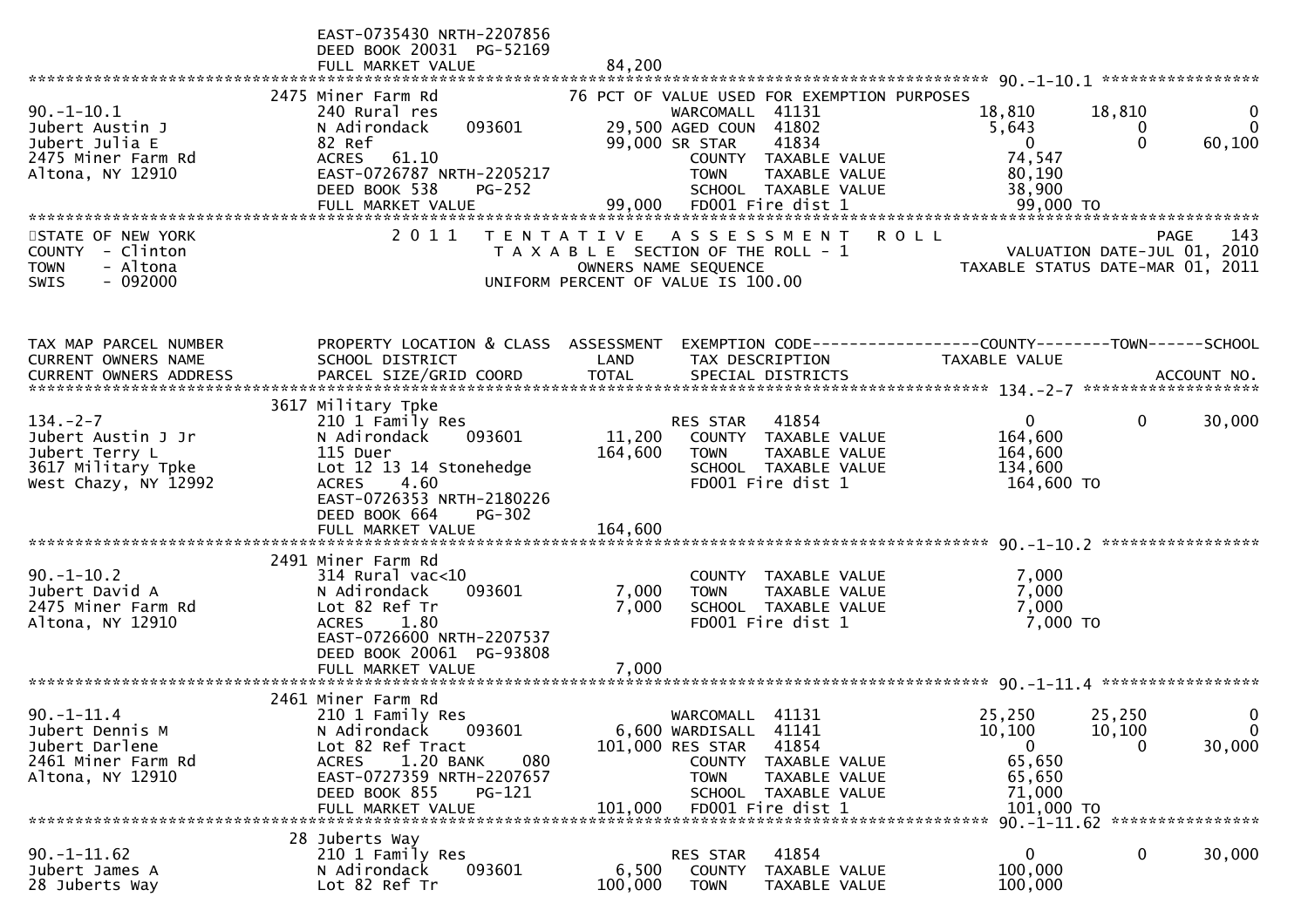```
                              EAST-0735430 NRTH-2207856
                              DEED BOOK 20031  PG-52169
                              FULL MARKET VALUE              84,200
******************************************************************************************************* 90.-1-10.1 *****************
                      2475 Miner Farm Rd                    76 PCT OF VALUE USED FOR EXEMPTION PURPOSES
90.-1-10.1                    240 Rural res                     WARCOMALL  41131                 18,810       18,810            0
Jubert Austin J               N Adirondack      093601      29,500 AGED COUN  41802                  5,643            0            0
Jubert Julia E                82 Ref                        99,000 SR STAR    41834                      0            0       60,100
2475 Miner Farm Rd            ACRES    61.10                       COUNTY  TAXABLE VALUE             74,547
Altona, NY 12910              EAST-0726787 NRTH-2205217            TOWN    TAXABLE VALUE             80,190
                              DEED BOOK 538     PG-252             SCHOOL  TAXABLE VALUE             38,900
                              FULL MARKET VALUE              99,000  FD001 Fire dist 1               99,000 TO
************************************************************************************************************************************
STATE OF NEW YORK                  2 0 1 1   T E N T A T I V E   A S S E S S M E N T   R O L L                        PAGE    143
COUNTY  - Clinton                            T A X A B L E SECTION OF THE ROLL - 1                  VALUATION DATE-JUL 01, 2010
TOWN    - Altona                                   OWNERS NAME SEQUENCE                        TAXABLE STATUS DATE-MAR 01, 2011
SWIS    - 092000                           UNIFORM PERCENT OF VALUE IS 100.00


TAX MAP PARCEL NUMBER         PROPERTY LOCATION & CLASS  ASSESSMENT  EXEMPTION CODE------------------COUNTY--------TOWN------SCHOOL
CURRENT OWNERS NAME           SCHOOL DISTRICT               LAND      TAX DESCRIPTION            TAXABLE VALUE
CURRENT OWNERS ADDRESS        PARCEL SIZE/GRID COORD        TOTAL     SPECIAL DISTRICTS                                    ACCOUNT NO.
******************************************************************************************************* 134.-2-7 *******************
                      3617 Military Tpke
134.-2-7                      210 1 Family Res                  RES STAR   41854                      0            0       30,000
Jubert Austin J Jr            N Adirondack      093601      11,200   COUNTY  TAXABLE VALUE           164,600
Jubert Terry L                115 Duer                     164,600   TOWN    TAXABLE VALUE           164,600
3617 Military Tpke            Lot 12 13 14 Stonehedge                SCHOOL  TAXABLE VALUE           134,600
West Chazy, NY 12992          ACRES     4.60                         FD001 Fire dist 1              164,600 TO
                              EAST-0726353 NRTH-2180226
                              DEED BOOK 664     PG-302
                              FULL MARKET VALUE             164,600
******************************************************************************************************* 90.-1-10.2 *****************
                      2491 Miner Farm Rd
90.-1-10.2                    314 Rural vac<10                       COUNTY  TAXABLE VALUE             7,000
Jubert David A                N Adirondack      093601       7,000   TOWN    TAXABLE VALUE             7,000
2475 Miner Farm Rd            Lot 82 Ref Tr                  7,000   SCHOOL  TAXABLE VALUE             7,000
Altona, NY 12910              ACRES     1.80                         FD001 Fire dist 1                7,000 TO
                              EAST-0726600 NRTH-2207537
                              DEED BOOK 20061  PG-93808
                              FULL MARKET VALUE               7,000
******************************************************************************************************* 90.-1-11.4 *****************
                      2461 Miner Farm Rd
90.-1-11.4                    210 1 Family Res                  WARCOMALL  41131                 25,250       25,250            0
Jubert Dennis M               N Adirondack      093601       6,600 WARDISALL  41141                 10,100       10,100            0
Jubert Darlene                Lot 82 Ref Tract             101,000 RES STAR   41854                      0            0       30,000
2461 Miner Farm Rd            ACRES     1.20 BANK     080            COUNTY  TAXABLE VALUE            65,650
Altona, NY 12910              EAST-0727359 NRTH-2207657              TOWN    TAXABLE VALUE            65,650
                              DEED BOOK 855     PG-121               SCHOOL  TAXABLE VALUE            71,000
                              FULL MARKET VALUE             101,000  FD001 Fire dist 1              101,000 TO
******************************************************************************************************* 90.-1-11.62 ****************
                      28 Juberts Way
90.-1-11.62                   210 1 Family Res                  RES STAR   41854                      0            0       30,000
Jubert James A                N Adirondack      093601       6,500   COUNTY  TAXABLE VALUE           100,000
28 Juberts Way                Lot 82 Ref Tr                100,000   TOWN    TAXABLE VALUE           100,000
```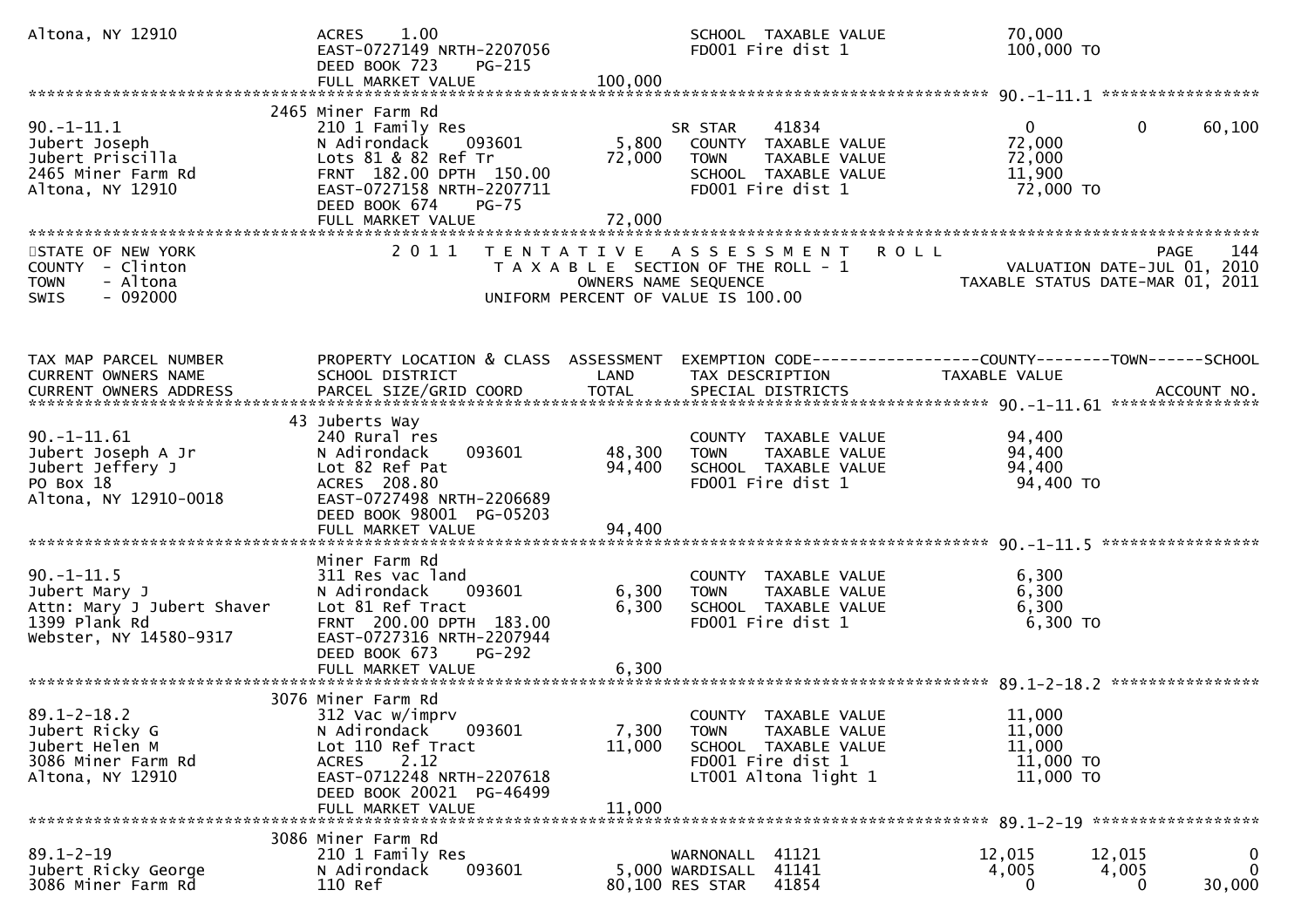```
Altona, NY 12910              ACRES    1.00                          SCHOOL  TAXABLE VALUE             70,000
                              EAST-0727149 NRTH-2207056              FD001 Fire dist 1                 100,000 TO
                              DEED BOOK 723    PG-215
                              FULL MARKET VALUE            100,000
******************************************************************************************************* 90.-1-11.1 *****************
                         2465 Miner Farm Rd
90.-1-11.1                    210 1 Family Res                     SR STAR     41834                0            0       60,100
Jubert Joseph                 N Adirondack     093601      5,800   COUNTY  TAXABLE VALUE             72,000
Jubert Priscilla              Lots 81 & 82 Ref Tr         72,000   TOWN    TAXABLE VALUE             72,000
2465 Miner Farm Rd            FRNT 182.00 DPTH 150.00              SCHOOL  TAXABLE VALUE             11,900
Altona, NY 12910              EAST-0727158 NRTH-2207711            FD001 Fire dist 1                 72,000 TO
                              DEED BOOK 674    PG-75
                              FULL MARKET VALUE            72,000
************************************************************************************************************************************
STATE OF NEW YORK              2 0 1 1   T E N T A T I V E   A S S E S S M E N T   R O L L                     PAGE     144
COUNTY  - Clinton                        T A X A B L E  SECTION OF THE ROLL - 1                   VALUATION DATE-JUL 01, 2010
TOWN    - Altona                              OWNERS NAME SEQUENCE                           TAXABLE STATUS DATE-MAR 01, 2011
SWIS    - 092000                         UNIFORM PERCENT OF VALUE IS 100.00


TAX MAP PARCEL NUMBER          PROPERTY LOCATION & CLASS  ASSESSMENT  EXEMPTION CODE------------------COUNTY--------TOWN------SCHOOL
CURRENT OWNERS NAME            SCHOOL DISTRICT               LAND      TAX DESCRIPTION              TAXABLE VALUE
CURRENT OWNERS ADDRESS         PARCEL SIZE/GRID COORD        TOTAL     SPECIAL DISTRICTS                                    ACCOUNT NO.
******************************************************************************************************* 90.-1-11.61 ****************
                         43 Juberts Way
90.-1-11.61                   240 Rural res                         COUNTY  TAXABLE VALUE             94,400
Jubert Joseph A Jr            N Adirondack     093601      48,300   TOWN    TAXABLE VALUE             94,400
Jubert Jeffery J              Lot 82 Ref Pat               94,400   SCHOOL  TAXABLE VALUE             94,400
PO Box 18                     ACRES  208.80                         FD001 Fire dist 1                 94,400 TO
Altona, NY 12910-0018         EAST-0727498 NRTH-2206689
                              DEED BOOK 98001  PG-05203
                              FULL MARKET VALUE            94,400
******************************************************************************************************* 90.-1-11.5 *****************
                              Miner Farm Rd
90.-1-11.5                    311 Res vac land                      COUNTY  TAXABLE VALUE              6,300
Jubert Mary J                 N Adirondack     093601       6,300   TOWN    TAXABLE VALUE              6,300
Attn: Mary J Jubert Shaver    Lot 81 Ref Tract              6,300   SCHOOL  TAXABLE VALUE              6,300
1399 Plank Rd                 FRNT 200.00 DPTH 183.00               FD001 Fire dist 1                  6,300 TO
Webster, NY 14580-9317        EAST-0727316 NRTH-2207944
                              DEED BOOK 673    PG-292
                              FULL MARKET VALUE             6,300
******************************************************************************************************* 89.1-2-18.2 ****************
                         3076 Miner Farm Rd
89.1-2-18.2                   312 Vac w/imprv                       COUNTY  TAXABLE VALUE             11,000
Jubert Ricky G                N Adirondack     093601       7,300   TOWN    TAXABLE VALUE             11,000
Jubert Helen M                Lot 110 Ref Tract            11,000   SCHOOL  TAXABLE VALUE             11,000
3086 Miner Farm Rd            ACRES    2.12                         FD001 Fire dist 1                 11,000 TO
Altona, NY 12910              EAST-0712248 NRTH-2207618             LT001 Altona light 1              11,000 TO
                              DEED BOOK 20021  PG-46499
                              FULL MARKET VALUE            11,000
******************************************************************************************************* 89.1-2-19 ******************
                         3086 Miner Farm Rd
89.1-2-19                     210 1 Family Res                    WARNONALL  41121              12,015       12,015            0
Jubert Ricky George           N Adirondack     093601       5,000 WARDISALL  41141               4,005        4,005            0
3086 Miner Farm Rd            110 Ref                      80,100 RES STAR   41854                   0            0       30,000
```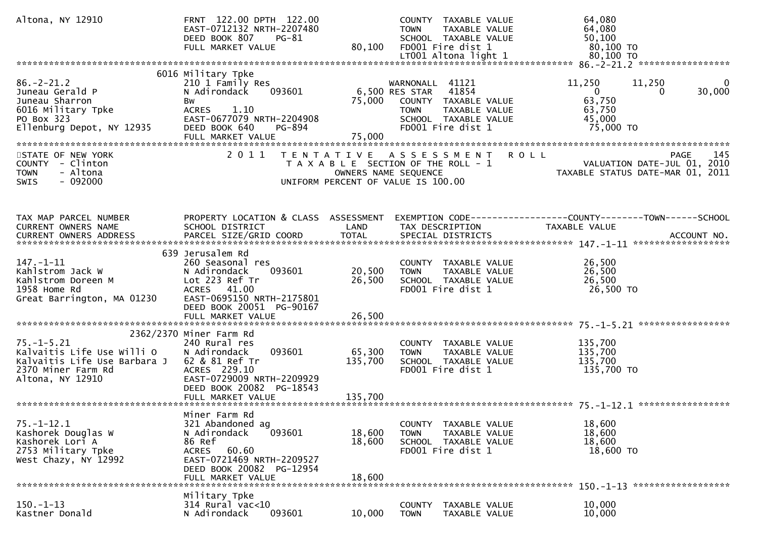| | | | | |
|---|---|---|---|---|
| Altona, NY 12910 | FRNT 122.00 DPTH 122.00 | | COUNTY TAXABLE VALUE | 64,080 |
| | EAST-0712132 NRTH-2207480 | | TOWN TAXABLE VALUE | 64,080 |
| | DEED BOOK 807 PG-81 | | SCHOOL TAXABLE VALUE | 50,100 |
| | FULL MARKET VALUE | 80,100 | FD001 Fire dist 1 | 80,100 TO |
| | | | LT001 Altona light 1 | 80,100 TO |

************************************************************************************************************ 86.-2-21.2 *****************

| | | | | | | |
|---|---|---|---|---|---|---|
| | 6016 Military Tpke | | | | | |
| 86.-2-21.2 | 210 1 Family Res | | WARNONALL 41121 | 11,250 | 11,250 | 0 |
| Juneau Gerald P | N Adirondack 093601 | 6,500 | RES STAR 41854 | 0 | 0 | 30,000 |
| Juneau Sharron | Bw | 75,000 | COUNTY TAXABLE VALUE | 63,750 | | |
| 6016 Military Tpke | ACRES 1.10 | | TOWN TAXABLE VALUE | 63,750 | | |
| PO Box 323 | EAST-0677079 NRTH-2204908 | | SCHOOL TAXABLE VALUE | 45,000 | | |
| Ellenburg Depot, NY 12935 | DEED BOOK 640 PG-894 | | FD001 Fire dist 1 | 75,000 TO | | |
| | FULL MARKET VALUE | 75,000 | | | | |

STATE OF NEW YORK — 2011 TENTATIVE ASSESSMENT ROLL — PAGE 145
COUNTY - Clinton — TAXABLE SECTION OF THE ROLL - 1 — VALUATION DATE-JUL 01, 2010
TOWN - Altona — OWNERS NAME SEQUENCE — TAXABLE STATUS DATE-MAR 01, 2011
SWIS - 092000 — UNIFORM PERCENT OF VALUE IS 100.00

| TAX MAP PARCEL NUMBER / CURRENT OWNERS NAME / CURRENT OWNERS ADDRESS | PROPERTY LOCATION & CLASS / SCHOOL DISTRICT / PARCEL SIZE/GRID COORD | ASSESSMENT LAND / TOTAL | EXEMPTION CODE / TAX DESCRIPTION / SPECIAL DISTRICTS | COUNTY / TAXABLE VALUE | TOWN | SCHOOL / ACCOUNT NO. |
|---|---|---|---|---|---|---|
| **147.-1-11** | 639 Jerusalem Rd | | | | | |
| 147.-1-11 | 260 Seasonal res | | COUNTY TAXABLE VALUE | 26,500 | | |
| Kahlstrom Jack W | N Adirondack 093601 | 20,500 | TOWN TAXABLE VALUE | 26,500 | | |
| Kahlstrom Doreen M | Lot 223 Ref Tr | 26,500 | SCHOOL TAXABLE VALUE | 26,500 | | |
| 1958 Home Rd | ACRES 41.00 | | FD001 Fire dist 1 | 26,500 TO | | |
| Great Barrington, MA 01230 | EAST-0695150 NRTH-2175801 | | | | | |
| | DEED BOOK 20051 PG-90167 | | | | | |
| | FULL MARKET VALUE | 26,500 | | | | |
| **75.-1-5.21** | 2362/2370 Miner Farm Rd | | | | | |
| 75.-1-5.21 | 240 Rural res | | COUNTY TAXABLE VALUE | 135,700 | | |
| Kalvaitis Life Use Willi O | N Adirondack 093601 | 65,300 | TOWN TAXABLE VALUE | 135,700 | | |
| Kalvaitis Life Use Barbara J | 62 & 81 Ref Tr | 135,700 | SCHOOL TAXABLE VALUE | 135,700 | | |
| 2370 Miner Farm Rd | ACRES 229.10 | | FD001 Fire dist 1 | 135,700 TO | | |
| Altona, NY 12910 | EAST-0729009 NRTH-2209929 | | | | | |
| | DEED BOOK 20082 PG-18543 | | | | | |
| | FULL MARKET VALUE | 135,700 | | | | |
| **75.-1-12.1** | Miner Farm Rd | | | | | |
| 75.-1-12.1 | 321 Abandoned ag | | COUNTY TAXABLE VALUE | 18,600 | | |
| Kashorek Douglas W | N Adirondack 093601 | 18,600 | TOWN TAXABLE VALUE | 18,600 | | |
| Kashorek Lori A | 86 Ref | 18,600 | SCHOOL TAXABLE VALUE | 18,600 | | |
| 2753 Military Tpke | ACRES 60.60 | | FD001 Fire dist 1 | 18,600 TO | | |
| West Chazy, NY 12992 | EAST-0721469 NRTH-2209527 | | | | | |
| | DEED BOOK 20082 PG-12954 | | | | | |
| | FULL MARKET VALUE | 18,600 | | | | |
| **150.-1-13** | Military Tpke | | | | | |
| 150.-1-13 | 314 Rural vac<10 | | COUNTY TAXABLE VALUE | 10,000 | | |
| Kastner Donald | N Adirondack 093601 | 10,000 | TOWN TAXABLE VALUE | 10,000 | | |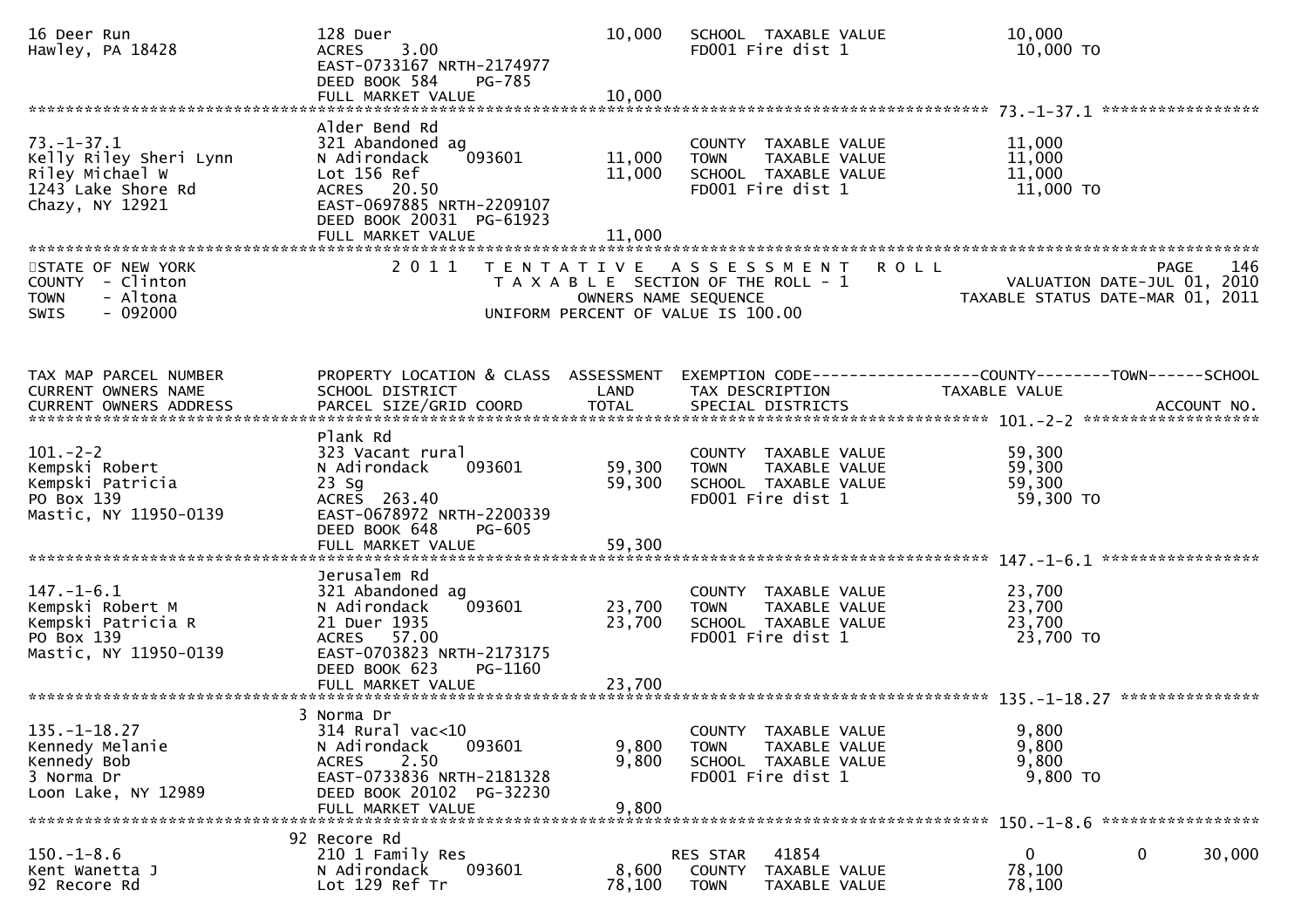| | | | | |
|---|---|---|---|---|
| 16 Deer Run<br>Hawley, PA 18428 | 128 Duer<br>ACRES 3.00<br>EAST-0733167 NRTH-2174977<br>DEED BOOK 584 PG-785<br>FULL MARKET VALUE | 10,000<br><br><br><br>10,000 | SCHOOL TAXABLE VALUE<br>FD001 Fire dist 1 | 10,000<br>10,000 TO |

******************************************************************************************************* 73.-1-37.1 *****************

| | | | | |
|---|---|---|---|---|
| 73.-1-37.1<br>Kelly Riley Sheri Lynn<br>Riley Michael W<br>1243 Lake Shore Rd<br>Chazy, NY 12921 | Alder Bend Rd<br>321 Abandoned ag<br>N Adirondack 093601<br>Lot 156 Ref<br>ACRES 20.50<br>EAST-0697885 NRTH-2209107<br>DEED BOOK 20031 PG-61923<br>FULL MARKET VALUE | <br><br>11,000<br>11,000<br><br><br><br>11,000 | <br>COUNTY TAXABLE VALUE<br>TOWN TAXABLE VALUE<br>SCHOOL TAXABLE VALUE<br>FD001 Fire dist 1 | <br>11,000<br>11,000<br>11,000<br>11,000 TO |

*******************************************************************************************************

STATE OF NEW YORK
COUNTY - Clinton
TOWN - Altona
SWIS - 092000

2 0 1 1 T E N T A T I V E A S S E S S M E N T R O L L
T A X A B L E SECTION OF THE ROLL - 1
OWNERS NAME SEQUENCE
UNIFORM PERCENT OF VALUE IS 100.00

VALUATION DATE-JUL 01, 2010
TAXABLE STATUS DATE-MAR 01, 2011

| TAX MAP PARCEL NUMBER<br>CURRENT OWNERS NAME<br>CURRENT OWNERS ADDRESS | PROPERTY LOCATION & CLASS<br>SCHOOL DISTRICT<br>PARCEL SIZE/GRID COORD | ASSESSMENT<br>LAND<br>TOTAL | EXEMPTION CODE------------------COUNTY--------TOWN------SCHOOL<br>TAX DESCRIPTION<br>SPECIAL DISTRICTS | TAXABLE VALUE<br><br>ACCOUNT NO. |
|---|---|---|---|---|

******************************************************************************************************* 101.-2-2 *******************

| | | | | |
|---|---|---|---|---|
| 101.-2-2<br>Kempski Robert<br>Kempski Patricia<br>PO Box 139<br>Mastic, NY 11950-0139 | Plank Rd<br>323 Vacant rural<br>N Adirondack 093601<br>23 Sg<br>ACRES 263.40<br>EAST-0678972 NRTH-2200339<br>DEED BOOK 648 PG-605<br>FULL MARKET VALUE | <br><br>59,300<br>59,300<br><br><br><br>59,300 | <br>COUNTY TAXABLE VALUE<br>TOWN TAXABLE VALUE<br>SCHOOL TAXABLE VALUE<br>FD001 Fire dist 1 | <br>59,300<br>59,300<br>59,300<br>59,300 TO |

******************************************************************************************************* 147.-1-6.1 *****************

| | | | | |
|---|---|---|---|---|
| 147.-1-6.1<br>Kempski Robert M<br>Kempski Patricia R<br>PO Box 139<br>Mastic, NY 11950-0139 | Jerusalem Rd<br>321 Abandoned ag<br>N Adirondack 093601<br>21 Duer 1935<br>ACRES 57.00<br>EAST-0703823 NRTH-2173175<br>DEED BOOK 623 PG-1160<br>FULL MARKET VALUE | <br><br>23,700<br>23,700<br><br><br><br>23,700 | <br>COUNTY TAXABLE VALUE<br>TOWN TAXABLE VALUE<br>SCHOOL TAXABLE VALUE<br>FD001 Fire dist 1 | <br>23,700<br>23,700<br>23,700<br>23,700 TO |

******************************************************************************************************* 135.-1-18.27 ***************

| | | | | |
|---|---|---|---|---|
| 135.-1-18.27<br>Kennedy Melanie<br>Kennedy Bob<br>3 Norma Dr<br>Loon Lake, NY 12989 | 3 Norma Dr<br>314 Rural vac<10<br>N Adirondack 093601<br>ACRES 2.50<br>EAST-0733836 NRTH-2181328<br>DEED BOOK 20102 PG-32230<br>FULL MARKET VALUE | <br><br>9,800<br>9,800<br><br><br>9,800 | <br>COUNTY TAXABLE VALUE<br>TOWN TAXABLE VALUE<br>SCHOOL TAXABLE VALUE<br>FD001 Fire dist 1 | <br>9,800<br>9,800<br>9,800<br>9,800 TO |

******************************************************************************************************* 150.-1-8.6 *****************

| | | | | |
|---|---|---|---|---|
| 150.-1-8.6<br>Kent Wanetta J<br>92 Recore Rd | 92 Recore Rd<br>210 1 Family Res<br>N Adirondack 093601<br>Lot 129 Ref Tr | <br><br>8,600<br>78,100 | <br>RES STAR 41854<br>COUNTY TAXABLE VALUE<br>TOWN TAXABLE VALUE | <br>0 0 30,000<br>78,100<br>78,100 |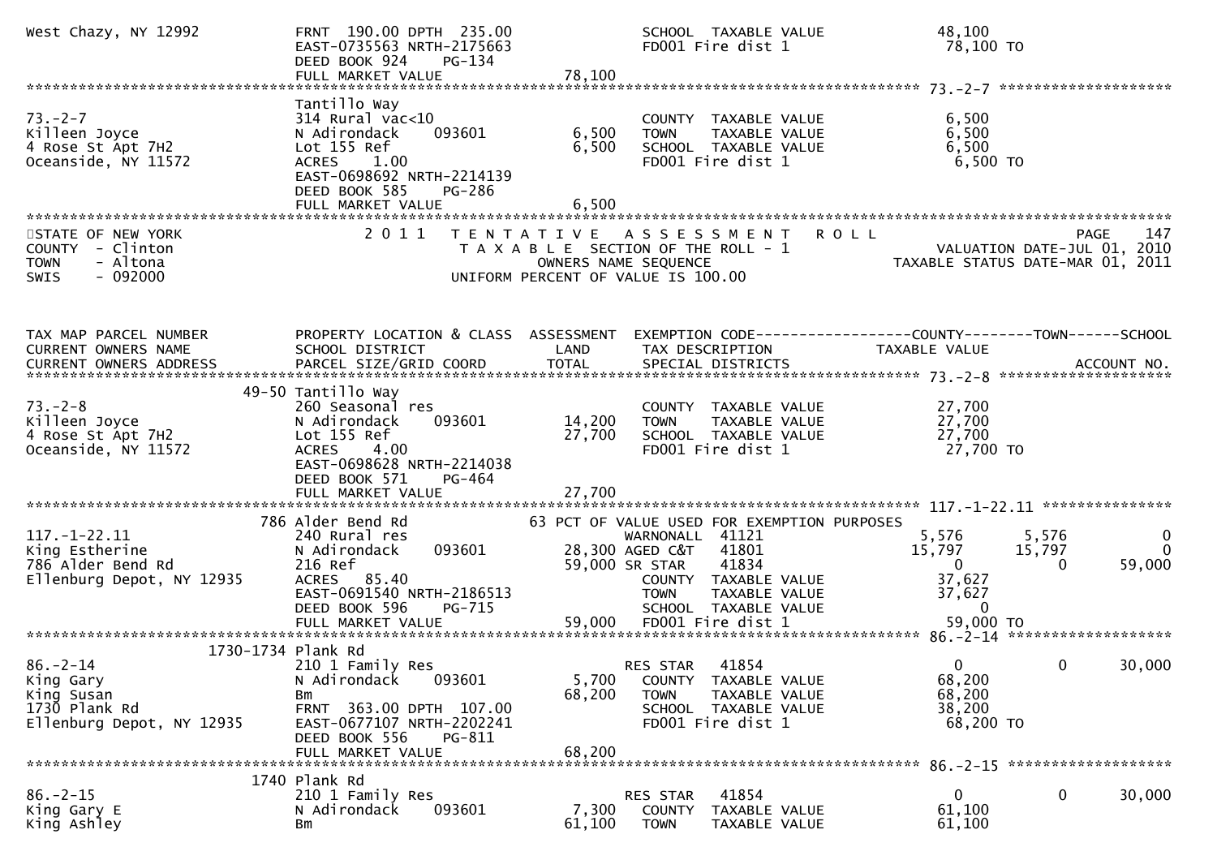```
West Chazy, NY 12992          FRNT 190.00 DPTH 235.00              SCHOOL  TAXABLE VALUE              48,100
                              EAST-0735563 NRTH-2175663            FD001 Fire dist 1                  78,100 TO
                              DEED BOOK 924    PG-134
                              FULL MARKET VALUE            78,100
******************************************************************************************************* 73.-2-7 *******************
                              Tantillo Way
73.-2-7                       314 Rural vac<10                     COUNTY  TAXABLE VALUE               6,500
Killeen Joyce                 N Adirondack     093601      6,500   TOWN    TAXABLE VALUE               6,500
4 Rose St Apt 7H2             Lot 155 Ref                  6,500   SCHOOL  TAXABLE VALUE               6,500
Oceanside, NY 11572           ACRES    1.00                        FD001 Fire dist 1                   6,500 TO
                              EAST-0698692 NRTH-2214139
                              DEED BOOK 585    PG-286
                              FULL MARKET VALUE            6,500
***********************************************************************************************************************************
STATE OF NEW YORK              2 0 1 1   T E N T A T I V E   A S S E S S M E N T   R O L L                               PAGE   147
COUNTY  - Clinton                          T A X A B L E  SECTION OF THE ROLL - 1                   VALUATION DATE-JUL 01, 2010
TOWN    - Altona                              OWNERS NAME SEQUENCE                               TAXABLE STATUS DATE-MAR 01, 2011
SWIS    - 092000                        UNIFORM PERCENT OF VALUE IS 100.00


TAX MAP PARCEL NUMBER          PROPERTY LOCATION & CLASS  ASSESSMENT  EXEMPTION CODE------------------COUNTY--------TOWN------SCHOOL
CURRENT OWNERS NAME            SCHOOL DISTRICT               LAND      TAX DESCRIPTION            TAXABLE VALUE
CURRENT OWNERS ADDRESS         PARCEL SIZE/GRID COORD        TOTAL     SPECIAL DISTRICTS                                  ACCOUNT NO.
******************************************************************************************************* 73.-2-8 *******************
                         49-50 Tantillo Way
73.-2-8                       260 Seasonal res                     COUNTY  TAXABLE VALUE              27,700
Killeen Joyce                 N Adirondack     093601     14,200   TOWN    TAXABLE VALUE              27,700
4 Rose St Apt 7H2             Lot 155 Ref                 27,700   SCHOOL  TAXABLE VALUE              27,700
Oceanside, NY 11572           ACRES    4.00                        FD001 Fire dist 1                  27,700 TO
                              EAST-0698628 NRTH-2214038
                              DEED BOOK 571    PG-464
                              FULL MARKET VALUE           27,700
******************************************************************************************************* 117.-1-22.11 ***************
                          786 Alder Bend Rd            63 PCT OF VALUE USED FOR EXEMPTION PURPOSES
117.-1-22.11                  240 Rural res                        WARNONALL  41121                   5,576       5,576           0
King Estherine                N Adirondack     093601     28,300 AGED C&T   41801                  15,797      15,797           0
786 Alder Bend Rd             216 Ref                     59,000 SR STAR    41834                       0           0      59,000
Ellenburg Depot, NY 12935     ACRES   85.40                        COUNTY  TAXABLE VALUE              37,627
                              EAST-0691540 NRTH-2186513            TOWN    TAXABLE VALUE              37,627
                              DEED BOOK 596    PG-715              SCHOOL  TAXABLE VALUE                   0
                              FULL MARKET VALUE           59,000   FD001 Fire dist 1                  59,000 TO
******************************************************************************************************* 86.-2-14 ******************
                    1730-1734 Plank Rd
86.-2-14                      210 1 Family Res                     RES STAR   41854                       0           0      30,000
King Gary                     N Adirondack     093601      5,700   COUNTY  TAXABLE VALUE              68,200
King Susan                    Bm                          68,200   TOWN    TAXABLE VALUE              68,200
1730 Plank Rd                 FRNT 363.00 DPTH 107.00              SCHOOL  TAXABLE VALUE              38,200
Ellenburg Depot, NY 12935     EAST-0677107 NRTH-2202241            FD001 Fire dist 1                  68,200 TO
                              DEED BOOK 556    PG-811
                              FULL MARKET VALUE           68,200
******************************************************************************************************* 86.-2-15 ******************
                          1740 Plank Rd
86.-2-15                      210 1 Family Res                     RES STAR   41854                       0           0      30,000
King Gary E                   N Adirondack     093601      7,300   COUNTY  TAXABLE VALUE              61,100
King Ashley                   Bm                          61,100   TOWN    TAXABLE VALUE              61,100
```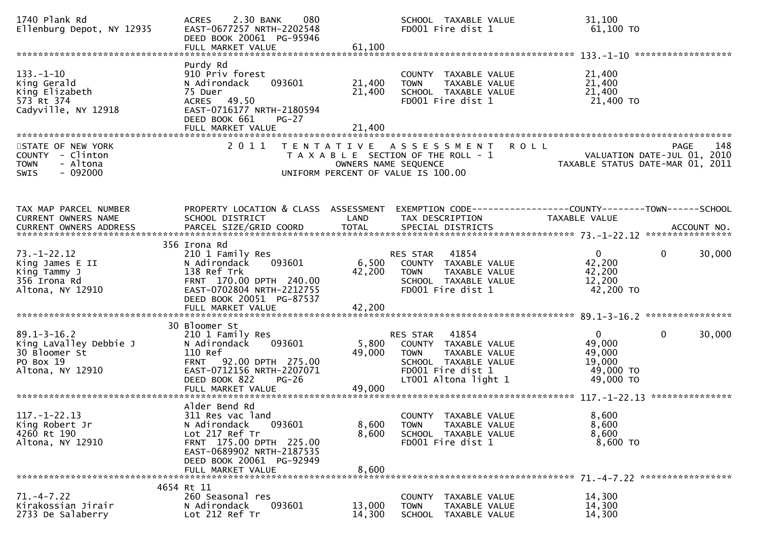```
1740 Plank Rd                  ACRES    2.30 BANK    080                 SCHOOL  TAXABLE VALUE               31,100
Ellenburg Depot, NY 12935      EAST-0677257 NRTH-2202548                 FD001 Fire dist 1                    61,100 TO
                               DEED BOOK 20061  PG-95946
                               FULL MARKET VALUE              61,100
******************************************************************************************************* 133.-1-10 *****************
                               Purdy Rd
133.-1-10                      910 Priv forest                           COUNTY  TAXABLE VALUE               21,400
King Gerald                    N Adirondack     093601       21,400      TOWN    TAXABLE VALUE               21,400
King Elizabeth                 75 Duer                       21,400      SCHOOL  TAXABLE VALUE               21,400
573 Rt 374                     ACRES   49.50                             FD001 Fire dist 1                    21,400 TO
Cadyville, NY 12918            EAST-0716177 NRTH-2180594
                               DEED BOOK 661    PG-27
                               FULL MARKET VALUE              21,400
************************************************************************************************************************************
STATE OF NEW YORK                  2 0 1 1   T E N T A T I V E   A S S E S S M E N T   R O L L                          PAGE    148
COUNTY  - Clinton                            T A X A B L E  SECTION OF THE ROLL - 1                     VALUATION DATE-JUL 01, 2010
TOWN    - Altona                                   OWNERS NAME SEQUENCE                            TAXABLE STATUS DATE-MAR 01, 2011
SWIS    - 092000                               UNIFORM PERCENT OF VALUE IS 100.00


TAX MAP PARCEL NUMBER          PROPERTY LOCATION & CLASS  ASSESSMENT  EXEMPTION CODE------------------COUNTY--------TOWN------SCHOOL
CURRENT OWNERS NAME            SCHOOL DISTRICT               LAND      TAX DESCRIPTION              TAXABLE VALUE
CURRENT OWNERS ADDRESS         PARCEL SIZE/GRID COORD        TOTAL     SPECIAL DISTRICTS                                 ACCOUNT NO.
******************************************************************************************************* 73.-1-22.12 ****************
                           356 Irona Rd
73.-1-22.12                    210 1 Family Res                         RES STAR   41854                    0          0      30,000
King James E II                N Adirondack     093601        6,500      COUNTY  TAXABLE VALUE               42,200
King Tammy J                   138 Ref Trk                   42,200      TOWN    TAXABLE VALUE               42,200
356 Irona Rd                   FRNT  170.00 DPTH  240.00                 SCHOOL  TAXABLE VALUE               12,200
Altona, NY 12910               EAST-0702804 NRTH-2212755                 FD001 Fire dist 1                    42,200 TO
                               DEED BOOK 20051  PG-87537
                               FULL MARKET VALUE              42,200
******************************************************************************************************* 89.1-3-16.2 ****************
                           30 Bloomer St
89.1-3-16.2                    210 1 Family Res                         RES STAR   41854                    0          0      30,000
King LaValley Debbie J         N Adirondack     093601        5,800      COUNTY  TAXABLE VALUE               49,000
30 Bloomer St                  110 Ref                       49,000      TOWN    TAXABLE VALUE               49,000
PO Box 19                      FRNT   92.00 DPTH  275.00                 SCHOOL  TAXABLE VALUE               19,000
Altona, NY 12910               EAST-0712156 NRTH-2207071                 FD001 Fire dist 1                    49,000 TO
                               DEED BOOK 822    PG-26                    LT001 Altona light 1                 49,000 TO
                               FULL MARKET VALUE              49,000
******************************************************************************************************* 117.-1-22.13 ***************
                               Alder Bend Rd
117.-1-22.13                   311 Res vac land                          COUNTY  TAXABLE VALUE                8,600
King Robert Jr                 N Adirondack     093601        8,600      TOWN    TAXABLE VALUE                8,600
4260 Rt 190                    Lot 217 Ref Tr                 8,600      SCHOOL  TAXABLE VALUE                8,600
Altona, NY 12910               FRNT  175.00 DPTH  225.00                 FD001 Fire dist 1                     8,600 TO
                               EAST-0689902 NRTH-2187535
                               DEED BOOK 20061  PG-92949
                               FULL MARKET VALUE               8,600
******************************************************************************************************* 71.-4-7.22 *****************
                         4654 Rt 11
71.-4-7.22                     260 Seasonal res                          COUNTY  TAXABLE VALUE               14,300
Kirakossian Jirair             N Adirondack     093601       13,000      TOWN    TAXABLE VALUE               14,300
2733 De Salaberry              Lot 212 Ref Tr                14,300      SCHOOL  TAXABLE VALUE               14,300
```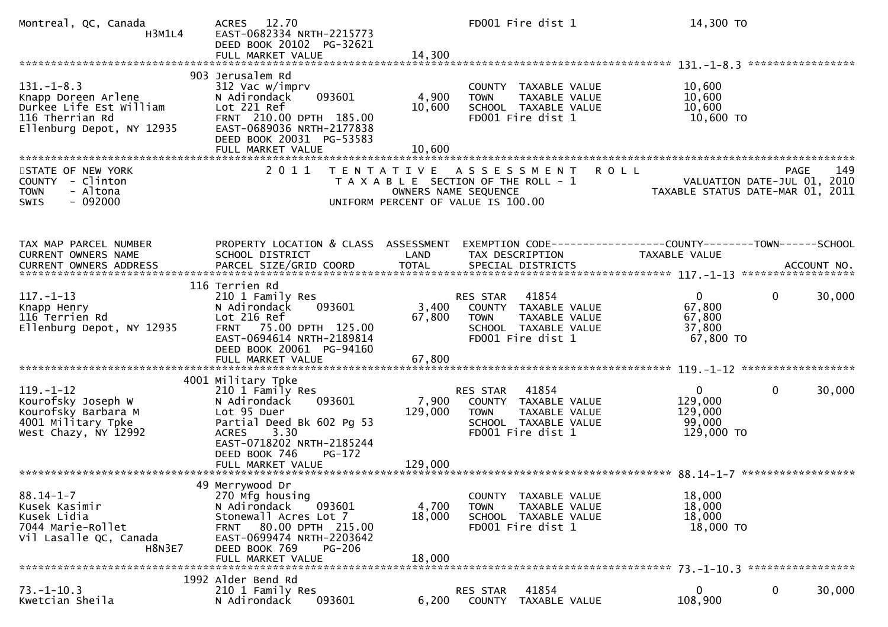```
Montreal, QC, Canada          ACRES   12.70                              FD001 Fire dist 1                14,300 TO
                    H3M1L4    EAST-0682334 NRTH-2215773
                              DEED BOOK 20102  PG-32621
                              FULL MARKET VALUE             14,300
******************************************************************************************************* 131.-1-8.3 *****************
                          903 Jerusalem Rd
131.-1-8.3                    312 Vac w/imprv                            COUNTY  TAXABLE VALUE            10,600
Knapp Doreen Arlene           N Adirondack     093601        4,900       TOWN    TAXABLE VALUE            10,600
Durkee Life Est William       Lot 221 Ref                   10,600       SCHOOL  TAXABLE VALUE            10,600
116 Therrian Rd               FRNT  210.00 DPTH  185.00                  FD001 Fire dist 1                10,600 TO
Ellenburg Depot, NY 12935     EAST-0689036 NRTH-2177838
                              DEED BOOK 20031  PG-53583
                              FULL MARKET VALUE             10,600
************************************************************************************************************************************
STATE OF NEW YORK                  2 0 1 1   T E N T A T I V E   A S S E S S M E N T   R O L L                          PAGE    149
COUNTY  - Clinton                           T A X A B L E  SECTION OF THE ROLL - 1                  VALUATION DATE-JUL 01, 2010
TOWN    - Altona                                  OWNERS NAME SEQUENCE                         TAXABLE STATUS DATE-MAR 01, 2011
SWIS    - 092000                           UNIFORM PERCENT OF VALUE IS 100.00


TAX MAP PARCEL NUMBER          PROPERTY LOCATION & CLASS  ASSESSMENT  EXEMPTION CODE------------------COUNTY--------TOWN------SCHOOL
CURRENT OWNERS NAME            SCHOOL DISTRICT               LAND      TAX DESCRIPTION               TAXABLE VALUE
CURRENT OWNERS ADDRESS         PARCEL SIZE/GRID COORD        TOTAL     SPECIAL DISTRICTS                                   ACCOUNT NO.
******************************************************************************************************* 117.-1-13 ******************
                          116 Terrien Rd
117.-1-13                     210 1 Family Res                          RES STAR   41854                    0           0     30,000
Knapp Henry                   N Adirondack     093601        3,400       COUNTY  TAXABLE VALUE            67,800
116 Terrien Rd                Lot 216 Ref                   67,800       TOWN    TAXABLE VALUE            67,800
Ellenburg Depot, NY 12935     FRNT   75.00 DPTH  125.00                  SCHOOL  TAXABLE VALUE            37,800
                              EAST-0694614 NRTH-2189814                  FD001 Fire dist 1                67,800 TO
                              DEED BOOK 20061  PG-94160
                              FULL MARKET VALUE             67,800
******************************************************************************************************* 119.-1-12 ******************
                          4001 Military Tpke
119.-1-12                     210 1 Family Res                          RES STAR   41854                    0           0     30,000
Kourofsky Joseph W            N Adirondack     093601        7,900       COUNTY  TAXABLE VALUE           129,000
Kourofsky Barbara M           Lot 95 Duer                  129,000       TOWN    TAXABLE VALUE           129,000
4001 Military Tpke            Partial Deed Bk 602 Pg 53                  SCHOOL  TAXABLE VALUE            99,000
West Chazy, NY 12992          ACRES    3.30                              FD001 Fire dist 1               129,000 TO
                              EAST-0718202 NRTH-2185244
                              DEED BOOK 746    PG-172
                              FULL MARKET VALUE            129,000
******************************************************************************************************* 88.14-1-7 ******************
                           49 Merrywood Dr
88.14-1-7                     270 Mfg housing                            COUNTY  TAXABLE VALUE            18,000
Kusek Kasimir                 N Adirondack     093601        4,700       TOWN    TAXABLE VALUE            18,000
Kusek Lidia                   Stonewall Acres Lot 7         18,000       SCHOOL  TAXABLE VALUE            18,000
7044 Marie-Rollet             FRNT   80.00 DPTH  215.00                  FD001 Fire dist 1                18,000 TO
Vil Lasalle QC, Canada        EAST-0699474 NRTH-2203642
                    H8N3E7    DEED BOOK 769    PG-206
                              FULL MARKET VALUE             18,000
******************************************************************************************************* 73.-1-10.3 *****************
                         1992 Alder Bend Rd
73.-1-10.3                    210 1 Family Res                          RES STAR   41854                    0           0     30,000
Kwetcian Sheila               N Adirondack     093601        6,200       COUNTY  TAXABLE VALUE           108,900
```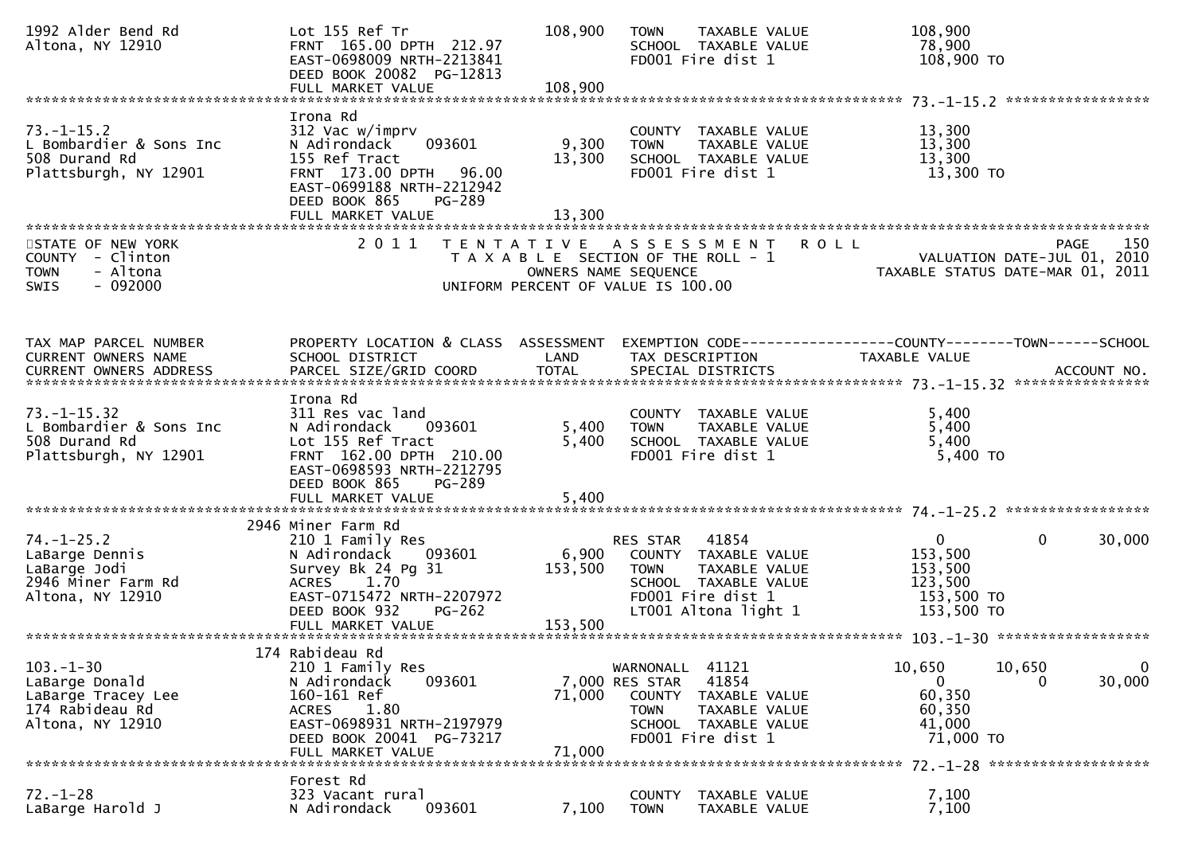```
1992 Alder Bend Rd            Lot 155 Ref Tr                 108,900   TOWN    TAXABLE VALUE            108,900
Altona, NY 12910              FRNT 165.00 DPTH 212.97                 SCHOOL  TAXABLE VALUE             78,900
                              EAST-0698009 NRTH-2213841               FD001 Fire dist 1                 108,900 TO
                              DEED BOOK 20082 PG-12813
                              FULL MARKET VALUE              108,900
******************************************************************************************************* 73.-1-15.2 *****************
                              Irona Rd
73.-1-15.2                    312 Vac w/imprv                          COUNTY  TAXABLE VALUE             13,300
L Bombardier & Sons Inc       N Adirondack     093601          9,300   TOWN    TAXABLE VALUE             13,300
508 Durand Rd                 155 Ref Tract                   13,300   SCHOOL  TAXABLE VALUE             13,300
Plattsburgh, NY 12901         FRNT 173.00 DPTH  96.00                  FD001 Fire dist 1                  13,300 TO
                              EAST-0699188 NRTH-2212942
                              DEED BOOK 865    PG-289
                              FULL MARKET VALUE               13,300
************************************************************************************************************************************
STATE OF NEW YORK                  2 0 1 1   T E N T A T I V E   A S S E S S M E N T   R O L L                          PAGE    150
COUNTY  - Clinton                            T A X A B L E SECTION OF THE ROLL - 1                      VALUATION DATE-JUL 01, 2010
TOWN    - Altona                                   OWNERS NAME SEQUENCE                           TAXABLE STATUS DATE-MAR 01, 2011
SWIS    - 092000                            UNIFORM PERCENT OF VALUE IS 100.00


TAX MAP PARCEL NUMBER         PROPERTY LOCATION & CLASS  ASSESSMENT  EXEMPTION CODE------------------COUNTY--------TOWN------SCHOOL
CURRENT OWNERS NAME           SCHOOL DISTRICT               LAND      TAX DESCRIPTION            TAXABLE VALUE
CURRENT OWNERS ADDRESS        PARCEL SIZE/GRID COORD        TOTAL     SPECIAL DISTRICTS                                   ACCOUNT NO.
******************************************************************************************************* 73.-1-15.32 ****************
                              Irona Rd
73.-1-15.32                   311 Res vac land                         COUNTY  TAXABLE VALUE              5,400
L Bombardier & Sons Inc       N Adirondack     093601          5,400   TOWN    TAXABLE VALUE              5,400
508 Durand Rd                 Lot 155 Ref Tract                5,400   SCHOOL  TAXABLE VALUE              5,400
Plattsburgh, NY 12901         FRNT 162.00 DPTH 210.00                  FD001 Fire dist 1                   5,400 TO
                              EAST-0698593 NRTH-2212795
                              DEED BOOK 865    PG-289
                              FULL MARKET VALUE                5,400
******************************************************************************************************* 74.-1-25.2 *****************
                         2946 Miner Farm Rd
74.-1-25.2                    210 1 Family Res                         RES STAR   41854                   0             0      30,000
LaBarge Dennis                N Adirondack     093601          6,900   COUNTY  TAXABLE VALUE            153,500
LaBarge Jodi                  Survey Bk 24 Pg 31             153,500   TOWN    TAXABLE VALUE            153,500
2946 Miner Farm Rd            ACRES    1.70                            SCHOOL  TAXABLE VALUE            123,500
Altona, NY 12910              EAST-0715472 NRTH-2207972                FD001 Fire dist 1                 153,500 TO
                              DEED BOOK 932    PG-262                  LT001 Altona light 1              153,500 TO
                              FULL MARKET VALUE              153,500
******************************************************************************************************* 103.-1-30 ******************
                          174 Rabideau Rd
103.-1-30                     210 1 Family Res                         WARNONALL  41121              10,650        10,650           0
LaBarge Donald                N Adirondack     093601          7,000   RES STAR   41854                   0             0      30,000
LaBarge Tracey Lee            160-161 Ref                     71,000   COUNTY  TAXABLE VALUE             60,350
174 Rabideau Rd               ACRES    1.80                            TOWN    TAXABLE VALUE             60,350
Altona, NY 12910              EAST-0698931 NRTH-2197979                SCHOOL  TAXABLE VALUE             41,000
                              DEED BOOK 20041 PG-73217                 FD001 Fire dist 1                  71,000 TO
                              FULL MARKET VALUE               71,000
******************************************************************************************************* 72.-1-28 *******************
                              Forest Rd
72.-1-28                      323 Vacant rural                         COUNTY  TAXABLE VALUE              7,100
LaBarge Harold J              N Adirondack     093601          7,100   TOWN    TAXABLE VALUE              7,100
```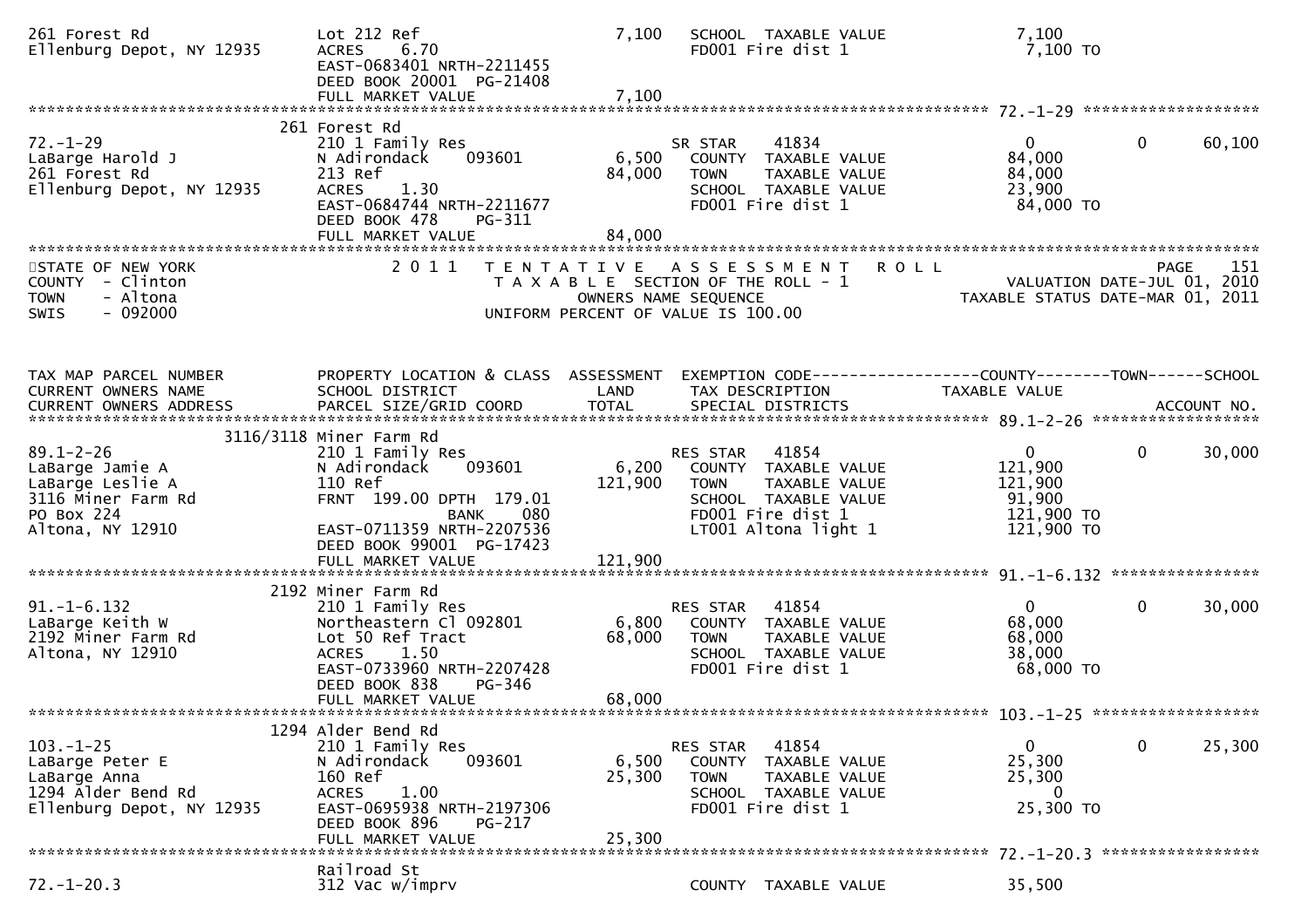```
261 Forest Rd                  Lot 212 Ref                          7,100    SCHOOL  TAXABLE VALUE              7,100
Ellenburg Depot, NY 12935      ACRES    6.70                                 FD001 Fire dist 1                   7,100 TO
                               EAST-0683401 NRTH-2211455
                               DEED BOOK 20001  PG-21408
                               FULL MARKET VALUE                    7,100
******************************************************************************************************* 72.-1-29 ******************
                          261 Forest Rd
72.-1-29                       210 1 Family Res                          SR STAR    41834                   0            0      60,100
LaBarge Harold J               N Adirondack     093601           6,500   COUNTY  TAXABLE VALUE             84,000
261 Forest Rd                  213 Ref                          84,000   TOWN    TAXABLE VALUE             84,000
Ellenburg Depot, NY 12935      ACRES    1.30                             SCHOOL  TAXABLE VALUE             23,900
                               EAST-0684744 NRTH-2211677                 FD001 Fire dist 1                  84,000 TO
                               DEED BOOK 478    PG-311
                               FULL MARKET VALUE                84,000
************************************************************************************************************************************
STATE OF NEW YORK                    2 0 1 1   T E N T A T I V E   A S S E S S M E N T   R O L L                          PAGE    151
COUNTY  - Clinton                               T A X A B L E  SECTION OF THE ROLL - 1                   VALUATION DATE-JUL 01, 2010
TOWN    - Altona                                      OWNERS NAME SEQUENCE                          TAXABLE STATUS DATE-MAR 01, 2011
SWIS    - 092000                               UNIFORM PERCENT OF VALUE IS 100.00



TAX MAP PARCEL NUMBER          PROPERTY LOCATION & CLASS  ASSESSMENT  EXEMPTION CODE------------------COUNTY--------TOWN------SCHOOL
CURRENT OWNERS NAME            SCHOOL DISTRICT               LAND      TAX DESCRIPTION             TAXABLE VALUE
CURRENT OWNERS ADDRESS         PARCEL SIZE/GRID COORD        TOTAL     SPECIAL DISTRICTS                                  ACCOUNT NO.
******************************************************************************************************* 89.1-2-26 ******************
                     3116/3118 Miner Farm Rd
89.1-2-26                      210 1 Family Res                          RES STAR   41854                   0            0      30,000
LaBarge Jamie A                N Adirondack     093601           6,200   COUNTY  TAXABLE VALUE            121,900
LaBarge Leslie A               110 Ref                         121,900   TOWN    TAXABLE VALUE            121,900
3116 Miner Farm Rd             FRNT  199.00 DPTH  179.01                 SCHOOL  TAXABLE VALUE             91,900
PO Box 224                                     BANK     080              FD001 Fire dist 1                 121,900 TO
Altona, NY 12910               EAST-0711359 NRTH-2207536                 LT001 Altona light 1              121,900 TO
                               DEED BOOK 99001  PG-17423
                               FULL MARKET VALUE               121,900
******************************************************************************************************* 91.-1-6.132 ****************
                          2192 Miner Farm Rd
91.-1-6.132                    210 1 Family Res                          RES STAR   41854                   0            0      30,000
LaBarge Keith W                Northeastern Cl 092801           6,800   COUNTY  TAXABLE VALUE             68,000
2192 Miner Farm Rd             Lot 50 Ref Tract                 68,000   TOWN    TAXABLE VALUE             68,000
Altona, NY 12910               ACRES    1.50                             SCHOOL  TAXABLE VALUE             38,000
                               EAST-0733960 NRTH-2207428                 FD001 Fire dist 1                  68,000 TO
                               DEED BOOK 838    PG-346
                               FULL MARKET VALUE                68,000
******************************************************************************************************* 103.-1-25 ******************
                          1294 Alder Bend Rd
103.-1-25                      210 1 Family Res                          RES STAR   41854                   0            0      25,300
LaBarge Peter E                N Adirondack     093601           6,500   COUNTY  TAXABLE VALUE             25,300
LaBarge Anna                   160 Ref                          25,300   TOWN    TAXABLE VALUE             25,300
1294 Alder Bend Rd             ACRES    1.00                             SCHOOL  TAXABLE VALUE                  0
Ellenburg Depot, NY 12935      EAST-0695938 NRTH-2197306                 FD001 Fire dist 1                  25,300 TO
                               DEED BOOK 896    PG-217
                               FULL MARKET VALUE                25,300
******************************************************************************************************* 72.-1-20.3 *****************
                               Railroad St
72.-1-20.3                     312 Vac w/imprv                           COUNTY  TAXABLE VALUE             35,500
```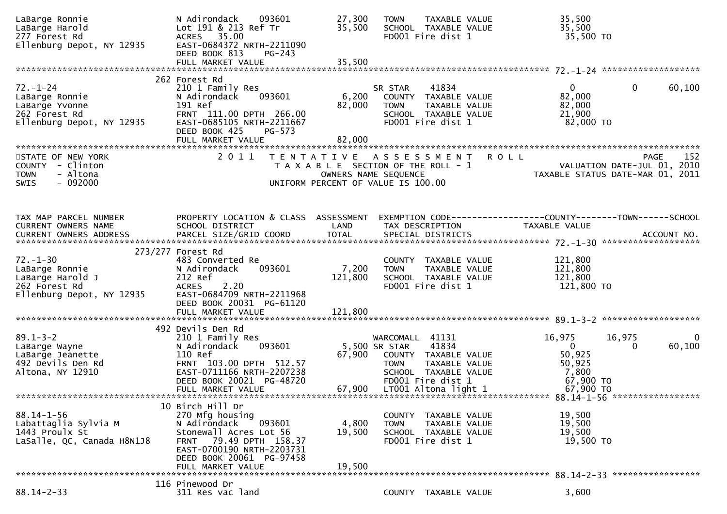```
LaBarge Ronnie               N Adirondack    093601          27,300   TOWN    TAXABLE VALUE             35,500
LaBarge Harold               Lot 191 & 213 Ref Tr            35,500   SCHOOL  TAXABLE VALUE             35,500
277 Forest Rd                ACRES   35.00                            FD001 Fire dist 1                  35,500 TO
Ellenburg Depot, NY 12935    EAST-0684372 NRTH-2211090
                             DEED BOOK 813    PG-243
                             FULL MARKET VALUE               35,500
******************************************************************************************************* 72.-1-24 ******************
                          262 Forest Rd
72.-1-24                     210 1 Family Res                         SR STAR     41834                  0           0      60,100
LaBarge Ronnie               N Adirondack    093601           6,200   COUNTY  TAXABLE VALUE             82,000
LaBarge Yvonne               191 Ref                         82,000   TOWN    TAXABLE VALUE             82,000
262 Forest Rd                FRNT  111.00 DPTH  266.00                SCHOOL  TAXABLE VALUE             21,900
Ellenburg Depot, NY 12935    EAST-0685105 NRTH-2211667                FD001 Fire dist 1                  82,000 TO
                             DEED BOOK 425    PG-573
                             FULL MARKET VALUE               82,000
************************************************************************************************************************************
STATE OF NEW YORK                  2 0 1 1   T E N T A T I V E   A S S E S S M E N T   R O L L                              PAGE   152
COUNTY  - Clinton                            T A X A B L E  SECTION OF THE ROLL - 1                       VALUATION DATE-JUL 01, 2010
TOWN    - Altona                                  OWNERS NAME SEQUENCE                              TAXABLE STATUS DATE-MAR 01, 2011
SWIS    - 092000                            UNIFORM PERCENT OF VALUE IS 100.00


TAX MAP PARCEL NUMBER        PROPERTY LOCATION & CLASS  ASSESSMENT  EXEMPTION CODE------------------COUNTY--------TOWN------SCHOOL
CURRENT OWNERS NAME          SCHOOL DISTRICT               LAND      TAX DESCRIPTION             TAXABLE VALUE
CURRENT OWNERS ADDRESS       PARCEL SIZE/GRID COORD       TOTAL      SPECIAL DISTRICTS                                     ACCOUNT NO.
******************************************************************************************************* 72.-1-30 ******************
                      273/277 Forest Rd
72.-1-30                     483 Converted Re                         COUNTY  TAXABLE VALUE            121,800
LaBarge Ronnie               N Adirondack    093601           7,200   TOWN    TAXABLE VALUE            121,800
LaBarge Harold J             212 Ref                        121,800   SCHOOL  TAXABLE VALUE            121,800
262 Forest Rd                ACRES    2.20                            FD001 Fire dist 1                 121,800 TO
Ellenburg Depot, NY 12935    EAST-0684709 NRTH-2211968
                             DEED BOOK 20031  PG-61120
                             FULL MARKET VALUE              121,800
******************************************************************************************************* 89.1-3-2 ******************
                          492 Devils Den Rd
89.1-3-2                     210 1 Family Res                         WARCOMALL  41131              16,975      16,975           0
LaBarge Wayne                N Adirondack    093601           5,500 SR STAR     41834                  0           0      60,100
LaBarge Jeanette             110 Ref                         67,900   COUNTY  TAXABLE VALUE             50,925
492 Devils Den Rd            FRNT  103.00 DPTH  512.57                TOWN    TAXABLE VALUE             50,925
Altona, NY 12910             EAST-0711166 NRTH-2207238                SCHOOL  TAXABLE VALUE              7,800
                             DEED BOOK 20021  PG-48720                FD001 Fire dist 1                  67,900 TO
                             FULL MARKET VALUE               67,900   LT001 Altona light 1               67,900 TO
******************************************************************************************************* 88.14-1-56 ****************
                          10 Birch Hill Dr
88.14-1-56                   270 Mfg housing                          COUNTY  TAXABLE VALUE             19,500
Labattaglia Sylvia M         N Adirondack    093601           4,800   TOWN    TAXABLE VALUE             19,500
1443 Proulx St               Stonewall Acres Lot 56          19,500   SCHOOL  TAXABLE VALUE             19,500
LaSalle, QC, Canada H8N1J8   FRNT   79.49 DPTH  158.37                FD001 Fire dist 1                  19,500 TO
                             EAST-0700190 NRTH-2203731
                             DEED BOOK 20061  PG-97458
                             FULL MARKET VALUE               19,500
******************************************************************************************************* 88.14-2-33 ****************
                          116 Pinewood Dr
88.14-2-33                   311 Res vac land                         COUNTY  TAXABLE VALUE              3,600
```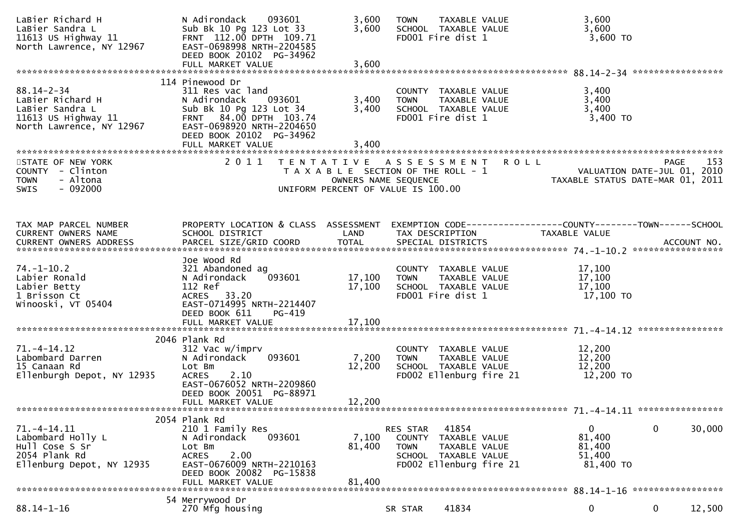```
LaBier Richard H              N Adirondack    093601         3,600   TOWN    TAXABLE VALUE              3,600
LaBier Sandra L               Sub Bk 10 Pg 123 Lot 33        3,600   SCHOOL  TAXABLE VALUE              3,600
11613 US Highway 11           FRNT 112.00 DPTH 109.71                FD001 Fire dist 1                   3,600 TO
North Lawrence, NY 12967      EAST-0698998 NRTH-2204585
                              DEED BOOK 20102  PG-34962
                              FULL MARKET VALUE              3,600
******************************************************************************************************* 88.14-2-34 *****************
                         114 Pinewood Dr
88.14-2-34                    311 Res vac land                       COUNTY  TAXABLE VALUE              3,400
LaBier Richard H              N Adirondack    093601         3,400   TOWN    TAXABLE VALUE              3,400
LaBier Sandra L               Sub Bk 10 Pg 123 Lot 34        3,400   SCHOOL  TAXABLE VALUE              3,400
11613 US Highway 11           FRNT  84.00 DPTH 103.74                FD001 Fire dist 1                   3,400 TO
North Lawrence, NY 12967      EAST-0698920 NRTH-2204650
                              DEED BOOK 20102  PG-34962
                              FULL MARKET VALUE              3,400
************************************************************************************************************************************
STATE OF NEW YORK                 2 0 1 1   T E N T A T I V E   A S S E S S M E N T   R O L L                         PAGE    153
COUNTY  - Clinton                          T A X A B L E  SECTION OF THE ROLL - 1                   VALUATION DATE-JUL 01, 2010
TOWN    - Altona                                  OWNERS NAME SEQUENCE                         TAXABLE STATUS DATE-MAR 01, 2011
SWIS    - 092000                           UNIFORM PERCENT OF VALUE IS 100.00


TAX MAP PARCEL NUMBER         PROPERTY LOCATION & CLASS  ASSESSMENT  EXEMPTION CODE------------------COUNTY--------TOWN------SCHOOL
CURRENT OWNERS NAME           SCHOOL DISTRICT               LAND     TAX DESCRIPTION            TAXABLE VALUE
CURRENT OWNERS ADDRESS        PARCEL SIZE/GRID COORD        TOTAL    SPECIAL DISTRICTS                                 ACCOUNT NO.
******************************************************************************************************* 74.-1-10.2 *****************
                              Joe Wood Rd
74.-1-10.2                    321 Abandoned ag                       COUNTY  TAXABLE VALUE             17,100
Labier Ronald                 N Adirondack    093601        17,100   TOWN    TAXABLE VALUE             17,100
Labier Betty                  112 Ref                       17,100   SCHOOL  TAXABLE VALUE             17,100
1 Brisson Ct                  ACRES   33.20                          FD001 Fire dist 1                  17,100 TO
Winooski, VT 05404            EAST-0714995 NRTH-2214407
                              DEED BOOK 611    PG-419
                              FULL MARKET VALUE             17,100
******************************************************************************************************* 71.-4-14.12 ****************
                         2046 Plank Rd
71.-4-14.12                   312 Vac w/imprv                        COUNTY  TAXABLE VALUE             12,200
Labombard Darren              N Adirondack    093601         7,200   TOWN    TAXABLE VALUE             12,200
15 Canaan Rd                  Lot Bm                        12,200   SCHOOL  TAXABLE VALUE             12,200
Ellenburgh Depot, NY 12935    ACRES    2.10                          FD002 Ellenburg fire 21            12,200 TO
                              EAST-0676052 NRTH-2209860
                              DEED BOOK 20051  PG-88971
                              FULL MARKET VALUE             12,200
******************************************************************************************************* 71.-4-14.11 ****************
                         2054 Plank Rd
71.-4-14.11                   210 1 Family Res                       RES STAR   41854                   0             0     30,000
Labombard Holly L             N Adirondack    093601         7,100   COUNTY  TAXABLE VALUE             81,400
Hull Cose S Sr                Lot Bm                        81,400   TOWN    TAXABLE VALUE             81,400
2054 Plank Rd                 ACRES    2.00                          SCHOOL  TAXABLE VALUE             51,400
Ellenburg Depot, NY 12935     EAST-0676009 NRTH-2210163              FD002 Ellenburg fire 21            81,400 TO
                              DEED BOOK 20082  PG-15838
                              FULL MARKET VALUE             81,400
******************************************************************************************************* 88.14-1-16 *****************
                         54 Merrywood Dr
88.14-1-16                    270 Mfg housing                        SR STAR    41834                   0             0     12,500
```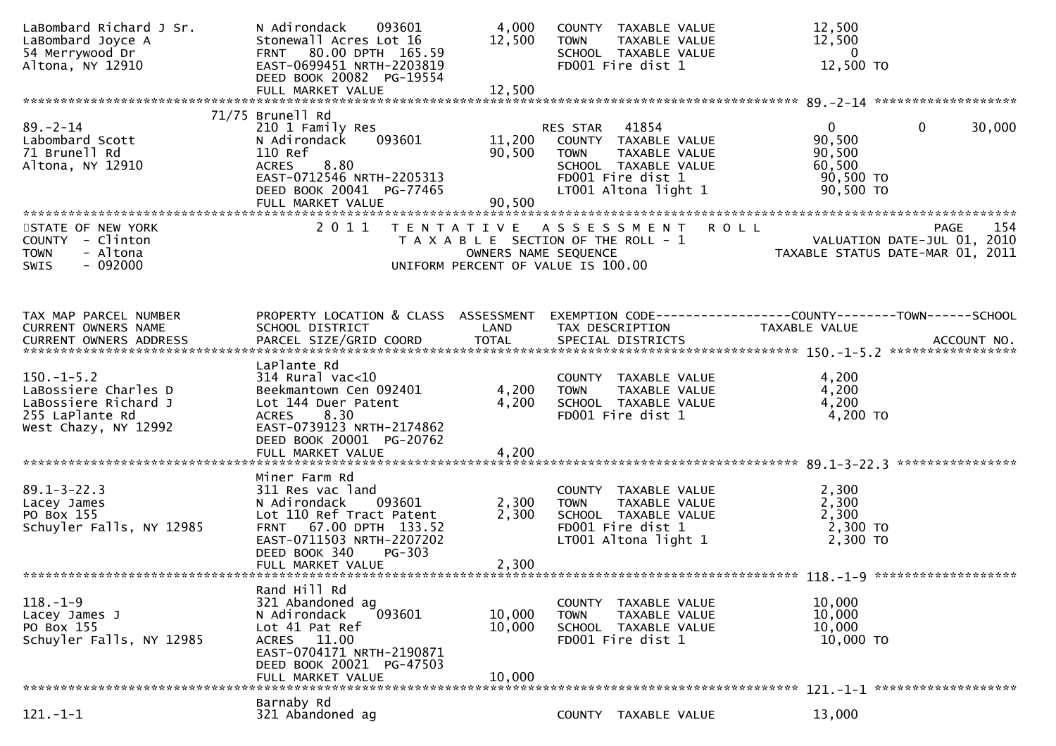| | | | | |
|---|---|---|---|---|
| LaBombard Richard J Sr.<br>LaBombard Joyce A<br>54 Merrywood Dr<br>Altona, NY 12910 | N Adirondack 093601<br>Stonewall Acres Lot 16<br>FRNT 80.00 DPTH 165.59<br>EAST-0699451 NRTH-2203819<br>DEED BOOK 20082 PG-19554<br>FULL MARKET VALUE | 4,000<br>12,500<br><br><br><br>12,500 | COUNTY TAXABLE VALUE<br>TOWN TAXABLE VALUE<br>SCHOOL TAXABLE VALUE<br>FD001 Fire dist 1 | 12,500<br>12,500<br>0<br>12,500 TO |

******************************************************************************************************* 89.-2-14 *******************

| | | | | |
|---|---|---|---|---|
| 89.-2-14<br>Labombard Scott<br>71 Brunell Rd<br>Altona, NY 12910 | 71/75 Brunell Rd<br>210 1 Family Res<br>N Adirondack 093601<br>110 Ref<br>ACRES 8.80<br>EAST-0712546 NRTH-2205313<br>DEED BOOK 20041 PG-77465<br>FULL MARKET VALUE | <br><br>11,200<br>90,500<br><br><br><br>90,500 | <br>RES STAR 41854<br>COUNTY TAXABLE VALUE<br>TOWN TAXABLE VALUE<br>SCHOOL TAXABLE VALUE<br>FD001 Fire dist 1<br>LT001 Altona light 1 | <br>0 0 30,000<br>90,500<br>90,500<br>60,500<br>90,500 TO<br>90,500 TO |

STATE OF NEW YORK
COUNTY - Clinton
TOWN - Altona
SWIS - 092000

2011 TENTATIVE ASSESSMENT ROLL
TAXABLE SECTION OF THE ROLL - 1
OWNERS NAME SEQUENCE
UNIFORM PERCENT OF VALUE IS 100.00

PAGE 154
VALUATION DATE-JUL 01, 2010
TAXABLE STATUS DATE-MAR 01, 2011

| TAX MAP PARCEL NUMBER<br>CURRENT OWNERS NAME<br>CURRENT OWNERS ADDRESS | PROPERTY LOCATION & CLASS<br>SCHOOL DISTRICT<br>PARCEL SIZE/GRID COORD | ASSESSMENT<br>LAND<br>TOTAL | EXEMPTION CODE------------------COUNTY--------TOWN------SCHOOL<br>TAX DESCRIPTION<br>SPECIAL DISTRICTS | TAXABLE VALUE<br><br>ACCOUNT NO. |
|---|---|---|---|---|
| 150.-1-5.2<br>LaBossiere Charles D<br>LaBossiere Richard J<br>255 LaPlante Rd<br>West Chazy, NY 12992 | LaPlante Rd<br>314 Rural vac<10<br>Beekmantown Cen 092401<br>Lot 144 Duer Patent<br>ACRES 8.30<br>EAST-0739123 NRTH-2174862<br>DEED BOOK 20001 PG-20762<br>FULL MARKET VALUE | <br><br>4,200<br>4,200<br><br><br><br>4,200 | <br>COUNTY TAXABLE VALUE<br>TOWN TAXABLE VALUE<br>SCHOOL TAXABLE VALUE<br>FD001 Fire dist 1 | <br>4,200<br>4,200<br>4,200<br>4,200 TO |
| 89.1-3-22.3<br>Lacey James<br>PO Box 155<br>Schuyler Falls, NY 12985 | Miner Farm Rd<br>311 Res vac land<br>N Adirondack 093601<br>Lot 110 Ref Tract Patent<br>FRNT 67.00 DPTH 133.52<br>EAST-0711503 NRTH-2207202<br>DEED BOOK 340 PG-303<br>FULL MARKET VALUE | <br><br>2,300<br>2,300<br><br><br><br>2,300 | <br>COUNTY TAXABLE VALUE<br>TOWN TAXABLE VALUE<br>SCHOOL TAXABLE VALUE<br>FD001 Fire dist 1<br>LT001 Altona light 1 | <br>2,300<br>2,300<br>2,300<br>2,300 TO<br>2,300 TO |
| 118.-1-9<br>Lacey James J<br>PO Box 155<br>Schuyler Falls, NY 12985 | Rand Hill Rd<br>321 Abandoned ag<br>N Adirondack 093601<br>Lot 41 Pat Ref<br>ACRES 11.00<br>EAST-0704171 NRTH-2190871<br>DEED BOOK 20021 PG-47503<br>FULL MARKET VALUE | <br><br>10,000<br>10,000<br><br><br><br>10,000 | <br>COUNTY TAXABLE VALUE<br>TOWN TAXABLE VALUE<br>SCHOOL TAXABLE VALUE<br>FD001 Fire dist 1 | <br>10,000<br>10,000<br>10,000<br>10,000 TO |
| 121.-1-1 | Barnaby Rd<br>321 Abandoned ag | | COUNTY TAXABLE VALUE | 13,000 |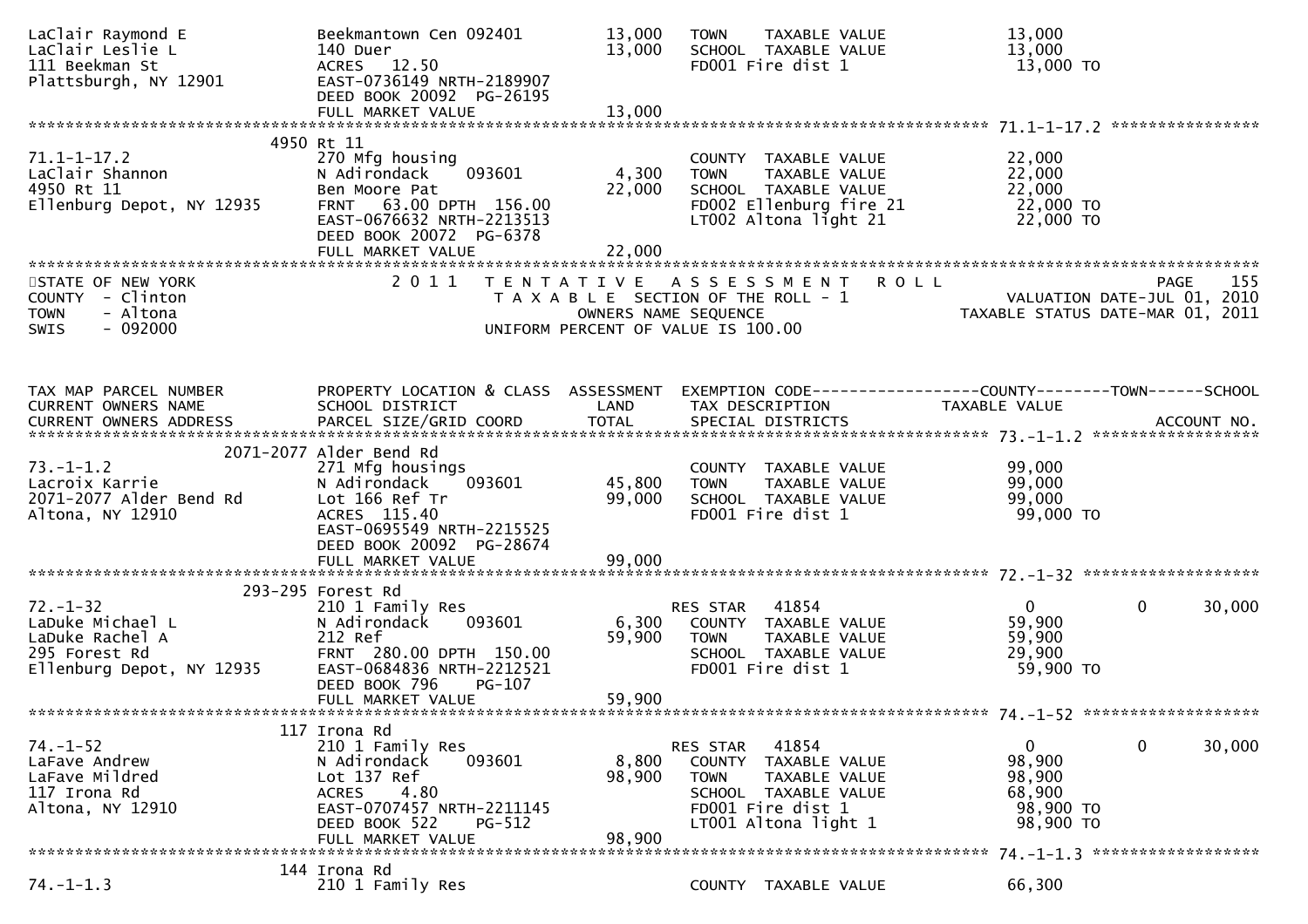```
LaClair Raymond E              Beekmantown Cen 092401        13,000   TOWN     TAXABLE VALUE              13,000
LaClair Leslie L               140 Duer                      13,000   SCHOOL  TAXABLE VALUE              13,000
111 Beekman St                 ACRES   12.50                          FD001 Fire dist 1                   13,000 TO
Plattsburgh, NY 12901          EAST-0736149 NRTH-2189907
                               DEED BOOK 20092  PG-26195
                               FULL MARKET VALUE             13,000
******************************************************************************************************* 71.1-1-17.2 *****************
                          4950 Rt 11
71.1-1-17.2                    270 Mfg housing                        COUNTY  TAXABLE VALUE              22,000
LaClair Shannon                N Adirondack    093601         4,300   TOWN     TAXABLE VALUE              22,000
4950 Rt 11                     Ben Moore Pat                 22,000   SCHOOL  TAXABLE VALUE              22,000
Ellenburg Depot, NY 12935      FRNT   63.00 DPTH  156.00              FD002 Ellenburg fire 21             22,000 TO
                               EAST-0676632 NRTH-2213513              LT002 Altona light 21               22,000 TO
                               DEED BOOK 20072  PG-6378
                               FULL MARKET VALUE             22,000
************************************************************************************************************************************
STATE OF NEW YORK                  2 0 1 1   T E N T A T I V E   A S S E S S M E N T   R O L L                           PAGE   155
COUNTY  - Clinton                            T A X A B L E SECTION OF THE ROLL - 1                      VALUATION DATE-JUL 01, 2010
TOWN    - Altona                                      OWNERS NAME SEQUENCE                             TAXABLE STATUS DATE-MAR 01, 2011
SWIS    - 092000                                 UNIFORM PERCENT OF VALUE IS 100.00


TAX MAP PARCEL NUMBER          PROPERTY LOCATION & CLASS  ASSESSMENT  EXEMPTION CODE------------------COUNTY--------TOWN------SCHOOL
CURRENT OWNERS NAME            SCHOOL DISTRICT               LAND      TAX DESCRIPTION            TAXABLE VALUE
CURRENT OWNERS ADDRESS         PARCEL SIZE/GRID COORD        TOTAL     SPECIAL DISTRICTS                                  ACCOUNT NO.
******************************************************************************************************* 73.-1-1.2 ******************
                     2071-2077 Alder Bend Rd
73.-1-1.2                      271 Mfg housings                       COUNTY  TAXABLE VALUE              99,000
Lacroix Karrie                 N Adirondack    093601        45,800   TOWN     TAXABLE VALUE              99,000
2071-2077 Alder Bend Rd        Lot 166 Ref Tr                99,000   SCHOOL  TAXABLE VALUE              99,000
Altona, NY 12910               ACRES  115.40                          FD001 Fire dist 1                   99,000 TO
                               EAST-0695549 NRTH-2215525
                               DEED BOOK 20092  PG-28674
                               FULL MARKET VALUE             99,000
******************************************************************************************************* 72.-1-32 *******************
                       293-295 Forest Rd
72.-1-32                       210 1 Family Res                       RES STAR    41854                  0            0       30,000
LaDuke Michael L               N Adirondack    093601         6,300   COUNTY  TAXABLE VALUE              59,900
LaDuke Rachel A                212 Ref                       59,900   TOWN     TAXABLE VALUE              59,900
295 Forest Rd                  FRNT  280.00 DPTH  150.00              SCHOOL  TAXABLE VALUE              29,900
Ellenburg Depot, NY 12935      EAST-0684836 NRTH-2212521              FD001 Fire dist 1                   59,900 TO
                               DEED BOOK 796    PG-107
                               FULL MARKET VALUE             59,900
******************************************************************************************************* 74.-1-52 *******************
                           117 Irona Rd
74.-1-52                       210 1 Family Res                       RES STAR    41854                  0            0       30,000
LaFave Andrew                  N Adirondack    093601         8,800   COUNTY  TAXABLE VALUE              98,900
LaFave Mildred                 Lot 137 Ref                   98,900   TOWN     TAXABLE VALUE              98,900
117 Irona Rd                   ACRES    4.80                          SCHOOL  TAXABLE VALUE              68,900
Altona, NY 12910               EAST-0707457 NRTH-2211145              FD001 Fire dist 1                   98,900 TO
                               DEED BOOK 522    PG-512                LT001 Altona light 1                98,900 TO
                               FULL MARKET VALUE             98,900
******************************************************************************************************* 74.-1-1.3 ******************
                           144 Irona Rd
74.-1-1.3                      210 1 Family Res                       COUNTY  TAXABLE VALUE              66,300
```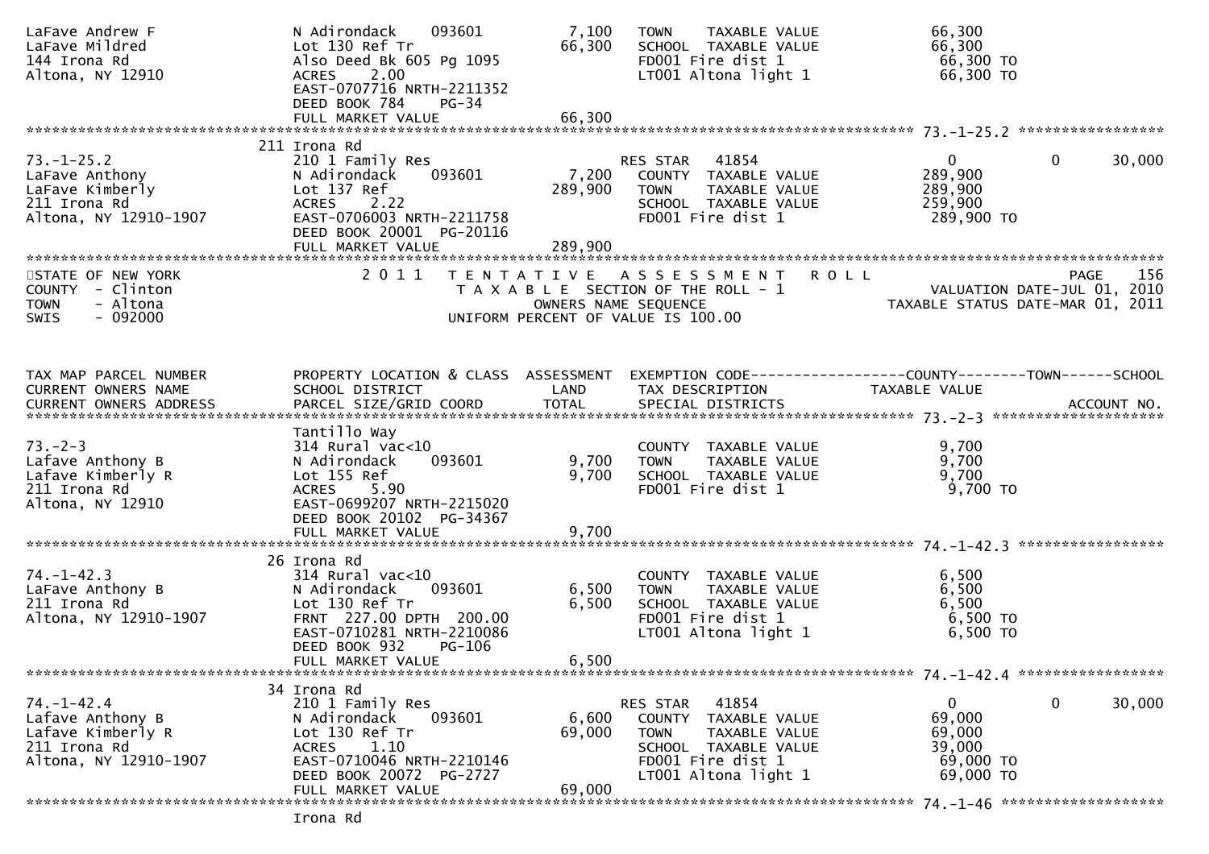```
LaFave Andrew F               N Adirondack    093601      7,100   TOWN    TAXABLE VALUE            66,300
LaFave Mildred                Lot 130 Ref Tr             66,300   SCHOOL  TAXABLE VALUE            66,300
144 Irona Rd                  Also Deed Bk 605 Pg 1095            FD001 Fire dist 1                 66,300 TO
Altona, NY 12910              ACRES    2.00                       LT001 Altona light 1              66,300 TO
                              EAST-0707716 NRTH-2211352
                              DEED BOOK 784    PG-34
                              FULL MARKET VALUE          66,300
******************************************************************************************************* 73.-1-25.2 *****************
                              211 Irona Rd
73.-1-25.2                    210 1 Family Res                    RES STAR   41854                  0           0        30,000
LaFave Anthony                N Adirondack    093601      7,200   COUNTY  TAXABLE VALUE           289,900
LaFave Kimberly               Lot 137 Ref               289,900   TOWN    TAXABLE VALUE           289,900
211 Irona Rd                  ACRES    2.22                       SCHOOL  TAXABLE VALUE           259,900
Altona, NY 12910-1907         EAST-0706003 NRTH-2211758           FD001 Fire dist 1                289,900 TO
                              DEED BOOK 20001 PG-20116
                              FULL MARKET VALUE         289,900
************************************************************************************************************************************
STATE OF NEW YORK                2 0 1 1   T E N T A T I V E   A S S E S S M E N T   R O L L                          PAGE    156
COUNTY  - Clinton                          T A X A B L E  SECTION OF THE ROLL - 1                      VALUATION DATE-JUL 01, 2010
TOWN    - Altona                              OWNERS NAME SEQUENCE                                TAXABLE STATUS DATE-MAR 01, 2011
SWIS    - 092000                         UNIFORM PERCENT OF VALUE IS 100.00


TAX MAP PARCEL NUMBER         PROPERTY LOCATION & CLASS  ASSESSMENT  EXEMPTION CODE------------------COUNTY--------TOWN------SCHOOL
CURRENT OWNERS NAME           SCHOOL DISTRICT               LAND      TAX DESCRIPTION             TAXABLE VALUE
CURRENT OWNERS ADDRESS        PARCEL SIZE/GRID COORD        TOTAL     SPECIAL DISTRICTS                                 ACCOUNT NO.
******************************************************************************************************* 73.-2-3 ********************
                              Tantillo Way
73.-2-3                       314 Rural vac<10                    COUNTY  TAXABLE VALUE             9,700
Lafave Anthony B              N Adirondack    093601      9,700   TOWN    TAXABLE VALUE             9,700
Lafave Kimberly R             Lot 155 Ref                 9,700   SCHOOL  TAXABLE VALUE             9,700
211 Irona Rd                  ACRES    5.90                       FD001 Fire dist 1                 9,700 TO
Altona, NY 12910              EAST-0699207 NRTH-2215020
                              DEED BOOK 20102 PG-34367
                              FULL MARKET VALUE           9,700
******************************************************************************************************* 74.-1-42.3 *****************
                              26 Irona Rd
74.-1-42.3                    314 Rural vac<10                    COUNTY  TAXABLE VALUE             6,500
LaFave Anthony B              N Adirondack    093601      6,500   TOWN    TAXABLE VALUE             6,500
211 Irona Rd                  Lot 130 Ref Tr              6,500   SCHOOL  TAXABLE VALUE             6,500
Altona, NY 12910-1907         FRNT 227.00 DPTH 200.00             FD001 Fire dist 1                 6,500 TO
                              EAST-0710281 NRTH-2210086           LT001 Altona light 1              6,500 TO
                              DEED BOOK 932    PG-106
                              FULL MARKET VALUE           6,500
******************************************************************************************************* 74.-1-42.4 *****************
                              34 Irona Rd
74.-1-42.4                    210 1 Family Res                    RES STAR   41854                  0           0        30,000
Lafave Anthony B              N Adirondack    093601      6,600   COUNTY  TAXABLE VALUE            69,000
Lafave Kimberly R             Lot 130 Ref Tr             69,000   TOWN    TAXABLE VALUE            69,000
211 Irona Rd                  ACRES    1.10                       SCHOOL  TAXABLE VALUE            39,000
Altona, NY 12910-1907         EAST-0710046 NRTH-2210146           FD001 Fire dist 1                69,000 TO
                              DEED BOOK 20072 PG-2727             LT001 Altona light 1             69,000 TO
                              FULL MARKET VALUE          69,000
******************************************************************************************************* 74.-1-46 *******************
                              Irona Rd
```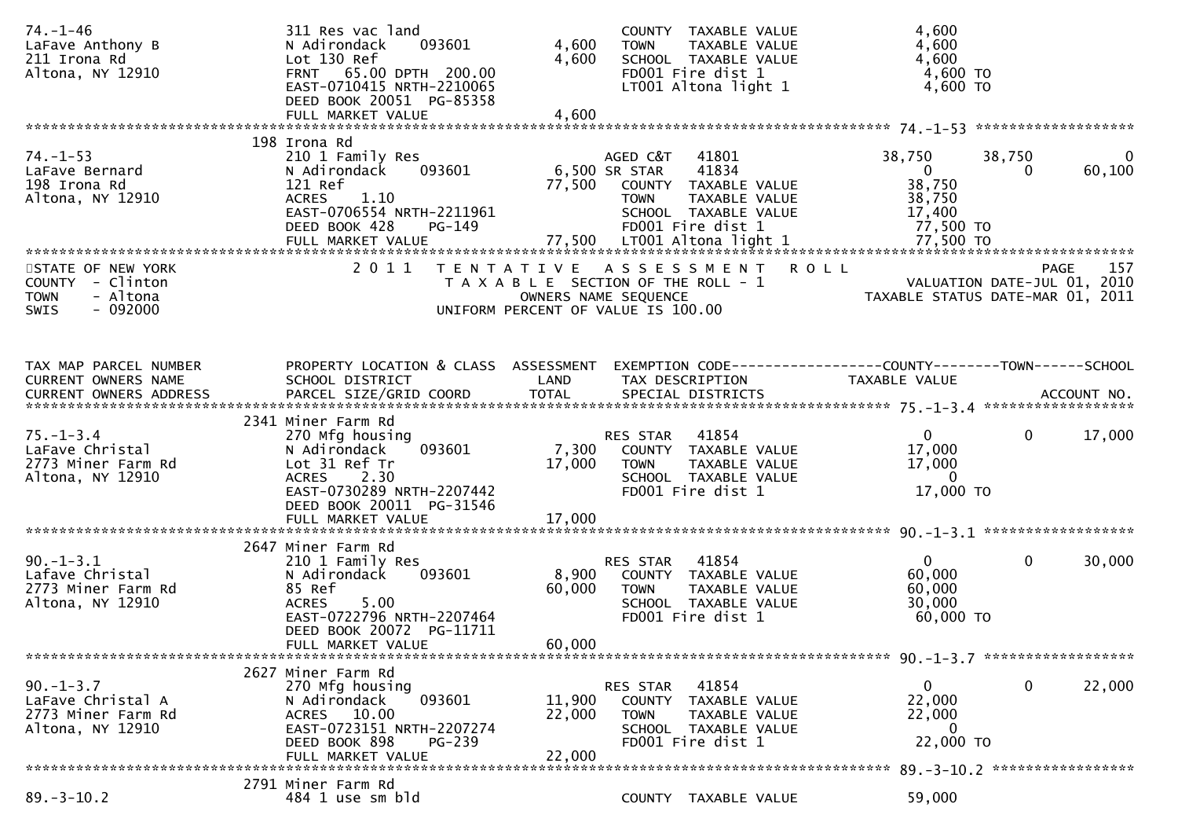```
74.-1-46                       311 Res vac land                        COUNTY  TAXABLE VALUE             4,600
LaFave Anthony B               N Adirondack     093601        4,600    TOWN    TAXABLE VALUE             4,600
211 Irona Rd                   Lot 130 Ref                    4,600    SCHOOL  TAXABLE VALUE             4,600
Altona, NY 12910               FRNT   65.00 DPTH  200.00               FD001 Fire dist 1                  4,600 TO
                               EAST-0710415 NRTH-2210065               LT001 Altona light 1               4,600 TO
                               DEED BOOK 20051  PG-85358
                               FULL MARKET VALUE              4,600
******************************************************************************************************* 74.-1-53 ******************
                          198 Irona Rd
74.-1-53                       210 1 Family Res                        AGED C&T   41801             38,750       38,750            0
LaFave Bernard                 N Adirondack     093601        6,500 SR STAR    41834                  0            0        60,100
198 Irona Rd                   121 Ref                       77,500    COUNTY  TAXABLE VALUE            38,750
Altona, NY 12910               ACRES     1.10                          TOWN    TAXABLE VALUE            38,750
                               EAST-0706554 NRTH-2211961               SCHOOL  TAXABLE VALUE            17,400
                               DEED BOOK 428    PG-149                 FD001 Fire dist 1                 77,500 TO
                               FULL MARKET VALUE             77,500    LT001 Altona light 1              77,500 TO
************************************************************************************************************************************
STATE OF NEW YORK                 2 0 1 1   T E N T A T I V E   A S S E S S M E N T   R O L L                             PAGE   157
COUNTY  - Clinton                            T A X A B L E  SECTION OF THE ROLL - 1                    VALUATION DATE-JUL 01, 2010
TOWN    - Altona                                   OWNERS NAME SEQUENCE                             TAXABLE STATUS DATE-MAR 01, 2011
SWIS    - 092000                            UNIFORM PERCENT OF VALUE IS 100.00


TAX MAP PARCEL NUMBER          PROPERTY LOCATION & CLASS  ASSESSMENT  EXEMPTION CODE------------------COUNTY--------TOWN------SCHOOL
CURRENT OWNERS NAME            SCHOOL DISTRICT               LAND      TAX DESCRIPTION                TAXABLE VALUE
CURRENT OWNERS ADDRESS         PARCEL SIZE/GRID COORD        TOTAL     SPECIAL DISTRICTS                                    ACCOUNT NO.
******************************************************************************************************* 75.-1-3.4 *****************
                         2341 Miner Farm Rd
75.-1-3.4                      270 Mfg housing                         RES STAR   41854                  0            0        17,000
LaFave Christal                N Adirondack     093601        7,300    COUNTY  TAXABLE VALUE            17,000
2773 Miner Farm Rd             Lot 31 Ref Tr                 17,000    TOWN    TAXABLE VALUE            17,000
Altona, NY 12910               ACRES     2.30                          SCHOOL  TAXABLE VALUE                 0
                               EAST-0730289 NRTH-2207442               FD001 Fire dist 1                 17,000 TO
                               DEED BOOK 20011  PG-31546
                               FULL MARKET VALUE             17,000
******************************************************************************************************* 90.-1-3.1 *****************
                         2647 Miner Farm Rd
90.-1-3.1                      210 1 Family Res                        RES STAR   41854                  0            0        30,000
Lafave Christal                N Adirondack     093601        8,900    COUNTY  TAXABLE VALUE            60,000
2773 Miner Farm Rd             85 Ref                        60,000    TOWN    TAXABLE VALUE            60,000
Altona, NY 12910               ACRES     5.00                          SCHOOL  TAXABLE VALUE            30,000
                               EAST-0722796 NRTH-2207464               FD001 Fire dist 1                 60,000 TO
                               DEED BOOK 20072  PG-11711
                               FULL MARKET VALUE             60,000
******************************************************************************************************* 90.-1-3.7 *****************
                         2627 Miner Farm Rd
90.-1-3.7                      270 Mfg housing                         RES STAR   41854                  0            0        22,000
LaFave Christal A              N Adirondack     093601       11,900    COUNTY  TAXABLE VALUE            22,000
2773 Miner Farm Rd             ACRES    10.00                22,000    TOWN    TAXABLE VALUE            22,000
Altona, NY 12910               EAST-0723151 NRTH-2207274               SCHOOL  TAXABLE VALUE                 0
                               DEED BOOK 898    PG-239                 FD001 Fire dist 1                 22,000 TO
                               FULL MARKET VALUE             22,000
******************************************************************************************************* 89.-3-10.2 ****************
                         2791 Miner Farm Rd
89.-3-10.2                     484 1 use sm bld                        COUNTY  TAXABLE VALUE            59,000
```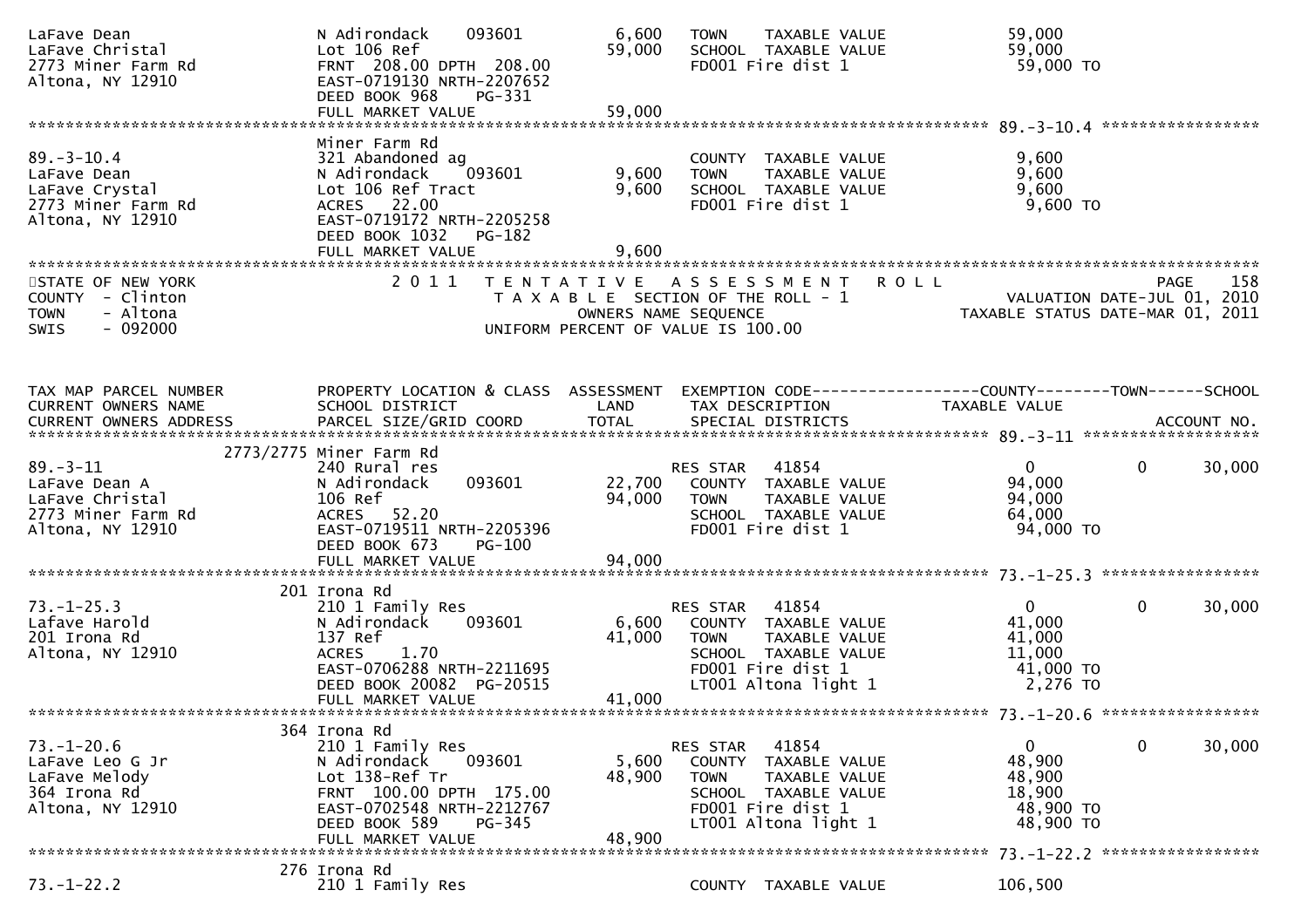```
LaFave Dean                    N Adirondack    093601         6,600   TOWN    TAXABLE VALUE              59,000
LaFave Christal                Lot 106 Ref                   59,000   SCHOOL  TAXABLE VALUE              59,000
2773 Miner Farm Rd             FRNT 208.00 DPTH 208.00                FD001 Fire dist 1                   59,000 TO
Altona, NY 12910               EAST-0719130 NRTH-2207652
                               DEED BOOK 968     PG-331
                               FULL MARKET VALUE             59,000
******************************************************************************************************* 89.-3-10.4 *****************
                               Miner Farm Rd
89.-3-10.4                     321 Abandoned ag                        COUNTY  TAXABLE VALUE               9,600
LaFave Dean                    N Adirondack    093601         9,600   TOWN    TAXABLE VALUE               9,600
LaFave Crystal                 Lot 106 Ref Tract              9,600   SCHOOL  TAXABLE VALUE               9,600
2773 Miner Farm Rd             ACRES   22.00                          FD001 Fire dist 1                    9,600 TO
Altona, NY 12910               EAST-0719172 NRTH-2205258
                               DEED BOOK 1032    PG-182
                               FULL MARKET VALUE              9,600
************************************************************************************************************************************
STATE OF NEW YORK                2 0 1 1   T E N T A T I V E   A S S E S S M E N T   R O L L                              PAGE   158
COUNTY  - Clinton                         T A X A B L E SECTION OF THE ROLL - 1                        VALUATION DATE-JUL 01, 2010
TOWN    - Altona                                 OWNERS NAME SEQUENCE                              TAXABLE STATUS DATE-MAR 01, 2011
SWIS    - 092000                          UNIFORM PERCENT OF VALUE IS 100.00


TAX MAP PARCEL NUMBER          PROPERTY LOCATION & CLASS  ASSESSMENT  EXEMPTION CODE------------------COUNTY--------TOWN------SCHOOL
CURRENT OWNERS NAME            SCHOOL DISTRICT               LAND      TAX DESCRIPTION             TAXABLE VALUE
CURRENT OWNERS ADDRESS         PARCEL SIZE/GRID COORD        TOTAL     SPECIAL DISTRICTS                                ACCOUNT NO.
******************************************************************************************************* 89.-3-11 *******************
                     2773/2775 Miner Farm Rd
89.-3-11                       240 Rural res                          RES STAR   41854                    0           0     30,000
LaFave Dean A                  N Adirondack    093601        22,700   COUNTY  TAXABLE VALUE              94,000
LaFave Christal                106 Ref                       94,000   TOWN    TAXABLE VALUE              94,000
2773 Miner Farm Rd             ACRES   52.20                          SCHOOL  TAXABLE VALUE              64,000
Altona, NY 12910               EAST-0719511 NRTH-2205396              FD001 Fire dist 1                   94,000 TO
                               DEED BOOK 673     PG-100
                               FULL MARKET VALUE             94,000
******************************************************************************************************* 73.-1-25.3 *****************
                     201 Irona Rd
73.-1-25.3                     210 1 Family Res                       RES STAR   41854                    0           0     30,000
Lafave Harold                  N Adirondack    093601         6,600   COUNTY  TAXABLE VALUE              41,000
201 Irona Rd                   137 Ref                       41,000   TOWN    TAXABLE VALUE              41,000
Altona, NY 12910               ACRES    1.70                          SCHOOL  TAXABLE VALUE              11,000
                               EAST-0706288 NRTH-2211695              FD001 Fire dist 1                   41,000 TO
                               DEED BOOK 20082  PG-20515              LT001 Altona light 1                 2,276 TO
                               FULL MARKET VALUE             41,000
******************************************************************************************************* 73.-1-20.6 *****************
                     364 Irona Rd
73.-1-20.6                     210 1 Family Res                       RES STAR   41854                    0           0     30,000
LaFave Leo G Jr                N Adirondack    093601         5,600   COUNTY  TAXABLE VALUE              48,900
LaFave Melody                  Lot 138-Ref Tr                48,900   TOWN    TAXABLE VALUE              48,900
364 Irona Rd                   FRNT 100.00 DPTH 175.00                SCHOOL  TAXABLE VALUE              18,900
Altona, NY 12910               EAST-0702548 NRTH-2212767              FD001 Fire dist 1                   48,900 TO
                               DEED BOOK 589     PG-345               LT001 Altona light 1                48,900 TO
                               FULL MARKET VALUE             48,900
******************************************************************************************************* 73.-1-22.2 *****************
                     276 Irona Rd
73.-1-22.2                     210 1 Family Res                       COUNTY  TAXABLE VALUE             106,500
```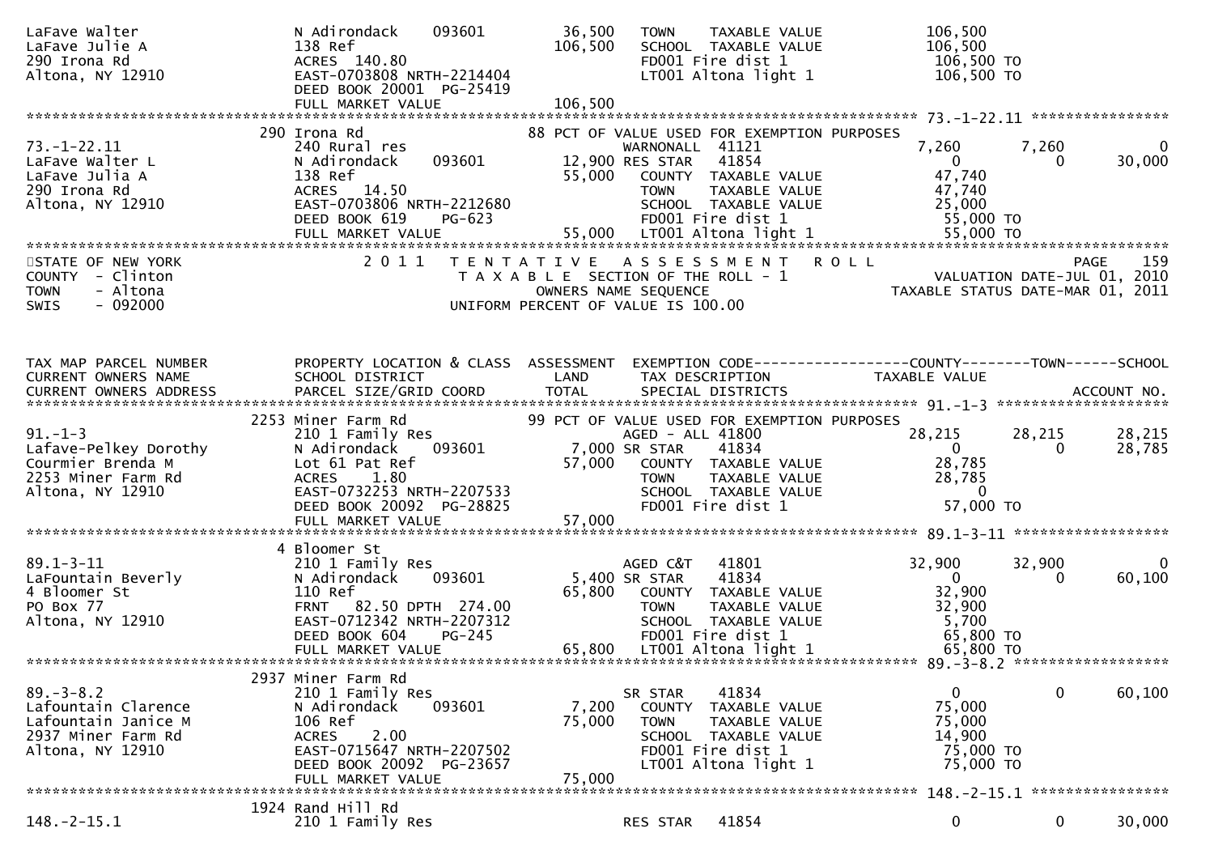```
LaFave Walter                  N Adirondack    093601        36,500    TOWN    TAXABLE VALUE           106,500
LaFave Julie A                 138 Ref                      106,500    SCHOOL  TAXABLE VALUE           106,500
290 Irona Rd                   ACRES  140.80                            FD001 Fire dist 1               106,500 TO
Altona, NY 12910               EAST-0703808 NRTH-2214404                LT001 Altona light 1            106,500 TO
                               DEED BOOK 20001  PG-25419
                               FULL MARKET VALUE            106,500
******************************************************************************************************* 73.-1-22.11 ****************
                     290 Irona Rd                           88 PCT OF VALUE USED FOR EXEMPTION PURPOSES
73.-1-22.11                    240 Rural res                            WARNONALL  41121                7,260      7,260          0
LaFave Walter L                N Adirondack    093601        12,900 RES STAR   41854                    0          0         30,000
LaFave Julia A                 138 Ref                       55,000    COUNTY  TAXABLE VALUE            47,740
290 Irona Rd                   ACRES   14.50                            TOWN    TAXABLE VALUE            47,740
Altona, NY 12910               EAST-0703806 NRTH-2212680                SCHOOL  TAXABLE VALUE            25,000
                               DEED BOOK 619     PG-623                 FD001 Fire dist 1                55,000 TO
                               FULL MARKET VALUE             55,000    LT001 Altona light 1             55,000 TO
************************************************************************************************************************************
STATE OF NEW YORK                  2 0 1 1   T E N T A T I V E   A S S E S S M E N T   R O L L                        PAGE    159
COUNTY  - Clinton                            T A X A B L E  SECTION OF THE ROLL - 1                 VALUATION DATE-JUL 01, 2010
TOWN    - Altona                                   OWNERS NAME SEQUENCE                        TAXABLE STATUS DATE-MAR 01, 2011
SWIS    - 092000                             UNIFORM PERCENT OF VALUE IS 100.00



TAX MAP PARCEL NUMBER          PROPERTY LOCATION & CLASS  ASSESSMENT  EXEMPTION CODE------------------COUNTY--------TOWN------SCHOOL
CURRENT OWNERS NAME            SCHOOL DISTRICT               LAND      TAX DESCRIPTION              TAXABLE VALUE
CURRENT OWNERS ADDRESS         PARCEL SIZE/GRID COORD        TOTAL     SPECIAL DISTRICTS                                 ACCOUNT NO.
******************************************************************************************************* 91.-1-3 ********************
                    2253 Miner Farm Rd                      99 PCT OF VALUE USED FOR EXEMPTION PURPOSES
91.-1-3                        210 1 Family Res                         AGED - ALL 41800               28,215     28,215     28,215
Lafave-Pelkey Dorothy          N Adirondack    093601         7,000 SR STAR    41834                    0          0         28,785
Courmier Brenda M              Lot 61 Pat Ref                57,000    COUNTY  TAXABLE VALUE            28,785
2253 Miner Farm Rd             ACRES    1.80                            TOWN    TAXABLE VALUE            28,785
Altona, NY 12910               EAST-0732253 NRTH-2207533                SCHOOL  TAXABLE VALUE                 0
                               DEED BOOK 20092  PG-28825                FD001 Fire dist 1                57,000 TO
                               FULL MARKET VALUE             57,000
******************************************************************************************************* 89.1-3-11 ******************
                       4 Bloomer St
89.1-3-11                      210 1 Family Res                         AGED C&T   41801               32,900     32,900          0
LaFountain Beverly             N Adirondack    093601         5,400 SR STAR    41834                    0          0         60,100
4 Bloomer St                   110 Ref                       65,800    COUNTY  TAXABLE VALUE            32,900
PO Box 77                      FRNT   82.50 DPTH 274.00                 TOWN    TAXABLE VALUE            32,900
Altona, NY 12910               EAST-0712342 NRTH-2207312                SCHOOL  TAXABLE VALUE             5,700
                               DEED BOOK 604     PG-245                 FD001 Fire dist 1                65,800 TO
                               FULL MARKET VALUE             65,800    LT001 Altona light 1             65,800 TO
******************************************************************************************************* 89.-3-8.2 ******************
                    2937 Miner Farm Rd
89.-3-8.2                      210 1 Family Res                         SR STAR    41834                    0          0         60,100
Lafountain Clarence            N Adirondack    093601         7,200    COUNTY  TAXABLE VALUE            75,000
Lafountain Janice M            106 Ref                       75,000    TOWN    TAXABLE VALUE            75,000
2937 Miner Farm Rd             ACRES    2.00                            SCHOOL  TAXABLE VALUE            14,900
Altona, NY 12910               EAST-0715647 NRTH-2207502                FD001 Fire dist 1                75,000 TO
                               DEED BOOK 20092  PG-23657                LT001 Altona light 1             75,000 TO
                               FULL MARKET VALUE             75,000
******************************************************************************************************* 148.-2-15.1 ****************
                    1924 Rand Hill Rd
148.-2-15.1                    210 1 Family Res                         RES STAR   41854                    0          0         30,000
```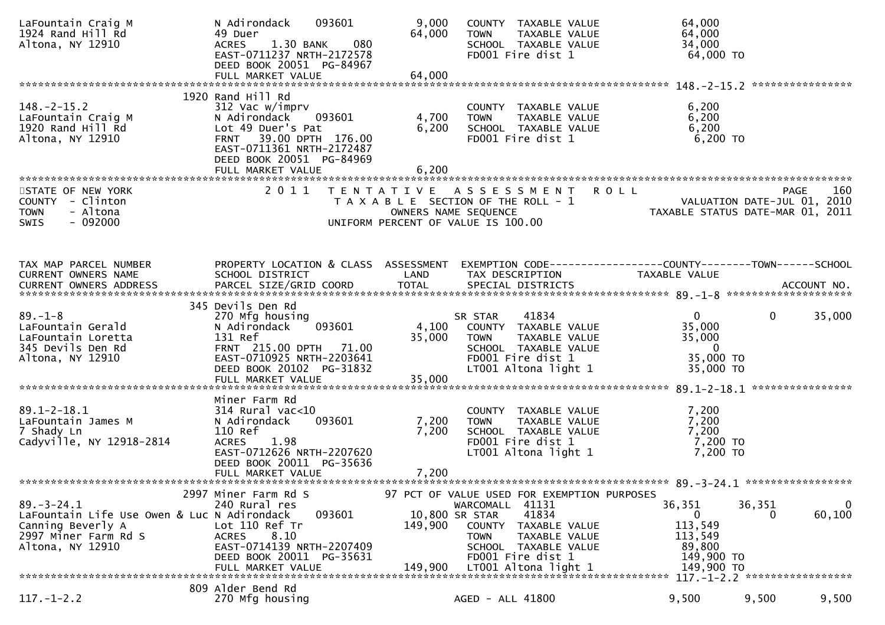```
LaFountain Craig M            N Adirondack    093601          9,000   COUNTY  TAXABLE VALUE            64,000
1924 Rand Hill Rd             49 Duer                        64,000   TOWN    TAXABLE VALUE            64,000
Altona, NY 12910              ACRES    1.30 BANK    080               SCHOOL  TAXABLE VALUE            34,000
                              EAST-0711237 NRTH-2172578               FD001 Fire dist 1                 64,000 TO
                              DEED BOOK 20051  PG-84967
                              FULL MARKET VALUE              64,000
******************************************************************************************************* 148.-2-15.2 ****************
                         1920 Rand Hill Rd
148.-2-15.2                   312 Vac w/imprv                         COUNTY  TAXABLE VALUE             6,200
LaFountain Craig M            N Adirondack    093601          4,700   TOWN    TAXABLE VALUE             6,200
1920 Rand Hill Rd             Lot 49 Duer's Pat               6,200   SCHOOL  TAXABLE VALUE             6,200
Altona, NY 12910              FRNT   39.00 DPTH  176.00               FD001 Fire dist 1                  6,200 TO
                              EAST-0711361 NRTH-2172487
                              DEED BOOK 20051  PG-84969
                              FULL MARKET VALUE               6,200
************************************************************************************************************************************
STATE OF NEW YORK                  2 0 1 1   T E N T A T I V E   A S S E S S M E N T   R O L L                        PAGE    160
COUNTY  - Clinton                         T A X A B L E  SECTION OF THE ROLL - 1                    VALUATION DATE-JUL 01, 2010
TOWN    - Altona                                  OWNERS NAME SEQUENCE                         TAXABLE STATUS DATE-MAR 01, 2011
SWIS    - 092000                          UNIFORM PERCENT OF VALUE IS 100.00


TAX MAP PARCEL NUMBER         PROPERTY LOCATION & CLASS  ASSESSMENT  EXEMPTION CODE------------------COUNTY--------TOWN------SCHOOL
CURRENT OWNERS NAME           SCHOOL DISTRICT               LAND      TAX DESCRIPTION            TAXABLE VALUE
CURRENT OWNERS ADDRESS        PARCEL SIZE/GRID COORD        TOTAL     SPECIAL DISTRICTS                                  ACCOUNT NO.
******************************************************************************************************* 89.-1-8 ********************
                          345 Devils Den Rd
89.-1-8                       270 Mfg housing                         SR STAR     41834                   0           0      35,000
LaFountain Gerald             N Adirondack    093601          4,100   COUNTY  TAXABLE VALUE            35,000
LaFountain Loretta            131 Ref                        35,000   TOWN    TAXABLE VALUE            35,000
345 Devils Den Rd             FRNT  215.00 DPTH   71.00               SCHOOL  TAXABLE VALUE                 0
Altona, NY 12910              EAST-0710925 NRTH-2203641               FD001 Fire dist 1                 35,000 TO
                              DEED BOOK 20102  PG-31832               LT001 Altona light 1              35,000 TO
                              FULL MARKET VALUE              35,000
******************************************************************************************************* 89.1-2-18.1 ****************
                              Miner Farm Rd
89.1-2-18.1                   314 Rural vac<10                        COUNTY  TAXABLE VALUE             7,200
LaFountain James M            N Adirondack    093601          7,200   TOWN    TAXABLE VALUE             7,200
7 Shady Ln                    110 Ref                         7,200   SCHOOL  TAXABLE VALUE             7,200
Cadyville, NY 12918-2814      ACRES    1.98                           FD001 Fire dist 1                  7,200 TO
                              EAST-0712626 NRTH-2207620               LT001 Altona light 1               7,200 TO
                              DEED BOOK 20011  PG-35636
                              FULL MARKET VALUE               7,200
******************************************************************************************************* 89.-3-24.1 *****************
                         2997 Miner Farm Rd S         97 PCT OF VALUE USED FOR EXEMPTION PURPOSES
89.-3-24.1                    240 Rural res                           WARCOMALL  41131               36,351      36,351           0
LaFountain Life Use Owen & Luc N Adirondack   093601         10,800 SR STAR     41834                   0           0      60,100
Canning Beverly A             Lot 110 Ref Tr                149,900   COUNTY  TAXABLE VALUE           113,549
2997 Miner Farm Rd S          ACRES    8.10                           TOWN    TAXABLE VALUE           113,549
Altona, NY 12910              EAST-0714139 NRTH-2207409               SCHOOL  TAXABLE VALUE            89,800
                              DEED BOOK 20011  PG-35631               FD001 Fire dist 1                149,900 TO
                              FULL MARKET VALUE             149,900   LT001 Altona light 1             149,900 TO
******************************************************************************************************* 117.-1-2.2 *****************
                          809 Alder Bend Rd
117.-1-2.2                    270 Mfg housing                         AGED - ALL 41800                9,500       9,500       9,500
```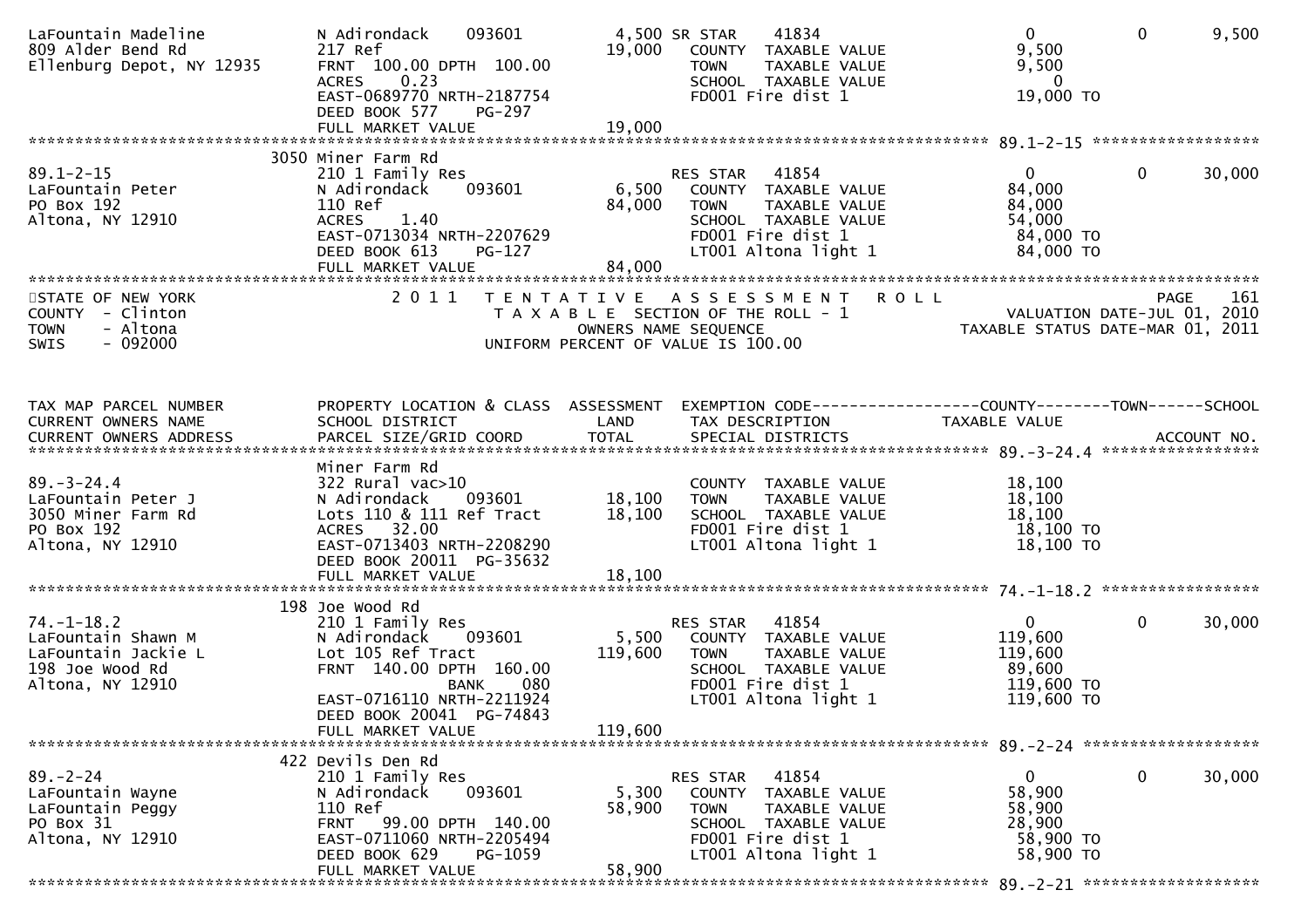| TAX MAP PARCEL NUMBER / CURRENT OWNERS NAME / CURRENT OWNERS ADDRESS | PROPERTY LOCATION & CLASS / SCHOOL DISTRICT / PARCEL SIZE/GRID COORD | ASSESSMENT LAND | TOTAL | EXEMPTION CODE / TAX DESCRIPTION / SPECIAL DISTRICTS | COUNTY TAXABLE VALUE | TOWN | SCHOOL / ACCOUNT NO. |
|---|---|---|---|---|---|---|---|
| LaFountain Madeline | N Adirondack 093601 | 4,500 | | SR STAR 41834 | 0 | 0 | 9,500 |
| 809 Alder Bend Rd | 217 Ref | | 19,000 | COUNTY TAXABLE VALUE | 9,500 | | |
| Ellenburg Depot, NY 12935 | FRNT 100.00 DPTH 100.00 | | | TOWN TAXABLE VALUE | 9,500 | | |
| | ACRES 0.23 | | | SCHOOL TAXABLE VALUE | 0 | | |
| | EAST-0689770 NRTH-2187754 | | | FD001 Fire dist 1 | 19,000 TO | | |
| | DEED BOOK 577 PG-297 | | | | | | |
| | FULL MARKET VALUE | | 19,000 | | | | |
| **89.1-2-15** | 3050 Miner Farm Rd | | | | | | |
| 89.1-2-15 | 210 1 Family Res | | | RES STAR 41854 | 0 | 0 | 30,000 |
| LaFountain Peter | N Adirondack 093601 | 6,500 | | COUNTY TAXABLE VALUE | 84,000 | | |
| PO Box 192 | 110 Ref | | 84,000 | TOWN TAXABLE VALUE | 84,000 | | |
| Altona, NY 12910 | ACRES 1.40 | | | SCHOOL TAXABLE VALUE | 54,000 | | |
| | EAST-0713034 NRTH-2207629 | | | FD001 Fire dist 1 | 84,000 TO | | |
| | DEED BOOK 613 PG-127 | | | LT001 Altona light 1 | 84,000 TO | | |
| | FULL MARKET VALUE | | 84,000 | | | | |

STATE OF NEW YORK
COUNTY - Clinton
TOWN - Altona
SWIS - 092000

2011 TENTATIVE ASSESSMENT ROLL
TAXABLE SECTION OF THE ROLL - 1
OWNERS NAME SEQUENCE
UNIFORM PERCENT OF VALUE IS 100.00

VALUATION DATE-JUL 01, 2010
TAXABLE STATUS DATE-MAR 01, 2011

| TAX MAP PARCEL NUMBER / CURRENT OWNERS NAME / CURRENT OWNERS ADDRESS | PROPERTY LOCATION & CLASS / SCHOOL DISTRICT / PARCEL SIZE/GRID COORD | ASSESSMENT LAND | TOTAL | EXEMPTION CODE / TAX DESCRIPTION / SPECIAL DISTRICTS | COUNTY TAXABLE VALUE | TOWN | SCHOOL / ACCOUNT NO. |
|---|---|---|---|---|---|---|---|
| **89.-3-24.4** | Miner Farm Rd | | | | | | |
| 89.-3-24.4 | 322 Rural vac>10 | | | COUNTY TAXABLE VALUE | 18,100 | | |
| LaFountain Peter J | N Adirondack 093601 | 18,100 | | TOWN TAXABLE VALUE | 18,100 | | |
| 3050 Miner Farm Rd | Lots 110 & 111 Ref Tract | | 18,100 | SCHOOL TAXABLE VALUE | 18,100 | | |
| PO Box 192 | ACRES 32.00 | | | FD001 Fire dist 1 | 18,100 TO | | |
| Altona, NY 12910 | EAST-0713403 NRTH-2208290 | | | LT001 Altona light 1 | 18,100 TO | | |
| | DEED BOOK 20011 PG-35632 | | | | | | |
| | FULL MARKET VALUE | | 18,100 | | | | |
| **74.-1-18.2** | 198 Joe Wood Rd | | | | | | |
| 74.-1-18.2 | 210 1 Family Res | | | RES STAR 41854 | 0 | 0 | 30,000 |
| LaFountain Shawn M | N Adirondack 093601 | 5,500 | | COUNTY TAXABLE VALUE | 119,600 | | |
| LaFountain Jackie L | Lot 105 Ref Tract | | 119,600 | TOWN TAXABLE VALUE | 119,600 | | |
| 198 Joe Wood Rd | FRNT 140.00 DPTH 160.00 | | | SCHOOL TAXABLE VALUE | 89,600 | | |
| Altona, NY 12910 | BANK 080 | | | FD001 Fire dist 1 | 119,600 TO | | |
| | EAST-0716110 NRTH-2211924 | | | LT001 Altona light 1 | 119,600 TO | | |
| | DEED BOOK 20041 PG-74843 | | | | | | |
| | FULL MARKET VALUE | | 119,600 | | | | |
| **89.-2-24** | 422 Devils Den Rd | | | | | | |
| 89.-2-24 | 210 1 Family Res | | | RES STAR 41854 | 0 | 0 | 30,000 |
| LaFountain Wayne | N Adirondack 093601 | 5,300 | | COUNTY TAXABLE VALUE | 58,900 | | |
| LaFountain Peggy | 110 Ref | | 58,900 | TOWN TAXABLE VALUE | 58,900 | | |
| PO Box 31 | FRNT 99.00 DPTH 140.00 | | | SCHOOL TAXABLE VALUE | 28,900 | | |
| Altona, NY 12910 | EAST-0711060 NRTH-2205494 | | | FD001 Fire dist 1 | 58,900 TO | | |
| | DEED BOOK 629 PG-1059 | | | LT001 Altona light 1 | 58,900 TO | | |
| | FULL MARKET VALUE | | 58,900 | | | | |
| **89.-2-21** | | | | | | | |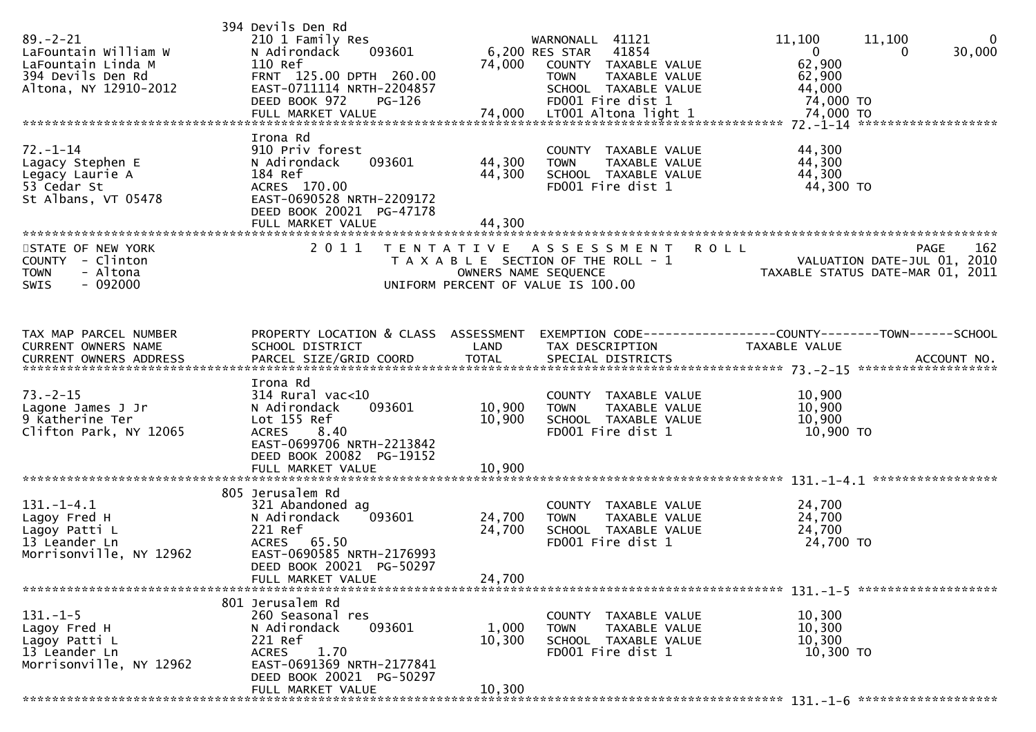| | 394 Devils Den Rd | | | | | |
|---|---|---|---|---|---|---|
| 89.-2-21 | 210 1 Family Res | | WARNONALL 41121 | 11,100 | 11,100 | 0 |
| LaFountain William W | N Adirondack 093601 | 6,200 | RES STAR 41854 | 0 | 0 | 30,000 |
| LaFountain Linda M | 110 Ref | 74,000 | COUNTY TAXABLE VALUE | 62,900 | | |
| 394 Devils Den Rd | FRNT 125.00 DPTH 260.00 | | TOWN TAXABLE VALUE | 62,900 | | |
| Altona, NY 12910-2012 | EAST-0711114 NRTH-2204857 | | SCHOOL TAXABLE VALUE | 44,000 | | |
| | DEED BOOK 972 PG-126 | | FD001 Fire dist 1 | 74,000 TO | | |
| | FULL MARKET VALUE | 74,000 | LT001 Altona light 1 | 74,000 TO | | |

\*\*\*\*\*\*\*\*\*\*\*\*\*\*\*\*\*\*\*\*\*\*\*\*\*\*\*\*\*\*\*\*\*\*\*\*\*\*\*\*\*\*\*\*\*\*\*\*\*\*\*\*\*\*\*\*\*\*\*\*\*\*\*\*\*\*\*\*\*\*\*\*\*\*\*\*\*\*\*\*\*\*\*\*\*\*\*\*\*\* 72.-1-14 \*\*\*\*\*\*\*\*\*\*\*\*\*\*\*\*\*\*\*

| | Irona Rd | | | |
|---|---|---|---|---|
| 72.-1-14 | 910 Priv forest | | COUNTY TAXABLE VALUE | 44,300 |
| Lagacy Stephen E | N Adirondack 093601 | 44,300 | TOWN TAXABLE VALUE | 44,300 |
| Legacy Laurie A | 184 Ref | 44,300 | SCHOOL TAXABLE VALUE | 44,300 |
| 53 Cedar St | ACRES 170.00 | | FD001 Fire dist 1 | 44,300 TO |
| St Albans, VT 05478 | EAST-0690528 NRTH-2209172 | | | |
| | DEED BOOK 20021 PG-47178 | | | |
| | FULL MARKET VALUE | 44,300 | | |

\*\*\*\*\*\*\*\*\*\*\*\*\*\*\*\*\*\*\*\*\*\*\*\*\*\*\*\*\*\*\*\*\*\*\*\*\*\*\*\*\*\*\*\*\*\*\*\*\*\*\*\*\*\*\*\*\*\*\*\*\*\*\*\*\*\*\*\*\*\*\*\*\*\*\*\*\*\*\*\*\*\*\*\*\*\*\*\*\*\*\*\*\*\*\*\*\*\*\*\*\*\*\*\*\*\*\*\*\*\*\*\*\*\*\*\*\*

STATE OF NEW YORK
COUNTY - Clinton
TOWN - Altona
SWIS - 092000

2011 TENTATIVE ASSESSMENT ROLL
TAXABLE SECTION OF THE ROLL - 1
OWNERS NAME SEQUENCE
UNIFORM PERCENT OF VALUE IS 100.00

PAGE 162
VALUATION DATE-JUL 01, 2010
TAXABLE STATUS DATE-MAR 01, 2011

| TAX MAP PARCEL NUMBER<br>CURRENT OWNERS NAME<br>CURRENT OWNERS ADDRESS | PROPERTY LOCATION & CLASS<br>SCHOOL DISTRICT<br>PARCEL SIZE/GRID COORD | ASSESSMENT<br>LAND<br>TOTAL | EXEMPTION CODE------------------COUNTY--------TOWN------SCHOOL<br>TAX DESCRIPTION<br>SPECIAL DISTRICTS | TAXABLE VALUE<br><br>ACCOUNT NO. |
|---|---|---|---|---|

\*\*\*\*\*\*\*\*\*\*\*\*\*\*\*\*\*\*\*\*\*\*\*\*\*\*\*\*\*\*\*\*\*\*\*\*\*\*\*\*\*\*\*\*\*\*\*\*\*\*\*\*\*\*\*\*\*\*\*\*\*\*\*\*\*\*\*\*\*\*\*\*\*\*\*\*\*\*\*\*\*\*\*\*\*\*\*\*\*\* 73.-2-15 \*\*\*\*\*\*\*\*\*\*\*\*\*\*\*\*\*\*\*

| | Irona Rd | | | |
|---|---|---|---|---|
| 73.-2-15 | 314 Rural vac<10 | | COUNTY TAXABLE VALUE | 10,900 |
| Lagone James J Jr | N Adirondack 093601 | 10,900 | TOWN TAXABLE VALUE | 10,900 |
| 9 Katherine Ter | Lot 155 Ref | 10,900 | SCHOOL TAXABLE VALUE | 10,900 |
| Clifton Park, NY 12065 | ACRES 8.40 | | FD001 Fire dist 1 | 10,900 TO |
| | EAST-0699706 NRTH-2213842 | | | |
| | DEED BOOK 20082 PG-19152 | | | |
| | FULL MARKET VALUE | 10,900 | | |

\*\*\*\*\*\*\*\*\*\*\*\*\*\*\*\*\*\*\*\*\*\*\*\*\*\*\*\*\*\*\*\*\*\*\*\*\*\*\*\*\*\*\*\*\*\*\*\*\*\*\*\*\*\*\*\*\*\*\*\*\*\*\*\*\*\*\*\*\*\*\*\*\*\*\*\*\*\*\*\*\*\*\*\*\*\*\*\*\*\* 131.-1-4.1 \*\*\*\*\*\*\*\*\*\*\*\*\*\*\*\*\*

| | 805 Jerusalem Rd | | | |
|---|---|---|---|---|
| 131.-1-4.1 | 321 Abandoned ag | | COUNTY TAXABLE VALUE | 24,700 |
| Lagoy Fred H | N Adirondack 093601 | 24,700 | TOWN TAXABLE VALUE | 24,700 |
| Lagoy Patti L | 221 Ref | 24,700 | SCHOOL TAXABLE VALUE | 24,700 |
| 13 Leander Ln | ACRES 65.50 | | FD001 Fire dist 1 | 24,700 TO |
| Morrisonville, NY 12962 | EAST-0690585 NRTH-2176993 | | | |
| | DEED BOOK 20021 PG-50297 | | | |
| | FULL MARKET VALUE | 24,700 | | |

\*\*\*\*\*\*\*\*\*\*\*\*\*\*\*\*\*\*\*\*\*\*\*\*\*\*\*\*\*\*\*\*\*\*\*\*\*\*\*\*\*\*\*\*\*\*\*\*\*\*\*\*\*\*\*\*\*\*\*\*\*\*\*\*\*\*\*\*\*\*\*\*\*\*\*\*\*\*\*\*\*\*\*\*\*\*\*\*\*\* 131.-1-5 \*\*\*\*\*\*\*\*\*\*\*\*\*\*\*\*\*\*\*

| | 801 Jerusalem Rd | | | |
|---|---|---|---|---|
| 131.-1-5 | 260 Seasonal res | | COUNTY TAXABLE VALUE | 10,300 |
| Lagoy Fred H | N Adirondack 093601 | 1,000 | TOWN TAXABLE VALUE | 10,300 |
| Lagoy Patti L | 221 Ref | 10,300 | SCHOOL TAXABLE VALUE | 10,300 |
| 13 Leander Ln | ACRES 1.70 | | FD001 Fire dist 1 | 10,300 TO |
| Morrisonville, NY 12962 | EAST-0691369 NRTH-2177841 | | | |
| | DEED BOOK 20021 PG-50297 | | | |
| | FULL MARKET VALUE | 10,300 | | |

\*\*\*\*\*\*\*\*\*\*\*\*\*\*\*\*\*\*\*\*\*\*\*\*\*\*\*\*\*\*\*\*\*\*\*\*\*\*\*\*\*\*\*\*\*\*\*\*\*\*\*\*\*\*\*\*\*\*\*\*\*\*\*\*\*\*\*\*\*\*\*\*\*\*\*\*\*\*\*\*\*\*\*\*\*\*\*\*\*\* 131.-1-6 \*\*\*\*\*\*\*\*\*\*\*\*\*\*\*\*\*\*\*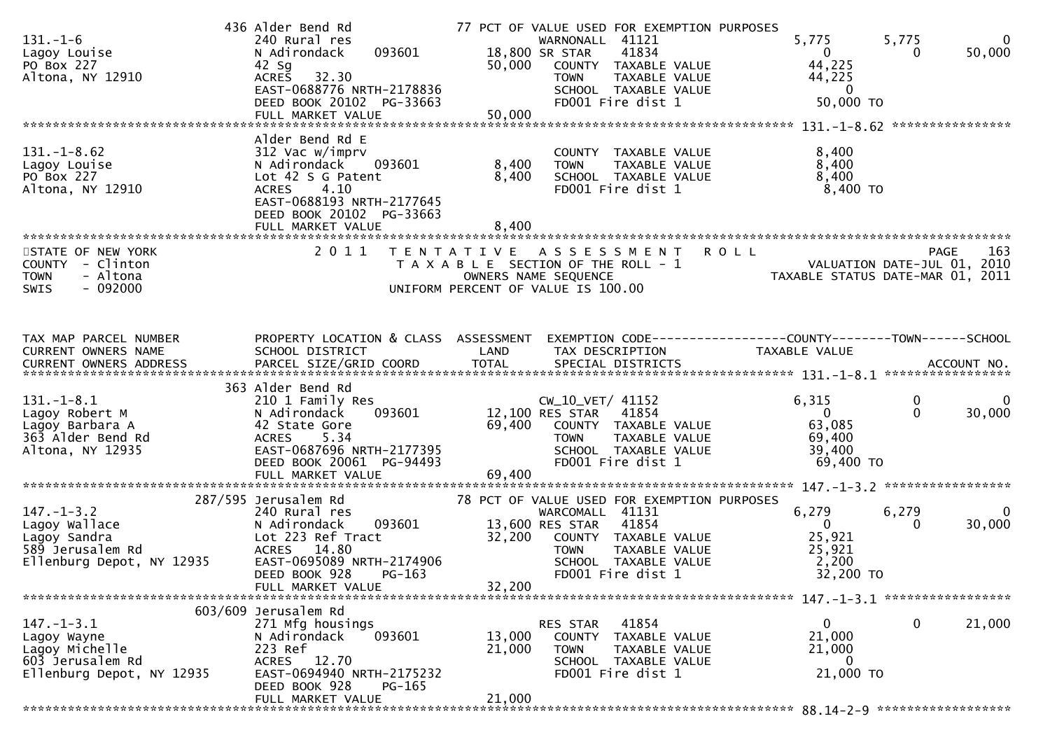| Parcel | Owner / Address | Property Location & Class / School District / Parcel Size/Grid Coord | Land | Total | Exemption Code / Tax Description / Special Districts | County | Town | School |
|---|---|---|---|---|---|---|---|---|
| 131.-1-6 | Lagoy Louise<br>PO Box 227<br>Altona, NY 12910 | 436 Alder Bend Rd<br>240 Rural res<br>N Adirondack 093601<br>42 Sg<br>ACRES 32.30<br>EAST-0688776 NRTH-2178836<br>DEED BOOK 20102 PG-33663<br>FULL MARKET VALUE 50,000 | 18,800 | 50,000 | 77 PCT OF VALUE USED FOR EXEMPTION PURPOSES<br>WARNONALL 41121<br>SR STAR 41834<br>COUNTY TAXABLE VALUE<br>TOWN TAXABLE VALUE<br>SCHOOL TAXABLE VALUE<br>FD001 Fire dist 1 | 5,775<br>0<br>44,225<br>44,225<br>0<br>50,000 TO | 5,775<br>0 | 0<br>50,000 |
| 131.-1-8.62 | Lagoy Louise<br>PO Box 227<br>Altona, NY 12910 | Alder Bend Rd E<br>312 Vac w/imprv<br>N Adirondack 093601<br>Lot 42 S G Patent<br>ACRES 4.10<br>EAST-0688193 NRTH-2177645<br>DEED BOOK 20102 PG-33663<br>FULL MARKET VALUE 8,400 | 8,400 | 8,400 | COUNTY TAXABLE VALUE<br>TOWN TAXABLE VALUE<br>SCHOOL TAXABLE VALUE<br>FD001 Fire dist 1 | 8,400<br>8,400<br>8,400<br>8,400 TO | | |

STATE OF NEW YORK — 2011 TENTATIVE ASSESSMENT ROLL — PAGE 163
COUNTY - Clinton — TAXABLE SECTION OF THE ROLL - 1 — VALUATION DATE-JUL 01, 2010
TOWN - Altona — OWNERS NAME SEQUENCE — TAXABLE STATUS DATE-MAR 01, 2011
SWIS - 092000 — UNIFORM PERCENT OF VALUE IS 100.00

| TAX MAP PARCEL NUMBER / CURRENT OWNERS NAME / CURRENT OWNERS ADDRESS | PROPERTY LOCATION & CLASS / SCHOOL DISTRICT / PARCEL SIZE/GRID COORD | ASSESSMENT LAND | TOTAL | EXEMPTION CODE / TAX DESCRIPTION / SPECIAL DISTRICTS | COUNTY TAXABLE VALUE | TOWN | SCHOOL / ACCOUNT NO. |
|---|---|---|---|---|---|---|---|
| 131.-1-8.1<br>Lagoy Robert M<br>Lagoy Barbara A<br>363 Alder Bend Rd<br>Altona, NY 12935 | 363 Alder Bend Rd<br>210 1 Family Res<br>N Adirondack 093601<br>42 State Gore<br>ACRES 5.34<br>EAST-0687696 NRTH-2177395<br>DEED BOOK 20061 PG-94493<br>FULL MARKET VALUE 69,400 | 12,100 | 69,400 | CW_10_VET/ 41152<br>RES STAR 41854<br>COUNTY TAXABLE VALUE<br>TOWN TAXABLE VALUE<br>SCHOOL TAXABLE VALUE<br>FD001 Fire dist 1 | 6,315<br>0<br>63,085<br>69,400<br>39,400<br>69,400 TO | 0<br>0 | 0<br>30,000 |
| 147.-1-3.2<br>Lagoy Wallace<br>Lagoy Sandra<br>589 Jerusalem Rd<br>Ellenburg Depot, NY 12935 | 287/595 Jerusalem Rd<br>240 Rural res<br>N Adirondack 093601<br>Lot 223 Ref Tract<br>ACRES 14.80<br>EAST-0695089 NRTH-2174906<br>DEED BOOK 928 PG-163<br>FULL MARKET VALUE 32,200 | 13,600 | 32,200 | 78 PCT OF VALUE USED FOR EXEMPTION PURPOSES<br>WARCOMALL 41131<br>RES STAR 41854<br>COUNTY TAXABLE VALUE<br>TOWN TAXABLE VALUE<br>SCHOOL TAXABLE VALUE<br>FD001 Fire dist 1 | 6,279<br>0<br>25,921<br>25,921<br>2,200<br>32,200 TO | 6,279<br>0 | 0<br>30,000 |
| 147.-1-3.1<br>Lagoy Wayne<br>Lagoy Michelle<br>603 Jerusalem Rd<br>Ellenburg Depot, NY 12935 | 603/609 Jerusalem Rd<br>271 Mfg housings<br>N Adirondack 093601<br>223 Ref<br>ACRES 12.70<br>EAST-0694940 NRTH-2175232<br>DEED BOOK 928 PG-165<br>FULL MARKET VALUE 21,000 | 13,000 | 21,000 | RES STAR 41854<br>COUNTY TAXABLE VALUE<br>TOWN TAXABLE VALUE<br>SCHOOL TAXABLE VALUE<br>FD001 Fire dist 1 | 0<br>21,000<br>21,000<br>0<br>21,000 TO | 0 | 21,000 |

88.14-2-9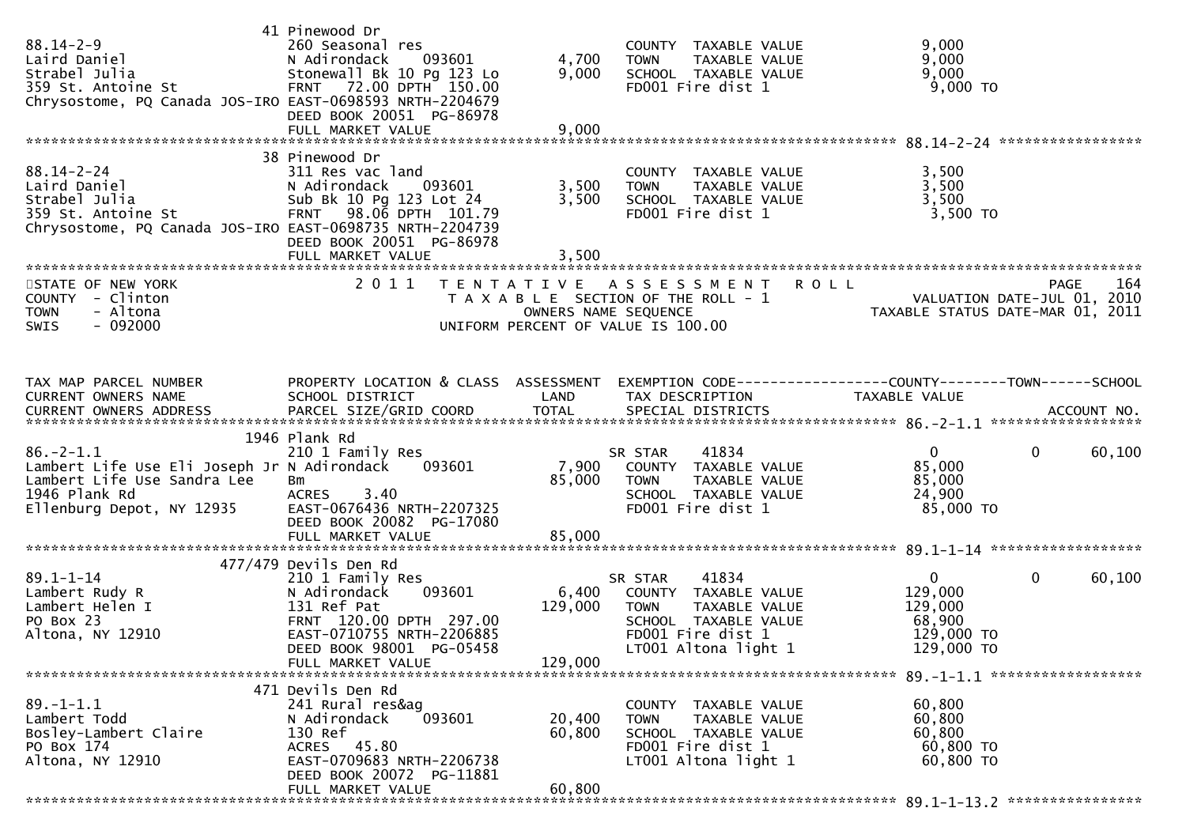| | 41 Pinewood Dr | | | |
|---|---|---|---|---|
| 88.14-2-9 | 260 Seasonal res | | COUNTY TAXABLE VALUE | 9,000 |
| Laird Daniel | N Adirondack 093601 | 4,700 | TOWN TAXABLE VALUE | 9,000 |
| Strabel Julia | Stonewall Bk 10 Pg 123 Lo | 9,000 | SCHOOL TAXABLE VALUE | 9,000 |
| 359 St. Antoine St | FRNT 72.00 DPTH 150.00 | | FD001 Fire dist 1 | 9,000 TO |
| Chrysostome, PQ Canada JOS-IRO | EAST-0698593 NRTH-2204679 | | | |
| | DEED BOOK 20051 PG-86978 | | | |
| | FULL MARKET VALUE | 9,000 | | |

******** 88.14-2-24 ********

| | 38 Pinewood Dr | | | |
|---|---|---|---|---|
| 88.14-2-24 | 311 Res vac land | | COUNTY TAXABLE VALUE | 3,500 |
| Laird Daniel | N Adirondack 093601 | 3,500 | TOWN TAXABLE VALUE | 3,500 |
| Strabel Julia | Sub Bk 10 Pg 123 Lot 24 | 3,500 | SCHOOL TAXABLE VALUE | 3,500 |
| 359 St. Antoine St | FRNT 98.06 DPTH 101.79 | | FD001 Fire dist 1 | 3,500 TO |
| Chrysostome, PQ Canada JOS-IRO | EAST-0698735 NRTH-2204739 | | | |
| | DEED BOOK 20051 PG-86978 | | | |
| | FULL MARKET VALUE | 3,500 | | |

STATE OF NEW YORK
COUNTY - Clinton
TOWN - Altona
SWIS - 092000

2011 TENTATIVE ASSESSMENT ROLL
TAXABLE SECTION OF THE ROLL - 1
OWNERS NAME SEQUENCE
UNIFORM PERCENT OF VALUE IS 100.00

PAGE 164
VALUATION DATE-JUL 01, 2010
TAXABLE STATUS DATE-MAR 01, 2011

| TAX MAP PARCEL NUMBER / CURRENT OWNERS NAME / CURRENT OWNERS ADDRESS | PROPERTY LOCATION & CLASS / SCHOOL DISTRICT / PARCEL SIZE/GRID COORD | ASSESSMENT LAND / TOTAL | EXEMPTION CODE / TAX DESCRIPTION / SPECIAL DISTRICTS | COUNTY TAXABLE VALUE | TOWN | SCHOOL / ACCOUNT NO. |
|---|---|---|---|---|---|---|
| ******** 86.-2-1.1 ******** | | | | | | |
| | 1946 Plank Rd | | | | | |
| 86.-2-1.1 | 210 1 Family Res | | SR STAR 41834 | 0 | 0 | 60,100 |
| Lambert Life Use Eli Joseph Jr | N Adirondack 093601 | 7,900 | COUNTY TAXABLE VALUE | 85,000 | | |
| Lambert Life Use Sandra Lee | Bm | 85,000 | TOWN TAXABLE VALUE | 85,000 | | |
| 1946 Plank Rd | ACRES 3.40 | | SCHOOL TAXABLE VALUE | 24,900 | | |
| Ellenburg Depot, NY 12935 | EAST-0676436 NRTH-2207325 | | FD001 Fire dist 1 | 85,000 TO | | |
| | DEED BOOK 20082 PG-17080 | | | | | |
| | FULL MARKET VALUE | 85,000 | | | | |
| ******** 89.1-1-14 ******** | | | | | | |
| | 477/479 Devils Den Rd | | | | | |
| 89.1-1-14 | 210 1 Family Res | | SR STAR 41834 | 0 | 0 | 60,100 |
| Lambert Rudy R | N Adirondack 093601 | 6,400 | COUNTY TAXABLE VALUE | 129,000 | | |
| Lambert Helen I | 131 Ref Pat | 129,000 | TOWN TAXABLE VALUE | 129,000 | | |
| PO Box 23 | FRNT 120.00 DPTH 297.00 | | SCHOOL TAXABLE VALUE | 68,900 | | |
| Altona, NY 12910 | EAST-0710755 NRTH-2206885 | | FD001 Fire dist 1 | 129,000 TO | | |
| | DEED BOOK 98001 PG-05458 | | LT001 Altona light 1 | 129,000 TO | | |
| | FULL MARKET VALUE | 129,000 | | | | |
| ******** 89.-1-1.1 ******** | | | | | | |
| | 471 Devils Den Rd | | | | | |
| 89.-1-1.1 | 241 Rural res&ag | | COUNTY TAXABLE VALUE | 60,800 | | |
| Lambert Todd | N Adirondack 093601 | 20,400 | TOWN TAXABLE VALUE | 60,800 | | |
| Bosley-Lambert Claire | 130 Ref | 60,800 | SCHOOL TAXABLE VALUE | 60,800 | | |
| PO Box 174 | ACRES 45.80 | | FD001 Fire dist 1 | 60,800 TO | | |
| Altona, NY 12910 | EAST-0709683 NRTH-2206738 | | LT001 Altona light 1 | 60,800 TO | | |
| | DEED BOOK 20072 PG-11881 | | | | | |
| | FULL MARKET VALUE | 60,800 | | | | |
| ******** 89.1-1-13.2 ******** | | | | | | |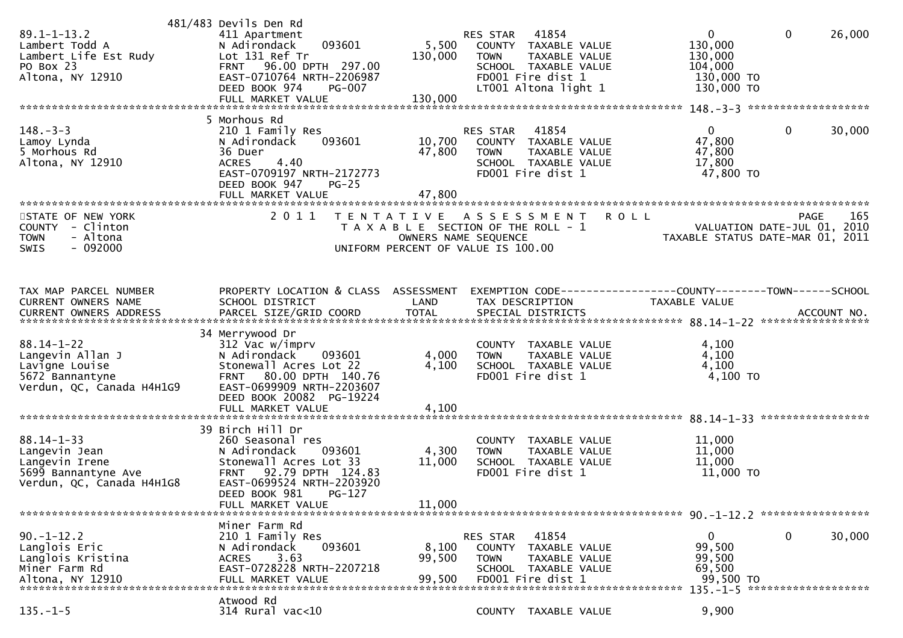```
                       481/483 Devils Den Rd
89.1-1-13.2                    411 Apartment                         RES STAR   41854                          0             0       26,000
Lambert Todd A                 N Adirondack     093601        5,500   COUNTY  TAXABLE VALUE               130,000
Lambert Life Est Rudy          Lot 131 Ref Tr               130,000   TOWN    TAXABLE VALUE               130,000
PO Box 23                      FRNT   96.00 DPTH  297.00              SCHOOL  TAXABLE VALUE               104,000
Altona, NY 12910               EAST-0710764 NRTH-2206987              FD001 Fire dist 1                    130,000 TO
                               DEED BOOK 974     PG-007               LT001 Altona light 1                 130,000 TO
                               FULL MARKET VALUE            130,000
******************************************************************************************************* 148.-3-3 *******************
                       5 Morhous Rd
148.-3-3                       210 1 Family Res                      RES STAR   41854                          0             0       30,000
Lamoy Lynda                    N Adirondack     093601       10,700   COUNTY  TAXABLE VALUE                47,800
5 Morhous Rd                   36 Duer                       47,800   TOWN    TAXABLE VALUE                47,800
Altona, NY 12910               ACRES     4.40                         SCHOOL  TAXABLE VALUE                17,800
                               EAST-0709197 NRTH-2172773              FD001 Fire dist 1                     47,800 TO
                               DEED BOOK 947     PG-25
                               FULL MARKET VALUE             47,800
************************************************************************************************************************************
STATE OF NEW YORK                 2 0 1 1   T E N T A T I V E   A S S E S S M E N T   R O L L                          PAGE   165
COUNTY  - Clinton                            T A X A B L E  SECTION OF THE ROLL - 1                   VALUATION DATE-JUL 01, 2010
TOWN    - Altona                                   OWNERS NAME SEQUENCE                       TAXABLE STATUS DATE-MAR 01, 2011
SWIS    - 092000                            UNIFORM PERCENT OF VALUE IS 100.00


TAX MAP PARCEL NUMBER          PROPERTY LOCATION & CLASS  ASSESSMENT  EXEMPTION CODE------------------COUNTY--------TOWN------SCHOOL
CURRENT OWNERS NAME            SCHOOL DISTRICT               LAND      TAX DESCRIPTION               TAXABLE VALUE
CURRENT OWNERS ADDRESS         PARCEL SIZE/GRID COORD        TOTAL     SPECIAL DISTRICTS                                 ACCOUNT NO.
******************************************************************************************************* 88.14-1-22 *****************
                       34 Merrywood Dr
88.14-1-22                     312 Vac w/imprv                        COUNTY  TAXABLE VALUE                 4,100
Langevin Allan J               N Adirondack     093601        4,000   TOWN    TAXABLE VALUE                 4,100
Lavigne Louise                 Stonewall Acres Lot 22         4,100   SCHOOL  TAXABLE VALUE                 4,100
5672 Bannantyne                FRNT   80.00 DPTH  140.76              FD001 Fire dist 1                     4,100 TO
Verdun, QC, Canada H4H1G9      EAST-0699909 NRTH-2203607
                               DEED BOOK 20082  PG-19224
                               FULL MARKET VALUE              4,100
******************************************************************************************************* 88.14-1-33 *****************
                       39 Birch Hill Dr
88.14-1-33                     260 Seasonal res                       COUNTY  TAXABLE VALUE                11,000
Langevin Jean                  N Adirondack     093601        4,300   TOWN    TAXABLE VALUE                11,000
Langevin Irene                 Stonewall Acres Lot 33        11,000   SCHOOL  TAXABLE VALUE                11,000
5699 Bannantyne Ave            FRNT   92.79 DPTH  124.83              FD001 Fire dist 1                    11,000 TO
Verdun, QC, Canada H4H1G8      EAST-0699524 NRTH-2203920
                               DEED BOOK 981     PG-127
                               FULL MARKET VALUE             11,000
******************************************************************************************************* 90.-1-12.2 *****************
                       Miner Farm Rd
90.-1-12.2                     210 1 Family Res                      RES STAR   41854                          0             0       30,000
Langlois Eric                  N Adirondack     093601        8,100   COUNTY  TAXABLE VALUE                99,500
Langlois Kristina              ACRES     3.63                99,500   TOWN    TAXABLE VALUE                99,500
Miner Farm Rd                  EAST-0728228 NRTH-2207218              SCHOOL  TAXABLE VALUE                69,500
Altona, NY 12910               FULL MARKET VALUE             99,500   FD001 Fire dist 1                    99,500 TO
******************************************************************************************************* 135.-1-5 *******************
                       Atwood Rd
135.-1-5                       314 Rural vac<10                       COUNTY  TAXABLE VALUE                 9,900
```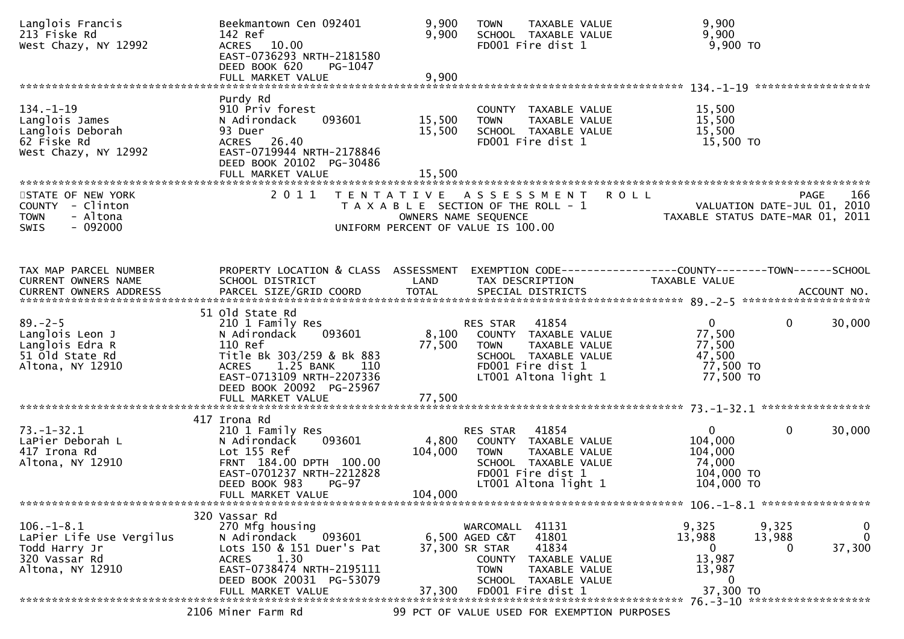```
Langlois Francis                Beekmantown Cen 092401       9,900   TOWN    TAXABLE VALUE              9,900
213 Fiske Rd                    142 Ref                      9,900   SCHOOL  TAXABLE VALUE              9,900
West Chazy, NY 12992            ACRES   10.00                        FD001 Fire dist 1                  9,900 TO
                                EAST-0736293 NRTH-2181580
                                DEED BOOK 620    PG-1047
                                FULL MARKET VALUE            9,900
******************************************************************************************************* 134.-1-19 ******************
                                Purdy Rd
134.-1-19                       910 Priv forest                      COUNTY  TAXABLE VALUE             15,500
Langlois James                  N Adirondack    093601      15,500   TOWN    TAXABLE VALUE             15,500
Langlois Deborah                93 Duer                     15,500   SCHOOL  TAXABLE VALUE             15,500
62 Fiske Rd                     ACRES   26.40                        FD001 Fire dist 1                 15,500 TO
West Chazy, NY 12992            EAST-0719944 NRTH-2178846
                                DEED BOOK 20102 PG-30486
                                FULL MARKET VALUE           15,500
************************************************************************************************************************************
STATE OF NEW YORK                  2 0 1 1   T E N T A T I V E   A S S E S S M E N T   R O L L                          PAGE    166
COUNTY  - Clinton                          T A X A B L E SECTION OF THE ROLL - 1                   VALUATION DATE-JUL 01, 2010
TOWN    - Altona                                 OWNERS NAME SEQUENCE                          TAXABLE STATUS DATE-MAR 01, 2011
SWIS    - 092000                          UNIFORM PERCENT OF VALUE IS 100.00


TAX MAP PARCEL NUMBER           PROPERTY LOCATION & CLASS  ASSESSMENT  EXEMPTION CODE------------------COUNTY--------TOWN------SCHOOL
CURRENT OWNERS NAME             SCHOOL DISTRICT               LAND      TAX DESCRIPTION            TAXABLE VALUE
CURRENT OWNERS ADDRESS          PARCEL SIZE/GRID COORD        TOTAL     SPECIAL DISTRICTS                                 ACCOUNT NO.
******************************************************************************************************* 89.-2-5 ********************
                               51 Old State Rd
89.-2-5                         210 1 Family Res                     RES STAR   41854                  0           0      30,000
Langlois Leon J                 N Adirondack    093601       8,100   COUNTY  TAXABLE VALUE             77,500
Langlois Edra R                 110 Ref                     77,500   TOWN    TAXABLE VALUE             77,500
51 Old State Rd                 Title Bk 303/259 & Bk 883            SCHOOL  TAXABLE VALUE             47,500
Altona, NY 12910                ACRES    1.25 BANK     110           FD001 Fire dist 1                 77,500 TO
                                EAST-0713109 NRTH-2207336            LT001 Altona light 1              77,500 TO
                                DEED BOOK 20092 PG-25967
                                FULL MARKET VALUE           77,500
******************************************************************************************************* 73.-1-32.1 *****************
                               417 Irona Rd
73.-1-32.1                      210 1 Family Res                     RES STAR   41854                  0           0      30,000
LaPier Deborah L                N Adirondack    093601       4,800   COUNTY  TAXABLE VALUE            104,000
417 Irona Rd                    Lot 155 Ref                104,000   TOWN    TAXABLE VALUE            104,000
Altona, NY 12910                FRNT 184.00 DPTH 100.00              SCHOOL  TAXABLE VALUE             74,000
                                EAST-0701237 NRTH-2212828            FD001 Fire dist 1                104,000 TO
                                DEED BOOK 983    PG-97               LT001 Altona light 1             104,000 TO
                                FULL MARKET VALUE          104,000
******************************************************************************************************* 106.-1-8.1 *****************
                               320 Vassar Rd
106.-1-8.1                      270 Mfg housing                      WARCOMALL  41131              9,325       9,325           0
LaPier Life Use Vergilus        N Adirondack    093601       6,500 AGED C&T   41801             13,988      13,988           0
Todd Harry Jr                   Lots 150 & 151 Duer's Pat   37,300 SR STAR    41834                  0           0      37,300
320 Vassar Rd                   ACRES    1.30                        COUNTY  TAXABLE VALUE             13,987
Altona, NY 12910                EAST-0738474 NRTH-2195111            TOWN    TAXABLE VALUE             13,987
                                DEED BOOK 20031 PG-53079             SCHOOL  TAXABLE VALUE                  0
                                FULL MARKET VALUE           37,300   FD001 Fire dist 1                 37,300 TO
******************************************************************************************************* 76.-3-10 *******************
                              2106 Miner Farm Rd                  99 PCT OF VALUE USED FOR EXEMPTION PURPOSES
```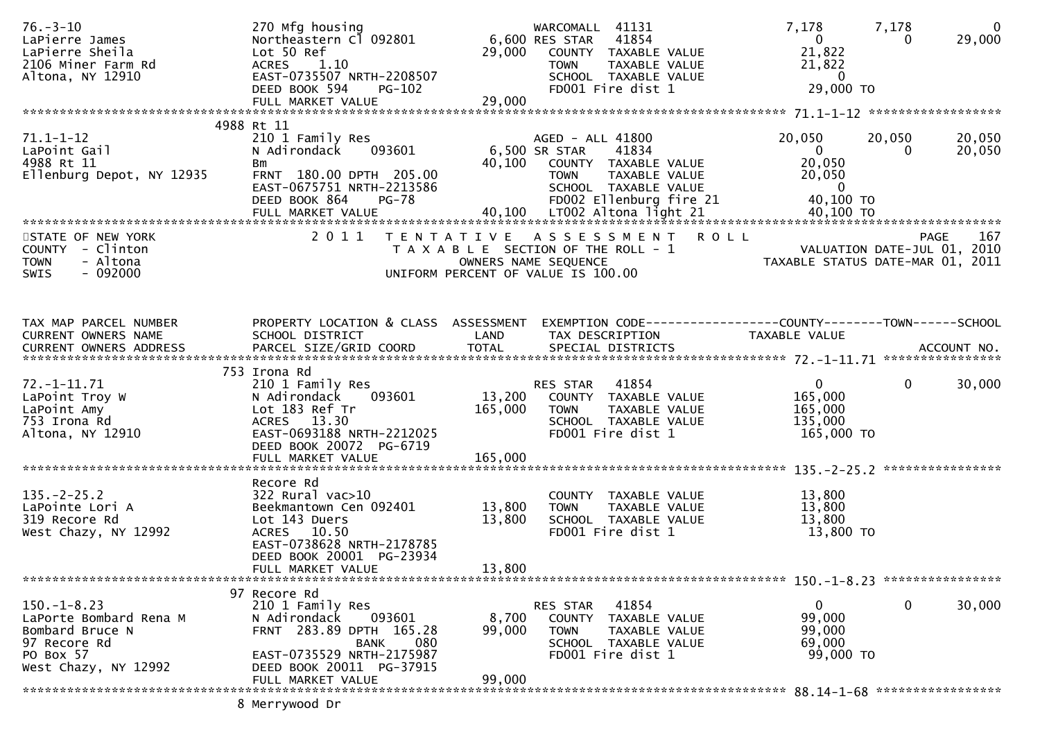```
76.-3-10                       270 Mfg housing                    WARCOMALL  41131               7,178       7,178           0
LaPierre James                 Northeastern Cl 092801        6,600 RES STAR   41854                   0           0      29,000
LaPierre Sheila                Lot 50 Ref                   29,000   COUNTY  TAXABLE VALUE         21,822
2106 Miner Farm Rd             ACRES    1.10                         TOWN    TAXABLE VALUE         21,822
Altona, NY 12910               EAST-0735507 NRTH-2208507             SCHOOL  TAXABLE VALUE              0
                               DEED BOOK 594    PG-102               FD001 Fire dist 1              29,000 TO
                               FULL MARKET VALUE            29,000
******************************************************************************************************* 71.1-1-12 ******************
                        4988 Rt 11
71.1-1-12                      210 1 Family Res                   AGED - ALL 41800              20,050      20,050      20,050
LaPoint Gail                   N Adirondack     093601       6,500 SR STAR    41834                   0           0      20,050
4988 Rt 11                     Bm                           40,100   COUNTY  TAXABLE VALUE         20,050
Ellenburg Depot, NY 12935      FRNT  180.00 DPTH  205.00             TOWN    TAXABLE VALUE         20,050
                               EAST-0675751 NRTH-2213586             SCHOOL  TAXABLE VALUE              0
                               DEED BOOK 864    PG-78                FD002 Ellenburg fire 21        40,100 TO
                               FULL MARKET VALUE            40,100   LT002 Altona light 21          40,100 TO
************************************************************************************************************************************
STATE OF NEW YORK              2 0 1 1   T E N T A T I V E   A S S E S S M E N T   R O L L                             PAGE     167
COUNTY  - Clinton                        T A X A B L E  SECTION OF THE ROLL - 1                     VALUATION DATE-JUL 01, 2010
TOWN    - Altona                              OWNERS NAME SEQUENCE                               TAXABLE STATUS DATE-MAR 01, 2011
SWIS    - 092000                         UNIFORM PERCENT OF VALUE IS 100.00



TAX MAP PARCEL NUMBER          PROPERTY LOCATION & CLASS  ASSESSMENT  EXEMPTION CODE------------------COUNTY--------TOWN------SCHOOL
CURRENT OWNERS NAME            SCHOOL DISTRICT               LAND     TAX DESCRIPTION              TAXABLE VALUE
CURRENT OWNERS ADDRESS         PARCEL SIZE/GRID COORD        TOTAL    SPECIAL DISTRICTS                                  ACCOUNT NO.
******************************************************************************************************* 72.-1-11.71 ****************
                        753 Irona Rd
72.-1-11.71                    210 1 Family Res                   RES STAR   41854                   0           0      30,000
LaPoint Troy W                 N Adirondack     093601      13,200   COUNTY  TAXABLE VALUE        165,000
LaPoint Amy                    Lot 183 Ref Tr              165,000   TOWN    TAXABLE VALUE        165,000
753 Irona Rd                   ACRES   13.30                         SCHOOL  TAXABLE VALUE        135,000
Altona, NY 12910               EAST-0693188 NRTH-2212025             FD001 Fire dist 1             165,000 TO
                               DEED BOOK 20072  PG-6719
                               FULL MARKET VALUE           165,000
******************************************************************************************************* 135.-2-25.2 ****************
                               Recore Rd
135.-2-25.2                    322 Rural vac>10                      COUNTY  TAXABLE VALUE         13,800
LaPointe Lori A                Beekmantown Cen 092401       13,800   TOWN    TAXABLE VALUE         13,800
319 Recore Rd                  Lot 143 Duers                13,800   SCHOOL  TAXABLE VALUE         13,800
West Chazy, NY 12992           ACRES   10.50                         FD001 Fire dist 1              13,800 TO
                               EAST-0738628 NRTH-2178785
                               DEED BOOK 20001  PG-23934
                               FULL MARKET VALUE            13,800
******************************************************************************************************* 150.-1-8.23 ****************
                        97 Recore Rd
150.-1-8.23                    210 1 Family Res                   RES STAR   41854                   0           0      30,000
LaPorte Bombard Rena M         N Adirondack     093601       8,700   COUNTY  TAXABLE VALUE         99,000
Bombard Bruce N                FRNT  283.89 DPTH  165.28    99,000   TOWN    TAXABLE VALUE         99,000
97 Recore Rd                               BANK      080             SCHOOL  TAXABLE VALUE         69,000
PO Box 57                      EAST-0735529 NRTH-2175987             FD001 Fire dist 1              99,000 TO
West Chazy, NY 12992           DEED BOOK 20011  PG-37915
                               FULL MARKET VALUE            99,000
******************************************************************************************************* 88.14-1-68 *****************
                        8 Merrywood Dr
```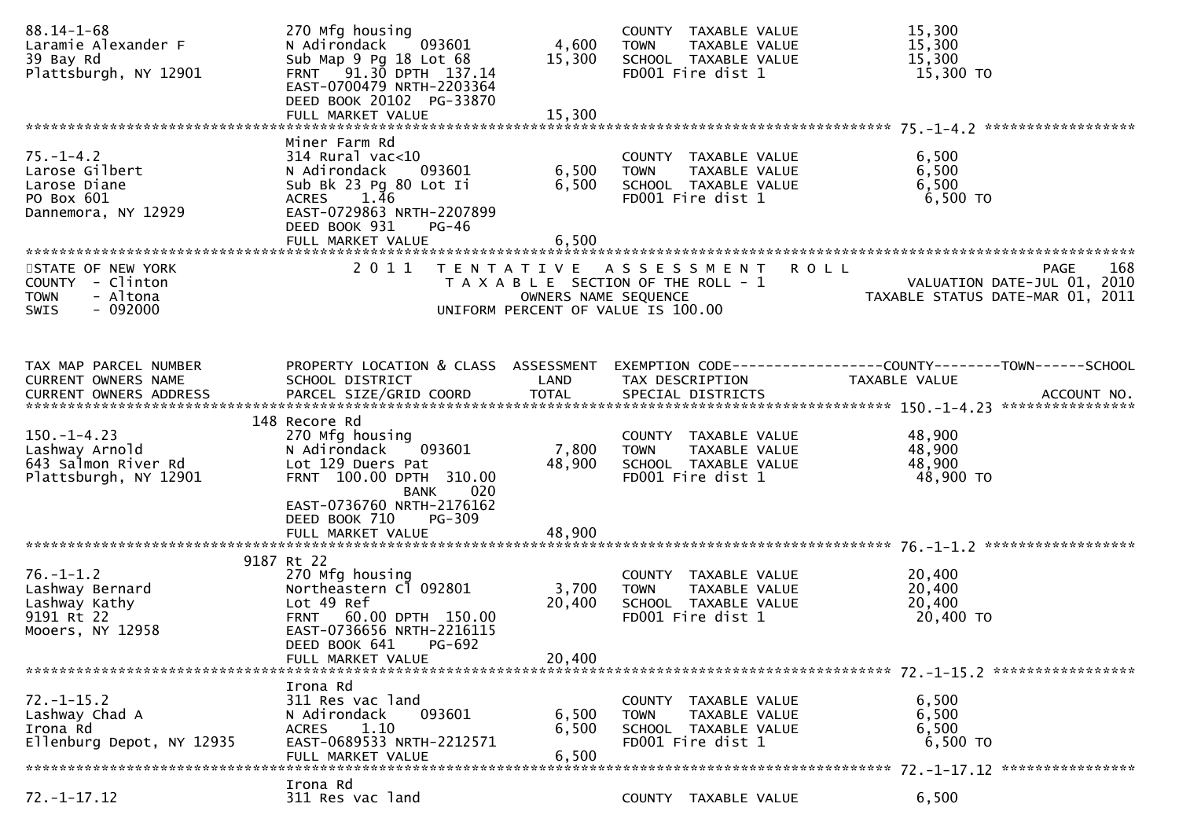```
88.14-1-68                     270 Mfg housing                          COUNTY  TAXABLE VALUE            15,300
Laramie Alexander F            N Adirondack    093601        4,600      TOWN    TAXABLE VALUE            15,300
39 Bay Rd                      Sub Map 9 Pg 18 Lot 68       15,300      SCHOOL  TAXABLE VALUE            15,300
Plattsburgh, NY 12901          FRNT   91.30 DPTH  137.14                FD001 Fire dist 1                 15,300 TO
                               EAST-0700479 NRTH-2203364
                               DEED BOOK 20102  PG-33870
                               FULL MARKET VALUE            15,300
******************************************************************************************************* 75.-1-4.2 ******************
                               Miner Farm Rd
75.-1-4.2                      314 Rural vac<10                         COUNTY  TAXABLE VALUE             6,500
Larose Gilbert                 N Adirondack    093601        6,500      TOWN    TAXABLE VALUE             6,500
Larose Diane                   Sub Bk 23 Pg 80 Lot Ii        6,500      SCHOOL  TAXABLE VALUE             6,500
PO Box 601                     ACRES    1.46                            FD001 Fire dist 1                  6,500 TO
Dannemora, NY 12929            EAST-0729863 NRTH-2207899
                               DEED BOOK 931    PG-46
                               FULL MARKET VALUE             6,500
************************************************************************************************************************************
STATE OF NEW YORK                2 0 1 1   T E N T A T I V E   A S S E S S M E N T   R O L L                             PAGE    168
COUNTY  - Clinton                          T A X A B L E  SECTION OF THE ROLL - 1                    VALUATION DATE-JUL 01, 2010
TOWN    - Altona                                  OWNERS NAME SEQUENCE                         TAXABLE STATUS DATE-MAR 01, 2011
SWIS    - 092000                          UNIFORM PERCENT OF VALUE IS 100.00


TAX MAP PARCEL NUMBER          PROPERTY LOCATION & CLASS  ASSESSMENT  EXEMPTION CODE------------------COUNTY--------TOWN------SCHOOL
CURRENT OWNERS NAME            SCHOOL DISTRICT               LAND      TAX DESCRIPTION            TAXABLE VALUE
CURRENT OWNERS ADDRESS         PARCEL SIZE/GRID COORD        TOTAL     SPECIAL DISTRICTS                                ACCOUNT NO.
******************************************************************************************************* 150.-1-4.23 ****************
                           148 Recore Rd
150.-1-4.23                    270 Mfg housing                          COUNTY  TAXABLE VALUE            48,900
Lashway Arnold                 N Adirondack    093601        7,800      TOWN    TAXABLE VALUE            48,900
643 Salmon River Rd            Lot 129 Duers Pat            48,900      SCHOOL  TAXABLE VALUE            48,900
Plattsburgh, NY 12901          FRNT  100.00 DPTH  310.00                FD001 Fire dist 1                 48,900 TO
                                            BANK     020
                               EAST-0736760 NRTH-2176162
                               DEED BOOK 710    PG-309
                               FULL MARKET VALUE            48,900
******************************************************************************************************* 76.-1-1.2 ******************
                          9187 Rt 22
76.-1-1.2                      270 Mfg housing                          COUNTY  TAXABLE VALUE            20,400
Lashway Bernard                Northeastern Cl 092801        3,700      TOWN    TAXABLE VALUE            20,400
Lashway Kathy                  Lot 49 Ref                   20,400      SCHOOL  TAXABLE VALUE            20,400
9191 Rt 22                     FRNT   60.00 DPTH  150.00                FD001 Fire dist 1                 20,400 TO
Mooers, NY 12958               EAST-0736656 NRTH-2216115
                               DEED BOOK 641    PG-692
                               FULL MARKET VALUE            20,400
******************************************************************************************************* 72.-1-15.2 *****************
                               Irona Rd
72.-1-15.2                     311 Res vac land                         COUNTY  TAXABLE VALUE             6,500
Lashway Chad A                 N Adirondack    093601        6,500      TOWN    TAXABLE VALUE             6,500
Irona Rd                       ACRES    1.10                 6,500      SCHOOL  TAXABLE VALUE             6,500
Ellenburg Depot, NY 12935      EAST-0689533 NRTH-2212571                FD001 Fire dist 1                  6,500 TO
                               FULL MARKET VALUE             6,500
******************************************************************************************************* 72.-1-17.12 ****************
                               Irona Rd
72.-1-17.12                    311 Res vac land                         COUNTY  TAXABLE VALUE             6,500
```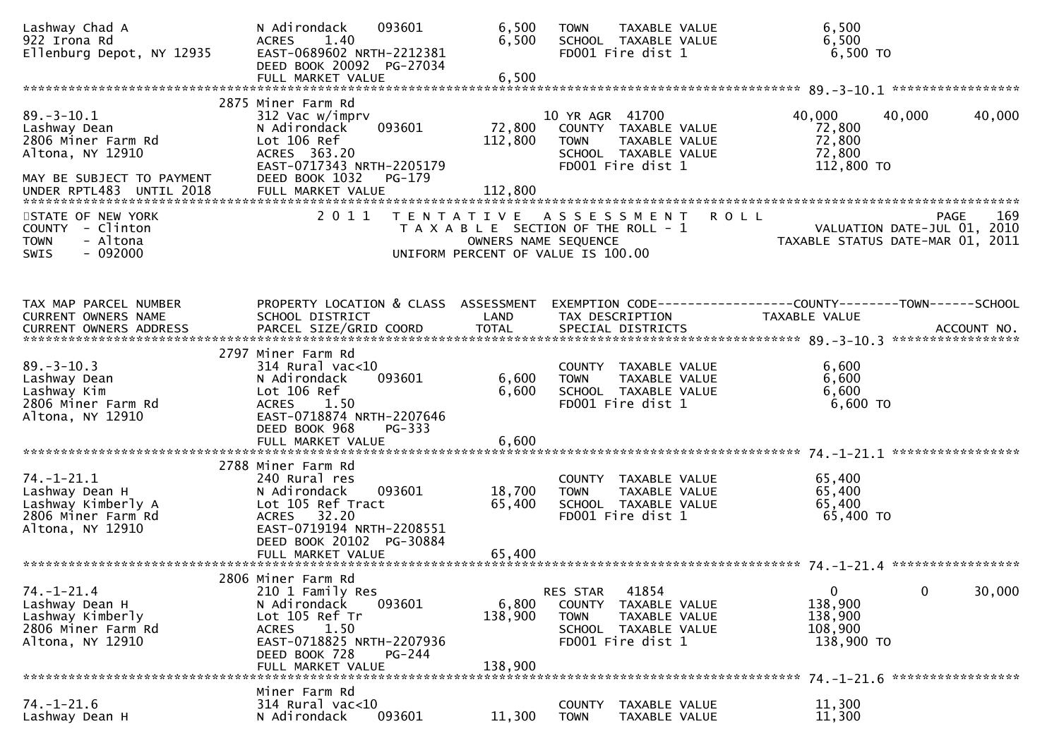| | | | | |
|---|---|---|---|---|
| Lashway Chad A<br>922 Irona Rd<br>Ellenburg Depot, NY 12935 | N Adirondack 093601<br>ACRES 1.40<br>EAST-0689602 NRTH-2212381<br>DEED BOOK 20092 PG-27034<br>FULL MARKET VALUE | 6,500<br>6,500<br><br><br>6,500 | TOWN TAXABLE VALUE<br>SCHOOL TAXABLE VALUE<br>FD001 Fire dist 1 | 6,500<br>6,500<br>6,500 TO |

\*\*\*\*\*\*\*\*\*\*\*\*\*\*\*\*\*\*\*\*\*\*\*\*\*\*\*\*\*\*\*\*\*\*\*\*\*\*\*\*\*\*\*\*\*\*\*\*\*\*\*\*\*\*\*\*\*\*\*\*\*\*\*\*\*\*\*\*\*\*\*\*\*\*\*\*\*\*\*\* 89.-3-10.1 \*\*\*\*\*\*\*\*\*\*\*\*\*\*\*\*\*

| | | | | |
|---|---|---|---|---|
| 89.-3-10.1<br>Lashway Dean<br>2806 Miner Farm Rd<br>Altona, NY 12910<br><br>MAY BE SUBJECT TO PAYMENT<br>UNDER RPTL483 UNTIL 2018 | 2875 Miner Farm Rd<br>312 Vac w/imprv<br>N Adirondack 093601<br>Lot 106 Ref<br>ACRES 363.20<br>EAST-0717343 NRTH-2205179<br>DEED BOOK 1032 PG-179<br>FULL MARKET VALUE | <br><br>72,800<br>112,800<br><br><br><br>112,800 | <br>10 YR AGR 41700<br>COUNTY TAXABLE VALUE<br>TOWN TAXABLE VALUE<br>SCHOOL TAXABLE VALUE<br>FD001 Fire dist 1 | <br>40,000 40,000 40,000<br>72,800<br>72,800<br>72,800<br>112,800 TO |

STATE OF NEW YORK
COUNTY - Clinton
TOWN - Altona
SWIS - 092000

2 0 1 1 T E N T A T I V E A S S E S S M E N T R O L L
T A X A B L E SECTION OF THE ROLL - 1
OWNERS NAME SEQUENCE
UNIFORM PERCENT OF VALUE IS 100.00

PAGE 169
VALUATION DATE-JUL 01, 2010
TAXABLE STATUS DATE-MAR 01, 2011

| TAX MAP PARCEL NUMBER<br>CURRENT OWNERS NAME<br>CURRENT OWNERS ADDRESS | PROPERTY LOCATION & CLASS<br>SCHOOL DISTRICT<br>PARCEL SIZE/GRID COORD | ASSESSMENT<br>LAND<br>TOTAL | EXEMPTION CODE<br>TAX DESCRIPTION<br>SPECIAL DISTRICTS | COUNTY--------TOWN------SCHOOL<br>TAXABLE VALUE<br>ACCOUNT NO. |
|---|---|---|---|---|
| **89.-3-10.3** | | | | |
| 89.-3-10.3<br>Lashway Dean<br>Lashway Kim<br>2806 Miner Farm Rd<br>Altona, NY 12910 | 2797 Miner Farm Rd<br>314 Rural vac<10<br>N Adirondack 093601<br>Lot 106 Ref<br>ACRES 1.50<br>EAST-0718874 NRTH-2207646<br>DEED BOOK 968 PG-333<br>FULL MARKET VALUE | <br><br>6,600<br>6,600<br><br><br><br>6,600 | <br>COUNTY TAXABLE VALUE<br>TOWN TAXABLE VALUE<br>SCHOOL TAXABLE VALUE<br>FD001 Fire dist 1 | <br>6,600<br>6,600<br>6,600<br>6,600 TO |
| **74.-1-21.1** | | | | |
| 74.-1-21.1<br>Lashway Dean H<br>Lashway Kimberly A<br>2806 Miner Farm Rd<br>Altona, NY 12910 | 2788 Miner Farm Rd<br>240 Rural res<br>N Adirondack 093601<br>Lot 105 Ref Tract<br>ACRES 32.20<br>EAST-0719194 NRTH-2208551<br>DEED BOOK 20102 PG-30884<br>FULL MARKET VALUE | <br><br>18,700<br>65,400<br><br><br><br>65,400 | <br>COUNTY TAXABLE VALUE<br>TOWN TAXABLE VALUE<br>SCHOOL TAXABLE VALUE<br>FD001 Fire dist 1 | <br>65,400<br>65,400<br>65,400<br>65,400 TO |
| **74.-1-21.4** | | | | |
| 74.-1-21.4<br>Lashway Dean H<br>Lashway Kimberly<br>2806 Miner Farm Rd<br>Altona, NY 12910 | 2806 Miner Farm Rd<br>210 1 Family Res<br>N Adirondack 093601<br>Lot 105 Ref Tr<br>ACRES 1.50<br>EAST-0718825 NRTH-2207936<br>DEED BOOK 728 PG-244<br>FULL MARKET VALUE | <br><br>6,800<br>138,900<br><br><br><br>138,900 | <br>RES STAR 41854<br>COUNTY TAXABLE VALUE<br>TOWN TAXABLE VALUE<br>SCHOOL TAXABLE VALUE<br>FD001 Fire dist 1 | <br>0 0 30,000<br>138,900<br>138,900<br>108,900<br>138,900 TO |
| **74.-1-21.6** | | | | |
| 74.-1-21.6<br>Lashway Dean H | Miner Farm Rd<br>314 Rural vac<10<br>N Adirondack 093601 | <br><br>11,300 | <br>COUNTY TAXABLE VALUE<br>TOWN TAXABLE VALUE | <br>11,300<br>11,300 |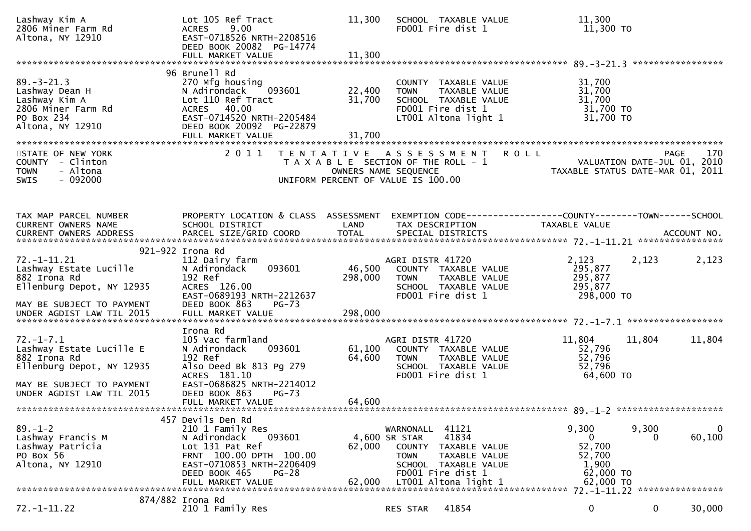```
Lashway Kim A                  Lot 105 Ref Tract              11,300   SCHOOL  TAXABLE VALUE            11,300
2806 Miner Farm Rd             ACRES    9.00                           FD001 Fire dist 1                 11,300 TO
Altona, NY 12910               EAST-0718526 NRTH-2208516
                               DEED BOOK 20082  PG-14774
                               FULL MARKET VALUE               11,300
******************************************************************************************************* 89.-3-21.3 *****************
                            96 Brunell Rd
89.-3-21.3                     270 Mfg housing                         COUNTY  TAXABLE VALUE            31,700
Lashway Dean H                 N Adirondack     093601        22,400   TOWN    TAXABLE VALUE            31,700
Lashway Kim A                  Lot 110 Ref Tract              31,700   SCHOOL  TAXABLE VALUE            31,700
2806 Miner Farm Rd             ACRES   40.00                           FD001 Fire dist 1                 31,700 TO
PO Box 234                     EAST-0714520 NRTH-2205484               LT001 Altona light 1              31,700 TO
Altona, NY 12910               DEED BOOK 20092  PG-22879
                               FULL MARKET VALUE               31,700
*************************************************************************************************************************************
STATE OF NEW YORK              2 0 1 1   T E N T A T I V E   A S S E S S M E N T   R O L L                          PAGE    170
COUNTY  - Clinton                        T A X A B L E  SECTION OF THE ROLL - 1                 VALUATION DATE-JUL 01, 2010
TOWN    - Altona                               OWNERS NAME SEQUENCE                        TAXABLE STATUS DATE-MAR 01, 2011
SWIS    - 092000                         UNIFORM PERCENT OF VALUE IS 100.00


TAX MAP PARCEL NUMBER          PROPERTY LOCATION & CLASS  ASSESSMENT  EXEMPTION CODE------------------COUNTY--------TOWN------SCHOOL
CURRENT OWNERS NAME            SCHOOL DISTRICT               LAND      TAX DESCRIPTION             TAXABLE VALUE
CURRENT OWNERS ADDRESS         PARCEL SIZE/GRID COORD        TOTAL     SPECIAL DISTRICTS                                  ACCOUNT NO.
******************************************************************************************************* 72.-1-11.21 ****************
                        921-922 Irona Rd
72.-1-11.21                    112 Dairy farm                          AGRI DISTR 41720                  2,123      2,123      2,123
Lashway Estate Lucille         N Adirondack     093601        46,500   COUNTY  TAXABLE VALUE           295,877
882 Irona Rd                   192 Ref                       298,000   TOWN    TAXABLE VALUE           295,877
Ellenburg Depot, NY 12935      ACRES  126.00                           SCHOOL  TAXABLE VALUE           295,877
                               EAST-0689193 NRTH-2212637               FD001 Fire dist 1                298,000 TO
MAY BE SUBJECT TO PAYMENT      DEED BOOK 863    PG-73
UNDER AGDIST LAW TIL 2015      FULL MARKET VALUE              298,000
******************************************************************************************************* 72.-1-7.1 ******************
                               Irona Rd
72.-1-7.1                      105 Vac farmland                        AGRI DISTR 41720                 11,804     11,804     11,804
Lashway Estate Lucille E       N Adirondack     093601        61,100   COUNTY  TAXABLE VALUE            52,796
882 Irona Rd                   192 Ref                        64,600   TOWN    TAXABLE VALUE            52,796
Ellenburg Depot, NY 12935      Also Deed Bk 813 Pg 279                 SCHOOL  TAXABLE VALUE            52,796
                               ACRES  181.10                           FD001 Fire dist 1                 64,600 TO
MAY BE SUBJECT TO PAYMENT      EAST-0686825 NRTH-2214012
UNDER AGDIST LAW TIL 2015      DEED BOOK 863    PG-73
                               FULL MARKET VALUE               64,600
******************************************************************************************************* 89.-1-2 ********************
                           457 Devils Den Rd
89.-1-2                        210 1 Family Res                        WARNONALL  41121                  9,300      9,300          0
Lashway Francis M              N Adirondack     093601         4,600 SR STAR    41834                        0          0     60,100
Lashway Patricia               Lot 131 Pat Ref                62,000   COUNTY  TAXABLE VALUE            52,700
PO Box 56                      FRNT 100.00 DPTH 100.00                 TOWN    TAXABLE VALUE            52,700
Altona, NY 12910               EAST-0710853 NRTH-2206409               SCHOOL  TAXABLE VALUE             1,900
                               DEED BOOK 465    PG-28                  FD001 Fire dist 1                 62,000 TO
                               FULL MARKET VALUE               62,000  LT001 Altona light 1              62,000 TO
******************************************************************************************************* 72.-1-11.22 ****************
                        874/882 Irona Rd
72.-1-11.22                    210 1 Family Res                        RES STAR   41854                      0          0     30,000
```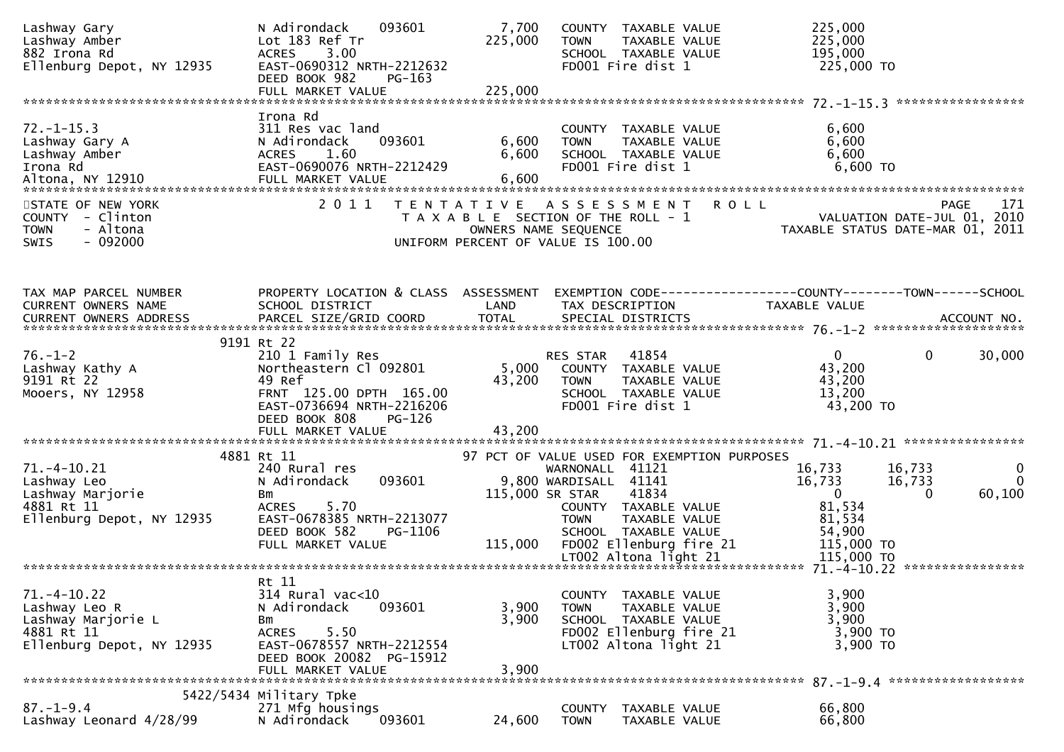| | | | | |
|---|---|---|---|---|
| Lashway Gary | N Adirondack 093601 | 7,700 | COUNTY TAXABLE VALUE | 225,000 |
| Lashway Amber | Lot 183 Ref Tr | 225,000 | TOWN TAXABLE VALUE | 225,000 |
| 882 Irona Rd | ACRES 3.00 | | SCHOOL TAXABLE VALUE | 195,000 |
| Ellenburg Depot, NY 12935 | EAST-0690312 NRTH-2212632 | | FD001 Fire dist 1 | 225,000 TO |
| | DEED BOOK 982 PG-163 | | | |
| | FULL MARKET VALUE | 225,000 | | |

******************************************************************************************************* 72.-1-15.3 *****************

| | | | | |
|---|---|---|---|---|
| | Irona Rd | | | |
| 72.-1-15.3 | 311 Res vac land | | COUNTY TAXABLE VALUE | 6,600 |
| Lashway Gary A | N Adirondack 093601 | 6,600 | TOWN TAXABLE VALUE | 6,600 |
| Lashway Amber | ACRES 1.60 | 6,600 | SCHOOL TAXABLE VALUE | 6,600 |
| Irona Rd | EAST-0690076 NRTH-2212429 | | FD001 Fire dist 1 | 6,600 TO |
| Altona, NY 12910 | FULL MARKET VALUE | 6,600 | | |

STATE OF NEW YORK
COUNTY - Clinton
TOWN - Altona
SWIS - 092000

2 0 1 1 TENTATIVE ASSESSMENT ROLL
TAXABLE SECTION OF THE ROLL - 1
OWNERS NAME SEQUENCE
UNIFORM PERCENT OF VALUE IS 100.00

PAGE 171
VALUATION DATE-JUL 01, 2010
TAXABLE STATUS DATE-MAR 01, 2011

| TAX MAP PARCEL NUMBER<br>CURRENT OWNERS NAME<br>CURRENT OWNERS ADDRESS | PROPERTY LOCATION & CLASS<br>SCHOOL DISTRICT<br>PARCEL SIZE/GRID COORD | ASSESSMENT<br>LAND<br>TOTAL | EXEMPTION CODE<br>TAX DESCRIPTION<br>SPECIAL DISTRICTS | COUNTY<br>TAXABLE VALUE | TOWN | SCHOOL<br>ACCOUNT NO. |
|---|---|---|---|---|---|---|
| **76.-1-2** | 9191 Rt 22 | | | | | |
| 76.-1-2 | 210 1 Family Res | | RES STAR 41854 | 0 | 0 | 30,000 |
| Lashway Kathy A | Northeastern Cl 092801 | 5,000 | COUNTY TAXABLE VALUE | 43,200 | | |
| 9191 Rt 22 | 49 Ref | 43,200 | TOWN TAXABLE VALUE | 43,200 | | |
| Mooers, NY 12958 | FRNT 125.00 DPTH 165.00 | | SCHOOL TAXABLE VALUE | 13,200 | | |
| | EAST-0736694 NRTH-2216206 | | FD001 Fire dist 1 | 43,200 TO | | |
| | DEED BOOK 808 PG-126 | | | | | |
| | FULL MARKET VALUE | 43,200 | | | | |
| **71.-4-10.21** | 4881 Rt 11 | | 97 PCT OF VALUE USED FOR EXEMPTION PURPOSES | | | |
| 71.-4-10.21 | 240 Rural res | | WARNONALL 41121 | 16,733 | 16,733 | 0 |
| Lashway Leo | N Adirondack 093601 | 9,800 | WARDISALL 41141 | 16,733 | 16,733 | 0 |
| Lashway Marjorie | Bm | 115,000 | SR STAR 41834 | 0 | 0 | 60,100 |
| 4881 Rt 11 | ACRES 5.70 | | COUNTY TAXABLE VALUE | 81,534 | | |
| Ellenburg Depot, NY 12935 | EAST-0678385 NRTH-2213077 | | TOWN TAXABLE VALUE | 81,534 | | |
| | DEED BOOK 582 PG-1106 | | SCHOOL TAXABLE VALUE | 54,900 | | |
| | FULL MARKET VALUE | 115,000 | FD002 Ellenburg fire 21 | 115,000 TO | | |
| | | | LT002 Altona light 21 | 115,000 TO | | |
| **71.-4-10.22** | Rt 11 | | | | | |
| 71.-4-10.22 | 314 Rural vac<10 | | COUNTY TAXABLE VALUE | 3,900 | | |
| Lashway Leo R | N Adirondack 093601 | 3,900 | TOWN TAXABLE VALUE | 3,900 | | |
| Lashway Marjorie L | Bm | 3,900 | SCHOOL TAXABLE VALUE | 3,900 | | |
| 4881 Rt 11 | ACRES 5.50 | | FD002 Ellenburg fire 21 | 3,900 TO | | |
| Ellenburg Depot, NY 12935 | EAST-0678557 NRTH-2212554 | | LT002 Altona light 21 | 3,900 TO | | |
| | DEED BOOK 20082 PG-15912 | | | | | |
| | FULL MARKET VALUE | 3,900 | | | | |
| **87.-1-9.4** | 5422/5434 Military Tpke | | | | | |
| 87.-1-9.4 | 271 Mfg housings | | COUNTY TAXABLE VALUE | 66,800 | | |
| Lashway Leonard 4/28/99 | N Adirondack 093601 | 24,600 | TOWN TAXABLE VALUE | 66,800 | | |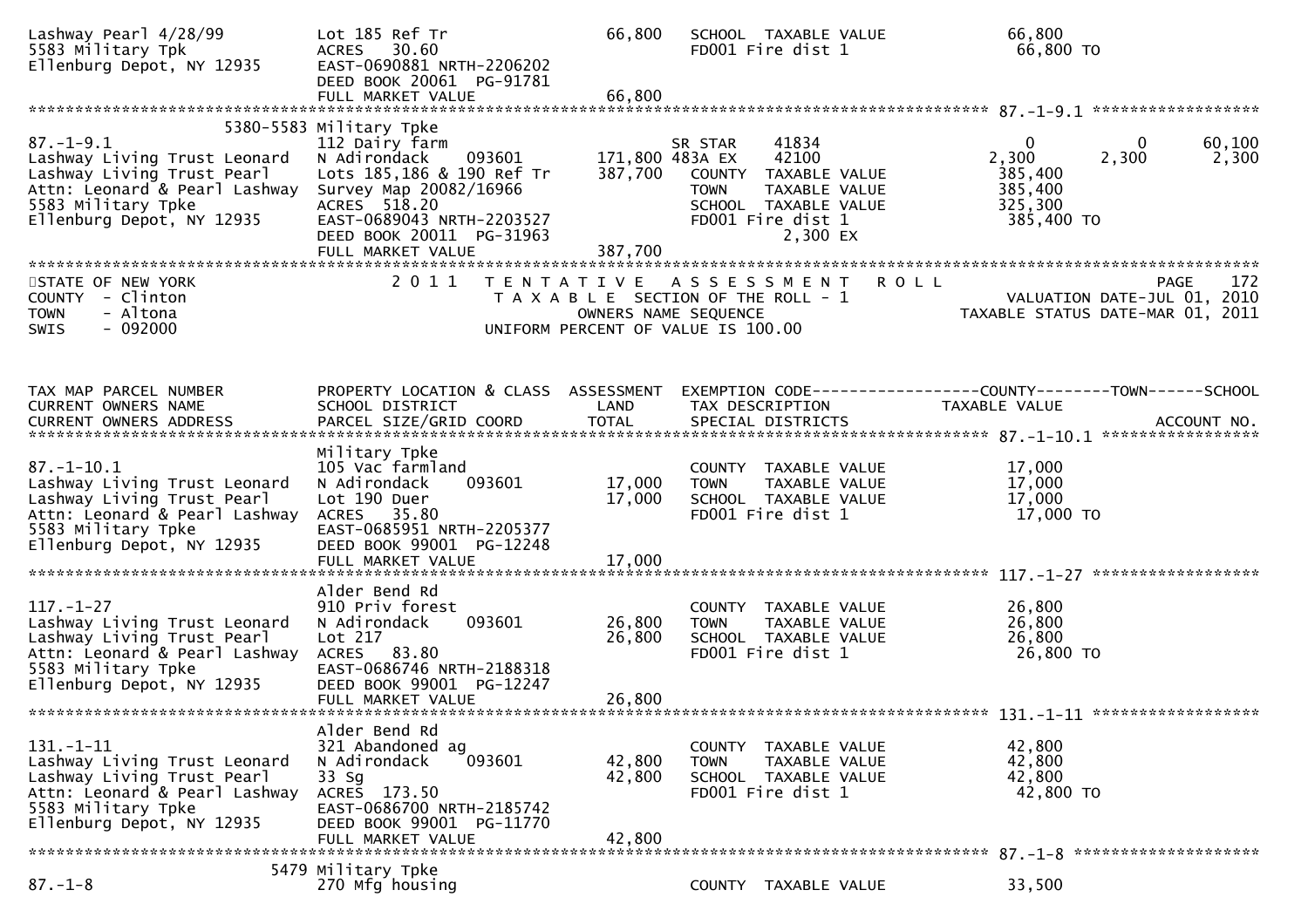```
Lashway Pearl 4/28/99          Lot 185 Ref Tr                  66,800    SCHOOL  TAXABLE VALUE              66,800
5583 Military Tpk              ACRES   30.60                             FD001 Fire dist 1                   66,800 TO
Ellenburg Depot, NY 12935      EAST-0690881 NRTH-2206202
                               DEED BOOK 20061  PG-91781
                               FULL MARKET VALUE               66,800
******************************************************************************************************* 87.-1-9.1 ******************
                         5380-5583 Military Tpke
87.-1-9.1                      112 Dairy farm                            SR STAR      41834                0            0       60,100
Lashway Living Trust Leonard   N Adirondack      093601        171,800 483A EX        42100            2,300        2,300        2,300
Lashway Living Trust Pearl     Lots 185,186 & 190 Ref Tr       387,700   COUNTY  TAXABLE VALUE            385,400
Attn: Leonard & Pearl Lashway  Survey Map 20082/16966                    TOWN    TAXABLE VALUE            385,400
5583 Military Tpke             ACRES  518.20                             SCHOOL  TAXABLE VALUE            325,300
Ellenburg Depot, NY 12935      EAST-0689043 NRTH-2203527                 FD001 Fire dist 1                 385,400 TO
                               DEED BOOK 20011  PG-31963                            2,300 EX
                               FULL MARKET VALUE               387,700
************************************************************************************************************************************
STATE OF NEW YORK                  2 0 1 1   T E N T A T I V E   A S S E S S M E N T   R O L L                          PAGE    172
COUNTY  - Clinton                            T A X A B L E  SECTION OF THE ROLL - 1                      VALUATION DATE-JUL 01, 2010
TOWN    - Altona                                     OWNERS NAME SEQUENCE                            TAXABLE STATUS DATE-MAR 01, 2011
SWIS    - 092000                                UNIFORM PERCENT OF VALUE IS 100.00


TAX MAP PARCEL NUMBER          PROPERTY LOCATION & CLASS  ASSESSMENT  EXEMPTION CODE------------------COUNTY--------TOWN------SCHOOL
CURRENT OWNERS NAME            SCHOOL DISTRICT               LAND      TAX DESCRIPTION               TAXABLE VALUE
CURRENT OWNERS ADDRESS         PARCEL SIZE/GRID COORD        TOTAL     SPECIAL DISTRICTS                                 ACCOUNT NO.
******************************************************************************************************* 87.-1-10.1 *****************
                               Military Tpke
87.-1-10.1                     105 Vac farmland                          COUNTY  TAXABLE VALUE             17,000
Lashway Living Trust Leonard   N Adirondack      093601         17,000   TOWN    TAXABLE VALUE             17,000
Lashway Living Trust Pearl     Lot 190 Duer                     17,000   SCHOOL  TAXABLE VALUE             17,000
Attn: Leonard & Pearl Lashway  ACRES   35.80                             FD001 Fire dist 1                  17,000 TO
5583 Military Tpke             EAST-0685951 NRTH-2205377
Ellenburg Depot, NY 12935      DEED BOOK 99001  PG-12248
                               FULL MARKET VALUE                17,000
******************************************************************************************************* 117.-1-27 ******************
                               Alder Bend Rd
117.-1-27                      910 Priv forest                           COUNTY  TAXABLE VALUE             26,800
Lashway Living Trust Leonard   N Adirondack      093601         26,800   TOWN    TAXABLE VALUE             26,800
Lashway Living Trust Pearl     Lot 217                          26,800   SCHOOL  TAXABLE VALUE             26,800
Attn: Leonard & Pearl Lashway  ACRES   83.80                             FD001 Fire dist 1                  26,800 TO
5583 Military Tpke             EAST-0686746 NRTH-2188318
Ellenburg Depot, NY 12935      DEED BOOK 99001  PG-12247
                               FULL MARKET VALUE                26,800
******************************************************************************************************* 131.-1-11 ******************
                               Alder Bend Rd
131.-1-11                      321 Abandoned ag                          COUNTY  TAXABLE VALUE             42,800
Lashway Living Trust Leonard   N Adirondack      093601         42,800   TOWN    TAXABLE VALUE             42,800
Lashway Living Trust Pearl     33 Sg                            42,800   SCHOOL  TAXABLE VALUE             42,800
Attn: Leonard & Pearl Lashway  ACRES  173.50                             FD001 Fire dist 1                  42,800 TO
5583 Military Tpke             EAST-0686700 NRTH-2185742
Ellenburg Depot, NY 12935      DEED BOOK 99001  PG-11770
                               FULL MARKET VALUE                42,800
******************************************************************************************************* 87.-1-8 ********************
                          5479 Military Tpke
87.-1-8                        270 Mfg housing                           COUNTY  TAXABLE VALUE             33,500
```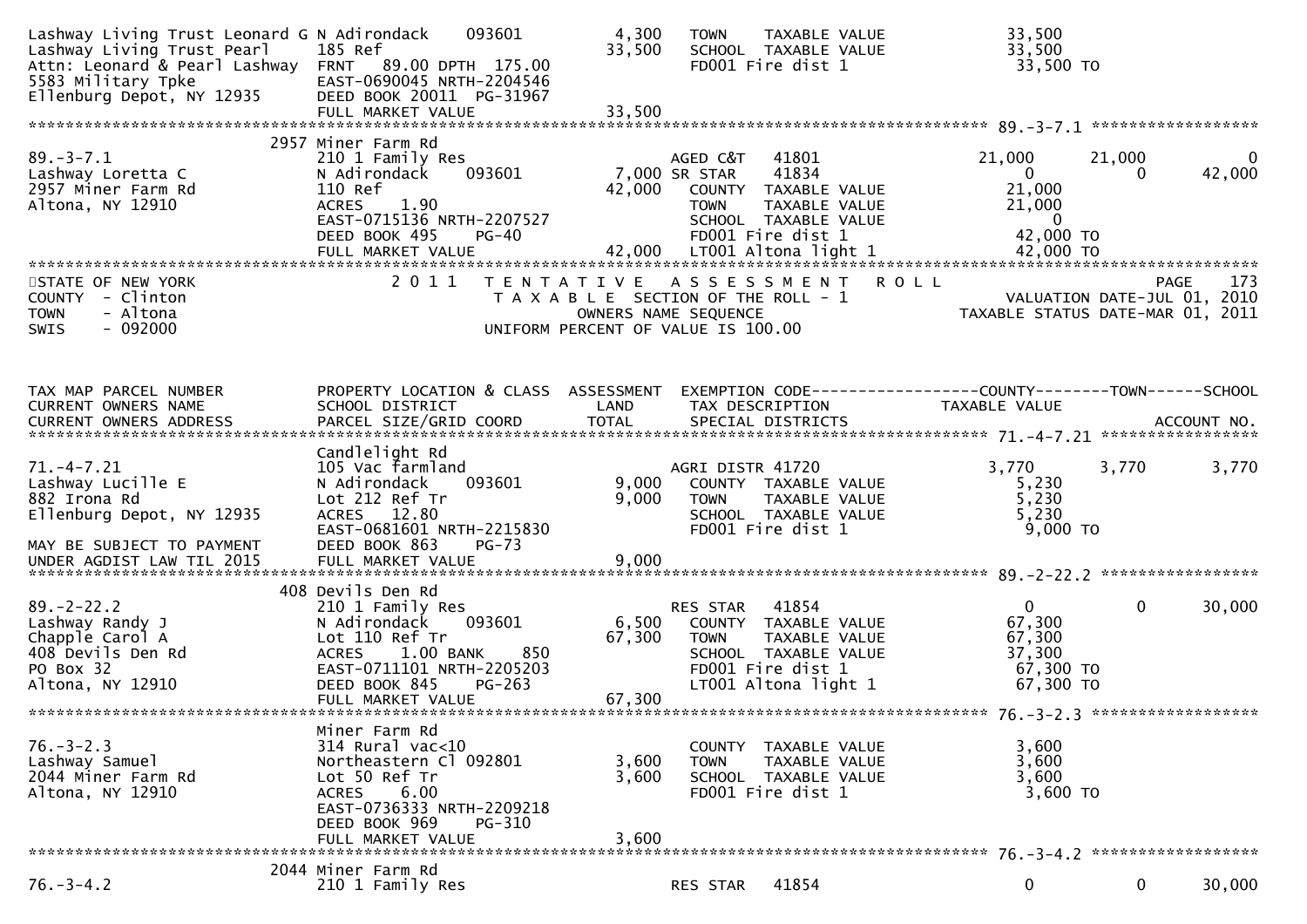```
Lashway Living Trust Leonard G N Adirondack     093601          4,300    TOWN     TAXABLE VALUE              33,500
Lashway Living Trust Pearl     185 Ref                         33,500    SCHOOL  TAXABLE VALUE              33,500
Attn: Leonard & Pearl Lashway  FRNT   89.00 DPTH 175.00                  FD001 Fire dist 1                   33,500 TO
5583 Military Tpke             EAST-0690045 NRTH-2204546
Ellenburg Depot, NY 12935      DEED BOOK 20011  PG-31967
                               FULL MARKET VALUE               33,500
******************************************************************************************************* 89.-3-7.1 ******************
                              2957 Miner Farm Rd
89.-3-7.1                      210 1 Family Res                          AGED C&T    41801             21,000       21,000            0
Lashway Loretta C              N Adirondack     093601          7,000 SR STAR     41834                    0            0       42,000
2957 Miner Farm Rd             110 Ref                         42,000    COUNTY  TAXABLE VALUE              21,000
Altona, NY 12910               ACRES    1.90                             TOWN     TAXABLE VALUE              21,000
                               EAST-0715136 NRTH-2207527                 SCHOOL  TAXABLE VALUE                   0
                               DEED BOOK 495     PG-40                   FD001 Fire dist 1                   42,000 TO
                               FULL MARKET VALUE               42,000    LT001 Altona light 1                42,000 TO
************************************************************************************************************************************
STATE OF NEW YORK                    2 0 1 1   T E N T A T I V E   A S S E S S M E N T   R O L L                           PAGE    173
COUNTY  - Clinton                              T A X A B L E  SECTION OF THE ROLL - 1                  VALUATION DATE-JUL 01, 2010
TOWN    - Altona                                     OWNERS NAME SEQUENCE                        TAXABLE STATUS DATE-MAR 01, 2011
SWIS    - 092000                             UNIFORM PERCENT OF VALUE IS 100.00



TAX MAP PARCEL NUMBER          PROPERTY LOCATION & CLASS  ASSESSMENT  EXEMPTION CODE------------------COUNTY--------TOWN------SCHOOL
CURRENT OWNERS NAME            SCHOOL DISTRICT               LAND      TAX DESCRIPTION               TAXABLE VALUE
CURRENT OWNERS ADDRESS         PARCEL SIZE/GRID COORD        TOTAL     SPECIAL DISTRICTS                                 ACCOUNT NO.
******************************************************************************************************* 71.-4-7.21 *****************
                               Candlelight Rd
71.-4-7.21                     105 Vac farmland                          AGRI DISTR 41720               3,770        3,770        3,770
Lashway Lucille E              N Adirondack     093601          9,000    COUNTY  TAXABLE VALUE               5,230
882 Irona Rd                   Lot 212 Ref Tr                   9,000    TOWN     TAXABLE VALUE               5,230
Ellenburg Depot, NY 12935      ACRES   12.80                             SCHOOL  TAXABLE VALUE               5,230
                               EAST-0681601 NRTH-2215830                 FD001 Fire dist 1                    9,000 TO
MAY BE SUBJECT TO PAYMENT      DEED BOOK 863     PG-73
UNDER AGDIST LAW TIL 2015      FULL MARKET VALUE                9,000
******************************************************************************************************* 89.-2-22.2 *****************
                              408 Devils Den Rd
89.-2-22.2                     210 1 Family Res                          RES STAR    41854                  0            0       30,000
Lashway Randy J                N Adirondack     093601          6,500    COUNTY  TAXABLE VALUE              67,300
Chapple Carol A                Lot 110 Ref Tr                  67,300    TOWN     TAXABLE VALUE              67,300
408 Devils Den Rd              ACRES    1.00 BANK     850                SCHOOL  TAXABLE VALUE              37,300
PO Box 32                      EAST-0711101 NRTH-2205203                 FD001 Fire dist 1                   67,300 TO
Altona, NY 12910               DEED BOOK 845     PG-263                  LT001 Altona light 1                67,300 TO
                               FULL MARKET VALUE               67,300
******************************************************************************************************* 76.-3-2.3 ******************
                               Miner Farm Rd
76.-3-2.3                      314 Rural vac<10                          COUNTY  TAXABLE VALUE               3,600
Lashway Samuel                 Northeastern Cl 092801           3,600    TOWN     TAXABLE VALUE               3,600
2044 Miner Farm Rd             Lot 50 Ref Tr                    3,600    SCHOOL  TAXABLE VALUE               3,600
Altona, NY 12910               ACRES    6.00                             FD001 Fire dist 1                    3,600 TO
                               EAST-0736333 NRTH-2209218
                               DEED BOOK 969     PG-310
                               FULL MARKET VALUE                3,600
******************************************************************************************************* 76.-3-4.2 ******************
                              2044 Miner Farm Rd
76.-3-4.2                      210 1 Family Res                          RES STAR    41854                  0            0       30,000
```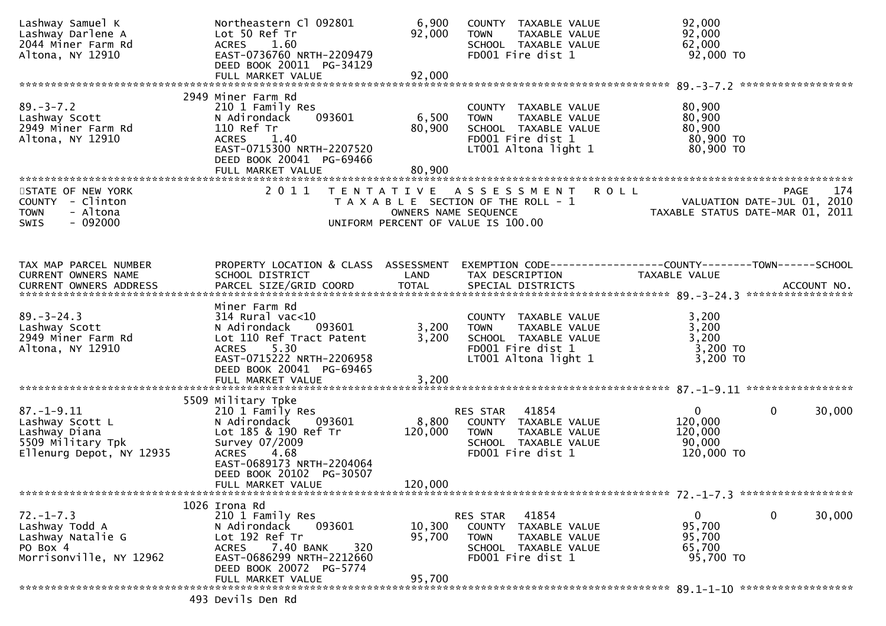```
Lashway Samuel K               Northeastern Cl 092801      6,900   COUNTY  TAXABLE VALUE            92,000
Lashway Darlene A              Lot 50 Ref Tr              92,000   TOWN    TAXABLE VALUE            92,000
2044 Miner Farm Rd             ACRES    1.60                       SCHOOL  TAXABLE VALUE            62,000
Altona, NY 12910               EAST-0736760 NRTH-2209479           FD001 Fire dist 1                 92,000 TO
                               DEED BOOK 20011  PG-34129
                               FULL MARKET VALUE          92,000
******************************************************************************************************* 89.-3-7.2 ******************
                            2949 Miner Farm Rd
89.-3-7.2                      210 1 Family Res                    COUNTY  TAXABLE VALUE            80,900
Lashway Scott                  N Adirondack    093601      6,500   TOWN    TAXABLE VALUE            80,900
2949 Miner Farm Rd             110 Ref Tr                 80,900   SCHOOL  TAXABLE VALUE            80,900
Altona, NY 12910               ACRES    1.40                       FD001 Fire dist 1                 80,900 TO
                               EAST-0715300 NRTH-2207520           LT001 Altona light 1              80,900 TO
                               DEED BOOK 20041  PG-69466
                               FULL MARKET VALUE          80,900
************************************************************************************************************************************
STATE OF NEW YORK                 2 0 1 1   T E N T A T I V E   A S S E S S M E N T   R O L L                             PAGE   174
COUNTY  - Clinton                           T A X A B L E  SECTION OF THE ROLL - 1                    VALUATION DATE-JUL 01, 2010
TOWN    - Altona                                  OWNERS NAME SEQUENCE                             TAXABLE STATUS DATE-MAR 01, 2011
SWIS    - 092000                           UNIFORM PERCENT OF VALUE IS 100.00


TAX MAP PARCEL NUMBER          PROPERTY LOCATION & CLASS  ASSESSMENT  EXEMPTION CODE------------------COUNTY--------TOWN------SCHOOL
CURRENT OWNERS NAME            SCHOOL DISTRICT               LAND      TAX DESCRIPTION             TAXABLE VALUE
CURRENT OWNERS ADDRESS         PARCEL SIZE/GRID COORD       TOTAL      SPECIAL DISTRICTS                                 ACCOUNT NO.
******************************************************************************************************* 89.-3-24.3 *****************
                               Miner Farm Rd
89.-3-24.3                     314 Rural vac<10                    COUNTY  TAXABLE VALUE             3,200
Lashway Scott                  N Adirondack    093601      3,200   TOWN    TAXABLE VALUE             3,200
2949 Miner Farm Rd             Lot 110 Ref Tract Patent    3,200   SCHOOL  TAXABLE VALUE             3,200
Altona, NY 12910               ACRES    5.30                       FD001 Fire dist 1                  3,200 TO
                               EAST-0715222 NRTH-2206958           LT001 Altona light 1               3,200 TO
                               DEED BOOK 20041  PG-69465
                               FULL MARKET VALUE           3,200
******************************************************************************************************* 87.-1-9.11 *****************
                            5509 Military Tpke
87.-1-9.11                     210 1 Family Res                    RES STAR   41854                  0             0        30,000
Lashway Scott L                N Adirondack    093601      8,800   COUNTY  TAXABLE VALUE           120,000
Lashway Diana                  Lot 185 & 190 Ref Tr      120,000   TOWN    TAXABLE VALUE           120,000
5509 Military Tpk              Survey 07/2009                      SCHOOL  TAXABLE VALUE            90,000
Ellenurg Depot, NY 12935       ACRES    4.68                       FD001 Fire dist 1                120,000 TO
                               EAST-0689173 NRTH-2204064
                               DEED BOOK 20102  PG-30507
                               FULL MARKET VALUE         120,000
******************************************************************************************************* 72.-1-7.3 ******************
                            1026 Irona Rd
72.-1-7.3                      210 1 Family Res                    RES STAR   41854                  0             0        30,000
Lashway Todd A                 N Adirondack    093601     10,300   COUNTY  TAXABLE VALUE            95,700
Lashway Natalie G              Lot 192 Ref Tr             95,700   TOWN    TAXABLE VALUE            95,700
PO Box 4                       ACRES    7.40 BANK    320           SCHOOL  TAXABLE VALUE            65,700
Morrisonville, NY 12962        EAST-0686299 NRTH-2212660           FD001 Fire dist 1                 95,700 TO
                               DEED BOOK 20072  PG-5774
                               FULL MARKET VALUE          95,700
******************************************************************************************************* 89.1-1-10 ******************
                            493 Devils Den Rd
```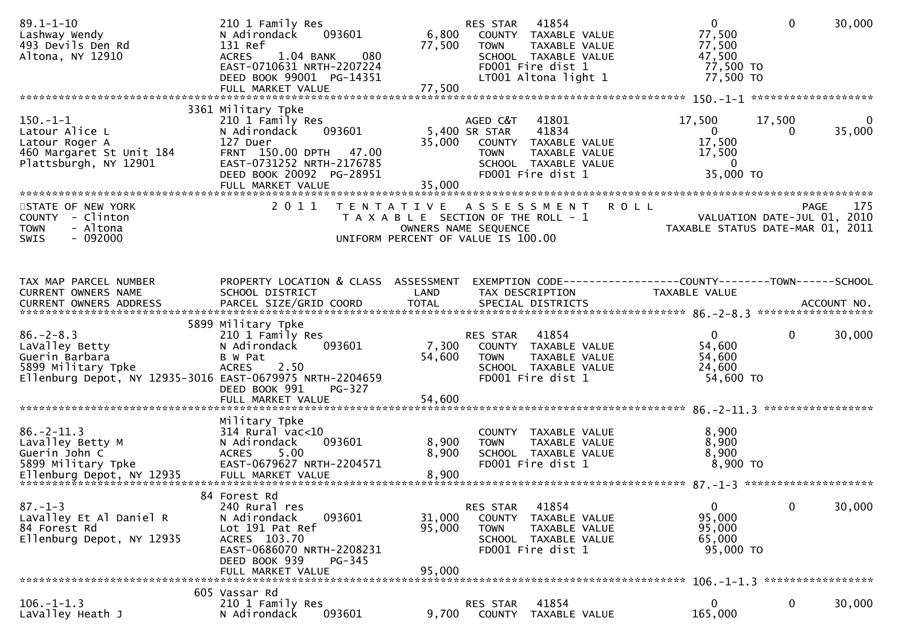```
89.1-1-10                       210 1 Family Res                     RES STAR    41854                     0             0        30,000
Lashway Wendy                   N Adirondack     093601       6,800    COUNTY  TAXABLE VALUE            77,500
493 Devils Den Rd               131 Ref                      77,500    TOWN    TAXABLE VALUE            77,500
Altona, NY 12910                ACRES     1.04 BANK     080            SCHOOL  TAXABLE VALUE            47,500
                                EAST-0710631 NRTH-2207224              FD001 Fire dist 1                77,500 TO
                                DEED BOOK 99001  PG-14351              LT001 Altona light 1             77,500 TO
                                FULL MARKET VALUE            77,500
******************************************************************************************************* 150.-1-1 ********************
                           3361 Military Tpke
150.-1-1                        210 1 Family Res                     AGED C&T    41801                17,500        17,500             0
Latour Alice L                  N Adirondack     093601       5,400 SR STAR      41834                     0             0        35,000
Latour Roger A                  127 Duer                     35,000    COUNTY  TAXABLE VALUE            17,500
460 Margaret St Unit 184        FRNT  150.00 DPTH   47.00              TOWN    TAXABLE VALUE            17,500
Plattsburgh, NY 12901           EAST-0731252 NRTH-2176785              SCHOOL  TAXABLE VALUE                 0
                                DEED BOOK 20092  PG-28951              FD001 Fire dist 1                35,000 TO
                                FULL MARKET VALUE            35,000
************************************************************************************************************************************
STATE OF NEW YORK                  2 0 1 1   T E N T A T I V E   A S S E S S M E N T   R O L L                            PAGE    175
COUNTY  - Clinton                        T A X A B L E  SECTION OF THE ROLL - 1                      VALUATION DATE-JUL 01, 2010
TOWN    - Altona                               OWNERS NAME SEQUENCE                               TAXABLE STATUS DATE-MAR 01, 2011
SWIS    - 092000                       UNIFORM PERCENT OF VALUE IS 100.00


TAX MAP PARCEL NUMBER           PROPERTY LOCATION & CLASS  ASSESSMENT  EXEMPTION CODE------------------COUNTY--------TOWN------SCHOOL
CURRENT OWNERS NAME             SCHOOL DISTRICT               LAND     TAX DESCRIPTION                  TAXABLE VALUE
CURRENT OWNERS ADDRESS          PARCEL SIZE/GRID COORD        TOTAL    SPECIAL DISTRICTS                                        ACCOUNT NO.
******************************************************************************************************* 86.-2-8.3 *******************
                           5899 Military Tpke
86.-2-8.3                       210 1 Family Res                     RES STAR    41854                     0             0        30,000
LaValley Betty                  N Adirondack     093601       7,300    COUNTY  TAXABLE VALUE            54,600
Guerin Barbara                  B W Pat                      54,600    TOWN    TAXABLE VALUE            54,600
5899 Military Tpke              ACRES     2.50                         SCHOOL  TAXABLE VALUE            24,600
Ellenburg Depot, NY 12935-3016  EAST-0679975 NRTH-2204659              FD001 Fire dist 1                54,600 TO
                                DEED BOOK 991    PG-327
                                FULL MARKET VALUE            54,600
******************************************************************************************************* 86.-2-11.3 ******************
                                Military Tpke
86.-2-11.3                      314 Rural vac<10                       COUNTY  TAXABLE VALUE             8,900
Lavalley Betty M                N Adirondack     093601       8,900    TOWN    TAXABLE VALUE             8,900
Guerin John C                   ACRES     5.00                8,900    SCHOOL  TAXABLE VALUE             8,900
5899 Military Tpke              EAST-0679627 NRTH-2204571              FD001 Fire dist 1                 8,900 TO
Ellenburg Depot, NY 12935       FULL MARKET VALUE             8,900
******************************************************************************************************* 87.-1-3 *********************
                             84 Forest Rd
87.-1-3                         240 Rural res                        RES STAR    41854                     0             0        30,000
LaValley Et Al Daniel R         N Adirondack     093601      31,000    COUNTY  TAXABLE VALUE            95,000
84 Forest Rd                    Lot 191 Pat Ref              95,000    TOWN    TAXABLE VALUE            95,000
Ellenburg Depot, NY 12935       ACRES   103.70                         SCHOOL  TAXABLE VALUE            65,000
                                EAST-0686070 NRTH-2208231              FD001 Fire dist 1                95,000 TO
                                DEED BOOK 939    PG-345
                                FULL MARKET VALUE            95,000
******************************************************************************************************* 106.-1-1.3 ******************
                            605 Vassar Rd
106.-1-1.3                      210 1 Family Res                     RES STAR    41854                     0             0        30,000
LaValley Heath J                N Adirondack     093601       9,700    COUNTY  TAXABLE VALUE           165,000
```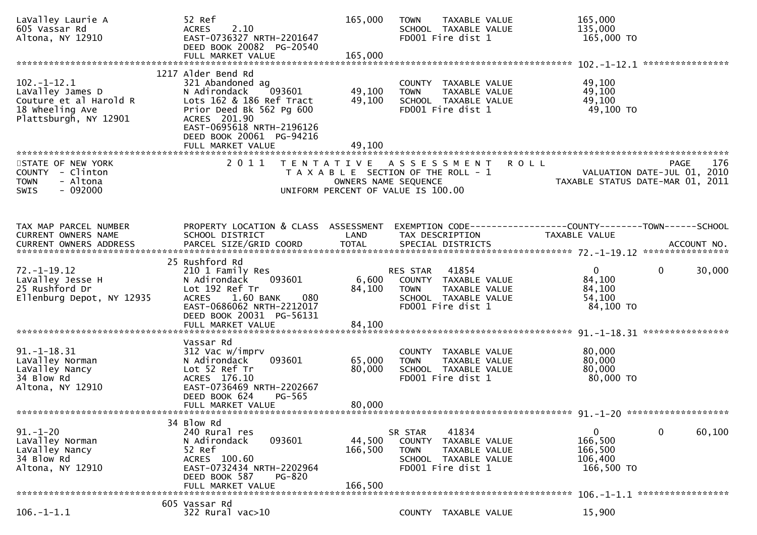```
LaValley Laurie A              52 Ref                              165,000   TOWN    TAXABLE VALUE             165,000
605 Vassar Rd                  ACRES    2.10                               SCHOOL  TAXABLE VALUE             135,000
Altona, NY 12910               EAST-0736327 NRTH-2201647                   FD001 Fire dist 1                 165,000 TO
                               DEED BOOK 20082  PG-20540
                               FULL MARKET VALUE                   165,000
******************************************************************************************************* 102.-1-12.1 ****************
                          1217 Alder Bend Rd
102.-1-12.1                    321 Abandoned ag                            COUNTY  TAXABLE VALUE              49,100
LaValley James D               N Adirondack    093601        49,100        TOWN    TAXABLE VALUE              49,100
Couture et al Harold R         Lots 162 & 186 Ref Tract      49,100        SCHOOL  TAXABLE VALUE              49,100
18 Wheeling Ave                Prior Deed Bk 562 Pg 600                    FD001 Fire dist 1                  49,100 TO
Plattsburgh, NY 12901          ACRES  201.90
                               EAST-0695618 NRTH-2196126
                               DEED BOOK 20061  PG-94216
                               FULL MARKET VALUE                    49,100
************************************************************************************************************************************
STATE OF NEW YORK                 2 0 1 1   T E N T A T I V E   A S S E S S M E N T   R O L L                          PAGE    176
COUNTY  - Clinton                        T A X A B L E  SECTION OF THE ROLL - 1                        VALUATION DATE-JUL 01, 2010
TOWN    - Altona                                 OWNERS NAME SEQUENCE                              TAXABLE STATUS DATE-MAR 01, 2011
SWIS    - 092000                        UNIFORM PERCENT OF VALUE IS 100.00


TAX MAP PARCEL NUMBER          PROPERTY LOCATION & CLASS  ASSESSMENT  EXEMPTION CODE------------------COUNTY--------TOWN------SCHOOL
CURRENT OWNERS NAME            SCHOOL DISTRICT               LAND      TAX DESCRIPTION            TAXABLE VALUE
CURRENT OWNERS ADDRESS         PARCEL SIZE/GRID COORD        TOTAL     SPECIAL DISTRICTS                                  ACCOUNT NO.
******************************************************************************************************* 72.-1-19.12 ****************
                            25 Rushford Rd
72.-1-19.12                    210 1 Family Res                            RES STAR   41854                    0             0      30,000
LaValley Jesse H               N Adirondack    093601         6,600        COUNTY  TAXABLE VALUE              84,100
25 Rushford Dr                 Lot 192 Ref Tr                84,100        TOWN    TAXABLE VALUE              84,100
Ellenburg Depot, NY 12935      ACRES    1.60 BANK     080                  SCHOOL  TAXABLE VALUE              54,100
                               EAST-0686062 NRTH-2212017                   FD001 Fire dist 1                  84,100 TO
                               DEED BOOK 20031  PG-56131
                               FULL MARKET VALUE                    84,100
******************************************************************************************************* 91.-1-18.31 ****************
                               Vassar Rd
91.-1-18.31                    312 Vac w/imprv                             COUNTY  TAXABLE VALUE              80,000
LaValley Norman                N Adirondack    093601        65,000        TOWN    TAXABLE VALUE              80,000
LaValley Nancy                 Lot 52 Ref Tr                 80,000        SCHOOL  TAXABLE VALUE              80,000
34 Blow Rd                     ACRES  176.10                               FD001 Fire dist 1                  80,000 TO
Altona, NY 12910               EAST-0736469 NRTH-2202667
                               DEED BOOK 624     PG-565
                               FULL MARKET VALUE                    80,000
******************************************************************************************************* 91.-1-20 *******************
                            34 Blow Rd
91.-1-20                       240 Rural res                               SR STAR    41834                    0             0      60,100
LaValley Norman                N Adirondack    093601        44,500        COUNTY  TAXABLE VALUE             166,500
LaValley Nancy                 52 Ref                       166,500        TOWN    TAXABLE VALUE             166,500
34 Blow Rd                     ACRES  100.60                               SCHOOL  TAXABLE VALUE             106,400
Altona, NY 12910               EAST-0732434 NRTH-2202964                   FD001 Fire dist 1                 166,500 TO
                               DEED BOOK 587     PG-820
                               FULL MARKET VALUE                   166,500
******************************************************************************************************* 106.-1-1.1 *****************
                           605 Vassar Rd
106.-1-1.1                     322 Rural vac>10                            COUNTY  TAXABLE VALUE              15,900
```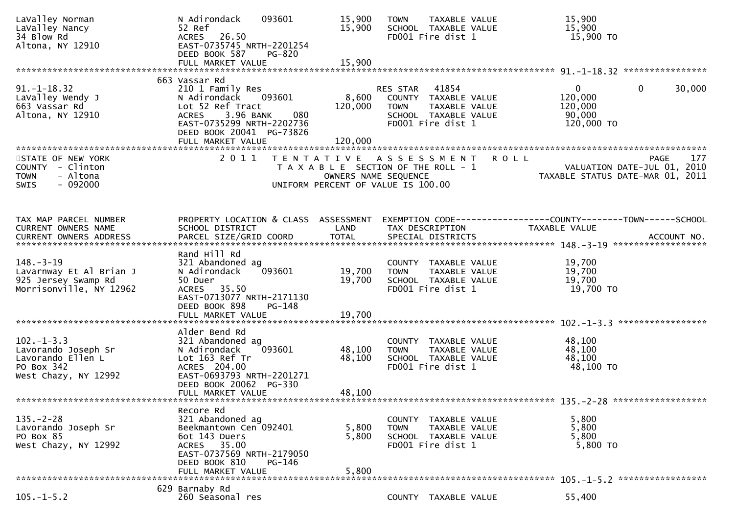```
LaValley Norman                N Adirondack    093601        15,900   TOWN    TAXABLE VALUE              15,900
LaValley Nancy                 52 Ref                         15,900   SCHOOL  TAXABLE VALUE              15,900
34 Blow Rd                     ACRES   26.50                           FD001 Fire dist 1                   15,900 TO
Altona, NY 12910               EAST-0735745 NRTH-2201254
                               DEED BOOK 587     PG-820
                               FULL MARKET VALUE             15,900
******************************************************************************************************* 91.-1-18.32 ****************
                             663 Vassar Rd
91.-1-18.32                    210 1 Family Res                        RES STAR   41854                    0            0       30,000
LaValley Wendy J               N Adirondack    093601         8,600   COUNTY  TAXABLE VALUE             120,000
663 Vassar Rd                  Lot 52 Ref Tract             120,000   TOWN    TAXABLE VALUE             120,000
Altona, NY 12910               ACRES    3.96 BANK     080              SCHOOL  TAXABLE VALUE              90,000
                               EAST-0735299 NRTH-2202736               FD001 Fire dist 1                  120,000 TO
                               DEED BOOK 20041  PG-73826
                               FULL MARKET VALUE            120,000
************************************************************************************************************************************
STATE OF NEW YORK                 2 0 1 1   T E N T A T I V E   A S S E S S M E N T   R O L L                        PAGE    177
COUNTY  - Clinton                           T A X A B L E  SECTION OF THE ROLL - 1                    VALUATION DATE-JUL 01, 2010
TOWN    - Altona                                   OWNERS NAME SEQUENCE                          TAXABLE STATUS DATE-MAR 01, 2011
SWIS    - 092000                            UNIFORM PERCENT OF VALUE IS 100.00


TAX MAP PARCEL NUMBER          PROPERTY LOCATION & CLASS  ASSESSMENT  EXEMPTION CODE------------------COUNTY--------TOWN------SCHOOL
CURRENT OWNERS NAME            SCHOOL DISTRICT               LAND      TAX DESCRIPTION             TAXABLE VALUE
CURRENT OWNERS ADDRESS         PARCEL SIZE/GRID COORD        TOTAL     SPECIAL DISTRICTS                                 ACCOUNT NO.
******************************************************************************************************* 148.-3-19 ******************
                               Rand Hill Rd
148.-3-19                      321 Abandoned ag                        COUNTY  TAXABLE VALUE              19,700
Lavarnway Et Al Brian J        N Adirondack    093601        19,700   TOWN    TAXABLE VALUE              19,700
925 Jersey Swamp Rd            50 Duer                       19,700   SCHOOL  TAXABLE VALUE              19,700
Morrisonville, NY 12962        ACRES   35.50                           FD001 Fire dist 1                   19,700 TO
                               EAST-0713077 NRTH-2171130
                               DEED BOOK 898     PG-148
                               FULL MARKET VALUE             19,700
******************************************************************************************************* 102.-1-3.3 *****************
                               Alder Bend Rd
102.-1-3.3                     321 Abandoned ag                        COUNTY  TAXABLE VALUE              48,100
Lavorando Joseph Sr            N Adirondack    093601        48,100   TOWN    TAXABLE VALUE              48,100
Lavorando Ellen L              Lot 163 Ref Tr                48,100   SCHOOL  TAXABLE VALUE              48,100
PO Box 342                     ACRES  204.00                           FD001 Fire dist 1                   48,100 TO
West Chazy, NY 12992           EAST-0693793 NRTH-2201271
                               DEED BOOK 20062  PG-330
                               FULL MARKET VALUE             48,100
******************************************************************************************************* 135.-2-28 ******************
                               Recore Rd
135.-2-28                      321 Abandoned ag                        COUNTY  TAXABLE VALUE               5,800
Lavorando Joseph Sr            Beekmantown Cen 092401         5,800   TOWN    TAXABLE VALUE               5,800
PO Box 85                      6ot 143 Duers                  5,800   SCHOOL  TAXABLE VALUE               5,800
West Chazy, NY 12992           ACRES   35.00                           FD001 Fire dist 1                    5,800 TO
                               EAST-0737569 NRTH-2179050
                               DEED BOOK 810     PG-146
                               FULL MARKET VALUE              5,800
******************************************************************************************************* 105.-1-5.2 *****************
                             629 Barnaby Rd
105.-1-5.2                     260 Seasonal res                        COUNTY  TAXABLE VALUE              55,400
```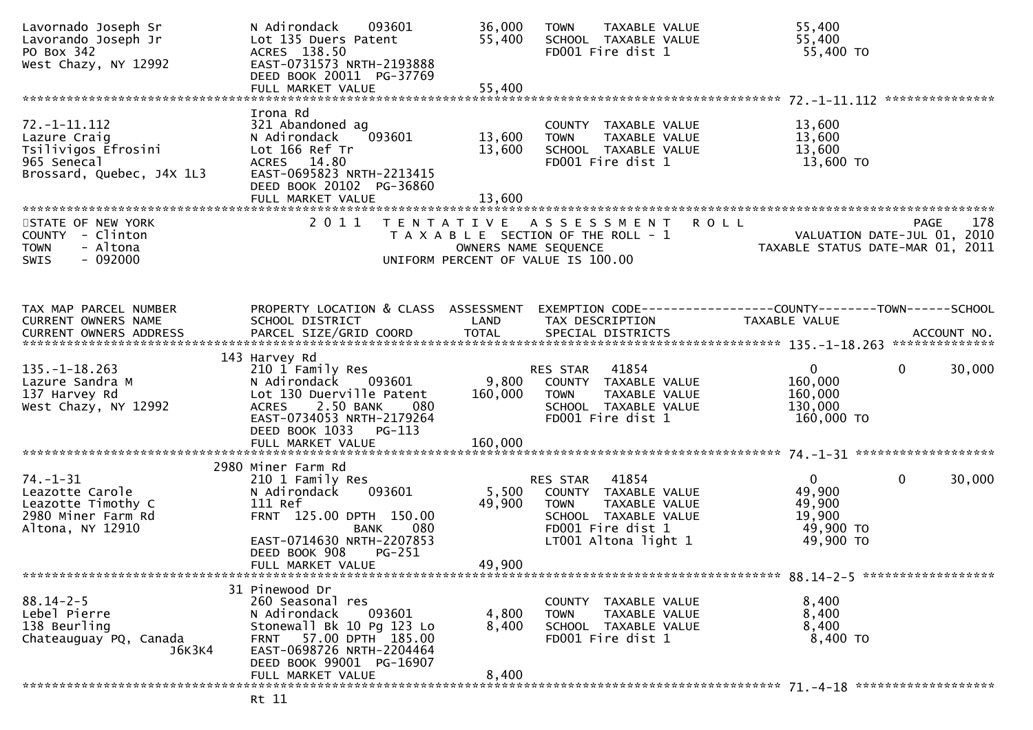```
Lavornado Joseph Sr           N Adirondack     093601        36,000   TOWN     TAXABLE VALUE              55,400
Lavorando Joseph Jr           Lot 135 Duers Patent           55,400   SCHOOL  TAXABLE VALUE              55,400
PO Box 342                    ACRES  138.50                           FD001 Fire dist 1                   55,400 TO
West Chazy, NY 12992          EAST-0731573 NRTH-2193888
                              DEED BOOK 20011  PG-37769
                              FULL MARKET VALUE              55,400
******************************************************************************************************* 72.-1-11.112 ***************
                              Irona Rd
72.-1-11.112                  321 Abandoned ag                        COUNTY  TAXABLE VALUE              13,600
Lazure Craig                  N Adirondack     093601        13,600   TOWN     TAXABLE VALUE              13,600
Tsilivigos Efrosini           Lot 166 Ref Tr                 13,600   SCHOOL  TAXABLE VALUE              13,600
965 Senecal                   ACRES   14.80                           FD001 Fire dist 1                   13,600 TO
Brossard, Quebec, J4X 1L3     EAST-0695823 NRTH-2213415
                              DEED BOOK 20102  PG-36860
                              FULL MARKET VALUE              13,600
************************************************************************************************************************************
STATE OF NEW YORK                    2 0 1 1   T E N T A T I V E   A S S E S S M E N T   R O L L                          PAGE    178
COUNTY  - Clinton                              T A X A B L E  SECTION OF THE ROLL - 1                   VALUATION DATE-JUL 01, 2010
TOWN    - Altona                                       OWNERS NAME SEQUENCE                           TAXABLE STATUS DATE-MAR 01, 2011
SWIS    - 092000                              UNIFORM PERCENT OF VALUE IS 100.00


TAX MAP PARCEL NUMBER         PROPERTY LOCATION & CLASS  ASSESSMENT  EXEMPTION CODE------------------COUNTY--------TOWN------SCHOOL
CURRENT OWNERS NAME           SCHOOL DISTRICT               LAND      TAX DESCRIPTION              TAXABLE VALUE
CURRENT OWNERS ADDRESS        PARCEL SIZE/GRID COORD        TOTAL     SPECIAL DISTRICTS                                  ACCOUNT NO.
******************************************************************************************************* 135.-1-18.263 **************
                          143 Harvey Rd
135.-1-18.263                 210 1 Family Res                        RES STAR   41854                   0           0       30,000
Lazure Sandra M               N Adirondack     093601         9,800   COUNTY  TAXABLE VALUE             160,000
137 Harvey Rd                 Lot 130 Duerville Patent      160,000   TOWN     TAXABLE VALUE             160,000
West Chazy, NY 12992          ACRES    2.50 BANK     080              SCHOOL  TAXABLE VALUE             130,000
                              EAST-0734053 NRTH-2179264               FD001 Fire dist 1                  160,000 TO
                              DEED BOOK 1033   PG-113
                              FULL MARKET VALUE             160,000
******************************************************************************************************* 74.-1-31 *******************
                          2980 Miner Farm Rd
74.-1-31                      210 1 Family Res                        RES STAR   41854                   0           0       30,000
Leazotte Carole               N Adirondack     093601         5,500   COUNTY  TAXABLE VALUE              49,900
Leazotte Timothy C            111 Ref                        49,900   TOWN     TAXABLE VALUE              49,900
2980 Miner Farm Rd            FRNT  125.00 DPTH  150.00               SCHOOL  TAXABLE VALUE              19,900
Altona, NY 12910                           BANK     080               FD001 Fire dist 1                   49,900 TO
                              EAST-0714630 NRTH-2207853               LT001 Altona light 1                49,900 TO
                              DEED BOOK 908    PG-251
                              FULL MARKET VALUE              49,900
******************************************************************************************************* 88.14-2-5 ******************
                           31 Pinewood Dr
88.14-2-5                     260 Seasonal res                        COUNTY  TAXABLE VALUE               8,400
Lebel Pierre                  N Adirondack     093601         4,800   TOWN     TAXABLE VALUE               8,400
138 Beurling                  Stonewall Bk 10 Pg 123 Lo       8,400   SCHOOL  TAXABLE VALUE               8,400
Chateauguay PQ, Canada        FRNT   57.00 DPTH  185.00               FD001 Fire dist 1                    8,400 TO
                 J6K3K4       EAST-0698726 NRTH-2204464
                              DEED BOOK 99001  PG-16907
                              FULL MARKET VALUE               8,400
******************************************************************************************************* 71.-4-18 *******************
                              Rt 11
```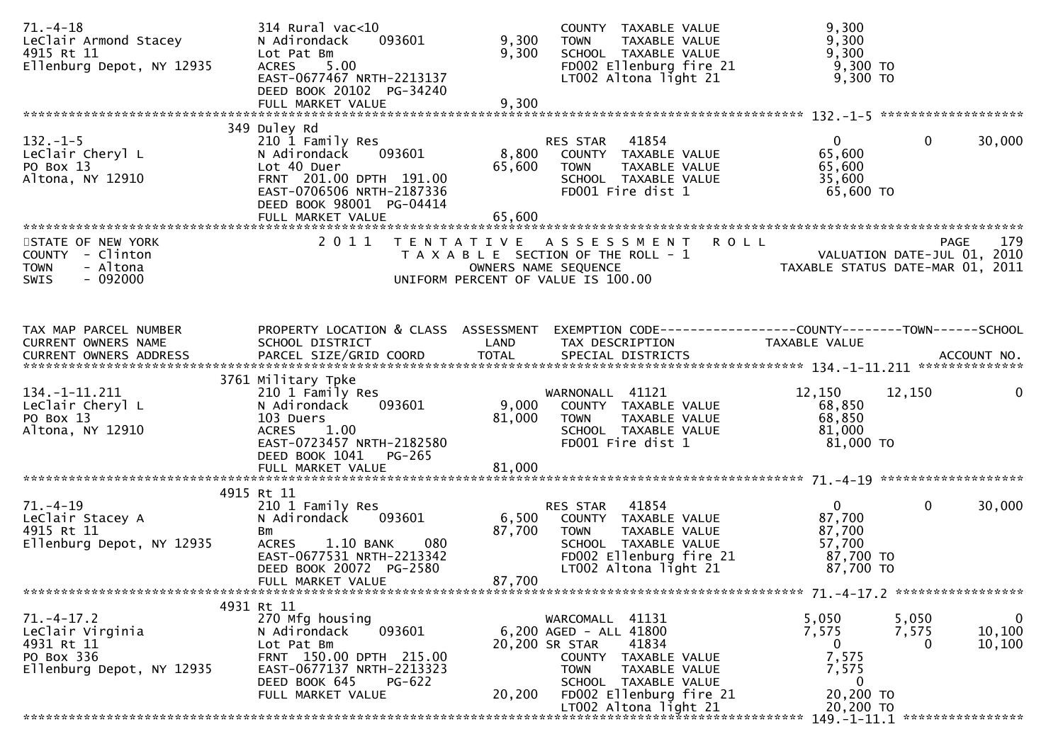```
71.-4-18                       314 Rural vac<10                        COUNTY  TAXABLE VALUE              9,300
LeClair Armond Stacey          N Adirondack     093601       9,300     TOWN    TAXABLE VALUE              9,300
4915 Rt 11                     Lot Pat Bm                    9,300     SCHOOL  TAXABLE VALUE              9,300
Ellenburg Depot, NY 12935      ACRES     5.00                          FD002 Ellenburg fire 21            9,300 TO
                               EAST-0677467 NRTH-2213137               LT002 Altona light 21              9,300 TO
                               DEED BOOK 20102  PG-34240
                               FULL MARKET VALUE             9,300
******************************************************************************************************* 132.-1-5 ******************
                           349 Duley Rd
132.-1-5                       210 1 Family Res                        RES STAR   41854                   0          0      30,000
LeClair Cheryl L               N Adirondack     093601       8,800     COUNTY  TAXABLE VALUE             65,600
PO Box 13                      Lot 40 Duer                  65,600     TOWN    TAXABLE VALUE             65,600
Altona, NY 12910               FRNT  201.00 DPTH  191.00               SCHOOL  TAXABLE VALUE             35,600
                               EAST-0706506 NRTH-2187336               FD001 Fire dist 1                 65,600 TO
                               DEED BOOK 98001  PG-04414
                               FULL MARKET VALUE            65,600
************************************************************************************************************************************
STATE OF NEW YORK                2 0 1 1   T E N T A T I V E   A S S E S S M E N T   R O L L                              PAGE   179
COUNTY  - Clinton                          T A X A B L E  SECTION OF THE ROLL - 1                        VALUATION DATE-JUL 01, 2010
TOWN    - Altona                                  OWNERS NAME SEQUENCE                              TAXABLE STATUS DATE-MAR 01, 2011
SWIS    - 092000                          UNIFORM PERCENT OF VALUE IS 100.00


TAX MAP PARCEL NUMBER          PROPERTY LOCATION & CLASS  ASSESSMENT  EXEMPTION CODE------------------COUNTY--------TOWN------SCHOOL
CURRENT OWNERS NAME            SCHOOL DISTRICT               LAND      TAX DESCRIPTION             TAXABLE VALUE
CURRENT OWNERS ADDRESS         PARCEL SIZE/GRID COORD        TOTAL     SPECIAL DISTRICTS                                  ACCOUNT NO.
******************************************************************************************************* 134.-1-11.211 **************
                           3761 Military Tpke
134.-1-11.211                  210 1 Family Res                        WARNONALL  41121              12,150     12,150           0
LeClair Cheryl L               N Adirondack     093601       9,000     COUNTY  TAXABLE VALUE             68,850
PO Box 13                      103 Duers                    81,000     TOWN    TAXABLE VALUE             68,850
Altona, NY 12910               ACRES     1.00                          SCHOOL  TAXABLE VALUE             81,000
                               EAST-0723457 NRTH-2182580               FD001 Fire dist 1                 81,000 TO
                               DEED BOOK 1041   PG-265
                               FULL MARKET VALUE            81,000
******************************************************************************************************* 71.-4-19 *******************
                           4915 Rt 11
71.-4-19                       210 1 Family Res                        RES STAR   41854                   0          0      30,000
LeClair Stacey A               N Adirondack     093601       6,500     COUNTY  TAXABLE VALUE             87,700
4915 Rt 11                     Bm                           87,700     TOWN    TAXABLE VALUE             87,700
Ellenburg Depot, NY 12935      ACRES     1.10 BANK     080             SCHOOL  TAXABLE VALUE             57,700
                               EAST-0677531 NRTH-2213342               FD002 Ellenburg fire 21           87,700 TO
                               DEED BOOK 20072  PG-2580                LT002 Altona light 21             87,700 TO
                               FULL MARKET VALUE            87,700
******************************************************************************************************* 71.-4-17.2 *****************
                           4931 Rt 11
71.-4-17.2                     270 Mfg housing                         WARCOMALL  41131               5,050      5,050           0
LeClair Virginia               N Adirondack     093601       6,200 AGED - ALL 41800                   7,575      7,575      10,100
4931 Rt 11                     Lot Pat Bm                   20,200 SR STAR    41834                       0          0      10,100
PO Box 336                     FRNT  150.00 DPTH  215.00               COUNTY  TAXABLE VALUE              7,575
Ellenburg Depot, NY 12935      EAST-0677137 NRTH-2213323               TOWN    TAXABLE VALUE              7,575
                               DEED BOOK 645    PG-622                 SCHOOL  TAXABLE VALUE                  0
                               FULL MARKET VALUE            20,200     FD002 Ellenburg fire 21           20,200 TO
                                                                       LT002 Altona light 21             20,200 TO
******************************************************************************************************* 149.-1-11.1 ****************
```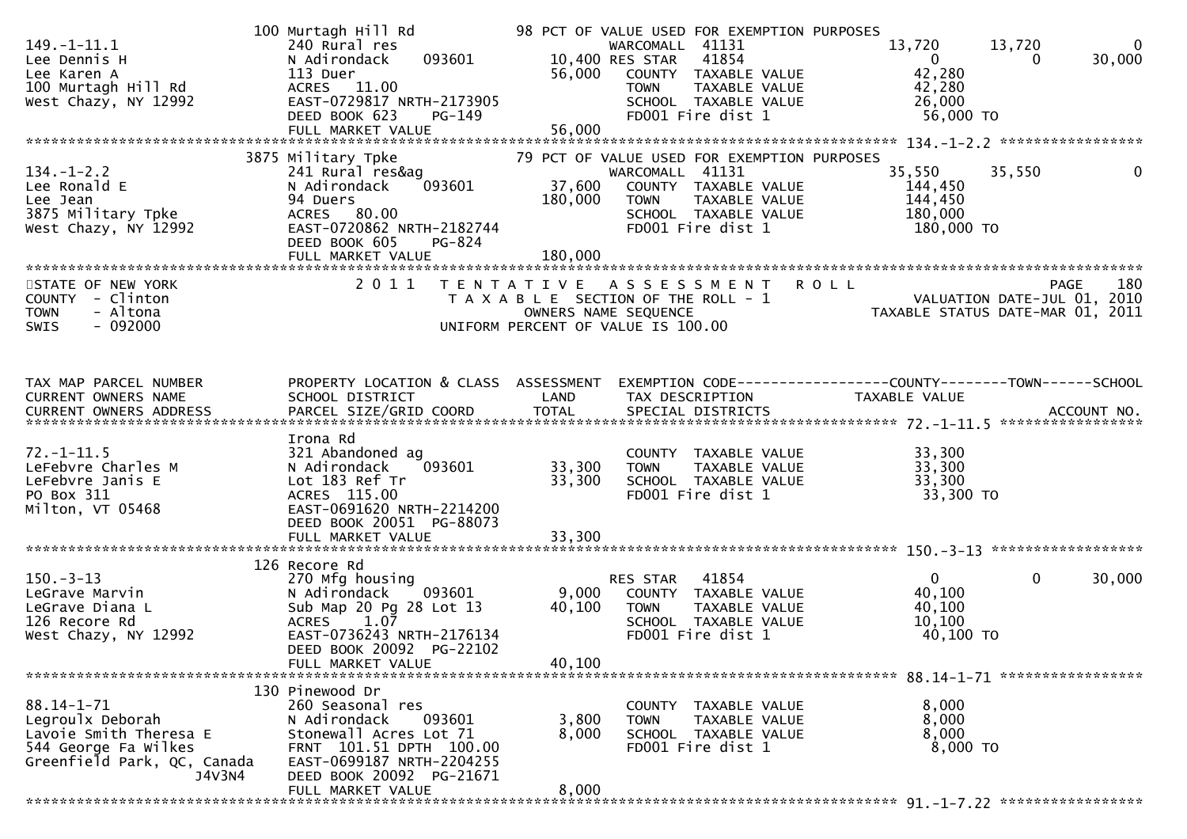```
                            100 Murtagh Hill Rd             98 PCT OF VALUE USED FOR EXEMPTION PURPOSES
149.-1-11.1                 240 Rural res                        WARCOMALL  41131                  13,720      13,720           0
Lee Dennis H                N Adirondack     093601        10,400 RES STAR   41854                      0           0      30,000
Lee Karen A                 113 Duer                       56,000    COUNTY  TAXABLE VALUE          42,280
100 Murtagh Hill Rd         ACRES   11.00                            TOWN    TAXABLE VALUE          42,280
West Chazy, NY 12992        EAST-0729817 NRTH-2173905                SCHOOL  TAXABLE VALUE          26,000
                            DEED BOOK 623    PG-149                  FD001 Fire dist 1               56,000 TO
                            FULL MARKET VALUE              56,000
******************************************************************************************************* 134.-1-2.2 *****************
                            3875 Military Tpke              79 PCT OF VALUE USED FOR EXEMPTION PURPOSES
134.-1-2.2                  241 Rural res&ag                     WARCOMALL  41131                  35,550      35,550           0
Lee Ronald E                N Adirondack     093601        37,600    COUNTY  TAXABLE VALUE         144,450
Lee Jean                    94 Duers                      180,000    TOWN    TAXABLE VALUE         144,450
3875 Military Tpke          ACRES   80.00                            SCHOOL  TAXABLE VALUE         180,000
West Chazy, NY 12992        EAST-0720862 NRTH-2182744                FD001 Fire dist 1              180,000 TO
                            DEED BOOK 605    PG-824
                            FULL MARKET VALUE             180,000
************************************************************************************************************************************
STATE OF NEW YORK                   2 0 1 1   T E N T A T I V E   A S S E S S M E N T   R O L L                               PAGE    180
COUNTY  - Clinton                              T A X A B L E  SECTION OF THE ROLL - 1                         VALUATION DATE-JUL 01, 2010
TOWN    - Altona                                     OWNERS NAME SEQUENCE                                   TAXABLE STATUS DATE-MAR 01, 2011
SWIS    - 092000                              UNIFORM PERCENT OF VALUE IS 100.00


TAX MAP PARCEL NUMBER       PROPERTY LOCATION & CLASS  ASSESSMENT  EXEMPTION CODE------------------COUNTY--------TOWN------SCHOOL
CURRENT OWNERS NAME         SCHOOL DISTRICT               LAND     TAX DESCRIPTION               TAXABLE VALUE
CURRENT OWNERS ADDRESS      PARCEL SIZE/GRID COORD       TOTAL     SPECIAL DISTRICTS                                       ACCOUNT NO.
******************************************************************************************************* 72.-1-11.5 *****************
                            Irona Rd
72.-1-11.5                  321 Abandoned ag                         COUNTY  TAXABLE VALUE          33,300
LeFebvre Charles M          N Adirondack     093601        33,300    TOWN    TAXABLE VALUE          33,300
LeFebvre Janis E            Lot 183 Ref Tr                 33,300    SCHOOL  TAXABLE VALUE          33,300
PO Box 311                  ACRES  115.00                            FD001 Fire dist 1               33,300 TO
Milton, VT 05468            EAST-0691620 NRTH-2214200
                            DEED BOOK 20051  PG-88073
                            FULL MARKET VALUE              33,300
******************************************************************************************************* 150.-3-13 ******************
                            126 Recore Rd
150.-3-13                   270 Mfg housing                      RES STAR   41854                      0           0      30,000
LeGrave Marvin              N Adirondack     093601         9,000    COUNTY  TAXABLE VALUE          40,100
LeGrave Diana L             Sub Map 20 Pg 28 Lot 13        40,100    TOWN    TAXABLE VALUE          40,100
126 Recore Rd               ACRES    1.07                            SCHOOL  TAXABLE VALUE          10,100
West Chazy, NY 12992        EAST-0736243 NRTH-2176134                FD001 Fire dist 1               40,100 TO
                            DEED BOOK 20092  PG-22102
                            FULL MARKET VALUE              40,100
******************************************************************************************************* 88.14-1-71 *****************
                            130 Pinewood Dr
88.14-1-71                  260 Seasonal res                         COUNTY  TAXABLE VALUE           8,000
Legroulx Deborah            N Adirondack     093601         3,800    TOWN    TAXABLE VALUE           8,000
Lavoie Smith Theresa E      Stonewall Acres Lot 71          8,000    SCHOOL  TAXABLE VALUE           8,000
544 George Fa Wilkes        FRNT 101.51 DPTH 100.00                  FD001 Fire dist 1                8,000 TO
Greenfield Park, QC, Canada EAST-0699187 NRTH-2204255
                     J4V3N4 DEED BOOK 20092  PG-21671
                            FULL MARKET VALUE               8,000
******************************************************************************************************* 91.-1-7.22 *****************
```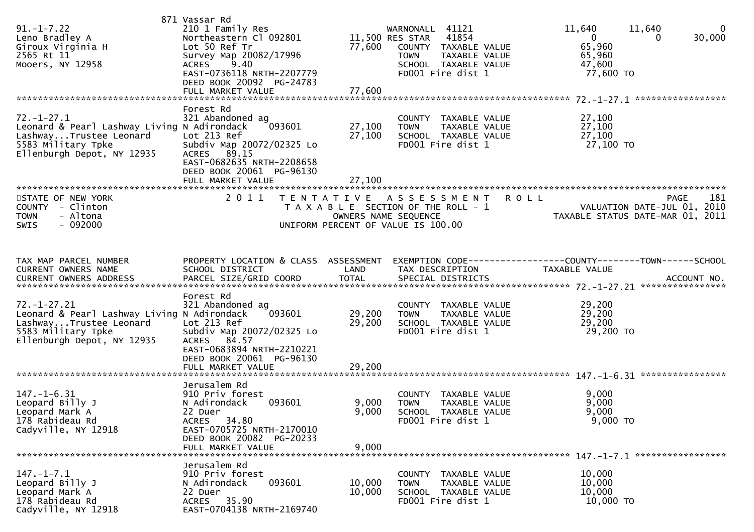```
                              871 Vassar Rd
91.-1-7.22                    210 1 Family Res                   WARNONALL  41121            11,640      11,640           0
Leno Bradley A                Northeastern Cl 092801     11,500 RES STAR   41854                  0           0      30,000
Giroux Virginia H             Lot 50 Ref Tr              77,600    COUNTY  TAXABLE VALUE        65,960
2565 Rt 11                    Survey Map 20082/17996               TOWN    TAXABLE VALUE        65,960
Mooers, NY 12958              ACRES    9.40                        SCHOOL  TAXABLE VALUE        47,600
                              EAST-0736118 NRTH-2207779            FD001 Fire dist 1             77,600 TO
                              DEED BOOK 20092  PG-24783
                              FULL MARKET VALUE          77,600
******************************************************************************************************* 72.-1-27.1 *****************
                              Forest Rd
72.-1-27.1                    321 Abandoned ag                     COUNTY  TAXABLE VALUE        27,100
Leonard & Pearl Lashway Living N Adirondack     093601     27,100    TOWN    TAXABLE VALUE        27,100
Lashway...Trustee Leonard     Lot 213 Ref                27,100    SCHOOL  TAXABLE VALUE        27,100
5583 Military Tpke            Subdiv Map 20072/02325 Lo            FD001 Fire dist 1             27,100 TO
Ellenburgh Depot, NY 12935    ACRES   89.15
                              EAST-0682635 NRTH-2208658
                              DEED BOOK 20061  PG-96130
                              FULL MARKET VALUE          27,100
************************************************************************************************************************************
STATE OF NEW YORK                 2 0 1 1   T E N T A T I V E   A S S E S S M E N T   R O L L                        PAGE    181
COUNTY  - Clinton                          T A X A B L E  SECTION OF THE ROLL - 1                 VALUATION DATE-JUL 01, 2010
TOWN    - Altona                                   OWNERS NAME SEQUENCE                          TAXABLE STATUS DATE-MAR 01, 2011
SWIS    - 092000                            UNIFORM PERCENT OF VALUE IS 100.00


TAX MAP PARCEL NUMBER         PROPERTY LOCATION & CLASS  ASSESSMENT  EXEMPTION CODE------------------COUNTY--------TOWN------SCHOOL
CURRENT OWNERS NAME           SCHOOL DISTRICT               LAND      TAX DESCRIPTION             TAXABLE VALUE
CURRENT OWNERS ADDRESS        PARCEL SIZE/GRID COORD       TOTAL      SPECIAL DISTRICTS                                  ACCOUNT NO.
******************************************************************************************************* 72.-1-27.21 ****************
                              Forest Rd
72.-1-27.21                   321 Abandoned ag                     COUNTY  TAXABLE VALUE        29,200
Leonard & Pearl Lashway Living N Adirondack     093601     29,200    TOWN    TAXABLE VALUE        29,200
Lashway...Trustee Leonard     Lot 213 Ref                29,200    SCHOOL  TAXABLE VALUE        29,200
5583 Military Tpke            Subdiv Map 20072/02325 Lo            FD001 Fire dist 1             29,200 TO
Ellenburgh Depot, NY 12935    ACRES   84.57
                              EAST-0683894 NRTH-2210221
                              DEED BOOK 20061  PG-96130
                              FULL MARKET VALUE          29,200
******************************************************************************************************* 147.-1-6.31 ****************
                              Jerusalem Rd
147.-1-6.31                   910 Priv forest                      COUNTY  TAXABLE VALUE         9,000
Leopard Billy J               N Adirondack     093601      9,000    TOWN    TAXABLE VALUE         9,000
Leopard Mark A                22 Duer                     9,000    SCHOOL  TAXABLE VALUE         9,000
178 Rabideau Rd               ACRES   34.80                        FD001 Fire dist 1              9,000 TO
Cadyville, NY 12918           EAST-0705725 NRTH-2170010
                              DEED BOOK 20082  PG-20233
                              FULL MARKET VALUE           9,000
******************************************************************************************************* 147.-1-7.1 *****************
                              Jerusalem Rd
147.-1-7.1                    910 Priv forest                      COUNTY  TAXABLE VALUE        10,000
Leopard Billy J               N Adirondack     093601     10,000    TOWN    TAXABLE VALUE        10,000
Leopard Mark A                22 Duer                    10,000    SCHOOL  TAXABLE VALUE        10,000
178 Rabideau Rd               ACRES   35.90                        FD001 Fire dist 1             10,000 TO
Cadyville, NY 12918           EAST-0704138 NRTH-2169740
```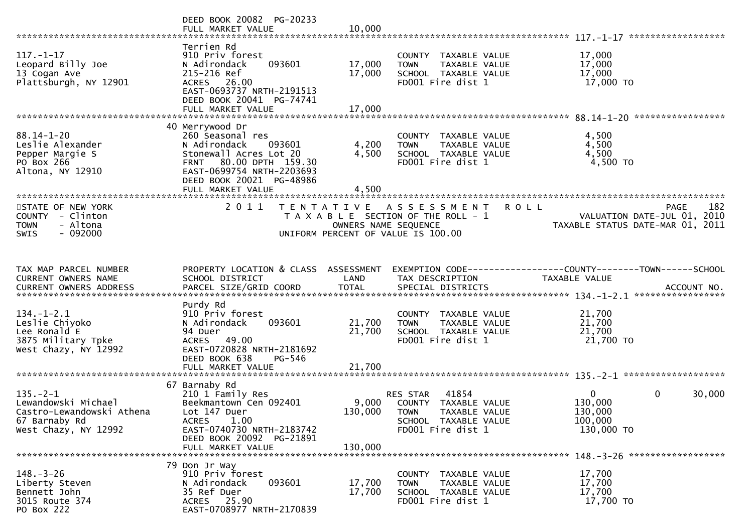```
                              DEED BOOK 20082  PG-20233
                              FULL MARKET VALUE              10,000
******************************************************************************************************* 117.-1-17 ******************
                              Terrien Rd
117.-1-17                     910 Priv forest                         COUNTY  TAXABLE VALUE            17,000
Leopard Billy Joe             N Adirondack     093601      17,000     TOWN    TAXABLE VALUE            17,000
13 Cogan Ave                  215-216 Ref                  17,000     SCHOOL  TAXABLE VALUE            17,000
Plattsburgh, NY 12901         ACRES   26.00                           FD001 Fire dist 1                 17,000 TO
                              EAST-0693737 NRTH-2191513
                              DEED BOOK 20041  PG-74741
                              FULL MARKET VALUE              17,000
******************************************************************************************************* 88.14-1-20 *****************
                              40 Merrywood Dr
88.14-1-20                    260 Seasonal res                        COUNTY  TAXABLE VALUE             4,500
Leslie Alexander              N Adirondack     093601       4,200     TOWN    TAXABLE VALUE             4,500
Pepper Margie S               Stonewall Acres Lot 20        4,500     SCHOOL  TAXABLE VALUE             4,500
PO Box 266                    FRNT   80.00 DPTH 159.30                FD001 Fire dist 1                  4,500 TO
Altona, NY 12910              EAST-0699754 NRTH-2203693
                              DEED BOOK 20021  PG-48986
                              FULL MARKET VALUE               4,500
************************************************************************************************************************************
STATE OF NEW YORK                    2 0 1 1   T E N T A T I V E   A S S E S S M E N T   R O L L                        PAGE    182
COUNTY  - Clinton                         T A X A B L E  SECTION OF THE ROLL - 1                  VALUATION DATE-JUL 01, 2010
TOWN    - Altona                                    OWNERS NAME SEQUENCE                      TAXABLE STATUS DATE-MAR 01, 2011
SWIS    - 092000                           UNIFORM PERCENT OF VALUE IS 100.00


TAX MAP PARCEL NUMBER         PROPERTY LOCATION & CLASS  ASSESSMENT  EXEMPTION CODE------------------COUNTY--------TOWN------SCHOOL
CURRENT OWNERS NAME           SCHOOL DISTRICT               LAND     TAX DESCRIPTION              TAXABLE VALUE
CURRENT OWNERS ADDRESS        PARCEL SIZE/GRID COORD        TOTAL    SPECIAL DISTRICTS                                    ACCOUNT NO.
******************************************************************************************************* 134.-1-2.1 *****************
                              Purdy Rd
134.-1-2.1                    910 Priv forest                         COUNTY  TAXABLE VALUE            21,700
Leslie Chiyoko                N Adirondack     093601      21,700     TOWN    TAXABLE VALUE            21,700
Lee Ronald E                  94 Duer                      21,700     SCHOOL  TAXABLE VALUE            21,700
3875 Military Tpke            ACRES   49.00                           FD001 Fire dist 1                 21,700 TO
West Chazy, NY 12992          EAST-0720828 NRTH-2181692
                              DEED BOOK 638    PG-546
                              FULL MARKET VALUE              21,700
******************************************************************************************************* 135.-2-1 *******************
                              67 Barnaby Rd
135.-2-1                      210 1 Family Res                        RES STAR   41854                  0          0        30,000
Lewandowski Michael           Beekmantown Cen 092401        9,000     COUNTY  TAXABLE VALUE           130,000
Castro-Lewandowski Athena     Lot 147 Duer                130,000     TOWN    TAXABLE VALUE           130,000
67 Barnaby Rd                 ACRES    1.00                           SCHOOL  TAXABLE VALUE           100,000
West Chazy, NY 12992          EAST-0740730 NRTH-2183742               FD001 Fire dist 1                130,000 TO
                              DEED BOOK 20092  PG-21891
                              FULL MARKET VALUE             130,000
******************************************************************************************************* 148.-3-26 ******************
                              79 Don Jr Way
148.-3-26                     910 Priv forest                         COUNTY  TAXABLE VALUE            17,700
Liberty Steven                N Adirondack     093601      17,700     TOWN    TAXABLE VALUE            17,700
Bennett John                  35 Ref Duer                  17,700     SCHOOL  TAXABLE VALUE            17,700
3015 Route 374                ACRES   25.90                           FD001 Fire dist 1                 17,700 TO
PO Box 222                    EAST-0708977 NRTH-2170839
```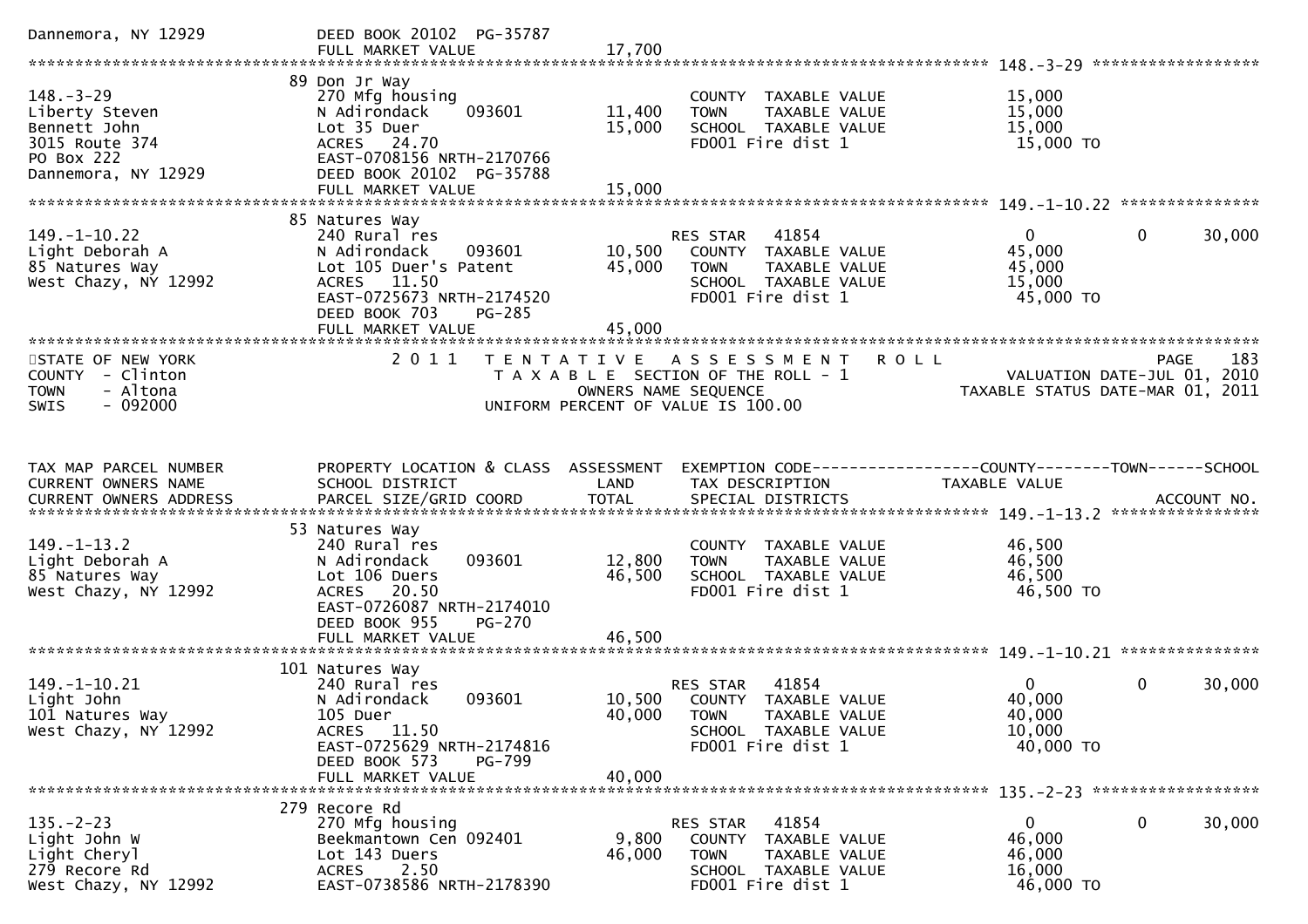```
Dannemora, NY 12929            DEED BOOK 20102  PG-35787
                               FULL MARKET VALUE              17,700
******************************************************************************************************* 148.-3-29 ******************
                               89 Don Jr Way
148.-3-29                      270 Mfg housing                         COUNTY  TAXABLE VALUE            15,000
Liberty Steven                 N Adirondack      093601      11,400    TOWN    TAXABLE VALUE            15,000
Bennett John                   Lot 35 Duer                   15,000    SCHOOL  TAXABLE VALUE            15,000
3015 Route 374                 ACRES   24.70                           FD001 Fire dist 1                 15,000 TO
PO Box 222                     EAST-0708156 NRTH-2170766
Dannemora, NY 12929            DEED BOOK 20102  PG-35788
                               FULL MARKET VALUE              15,000
******************************************************************************************************* 149.-1-10.22 ***************
                               85 Natures Way
149.-1-10.22                   240 Rural res                           RES STAR   41854                  0            0       30,000
Light Deborah A                N Adirondack      093601      10,500    COUNTY  TAXABLE VALUE            45,000
85 Natures Way                 Lot 105 Duer's Patent         45,000    TOWN    TAXABLE VALUE            45,000
West Chazy, NY 12992           ACRES   11.50                           SCHOOL  TAXABLE VALUE            15,000
                               EAST-0725673 NRTH-2174520               FD001 Fire dist 1                 45,000 TO
                               DEED BOOK 703    PG-285
                               FULL MARKET VALUE              45,000
*************************************************************************************************************************************
STATE OF NEW YORK              2 0 1 1   T E N T A T I V E   A S S E S S M E N T   R O L L                              PAGE   183
COUNTY  - Clinton                        T A X A B L E  SECTION OF THE ROLL - 1                     VALUATION DATE-JUL 01, 2010
TOWN    - Altona                                 OWNERS NAME SEQUENCE                            TAXABLE STATUS DATE-MAR 01, 2011
SWIS    - 092000                        UNIFORM PERCENT OF VALUE IS 100.00


TAX MAP PARCEL NUMBER          PROPERTY LOCATION & CLASS  ASSESSMENT  EXEMPTION CODE------------------COUNTY--------TOWN------SCHOOL
CURRENT OWNERS NAME            SCHOOL DISTRICT               LAND      TAX DESCRIPTION              TAXABLE VALUE
CURRENT OWNERS ADDRESS         PARCEL SIZE/GRID COORD       TOTAL      SPECIAL DISTRICTS                                  ACCOUNT NO.
******************************************************************************************************* 149.-1-13.2 ****************
                               53 Natures Way
149.-1-13.2                    240 Rural res                           COUNTY  TAXABLE VALUE            46,500
Light Deborah A                N Adirondack      093601      12,800    TOWN    TAXABLE VALUE            46,500
85 Natures Way                 Lot 106 Duers                 46,500    SCHOOL  TAXABLE VALUE            46,500
West Chazy, NY 12992           ACRES   20.50                           FD001 Fire dist 1                 46,500 TO
                               EAST-0726087 NRTH-2174010
                               DEED BOOK 955    PG-270
                               FULL MARKET VALUE              46,500
******************************************************************************************************* 149.-1-10.21 ***************
                               101 Natures Way
149.-1-10.21                   240 Rural res                           RES STAR   41854                  0            0       30,000
Light John                     N Adirondack      093601      10,500    COUNTY  TAXABLE VALUE            40,000
101 Natures Way                105 Duer                      40,000    TOWN    TAXABLE VALUE            40,000
West Chazy, NY 12992           ACRES   11.50                           SCHOOL  TAXABLE VALUE            10,000
                               EAST-0725629 NRTH-2174816               FD001 Fire dist 1                 40,000 TO
                               DEED BOOK 573    PG-799
                               FULL MARKET VALUE              40,000
******************************************************************************************************* 135.-2-23 ******************
                               279 Recore Rd
135.-2-23                      270 Mfg housing                         RES STAR   41854                  0            0       30,000
Light John W                   Beekmantown Cen 092401         9,800    COUNTY  TAXABLE VALUE            46,000
Light Cheryl                   Lot 143 Duers                 46,000    TOWN    TAXABLE VALUE            46,000
279 Recore Rd                  ACRES    2.50                           SCHOOL  TAXABLE VALUE            16,000
West Chazy, NY 12992           EAST-0738586 NRTH-2178390               FD001 Fire dist 1                 46,000 TO
```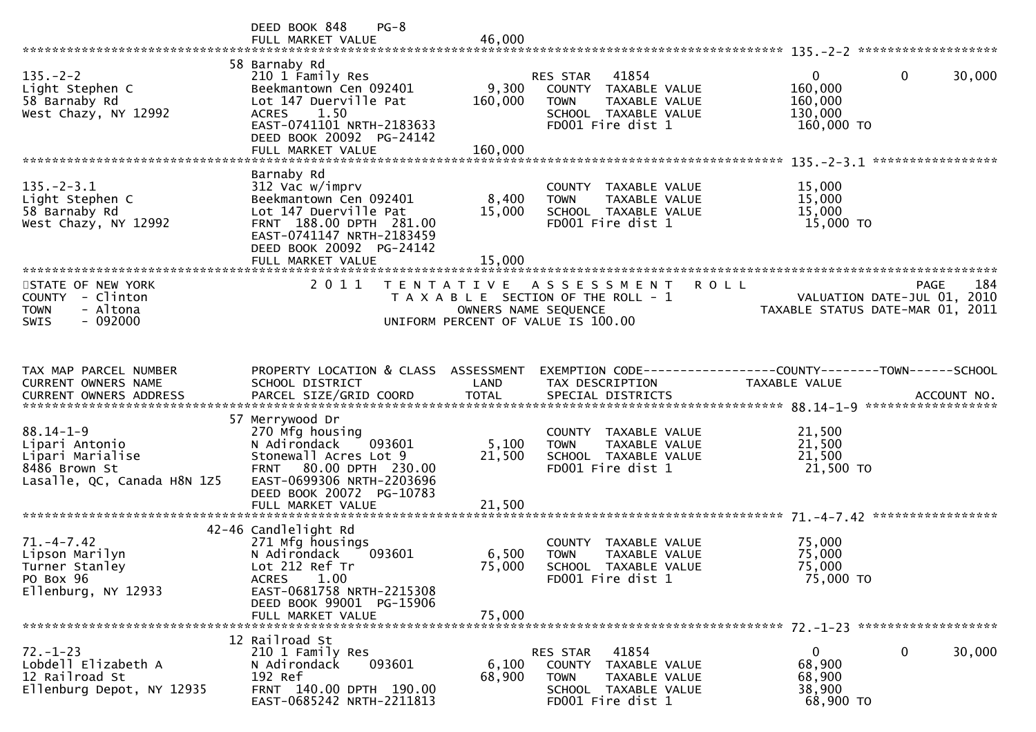DEED BOOK 848 PG-8
FULL MARKET VALUE 46,000

**135.-2-2**

| TAX MAP PARCEL NUMBER / CURRENT OWNERS NAME / CURRENT OWNERS ADDRESS | PROPERTY LOCATION & CLASS / SCHOOL DISTRICT / PARCEL SIZE/GRID COORD | LAND | TOTAL | EXEMPTION CODE / TAX DESCRIPTION / SPECIAL DISTRICTS | COUNTY | TOWN | SCHOOL |
|---|---|---|---|---|---|---|---|
| 135.-2-2 | 58 Barnaby Rd | | | | | | |
| Light Stephen C | 210 1 Family Res | | | RES STAR 41854 | 0 | 0 | 30,000 |
| 58 Barnaby Rd | Beekmantown Cen 092401 | 9,300 | | COUNTY TAXABLE VALUE | 160,000 | | |
| West Chazy, NY 12992 | Lot 147 Duerville Pat | | 160,000 | TOWN TAXABLE VALUE | | 160,000 | |
| | ACRES 1.50 | | | SCHOOL TAXABLE VALUE | | | 130,000 |
| | EAST-0741101 NRTH-2183633 | | | FD001 Fire dist 1 | 160,000 TO | | |
| | DEED BOOK 20092 PG-24142 | | | | | | |
| | FULL MARKET VALUE | | 160,000 | | | | |

**135.-2-3.1**

| TAX MAP PARCEL NUMBER / CURRENT OWNERS NAME / CURRENT OWNERS ADDRESS | PROPERTY LOCATION & CLASS / SCHOOL DISTRICT / PARCEL SIZE/GRID COORD | LAND | TOTAL | EXEMPTION CODE / TAX DESCRIPTION / SPECIAL DISTRICTS | COUNTY | TOWN | SCHOOL |
|---|---|---|---|---|---|---|---|
| 135.-2-3.1 | Barnaby Rd | | | | | | |
| Light Stephen C | 312 Vac w/imprv | | | COUNTY TAXABLE VALUE | 15,000 | | |
| 58 Barnaby Rd | Beekmantown Cen 092401 | 8,400 | | TOWN TAXABLE VALUE | | 15,000 | |
| West Chazy, NY 12992 | Lot 147 Duerville Pat | | 15,000 | SCHOOL TAXABLE VALUE | | | 15,000 |
| | FRNT 188.00 DPTH 281.00 | | | FD001 Fire dist 1 | 15,000 TO | | |
| | EAST-0741147 NRTH-2183459 | | | | | | |
| | DEED BOOK 20092 PG-24142 | | | | | | |
| | FULL MARKET VALUE | | 15,000 | | | | |

STATE OF NEW YORK
COUNTY - Clinton
TOWN - Altona
SWIS - 092000

# 2011 TENTATIVE ASSESSMENT ROLL

TAXABLE SECTION OF THE ROLL - 1
OWNERS NAME SEQUENCE
UNIFORM PERCENT OF VALUE IS 100.00

PAGE 184
VALUATION DATE-JUL 01, 2010
TAXABLE STATUS DATE-MAR 01, 2011

| TAX MAP PARCEL NUMBER / CURRENT OWNERS NAME / CURRENT OWNERS ADDRESS | PROPERTY LOCATION & CLASS / SCHOOL DISTRICT / PARCEL SIZE/GRID COORD | ASSESSMENT LAND | ASSESSMENT TOTAL | EXEMPTION CODE / TAX DESCRIPTION / SPECIAL DISTRICTS | COUNTY TAXABLE VALUE | TOWN | SCHOOL | ACCOUNT NO. |
|---|---|---|---|---|---|---|---|---|
| **88.14-1-9** | 57 Merrywood Dr | | | | | | | |
| 88.14-1-9 | 270 Mfg housing | | | COUNTY TAXABLE VALUE | 21,500 | | | |
| Lipari Antonio | N Adirondack 093601 | 5,100 | | TOWN TAXABLE VALUE | | 21,500 | | |
| Lipari Marialise | Stonewall Acres Lot 9 | | 21,500 | SCHOOL TAXABLE VALUE | | | 21,500 | |
| 8486 Brown St | FRNT 80.00 DPTH 230.00 | | | FD001 Fire dist 1 | 21,500 TO | | | |
| Lasalle, QC, Canada H8N 1Z5 | EAST-0699306 NRTH-2203696 | | | | | | | |
| | DEED BOOK 20072 PG-10783 | | | | | | | |
| | FULL MARKET VALUE | | 21,500 | | | | | |
| **71.-4-7.42** | 42-46 Candlelight Rd | | | | | | | |
| 71.-4-7.42 | 271 Mfg housings | | | COUNTY TAXABLE VALUE | 75,000 | | | |
| Lipson Marilyn | N Adirondack 093601 | 6,500 | | TOWN TAXABLE VALUE | | 75,000 | | |
| Turner Stanley | Lot 212 Ref Tr | | 75,000 | SCHOOL TAXABLE VALUE | | | 75,000 | |
| PO Box 96 | ACRES 1.00 | | | FD001 Fire dist 1 | 75,000 TO | | | |
| Ellenburg, NY 12933 | EAST-0681758 NRTH-2215308 | | | | | | | |
| | DEED BOOK 99001 PG-15906 | | | | | | | |
| | FULL MARKET VALUE | | 75,000 | | | | | |
| **72.-1-23** | 12 Railroad St | | | | | | | |
| 72.-1-23 | 210 1 Family Res | | | RES STAR 41854 | 0 | 0 | 30,000 | |
| Lobdell Elizabeth A | N Adirondack 093601 | 6,100 | | COUNTY TAXABLE VALUE | 68,900 | | | |
| 12 Railroad St | 192 Ref | | 68,900 | TOWN TAXABLE VALUE | | 68,900 | | |
| Ellenburg Depot, NY 12935 | FRNT 140.00 DPTH 190.00 | | | SCHOOL TAXABLE VALUE | | | 38,900 | |
| | EAST-0685242 NRTH-2211813 | | | FD001 Fire dist 1 | 68,900 TO | | | |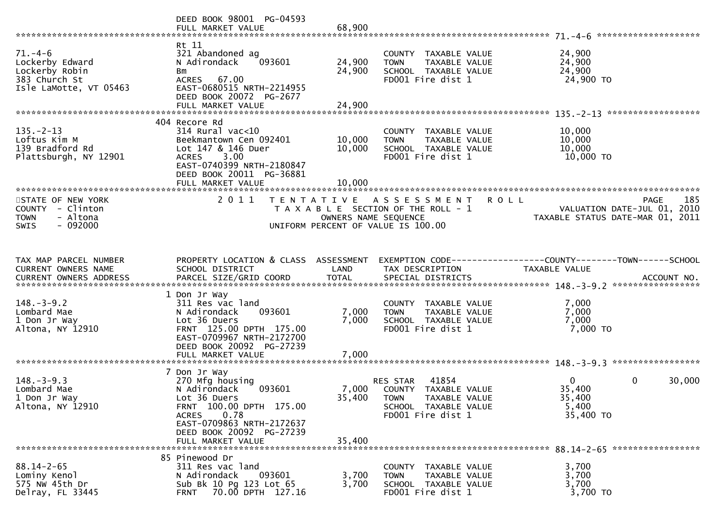DEED BOOK 98001 PG-04593
FULL MARKET VALUE 68,900

******************************************************************************************************* 71.-4-6 *******************

| | | | | |
|---|---|---|---|---|
| 71.-4-6 | Rt 11 | | | |
| Lockerby Edward | 321 Abandoned ag | | COUNTY TAXABLE VALUE | 24,900 |
| Lockerby Robin | N Adirondack 093601 | 24,900 | TOWN TAXABLE VALUE | 24,900 |
| 383 Church St | Bm | 24,900 | SCHOOL TAXABLE VALUE | 24,900 |
| Isle LaMotte, VT 05463 | ACRES 67.00 | | FD001 Fire dist 1 | 24,900 TO |
| | EAST-0680515 NRTH-2214955 | | | |
| | DEED BOOK 20072 PG-2677 | | | |
| | FULL MARKET VALUE | 24,900 | | |

******************************************************************************************************* 135.-2-13 *****************

| | | | | |
|---|---|---|---|---|
| 135.-2-13 | 404 Recore Rd | | | |
| Loftus Kim M | 314 Rural vac<10 | | COUNTY TAXABLE VALUE | 10,000 |
| 139 Bradford Rd | Beekmantown Cen 092401 | 10,000 | TOWN TAXABLE VALUE | 10,000 |
| Plattsburgh, NY 12901 | Lot 147 & 146 Duer | 10,000 | SCHOOL TAXABLE VALUE | 10,000 |
| | ACRES 3.00 | | FD001 Fire dist 1 | 10,000 TO |
| | EAST-0740399 NRTH-2180847 | | | |
| | DEED BOOK 20011 PG-36881 | | | |
| | FULL MARKET VALUE | 10,000 | | |

*******************************************************************************************************************************************

STATE OF NEW YORK — 2011 TENTATIVE ASSESSMENT ROLL — PAGE 185
COUNTY - Clinton — TAXABLE SECTION OF THE ROLL - 1 — VALUATION DATE-JUL 01, 2010
TOWN - Altona — OWNERS NAME SEQUENCE — TAXABLE STATUS DATE-MAR 01, 2011
SWIS - 092000 — UNIFORM PERCENT OF VALUE IS 100.00

| TAX MAP PARCEL NUMBER / CURRENT OWNERS NAME / CURRENT OWNERS ADDRESS | PROPERTY LOCATION & CLASS / SCHOOL DISTRICT / PARCEL SIZE/GRID COORD | ASSESSMENT LAND / TOTAL | EXEMPTION CODE / TAX DESCRIPTION / SPECIAL DISTRICTS | COUNTY | TOWN | SCHOOL / ACCOUNT NO. |
|---|---|---|---|---|---|---|
| **148.-3-9.2** | 1 Don Jr Way | | | | | |
| Lombard Mae | 311 Res vac land | | COUNTY TAXABLE VALUE | 7,000 | | |
| 1 Don Jr Way | N Adirondack 093601 | 7,000 | TOWN TAXABLE VALUE | 7,000 | | |
| Altona, NY 12910 | Lot 36 Duers | 7,000 | SCHOOL TAXABLE VALUE | 7,000 | | |
| | FRNT 125.00 DPTH 175.00 | | FD001 Fire dist 1 | 7,000 TO | | |
| | EAST-0709967 NRTH-2172700 | | | | | |
| | DEED BOOK 20092 PG-27239 | | | | | |
| | FULL MARKET VALUE | 7,000 | | | | |
| **148.-3-9.3** | 7 Don Jr Way | | | | | |
| 148.-3-9.3 | 270 Mfg housing | | RES STAR 41854 | 0 | 0 | 30,000 |
| Lombard Mae | N Adirondack 093601 | 7,000 | COUNTY TAXABLE VALUE | 35,400 | | |
| 1 Don Jr Way | Lot 36 Duers | 35,400 | TOWN TAXABLE VALUE | 35,400 | | |
| Altona, NY 12910 | FRNT 100.00 DPTH 175.00 | | SCHOOL TAXABLE VALUE | 5,400 | | |
| | ACRES 0.78 | | FD001 Fire dist 1 | 35,400 TO | | |
| | EAST-0709863 NRTH-2172637 | | | | | |
| | DEED BOOK 20092 PG-27239 | | | | | |
| | FULL MARKET VALUE | 35,400 | | | | |
| **88.14-2-65** | 85 Pinewood Dr | | | | | |
| 88.14-2-65 | 311 Res vac land | | COUNTY TAXABLE VALUE | 3,700 | | |
| Lominy Kenol | N Adirondack 093601 | 3,700 | TOWN TAXABLE VALUE | 3,700 | | |
| 575 NW 45th Dr | Sub Bk 10 Pg 123 Lot 65 | 3,700 | SCHOOL TAXABLE VALUE | 3,700 | | |
| Delray, FL 33445 | FRNT 70.00 DPTH 127.16 | | FD001 Fire dist 1 | 3,700 TO | | |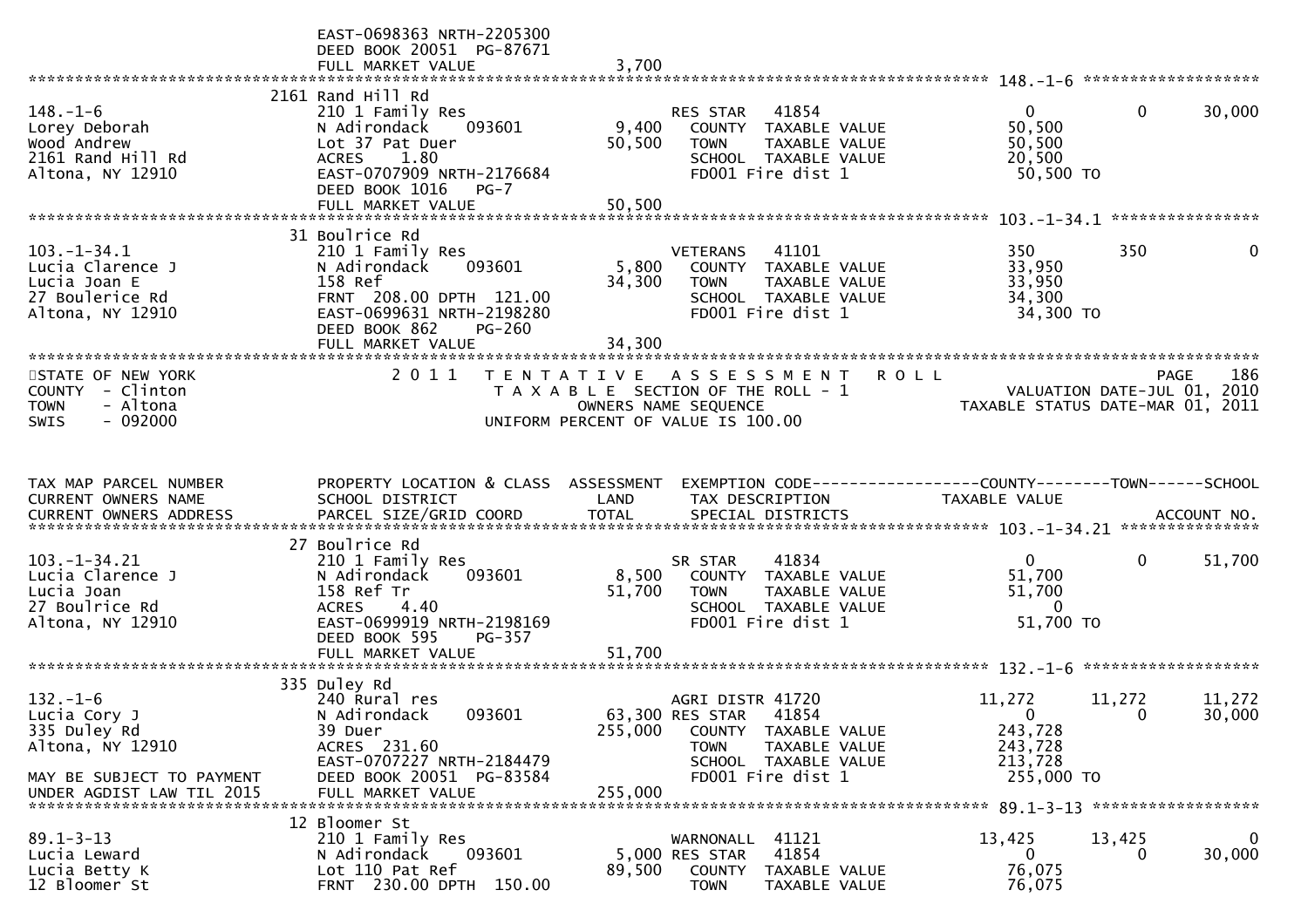```
                                  EAST-0698363 NRTH-2205300
                                  DEED BOOK 20051  PG-87671
                                  FULL MARKET VALUE               3,700
******************************************************************************************************* 148.-1-6 ********************
                                  2161 Rand Hill Rd
148.-1-6                          210 1 Family Res                      RES STAR    41854                    0           0      30,000
Lorey Deborah                     N Adirondack     093601        9,400    COUNTY  TAXABLE VALUE          50,500
Wood Andrew                       Lot 37 Pat Duer               50,500    TOWN    TAXABLE VALUE          50,500
2161 Rand Hill Rd                 ACRES    1.80                           SCHOOL  TAXABLE VALUE          20,500
Altona, NY 12910                  EAST-0707909 NRTH-2176684               FD001 Fire dist 1               50,500 TO
                                  DEED BOOK 1016   PG-7
                                  FULL MARKET VALUE              50,500
******************************************************************************************************* 103.-1-34.1 ****************
                                  31 Boulrice Rd
103.-1-34.1                       210 1 Family Res                      VETERANS    41101                  350         350           0
Lucia Clarence J                  N Adirondack     093601        5,800    COUNTY  TAXABLE VALUE          33,950
Lucia Joan E                      158 Ref                       34,300    TOWN    TAXABLE VALUE          33,950
27 Boulerice Rd                   FRNT 208.00 DPTH 121.00                 SCHOOL  TAXABLE VALUE          34,300
Altona, NY 12910                  EAST-0699631 NRTH-2198280               FD001 Fire dist 1               34,300 TO
                                  DEED BOOK 862    PG-260
                                  FULL MARKET VALUE              34,300
*************************************************************************************************************************************
STATE OF NEW YORK                 2 0 1 1   T E N T A T I V E   A S S E S S M E N T   R O L L                              PAGE   186
COUNTY  - Clinton                           T A X A B L E  SECTION OF THE ROLL - 1                   VALUATION DATE-JUL 01, 2010
TOWN    - Altona                                  OWNERS NAME SEQUENCE                          TAXABLE STATUS DATE-MAR 01, 2011
SWIS    - 092000                           UNIFORM PERCENT OF VALUE IS 100.00


TAX MAP PARCEL NUMBER             PROPERTY LOCATION & CLASS  ASSESSMENT  EXEMPTION CODE------------------COUNTY--------TOWN------SCHOOL
CURRENT OWNERS NAME               SCHOOL DISTRICT               LAND      TAX DESCRIPTION               TAXABLE VALUE
CURRENT OWNERS ADDRESS            PARCEL SIZE/GRID COORD        TOTAL     SPECIAL DISTRICTS                                  ACCOUNT NO.
******************************************************************************************************* 103.-1-34.21 ***************
                                  27 Boulrice Rd
103.-1-34.21                      210 1 Family Res                      SR STAR     41834                    0           0      51,700
Lucia Clarence J                  N Adirondack     093601        8,500    COUNTY  TAXABLE VALUE          51,700
Lucia Joan                        158 Ref Tr                    51,700    TOWN    TAXABLE VALUE          51,700
27 Boulrice Rd                    ACRES    4.40                           SCHOOL  TAXABLE VALUE               0
Altona, NY 12910                  EAST-0699919 NRTH-2198169               FD001 Fire dist 1               51,700 TO
                                  DEED BOOK 595    PG-357
                                  FULL MARKET VALUE              51,700
******************************************************************************************************* 132.-1-6 ********************
                                  335 Duley Rd
132.-1-6                          240 Rural res                         AGRI DISTR 41720                11,272      11,272      11,272
Lucia Cory J                      N Adirondack     093601       63,300 RES STAR    41854                    0           0      30,000
335 Duley Rd                      39 Duer                      255,000    COUNTY  TAXABLE VALUE         243,728
Altona, NY 12910                  ACRES  231.60                           TOWN    TAXABLE VALUE         243,728
                                  EAST-0707227 NRTH-2184479               SCHOOL  TAXABLE VALUE         213,728
MAY BE SUBJECT TO PAYMENT         DEED BOOK 20051  PG-83584               FD001 Fire dist 1              255,000 TO
UNDER AGDIST LAW TIL 2015         FULL MARKET VALUE             255,000
******************************************************************************************************* 89.1-3-13 *******************
                                  12 Bloomer St
89.1-3-13                         210 1 Family Res                      WARNONALL   41121               13,425      13,425           0
Lucia Leward                      N Adirondack     093601        5,000 RES STAR    41854                    0           0      30,000
Lucia Betty K                     Lot 110 Pat Ref               89,500    COUNTY  TAXABLE VALUE          76,075
12 Bloomer St                     FRNT 230.00 DPTH 150.00                 TOWN    TAXABLE VALUE          76,075
```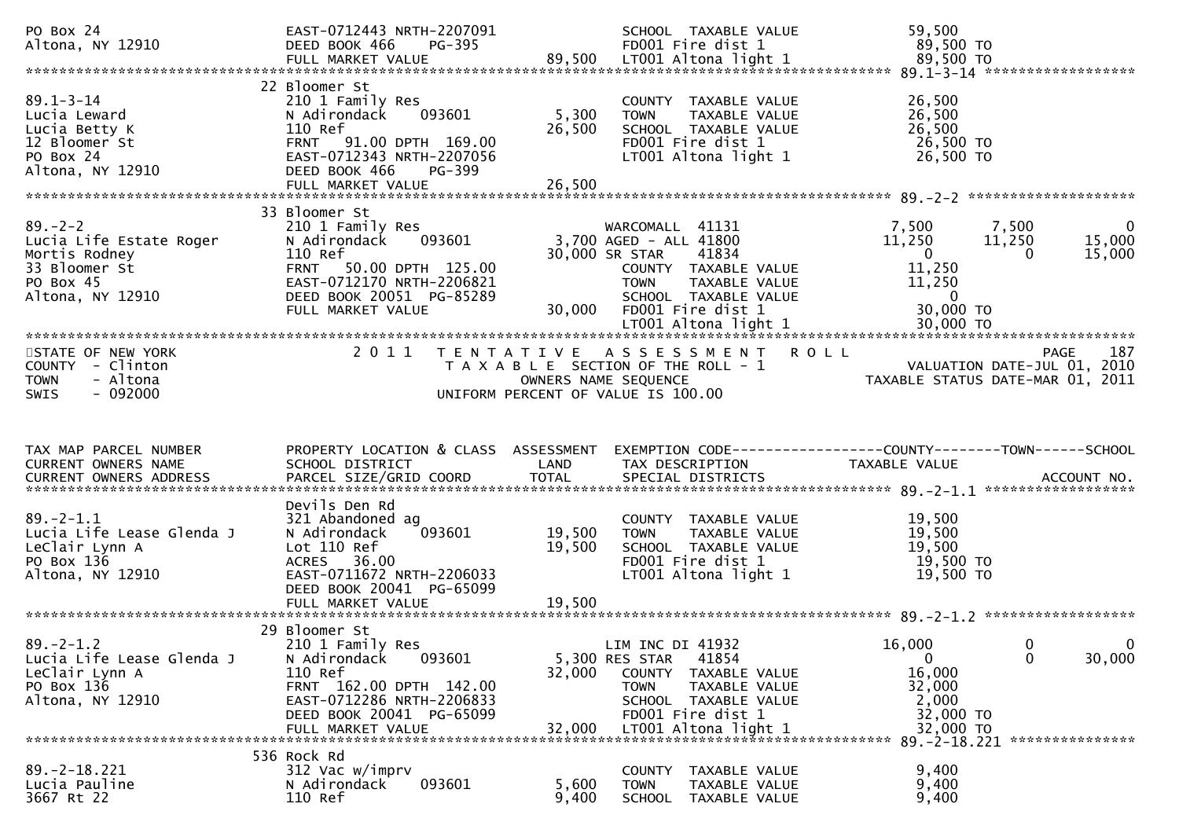```
PO Box 24                       EAST-0712443 NRTH-2207091              SCHOOL  TAXABLE VALUE            59,500
Altona, NY 12910                DEED BOOK 466    PG-395                FD001 Fire dist 1                 89,500 TO
                                FULL MARKET VALUE             89,500   LT001 Altona light 1              89,500 TO
******************************************************************************************************* 89.1-3-14 ******************
                                22 Bloomer St
89.1-3-14                       210 1 Family Res                       COUNTY  TAXABLE VALUE            26,500
Lucia Leward                    N Adirondack     093601        5,300   TOWN    TAXABLE VALUE            26,500
Lucia Betty K                   110 Ref                       26,500   SCHOOL  TAXABLE VALUE            26,500
12 Bloomer St                   FRNT   91.00 DPTH  169.00              FD001 Fire dist 1                 26,500 TO
PO Box 24                       EAST-0712343 NRTH-2207056              LT001 Altona light 1              26,500 TO
Altona, NY 12910                DEED BOOK 466    PG-399
                                FULL MARKET VALUE             26,500
******************************************************************************************************* 89.-2-2 ********************
                                33 Bloomer St
89.-2-2                         210 1 Family Res                       WARCOMALL  41131                  7,500      7,500           0
Lucia Life Estate Roger         N Adirondack     093601        3,700 AGED - ALL 41800                   11,250     11,250      15,000
Mortis Rodney                   110 Ref                       30,000 SR STAR     41834                       0          0      15,000
33 Bloomer St                   FRNT   50.00 DPTH  125.00              COUNTY  TAXABLE VALUE            11,250
PO Box 45                       EAST-0712170 NRTH-2206821              TOWN    TAXABLE VALUE            11,250
Altona, NY 12910                DEED BOOK 20051 PG-85289               SCHOOL  TAXABLE VALUE                 0
                                FULL MARKET VALUE             30,000   FD001 Fire dist 1                 30,000 TO
                                                                       LT001 Altona light 1              30,000 TO
************************************************************************************************************************************
STATE OF NEW YORK               2 0 1 1   T E N T A T I V E   A S S E S S M E N T   R O L L                              PAGE    187
COUNTY  - Clinton                          T A X A B L E  SECTION OF THE ROLL - 1                    VALUATION DATE-JUL 01, 2010
TOWN    - Altona                                  OWNERS NAME SEQUENCE                          TAXABLE STATUS DATE-MAR 01, 2011
SWIS    - 092000                           UNIFORM PERCENT OF VALUE IS 100.00


TAX MAP PARCEL NUMBER           PROPERTY LOCATION & CLASS  ASSESSMENT  EXEMPTION CODE------------------COUNTY--------TOWN------SCHOOL
CURRENT OWNERS NAME             SCHOOL DISTRICT               LAND     TAX DESCRIPTION              TAXABLE VALUE
CURRENT OWNERS ADDRESS          PARCEL SIZE/GRID COORD        TOTAL    SPECIAL DISTRICTS                                ACCOUNT NO.
******************************************************************************************************* 89.-2-1.1 ******************
                                Devils Den Rd
89.-2-1.1                       321 Abandoned ag                       COUNTY  TAXABLE VALUE            19,500
Lucia Life Lease Glenda J       N Adirondack     093601       19,500   TOWN    TAXABLE VALUE            19,500
LeClair Lynn A                  Lot 110 Ref                   19,500   SCHOOL  TAXABLE VALUE            19,500
PO Box 136                      ACRES   36.00                          FD001 Fire dist 1                 19,500 TO
Altona, NY 12910                EAST-0711672 NRTH-2206033              LT001 Altona light 1              19,500 TO
                                DEED BOOK 20041 PG-65099
                                FULL MARKET VALUE             19,500
******************************************************************************************************* 89.-2-1.2 ******************
                                29 Bloomer St
89.-2-1.2                       210 1 Family Res                       LIM INC DI 41932                 16,000          0           0
Lucia Life Lease Glenda J       N Adirondack     093601        5,300 RES STAR    41854                       0          0      30,000
LeClair Lynn A                  110 Ref                       32,000   COUNTY  TAXABLE VALUE            16,000
PO Box 136                      FRNT  162.00 DPTH  142.00              TOWN    TAXABLE VALUE            32,000
Altona, NY 12910                EAST-0712286 NRTH-2206833              SCHOOL  TAXABLE VALUE             2,000
                                DEED BOOK 20041 PG-65099               FD001 Fire dist 1                 32,000 TO
                                FULL MARKET VALUE             32,000   LT001 Altona light 1              32,000 TO
******************************************************************************************************* 89.-2-18.221 ***************
                                536 Rock Rd
89.-2-18.221                    312 Vac w/imprv                        COUNTY  TAXABLE VALUE             9,400
Lucia Pauline                   N Adirondack     093601        5,600   TOWN    TAXABLE VALUE             9,400
3667 Rt 22                      110 Ref                        9,400   SCHOOL  TAXABLE VALUE             9,400
```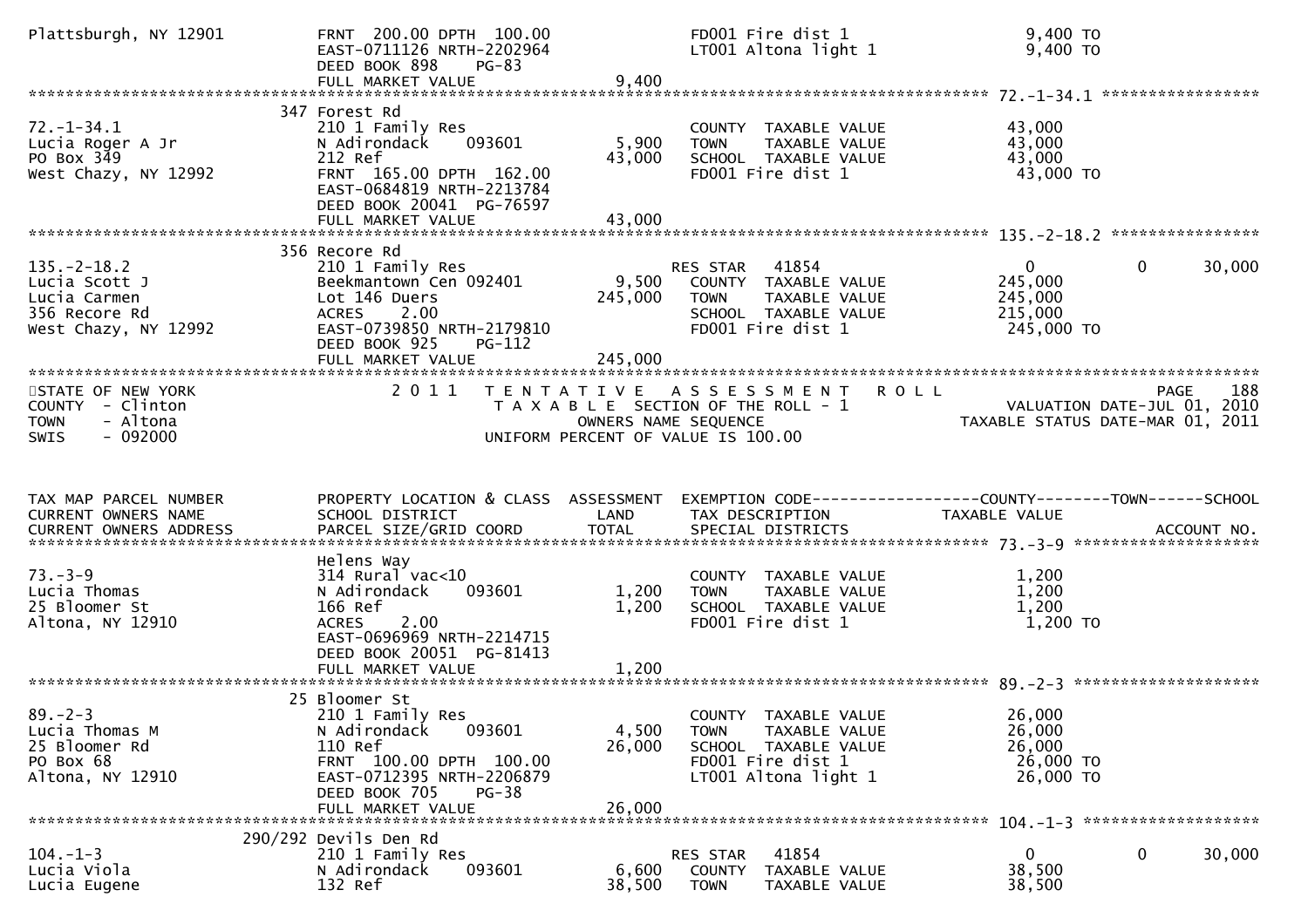```
Plattsburgh, NY 12901          FRNT 200.00 DPTH 100.00              FD001 Fire dist 1                    9,400 TO
                               EAST-0711126 NRTH-2202964            LT001 Altona light 1                 9,400 TO
                               DEED BOOK 898    PG-83
                               FULL MARKET VALUE              9,400
******************************************************************************************************* 72.-1-34.1 *****************
                            347 Forest Rd
72.-1-34.1                     210 1 Family Res                     COUNTY  TAXABLE VALUE               43,000
Lucia Roger A Jr               N Adirondack    093601        5,900  TOWN    TAXABLE VALUE               43,000
PO Box 349                     212 Ref                      43,000  SCHOOL  TAXABLE VALUE               43,000
West Chazy, NY 12992           FRNT 165.00 DPTH 162.00              FD001 Fire dist 1                   43,000 TO
                               EAST-0684819 NRTH-2213784
                               DEED BOOK 20041  PG-76597
                               FULL MARKET VALUE             43,000
******************************************************************************************************* 135.-2-18.2 ****************
                            356 Recore Rd
135.-2-18.2                    210 1 Family Res                     RES STAR    41854                      0          0      30,000
Lucia Scott J                  Beekmantown Cen 092401        9,500  COUNTY  TAXABLE VALUE              245,000
Lucia Carmen                   Lot 146 Duers               245,000  TOWN    TAXABLE VALUE              245,000
356 Recore Rd                  ACRES     2.00                       SCHOOL  TAXABLE VALUE              215,000
West Chazy, NY 12992           EAST-0739850 NRTH-2179810            FD001 Fire dist 1                  245,000 TO
                               DEED BOOK 925    PG-112
                               FULL MARKET VALUE            245,000
************************************************************************************************************************************
STATE OF NEW YORK                2 0 1 1   T E N T A T I V E   A S S E S S M E N T   R O L L                              PAGE    188
COUNTY  - Clinton                          T A X A B L E  SECTION OF THE ROLL - 1                     VALUATION DATE-JUL 01, 2010
TOWN    - Altona                                  OWNERS NAME SEQUENCE                           TAXABLE STATUS DATE-MAR 01, 2011
SWIS    - 092000                              UNIFORM PERCENT OF VALUE IS 100.00


TAX MAP PARCEL NUMBER          PROPERTY LOCATION & CLASS  ASSESSMENT  EXEMPTION CODE------------------COUNTY--------TOWN------SCHOOL
CURRENT OWNERS NAME            SCHOOL DISTRICT               LAND      TAX DESCRIPTION                TAXABLE VALUE
CURRENT OWNERS ADDRESS         PARCEL SIZE/GRID COORD       TOTAL      SPECIAL DISTRICTS                                  ACCOUNT NO.
******************************************************************************************************* 73.-3-9 ********************
                               Helens Way
73.-3-9                        314 Rural vac<10                     COUNTY  TAXABLE VALUE                1,200
Lucia Thomas                   N Adirondack    093601        1,200  TOWN    TAXABLE VALUE                1,200
25 Bloomer St                  166 Ref                       1,200  SCHOOL  TAXABLE VALUE                1,200
Altona, NY 12910               ACRES     2.00                       FD001 Fire dist 1                    1,200 TO
                               EAST-0696969 NRTH-2214715
                               DEED BOOK 20051  PG-81413
                               FULL MARKET VALUE              1,200
******************************************************************************************************* 89.-2-3 ********************
                            25 Bloomer St
89.-2-3                        210 1 Family Res                     COUNTY  TAXABLE VALUE               26,000
Lucia Thomas M                 N Adirondack    093601        4,500  TOWN    TAXABLE VALUE               26,000
25 Bloomer Rd                  110 Ref                      26,000  SCHOOL  TAXABLE VALUE               26,000
PO Box 68                      FRNT 100.00 DPTH 100.00              FD001 Fire dist 1                   26,000 TO
Altona, NY 12910               EAST-0712395 NRTH-2206879            LT001 Altona light 1                26,000 TO
                               DEED BOOK 705    PG-38
                               FULL MARKET VALUE             26,000
******************************************************************************************************* 104.-1-3 *******************
                        290/292 Devils Den Rd
104.-1-3                       210 1 Family Res                     RES STAR    41854                      0          0      30,000
Lucia Viola                    N Adirondack    093601        6,600  COUNTY  TAXABLE VALUE               38,500
Lucia Eugene                   132 Ref                      38,500  TOWN    TAXABLE VALUE               38,500
```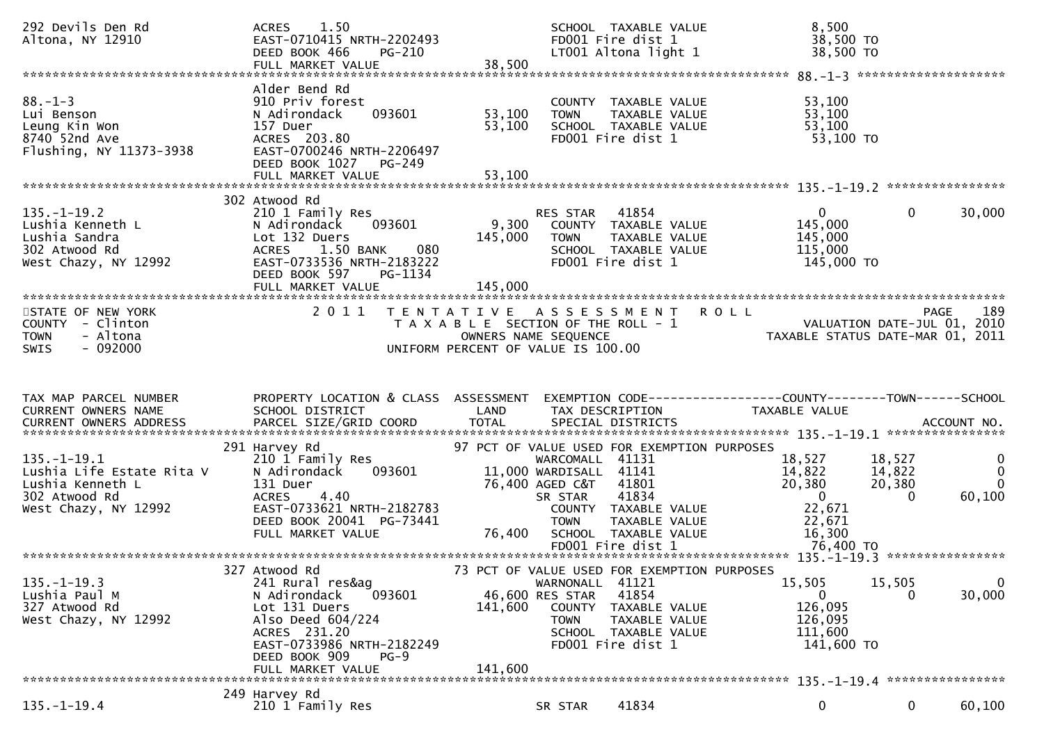```
292 Devils Den Rd              ACRES    1.50                           SCHOOL  TAXABLE VALUE               8,500
Altona, NY 12910               EAST-0710415 NRTH-2202493               FD001 Fire dist 1                  38,500 TO
                               DEED BOOK 466     PG-210                LT001 Altona light 1               38,500 TO
                               FULL MARKET VALUE              38,500
******************************************************************************************************* 88.-1-3 ********************
                               Alder Bend Rd
88.-1-3                        910 Priv forest                         COUNTY  TAXABLE VALUE              53,100
Lui Benson                     N Adirondack      093601       53,100   TOWN    TAXABLE VALUE              53,100
Leung Kin Won                  157 Duer                       53,100   SCHOOL  TAXABLE VALUE              53,100
8740 52nd Ave                  ACRES  203.80                           FD001 Fire dist 1                  53,100 TO
Flushing, NY 11373-3938        EAST-0700246 NRTH-2206497
                               DEED BOOK 1027    PG-249
                               FULL MARKET VALUE              53,100
******************************************************************************************************* 135.-1-19.2 ****************
                            302 Atwood Rd
135.-1-19.2                    210 1 Family Res                        RES STAR    41854                   0            0       30,000
Lushia Kenneth L               N Adirondack      093601        9,300   COUNTY  TAXABLE VALUE             145,000
Lushia Sandra                  Lot 132 Duers                 145,000   TOWN    TAXABLE VALUE             145,000
302 Atwood Rd                  ACRES    1.50 BANK     080              SCHOOL  TAXABLE VALUE             115,000
West Chazy, NY 12992           EAST-0733536 NRTH-2183222               FD001 Fire dist 1                 145,000 TO
                               DEED BOOK 597     PG-1134
                               FULL MARKET VALUE             145,000
************************************************************************************************************************************
STATE OF NEW YORK              2 0 1 1   T E N T A T I V E   A S S E S S M E N T   R O L L                              PAGE    189
COUNTY  - Clinton                        T A X A B L E  SECTION OF THE ROLL - 1                       VALUATION DATE-JUL 01, 2010
TOWN    - Altona                              OWNERS NAME SEQUENCE                              TAXABLE STATUS DATE-MAR 01, 2011
SWIS    - 092000                        UNIFORM PERCENT OF VALUE IS 100.00


TAX MAP PARCEL NUMBER          PROPERTY LOCATION & CLASS  ASSESSMENT  EXEMPTION CODE------------------COUNTY--------TOWN------SCHOOL
CURRENT OWNERS NAME            SCHOOL DISTRICT               LAND      TAX DESCRIPTION            TAXABLE VALUE
CURRENT OWNERS ADDRESS         PARCEL SIZE/GRID COORD        TOTAL     SPECIAL DISTRICTS                                 ACCOUNT NO.
******************************************************************************************************* 135.-1-19.1 ****************
                            291 Harvey Rd                      97 PCT OF VALUE USED FOR EXEMPTION PURPOSES
135.-1-19.1                    210 1 Family Res                        WARCOMALL   41131              18,527       18,527            0
Lushia Life Estate Rita V      N Adirondack      093601       11,000   WARDISALL   41141              14,822       14,822            0
Lushia Kenneth L               131 Duer                       76,400   AGED C&T    41801              20,380       20,380            0
302 Atwood Rd                  ACRES    4.40                           SR STAR     41834                   0            0       60,100
West Chazy, NY 12992           EAST-0733621 NRTH-2182783               COUNTY  TAXABLE VALUE              22,671
                               DEED BOOK 20041 PG-73441                TOWN    TAXABLE VALUE              22,671
                               FULL MARKET VALUE              76,400   SCHOOL  TAXABLE VALUE              16,300
                                                                       FD001 Fire dist 1                  76,400 TO
******************************************************************************************************* 135.-1-19.3 ****************
                            327 Atwood Rd                      73 PCT OF VALUE USED FOR EXEMPTION PURPOSES
135.-1-19.3                    241 Rural res&ag                        WARNONALL   41121              15,505       15,505            0
Lushia Paul M                  N Adirondack      093601       46,600   RES STAR    41854                   0            0       30,000
327 Atwood Rd                  Lot 131 Duers                 141,600   COUNTY  TAXABLE VALUE             126,095
West Chazy, NY 12992           Also Deed 604/224                       TOWN    TAXABLE VALUE             126,095
                               ACRES  231.20                           SCHOOL  TAXABLE VALUE             111,600
                               EAST-0733986 NRTH-2182249               FD001 Fire dist 1                 141,600 TO
                               DEED BOOK 909     PG-9
                               FULL MARKET VALUE             141,600
******************************************************************************************************* 135.-1-19.4 ****************
                            249 Harvey Rd
135.-1-19.4                    210 1 Family Res                        SR STAR     41834                   0            0       60,100
```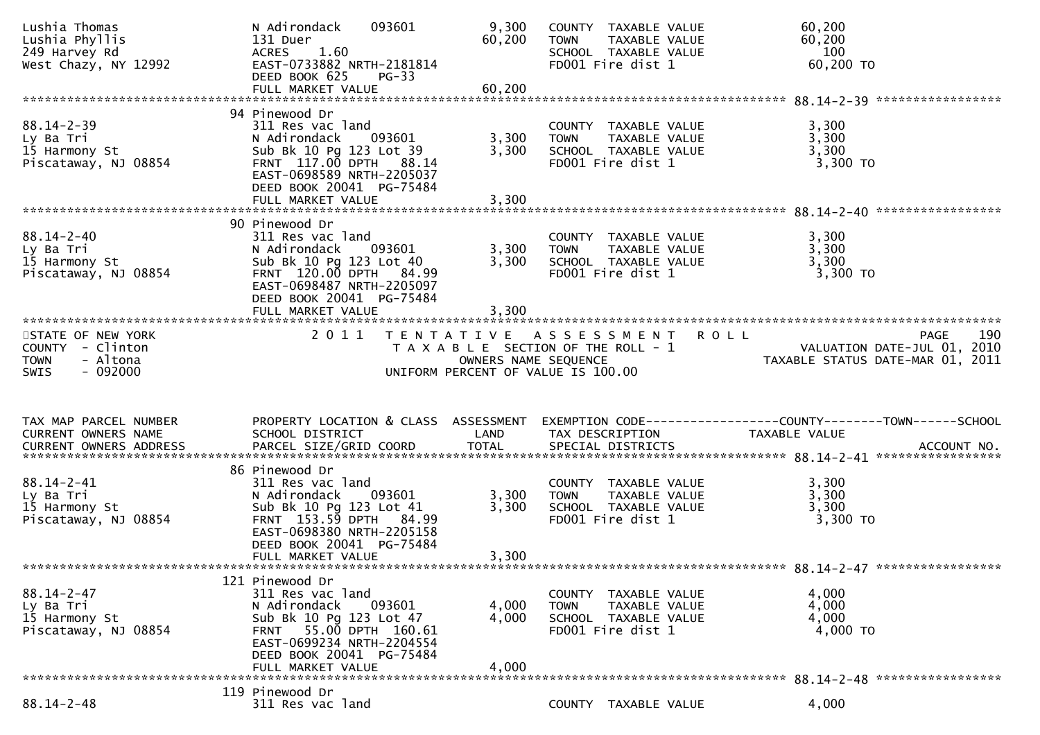```
Lushia Thomas                N Adirondack    093601         9,300   COUNTY  TAXABLE VALUE              60,200
Lushia Phyllis               131 Duer                      60,200   TOWN    TAXABLE VALUE              60,200
249 Harvey Rd                ACRES    1.60                          SCHOOL  TAXABLE VALUE                 100
West Chazy, NY 12992         EAST-0733882 NRTH-2181814              FD001 Fire dist 1                  60,200 TO
                             DEED BOOK 625    PG-33
                             FULL MARKET VALUE             60,200
******************************************************************************************************* 88.14-2-39 *****************
                             94 Pinewood Dr
88.14-2-39                   311 Res vac land                       COUNTY  TAXABLE VALUE               3,300
Ly Ba Tri                    N Adirondack    093601         3,300   TOWN    TAXABLE VALUE               3,300
15 Harmony St                Sub Bk 10 Pg 123 Lot 39        3,300   SCHOOL  TAXABLE VALUE               3,300
Piscataway, NJ 08854         FRNT  117.00 DPTH   88.14              FD001 Fire dist 1                   3,300 TO
                             EAST-0698589 NRTH-2205037
                             DEED BOOK 20041  PG-75484
                             FULL MARKET VALUE              3,300
******************************************************************************************************* 88.14-2-40 *****************
                             90 Pinewood Dr
88.14-2-40                   311 Res vac land                       COUNTY  TAXABLE VALUE               3,300
Ly Ba Tri                    N Adirondack    093601         3,300   TOWN    TAXABLE VALUE               3,300
15 Harmony St                Sub Bk 10 Pg 123 Lot 40        3,300   SCHOOL  TAXABLE VALUE               3,300
Piscataway, NJ 08854         FRNT  120.00 DPTH   84.99              FD001 Fire dist 1                   3,300 TO
                             EAST-0698487 NRTH-2205097
                             DEED BOOK 20041  PG-75484
                             FULL MARKET VALUE              3,300
************************************************************************************************************************************
STATE OF NEW YORK                  2 0 1 1   T E N T A T I V E   A S S E S S M E N T   R O L L                        PAGE    190
COUNTY  - Clinton                            T A X A B L E  SECTION OF THE ROLL - 1                  VALUATION DATE-JUL 01, 2010
TOWN    - Altona                                  OWNERS NAME SEQUENCE                          TAXABLE STATUS DATE-MAR 01, 2011
SWIS    - 092000                             UNIFORM PERCENT OF VALUE IS 100.00


TAX MAP PARCEL NUMBER        PROPERTY LOCATION & CLASS  ASSESSMENT  EXEMPTION CODE------------------COUNTY--------TOWN------SCHOOL
CURRENT OWNERS NAME          SCHOOL DISTRICT               LAND     TAX DESCRIPTION               TAXABLE VALUE
CURRENT OWNERS ADDRESS       PARCEL SIZE/GRID COORD        TOTAL    SPECIAL DISTRICTS                                   ACCOUNT NO.
******************************************************************************************************* 88.14-2-41 *****************
                             86 Pinewood Dr
88.14-2-41                   311 Res vac land                       COUNTY  TAXABLE VALUE               3,300
Ly Ba Tri                    N Adirondack    093601         3,300   TOWN    TAXABLE VALUE               3,300
15 Harmony St                Sub Bk 10 Pg 123 Lot 41        3,300   SCHOOL  TAXABLE VALUE               3,300
Piscataway, NJ 08854         FRNT  153.59 DPTH   84.99              FD001 Fire dist 1                   3,300 TO
                             EAST-0698380 NRTH-2205158
                             DEED BOOK 20041  PG-75484
                             FULL MARKET VALUE              3,300
******************************************************************************************************* 88.14-2-47 *****************
                             121 Pinewood Dr
88.14-2-47                   311 Res vac land                       COUNTY  TAXABLE VALUE               4,000
Ly Ba Tri                    N Adirondack    093601         4,000   TOWN    TAXABLE VALUE               4,000
15 Harmony St                Sub Bk 10 Pg 123 Lot 47        4,000   SCHOOL  TAXABLE VALUE               4,000
Piscataway, NJ 08854         FRNT   55.00 DPTH  160.61              FD001 Fire dist 1                   4,000 TO
                             EAST-0699234 NRTH-2204554
                             DEED BOOK 20041  PG-75484
                             FULL MARKET VALUE              4,000
******************************************************************************************************* 88.14-2-48 *****************
                             119 Pinewood Dr
88.14-2-48                   311 Res vac land                       COUNTY  TAXABLE VALUE               4,000
```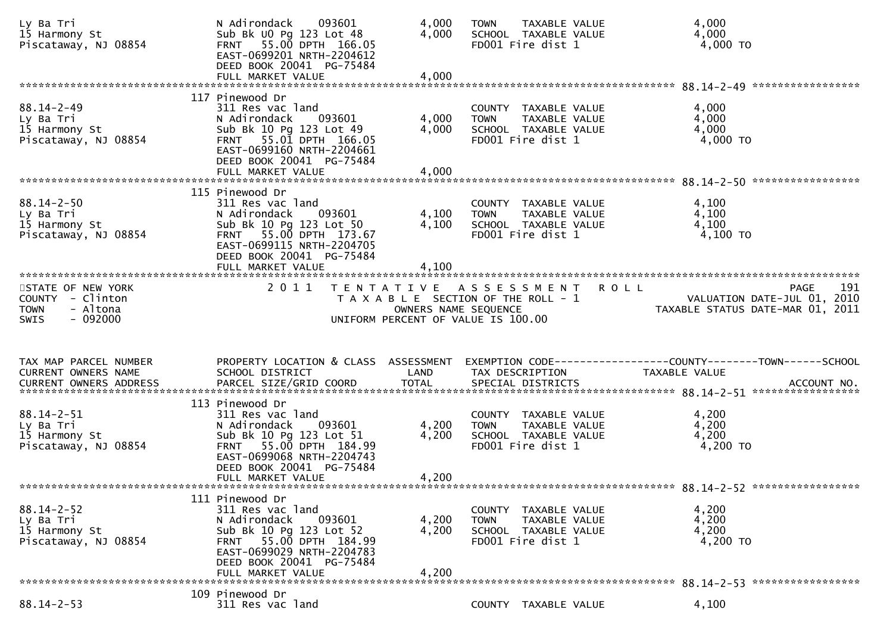```
Ly Ba Tri                        N Adirondack    093601          4,000   TOWN    TAXABLE VALUE                4,000
15 Harmony St                    Sub Bk U0 Pg 123 Lot 48         4,000   SCHOOL  TAXABLE VALUE                4,000
Piscataway, NJ 08854             FRNT  55.00 DPTH 166.05                 FD001 Fire dist 1                     4,000 TO
                                 EAST-0699201 NRTH-2204612
                                 DEED BOOK 20041  PG-75484
                                 FULL MARKET VALUE               4,000
******************************************************************************************************* 88.14-2-49 *****************
                               117 Pinewood Dr
88.14-2-49                       311 Res vac land                        COUNTY  TAXABLE VALUE                4,000
Ly Ba Tri                        N Adirondack    093601          4,000   TOWN    TAXABLE VALUE                4,000
15 Harmony St                    Sub Bk 10 Pg 123 Lot 49         4,000   SCHOOL  TAXABLE VALUE                4,000
Piscataway, NJ 08854             FRNT  55.01 DPTH 166.05                 FD001 Fire dist 1                     4,000 TO
                                 EAST-0699160 NRTH-2204661
                                 DEED BOOK 20041  PG-75484
                                 FULL MARKET VALUE               4,000
******************************************************************************************************* 88.14-2-50 *****************
                               115 Pinewood Dr
88.14-2-50                       311 Res vac land                        COUNTY  TAXABLE VALUE                4,100
Ly Ba Tri                        N Adirondack    093601          4,100   TOWN    TAXABLE VALUE                4,100
15 Harmony St                    Sub Bk 10 Pg 123 Lot 50         4,100   SCHOOL  TAXABLE VALUE                4,100
Piscataway, NJ 08854             FRNT  55.00 DPTH 173.67                 FD001 Fire dist 1                     4,100 TO
                                 EAST-0699115 NRTH-2204705
                                 DEED BOOK 20041  PG-75484
                                 FULL MARKET VALUE               4,100
************************************************************************************************************************************
STATE OF NEW YORK                  2 0 1 1   T E N T A T I V E   A S S E S S M E N T   R O L L                          PAGE    191
COUNTY  - Clinton                            T A X A B L E  SECTION OF THE ROLL - 1                   VALUATION DATE-JUL 01, 2010
TOWN    - Altona                                  OWNERS NAME SEQUENCE                           TAXABLE STATUS DATE-MAR 01, 2011
SWIS    - 092000                             UNIFORM PERCENT OF VALUE IS 100.00


TAX MAP PARCEL NUMBER          PROPERTY LOCATION & CLASS  ASSESSMENT  EXEMPTION CODE------------------COUNTY--------TOWN------SCHOOL
CURRENT OWNERS NAME            SCHOOL DISTRICT               LAND      TAX DESCRIPTION            TAXABLE VALUE
CURRENT OWNERS ADDRESS         PARCEL SIZE/GRID COORD        TOTAL     SPECIAL DISTRICTS                                    ACCOUNT NO.
******************************************************************************************************* 88.14-2-51 *****************
                               113 Pinewood Dr
88.14-2-51                       311 Res vac land                        COUNTY  TAXABLE VALUE                4,200
Ly Ba Tri                        N Adirondack    093601          4,200   TOWN    TAXABLE VALUE                4,200
15 Harmony St                    Sub Bk 10 Pg 123 Lot 51         4,200   SCHOOL  TAXABLE VALUE                4,200
Piscataway, NJ 08854             FRNT  55.00 DPTH 184.99                 FD001 Fire dist 1                     4,200 TO
                                 EAST-0699068 NRTH-2204743
                                 DEED BOOK 20041  PG-75484
                                 FULL MARKET VALUE               4,200
******************************************************************************************************* 88.14-2-52 *****************
                               111 Pinewood Dr
88.14-2-52                       311 Res vac land                        COUNTY  TAXABLE VALUE                4,200
Ly Ba Tri                        N Adirondack    093601          4,200   TOWN    TAXABLE VALUE                4,200
15 Harmony St                    Sub Bk 10 Pg 123 Lot 52         4,200   SCHOOL  TAXABLE VALUE                4,200
Piscataway, NJ 08854             FRNT  55.00 DPTH 184.99                 FD001 Fire dist 1                     4,200 TO
                                 EAST-0699029 NRTH-2204783
                                 DEED BOOK 20041  PG-75484
                                 FULL MARKET VALUE               4,200
******************************************************************************************************* 88.14-2-53 *****************
                               109 Pinewood Dr
88.14-2-53                       311 Res vac land                        COUNTY  TAXABLE VALUE                4,100
```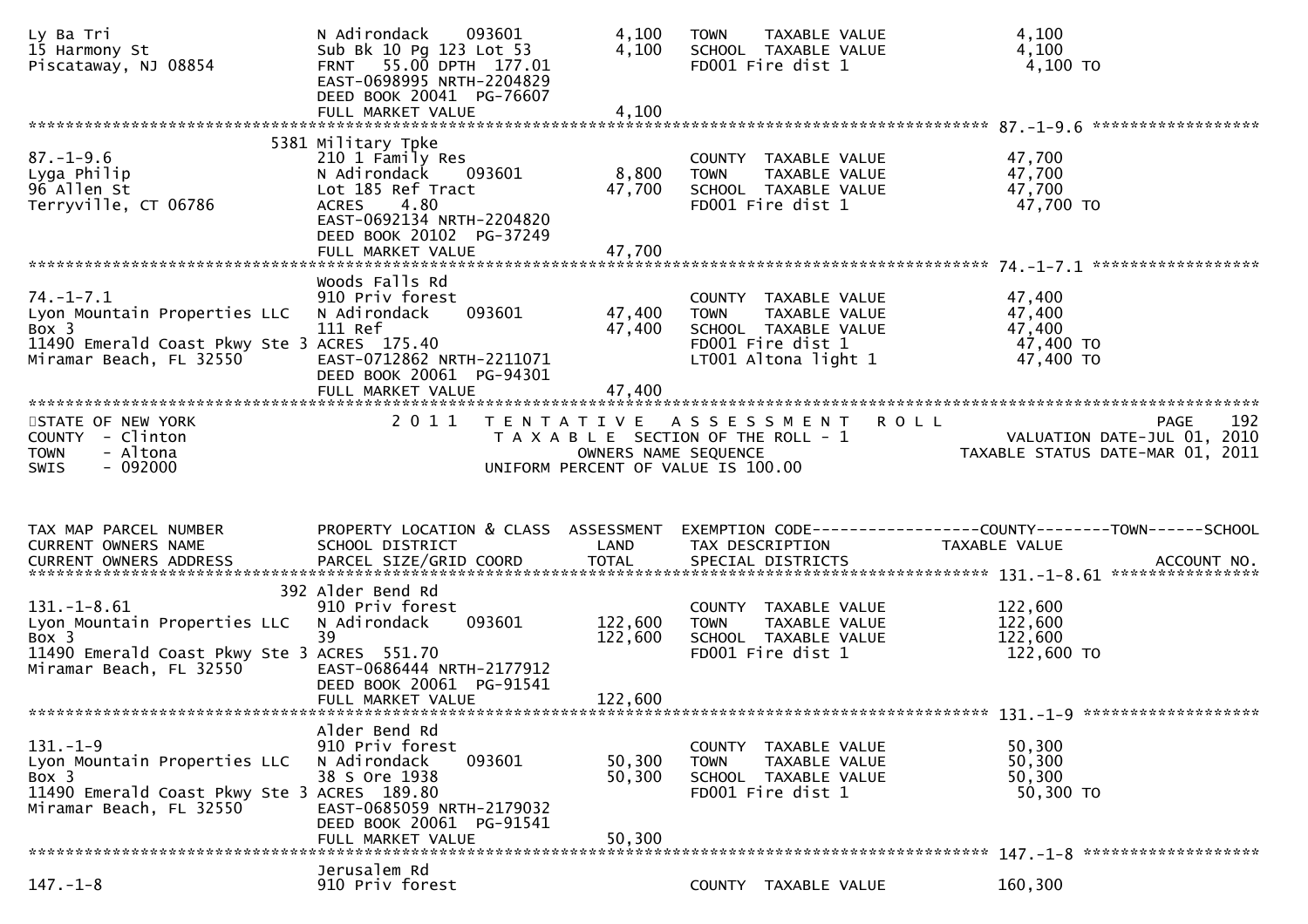```
Ly Ba Tri                         N Adirondack    093601          4,100   TOWN    TAXABLE VALUE                4,100
15 Harmony St                     Sub Bk 10 Pg 123 Lot 53         4,100   SCHOOL  TAXABLE VALUE                4,100
Piscataway, NJ 08854              FRNT   55.00 DPTH 177.01                FD001 Fire dist 1                    4,100 TO
                                  EAST-0698995 NRTH-2204829
                                  DEED BOOK 20041  PG-76607
                                  FULL MARKET VALUE               4,100
******************************************************************************************************* 87.-1-9.6 ******************
                                  5381 Military Tpke
87.-1-9.6                         210 1 Family Res                        COUNTY  TAXABLE VALUE               47,700
Lyga Philip                       N Adirondack    093601          8,800   TOWN    TAXABLE VALUE               47,700
96 Allen St                       Lot 185 Ref Tract              47,700   SCHOOL  TAXABLE VALUE               47,700
Terryville, CT 06786              ACRES    4.80                           FD001 Fire dist 1                   47,700 TO
                                  EAST-0692134 NRTH-2204820
                                  DEED BOOK 20102  PG-37249
                                  FULL MARKET VALUE              47,700
******************************************************************************************************* 74.-1-7.1 ******************
                                  Woods Falls Rd
74.-1-7.1                         910 Priv forest                         COUNTY  TAXABLE VALUE               47,400
Lyon Mountain Properties LLC      N Adirondack    093601         47,400   TOWN    TAXABLE VALUE               47,400
Box 3                             111 Ref                        47,400   SCHOOL  TAXABLE VALUE               47,400
11490 Emerald Coast Pkwy Ste 3    ACRES  175.40                           FD001 Fire dist 1                   47,400 TO
Miramar Beach, FL 32550           EAST-0712862 NRTH-2211071               LT001 Altona light 1                47,400 TO
                                  DEED BOOK 20061  PG-94301
                                  FULL MARKET VALUE              47,400
************************************************************************************************************************************
STATE OF NEW YORK                 2 0 1 1   T E N T A T I V E   A S S E S S M E N T   R O L L                              PAGE    192
COUNTY  - Clinton                           T A X A B L E  SECTION OF THE ROLL - 1                     VALUATION DATE-JUL 01, 2010
TOWN    - Altona                                  OWNERS NAME SEQUENCE                           TAXABLE STATUS DATE-MAR 01, 2011
SWIS    - 092000                             UNIFORM PERCENT OF VALUE IS 100.00


TAX MAP PARCEL NUMBER             PROPERTY LOCATION & CLASS  ASSESSMENT  EXEMPTION CODE------------------COUNTY--------TOWN------SCHOOL
CURRENT OWNERS NAME               SCHOOL DISTRICT               LAND      TAX DESCRIPTION              TAXABLE VALUE
CURRENT OWNERS ADDRESS            PARCEL SIZE/GRID COORD        TOTAL     SPECIAL DISTRICTS                                ACCOUNT NO.
******************************************************************************************************* 131.-1-8.61 ****************
                                  392 Alder Bend Rd
131.-1-8.61                       910 Priv forest                         COUNTY  TAXABLE VALUE              122,600
Lyon Mountain Properties LLC      N Adirondack    093601        122,600   TOWN    TAXABLE VALUE              122,600
Box 3                             39                            122,600   SCHOOL  TAXABLE VALUE              122,600
11490 Emerald Coast Pkwy Ste 3    ACRES  551.70                           FD001 Fire dist 1                  122,600 TO
Miramar Beach, FL 32550           EAST-0686444 NRTH-2177912
                                  DEED BOOK 20061  PG-91541
                                  FULL MARKET VALUE             122,600
******************************************************************************************************* 131.-1-9 *******************
                                  Alder Bend Rd
131.-1-9                          910 Priv forest                         COUNTY  TAXABLE VALUE               50,300
Lyon Mountain Properties LLC      N Adirondack    093601         50,300   TOWN    TAXABLE VALUE               50,300
Box 3                             38 S Ore 1938                  50,300   SCHOOL  TAXABLE VALUE               50,300
11490 Emerald Coast Pkwy Ste 3    ACRES  189.80                           FD001 Fire dist 1                   50,300 TO
Miramar Beach, FL 32550           EAST-0685059 NRTH-2179032
                                  DEED BOOK 20061  PG-91541
                                  FULL MARKET VALUE              50,300
******************************************************************************************************* 147.-1-8 *******************
                                  Jerusalem Rd
147.-1-8                          910 Priv forest                         COUNTY  TAXABLE VALUE              160,300
```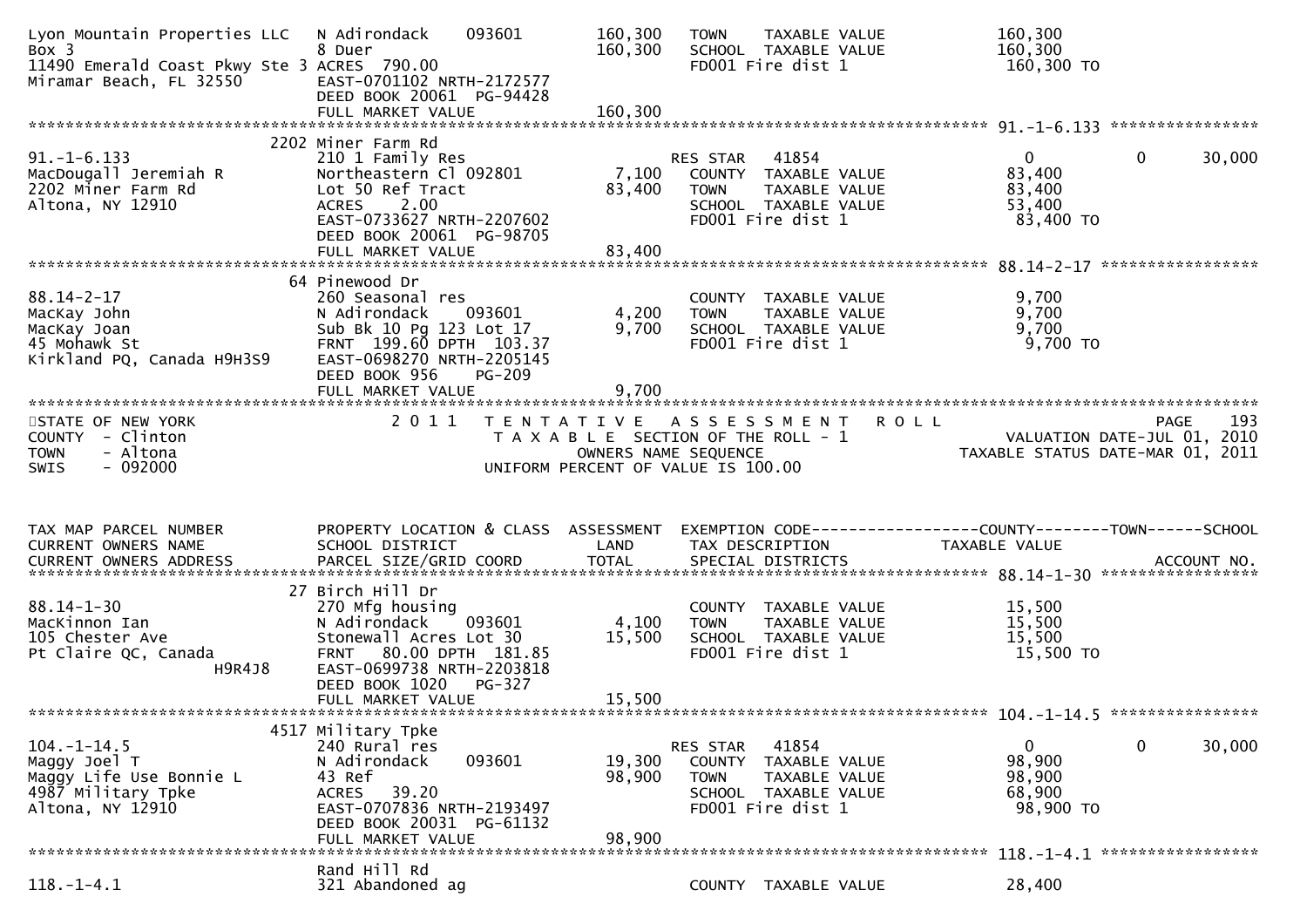| | | | | |
|---|---|---|---|---|
| Lyon Mountain Properties LLC | N Adirondack 093601 | 160,300 | TOWN TAXABLE VALUE | 160,300 |
| Box 3 | 8 Duer | 160,300 | SCHOOL TAXABLE VALUE | 160,300 |
| 11490 Emerald Coast Pkwy Ste 3 | ACRES 790.00 | | FD001 Fire dist 1 | 160,300 TO |
| Miramar Beach, FL 32550 | EAST-0701102 NRTH-2172577 | | | |
| | DEED BOOK 20061 PG-94428 | | | |
| | FULL MARKET VALUE | 160,300 | | |

******************************************************************************************************* 91.-1-6.133 ****************

| | | | | | | |
|---|---|---|---|---|---|---|
| | 2202 Miner Farm Rd | | | | | |
| 91.-1-6.133 | 210 1 Family Res | | RES STAR 41854 | 0 | 0 | 30,000 |
| MacDougall Jeremiah R | Northeastern Cl 092801 | 7,100 | COUNTY TAXABLE VALUE | 83,400 | | |
| 2202 Miner Farm Rd | Lot 50 Ref Tract | 83,400 | TOWN TAXABLE VALUE | 83,400 | | |
| Altona, NY 12910 | ACRES 2.00 | | SCHOOL TAXABLE VALUE | 53,400 | | |
| | EAST-0733627 NRTH-2207602 | | FD001 Fire dist 1 | 83,400 TO | | |
| | DEED BOOK 20061 PG-98705 | | | | | |
| | FULL MARKET VALUE | 83,400 | | | | |

******************************************************************************************************* 88.14-2-17 *****************

| | | | | |
|---|---|---|---|---|
| | 64 Pinewood Dr | | | |
| 88.14-2-17 | 260 Seasonal res | | COUNTY TAXABLE VALUE | 9,700 |
| MacKay John | N Adirondack 093601 | 4,200 | TOWN TAXABLE VALUE | 9,700 |
| MacKay Joan | Sub Bk 10 Pg 123 Lot 17 | 9,700 | SCHOOL TAXABLE VALUE | 9,700 |
| 45 Mohawk St | FRNT 199.60 DPTH 103.37 | | FD001 Fire dist 1 | 9,700 TO |
| Kirkland PQ, Canada H9H3S9 | EAST-0698270 NRTH-2205145 | | | |
| | DEED BOOK 956 PG-209 | | | |
| | FULL MARKET VALUE | 9,700 | | |

*******************************************************************************************************************************

STATE OF NEW YORK — 2 0 1 1 TENTATIVE ASSESSMENT ROLL — PAGE 193
COUNTY - Clinton — TAXABLE SECTION OF THE ROLL - 1 — VALUATION DATE-JUL 01, 2010
TOWN - Altona — OWNERS NAME SEQUENCE — TAXABLE STATUS DATE-MAR 01, 2011
SWIS - 092000 — UNIFORM PERCENT OF VALUE IS 100.00

| TAX MAP PARCEL NUMBER / CURRENT OWNERS NAME / CURRENT OWNERS ADDRESS | PROPERTY LOCATION & CLASS / SCHOOL DISTRICT / PARCEL SIZE/GRID COORD | ASSESSMENT LAND / TOTAL | EXEMPTION CODE / TAX DESCRIPTION / SPECIAL DISTRICTS | COUNTY TAXABLE VALUE | TOWN | SCHOOL / ACCOUNT NO. |
|---|---|---|---|---|---|---|

******************************************************************************************************* 88.14-1-30 *****************

| | | | | |
|---|---|---|---|---|
| | 27 Birch Hill Dr | | | |
| 88.14-1-30 | 270 Mfg housing | | COUNTY TAXABLE VALUE | 15,500 |
| MacKinnon Ian | N Adirondack 093601 | 4,100 | TOWN TAXABLE VALUE | 15,500 |
| 105 Chester Ave | Stonewall Acres Lot 30 | 15,500 | SCHOOL TAXABLE VALUE | 15,500 |
| Pt Claire QC, Canada | FRNT 80.00 DPTH 181.85 | | FD001 Fire dist 1 | 15,500 TO |
| H9R4J8 | EAST-0699738 NRTH-2203818 | | | |
| | DEED BOOK 1020 PG-327 | | | |
| | FULL MARKET VALUE | 15,500 | | |

******************************************************************************************************* 104.-1-14.5 ****************

| | | | | | | |
|---|---|---|---|---|---|---|
| | 4517 Military Tpke | | | | | |
| 104.-1-14.5 | 240 Rural res | | RES STAR 41854 | 0 | 0 | 30,000 |
| Maggy Joel T | N Adirondack 093601 | 19,300 | COUNTY TAXABLE VALUE | 98,900 | | |
| Maggy Life Use Bonnie L | 43 Ref | 98,900 | TOWN TAXABLE VALUE | 98,900 | | |
| 4987 Military Tpke | ACRES 39.20 | | SCHOOL TAXABLE VALUE | 68,900 | | |
| Altona, NY 12910 | EAST-0707836 NRTH-2193497 | | FD001 Fire dist 1 | 98,900 TO | | |
| | DEED BOOK 20031 PG-61132 | | | | | |
| | FULL MARKET VALUE | 98,900 | | | | |

******************************************************************************************************* 118.-1-4.1 *****************

| | | | | |
|---|---|---|---|---|
| | Rand Hill Rd | | | |
| 118.-1-4.1 | 321 Abandoned ag | | COUNTY TAXABLE VALUE | 28,400 |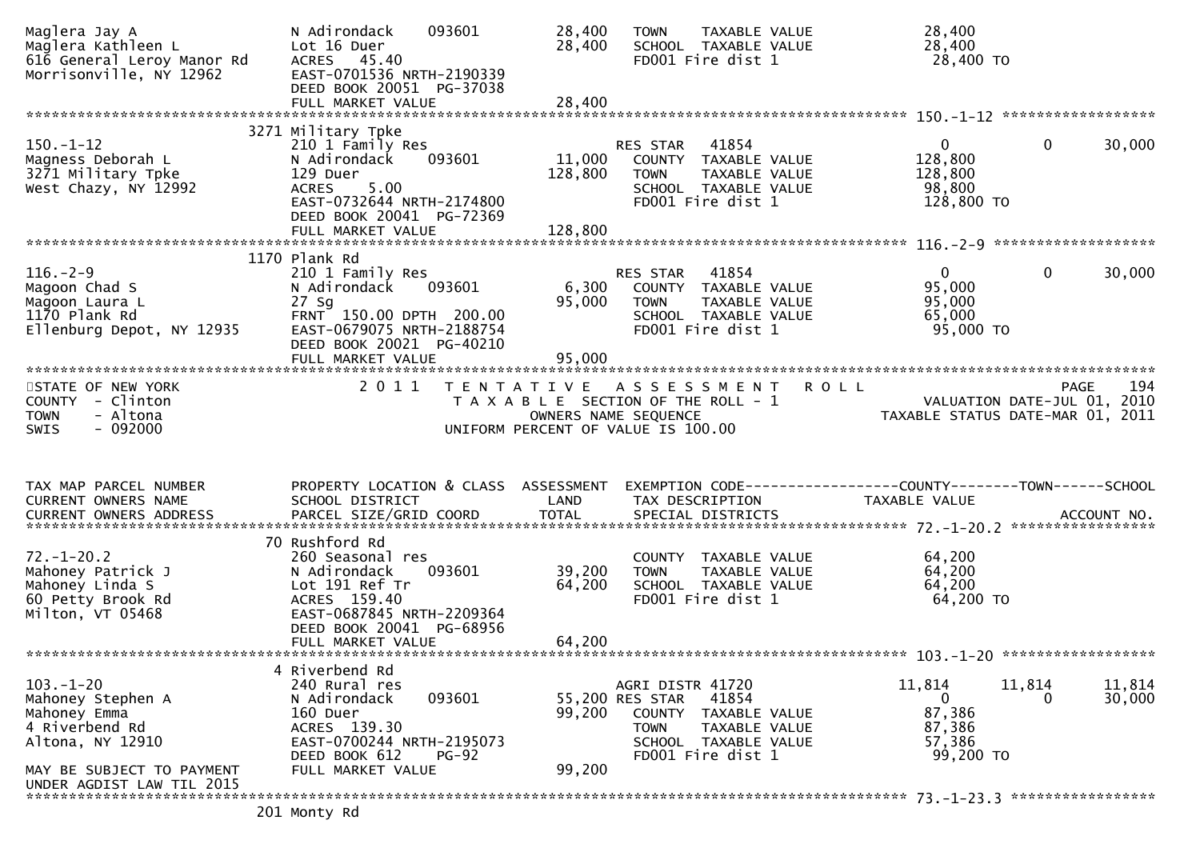```
Maglera Jay A                 N Adirondack    093601       28,400    TOWN    TAXABLE VALUE              28,400
Maglera Kathleen L            Lot 16 Duer                  28,400    SCHOOL  TAXABLE VALUE              28,400
616 General Leroy Manor Rd    ACRES  45.40                           FD001 Fire dist 1                  28,400 TO
Morrisonville, NY 12962       EAST-0701536 NRTH-2190339
                              DEED BOOK 20051  PG-37038
                              FULL MARKET VALUE            28,400
******************************************************************************************************* 150.-1-12 ******************
                              3271 Military Tpke
150.-1-12                     210 1 Family Res                      RES STAR   41854                        0           0      30,000
Magness Deborah L             N Adirondack    093601       11,000    COUNTY  TAXABLE VALUE             128,800
3271 Military Tpke            129 Duer                    128,800    TOWN    TAXABLE VALUE             128,800
West Chazy, NY 12992          ACRES   5.00                           SCHOOL  TAXABLE VALUE              98,800
                              EAST-0732644 NRTH-2174800              FD001 Fire dist 1                 128,800 TO
                              DEED BOOK 20041  PG-72369
                              FULL MARKET VALUE           128,800
******************************************************************************************************* 116.-2-9 *******************
                              1170 Plank Rd
116.-2-9                      210 1 Family Res                      RES STAR   41854                        0           0      30,000
Magoon Chad S                 N Adirondack    093601        6,300    COUNTY  TAXABLE VALUE              95,000
Magoon Laura L                27 Sg                        95,000    TOWN    TAXABLE VALUE              95,000
1170 Plank Rd                 FRNT 150.00 DPTH 200.00                SCHOOL  TAXABLE VALUE              65,000
Ellenburg Depot, NY 12935     EAST-0679075 NRTH-2188754              FD001 Fire dist 1                  95,000 TO
                              DEED BOOK 20021  PG-40210
                              FULL MARKET VALUE            95,000
************************************************************************************************************************************
STATE OF NEW YORK                2 0 1 1   T E N T A T I V E   A S S E S S M E N T   R O L L                              PAGE    194
COUNTY  - Clinton                          T A X A B L E  SECTION OF THE ROLL - 1                   VALUATION DATE-JUL 01, 2010
TOWN    - Altona                                 OWNERS NAME SEQUENCE                          TAXABLE STATUS DATE-MAR 01, 2011
SWIS    - 092000                         UNIFORM PERCENT OF VALUE IS 100.00


TAX MAP PARCEL NUMBER         PROPERTY LOCATION & CLASS  ASSESSMENT  EXEMPTION CODE------------------COUNTY--------TOWN------SCHOOL
CURRENT OWNERS NAME           SCHOOL DISTRICT               LAND      TAX DESCRIPTION             TAXABLE VALUE
CURRENT OWNERS ADDRESS        PARCEL SIZE/GRID COORD        TOTAL     SPECIAL DISTRICTS                                  ACCOUNT NO.
******************************************************************************************************* 72.-1-20.2 *****************
                              70 Rushford Rd
72.-1-20.2                    260 Seasonal res                       COUNTY  TAXABLE VALUE              64,200
Mahoney Patrick J             N Adirondack    093601       39,200    TOWN    TAXABLE VALUE              64,200
Mahoney Linda S               Lot 191 Ref Tr               64,200    SCHOOL  TAXABLE VALUE              64,200
60 Petty Brook Rd             ACRES 159.40                           FD001 Fire dist 1                  64,200 TO
Milton, VT 05468              EAST-0687845 NRTH-2209364
                              DEED BOOK 20041  PG-68956
                              FULL MARKET VALUE            64,200
******************************************************************************************************* 103.-1-20 ******************
                              4 Riverbend Rd
103.-1-20                     240 Rural res                         AGRI DISTR 41720                   11,814      11,814      11,814
Mahoney Stephen A             N Adirondack    093601       55,200 RES STAR   41854                        0           0      30,000
Mahoney Emma                  160 Duer                     99,200    COUNTY  TAXABLE VALUE              87,386
4 Riverbend Rd                ACRES 139.30                           TOWN    TAXABLE VALUE              87,386
Altona, NY 12910              EAST-0700244 NRTH-2195073              SCHOOL  TAXABLE VALUE              57,386
                              DEED BOOK 612    PG-92                 FD001 Fire dist 1                  99,200 TO
MAY BE SUBJECT TO PAYMENT     FULL MARKET VALUE            99,200
UNDER AGDIST LAW TIL 2015
******************************************************************************************************* 73.-1-23.3 *****************
                              201 Monty Rd
```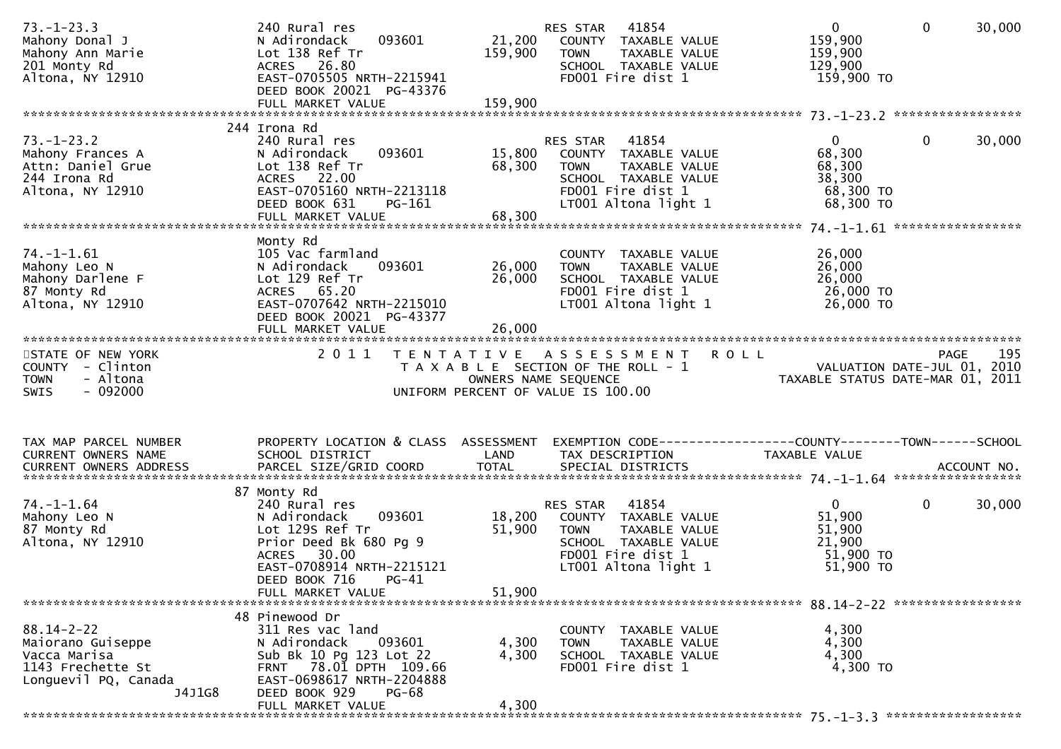```
73.-1-23.3                     240 Rural res                       RES STAR   41854                    0          0      30,000
Mahony Donal J                 N Adirondack     093601     21,200   COUNTY  TAXABLE VALUE          159,900
Mahony Ann Marie               Lot 138 Ref Tr             159,900   TOWN    TAXABLE VALUE          159,900
201 Monty Rd                   ACRES   26.80                        SCHOOL  TAXABLE VALUE          129,900
Altona, NY 12910               EAST-0705505 NRTH-2215941            FD001 Fire dist 1               159,900 TO
                               DEED BOOK 20021  PG-43376
                               FULL MARKET VALUE          159,900
******************************************************************************************************* 73.-1-23.2 *****************
                               244 Irona Rd
73.-1-23.2                     240 Rural res                       RES STAR   41854                    0          0      30,000
Mahony Frances A               N Adirondack     093601     15,800   COUNTY  TAXABLE VALUE           68,300
Attn: Daniel Grue              Lot 138 Ref Tr              68,300   TOWN    TAXABLE VALUE           68,300
244 Irona Rd                   ACRES   22.00                        SCHOOL  TAXABLE VALUE           38,300
Altona, NY 12910               EAST-0705160 NRTH-2213118            FD001 Fire dist 1                68,300 TO
                               DEED BOOK 631    PG-161              LT001 Altona light 1             68,300 TO
                               FULL MARKET VALUE           68,300
******************************************************************************************************* 74.-1-1.61 *****************
                               Monty Rd
74.-1-1.61                     105 Vac farmland                     COUNTY  TAXABLE VALUE           26,000
Mahony Leo N                   N Adirondack     093601     26,000   TOWN    TAXABLE VALUE           26,000
Mahony Darlene F               Lot 129 Ref Tr              26,000   SCHOOL  TAXABLE VALUE           26,000
87 Monty Rd                    ACRES   65.20                        FD001 Fire dist 1                26,000 TO
Altona, NY 12910               EAST-0707642 NRTH-2215010            LT001 Altona light 1             26,000 TO
                               DEED BOOK 20021  PG-43377
                               FULL MARKET VALUE           26,000
************************************************************************************************************************************
STATE OF NEW YORK              2 0 1 1   T E N T A T I V E   A S S E S S M E N T   R O L L                              PAGE    195
COUNTY  - Clinton                        T A X A B L E  SECTION OF THE ROLL - 1                      VALUATION DATE-JUL 01, 2010
TOWN    - Altona                              OWNERS NAME SEQUENCE                              TAXABLE STATUS DATE-MAR 01, 2011
SWIS    - 092000                        UNIFORM PERCENT OF VALUE IS 100.00


TAX MAP PARCEL NUMBER          PROPERTY LOCATION & CLASS  ASSESSMENT  EXEMPTION CODE------------------COUNTY--------TOWN------SCHOOL
CURRENT OWNERS NAME            SCHOOL DISTRICT               LAND      TAX DESCRIPTION             TAXABLE VALUE
CURRENT OWNERS ADDRESS         PARCEL SIZE/GRID COORD        TOTAL     SPECIAL DISTRICTS                                 ACCOUNT NO.
******************************************************************************************************* 74.-1-1.64 *****************
                               87 Monty Rd
74.-1-1.64                     240 Rural res                       RES STAR   41854                    0          0      30,000
Mahony Leo N                   N Adirondack     093601     18,200   COUNTY  TAXABLE VALUE           51,900
87 Monty Rd                    Lot 129S Ref Tr             51,900   TOWN    TAXABLE VALUE           51,900
Altona, NY 12910               Prior Deed Bk 680 Pg 9               SCHOOL  TAXABLE VALUE           21,900
                               ACRES   30.00                        FD001 Fire dist 1                51,900 TO
                               EAST-0708914 NRTH-2215121            LT001 Altona light 1             51,900 TO
                               DEED BOOK 716    PG-41
                               FULL MARKET VALUE           51,900
******************************************************************************************************* 88.14-2-22 *****************
                               48 Pinewood Dr
88.14-2-22                     311 Res vac land                     COUNTY  TAXABLE VALUE            4,300
Maiorano Guiseppe              N Adirondack     093601      4,300   TOWN    TAXABLE VALUE            4,300
Vacca Marisa                   Sub Bk 10 Pg 123 Lot 22      4,300   SCHOOL  TAXABLE VALUE            4,300
1143 Frechette St              FRNT   78.01 DPTH 109.66             FD001 Fire dist 1                 4,300 TO
Longuevil PQ, Canada           EAST-0698617 NRTH-2204888
                    J4J1G8     DEED BOOK 929    PG-68
                               FULL MARKET VALUE            4,300
******************************************************************************************************* 75.-1-3.3 ******************
```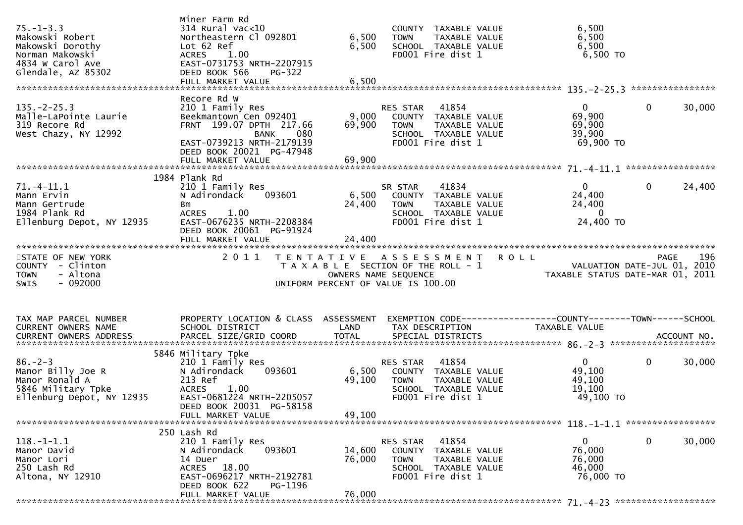```
                              Miner Farm Rd
75.-1-3.3                     314 Rural vac<10                          COUNTY  TAXABLE VALUE              6,500
Makowski Robert               Northeastern Cl 092801        6,500       TOWN    TAXABLE VALUE              6,500
Makowski Dorothy              Lot 62 Ref                    6,500       SCHOOL  TAXABLE VALUE              6,500
Norman Makowski               ACRES    1.00                             FD001 Fire dist 1                   6,500 TO
4834 W Carol Ave              EAST-0731753 NRTH-2207915
Glendale, AZ 85302            DEED BOOK 566    PG-322
                              FULL MARKET VALUE             6,500
******************************************************************************************************* 135.-2-25.3 ****************
                              Recore Rd W
135.-2-25.3                   210 1 Family Res                          RES STAR   41854                       0             0      30,000
Malle-LaPointe Laurie         Beekmantown Cen 092401        9,000       COUNTY  TAXABLE VALUE             69,900
319 Recore Rd                 FRNT  199.07 DPTH  217.66    69,900       TOWN    TAXABLE VALUE             69,900
West Chazy, NY 12992                           BANK     080             SCHOOL  TAXABLE VALUE             39,900
                              EAST-0739213 NRTH-2179139                 FD001 Fire dist 1                  69,900 TO
                              DEED BOOK 20021 PG-47948
                              FULL MARKET VALUE            69,900
******************************************************************************************************* 71.-4-11.1 *****************
                         1984 Plank Rd
71.-4-11.1                    210 1 Family Res                          SR STAR    41834                       0             0      24,400
Mann Ervin                    N Adirondack     093601       6,500       COUNTY  TAXABLE VALUE             24,400
Mann Gertrude                 Bm                           24,400       TOWN    TAXABLE VALUE             24,400
1984 Plank Rd                 ACRES    1.00                             SCHOOL  TAXABLE VALUE                  0
Ellenburg Depot, NY 12935     EAST-0676235 NRTH-2208384                 FD001 Fire dist 1                  24,400 TO
                              DEED BOOK 20061 PG-91924
                              FULL MARKET VALUE            24,400
************************************************************************************************************************************
STATE OF NEW YORK                  2 0 1 1   T E N T A T I V E   A S S E S S M E N T   R O L L                          PAGE    196
COUNTY  - Clinton                             T A X A B L E  SECTION OF THE ROLL - 1                       VALUATION DATE-JUL 01, 2010
TOWN    - Altona                                    OWNERS NAME SEQUENCE                             TAXABLE STATUS DATE-MAR 01, 2011
SWIS    - 092000                              UNIFORM PERCENT OF VALUE IS 100.00


TAX MAP PARCEL NUMBER         PROPERTY LOCATION & CLASS  ASSESSMENT  EXEMPTION CODE------------------COUNTY--------TOWN------SCHOOL
CURRENT OWNERS NAME           SCHOOL DISTRICT               LAND      TAX DESCRIPTION                 TAXABLE VALUE
CURRENT OWNERS ADDRESS        PARCEL SIZE/GRID COORD       TOTAL      SPECIAL DISTRICTS                                    ACCOUNT NO.
******************************************************************************************************* 86.-2-3 ********************
                         5846 Military Tpke
86.-2-3                       210 1 Family Res                          RES STAR   41854                       0             0      30,000
Manor Billy Joe R             N Adirondack     093601       6,500       COUNTY  TAXABLE VALUE             49,100
Manor Ronald A                213 Ref                      49,100       TOWN    TAXABLE VALUE             49,100
5846 Military Tpke            ACRES    1.00                             SCHOOL  TAXABLE VALUE             19,100
Ellenburg Depot, NY 12935     EAST-0681224 NRTH-2205057                 FD001 Fire dist 1                  49,100 TO
                              DEED BOOK 20031 PG-58158
                              FULL MARKET VALUE            49,100
******************************************************************************************************* 118.-1-1.1 *****************
                          250 Lash Rd
118.-1-1.1                    210 1 Family Res                          RES STAR   41854                       0             0      30,000
Manor David                   N Adirondack     093601      14,600       COUNTY  TAXABLE VALUE             76,000
Manor Lori                    14 Duer                      76,000       TOWN    TAXABLE VALUE             76,000
250 Lash Rd                   ACRES   18.00                             SCHOOL  TAXABLE VALUE             46,000
Altona, NY 12910              EAST-0696217 NRTH-2192781                 FD001 Fire dist 1                  76,000 TO
                              DEED BOOK 622    PG-1196
                              FULL MARKET VALUE            76,000
******************************************************************************************************* 71.-4-23 *******************
```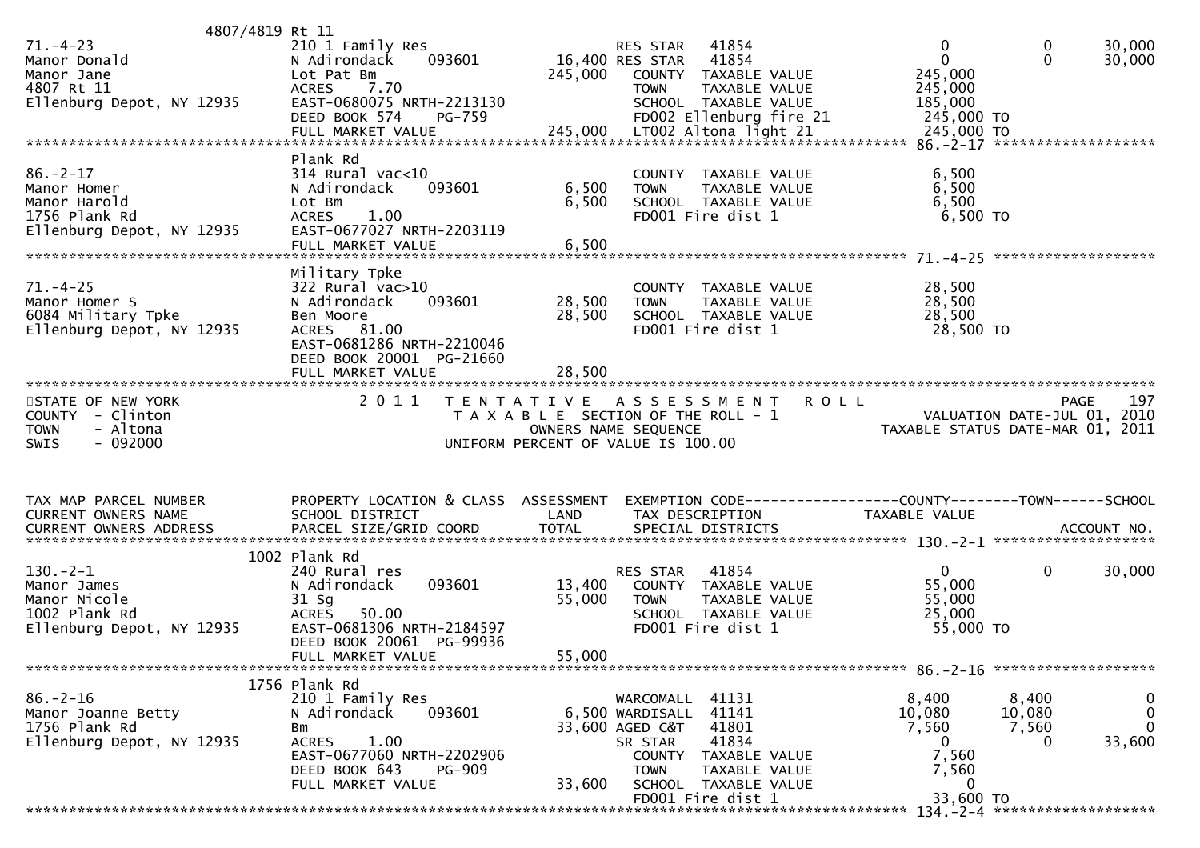```
                     4807/4819 Rt 11
71.-4-23                   210 1 Family Res                    RES STAR    41854                     0             0        30,000
Manor Donald               N Adirondack    093601        16,400 RES STAR   41854                     0             0        30,000
Manor Jane                 Lot Pat Bm                   245,000   COUNTY  TAXABLE VALUE          245,000
4807 Rt 11                 ACRES    7.70                          TOWN    TAXABLE VALUE          245,000
Ellenburg Depot, NY 12935  EAST-0680075 NRTH-2213130              SCHOOL  TAXABLE VALUE          185,000
                           DEED BOOK 574    PG-759                FD002 Ellenburg fire 21        245,000 TO
                           FULL MARKET VALUE            245,000   LT002 Altona light 21          245,000 TO
******************************************************************************************************* 86.-2-17 ******************
                           Plank Rd
86.-2-17                   314 Rural vac<10                       COUNTY  TAXABLE VALUE            6,500
Manor Homer                N Adirondack    093601         6,500   TOWN    TAXABLE VALUE            6,500
Manor Harold               Lot Bm                         6,500   SCHOOL  TAXABLE VALUE            6,500
1756 Plank Rd              ACRES    1.00                          FD001 Fire dist 1                6,500 TO
Ellenburg Depot, NY 12935  EAST-0677027 NRTH-2203119
                           FULL MARKET VALUE              6,500
******************************************************************************************************* 71.-4-25 ******************
                           Military Tpke
71.-4-25                   322 Rural vac>10                       COUNTY  TAXABLE VALUE           28,500
Manor Homer S              N Adirondack    093601        28,500   TOWN    TAXABLE VALUE           28,500
6084 Military Tpke         Ben Moore                     28,500   SCHOOL  TAXABLE VALUE           28,500
Ellenburg Depot, NY 12935  ACRES   81.00                          FD001 Fire dist 1               28,500 TO
                           EAST-0681286 NRTH-2210046
                           DEED BOOK 20001  PG-21660
                           FULL MARKET VALUE             28,500
************************************************************************************************************************************
STATE OF NEW YORK              2 0 1 1   T E N T A T I V E   A S S E S S M E N T   R O L L                                PAGE   197
COUNTY  - Clinton                         T A X A B L E  SECTION OF THE ROLL - 1                      VALUATION DATE-JUL 01, 2010
TOWN    - Altona                                 OWNERS NAME SEQUENCE                            TAXABLE STATUS DATE-MAR 01, 2011
SWIS    - 092000                           UNIFORM PERCENT OF VALUE IS 100.00


TAX MAP PARCEL NUMBER      PROPERTY LOCATION & CLASS  ASSESSMENT  EXEMPTION CODE------------------COUNTY--------TOWN------SCHOOL
CURRENT OWNERS NAME        SCHOOL DISTRICT               LAND      TAX DESCRIPTION              TAXABLE VALUE
CURRENT OWNERS ADDRESS     PARCEL SIZE/GRID COORD        TOTAL     SPECIAL DISTRICTS                                  ACCOUNT NO.
******************************************************************************************************* 130.-2-1 ******************
                           1002 Plank Rd
130.-2-1                   240 Rural res                          RES STAR    41854                  0             0        30,000
Manor James                N Adirondack    093601        13,400   COUNTY  TAXABLE VALUE           55,000
Manor Nicole               31 Sg                         55,000   TOWN    TAXABLE VALUE           55,000
1002 Plank Rd              ACRES   50.00                          SCHOOL  TAXABLE VALUE           25,000
Ellenburg Depot, NY 12935  EAST-0681306 NRTH-2184597              FD001 Fire dist 1               55,000 TO
                           DEED BOOK 20061  PG-99936
                           FULL MARKET VALUE             55,000
******************************************************************************************************* 86.-2-16 ******************
                           1756 Plank Rd
86.-2-16                   210 1 Family Res                       WARCOMALL  41131                8,400         8,400            0
Manor Joanne Betty         N Adirondack    093601         6,500 WARDISALL  41141                 10,080        10,080            0
1756 Plank Rd              Bm                            33,600 AGED C&T   41801                  7,560         7,560            0
Ellenburg Depot, NY 12935  ACRES    1.00                          SR STAR    41834                      0             0       33,600
                           EAST-0677060 NRTH-2202906              COUNTY  TAXABLE VALUE            7,560
                           DEED BOOK 643    PG-909                TOWN    TAXABLE VALUE            7,560
                           FULL MARKET VALUE             33,600   SCHOOL  TAXABLE VALUE                0
                                                                  FD001 Fire dist 1               33,600 TO
******************************************************************************************************* 134.-2-4 ******************
```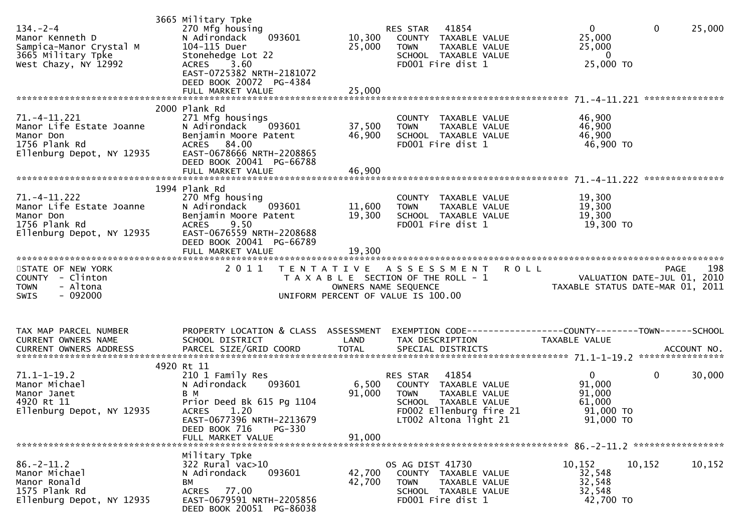| TAX MAP PARCEL NUMBER<br>CURRENT OWNERS NAME<br>CURRENT OWNERS ADDRESS | PROPERTY LOCATION & CLASS<br>SCHOOL DISTRICT<br>PARCEL SIZE/GRID COORD | ASSESSMENT<br>LAND<br>TOTAL | EXEMPTION CODE<br>TAX DESCRIPTION<br>SPECIAL DISTRICTS | COUNTY<br>TAXABLE VALUE | TOWN | SCHOOL<br>ACCOUNT NO. |
|---|---|---|---|---|---|---|
| | 3665 Military Tpke | | | | | |
| 134.-2-4 | 270 Mfg housing | | RES STAR 41854 | 0 | 0 | 25,000 |
| Manor Kenneth D | N Adirondack 093601 | 10,300 | COUNTY TAXABLE VALUE | 25,000 | | |
| Sampica-Manor Crystal M | 104-115 Duer | 25,000 | TOWN TAXABLE VALUE | 25,000 | | |
| 3665 Military Tpke | Stonehedge Lot 22 | | SCHOOL TAXABLE VALUE | 0 | | |
| West Chazy, NY 12992 | ACRES 3.60 | | FD001 Fire dist 1 | 25,000 TO | | |
| | EAST-0725382 NRTH-2181072 | | | | | |
| | DEED BOOK 20072 PG-4384 | | | | | |
| | FULL MARKET VALUE | 25,000 | | | | |
| | 2000 Plank Rd | | | | | |
| 71.-4-11.221 | 271 Mfg housings | | COUNTY TAXABLE VALUE | 46,900 | | |
| Manor Life Estate Joanne | N Adirondack 093601 | 37,500 | TOWN TAXABLE VALUE | 46,900 | | |
| Manor Don | Benjamin Moore Patent | 46,900 | SCHOOL TAXABLE VALUE | 46,900 | | |
| 1756 Plank Rd | ACRES 84.00 | | FD001 Fire dist 1 | 46,900 TO | | |
| Ellenburg Depot, NY 12935 | EAST-0678666 NRTH-2208865 | | | | | |
| | DEED BOOK 20041 PG-66788 | | | | | |
| | FULL MARKET VALUE | 46,900 | | | | |
| | 1994 Plank Rd | | | | | |
| 71.-4-11.222 | 270 Mfg housing | | COUNTY TAXABLE VALUE | 19,300 | | |
| Manor Life Estate Joanne | N Adirondack 093601 | 11,600 | TOWN TAXABLE VALUE | 19,300 | | |
| Manor Don | Benjamin Moore Patent | 19,300 | SCHOOL TAXABLE VALUE | 19,300 | | |
| 1756 Plank Rd | ACRES 9.50 | | FD001 Fire dist 1 | 19,300 TO | | |
| Ellenburg Depot, NY 12935 | EAST-0676559 NRTH-2208688 | | | | | |
| | DEED BOOK 20041 PG-66789 | | | | | |
| | FULL MARKET VALUE | 19,300 | | | | |

STATE OF NEW YORK — 2011 TENTATIVE ASSESSMENT ROLL — PAGE 198
COUNTY - Clinton — TAXABLE SECTION OF THE ROLL - 1 — VALUATION DATE-JUL 01, 2010
TOWN - Altona — OWNERS NAME SEQUENCE — TAXABLE STATUS DATE-MAR 01, 2011
SWIS - 092000 — UNIFORM PERCENT OF VALUE IS 100.00

| TAX MAP PARCEL NUMBER<br>CURRENT OWNERS NAME<br>CURRENT OWNERS ADDRESS | PROPERTY LOCATION & CLASS<br>SCHOOL DISTRICT<br>PARCEL SIZE/GRID COORD | ASSESSMENT<br>LAND<br>TOTAL | EXEMPTION CODE<br>TAX DESCRIPTION<br>SPECIAL DISTRICTS | COUNTY<br>TAXABLE VALUE | TOWN | SCHOOL<br>ACCOUNT NO. |
|---|---|---|---|---|---|---|
| | 4920 Rt 11 | | | | | |
| 71.1-1-19.2 | 210 1 Family Res | | RES STAR 41854 | 0 | 0 | 30,000 |
| Manor Michael | N Adirondack 093601 | 6,500 | COUNTY TAXABLE VALUE | 91,000 | | |
| Manor Janet | B M | 91,000 | TOWN TAXABLE VALUE | 91,000 | | |
| 4920 Rt 11 | Prior Deed Bk 615 Pg 1104 | | SCHOOL TAXABLE VALUE | 61,000 | | |
| Ellenburg Depot, NY 12935 | ACRES 1.20 | | FD002 Ellenburg fire 21 | 91,000 TO | | |
| | EAST-0677396 NRTH-2213679 | | LT002 Altona light 21 | 91,000 TO | | |
| | DEED BOOK 716 PG-330 | | | | | |
| | FULL MARKET VALUE | 91,000 | | | | |
| | Military Tpke | | | | | |
| 86.-2-11.2 | 322 Rural vac>10 | | OS AG DIST 41730 | 10,152 | 10,152 | 10,152 |
| Manor Michael | N Adirondack 093601 | 42,700 | COUNTY TAXABLE VALUE | 32,548 | | |
| Manor Ronald | BM | 42,700 | TOWN TAXABLE VALUE | 32,548 | | |
| 1575 Plank Rd | ACRES 77.00 | | SCHOOL TAXABLE VALUE | 32,548 | | |
| Ellenburg Depot, NY 12935 | EAST-0679591 NRTH-2205856 | | FD001 Fire dist 1 | 42,700 TO | | |
| | DEED BOOK 20051 PG-86038 | | | | | |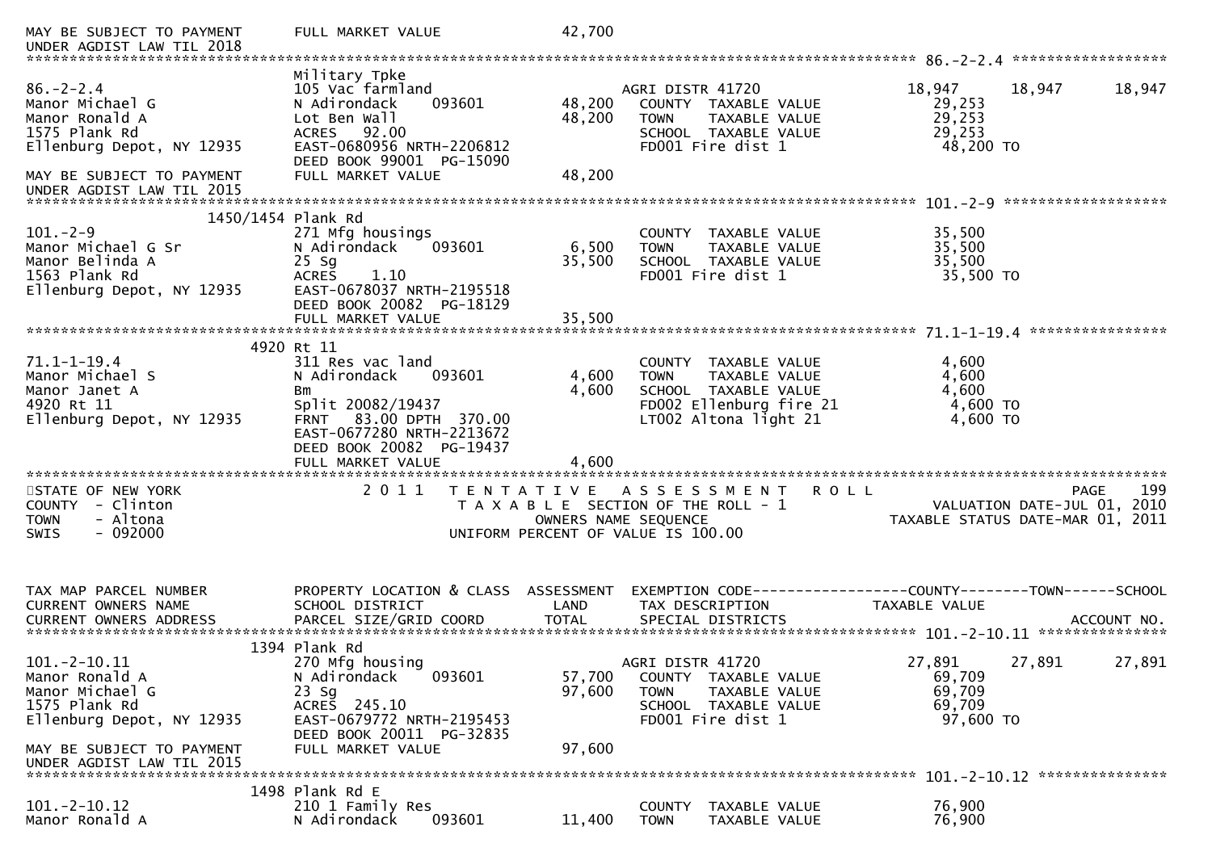```
MAY BE SUBJECT TO PAYMENT      FULL MARKET VALUE              42,700
UNDER AGDIST LAW TIL 2018
******************************************************************************************************* 86.-2-2.4 ******************
                               Military Tpke
86.-2-2.4                      105 Vac farmland                          AGRI DISTR 41720                18,947     18,947     18,947
Manor Michael G                N Adirondack     093601       48,200   COUNTY  TAXABLE VALUE              29,253
Manor Ronald A                 Lot Ben Wall                  48,200   TOWN    TAXABLE VALUE              29,253
1575 Plank Rd                  ACRES  92.00                           SCHOOL  TAXABLE VALUE              29,253
Ellenburg Depot, NY 12935      EAST-0680956 NRTH-2206812              FD001 Fire dist 1                   48,200 TO
                               DEED BOOK 99001  PG-15090
MAY BE SUBJECT TO PAYMENT      FULL MARKET VALUE              48,200
UNDER AGDIST LAW TIL 2015
******************************************************************************************************* 101.-2-9 *******************
                    1450/1454 Plank Rd
101.-2-9                       271 Mfg housings                          COUNTY  TAXABLE VALUE              35,500
Manor Michael G Sr             N Adirondack     093601        6,500   TOWN    TAXABLE VALUE              35,500
Manor Belinda A                25 Sg                         35,500   SCHOOL  TAXABLE VALUE              35,500
1563 Plank Rd                  ACRES    1.10                          FD001 Fire dist 1                   35,500 TO
Ellenburg Depot, NY 12935      EAST-0678037 NRTH-2195518
                               DEED BOOK 20082  PG-18129
                               FULL MARKET VALUE              35,500
******************************************************************************************************* 71.1-1-19.4 ****************
                          4920 Rt 11
71.1-1-19.4                    311 Res vac land                          COUNTY  TAXABLE VALUE               4,600
Manor Michael S                N Adirondack     093601        4,600   TOWN    TAXABLE VALUE               4,600
Manor Janet A                  Bm                             4,600   SCHOOL  TAXABLE VALUE               4,600
4920 Rt 11                     Split 20082/19437                      FD002 Ellenburg fire 21              4,600 TO
Ellenburg Depot, NY 12935      FRNT   83.00 DPTH  370.00              LT002 Altona light 21                4,600 TO
                               EAST-0677280 NRTH-2213672
                               DEED BOOK 20082  PG-19437
                               FULL MARKET VALUE               4,600
************************************************************************************************************************************
STATE OF NEW YORK                  2 0 1 1   T E N T A T I V E   A S S E S S M E N T   R O L L                            PAGE    199
COUNTY  - Clinton                            T A X A B L E  SECTION OF THE ROLL - 1                       VALUATION DATE-JUL 01, 2010
TOWN    - Altona                                    OWNERS NAME SEQUENCE                                TAXABLE STATUS DATE-MAR 01, 2011
SWIS    - 092000                            UNIFORM PERCENT OF VALUE IS 100.00


TAX MAP PARCEL NUMBER          PROPERTY LOCATION & CLASS  ASSESSMENT  EXEMPTION CODE------------------COUNTY--------TOWN------SCHOOL
CURRENT OWNERS NAME            SCHOOL DISTRICT               LAND      TAX DESCRIPTION             TAXABLE VALUE
CURRENT OWNERS ADDRESS         PARCEL SIZE/GRID COORD        TOTAL     SPECIAL DISTRICTS                                 ACCOUNT NO.
******************************************************************************************************* 101.-2-10.11 ***************
                          1394 Plank Rd
101.-2-10.11                   270 Mfg housing                           AGRI DISTR 41720                27,891     27,891     27,891
Manor Ronald A                 N Adirondack     093601       57,700   COUNTY  TAXABLE VALUE              69,709
Manor Michael G                23 Sg                         97,600   TOWN    TAXABLE VALUE              69,709
1575 Plank Rd                  ACRES 245.10                           SCHOOL  TAXABLE VALUE              69,709
Ellenburg Depot, NY 12935      EAST-0679772 NRTH-2195453              FD001 Fire dist 1                   97,600 TO
                               DEED BOOK 20011  PG-32835
MAY BE SUBJECT TO PAYMENT      FULL MARKET VALUE              97,600
UNDER AGDIST LAW TIL 2015
******************************************************************************************************* 101.-2-10.12 ***************
                          1498 Plank Rd E
101.-2-10.12                   210 1 Family Res                          COUNTY  TAXABLE VALUE              76,900
Manor Ronald A                 N Adirondack     093601       11,400   TOWN    TAXABLE VALUE              76,900
```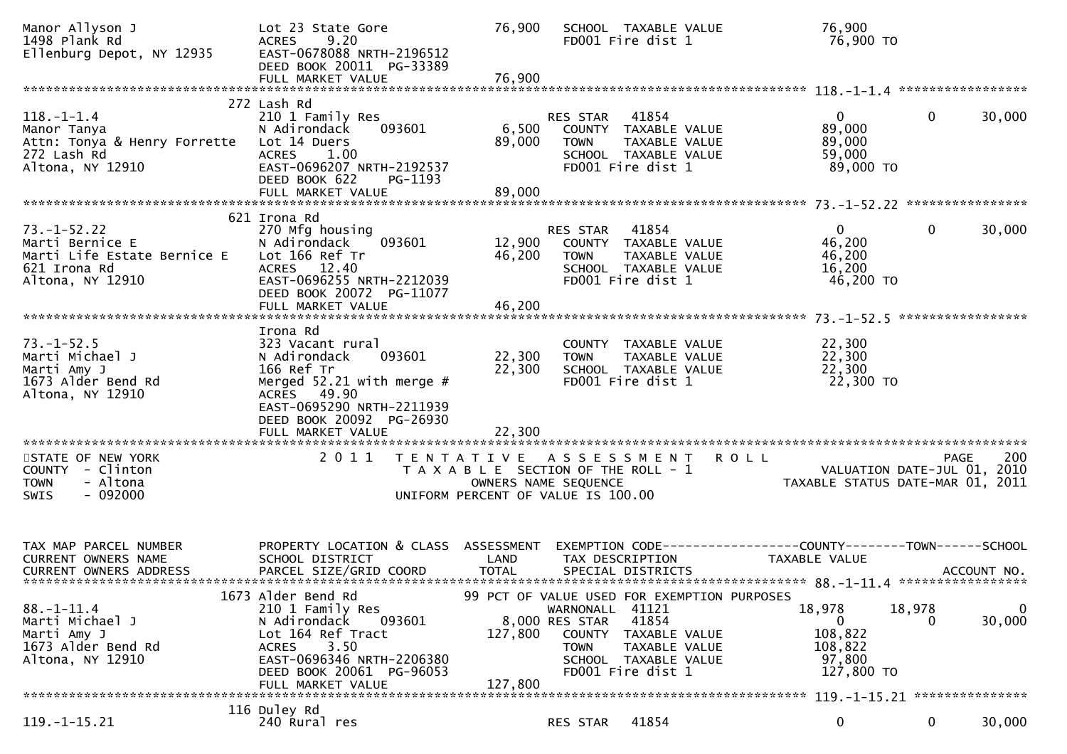```
Manor Allyson J                 Lot 23 State Gore                76,900   SCHOOL  TAXABLE VALUE              76,900
1498 Plank Rd                   ACRES    9.20                             FD001 Fire dist 1                   76,900 TO
Ellenburg Depot, NY 12935       EAST-0678088 NRTH-2196512
                                DEED BOOK 20011  PG-33389
                                FULL MARKET VALUE                76,900
******************************************************************************************************* 118.-1-1.4 *****************
                              272 Lash Rd
118.-1-1.4                      210 1 Family Res                          RES STAR    41854                    0          0     30,000
Manor Tanya                     N Adirondack    093601           6,500    COUNTY  TAXABLE VALUE              89,000
Attn: Tonya & Henry Forrette    Lot 14 Duers                    89,000    TOWN    TAXABLE VALUE              89,000
272 Lash Rd                     ACRES    1.00                             SCHOOL  TAXABLE VALUE              59,000
Altona, NY 12910                EAST-0696207 NRTH-2192537                 FD001 Fire dist 1                   89,000 TO
                                DEED BOOK 622     PG-1193
                                FULL MARKET VALUE                89,000
******************************************************************************************************* 73.-1-52.22 ****************
                              621 Irona Rd
73.-1-52.22                     270 Mfg housing                           RES STAR    41854                    0          0     30,000
Marti Bernice E                 N Adirondack    093601          12,900    COUNTY  TAXABLE VALUE              46,200
Marti Life Estate Bernice E     Lot 166 Ref Tr                  46,200    TOWN    TAXABLE VALUE              46,200
621 Irona Rd                    ACRES   12.40                             SCHOOL  TAXABLE VALUE              16,200
Altona, NY 12910                EAST-0696255 NRTH-2212039                 FD001 Fire dist 1                   46,200 TO
                                DEED BOOK 20072  PG-11077
                                FULL MARKET VALUE                46,200
******************************************************************************************************* 73.-1-52.5 *****************
                                Irona Rd
73.-1-52.5                      323 Vacant rural                          COUNTY  TAXABLE VALUE              22,300
Marti Michael J                 N Adirondack    093601          22,300    TOWN    TAXABLE VALUE              22,300
Marti Amy J                     166 Ref Tr                      22,300    SCHOOL  TAXABLE VALUE              22,300
1673 Alder Bend Rd              Merged 52.21 with merge #                 FD001 Fire dist 1                   22,300 TO
Altona, NY 12910                ACRES   49.90
                                EAST-0695290 NRTH-2211939
                                DEED BOOK 20092  PG-26930
                                FULL MARKET VALUE                22,300
************************************************************************************************************************************
STATE OF NEW YORK               2 0 1 1   T E N T A T I V E   A S S E S S M E N T   R O L L                              PAGE    200
COUNTY  - Clinton                         T A X A B L E  SECTION OF THE ROLL - 1                    VALUATION DATE-JUL 01, 2010
TOWN    - Altona                                 OWNERS NAME SEQUENCE                          TAXABLE STATUS DATE-MAR 01, 2011
SWIS    - 092000                          UNIFORM PERCENT OF VALUE IS 100.00


TAX MAP PARCEL NUMBER           PROPERTY LOCATION & CLASS  ASSESSMENT  EXEMPTION CODE------------------COUNTY--------TOWN------SCHOOL
CURRENT OWNERS NAME             SCHOOL DISTRICT               LAND     TAX DESCRIPTION            TAXABLE VALUE
CURRENT OWNERS ADDRESS          PARCEL SIZE/GRID COORD        TOTAL    SPECIAL DISTRICTS                                ACCOUNT NO.
******************************************************************************************************* 88.-1-11.4 *****************
                             1673 Alder Bend Rd                99 PCT OF VALUE USED FOR EXEMPTION PURPOSES
88.-1-11.4                      210 1 Family Res                          WARNONALL   41121               18,978     18,978          0
Marti Michael J                 N Adirondack    093601           8,000 RES STAR   41854                    0          0     30,000
Marti Amy J                     Lot 164 Ref Tract              127,800    COUNTY  TAXABLE VALUE             108,822
1673 Alder Bend Rd              ACRES    3.50                             TOWN    TAXABLE VALUE             108,822
Altona, NY 12910                EAST-0696346 NRTH-2206380                 SCHOOL  TAXABLE VALUE              97,800
                                DEED BOOK 20061  PG-96053                 FD001 Fire dist 1                  127,800 TO
                                FULL MARKET VALUE               127,800
******************************************************************************************************* 119.-1-15.21 ***************
                              116 Duley Rd
119.-1-15.21                    240 Rural res                             RES STAR    41854                    0          0     30,000
```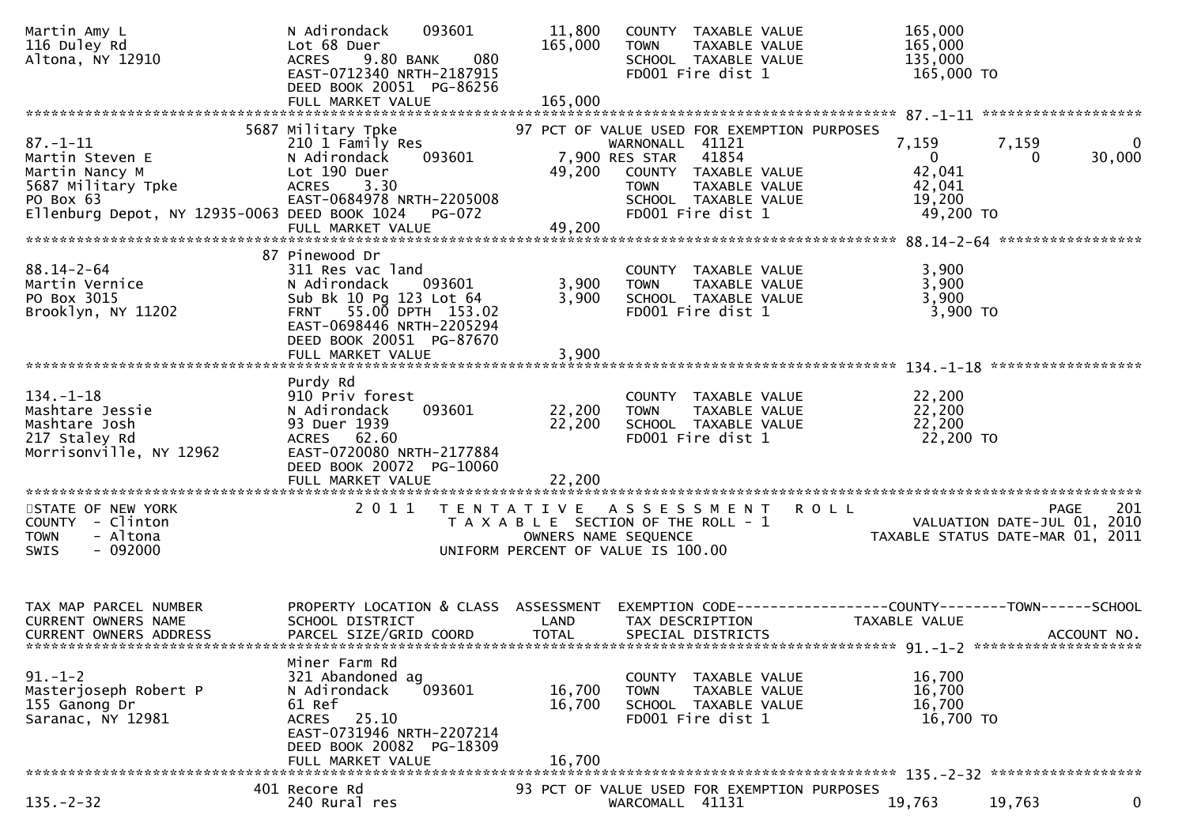```
Martin Amy L                       N Adirondack    093601        11,800   COUNTY  TAXABLE VALUE            165,000
116 Duley Rd                       Lot 68 Duer                  165,000   TOWN    TAXABLE VALUE            165,000
Altona, NY 12910                   ACRES    9.80 BANK    080              SCHOOL  TAXABLE VALUE            135,000
                                   EAST-0712340 NRTH-2187915              FD001 Fire dist 1                 165,000 TO
                                   DEED BOOK 20051  PG-86256
                                   FULL MARKET VALUE            165,000
******************************************************************************************************* 87.-1-11 ******************
                           5687 Military Tpke                 97 PCT OF VALUE USED FOR EXEMPTION PURPOSES
87.-1-11                           210 1 Family Res                       WARNONALL  41121                 7,159      7,159          0
Martin Steven E                    N Adirondack    093601         7,900 RES STAR   41854                    0          0       30,000
Martin Nancy M                     Lot 190 Duer                  49,200   COUNTY  TAXABLE VALUE             42,041
5687 Military Tpke                 ACRES    3.30                          TOWN    TAXABLE VALUE             42,041
PO Box 63                          EAST-0684978 NRTH-2205008              SCHOOL  TAXABLE VALUE             19,200
Ellenburg Depot, NY 12935-0063 DEED BOOK 1024    PG-072                   FD001 Fire dist 1                  49,200 TO
                                   FULL MARKET VALUE             49,200
******************************************************************************************************* 88.14-2-64 *****************
                           87 Pinewood Dr
88.14-2-64                         311 Res vac land                       COUNTY  TAXABLE VALUE              3,900
Martin Vernice                     N Adirondack    093601         3,900   TOWN    TAXABLE VALUE              3,900
PO Box 3015                        Sub Bk 10 Pg 123 Lot 64        3,900   SCHOOL  TAXABLE VALUE              3,900
Brooklyn, NY 11202                 FRNT   55.00 DPTH 153.02               FD001 Fire dist 1                   3,900 TO
                                   EAST-0698446 NRTH-2205294
                                   DEED BOOK 20051  PG-87670
                                   FULL MARKET VALUE              3,900
******************************************************************************************************* 134.-1-18 ******************
                           Purdy Rd
134.-1-18                          910 Priv forest                        COUNTY  TAXABLE VALUE             22,200
Mashtare Jessie                    N Adirondack    093601        22,200   TOWN    TAXABLE VALUE             22,200
Mashtare Josh                      93 Duer 1939                  22,200   SCHOOL  TAXABLE VALUE             22,200
217 Staley Rd                      ACRES   62.60                          FD001 Fire dist 1                  22,200 TO
Morrisonville, NY 12962            EAST-0720080 NRTH-2177884
                                   DEED BOOK 20072  PG-10060
                                   FULL MARKET VALUE             22,200
************************************************************************************************************************************
STATE OF NEW YORK                  2 0 1 1   T E N T A T I V E   A S S E S S M E N T   R O L L                          PAGE    201
COUNTY  - Clinton                             T A X A B L E  SECTION OF THE ROLL - 1                  VALUATION DATE-JUL 01, 2010
TOWN    - Altona                                    OWNERS NAME SEQUENCE                            TAXABLE STATUS DATE-MAR 01, 2011
SWIS    - 092000                             UNIFORM PERCENT OF VALUE IS 100.00


TAX MAP PARCEL NUMBER              PROPERTY LOCATION & CLASS  ASSESSMENT  EXEMPTION CODE------------------COUNTY--------TOWN------SCHOOL
CURRENT OWNERS NAME                SCHOOL DISTRICT               LAND     TAX DESCRIPTION              TAXABLE VALUE
CURRENT OWNERS ADDRESS             PARCEL SIZE/GRID COORD        TOTAL    SPECIAL DISTRICTS                                ACCOUNT NO.
******************************************************************************************************* 91.-1-2 *******************
                           Miner Farm Rd
91.-1-2                            321 Abandoned ag                       COUNTY  TAXABLE VALUE             16,700
Masterjoseph Robert P              N Adirondack    093601        16,700   TOWN    TAXABLE VALUE             16,700
155 Ganong Dr                      61 Ref                        16,700   SCHOOL  TAXABLE VALUE             16,700
Saranac, NY 12981                  ACRES   25.10                          FD001 Fire dist 1                  16,700 TO
                                   EAST-0731946 NRTH-2207214
                                   DEED BOOK 20082  PG-18309
                                   FULL MARKET VALUE             16,700
******************************************************************************************************* 135.-2-32 ******************
                           401 Recore Rd                      93 PCT OF VALUE USED FOR EXEMPTION PURPOSES
135.-2-32                          240 Rural res                          WARCOMALL  41131                19,763     19,763          0
```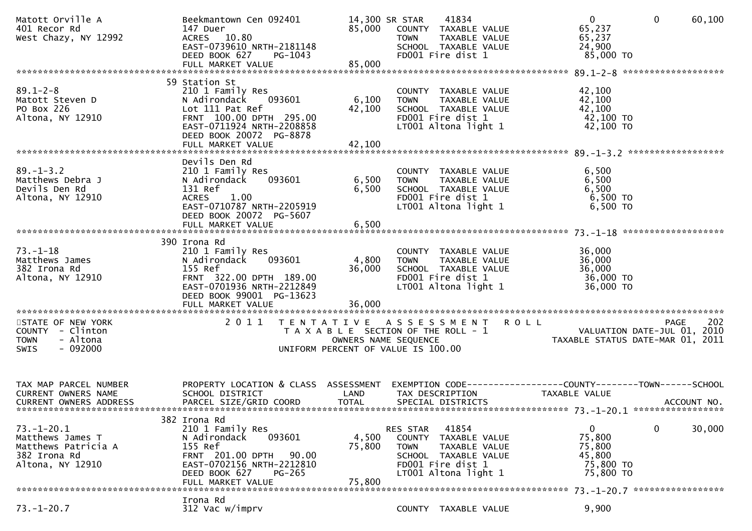```
Matott Orville A                   Beekmantown Cen 092401        14,300 SR STAR     41834                    0            0      60,100
401 Recor Rd                       147 Duer                      85,000   COUNTY  TAXABLE VALUE          65,237
West Chazy, NY 12992               ACRES   10.80                          TOWN    TAXABLE VALUE          65,237
                                   EAST-0739610 NRTH-2181148              SCHOOL  TAXABLE VALUE          24,900
                                   DEED BOOK 627    PG-1043               FD001 Fire dist 1               85,000 TO
                                   FULL MARKET VALUE             85,000
******************************************************************************************************* 89.1-2-8 ******************
                                   59 Station St
89.1-2-8                           210 1 Family Res                       COUNTY  TAXABLE VALUE          42,100
Matott Steven D                    N Adirondack    093601         6,100   TOWN    TAXABLE VALUE          42,100
PO Box 226                         Lot 111 Pat Ref               42,100   SCHOOL  TAXABLE VALUE          42,100
Altona, NY 12910                   FRNT  100.00 DPTH  295.00              FD001 Fire dist 1               42,100 TO
                                   EAST-0711924 NRTH-2208858              LT001 Altona light 1            42,100 TO
                                   DEED BOOK 20072  PG-8878
                                   FULL MARKET VALUE             42,100
******************************************************************************************************* 89.-1-3.2 *****************
                                   Devils Den Rd
89.-1-3.2                          210 1 Family Res                       COUNTY  TAXABLE VALUE           6,500
Matthews Debra J                   N Adirondack    093601         6,500   TOWN    TAXABLE VALUE           6,500
Devils Den Rd                      131 Ref                        6,500   SCHOOL  TAXABLE VALUE           6,500
Altona, NY 12910                   ACRES    1.00                          FD001 Fire dist 1                6,500 TO
                                   EAST-0710787 NRTH-2205919              LT001 Altona light 1             6,500 TO
                                   DEED BOOK 20072  PG-5607
                                   FULL MARKET VALUE              6,500
******************************************************************************************************* 73.-1-18 ******************
                                   390 Irona Rd
73.-1-18                           210 1 Family Res                       COUNTY  TAXABLE VALUE          36,000
Matthews James                     N Adirondack    093601         4,800   TOWN    TAXABLE VALUE          36,000
382 Irona Rd                       155 Ref                       36,000   SCHOOL  TAXABLE VALUE          36,000
Altona, NY 12910                   FRNT  322.00 DPTH  189.00              FD001 Fire dist 1               36,000 TO
                                   EAST-0701936 NRTH-2212849              LT001 Altona light 1            36,000 TO
                                   DEED BOOK 99001  PG-13623
                                   FULL MARKET VALUE             36,000
************************************************************************************************************************************
STATE OF NEW YORK                  2 0 1 1   T E N T A T I V E   A S S E S S M E N T   R O L L                            PAGE   202
COUNTY  - Clinton                        T A X A B L E  SECTION OF THE ROLL - 1                     VALUATION DATE-JUL 01, 2010
TOWN    - Altona                               OWNERS NAME SEQUENCE                           TAXABLE STATUS DATE-MAR 01, 2011
SWIS    - 092000                         UNIFORM PERCENT OF VALUE IS 100.00


TAX MAP PARCEL NUMBER              PROPERTY LOCATION & CLASS  ASSESSMENT  EXEMPTION CODE------------------COUNTY--------TOWN------SCHOOL
CURRENT OWNERS NAME                SCHOOL DISTRICT               LAND     TAX DESCRIPTION            TAXABLE VALUE
CURRENT OWNERS ADDRESS             PARCEL SIZE/GRID COORD        TOTAL    SPECIAL DISTRICTS                                  ACCOUNT NO.
******************************************************************************************************* 73.-1-20.1 ****************
                                   382 Irona Rd
73.-1-20.1                         210 1 Family Res                       RES STAR    41854                  0            0      30,000
Matthews James T                   N Adirondack    093601         4,500   COUNTY  TAXABLE VALUE          75,800
Matthews Patricia A                155 Ref                       75,800   TOWN    TAXABLE VALUE          75,800
382 Irona Rd                       FRNT  201.00 DPTH   90.00              SCHOOL  TAXABLE VALUE          45,800
Altona, NY 12910                   EAST-0702156 NRTH-2212810              FD001 Fire dist 1               75,800 TO
                                   DEED BOOK 627    PG-265                LT001 Altona light 1            75,800 TO
                                   FULL MARKET VALUE             75,800
******************************************************************************************************* 73.-1-20.7 ****************
                                   Irona Rd
73.-1-20.7                         312 Vac w/imprv                        COUNTY  TAXABLE VALUE           9,900
```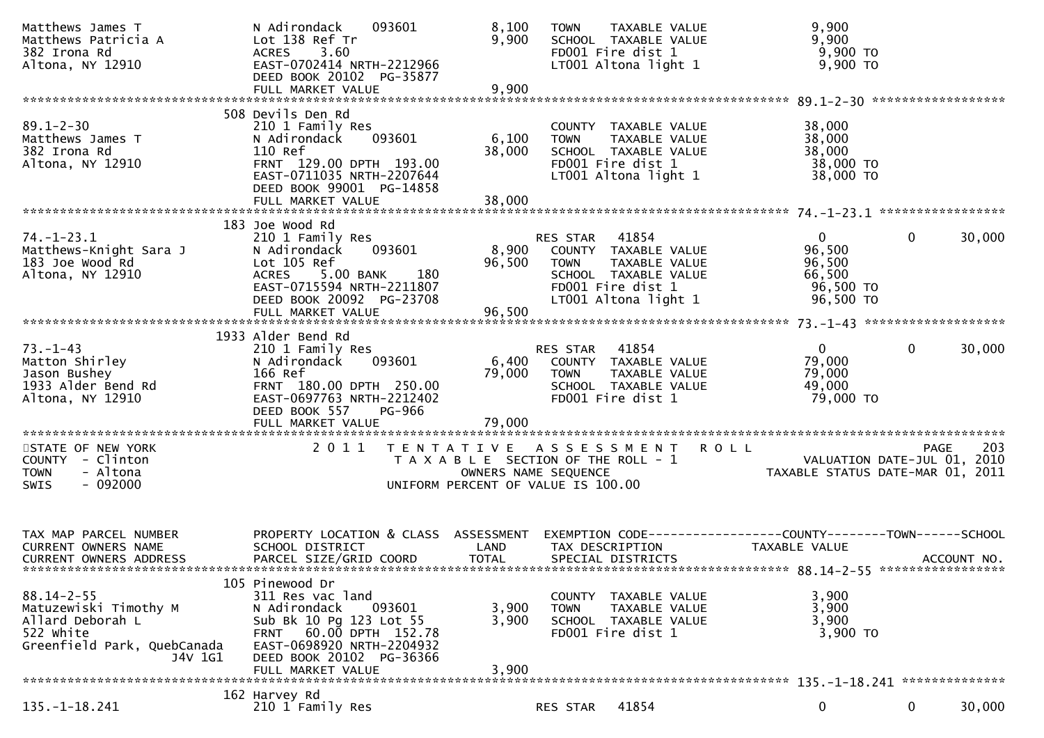```
Matthews James T              N Adirondack    093601         8,100    TOWN    TAXABLE VALUE               9,900
Matthews Patricia A           Lot 138 Ref Tr                 9,900    SCHOOL  TAXABLE VALUE               9,900
382 Irona Rd                  ACRES    3.60                           FD001 Fire dist 1                   9,900 TO
Altona, NY 12910              EAST-0702414 NRTH-2212966               LT001 Altona light 1                9,900 TO
                              DEED BOOK 20102  PG-35877
                              FULL MARKET VALUE              9,900
******************************************************************************************************* 89.1-2-30 ******************
                              508 Devils Den Rd
89.1-2-30                     210 1 Family Res                        COUNTY  TAXABLE VALUE              38,000
Matthews James T              N Adirondack    093601         6,100    TOWN    TAXABLE VALUE              38,000
382 Irona Rd                  110 Ref                       38,000    SCHOOL  TAXABLE VALUE              38,000
Altona, NY 12910              FRNT 129.00 DPTH 193.00                 FD001 Fire dist 1                  38,000 TO
                              EAST-0711035 NRTH-2207644               LT001 Altona light 1               38,000 TO
                              DEED BOOK 99001  PG-14858
                              FULL MARKET VALUE             38,000
******************************************************************************************************* 74.-1-23.1 *****************
                              183 Joe Wood Rd
74.-1-23.1                    210 1 Family Res                        RES STAR    41854                       0          0     30,000
Matthews-Knight Sara J        N Adirondack    093601         8,900    COUNTY  TAXABLE VALUE              96,500
183 Joe Wood Rd               Lot 105 Ref                   96,500    TOWN    TAXABLE VALUE              96,500
Altona, NY 12910              ACRES    5.00 BANK    180               SCHOOL  TAXABLE VALUE              66,500
                              EAST-0715594 NRTH-2211807               FD001 Fire dist 1                  96,500 TO
                              DEED BOOK 20092  PG-23708               LT001 Altona light 1               96,500 TO
                              FULL MARKET VALUE             96,500
******************************************************************************************************* 73.-1-43 *******************
                              1933 Alder Bend Rd
73.-1-43                      210 1 Family Res                        RES STAR    41854                       0          0     30,000
Matton Shirley                N Adirondack    093601         6,400    COUNTY  TAXABLE VALUE              79,000
Jason Bushey                  166 Ref                       79,000    TOWN    TAXABLE VALUE              79,000
1933 Alder Bend Rd            FRNT 180.00 DPTH 250.00                 SCHOOL  TAXABLE VALUE              49,000
Altona, NY 12910              EAST-0697763 NRTH-2212402               FD001 Fire dist 1                  79,000 TO
                              DEED BOOK 557    PG-966
                              FULL MARKET VALUE             79,000
************************************************************************************************************************************
STATE OF NEW YORK                2011  TENTATIVE ASSESSMENT ROLL                                                        PAGE    203
COUNTY  - Clinton                      TAXABLE SECTION OF THE ROLL - 1                                VALUATION DATE-JUL 01, 2010
TOWN    - Altona                           OWNERS NAME SEQUENCE                                  TAXABLE STATUS DATE-MAR 01, 2011
SWIS    - 092000                      UNIFORM PERCENT OF VALUE IS 100.00


TAX MAP PARCEL NUMBER         PROPERTY LOCATION & CLASS  ASSESSMENT  EXEMPTION CODE------------------COUNTY--------TOWN------SCHOOL
CURRENT OWNERS NAME           SCHOOL DISTRICT               LAND      TAX DESCRIPTION              TAXABLE VALUE
CURRENT OWNERS ADDRESS        PARCEL SIZE/GRID COORD       TOTAL      SPECIAL DISTRICTS                                 ACCOUNT NO.
******************************************************************************************************* 88.14-2-55 *****************
                              105 Pinewood Dr
88.14-2-55                    311 Res vac land                        COUNTY  TAXABLE VALUE               3,900
Matuzewiski Timothy M         N Adirondack    093601         3,900    TOWN    TAXABLE VALUE               3,900
Allard Deborah L              Sub Bk 10 Pg 123 Lot 55        3,900    SCHOOL  TAXABLE VALUE               3,900
522 White                     FRNT  60.00 DPTH 152.78                 FD001 Fire dist 1                   3,900 TO
Greenfield Park, QuebCanada   EAST-0698920 NRTH-2204932
                   J4V 1G1    DEED BOOK 20102  PG-36366
                              FULL MARKET VALUE              3,900
******************************************************************************************************* 135.-1-18.241 **************
                              162 Harvey Rd
135.-1-18.241                 210 1 Family Res                        RES STAR    41854                       0          0     30,000
```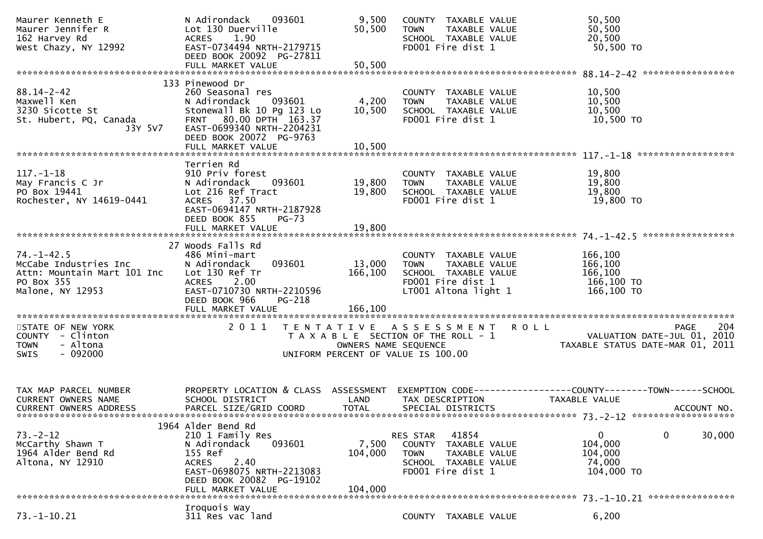```
Maurer Kenneth E              N Adirondack    093601          9,500   COUNTY  TAXABLE VALUE             50,500
Maurer Jennifer R             Lot 130 Duerville              50,500   TOWN    TAXABLE VALUE             50,500
162 Harvey Rd                 ACRES    1.90                           SCHOOL  TAXABLE VALUE             20,500
West Chazy, NY 12992          EAST-0734494 NRTH-2179715               FD001 Fire dist 1                  50,500 TO
                              DEED BOOK 20092  PG-27811
                              FULL MARKET VALUE              50,500
******************************************************************************************************* 88.14-2-42 *****************
                          133 Pinewood Dr
88.14-2-42                    260 Seasonal res                        COUNTY  TAXABLE VALUE             10,500
Maxwell Ken                   N Adirondack    093601          4,200   TOWN    TAXABLE VALUE             10,500
3230 Sicotte St               Stonewall Bk 10 Pg 123 Lo      10,500   SCHOOL  TAXABLE VALUE             10,500
St. Hubert, PQ, Canada        FRNT   80.00 DPTH  163.37               FD001 Fire dist 1                  10,500 TO
                     J3Y 5V7  EAST-0699340 NRTH-2204231
                              DEED BOOK 20072  PG-9763
                              FULL MARKET VALUE              10,500
******************************************************************************************************* 117.-1-18 ******************
                              Terrien Rd
117.-1-18                     910 Priv forest                         COUNTY  TAXABLE VALUE             19,800
May Francis C Jr              N Adirondack    093601         19,800   TOWN    TAXABLE VALUE             19,800
PO Box 19441                  Lot 216 Ref Tract              19,800   SCHOOL  TAXABLE VALUE             19,800
Rochester, NY 14619-0441      ACRES   37.50                           FD001 Fire dist 1                  19,800 TO
                              EAST-0694147 NRTH-2187928
                              DEED BOOK 855    PG-73
                              FULL MARKET VALUE              19,800
******************************************************************************************************* 74.-1-42.5 *****************
                           27 Woods Falls Rd
74.-1-42.5                    486 Mini-mart                           COUNTY  TAXABLE VALUE            166,100
McCabe Industries Inc         N Adirondack    093601         13,000   TOWN    TAXABLE VALUE            166,100
Attn: Mountain Mart 101 Inc   Lot 130 Ref Tr                166,100   SCHOOL  TAXABLE VALUE            166,100
PO Box 355                    ACRES    2.00                           FD001 Fire dist 1                 166,100 TO
Malone, NY 12953              EAST-0710730 NRTH-2210596               LT001 Altona light 1              166,100 TO
                              DEED BOOK 966    PG-218
                              FULL MARKET VALUE             166,100
************************************************************************************************************************************
STATE OF NEW YORK                 2 0 1 1   T E N T A T I V E   A S S E S S M E N T   R O L L                          PAGE    204
COUNTY  - Clinton                             T A X A B L E  SECTION OF THE ROLL - 1                     VALUATION DATE-JUL 01, 2010
TOWN    - Altona                                  OWNERS NAME SEQUENCE                           TAXABLE STATUS DATE-MAR 01, 2011
SWIS    - 092000                           UNIFORM PERCENT OF VALUE IS 100.00


TAX MAP PARCEL NUMBER         PROPERTY LOCATION & CLASS  ASSESSMENT  EXEMPTION CODE------------------COUNTY--------TOWN------SCHOOL
CURRENT OWNERS NAME           SCHOOL DISTRICT               LAND      TAX DESCRIPTION            TAXABLE VALUE
CURRENT OWNERS ADDRESS        PARCEL SIZE/GRID COORD        TOTAL     SPECIAL DISTRICTS                                  ACCOUNT NO.
******************************************************************************************************* 73.-2-12 *******************
                         1964 Alder Bend Rd
73.-2-12                      210 1 Family Res                        RES STAR   41854                   0            0     30,000
McCarthy Shawn T              N Adirondack    093601          7,500   COUNTY  TAXABLE VALUE            104,000
1964 Alder Bend Rd            155 Ref                       104,000   TOWN    TAXABLE VALUE            104,000
Altona, NY 12910              ACRES    2.40                           SCHOOL  TAXABLE VALUE             74,000
                              EAST-0698075 NRTH-2213083               FD001 Fire dist 1                 104,000 TO
                              DEED BOOK 20082  PG-19102
                              FULL MARKET VALUE             104,000
******************************************************************************************************* 73.-1-10.21 ****************
                              Iroquois Way
73.-1-10.21                   311 Res vac land                        COUNTY  TAXABLE VALUE              6,200
```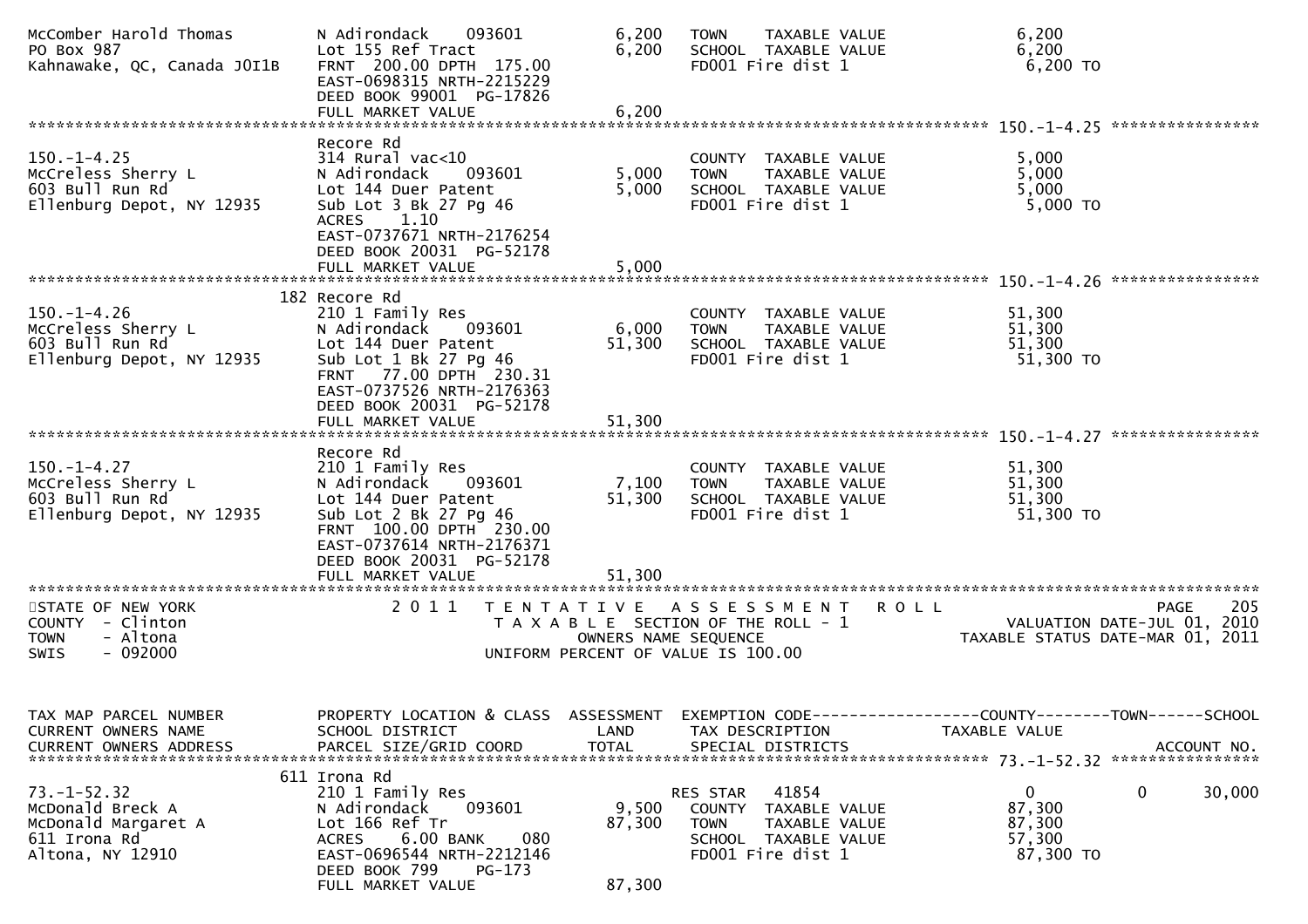```
McComber Harold Thomas         N Adirondack    093601        6,200   TOWN    TAXABLE VALUE              6,200
PO Box 987                     Lot 155 Ref Tract             6,200   SCHOOL  TAXABLE VALUE              6,200
Kahnawake, QC, Canada J0I1B    FRNT 200.00 DPTH 175.00               FD001 Fire dist 1                  6,200 TO
                               EAST-0698315 NRTH-2215229
                               DEED BOOK 99001  PG-17826
                               FULL MARKET VALUE             6,200
******************************************************************************************************* 150.-1-4.25 ****************
                               Recore Rd
150.-1-4.25                    314 Rural vac<10                      COUNTY  TAXABLE VALUE              5,000
McCreless Sherry L             N Adirondack    093601        5,000   TOWN    TAXABLE VALUE              5,000
603 Bull Run Rd                Lot 144 Duer Patent           5,000   SCHOOL  TAXABLE VALUE              5,000
Ellenburg Depot, NY 12935      Sub Lot 3 Bk 27 Pg 46                 FD001 Fire dist 1                  5,000 TO
                               ACRES    1.10
                               EAST-0737671 NRTH-2176254
                               DEED BOOK 20031  PG-52178
                               FULL MARKET VALUE             5,000
******************************************************************************************************* 150.-1-4.26 ****************
                           182 Recore Rd
150.-1-4.26                    210 1 Family Res                      COUNTY  TAXABLE VALUE             51,300
McCreless Sherry L             N Adirondack    093601        6,000   TOWN    TAXABLE VALUE             51,300
603 Bull Run Rd                Lot 144 Duer Patent          51,300   SCHOOL  TAXABLE VALUE             51,300
Ellenburg Depot, NY 12935      Sub Lot 1 Bk 27 Pg 46                 FD001 Fire dist 1                 51,300 TO
                               FRNT  77.00 DPTH 230.31
                               EAST-0737526 NRTH-2176363
                               DEED BOOK 20031  PG-52178
                               FULL MARKET VALUE            51,300
******************************************************************************************************* 150.-1-4.27 ****************
                               Recore Rd
150.-1-4.27                    210 1 Family Res                      COUNTY  TAXABLE VALUE             51,300
McCreless Sherry L             N Adirondack    093601        7,100   TOWN    TAXABLE VALUE             51,300
603 Bull Run Rd                Lot 144 Duer Patent          51,300   SCHOOL  TAXABLE VALUE             51,300
Ellenburg Depot, NY 12935      Sub Lot 2 Bk 27 Pg 46                 FD001 Fire dist 1                 51,300 TO
                               FRNT 100.00 DPTH 230.00
                               EAST-0737614 NRTH-2176371
                               DEED BOOK 20031  PG-52178
                               FULL MARKET VALUE            51,300
************************************************************************************************************************************
STATE OF NEW YORK                 2 0 1 1   T E N T A T I V E   A S S E S S M E N T   R O L L                          PAGE    205
COUNTY  - Clinton                            T A X A B L E  SECTION OF THE ROLL - 1                     VALUATION DATE-JUL 01, 2010
TOWN    - Altona                                  OWNERS NAME SEQUENCE                            TAXABLE STATUS DATE-MAR 01, 2011
SWIS    - 092000                             UNIFORM PERCENT OF VALUE IS 100.00


TAX MAP PARCEL NUMBER          PROPERTY LOCATION & CLASS  ASSESSMENT  EXEMPTION CODE------------------COUNTY--------TOWN------SCHOOL
CURRENT OWNERS NAME            SCHOOL DISTRICT               LAND      TAX DESCRIPTION                 TAXABLE VALUE
CURRENT OWNERS ADDRESS         PARCEL SIZE/GRID COORD        TOTAL     SPECIAL DISTRICTS                                   ACCOUNT NO.
******************************************************************************************************* 73.-1-52.32 *****************
                           611 Irona Rd
73.-1-52.32                    210 1 Family Res                      RES STAR   41854                  0             0       30,000
McDonald Breck A               N Adirondack    093601        9,500   COUNTY  TAXABLE VALUE             87,300
McDonald Margaret A            Lot 166 Ref Tr               87,300   TOWN    TAXABLE VALUE             87,300
611 Irona Rd                   ACRES    6.00 BANK     080            SCHOOL  TAXABLE VALUE             57,300
Altona, NY 12910               EAST-0696544 NRTH-2212146             FD001 Fire dist 1                 87,300 TO
                               DEED BOOK 799    PG-173
                               FULL MARKET VALUE            87,300
```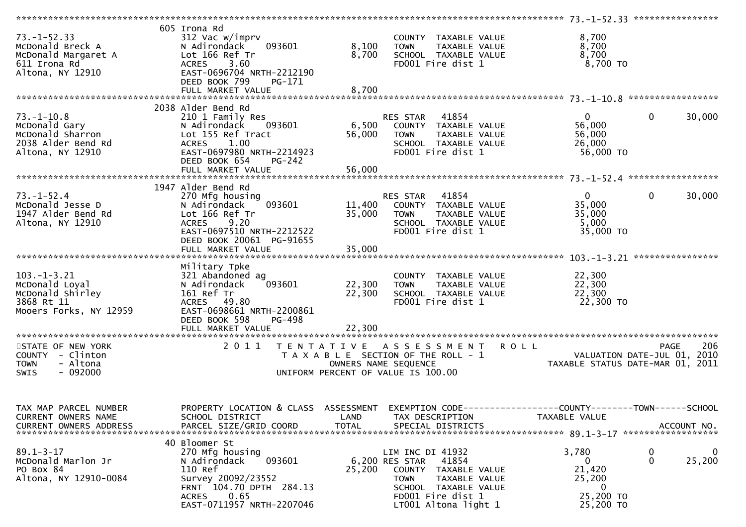```
******************************************************************************************************* 73.-1-52.33 *****************
                    605 Irona Rd
73.-1-52.33         312 Vac w/imprv                           COUNTY  TAXABLE VALUE            8,700
McDonald Breck A    N Adirondack    093601       8,100        TOWN    TAXABLE VALUE            8,700
McDonald Margaret A Lot 166 Ref Tr               8,700        SCHOOL  TAXABLE VALUE            8,700
611 Irona Rd        ACRES    3.60                             FD001 Fire dist 1                8,700 TO
Altona, NY 12910    EAST-0696704 NRTH-2212190
                    DEED BOOK 799     PG-171
                    FULL MARKET VALUE            8,700
******************************************************************************************************* 73.-1-10.8 ******************
                    2038 Alder Bend Rd
73.-1-10.8          210 1 Family Res                          RES STAR   41854                  0              0        30,000
McDonald Gary       N Adirondack    093601       6,500        COUNTY  TAXABLE VALUE           56,000
McDonald Sharron    Lot 155 Ref Tract           56,000        TOWN    TAXABLE VALUE           56,000
2038 Alder Bend Rd  ACRES    1.00                             SCHOOL  TAXABLE VALUE           26,000
Altona, NY 12910    EAST-0697980 NRTH-2214923                 FD001 Fire dist 1               56,000 TO
                    DEED BOOK 654     PG-242
                    FULL MARKET VALUE           56,000
******************************************************************************************************* 73.-1-52.4 ******************
                    1947 Alder Bend Rd
73.-1-52.4          270 Mfg housing                           RES STAR   41854                  0              0        30,000
McDonald Jesse D    N Adirondack    093601      11,400        COUNTY  TAXABLE VALUE           35,000
1947 Alder Bend Rd  Lot 166 Ref Tr              35,000        TOWN    TAXABLE VALUE           35,000
Altona, NY 12910    ACRES    9.20                             SCHOOL  TAXABLE VALUE            5,000
                    EAST-0697510 NRTH-2212522                 FD001 Fire dist 1               35,000 TO
                    DEED BOOK 20061  PG-91655
                    FULL MARKET VALUE           35,000
******************************************************************************************************* 103.-1-3.21 *****************
                    Military Tpke
103.-1-3.21         321 Abandoned ag                          COUNTY  TAXABLE VALUE           22,300
McDonald Loyal      N Adirondack    093601      22,300        TOWN    TAXABLE VALUE           22,300
McDonald Shirley    161 Ref Tr                  22,300        SCHOOL  TAXABLE VALUE           22,300
3868 Rt 11          ACRES   49.80                             FD001 Fire dist 1               22,300 TO
Mooers Forks, NY 12959 EAST-0698661 NRTH-2200861
                    DEED BOOK 598     PG-498
                    FULL MARKET VALUE           22,300
*************************************************************************************************************************************
STATE OF NEW YORK              2 0 1 1   T E N T A T I V E   A S S E S S M E N T   R O L L                        PAGE    206
COUNTY  - Clinton                          T A X A B L E  SECTION OF THE ROLL - 1                  VALUATION DATE-JUL 01, 2010
TOWN    - Altona                                OWNERS NAME SEQUENCE                             TAXABLE STATUS DATE-MAR 01, 2011
SWIS    - 092000                          UNIFORM PERCENT OF VALUE IS 100.00


TAX MAP PARCEL NUMBER      PROPERTY LOCATION & CLASS  ASSESSMENT  EXEMPTION CODE------------------COUNTY--------TOWN------SCHOOL
CURRENT OWNERS NAME        SCHOOL DISTRICT              LAND      TAX DESCRIPTION              TAXABLE VALUE
CURRENT OWNERS ADDRESS     PARCEL SIZE/GRID COORD       TOTAL     SPECIAL DISTRICTS                                  ACCOUNT NO.
******************************************************************************************************* 89.1-3-17 *******************
                    40 Bloomer St
89.1-3-17           270 Mfg housing                           LIM INC DI 41932              3,780              0             0
McDonald Marlon Jr  N Adirondack    093601       6,200 RES STAR   41854                         0              0        25,200
PO Box 84           110 Ref                     25,200        COUNTY  TAXABLE VALUE           21,420
Altona, NY 12910-0084 Survey 20092/23552                      TOWN    TAXABLE VALUE           25,200
                    FRNT  104.70 DPTH  284.13                 SCHOOL  TAXABLE VALUE                0
                    ACRES    0.65                             FD001 Fire dist 1               25,200 TO
                    EAST-0711957 NRTH-2207046                 LT001 Altona light 1            25,200 TO
```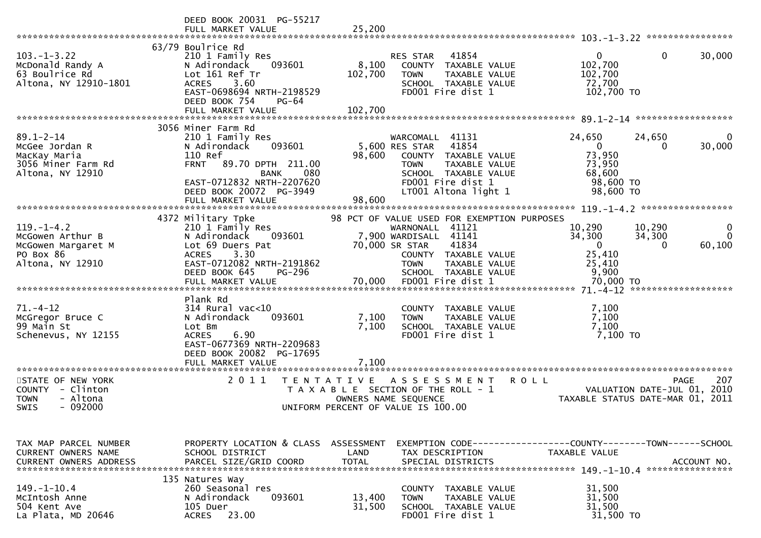DEED BOOK 20031 PG-55217
FULL MARKET VALUE 25,200

******************************************************************************************************* 103.-1-3.22 ****************

| TAX MAP PARCEL NUMBER / CURRENT OWNERS NAME / CURRENT OWNERS ADDRESS | PROPERTY LOCATION & CLASS / SCHOOL DISTRICT / PARCEL SIZE/GRID COORD | ASSESSMENT LAND / TOTAL | EXEMPTION CODE / TAX DESCRIPTION / SPECIAL DISTRICTS | COUNTY TAXABLE VALUE | TOWN | SCHOOL |
|---|---|---|---|---|---|---|
| | 63/79 Boulrice Rd | | | | | |
| 103.-1-3.22 | 210 1 Family Res | | RES STAR 41854 | 0 | 0 | 30,000 |
| McDonald Randy A | N Adirondack 093601 | 8,100 | COUNTY TAXABLE VALUE | 102,700 | | |
| 63 Boulrice Rd | Lot 161 Ref Tr | 102,700 | TOWN TAXABLE VALUE | 102,700 | | |
| Altona, NY 12910-1801 | ACRES 3.60 | | SCHOOL TAXABLE VALUE | 72,700 | | |
| | EAST-0698694 NRTH-2198529 | | FD001 Fire dist 1 | 102,700 TO | | |
| | DEED BOOK 754 PG-64 | | | | | |
| | FULL MARKET VALUE | 102,700 | | | | |

******************************************************************************************************* 89.1-2-14 ******************

| TAX MAP PARCEL NUMBER / CURRENT OWNERS NAME / CURRENT OWNERS ADDRESS | PROPERTY LOCATION & CLASS / SCHOOL DISTRICT / PARCEL SIZE/GRID COORD | ASSESSMENT LAND / TOTAL | EXEMPTION CODE / TAX DESCRIPTION / SPECIAL DISTRICTS | COUNTY TAXABLE VALUE | TOWN | SCHOOL |
|---|---|---|---|---|---|---|
| | 3056 Miner Farm Rd | | | | | |
| 89.1-2-14 | 210 1 Family Res | | WARCOMALL 41131 | 24,650 | 24,650 | 0 |
| McGee Jordan R | N Adirondack 093601 | 5,600 | RES STAR 41854 | 0 | 0 | 30,000 |
| MacKay Maria | 110 Ref | 98,600 | COUNTY TAXABLE VALUE | 73,950 | | |
| 3056 Miner Farm Rd | FRNT 89.70 DPTH 211.00 | | TOWN TAXABLE VALUE | 73,950 | | |
| Altona, NY 12910 | BANK 080 | | SCHOOL TAXABLE VALUE | 68,600 | | |
| | EAST-0712832 NRTH-2207620 | | FD001 Fire dist 1 | 98,600 TO | | |
| | DEED BOOK 20072 PG-3949 | | LT001 Altona light 1 | 98,600 TO | | |
| | FULL MARKET VALUE | 98,600 | | | | |

******************************************************************************************************* 119.-1-4.2 *****************

| TAX MAP PARCEL NUMBER / CURRENT OWNERS NAME / CURRENT OWNERS ADDRESS | PROPERTY LOCATION & CLASS / SCHOOL DISTRICT / PARCEL SIZE/GRID COORD | ASSESSMENT LAND / TOTAL | EXEMPTION CODE / TAX DESCRIPTION / SPECIAL DISTRICTS | COUNTY TAXABLE VALUE | TOWN | SCHOOL |
|---|---|---|---|---|---|---|
| | 4372 Military Tpke | | 98 PCT OF VALUE USED FOR EXEMPTION PURPOSES | | | |
| 119.-1-4.2 | 210 1 Family Res | | WARNONALL 41121 | 10,290 | 10,290 | 0 |
| McGowen Arthur B | N Adirondack 093601 | 7,900 | WARDISALL 41141 | 34,300 | 34,300 | 0 |
| McGowen Margaret M | Lot 69 Duers Pat | 70,000 | SR STAR 41834 | 0 | 0 | 60,100 |
| PO Box 86 | ACRES 3.30 | | COUNTY TAXABLE VALUE | 25,410 | | |
| Altona, NY 12910 | EAST-0712082 NRTH-2191862 | | TOWN TAXABLE VALUE | 25,410 | | |
| | DEED BOOK 645 PG-296 | | SCHOOL TAXABLE VALUE | 9,900 | | |
| | FULL MARKET VALUE | 70,000 | FD001 Fire dist 1 | 70,000 TO | | |

******************************************************************************************************* 71.-4-12 *******************

| TAX MAP PARCEL NUMBER / CURRENT OWNERS NAME / CURRENT OWNERS ADDRESS | PROPERTY LOCATION & CLASS / SCHOOL DISTRICT / PARCEL SIZE/GRID COORD | ASSESSMENT LAND / TOTAL | EXEMPTION CODE / TAX DESCRIPTION / SPECIAL DISTRICTS | COUNTY TAXABLE VALUE | TOWN | SCHOOL |
|---|---|---|---|---|---|---|
| | Plank Rd | | | | | |
| 71.-4-12 | 314 Rural vac<10 | | COUNTY TAXABLE VALUE | 7,100 | | |
| McGregor Bruce C | N Adirondack 093601 | 7,100 | TOWN TAXABLE VALUE | 7,100 | | |
| 99 Main St | Lot Bm | 7,100 | SCHOOL TAXABLE VALUE | 7,100 | | |
| Schenevus, NY 12155 | ACRES 6.90 | | FD001 Fire dist 1 | 7,100 TO | | |
| | EAST-0677369 NRTH-2209683 | | | | | |
| | DEED BOOK 20082 PG-17695 | | | | | |
| | FULL MARKET VALUE | 7,100 | | | | |

*******************************************************************************************************

STATE OF NEW YORK
COUNTY - Clinton
TOWN - Altona
SWIS - 092000

2011 TENTATIVE ASSESSMENT ROLL
TAXABLE SECTION OF THE ROLL - 1
OWNERS NAME SEQUENCE
UNIFORM PERCENT OF VALUE IS 100.00

PAGE 207
VALUATION DATE-JUL 01, 2010
TAXABLE STATUS DATE-MAR 01, 2011

******************************************************************************************************* 149.-1-10.4 ****************

| TAX MAP PARCEL NUMBER / CURRENT OWNERS NAME / CURRENT OWNERS ADDRESS | PROPERTY LOCATION & CLASS / SCHOOL DISTRICT / PARCEL SIZE/GRID COORD | ASSESSMENT LAND / TOTAL | EXEMPTION CODE / TAX DESCRIPTION / SPECIAL DISTRICTS | COUNTY TAXABLE VALUE | TOWN | SCHOOL / ACCOUNT NO. |
|---|---|---|---|---|---|---|
| | 135 Natures Way | | | | | |
| 149.-1-10.4 | 260 Seasonal res | | COUNTY TAXABLE VALUE | 31,500 | | |
| McIntosh Anne | N Adirondack 093601 | 13,400 | TOWN TAXABLE VALUE | 31,500 | | |
| 504 Kent Ave | 105 Duer | 31,500 | SCHOOL TAXABLE VALUE | 31,500 | | |
| La Plata, MD 20646 | ACRES 23.00 | | FD001 Fire dist 1 | 31,500 TO | | |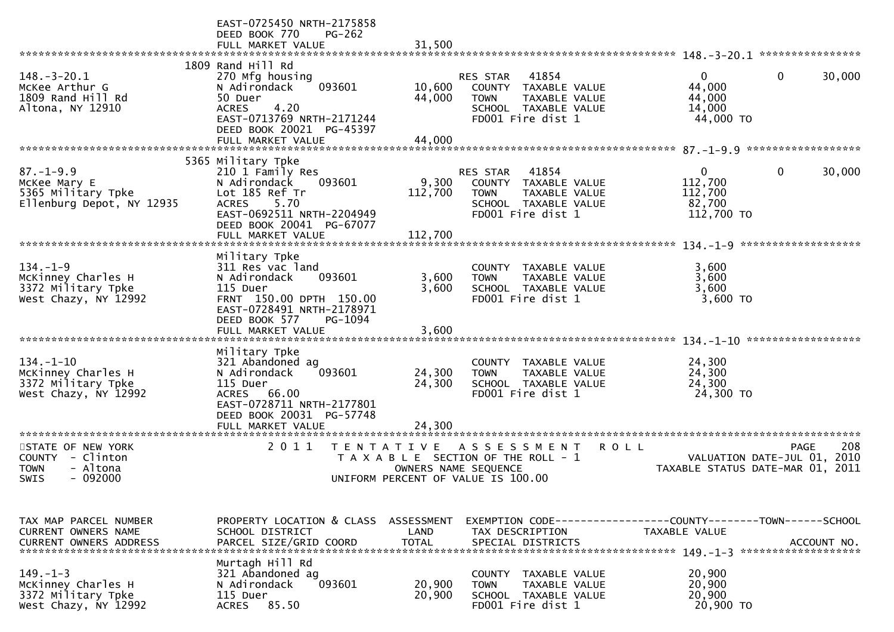EAST-0725450 NRTH-2175858
DEED BOOK 770 PG-262
FULL MARKET VALUE 31,500

******************************************************************************************** 148.-3-20.1 ****************

| | | | | | |
|---|---|---|---|---|---|
| 148.-3-20.1 | 1809 Rand Hill Rd | | RES STAR 41854 | 0 | 0 30,000 |
| McKee Arthur G | 270 Mfg housing | | COUNTY TAXABLE VALUE | 44,000 | |
| 1809 Rand Hill Rd | N Adirondack 093601 | 10,600 | TOWN TAXABLE VALUE | 44,000 | |
| Altona, NY 12910 | 50 Duer | 44,000 | SCHOOL TAXABLE VALUE | 14,000 | |
| | ACRES 4.20 | | FD001 Fire dist 1 | 44,000 TO | |
| | EAST-0713769 NRTH-2171244 | | | | |
| | DEED BOOK 20021 PG-45397 | | | | |
| | FULL MARKET VALUE | 44,000 | | | |

******************************************************************************************** 87.-1-9.9 ******************

| | | | | | |
|---|---|---|---|---|---|
| 87.-1-9.9 | 5365 Military Tpke | | RES STAR 41854 | 0 | 0 30,000 |
| McKee Mary E | 210 1 Family Res | | COUNTY TAXABLE VALUE | 112,700 | |
| 5365 Military Tpke | N Adirondack 093601 | 9,300 | TOWN TAXABLE VALUE | 112,700 | |
| Ellenburg Depot, NY 12935 | Lot 185 Ref Tr | 112,700 | SCHOOL TAXABLE VALUE | 82,700 | |
| | ACRES 5.70 | | FD001 Fire dist 1 | 112,700 TO | |
| | EAST-0692511 NRTH-2204949 | | | | |
| | DEED BOOK 20041 PG-67077 | | | | |
| | FULL MARKET VALUE | 112,700 | | | |

******************************************************************************************** 134.-1-9 *******************

| | | | | | |
|---|---|---|---|---|---|
| 134.-1-9 | Military Tpke | | COUNTY TAXABLE VALUE | 3,600 | |
| McKinney Charles H | 311 Res vac land | | TOWN TAXABLE VALUE | 3,600 | |
| 3372 Military Tpke | N Adirondack 093601 | 3,600 | SCHOOL TAXABLE VALUE | 3,600 | |
| West Chazy, NY 12992 | 115 Duer | 3,600 | FD001 Fire dist 1 | 3,600 TO | |
| | FRNT 150.00 DPTH 150.00 | | | | |
| | EAST-0728491 NRTH-2178971 | | | | |
| | DEED BOOK 577 PG-1094 | | | | |
| | FULL MARKET VALUE | 3,600 | | | |

******************************************************************************************** 134.-1-10 ******************

| | | | | | |
|---|---|---|---|---|---|
| 134.-1-10 | Military Tpke | | COUNTY TAXABLE VALUE | 24,300 | |
| McKinney Charles H | 321 Abandoned ag | | TOWN TAXABLE VALUE | 24,300 | |
| 3372 Military Tpke | N Adirondack 093601 | 24,300 | SCHOOL TAXABLE VALUE | 24,300 | |
| West Chazy, NY 12992 | 115 Duer | 24,300 | FD001 Fire dist 1 | 24,300 TO | |
| | ACRES 66.00 | | | | |
| | EAST-0728711 NRTH-2177801 | | | | |
| | DEED BOOK 20031 PG-57748 | | | | |
| | FULL MARKET VALUE | 24,300 | | | |

STATE OF NEW YORK — 2011 TENTATIVE ASSESSMENT ROLL — PAGE 208
COUNTY - Clinton — TAXABLE SECTION OF THE ROLL - 1 — VALUATION DATE-JUL 01, 2010
TOWN - Altona — OWNERS NAME SEQUENCE — TAXABLE STATUS DATE-MAR 01, 2011
SWIS - 092000 — UNIFORM PERCENT OF VALUE IS 100.00

| TAX MAP PARCEL NUMBER / CURRENT OWNERS NAME / CURRENT OWNERS ADDRESS | PROPERTY LOCATION & CLASS / SCHOOL DISTRICT / PARCEL SIZE/GRID COORD | ASSESSMENT LAND / TOTAL | EXEMPTION CODE / TAX DESCRIPTION / SPECIAL DISTRICTS | COUNTY / TAXABLE VALUE | TOWN------SCHOOL / ACCOUNT NO. |
|---|---|---|---|---|---|

******************************************************************************************** 149.-1-3 *******************

| | | | | | |
|---|---|---|---|---|---|
| 149.-1-3 | Murtagh Hill Rd | | COUNTY TAXABLE VALUE | 20,900 | |
| McKinney Charles H | 321 Abandoned ag | | TOWN TAXABLE VALUE | 20,900 | |
| 3372 Military Tpke | N Adirondack 093601 | 20,900 | SCHOOL TAXABLE VALUE | 20,900 | |
| West Chazy, NY 12992 | 115 Duer | 20,900 | FD001 Fire dist 1 | 20,900 TO | |
| | ACRES 85.50 | | | | |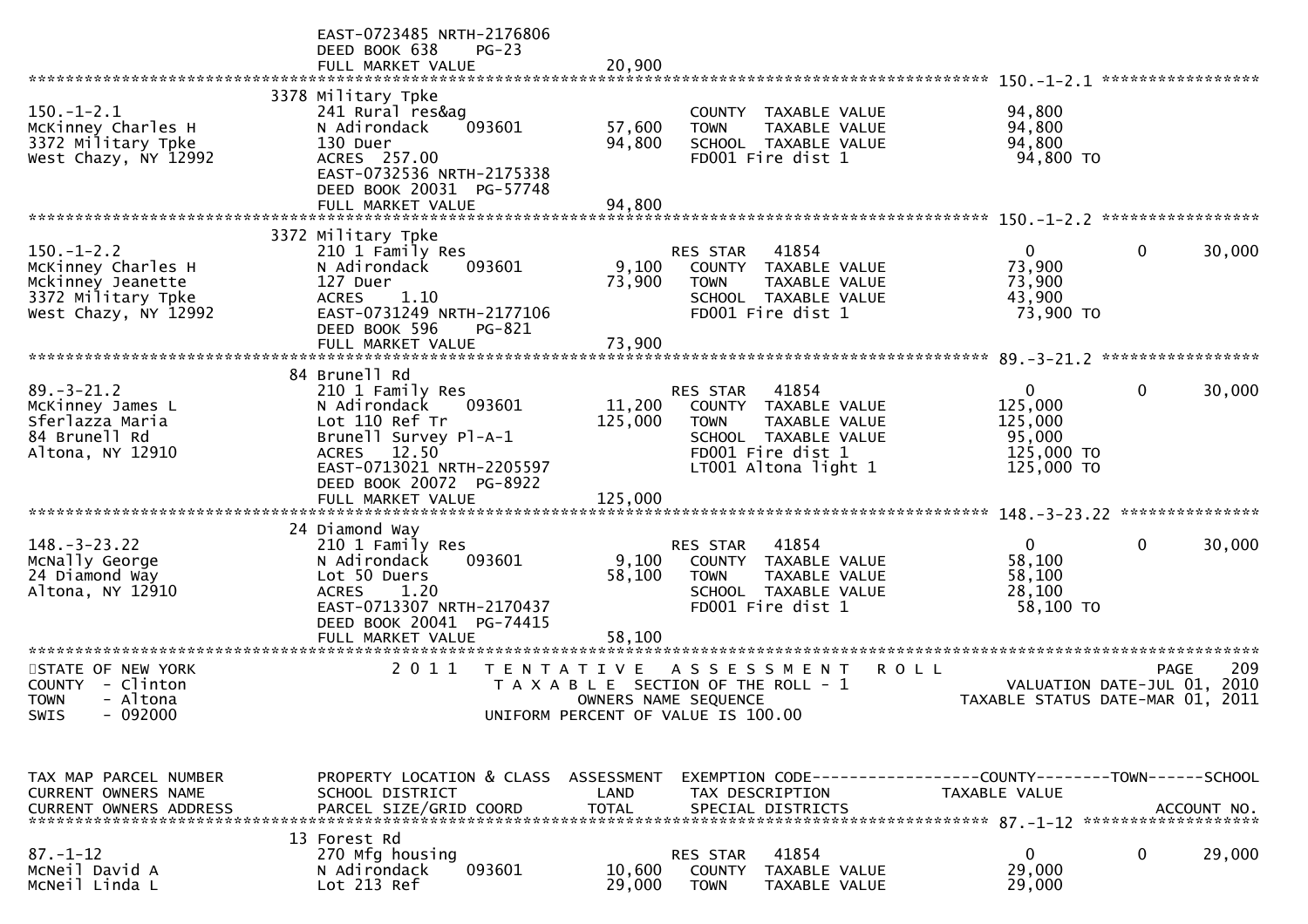```
                              EAST-0723485 NRTH-2176806
                              DEED BOOK 638     PG-23
                              FULL MARKET VALUE              20,900
******************************************************************************************************* 150.-1-2.1 *****************
                              3378 Military Tpke
150.-1-2.1                    241 Rural res&ag                          COUNTY  TAXABLE VALUE             94,800
McKinney Charles H            N Adirondack      093601      57,600      TOWN    TAXABLE VALUE             94,800
3372 Military Tpke            130 Duer                      94,800      SCHOOL  TAXABLE VALUE             94,800
West Chazy, NY 12992          ACRES  257.00                             FD001 Fire dist 1                  94,800 TO
                              EAST-0732536 NRTH-2175338
                              DEED BOOK 20031  PG-57748
                              FULL MARKET VALUE              94,800
******************************************************************************************************* 150.-1-2.2 *****************
                              3372 Military Tpke
150.-1-2.2                    210 1 Family Res                          RES STAR   41854                     0            0       30,000
McKinney Charles H            N Adirondack      093601       9,100      COUNTY  TAXABLE VALUE             73,900
Mckinney Jeanette             127 Duer                      73,900      TOWN    TAXABLE VALUE             73,900
3372 Military Tpke            ACRES    1.10                             SCHOOL  TAXABLE VALUE             43,900
West Chazy, NY 12992          EAST-0731249 NRTH-2177106                 FD001 Fire dist 1                  73,900 TO
                              DEED BOOK 596     PG-821
                              FULL MARKET VALUE              73,900
******************************************************************************************************* 89.-3-21.2 *****************
                              84 Brunell Rd
89.-3-21.2                    210 1 Family Res                          RES STAR   41854                     0            0       30,000
McKinney James L              N Adirondack      093601      11,200      COUNTY  TAXABLE VALUE            125,000
Sferlazza Maria               Lot 110 Ref Tr               125,000      TOWN    TAXABLE VALUE            125,000
84 Brunell Rd                 Brunell Survey Pl-A-1                     SCHOOL  TAXABLE VALUE             95,000
Altona, NY 12910              ACRES   12.50                             FD001 Fire dist 1                 125,000 TO
                              EAST-0713021 NRTH-2205597                 LT001 Altona light 1              125,000 TO
                              DEED BOOK 20072  PG-8922
                              FULL MARKET VALUE             125,000
******************************************************************************************************* 148.-3-23.22 ***************
                              24 Diamond Way
148.-3-23.22                  210 1 Family Res                          RES STAR   41854                     0            0       30,000
McNally George                N Adirondack      093601       9,100      COUNTY  TAXABLE VALUE             58,100
24 Diamond Way                Lot 50 Duers                  58,100      TOWN    TAXABLE VALUE             58,100
Altona, NY 12910              ACRES    1.20                             SCHOOL  TAXABLE VALUE             28,100
                              EAST-0713307 NRTH-2170437                 FD001 Fire dist 1                  58,100 TO
                              DEED BOOK 20041  PG-74415
                              FULL MARKET VALUE              58,100
*******************************************************************************************************************************
STATE OF NEW YORK                  2 0 1 1   T E N T A T I V E   A S S E S S M E N T   R O L L                          PAGE    209
COUNTY  - Clinton                            T A X A B L E  SECTION OF THE ROLL - 1                   VALUATION DATE-JUL 01, 2010
TOWN    - Altona                                    OWNERS NAME SEQUENCE                            TAXABLE STATUS DATE-MAR 01, 2011
SWIS    - 092000                            UNIFORM PERCENT OF VALUE IS 100.00


TAX MAP PARCEL NUMBER         PROPERTY LOCATION & CLASS  ASSESSMENT  EXEMPTION CODE------------------COUNTY--------TOWN------SCHOOL
CURRENT OWNERS NAME           SCHOOL DISTRICT               LAND      TAX DESCRIPTION             TAXABLE VALUE
CURRENT OWNERS ADDRESS        PARCEL SIZE/GRID COORD        TOTAL     SPECIAL DISTRICTS                                  ACCOUNT NO.
******************************************************************************************************* 87.-1-12 *******************
                              13 Forest Rd
87.-1-12                      270 Mfg housing                           RES STAR   41854                     0            0       29,000
McNeil David A                N Adirondack      093601      10,600      COUNTY  TAXABLE VALUE             29,000
McNeil Linda L                Lot 213 Ref                   29,000      TOWN    TAXABLE VALUE             29,000
```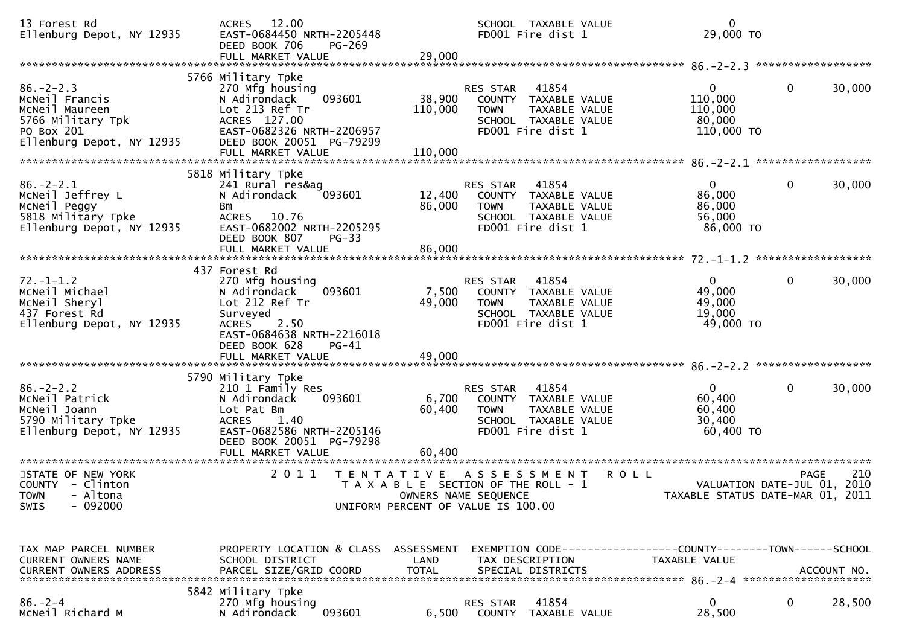```
13 Forest Rd                       ACRES  12.00                              SCHOOL  TAXABLE VALUE                  0
Ellenburg Depot, NY 12935          EAST-0684450 NRTH-2205448                 FD001 Fire dist 1                29,000 TO
                                   DEED BOOK 706    PG-269
                                   FULL MARKET VALUE              29,000
******************************************************************************************************* 86.-2-2.3 ******************
                          5766 Military Tpke
86.-2-2.3                          270 Mfg housing                           RES STAR   41854                  0            0      30,000
McNeil Francis                     N Adirondack     093601         38,900    COUNTY  TAXABLE VALUE            110,000
McNeil Maureen                     Lot 213 Ref Tr                 110,000    TOWN    TAXABLE VALUE            110,000
5766 Military Tpk                  ACRES  127.00                             SCHOOL  TAXABLE VALUE             80,000
PO Box 201                         EAST-0682326 NRTH-2206957                 FD001 Fire dist 1                110,000 TO
Ellenburg Depot, NY 12935          DEED BOOK 20051  PG-79299
                                   FULL MARKET VALUE             110,000
******************************************************************************************************* 86.-2-2.1 ******************
                          5818 Military Tpke
86.-2-2.1                          241 Rural res&ag                          RES STAR   41854                  0            0      30,000
McNeil Jeffrey L                   N Adirondack     093601         12,400    COUNTY  TAXABLE VALUE             86,000
McNeil Peggy                       Bm                              86,000    TOWN    TAXABLE VALUE             86,000
5818 Military Tpke                 ACRES   10.76                             SCHOOL  TAXABLE VALUE             56,000
Ellenburg Depot, NY 12935          EAST-0682002 NRTH-2205295                 FD001 Fire dist 1                 86,000 TO
                                   DEED BOOK 807    PG-33
                                   FULL MARKET VALUE              86,000
******************************************************************************************************* 72.-1-1.2 ******************
                          437 Forest Rd
72.-1-1.2                          270 Mfg housing                           RES STAR   41854                  0            0      30,000
McNeil Michael                     N Adirondack     093601          7,500    COUNTY  TAXABLE VALUE             49,000
McNeil Sheryl                      Lot 212 Ref Tr                  49,000    TOWN    TAXABLE VALUE             49,000
437 Forest Rd                      Surveyed                                  SCHOOL  TAXABLE VALUE             19,000
Ellenburg Depot, NY 12935          ACRES    2.50                             FD001 Fire dist 1                 49,000 TO
                                   EAST-0684638 NRTH-2216018
                                   DEED BOOK 628    PG-41
                                   FULL MARKET VALUE              49,000
******************************************************************************************************* 86.-2-2.2 ******************
                          5790 Military Tpke
86.-2-2.2                          210 1 Family Res                          RES STAR   41854                  0            0      30,000
McNeil Patrick                     N Adirondack     093601          6,700    COUNTY  TAXABLE VALUE             60,400
McNeil Joann                       Lot Pat Bm                      60,400    TOWN    TAXABLE VALUE             60,400
5790 Military Tpke                 ACRES    1.40                             SCHOOL  TAXABLE VALUE             30,400
Ellenburg Depot, NY 12935          EAST-0682586 NRTH-2205146                 FD001 Fire dist 1                 60,400 TO
                                   DEED BOOK 20051  PG-79298
                                   FULL MARKET VALUE              60,400
************************************************************************************************************************************
STATE OF NEW YORK                  2 0 1 1   T E N T A T I V E   A S S E S S M E N T   R O L L                           PAGE    210
COUNTY  - Clinton                        T A X A B L E  SECTION OF THE ROLL - 1                     VALUATION DATE-JUL 01, 2010
TOWN    - Altona                              OWNERS NAME SEQUENCE                             TAXABLE STATUS DATE-MAR 01, 2011
SWIS    - 092000                         UNIFORM PERCENT OF VALUE IS 100.00


TAX MAP PARCEL NUMBER              PROPERTY LOCATION & CLASS  ASSESSMENT  EXEMPTION CODE------------------COUNTY--------TOWN------SCHOOL
CURRENT OWNERS NAME                SCHOOL DISTRICT               LAND     TAX DESCRIPTION                 TAXABLE VALUE
CURRENT OWNERS ADDRESS             PARCEL SIZE/GRID COORD        TOTAL    SPECIAL DISTRICTS                                   ACCOUNT NO.
******************************************************************************************************* 86.-2-4 ********************
                          5842 Military Tpke
86.-2-4                            270 Mfg housing                           RES STAR   41854                  0            0      28,500
McNeil Richard M                   N Adirondack     093601          6,500    COUNTY  TAXABLE VALUE             28,500
```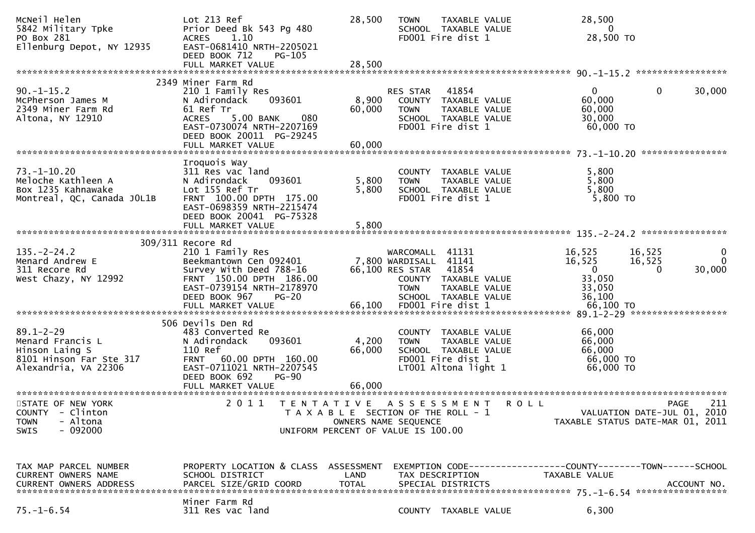```
McNeil Helen                   Lot 213 Ref                      28,500    TOWN    TAXABLE VALUE              28,500
5842 Military Tpke             Prior Deed Bk 543 Pg 480                   SCHOOL  TAXABLE VALUE                   0
PO Box 281                     ACRES    1.10                              FD001 Fire dist 1                  28,500 TO
Ellenburg Depot, NY 12935      EAST-0681410 NRTH-2205021
                               DEED BOOK 712     PG-105
                               FULL MARKET VALUE                28,500
******************************************************************************************************* 90.-1-15.2 *****************
                          2349 Miner Farm Rd
90.-1-15.2                     210 1 Family Res                           RES STAR    41854                   0             0        30,000
McPherson James M              N Adirondack      093601          8,900    COUNTY  TAXABLE VALUE              60,000
2349 Miner Farm Rd             61 Ref Tr                        60,000    TOWN    TAXABLE VALUE              60,000
Altona, NY 12910               ACRES    5.00 BANK     080                 SCHOOL  TAXABLE VALUE              30,000
                               EAST-0730074 NRTH-2207169                  FD001 Fire dist 1                  60,000 TO
                               DEED BOOK 20011  PG-29245
                               FULL MARKET VALUE                60,000
******************************************************************************************************* 73.-1-10.20 ****************
                               Iroquois Way
73.-1-10.20                    311 Res vac land                           COUNTY  TAXABLE VALUE               5,800
Meloche Kathleen A             N Adirondack      093601          5,800    TOWN    TAXABLE VALUE               5,800
Box 1235 Kahnawake             Lot 155 Ref Tr                    5,800    SCHOOL  TAXABLE VALUE               5,800
Montreal, QC, Canada J0L1B     FRNT  100.00 DPTH  175.00                  FD001 Fire dist 1                   5,800 TO
                               EAST-0698359 NRTH-2215474
                               DEED BOOK 20041  PG-75328
                               FULL MARKET VALUE                 5,800
******************************************************************************************************* 135.-2-24.2 ****************
                        309/311 Recore Rd
135.-2-24.2                    210 1 Family Res                           WARCOMALL  41131               16,525        16,525             0
Menard Andrew E                Beekmantown Cen 092401            7,800 WARDISALL  41141                  16,525        16,525             0
311 Recore Rd                  Survey With Deed 788-16          66,100 RES STAR    41854                      0             0        30,000
West Chazy, NY 12992           FRNT  150.00 DPTH  186.00                  COUNTY  TAXABLE VALUE              33,050
                               EAST-0739154 NRTH-2178970                  TOWN    TAXABLE VALUE              33,050
                               DEED BOOK 967     PG-20                    SCHOOL  TAXABLE VALUE              36,100
                               FULL MARKET VALUE                66,100    FD001 Fire dist 1                  66,100 TO
******************************************************************************************************* 89.1-2-29 ******************
                           506 Devils Den Rd
89.1-2-29                      483 Converted Re                           COUNTY  TAXABLE VALUE              66,000
Menard Francis L               N Adirondack      093601          4,200    TOWN    TAXABLE VALUE              66,000
Hinson Laing S                 110 Ref                          66,000    SCHOOL  TAXABLE VALUE              66,000
8101 Hinson Far Ste 317        FRNT   60.00 DPTH  160.00                  FD001 Fire dist 1                  66,000 TO
Alexandria, VA 22306           EAST-0711021 NRTH-2207545                  LT001 Altona light 1               66,000 TO
                               DEED BOOK 692     PG-90
                               FULL MARKET VALUE                66,000
************************************************************************************************************************************
STATE OF NEW YORK                 2 0 1 1   T E N T A T I V E   A S S E S S M E N T   R O L L                              PAGE    211
COUNTY  - Clinton                           T A X A B L E  SECTION OF THE ROLL - 1                         VALUATION DATE-JUL 01, 2010
TOWN    - Altona                                   OWNERS NAME SEQUENCE                               TAXABLE STATUS DATE-MAR 01, 2011
SWIS    - 092000                           UNIFORM PERCENT OF VALUE IS 100.00


TAX MAP PARCEL NUMBER          PROPERTY LOCATION & CLASS  ASSESSMENT  EXEMPTION CODE------------------COUNTY--------TOWN------SCHOOL
CURRENT OWNERS NAME            SCHOOL DISTRICT               LAND      TAX DESCRIPTION              TAXABLE VALUE
CURRENT OWNERS ADDRESS         PARCEL SIZE/GRID COORD        TOTAL     SPECIAL DISTRICTS                                    ACCOUNT NO.
******************************************************************************************************* 75.-1-6.54 *****************
                               Miner Farm Rd
75.-1-6.54                     311 Res vac land                           COUNTY  TAXABLE VALUE               6,300
```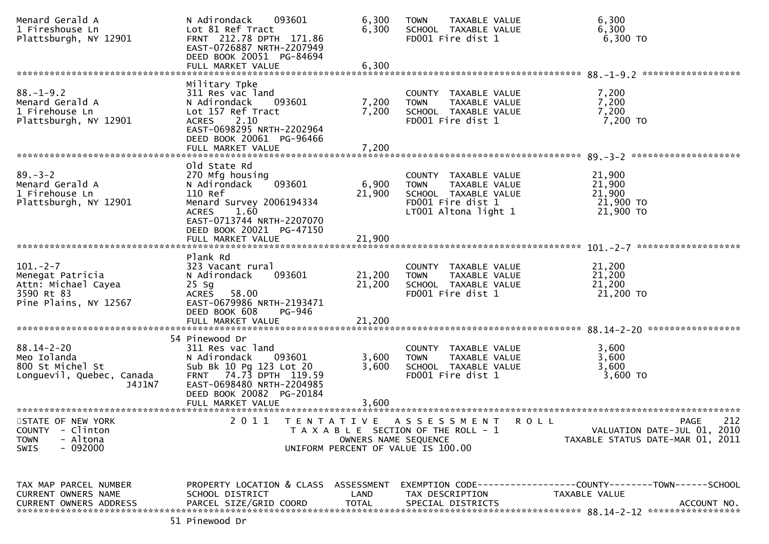```
Menard Gerald A                 N Adirondack    093601          6,300   TOWN    TAXABLE VALUE                  6,300
1 Fireshouse Ln                 Lot 81 Ref Tract                6,300   SCHOOL  TAXABLE VALUE                  6,300
Plattsburgh, NY 12901           FRNT  212.78 DPTH  171.86               FD001 Fire dist 1                      6,300 TO
                                EAST-0726887 NRTH-2207949
                                DEED BOOK 20051  PG-84694
                                FULL MARKET VALUE               6,300
******************************************************************************************************* 88.-1-9.2 ******************
                                Military Tpke
88.-1-9.2                       311 Res vac land                        COUNTY  TAXABLE VALUE                  7,200
Menard Gerald A                 N Adirondack    093601          7,200   TOWN    TAXABLE VALUE                  7,200
1 Firehouse Ln                  Lot 157 Ref Tract               7,200   SCHOOL  TAXABLE VALUE                  7,200
Plattsburgh, NY 12901           ACRES    2.10                           FD001 Fire dist 1                      7,200 TO
                                EAST-0698295 NRTH-2202964
                                DEED BOOK 20061  PG-96466
                                FULL MARKET VALUE               7,200
******************************************************************************************************* 89.-3-2 ********************
                                Old State Rd
89.-3-2                         270 Mfg housing                         COUNTY  TAXABLE VALUE                 21,900
Menard Gerald A                 N Adirondack    093601          6,900   TOWN    TAXABLE VALUE                 21,900
1 Firehouse Ln                  110 Ref                        21,900   SCHOOL  TAXABLE VALUE                 21,900
Plattsburgh, NY 12901           Menard Survey 2006194334                FD001 Fire dist 1                     21,900 TO
                                ACRES    1.60                           LT001 Altona light 1                  21,900 TO
                                EAST-0713744 NRTH-2207070
                                DEED BOOK 20021  PG-47150
                                FULL MARKET VALUE              21,900
******************************************************************************************************* 101.-2-7 *******************
                                Plank Rd
101.-2-7                        323 Vacant rural                        COUNTY  TAXABLE VALUE                 21,200
Menegat Patricia                N Adirondack    093601         21,200   TOWN    TAXABLE VALUE                 21,200
Attn: Michael Cayea             25 Sg                          21,200   SCHOOL  TAXABLE VALUE                 21,200
3590 Rt 83                      ACRES   58.00                           FD001 Fire dist 1                     21,200 TO
Pine Plains, NY 12567           EAST-0679986 NRTH-2193471
                                DEED BOOK 608     PG-946
                                FULL MARKET VALUE              21,200
******************************************************************************************************* 88.14-2-20 *****************
                                54 Pinewood Dr
88.14-2-20                      311 Res vac land                        COUNTY  TAXABLE VALUE                  3,600
Meo Iolanda                     N Adirondack    093601          3,600   TOWN    TAXABLE VALUE                  3,600
800 St Michel St                Sub Bk 10 Pg 123 Lot 20         3,600   SCHOOL  TAXABLE VALUE                  3,600
Longuevil, Quebec, Canada       FRNT   74.73 DPTH  119.59               FD001 Fire dist 1                      3,600 TO
                   J4J1N7       EAST-0698480 NRTH-2204985
                                DEED BOOK 20082  PG-20184
                                FULL MARKET VALUE               3,600
************************************************************************************************************************************
STATE OF NEW YORK                  2 0 1 1   T E N T A T I V E   A S S E S S M E N T   R O L L                          PAGE   212
COUNTY  - Clinton                            T A X A B L E  SECTION OF THE ROLL - 1                 VALUATION DATE-JUL 01, 2010
TOWN    - Altona                                   OWNERS NAME SEQUENCE                        TAXABLE STATUS DATE-MAR 01, 2011
SWIS    - 092000                           UNIFORM PERCENT OF VALUE IS 100.00


TAX MAP PARCEL NUMBER           PROPERTY LOCATION & CLASS  ASSESSMENT  EXEMPTION CODE------------------COUNTY--------TOWN------SCHOOL
CURRENT OWNERS NAME             SCHOOL DISTRICT               LAND      TAX DESCRIPTION            TAXABLE VALUE
CURRENT OWNERS ADDRESS          PARCEL SIZE/GRID COORD       TOTAL      SPECIAL DISTRICTS                                  ACCOUNT NO.
******************************************************************************************************* 88.14-2-12 *****************
                                51 Pinewood Dr
```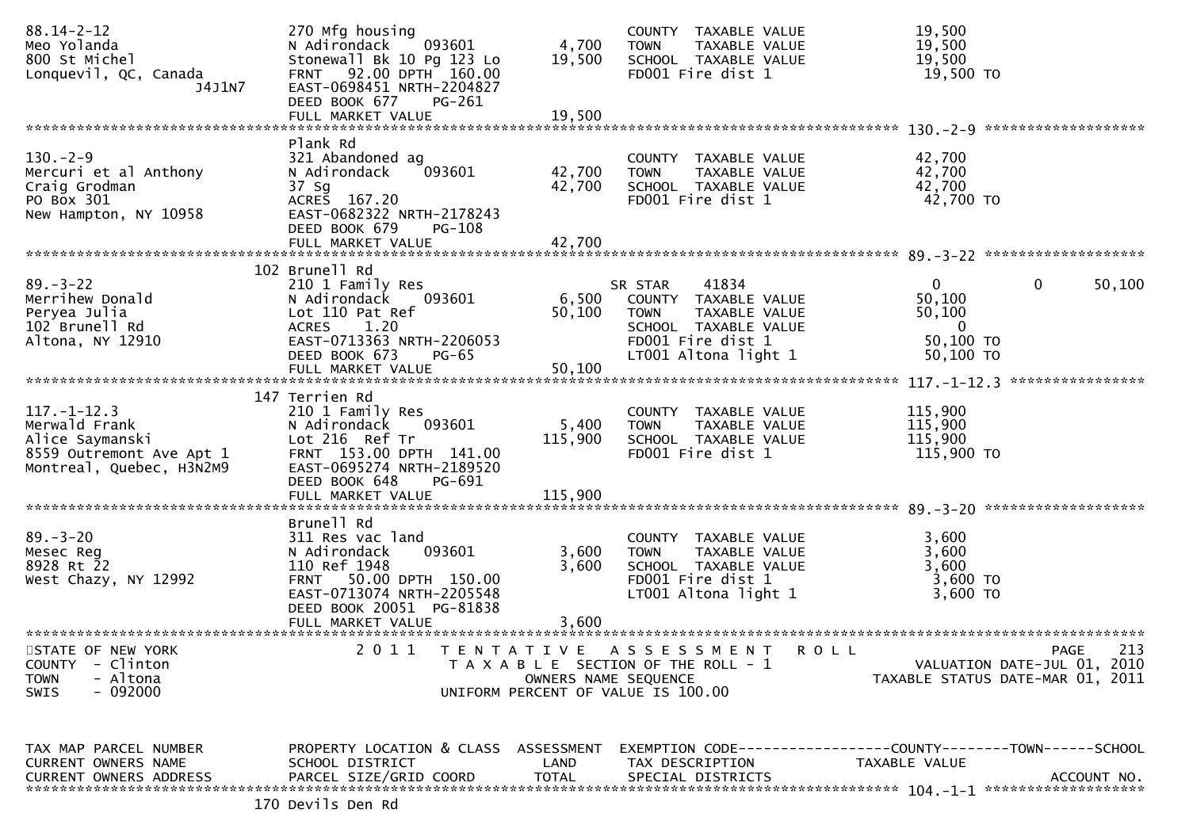```
88.14-2-12                    270 Mfg housing                           COUNTY  TAXABLE VALUE          19,500
Meo Yolanda                   N Adirondack    093601       4,700       TOWN    TAXABLE VALUE          19,500
800 St Michel                 Stonewall Bk 10 Pg 123 Lo   19,500       SCHOOL  TAXABLE VALUE          19,500
Lonquevil, QC, Canada         FRNT   92.00 DPTH  160.00                FD001 Fire dist 1               19,500 TO
                   J4J1N7     EAST-0698451 NRTH-2204827
                              DEED BOOK 677    PG-261
                              FULL MARKET VALUE           19,500
******************************************************************************************************* 130.-2-9 ******************
                              Plank Rd
130.-2-9                      321 Abandoned ag                          COUNTY  TAXABLE VALUE          42,700
Mercuri et al Anthony         N Adirondack    093601      42,700       TOWN    TAXABLE VALUE          42,700
Craig Grodman                 37 Sg                       42,700       SCHOOL  TAXABLE VALUE          42,700
PO Box 301                    ACRES  167.20                             FD001 Fire dist 1               42,700 TO
New Hampton, NY 10958         EAST-0682322 NRTH-2178243
                              DEED BOOK 679    PG-108
                              FULL MARKET VALUE           42,700
******************************************************************************************************* 89.-3-22 ******************
                              102 Brunell Rd
89.-3-22                      210 1 Family Res                          SR STAR    41834               0              0       50,100
Merrihew Donald               N Adirondack    093601       6,500       COUNTY  TAXABLE VALUE          50,100
Peryea Julia                  Lot 110 Pat Ref             50,100       TOWN    TAXABLE VALUE          50,100
102 Brunell Rd                ACRES    1.20                             SCHOOL  TAXABLE VALUE               0
Altona, NY 12910              EAST-0713363 NRTH-2206053                FD001 Fire dist 1               50,100 TO
                              DEED BOOK 673    PG-65                    LT001 Altona light 1            50,100 TO
                              FULL MARKET VALUE           50,100
******************************************************************************************************* 117.-1-12.3 ***************
                              147 Terrien Rd
117.-1-12.3                   210 1 Family Res                          COUNTY  TAXABLE VALUE         115,900
Merwald Frank                 N Adirondack    093601       5,400       TOWN    TAXABLE VALUE         115,900
Alice Saymanski               Lot 216  Ref Tr            115,900       SCHOOL  TAXABLE VALUE         115,900
8559 Outremont Ave Apt 1      FRNT  153.00 DPTH  141.00                FD001 Fire dist 1              115,900 TO
Montreal, Quebec, H3N2M9      EAST-0695274 NRTH-2189520
                              DEED BOOK 648    PG-691
                              FULL MARKET VALUE          115,900
******************************************************************************************************* 89.-3-20 ******************
                              Brunell Rd
89.-3-20                      311 Res vac land                          COUNTY  TAXABLE VALUE           3,600
Mesec Reg                     N Adirondack    093601       3,600       TOWN    TAXABLE VALUE           3,600
8928 Rt 22                    110 Ref 1948                 3,600       SCHOOL  TAXABLE VALUE           3,600
West Chazy, NY 12992          FRNT   50.00 DPTH  150.00                FD001 Fire dist 1                3,600 TO
                              EAST-0713074 NRTH-2205548                LT001 Altona light 1             3,600 TO
                              DEED BOOK 20051  PG-81838
                              FULL MARKET VALUE            3,600
************************************************************************************************************************************
STATE OF NEW YORK                2 0 1 1   T E N T A T I V E   A S S E S S M E N T   R O L L                            PAGE   213
COUNTY  - Clinton                          T A X A B L E  SECTION OF THE ROLL - 1                      VALUATION DATE-JUL 01, 2010
TOWN    - Altona                                  OWNERS NAME SEQUENCE                              TAXABLE STATUS DATE-MAR 01, 2011
SWIS    - 092000                           UNIFORM PERCENT OF VALUE IS 100.00


TAX MAP PARCEL NUMBER         PROPERTY LOCATION & CLASS  ASSESSMENT  EXEMPTION CODE------------------COUNTY--------TOWN------SCHOOL
CURRENT OWNERS NAME           SCHOOL DISTRICT               LAND      TAX DESCRIPTION              TAXABLE VALUE
CURRENT OWNERS ADDRESS        PARCEL SIZE/GRID COORD       TOTAL      SPECIAL DISTRICTS                                 ACCOUNT NO.
******************************************************************************************************* 104.-1-1 ******************
                              170 Devils Den Rd
```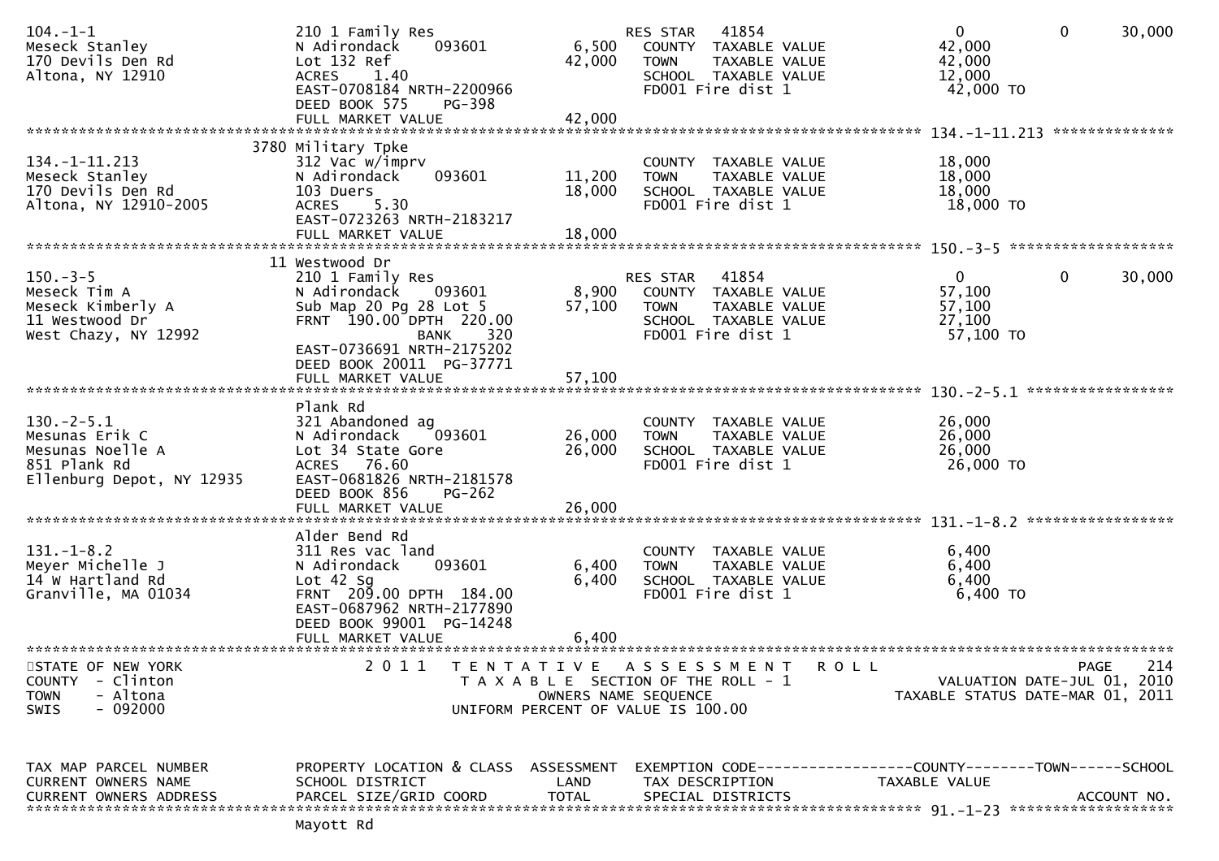```
104.-1-1                        210 1 Family Res                   RES STAR   41854                   0           0       30,000
Meseck Stanley                  N Adirondack     093601      6,500   COUNTY  TAXABLE VALUE            42,000
170 Devils Den Rd               Lot 132 Ref                 42,000   TOWN    TAXABLE VALUE            42,000
Altona, NY 12910                ACRES    1.40                        SCHOOL  TAXABLE VALUE            12,000
                                EAST-0708184 NRTH-2200966            FD001 Fire dist 1                42,000 TO
                                DEED BOOK 575    PG-398
                                FULL MARKET VALUE           42,000
******************************************************************************************************* 134.-1-11.213 **************
                           3780 Military Tpke
134.-1-11.213                   312 Vac w/imprv                      COUNTY  TAXABLE VALUE            18,000
Meseck Stanley                  N Adirondack     093601     11,200   TOWN    TAXABLE VALUE            18,000
170 Devils Den Rd               103 Duers                   18,000   SCHOOL  TAXABLE VALUE            18,000
Altona, NY 12910-2005           ACRES    5.30                        FD001 Fire dist 1                18,000 TO
                                EAST-0723263 NRTH-2183217
                                FULL MARKET VALUE           18,000
******************************************************************************************************* 150.-3-5 *******************
                             11 Westwood Dr
150.-3-5                        210 1 Family Res                   RES STAR   41854                   0           0       30,000
Meseck Tim A                    N Adirondack     093601      8,900   COUNTY  TAXABLE VALUE            57,100
Meseck Kimberly A               Sub Map 20 Pg 28 Lot 5      57,100   TOWN    TAXABLE VALUE            57,100
11 Westwood Dr                  FRNT 190.00 DPTH 220.00              SCHOOL  TAXABLE VALUE            27,100
West Chazy, NY 12992                             BANK     320        FD001 Fire dist 1                57,100 TO
                                EAST-0736691 NRTH-2175202
                                DEED BOOK 20011  PG-37771
                                FULL MARKET VALUE           57,100
******************************************************************************************************* 130.-2-5.1 *****************
                                Plank Rd
130.-2-5.1                      321 Abandoned ag                     COUNTY  TAXABLE VALUE            26,000
Mesunas Erik C                  N Adirondack     093601     26,000   TOWN    TAXABLE VALUE            26,000
Mesunas Noelle A                Lot 34 State Gore           26,000   SCHOOL  TAXABLE VALUE            26,000
851 Plank Rd                    ACRES   76.60                        FD001 Fire dist 1                26,000 TO
Ellenburg Depot, NY 12935       EAST-0681826 NRTH-2181578
                                DEED BOOK 856    PG-262
                                FULL MARKET VALUE           26,000
******************************************************************************************************* 131.-1-8.2 *****************
                                Alder Bend Rd
131.-1-8.2                      311 Res vac land                     COUNTY  TAXABLE VALUE             6,400
Meyer Michelle J                N Adirondack     093601      6,400   TOWN    TAXABLE VALUE             6,400
14 W Hartland Rd                Lot 42 Sg                    6,400   SCHOOL  TAXABLE VALUE             6,400
Granville, MA 01034             FRNT 209.00 DPTH 184.00              FD001 Fire dist 1                 6,400 TO
                                EAST-0687962 NRTH-2177890
                                DEED BOOK 99001  PG-14248
                                FULL MARKET VALUE            6,400
************************************************************************************************************************************
STATE OF NEW YORK                  2 0 1 1   T E N T A T I V E   A S S E S S M E N T   R O L L                          PAGE    214
COUNTY  - Clinton                            T A X A B L E  SECTION OF THE ROLL - 1                     VALUATION DATE-JUL 01, 2010
TOWN    - Altona                                 OWNERS NAME SEQUENCE                               TAXABLE STATUS DATE-MAR 01, 2011
SWIS    - 092000                            UNIFORM PERCENT OF VALUE IS 100.00


TAX MAP PARCEL NUMBER           PROPERTY LOCATION & CLASS  ASSESSMENT  EXEMPTION CODE------------------COUNTY--------TOWN------SCHOOL
CURRENT OWNERS NAME             SCHOOL DISTRICT               LAND      TAX DESCRIPTION            TAXABLE VALUE
CURRENT OWNERS ADDRESS          PARCEL SIZE/GRID COORD       TOTAL      SPECIAL DISTRICTS                                  ACCOUNT NO.
******************************************************************************************************* 91.-1-23 *******************
                                Mayott Rd
```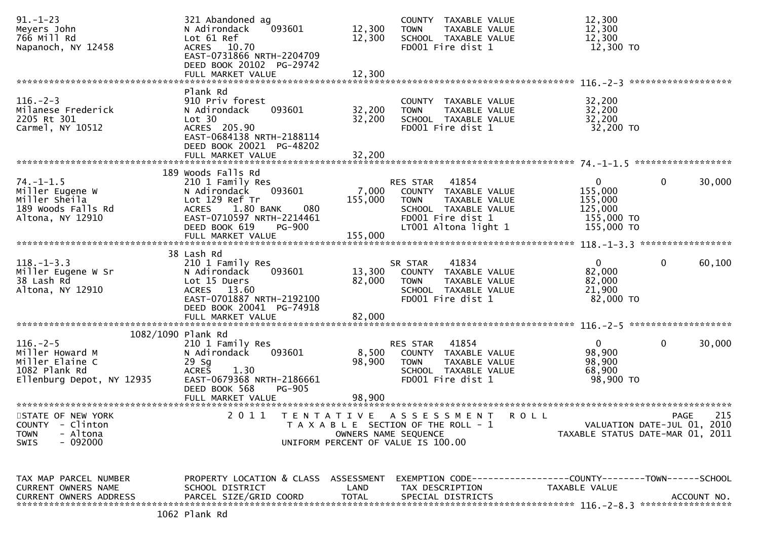```
91.-1-23                        321 Abandoned ag                     COUNTY  TAXABLE VALUE          12,300
Meyers John                     N Adirondack    093601      12,300   TOWN    TAXABLE VALUE          12,300
766 Mill Rd                     Lot 61 Ref                  12,300   SCHOOL  TAXABLE VALUE          12,300
Napanoch, NY 12458              ACRES  10.70                         FD001 Fire dist 1               12,300 TO
                                EAST-0731866 NRTH-2204709
                                DEED BOOK 20102  PG-29742
                                FULL MARKET VALUE           12,300
******************************************************************************************************* 116.-2-3 *******************
                                Plank Rd
116.-2-3                        910 Priv forest                      COUNTY  TAXABLE VALUE          32,200
Milanese Frederick              N Adirondack    093601      32,200   TOWN    TAXABLE VALUE          32,200
2205 Rt 301                     Lot 30                      32,200   SCHOOL  TAXABLE VALUE          32,200
Carmel, NY 10512                ACRES 205.90                         FD001 Fire dist 1               32,200 TO
                                EAST-0684138 NRTH-2188114
                                DEED BOOK 20021  PG-48202
                                FULL MARKET VALUE           32,200
******************************************************************************************************* 74.-1-1.5 ******************
                            189 Woods Falls Rd
74.-1-1.5                       210 1 Family Res                     RES STAR    41854                  0          0      30,000
Miller Eugene W                 N Adirondack    093601       7,000   COUNTY  TAXABLE VALUE         155,000
Miller Sheila                   Lot 129 Ref Tr             155,000   TOWN    TAXABLE VALUE         155,000
189 Woods Falls Rd              ACRES   1.80 BANK    080             SCHOOL  TAXABLE VALUE         125,000
Altona, NY 12910                EAST-0710597 NRTH-2214461            FD001 Fire dist 1              155,000 TO
                                DEED BOOK 619    PG-900              LT001 Altona light 1           155,000 TO
                                FULL MARKET VALUE          155,000
******************************************************************************************************* 118.-1-3.3 *****************
                             38 Lash Rd
118.-1-3.3                      210 1 Family Res                     SR STAR     41834                  0          0      60,100
Miller Eugene W Sr              N Adirondack    093601      13,300   COUNTY  TAXABLE VALUE          82,000
38 Lash Rd                      Lot 15 Duers                82,000   TOWN    TAXABLE VALUE          82,000
Altona, NY 12910                ACRES  13.60                         SCHOOL  TAXABLE VALUE          21,900
                                EAST-0701887 NRTH-2192100            FD001 Fire dist 1               82,000 TO
                                DEED BOOK 20041  PG-74918
                                FULL MARKET VALUE           82,000
******************************************************************************************************* 116.-2-5 *******************
                      1082/1090 Plank Rd
116.-2-5                        210 1 Family Res                     RES STAR    41854                  0          0      30,000
Miller Howard M                 N Adirondack    093601       8,500   COUNTY  TAXABLE VALUE          98,900
Miller Elaine C                 29 Sg                       98,900   TOWN    TAXABLE VALUE          98,900
1082 Plank Rd                   ACRES   1.30                         SCHOOL  TAXABLE VALUE          68,900
Ellenburg Depot, NY 12935       EAST-0679368 NRTH-2186661            FD001 Fire dist 1               98,900 TO
                                DEED BOOK 568    PG-905
                                FULL MARKET VALUE           98,900
************************************************************************************************************************************
STATE OF NEW YORK                2 0 1 1   T E N T A T I V E   A S S E S S M E N T   R O L L                             PAGE    215
COUNTY  - Clinton                          T A X A B L E  SECTION OF THE ROLL - 1                        VALUATION DATE-JUL 01, 2010
TOWN    - Altona                                  OWNERS NAME SEQUENCE                               TAXABLE STATUS DATE-MAR 01, 2011
SWIS    - 092000                            UNIFORM PERCENT OF VALUE IS 100.00


TAX MAP PARCEL NUMBER           PROPERTY LOCATION & CLASS  ASSESSMENT  EXEMPTION CODE------------------COUNTY--------TOWN------SCHOOL
CURRENT OWNERS NAME             SCHOOL DISTRICT              LAND      TAX DESCRIPTION             TAXABLE VALUE
CURRENT OWNERS ADDRESS          PARCEL SIZE/GRID COORD       TOTAL     SPECIAL DISTRICTS                                   ACCOUNT NO.
******************************************************************************************************* 116.-2-8.3 *****************
                           1062 Plank Rd
```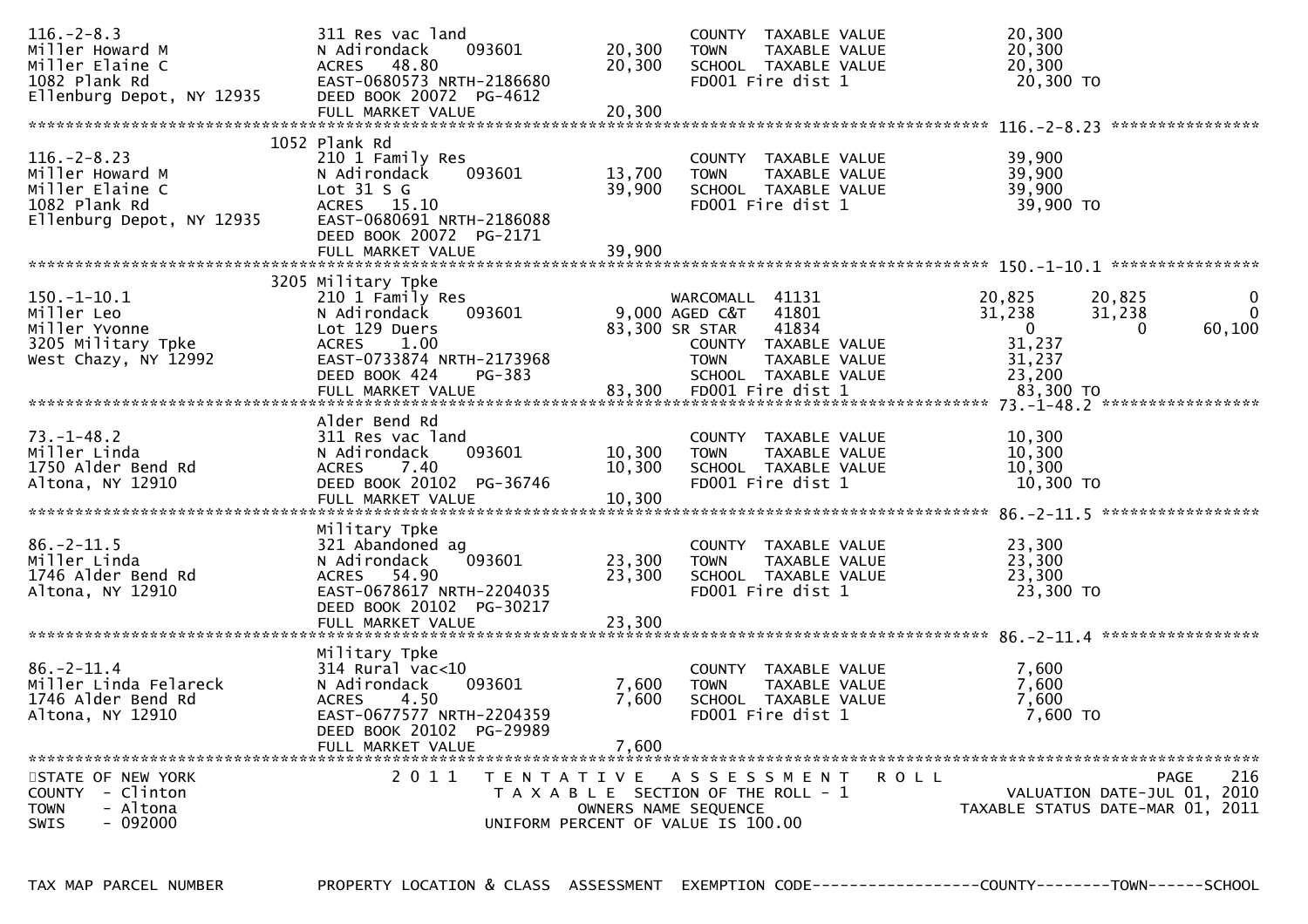```
116.-2-8.3                     311 Res vac land                          COUNTY  TAXABLE VALUE             20,300
Miller Howard M                N Adirondack      093601        20,300    TOWN    TAXABLE VALUE             20,300
Miller Elaine C                ACRES   48.80                   20,300    SCHOOL  TAXABLE VALUE             20,300
1082 Plank Rd                  EAST-0680573 NRTH-2186680                 FD001 Fire dist 1                  20,300 TO
Ellenburg Depot, NY 12935      DEED BOOK 20072  PG-4612
                               FULL MARKET VALUE               20,300
******************************************************************************************************* 116.-2-8.23 ****************
                            1052 Plank Rd
116.-2-8.23                    210 1 Family Res                          COUNTY  TAXABLE VALUE             39,900
Miller Howard M                N Adirondack      093601        13,700    TOWN    TAXABLE VALUE             39,900
Miller Elaine C                Lot 31 S G                      39,900    SCHOOL  TAXABLE VALUE             39,900
1082 Plank Rd                  ACRES   15.10                             FD001 Fire dist 1                  39,900 TO
Ellenburg Depot, NY 12935      EAST-0680691 NRTH-2186088
                               DEED BOOK 20072  PG-2171
                               FULL MARKET VALUE               39,900
******************************************************************************************************* 150.-1-10.1 ****************
                            3205 Military Tpke
150.-1-10.1                    210 1 Family Res                         WARCOMALL  41131                20,825      20,825            0
Miller Leo                     N Adirondack      093601         9,000 AGED C&T   41801                31,238      31,238            0
Miller Yvonne                  Lot 129 Duers                   83,300 SR STAR    41834                     0           0       60,100
3205 Military Tpke             ACRES    1.00                             COUNTY  TAXABLE VALUE             31,237
West Chazy, NY 12992           EAST-0733874 NRTH-2173968                 TOWN    TAXABLE VALUE             31,237
                               DEED BOOK 424    PG-383                   SCHOOL  TAXABLE VALUE             23,200
                               FULL MARKET VALUE               83,300    FD001 Fire dist 1                  83,300 TO
******************************************************************************************************* 73.-1-48.2 *****************
                               Alder Bend Rd
73.-1-48.2                     311 Res vac land                          COUNTY  TAXABLE VALUE             10,300
Miller Linda                   N Adirondack      093601        10,300    TOWN    TAXABLE VALUE             10,300
1750 Alder Bend Rd             ACRES    7.40                   10,300    SCHOOL  TAXABLE VALUE             10,300
Altona, NY 12910               DEED BOOK 20102  PG-36746                 FD001 Fire dist 1                  10,300 TO
                               FULL MARKET VALUE               10,300
******************************************************************************************************* 86.-2-11.5 *****************
                               Military Tpke
86.-2-11.5                     321 Abandoned ag                          COUNTY  TAXABLE VALUE             23,300
Miller Linda                   N Adirondack      093601        23,300    TOWN    TAXABLE VALUE             23,300
1746 Alder Bend Rd             ACRES   54.90                   23,300    SCHOOL  TAXABLE VALUE             23,300
Altona, NY 12910               EAST-0678617 NRTH-2204035                 FD001 Fire dist 1                  23,300 TO
                               DEED BOOK 20102  PG-30217
                               FULL MARKET VALUE               23,300
******************************************************************************************************* 86.-2-11.4 *****************
                               Military Tpke
86.-2-11.4                     314 Rural vac<10                          COUNTY  TAXABLE VALUE              7,600
Miller Linda Felareck          N Adirondack      093601         7,600    TOWN    TAXABLE VALUE              7,600
1746 Alder Bend Rd             ACRES    4.50                    7,600    SCHOOL  TAXABLE VALUE              7,600
Altona, NY 12910               EAST-0677577 NRTH-2204359                 FD001 Fire dist 1                   7,600 TO
                               DEED BOOK 20102  PG-29989
                               FULL MARKET VALUE                7,600
************************************************************************************************************************************
STATE OF NEW YORK                2 0 1 1   T E N T A T I V E   A S S E S S M E N T   R O L L                              PAGE    216
COUNTY  - Clinton                      T A X A B L E  SECTION OF THE ROLL - 1                         VALUATION DATE-JUL 01, 2010
TOWN    - Altona                               OWNERS NAME SEQUENCE                              TAXABLE STATUS DATE-MAR 01, 2011
SWIS    - 092000                        UNIFORM PERCENT OF VALUE IS 100.00


TAX MAP PARCEL NUMBER          PROPERTY LOCATION & CLASS  ASSESSMENT  EXEMPTION CODE------------------COUNTY--------TOWN------SCHOOL
```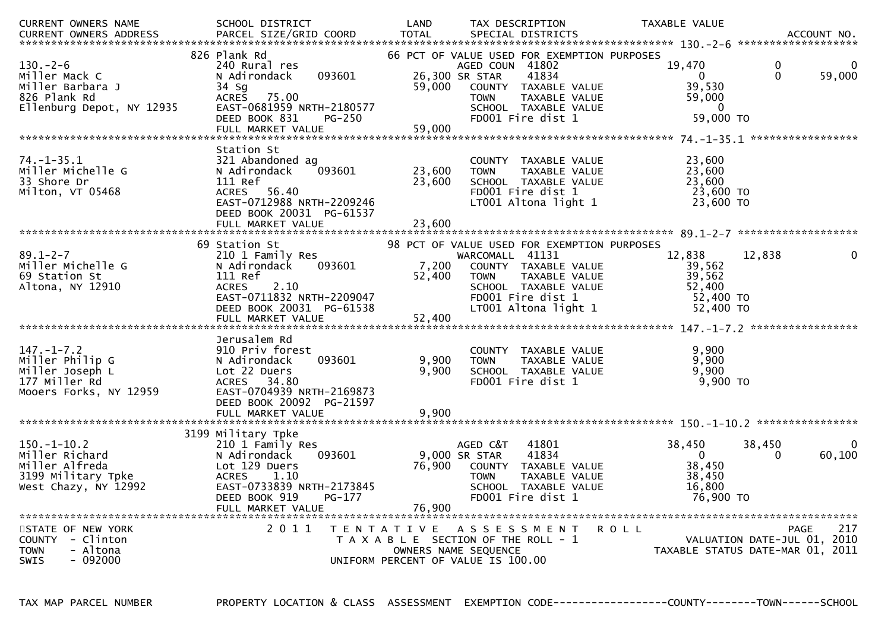| CURRENT OWNERS NAME / CURRENT OWNERS ADDRESS | SCHOOL DISTRICT / PARCEL SIZE/GRID COORD | LAND / TOTAL | TAX DESCRIPTION / SPECIAL DISTRICTS | TAXABLE VALUE | | ACCOUNT NO. |
|---|---|---|---|---|---|---|
| **130.-2-6** | 826 Plank Rd | | 66 PCT OF VALUE USED FOR EXEMPTION PURPOSES | | | |
| 130.-2-6 | 240 Rural res | | AGED COUN 41802 | 19,470 | 0 | 0 |
| Miller Mack C | N Adirondack 093601 | 26,300 | SR STAR 41834 | 0 | 0 | 59,000 |
| Miller Barbara J | 34 Sg | 59,000 | COUNTY TAXABLE VALUE | 39,530 | | |
| 826 Plank Rd | ACRES 75.00 | | TOWN TAXABLE VALUE | 59,000 | | |
| Ellenburg Depot, NY 12935 | EAST-0681959 NRTH-2180577 | | SCHOOL TAXABLE VALUE | 0 | | |
| | DEED BOOK 831 PG-250 | | FD001 Fire dist 1 | 59,000 TO | | |
| | FULL MARKET VALUE | 59,000 | | | | |
| **74.-1-35.1** | Station St | | | | | |
| 74.-1-35.1 | 321 Abandoned ag | | COUNTY TAXABLE VALUE | 23,600 | | |
| Miller Michelle G | N Adirondack 093601 | 23,600 | TOWN TAXABLE VALUE | 23,600 | | |
| 33 Shore Dr | 111 Ref | 23,600 | SCHOOL TAXABLE VALUE | 23,600 | | |
| Milton, VT 05468 | ACRES 56.40 | | FD001 Fire dist 1 | 23,600 TO | | |
| | EAST-0712988 NRTH-2209246 | | LT001 Altona light 1 | 23,600 TO | | |
| | DEED BOOK 20031 PG-61537 | | | | | |
| | FULL MARKET VALUE | 23,600 | | | | |
| **89.1-2-7** | 69 Station St | | 98 PCT OF VALUE USED FOR EXEMPTION PURPOSES | | | |
| 89.1-2-7 | 210 1 Family Res | | WARCOMALL 41131 | 12,838 | 12,838 | 0 |
| Miller Michelle G | N Adirondack 093601 | 7,200 | COUNTY TAXABLE VALUE | 39,562 | | |
| 69 Station St | 111 Ref | 52,400 | TOWN TAXABLE VALUE | 39,562 | | |
| Altona, NY 12910 | ACRES 2.10 | | SCHOOL TAXABLE VALUE | 52,400 | | |
| | EAST-0711832 NRTH-2209047 | | FD001 Fire dist 1 | 52,400 TO | | |
| | DEED BOOK 20031 PG-61538 | | LT001 Altona light 1 | 52,400 TO | | |
| | FULL MARKET VALUE | 52,400 | | | | |
| **147.-1-7.2** | Jerusalem Rd | | | | | |
| 147.-1-7.2 | 910 Priv forest | | COUNTY TAXABLE VALUE | 9,900 | | |
| Miller Philip G | N Adirondack 093601 | 9,900 | TOWN TAXABLE VALUE | 9,900 | | |
| Miller Joseph L | Lot 22 Duers | 9,900 | SCHOOL TAXABLE VALUE | 9,900 | | |
| 177 Miller Rd | ACRES 34.80 | | FD001 Fire dist 1 | 9,900 TO | | |
| Mooers Forks, NY 12959 | EAST-0704939 NRTH-2169873 | | | | | |
| | DEED BOOK 20092 PG-21597 | | | | | |
| | FULL MARKET VALUE | 9,900 | | | | |
| **150.-1-10.2** | 3199 Military Tpke | | | | | |
| 150.-1-10.2 | 210 1 Family Res | | AGED C&T 41801 | 38,450 | 38,450 | 0 |
| Miller Richard | N Adirondack 093601 | 9,000 | SR STAR 41834 | 0 | 0 | 60,100 |
| Miller Alfreda | Lot 129 Duers | 76,900 | COUNTY TAXABLE VALUE | 38,450 | | |
| 3199 Military Tpke | ACRES 1.10 | | TOWN TAXABLE VALUE | 38,450 | | |
| West Chazy, NY 12992 | EAST-0733839 NRTH-2173845 | | SCHOOL TAXABLE VALUE | 16,800 | | |
| | DEED BOOK 919 PG-177 | | FD001 Fire dist 1 | 76,900 TO | | |
| | FULL MARKET VALUE | 76,900 | | | | |

STATE OF NEW YORK — COUNTY - Clinton — TOWN - Altona — SWIS - 092000

2011 TENTATIVE ASSESSMENT ROLL
TAXABLE SECTION OF THE ROLL - 1
OWNERS NAME SEQUENCE
UNIFORM PERCENT OF VALUE IS 100.00

VALUATION DATE-JUL 01, 2010
TAXABLE STATUS DATE-MAR 01, 2011

TAX MAP PARCEL NUMBER — PROPERTY LOCATION & CLASS — ASSESSMENT — EXEMPTION CODE------------------COUNTY--------TOWN------SCHOOL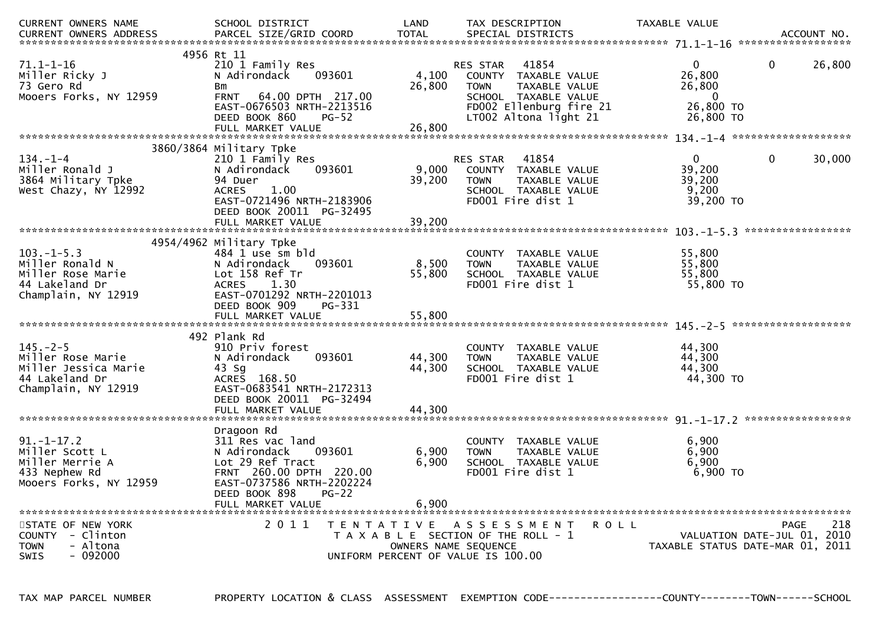| CURRENT OWNERS NAME<br>CURRENT OWNERS ADDRESS | SCHOOL DISTRICT<br>PARCEL SIZE/GRID COORD | LAND<br>TOTAL | TAX DESCRIPTION<br>SPECIAL DISTRICTS | TAXABLE VALUE | | ACCOUNT NO. |
|---|---|---|---|---|---|---|
| **71.1-1-16** | | | | | | |
| | 4956 Rt 11 | | | | | |
| 71.1-1-16 | 210 1 Family Res | | RES STAR 41854 | 0 | 0 | 26,800 |
| Miller Ricky J | N Adirondack 093601 | 4,100 | COUNTY TAXABLE VALUE | 26,800 | | |
| 73 Gero Rd | Bm | 26,800 | TOWN TAXABLE VALUE | 26,800 | | |
| Mooers Forks, NY 12959 | FRNT 64.00 DPTH 217.00 | | SCHOOL TAXABLE VALUE | 0 | | |
| | EAST-0676503 NRTH-2213516 | | FD002 Ellenburg fire 21 | 26,800 TO | | |
| | DEED BOOK 860 PG-52 | | LT002 Altona light 21 | 26,800 TO | | |
| | FULL MARKET VALUE | 26,800 | | | | |
| **134.-1-4** | | | | | | |
| | 3860/3864 Military Tpke | | | | | |
| 134.-1-4 | 210 1 Family Res | | RES STAR 41854 | 0 | 0 | 30,000 |
| Miller Ronald J | N Adirondack 093601 | 9,000 | COUNTY TAXABLE VALUE | 39,200 | | |
| 3864 Military Tpke | 94 Duer | 39,200 | TOWN TAXABLE VALUE | 39,200 | | |
| West Chazy, NY 12992 | ACRES 1.00 | | SCHOOL TAXABLE VALUE | 9,200 | | |
| | EAST-0721496 NRTH-2183906 | | FD001 Fire dist 1 | 39,200 TO | | |
| | DEED BOOK 20011 PG-32495 | | | | | |
| | FULL MARKET VALUE | 39,200 | | | | |
| **103.-1-5.3** | | | | | | |
| | 4954/4962 Military Tpke | | | | | |
| 103.-1-5.3 | 484 1 use sm bld | | COUNTY TAXABLE VALUE | 55,800 | | |
| Miller Ronald N | N Adirondack 093601 | 8,500 | TOWN TAXABLE VALUE | 55,800 | | |
| Miller Rose Marie | Lot 158 Ref Tr | 55,800 | SCHOOL TAXABLE VALUE | 55,800 | | |
| 44 Lakeland Dr | ACRES 1.30 | | FD001 Fire dist 1 | 55,800 TO | | |
| Champlain, NY 12919 | EAST-0701292 NRTH-2201013 | | | | | |
| | DEED BOOK 909 PG-331 | | | | | |
| | FULL MARKET VALUE | 55,800 | | | | |
| **145.-2-5** | | | | | | |
| | 492 Plank Rd | | | | | |
| 145.-2-5 | 910 Priv forest | | COUNTY TAXABLE VALUE | 44,300 | | |
| Miller Rose Marie | N Adirondack 093601 | 44,300 | TOWN TAXABLE VALUE | 44,300 | | |
| Miller Jessica Marie | 43 Sg | 44,300 | SCHOOL TAXABLE VALUE | 44,300 | | |
| 44 Lakeland Dr | ACRES 168.50 | | FD001 Fire dist 1 | 44,300 TO | | |
| Champlain, NY 12919 | EAST-0683541 NRTH-2172313 | | | | | |
| | DEED BOOK 20011 PG-32494 | | | | | |
| | FULL MARKET VALUE | 44,300 | | | | |
| **91.-1-17.2** | | | | | | |
| | Dragoon Rd | | | | | |
| 91.-1-17.2 | 311 Res vac land | | COUNTY TAXABLE VALUE | 6,900 | | |
| Miller Scott L | N Adirondack 093601 | 6,900 | TOWN TAXABLE VALUE | 6,900 | | |
| Miller Merrie A | Lot 29 Ref Tract | 6,900 | SCHOOL TAXABLE VALUE | 6,900 | | |
| 433 Nephew Rd | FRNT 260.00 DPTH 220.00 | | FD001 Fire dist 1 | 6,900 TO | | |
| Mooers Forks, NY 12959 | EAST-0737586 NRTH-2202224 | | | | | |
| | DEED BOOK 898 PG-22 | | | | | |
| | FULL MARKET VALUE | 6,900 | | | | |

STATE OF NEW YORK
COUNTY - Clinton
TOWN - Altona
SWIS - 092000

2011 TENTATIVE ASSESSMENT ROLL
TAXABLE SECTION OF THE ROLL - 1
OWNERS NAME SEQUENCE
UNIFORM PERCENT OF VALUE IS 100.00

VALUATION DATE-JUL 01, 2010
TAXABLE STATUS DATE-MAR 01, 2011

TAX MAP PARCEL NUMBER — PROPERTY LOCATION & CLASS — ASSESSMENT — EXEMPTION CODE------------------COUNTY--------TOWN------SCHOOL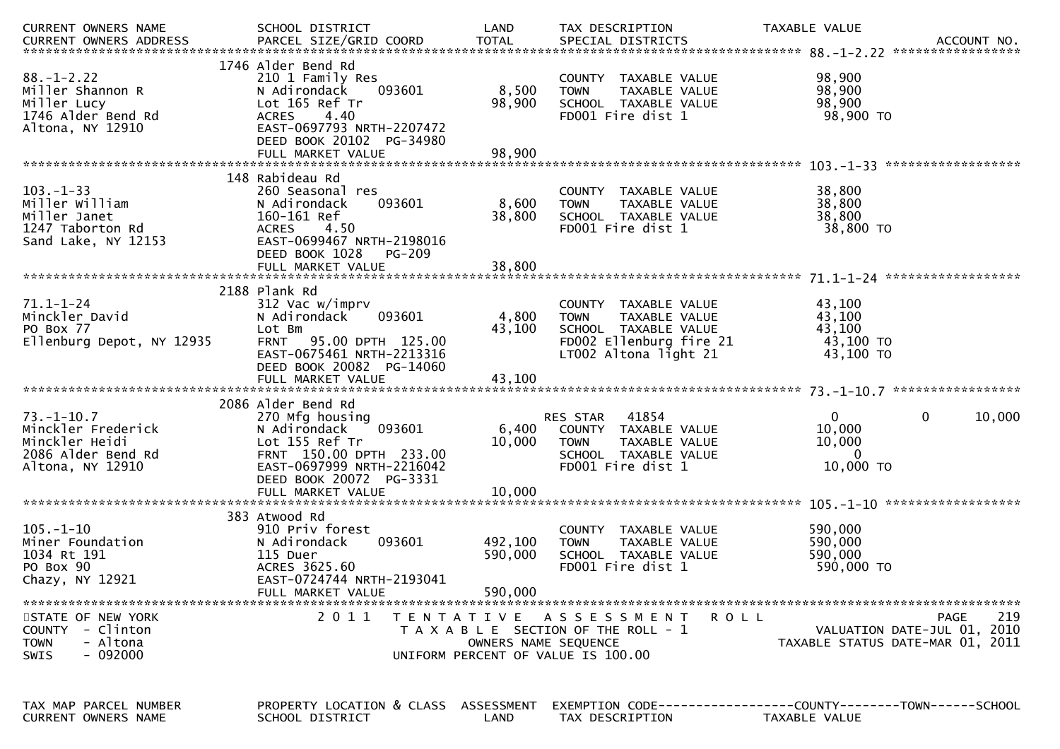| CURRENT OWNERS NAME<br>CURRENT OWNERS ADDRESS | SCHOOL DISTRICT<br>PARCEL SIZE/GRID COORD | LAND<br>TOTAL | TAX DESCRIPTION<br>SPECIAL DISTRICTS | TAXABLE VALUE | ACCOUNT NO. |
|---|---|---|---|---|---|
| **88.-1-2.22** | 1746 Alder Bend Rd | | | | |
| 88.-1-2.22 | 210 1 Family Res | | COUNTY TAXABLE VALUE | 98,900 | |
| Miller Shannon R | N Adirondack 093601 | 8,500 | TOWN TAXABLE VALUE | 98,900 | |
| Miller Lucy | Lot 165 Ref Tr | 98,900 | SCHOOL TAXABLE VALUE | 98,900 | |
| 1746 Alder Bend Rd | ACRES 4.40 | | FD001 Fire dist 1 | 98,900 TO | |
| Altona, NY 12910 | EAST-0697793 NRTH-2207472 | | | | |
| | DEED BOOK 20102 PG-34980 | | | | |
| | FULL MARKET VALUE | 98,900 | | | |
| **103.-1-33** | 148 Rabideau Rd | | | | |
| 103.-1-33 | 260 Seasonal res | | COUNTY TAXABLE VALUE | 38,800 | |
| Miller William | N Adirondack 093601 | 8,600 | TOWN TAXABLE VALUE | 38,800 | |
| Miller Janet | 160-161 Ref | 38,800 | SCHOOL TAXABLE VALUE | 38,800 | |
| 1247 Taborton Rd | ACRES 4.50 | | FD001 Fire dist 1 | 38,800 TO | |
| Sand Lake, NY 12153 | EAST-0699467 NRTH-2198016 | | | | |
| | DEED BOOK 1028 PG-209 | | | | |
| | FULL MARKET VALUE | 38,800 | | | |
| **71.1-1-24** | 2188 Plank Rd | | | | |
| 71.1-1-24 | 312 Vac w/imprv | | COUNTY TAXABLE VALUE | 43,100 | |
| Minckler David | N Adirondack 093601 | 4,800 | TOWN TAXABLE VALUE | 43,100 | |
| PO Box 77 | Lot Bm | 43,100 | SCHOOL TAXABLE VALUE | 43,100 | |
| Ellenburg Depot, NY 12935 | FRNT 95.00 DPTH 125.00 | | FD002 Ellenburg fire 21 | 43,100 TO | |
| | EAST-0675461 NRTH-2213316 | | LT002 Altona light 21 | 43,100 TO | |
| | DEED BOOK 20082 PG-14060 | | | | |
| | FULL MARKET VALUE | 43,100 | | | |
| **73.-1-10.7** | 2086 Alder Bend Rd | | | | |
| 73.-1-10.7 | 270 Mfg housing | | RES STAR 41854 | 0 0 | 10,000 |
| Minckler Frederick | N Adirondack 093601 | 6,400 | COUNTY TAXABLE VALUE | 10,000 | |
| Minckler Heidi | Lot 155 Ref Tr | 10,000 | TOWN TAXABLE VALUE | 10,000 | |
| 2086 Alder Bend Rd | FRNT 150.00 DPTH 233.00 | | SCHOOL TAXABLE VALUE | 0 | |
| Altona, NY 12910 | EAST-0697999 NRTH-2216042 | | FD001 Fire dist 1 | 10,000 TO | |
| | DEED BOOK 20072 PG-3331 | | | | |
| | FULL MARKET VALUE | 10,000 | | | |
| **105.-1-10** | 383 Atwood Rd | | | | |
| 105.-1-10 | 910 Priv forest | | COUNTY TAXABLE VALUE | 590,000 | |
| Miner Foundation | N Adirondack 093601 | 492,100 | TOWN TAXABLE VALUE | 590,000 | |
| 1034 Rt 191 | 115 Duer | 590,000 | SCHOOL TAXABLE VALUE | 590,000 | |
| PO Box 90 | ACRES 3625.60 | | FD001 Fire dist 1 | 590,000 TO | |
| Chazy, NY 12921 | EAST-0724744 NRTH-2193041 | | | | |
| | FULL MARKET VALUE | 590,000 | | | |

STATE OF NEW YORK — COUNTY - Clinton — TOWN - Altona — SWIS - 092000

2011 TENTATIVE ASSESSMENT ROLL
TAXABLE SECTION OF THE ROLL - 1
OWNERS NAME SEQUENCE
UNIFORM PERCENT OF VALUE IS 100.00

VALUATION DATE-JUL 01, 2010
TAXABLE STATUS DATE-MAR 01, 2011

TAX MAP PARCEL NUMBER | PROPERTY LOCATION & CLASS | ASSESSMENT | EXEMPTION CODE------------------COUNTY--------TOWN------SCHOOL
CURRENT OWNERS NAME | SCHOOL DISTRICT | LAND | TAX DESCRIPTION | TAXABLE VALUE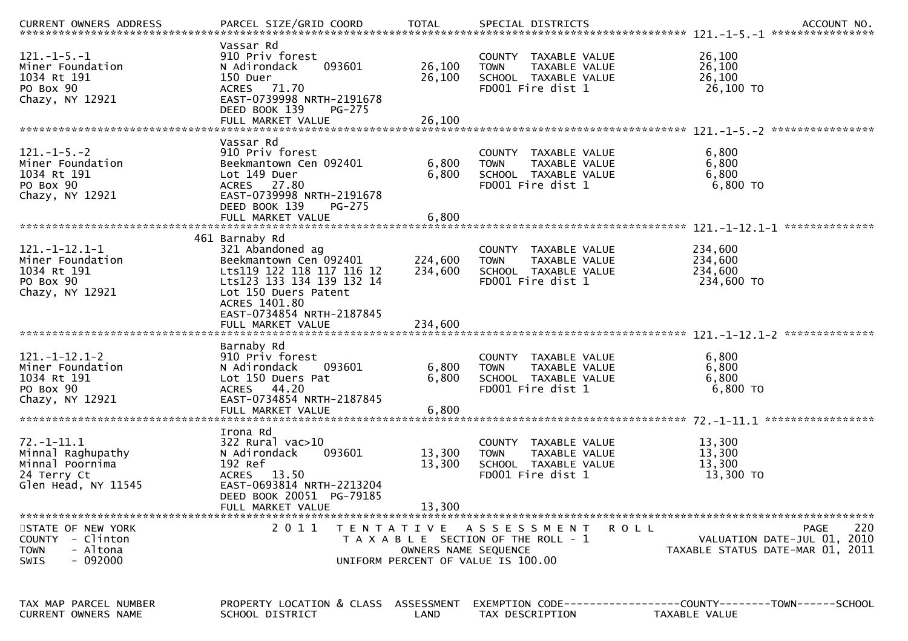| CURRENT OWNERS ADDRESS | PARCEL SIZE/GRID COORD | TOTAL | SPECIAL DISTRICTS | | ACCOUNT NO. |
|---|---|---|---|---|---|
| **121.-1-5.-1** | | | | | |
| 121.-1-5.-1 | Vassar Rd | | | | |
| Miner Foundation | 910 Priv forest | | COUNTY TAXABLE VALUE | 26,100 | |
| 1034 Rt 191 | N Adirondack 093601 | 26,100 | TOWN TAXABLE VALUE | 26,100 | |
| PO Box 90 | 150 Duer | 26,100 | SCHOOL TAXABLE VALUE | 26,100 | |
| Chazy, NY 12921 | ACRES 71.70 | | FD001 Fire dist 1 | 26,100 TO | |
| | EAST-0739998 NRTH-2191678 | | | | |
| | DEED BOOK 139 PG-275 | | | | |
| | FULL MARKET VALUE | 26,100 | | | |
| **121.-1-5.-2** | | | | | |
| 121.-1-5.-2 | Vassar Rd | | | | |
| Miner Foundation | 910 Priv forest | | COUNTY TAXABLE VALUE | 6,800 | |
| 1034 Rt 191 | Beekmantown Cen 092401 | 6,800 | TOWN TAXABLE VALUE | 6,800 | |
| PO Box 90 | Lot 149 Duer | 6,800 | SCHOOL TAXABLE VALUE | 6,800 | |
| Chazy, NY 12921 | ACRES 27.80 | | FD001 Fire dist 1 | 6,800 TO | |
| | EAST-0739998 NRTH-2191678 | | | | |
| | DEED BOOK 139 PG-275 | | | | |
| | FULL MARKET VALUE | 6,800 | | | |
| **121.-1-12.1-1** | | | | | |
| 121.-1-12.1-1 | 461 Barnaby Rd | | | | |
| Miner Foundation | 321 Abandoned ag | | COUNTY TAXABLE VALUE | 234,600 | |
| 1034 Rt 191 | Beekmantown Cen 092401 | 224,600 | TOWN TAXABLE VALUE | 234,600 | |
| PO Box 90 | Lts119 122 118 117 116 12 | 234,600 | SCHOOL TAXABLE VALUE | 234,600 | |
| Chazy, NY 12921 | Lts123 133 134 139 132 14 | | FD001 Fire dist 1 | 234,600 TO | |
| | Lot 150 Duers Patent | | | | |
| | ACRES 1401.80 | | | | |
| | EAST-0734854 NRTH-2187845 | | | | |
| | FULL MARKET VALUE | 234,600 | | | |
| **121.-1-12.1-2** | | | | | |
| 121.-1-12.1-2 | Barnaby Rd | | | | |
| Miner Foundation | 910 Priv forest | | COUNTY TAXABLE VALUE | 6,800 | |
| 1034 Rt 191 | N Adirondack 093601 | 6,800 | TOWN TAXABLE VALUE | 6,800 | |
| PO Box 90 | Lot 150 Duers Pat | 6,800 | SCHOOL TAXABLE VALUE | 6,800 | |
| Chazy, NY 12921 | ACRES 44.20 | | FD001 Fire dist 1 | 6,800 TO | |
| | EAST-0734854 NRTH-2187845 | | | | |
| | FULL MARKET VALUE | 6,800 | | | |
| **72.-1-11.1** | | | | | |
| 72.-1-11.1 | Irona Rd | | | | |
| Minnal Raghupathy | 322 Rural vac>10 | | COUNTY TAXABLE VALUE | 13,300 | |
| Minnal Poornima | N Adirondack 093601 | 13,300 | TOWN TAXABLE VALUE | 13,300 | |
| 24 Terry Ct | 192 Ref | 13,300 | SCHOOL TAXABLE VALUE | 13,300 | |
| Glen Head, NY 11545 | ACRES 13.50 | | FD001 Fire dist 1 | 13,300 TO | |
| | EAST-0693814 NRTH-2213204 | | | | |
| | DEED BOOK 20051 PG-79185 | | | | |
| | FULL MARKET VALUE | 13,300 | | | |

STATE OF NEW YORK
COUNTY - Clinton
TOWN - Altona
SWIS - 092000

2011 TENTATIVE ASSESSMENT ROLL
TAXABLE SECTION OF THE ROLL - 1
OWNERS NAME SEQUENCE
UNIFORM PERCENT OF VALUE IS 100.00

VALUATION DATE-JUL 01, 2010
TAXABLE STATUS DATE-MAR 01, 2011

| TAX MAP PARCEL NUMBER | PROPERTY LOCATION & CLASS | ASSESSMENT | EXEMPTION CODE------------------COUNTY--------TOWN------SCHOOL |
|---|---|---|---|
| CURRENT OWNERS NAME | SCHOOL DISTRICT | LAND | TAX DESCRIPTION TAXABLE VALUE |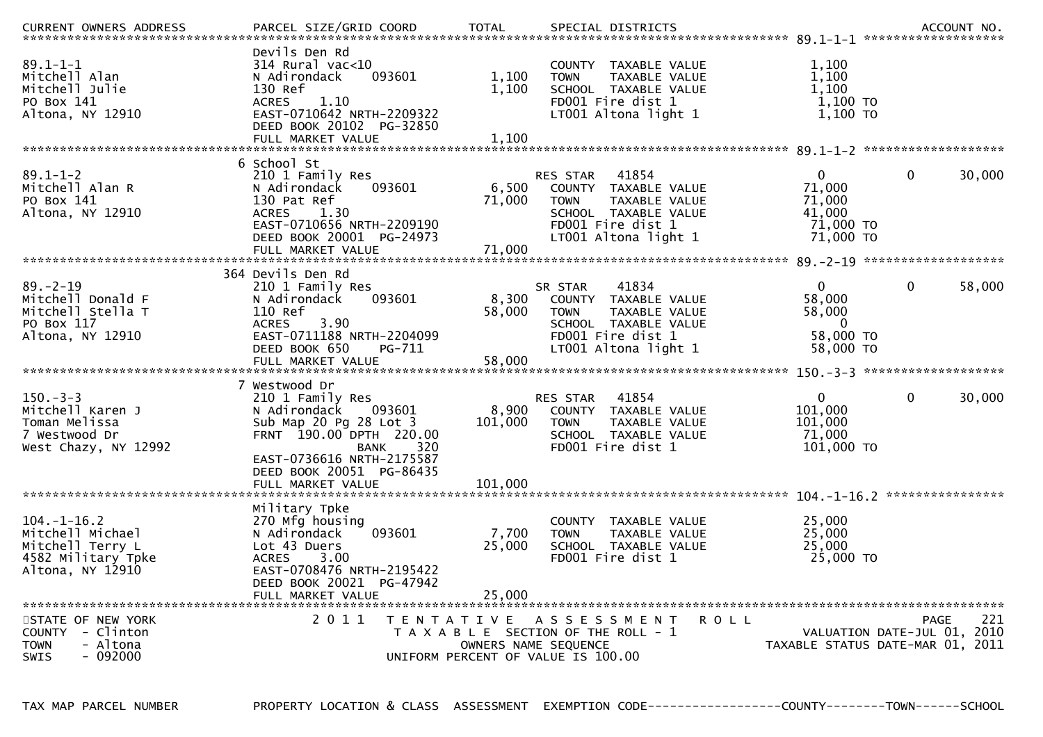| CURRENT OWNERS ADDRESS | PARCEL SIZE/GRID COORD | TOTAL | SPECIAL DISTRICTS | | | ACCOUNT NO. |
|---|---|---|---|---|---|---|
| ************** 89.1-1-1 ************** | | | | | | |
| | Devils Den Rd | | | | | |
| 89.1-1-1 | 314 Rural vac<10 | | COUNTY TAXABLE VALUE | 1,100 | | |
| Mitchell Alan | N Adirondack 093601 | 1,100 | TOWN TAXABLE VALUE | 1,100 | | |
| Mitchell Julie | 130 Ref | 1,100 | SCHOOL TAXABLE VALUE | 1,100 | | |
| PO Box 141 | ACRES 1.10 | | FD001 Fire dist 1 | 1,100 TO | | |
| Altona, NY 12910 | EAST-0710642 NRTH-2209322 | | LT001 Altona light 1 | 1,100 TO | | |
| | DEED BOOK 20102 PG-32850 | | | | | |
| | FULL MARKET VALUE | 1,100 | | | | |
| ************** 89.1-1-2 ************** | | | | | | |
| | 6 School St | | | | | |
| 89.1-1-2 | 210 1 Family Res | | RES STAR 41854 | 0 | 0 | 30,000 |
| Mitchell Alan R | N Adirondack 093601 | 6,500 | COUNTY TAXABLE VALUE | 71,000 | | |
| PO Box 141 | 130 Pat Ref | 71,000 | TOWN TAXABLE VALUE | 71,000 | | |
| Altona, NY 12910 | ACRES 1.30 | | SCHOOL TAXABLE VALUE | 41,000 | | |
| | EAST-0710656 NRTH-2209190 | | FD001 Fire dist 1 | 71,000 TO | | |
| | DEED BOOK 20001 PG-24973 | | LT001 Altona light 1 | 71,000 TO | | |
| | FULL MARKET VALUE | 71,000 | | | | |
| ************** 89.-2-19 ************** | | | | | | |
| | 364 Devils Den Rd | | | | | |
| 89.-2-19 | 210 1 Family Res | | SR STAR 41834 | 0 | 0 | 58,000 |
| Mitchell Donald F | N Adirondack 093601 | 8,300 | COUNTY TAXABLE VALUE | 58,000 | | |
| Mitchell Stella T | 110 Ref | 58,000 | TOWN TAXABLE VALUE | 58,000 | | |
| PO Box 117 | ACRES 3.90 | | SCHOOL TAXABLE VALUE | 0 | | |
| Altona, NY 12910 | EAST-0711188 NRTH-2204099 | | FD001 Fire dist 1 | 58,000 TO | | |
| | DEED BOOK 650 PG-711 | | LT001 Altona light 1 | 58,000 TO | | |
| | FULL MARKET VALUE | 58,000 | | | | |
| ************** 150.-3-3 ************** | | | | | | |
| | 7 Westwood Dr | | | | | |
| 150.-3-3 | 210 1 Family Res | | RES STAR 41854 | 0 | 0 | 30,000 |
| Mitchell Karen J | N Adirondack 093601 | 8,900 | COUNTY TAXABLE VALUE | 101,000 | | |
| Toman Melissa | Sub Map 20 Pg 28 Lot 3 | 101,000 | TOWN TAXABLE VALUE | 101,000 | | |
| 7 Westwood Dr | FRNT 190.00 DPTH 220.00 | | SCHOOL TAXABLE VALUE | 71,000 | | |
| West Chazy, NY 12992 | BANK 320 | | FD001 Fire dist 1 | 101,000 TO | | |
| | EAST-0736616 NRTH-2175587 | | | | | |
| | DEED BOOK 20051 PG-86435 | | | | | |
| | FULL MARKET VALUE | 101,000 | | | | |
| ************** 104.-1-16.2 ************** | | | | | | |
| | Military Tpke | | | | | |
| 104.-1-16.2 | 270 Mfg housing | | COUNTY TAXABLE VALUE | 25,000 | | |
| Mitchell Michael | N Adirondack 093601 | 7,700 | TOWN TAXABLE VALUE | 25,000 | | |
| Mitchell Terry L | Lot 43 Duers | 25,000 | SCHOOL TAXABLE VALUE | 25,000 | | |
| 4582 Military Tpke | ACRES 3.00 | | FD001 Fire dist 1 | 25,000 TO | | |
| Altona, NY 12910 | EAST-0708476 NRTH-2195422 | | | | | |
| | DEED BOOK 20021 PG-47942 | | | | | |
| | FULL MARKET VALUE | 25,000 | | | | |

STATE OF NEW YORK
COUNTY - Clinton
TOWN - Altona
SWIS - 092000

2011 TENTATIVE ASSESSMENT ROLL
TAXABLE SECTION OF THE ROLL - 1
OWNERS NAME SEQUENCE
UNIFORM PERCENT OF VALUE IS 100.00

VALUATION DATE-JUL 01, 2010
TAXABLE STATUS DATE-MAR 01, 2011

TAX MAP PARCEL NUMBER — PROPERTY LOCATION & CLASS — ASSESSMENT — EXEMPTION CODE------------------COUNTY--------TOWN------SCHOOL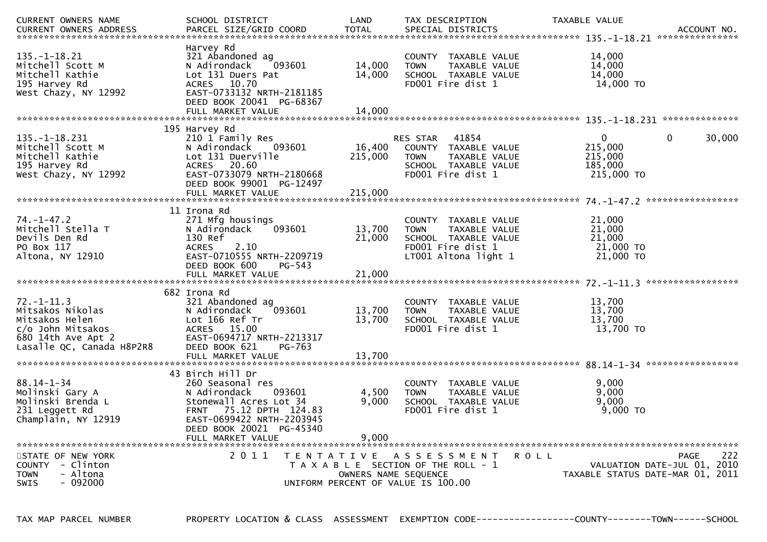| CURRENT OWNERS NAME<br>CURRENT OWNERS ADDRESS | SCHOOL DISTRICT<br>PARCEL SIZE/GRID COORD | LAND<br>TOTAL | TAX DESCRIPTION<br>SPECIAL DISTRICTS | TAXABLE VALUE | ACCOUNT NO. |
|---|---|---|---|---|---|

**135.-1-18.21**

| | | | | | |
|---|---|---|---|---|---|
| 135.-1-18.21 | Harvey Rd<br>321 Abandoned ag | | COUNTY TAXABLE VALUE | 14,000 | |
| Mitchell Scott M | N Adirondack 093601 | 14,000 | TOWN TAXABLE VALUE | 14,000 | |
| Mitchell Kathie | Lot 131 Duers Pat | 14,000 | SCHOOL TAXABLE VALUE | 14,000 | |
| 195 Harvey Rd | ACRES 10.70 | | FD001 Fire dist 1 | 14,000 TO | |
| West Chazy, NY 12992 | EAST-0733132 NRTH-2181185 | | | | |
| | DEED BOOK 20041 PG-68367 | | | | |
| | FULL MARKET VALUE | 14,000 | | | |

**135.-1-18.231**

| | | | | | |
|---|---|---|---|---|---|
| 135.-1-18.231 | 195 Harvey Rd<br>210 1 Family Res | | RES STAR 41854 | 0 0 | 30,000 |
| Mitchell Scott M | N Adirondack 093601 | 16,400 | COUNTY TAXABLE VALUE | 215,000 | |
| Mitchell Kathie | Lot 131 Duerville | 215,000 | TOWN TAXABLE VALUE | 215,000 | |
| 195 Harvey Rd | ACRES 20.60 | | SCHOOL TAXABLE VALUE | 185,000 | |
| West Chazy, NY 12992 | EAST-0733079 NRTH-2180668 | | FD001 Fire dist 1 | 215,000 TO | |
| | DEED BOOK 99001 PG-12497 | | | | |
| | FULL MARKET VALUE | 215,000 | | | |

**74.-1-47.2**

| | | | | | |
|---|---|---|---|---|---|
| 74.-1-47.2 | 11 Irona Rd<br>271 Mfg housings | | COUNTY TAXABLE VALUE | 21,000 | |
| Mitchell Stella T | N Adirondack 093601 | 13,700 | TOWN TAXABLE VALUE | 21,000 | |
| Devils Den Rd | 130 Ref | 21,000 | SCHOOL TAXABLE VALUE | 21,000 | |
| PO Box 117 | ACRES 2.10 | | FD001 Fire dist 1 | 21,000 TO | |
| Altona, NY 12910 | EAST-0710555 NRTH-2209719 | | LT001 Altona light 1 | 21,000 TO | |
| | DEED BOOK 600 PG-543 | | | | |
| | FULL MARKET VALUE | 21,000 | | | |

**72.-1-11.3**

| | | | | | |
|---|---|---|---|---|---|
| 72.-1-11.3 | 682 Irona Rd<br>321 Abandoned ag | | COUNTY TAXABLE VALUE | 13,700 | |
| Mitsakos Nikolas | N Adirondack 093601 | 13,700 | TOWN TAXABLE VALUE | 13,700 | |
| Mitsakos Helen | Lot 166 Ref Tr | 13,700 | SCHOOL TAXABLE VALUE | 13,700 | |
| c/o John Mitsakos | ACRES 15.00 | | FD001 Fire dist 1 | 13,700 TO | |
| 680 14th Ave Apt 2 | EAST-0694717 NRTH-2213317 | | | | |
| Lasalle QC, Canada H8P2R8 | DEED BOOK 621 PG-763 | | | | |
| | FULL MARKET VALUE | 13,700 | | | |

**88.14-1-34**

| | | | | | |
|---|---|---|---|---|---|
| 88.14-1-34 | 43 Birch Hill Dr<br>260 Seasonal res | | COUNTY TAXABLE VALUE | 9,000 | |
| Molinski Gary A | N Adirondack 093601 | 4,500 | TOWN TAXABLE VALUE | 9,000 | |
| Molinski Brenda L | Stonewall Acres Lot 34 | 9,000 | SCHOOL TAXABLE VALUE | 9,000 | |
| 231 Leggett Rd | FRNT 75.12 DPTH 124.83 | | FD001 Fire dist 1 | 9,000 TO | |
| Champlain, NY 12919 | EAST-0699422 NRTH-2203945 | | | | |
| | DEED BOOK 20021 PG-45340 | | | | |
| | FULL MARKET VALUE | 9,000 | | | |

STATE OF NEW YORK
COUNTY - Clinton
TOWN - Altona
SWIS - 092000

2011 TENTATIVE ASSESSMENT ROLL
TAXABLE SECTION OF THE ROLL - 1
OWNERS NAME SEQUENCE
UNIFORM PERCENT OF VALUE IS 100.00

PAGE 222
VALUATION DATE-JUL 01, 2010
TAXABLE STATUS DATE-MAR 01, 2011

TAX MAP PARCEL NUMBER PROPERTY LOCATION & CLASS ASSESSMENT EXEMPTION CODE------------------COUNTY--------TOWN------SCHOOL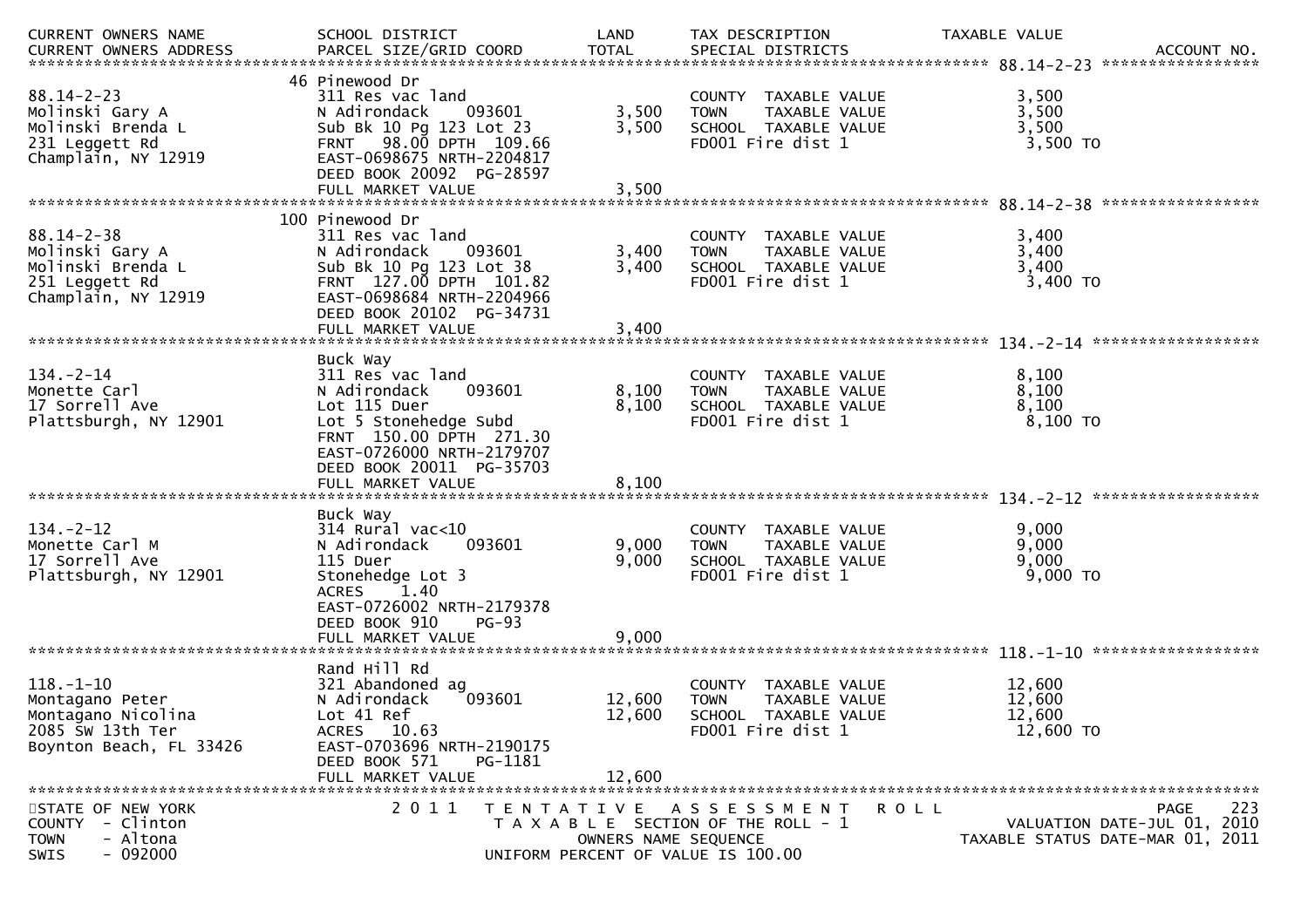| CURRENT OWNERS NAME<br>CURRENT OWNERS ADDRESS | SCHOOL DISTRICT<br>PARCEL SIZE/GRID COORD | LAND<br>TOTAL | TAX DESCRIPTION<br>SPECIAL DISTRICTS | TAXABLE VALUE | ACCOUNT NO. |
|---|---|---|---|---|---|
| **88.14-2-23** | 46 Pinewood Dr | | | | |
| 88.14-2-23 | 311 Res vac land | | COUNTY TAXABLE VALUE | 3,500 | |
| Molinski Gary A | N Adirondack 093601 | 3,500 | TOWN TAXABLE VALUE | 3,500 | |
| Molinski Brenda L | Sub Bk 10 Pg 123 Lot 23 | 3,500 | SCHOOL TAXABLE VALUE | 3,500 | |
| 231 Leggett Rd | FRNT 98.00 DPTH 109.66 | | FD001 Fire dist 1 | 3,500 TO | |
| Champlain, NY 12919 | EAST-0698675 NRTH-2204817 | | | | |
| | DEED BOOK 20092 PG-28597 | | | | |
| | FULL MARKET VALUE | 3,500 | | | |
| **88.14-2-38** | 100 Pinewood Dr | | | | |
| 88.14-2-38 | 311 Res vac land | | COUNTY TAXABLE VALUE | 3,400 | |
| Molinski Gary A | N Adirondack 093601 | 3,400 | TOWN TAXABLE VALUE | 3,400 | |
| Molinski Brenda L | Sub Bk 10 Pg 123 Lot 38 | 3,400 | SCHOOL TAXABLE VALUE | 3,400 | |
| 251 Leggett Rd | FRNT 127.00 DPTH 101.82 | | FD001 Fire dist 1 | 3,400 TO | |
| Champlain, NY 12919 | EAST-0698684 NRTH-2204966 | | | | |
| | DEED BOOK 20102 PG-34731 | | | | |
| | FULL MARKET VALUE | 3,400 | | | |
| **134.-2-14** | Buck Way | | | | |
| 134.-2-14 | 311 Res vac land | | COUNTY TAXABLE VALUE | 8,100 | |
| Monette Carl | N Adirondack 093601 | 8,100 | TOWN TAXABLE VALUE | 8,100 | |
| 17 Sorrell Ave | Lot 115 Duer | 8,100 | SCHOOL TAXABLE VALUE | 8,100 | |
| Plattsburgh, NY 12901 | Lot 5 Stonehedge Subd | | FD001 Fire dist 1 | 8,100 TO | |
| | FRNT 150.00 DPTH 271.30 | | | | |
| | EAST-0726000 NRTH-2179707 | | | | |
| | DEED BOOK 20011 PG-35703 | | | | |
| | FULL MARKET VALUE | 8,100 | | | |
| **134.-2-12** | Buck Way | | | | |
| 134.-2-12 | 314 Rural vac<10 | | COUNTY TAXABLE VALUE | 9,000 | |
| Monette Carl M | N Adirondack 093601 | 9,000 | TOWN TAXABLE VALUE | 9,000 | |
| 17 Sorrell Ave | 115 Duer | 9,000 | SCHOOL TAXABLE VALUE | 9,000 | |
| Plattsburgh, NY 12901 | Stonehedge Lot 3 | | FD001 Fire dist 1 | 9,000 TO | |
| | ACRES 1.40 | | | | |
| | EAST-0726002 NRTH-2179378 | | | | |
| | DEED BOOK 910 PG-93 | | | | |
| | FULL MARKET VALUE | 9,000 | | | |
| **118.-1-10** | Rand Hill Rd | | | | |
| 118.-1-10 | 321 Abandoned ag | | COUNTY TAXABLE VALUE | 12,600 | |
| Montagano Peter | N Adirondack 093601 | 12,600 | TOWN TAXABLE VALUE | 12,600 | |
| Montagano Nicolina | Lot 41 Ref | 12,600 | SCHOOL TAXABLE VALUE | 12,600 | |
| 2085 SW 13th Ter | ACRES 10.63 | | FD001 Fire dist 1 | 12,600 TO | |
| Boynton Beach, FL 33426 | EAST-0703696 NRTH-2190175 | | | | |
| | DEED BOOK 571 PG-1181 | | | | |
| | FULL MARKET VALUE | 12,600 | | | |

STATE OF NEW YORK
COUNTY - Clinton
TOWN - Altona
SWIS - 092000

2011 TENTATIVE ASSESSMENT ROLL
TAXABLE SECTION OF THE ROLL - 1
OWNERS NAME SEQUENCE
UNIFORM PERCENT OF VALUE IS 100.00

VALUATION DATE-JUL 01, 2010
TAXABLE STATUS DATE-MAR 01, 2011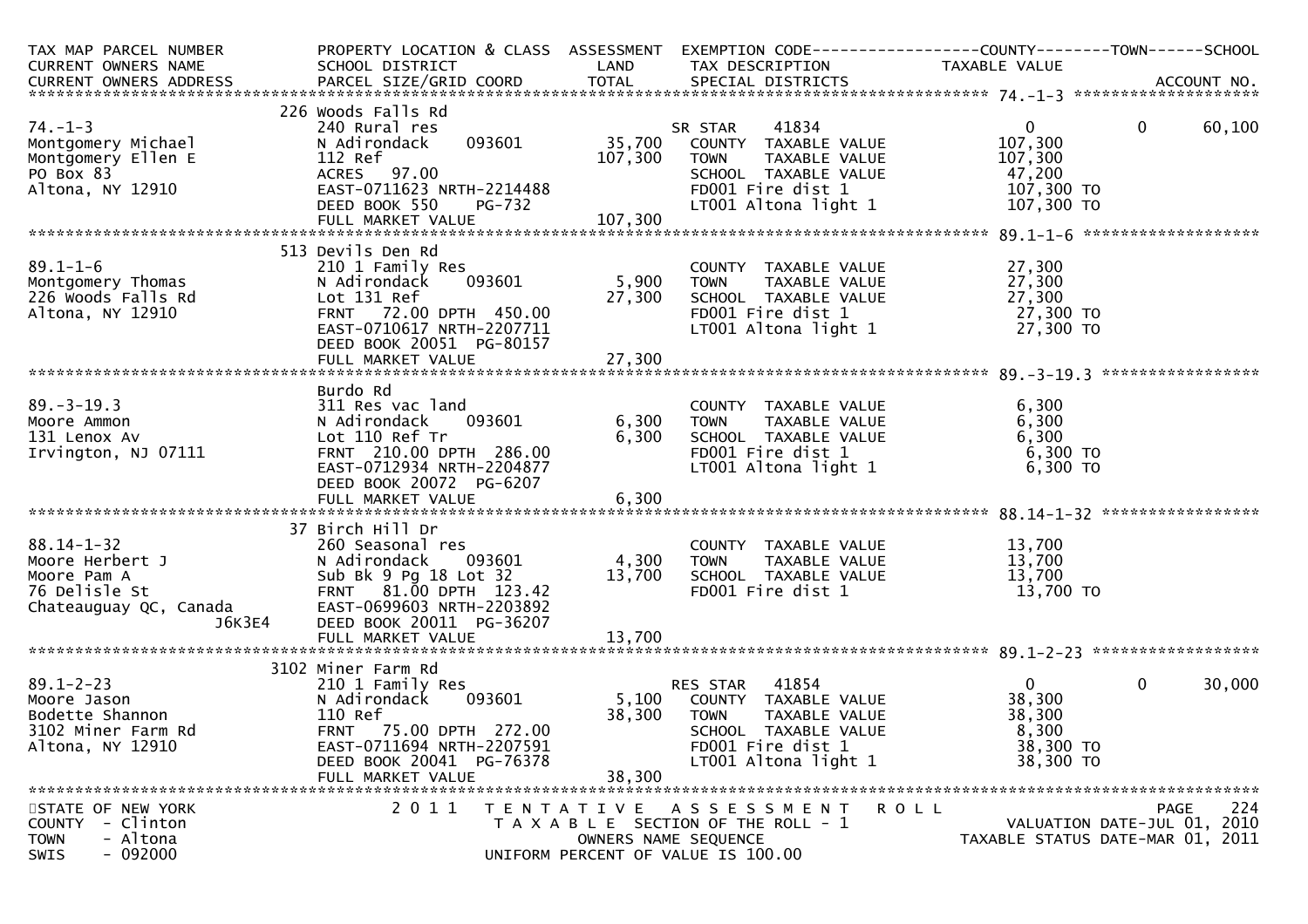| TAX MAP PARCEL NUMBER<br>CURRENT OWNERS NAME<br>CURRENT OWNERS ADDRESS | PROPERTY LOCATION & CLASS<br>SCHOOL DISTRICT<br>PARCEL SIZE/GRID COORD | ASSESSMENT<br>LAND<br>TOTAL | EXEMPTION CODE<br>TAX DESCRIPTION<br>SPECIAL DISTRICTS | COUNTY<br>TAXABLE VALUE | TOWN | SCHOOL<br>ACCOUNT NO. |
|---|---|---|---|---|---|---|
| 74.-1-3 | 226 Woods Falls Rd | | | | | |
| 74.-1-3 | 240 Rural res | | SR STAR 41834 | 0 | 0 | 60,100 |
| Montgomery Michael | N Adirondack 093601 | 35,700 | COUNTY TAXABLE VALUE | 107,300 | | |
| Montgomery Ellen E | 112 Ref | 107,300 | TOWN TAXABLE VALUE | 107,300 | | |
| PO Box 83 | ACRES 97.00 | | SCHOOL TAXABLE VALUE | 47,200 | | |
| Altona, NY 12910 | EAST-0711623 NRTH-2214488 | | FD001 Fire dist 1 | 107,300 TO | | |
| | DEED BOOK 550 PG-732 | | LT001 Altona light 1 | 107,300 TO | | |
| | FULL MARKET VALUE | 107,300 | | | | |
| 89.1-1-6 | 513 Devils Den Rd | | | | | |
| 89.1-1-6 | 210 1 Family Res | | COUNTY TAXABLE VALUE | 27,300 | | |
| Montgomery Thomas | N Adirondack 093601 | 5,900 | TOWN TAXABLE VALUE | 27,300 | | |
| 226 Woods Falls Rd | Lot 131 Ref | 27,300 | SCHOOL TAXABLE VALUE | 27,300 | | |
| Altona, NY 12910 | FRNT 72.00 DPTH 450.00 | | FD001 Fire dist 1 | 27,300 TO | | |
| | EAST-0710617 NRTH-2207711 | | LT001 Altona light 1 | 27,300 TO | | |
| | DEED BOOK 20051 PG-80157 | | | | | |
| | FULL MARKET VALUE | 27,300 | | | | |
| 89.-3-19.3 | Burdo Rd | | | | | |
| 89.-3-19.3 | 311 Res vac land | | COUNTY TAXABLE VALUE | 6,300 | | |
| Moore Ammon | N Adirondack 093601 | 6,300 | TOWN TAXABLE VALUE | 6,300 | | |
| 131 Lenox Av | Lot 110 Ref Tr | 6,300 | SCHOOL TAXABLE VALUE | 6,300 | | |
| Irvington, NJ 07111 | FRNT 210.00 DPTH 286.00 | | FD001 Fire dist 1 | 6,300 TO | | |
| | EAST-0712934 NRTH-2204877 | | LT001 Altona light 1 | 6,300 TO | | |
| | DEED BOOK 20072 PG-6207 | | | | | |
| | FULL MARKET VALUE | 6,300 | | | | |
| 88.14-1-32 | 37 Birch Hill Dr | | | | | |
| 88.14-1-32 | 260 Seasonal res | | COUNTY TAXABLE VALUE | 13,700 | | |
| Moore Herbert J | N Adirondack 093601 | 4,300 | TOWN TAXABLE VALUE | 13,700 | | |
| Moore Pam A | Sub Bk 9 Pg 18 Lot 32 | 13,700 | SCHOOL TAXABLE VALUE | 13,700 | | |
| 76 Delisle St | FRNT 81.00 DPTH 123.42 | | FD001 Fire dist 1 | 13,700 TO | | |
| Chateauguay QC, Canada | EAST-0699603 NRTH-2203892 | | | | | |
| J6K3E4 | DEED BOOK 20011 PG-36207 | | | | | |
| | FULL MARKET VALUE | 13,700 | | | | |
| 89.1-2-23 | 3102 Miner Farm Rd | | | | | |
| 89.1-2-23 | 210 1 Family Res | | RES STAR 41854 | 0 | 0 | 30,000 |
| Moore Jason | N Adirondack 093601 | 5,100 | COUNTY TAXABLE VALUE | 38,300 | | |
| Bodette Shannon | 110 Ref | 38,300 | TOWN TAXABLE VALUE | 38,300 | | |
| 3102 Miner Farm Rd | FRNT 75.00 DPTH 272.00 | | SCHOOL TAXABLE VALUE | 8,300 | | |
| Altona, NY 12910 | EAST-0711694 NRTH-2207591 | | FD001 Fire dist 1 | 38,300 TO | | |
| | DEED BOOK 20041 PG-76378 | | LT001 Altona light 1 | 38,300 TO | | |
| | FULL MARKET VALUE | 38,300 | | | | |

STATE OF NEW YORK — COUNTY - Clinton — TOWN - Altona — SWIS - 092000

2011 TENTATIVE ASSESSMENT ROLL — TAXABLE SECTION OF THE ROLL - 1 — OWNERS NAME SEQUENCE — UNIFORM PERCENT OF VALUE IS 100.00

VALUATION DATE-JUL 01, 2010 — TAXABLE STATUS DATE-MAR 01, 2011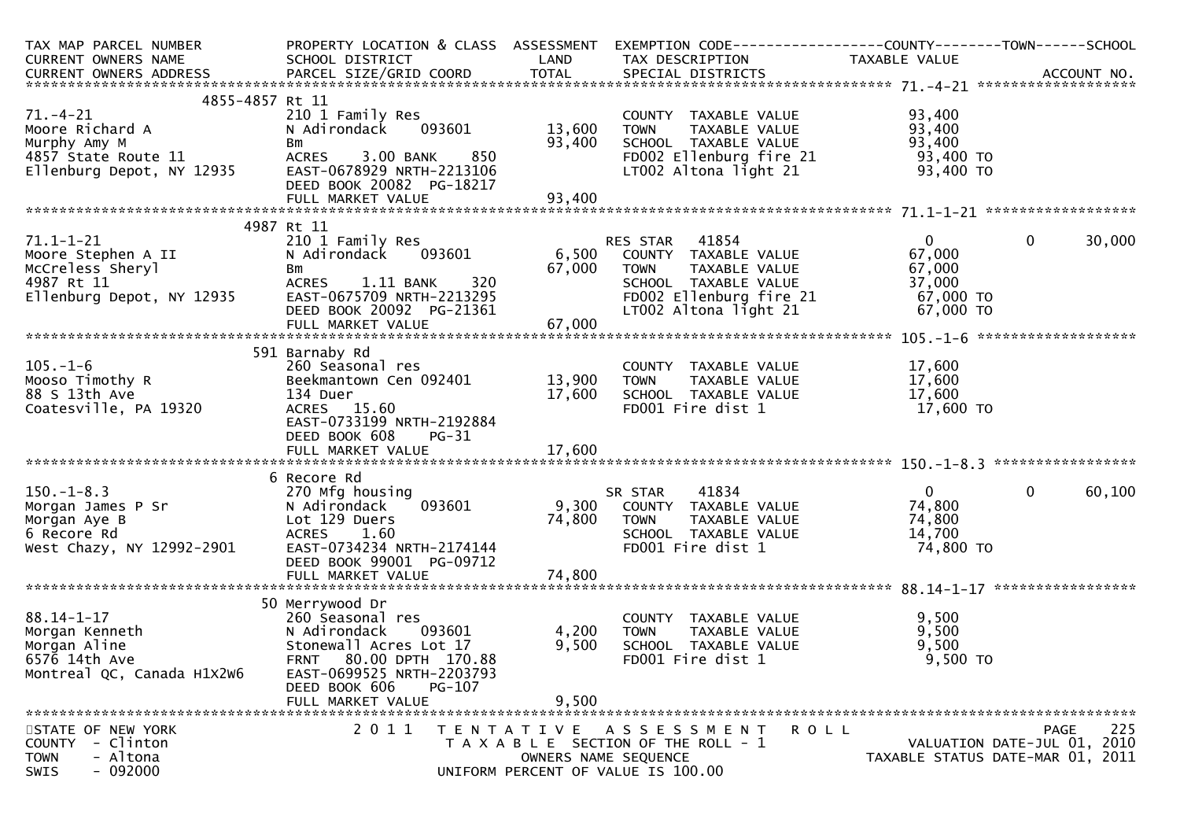| TAX MAP PARCEL NUMBER<br>CURRENT OWNERS NAME<br>CURRENT OWNERS ADDRESS | PROPERTY LOCATION & CLASS<br>SCHOOL DISTRICT<br>PARCEL SIZE/GRID COORD | ASSESSMENT<br>LAND<br>TOTAL | EXEMPTION CODE------------------COUNTY--------TOWN------SCHOOL<br>TAX DESCRIPTION<br>SPECIAL DISTRICTS | TAXABLE VALUE | | ACCOUNT NO. |
|---|---|---|---|---|---|---|
| | 4855-4857 Rt 11 | | | | | |
| 71.-4-21 | 210 1 Family Res | | COUNTY TAXABLE VALUE | 93,400 | | |
| Moore Richard A | N Adirondack 093601 | 13,600 | TOWN TAXABLE VALUE | 93,400 | | |
| Murphy Amy M | Bm | 93,400 | SCHOOL TAXABLE VALUE | 93,400 | | |
| 4857 State Route 11 | ACRES 3.00 BANK 850 | | FD002 Ellenburg fire 21 | 93,400 TO | | |
| Ellenburg Depot, NY 12935 | EAST-0678929 NRTH-2213106 | | LT002 Altona light 21 | 93,400 TO | | |
| | DEED BOOK 20082 PG-18217 | | | | | |
| | FULL MARKET VALUE | 93,400 | | | | |
| | 4987 Rt 11 | | | | | |
| 71.1-1-21 | 210 1 Family Res | | RES STAR 41854 | 0 | 0 | 30,000 |
| Moore Stephen A II | N Adirondack 093601 | 6,500 | COUNTY TAXABLE VALUE | 67,000 | | |
| McCreless Sheryl | Bm | 67,000 | TOWN TAXABLE VALUE | 67,000 | | |
| 4987 Rt 11 | ACRES 1.11 BANK 320 | | SCHOOL TAXABLE VALUE | 37,000 | | |
| Ellenburg Depot, NY 12935 | EAST-0675709 NRTH-2213295 | | FD002 Ellenburg fire 21 | 67,000 TO | | |
| | DEED BOOK 20092 PG-21361 | | LT002 Altona light 21 | 67,000 TO | | |
| | FULL MARKET VALUE | 67,000 | | | | |
| | 591 Barnaby Rd | | | | | |
| 105.-1-6 | 260 Seasonal res | | COUNTY TAXABLE VALUE | 17,600 | | |
| Mooso Timothy R | Beekmantown Cen 092401 | 13,900 | TOWN TAXABLE VALUE | 17,600 | | |
| 88 S 13th Ave | 134 Duer | 17,600 | SCHOOL TAXABLE VALUE | 17,600 | | |
| Coatesville, PA 19320 | ACRES 15.60 | | FD001 Fire dist 1 | 17,600 TO | | |
| | EAST-0733199 NRTH-2192884 | | | | | |
| | DEED BOOK 608 PG-31 | | | | | |
| | FULL MARKET VALUE | 17,600 | | | | |
| | 6 Recore Rd | | | | | |
| 150.-1-8.3 | 270 Mfg housing | | SR STAR 41834 | 0 | 0 | 60,100 |
| Morgan James P Sr | N Adirondack 093601 | 9,300 | COUNTY TAXABLE VALUE | 74,800 | | |
| Morgan Aye B | Lot 129 Duers | 74,800 | TOWN TAXABLE VALUE | 74,800 | | |
| 6 Recore Rd | ACRES 1.60 | | SCHOOL TAXABLE VALUE | 14,700 | | |
| West Chazy, NY 12992-2901 | EAST-0734234 NRTH-2174144 | | FD001 Fire dist 1 | 74,800 TO | | |
| | DEED BOOK 99001 PG-09712 | | | | | |
| | FULL MARKET VALUE | 74,800 | | | | |
| | 50 Merrywood Dr | | | | | |
| 88.14-1-17 | 260 Seasonal res | | COUNTY TAXABLE VALUE | 9,500 | | |
| Morgan Kenneth | N Adirondack 093601 | 4,200 | TOWN TAXABLE VALUE | 9,500 | | |
| Morgan Aline | Stonewall Acres Lot 17 | 9,500 | SCHOOL TAXABLE VALUE | 9,500 | | |
| 6576 14th Ave | FRNT 80.00 DPTH 170.88 | | FD001 Fire dist 1 | 9,500 TO | | |
| Montreal QC, Canada H1X2W6 | EAST-0699525 NRTH-2203793 | | | | | |
| | DEED BOOK 606 PG-107 | | | | | |
| | FULL MARKET VALUE | 9,500 | | | | |

STATE OF NEW YORK
COUNTY - Clinton
TOWN - Altona
SWIS - 092000

2011 TENTATIVE ASSESSMENT ROLL
TAXABLE SECTION OF THE ROLL - 1
OWNERS NAME SEQUENCE
UNIFORM PERCENT OF VALUE IS 100.00

VALUATION DATE-JUL 01, 2010
TAXABLE STATUS DATE-MAR 01, 2011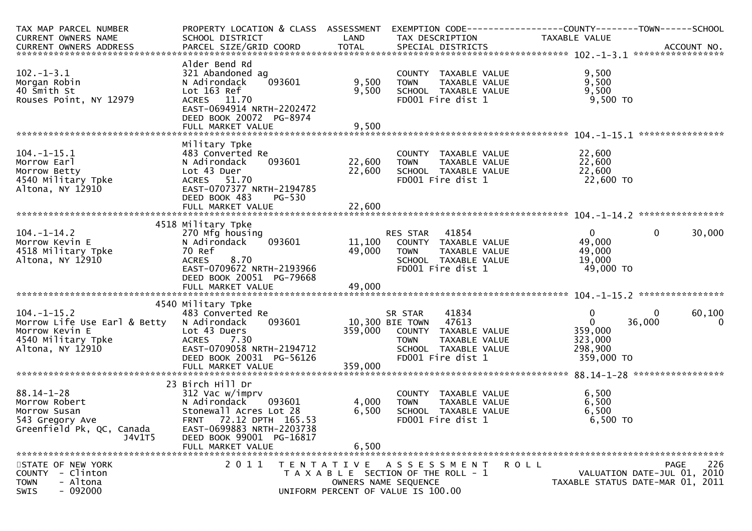| TAX MAP PARCEL NUMBER<br>CURRENT OWNERS NAME<br>CURRENT OWNERS ADDRESS | PROPERTY LOCATION & CLASS<br>SCHOOL DISTRICT<br>PARCEL SIZE/GRID COORD | ASSESSMENT<br>LAND<br>TOTAL | EXEMPTION CODE<br>TAX DESCRIPTION<br>SPECIAL DISTRICTS | COUNTY<br>TAXABLE VALUE | TOWN | SCHOOL<br>ACCOUNT NO. |
|---|---|---|---|---|---|---|
| **102.-1-3.1** | | | | | | |
| 102.-1-3.1 | Alder Bend Rd | | | | | |
| Morgan Robin | 321 Abandoned ag | | COUNTY TAXABLE VALUE | 9,500 | | |
| 40 Smith St | N Adirondack 093601 | 9,500 | TOWN TAXABLE VALUE | 9,500 | | |
| Rouses Point, NY 12979 | Lot 163 Ref | 9,500 | SCHOOL TAXABLE VALUE | 9,500 | | |
| | ACRES 11.70 | | FD001 Fire dist 1 | 9,500 TO | | |
| | EAST-0694914 NRTH-2202472 | | | | | |
| | DEED BOOK 20072 PG-8974 | | | | | |
| | FULL MARKET VALUE | 9,500 | | | | |
| **104.-1-15.1** | | | | | | |
| 104.-1-15.1 | Military Tpke | | | | | |
| Morrow Earl | 483 Converted Re | | COUNTY TAXABLE VALUE | 22,600 | | |
| Morrow Betty | N Adirondack 093601 | 22,600 | TOWN TAXABLE VALUE | 22,600 | | |
| 4540 Military Tpke | Lot 43 Duer | 22,600 | SCHOOL TAXABLE VALUE | 22,600 | | |
| Altona, NY 12910 | ACRES 51.70 | | FD001 Fire dist 1 | 22,600 TO | | |
| | EAST-0707377 NRTH-2194785 | | | | | |
| | DEED BOOK 483 PG-530 | | | | | |
| | FULL MARKET VALUE | 22,600 | | | | |
| **104.-1-14.2** | | | | | | |
| 104.-1-14.2 | 4518 Military Tpke | | | | | |
| Morrow Kevin E | 270 Mfg housing | | RES STAR 41854 | 0 | 0 | 30,000 |
| 4518 Military Tpke | N Adirondack 093601 | 11,100 | COUNTY TAXABLE VALUE | 49,000 | | |
| Altona, NY 12910 | 70 Ref | 49,000 | TOWN TAXABLE VALUE | 49,000 | | |
| | ACRES 8.70 | | SCHOOL TAXABLE VALUE | 19,000 | | |
| | EAST-0709672 NRTH-2193966 | | FD001 Fire dist 1 | 49,000 TO | | |
| | DEED BOOK 20051 PG-79668 | | | | | |
| | FULL MARKET VALUE | 49,000 | | | | |
| **104.-1-15.2** | | | | | | |
| 104.-1-15.2 | 4540 Military Tpke | | | | | |
| Morrow Life Use Earl & Betty | 483 Converted Re | | SR STAR 41834 | 0 | 0 | 60,100 |
| Morrow Kevin E | N Adirondack 093601 | 10,300 | BIE TOWN 47613 | 0 | 36,000 | 0 |
| 4540 Military Tpke | Lot 43 Duers | 359,000 | COUNTY TAXABLE VALUE | 359,000 | | |
| Altona, NY 12910 | ACRES 7.30 | | TOWN TAXABLE VALUE | 323,000 | | |
| | EAST-0709058 NRTH-2194712 | | SCHOOL TAXABLE VALUE | 298,900 | | |
| | DEED BOOK 20031 PG-56126 | | FD001 Fire dist 1 | 359,000 TO | | |
| | FULL MARKET VALUE | 359,000 | | | | |
| **88.14-1-28** | | | | | | |
| 88.14-1-28 | 23 Birch Hill Dr | | | | | |
| Morrow Robert | 312 Vac w/imprv | | COUNTY TAXABLE VALUE | 6,500 | | |
| Morrow Susan | N Adirondack 093601 | 4,000 | TOWN TAXABLE VALUE | 6,500 | | |
| 543 Gregory Ave | Stonewall Acres Lot 28 | 6,500 | SCHOOL TAXABLE VALUE | 6,500 | | |
| Greenfield Pk, QC, Canada | FRNT 72.12 DPTH 165.53 | | FD001 Fire dist 1 | 6,500 TO | | |
| J4V1T5 | EAST-0699883 NRTH-2203738 | | | | | |
| | DEED BOOK 99001 PG-16817 | | | | | |
| | FULL MARKET VALUE | 6,500 | | | | |

STATE OF NEW YORK — COUNTY - Clinton — TOWN - Altona — SWIS - 092000

2011 TENTATIVE ASSESSMENT ROLL — TAXABLE SECTION OF THE ROLL - 1 — OWNERS NAME SEQUENCE — UNIFORM PERCENT OF VALUE IS 100.00

VALUATION DATE-JUL 01, 2010 — TAXABLE STATUS DATE-MAR 01, 2011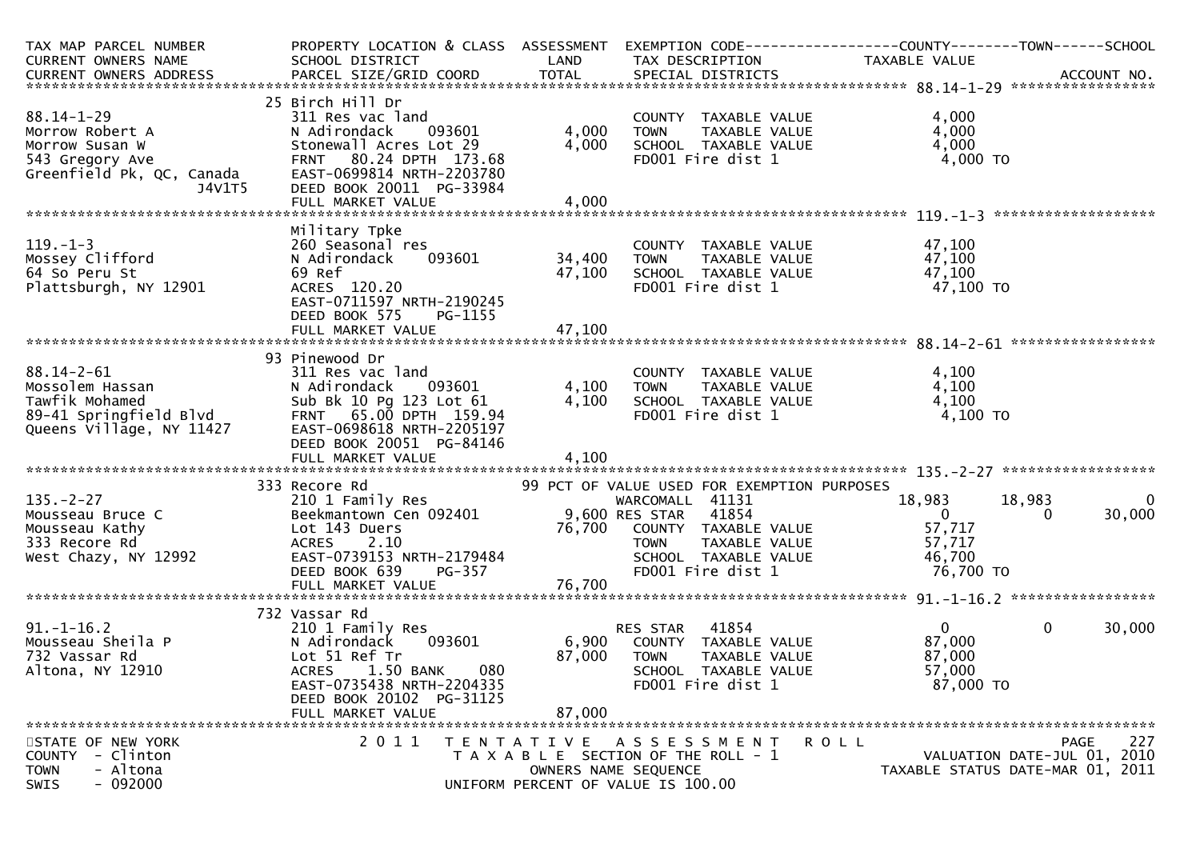| TAX MAP PARCEL NUMBER<br>CURRENT OWNERS NAME<br>CURRENT OWNERS ADDRESS | PROPERTY LOCATION & CLASS<br>SCHOOL DISTRICT<br>PARCEL SIZE/GRID COORD | ASSESSMENT<br>LAND<br>TOTAL | EXEMPTION CODE<br>TAX DESCRIPTION<br>SPECIAL DISTRICTS | COUNTY<br>TAXABLE VALUE | TOWN | SCHOOL<br>ACCOUNT NO. |
|---|---|---|---|---|---|---|
| **88.14-1-29** | 25 Birch Hill Dr | | | | | |
| 88.14-1-29 | 311 Res vac land | | COUNTY TAXABLE VALUE | 4,000 | | |
| Morrow Robert A | N Adirondack 093601 | 4,000 | TOWN TAXABLE VALUE | 4,000 | | |
| Morrow Susan W | Stonewall Acres Lot 29 | 4,000 | SCHOOL TAXABLE VALUE | 4,000 | | |
| 543 Gregory Ave | FRNT 80.24 DPTH 173.68 | | FD001 Fire dist 1 | 4,000 TO | | |
| Greenfield Pk, QC, Canada J4V1T5 | EAST-0699814 NRTH-2203780 | | | | | |
| | DEED BOOK 20011 PG-33984 | | | | | |
| | FULL MARKET VALUE | 4,000 | | | | |
| **119.-1-3** | Military Tpke | | | | | |
| 119.-1-3 | 260 Seasonal res | | COUNTY TAXABLE VALUE | 47,100 | | |
| Mossey Clifford | N Adirondack 093601 | 34,400 | TOWN TAXABLE VALUE | 47,100 | | |
| 64 So Peru St | 69 Ref | 47,100 | SCHOOL TAXABLE VALUE | 47,100 | | |
| Plattsburgh, NY 12901 | ACRES 120.20 | | FD001 Fire dist 1 | 47,100 TO | | |
| | EAST-0711597 NRTH-2190245 | | | | | |
| | DEED BOOK 575 PG-1155 | | | | | |
| | FULL MARKET VALUE | 47,100 | | | | |
| **88.14-2-61** | 93 Pinewood Dr | | | | | |
| 88.14-2-61 | 311 Res vac land | | COUNTY TAXABLE VALUE | 4,100 | | |
| Mossolem Hassan | N Adirondack 093601 | 4,100 | TOWN TAXABLE VALUE | 4,100 | | |
| Tawfik Mohamed | Sub Bk 10 Pg 123 Lot 61 | 4,100 | SCHOOL TAXABLE VALUE | 4,100 | | |
| 89-41 Springfield Blvd | FRNT 65.00 DPTH 159.94 | | FD001 Fire dist 1 | 4,100 TO | | |
| Queens Village, NY 11427 | EAST-0698618 NRTH-2205197 | | | | | |
| | DEED BOOK 20051 PG-84146 | | | | | |
| | FULL MARKET VALUE | 4,100 | | | | |
| **135.-2-27** | 333 Recore Rd | | 99 PCT OF VALUE USED FOR EXEMPTION PURPOSES | | | |
| 135.-2-27 | 210 1 Family Res | | WARCOMALL 41131 | 18,983 | 18,983 | 0 |
| Mousseau Bruce C | Beekmantown Cen 092401 | 9,600 | RES STAR 41854 | 0 | 0 | 30,000 |
| Mousseau Kathy | Lot 143 Duers | 76,700 | COUNTY TAXABLE VALUE | 57,717 | | |
| 333 Recore Rd | ACRES 2.10 | | TOWN TAXABLE VALUE | 57,717 | | |
| West Chazy, NY 12992 | EAST-0739153 NRTH-2179484 | | SCHOOL TAXABLE VALUE | 46,700 | | |
| | DEED BOOK 639 PG-357 | | FD001 Fire dist 1 | 76,700 TO | | |
| | FULL MARKET VALUE | 76,700 | | | | |
| **91.-1-16.2** | 732 Vassar Rd | | | | | |
| 91.-1-16.2 | 210 1 Family Res | | RES STAR 41854 | 0 | 0 | 30,000 |
| Mousseau Sheila P | N Adirondack 093601 | 6,900 | COUNTY TAXABLE VALUE | 87,000 | | |
| 732 Vassar Rd | Lot 51 Ref Tr | 87,000 | TOWN TAXABLE VALUE | 87,000 | | |
| Altona, NY 12910 | ACRES 1.50 BANK 080 | | SCHOOL TAXABLE VALUE | 57,000 | | |
| | EAST-0735438 NRTH-2204335 | | FD001 Fire dist 1 | 87,000 TO | | |
| | DEED BOOK 20102 PG-31125 | | | | | |
| | FULL MARKET VALUE | 87,000 | | | | |

STATE OF NEW YORK — COUNTY - Clinton — TOWN - Altona — SWIS - 092000

2011 TENTATIVE ASSESSMENT ROLL — TAXABLE SECTION OF THE ROLL - 1 — OWNERS NAME SEQUENCE — UNIFORM PERCENT OF VALUE IS 100.00

VALUATION DATE-JUL 01, 2010 — TAXABLE STATUS DATE-MAR 01, 2011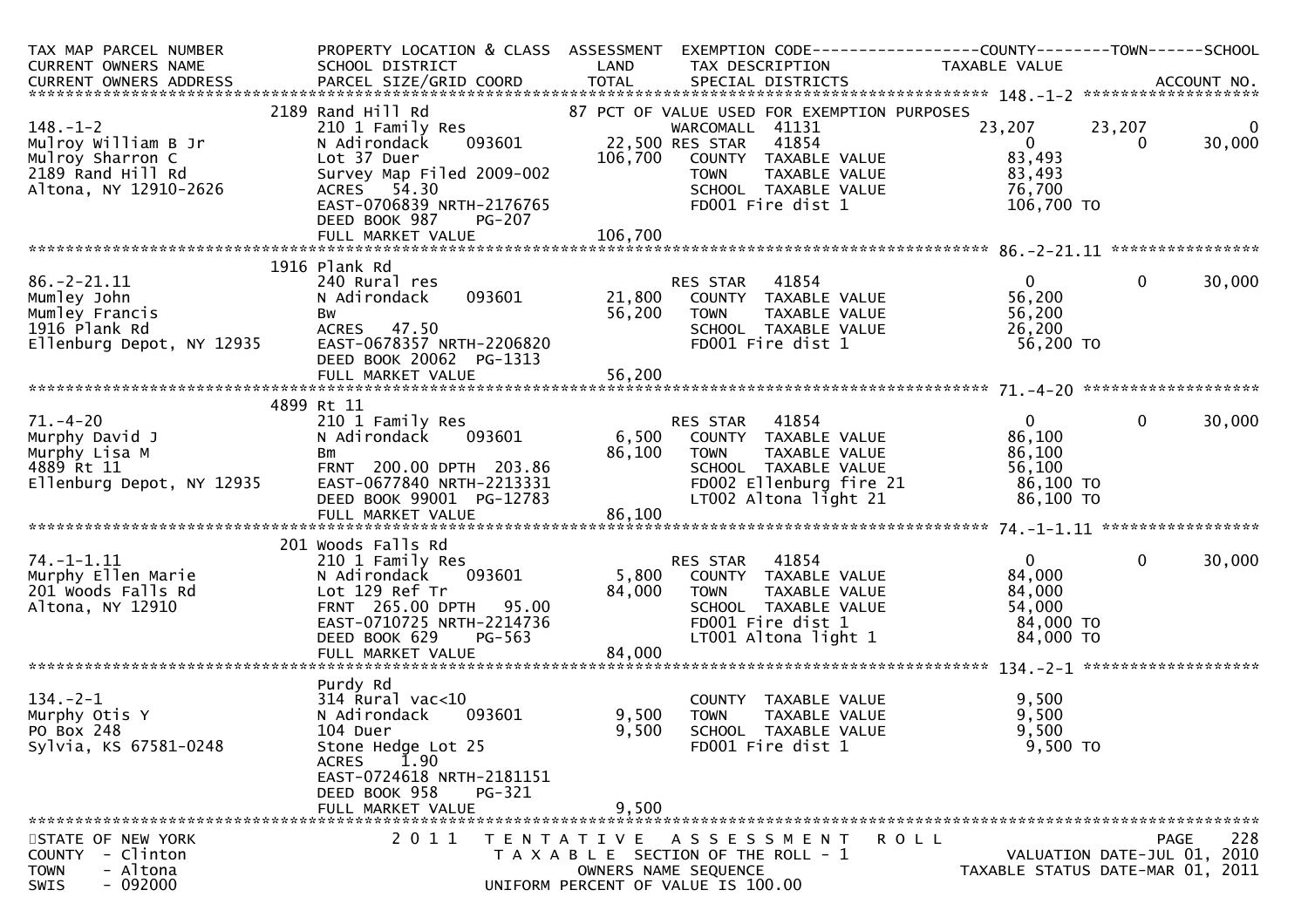```
TAX MAP PARCEL NUMBER          PROPERTY LOCATION & CLASS  ASSESSMENT  EXEMPTION CODE------------------COUNTY--------TOWN------SCHOOL
CURRENT OWNERS NAME            SCHOOL DISTRICT               LAND      TAX DESCRIPTION            TAXABLE VALUE
CURRENT OWNERS ADDRESS         PARCEL SIZE/GRID COORD       TOTAL      SPECIAL DISTRICTS                                    ACCOUNT NO.
******************************************************************************************************* 148.-1-2 ********************
                          2189 Rand Hill Rd                       87 PCT OF VALUE USED FOR EXEMPTION PURPOSES
148.-1-2                       210 1 Family Res                        WARCOMALL  41131              23,207      23,207            0
Mulroy William B Jr            N Adirondack     093601        22,500 RES STAR    41854                   0           0       30,000
Mulroy Sharron C               Lot 37 Duer                   106,700    COUNTY  TAXABLE VALUE            83,493
2189 Rand Hill Rd              Survey Map Filed 2009-002                TOWN    TAXABLE VALUE            83,493
Altona, NY 12910-2626          ACRES   54.30                            SCHOOL  TAXABLE VALUE            76,700
                               EAST-0706839 NRTH-2176765                FD001 Fire dist 1               106,700 TO
                               DEED BOOK 987    PG-207
                               FULL MARKET VALUE            106,700
******************************************************************************************************* 86.-2-21.11 *****************
                          1916 Plank Rd
86.-2-21.11                    240 Rural res                            RES STAR    41854                   0           0       30,000
Mumley John                    N Adirondack     093601        21,800    COUNTY  TAXABLE VALUE            56,200
Mumley Francis                 Bw                             56,200    TOWN    TAXABLE VALUE            56,200
1916 Plank Rd                  ACRES   47.50                            SCHOOL  TAXABLE VALUE            26,200
Ellenburg Depot, NY 12935      EAST-0678357 NRTH-2206820                FD001 Fire dist 1                56,200 TO
                               DEED BOOK 20062  PG-1313
                               FULL MARKET VALUE             56,200
******************************************************************************************************* 71.-4-20 ********************
                          4899 Rt 11
71.-4-20                       210 1 Family Res                         RES STAR    41854                   0           0       30,000
Murphy David J                 N Adirondack     093601         6,500    COUNTY  TAXABLE VALUE            86,100
Murphy Lisa M                  Bm                             86,100    TOWN    TAXABLE VALUE            86,100
4889 Rt 11                     FRNT 200.00 DPTH 203.86                  SCHOOL  TAXABLE VALUE            56,100
Ellenburg Depot, NY 12935      EAST-0677840 NRTH-2213331                FD002 Ellenburg fire 21          86,100 TO
                               DEED BOOK 99001  PG-12783                LT002 Altona light 21            86,100 TO
                               FULL MARKET VALUE             86,100
******************************************************************************************************* 74.-1-1.11 ******************
                          201 Woods Falls Rd
74.-1-1.11                     210 1 Family Res                         RES STAR    41854                   0           0       30,000
Murphy Ellen Marie             N Adirondack     093601         5,800    COUNTY  TAXABLE VALUE            84,000
201 Woods Falls Rd             Lot 129 Ref Tr                 84,000    TOWN    TAXABLE VALUE            84,000
Altona, NY 12910               FRNT 265.00 DPTH  95.00                  SCHOOL  TAXABLE VALUE            54,000
                               EAST-0710725 NRTH-2214736                FD001 Fire dist 1                84,000 TO
                               DEED BOOK 629    PG-563                  LT001 Altona light 1             84,000 TO
                               FULL MARKET VALUE             84,000
******************************************************************************************************* 134.-2-1 ********************
                          Purdy Rd
134.-2-1                       314 Rural vac<10                         COUNTY  TAXABLE VALUE             9,500
Murphy Otis Y                  N Adirondack     093601         9,500    TOWN    TAXABLE VALUE             9,500
PO Box 248                     104 Duer                        9,500    SCHOOL  TAXABLE VALUE             9,500
Sylvia, KS 67581-0248          Stone Hedge Lot 25                       FD001 Fire dist 1                 9,500 TO
                               ACRES    1.90
                               EAST-0724618 NRTH-2181151
                               DEED BOOK 958    PG-321
                               FULL MARKET VALUE              9,500
************************************************************************************************************************************
STATE OF NEW YORK                  2 0 1 1   T E N T A T I V E   A S S E S S M E N T   R O L L                          PAGE   228
COUNTY  - Clinton                        T A X A B L E  SECTION OF THE ROLL - 1                      VALUATION DATE-JUL 01, 2010
TOWN    - Altona                                 OWNERS NAME SEQUENCE                             TAXABLE STATUS DATE-MAR 01, 2011
SWIS    - 092000                          UNIFORM PERCENT OF VALUE IS 100.00
```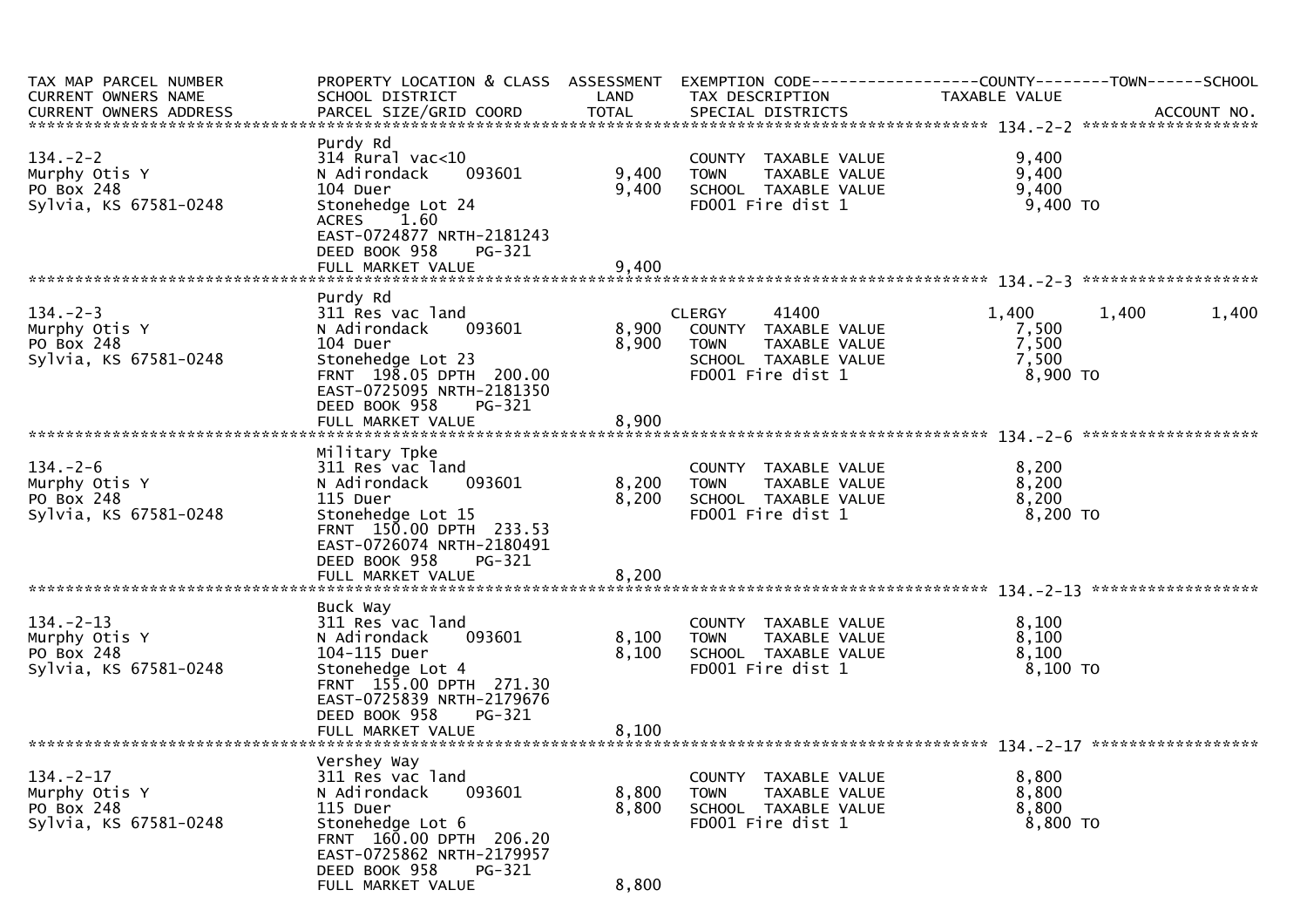| TAX MAP PARCEL NUMBER<br>CURRENT OWNERS NAME<br>CURRENT OWNERS ADDRESS | PROPERTY LOCATION & CLASS<br>SCHOOL DISTRICT<br>PARCEL SIZE/GRID COORD | ASSESSMENT<br>LAND<br>TOTAL | EXEMPTION CODE<br>TAX DESCRIPTION<br>SPECIAL DISTRICTS | COUNTY<br>TAXABLE VALUE | TOWN | SCHOOL<br>ACCOUNT NO. |
|---|---|---|---|---|---|---|
| **134.-2-2** | | | | | | |
| | Purdy Rd | | | | | |
| 134.-2-2 | 314 Rural vac<10 | | COUNTY TAXABLE VALUE | 9,400 | | |
| Murphy Otis Y | N Adirondack 093601 | 9,400 | TOWN TAXABLE VALUE | 9,400 | | |
| PO Box 248 | 104 Duer | 9,400 | SCHOOL TAXABLE VALUE | 9,400 | | |
| Sylvia, KS 67581-0248 | Stonehedge Lot 24 | | FD001 Fire dist 1 | 9,400 TO | | |
| | ACRES 1.60 | | | | | |
| | EAST-0724877 NRTH-2181243 | | | | | |
| | DEED BOOK 958 PG-321 | | | | | |
| | FULL MARKET VALUE | 9,400 | | | | |
| **134.-2-3** | | | | | | |
| | Purdy Rd | | | | | |
| 134.-2-3 | 311 Res vac land | | CLERGY 41400 | 1,400 | 1,400 | 1,400 |
| Murphy Otis Y | N Adirondack 093601 | 8,900 | COUNTY TAXABLE VALUE | 7,500 | | |
| PO Box 248 | 104 Duer | 8,900 | TOWN TAXABLE VALUE | 7,500 | | |
| Sylvia, KS 67581-0248 | Stonehedge Lot 23 | | SCHOOL TAXABLE VALUE | 7,500 | | |
| | FRNT 198.05 DPTH 200.00 | | FD001 Fire dist 1 | 8,900 TO | | |
| | EAST-0725095 NRTH-2181350 | | | | | |
| | DEED BOOK 958 PG-321 | | | | | |
| | FULL MARKET VALUE | 8,900 | | | | |
| **134.-2-6** | | | | | | |
| | Military Tpke | | | | | |
| 134.-2-6 | 311 Res vac land | | COUNTY TAXABLE VALUE | 8,200 | | |
| Murphy Otis Y | N Adirondack 093601 | 8,200 | TOWN TAXABLE VALUE | 8,200 | | |
| PO Box 248 | 115 Duer | 8,200 | SCHOOL TAXABLE VALUE | 8,200 | | |
| Sylvia, KS 67581-0248 | Stonehedge Lot 15 | | FD001 Fire dist 1 | 8,200 TO | | |
| | FRNT 150.00 DPTH 233.53 | | | | | |
| | EAST-0726074 NRTH-2180491 | | | | | |
| | DEED BOOK 958 PG-321 | | | | | |
| | FULL MARKET VALUE | 8,200 | | | | |
| **134.-2-13** | | | | | | |
| | Buck Way | | | | | |
| 134.-2-13 | 311 Res vac land | | COUNTY TAXABLE VALUE | 8,100 | | |
| Murphy Otis Y | N Adirondack 093601 | 8,100 | TOWN TAXABLE VALUE | 8,100 | | |
| PO Box 248 | 104-115 Duer | 8,100 | SCHOOL TAXABLE VALUE | 8,100 | | |
| Sylvia, KS 67581-0248 | Stonehedge Lot 4 | | FD001 Fire dist 1 | 8,100 TO | | |
| | FRNT 155.00 DPTH 271.30 | | | | | |
| | EAST-0725839 NRTH-2179676 | | | | | |
| | DEED BOOK 958 PG-321 | | | | | |
| | FULL MARKET VALUE | 8,100 | | | | |
| **134.-2-17** | | | | | | |
| | Vershey Way | | | | | |
| 134.-2-17 | 311 Res vac land | | COUNTY TAXABLE VALUE | 8,800 | | |
| Murphy Otis Y | N Adirondack 093601 | 8,800 | TOWN TAXABLE VALUE | 8,800 | | |
| PO Box 248 | 115 Duer | 8,800 | SCHOOL TAXABLE VALUE | 8,800 | | |
| Sylvia, KS 67581-0248 | Stonehedge Lot 6 | | FD001 Fire dist 1 | 8,800 TO | | |
| | FRNT 160.00 DPTH 206.20 | | | | | |
| | EAST-0725862 NRTH-2179957 | | | | | |
| | DEED BOOK 958 PG-321 | | | | | |
| | FULL MARKET VALUE | 8,800 | | | | |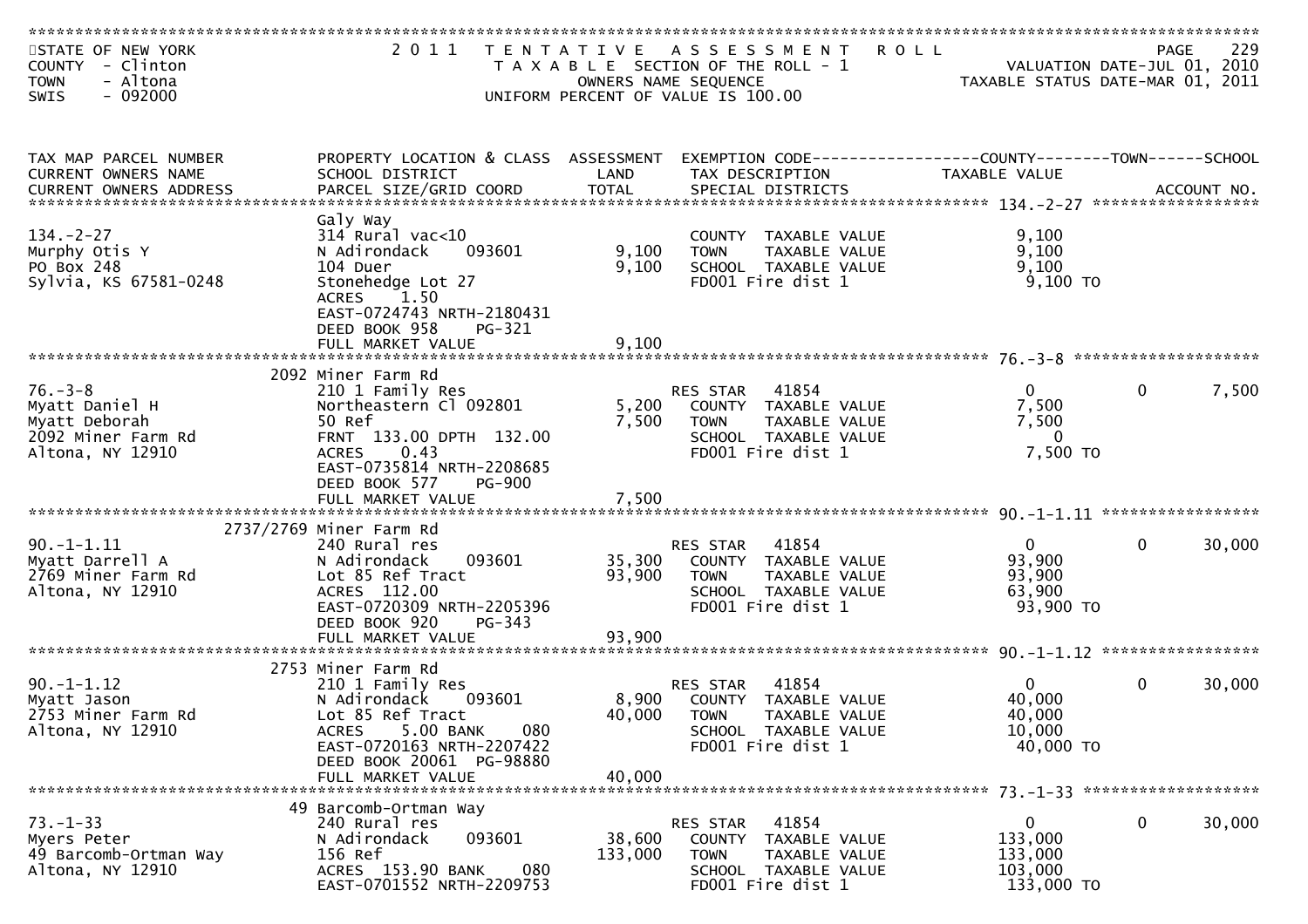STATE OF NEW YORK
COUNTY - Clinton
TOWN - Altona
SWIS - 092000

# 2011 TENTATIVE ASSESSMENT ROLL

TAXABLE SECTION OF THE ROLL - 1
OWNERS NAME SEQUENCE
UNIFORM PERCENT OF VALUE IS 100.00

VALUATION DATE-JUL 01, 2010
TAXABLE STATUS DATE-MAR 01, 2011

| TAX MAP PARCEL NUMBER / CURRENT OWNERS NAME / CURRENT OWNERS ADDRESS | PROPERTY LOCATION & CLASS / SCHOOL DISTRICT / PARCEL SIZE/GRID COORD | ASSESSMENT LAND | ASSESSMENT TOTAL | EXEMPTION CODE / TAX DESCRIPTION / SPECIAL DISTRICTS | COUNTY TAXABLE VALUE | TOWN | SCHOOL / ACCOUNT NO. |
|---|---|---|---|---|---|---|---|
| 134.-2-27 | Galy Way | | | | | | |
| 134.-2-27 | 314 Rural vac<10 | | | COUNTY TAXABLE VALUE | 9,100 | | |
| Murphy Otis Y | N Adirondack 093601 | 9,100 | | TOWN TAXABLE VALUE | 9,100 | | |
| PO Box 248 | 104 Duer | | 9,100 | SCHOOL TAXABLE VALUE | 9,100 | | |
| Sylvia, KS 67581-0248 | Stonehedge Lot 27 | | | FD001 Fire dist 1 | 9,100 TO | | |
| | ACRES 1.50 | | | | | | |
| | EAST-0724743 NRTH-2180431 | | | | | | |
| | DEED BOOK 958 PG-321 | | | | | | |
| | FULL MARKET VALUE | | 9,100 | | | | |
| 76.-3-8 | 2092 Miner Farm Rd | | | | | | |
| 76.-3-8 | 210 1 Family Res | | | RES STAR 41854 | 0 | 0 | 7,500 |
| Myatt Daniel H | Northeastern Cl 092801 | 5,200 | | COUNTY TAXABLE VALUE | 7,500 | | |
| Myatt Deborah | 50 Ref | | 7,500 | TOWN TAXABLE VALUE | 7,500 | | |
| 2092 Miner Farm Rd | FRNT 133.00 DPTH 132.00 | | | SCHOOL TAXABLE VALUE | 0 | | |
| Altona, NY 12910 | ACRES 0.43 | | | FD001 Fire dist 1 | 7,500 TO | | |
| | EAST-0735814 NRTH-2208685 | | | | | | |
| | DEED BOOK 577 PG-900 | | | | | | |
| | FULL MARKET VALUE | | 7,500 | | | | |
| 90.-1-1.11 | 2737/2769 Miner Farm Rd | | | | | | |
| 90.-1-1.11 | 240 Rural res | | | RES STAR 41854 | 0 | 0 | 30,000 |
| Myatt Darrell A | N Adirondack 093601 | 35,300 | | COUNTY TAXABLE VALUE | 93,900 | | |
| 2769 Miner Farm Rd | Lot 85 Ref Tract | | 93,900 | TOWN TAXABLE VALUE | 93,900 | | |
| Altona, NY 12910 | ACRES 112.00 | | | SCHOOL TAXABLE VALUE | 63,900 | | |
| | EAST-0720309 NRTH-2205396 | | | FD001 Fire dist 1 | 93,900 TO | | |
| | DEED BOOK 920 PG-343 | | | | | | |
| | FULL MARKET VALUE | | 93,900 | | | | |
| 90.-1-1.12 | 2753 Miner Farm Rd | | | | | | |
| 90.-1-1.12 | 210 1 Family Res | | | RES STAR 41854 | 0 | 0 | 30,000 |
| Myatt Jason | N Adirondack 093601 | 8,900 | | COUNTY TAXABLE VALUE | 40,000 | | |
| 2753 Miner Farm Rd | Lot 85 Ref Tract | | 40,000 | TOWN TAXABLE VALUE | 40,000 | | |
| Altona, NY 12910 | ACRES 5.00 BANK 080 | | | SCHOOL TAXABLE VALUE | 10,000 | | |
| | EAST-0720163 NRTH-2207422 | | | FD001 Fire dist 1 | 40,000 TO | | |
| | DEED BOOK 20061 PG-98880 | | | | | | |
| | FULL MARKET VALUE | | 40,000 | | | | |
| 73.-1-33 | 49 Barcomb-Ortman Way | | | | | | |
| 73.-1-33 | 240 Rural res | | | RES STAR 41854 | 0 | 0 | 30,000 |
| Myers Peter | N Adirondack 093601 | 38,600 | | COUNTY TAXABLE VALUE | 133,000 | | |
| 49 Barcomb-Ortman Way | 156 Ref | | 133,000 | TOWN TAXABLE VALUE | 133,000 | | |
| Altona, NY 12910 | ACRES 153.90 BANK 080 | | | SCHOOL TAXABLE VALUE | 103,000 | | |
| | EAST-0701552 NRTH-2209753 | | | FD001 Fire dist 1 | 133,000 TO | | |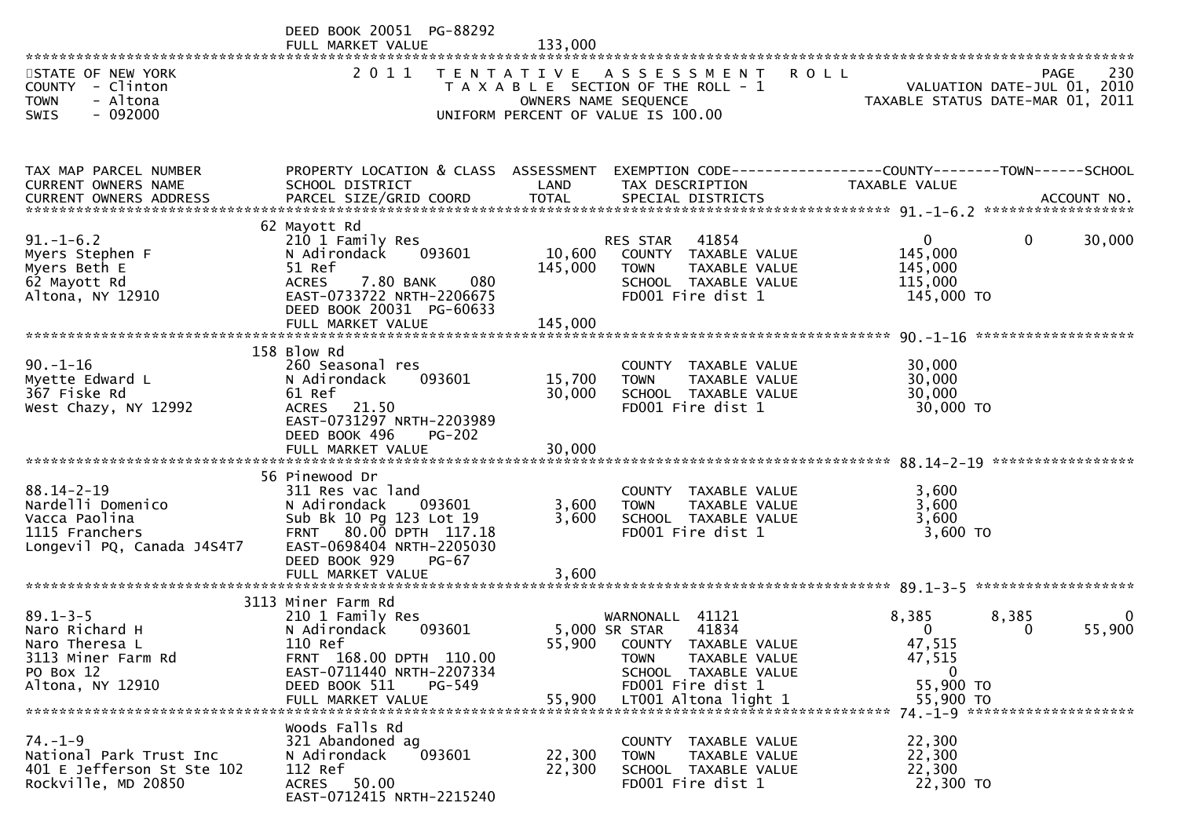DEED BOOK 20051 PG-88292
FULL MARKET VALUE 133,000

STATE OF NEW YORK
COUNTY - Clinton
TOWN - Altona
SWIS - 092000

**2011 TENTATIVE ASSESSMENT ROLL**
TAXABLE SECTION OF THE ROLL - 1
OWNERS NAME SEQUENCE
UNIFORM PERCENT OF VALUE IS 100.00

VALUATION DATE-JUL 01, 2010
TAXABLE STATUS DATE-MAR 01, 2011

| TAX MAP PARCEL NUMBER / CURRENT OWNERS NAME / CURRENT OWNERS ADDRESS | PROPERTY LOCATION & CLASS / SCHOOL DISTRICT / PARCEL SIZE/GRID COORD | ASSESSMENT LAND | TOTAL | EXEMPTION CODE / TAX DESCRIPTION / SPECIAL DISTRICTS | COUNTY TAXABLE VALUE | TOWN | SCHOOL |
|---|---|---|---|---|---|---|---|
| **91.-1-6.2** | 62 Mayott Rd | | | | | | |
| 91.-1-6.2 | 210 1 Family Res | | | RES STAR 41854 | 0 | 0 | 30,000 |
| Myers Stephen F | N Adirondack 093601 | 10,600 | | COUNTY TAXABLE VALUE | 145,000 | | |
| Myers Beth E | 51 Ref | | 145,000 | TOWN TAXABLE VALUE | 145,000 | | |
| 62 Mayott Rd | ACRES 7.80 BANK 080 | | | SCHOOL TAXABLE VALUE | 115,000 | | |
| Altona, NY 12910 | EAST-0733722 NRTH-2206675 | | | FD001 Fire dist 1 | 145,000 TO | | |
| | DEED BOOK 20031 PG-60633 | | | | | | |
| | FULL MARKET VALUE | | 145,000 | | | | |
| **90.-1-16** | 158 Blow Rd | | | | | | |
| 90.-1-16 | 260 Seasonal res | | | COUNTY TAXABLE VALUE | 30,000 | | |
| Myette Edward L | N Adirondack 093601 | 15,700 | | TOWN TAXABLE VALUE | 30,000 | | |
| 367 Fiske Rd | 61 Ref | | 30,000 | SCHOOL TAXABLE VALUE | 30,000 | | |
| West Chazy, NY 12992 | ACRES 21.50 | | | FD001 Fire dist 1 | 30,000 TO | | |
| | EAST-0731297 NRTH-2203989 | | | | | | |
| | DEED BOOK 496 PG-202 | | | | | | |
| | FULL MARKET VALUE | | 30,000 | | | | |
| **88.14-2-19** | 56 Pinewood Dr | | | | | | |
| 88.14-2-19 | 311 Res vac land | | | COUNTY TAXABLE VALUE | 3,600 | | |
| Nardelli Domenico | N Adirondack 093601 | 3,600 | | TOWN TAXABLE VALUE | 3,600 | | |
| Vacca Paolina | Sub Bk 10 Pg 123 Lot 19 | | 3,600 | SCHOOL TAXABLE VALUE | 3,600 | | |
| 1115 Franchers | FRNT 80.00 DPTH 117.18 | | | FD001 Fire dist 1 | 3,600 TO | | |
| Longevil PQ, Canada J4S4T7 | EAST-0698404 NRTH-2205030 | | | | | | |
| | DEED BOOK 929 PG-67 | | | | | | |
| | FULL MARKET VALUE | | 3,600 | | | | |
| **89.1-3-5** | 3113 Miner Farm Rd | | | | | | |
| 89.1-3-5 | 210 1 Family Res | | | WARNONALL 41121 | 8,385 | 8,385 | 0 |
| Naro Richard H | N Adirondack 093601 | 5,000 | | SR STAR 41834 | 0 | 0 | 55,900 |
| Naro Theresa L | 110 Ref | | 55,900 | COUNTY TAXABLE VALUE | 47,515 | | |
| 3113 Miner Farm Rd | FRNT 168.00 DPTH 110.00 | | | TOWN TAXABLE VALUE | 47,515 | | |
| PO Box 12 | EAST-0711440 NRTH-2207334 | | | SCHOOL TAXABLE VALUE | 0 | | |
| Altona, NY 12910 | DEED BOOK 511 PG-549 | | | FD001 Fire dist 1 | 55,900 TO | | |
| | FULL MARKET VALUE | | 55,900 | LT001 Altona light 1 | 55,900 TO | | |
| **74.-1-9** | Woods Falls Rd | | | | | | |
| 74.-1-9 | 321 Abandoned ag | | | COUNTY TAXABLE VALUE | 22,300 | | |
| National Park Trust Inc | N Adirondack 093601 | 22,300 | | TOWN TAXABLE VALUE | 22,300 | | |
| 401 E Jefferson St Ste 102 | 112 Ref | | 22,300 | SCHOOL TAXABLE VALUE | 22,300 | | |
| Rockville, MD 20850 | ACRES 50.00 | | | FD001 Fire dist 1 | 22,300 TO | | |
| | EAST-0712415 NRTH-2215240 | | | | | | |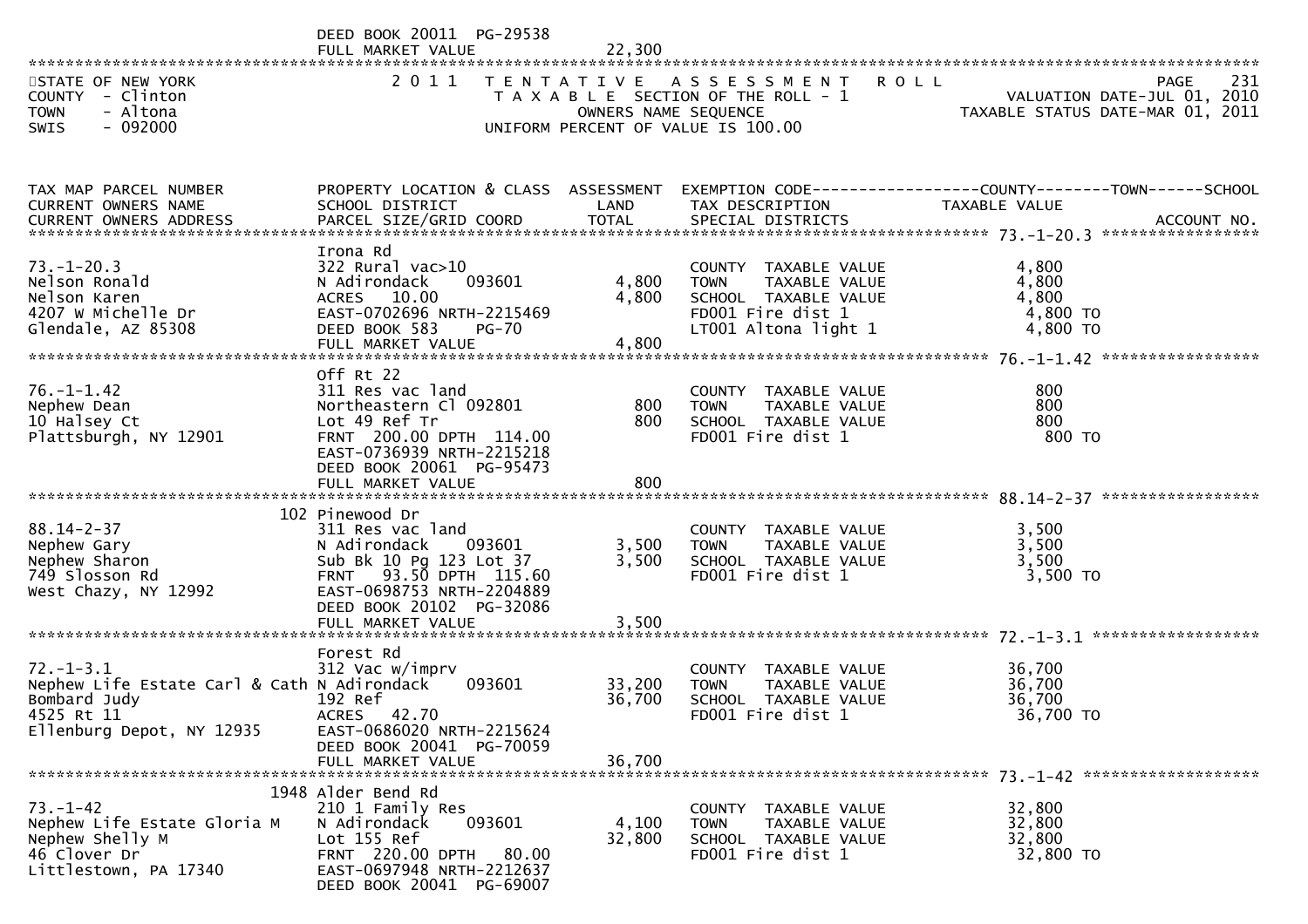DEED BOOK 20011 PG-29538
FULL MARKET VALUE 22,300

STATE OF NEW YORK
COUNTY - Clinton
TOWN - Altona
SWIS - 092000

# 2011 TENTATIVE ASSESSMENT ROLL

TAXABLE SECTION OF THE ROLL - 1
OWNERS NAME SEQUENCE
UNIFORM PERCENT OF VALUE IS 100.00

VALUATION DATE-JUL 01, 2010
TAXABLE STATUS DATE-MAR 01, 2011

| TAX MAP PARCEL NUMBER / CURRENT OWNERS NAME / CURRENT OWNERS ADDRESS | PROPERTY LOCATION & CLASS / SCHOOL DISTRICT / PARCEL SIZE/GRID COORD | ASSESSMENT LAND | TOTAL | EXEMPTION CODE / TAX DESCRIPTION / SPECIAL DISTRICTS | TAXABLE VALUE (COUNTY--TOWN--SCHOOL) | ACCOUNT NO. |
|---|---|---|---|---|---|---|
| 73.-1-20.3 | Irona Rd | | | | | |
| 73.-1-20.3 | 322 Rural vac>10 | | | COUNTY TAXABLE VALUE | 4,800 | |
| Nelson Ronald | N Adirondack 093601 | 4,800 | | TOWN TAXABLE VALUE | 4,800 | |
| Nelson Karen | ACRES 10.00 | | 4,800 | SCHOOL TAXABLE VALUE | 4,800 | |
| 4207 W Michelle Dr | EAST-0702696 NRTH-2215469 | | | FD001 Fire dist 1 | 4,800 TO | |
| Glendale, AZ 85308 | DEED BOOK 583 PG-70 | | | LT001 Altona light 1 | 4,800 TO | |
| | FULL MARKET VALUE | | 4,800 | | | |
| 76.-1-1.42 | Off Rt 22 | | | | | |
| 76.-1-1.42 | 311 Res vac land | | | COUNTY TAXABLE VALUE | 800 | |
| Nephew Dean | Northeastern Cl 092801 | 800 | | TOWN TAXABLE VALUE | 800 | |
| 10 Halsey Ct | Lot 49 Ref Tr | | 800 | SCHOOL TAXABLE VALUE | 800 | |
| Plattsburgh, NY 12901 | FRNT 200.00 DPTH 114.00 | | | FD001 Fire dist 1 | 800 TO | |
| | EAST-0736939 NRTH-2215218 | | | | | |
| | DEED BOOK 20061 PG-95473 | | | | | |
| | FULL MARKET VALUE | | 800 | | | |
| 88.14-2-37 | 102 Pinewood Dr | | | | | |
| 88.14-2-37 | 311 Res vac land | | | COUNTY TAXABLE VALUE | 3,500 | |
| Nephew Gary | N Adirondack 093601 | 3,500 | | TOWN TAXABLE VALUE | 3,500 | |
| Nephew Sharon | Sub Bk 10 Pg 123 Lot 37 | | 3,500 | SCHOOL TAXABLE VALUE | 3,500 | |
| 749 Slosson Rd | FRNT 93.50 DPTH 115.60 | | | FD001 Fire dist 1 | 3,500 TO | |
| West Chazy, NY 12992 | EAST-0698753 NRTH-2204889 | | | | | |
| | DEED BOOK 20102 PG-32086 | | | | | |
| | FULL MARKET VALUE | | 3,500 | | | |
| 72.-1-3.1 | Forest Rd | | | | | |
| 72.-1-3.1 | 312 Vac w/imprv | | | COUNTY TAXABLE VALUE | 36,700 | |
| Nephew Life Estate Carl & Cath | N Adirondack 093601 | 33,200 | | TOWN TAXABLE VALUE | 36,700 | |
| Bombard Judy | 192 Ref | | 36,700 | SCHOOL TAXABLE VALUE | 36,700 | |
| 4525 Rt 11 | ACRES 42.70 | | | FD001 Fire dist 1 | 36,700 TO | |
| Ellenburg Depot, NY 12935 | EAST-0686020 NRTH-2215624 | | | | | |
| | DEED BOOK 20041 PG-70059 | | | | | |
| | FULL MARKET VALUE | | 36,700 | | | |
| 73.-1-42 | 1948 Alder Bend Rd | | | | | |
| 73.-1-42 | 210 1 Family Res | | | COUNTY TAXABLE VALUE | 32,800 | |
| Nephew Life Estate Gloria M | N Adirondack 093601 | 4,100 | | TOWN TAXABLE VALUE | 32,800 | |
| Nephew Shelly M | Lot 155 Ref | | 32,800 | SCHOOL TAXABLE VALUE | 32,800 | |
| 46 Clover Dr | FRNT 220.00 DPTH 80.00 | | | FD001 Fire dist 1 | 32,800 TO | |
| Littlestown, PA 17340 | EAST-0697948 NRTH-2212637 | | | | | |
| | DEED BOOK 20041 PG-69007 | | | | | |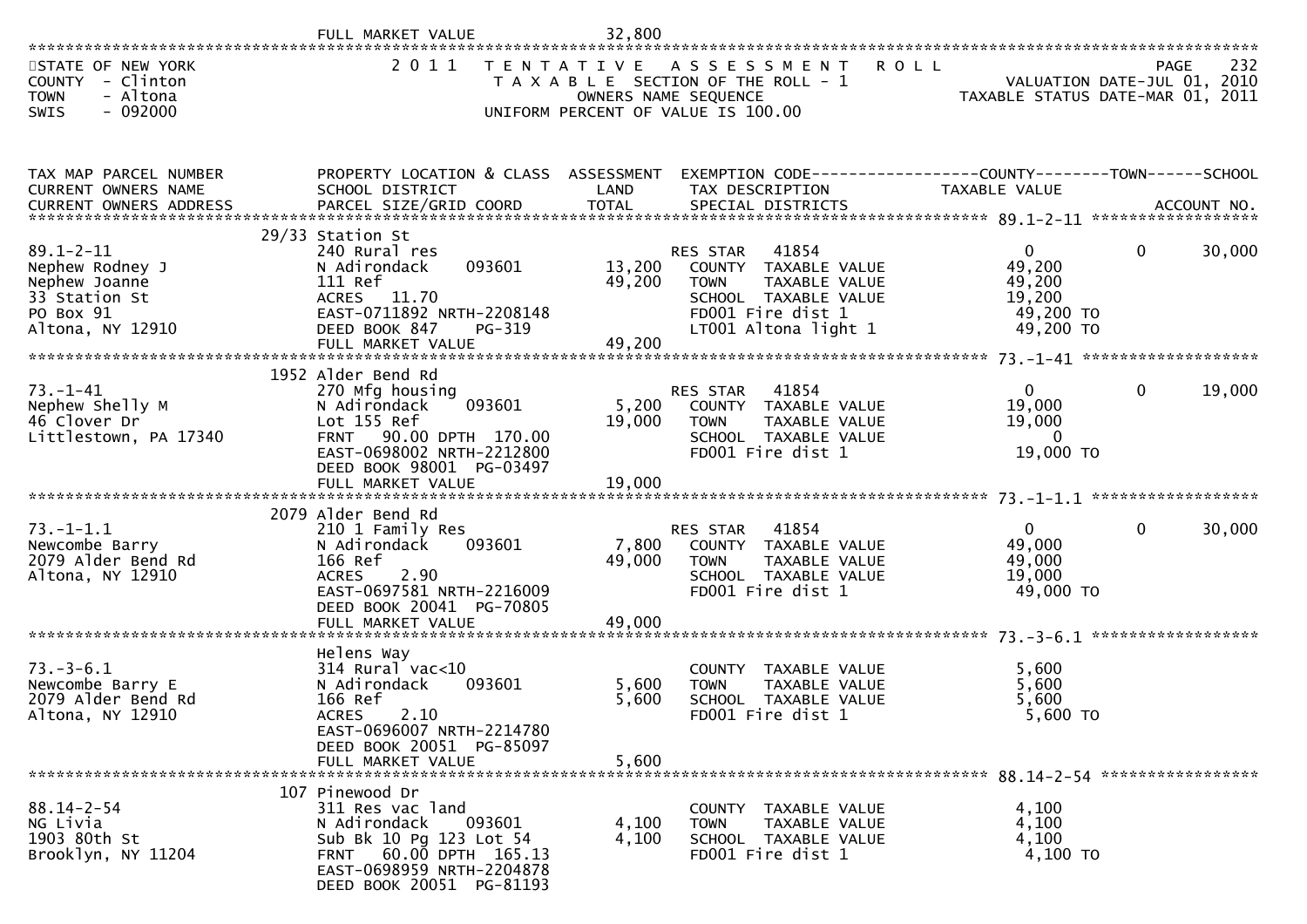FULL MARKET VALUE 32,800

STATE OF NEW YORK
COUNTY - Clinton
TOWN - Altona
SWIS - 092000

2011 TENTATIVE ASSESSMENT ROLL
TAXABLE SECTION OF THE ROLL - 1
OWNERS NAME SEQUENCE
UNIFORM PERCENT OF VALUE IS 100.00

VALUATION DATE-JUL 01, 2010
TAXABLE STATUS DATE-MAR 01, 2011

| TAX MAP PARCEL NUMBER / CURRENT OWNERS NAME / CURRENT OWNERS ADDRESS | PROPERTY LOCATION & CLASS / SCHOOL DISTRICT / PARCEL SIZE/GRID COORD | ASSESSMENT LAND / TOTAL | EXEMPTION CODE / TAX DESCRIPTION / SPECIAL DISTRICTS | COUNTY TAXABLE VALUE | TOWN | SCHOOL / ACCOUNT NO. |
|---|---|---|---|---|---|---|
| **89.1-2-11** | 29/33 Station St | | | | | |
| 89.1-2-11 | 240 Rural res | | RES STAR 41854 | 0 | 0 | 30,000 |
| Nephew Rodney J | N Adirondack 093601 | 13,200 | COUNTY TAXABLE VALUE | 49,200 | | |
| Nephew Joanne | 111 Ref | 49,200 | TOWN TAXABLE VALUE | 49,200 | | |
| 33 Station St | ACRES 11.70 | | SCHOOL TAXABLE VALUE | 19,200 | | |
| PO Box 91 | EAST-0711892 NRTH-2208148 | | FD001 Fire dist 1 | 49,200 TO | | |
| Altona, NY 12910 | DEED BOOK 847 PG-319 | | LT001 Altona light 1 | 49,200 TO | | |
| | FULL MARKET VALUE | 49,200 | | | | |
| **73.-1-41** | 1952 Alder Bend Rd | | | | | |
| 73.-1-41 | 270 Mfg housing | | RES STAR 41854 | 0 | 0 | 19,000 |
| Nephew Shelly M | N Adirondack 093601 | 5,200 | COUNTY TAXABLE VALUE | 19,000 | | |
| 46 Clover Dr | Lot 155 Ref | 19,000 | TOWN TAXABLE VALUE | 19,000 | | |
| Littlestown, PA 17340 | FRNT 90.00 DPTH 170.00 | | SCHOOL TAXABLE VALUE | 0 | | |
| | EAST-0698002 NRTH-2212800 | | FD001 Fire dist 1 | 19,000 TO | | |
| | DEED BOOK 98001 PG-03497 | | | | | |
| | FULL MARKET VALUE | 19,000 | | | | |
| **73.-1-1.1** | 2079 Alder Bend Rd | | | | | |
| 73.-1-1.1 | 210 1 Family Res | | RES STAR 41854 | 0 | 0 | 30,000 |
| Newcombe Barry | N Adirondack 093601 | 7,800 | COUNTY TAXABLE VALUE | 49,000 | | |
| 2079 Alder Bend Rd | 166 Ref | 49,000 | TOWN TAXABLE VALUE | 49,000 | | |
| Altona, NY 12910 | ACRES 2.90 | | SCHOOL TAXABLE VALUE | 19,000 | | |
| | EAST-0697581 NRTH-2216009 | | FD001 Fire dist 1 | 49,000 TO | | |
| | DEED BOOK 20041 PG-70805 | | | | | |
| | FULL MARKET VALUE | 49,000 | | | | |
| **73.-3-6.1** | Helens Way | | | | | |
| 73.-3-6.1 | 314 Rural vac<10 | | COUNTY TAXABLE VALUE | 5,600 | | |
| Newcombe Barry E | N Adirondack 093601 | 5,600 | TOWN TAXABLE VALUE | 5,600 | | |
| 2079 Alder Bend Rd | 166 Ref | 5,600 | SCHOOL TAXABLE VALUE | 5,600 | | |
| Altona, NY 12910 | ACRES 2.10 | | FD001 Fire dist 1 | 5,600 TO | | |
| | EAST-0696007 NRTH-2214780 | | | | | |
| | DEED BOOK 20051 PG-85097 | | | | | |
| | FULL MARKET VALUE | 5,600 | | | | |
| **88.14-2-54** | 107 Pinewood Dr | | | | | |
| 88.14-2-54 | 311 Res vac land | | COUNTY TAXABLE VALUE | 4,100 | | |
| NG Livia | N Adirondack 093601 | 4,100 | TOWN TAXABLE VALUE | 4,100 | | |
| 1903 80th St | Sub Bk 10 Pg 123 Lot 54 | 4,100 | SCHOOL TAXABLE VALUE | 4,100 | | |
| Brooklyn, NY 11204 | FRNT 60.00 DPTH 165.13 | | FD001 Fire dist 1 | 4,100 TO | | |
| | EAST-0698959 NRTH-2204878 | | | | | |
| | DEED BOOK 20051 PG-81193 | | | | | |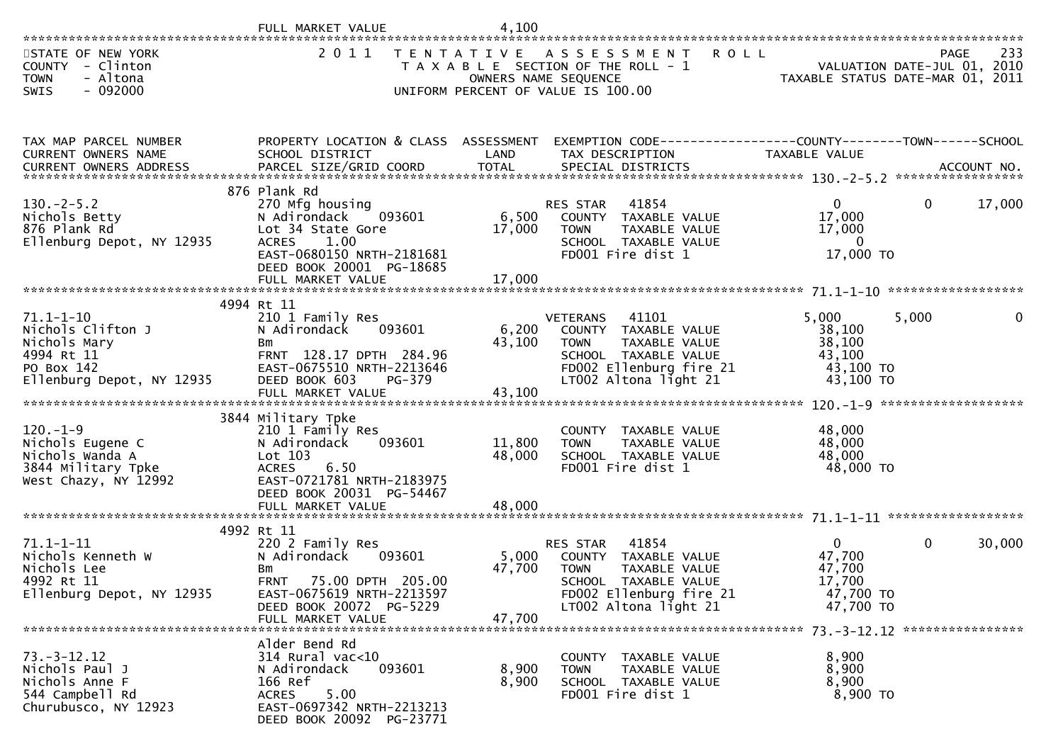FULL MARKET VALUE 4,100

STATE OF NEW YORK — 2011 TENTATIVE ASSESSMENT ROLL — PAGE 233
COUNTY - Clinton — TAXABLE SECTION OF THE ROLL - 1 — VALUATION DATE-JUL 01, 2010
TOWN - Altona — OWNERS NAME SEQUENCE — TAXABLE STATUS DATE-MAR 01, 2011
SWIS - 092000 — UNIFORM PERCENT OF VALUE IS 100.00

| TAX MAP PARCEL NUMBER / CURRENT OWNERS NAME / CURRENT OWNERS ADDRESS | PROPERTY LOCATION & CLASS / SCHOOL DISTRICT / PARCEL SIZE/GRID COORD | ASSESSMENT LAND / TOTAL | EXEMPTION CODE / TAX DESCRIPTION / SPECIAL DISTRICTS | COUNTY TAXABLE VALUE | TOWN | SCHOOL / ACCOUNT NO. |
|---|---|---|---|---|---|---|
| 130.-2-5.2 | 876 Plank Rd | | | | | |
| 130.-2-5.2 | 270 Mfg housing | | RES STAR 41854 | 0 | 0 | 17,000 |
| Nichols Betty | N Adirondack 093601 | 6,500 | COUNTY TAXABLE VALUE | 17,000 | | |
| 876 Plank Rd | Lot 34 State Gore | 17,000 | TOWN TAXABLE VALUE | 17,000 | | |
| Ellenburg Depot, NY 12935 | ACRES 1.00 | | SCHOOL TAXABLE VALUE | 0 | | |
| | EAST-0680150 NRTH-2181681 | | FD001 Fire dist 1 | 17,000 TO | | |
| | DEED BOOK 20001 PG-18685 | | | | | |
| | FULL MARKET VALUE | 17,000 | | | | |
| 71.1-1-10 | 4994 Rt 11 | | | | | |
| 71.1-1-10 | 210 1 Family Res | | VETERANS 41101 | 5,000 | 5,000 | 0 |
| Nichols Clifton J | N Adirondack 093601 | 6,200 | COUNTY TAXABLE VALUE | 38,100 | | |
| Nichols Mary | Bm | 43,100 | TOWN TAXABLE VALUE | 38,100 | | |
| 4994 Rt 11 | FRNT 128.17 DPTH 284.96 | | SCHOOL TAXABLE VALUE | 43,100 | | |
| PO Box 142 | EAST-0675510 NRTH-2213646 | | FD002 Ellenburg fire 21 | 43,100 TO | | |
| Ellenburg Depot, NY 12935 | DEED BOOK 603 PG-379 | | LT002 Altona light 21 | 43,100 TO | | |
| | FULL MARKET VALUE | 43,100 | | | | |
| 120.-1-9 | 3844 Military Tpke | | | | | |
| 120.-1-9 | 210 1 Family Res | | COUNTY TAXABLE VALUE | 48,000 | | |
| Nichols Eugene C | N Adirondack 093601 | 11,800 | TOWN TAXABLE VALUE | 48,000 | | |
| Nichols Wanda A | Lot 103 | 48,000 | SCHOOL TAXABLE VALUE | 48,000 | | |
| 3844 Military Tpke | ACRES 6.50 | | FD001 Fire dist 1 | 48,000 TO | | |
| West Chazy, NY 12992 | EAST-0721781 NRTH-2183975 | | | | | |
| | DEED BOOK 20031 PG-54467 | | | | | |
| | FULL MARKET VALUE | 48,000 | | | | |
| 71.1-1-11 | 4992 Rt 11 | | | | | |
| 71.1-1-11 | 220 2 Family Res | | RES STAR 41854 | 0 | 0 | 30,000 |
| Nichols Kenneth W | N Adirondack 093601 | 5,000 | COUNTY TAXABLE VALUE | 47,700 | | |
| Nichols Lee | Bm | 47,700 | TOWN TAXABLE VALUE | 47,700 | | |
| 4992 Rt 11 | FRNT 75.00 DPTH 205.00 | | SCHOOL TAXABLE VALUE | 17,700 | | |
| Ellenburg Depot, NY 12935 | EAST-0675619 NRTH-2213597 | | FD002 Ellenburg fire 21 | 47,700 TO | | |
| | DEED BOOK 20072 PG-5229 | | LT002 Altona light 21 | 47,700 TO | | |
| | FULL MARKET VALUE | 47,700 | | | | |
| 73.-3-12.12 | Alder Bend Rd | | | | | |
| 73.-3-12.12 | 314 Rural vac<10 | | COUNTY TAXABLE VALUE | 8,900 | | |
| Nichols Paul J | N Adirondack 093601 | 8,900 | TOWN TAXABLE VALUE | 8,900 | | |
| Nichols Anne F | 166 Ref | 8,900 | SCHOOL TAXABLE VALUE | 8,900 | | |
| 544 Campbell Rd | ACRES 5.00 | | FD001 Fire dist 1 | 8,900 TO | | |
| Churubusco, NY 12923 | EAST-0697342 NRTH-2213213 | | | | | |
| | DEED BOOK 20092 PG-23771 | | | | | |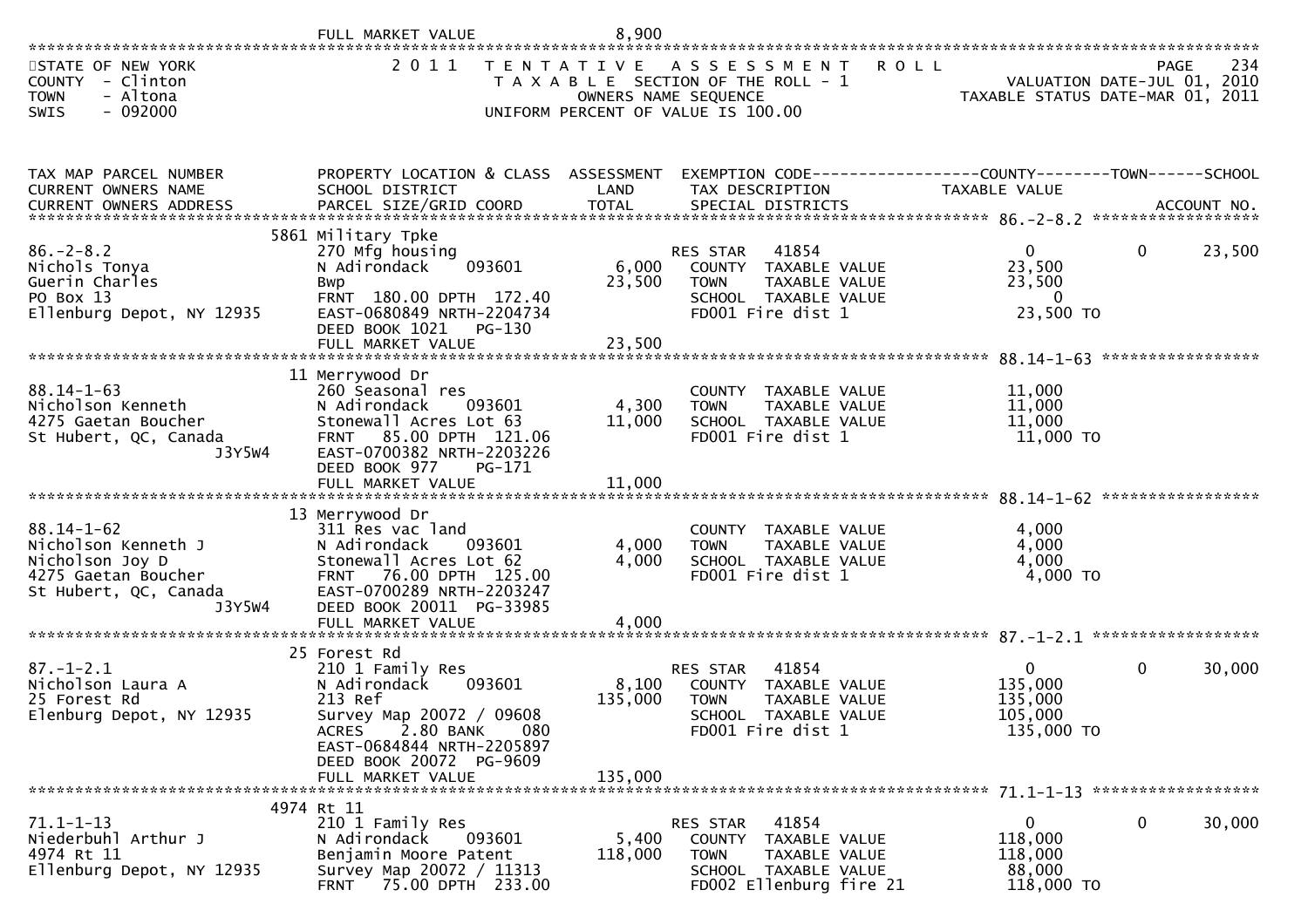FULL MARKET VALUE 8,900

STATE OF NEW YORK — 2011 TENTATIVE ASSESSMENT ROLL — PAGE 234
COUNTY - Clinton — TAXABLE SECTION OF THE ROLL - 1 — VALUATION DATE-JUL 01, 2010
TOWN - Altona — OWNERS NAME SEQUENCE — TAXABLE STATUS DATE-MAR 01, 2011
SWIS - 092000 — UNIFORM PERCENT OF VALUE IS 100.00

| TAX MAP PARCEL NUMBER / CURRENT OWNERS NAME / CURRENT OWNERS ADDRESS | PROPERTY LOCATION & CLASS / SCHOOL DISTRICT / PARCEL SIZE/GRID COORD | ASSESSMENT LAND / TOTAL | EXEMPTION CODE / TAX DESCRIPTION / SPECIAL DISTRICTS | COUNTY TAXABLE VALUE | TOWN | SCHOOL |
|---|---|---|---|---|---|---|
| **86.-2-8.2** | 5861 Military Tpke | | | | | |
| Nichols Tonya | 270 Mfg housing | | RES STAR 41854 | 0 | 0 | 23,500 |
| Guerin Charles | N Adirondack 093601 | 6,000 | COUNTY TAXABLE VALUE | 23,500 | | |
| PO Box 13 | Bwp | 23,500 | TOWN TAXABLE VALUE | 23,500 | | |
| Ellenburg Depot, NY 12935 | FRNT 180.00 DPTH 172.40 | | SCHOOL TAXABLE VALUE | 0 | | |
| | EAST-0680849 NRTH-2204734 | | FD001 Fire dist 1 | 23,500 TO | | |
| | DEED BOOK 1021 PG-130 | | | | | |
| | FULL MARKET VALUE | 23,500 | | | | |
| **88.14-1-63** | 11 Merrywood Dr | | | | | |
| Nicholson Kenneth | 260 Seasonal res | | COUNTY TAXABLE VALUE | 11,000 | | |
| 4275 Gaetan Boucher | N Adirondack 093601 | 4,300 | TOWN TAXABLE VALUE | 11,000 | | |
| St Hubert, QC, Canada | Stonewall Acres Lot 63 | 11,000 | SCHOOL TAXABLE VALUE | 11,000 | | |
| J3Y5W4 | FRNT 85.00 DPTH 121.06 | | FD001 Fire dist 1 | 11,000 TO | | |
| | EAST-0700382 NRTH-2203226 | | | | | |
| | DEED BOOK 977 PG-171 | | | | | |
| | FULL MARKET VALUE | 11,000 | | | | |
| **88.14-1-62** | 13 Merrywood Dr | | | | | |
| Nicholson Kenneth J | 311 Res vac land | | COUNTY TAXABLE VALUE | 4,000 | | |
| Nicholson Joy D | N Adirondack 093601 | 4,000 | TOWN TAXABLE VALUE | 4,000 | | |
| 4275 Gaetan Boucher | Stonewall Acres Lot 62 | 4,000 | SCHOOL TAXABLE VALUE | 4,000 | | |
| St Hubert, QC, Canada | FRNT 76.00 DPTH 125.00 | | FD001 Fire dist 1 | 4,000 TO | | |
| J3Y5W4 | EAST-0700289 NRTH-2203247 | | | | | |
| | DEED BOOK 20011 PG-33985 | | | | | |
| | FULL MARKET VALUE | 4,000 | | | | |
| **87.-1-2.1** | 25 Forest Rd | | | | | |
| Nicholson Laura A | 210 1 Family Res | | RES STAR 41854 | 0 | 0 | 30,000 |
| 25 Forest Rd | N Adirondack 093601 | 8,100 | COUNTY TAXABLE VALUE | 135,000 | | |
| Elenburg Depot, NY 12935 | 213 Ref | 135,000 | TOWN TAXABLE VALUE | 135,000 | | |
| | Survey Map 20072 / 09608 | | SCHOOL TAXABLE VALUE | 105,000 | | |
| | ACRES 2.80 BANK 080 | | FD001 Fire dist 1 | 135,000 TO | | |
| | EAST-0684844 NRTH-2205897 | | | | | |
| | DEED BOOK 20072 PG-9609 | | | | | |
| | FULL MARKET VALUE | 135,000 | | | | |
| **71.1-1-13** | 4974 Rt 11 | | | | | |
| Niederbuhl Arthur J | 210 1 Family Res | | RES STAR 41854 | 0 | 0 | 30,000 |
| 4974 Rt 11 | N Adirondack 093601 | 5,400 | COUNTY TAXABLE VALUE | 118,000 | | |
| Ellenburg Depot, NY 12935 | Benjamin Moore Patent | 118,000 | TOWN TAXABLE VALUE | 118,000 | | |
| | Survey Map 20072 / 11313 | | SCHOOL TAXABLE VALUE | 88,000 | | |
| | FRNT 75.00 DPTH 233.00 | | FD002 Ellenburg fire 21 | 118,000 TO | | |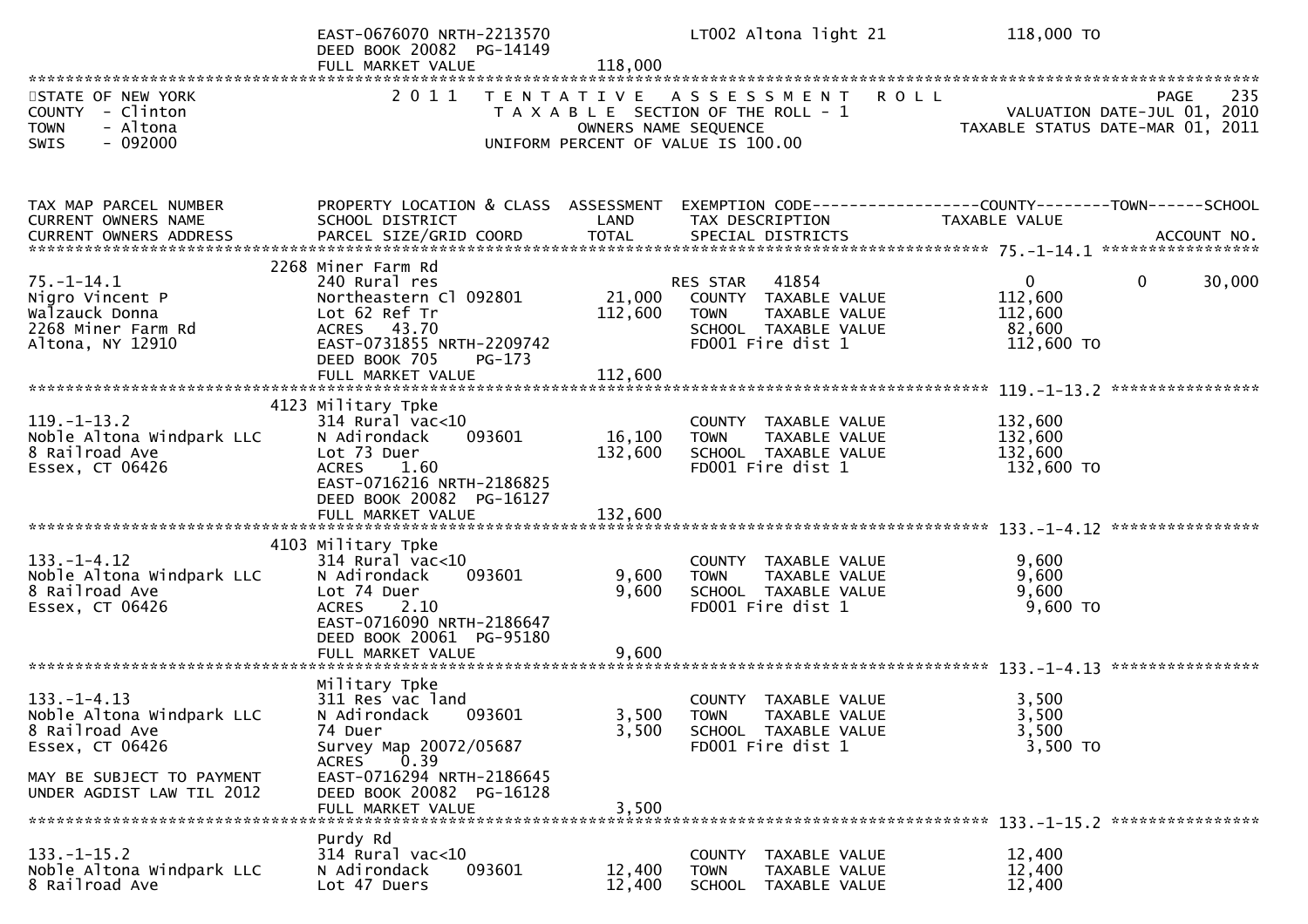```
                              EAST-0676070 NRTH-2213570              LT002 Altona light 21               118,000 TO
                              DEED BOOK 20082  PG-14149
                              FULL MARKET VALUE             118,000
************************************************************************************************************************************
STATE OF NEW YORK                2 0 1 1   T E N T A T I V E   A S S E S S M E N T   R O L L                       PAGE    235
COUNTY  - Clinton                    T A X A B L E  SECTION OF THE ROLL - 1                          VALUATION DATE-JUL 01, 2010
TOWN    - Altona                               OWNERS NAME SEQUENCE                               TAXABLE STATUS DATE-MAR 01, 2011
SWIS    - 092000                          UNIFORM PERCENT OF VALUE IS 100.00


TAX MAP PARCEL NUMBER          PROPERTY LOCATION & CLASS  ASSESSMENT  EXEMPTION CODE------------------COUNTY--------TOWN------SCHOOL
CURRENT OWNERS NAME            SCHOOL DISTRICT               LAND      TAX DESCRIPTION             TAXABLE VALUE
CURRENT OWNERS ADDRESS         PARCEL SIZE/GRID COORD        TOTAL     SPECIAL DISTRICTS                                  ACCOUNT NO.
******************************************************************************************************* 75.-1-14.1 *****************
                            2268 Miner Farm Rd
75.-1-14.1                     240 Rural res                         RES STAR    41854                 0              0     30,000
Nigro Vincent P                Northeastern Cl 092801      21,000    COUNTY  TAXABLE VALUE            112,600
Walzauck Donna                 Lot 62 Ref Tr              112,600    TOWN    TAXABLE VALUE            112,600
2268 Miner Farm Rd             ACRES   43.70                         SCHOOL  TAXABLE VALUE             82,600
Altona, NY 12910               EAST-0731855 NRTH-2209742             FD001 Fire dist 1                112,600 TO
                               DEED BOOK 705     PG-173
                               FULL MARKET VALUE          112,600
******************************************************************************************************* 119.-1-13.2 ****************
                            4123 Military Tpke
119.-1-13.2                    314 Rural vac<10                      COUNTY  TAXABLE VALUE            132,600
Noble Altona Windpark LLC      N Adirondack     093601     16,100    TOWN    TAXABLE VALUE            132,600
8 Railroad Ave                 Lot 73 Duer                132,600    SCHOOL  TAXABLE VALUE            132,600
Essex, CT 06426                ACRES    1.60                         FD001 Fire dist 1                132,600 TO
                               EAST-0716216 NRTH-2186825
                               DEED BOOK 20082  PG-16127
                               FULL MARKET VALUE          132,600
******************************************************************************************************* 133.-1-4.12 ****************
                            4103 Military Tpke
133.-1-4.12                    314 Rural vac<10                      COUNTY  TAXABLE VALUE              9,600
Noble Altona Windpark LLC      N Adirondack     093601      9,600    TOWN    TAXABLE VALUE              9,600
8 Railroad Ave                 Lot 74 Duer                  9,600    SCHOOL  TAXABLE VALUE              9,600
Essex, CT 06426                ACRES    2.10                         FD001 Fire dist 1                  9,600 TO
                               EAST-0716090 NRTH-2186647
                               DEED BOOK 20061  PG-95180
                               FULL MARKET VALUE            9,600
******************************************************************************************************* 133.-1-4.13 ****************
                               Military Tpke
133.-1-4.13                    311 Res vac land                      COUNTY  TAXABLE VALUE              3,500
Noble Altona Windpark LLC      N Adirondack     093601      3,500    TOWN    TAXABLE VALUE              3,500
8 Railroad Ave                 74 Duer                      3,500    SCHOOL  TAXABLE VALUE              3,500
Essex, CT 06426                Survey Map 20072/05687                FD001 Fire dist 1                  3,500 TO
                               ACRES    0.39
MAY BE SUBJECT TO PAYMENT      EAST-0716294 NRTH-2186645
UNDER AGDIST LAW TIL 2012      DEED BOOK 20082  PG-16128
                               FULL MARKET VALUE            3,500
******************************************************************************************************* 133.-1-15.2 ****************
                               Purdy Rd
133.-1-15.2                    314 Rural vac<10                      COUNTY  TAXABLE VALUE             12,400
Noble Altona Windpark LLC      N Adirondack     093601     12,400    TOWN    TAXABLE VALUE             12,400
8 Railroad Ave                 Lot 47 Duers                12,400    SCHOOL  TAXABLE VALUE             12,400
```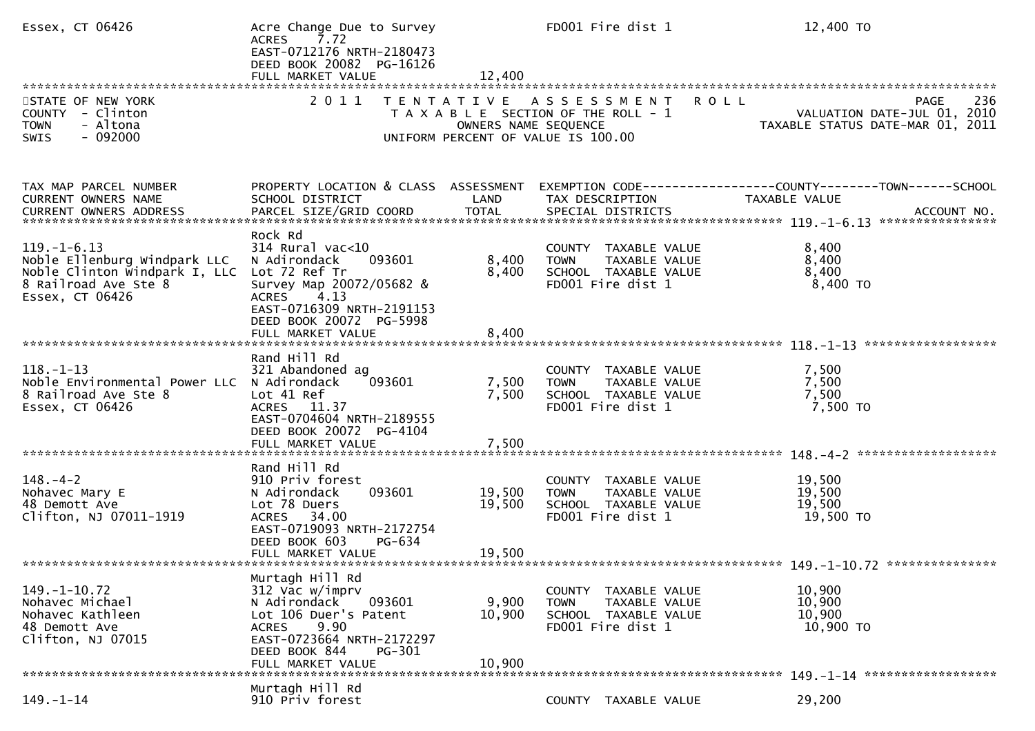```
Essex, CT 06426                Acre Change Due to Survey            FD001 Fire dist 1                 12,400 TO
                               ACRES    7.72
                               EAST-0712176 NRTH-2180473
                               DEED BOOK 20082  PG-16126
                               FULL MARKET VALUE           12,400
******************************************************************************************************************************
STATE OF NEW YORK                 2 0 1 1   T E N T A T I V E   A S S E S S M E N T   R O L L                    PAGE    236
COUNTY  - Clinton                             T A X A B L E  SECTION OF THE ROLL - 1              VALUATION DATE-JUL 01, 2010
TOWN    - Altona                                    OWNERS NAME SEQUENCE                       TAXABLE STATUS DATE-MAR 01, 2011
SWIS    - 092000                              UNIFORM PERCENT OF VALUE IS 100.00


TAX MAP PARCEL NUMBER          PROPERTY LOCATION & CLASS  ASSESSMENT  EXEMPTION CODE------------------COUNTY--------TOWN------SCHOOL
CURRENT OWNERS NAME            SCHOOL DISTRICT               LAND      TAX DESCRIPTION             TAXABLE VALUE
CURRENT OWNERS ADDRESS         PARCEL SIZE/GRID COORD        TOTAL     SPECIAL DISTRICTS                                ACCOUNT NO.
******************************************************************************************************* 119.-1-6.13 ****************
                               Rock Rd
119.-1-6.13                    314 Rural vac<10                        COUNTY  TAXABLE VALUE             8,400
Noble Ellenburg Windpark LLC   N Adirondack     093601      8,400     TOWN    TAXABLE VALUE             8,400
Noble Clinton Windpark I, LLC  Lot 72 Ref Tr                8,400     SCHOOL  TAXABLE VALUE             8,400
8 Railroad Ave Ste 8           Survey Map 20072/05682 &               FD001 Fire dist 1                 8,400 TO
Essex, CT 06426                ACRES    4.13
                               EAST-0716309 NRTH-2191153
                               DEED BOOK 20072  PG-5998
                               FULL MARKET VALUE            8,400
******************************************************************************************************* 118.-1-13 ******************
                               Rand Hill Rd
118.-1-13                      321 Abandoned ag                        COUNTY  TAXABLE VALUE             7,500
Noble Environmental Power LLC  N Adirondack     093601      7,500     TOWN    TAXABLE VALUE             7,500
8 Railroad Ave Ste 8           Lot 41 Ref                   7,500     SCHOOL  TAXABLE VALUE             7,500
Essex, CT 06426                ACRES   11.37                          FD001 Fire dist 1                 7,500 TO
                               EAST-0704604 NRTH-2189555
                               DEED BOOK 20072  PG-4104
                               FULL MARKET VALUE            7,500
******************************************************************************************************* 148.-4-2 *******************
                               Rand Hill Rd
148.-4-2                       910 Priv forest                         COUNTY  TAXABLE VALUE            19,500
Nohavec Mary E                 N Adirondack     093601     19,500     TOWN    TAXABLE VALUE            19,500
48 Demott Ave                  Lot 78 Duers                19,500     SCHOOL  TAXABLE VALUE            19,500
Clifton, NJ 07011-1919         ACRES   34.00                          FD001 Fire dist 1                19,500 TO
                               EAST-0719093 NRTH-2172754
                               DEED BOOK 603    PG-634
                               FULL MARKET VALUE           19,500
******************************************************************************************************* 149.-1-10.72 ***************
                               Murtagh Hill Rd
149.-1-10.72                   312 Vac w/imprv                         COUNTY  TAXABLE VALUE            10,900
Nohavec Michael                N Adirondack     093601      9,900     TOWN    TAXABLE VALUE            10,900
Nohavec Kathleen               Lot 106 Duer's Patent       10,900     SCHOOL  TAXABLE VALUE            10,900
48 Demott Ave                  ACRES    9.90                          FD001 Fire dist 1                10,900 TO
Clifton, NJ 07015              EAST-0723664 NRTH-2172297
                               DEED BOOK 844    PG-301
                               FULL MARKET VALUE           10,900
******************************************************************************************************* 149.-1-14 ******************
                               Murtagh Hill Rd
149.-1-14                      910 Priv forest                         COUNTY  TAXABLE VALUE            29,200
```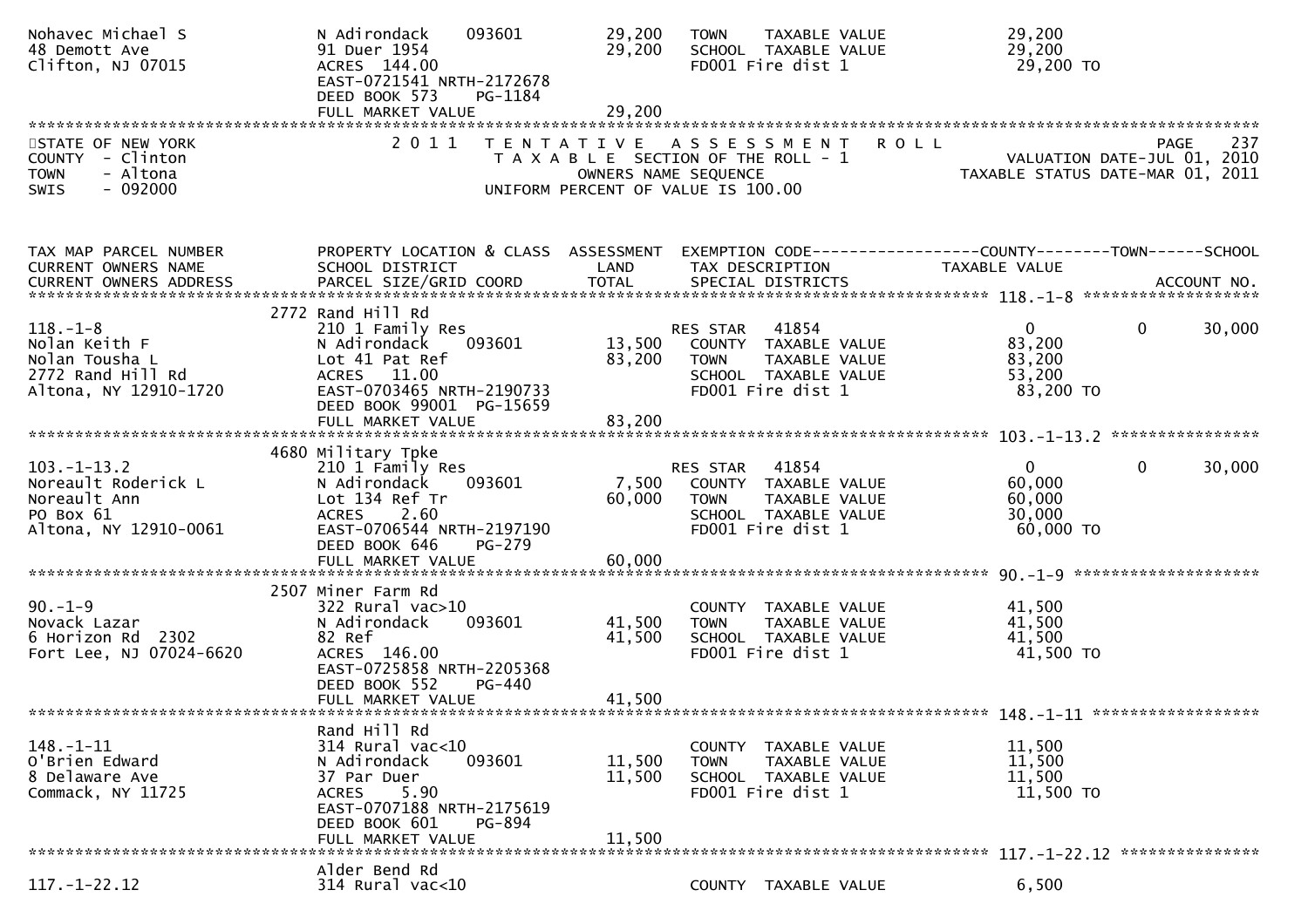```
Nohavec Michael S              N Adirondack    093601        29,200   TOWN    TAXABLE VALUE              29,200
48 Demott Ave                  91 Duer 1954                  29,200   SCHOOL  TAXABLE VALUE              29,200
Clifton, NJ 07015              ACRES  144.00                          FD001 Fire dist 1                  29,200 TO
                               EAST-0721541 NRTH-2172678
                               DEED BOOK 573    PG-1184
                               FULL MARKET VALUE             29,200
```

## STATE OF NEW YORK — 2011 TENTATIVE ASSESSMENT ROLL

COUNTY - Clinton
TOWN - Altona
SWIS - 092000

TAXABLE SECTION OF THE ROLL - 1
OWNERS NAME SEQUENCE
UNIFORM PERCENT OF VALUE IS 100.00

VALUATION DATE-JUL 01, 2010
TAXABLE STATUS DATE-MAR 01, 2011

```
TAX MAP PARCEL NUMBER          PROPERTY LOCATION & CLASS  ASSESSMENT  EXEMPTION CODE------------------COUNTY--------TOWN------SCHOOL
CURRENT OWNERS NAME            SCHOOL DISTRICT               LAND     TAX DESCRIPTION                  TAXABLE VALUE
CURRENT OWNERS ADDRESS         PARCEL SIZE/GRID COORD        TOTAL    SPECIAL DISTRICTS                                      ACCOUNT NO.
****************************************************************************************************** 118.-1-8 *******************
                               2772 Rand Hill Rd
118.-1-8                       210 1 Family Res                       RES STAR   41854                   0              0      30,000
Nolan Keith F                  N Adirondack    093601        13,500   COUNTY  TAXABLE VALUE              83,200
Nolan Tousha L                 Lot 41 Pat Ref                83,200   TOWN    TAXABLE VALUE              83,200
2772 Rand Hill Rd              ACRES   11.00                          SCHOOL  TAXABLE VALUE              53,200
Altona, NY 12910-1720          EAST-0703465 NRTH-2190733              FD001 Fire dist 1                  83,200 TO
                               DEED BOOK 99001 PG-15659
                               FULL MARKET VALUE             83,200
****************************************************************************************************** 103.-1-13.2 ****************
                               4680 Military Tpke
103.-1-13.2                    210 1 Family Res                       RES STAR   41854                   0              0      30,000
Noreault Roderick L            N Adirondack    093601         7,500   COUNTY  TAXABLE VALUE              60,000
Noreault Ann                   Lot 134 Ref Tr                60,000   TOWN    TAXABLE VALUE              60,000
PO Box 61                      ACRES    2.60                          SCHOOL  TAXABLE VALUE              30,000
Altona, NY 12910-0061          EAST-0706544 NRTH-2197190              FD001 Fire dist 1                  60,000 TO
                               DEED BOOK 646    PG-279
                               FULL MARKET VALUE             60,000
****************************************************************************************************** 90.-1-9 ********************
                               2507 Miner Farm Rd
90.-1-9                        322 Rural vac>10                       COUNTY  TAXABLE VALUE              41,500
Novack Lazar                   N Adirondack    093601        41,500   TOWN    TAXABLE VALUE              41,500
6 Horizon Rd  2302             82 Ref                        41,500   SCHOOL  TAXABLE VALUE              41,500
Fort Lee, NJ 07024-6620        ACRES  146.00                          FD001 Fire dist 1                  41,500 TO
                               EAST-0725858 NRTH-2205368
                               DEED BOOK 552    PG-440
                               FULL MARKET VALUE             41,500
****************************************************************************************************** 148.-1-11 ******************
                               Rand Hill Rd
148.-1-11                      314 Rural vac<10                       COUNTY  TAXABLE VALUE              11,500
O'Brien Edward                 N Adirondack    093601        11,500   TOWN    TAXABLE VALUE              11,500
8 Delaware Ave                 37 Par Duer                   11,500   SCHOOL  TAXABLE VALUE              11,500
Commack, NY 11725              ACRES    5.90                          FD001 Fire dist 1                  11,500 TO
                               EAST-0707188 NRTH-2175619
                               DEED BOOK 601    PG-894
                               FULL MARKET VALUE             11,500
****************************************************************************************************** 117.-1-22.12 ***************
                               Alder Bend Rd
117.-1-22.12                   314 Rural vac<10                       COUNTY  TAXABLE VALUE               6,500
```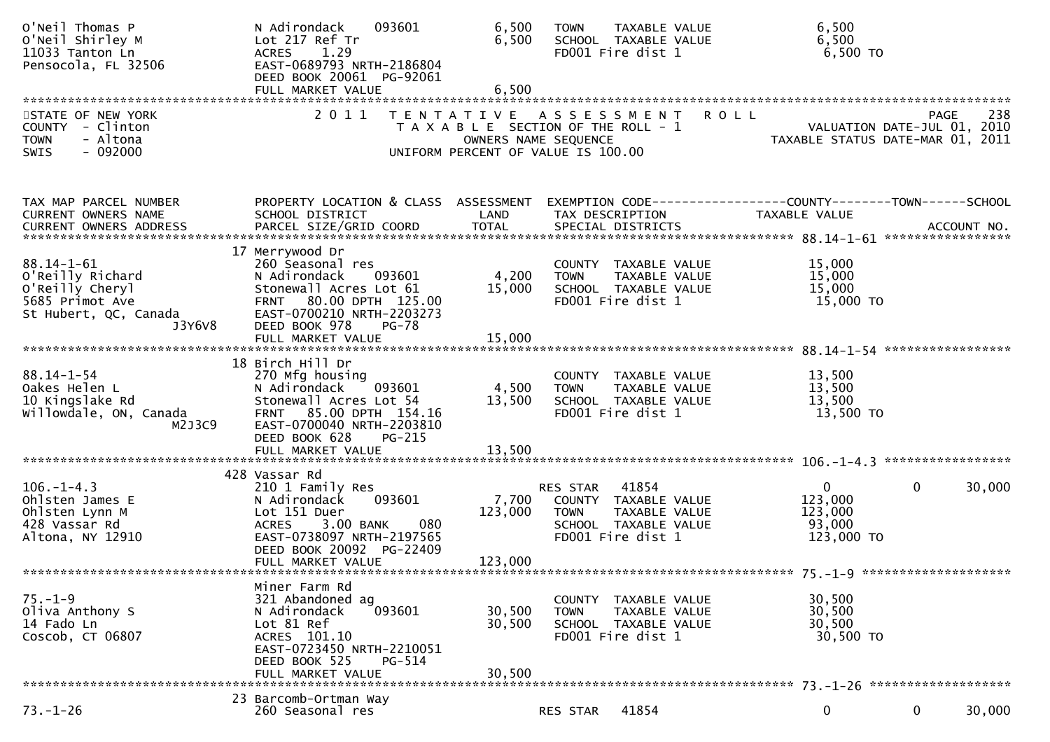| | | | | |
|---|---|---|---|---|
| O'Neil Thomas P | N Adirondack 093601 | 6,500 | TOWN TAXABLE VALUE | 6,500 |
| O'Neil Shirley M | Lot 217 Ref Tr | 6,500 | SCHOOL TAXABLE VALUE | 6,500 |
| 11033 Tanton Ln | ACRES 1.29 | | FD001 Fire dist 1 | 6,500 TO |
| Pensocola, FL 32506 | EAST-0689793 NRTH-2186804 | | | |
| | DEED BOOK 20061 PG-92061 | | | |
| | FULL MARKET VALUE | 6,500 | | |

STATE OF NEW YORK
COUNTY - Clinton
TOWN - Altona
SWIS - 092000

2011 TENTATIVE ASSESSMENT ROLL
TAXABLE SECTION OF THE ROLL - 1
OWNERS NAME SEQUENCE
UNIFORM PERCENT OF VALUE IS 100.00

PAGE 238
VALUATION DATE-JUL 01, 2010
TAXABLE STATUS DATE-MAR 01, 2011

| TAX MAP PARCEL NUMBER / CURRENT OWNERS NAME / CURRENT OWNERS ADDRESS | PROPERTY LOCATION & CLASS / SCHOOL DISTRICT / PARCEL SIZE/GRID COORD | ASSESSMENT LAND / TOTAL | EXEMPTION CODE / TAX DESCRIPTION / SPECIAL DISTRICTS | COUNTY TAXABLE VALUE | TOWN | SCHOOL / ACCOUNT NO. |
|---|---|---|---|---|---|---|
| **88.14-1-61** | 17 Merrywood Dr | | | | | |
| 88.14-1-61 | 260 Seasonal res | | COUNTY TAXABLE VALUE | 15,000 | | |
| O'Reilly Richard | N Adirondack 093601 | 4,200 | TOWN TAXABLE VALUE | 15,000 | | |
| O'Reilly Cheryl | Stonewall Acres Lot 61 | 15,000 | SCHOOL TAXABLE VALUE | 15,000 | | |
| 5685 Primot Ave | FRNT 80.00 DPTH 125.00 | | FD001 Fire dist 1 | 15,000 TO | | |
| St Hubert, QC, Canada J3Y6V8 | EAST-0700210 NRTH-2203273 | | | | | |
| | DEED BOOK 978 PG-78 | | | | | |
| | FULL MARKET VALUE | 15,000 | | | | |
| **88.14-1-54** | 18 Birch Hill Dr | | | | | |
| 88.14-1-54 | 270 Mfg housing | | COUNTY TAXABLE VALUE | 13,500 | | |
| Oakes Helen L | N Adirondack 093601 | 4,500 | TOWN TAXABLE VALUE | 13,500 | | |
| 10 Kingslake Rd | Stonewall Acres Lot 54 | 13,500 | SCHOOL TAXABLE VALUE | 13,500 | | |
| Willowdale, ON, Canada M2J3C9 | FRNT 85.00 DPTH 154.16 | | FD001 Fire dist 1 | 13,500 TO | | |
| | EAST-0700040 NRTH-2203810 | | | | | |
| | DEED BOOK 628 PG-215 | | | | | |
| | FULL MARKET VALUE | 13,500 | | | | |
| **106.-1-4.3** | 428 Vassar Rd | | | | | |
| 106.-1-4.3 | 210 1 Family Res | | RES STAR 41854 | 0 | 0 | 30,000 |
| Ohlsten James E | N Adirondack 093601 | 7,700 | COUNTY TAXABLE VALUE | 123,000 | | |
| Ohlsten Lynn M | Lot 151 Duer | 123,000 | TOWN TAXABLE VALUE | 123,000 | | |
| 428 Vassar Rd | ACRES 3.00 BANK 080 | | SCHOOL TAXABLE VALUE | 93,000 | | |
| Altona, NY 12910 | EAST-0738097 NRTH-2197565 | | FD001 Fire dist 1 | 123,000 TO | | |
| | DEED BOOK 20092 PG-22409 | | | | | |
| | FULL MARKET VALUE | 123,000 | | | | |
| **75.-1-9** | Miner Farm Rd | | | | | |
| 75.-1-9 | 321 Abandoned ag | | COUNTY TAXABLE VALUE | 30,500 | | |
| Oliva Anthony S | N Adirondack 093601 | 30,500 | TOWN TAXABLE VALUE | 30,500 | | |
| 14 Fado Ln | Lot 81 Ref | 30,500 | SCHOOL TAXABLE VALUE | 30,500 | | |
| Coscob, CT 06807 | ACRES 101.10 | | FD001 Fire dist 1 | 30,500 TO | | |
| | EAST-0723450 NRTH-2210051 | | | | | |
| | DEED BOOK 525 PG-514 | | | | | |
| | FULL MARKET VALUE | 30,500 | | | | |
| **73.-1-26** | 23 Barcomb-Ortman Way | | | | | |
| 73.-1-26 | 260 Seasonal res | | RES STAR 41854 | 0 | 0 | 30,000 |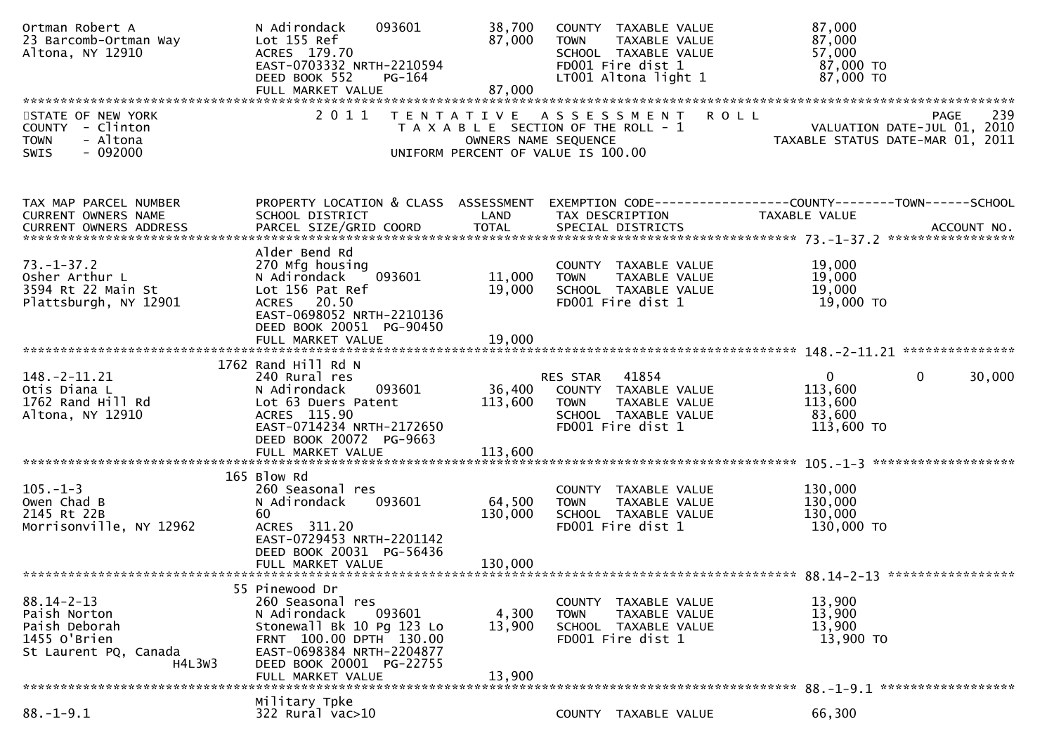| | | | | |
|---|---|---|---|---|
| Ortman Robert A<br>23 Barcomb-Ortman Way<br>Altona, NY 12910 | N Adirondack 093601<br>Lot 155 Ref<br>ACRES 179.70<br>EAST-0703332 NRTH-2210594<br>DEED BOOK 552 PG-164<br>FULL MARKET VALUE | 38,700<br>87,000<br><br><br><br>87,000 | COUNTY TAXABLE VALUE<br>TOWN TAXABLE VALUE<br>SCHOOL TAXABLE VALUE<br>FD001 Fire dist 1<br>LT001 Altona light 1 | 87,000<br>87,000<br>57,000<br>87,000 TO<br>87,000 TO |

STATE OF NEW YORK
COUNTY - Clinton
TOWN - Altona
SWIS - 092000

2011 TENTATIVE ASSESSMENT ROLL
TAXABLE SECTION OF THE ROLL - 1
OWNERS NAME SEQUENCE
UNIFORM PERCENT OF VALUE IS 100.00

PAGE 239
VALUATION DATE-JUL 01, 2010
TAXABLE STATUS DATE-MAR 01, 2011

| TAX MAP PARCEL NUMBER<br>CURRENT OWNERS NAME<br>CURRENT OWNERS ADDRESS | PROPERTY LOCATION & CLASS<br>SCHOOL DISTRICT<br>PARCEL SIZE/GRID COORD | ASSESSMENT<br>LAND<br>TOTAL | EXEMPTION CODE<br>TAX DESCRIPTION<br>SPECIAL DISTRICTS | COUNTY<br>TAXABLE VALUE | TOWN | SCHOOL<br><br>ACCOUNT NO. |
|---|---|---|---|---|---|---|
| 73.-1-37.2<br>Osher Arthur L<br>3594 Rt 22 Main St<br>Plattsburgh, NY 12901 | Alder Bend Rd<br>270 Mfg housing<br>N Adirondack 093601<br>Lot 156 Pat Ref<br>ACRES 20.50<br>EAST-0698052 NRTH-2210136<br>DEED BOOK 20051 PG-90450<br>FULL MARKET VALUE | <br><br>11,000<br>19,000<br><br><br><br>19,000 | <br><br>COUNTY TAXABLE VALUE<br>TOWN TAXABLE VALUE<br>SCHOOL TAXABLE VALUE<br>FD001 Fire dist 1 | <br><br>19,000<br>19,000<br>19,000<br>19,000 TO | | |
| 148.-2-11.21<br>Otis Diana L<br>1762 Rand Hill Rd<br>Altona, NY 12910 | 1762 Rand Hill Rd N<br>240 Rural res<br>N Adirondack 093601<br>Lot 63 Duers Patent<br>ACRES 115.90<br>EAST-0714234 NRTH-2172650<br>DEED BOOK 20072 PG-9663<br>FULL MARKET VALUE | <br><br>36,400<br>113,600<br><br><br><br>113,600 | <br>RES STAR 41854<br>COUNTY TAXABLE VALUE<br>TOWN TAXABLE VALUE<br>SCHOOL TAXABLE VALUE<br>FD001 Fire dist 1 | <br>0<br>113,600<br>113,600<br>83,600<br>113,600 TO | <br>0 | <br>30,000 |
| 105.-1-3<br>Owen Chad B<br>2145 Rt 22B<br>Morrisonville, NY 12962 | 165 Blow Rd<br>260 Seasonal res<br>N Adirondack 093601<br>60<br>ACRES 311.20<br>EAST-0729453 NRTH-2201142<br>DEED BOOK 20031 PG-56436<br>FULL MARKET VALUE | <br><br>64,500<br>130,000<br><br><br><br>130,000 | <br>COUNTY TAXABLE VALUE<br>TOWN TAXABLE VALUE<br>SCHOOL TAXABLE VALUE<br>FD001 Fire dist 1 | <br>130,000<br>130,000<br>130,000<br>130,000 TO | | |
| 88.14-2-13<br>Paish Norton<br>Paish Deborah<br>1455 O'Brien<br>St Laurent PQ, Canada<br>H4L3W3 | 55 Pinewood Dr<br>260 Seasonal res<br>N Adirondack 093601<br>Stonewall Bk 10 Pg 123 Lo<br>FRNT 100.00 DPTH 130.00<br>EAST-0698384 NRTH-2204877<br>DEED BOOK 20001 PG-22755<br>FULL MARKET VALUE | <br><br>4,300<br>13,900<br><br><br><br>13,900 | <br>COUNTY TAXABLE VALUE<br>TOWN TAXABLE VALUE<br>SCHOOL TAXABLE VALUE<br>FD001 Fire dist 1 | <br>13,900<br>13,900<br>13,900<br>13,900 TO | | |
| 88.-1-9.1 | Military Tpke<br>322 Rural vac>10 | | <br>COUNTY TAXABLE VALUE | <br>66,300 | | |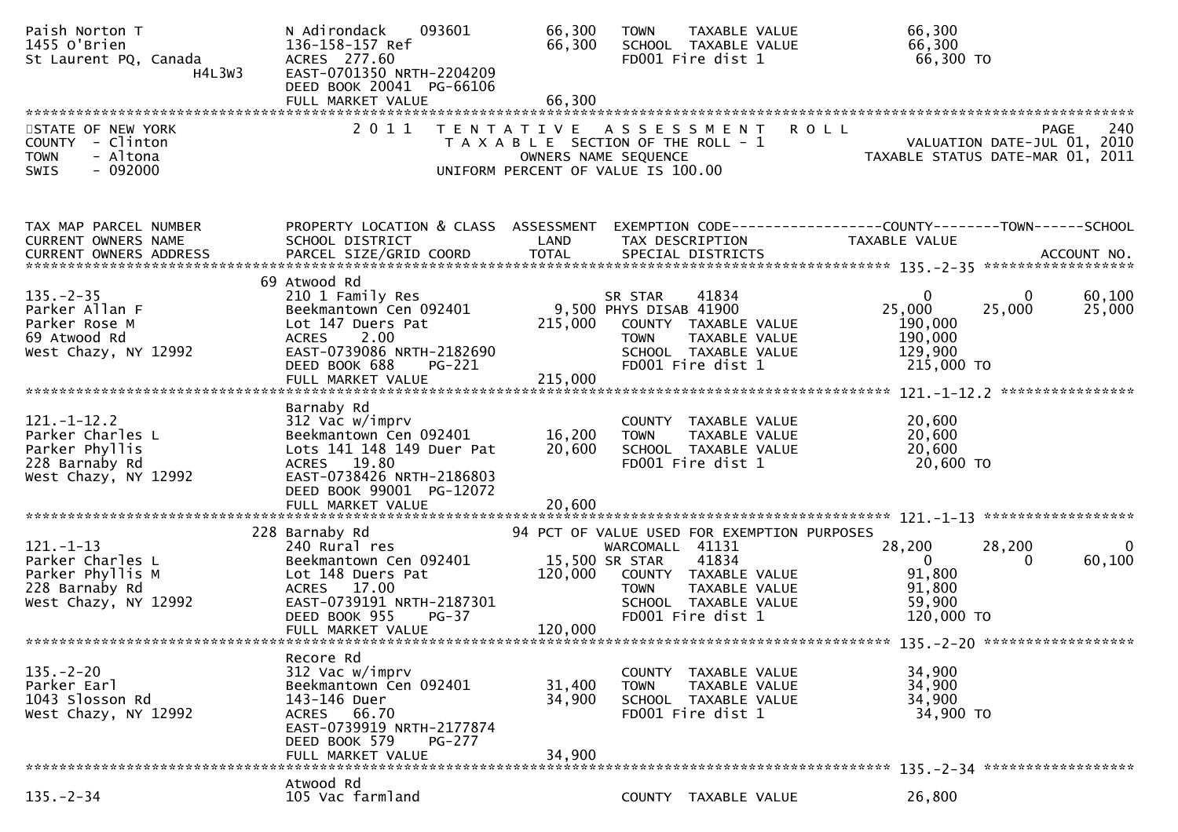```
Paish Norton T                 N Adirondack     093601          66,300   TOWN    TAXABLE VALUE              66,300
1455 O'Brien                   136-158-157 Ref                  66,300   SCHOOL  TAXABLE VALUE              66,300
St Laurent PQ, Canada          ACRES  277.60                             FD001 Fire dist 1                   66,300 TO
                  H4L3W3       EAST-0701350 NRTH-2204209
                               DEED BOOK 20041  PG-66106
                               FULL MARKET VALUE                66,300
******************************************************************************************************************************************
STATE OF NEW YORK                 2 0 1 1   T E N T A T I V E   A S S E S S M E N T   R O L L                                  PAGE    240
COUNTY  - Clinton                           T A X A B L E SECTION OF THE ROLL - 1                          VALUATION DATE-JUL 01, 2010
TOWN    - Altona                                   OWNERS NAME SEQUENCE                                TAXABLE STATUS DATE-MAR 01, 2011
SWIS    - 092000                             UNIFORM PERCENT OF VALUE IS 100.00


TAX MAP PARCEL NUMBER          PROPERTY LOCATION & CLASS  ASSESSMENT  EXEMPTION CODE------------------COUNTY--------TOWN------SCHOOL
CURRENT OWNERS NAME            SCHOOL DISTRICT               LAND      TAX DESCRIPTION                 TAXABLE VALUE
CURRENT OWNERS ADDRESS         PARCEL SIZE/GRID COORD        TOTAL     SPECIAL DISTRICTS                                     ACCOUNT NO.
******************************************************************************************************* 135.-2-35 ******************
                               69 Atwood Rd
135.-2-35                      210 1 Family Res                        SR STAR     41834                    0            0       60,100
Parker Allan F                 Beekmantown Cen 092401          9,500 PHYS DISAB 41900                  25,000       25,000       25,000
Parker Rose M                  Lot 147 Duers Pat              215,000    COUNTY  TAXABLE VALUE             190,000
69 Atwood Rd                   ACRES     2.00                             TOWN    TAXABLE VALUE             190,000
West Chazy, NY 12992           EAST-0739086 NRTH-2182690                  SCHOOL  TAXABLE VALUE             129,900
                               DEED BOOK 688     PG-221                   FD001 Fire dist 1                 215,000 TO
                               FULL MARKET VALUE               215,000
******************************************************************************************************* 121.-1-12.2 ****************
                               Barnaby Rd
121.-1-12.2                    312 Vac w/imprv                            COUNTY  TAXABLE VALUE              20,600
Parker Charles L               Beekmantown Cen 092401          16,200    TOWN    TAXABLE VALUE              20,600
Parker Phyllis                 Lots 141 148 149 Duer Pat       20,600    SCHOOL  TAXABLE VALUE              20,600
228 Barnaby Rd                 ACRES    19.80                             FD001 Fire dist 1                  20,600 TO
West Chazy, NY 12992           EAST-0738426 NRTH-2186803
                               DEED BOOK 99001  PG-12072
                               FULL MARKET VALUE                20,600
******************************************************************************************************* 121.-1-13 ******************
                               228 Barnaby Rd                 94 PCT OF VALUE USED FOR EXEMPTION PURPOSES
121.-1-13                      240 Rural res                              WARCOMALL  41131                28,200       28,200            0
Parker Charles L               Beekmantown Cen 092401          15,500 SR STAR     41834                       0            0       60,100
Parker Phyllis M               Lot 148 Duers Pat              120,000    COUNTY  TAXABLE VALUE              91,800
228 Barnaby Rd                 ACRES    17.00                             TOWN    TAXABLE VALUE              91,800
West Chazy, NY 12992           EAST-0739191 NRTH-2187301                  SCHOOL  TAXABLE VALUE              59,900
                               DEED BOOK 955     PG-37                    FD001 Fire dist 1                 120,000 TO
                               FULL MARKET VALUE               120,000
******************************************************************************************************* 135.-2-20 ******************
                               Recore Rd
135.-2-20                      312 Vac w/imprv                            COUNTY  TAXABLE VALUE              34,900
Parker Earl                    Beekmantown Cen 092401          31,400    TOWN    TAXABLE VALUE              34,900
1043 Slosson Rd                143-146 Duer                    34,900    SCHOOL  TAXABLE VALUE              34,900
West Chazy, NY 12992           ACRES    66.70                             FD001 Fire dist 1                  34,900 TO
                               EAST-0739919 NRTH-2177874
                               DEED BOOK 579     PG-277
                               FULL MARKET VALUE                34,900
******************************************************************************************************* 135.-2-34 ******************
                               Atwood Rd
135.-2-34                      105 Vac farmland                           COUNTY  TAXABLE VALUE              26,800
```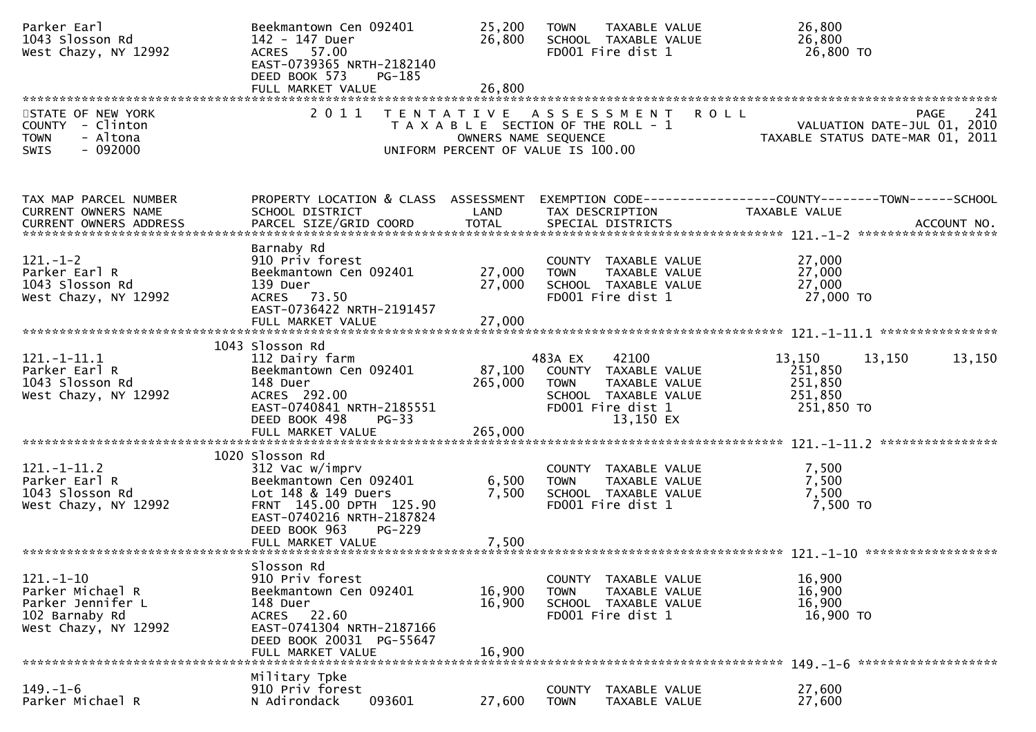```
Parker Earl                        Beekmantown Cen 092401        25,200   TOWN     TAXABLE VALUE               26,800
1043 Slosson Rd                    142 - 147 Duer                26,800   SCHOOL  TAXABLE VALUE               26,800
West Chazy, NY 12992               ACRES   57.00                          FD001 Fire dist 1                    26,800 TO
                                   EAST-0739365 NRTH-2182140
                                   DEED BOOK 573     PG-185
                                   FULL MARKET VALUE             26,800
******************************************************************************************************************************************
```

STATE OF NEW YORK — 2011 TENTATIVE ASSESSMENT ROLL
COUNTY - Clinton — TAXABLE SECTION OF THE ROLL - 1 — VALUATION DATE-JUL 01, 2010
TOWN - Altona — OWNERS NAME SEQUENCE — TAXABLE STATUS DATE-MAR 01, 2011
SWIS - 092000 — UNIFORM PERCENT OF VALUE IS 100.00

```
TAX MAP PARCEL NUMBER          PROPERTY LOCATION & CLASS  ASSESSMENT  EXEMPTION CODE------------------COUNTY--------TOWN------SCHOOL
CURRENT OWNERS NAME            SCHOOL DISTRICT               LAND      TAX DESCRIPTION                TAXABLE VALUE
CURRENT OWNERS ADDRESS         PARCEL SIZE/GRID COORD        TOTAL     SPECIAL DISTRICTS                                    ACCOUNT NO.
****************************************************************************************************** 121.-1-2 *******************
                               Barnaby Rd
121.-1-2                       910 Priv forest                         COUNTY  TAXABLE VALUE               27,000
Parker Earl R                  Beekmantown Cen 092401        27,000   TOWN     TAXABLE VALUE               27,000
1043 Slosson Rd                139 Duer                      27,000   SCHOOL  TAXABLE VALUE               27,000
West Chazy, NY 12992           ACRES   73.50                          FD001 Fire dist 1                    27,000 TO
                               EAST-0736422 NRTH-2191457
                               FULL MARKET VALUE             27,000
****************************************************************************************************** 121.-1-11.1 ****************
                          1043 Slosson Rd
121.-1-11.1                    112 Dairy farm                          483A EX      42100               13,150     13,150      13,150
Parker Earl R                  Beekmantown Cen 092401        87,100   COUNTY  TAXABLE VALUE              251,850
1043 Slosson Rd                148 Duer                     265,000   TOWN     TAXABLE VALUE              251,850
West Chazy, NY 12992           ACRES  292.00                          SCHOOL  TAXABLE VALUE              251,850
                               EAST-0740841 NRTH-2185551              FD001 Fire dist 1                   251,850 TO
                               DEED BOOK 498     PG-33                        13,150 EX
                               FULL MARKET VALUE            265,000
****************************************************************************************************** 121.-1-11.2 ****************
                          1020 Slosson Rd
121.-1-11.2                    312 Vac w/imprv                         COUNTY  TAXABLE VALUE                7,500
Parker Earl R                  Beekmantown Cen 092401         6,500   TOWN     TAXABLE VALUE                7,500
1043 Slosson Rd                Lot 148 & 149 Duers            7,500   SCHOOL  TAXABLE VALUE                7,500
West Chazy, NY 12992           FRNT  145.00 DPTH  125.90              FD001 Fire dist 1                     7,500 TO
                               EAST-0740216 NRTH-2187824
                               DEED BOOK 963     PG-229
                               FULL MARKET VALUE              7,500
****************************************************************************************************** 121.-1-10 ******************
                               Slosson Rd
121.-1-10                      910 Priv forest                         COUNTY  TAXABLE VALUE               16,900
Parker Michael R               Beekmantown Cen 092401        16,900   TOWN     TAXABLE VALUE               16,900
Parker Jennifer L              148 Duer                      16,900   SCHOOL  TAXABLE VALUE               16,900
102 Barnaby Rd                 ACRES   22.60                          FD001 Fire dist 1                    16,900 TO
West Chazy, NY 12992           EAST-0741304 NRTH-2187166
                               DEED BOOK 20031   PG-55647
                               FULL MARKET VALUE             16,900
****************************************************************************************************** 149.-1-6 *******************
                               Military Tpke
149.-1-6                       910 Priv forest                         COUNTY  TAXABLE VALUE               27,600
Parker Michael R               N Adirondack     093601       27,600   TOWN     TAXABLE VALUE               27,600
```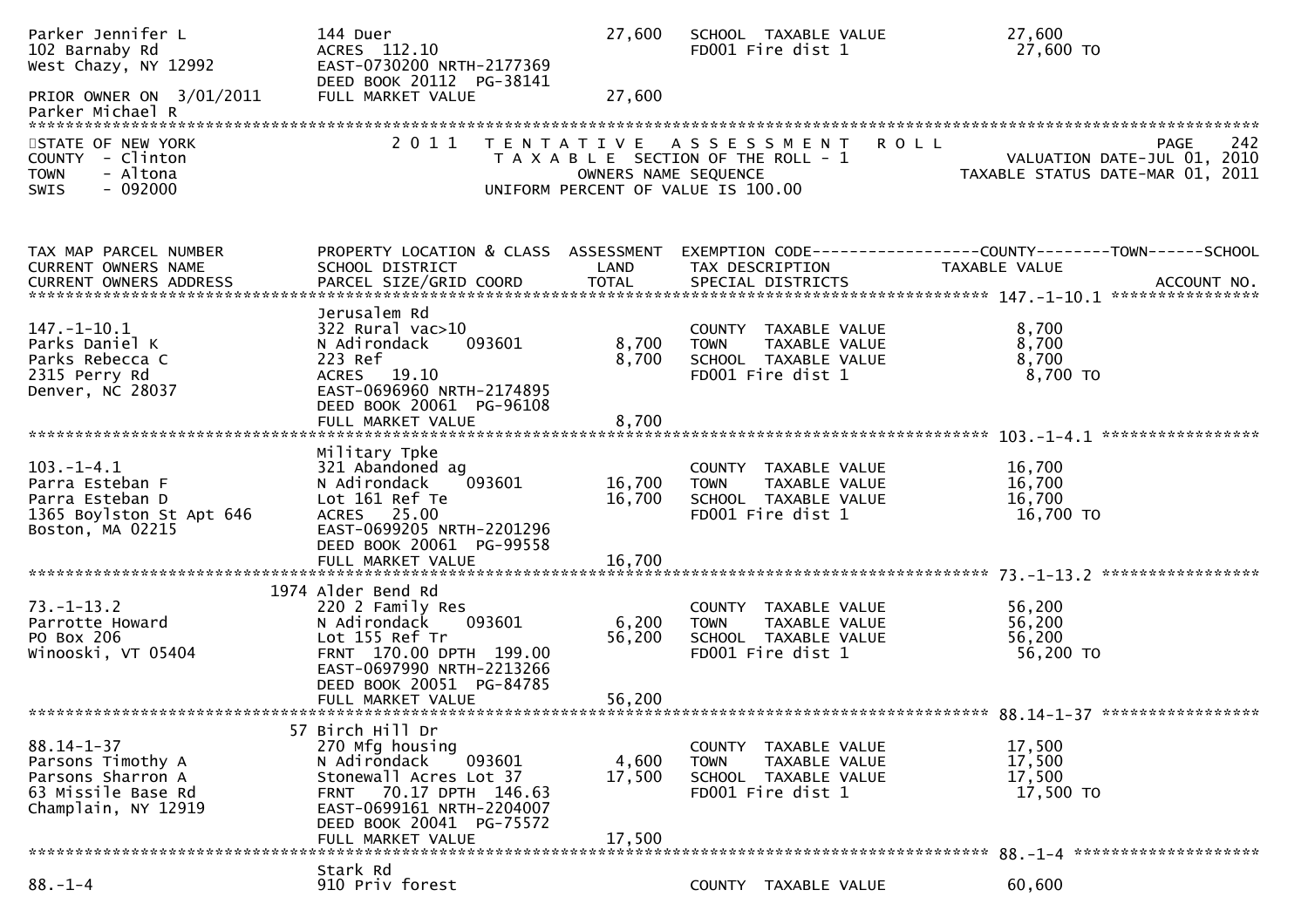| | | | | |
|---|---|---|---|---|
| Parker Jennifer L | 144 Duer | 27,600 | SCHOOL TAXABLE VALUE | 27,600 |
| 102 Barnaby Rd | ACRES 112.10 | | FD001 Fire dist 1 | 27,600 TO |
| West Chazy, NY 12992 | EAST-0730200 NRTH-2177369 | | | |
| | DEED BOOK 20112 PG-38141 | | | |
| PRIOR OWNER ON 3/01/2011 | FULL MARKET VALUE | 27,600 | | |
| Parker Michael R | | | | |

STATE OF NEW YORK
COUNTY - Clinton
TOWN - Altona
SWIS - 092000

2011 TENTATIVE ASSESSMENT ROLL
TAXABLE SECTION OF THE ROLL - 1
OWNERS NAME SEQUENCE
UNIFORM PERCENT OF VALUE IS 100.00

PAGE 242
VALUATION DATE-JUL 01, 2010
TAXABLE STATUS DATE-MAR 01, 2011

| TAX MAP PARCEL NUMBER / CURRENT OWNERS NAME / CURRENT OWNERS ADDRESS | PROPERTY LOCATION & CLASS / SCHOOL DISTRICT / PARCEL SIZE/GRID COORD | ASSESSMENT LAND / TOTAL | EXEMPTION CODE / TAX DESCRIPTION / SPECIAL DISTRICTS | COUNTY--------TOWN------SCHOOL TAXABLE VALUE / ACCOUNT NO. |
|---|---|---|---|---|
| **147.-1-10.1** | Jerusalem Rd | | | |
| 147.-1-10.1 | 322 Rural vac>10 | | COUNTY TAXABLE VALUE | 8,700 |
| Parks Daniel K | N Adirondack 093601 | 8,700 | TOWN TAXABLE VALUE | 8,700 |
| Parks Rebecca C | 223 Ref | 8,700 | SCHOOL TAXABLE VALUE | 8,700 |
| 2315 Perry Rd | ACRES 19.10 | | FD001 Fire dist 1 | 8,700 TO |
| Denver, NC 28037 | EAST-0696960 NRTH-2174895 | | | |
| | DEED BOOK 20061 PG-96108 | | | |
| | FULL MARKET VALUE | 8,700 | | |
| **103.-1-4.1** | Military Tpke | | | |
| 103.-1-4.1 | 321 Abandoned ag | | COUNTY TAXABLE VALUE | 16,700 |
| Parra Esteban F | N Adirondack 093601 | 16,700 | TOWN TAXABLE VALUE | 16,700 |
| Parra Esteban D | Lot 161 Ref Te | 16,700 | SCHOOL TAXABLE VALUE | 16,700 |
| 1365 Boylston St Apt 646 | ACRES 25.00 | | FD001 Fire dist 1 | 16,700 TO |
| Boston, MA 02215 | EAST-0699205 NRTH-2201296 | | | |
| | DEED BOOK 20061 PG-99558 | | | |
| | FULL MARKET VALUE | 16,700 | | |
| **73.-1-13.2** | 1974 Alder Bend Rd | | | |
| 73.-1-13.2 | 220 2 Family Res | | COUNTY TAXABLE VALUE | 56,200 |
| Parrotte Howard | N Adirondack 093601 | 6,200 | TOWN TAXABLE VALUE | 56,200 |
| PO Box 206 | Lot 155 Ref Tr | 56,200 | SCHOOL TAXABLE VALUE | 56,200 |
| Winooski, VT 05404 | FRNT 170.00 DPTH 199.00 | | FD001 Fire dist 1 | 56,200 TO |
| | EAST-0697990 NRTH-2213266 | | | |
| | DEED BOOK 20051 PG-84785 | | | |
| | FULL MARKET VALUE | 56,200 | | |
| **88.14-1-37** | 57 Birch Hill Dr | | | |
| 88.14-1-37 | 270 Mfg housing | | COUNTY TAXABLE VALUE | 17,500 |
| Parsons Timothy A | N Adirondack 093601 | 4,600 | TOWN TAXABLE VALUE | 17,500 |
| Parsons Sharron A | Stonewall Acres Lot 37 | 17,500 | SCHOOL TAXABLE VALUE | 17,500 |
| 63 Missile Base Rd | FRNT 70.17 DPTH 146.63 | | FD001 Fire dist 1 | 17,500 TO |
| Champlain, NY 12919 | EAST-0699161 NRTH-2204007 | | | |
| | DEED BOOK 20041 PG-75572 | | | |
| | FULL MARKET VALUE | 17,500 | | |
| **88.-1-4** | Stark Rd | | | |
| 88.-1-4 | 910 Priv forest | | COUNTY TAXABLE VALUE | 60,600 |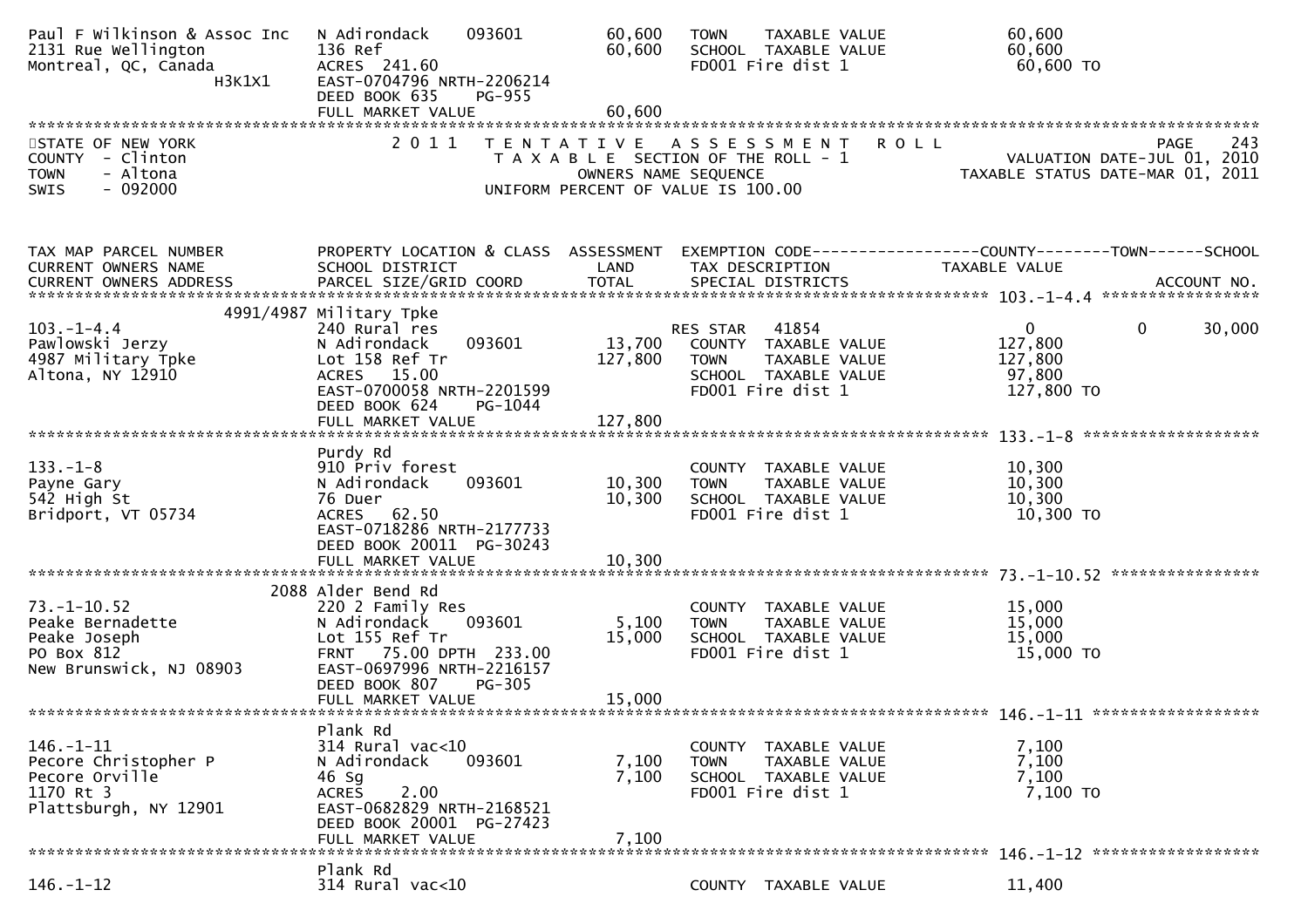```
Paul F Wilkinson & Assoc Inc   N Adirondack      093601          60,600   TOWN    TAXABLE VALUE             60,600
2131 Rue Wellington            136 Ref                           60,600   SCHOOL  TAXABLE VALUE             60,600
Montreal, QC, Canada           ACRES  241.60                              FD001 Fire dist 1                  60,600 TO
              H3K1X1           EAST-0704796 NRTH-2206214
                               DEED BOOK 635     PG-955
                               FULL MARKET VALUE                 60,600
******************************************************************************************************************************
STATE OF NEW YORK                2 0 1 1   T E N T A T I V E   A S S E S S M E N T   R O L L                       PAGE    243
COUNTY  - Clinton                          T A X A B L E  SECTION OF THE ROLL - 1                  VALUATION DATE-JUL 01, 2010
TOWN    - Altona                                  OWNERS NAME SEQUENCE                           TAXABLE STATUS DATE-MAR 01, 2011
SWIS    - 092000                         UNIFORM PERCENT OF VALUE IS 100.00


TAX MAP PARCEL NUMBER          PROPERTY LOCATION & CLASS  ASSESSMENT  EXEMPTION CODE------------------COUNTY--------TOWN------SCHOOL
CURRENT OWNERS NAME            SCHOOL DISTRICT               LAND     TAX DESCRIPTION              TAXABLE VALUE
CURRENT OWNERS ADDRESS         PARCEL SIZE/GRID COORD       TOTAL     SPECIAL DISTRICTS                                  ACCOUNT NO.
******************************************************************************************************* 103.-1-4.4 ******************
                     4991/4987 Military Tpke
103.-1-4.4                     240 Rural res                              RES STAR   41854                     0            0     30,000
Pawlowski Jerzy                N Adirondack      093601          13,700   COUNTY  TAXABLE VALUE            127,800
4987 Military Tpke             Lot 158 Ref Tr                   127,800   TOWN    TAXABLE VALUE            127,800
Altona, NY 12910               ACRES   15.00                              SCHOOL  TAXABLE VALUE             97,800
                               EAST-0700058 NRTH-2201599                  FD001 Fire dist 1                127,800 TO
                               DEED BOOK 624     PG-1044
                               FULL MARKET VALUE                127,800
******************************************************************************************************* 133.-1-8 ********************
                               Purdy Rd
133.-1-8                       910 Priv forest                            COUNTY  TAXABLE VALUE             10,300
Payne Gary                     N Adirondack      093601          10,300   TOWN    TAXABLE VALUE             10,300
542 High St                    76 Duer                           10,300   SCHOOL  TAXABLE VALUE             10,300
Bridport, VT 05734             ACRES   62.50                              FD001 Fire dist 1                 10,300 TO
                               EAST-0718286 NRTH-2177733
                               DEED BOOK 20011  PG-30243
                               FULL MARKET VALUE                 10,300
******************************************************************************************************* 73.-1-10.52 *****************
                          2088 Alder Bend Rd
73.-1-10.52                    220 2 Family Res                           COUNTY  TAXABLE VALUE             15,000
Peake Bernadette               N Adirondack      093601           5,100   TOWN    TAXABLE VALUE             15,000
Peake Joseph                   Lot 155 Ref Tr                    15,000   SCHOOL  TAXABLE VALUE             15,000
PO Box 812                     FRNT   75.00 DPTH 233.00                   FD001 Fire dist 1                 15,000 TO
New Brunswick, NJ 08903        EAST-0697996 NRTH-2216157
                               DEED BOOK 807     PG-305
                               FULL MARKET VALUE                 15,000
******************************************************************************************************* 146.-1-11 *******************
                               Plank Rd
146.-1-11                      314 Rural vac<10                           COUNTY  TAXABLE VALUE              7,100
Pecore Christopher P           N Adirondack      093601           7,100   TOWN    TAXABLE VALUE              7,100
Pecore Orville                 46 Sg                              7,100   SCHOOL  TAXABLE VALUE              7,100
1170 Rt 3                      ACRES    2.00                              FD001 Fire dist 1                  7,100 TO
Plattsburgh, NY 12901          EAST-0682829 NRTH-2168521
                               DEED BOOK 20001  PG-27423
                               FULL MARKET VALUE                  7,100
******************************************************************************************************* 146.-1-12 *******************
                               Plank Rd
146.-1-12                      314 Rural vac<10                           COUNTY  TAXABLE VALUE             11,400
```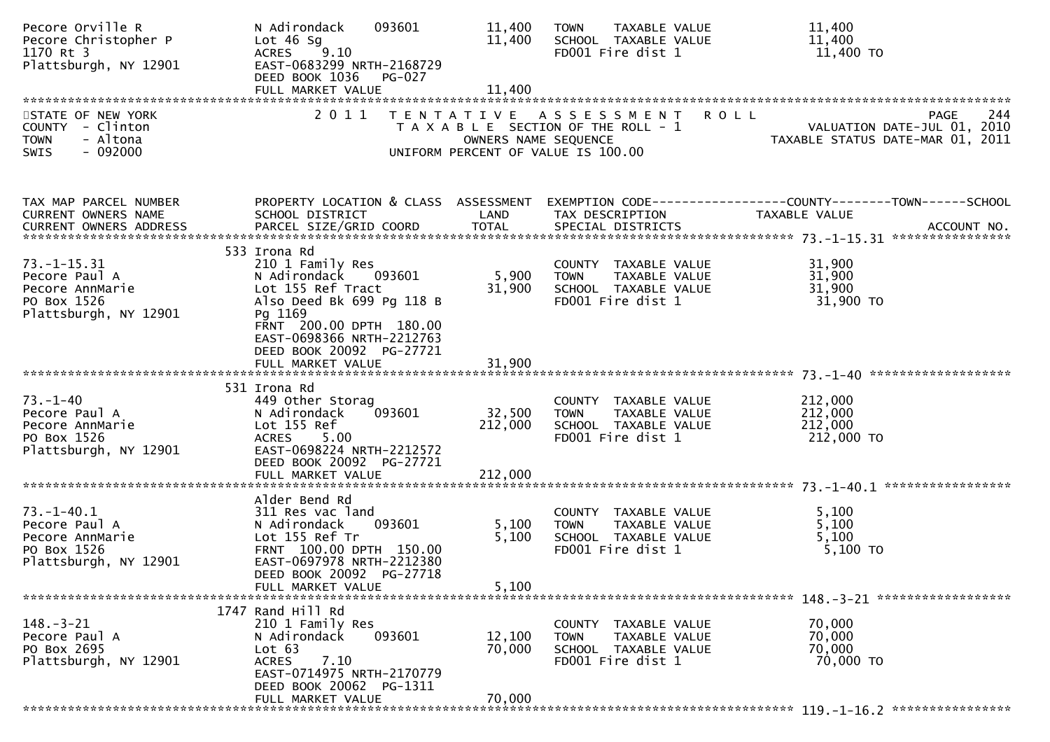| | | | | |
|---|---|---|---|---|
| Pecore Orville R<br>Pecore Christopher P<br>1170 Rt 3<br>Plattsburgh, NY 12901 | N Adirondack 093601<br>Lot 46 Sg<br>ACRES 9.10<br>EAST-0683299 NRTH-2168729<br>DEED BOOK 1036 PG-027<br>FULL MARKET VALUE | 11,400<br>11,400<br><br><br><br>11,400 | TOWN TAXABLE VALUE<br>SCHOOL TAXABLE VALUE<br>FD001 Fire dist 1 | 11,400<br>11,400<br>11,400 TO |

STATE OF NEW YORK
COUNTY - Clinton
TOWN - Altona
SWIS - 092000

2011 TENTATIVE ASSESSMENT ROLL
TAXABLE SECTION OF THE ROLL - 1
OWNERS NAME SEQUENCE
UNIFORM PERCENT OF VALUE IS 100.00

PAGE 244
VALUATION DATE-JUL 01, 2010
TAXABLE STATUS DATE-MAR 01, 2011

| TAX MAP PARCEL NUMBER<br>CURRENT OWNERS NAME<br>CURRENT OWNERS ADDRESS | PROPERTY LOCATION & CLASS<br>SCHOOL DISTRICT<br>PARCEL SIZE/GRID COORD | ASSESSMENT<br>LAND<br>TOTAL | EXEMPTION CODE-----COUNTY-----TOWN-----SCHOOL<br>TAX DESCRIPTION<br>SPECIAL DISTRICTS | TAXABLE VALUE<br><br>ACCOUNT NO. |
|---|---|---|---|---|
| 73.-1-15.31 | 533 Irona Rd | | | |
| 73.-1-15.31<br>Pecore Paul A<br>Pecore AnnMarie<br>PO Box 1526<br>Plattsburgh, NY 12901 | 210 1 Family Res<br>N Adirondack 093601<br>Lot 155 Ref Tract<br>Also Deed Bk 699 Pg 118 B<br>Pg 1169<br>FRNT 200.00 DPTH 180.00<br>EAST-0698366 NRTH-2212763<br>DEED BOOK 20092 PG-27721<br>FULL MARKET VALUE | <br>5,900<br>31,900<br><br><br><br><br><br>31,900 | COUNTY TAXABLE VALUE<br>TOWN TAXABLE VALUE<br>SCHOOL TAXABLE VALUE<br>FD001 Fire dist 1 | 31,900<br>31,900<br>31,900<br>31,900 TO |
| 73.-1-40 | 531 Irona Rd | | | |
| 73.-1-40<br>Pecore Paul A<br>Pecore AnnMarie<br>PO Box 1526<br>Plattsburgh, NY 12901 | 449 Other Storag<br>N Adirondack 093601<br>Lot 155 Ref<br>ACRES 5.00<br>EAST-0698224 NRTH-2212572<br>DEED BOOK 20092 PG-27721<br>FULL MARKET VALUE | <br>32,500<br>212,000<br><br><br><br>212,000 | COUNTY TAXABLE VALUE<br>TOWN TAXABLE VALUE<br>SCHOOL TAXABLE VALUE<br>FD001 Fire dist 1 | 212,000<br>212,000<br>212,000<br>212,000 TO |
| 73.-1-40.1 | Alder Bend Rd | | | |
| 73.-1-40.1<br>Pecore Paul A<br>Pecore AnnMarie<br>PO Box 1526<br>Plattsburgh, NY 12901 | 311 Res vac land<br>N Adirondack 093601<br>Lot 155 Ref Tr<br>FRNT 100.00 DPTH 150.00<br>EAST-0697978 NRTH-2212380<br>DEED BOOK 20092 PG-27718<br>FULL MARKET VALUE | <br>5,100<br>5,100<br><br><br><br>5,100 | COUNTY TAXABLE VALUE<br>TOWN TAXABLE VALUE<br>SCHOOL TAXABLE VALUE<br>FD001 Fire dist 1 | 5,100<br>5,100<br>5,100<br>5,100 TO |
| 148.-3-21 | 1747 Rand Hill Rd | | | |
| 148.-3-21<br>Pecore Paul A<br>PO Box 2695<br>Plattsburgh, NY 12901 | 210 1 Family Res<br>N Adirondack 093601<br>Lot 63<br>ACRES 7.10<br>EAST-0714975 NRTH-2170779<br>DEED BOOK 20062 PG-1311<br>FULL MARKET VALUE | <br>12,100<br>70,000<br><br><br><br>70,000 | COUNTY TAXABLE VALUE<br>TOWN TAXABLE VALUE<br>SCHOOL TAXABLE VALUE<br>FD001 Fire dist 1 | 70,000<br>70,000<br>70,000<br>70,000 TO |
| 119.-1-16.2 | | | | |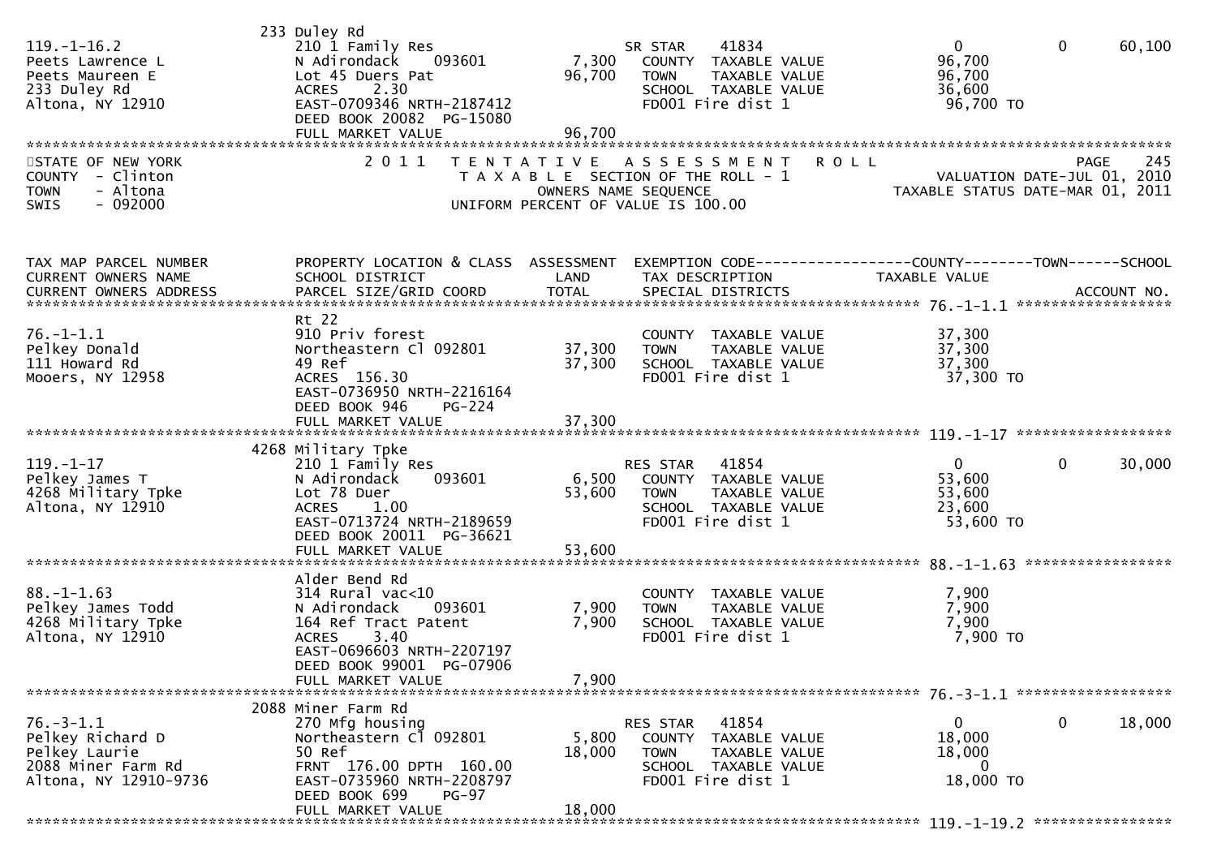```
                     233 Duley Rd
119.-1-16.2          210 1 Family Res                    SR STAR     41834                  0            0        60,100
Peets Lawrence L     N Adirondack     093601      7,300   COUNTY  TAXABLE VALUE         96,700
Peets Maureen E      Lot 45 Duers Pat            96,700   TOWN    TAXABLE VALUE         96,700
233 Duley Rd         ACRES     2.30                       SCHOOL  TAXABLE VALUE         36,600
Altona, NY 12910     EAST-0709346 NRTH-2187412            FD001 Fire dist 1              96,700 TO
                     DEED BOOK 20082  PG-15080
                     FULL MARKET VALUE           96,700
```

STATE OF NEW YORK — COUNTY - Clinton — TOWN - Altona — SWIS - 092000

2011 TENTATIVE ASSESSMENT ROLL — TAXABLE SECTION OF THE ROLL - 1 — OWNERS NAME SEQUENCE — UNIFORM PERCENT OF VALUE IS 100.00

PAGE 245 — VALUATION DATE-JUL 01, 2010 — TAXABLE STATUS DATE-MAR 01, 2011

```
TAX MAP PARCEL NUMBER    PROPERTY LOCATION & CLASS  ASSESSMENT  EXEMPTION CODE------------------COUNTY--------TOWN------SCHOOL
CURRENT OWNERS NAME      SCHOOL DISTRICT               LAND      TAX DESCRIPTION            TAXABLE VALUE
CURRENT OWNERS ADDRESS   PARCEL SIZE/GRID COORD        TOTAL     SPECIAL DISTRICTS                                    ACCOUNT NO.
*************************************************************************************************** 76.-1-1.1 ******************
                         Rt 22
76.-1-1.1                910 Priv forest                         COUNTY  TAXABLE VALUE         37,300
Pelkey Donald            Northeastern Cl 092801      37,300      TOWN    TAXABLE VALUE         37,300
111 Howard Rd            49 Ref                      37,300      SCHOOL  TAXABLE VALUE         37,300
Mooers, NY 12958         ACRES  156.30                           FD001 Fire dist 1              37,300 TO
                         EAST-0736950 NRTH-2216164
                         DEED BOOK 946     PG-224
                         FULL MARKET VALUE           37,300
*************************************************************************************************** 119.-1-17 ******************
                         4268 Military Tpke
119.-1-17                210 1 Family Res                        RES STAR    41854                  0            0        30,000
Pelkey James T           N Adirondack     093601      6,500      COUNTY  TAXABLE VALUE         53,600
4268 Military Tpke       Lot 78 Duer                 53,600      TOWN    TAXABLE VALUE         53,600
Altona, NY 12910         ACRES     1.00                          SCHOOL  TAXABLE VALUE         23,600
                         EAST-0713724 NRTH-2189659               FD001 Fire dist 1              53,600 TO
                         DEED BOOK 20011  PG-36621
                         FULL MARKET VALUE           53,600
*************************************************************************************************** 88.-1-1.63 *****************
                         Alder Bend Rd
88.-1-1.63               314 Rural vac<10                        COUNTY  TAXABLE VALUE          7,900
Pelkey James Todd        N Adirondack     093601      7,900      TOWN    TAXABLE VALUE          7,900
4268 Military Tpke       164 Ref Tract Patent         7,900      SCHOOL  TAXABLE VALUE          7,900
Altona, NY 12910         ACRES     3.40                          FD001 Fire dist 1               7,900 TO
                         EAST-0696603 NRTH-2207197
                         DEED BOOK 99001  PG-07906
                         FULL MARKET VALUE            7,900
*************************************************************************************************** 76.-3-1.1 ******************
                         2088 Miner Farm Rd
76.-3-1.1                270 Mfg housing                         RES STAR    41854                  0            0        18,000
Pelkey Richard D         Northeastern Cl 092801       5,800      COUNTY  TAXABLE VALUE         18,000
Pelkey Laurie            50 Ref                      18,000      TOWN    TAXABLE VALUE         18,000
2088 Miner Farm Rd       FRNT  176.00 DPTH  160.00               SCHOOL  TAXABLE VALUE              0
Altona, NY 12910-9736    EAST-0735960 NRTH-2208797               FD001 Fire dist 1              18,000 TO
                         DEED BOOK 699     PG-97
                         FULL MARKET VALUE           18,000
*************************************************************************************************** 119.-1-19.2 ****************
```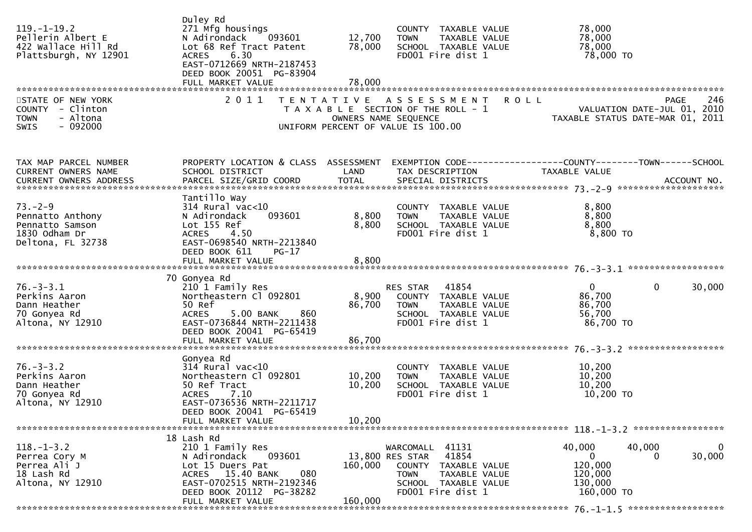| TAX MAP PARCEL NUMBER | PROPERTY LOCATION & CLASS | ASSESSMENT | EXEMPTION CODE | COUNTY | TOWN | SCHOOL |
|---|---|---|---|---|---|---|
| 119.-1-19.2 | Duley Rd | | | | | |
| Pellerin Albert E | 271 Mfg housings | | COUNTY TAXABLE VALUE | 78,000 | | |
| 422 Wallace Hill Rd | N Adirondack 093601 | 12,700 | TOWN TAXABLE VALUE | 78,000 | | |
| Plattsburgh, NY 12901 | Lot 68 Ref Tract Patent | 78,000 | SCHOOL TAXABLE VALUE | 78,000 | | |
| | ACRES 6.30 | | FD001 Fire dist 1 | 78,000 TO | | |
| | EAST-0712669 NRTH-2187453 | | | | | |
| | DEED BOOK 20051 PG-83904 | | | | | |
| | FULL MARKET VALUE | 78,000 | | | | |

STATE OF NEW YORK — COUNTY - Clinton — TOWN - Altona — SWIS - 092000

2011 TENTATIVE ASSESSMENT ROLL — TAXABLE SECTION OF THE ROLL - 1 — OWNERS NAME SEQUENCE — UNIFORM PERCENT OF VALUE IS 100.00

PAGE 246 — VALUATION DATE-JUL 01, 2010 — TAXABLE STATUS DATE-MAR 01, 2011

| TAX MAP PARCEL NUMBER / CURRENT OWNERS NAME / CURRENT OWNERS ADDRESS | PROPERTY LOCATION & CLASS / SCHOOL DISTRICT / PARCEL SIZE/GRID COORD | ASSESSMENT LAND / TOTAL | EXEMPTION CODE / TAX DESCRIPTION / SPECIAL DISTRICTS | COUNTY TAXABLE VALUE | TOWN | SCHOOL / ACCOUNT NO. |
|---|---|---|---|---|---|---|
| **73.-2-9** | Tantillo Way | | | | | |
| 73.-2-9 | 314 Rural vac<10 | | COUNTY TAXABLE VALUE | 8,800 | | |
| Pennatto Anthony | N Adirondack 093601 | 8,800 | TOWN TAXABLE VALUE | 8,800 | | |
| Pennatto Samson | Lot 155 Ref | 8,800 | SCHOOL TAXABLE VALUE | 8,800 | | |
| 1830 Odham Dr | ACRES 4.50 | | FD001 Fire dist 1 | 8,800 TO | | |
| Deltona, FL 32738 | EAST-0698540 NRTH-2213840 | | | | | |
| | DEED BOOK 611 PG-17 | | | | | |
| | FULL MARKET VALUE | 8,800 | | | | |
| **76.-3-3.1** | 70 Gonyea Rd | | | | | |
| 76.-3-3.1 | 210 1 Family Res | | RES STAR 41854 | 0 | 0 | 30,000 |
| Perkins Aaron | Northeastern Cl 092801 | 8,900 | COUNTY TAXABLE VALUE | 86,700 | | |
| Dann Heather | 50 Ref | 86,700 | TOWN TAXABLE VALUE | 86,700 | | |
| 70 Gonyea Rd | ACRES 5.00 BANK 860 | | SCHOOL TAXABLE VALUE | 56,700 | | |
| Altona, NY 12910 | EAST-0736844 NRTH-2211438 | | FD001 Fire dist 1 | 86,700 TO | | |
| | DEED BOOK 20041 PG-65419 | | | | | |
| | FULL MARKET VALUE | 86,700 | | | | |
| **76.-3-3.2** | Gonyea Rd | | | | | |
| 76.-3-3.2 | 314 Rural vac<10 | | COUNTY TAXABLE VALUE | 10,200 | | |
| Perkins Aaron | Northeastern Cl 092801 | 10,200 | TOWN TAXABLE VALUE | 10,200 | | |
| Dann Heather | 50 Ref Tract | 10,200 | SCHOOL TAXABLE VALUE | 10,200 | | |
| 70 Gonyea Rd | ACRES 7.10 | | FD001 Fire dist 1 | 10,200 TO | | |
| Altona, NY 12910 | EAST-0736536 NRTH-2211717 | | | | | |
| | DEED BOOK 20041 PG-65419 | | | | | |
| | FULL MARKET VALUE | 10,200 | | | | |
| **118.-1-3.2** | 18 Lash Rd | | | | | |
| 118.-1-3.2 | 210 1 Family Res | | WARCOMALL 41131 | 40,000 | 40,000 | 0 |
| Perrea Cory M | N Adirondack 093601 | 13,800 | RES STAR 41854 | 0 | 0 | 30,000 |
| Perrea Ali J | Lot 15 Duers Pat | 160,000 | COUNTY TAXABLE VALUE | 120,000 | | |
| 18 Lash Rd | ACRES 15.40 BANK 080 | | TOWN TAXABLE VALUE | 120,000 | | |
| Altona, NY 12910 | EAST-0702515 NRTH-2192346 | | SCHOOL TAXABLE VALUE | 130,000 | | |
| | DEED BOOK 20112 PG-38282 | | FD001 Fire dist 1 | 160,000 TO | | |
| | FULL MARKET VALUE | 160,000 | | | | |
| **76.-1-1.5** | | | | | | |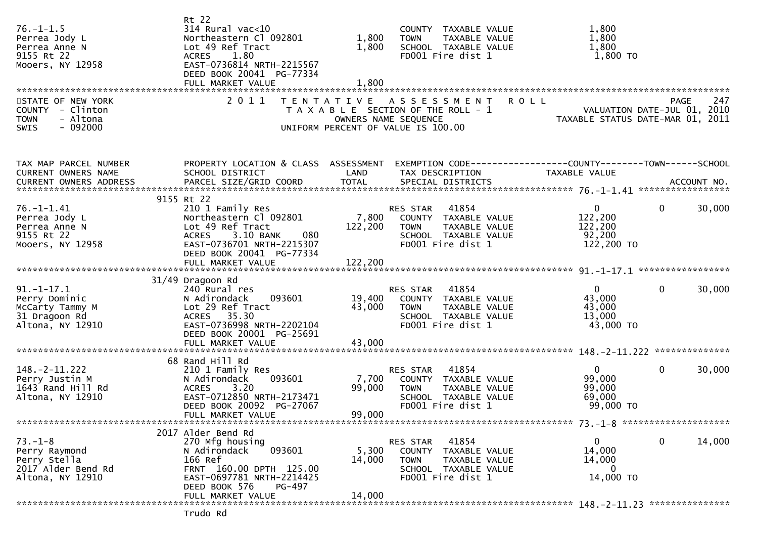| | | | | |
|---|---|---|---|---|
| 76.-1-1.5 | Rt 22 | | | |
| Perrea Jody L | 314 Rural vac<10 | | COUNTY TAXABLE VALUE | 1,800 |
| Perrea Anne N | Northeastern Cl 092801 | 1,800 | TOWN TAXABLE VALUE | 1,800 |
| 9155 Rt 22 | Lot 49 Ref Tract | 1,800 | SCHOOL TAXABLE VALUE | 1,800 |
| Mooers, NY 12958 | ACRES 1.80 | | FD001 Fire dist 1 | 1,800 TO |
| | EAST-0736814 NRTH-2215567 | | | |
| | DEED BOOK 20041 PG-77334 | | | |
| | FULL MARKET VALUE | 1,800 | | |

STATE OF NEW YORK — 2011 TENTATIVE ASSESSMENT ROLL
COUNTY - Clinton — TAXABLE SECTION OF THE ROLL - 1 — VALUATION DATE-JUL 01, 2010
TOWN - Altona — OWNERS NAME SEQUENCE — TAXABLE STATUS DATE-MAR 01, 2011
SWIS - 092000 — UNIFORM PERCENT OF VALUE IS 100.00

| TAX MAP PARCEL NUMBER / CURRENT OWNERS NAME / CURRENT OWNERS ADDRESS | PROPERTY LOCATION & CLASS / SCHOOL DISTRICT / PARCEL SIZE/GRID COORD | ASSESSMENT LAND / TOTAL | EXEMPTION CODE / TAX DESCRIPTION / SPECIAL DISTRICTS | COUNTY / TAXABLE VALUE | TOWN | SCHOOL / ACCOUNT NO. |
|---|---|---|---|---|---|---|
| **76.-1-1.41** | 9155 Rt 22 | | | | | |
| 76.-1-1.41 | 210 1 Family Res | | RES STAR 41854 | 0 | 0 | 30,000 |
| Perrea Jody L | Northeastern Cl 092801 | 7,800 | COUNTY TAXABLE VALUE | 122,200 | | |
| Perrea Anne N | Lot 49 Ref Tract | 122,200 | TOWN TAXABLE VALUE | 122,200 | | |
| 9155 Rt 22 | ACRES 3.10 BANK 080 | | SCHOOL TAXABLE VALUE | 92,200 | | |
| Mooers, NY 12958 | EAST-0736701 NRTH-2215307 | | FD001 Fire dist 1 | 122,200 TO | | |
| | DEED BOOK 20041 PG-77334 | | | | | |
| | FULL MARKET VALUE | 122,200 | | | | |
| **91.-1-17.1** | 31/49 Dragoon Rd | | | | | |
| 91.-1-17.1 | 240 Rural res | | RES STAR 41854 | 0 | 0 | 30,000 |
| Perry Dominic | N Adirondack 093601 | 19,400 | COUNTY TAXABLE VALUE | 43,000 | | |
| McCarty Tammy M | Lot 29 Ref Tract | 43,000 | TOWN TAXABLE VALUE | 43,000 | | |
| 31 Dragoon Rd | ACRES 35.30 | | SCHOOL TAXABLE VALUE | 13,000 | | |
| Altona, NY 12910 | EAST-0736998 NRTH-2202104 | | FD001 Fire dist 1 | 43,000 TO | | |
| | DEED BOOK 20001 PG-25691 | | | | | |
| | FULL MARKET VALUE | 43,000 | | | | |
| **148.-2-11.222** | 68 Rand Hill Rd | | | | | |
| 148.-2-11.222 | 210 1 Family Res | | RES STAR 41854 | 0 | 0 | 30,000 |
| Perry Justin M | N Adirondack 093601 | 7,700 | COUNTY TAXABLE VALUE | 99,000 | | |
| 1643 Rand Hill Rd | ACRES 3.20 | 99,000 | TOWN TAXABLE VALUE | 99,000 | | |
| Altona, NY 12910 | EAST-0712850 NRTH-2173471 | | SCHOOL TAXABLE VALUE | 69,000 | | |
| | DEED BOOK 20092 PG-27067 | | FD001 Fire dist 1 | 99,000 TO | | |
| | FULL MARKET VALUE | 99,000 | | | | |
| **73.-1-8** | 2017 Alder Bend Rd | | | | | |
| 73.-1-8 | 270 Mfg housing | | RES STAR 41854 | 0 | 0 | 14,000 |
| Perry Raymond | N Adirondack 093601 | 5,300 | COUNTY TAXABLE VALUE | 14,000 | | |
| Perry Stella | 166 Ref | 14,000 | TOWN TAXABLE VALUE | 14,000 | | |
| 2017 Alder Bend Rd | FRNT 160.00 DPTH 125.00 | | SCHOOL TAXABLE VALUE | 0 | | |
| Altona, NY 12910 | EAST-0697781 NRTH-2214425 | | FD001 Fire dist 1 | 14,000 TO | | |
| | DEED BOOK 576 PG-497 | | | | | |
| | FULL MARKET VALUE | 14,000 | | | | |
| **148.-2-11.23** | Trudo Rd | | | | | |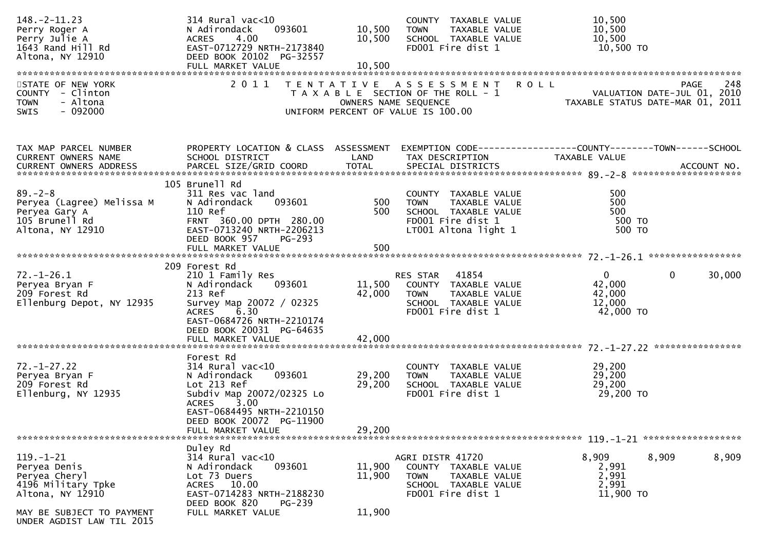```
148.-2-11.23                    314 Rural vac<10                     COUNTY  TAXABLE VALUE            10,500
Perry Roger A                   N Adirondack      093601    10,500   TOWN    TAXABLE VALUE            10,500
Perry Julie A                   ACRES    4.00               10,500   SCHOOL  TAXABLE VALUE            10,500
1643 Rand Hill Rd               EAST-0712729 NRTH-2173840            FD001 Fire dist 1                10,500 TO
Altona, NY 12910                DEED BOOK 20102  PG-32557
                                FULL MARKET VALUE           10,500
******************************************************************************************************************************
STATE OF NEW YORK                 2 0 1 1   T E N T A T I V E   A S S E S S M E N T   R O L L                    PAGE    248
COUNTY  - Clinton                          T A X A B L E SECTION OF THE ROLL - 1                  VALUATION DATE-JUL 01, 2010
TOWN    - Altona                                 OWNERS NAME SEQUENCE                        TAXABLE STATUS DATE-MAR 01, 2011
SWIS    - 092000                           UNIFORM PERCENT OF VALUE IS 100.00


TAX MAP PARCEL NUMBER           PROPERTY LOCATION & CLASS  ASSESSMENT  EXEMPTION CODE------------------COUNTY--------TOWN------SCHOOL
CURRENT OWNERS NAME             SCHOOL DISTRICT              LAND      TAX DESCRIPTION              TAXABLE VALUE
CURRENT OWNERS ADDRESS          PARCEL SIZE/GRID COORD      TOTAL      SPECIAL DISTRICTS                                ACCOUNT NO.
******************************************************************************************************** 89.-2-8 ******************
                                105 Brunell Rd
89.-2-8                         311 Res vac land                     COUNTY  TAXABLE VALUE               500
Peryea (Lagree) Melissa M       N Adirondack      093601       500   TOWN    TAXABLE VALUE               500
Peryea Gary A                   110 Ref                        500   SCHOOL  TAXABLE VALUE               500
105 Brunell Rd                  FRNT 360.00 DPTH 280.00              FD001 Fire dist 1                   500 TO
Altona, NY 12910                EAST-0713240 NRTH-2206213            LT001 Altona light 1                500 TO
                                DEED BOOK 957    PG-293
                                FULL MARKET VALUE              500
******************************************************************************************************** 72.-1-26.1 ***************
                                209 Forest Rd
72.-1-26.1                      210 1 Family Res                     RES STAR   41854                  0             0      30,000
Peryea Bryan F                  N Adirondack      093601    11,500   COUNTY  TAXABLE VALUE            42,000
209 Forest Rd                   213 Ref                     42,000   TOWN    TAXABLE VALUE            42,000
Ellenburg Depot, NY 12935       Survey Map 20072 / 02325             SCHOOL  TAXABLE VALUE            12,000
                                ACRES    6.30                        FD001 Fire dist 1                42,000 TO
                                EAST-0684726 NRTH-2210174
                                DEED BOOK 20031  PG-64635
                                FULL MARKET VALUE           42,000
******************************************************************************************************** 72.-1-27.22 **************
                                Forest Rd
72.-1-27.22                     314 Rural vac<10                     COUNTY  TAXABLE VALUE            29,200
Peryea Bryan F                  N Adirondack      093601    29,200   TOWN    TAXABLE VALUE            29,200
209 Forest Rd                   Lot 213 Ref                 29,200   SCHOOL  TAXABLE VALUE            29,200
Ellenburg, NY 12935             Subdiv Map 20072/02325 Lo            FD001 Fire dist 1                29,200 TO
                                ACRES    3.00
                                EAST-0684495 NRTH-2210150
                                DEED BOOK 20072  PG-11900
                                FULL MARKET VALUE           29,200
******************************************************************************************************** 119.-1-21 ****************
                                Duley Rd
119.-1-21                       314 Rural vac<10                     AGRI DISTR 41720              8,909         8,909       8,909
Peryea Denis                    N Adirondack      093601    11,900   COUNTY  TAXABLE VALUE             2,991
Peryea Cheryl                   Lot 73 Duers                11,900   TOWN    TAXABLE VALUE             2,991
4196 Military Tpke              ACRES   10.00                        SCHOOL  TAXABLE VALUE             2,991
Altona, NY 12910                EAST-0714283 NRTH-2188230            FD001 Fire dist 1                11,900 TO
                                DEED BOOK 820    PG-239
MAY BE SUBJECT TO PAYMENT       FULL MARKET VALUE           11,900
UNDER AGDIST LAW TIL 2015
```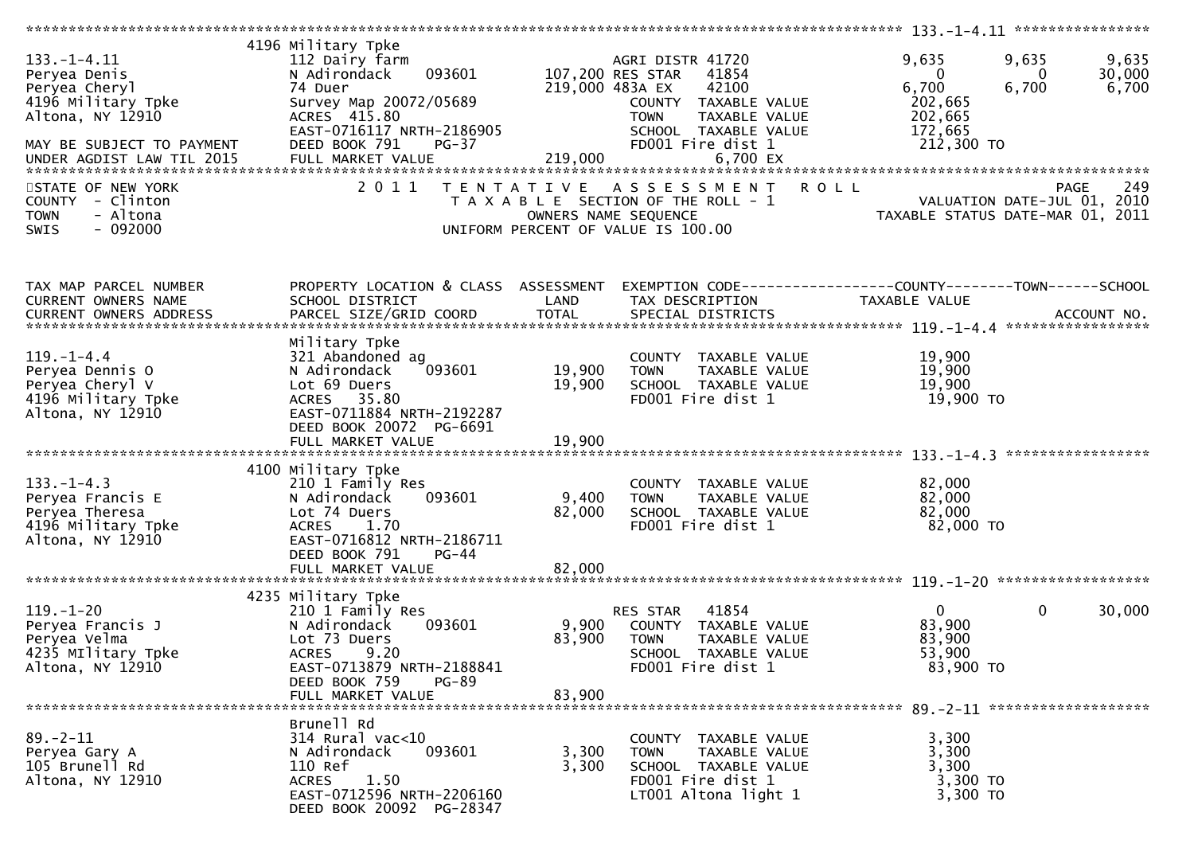```
******************************************************************************************************* 133.-1-4.11 ****************
                    4196 Military Tpke
133.-1-4.11                112 Dairy farm                        AGRI DISTR 41720              9,635      9,635      9,635
Peryea Denis               N Adirondack     093601      107,200 RES STAR   41854                  0          0     30,000
Peryea Cheryl              74 Duer                      219,000 483A EX    42100              6,700      6,700      6,700
4196 Military Tpke         Survey Map 20072/05689                COUNTY  TAXABLE VALUE          202,665
Altona, NY 12910           ACRES  415.80                         TOWN    TAXABLE VALUE          202,665
                           EAST-0716117 NRTH-2186905             SCHOOL  TAXABLE VALUE          172,665
MAY BE SUBJECT TO PAYMENT  DEED BOOK 791     PG-37               FD001 Fire dist 1              212,300 TO
UNDER AGDIST LAW TIL 2015  FULL MARKET VALUE            219,000              6,700 EX
************************************************************************************************************************************
STATE OF NEW YORK                 2 0 1 1   T E N T A T I V E   A S S E S S M E N T   R O L L                              PAGE   249
COUNTY  - Clinton                             T A X A B L E SECTION OF THE ROLL - 1                      VALUATION DATE-JUL 01, 2010
TOWN    - Altona                                   OWNERS NAME SEQUENCE                          TAXABLE STATUS DATE-MAR 01, 2011
SWIS    - 092000                            UNIFORM PERCENT OF VALUE IS 100.00


TAX MAP PARCEL NUMBER      PROPERTY LOCATION & CLASS  ASSESSMENT  EXEMPTION CODE------------------COUNTY--------TOWN------SCHOOL
CURRENT OWNERS NAME        SCHOOL DISTRICT               LAND      TAX DESCRIPTION              TAXABLE VALUE
CURRENT OWNERS ADDRESS     PARCEL SIZE/GRID COORD        TOTAL     SPECIAL DISTRICTS                                   ACCOUNT NO.
******************************************************************************************************* 119.-1-4.4 *****************
                           Military Tpke
119.-1-4.4                 321 Abandoned ag                      COUNTY  TAXABLE VALUE           19,900
Peryea Dennis O            N Adirondack     093601       19,900  TOWN    TAXABLE VALUE           19,900
Peryea Cheryl V            Lot 69 Duers                  19,900  SCHOOL  TAXABLE VALUE           19,900
4196 Military Tpke         ACRES   35.80                         FD001 Fire dist 1               19,900 TO
Altona, NY 12910           EAST-0711884 NRTH-2192287
                           DEED BOOK 20072  PG-6691
                           FULL MARKET VALUE             19,900
******************************************************************************************************* 133.-1-4.3 *****************
                    4100 Military Tpke
133.-1-4.3                 210 1 Family Res                      COUNTY  TAXABLE VALUE           82,000
Peryea Francis E           N Adirondack     093601        9,400  TOWN    TAXABLE VALUE           82,000
Peryea Theresa             Lot 74 Duers                  82,000  SCHOOL  TAXABLE VALUE           82,000
4196 Military Tpke         ACRES    1.70                         FD001 Fire dist 1               82,000 TO
Altona, NY 12910           EAST-0716812 NRTH-2186711
                           DEED BOOK 791     PG-44
                           FULL MARKET VALUE             82,000
******************************************************************************************************* 119.-1-20 ******************
                    4235 Military Tpke
119.-1-20                  210 1 Family Res                      RES STAR   41854                  0          0     30,000
Peryea Francis J           N Adirondack     093601        9,900  COUNTY  TAXABLE VALUE           83,900
Peryea Velma               Lot 73 Duers                  83,900  TOWN    TAXABLE VALUE           83,900
4235 MIlitary Tpke         ACRES    9.20                         SCHOOL  TAXABLE VALUE           53,900
Altona, NY 12910           EAST-0713879 NRTH-2188841             FD001 Fire dist 1               83,900 TO
                           DEED BOOK 759     PG-89
                           FULL MARKET VALUE             83,900
******************************************************************************************************* 89.-2-11 *******************
                           Brunell Rd
89.-2-11                   314 Rural vac<10                      COUNTY  TAXABLE VALUE            3,300
Peryea Gary A              N Adirondack     093601        3,300  TOWN    TAXABLE VALUE            3,300
105 Brunell Rd             110 Ref                        3,300  SCHOOL  TAXABLE VALUE            3,300
Altona, NY 12910           ACRES    1.50                         FD001 Fire dist 1                3,300 TO
                           EAST-0712596 NRTH-2206160             LT001 Altona light 1             3,300 TO
                           DEED BOOK 20092  PG-28347
```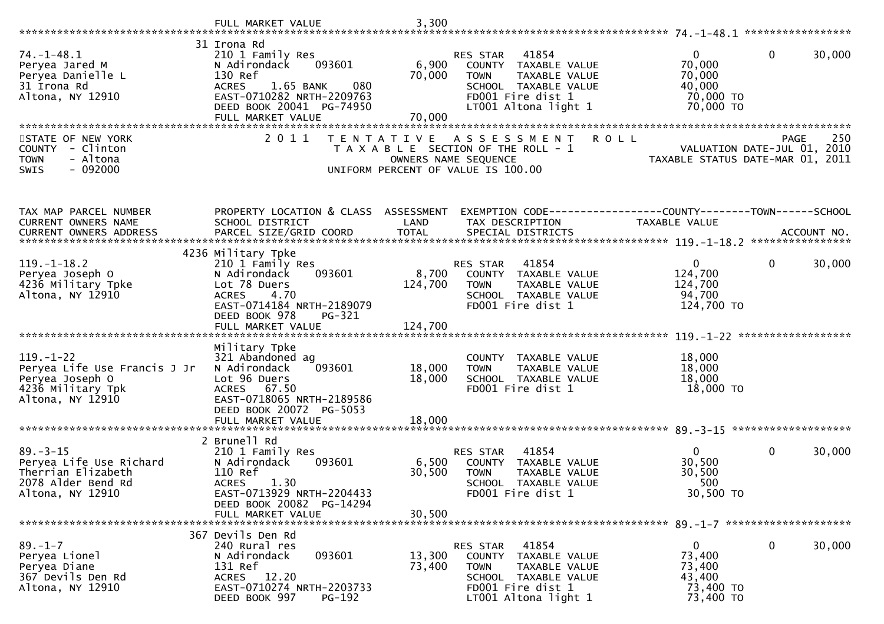FULL MARKET VALUE 3,300

******************************************************************************************************* 74.-1-48.1 *****************

| | | | | | | |
|---|---|---|---|---|---|---|
| 74.-1-48.1 | 31 Irona Rd | | RES STAR 41854 | 0 | 0 | 30,000 |
| Peryea Jared M | 210 1 Family Res | | COUNTY TAXABLE VALUE | 70,000 | | |
| Peryea Danielle L | N Adirondack 093601 | 6,900 | TOWN TAXABLE VALUE | 70,000 | | |
| 31 Irona Rd | 130 Ref | 70,000 | SCHOOL TAXABLE VALUE | 40,000 | | |
| Altona, NY 12910 | ACRES 1.65 BANK 080 | | FD001 Fire dist 1 | 70,000 TO | | |
| | EAST-0710282 NRTH-2209763 | | LT001 Altona light 1 | 70,000 TO | | |
| | DEED BOOK 20041 PG-74950 | | | | | |
| | FULL MARKET VALUE | 70,000 | | | | |

STATE OF NEW YORK
COUNTY - Clinton
TOWN - Altona
SWIS - 092000

2011 TENTATIVE ASSESSMENT ROLL
TAXABLE SECTION OF THE ROLL - 1
OWNERS NAME SEQUENCE
UNIFORM PERCENT OF VALUE IS 100.00

PAGE 250
VALUATION DATE-JUL 01, 2010
TAXABLE STATUS DATE-MAR 01, 2011

| TAX MAP PARCEL NUMBER / CURRENT OWNERS NAME / CURRENT OWNERS ADDRESS | PROPERTY LOCATION & CLASS / SCHOOL DISTRICT / PARCEL SIZE/GRID COORD | ASSESSMENT LAND / TOTAL | EXEMPTION CODE / TAX DESCRIPTION / SPECIAL DISTRICTS | COUNTY TAXABLE VALUE | TOWN | SCHOOL / ACCOUNT NO. |
|---|---|---|---|---|---|---|
| **119.-1-18.2** | 4236 Military Tpke | | | | | |
| 119.-1-18.2 | 210 1 Family Res | | RES STAR 41854 | 0 | 0 | 30,000 |
| Peryea Joseph O | N Adirondack 093601 | 8,700 | COUNTY TAXABLE VALUE | 124,700 | | |
| 4236 Military Tpke | Lot 78 Duers | 124,700 | TOWN TAXABLE VALUE | 124,700 | | |
| Altona, NY 12910 | ACRES 4.70 | | SCHOOL TAXABLE VALUE | 94,700 | | |
| | EAST-0714184 NRTH-2189079 | | FD001 Fire dist 1 | 124,700 TO | | |
| | DEED BOOK 978 PG-321 | | | | | |
| | FULL MARKET VALUE | 124,700 | | | | |
| **119.-1-22** | Military Tpke | | | | | |
| 119.-1-22 | 321 Abandoned ag | | COUNTY TAXABLE VALUE | 18,000 | | |
| Peryea Life Use Francis J Jr | N Adirondack 093601 | 18,000 | TOWN TAXABLE VALUE | 18,000 | | |
| Peryea Joseph O | Lot 96 Duers | 18,000 | SCHOOL TAXABLE VALUE | 18,000 | | |
| 4236 Military Tpk | ACRES 67.50 | | FD001 Fire dist 1 | 18,000 TO | | |
| Altona, NY 12910 | EAST-0718065 NRTH-2189586 | | | | | |
| | DEED BOOK 20072 PG-5053 | | | | | |
| | FULL MARKET VALUE | 18,000 | | | | |
| **89.-3-15** | 2 Brunell Rd | | | | | |
| 89.-3-15 | 210 1 Family Res | | RES STAR 41854 | 0 | 0 | 30,000 |
| Peryea Life Use Richard | N Adirondack 093601 | 6,500 | COUNTY TAXABLE VALUE | 30,500 | | |
| Therrian Elizabeth | 110 Ref | 30,500 | TOWN TAXABLE VALUE | 30,500 | | |
| 2078 Alder Bend Rd | ACRES 1.30 | | SCHOOL TAXABLE VALUE | 500 | | |
| Altona, NY 12910 | EAST-0713929 NRTH-2204433 | | FD001 Fire dist 1 | 30,500 TO | | |
| | DEED BOOK 20082 PG-14294 | | | | | |
| | FULL MARKET VALUE | 30,500 | | | | |
| **89.-1-7** | 367 Devils Den Rd | | | | | |
| 89.-1-7 | 240 Rural res | | RES STAR 41854 | 0 | 0 | 30,000 |
| Peryea Lionel | N Adirondack 093601 | 13,300 | COUNTY TAXABLE VALUE | 73,400 | | |
| Peryea Diane | 131 Ref | 73,400 | TOWN TAXABLE VALUE | 73,400 | | |
| 367 Devils Den Rd | ACRES 12.20 | | SCHOOL TAXABLE VALUE | 43,400 | | |
| Altona, NY 12910 | EAST-0710274 NRTH-2203733 | | FD001 Fire dist 1 | 73,400 TO | | |
| | DEED BOOK 997 PG-192 | | LT001 Altona light 1 | 73,400 TO | | |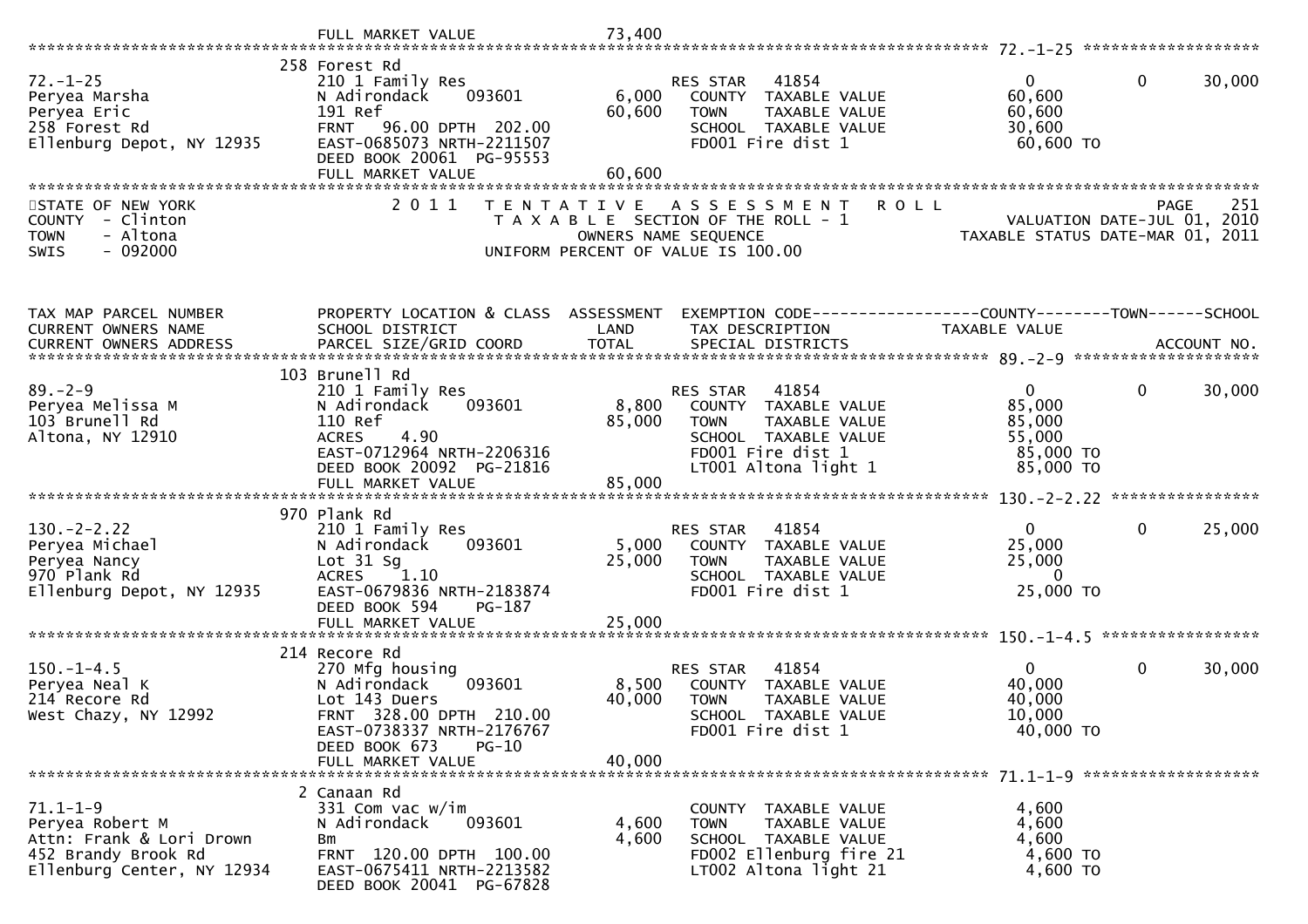FULL MARKET VALUE 73,400

---

**72.-1-25**

| | | | | | | |
|---|---|---|---|---|---|---|
| 72.-1-25 | 258 Forest Rd | | | | | |
| Peryea Marsha | 210 1 Family Res | | RES STAR 41854 | 0 | 0 | 30,000 |
| Peryea Eric | N Adirondack 093601 | 6,000 | COUNTY TAXABLE VALUE | 60,600 | | |
| 258 Forest Rd | 191 Ref | 60,600 | TOWN TAXABLE VALUE | 60,600 | | |
| Ellenburg Depot, NY 12935 | FRNT 96.00 DPTH 202.00 | | SCHOOL TAXABLE VALUE | 30,600 | | |
| | EAST-0685073 NRTH-2211507 | | FD001 Fire dist 1 | 60,600 TO | | |
| | DEED BOOK 20061 PG-95553 | | | | | |
| | FULL MARKET VALUE | 60,600 | | | | |

---

STATE OF NEW YORK
COUNTY - Clinton
TOWN - Altona
SWIS - 092000

2011 TENTATIVE ASSESSMENT ROLL
TAXABLE SECTION OF THE ROLL - 1
OWNERS NAME SEQUENCE
UNIFORM PERCENT OF VALUE IS 100.00

PAGE 251
VALUATION DATE-JUL 01, 2010
TAXABLE STATUS DATE-MAR 01, 2011

| TAX MAP PARCEL NUMBER / CURRENT OWNERS NAME / CURRENT OWNERS ADDRESS | PROPERTY LOCATION & CLASS / SCHOOL DISTRICT / PARCEL SIZE/GRID COORD | ASSESSMENT LAND / TOTAL | EXEMPTION CODE / TAX DESCRIPTION / SPECIAL DISTRICTS | COUNTY TAXABLE VALUE | TOWN | SCHOOL / ACCOUNT NO. |
|---|---|---|---|---|---|---|
| **89.-2-9** | 103 Brunell Rd | | | | | |
| 89.-2-9 | 210 1 Family Res | | RES STAR 41854 | 0 | 0 | 30,000 |
| Peryea Melissa M | N Adirondack 093601 | 8,800 | COUNTY TAXABLE VALUE | 85,000 | | |
| 103 Brunell Rd | 110 Ref | 85,000 | TOWN TAXABLE VALUE | 85,000 | | |
| Altona, NY 12910 | ACRES 4.90 | | SCHOOL TAXABLE VALUE | 55,000 | | |
| | EAST-0712964 NRTH-2206316 | | FD001 Fire dist 1 | 85,000 TO | | |
| | DEED BOOK 20092 PG-21816 | | LT001 Altona light 1 | 85,000 TO | | |
| | FULL MARKET VALUE | 85,000 | | | | |
| **130.-2-2.22** | 970 Plank Rd | | | | | |
| 130.-2-2.22 | 210 1 Family Res | | RES STAR 41854 | 0 | 0 | 25,000 |
| Peryea Michael | N Adirondack 093601 | 5,000 | COUNTY TAXABLE VALUE | 25,000 | | |
| Peryea Nancy | Lot 31 Sg | 25,000 | TOWN TAXABLE VALUE | 25,000 | | |
| 970 Plank Rd | ACRES 1.10 | | SCHOOL TAXABLE VALUE | 0 | | |
| Ellenburg Depot, NY 12935 | EAST-0679836 NRTH-2183874 | | FD001 Fire dist 1 | 25,000 TO | | |
| | DEED BOOK 594 PG-187 | | | | | |
| | FULL MARKET VALUE | 25,000 | | | | |
| **150.-1-4.5** | 214 Recore Rd | | | | | |
| 150.-1-4.5 | 270 Mfg housing | | RES STAR 41854 | 0 | 0 | 30,000 |
| Peryea Neal K | N Adirondack 093601 | 8,500 | COUNTY TAXABLE VALUE | 40,000 | | |
| 214 Recore Rd | Lot 143 Duers | 40,000 | TOWN TAXABLE VALUE | 40,000 | | |
| West Chazy, NY 12992 | FRNT 328.00 DPTH 210.00 | | SCHOOL TAXABLE VALUE | 10,000 | | |
| | EAST-0738337 NRTH-2176767 | | FD001 Fire dist 1 | 40,000 TO | | |
| | DEED BOOK 673 PG-10 | | | | | |
| | FULL MARKET VALUE | 40,000 | | | | |
| **71.1-1-9** | 2 Canaan Rd | | | | | |
| 71.1-1-9 | 331 Com vac w/im | | COUNTY TAXABLE VALUE | 4,600 | | |
| Peryea Robert M | N Adirondack 093601 | 4,600 | TOWN TAXABLE VALUE | 4,600 | | |
| Attn: Frank & Lori Drown | Bm | 4,600 | SCHOOL TAXABLE VALUE | 4,600 | | |
| 452 Brandy Brook Rd | FRNT 120.00 DPTH 100.00 | | FD002 Ellenburg fire 21 | 4,600 TO | | |
| Ellenburg Center, NY 12934 | EAST-0675411 NRTH-2213582 | | LT002 Altona light 21 | 4,600 TO | | |
| | DEED BOOK 20041 PG-67828 | | | | | |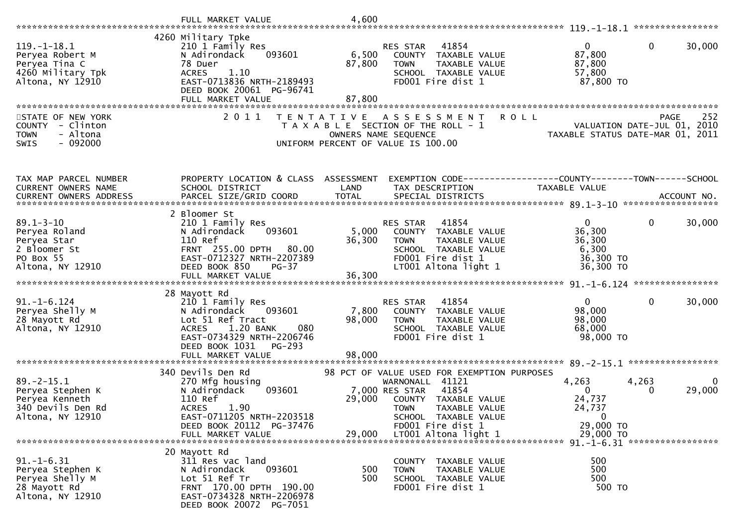```
                                FULL MARKET VALUE                4,600
******************************************************************************************************* 119.-1-18.1 ****************
                              4260 Military Tpke
119.-1-18.1                   210 1 Family Res                       RES STAR   41854                   0             0       30,000
Peryea Robert M               N Adirondack      093601        6,500    COUNTY  TAXABLE VALUE           87,800
Peryea Tina C                 78 Duer                        87,800    TOWN    TAXABLE VALUE           87,800
4260 Military Tpk             ACRES     1.10                           SCHOOL  TAXABLE VALUE           57,800
Altona, NY 12910              EAST-0713836 NRTH-2189493                FD001 Fire dist 1                87,800 TO
                              DEED BOOK 20061  PG-96741
                              FULL MARKET VALUE              87,800
************************************************************************************************************************************
STATE OF NEW YORK                 2 0 1 1   T E N T A T I V E   A S S E S S M E N T   R O L L                           PAGE    252
COUNTY  - Clinton                             T A X A B L E SECTION OF THE ROLL - 1                      VALUATION DATE-JUL 01, 2010
TOWN    - Altona                                     OWNERS NAME SEQUENCE                          TAXABLE STATUS DATE-MAR 01, 2011
SWIS    - 092000                              UNIFORM PERCENT OF VALUE IS 100.00


TAX MAP PARCEL NUMBER          PROPERTY LOCATION & CLASS  ASSESSMENT  EXEMPTION CODE------------------COUNTY--------TOWN------SCHOOL
CURRENT OWNERS NAME            SCHOOL DISTRICT              LAND      TAX DESCRIPTION              TAXABLE VALUE
CURRENT OWNERS ADDRESS         PARCEL SIZE/GRID COORD       TOTAL     SPECIAL DISTRICTS                                    ACCOUNT NO.
******************************************************************************************************* 89.1-3-10 ******************
                              2 Bloomer St
89.1-3-10                     210 1 Family Res                       RES STAR   41854                   0             0       30,000
Peryea Roland                 N Adirondack      093601        5,000    COUNTY  TAXABLE VALUE           36,300
Peryea Star                   110 Ref                        36,300    TOWN    TAXABLE VALUE           36,300
2 Bloomer St                  FRNT  255.00 DPTH   80.00                SCHOOL  TAXABLE VALUE            6,300
PO Box 55                     EAST-0712327 NRTH-2207389                FD001 Fire dist 1                36,300 TO
Altona, NY 12910              DEED BOOK 850     PG-37                  LT001 Altona light 1             36,300 TO
                              FULL MARKET VALUE              36,300
******************************************************************************************************* 91.-1-6.124 ****************
                              28 Mayott Rd
91.-1-6.124                   210 1 Family Res                       RES STAR   41854                   0             0       30,000
Peryea Shelly M               N Adirondack      093601        7,800    COUNTY  TAXABLE VALUE           98,000
28 Mayott Rd                  Lot 51 Ref Tract               98,000    TOWN    TAXABLE VALUE           98,000
Altona, NY 12910              ACRES     1.20 BANK     080              SCHOOL  TAXABLE VALUE           68,000
                              EAST-0734329 NRTH-2206746                FD001 Fire dist 1                98,000 TO
                              DEED BOOK 1031    PG-293
                              FULL MARKET VALUE              98,000
******************************************************************************************************* 89.-2-15.1 *****************
                              340 Devils Den Rd             98 PCT OF VALUE USED FOR EXEMPTION PURPOSES
89.-2-15.1                    270 Mfg housing                        WARNONALL  41121               4,263         4,263            0
Peryea Stephen K              N Adirondack      093601        7,000 RES STAR   41854                   0             0       29,000
Peryea Kenneth                110 Ref                        29,000    COUNTY  TAXABLE VALUE           24,737
340 Devils Den Rd             ACRES     1.90                           TOWN    TAXABLE VALUE           24,737
Altona, NY 12910              EAST-0711205 NRTH-2203518                SCHOOL  TAXABLE VALUE                0
                              DEED BOOK 20112  PG-37476                FD001 Fire dist 1                29,000 TO
                              FULL MARKET VALUE              29,000    LT001 Altona light 1             29,000 TO
******************************************************************************************************* 91.-1-6.31 *****************
                              20 Mayott Rd
91.-1-6.31                    311 Res vac land                         COUNTY  TAXABLE VALUE              500
Peryea Stephen K              N Adirondack      093601          500    TOWN    TAXABLE VALUE              500
Peryea Shelly M               Lot 51 Ref Tr                     500    SCHOOL  TAXABLE VALUE              500
28 Mayott Rd                  FRNT  170.00 DPTH  190.00                FD001 Fire dist 1                   500 TO
Altona, NY 12910              EAST-0734328 NRTH-2206978
                              DEED BOOK 20072  PG-7051
```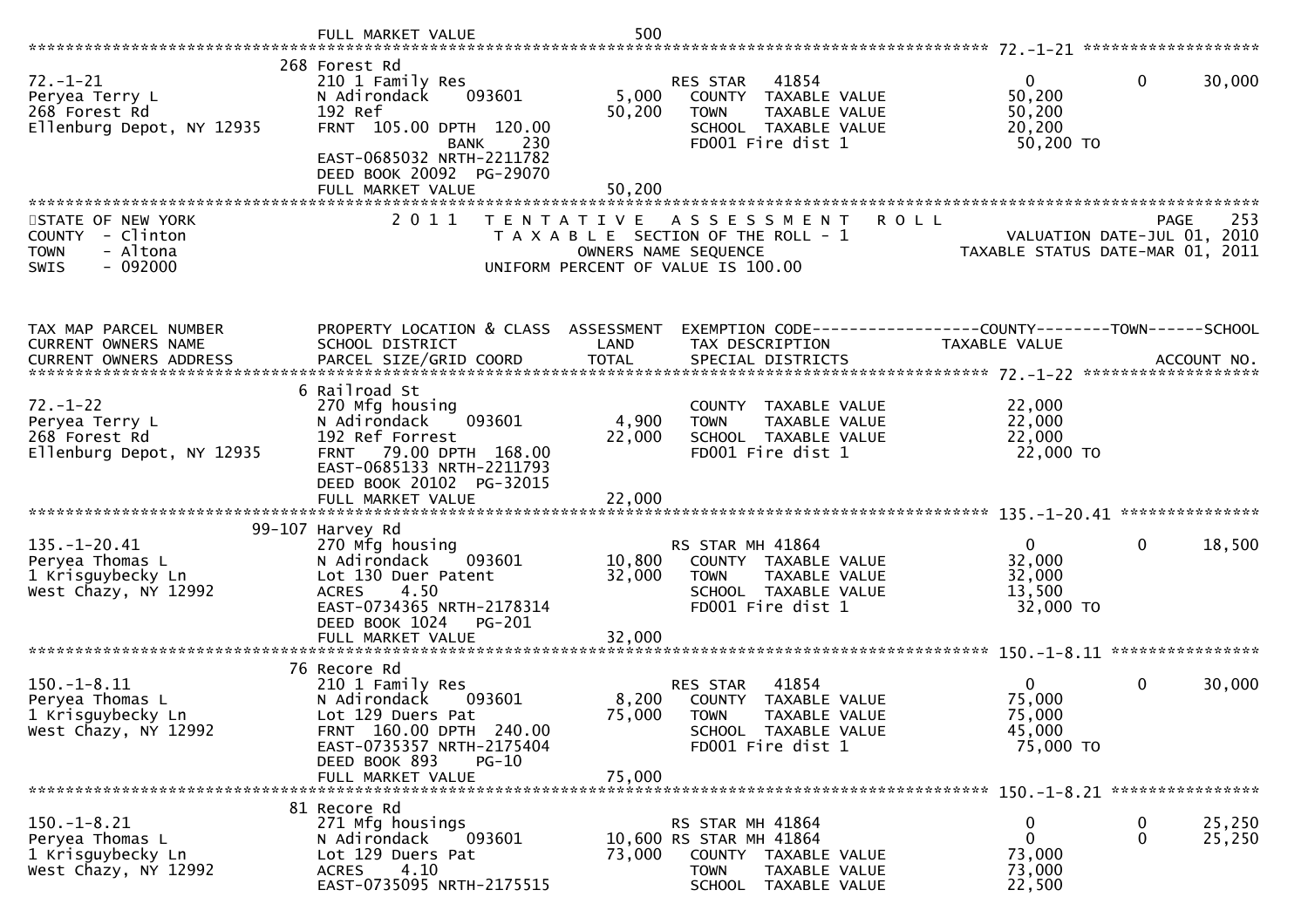```
                               FULL MARKET VALUE                  500
******************************************************************************************************* 72.-1-21 *******************
                               268 Forest Rd
72.-1-21                       210 1 Family Res                    RES STAR   41854                      0             0       30,000
Peryea Terry L                 N Adirondack      093601      5,000    COUNTY  TAXABLE VALUE          50,200
268 Forest Rd                  192 Ref                      50,200    TOWN    TAXABLE VALUE          50,200
Ellenburg Depot, NY 12935      FRNT  105.00 DPTH  120.00              SCHOOL  TAXABLE VALUE          20,200
                                              BANK     230             FD001 Fire dist 1               50,200 TO
                               EAST-0685032 NRTH-2211782
                               DEED BOOK 20092  PG-29070
                               FULL MARKET VALUE               50,200
************************************************************************************************************************************
STATE OF NEW YORK                2 0 1 1   T E N T A T I V E   A S S E S S M E N T   R O L L                          PAGE     253
COUNTY  - Clinton                          T A X A B L E  SECTION OF THE ROLL - 1                          VALUATION DATE-JUL 01, 2010
TOWN    - Altona                                  OWNERS NAME SEQUENCE                               TAXABLE STATUS DATE-MAR 01, 2011
SWIS    - 092000                           UNIFORM PERCENT OF VALUE IS 100.00


TAX MAP PARCEL NUMBER          PROPERTY LOCATION & CLASS  ASSESSMENT  EXEMPTION CODE------------------COUNTY--------TOWN------SCHOOL
CURRENT OWNERS NAME            SCHOOL DISTRICT               LAND      TAX DESCRIPTION              TAXABLE VALUE
CURRENT OWNERS ADDRESS         PARCEL SIZE/GRID COORD        TOTAL     SPECIAL DISTRICTS                                  ACCOUNT NO.
******************************************************************************************************* 72.-1-22 *******************
                               6 Railroad St
72.-1-22                       270 Mfg housing                         COUNTY  TAXABLE VALUE          22,000
Peryea Terry L                 N Adirondack      093601      4,900    TOWN    TAXABLE VALUE          22,000
268 Forest Rd                  192 Ref Forrest              22,000    SCHOOL  TAXABLE VALUE          22,000
Ellenburg Depot, NY 12935      FRNT   79.00 DPTH  168.00              FD001 Fire dist 1               22,000 TO
                               EAST-0685133 NRTH-2211793
                               DEED BOOK 20102  PG-32015
                               FULL MARKET VALUE               22,000
******************************************************************************************************* 135.-1-20.41 ***************
                               99-107 Harvey Rd
135.-1-20.41                   270 Mfg housing                     RS STAR MH 41864                      0             0       18,500
Peryea Thomas L                N Adirondack      093601     10,800    COUNTY  TAXABLE VALUE          32,000
1 Krisguybecky Ln              Lot 130 Duer Patent          32,000    TOWN    TAXABLE VALUE          32,000
West Chazy, NY 12992           ACRES     4.50                         SCHOOL  TAXABLE VALUE          13,500
                               EAST-0734365 NRTH-2178314              FD001 Fire dist 1               32,000 TO
                               DEED BOOK 1024    PG-201
                               FULL MARKET VALUE               32,000
******************************************************************************************************* 150.-1-8.11 ****************
                               76 Recore Rd
150.-1-8.11                    210 1 Family Res                    RES STAR   41854                      0             0       30,000
Peryea Thomas L                N Adirondack      093601      8,200    COUNTY  TAXABLE VALUE          75,000
1 Krisguybecky Ln              Lot 129 Duers Pat            75,000    TOWN    TAXABLE VALUE          75,000
West Chazy, NY 12992           FRNT  160.00 DPTH  240.00              SCHOOL  TAXABLE VALUE          45,000
                               EAST-0735357 NRTH-2175404              FD001 Fire dist 1               75,000 TO
                               DEED BOOK 893     PG-10
                               FULL MARKET VALUE               75,000
******************************************************************************************************* 150.-1-8.21 ****************
                               81 Recore Rd
150.-1-8.21                    271 Mfg housings                    RS STAR MH 41864                      0             0       25,250
Peryea Thomas L                N Adirondack      093601     10,600 RS STAR MH 41864                      0             0       25,250
1 Krisguybecky Ln              Lot 129 Duers Pat            73,000    COUNTY  TAXABLE VALUE          73,000
West Chazy, NY 12992           ACRES     4.10                         TOWN    TAXABLE VALUE          73,000
                               EAST-0735095 NRTH-2175515              SCHOOL  TAXABLE VALUE          22,500
```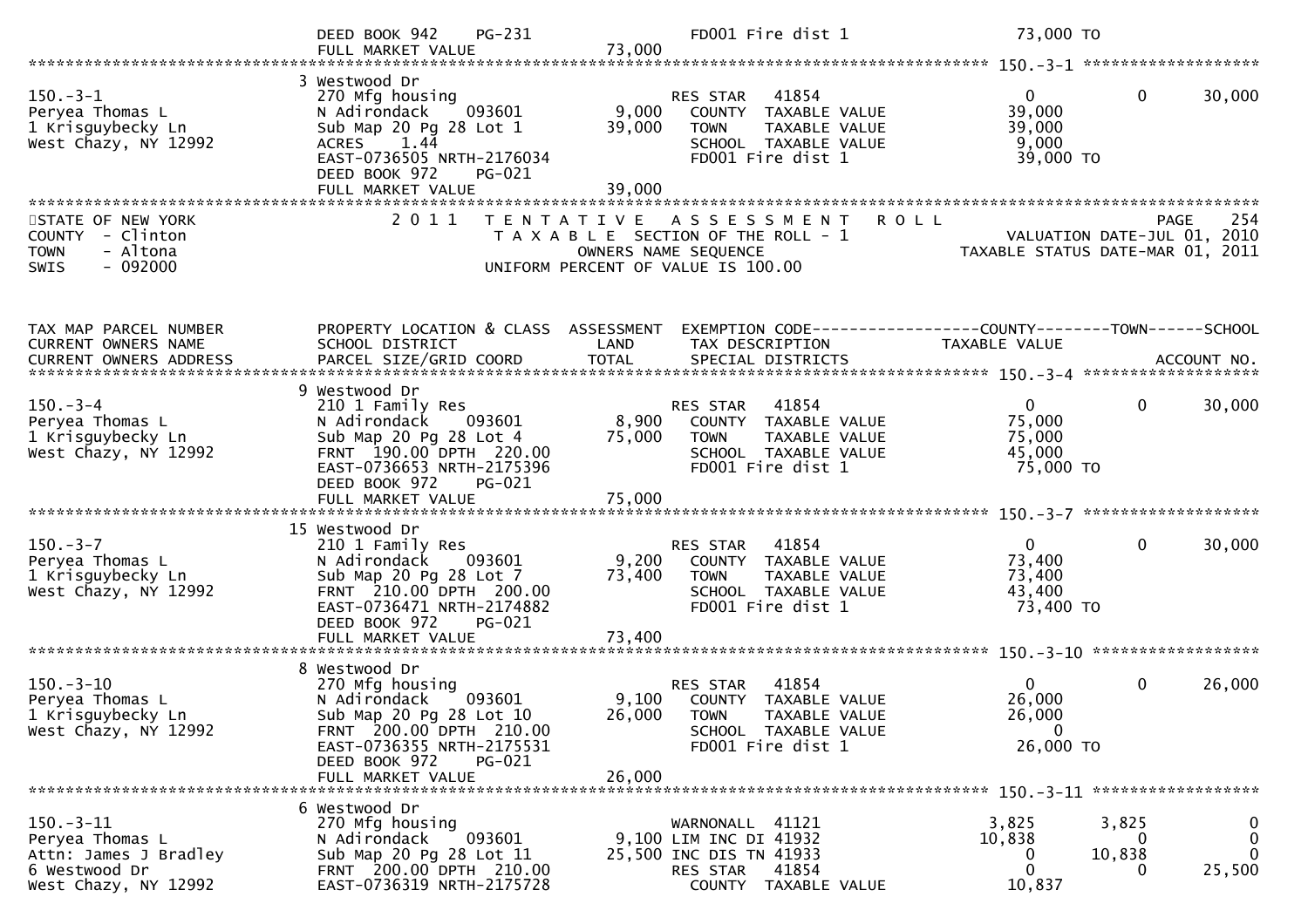```
                                 DEED BOOK 942     PG-231                 FD001 Fire dist 1                    73,000 TO
                                 FULL MARKET VALUE                73,000
******************************************************************************************************* 150.-3-1 ******************
                                 3 Westwood Dr
150.-3-1                         270 Mfg housing                          RES STAR     41854                       0             0        30,000
Peryea Thomas L                  N Adirondack      093601          9,000   COUNTY  TAXABLE VALUE               39,000
1 Krisguybecky Ln                Sub Map 20 Pg 28 Lot 1           39,000   TOWN    TAXABLE VALUE               39,000
West Chazy, NY 12992             ACRES     1.44                            SCHOOL  TAXABLE VALUE                9,000
                                 EAST-0736505 NRTH-2176034                 FD001 Fire dist 1                   39,000 TO
                                 DEED BOOK 972     PG-021
                                 FULL MARKET VALUE                39,000
************************************************************************************************************************************
```

STATE OF NEW YORK  
COUNTY - Clinton  
TOWN - Altona  
SWIS - 092000

2 0 1 1 T E N T A T I V E A S S E S S M E N T R O L L  
T A X A B L E SECTION OF THE ROLL - 1  
OWNERS NAME SEQUENCE  
UNIFORM PERCENT OF VALUE IS 100.00

PAGE 254  
VALUATION DATE-JUL 01, 2010  
TAXABLE STATUS DATE-MAR 01, 2011

```
TAX MAP PARCEL NUMBER            PROPERTY LOCATION & CLASS  ASSESSMENT  EXEMPTION CODE------------------COUNTY--------TOWN------SCHOOL
CURRENT OWNERS NAME              SCHOOL DISTRICT               LAND     TAX DESCRIPTION                 TAXABLE VALUE
CURRENT OWNERS ADDRESS           PARCEL SIZE/GRID COORD        TOTAL    SPECIAL DISTRICTS                                    ACCOUNT NO.
******************************************************************************************************* 150.-3-4 ******************
                                 9 Westwood Dr
150.-3-4                         210 1 Family Res                         RES STAR     41854                       0             0        30,000
Peryea Thomas L                  N Adirondack      093601          8,900   COUNTY  TAXABLE VALUE               75,000
1 Krisguybecky Ln                Sub Map 20 Pg 28 Lot 4           75,000   TOWN    TAXABLE VALUE               75,000
West Chazy, NY 12992             FRNT  190.00 DPTH  220.00                 SCHOOL  TAXABLE VALUE               45,000
                                 EAST-0736653 NRTH-2175396                 FD001 Fire dist 1                   75,000 TO
                                 DEED BOOK 972     PG-021
                                 FULL MARKET VALUE                75,000
******************************************************************************************************* 150.-3-7 ******************
                                 15 Westwood Dr
150.-3-7                         210 1 Family Res                         RES STAR     41854                       0             0        30,000
Peryea Thomas L                  N Adirondack      093601          9,200   COUNTY  TAXABLE VALUE               73,400
1 Krisguybecky Ln                Sub Map 20 Pg 28 Lot 7           73,400   TOWN    TAXABLE VALUE               73,400
West Chazy, NY 12992             FRNT  210.00 DPTH  200.00                 SCHOOL  TAXABLE VALUE               43,400
                                 EAST-0736471 NRTH-2174882                 FD001 Fire dist 1                   73,400 TO
                                 DEED BOOK 972     PG-021
                                 FULL MARKET VALUE                73,400
******************************************************************************************************* 150.-3-10 *****************
                                 8 Westwood Dr
150.-3-10                        270 Mfg housing                          RES STAR     41854                       0             0        26,000
Peryea Thomas L                  N Adirondack      093601          9,100   COUNTY  TAXABLE VALUE               26,000
1 Krisguybecky Ln                Sub Map 20 Pg 28 Lot 10          26,000   TOWN    TAXABLE VALUE               26,000
West Chazy, NY 12992             FRNT  200.00 DPTH  210.00                 SCHOOL  TAXABLE VALUE                    0
                                 EAST-0736355 NRTH-2175531                 FD001 Fire dist 1                   26,000 TO
                                 DEED BOOK 972     PG-021
                                 FULL MARKET VALUE                26,000
******************************************************************************************************* 150.-3-11 *****************
                                 6 Westwood Dr
150.-3-11                        270 Mfg housing                          WARNONALL    41121                   3,825         3,825            0
Peryea Thomas L                  N Adirondack      093601          9,100 LIM INC DI 41932                     10,838             0            0
Attn: James J Bradley            Sub Map 20 Pg 28 Lot 11          25,500 INC DIS TN 41933                          0        10,838            0
6 Westwood Dr                    FRNT  200.00 DPTH  210.00                 RES STAR     41854                       0             0        25,500
West Chazy, NY 12992             EAST-0736319 NRTH-2175728                 COUNTY  TAXABLE VALUE               10,837
```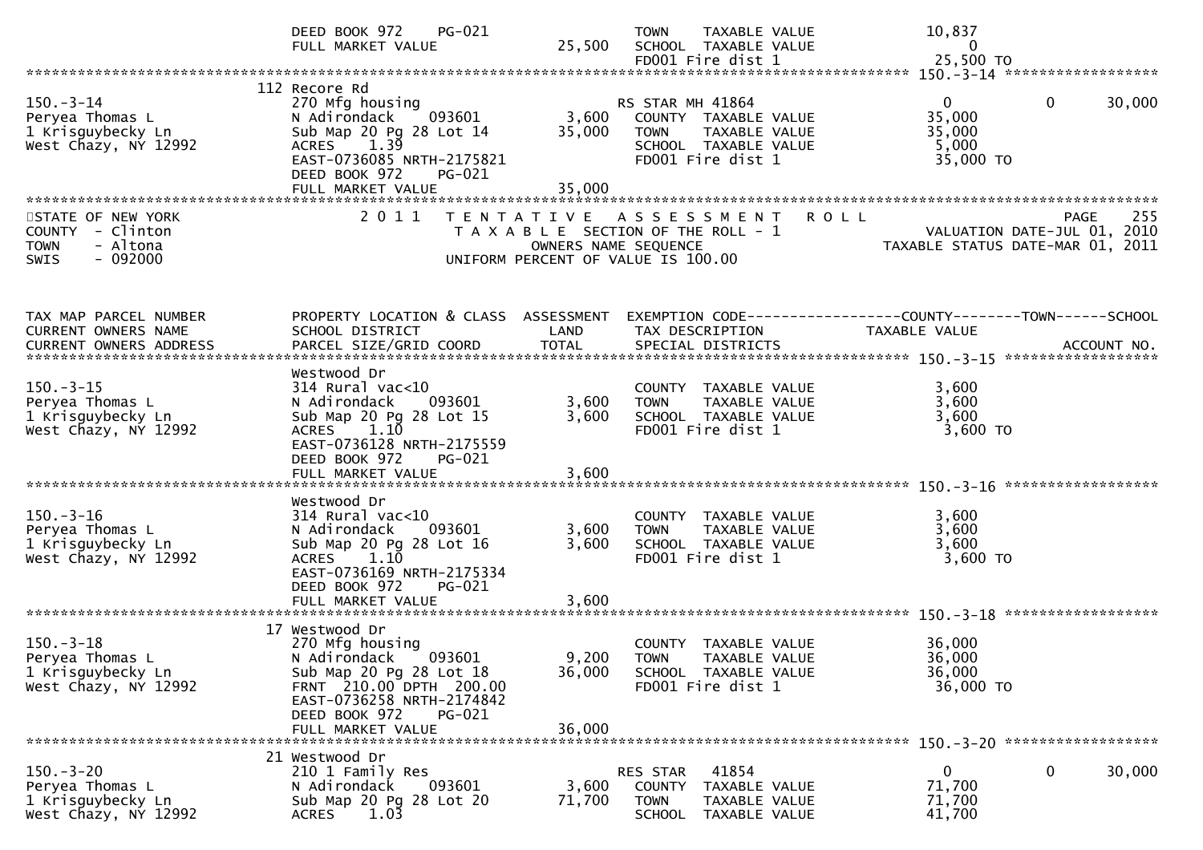DEED BOOK 972 PG-021 | TOWN TAXABLE VALUE 10,837
FULL MARKET VALUE 25,500 | SCHOOL TAXABLE VALUE 0
FD001 Fire dist 1 25,500 TO

******************************** 150.-3-14 ********************************

| 150.-3-14 | 112 Recore Rd | | | | | |
|---|---|---|---|---|---|---|
| Peryea Thomas L | 270 Mfg housing | | RS STAR MH 41864 | 0 | 0 | 30,000 |
| 1 Krisguybecky Ln | N Adirondack 093601 | 3,600 | COUNTY TAXABLE VALUE | 35,000 | | |
| West Chazy, NY 12992 | Sub Map 20 Pg 28 Lot 14 | 35,000 | TOWN TAXABLE VALUE | 35,000 | | |
| | ACRES 1.39 | | SCHOOL TAXABLE VALUE | 5,000 | | |
| | EAST-0736085 NRTH-2175821 | | FD001 Fire dist 1 | 35,000 TO | | |
| | DEED BOOK 972 PG-021 | | | | | |
| | FULL MARKET VALUE | 35,000 | | | | |

STATE OF NEW YORK
COUNTY - Clinton
TOWN - Altona
SWIS - 092000

2011 TENTATIVE ASSESSMENT ROLL
TAXABLE SECTION OF THE ROLL - 1
OWNERS NAME SEQUENCE
UNIFORM PERCENT OF VALUE IS 100.00

PAGE 255
VALUATION DATE-JUL 01, 2010
TAXABLE STATUS DATE-MAR 01, 2011

| TAX MAP PARCEL NUMBER / CURRENT OWNERS NAME / CURRENT OWNERS ADDRESS | PROPERTY LOCATION & CLASS / SCHOOL DISTRICT / PARCEL SIZE/GRID COORD | ASSESSMENT LAND / TOTAL | EXEMPTION CODE / TAX DESCRIPTION / SPECIAL DISTRICTS | COUNTY TAXABLE VALUE | TOWN | SCHOOL / ACCOUNT NO. |
|---|---|---|---|---|---|---|
| **150.-3-15** | Westwood Dr | | | | | |
| Peryea Thomas L | 314 Rural vac<10 | | COUNTY TAXABLE VALUE | 3,600 | | |
| 1 Krisguybecky Ln | N Adirondack 093601 | 3,600 | TOWN TAXABLE VALUE | 3,600 | | |
| West Chazy, NY 12992 | Sub Map 20 Pg 28 Lot 15 | 3,600 | SCHOOL TAXABLE VALUE | 3,600 | | |
| | ACRES 1.10 | | FD001 Fire dist 1 | 3,600 TO | | |
| | EAST-0736128 NRTH-2175559 | | | | | |
| | DEED BOOK 972 PG-021 | | | | | |
| | FULL MARKET VALUE | 3,600 | | | | |
| **150.-3-16** | Westwood Dr | | | | | |
| Peryea Thomas L | 314 Rural vac<10 | | COUNTY TAXABLE VALUE | 3,600 | | |
| 1 Krisguybecky Ln | N Adirondack 093601 | 3,600 | TOWN TAXABLE VALUE | 3,600 | | |
| West Chazy, NY 12992 | Sub Map 20 Pg 28 Lot 16 | 3,600 | SCHOOL TAXABLE VALUE | 3,600 | | |
| | ACRES 1.10 | | FD001 Fire dist 1 | 3,600 TO | | |
| | EAST-0736169 NRTH-2175334 | | | | | |
| | DEED BOOK 972 PG-021 | | | | | |
| | FULL MARKET VALUE | 3,600 | | | | |
| **150.-3-18** | 17 Westwood Dr | | | | | |
| Peryea Thomas L | 270 Mfg housing | | COUNTY TAXABLE VALUE | 36,000 | | |
| 1 Krisguybecky Ln | N Adirondack 093601 | 9,200 | TOWN TAXABLE VALUE | 36,000 | | |
| West Chazy, NY 12992 | Sub Map 20 Pg 28 Lot 18 | 36,000 | SCHOOL TAXABLE VALUE | 36,000 | | |
| | FRNT 210.00 DPTH 200.00 | | FD001 Fire dist 1 | 36,000 TO | | |
| | EAST-0736258 NRTH-2174842 | | | | | |
| | DEED BOOK 972 PG-021 | | | | | |
| | FULL MARKET VALUE | 36,000 | | | | |
| **150.-3-20** | 21 Westwood Dr | | | | | |
| Peryea Thomas L | 210 1 Family Res | | RES STAR 41854 | 0 | 0 | 30,000 |
| 1 Krisguybecky Ln | N Adirondack 093601 | 3,600 | COUNTY TAXABLE VALUE | 71,700 | | |
| West Chazy, NY 12992 | Sub Map 20 Pg 28 Lot 20 | 71,700 | TOWN TAXABLE VALUE | 71,700 | | |
| | ACRES 1.03 | | SCHOOL TAXABLE VALUE | 41,700 | | |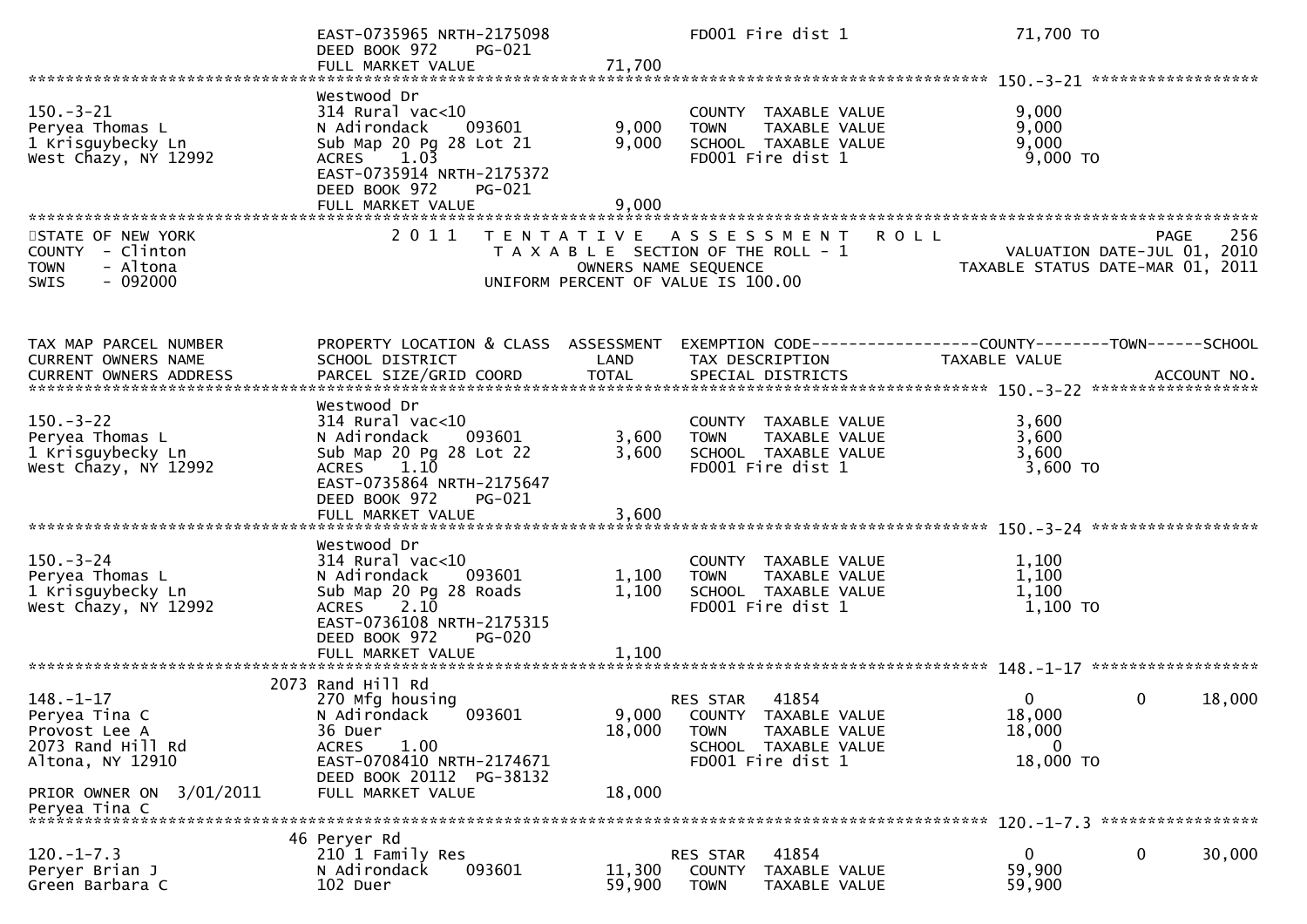```
                              EAST-0735965 NRTH-2175098                    FD001 Fire dist 1                     71,700 TO
                              DEED BOOK 972    PG-021
                              FULL MARKET VALUE                 71,700
******************************************************************************************************* 150.-3-21 ******************
                              Westwood Dr
150.-3-21                     314 Rural vac<10                             COUNTY  TAXABLE VALUE                   9,000
Peryea Thomas L               N Adirondack    093601         9,000         TOWN    TAXABLE VALUE                   9,000
1 Krisguybecky Ln             Sub Map 20 Pg 28 Lot 21        9,000         SCHOOL  TAXABLE VALUE                   9,000
West Chazy, NY 12992          ACRES    1.03                                FD001 Fire dist 1                       9,000 TO
                              EAST-0735914 NRTH-2175372
                              DEED BOOK 972    PG-021
                              FULL MARKET VALUE                  9,000
*******************************************************************************************************************************
STATE OF NEW YORK                  2 0 1 1   T E N T A T I V E   A S S E S S M E N T   R O L L                        PAGE    256
COUNTY  - Clinton                            T A X A B L E  SECTION OF THE ROLL - 1                 VALUATION DATE-JUL 01, 2010
TOWN    - Altona                                    OWNERS NAME SEQUENCE                        TAXABLE STATUS DATE-MAR 01, 2011
SWIS    - 092000                            UNIFORM PERCENT OF VALUE IS 100.00


TAX MAP PARCEL NUMBER         PROPERTY LOCATION & CLASS  ASSESSMENT  EXEMPTION CODE------------------COUNTY--------TOWN------SCHOOL
CURRENT OWNERS NAME           SCHOOL DISTRICT               LAND      TAX DESCRIPTION                 TAXABLE VALUE
CURRENT OWNERS ADDRESS        PARCEL SIZE/GRID COORD       TOTAL      SPECIAL DISTRICTS                                  ACCOUNT NO.
******************************************************************************************************* 150.-3-22 ******************
                              Westwood Dr
150.-3-22                     314 Rural vac<10                             COUNTY  TAXABLE VALUE                   3,600
Peryea Thomas L               N Adirondack    093601         3,600         TOWN    TAXABLE VALUE                   3,600
1 Krisguybecky Ln             Sub Map 20 Pg 28 Lot 22        3,600         SCHOOL  TAXABLE VALUE                   3,600
West Chazy, NY 12992          ACRES    1.10                                FD001 Fire dist 1                       3,600 TO
                              EAST-0735864 NRTH-2175647
                              DEED BOOK 972    PG-021
                              FULL MARKET VALUE                  3,600
******************************************************************************************************* 150.-3-24 ******************
                              Westwood Dr
150.-3-24                     314 Rural vac<10                             COUNTY  TAXABLE VALUE                   1,100
Peryea Thomas L               N Adirondack    093601         1,100         TOWN    TAXABLE VALUE                   1,100
1 Krisguybecky Ln             Sub Map 20 Pg 28 Roads         1,100         SCHOOL  TAXABLE VALUE                   1,100
West Chazy, NY 12992          ACRES    2.10                                FD001 Fire dist 1                       1,100 TO
                              EAST-0736108 NRTH-2175315
                              DEED BOOK 972    PG-020
                              FULL MARKET VALUE                  1,100
******************************************************************************************************* 148.-1-17 ******************
                           2073 Rand Hill Rd
148.-1-17                     270 Mfg housing                         RES STAR    41854                  0             0      18,000
Peryea Tina C                 N Adirondack    093601         9,000      COUNTY  TAXABLE VALUE               18,000
Provost Lee A                 36 Duer                       18,000      TOWN    TAXABLE VALUE               18,000
2073 Rand Hill Rd             ACRES    1.00                             SCHOOL  TAXABLE VALUE                    0
Altona, NY 12910              EAST-0708410 NRTH-2174671                 FD001 Fire dist 1                  18,000 TO
                              DEED BOOK 20112  PG-38132
PRIOR OWNER ON  3/01/2011     FULL MARKET VALUE                 18,000
Peryea Tina C
******************************************************************************************************* 120.-1-7.3 *****************
                           46 Peryer Rd
120.-1-7.3                    210 1 Family Res                        RES STAR    41854                  0             0      30,000
Peryer Brian J                N Adirondack    093601        11,300      COUNTY  TAXABLE VALUE               59,900
Green Barbara C               102 Duer                      59,900      TOWN    TAXABLE VALUE               59,900
```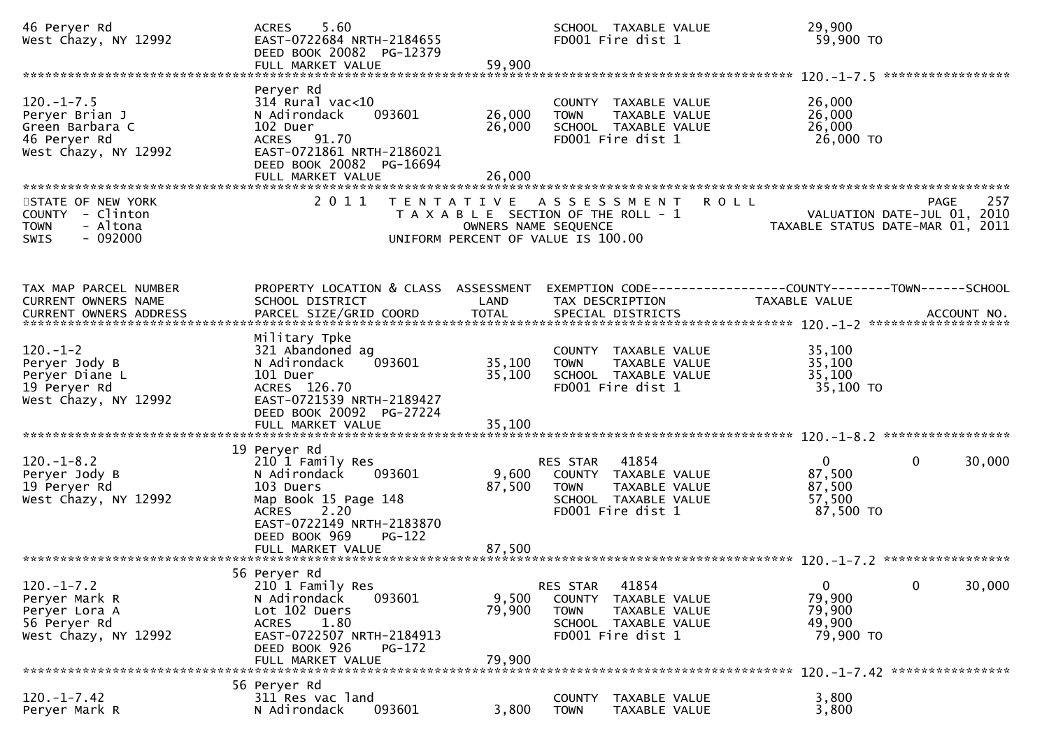```
46 Peryer Rd                     ACRES    5.60                              SCHOOL  TAXABLE VALUE              29,900
West Chazy, NY 12992             EAST-0722684 NRTH-2184655                  FD001 Fire dist 1                   59,900 TO
                                 DEED BOOK 20082  PG-12379
                                 FULL MARKET VALUE              59,900
******************************************************************************************************* 120.-1-7.5 *****************
                                 Peryer Rd
120.-1-7.5                       314 Rural vac<10                           COUNTY  TAXABLE VALUE              26,000
Peryer Brian J                   N Adirondack     093601        26,000      TOWN    TAXABLE VALUE              26,000
Green Barbara C                  102 Duer                       26,000      SCHOOL  TAXABLE VALUE              26,000
46 Peryer Rd                     ACRES   91.70                              FD001 Fire dist 1                   26,000 TO
West Chazy, NY 12992             EAST-0721861 NRTH-2186021
                                 DEED BOOK 20082  PG-16694
                                 FULL MARKET VALUE              26,000
************************************************************************************************************************************
STATE OF NEW YORK                   2 0 1 1   T E N T A T I V E   A S S E S S M E N T   R O L L                          PAGE    257
COUNTY  - Clinton                            T A X A B L E  SECTION OF THE ROLL - 1                      VALUATION DATE-JUL 01, 2010
TOWN    - Altona                                  OWNERS NAME SEQUENCE                            TAXABLE STATUS DATE-MAR 01, 2011
SWIS    - 092000                           UNIFORM PERCENT OF VALUE IS 100.00


TAX MAP PARCEL NUMBER            PROPERTY LOCATION & CLASS  ASSESSMENT  EXEMPTION CODE------------------COUNTY--------TOWN------SCHOOL
CURRENT OWNERS NAME              SCHOOL DISTRICT               LAND      TAX DESCRIPTION            TAXABLE VALUE
CURRENT OWNERS ADDRESS           PARCEL SIZE/GRID COORD        TOTAL     SPECIAL DISTRICTS                                  ACCOUNT NO.
******************************************************************************************************* 120.-1-2 *******************
                                 Military Tpke
120.-1-2                         321 Abandoned ag                           COUNTY  TAXABLE VALUE              35,100
Peryer Jody B                    N Adirondack     093601        35,100      TOWN    TAXABLE VALUE              35,100
Peryer Diane L                   101 Duer                       35,100      SCHOOL  TAXABLE VALUE              35,100
19 Peryer Rd                     ACRES  126.70                              FD001 Fire dist 1                   35,100 TO
West Chazy, NY 12992             EAST-0721539 NRTH-2189427
                                 DEED BOOK 20092  PG-27224
                                 FULL MARKET VALUE              35,100
******************************************************************************************************* 120.-1-8.2 *****************
                               19 Peryer Rd
120.-1-8.2                       210 1 Family Res                    RES STAR   41854                    0             0       30,000
Peryer Jody B                    N Adirondack     093601         9,600   COUNTY  TAXABLE VALUE              87,500
19 Peryer Rd                     103 Duers                      87,500   TOWN    TAXABLE VALUE              87,500
West Chazy, NY 12992             Map Book 15 Page 148                    SCHOOL  TAXABLE VALUE              57,500
                                 ACRES    2.20                           FD001 Fire dist 1                   87,500 TO
                                 EAST-0722149 NRTH-2183870
                                 DEED BOOK 969    PG-122
                                 FULL MARKET VALUE              87,500
******************************************************************************************************* 120.-1-7.2 *****************
                               56 Peryer Rd
120.-1-7.2                       210 1 Family Res                    RES STAR   41854                    0             0       30,000
Peryer Mark R                    N Adirondack     093601         9,500   COUNTY  TAXABLE VALUE              79,900
Peryer Lora A                    Lot 102 Duers                  79,900   TOWN    TAXABLE VALUE              79,900
56 Peryer Rd                     ACRES    1.80                           SCHOOL  TAXABLE VALUE              49,900
West Chazy, NY 12992             EAST-0722507 NRTH-2184913               FD001 Fire dist 1                   79,900 TO
                                 DEED BOOK 926    PG-172
                                 FULL MARKET VALUE              79,900
******************************************************************************************************* 120.-1-7.42 ****************
                               56 Peryer Rd
120.-1-7.42                      311 Res vac land                           COUNTY  TAXABLE VALUE               3,800
Peryer Mark R                    N Adirondack     093601         3,800      TOWN    TAXABLE VALUE               3,800
```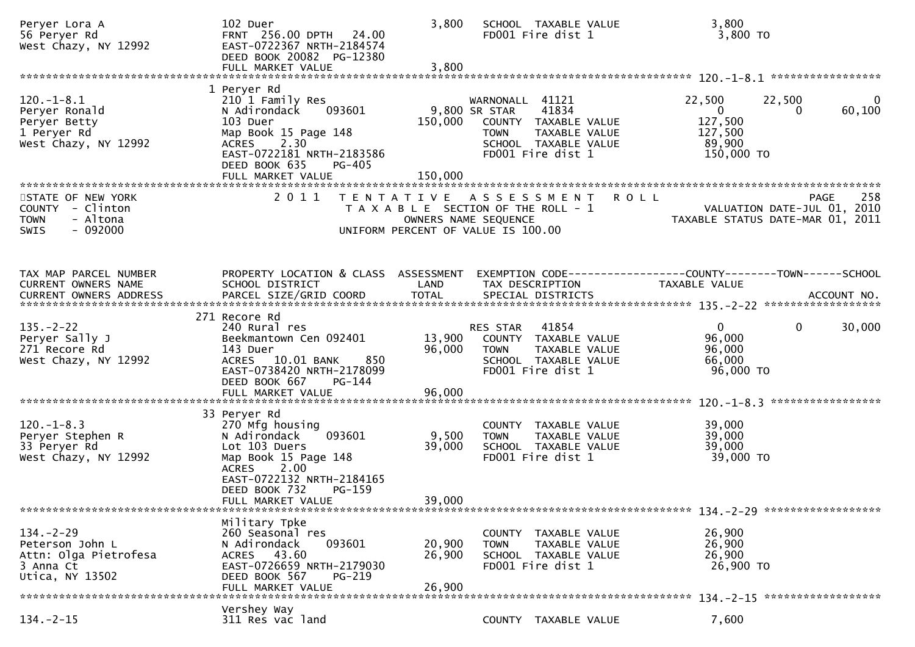```
Peryer Lora A                     102 Duer                              3,800    SCHOOL  TAXABLE VALUE                3,800
56 Peryer Rd                      FRNT 256.00 DPTH  24.00                        FD001 Fire dist 1                     3,800 TO
West Chazy, NY 12992              EAST-0722367 NRTH-2184574
                                  DEED BOOK 20082  PG-12380
                                  FULL MARKET VALUE                     3,800
******************************************************************************************************* 120.-1-8.1 *****************
                                  1 Peryer Rd
120.-1-8.1                        210 1 Family Res                               WARNONALL  41121                22,500      22,500          0
Peryer Ronald                     N Adirondack    093601               9,800 SR STAR     41834                    0           0       60,100
Peryer Betty                      103 Duer                           150,000   COUNTY  TAXABLE VALUE            127,500
1 Peryer Rd                       Map Book 15 Page 148                         TOWN    TAXABLE VALUE            127,500
West Chazy, NY 12992              ACRES    2.30                                SCHOOL  TAXABLE VALUE             89,900
                                  EAST-0722181 NRTH-2183586                    FD001 Fire dist 1               150,000 TO
                                  DEED BOOK 635    PG-405
                                  FULL MARKET VALUE                  150,000
************************************************************************************************************************************
STATE OF NEW YORK                2 0 1 1   T E N T A T I V E   A S S E S S M E N T   R O L L                                PAGE   258
COUNTY  - Clinton                          T A X A B L E  SECTION OF THE ROLL - 1                        VALUATION DATE-JUL 01, 2010
TOWN    - Altona                                OWNERS NAME SEQUENCE                                  TAXABLE STATUS DATE-MAR 01, 2011
SWIS    - 092000                          UNIFORM PERCENT OF VALUE IS 100.00


TAX MAP PARCEL NUMBER             PROPERTY LOCATION & CLASS  ASSESSMENT  EXEMPTION CODE------------------COUNTY--------TOWN------SCHOOL
CURRENT OWNERS NAME               SCHOOL DISTRICT               LAND      TAX DESCRIPTION             TAXABLE VALUE
CURRENT OWNERS ADDRESS            PARCEL SIZE/GRID COORD        TOTAL     SPECIAL DISTRICTS                                 ACCOUNT NO.
******************************************************************************************************* 135.-2-22 ******************
                                  271 Recore Rd
135.-2-22                         240 Rural res                                 RES STAR   41854                    0           0       30,000
Peryer Sally J                    Beekmantown Cen 092401              13,900    COUNTY  TAXABLE VALUE             96,000
271 Recore Rd                     143 Duer                            96,000    TOWN    TAXABLE VALUE             96,000
West Chazy, NY 12992              ACRES   10.01 BANK     850                    SCHOOL  TAXABLE VALUE             66,000
                                  EAST-0738420 NRTH-2178099                     FD001 Fire dist 1                 96,000 TO
                                  DEED BOOK 667    PG-144
                                  FULL MARKET VALUE                   96,000
******************************************************************************************************* 120.-1-8.3 *****************
                                  33 Peryer Rd
120.-1-8.3                        270 Mfg housing                               COUNTY  TAXABLE VALUE             39,000
Peryer Stephen R                  N Adirondack    093601               9,500    TOWN    TAXABLE VALUE             39,000
33 Peryer Rd                      Lot 103 Duers                       39,000    SCHOOL  TAXABLE VALUE             39,000
West Chazy, NY 12992              Map Book 15 Page 148                          FD001 Fire dist 1                 39,000 TO
                                  ACRES    2.00
                                  EAST-0722132 NRTH-2184165
                                  DEED BOOK 732    PG-159
                                  FULL MARKET VALUE                   39,000
******************************************************************************************************* 134.-2-29 ******************
                                  Military Tpke
134.-2-29                         260 Seasonal res                              COUNTY  TAXABLE VALUE             26,900
Peterson John L                   N Adirondack    093601              20,900    TOWN    TAXABLE VALUE             26,900
Attn: Olga Pietrofesa             ACRES   43.60                       26,900    SCHOOL  TAXABLE VALUE             26,900
3 Anna Ct                         EAST-0726659 NRTH-2179030                     FD001 Fire dist 1                 26,900 TO
Utica, NY 13502                   DEED BOOK 567    PG-219
                                  FULL MARKET VALUE                   26,900
******************************************************************************************************* 134.-2-15 ******************
                                  Vershey Way
134.-2-15                         311 Res vac land                              COUNTY  TAXABLE VALUE              7,600
```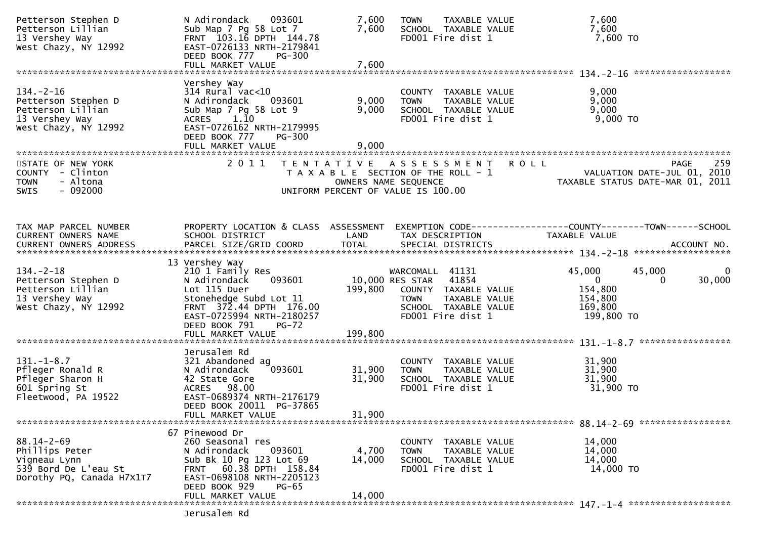```
Petterson Stephen D           N Adirondack    093601         7,600   TOWN    TAXABLE VALUE              7,600
Petterson Lillian             Sub Map 7 Pg 58 Lot 7          7,600   SCHOOL  TAXABLE VALUE              7,600
13 Vershey Way                FRNT 103.16 DPTH 144.78                FD001 Fire dist 1                   7,600 TO
West Chazy, NY 12992          EAST-0726133 NRTH-2179841
                              DEED BOOK 777    PG-300
                              FULL MARKET VALUE              7,600
******************************************************************************************************* 134.-2-16 ******************
                              Vershey Way
134.-2-16                     314 Rural vac<10                       COUNTY  TAXABLE VALUE              9,000
Petterson Stephen D           N Adirondack    093601         9,000   TOWN    TAXABLE VALUE              9,000
Petterson Lillian             Sub Map 7 Pg 58 Lot 9          9,000   SCHOOL  TAXABLE VALUE              9,000
13 Vershey Way                ACRES    1.10                          FD001 Fire dist 1                   9,000 TO
West Chazy, NY 12992          EAST-0726162 NRTH-2179995
                              DEED BOOK 777    PG-300
                              FULL MARKET VALUE              9,000
************************************************************************************************************************************
STATE OF NEW YORK                 2 0 1 1   T E N T A T I V E   A S S E S S M E N T   R O L L                          PAGE    259
COUNTY  - Clinton                           T A X A B L E  SECTION OF THE ROLL - 1                   VALUATION DATE-JUL 01, 2010
TOWN    - Altona                                    OWNERS NAME SEQUENCE                        TAXABLE STATUS DATE-MAR 01, 2011
SWIS    - 092000                             UNIFORM PERCENT OF VALUE IS 100.00


TAX MAP PARCEL NUMBER         PROPERTY LOCATION & CLASS  ASSESSMENT  EXEMPTION CODE------------------COUNTY--------TOWN------SCHOOL
CURRENT OWNERS NAME           SCHOOL DISTRICT               LAND      TAX DESCRIPTION              TAXABLE VALUE
CURRENT OWNERS ADDRESS        PARCEL SIZE/GRID COORD        TOTAL     SPECIAL DISTRICTS                                 ACCOUNT NO.
******************************************************************************************************* 134.-2-18 ******************
                              13 Vershey Way
134.-2-18                     210 1 Family Res                        WARCOMALL  41131               45,000      45,000           0
Petterson Stephen D           N Adirondack    093601        10,000 RES STAR   41854                   0           0      30,000
Petterson Lillian             Lot 115 Duer                 199,800   COUNTY  TAXABLE VALUE            154,800
13 Vershey Way                Stonehedge Subd Lot 11                  TOWN    TAXABLE VALUE            154,800
West Chazy, NY 12992          FRNT 372.44 DPTH 176.00                 SCHOOL  TAXABLE VALUE            169,800
                              EAST-0725994 NRTH-2180257               FD001 Fire dist 1                 199,800 TO
                              DEED BOOK 791    PG-72
                              FULL MARKET VALUE            199,800
******************************************************************************************************* 131.-1-8.7 *****************
                              Jerusalem Rd
131.-1-8.7                    321 Abandoned ag                        COUNTY  TAXABLE VALUE             31,900
Pfleger Ronald R              N Adirondack    093601        31,900   TOWN    TAXABLE VALUE             31,900
Pfleger Sharon H              42 State Gore                 31,900   SCHOOL  TAXABLE VALUE             31,900
601 Spring St                 ACRES   98.00                           FD001 Fire dist 1                  31,900 TO
Fleetwood, PA 19522           EAST-0689374 NRTH-2176179
                              DEED BOOK 20011 PG-37865
                              FULL MARKET VALUE             31,900
******************************************************************************************************* 88.14-2-69 *****************
                              67 Pinewood Dr
88.14-2-69                    260 Seasonal res                        COUNTY  TAXABLE VALUE             14,000
Phillips Peter                N Adirondack    093601         4,700   TOWN    TAXABLE VALUE             14,000
Vigneau Lynn                  Sub Bk 10 Pg 123 Lot 69       14,000   SCHOOL  TAXABLE VALUE             14,000
539 Bord De L'eau St          FRNT  60.38 DPTH 158.84                 FD001 Fire dist 1                  14,000 TO
Dorothy PQ, Canada H7X1T7     EAST-0698108 NRTH-2205123
                              DEED BOOK 929    PG-65
                              FULL MARKET VALUE             14,000
******************************************************************************************************* 147.-1-4 *******************
                              Jerusalem Rd
```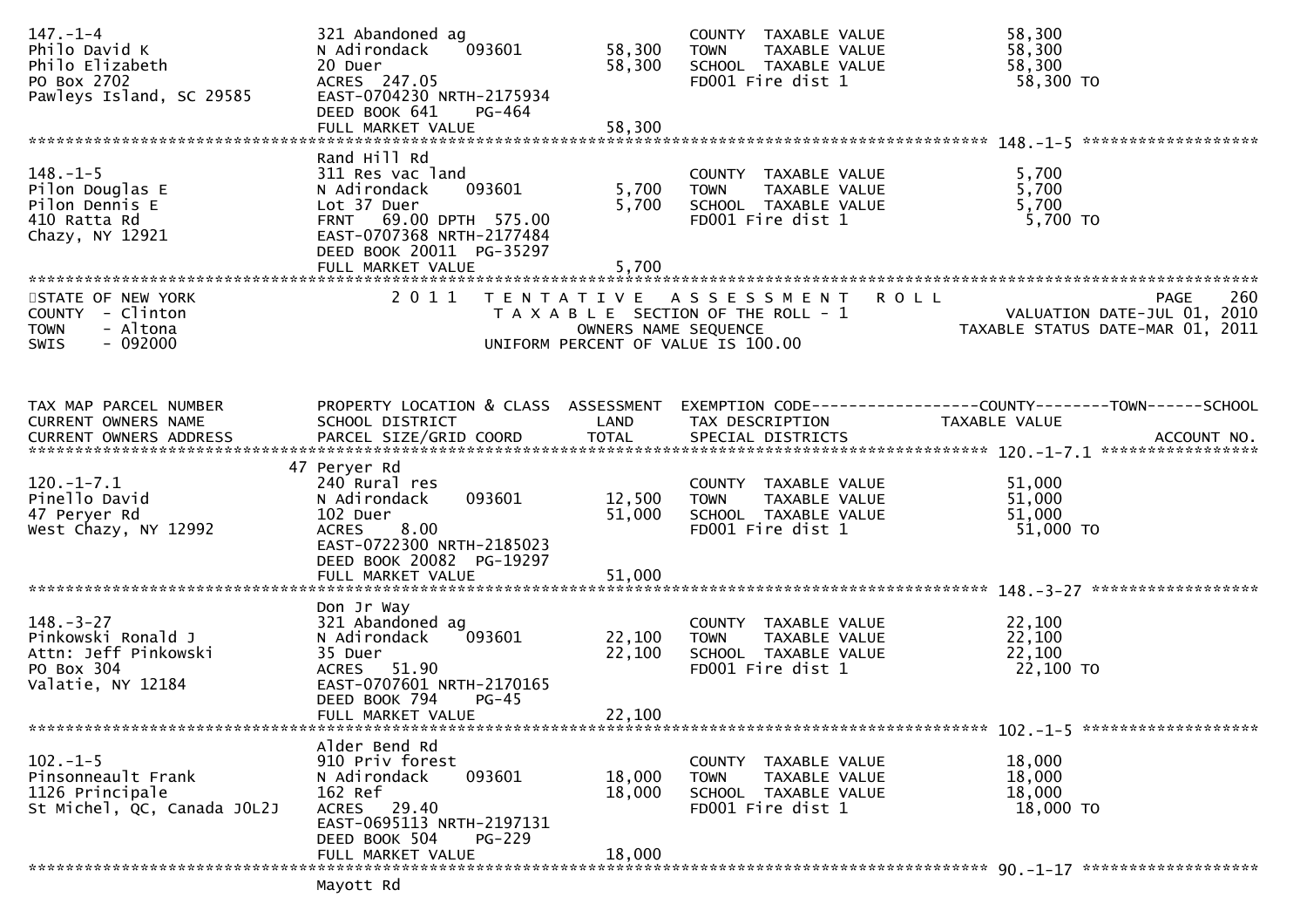```
147.-1-4                       321 Abandoned ag                         COUNTY  TAXABLE VALUE            58,300
Philo David K                  N Adirondack     093601        58,300   TOWN    TAXABLE VALUE            58,300
Philo Elizabeth                20 Duer                        58,300   SCHOOL  TAXABLE VALUE            58,300
PO Box 2702                    ACRES  247.05                           FD001 Fire dist 1                 58,300 TO
Pawleys Island, SC 29585       EAST-0704230 NRTH-2175934
                               DEED BOOK 641     PG-464
                               FULL MARKET VALUE              58,300
******************************************************************************************************* 148.-1-5 *******************
                               Rand Hill Rd
148.-1-5                       311 Res vac land                         COUNTY  TAXABLE VALUE             5,700
Pilon Douglas E                N Adirondack     093601         5,700   TOWN    TAXABLE VALUE             5,700
Pilon Dennis E                 Lot 37 Duer                     5,700   SCHOOL  TAXABLE VALUE             5,700
410 Ratta Rd                   FRNT   69.00 DPTH  575.00               FD001 Fire dist 1                  5,700 TO
Chazy, NY 12921                EAST-0707368 NRTH-2177484
                               DEED BOOK 20011  PG-35297
                               FULL MARKET VALUE               5,700
************************************************************************************************************************************
STATE OF NEW YORK              2 0 1 1   T E N T A T I V E   A S S E S S M E N T   R O L L                                 PAGE   260
COUNTY  - Clinton                           T A X A B L E  SECTION OF THE ROLL - 1                    VALUATION DATE-JUL 01, 2010
TOWN    - Altona                                     OWNERS NAME SEQUENCE                           TAXABLE STATUS DATE-MAR 01, 2011
SWIS    - 092000                             UNIFORM PERCENT OF VALUE IS 100.00


TAX MAP PARCEL NUMBER          PROPERTY LOCATION & CLASS  ASSESSMENT  EXEMPTION CODE------------------COUNTY--------TOWN------SCHOOL
CURRENT OWNERS NAME            SCHOOL DISTRICT               LAND      TAX DESCRIPTION             TAXABLE VALUE
CURRENT OWNERS ADDRESS         PARCEL SIZE/GRID COORD        TOTAL     SPECIAL DISTRICTS                                   ACCOUNT NO.
******************************************************************************************************* 120.-1-7.1 *****************
                            47 Peryer Rd
120.-1-7.1                     240 Rural res                            COUNTY  TAXABLE VALUE            51,000
Pinello David                  N Adirondack     093601        12,500   TOWN    TAXABLE VALUE            51,000
47 Peryer Rd                   102 Duer                       51,000   SCHOOL  TAXABLE VALUE            51,000
West Chazy, NY 12992           ACRES    8.00                           FD001 Fire dist 1                 51,000 TO
                               EAST-0722300 NRTH-2185023
                               DEED BOOK 20082  PG-19297
                               FULL MARKET VALUE              51,000
******************************************************************************************************* 148.-3-27 ******************
                               Don Jr Way
148.-3-27                      321 Abandoned ag                         COUNTY  TAXABLE VALUE            22,100
Pinkowski Ronald J             N Adirondack     093601        22,100   TOWN    TAXABLE VALUE            22,100
Attn: Jeff Pinkowski           35 Duer                        22,100   SCHOOL  TAXABLE VALUE            22,100
PO Box 304                     ACRES   51.90                           FD001 Fire dist 1                 22,100 TO
Valatie, NY 12184              EAST-0707601 NRTH-2170165
                               DEED BOOK 794     PG-45
                               FULL MARKET VALUE              22,100
******************************************************************************************************* 102.-1-5 *******************
                               Alder Bend Rd
102.-1-5                       910 Priv forest                          COUNTY  TAXABLE VALUE            18,000
Pinsonneault Frank             N Adirondack     093601        18,000   TOWN    TAXABLE VALUE            18,000
1126 Principale                162 Ref                        18,000   SCHOOL  TAXABLE VALUE            18,000
St Michel, QC, Canada J0L2J    ACRES   29.40                           FD001 Fire dist 1                 18,000 TO
                               EAST-0695113 NRTH-2197131
                               DEED BOOK 504     PG-229
                               FULL MARKET VALUE              18,000
******************************************************************************************************* 90.-1-17 *******************
                               Mayott Rd
```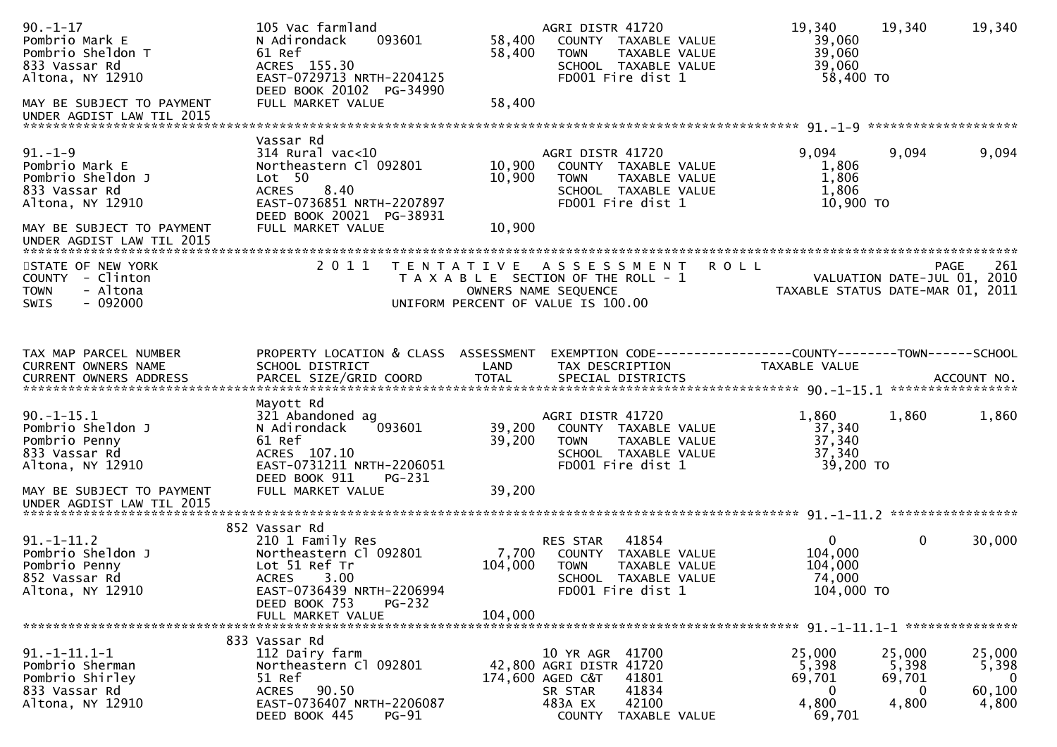```
90.-1-17                     105 Vac farmland                   AGRI DISTR 41720                   19,340     19,340     19,340
Pombrio Mark E               N Adirondack    093601     58,400   COUNTY  TAXABLE VALUE              39,060
Pombrio Sheldon T            61 Ref                     58,400   TOWN    TAXABLE VALUE              39,060
833 Vassar Rd                ACRES  155.30                       SCHOOL  TAXABLE VALUE              39,060
Altona, NY 12910             EAST-0729713 NRTH-2204125           FD001 Fire dist 1                  58,400 TO
                             DEED BOOK 20102 PG-34990
MAY BE SUBJECT TO PAYMENT    FULL MARKET VALUE          58,400
UNDER AGDIST LAW TIL 2015
******************************************************************************************************* 91.-1-9 ********************
                             Vassar Rd
91.-1-9                      314 Rural vac<10                    AGRI DISTR 41720                   9,094      9,094      9,094
Pombrio Mark E               Northeastern Cl 092801     10,900   COUNTY  TAXABLE VALUE              1,806
Pombrio Sheldon J            Lot  50                    10,900   TOWN    TAXABLE VALUE              1,806
833 Vassar Rd                ACRES    8.40                       SCHOOL  TAXABLE VALUE              1,806
Altona, NY 12910             EAST-0736851 NRTH-2207897           FD001 Fire dist 1                  10,900 TO
                             DEED BOOK 20021 PG-38931
MAY BE SUBJECT TO PAYMENT    FULL MARKET VALUE          10,900
UNDER AGDIST LAW TIL 2015
************************************************************************************************************************************
STATE OF NEW YORK                2 0 1 1   T E N T A T I V E   A S S E S S M E N T   R O L L                           PAGE   261
COUNTY  - Clinton                           T A X A B L E  SECTION OF THE ROLL - 1                    VALUATION DATE-JUL 01, 2010
TOWN    - Altona                                 OWNERS NAME SEQUENCE                             TAXABLE STATUS DATE-MAR 01, 2011
SWIS    - 092000                          UNIFORM PERCENT OF VALUE IS 100.00


TAX MAP PARCEL NUMBER        PROPERTY LOCATION & CLASS  ASSESSMENT  EXEMPTION CODE------------------COUNTY--------TOWN------SCHOOL
CURRENT OWNERS NAME          SCHOOL DISTRICT               LAND     TAX DESCRIPTION              TAXABLE VALUE
CURRENT OWNERS ADDRESS       PARCEL SIZE/GRID COORD       TOTAL     SPECIAL DISTRICTS                                   ACCOUNT NO.
******************************************************************************************************* 90.-1-15.1 *****************
                             Mayott Rd
90.-1-15.1                   321 Abandoned ag                    AGRI DISTR 41720                   1,860      1,860      1,860
Pombrio Sheldon J            N Adirondack    093601     39,200   COUNTY  TAXABLE VALUE              37,340
Pombrio Penny                61 Ref                     39,200   TOWN    TAXABLE VALUE              37,340
833 Vassar Rd                ACRES  107.10                       SCHOOL  TAXABLE VALUE              37,340
Altona, NY 12910             EAST-0731211 NRTH-2206051           FD001 Fire dist 1                  39,200 TO
                             DEED BOOK 911     PG-231
MAY BE SUBJECT TO PAYMENT    FULL MARKET VALUE          39,200
UNDER AGDIST LAW TIL 2015
******************************************************************************************************* 91.-1-11.2 *****************
                             852 Vassar Rd
91.-1-11.2                   210 1 Family Res                    RES STAR   41854                   0          0          30,000
Pombrio Sheldon J            Northeastern Cl 092801      7,700   COUNTY  TAXABLE VALUE              104,000
Pombrio Penny                Lot 51 Ref Tr             104,000   TOWN    TAXABLE VALUE              104,000
852 Vassar Rd                ACRES    3.00                       SCHOOL  TAXABLE VALUE              74,000
Altona, NY 12910             EAST-0736439 NRTH-2206994           FD001 Fire dist 1                  104,000 TO
                             DEED BOOK 753     PG-232
                             FULL MARKET VALUE         104,000
******************************************************************************************************* 91.-1-11.1-1 ***************
                             833 Vassar Rd
91.-1-11.1-1                 112 Dairy farm                      10 YR AGR  41700                   25,000     25,000     25,000
Pombrio Sherman              Northeastern Cl 092801     42,800   AGRI DISTR 41720                   5,398      5,398      5,398
Pombrio Shirley              51 Ref                    174,600   AGED C&T   41801                   69,701     69,701     0
833 Vassar Rd                ACRES   90.50                       SR STAR    41834                   0          0          60,100
Altona, NY 12910             EAST-0736407 NRTH-2206087           483A EX    42100                   4,800      4,800      4,800
                             DEED BOOK 445     PG-91               COUNTY  TAXABLE VALUE            69,701
```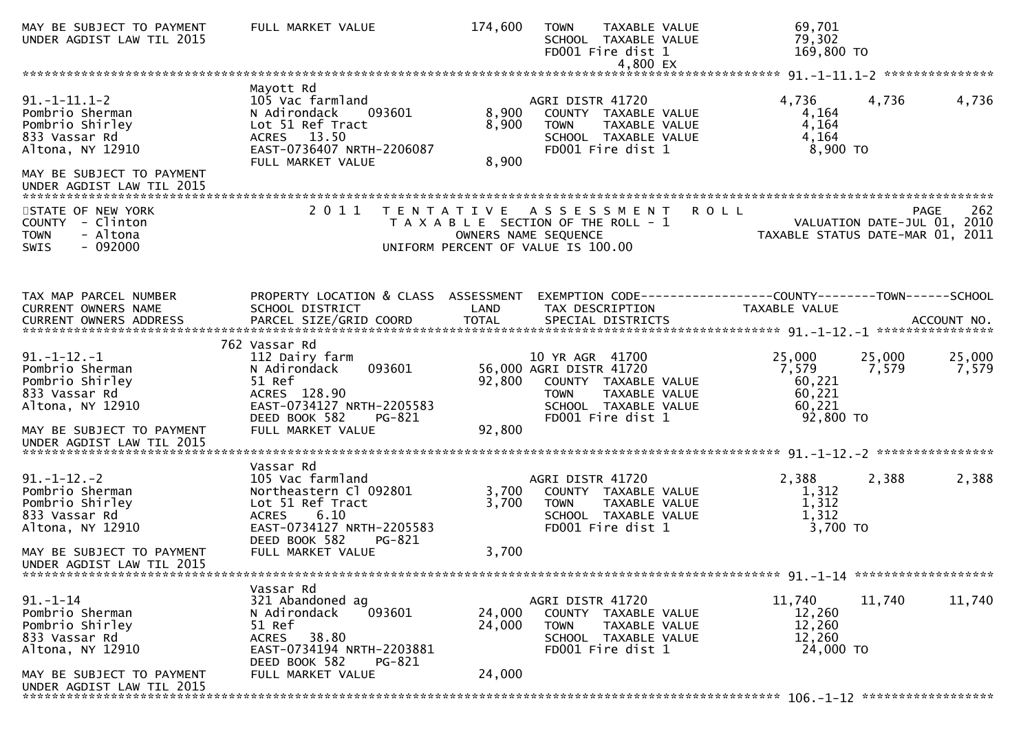```
MAY BE SUBJECT TO PAYMENT     FULL MARKET VALUE             174,600   TOWN    TAXABLE VALUE              69,701
UNDER AGDIST LAW TIL 2015                                               SCHOOL  TAXABLE VALUE              79,302
                                                                        FD001 Fire dist 1                 169,800 TO
                                                                                  4,800 EX
******************************************************************************************************* 91.-1-11.1-2 ***************
                              Mayott Rd
91.-1-11.1-2                  105 Vac farmland                        AGRI DISTR 41720                   4,736      4,736      4,736
Pombrio Sherman               N Adirondack     093601          8,900   COUNTY  TAXABLE VALUE               4,164
Pombrio Shirley               Lot 51 Ref Tract                 8,900   TOWN    TAXABLE VALUE               4,164
833 Vassar Rd                 ACRES   13.50                            SCHOOL  TAXABLE VALUE               4,164
Altona, NY 12910              EAST-0736407 NRTH-2206087                FD001 Fire dist 1                   8,900 TO
                              FULL MARKET VALUE                 8,900
MAY BE SUBJECT TO PAYMENT
UNDER AGDIST LAW TIL 2015
************************************************************************************************************************************
STATE OF NEW YORK              2 0 1 1   T E N T A T I V E   A S S E S S M E N T   R O L L                              PAGE    262
COUNTY  - Clinton                          T A X A B L E  SECTION OF THE ROLL - 1                     VALUATION DATE-JUL 01, 2010
TOWN    - Altona                                  OWNERS NAME SEQUENCE                             TAXABLE STATUS DATE-MAR 01, 2011
SWIS    - 092000                          UNIFORM PERCENT OF VALUE IS 100.00


TAX MAP PARCEL NUMBER         PROPERTY LOCATION & CLASS  ASSESSMENT  EXEMPTION CODE------------------COUNTY--------TOWN------SCHOOL
CURRENT OWNERS NAME           SCHOOL DISTRICT               LAND      TAX DESCRIPTION              TAXABLE VALUE
CURRENT OWNERS ADDRESS        PARCEL SIZE/GRID COORD        TOTAL     SPECIAL DISTRICTS                                  ACCOUNT NO.
******************************************************************************************************* 91.-1-12.-1 ****************
                            762 Vassar Rd
91.-1-12.-1                   112 Dairy farm                          10 YR AGR  41700                 25,000     25,000     25,000
Pombrio Sherman               N Adirondack     093601         56,000 AGRI DISTR 41720                   7,579      7,579      7,579
Pombrio Shirley               51 Ref                          92,800   COUNTY  TAXABLE VALUE              60,221
833 Vassar Rd                 ACRES  128.90                            TOWN    TAXABLE VALUE              60,221
Altona, NY 12910              EAST-0734127 NRTH-2205583                SCHOOL  TAXABLE VALUE              60,221
                              DEED BOOK 582    PG-821                  FD001 Fire dist 1                  92,800 TO
MAY BE SUBJECT TO PAYMENT     FULL MARKET VALUE              92,800
UNDER AGDIST LAW TIL 2015
******************************************************************************************************* 91.-1-12.-2 ****************
                              Vassar Rd
91.-1-12.-2                   105 Vac farmland                        AGRI DISTR 41720                   2,388      2,388      2,388
Pombrio Sherman               Northeastern Cl 092801           3,700   COUNTY  TAXABLE VALUE               1,312
Pombrio Shirley               Lot 51 Ref Tract                 3,700   TOWN    TAXABLE VALUE               1,312
833 Vassar Rd                 ACRES    6.10                            SCHOOL  TAXABLE VALUE               1,312
Altona, NY 12910              EAST-0734127 NRTH-2205583                FD001 Fire dist 1                   3,700 TO
                              DEED BOOK 582    PG-821
MAY BE SUBJECT TO PAYMENT     FULL MARKET VALUE                 3,700
UNDER AGDIST LAW TIL 2015
******************************************************************************************************* 91.-1-14 *******************
                              Vassar Rd
91.-1-14                      321 Abandoned ag                        AGRI DISTR 41720                  11,740     11,740     11,740
Pombrio Sherman               N Adirondack     093601         24,000   COUNTY  TAXABLE VALUE              12,260
Pombrio Shirley               51 Ref                          24,000   TOWN    TAXABLE VALUE              12,260
833 Vassar Rd                 ACRES   38.80                            SCHOOL  TAXABLE VALUE              12,260
Altona, NY 12910              EAST-0734194 NRTH-2203881                FD001 Fire dist 1                  24,000 TO
                              DEED BOOK 582    PG-821
MAY BE SUBJECT TO PAYMENT     FULL MARKET VALUE              24,000
UNDER AGDIST LAW TIL 2015
******************************************************************************************************* 106.-1-12 ******************
```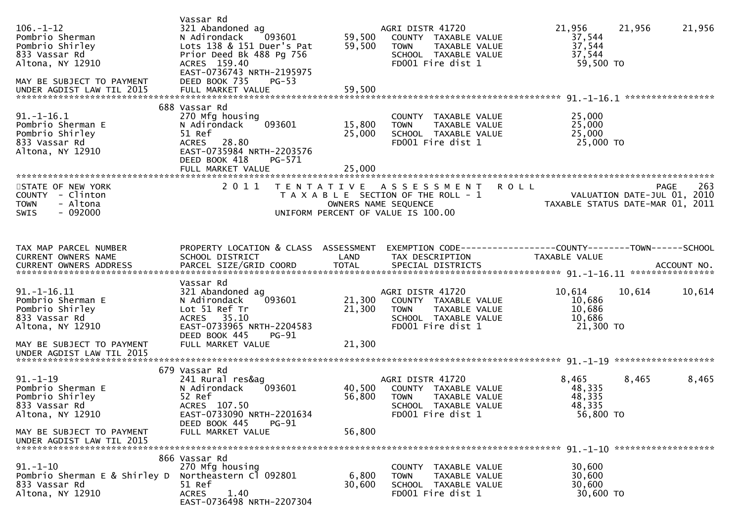| Parcel | Property Location & Class | Assessment | Exemption / Tax Description | County | Town | School |
|---|---|---|---|---|---|---|
| | Vassar Rd | | | | | |
| 106.-1-12 | 321 Abandoned ag | | AGRI DISTR 41720 | 21,956 | 21,956 | 21,956 |
| Pombrio Sherman | N Adirondack 093601 | 59,500 | COUNTY TAXABLE VALUE | 37,544 | | |
| Pombrio Shirley | Lots 138 & 151 Duer's Pat | 59,500 | TOWN TAXABLE VALUE | 37,544 | | |
| 833 Vassar Rd | Prior Deed Bk 488 Pg 756 | | SCHOOL TAXABLE VALUE | 37,544 | | |
| Altona, NY 12910 | ACRES 159.40 | | FD001 Fire dist 1 | 59,500 TO | | |
| | EAST-0736743 NRTH-2195975 | | | | | |
| MAY BE SUBJECT TO PAYMENT | DEED BOOK 735 PG-53 | | | | | |
| UNDER AGDIST LAW TIL 2015 | FULL MARKET VALUE | 59,500 | | | | |

******** 91.-1-16.1 ********

| Parcel | Property Location & Class | Assessment | Tax Description | Taxable Value |
|---|---|---|---|---|
| | 688 Vassar Rd | | | |
| 91.-1-16.1 | 270 Mfg housing | | COUNTY TAXABLE VALUE | 25,000 |
| Pombrio Sherman E | N Adirondack 093601 | 15,800 | TOWN TAXABLE VALUE | 25,000 |
| Pombrio Shirley | 51 Ref | 25,000 | SCHOOL TAXABLE VALUE | 25,000 |
| 833 Vassar Rd | ACRES 28.80 | | FD001 Fire dist 1 | 25,000 TO |
| Altona, NY 12910 | EAST-0735984 NRTH-2203576 | | | |
| | DEED BOOK 418 PG-571 | | | |
| | FULL MARKET VALUE | 25,000 | | |

STATE OF NEW YORK — COUNTY - Clinton — TOWN - Altona — SWIS - 092000

2011 TENTATIVE ASSESSMENT ROLL — TAXABLE SECTION OF THE ROLL - 1 — OWNERS NAME SEQUENCE — UNIFORM PERCENT OF VALUE IS 100.00

PAGE 263 — VALUATION DATE-JUL 01, 2010 — TAXABLE STATUS DATE-MAR 01, 2011

| TAX MAP PARCEL NUMBER / CURRENT OWNERS NAME / CURRENT OWNERS ADDRESS | PROPERTY LOCATION & CLASS / SCHOOL DISTRICT / PARCEL SIZE/GRID COORD | ASSESSMENT LAND / TOTAL | EXEMPTION CODE / TAX DESCRIPTION / SPECIAL DISTRICTS | COUNTY / TAXABLE VALUE | TOWN | SCHOOL / ACCOUNT NO. |
|---|---|---|---|---|---|---|
| | | | | | | 91.-1-16.11 |
| | Vassar Rd | | | | | |
| 91.-1-16.11 | 321 Abandoned ag | | AGRI DISTR 41720 | 10,614 | 10,614 | 10,614 |
| Pombrio Sherman E | N Adirondack 093601 | 21,300 | COUNTY TAXABLE VALUE | 10,686 | | |
| Pombrio Shirley | Lot 51 Ref Tr | 21,300 | TOWN TAXABLE VALUE | 10,686 | | |
| 833 Vassar Rd | ACRES 35.10 | | SCHOOL TAXABLE VALUE | 10,686 | | |
| Altona, NY 12910 | EAST-0733965 NRTH-2204583 | | FD001 Fire dist 1 | 21,300 TO | | |
| | DEED BOOK 445 PG-91 | | | | | |
| MAY BE SUBJECT TO PAYMENT | FULL MARKET VALUE | 21,300 | | | | |
| UNDER AGDIST LAW TIL 2015 | | | | | | |
| | | | | | | 91.-1-19 |
| | 679 Vassar Rd | | | | | |
| 91.-1-19 | 241 Rural res&ag | | AGRI DISTR 41720 | 8,465 | 8,465 | 8,465 |
| Pombrio Sherman E | N Adirondack 093601 | 40,500 | COUNTY TAXABLE VALUE | 48,335 | | |
| Pombrio Shirley | 52 Ref | 56,800 | TOWN TAXABLE VALUE | 48,335 | | |
| 833 Vassar Rd | ACRES 107.50 | | SCHOOL TAXABLE VALUE | 48,335 | | |
| Altona, NY 12910 | EAST-0733090 NRTH-2201634 | | FD001 Fire dist 1 | 56,800 TO | | |
| | DEED BOOK 445 PG-91 | | | | | |
| MAY BE SUBJECT TO PAYMENT | FULL MARKET VALUE | 56,800 | | | | |
| UNDER AGDIST LAW TIL 2015 | | | | | | |
| | | | | | | 91.-1-10 |
| | 866 Vassar Rd | | | | | |
| 91.-1-10 | 270 Mfg housing | | COUNTY TAXABLE VALUE | 30,600 | | |
| Pombrio Sherman E & Shirley D | Northeastern Cl 092801 | 6,800 | TOWN TAXABLE VALUE | 30,600 | | |
| 833 Vassar Rd | 51 Ref | 30,600 | SCHOOL TAXABLE VALUE | 30,600 | | |
| Altona, NY 12910 | ACRES 1.40 | | FD001 Fire dist 1 | 30,600 TO | | |
| | EAST-0736498 NRTH-2207304 | | | | | |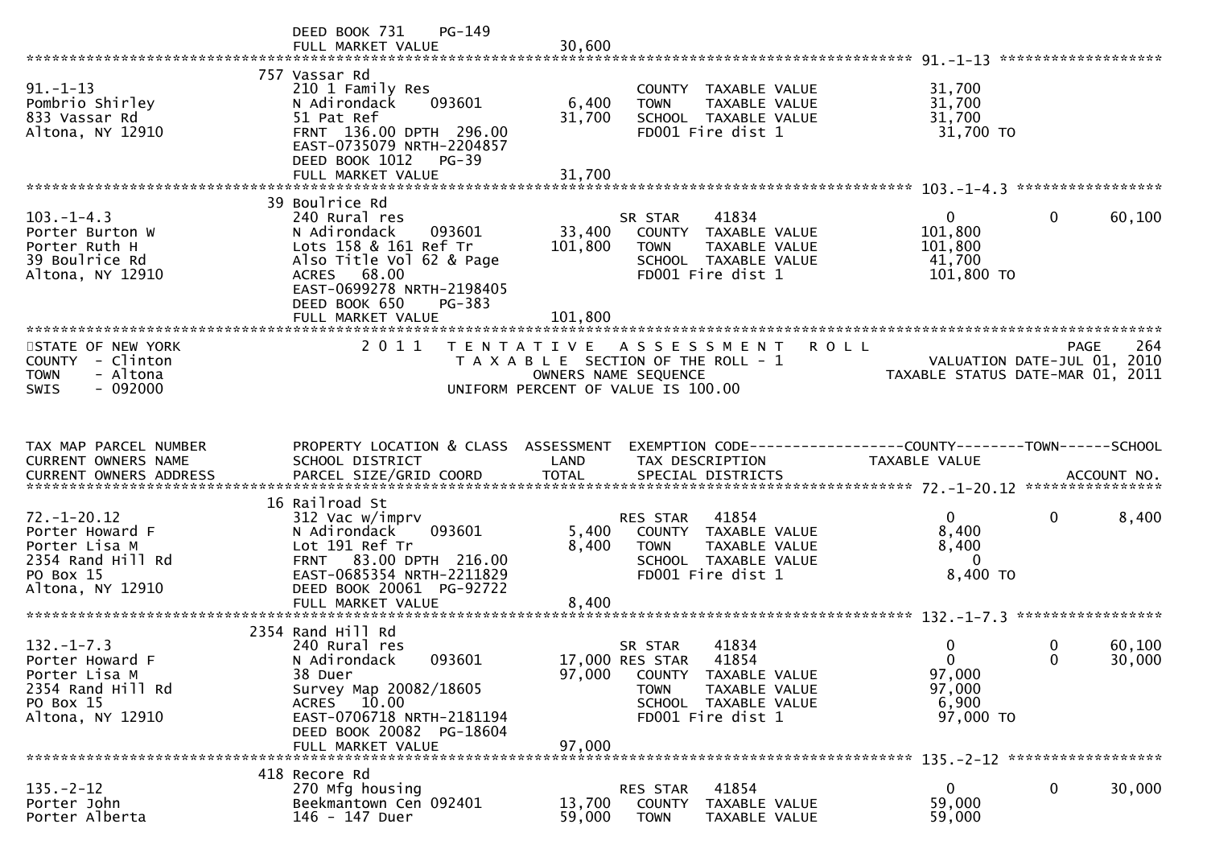```
                              DEED BOOK 731    PG-149
                              FULL MARKET VALUE              30,600
******************************************************************************************************* 91.-1-13 *******************
                            757 Vassar Rd
91.-1-13                     210 1 Family Res                       COUNTY  TAXABLE VALUE              31,700
Pombrio Shirley              N Adirondack    093601        6,400    TOWN    TAXABLE VALUE              31,700
833 Vassar Rd                51 Pat Ref                   31,700    SCHOOL  TAXABLE VALUE              31,700
Altona, NY 12910             FRNT 136.00 DPTH 296.00                FD001 Fire dist 1                  31,700 TO
                             EAST-0735079 NRTH-2204857
                             DEED BOOK 1012   PG-39
                             FULL MARKET VALUE            31,700
******************************************************************************************************* 103.-1-4.3 *****************
                            39 Boulrice Rd
103.-1-4.3                   240 Rural res                          SR STAR     41834                   0             0         60,100
Porter Burton W              N Adirondack    093601       33,400    COUNTY  TAXABLE VALUE             101,800
Porter Ruth H                Lots 158 & 161 Ref Tr       101,800    TOWN    TAXABLE VALUE             101,800
39 Boulrice Rd               Also Title Vol 62 & Page               SCHOOL  TAXABLE VALUE              41,700
Altona, NY 12910             ACRES   68.00                          FD001 Fire dist 1                 101,800 TO
                             EAST-0699278 NRTH-2198405
                             DEED BOOK 650    PG-383
                             FULL MARKET VALUE           101,800
************************************************************************************************************************************
STATE OF NEW YORK                  2 0 1 1   T E N T A T I V E   A S S E S S M E N T   R O L L                               PAGE   264
COUNTY  - Clinton                         T A X A B L E  SECTION OF THE ROLL - 1                      VALUATION DATE-JUL 01, 2010
TOWN    - Altona                               OWNERS NAME SEQUENCE                              TAXABLE STATUS DATE-MAR 01, 2011
SWIS    - 092000                          UNIFORM PERCENT OF VALUE IS 100.00


TAX MAP PARCEL NUMBER          PROPERTY LOCATION & CLASS  ASSESSMENT  EXEMPTION CODE------------------COUNTY--------TOWN------SCHOOL
CURRENT OWNERS NAME            SCHOOL DISTRICT               LAND      TAX DESCRIPTION              TAXABLE VALUE
CURRENT OWNERS ADDRESS         PARCEL SIZE/GRID COORD        TOTAL     SPECIAL DISTRICTS                                   ACCOUNT NO.
******************************************************************************************************* 72.-1-20.12 ****************
                            16 Railroad St
72.-1-20.12                  312 Vac w/imprv                        RES STAR    41854                   0             0          8,400
Porter Howard F              N Adirondack    093601        5,400    COUNTY  TAXABLE VALUE               8,400
Porter Lisa M                Lot 191 Ref Tr                8,400    TOWN    TAXABLE VALUE               8,400
2354 Rand Hill Rd            FRNT  83.00 DPTH 216.00                SCHOOL  TAXABLE VALUE                   0
PO Box 15                    EAST-0685354 NRTH-2211829              FD001 Fire dist 1                   8,400 TO
Altona, NY 12910             DEED BOOK 20061  PG-92722
                             FULL MARKET VALUE             8,400
******************************************************************************************************* 132.-1-7.3 *****************
                          2354 Rand Hill Rd
132.-1-7.3                   240 Rural res                          SR STAR     41834                   0             0         60,100
Porter Howard F              N Adirondack    093601       17,000 RES STAR   41854                   0             0         30,000
Porter Lisa M                38 Duer                      97,000    COUNTY  TAXABLE VALUE              97,000
2354 Rand Hill Rd            Survey Map 20082/18605                 TOWN    TAXABLE VALUE              97,000
PO Box 15                    ACRES   10.00                          SCHOOL  TAXABLE VALUE               6,900
Altona, NY 12910             EAST-0706718 NRTH-2181194              FD001 Fire dist 1                  97,000 TO
                             DEED BOOK 20082  PG-18604
                             FULL MARKET VALUE            97,000
******************************************************************************************************* 135.-2-12 ******************
                           418 Recore Rd
135.-2-12                    270 Mfg housing                        RES STAR    41854                   0             0         30,000
Porter John                  Beekmantown Cen 092401       13,700    COUNTY  TAXABLE VALUE              59,000
Porter Alberta               146 - 147 Duer               59,000    TOWN    TAXABLE VALUE              59,000
```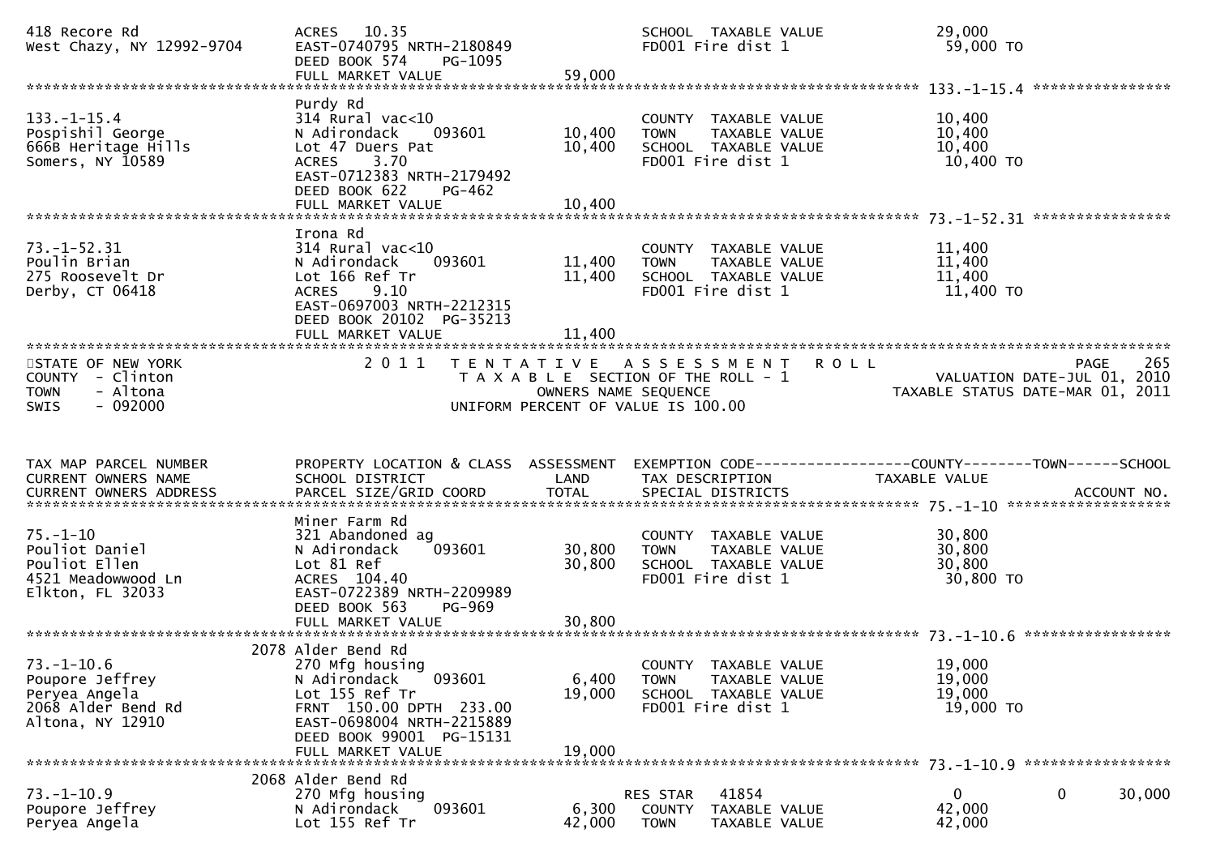```
418 Recore Rd                   ACRES   10.35                              SCHOOL  TAXABLE VALUE              29,000
West Chazy, NY 12992-9704       EAST-0740795 NRTH-2180849                  FD001 Fire dist 1                   59,000 TO
                                DEED BOOK 574     PG-1095
                                FULL MARKET VALUE              59,000
******************************************************************************************************* 133.-1-15.4 ****************
                                Purdy Rd
133.-1-15.4                     314 Rural vac<10                           COUNTY  TAXABLE VALUE              10,400
Pospishil George                N Adirondack     093601       10,400      TOWN    TAXABLE VALUE              10,400
666B Heritage Hills             Lot 47 Duers Pat              10,400      SCHOOL  TAXABLE VALUE              10,400
Somers, NY 10589                ACRES    3.70                              FD001 Fire dist 1                   10,400 TO
                                EAST-0712383 NRTH-2179492
                                DEED BOOK 622     PG-462
                                FULL MARKET VALUE              10,400
******************************************************************************************************* 73.-1-52.31 ****************
                                Irona Rd
73.-1-52.31                     314 Rural vac<10                           COUNTY  TAXABLE VALUE              11,400
Poulin Brian                    N Adirondack     093601       11,400      TOWN    TAXABLE VALUE              11,400
275 Roosevelt Dr                Lot 166 Ref Tr                11,400      SCHOOL  TAXABLE VALUE              11,400
Derby, CT 06418                 ACRES    9.10                              FD001 Fire dist 1                   11,400 TO
                                EAST-0697003 NRTH-2212315
                                DEED BOOK 20102  PG-35213
                                FULL MARKET VALUE              11,400
************************************************************************************************************************************
STATE OF NEW YORK               2 0 1 1   T E N T A T I V E   A S S E S S M E N T   R O L L                              PAGE    265
COUNTY  - Clinton                         T A X A B L E  SECTION OF THE ROLL - 1                   VALUATION DATE-JUL 01, 2010
TOWN    - Altona                                 OWNERS NAME SEQUENCE                         TAXABLE STATUS DATE-MAR 01, 2011
SWIS    - 092000                          UNIFORM PERCENT OF VALUE IS 100.00


TAX MAP PARCEL NUMBER           PROPERTY LOCATION & CLASS  ASSESSMENT  EXEMPTION CODE------------------COUNTY--------TOWN------SCHOOL
CURRENT OWNERS NAME             SCHOOL DISTRICT               LAND      TAX DESCRIPTION              TAXABLE VALUE
CURRENT OWNERS ADDRESS          PARCEL SIZE/GRID COORD        TOTAL     SPECIAL DISTRICTS                                 ACCOUNT NO.
******************************************************************************************************* 75.-1-10 *******************
                                Miner Farm Rd
75.-1-10                        321 Abandoned ag                           COUNTY  TAXABLE VALUE              30,800
Pouliot Daniel                  N Adirondack     093601       30,800      TOWN    TAXABLE VALUE              30,800
Pouliot Ellen                   Lot 81 Ref                    30,800      SCHOOL  TAXABLE VALUE              30,800
4521 Meadowwood Ln              ACRES  104.40                              FD001 Fire dist 1                   30,800 TO
Elkton, FL 32033                EAST-0722389 NRTH-2209989
                                DEED BOOK 563     PG-969
                                FULL MARKET VALUE              30,800
******************************************************************************************************* 73.-1-10.6 *****************
                           2078 Alder Bend Rd
73.-1-10.6                      270 Mfg housing                            COUNTY  TAXABLE VALUE              19,000
Poupore Jeffrey                 N Adirondack     093601        6,400      TOWN    TAXABLE VALUE              19,000
Peryea Angela                   Lot 155 Ref Tr                19,000      SCHOOL  TAXABLE VALUE              19,000
2068 Alder Bend Rd              FRNT  150.00 DPTH  233.00                  FD001 Fire dist 1                   19,000 TO
Altona, NY 12910                EAST-0698004 NRTH-2215889
                                DEED BOOK 99001  PG-15131
                                FULL MARKET VALUE              19,000
******************************************************************************************************* 73.-1-10.9 *****************
                           2068 Alder Bend Rd
73.-1-10.9                      270 Mfg housing                    RES STAR   41854                0              0       30,000
Poupore Jeffrey                 N Adirondack     093601        6,300   COUNTY  TAXABLE VALUE              42,000
Peryea Angela                   Lot 155 Ref Tr                42,000   TOWN    TAXABLE VALUE              42,000
```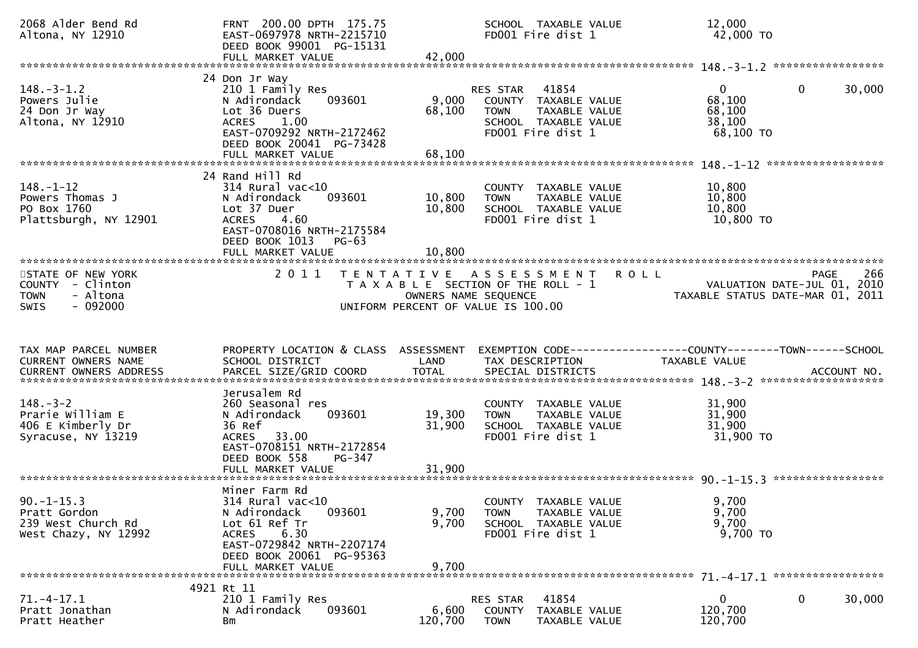```
2068 Alder Bend Rd                 FRNT 200.00 DPTH 175.75              SCHOOL  TAXABLE VALUE              12,000
Altona, NY 12910                   EAST-0697978 NRTH-2215710            FD001 Fire dist 1                   42,000 TO
                                   DEED BOOK 99001  PG-15131
                                   FULL MARKET VALUE              42,000
******************************************************************************************************* 148.-3-1.2 *****************
                                   24 Don Jr Way
148.-3-1.2                         210 1 Family Res                     RES STAR   41854                     0            0       30,000
Powers Julie                       N Adirondack      093601      9,000   COUNTY  TAXABLE VALUE              68,100
24 Don Jr Way                      Lot 36 Duers                 68,100   TOWN    TAXABLE VALUE              68,100
Altona, NY 12910                   ACRES    1.00                         SCHOOL  TAXABLE VALUE              38,100
                                   EAST-0709292 NRTH-2172462            FD001 Fire dist 1                   68,100 TO
                                   DEED BOOK 20041  PG-73428
                                   FULL MARKET VALUE              68,100
******************************************************************************************************* 148.-1-12 ******************
                                   24 Rand Hill Rd
148.-1-12                          314 Rural vac<10                      COUNTY  TAXABLE VALUE              10,800
Powers Thomas J                    N Adirondack      093601     10,800   TOWN    TAXABLE VALUE              10,800
PO Box 1760                        Lot 37 Duer                  10,800   SCHOOL  TAXABLE VALUE              10,800
Plattsburgh, NY 12901              ACRES    4.60                         FD001 Fire dist 1                   10,800 TO
                                   EAST-0708016 NRTH-2175584
                                   DEED BOOK 1013    PG-63
                                   FULL MARKET VALUE              10,800
************************************************************************************************************************************
STATE OF NEW YORK                  2 0 1 1   T E N T A T I V E   A S S E S S M E N T   R O L L                              PAGE    266
COUNTY  - Clinton                            T A X A B L E  SECTION OF THE ROLL - 1                      VALUATION DATE-JUL 01, 2010
TOWN    - Altona                                    OWNERS NAME SEQUENCE                              TAXABLE STATUS DATE-MAR 01, 2011
SWIS    - 092000                            UNIFORM PERCENT OF VALUE IS 100.00


TAX MAP PARCEL NUMBER              PROPERTY LOCATION & CLASS  ASSESSMENT  EXEMPTION CODE------------------COUNTY--------TOWN------SCHOOL
CURRENT OWNERS NAME                SCHOOL DISTRICT               LAND      TAX DESCRIPTION                TAXABLE VALUE
CURRENT OWNERS ADDRESS             PARCEL SIZE/GRID COORD       TOTAL      SPECIAL DISTRICTS                                   ACCOUNT NO.
******************************************************************************************************* 148.-3-2 *******************
                                   Jerusalem Rd
148.-3-2                           260 Seasonal res                      COUNTY  TAXABLE VALUE              31,900
Prarie William E                   N Adirondack      093601     19,300   TOWN    TAXABLE VALUE              31,900
406 E Kimberly Dr                  36 Ref                       31,900   SCHOOL  TAXABLE VALUE              31,900
Syracuse, NY 13219                 ACRES   33.00                         FD001 Fire dist 1                   31,900 TO
                                   EAST-0708151 NRTH-2172854
                                   DEED BOOK 558     PG-347
                                   FULL MARKET VALUE              31,900
******************************************************************************************************* 90.-1-15.3 *****************
                                   Miner Farm Rd
90.-1-15.3                         314 Rural vac<10                      COUNTY  TAXABLE VALUE               9,700
Pratt Gordon                       N Adirondack      093601      9,700   TOWN    TAXABLE VALUE               9,700
239 West Church Rd                 Lot 61 Ref Tr                 9,700   SCHOOL  TAXABLE VALUE               9,700
West Chazy, NY 12992               ACRES    6.30                         FD001 Fire dist 1                    9,700 TO
                                   EAST-0729842 NRTH-2207174
                                   DEED BOOK 20061  PG-95363
                                   FULL MARKET VALUE               9,700
******************************************************************************************************* 71.-4-17.1 *****************
                                 4921 Rt 11
71.-4-17.1                         210 1 Family Res                     RES STAR   41854                     0            0       30,000
Pratt Jonathan                     N Adirondack      093601      6,600   COUNTY  TAXABLE VALUE             120,700
Pratt Heather                      Bm                          120,700   TOWN    TAXABLE VALUE             120,700
```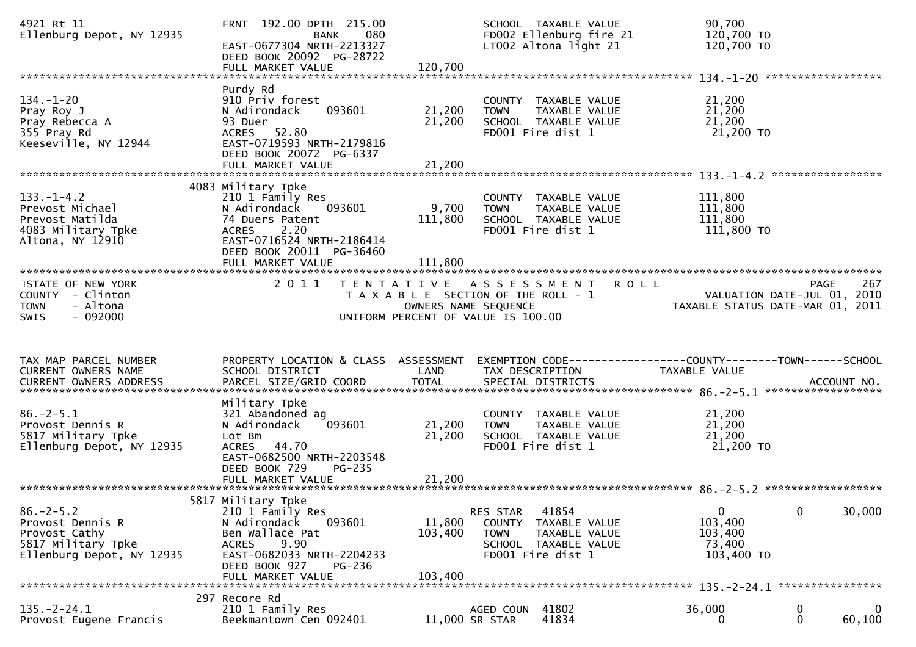```
4921 Rt 11                      FRNT 192.00 DPTH 215.00              SCHOOL  TAXABLE VALUE            90,700
Ellenburg Depot, NY 12935                  BANK    080               FD002 Ellenburg fire 21          120,700 TO
                                EAST-0677304 NRTH-2213327            LT002 Altona light 21            120,700 TO
                                DEED BOOK 20092  PG-28722
                                FULL MARKET VALUE             120,700
******************************************************************************************************* 134.-1-20 *****************
                                Purdy Rd
134.-1-20                       910 Priv forest                      COUNTY  TAXABLE VALUE            21,200
Pray Roy J                      N Adirondack    093601      21,200   TOWN    TAXABLE VALUE            21,200
Pray Rebecca A                  93 Duer                     21,200   SCHOOL  TAXABLE VALUE            21,200
355 Pray Rd                     ACRES  52.80                         FD001 Fire dist 1                 21,200 TO
Keeseville, NY 12944            EAST-0719593 NRTH-2179816
                                DEED BOOK 20072  PG-6337
                                FULL MARKET VALUE              21,200
******************************************************************************************************* 133.-1-4.2 ****************
                            4083 Military Tpke
133.-1-4.2                      210 1 Family Res                     COUNTY  TAXABLE VALUE           111,800
Prevost Michael                 N Adirondack    093601       9,700   TOWN    TAXABLE VALUE           111,800
Prevost Matilda                 74 Duers Patent            111,800   SCHOOL  TAXABLE VALUE           111,800
4083 Military Tpke              ACRES   2.20                         FD001 Fire dist 1                111,800 TO
Altona, NY 12910                EAST-0716524 NRTH-2186414
                                DEED BOOK 20011  PG-36460
                                FULL MARKET VALUE             111,800
************************************************************************************************************************************
STATE OF NEW YORK                    2 0 1 1   T E N T A T I V E   A S S E S S M E N T   R O L L                         PAGE    267
COUNTY  - Clinton                              T A X A B L E  SECTION OF THE ROLL - 1                    VALUATION DATE-JUL 01, 2010
TOWN    - Altona                                      OWNERS NAME SEQUENCE                          TAXABLE STATUS DATE-MAR 01, 2011
SWIS    - 092000                              UNIFORM PERCENT OF VALUE IS 100.00


TAX MAP PARCEL NUMBER           PROPERTY LOCATION & CLASS  ASSESSMENT  EXEMPTION CODE------------------COUNTY--------TOWN------SCHOOL
CURRENT OWNERS NAME             SCHOOL DISTRICT               LAND      TAX DESCRIPTION              TAXABLE VALUE
CURRENT OWNERS ADDRESS          PARCEL SIZE/GRID COORD        TOTAL     SPECIAL DISTRICTS                                  ACCOUNT NO.
******************************************************************************************************* 86.-2-5.1 ******************
                                Military Tpke
86.-2-5.1                       321 Abandoned ag                     COUNTY  TAXABLE VALUE            21,200
Provost Dennis R                N Adirondack    093601      21,200   TOWN    TAXABLE VALUE            21,200
5817 Military Tpke              Lot Bm                      21,200   SCHOOL  TAXABLE VALUE            21,200
Ellenburg Depot, NY 12935       ACRES  44.70                         FD001 Fire dist 1                 21,200 TO
                                EAST-0682500 NRTH-2203548
                                DEED BOOK 729    PG-235
                                FULL MARKET VALUE              21,200
******************************************************************************************************* 86.-2-5.2 ******************
                            5817 Military Tpke
86.-2-5.2                       210 1 Family Res                     RES STAR   41854                  0            0       30,000
Provost Dennis R                N Adirondack    093601      11,800   COUNTY  TAXABLE VALUE           103,400
Provost Cathy                   Ben Wallace Pat            103,400   TOWN    TAXABLE VALUE           103,400
5817 Military Tpke              ACRES   9.90                         SCHOOL  TAXABLE VALUE            73,400
Ellenburg Depot, NY 12935       EAST-0682033 NRTH-2204233            FD001 Fire dist 1                103,400 TO
                                DEED BOOK 927    PG-236
                                FULL MARKET VALUE             103,400
******************************************************************************************************* 135.-2-24.1 ****************
                             297 Recore Rd
135.-2-24.1                     210 1 Family Res                     AGED COUN  41802             36,000            0            0
Provost Eugene Francis          Beekmantown Cen 092401      11,000 SR STAR    41834                  0            0       60,100
```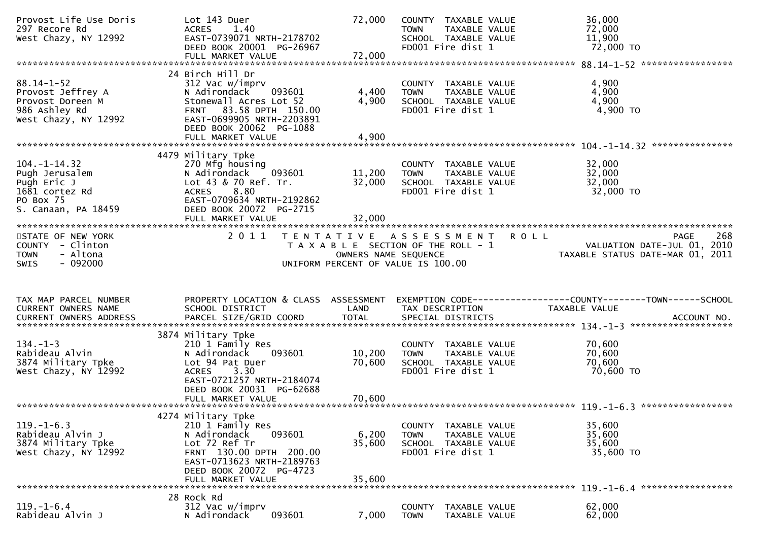| | | | | |
|---|---|---|---|---|
| Provost Life Use Doris<br>297 Recore Rd<br>West Chazy, NY 12992 | Lot 143 Duer<br>ACRES 1.40<br>EAST-0739071 NRTH-2178702<br>DEED BOOK 20001 PG-26967<br>FULL MARKET VALUE | 72,000<br><br><br><br>72,000 | COUNTY TAXABLE VALUE<br>TOWN TAXABLE VALUE<br>SCHOOL TAXABLE VALUE<br>FD001 Fire dist 1 | 36,000<br>72,000<br>11,900<br>72,000 TO |

88.14-1-52

| | | | | |
|---|---|---|---|---|
| 88.14-1-52<br>Provost Jeffrey A<br>Provost Doreen M<br>986 Ashley Rd<br>West Chazy, NY 12992 | 24 Birch Hill Dr<br>312 Vac w/imprv<br>N Adirondack 093601<br>Stonewall Acres Lot 52<br>FRNT 83.58 DPTH 150.00<br>EAST-0699905 NRTH-2203891<br>DEED BOOK 20062 PG-1088<br>FULL MARKET VALUE | <br><br>4,400<br>4,900<br><br><br><br>4,900 | <br>COUNTY TAXABLE VALUE<br>TOWN TAXABLE VALUE<br>SCHOOL TAXABLE VALUE<br>FD001 Fire dist 1 | <br>4,900<br>4,900<br>4,900<br>4,900 TO |

104.-1-14.32

| | | | | |
|---|---|---|---|---|
| 104.-1-14.32<br>Pugh Jerusalem<br>Pugh Eric J<br>1681 cortez Rd<br>PO Box 75<br>S. Canaan, PA 18459 | 4479 Military Tpke<br>270 Mfg housing<br>N Adirondack 093601<br>Lot 43 & 70 Ref. Tr.<br>ACRES 8.80<br>EAST-0709634 NRTH-2192862<br>DEED BOOK 20072 PG-2715<br>FULL MARKET VALUE | <br><br>11,200<br>32,000<br><br><br><br>32,000 | <br>COUNTY TAXABLE VALUE<br>TOWN TAXABLE VALUE<br>SCHOOL TAXABLE VALUE<br>FD001 Fire dist 1 | <br>32,000<br>32,000<br>32,000<br>32,000 TO |

STATE OF NEW YORK
COUNTY - Clinton
TOWN - Altona
SWIS - 092000

2 0 1 1 TENTATIVE ASSESSMENT ROLL
TAXABLE SECTION OF THE ROLL - 1
OWNERS NAME SEQUENCE
UNIFORM PERCENT OF VALUE IS 100.00

PAGE 268
VALUATION DATE-JUL 01, 2010
TAXABLE STATUS DATE-MAR 01, 2011

| TAX MAP PARCEL NUMBER<br>CURRENT OWNERS NAME<br>CURRENT OWNERS ADDRESS | PROPERTY LOCATION & CLASS<br>SCHOOL DISTRICT<br>PARCEL SIZE/GRID COORD | ASSESSMENT<br>LAND<br>TOTAL | EXEMPTION CODE-----COUNTY-----TOWN-----SCHOOL<br>TAX DESCRIPTION<br>SPECIAL DISTRICTS | <br>TAXABLE VALUE<br>ACCOUNT NO. |
|---|---|---|---|---|
| 134.-1-3<br>Rabideau Alvin<br>3874 Military Tpke<br>West Chazy, NY 12992 | 3874 Military Tpke<br>210 1 Family Res<br>N Adirondack 093601<br>Lot 94 Pat Duer<br>ACRES 3.30<br>EAST-0721257 NRTH-2184074<br>DEED BOOK 20031 PG-62688<br>FULL MARKET VALUE | <br><br>10,200<br>70,600<br><br><br><br>70,600 | <br>COUNTY TAXABLE VALUE<br>TOWN TAXABLE VALUE<br>SCHOOL TAXABLE VALUE<br>FD001 Fire dist 1 | <br>70,600<br>70,600<br>70,600<br>70,600 TO |
| 119.-1-6.3<br>Rabideau Alvin J<br>3874 Military Tpke<br>West Chazy, NY 12992 | 4274 Military Tpke<br>210 1 Family Res<br>N Adirondack 093601<br>Lot 72 Ref Tr<br>FRNT 130.00 DPTH 200.00<br>EAST-0713623 NRTH-2189763<br>DEED BOOK 20072 PG-4723<br>FULL MARKET VALUE | <br><br>6,200<br>35,600<br><br><br><br>35,600 | <br>COUNTY TAXABLE VALUE<br>TOWN TAXABLE VALUE<br>SCHOOL TAXABLE VALUE<br>FD001 Fire dist 1 | <br>35,600<br>35,600<br>35,600<br>35,600 TO |
| 119.-1-6.4<br>Rabideau Alvin J | 28 Rock Rd<br>312 Vac w/imprv<br>N Adirondack 093601 | <br><br>7,000 | <br>COUNTY TAXABLE VALUE<br>TOWN TAXABLE VALUE | <br>62,000<br>62,000 |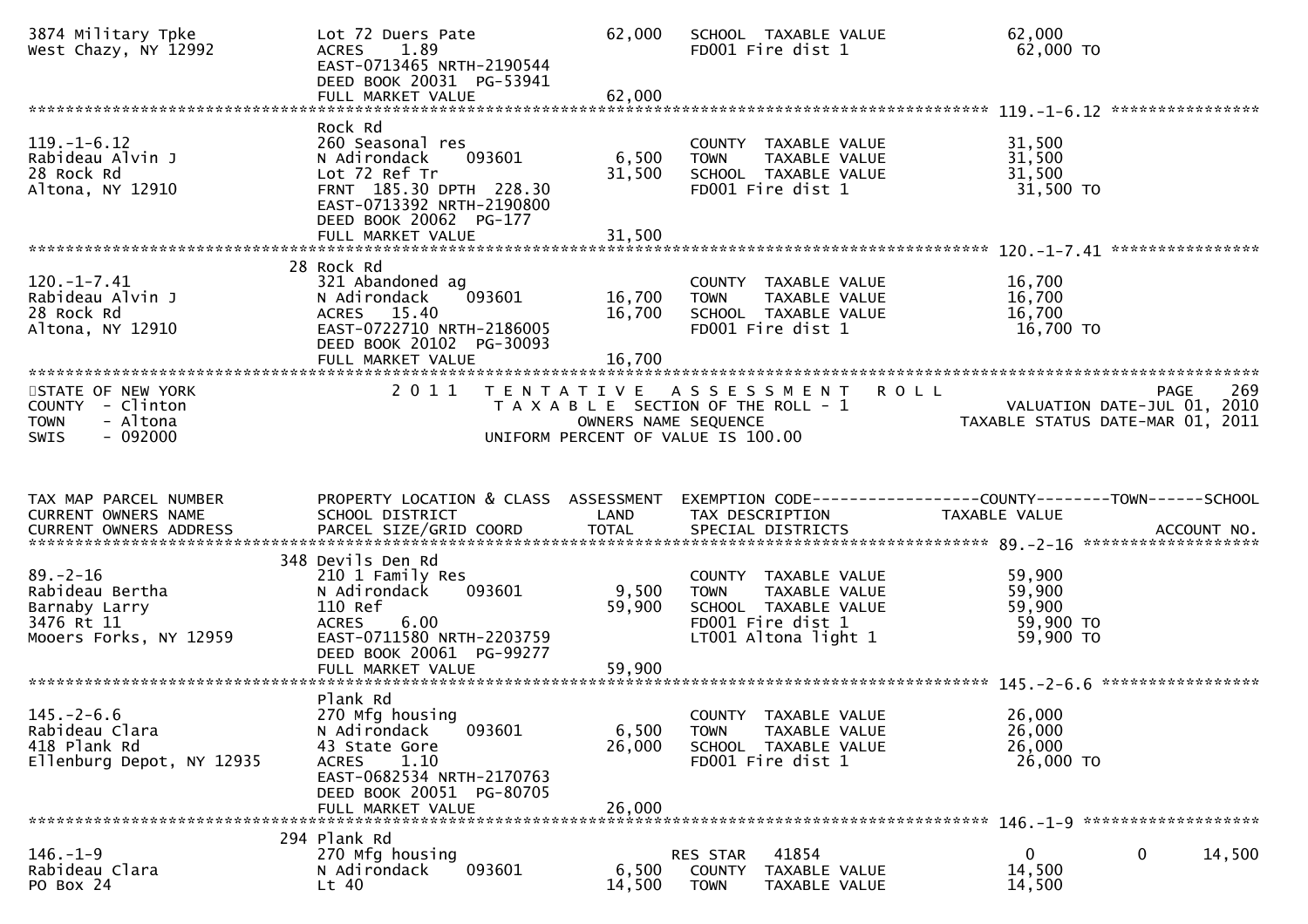```
3874 Military Tpke           Lot 72 Duers Pate             62,000   SCHOOL  TAXABLE VALUE           62,000
West Chazy, NY 12992         ACRES    1.89                          FD001 Fire dist 1                62,000 TO
                             EAST-0713465 NRTH-2190544
                             DEED BOOK 20031  PG-53941
                             FULL MARKET VALUE             62,000
******************************************************************************************************* 119.-1-6.12 ****************
                             Rock Rd
119.-1-6.12                  260 Seasonal res                       COUNTY  TAXABLE VALUE           31,500
Rabideau Alvin J             N Adirondack     093601        6,500   TOWN    TAXABLE VALUE           31,500
28 Rock Rd                   Lot 72 Ref Tr                 31,500   SCHOOL  TAXABLE VALUE           31,500
Altona, NY 12910             FRNT 185.30 DPTH 228.30                FD001 Fire dist 1                31,500 TO
                             EAST-0713392 NRTH-2190800
                             DEED BOOK 20062  PG-177
                             FULL MARKET VALUE             31,500
******************************************************************************************************* 120.-1-7.41 ****************
                             28 Rock Rd
120.-1-7.41                  321 Abandoned ag                       COUNTY  TAXABLE VALUE           16,700
Rabideau Alvin J             N Adirondack     093601       16,700   TOWN    TAXABLE VALUE           16,700
28 Rock Rd                   ACRES   15.40                 16,700   SCHOOL  TAXABLE VALUE           16,700
Altona, NY 12910             EAST-0722710 NRTH-2186005              FD001 Fire dist 1                16,700 TO
                             DEED BOOK 20102  PG-30093
                             FULL MARKET VALUE             16,700
*************************************************************************************************************************************
STATE OF NEW YORK                    2 0 1 1   T E N T A T I V E   A S S E S S M E N T   R O L L                          PAGE    269
COUNTY  - Clinton                          T A X A B L E  SECTION OF THE ROLL - 1                      VALUATION DATE-JUL 01, 2010
TOWN    - Altona                                  OWNERS NAME SEQUENCE                            TAXABLE STATUS DATE-MAR 01, 2011
SWIS    - 092000                          UNIFORM PERCENT OF VALUE IS 100.00


TAX MAP PARCEL NUMBER        PROPERTY LOCATION & CLASS  ASSESSMENT  EXEMPTION CODE------------------COUNTY--------TOWN------SCHOOL
CURRENT OWNERS NAME          SCHOOL DISTRICT               LAND     TAX DESCRIPTION                TAXABLE VALUE
CURRENT OWNERS ADDRESS       PARCEL SIZE/GRID COORD       TOTAL     SPECIAL DISTRICTS                                   ACCOUNT NO.
******************************************************************************************************* 89.-2-16 *******************
                             348 Devils Den Rd
89.-2-16                     210 1 Family Res                       COUNTY  TAXABLE VALUE           59,900
Rabideau Bertha              N Adirondack     093601        9,500   TOWN    TAXABLE VALUE           59,900
Barnaby Larry                110 Ref                       59,900   SCHOOL  TAXABLE VALUE           59,900
3476 Rt 11                   ACRES    6.00                          FD001 Fire dist 1                59,900 TO
Mooers Forks, NY 12959       EAST-0711580 NRTH-2203759              LT001 Altona light 1             59,900 TO
                             DEED BOOK 20061  PG-99277
                             FULL MARKET VALUE             59,900
******************************************************************************************************* 145.-2-6.6 *****************
                             Plank Rd
145.-2-6.6                   270 Mfg housing                        COUNTY  TAXABLE VALUE           26,000
Rabideau Clara               N Adirondack     093601        6,500   TOWN    TAXABLE VALUE           26,000
418 Plank Rd                 43 State Gore                 26,000   SCHOOL  TAXABLE VALUE           26,000
Ellenburg Depot, NY 12935    ACRES    1.10                          FD001 Fire dist 1                26,000 TO
                             EAST-0682534 NRTH-2170763
                             DEED BOOK 20051  PG-80705
                             FULL MARKET VALUE             26,000
******************************************************************************************************* 146.-1-9 *******************
                             294 Plank Rd
146.-1-9                     270 Mfg housing                        RES STAR   41854                    0             0       14,500
Rabideau Clara               N Adirondack     093601        6,500     COUNTY  TAXABLE VALUE         14,500
PO Box 24                    Lt 40                         14,500     TOWN    TAXABLE VALUE         14,500
```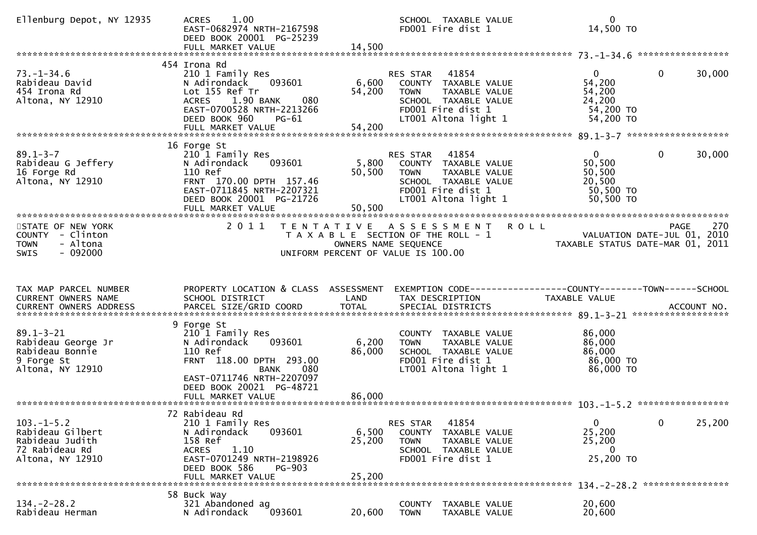```
Ellenburg Depot, NY 12935     ACRES    1.00                              SCHOOL  TAXABLE VALUE                 0
                              EAST-0682974 NRTH-2167598                  FD001 Fire dist 1                  14,500 TO
                              DEED BOOK 20001  PG-25239
                              FULL MARKET VALUE              14,500
******************************************************************************************************* 73.-1-34.6 *****************
                            454 Irona Rd
73.-1-34.6                    210 1 Family Res                           RES STAR   41854                     0          0       30,000
Rabideau David                N Adirondack     093601          6,600     COUNTY  TAXABLE VALUE             54,200
454 Irona Rd                  Lot 155 Ref Tr                  54,200     TOWN    TAXABLE VALUE             54,200
Altona, NY 12910              ACRES    1.90 BANK     080                 SCHOOL  TAXABLE VALUE             24,200
                              EAST-0700528 NRTH-2213266                  FD001 Fire dist 1                  54,200 TO
                              DEED BOOK 960    PG-61                     LT001 Altona light 1               54,200 TO
                              FULL MARKET VALUE              54,200
******************************************************************************************************* 89.1-3-7 *******************
                            16 Forge St
89.1-3-7                      210 1 Family Res                           RES STAR   41854                     0          0       30,000
Rabideau G Jeffery            N Adirondack     093601          5,800     COUNTY  TAXABLE VALUE             50,500
16 Forge Rd                   110 Ref                         50,500     TOWN    TAXABLE VALUE             50,500
Altona, NY 12910              FRNT 170.00 DPTH 157.46                    SCHOOL  TAXABLE VALUE             20,500
                              EAST-0711845 NRTH-2207321                  FD001 Fire dist 1                  50,500 TO
                              DEED BOOK 20001  PG-21726                  LT001 Altona light 1               50,500 TO
                              FULL MARKET VALUE              50,500
************************************************************************************************************************************
STATE OF NEW YORK                 2 0 1 1   T E N T A T I V E   A S S E S S M E N T   R O L L                               PAGE   270
COUNTY  - Clinton                              T A X A B L E  SECTION OF THE ROLL - 1                         VALUATION DATE-JUL 01, 2010
TOWN    - Altona                                      OWNERS NAME SEQUENCE                                TAXABLE STATUS DATE-MAR 01, 2011
SWIS    - 092000                               UNIFORM PERCENT OF VALUE IS 100.00


TAX MAP PARCEL NUMBER         PROPERTY LOCATION & CLASS  ASSESSMENT  EXEMPTION CODE------------------COUNTY--------TOWN------SCHOOL
CURRENT OWNERS NAME           SCHOOL DISTRICT               LAND     TAX DESCRIPTION                TAXABLE VALUE
CURRENT OWNERS ADDRESS        PARCEL SIZE/GRID COORD        TOTAL    SPECIAL DISTRICTS                                      ACCOUNT NO.
******************************************************************************************************* 89.1-3-21 ******************
                            9 Forge St
89.1-3-21                     210 1 Family Res                           COUNTY  TAXABLE VALUE             86,000
Rabideau George Jr            N Adirondack     093601          6,200     TOWN    TAXABLE VALUE             86,000
Rabideau Bonnie               110 Ref                         86,000     SCHOOL  TAXABLE VALUE             86,000
9 Forge St                    FRNT 118.00 DPTH 293.00                    FD001 Fire dist 1                  86,000 TO
Altona, NY 12910                          BANK     080                   LT001 Altona light 1               86,000 TO
                              EAST-0711746 NRTH-2207097
                              DEED BOOK 20021  PG-48721
                              FULL MARKET VALUE              86,000
******************************************************************************************************* 103.-1-5.2 *****************
                            72 Rabideau Rd
103.-1-5.2                    210 1 Family Res                           RES STAR   41854                     0          0       25,200
Rabideau Gilbert              N Adirondack     093601          6,500     COUNTY  TAXABLE VALUE             25,200
Rabideau Judith               158 Ref                         25,200     TOWN    TAXABLE VALUE             25,200
72 Rabideau Rd                ACRES    1.10                              SCHOOL  TAXABLE VALUE                 0
Altona, NY 12910              EAST-0701249 NRTH-2198926                  FD001 Fire dist 1                  25,200 TO
                              DEED BOOK 586    PG-903
                              FULL MARKET VALUE              25,200
******************************************************************************************************* 134.-2-28.2 ****************
                            58 Buck Way
134.-2-28.2                   321 Abandoned ag                           COUNTY  TAXABLE VALUE             20,600
Rabideau Herman               N Adirondack     093601         20,600     TOWN    TAXABLE VALUE             20,600
```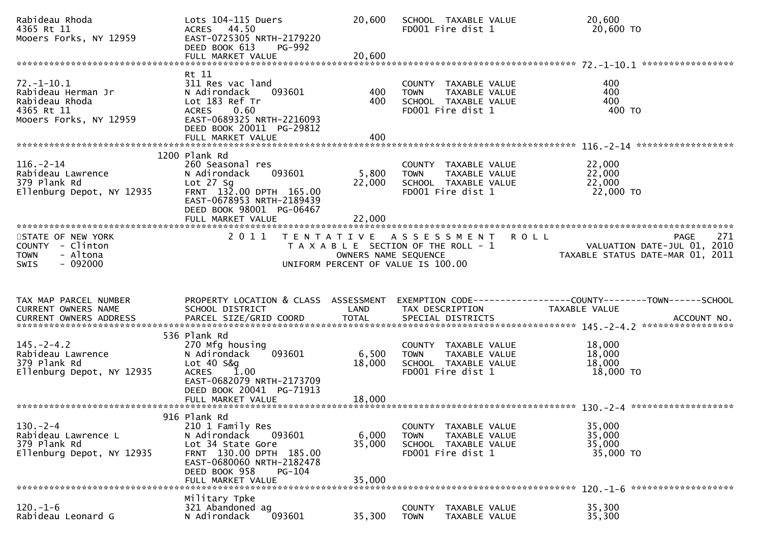```
Rabideau Rhoda                 Lots 104-115 Duers           20,600   SCHOOL  TAXABLE VALUE            20,600
4365 Rt 11                     ACRES   44.50                         FD001 Fire dist 1                 20,600 TO
Mooers Forks, NY 12959         EAST-0725305 NRTH-2179220
                               DEED BOOK 613    PG-992
                               FULL MARKET VALUE            20,600
******************************************************************************************************* 72.-1-10.1 *****************
                               Rt 11
72.-1-10.1                     311 Res vac land                      COUNTY  TAXABLE VALUE               400
Rabideau Herman Jr             N Adirondack    093601          400   TOWN    TAXABLE VALUE               400
Rabideau Rhoda                 Lot 183 Ref Tr                  400   SCHOOL  TAXABLE VALUE               400
4365 Rt 11                     ACRES    0.60                         FD001 Fire dist 1                   400 TO
Mooers Forks, NY 12959         EAST-0689325 NRTH-2216093
                               DEED BOOK 20011 PG-29812
                               FULL MARKET VALUE               400
******************************************************************************************************* 116.-2-14 ******************
                          1200 Plank Rd
116.-2-14                      260 Seasonal res                      COUNTY  TAXABLE VALUE            22,000
Rabideau Lawrence              N Adirondack    093601        5,800   TOWN    TAXABLE VALUE            22,000
379 Plank Rd                   Lot 27 Sg                    22,000   SCHOOL  TAXABLE VALUE            22,000
Ellenburg Depot, NY 12935      FRNT 132.00 DPTH 165.00               FD001 Fire dist 1                 22,000 TO
                               EAST-0678953 NRTH-2189439
                               DEED BOOK 98001 PG-06467
                               FULL MARKET VALUE            22,000
************************************************************************************************************************************
STATE OF NEW YORK                  2 0 1 1   T E N T A T I V E   A S S E S S M E N T   R O L L                          PAGE    271
COUNTY  - Clinton                            T A X A B L E  SECTION OF THE ROLL - 1                  VALUATION DATE-JUL 01, 2010
TOWN    - Altona                                   OWNERS NAME SEQUENCE                         TAXABLE STATUS DATE-MAR 01, 2011
SWIS    - 092000                             UNIFORM PERCENT OF VALUE IS 100.00


TAX MAP PARCEL NUMBER          PROPERTY LOCATION & CLASS  ASSESSMENT  EXEMPTION CODE------------------COUNTY--------TOWN------SCHOOL
CURRENT OWNERS NAME            SCHOOL DISTRICT               LAND     TAX DESCRIPTION            TAXABLE VALUE
CURRENT OWNERS ADDRESS         PARCEL SIZE/GRID COORD        TOTAL    SPECIAL DISTRICTS                                ACCOUNT NO.
******************************************************************************************************* 145.-2-4.2 *****************
                           536 Plank Rd
145.-2-4.2                     270 Mfg housing                       COUNTY  TAXABLE VALUE            18,000
Rabideau Lawrence              N Adirondack    093601        6,500   TOWN    TAXABLE VALUE            18,000
379 Plank Rd                   Lot 40 S&g                   18,000   SCHOOL  TAXABLE VALUE            18,000
Ellenburg Depot, NY 12935      ACRES    1.00                         FD001 Fire dist 1                 18,000 TO
                               EAST-0682079 NRTH-2173709
                               DEED BOOK 20041 PG-71913
                               FULL MARKET VALUE            18,000
******************************************************************************************************* 130.-2-4 *******************
                           916 Plank Rd
130.-2-4                       210 1 Family Res                      COUNTY  TAXABLE VALUE            35,000
Rabideau Lawrence L            N Adirondack    093601        6,000   TOWN    TAXABLE VALUE            35,000
379 Plank Rd                   Lot 34 State Gore            35,000   SCHOOL  TAXABLE VALUE            35,000
Ellenburg Depot, NY 12935      FRNT 130.00 DPTH 185.00               FD001 Fire dist 1                 35,000 TO
                               EAST-0680060 NRTH-2182478
                               DEED BOOK 958    PG-104
                               FULL MARKET VALUE            35,000
******************************************************************************************************* 120.-1-6 *******************
                               Military Tpke
120.-1-6                       321 Abandoned ag                      COUNTY  TAXABLE VALUE            35,300
Rabideau Leonard G             N Adirondack    093601       35,300   TOWN    TAXABLE VALUE            35,300
```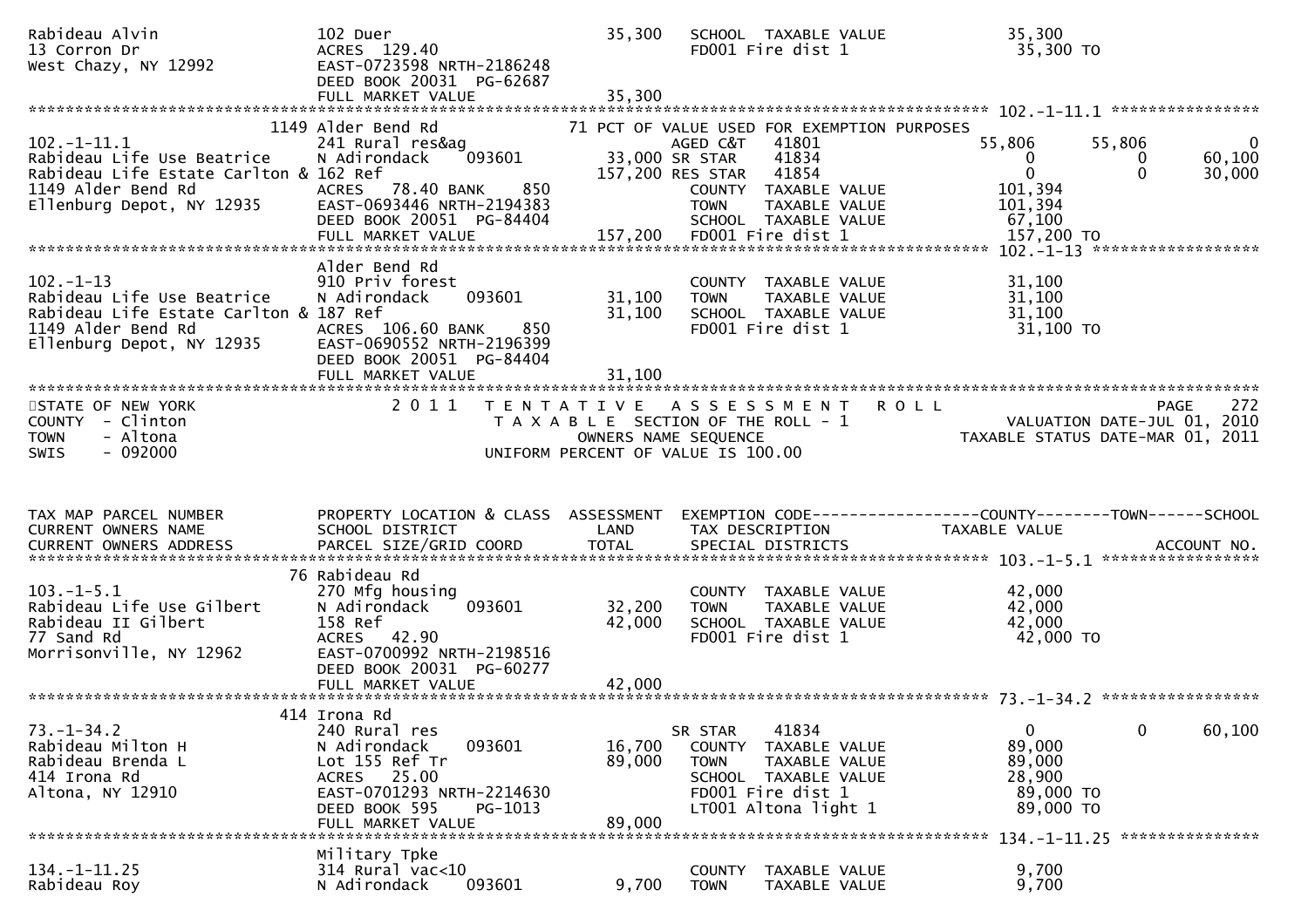```
Rabideau Alvin                102 Duer                          35,300   SCHOOL  TAXABLE VALUE            35,300
13 Corron Dr                  ACRES 129.40                               FD001 Fire dist 1                 35,300 TO
West Chazy, NY 12992          EAST-0723598 NRTH-2186248
                              DEED BOOK 20031  PG-62687
                              FULL MARKET VALUE                 35,300
******************************************************************************************************* 102.-1-11.1 ****************
                         1149 Alder Bend Rd                    71 PCT OF VALUE USED FOR EXEMPTION PURPOSES
102.-1-11.1                   241 Rural res&ag                        AGED C&T    41801            55,806     55,806          0
Rabideau Life Use Beatrice    N Adirondack      093601       33,000 SR STAR     41834                 0          0     60,100
Rabideau Life Estate Carlton & 162 Ref                      157,200 RES STAR    41854                 0          0     30,000
1149 Alder Bend Rd            ACRES  78.40 BANK     850              COUNTY  TAXABLE VALUE           101,394
Ellenburg Depot, NY 12935     EAST-0693446 NRTH-2194383              TOWN    TAXABLE VALUE           101,394
                              DEED BOOK 20051  PG-84404              SCHOOL  TAXABLE VALUE            67,100
                              FULL MARKET VALUE                157,200   FD001 Fire dist 1               157,200 TO
******************************************************************************************************* 102.-1-13 ******************
                              Alder Bend Rd
102.-1-13                     910 Priv forest                        COUNTY  TAXABLE VALUE            31,100
Rabideau Life Use Beatrice    N Adirondack      093601       31,100   TOWN    TAXABLE VALUE            31,100
Rabideau Life Estate Carlton & 187 Ref                        31,100   SCHOOL  TAXABLE VALUE            31,100
1149 Alder Bend Rd            ACRES 106.60 BANK     850              FD001 Fire dist 1                 31,100 TO
Ellenburg Depot, NY 12935     EAST-0690552 NRTH-2196399
                              DEED BOOK 20051  PG-84404
                              FULL MARKET VALUE                 31,100
************************************************************************************************************************************
STATE OF NEW YORK                2 0 1 1   T E N T A T I V E   A S S E S S M E N T   R O L L                        PAGE    272
COUNTY  - Clinton                          T A X A B L E  SECTION OF THE ROLL - 1                    VALUATION DATE-JUL 01, 2010
TOWN    - Altona                                  OWNERS NAME SEQUENCE                          TAXABLE STATUS DATE-MAR 01, 2011
SWIS    - 092000                           UNIFORM PERCENT OF VALUE IS 100.00


TAX MAP PARCEL NUMBER         PROPERTY LOCATION & CLASS  ASSESSMENT  EXEMPTION CODE------------------COUNTY--------TOWN------SCHOOL
CURRENT OWNERS NAME           SCHOOL DISTRICT               LAND     TAX DESCRIPTION                TAXABLE VALUE
CURRENT OWNERS ADDRESS        PARCEL SIZE/GRID COORD        TOTAL    SPECIAL DISTRICTS                                  ACCOUNT NO.
******************************************************************************************************* 103.-1-5.1 *****************
                           76 Rabideau Rd
103.-1-5.1                    270 Mfg housing                        COUNTY  TAXABLE VALUE            42,000
Rabideau Life Use Gilbert     N Adirondack      093601       32,200   TOWN    TAXABLE VALUE            42,000
Rabideau II Gilbert           158 Ref                        42,000   SCHOOL  TAXABLE VALUE            42,000
77 Sand Rd                    ACRES  42.90                           FD001 Fire dist 1                 42,000 TO
Morrisonville, NY 12962       EAST-0700992 NRTH-2198516
                              DEED BOOK 20031  PG-60277
                              FULL MARKET VALUE                 42,000
******************************************************************************************************* 73.-1-34.2 *****************
                          414 Irona Rd
73.-1-34.2                    240 Rural res                          SR STAR     41834                 0          0     60,100
Rabideau Milton H             N Adirondack      093601       16,700   COUNTY  TAXABLE VALUE            89,000
Rabideau Brenda L             Lot 155 Ref Tr                 89,000   TOWN    TAXABLE VALUE            89,000
414 Irona Rd                  ACRES  25.00                           SCHOOL  TAXABLE VALUE            28,900
Altona, NY 12910              EAST-0701293 NRTH-2214630              FD001 Fire dist 1                 89,000 TO
                              DEED BOOK 595    PG-1013               LT001 Altona light 1              89,000 TO
                              FULL MARKET VALUE                 89,000
******************************************************************************************************* 134.-1-11.25 ***************
                              Military Tpke
134.-1-11.25                  314 Rural vac<10                       COUNTY  TAXABLE VALUE             9,700
Rabideau Roy                  N Adirondack      093601        9,700   TOWN    TAXABLE VALUE             9,700
```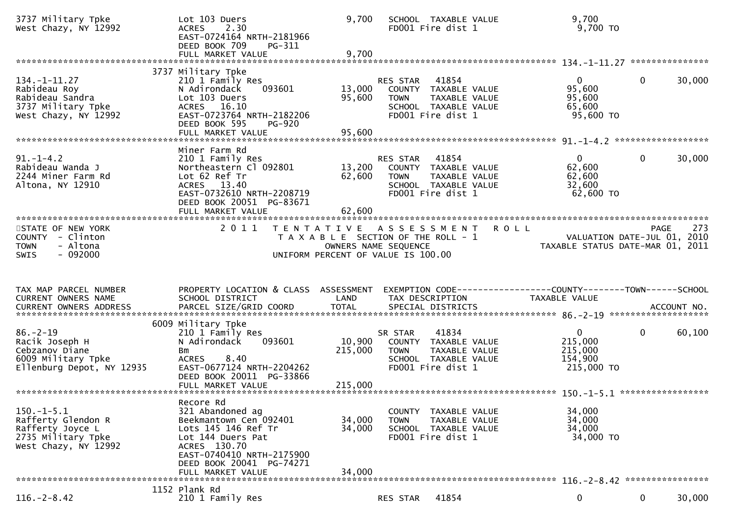```
3737 Military Tpke              Lot 103 Duers                    9,700     SCHOOL  TAXABLE VALUE              9,700
West Chazy, NY 12992            ACRES    2.30                              FD001 Fire dist 1                   9,700 TO
                                EAST-0724164 NRTH-2181966
                                DEED BOOK 709     PG-311
                                FULL MARKET VALUE                9,700
******************************************************************************************************* 134.-1-11.27 ***************
                              3737 Military Tpke
134.-1-11.27                    210 1 Family Res                           RES STAR    41854                  0            0       30,000
Rabideau Roy                    N Adirondack     093601         13,000     COUNTY  TAXABLE VALUE             95,600
Rabideau Sandra                 Lot 103 Duers                   95,600     TOWN    TAXABLE VALUE             95,600
3737 Military Tpke              ACRES   16.10                              SCHOOL  TAXABLE VALUE             65,600
West Chazy, NY 12992            EAST-0723764 NRTH-2182206                  FD001 Fire dist 1                  95,600 TO
                                DEED BOOK 595     PG-920
                                FULL MARKET VALUE               95,600
******************************************************************************************************* 91.-1-4.2 ******************
                                Miner Farm Rd
91.-1-4.2                       210 1 Family Res                           RES STAR    41854                  0            0       30,000
Rabideau Wanda J                Northeastern Cl 092801          13,200     COUNTY  TAXABLE VALUE             62,600
2244 Miner Farm Rd              Lot 62 Ref Tr                   62,600     TOWN    TAXABLE VALUE             62,600
Altona, NY 12910                ACRES   13.40                              SCHOOL  TAXABLE VALUE             32,600
                                EAST-0732610 NRTH-2208719                  FD001 Fire dist 1                  62,600 TO
                                DEED BOOK 20051  PG-83671
                                FULL MARKET VALUE               62,600
************************************************************************************************************************************
STATE OF NEW YORK                    2 0 1 1   T E N T A T I V E   A S S E S S M E N T   R O L L                       PAGE     273
COUNTY  - Clinton                         T A X A B L E  SECTION OF THE ROLL - 1                     VALUATION DATE-JUL 01, 2010
TOWN    - Altona                                  OWNERS NAME SEQUENCE                          TAXABLE STATUS DATE-MAR 01, 2011
SWIS    - 092000                          UNIFORM PERCENT OF VALUE IS 100.00


TAX MAP PARCEL NUMBER           PROPERTY LOCATION & CLASS  ASSESSMENT  EXEMPTION CODE------------------COUNTY--------TOWN------SCHOOL
CURRENT OWNERS NAME             SCHOOL DISTRICT               LAND      TAX DESCRIPTION            TAXABLE VALUE
CURRENT OWNERS ADDRESS          PARCEL SIZE/GRID COORD        TOTAL     SPECIAL DISTRICTS                                  ACCOUNT NO.
******************************************************************************************************* 86.-2-19 *******************
                              6009 Military Tpke
86.-2-19                        210 1 Family Res                           SR STAR     41834                  0            0       60,100
Racik Joseph H                  N Adirondack     093601         10,900     COUNTY  TAXABLE VALUE            215,000
Cebzanov Diane                  Bm                             215,000     TOWN    TAXABLE VALUE            215,000
6009 Military Tpke              ACRES    8.40                              SCHOOL  TAXABLE VALUE            154,900
Ellenburg Depot, NY 12935       EAST-0677124 NRTH-2204262                  FD001 Fire dist 1                 215,000 TO
                                DEED BOOK 20011  PG-33866
                                FULL MARKET VALUE              215,000
******************************************************************************************************* 150.-1-5.1 *****************
                                Recore Rd
150.-1-5.1                      321 Abandoned ag                           COUNTY  TAXABLE VALUE             34,000
Rafferty Glendon R              Beekmantown Cen 092401          34,000     TOWN    TAXABLE VALUE             34,000
Rafferty Joyce L                Lots 145 146 Ref Tr             34,000     SCHOOL  TAXABLE VALUE             34,000
2735 Military Tpke              Lot 144 Duers Pat                          FD001 Fire dist 1                  34,000 TO
West Chazy, NY 12992            ACRES  130.70
                                EAST-0740410 NRTH-2175900
                                DEED BOOK 20041  PG-74271
                                FULL MARKET VALUE               34,000
******************************************************************************************************* 116.-2-8.42 ****************
                              1152 Plank Rd
116.-2-8.42                     210 1 Family Res                           RES STAR    41854                  0            0       30,000
```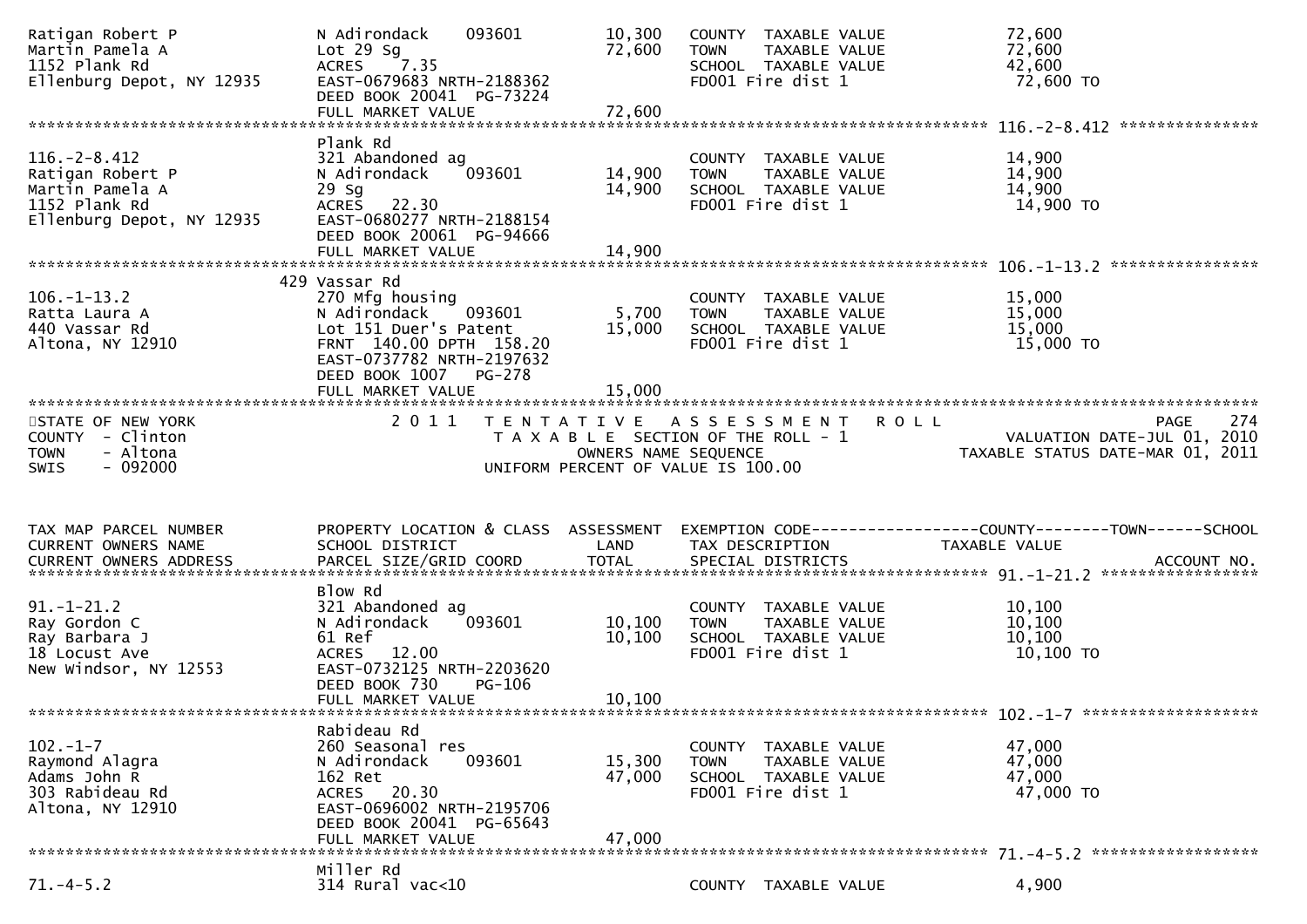```
Ratigan Robert P                N Adirondack    093601       10,300   COUNTY  TAXABLE VALUE              72,600
Martin Pamela A                 Lot 29 Sg                    72,600   TOWN    TAXABLE VALUE              72,600
1152 Plank Rd                   ACRES    7.35                         SCHOOL  TAXABLE VALUE              42,600
Ellenburg Depot, NY 12935       EAST-0679683 NRTH-2188362             FD001 Fire dist 1                   72,600 TO
                                DEED BOOK 20041  PG-73224
                                FULL MARKET VALUE            72,600
******************************************************************************************************* 116.-2-8.412 ***************
                                Plank Rd
116.-2-8.412                    321 Abandoned ag                      COUNTY  TAXABLE VALUE              14,900
Ratigan Robert P                N Adirondack    093601       14,900   TOWN    TAXABLE VALUE              14,900
Martin Pamela A                 29 Sg                        14,900   SCHOOL  TAXABLE VALUE              14,900
1152 Plank Rd                   ACRES   22.30                         FD001 Fire dist 1                   14,900 TO
Ellenburg Depot, NY 12935       EAST-0680277 NRTH-2188154
                                DEED BOOK 20061  PG-94666
                                FULL MARKET VALUE            14,900
******************************************************************************************************* 106.-1-13.2 ****************
                            429 Vassar Rd
106.-1-13.2                     270 Mfg housing                       COUNTY  TAXABLE VALUE              15,000
Ratta Laura A                   N Adirondack    093601        5,700   TOWN    TAXABLE VALUE              15,000
440 Vassar Rd                   Lot 151 Duer's Patent        15,000   SCHOOL  TAXABLE VALUE              15,000
Altona, NY 12910                FRNT  140.00 DPTH  158.20             FD001 Fire dist 1                   15,000 TO
                                EAST-0737782 NRTH-2197632
                                DEED BOOK 1007   PG-278
                                FULL MARKET VALUE            15,000
************************************************************************************************************************************
STATE OF NEW YORK                   2 0 1 1   T E N T A T I V E   A S S E S S M E N T   R O L L                        PAGE    274
COUNTY  - Clinton                              T A X A B L E  SECTION OF THE ROLL - 1                  VALUATION DATE-JUL 01, 2010
TOWN    - Altona                                   OWNERS NAME SEQUENCE                          TAXABLE STATUS DATE-MAR 01, 2011
SWIS    - 092000                           UNIFORM PERCENT OF VALUE IS 100.00


TAX MAP PARCEL NUMBER           PROPERTY LOCATION & CLASS  ASSESSMENT  EXEMPTION CODE------------------COUNTY--------TOWN------SCHOOL
CURRENT OWNERS NAME             SCHOOL DISTRICT               LAND     TAX DESCRIPTION              TAXABLE VALUE
CURRENT OWNERS ADDRESS          PARCEL SIZE/GRID COORD        TOTAL    SPECIAL DISTRICTS                                  ACCOUNT NO.
******************************************************************************************************* 91.-1-21.2 *****************
                                Blow Rd
91.-1-21.2                      321 Abandoned ag                      COUNTY  TAXABLE VALUE              10,100
Ray Gordon C                    N Adirondack    093601       10,100   TOWN    TAXABLE VALUE              10,100
Ray Barbara J                   61 Ref                       10,100   SCHOOL  TAXABLE VALUE              10,100
18 Locust Ave                   ACRES   12.00                         FD001 Fire dist 1                   10,100 TO
New Windsor, NY 12553           EAST-0732125 NRTH-2203620
                                DEED BOOK 730    PG-106
                                FULL MARKET VALUE            10,100
******************************************************************************************************* 102.-1-7 *******************
                                Rabideau Rd
102.-1-7                        260 Seasonal res                      COUNTY  TAXABLE VALUE              47,000
Raymond Alagra                  N Adirondack    093601       15,300   TOWN    TAXABLE VALUE              47,000
Adams John R                    162 Ret                      47,000   SCHOOL  TAXABLE VALUE              47,000
303 Rabideau Rd                 ACRES   20.30                         FD001 Fire dist 1                   47,000 TO
Altona, NY 12910                EAST-0696002 NRTH-2195706
                                DEED BOOK 20041  PG-65643
                                FULL MARKET VALUE            47,000
******************************************************************************************************* 71.-4-5.2 ******************
                                Miller Rd
71.-4-5.2                       314 Rural vac<10                      COUNTY  TAXABLE VALUE               4,900
```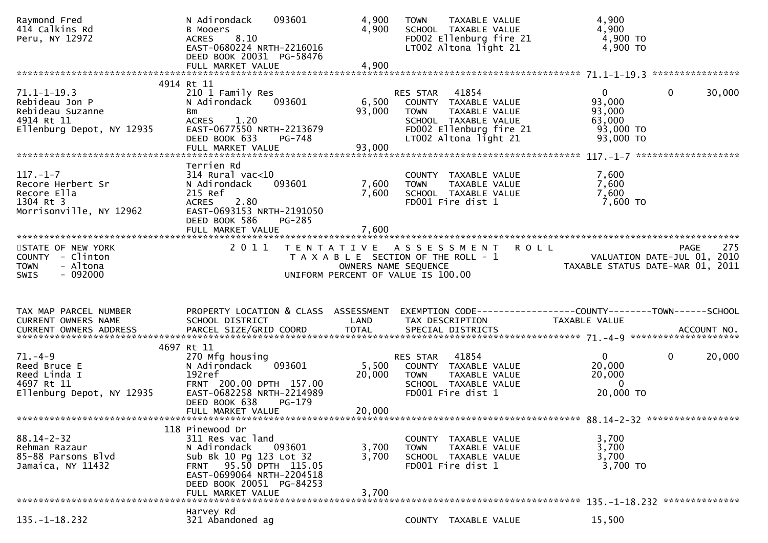```
Raymond Fred                   N Adirondack    093601         4,900   TOWN    TAXABLE VALUE               4,900
414 Calkins Rd                 B Mooers                       4,900   SCHOOL  TAXABLE VALUE               4,900
Peru, NY 12972                 ACRES    8.10                          FD002 Ellenburg fire 21             4,900 TO
                               EAST-0680224 NRTH-2216016              LT002 Altona light 21               4,900 TO
                               DEED BOOK 20031  PG-58476
                               FULL MARKET VALUE              4,900
******************************************************************************************************* 71.1-1-19.3 ****************
                             4914 Rt 11
71.1-1-19.3                    210 1 Family Res                       RES STAR   41854                    0             0     30,000
Rebideau Jon P                 N Adirondack    093601         6,500   COUNTY  TAXABLE VALUE              93,000
Rebideau Suzanne               Bm                            93,000   TOWN    TAXABLE VALUE              93,000
4914 Rt 11                     ACRES    1.20                          SCHOOL  TAXABLE VALUE              63,000
Ellenburg Depot, NY 12935      EAST-0677550 NRTH-2213679              FD002 Ellenburg fire 21            93,000 TO
                               DEED BOOK 633    PG-748                LT002 Altona light 21              93,000 TO
                               FULL MARKET VALUE             93,000
******************************************************************************************************* 117.-1-7 *******************
                               Terrien Rd
117.-1-7                       314 Rural vac<10                       COUNTY  TAXABLE VALUE               7,600
Recore Herbert Sr              N Adirondack    093601         7,600   TOWN    TAXABLE VALUE               7,600
Recore Ella                    215 Ref                        7,600   SCHOOL  TAXABLE VALUE               7,600
1304 Rt 3                      ACRES    2.80                          FD001 Fire dist 1                   7,600 TO
Morrisonville, NY 12962        EAST-0693153 NRTH-2191050
                               DEED BOOK 586    PG-285
                               FULL MARKET VALUE              7,600
************************************************************************************************************************************
STATE OF NEW YORK                2 0 1 1   T E N T A T I V E   A S S E S S M E N T   R O L L                           PAGE    275
COUNTY  - Clinton                          T A X A B L E  SECTION OF THE ROLL - 1                       VALUATION DATE-JUL 01, 2010
TOWN    - Altona                                   OWNERS NAME SEQUENCE                            TAXABLE STATUS DATE-MAR 01, 2011
SWIS    - 092000                           UNIFORM PERCENT OF VALUE IS 100.00


TAX MAP PARCEL NUMBER          PROPERTY LOCATION & CLASS  ASSESSMENT  EXEMPTION CODE------------------COUNTY--------TOWN------SCHOOL
CURRENT OWNERS NAME            SCHOOL DISTRICT               LAND     TAX DESCRIPTION              TAXABLE VALUE
CURRENT OWNERS ADDRESS         PARCEL SIZE/GRID COORD        TOTAL    SPECIAL DISTRICTS                                 ACCOUNT NO.
******************************************************************************************************* 71.-4-9 ********************
                             4697 Rt 11
71.-4-9                        270 Mfg housing                        RES STAR   41854                    0             0     20,000
Reed Bruce E                   N Adirondack    093601         5,500   COUNTY  TAXABLE VALUE              20,000
Reed Linda I                   192ref                        20,000   TOWN    TAXABLE VALUE              20,000
4697 Rt 11                     FRNT 200.00 DPTH 157.00                SCHOOL  TAXABLE VALUE                   0
Ellenburg Depot, NY 12935      EAST-0682258 NRTH-2214989              FD001 Fire dist 1                  20,000 TO
                               DEED BOOK 638    PG-179
                               FULL MARKET VALUE             20,000
******************************************************************************************************* 88.14-2-32 *****************
                              118 Pinewood Dr
88.14-2-32                     311 Res vac land                       COUNTY  TAXABLE VALUE               3,700
Rehman Razaur                  N Adirondack    093601         3,700   TOWN    TAXABLE VALUE               3,700
85-88 Parsons Blvd             Sub Bk 10 Pg 123 Lot 32        3,700   SCHOOL  TAXABLE VALUE               3,700
Jamaica, NY 11432              FRNT  95.50 DPTH 115.05                FD001 Fire dist 1                   3,700 TO
                               EAST-0699064 NRTH-2204518
                               DEED BOOK 20051  PG-84253
                               FULL MARKET VALUE              3,700
******************************************************************************************************* 135.-1-18.232 **************
                               Harvey Rd
135.-1-18.232                  321 Abandoned ag                       COUNTY  TAXABLE VALUE              15,500
```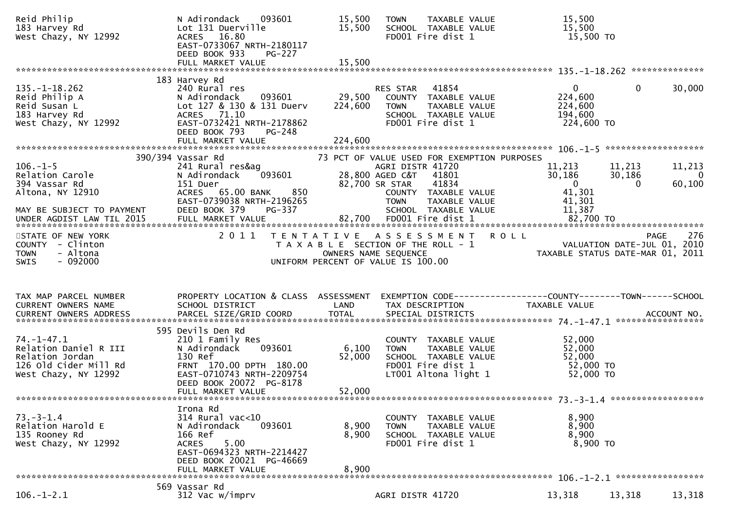```
Reid Philip                   N Adirondack    093601          15,500   TOWN    TAXABLE VALUE              15,500
183 Harvey Rd                 Lot 131 Duerville              15,500   SCHOOL  TAXABLE VALUE              15,500
West Chazy, NY 12992          ACRES   16.80                           FD001 Fire dist 1                   15,500 TO
                              EAST-0733067 NRTH-2180117
                              DEED BOOK 933    PG-227
                              FULL MARKET VALUE              15,500
******************************************************************************************************* 135.-1-18.262 **************
                       183 Harvey Rd
135.-1-18.262                 240 Rural res                           RES STAR   41854                      0            0       30,000
Reid Philip A                 N Adirondack    093601          29,500   COUNTY  TAXABLE VALUE             224,600
Reid Susan L                  Lot 127 & 130 & 131 Duerv     224,600   TOWN    TAXABLE VALUE             224,600
183 Harvey Rd                 ACRES   71.10                           SCHOOL  TAXABLE VALUE             194,600
West Chazy, NY 12992          EAST-0732421 NRTH-2178862               FD001 Fire dist 1                  224,600 TO
                              DEED BOOK 793    PG-248
                              FULL MARKET VALUE             224,600
******************************************************************************************************* 106.-1-5 *******************
                  390/394 Vassar Rd                          73 PCT OF VALUE USED FOR EXEMPTION PURPOSES
106.-1-5                      241 Rural res&ag                        AGRI DISTR 41720                 11,213       11,213       11,213
Relation Carole               N Adirondack    093601          28,800 AGED C&T   41801                 30,186       30,186            0
394 Vassar Rd                 151 Duer                        82,700 SR STAR    41834                      0            0       60,100
Altona, NY 12910              ACRES   65.00 BANK     850              COUNTY  TAXABLE VALUE              41,301
                              EAST-0739038 NRTH-2196265               TOWN    TAXABLE VALUE              41,301
MAY BE SUBJECT TO PAYMENT     DEED BOOK 379    PG-337                 SCHOOL  TAXABLE VALUE              11,387
UNDER AGDIST LAW TIL 2015     FULL MARKET VALUE              82,700   FD001 Fire dist 1                   82,700 TO
************************************************************************************************************************************
STATE OF NEW YORK                 2 0 1 1   T E N T A T I V E   A S S E S S M E N T   R O L L                              PAGE    276
COUNTY  - Clinton                             T A X A B L E  SECTION OF THE ROLL - 1                        VALUATION DATE-JUL 01, 2010
TOWN    - Altona                                   OWNERS NAME SEQUENCE                                TAXABLE STATUS DATE-MAR 01, 2011
SWIS    - 092000                             UNIFORM PERCENT OF VALUE IS 100.00


TAX MAP PARCEL NUMBER         PROPERTY LOCATION & CLASS  ASSESSMENT  EXEMPTION CODE------------------COUNTY--------TOWN------SCHOOL
CURRENT OWNERS NAME           SCHOOL DISTRICT               LAND      TAX DESCRIPTION                  TAXABLE VALUE
CURRENT OWNERS ADDRESS        PARCEL SIZE/GRID COORD        TOTAL     SPECIAL DISTRICTS                                      ACCOUNT NO.
******************************************************************************************************* 74.-1-47.1 *****************
                       595 Devils Den Rd
74.-1-47.1                    210 1 Family Res                        COUNTY  TAXABLE VALUE              52,000
Relation Daniel R III         N Adirondack    093601           6,100   TOWN    TAXABLE VALUE              52,000
Relation Jordan               130 Ref                         52,000   SCHOOL  TAXABLE VALUE              52,000
126 Old Cider Mill Rd         FRNT 170.00 DPTH 180.00                 FD001 Fire dist 1                   52,000 TO
West Chazy, NY 12992          EAST-0710743 NRTH-2209754               LT001 Altona light 1                52,000 TO
                              DEED BOOK 20072  PG-8178
                              FULL MARKET VALUE              52,000
******************************************************************************************************* 73.-3-1.4 ******************
                       Irona Rd
73.-3-1.4                     314 Rural vac<10                        COUNTY  TAXABLE VALUE               8,900
Relation Harold E             N Adirondack    093601           8,900   TOWN    TAXABLE VALUE               8,900
135 Rooney Rd                 166 Ref                          8,900   SCHOOL  TAXABLE VALUE               8,900
West Chazy, NY 12992          ACRES    5.00                           FD001 Fire dist 1                    8,900 TO
                              EAST-0694323 NRTH-2214427
                              DEED BOOK 20021  PG-46669
                              FULL MARKET VALUE               8,900
******************************************************************************************************* 106.-1-2.1 *****************
                       569 Vassar Rd
106.-1-2.1                    312 Vac w/imprv                         AGRI DISTR 41720                 13,318       13,318       13,318
```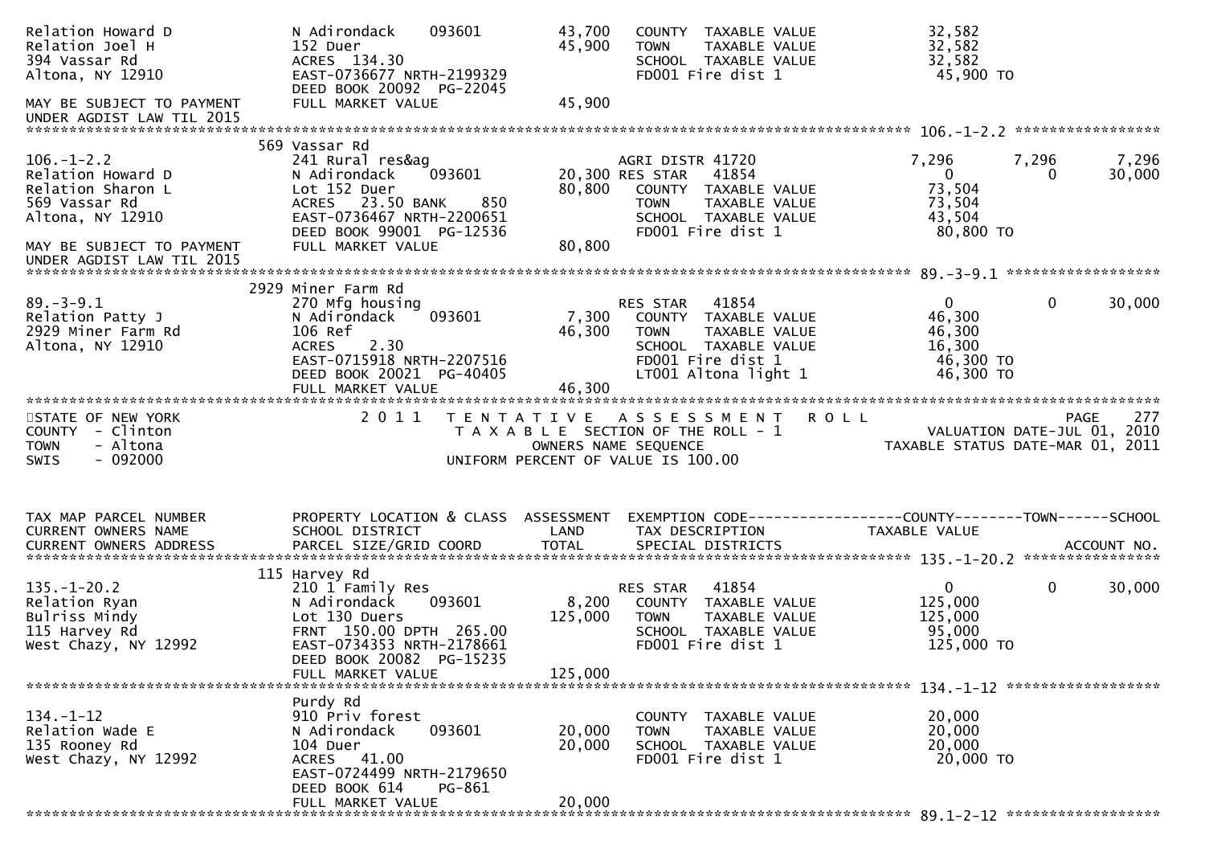```
Relation Howard D              N Adirondack    093601        43,700   COUNTY  TAXABLE VALUE            32,582
Relation Joel H                152 Duer                      45,900   TOWN    TAXABLE VALUE            32,582
394 Vassar Rd                  ACRES 134.30                           SCHOOL  TAXABLE VALUE            32,582
Altona, NY 12910               EAST-0736677 NRTH-2199329              FD001 Fire dist 1                 45,900 TO
                               DEED BOOK 20092  PG-22045
MAY BE SUBJECT TO PAYMENT      FULL MARKET VALUE             45,900
UNDER AGDIST LAW TIL 2015
******************************************************************************************************* 106.-1-2.2 *****************
                               569 Vassar Rd
106.-1-2.2                     241 Rural res&ag                        AGRI DISTR 41720                 7,296       7,296       7,296
Relation Howard D              N Adirondack    093601        20,300 RES STAR   41854                      0           0      30,000
Relation Sharon L              Lot 152 Duer                  80,800   COUNTY  TAXABLE VALUE            73,504
569 Vassar Rd                  ACRES  23.50 BANK     850              TOWN    TAXABLE VALUE            73,504
Altona, NY 12910               EAST-0736467 NRTH-2200651              SCHOOL  TAXABLE VALUE            43,504
                               DEED BOOK 99001  PG-12536              FD001 Fire dist 1                 80,800 TO
MAY BE SUBJECT TO PAYMENT      FULL MARKET VALUE             80,800
UNDER AGDIST LAW TIL 2015
******************************************************************************************************* 89.-3-9.1 ******************
                               2929 Miner Farm Rd
89.-3-9.1                      270 Mfg housing                         RES STAR   41854                     0           0      30,000
Relation Patty J               N Adirondack    093601         7,300   COUNTY  TAXABLE VALUE            46,300
2929 Miner Farm Rd             106 Ref                       46,300   TOWN    TAXABLE VALUE            46,300
Altona, NY 12910               ACRES    2.30                          SCHOOL  TAXABLE VALUE            16,300
                               EAST-0715918 NRTH-2207516              FD001 Fire dist 1                 46,300 TO
                               DEED BOOK 20021  PG-40405              LT001 Altona light 1              46,300 TO
                               FULL MARKET VALUE             46,300
************************************************************************************************************************************
STATE OF NEW YORK                 2 0 1 1   T E N T A T I V E   A S S E S S M E N T   R O L L                          PAGE   277
COUNTY  - Clinton                          T A X A B L E  SECTION OF THE ROLL - 1                      VALUATION DATE-JUL 01, 2010
TOWN    - Altona                                  OWNERS NAME SEQUENCE                             TAXABLE STATUS DATE-MAR 01, 2011
SWIS    - 092000                              UNIFORM PERCENT OF VALUE IS 100.00


TAX MAP PARCEL NUMBER          PROPERTY LOCATION & CLASS  ASSESSMENT  EXEMPTION CODE------------------COUNTY--------TOWN------SCHOOL
CURRENT OWNERS NAME            SCHOOL DISTRICT               LAND      TAX DESCRIPTION                 TAXABLE VALUE
CURRENT OWNERS ADDRESS         PARCEL SIZE/GRID COORD        TOTAL     SPECIAL DISTRICTS                                  ACCOUNT NO.
******************************************************************************************************* 135.-1-20.2 ****************
                               115 Harvey Rd
135.-1-20.2                    210 1 Family Res                        RES STAR   41854                     0           0      30,000
Relation Ryan                  N Adirondack    093601         8,200   COUNTY  TAXABLE VALUE           125,000
Bulriss Mindy                  Lot 130 Duers                125,000   TOWN    TAXABLE VALUE           125,000
115 Harvey Rd                  FRNT 150.00 DPTH 265.00                SCHOOL  TAXABLE VALUE            95,000
West Chazy, NY 12992           EAST-0734353 NRTH-2178661              FD001 Fire dist 1                125,000 TO
                               DEED BOOK 20082  PG-15235
                               FULL MARKET VALUE            125,000
******************************************************************************************************* 134.-1-12 ******************
                               Purdy Rd
134.-1-12                      910 Priv forest                        COUNTY  TAXABLE VALUE            20,000
Relation Wade E                N Adirondack    093601        20,000   TOWN    TAXABLE VALUE            20,000
135 Rooney Rd                  104 Duer                      20,000   SCHOOL  TAXABLE VALUE            20,000
West Chazy, NY 12992           ACRES  41.00                           FD001 Fire dist 1                 20,000 TO
                               EAST-0724499 NRTH-2179650
                               DEED BOOK 614    PG-861
                               FULL MARKET VALUE             20,000
******************************************************************************************************* 89.1-2-12 ******************
```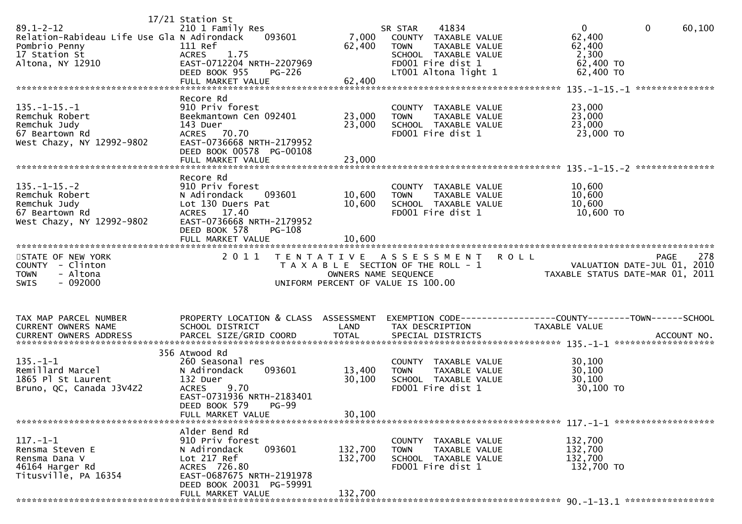```
                          17/21 Station St
89.1-2-12                      210 1 Family Res                       SR STAR     41834                 0             0        60,100
Relation-Rabideau Life Use Gla N Adirondack     093601         7,000   COUNTY  TAXABLE VALUE            62,400
Pombrio Penny                  111 Ref                        62,400   TOWN    TAXABLE VALUE            62,400
17 Station St                  ACRES    1.75                           SCHOOL  TAXABLE VALUE             2,300
Altona, NY 12910               EAST-0712204 NRTH-2207969               FD001 Fire dist 1                62,400 TO
                               DEED BOOK 955    PG-226                 LT001 Altona light 1             62,400 TO
                               FULL MARKET VALUE              62,400
******************************************************************************************************* 135.-1-15.-1 ***************
                               Recore Rd
135.-1-15.-1                   910 Priv forest                         COUNTY  TAXABLE VALUE            23,000
Remchuk Robert                 Beekmantown Cen 092401         23,000   TOWN    TAXABLE VALUE            23,000
Remchuk Judy                   143 Duer                       23,000   SCHOOL  TAXABLE VALUE            23,000
67 Beartown Rd                 ACRES   70.70                           FD001 Fire dist 1                23,000 TO
West Chazy, NY 12992-9802      EAST-0736668 NRTH-2179952
                               DEED BOOK 00578 PG-00108
                               FULL MARKET VALUE              23,000
******************************************************************************************************* 135.-1-15.-2 ***************
                               Recore Rd
135.-1-15.-2                   910 Priv forest                         COUNTY  TAXABLE VALUE            10,600
Remchuk Robert                 N Adirondack     093601        10,600   TOWN    TAXABLE VALUE            10,600
Remchuk Judy                   Lot 130 Duers Pat              10,600   SCHOOL  TAXABLE VALUE            10,600
67 Beartown Rd                 ACRES   17.40                           FD001 Fire dist 1                10,600 TO
West Chazy, NY 12992-9802      EAST-0736668 NRTH-2179952
                               DEED BOOK 578    PG-108
                               FULL MARKET VALUE              10,600
************************************************************************************************************************************
STATE OF NEW YORK                 2 0 1 1   T E N T A T I V E   A S S E S S M E N T   R O L L                              PAGE   278
COUNTY  - Clinton                            T A X A B L E  SECTION OF THE ROLL - 1                    VALUATION DATE-JUL 01, 2010
TOWN    - Altona                                   OWNERS NAME SEQUENCE                              TAXABLE STATUS DATE-MAR 01, 2011
SWIS    - 092000                             UNIFORM PERCENT OF VALUE IS 100.00


TAX MAP PARCEL NUMBER          PROPERTY LOCATION & CLASS  ASSESSMENT  EXEMPTION CODE------------------COUNTY--------TOWN------SCHOOL
CURRENT OWNERS NAME            SCHOOL DISTRICT               LAND      TAX DESCRIPTION              TAXABLE VALUE
CURRENT OWNERS ADDRESS         PARCEL SIZE/GRID COORD       TOTAL      SPECIAL DISTRICTS                                   ACCOUNT NO.
******************************************************************************************************* 135.-1-1 *******************
                           356 Atwood Rd
135.-1-1                       260 Seasonal res                        COUNTY  TAXABLE VALUE            30,100
Remillard Marcel               N Adirondack     093601        13,400   TOWN    TAXABLE VALUE            30,100
1865 Pl St Laurent             132 Duer                       30,100   SCHOOL  TAXABLE VALUE            30,100
Bruno, QC, Canada J3V4Z2       ACRES    9.70                           FD001 Fire dist 1                30,100 TO
                               EAST-0731936 NRTH-2183401
                               DEED BOOK 579    PG-99
                               FULL MARKET VALUE              30,100
******************************************************************************************************* 117.-1-1 *******************
                               Alder Bend Rd
117.-1-1                       910 Priv forest                         COUNTY  TAXABLE VALUE           132,700
Rensma Steven E                N Adirondack     093601       132,700   TOWN    TAXABLE VALUE           132,700
Rensma Dana V                  Lot 217 Ref                   132,700   SCHOOL  TAXABLE VALUE           132,700
46164 Harger Rd                ACRES  726.80                           FD001 Fire dist 1               132,700 TO
Titusville, PA 16354           EAST-0687675 NRTH-2191978
                               DEED BOOK 20031 PG-59991
                               FULL MARKET VALUE             132,700
******************************************************************************************************* 90.-1-13.1 *****************
```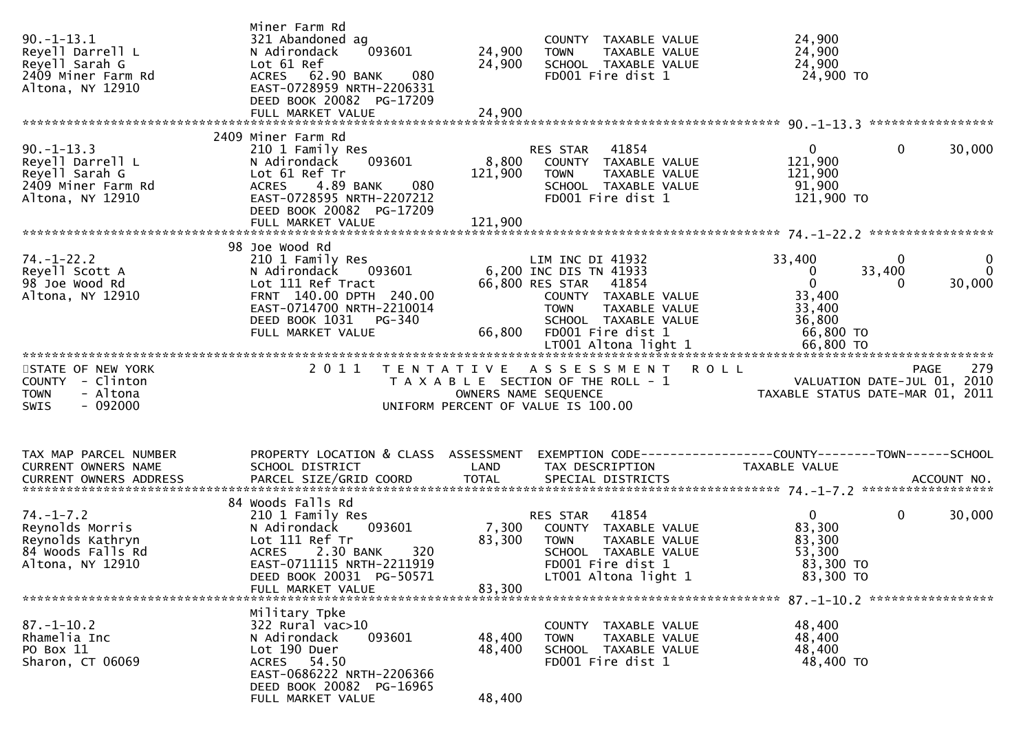| TAX MAP PARCEL NUMBER<br>CURRENT OWNERS NAME<br>CURRENT OWNERS ADDRESS | PROPERTY LOCATION & CLASS<br>SCHOOL DISTRICT<br>PARCEL SIZE/GRID COORD | ASSESSMENT<br>LAND<br>TOTAL | EXEMPTION CODE<br>TAX DESCRIPTION<br>SPECIAL DISTRICTS | COUNTY<br>TAXABLE VALUE | TOWN | SCHOOL<br>ACCOUNT NO. |
|---|---|---|---|---|---|---|
| 90.-1-13.1 | Miner Farm Rd | | | | | |
| Reyell Darrell L | 321 Abandoned ag | | COUNTY TAXABLE VALUE | 24,900 | | |
| Reyell Sarah G | N Adirondack 093601 | 24,900 | TOWN TAXABLE VALUE | 24,900 | | |
| 2409 Miner Farm Rd | Lot 61 Ref | 24,900 | SCHOOL TAXABLE VALUE | 24,900 | | |
| Altona, NY 12910 | ACRES 62.90 BANK 080 | | FD001 Fire dist 1 | 24,900 TO | | |
| | EAST-0728959 NRTH-2206331 | | | | | |
| | DEED BOOK 20082 PG-17209 | | | | | |
| | FULL MARKET VALUE | 24,900 | | | | |
| 90.-1-13.3 | 2409 Miner Farm Rd | | | | | |
| Reyell Darrell L | 210 1 Family Res | | RES STAR 41854 | 0 | 0 | 30,000 |
| Reyell Sarah G | N Adirondack 093601 | 8,800 | COUNTY TAXABLE VALUE | 121,900 | | |
| 2409 Miner Farm Rd | Lot 61 Ref Tr | 121,900 | TOWN TAXABLE VALUE | 121,900 | | |
| Altona, NY 12910 | ACRES 4.89 BANK 080 | | SCHOOL TAXABLE VALUE | 91,900 | | |
| | EAST-0728595 NRTH-2207212 | | FD001 Fire dist 1 | 121,900 TO | | |
| | DEED BOOK 20082 PG-17209 | | | | | |
| | FULL MARKET VALUE | 121,900 | | | | |
| 74.-1-22.2 | 98 Joe Wood Rd | | | | | |
| Reyell Scott A | 210 1 Family Res | | LIM INC DI 41932 | 33,400 | 0 | 0 |
| 98 Joe Wood Rd | N Adirondack 093601 | 6,200 | INC DIS TN 41933 | 0 | 33,400 | 0 |
| Altona, NY 12910 | Lot 111 Ref Tract | 66,800 | RES STAR 41854 | 0 | 0 | 30,000 |
| | FRNT 140.00 DPTH 240.00 | | COUNTY TAXABLE VALUE | 33,400 | | |
| | EAST-0714700 NRTH-2210014 | | TOWN TAXABLE VALUE | 33,400 | | |
| | DEED BOOK 1031 PG-340 | | SCHOOL TAXABLE VALUE | 36,800 | | |
| | FULL MARKET VALUE | 66,800 | FD001 Fire dist 1 | 66,800 TO | | |
| | | | LT001 Altona light 1 | 66,800 TO | | |

STATE OF NEW YORK — COUNTY - Clinton — TOWN - Altona — SWIS - 092000

2011 TENTATIVE ASSESSMENT ROLL — TAXABLE SECTION OF THE ROLL - 1 — OWNERS NAME SEQUENCE — UNIFORM PERCENT OF VALUE IS 100.00

PAGE 279 — VALUATION DATE-JUL 01, 2010 — TAXABLE STATUS DATE-MAR 01, 2011

| TAX MAP PARCEL NUMBER<br>CURRENT OWNERS NAME<br>CURRENT OWNERS ADDRESS | PROPERTY LOCATION & CLASS<br>SCHOOL DISTRICT<br>PARCEL SIZE/GRID COORD | ASSESSMENT<br>LAND<br>TOTAL | EXEMPTION CODE<br>TAX DESCRIPTION<br>SPECIAL DISTRICTS | COUNTY<br>TAXABLE VALUE | TOWN | SCHOOL<br>ACCOUNT NO. |
|---|---|---|---|---|---|---|
| 74.-1-7.2 | 84 Woods Falls Rd | | | | | |
| Reynolds Morris | 210 1 Family Res | | RES STAR 41854 | 0 | 0 | 30,000 |
| Reynolds Kathryn | N Adirondack 093601 | 7,300 | COUNTY TAXABLE VALUE | 83,300 | | |
| 84 Woods Falls Rd | Lot 111 Ref Tr | 83,300 | TOWN TAXABLE VALUE | 83,300 | | |
| Altona, NY 12910 | ACRES 2.30 BANK 320 | | SCHOOL TAXABLE VALUE | 53,300 | | |
| | EAST-0711115 NRTH-2211919 | | FD001 Fire dist 1 | 83,300 TO | | |
| | DEED BOOK 20031 PG-50571 | | LT001 Altona light 1 | 83,300 TO | | |
| | FULL MARKET VALUE | 83,300 | | | | |
| 87.-1-10.2 | Military Tpke | | | | | |
| Rhamelia Inc | 322 Rural vac>10 | | COUNTY TAXABLE VALUE | 48,400 | | |
| PO Box 11 | N Adirondack 093601 | 48,400 | TOWN TAXABLE VALUE | 48,400 | | |
| Sharon, CT 06069 | Lot 190 Duer | 48,400 | SCHOOL TAXABLE VALUE | 48,400 | | |
| | ACRES 54.50 | | FD001 Fire dist 1 | 48,400 TO | | |
| | EAST-0686222 NRTH-2206366 | | | | | |
| | DEED BOOK 20082 PG-16965 | | | | | |
| | FULL MARKET VALUE | 48,400 | | | | |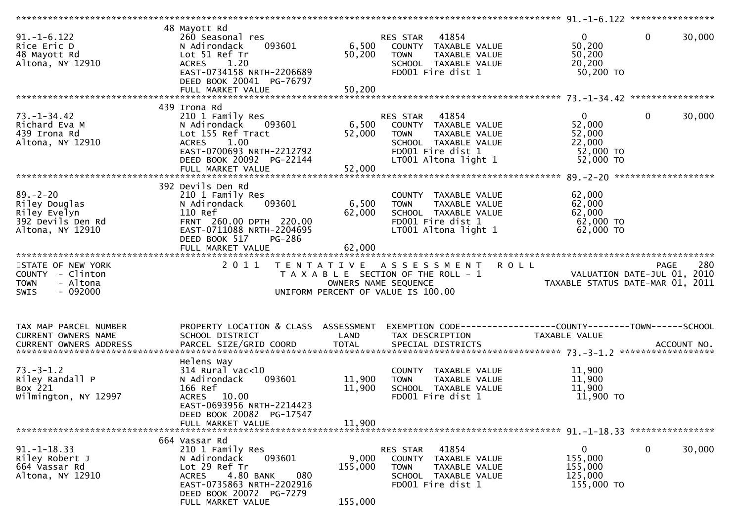| TAX MAP PARCEL NUMBER<br>CURRENT OWNERS NAME<br>CURRENT OWNERS ADDRESS | PROPERTY LOCATION & CLASS<br>SCHOOL DISTRICT<br>PARCEL SIZE/GRID COORD | ASSESSMENT<br>LAND<br>TOTAL | EXEMPTION CODE<br>TAX DESCRIPTION<br>SPECIAL DISTRICTS | COUNTY<br>TAXABLE VALUE | TOWN | SCHOOL<br>ACCOUNT NO. |
|---|---|---|---|---|---|---|
| **91.-1-6.122** | 48 Mayott Rd | | | | | |
| 91.-1-6.122 | 260 Seasonal res | | RES STAR 41854 | 0 | 0 | 30,000 |
| Rice Eric D | N Adirondack 093601 | 6,500 | COUNTY TAXABLE VALUE | 50,200 | | |
| 48 Mayott Rd | Lot 51 Ref Tr | 50,200 | TOWN TAXABLE VALUE | 50,200 | | |
| Altona, NY 12910 | ACRES 1.20 | | SCHOOL TAXABLE VALUE | 20,200 | | |
| | EAST-0734158 NRTH-2206689 | | FD001 Fire dist 1 | 50,200 TO | | |
| | DEED BOOK 20041 PG-76797 | | | | | |
| | FULL MARKET VALUE | 50,200 | | | | |
| **73.-1-34.42** | 439 Irona Rd | | | | | |
| 73.-1-34.42 | 210 1 Family Res | | RES STAR 41854 | 0 | 0 | 30,000 |
| Richard Eva M | N Adirondack 093601 | 6,500 | COUNTY TAXABLE VALUE | 52,000 | | |
| 439 Irona Rd | Lot 155 Ref Tract | 52,000 | TOWN TAXABLE VALUE | 52,000 | | |
| Altona, NY 12910 | ACRES 1.00 | | SCHOOL TAXABLE VALUE | 22,000 | | |
| | EAST-0700693 NRTH-2212792 | | FD001 Fire dist 1 | 52,000 TO | | |
| | DEED BOOK 20092 PG-22144 | | LT001 Altona light 1 | 52,000 TO | | |
| | FULL MARKET VALUE | 52,000 | | | | |
| **89.-2-20** | 392 Devils Den Rd | | | | | |
| 89.-2-20 | 210 1 Family Res | | COUNTY TAXABLE VALUE | 62,000 | | |
| Riley Douglas | N Adirondack 093601 | 6,500 | TOWN TAXABLE VALUE | 62,000 | | |
| Riley Evelyn | 110 Ref | 62,000 | SCHOOL TAXABLE VALUE | 62,000 | | |
| 392 Devils Den Rd | FRNT 260.00 DPTH 220.00 | | FD001 Fire dist 1 | 62,000 TO | | |
| Altona, NY 12910 | EAST-0711088 NRTH-2204695 | | LT001 Altona light 1 | 62,000 TO | | |
| | DEED BOOK 517 PG-286 | | | | | |
| | FULL MARKET VALUE | 62,000 | | | | |

STATE OF NEW YORK — 2011 TENTATIVE ASSESSMENT ROLL — PAGE 280
COUNTY - Clinton — TAXABLE SECTION OF THE ROLL - 1 — VALUATION DATE-JUL 01, 2010
TOWN - Altona — OWNERS NAME SEQUENCE — TAXABLE STATUS DATE-MAR 01, 2011
SWIS - 092000 — UNIFORM PERCENT OF VALUE IS 100.00

| TAX MAP PARCEL NUMBER<br>CURRENT OWNERS NAME<br>CURRENT OWNERS ADDRESS | PROPERTY LOCATION & CLASS<br>SCHOOL DISTRICT<br>PARCEL SIZE/GRID COORD | ASSESSMENT<br>LAND<br>TOTAL | EXEMPTION CODE<br>TAX DESCRIPTION<br>SPECIAL DISTRICTS | COUNTY<br>TAXABLE VALUE | TOWN | SCHOOL<br>ACCOUNT NO. |
|---|---|---|---|---|---|---|
| **73.-3-1.2** | Helens Way | | | | | |
| 73.-3-1.2 | 314 Rural vac<10 | | COUNTY TAXABLE VALUE | 11,900 | | |
| Riley Randall P | N Adirondack 093601 | 11,900 | TOWN TAXABLE VALUE | 11,900 | | |
| Box 221 | 166 Ref | 11,900 | SCHOOL TAXABLE VALUE | 11,900 | | |
| Wilmington, NY 12997 | ACRES 10.00 | | FD001 Fire dist 1 | 11,900 TO | | |
| | EAST-0693956 NRTH-2214423 | | | | | |
| | DEED BOOK 20082 PG-17547 | | | | | |
| | FULL MARKET VALUE | 11,900 | | | | |
| **91.-1-18.33** | 664 Vassar Rd | | | | | |
| 91.-1-18.33 | 210 1 Family Res | | RES STAR 41854 | 0 | 0 | 30,000 |
| Riley Robert J | N Adirondack 093601 | 9,000 | COUNTY TAXABLE VALUE | 155,000 | | |
| 664 Vassar Rd | Lot 29 Ref Tr | 155,000 | TOWN TAXABLE VALUE | 155,000 | | |
| Altona, NY 12910 | ACRES 4.80 BANK 080 | | SCHOOL TAXABLE VALUE | 125,000 | | |
| | EAST-0735863 NRTH-2202916 | | FD001 Fire dist 1 | 155,000 TO | | |
| | DEED BOOK 20072 PG-7279 | | | | | |
| | FULL MARKET VALUE | 155,000 | | | | |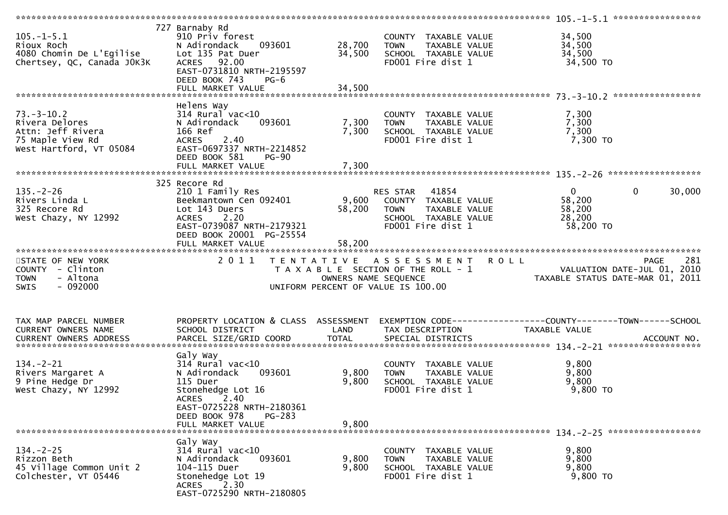```
******************************************************************************************************* 105.-1-5.1 *****************
                              727 Barnaby Rd
105.-1-5.1                    910 Priv forest                         COUNTY  TAXABLE VALUE              34,500
Rioux Roch                    N Adirondack    093601         28,700   TOWN    TAXABLE VALUE              34,500
4080 Chomin De L'Egilise      Lot 135 Pat Duer               34,500   SCHOOL  TAXABLE VALUE              34,500
Chertsey, QC, Canada J0K3K    ACRES   92.00                           FD001 Fire dist 1                   34,500 TO
                              EAST-0731810 NRTH-2195597
                              DEED BOOK 743    PG-6
                              FULL MARKET VALUE              34,500
******************************************************************************************************* 73.-3-10.2 *****************
                              Helens Way
73.-3-10.2                    314 Rural vac<10                        COUNTY  TAXABLE VALUE               7,300
Rivera Delores                N Adirondack    093601          7,300   TOWN    TAXABLE VALUE               7,300
Attn: Jeff Rivera             166 Ref                         7,300   SCHOOL  TAXABLE VALUE               7,300
75 Maple View Rd              ACRES    2.40                           FD001 Fire dist 1                    7,300 TO
West Hartford, VT 05084       EAST-0697337 NRTH-2214852
                              DEED BOOK 581    PG-90
                              FULL MARKET VALUE               7,300
******************************************************************************************************* 135.-2-26 ******************
                              325 Recore Rd
135.-2-26                     210 1 Family Res                        RES STAR   41854                    0          0      30,000
Rivers Linda L                Beekmantown Cen 092401          9,600   COUNTY  TAXABLE VALUE              58,200
325 Recore Rd                 Lot 143 Duers                  58,200   TOWN    TAXABLE VALUE              58,200
West Chazy, NY 12992          ACRES    2.20                           SCHOOL  TAXABLE VALUE              28,200
                              EAST-0739087 NRTH-2179321               FD001 Fire dist 1                   58,200 TO
                              DEED BOOK 20001  PG-25554
                              FULL MARKET VALUE              58,200
************************************************************************************************************************************
STATE OF NEW YORK                2 0 1 1   T E N T A T I V E   A S S E S S M E N T   R O L L                          PAGE    281
COUNTY  - Clinton                          T A X A B L E  SECTION OF THE ROLL - 1                      VALUATION DATE-JUL 01, 2010
TOWN    - Altona                                  OWNERS NAME SEQUENCE                              TAXABLE STATUS DATE-MAR 01, 2011
SWIS    - 092000                           UNIFORM PERCENT OF VALUE IS 100.00


TAX MAP PARCEL NUMBER         PROPERTY LOCATION & CLASS  ASSESSMENT  EXEMPTION CODE------------------COUNTY--------TOWN------SCHOOL
CURRENT OWNERS NAME           SCHOOL DISTRICT               LAND      TAX DESCRIPTION            TAXABLE VALUE
CURRENT OWNERS ADDRESS        PARCEL SIZE/GRID COORD       TOTAL      SPECIAL DISTRICTS                                 ACCOUNT NO.
******************************************************************************************************* 134.-2-21 ******************
                              Galy Way
134.-2-21                     314 Rural vac<10                        COUNTY  TAXABLE VALUE               9,800
Rivers Margaret A             N Adirondack    093601          9,800   TOWN    TAXABLE VALUE               9,800
9 Pine Hedge Dr               115 Duer                        9,800   SCHOOL  TAXABLE VALUE               9,800
West Chazy, NY 12992          Stonehedge Lot 16                       FD001 Fire dist 1                    9,800 TO
                              ACRES    2.40
                              EAST-0725228 NRTH-2180361
                              DEED BOOK 978    PG-283
                              FULL MARKET VALUE               9,800
******************************************************************************************************* 134.-2-25 ******************
                              Galy Way
134.-2-25                     314 Rural vac<10                        COUNTY  TAXABLE VALUE               9,800
Rizzon Beth                   N Adirondack    093601          9,800   TOWN    TAXABLE VALUE               9,800
45 Village Common Unit 2      104-115 Duer                    9,800   SCHOOL  TAXABLE VALUE               9,800
Colchester, VT 05446          Stonehedge Lot 19                       FD001 Fire dist 1                    9,800 TO
                              ACRES    2.30
                              EAST-0725290 NRTH-2180805
```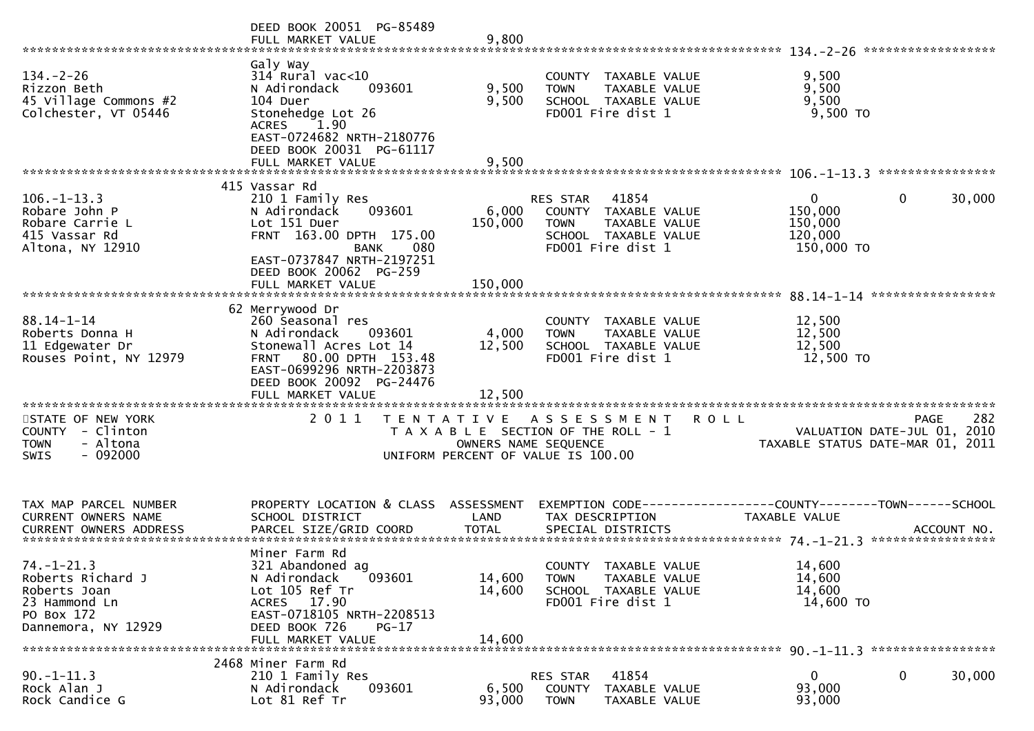```
                              DEED BOOK 20051  PG-85489
                              FULL MARKET VALUE              9,800
******************************************************************************************************* 134.-2-26 ******************
                              Galy Way
134.-2-26                     314 Rural vac<10                        COUNTY  TAXABLE VALUE             9,500
Rizzon Beth                   N Adirondack    093601        9,500     TOWN    TAXABLE VALUE             9,500
45 Village Commons #2         104 Duer                      9,500     SCHOOL  TAXABLE VALUE             9,500
Colchester, VT 05446          Stonehedge Lot 26                       FD001 Fire dist 1                  9,500 TO
                              ACRES    1.90
                              EAST-0724682 NRTH-2180776
                              DEED BOOK 20031  PG-61117
                              FULL MARKET VALUE              9,500
******************************************************************************************************* 106.-1-13.3 ****************
                          415 Vassar Rd
106.-1-13.3                   210 1 Family Res                        RES STAR   41854                   0             0       30,000
Robare John P                 N Adirondack    093601        6,000     COUNTY  TAXABLE VALUE           150,000
Robare Carrie L               Lot 151 Duer                150,000     TOWN    TAXABLE VALUE           150,000
415 Vassar Rd                 FRNT  163.00 DPTH  175.00               SCHOOL  TAXABLE VALUE           120,000
Altona, NY 12910                             BANK    080              FD001 Fire dist 1                150,000 TO
                              EAST-0737847 NRTH-2197251
                              DEED BOOK 20062  PG-259
                              FULL MARKET VALUE            150,000
******************************************************************************************************* 88.14-1-14 *****************
                           62 Merrywood Dr
88.14-1-14                    260 Seasonal res                        COUNTY  TAXABLE VALUE            12,500
Roberts Donna H               N Adirondack    093601        4,000     TOWN    TAXABLE VALUE            12,500
11 Edgewater Dr               Stonewall Acres Lot 14       12,500     SCHOOL  TAXABLE VALUE            12,500
Rouses Point, NY 12979        FRNT   80.00 DPTH  153.48               FD001 Fire dist 1                 12,500 TO
                              EAST-0699296 NRTH-2203873
                              DEED BOOK 20092  PG-24476
                              FULL MARKET VALUE             12,500
************************************************************************************************************************************
STATE OF NEW YORK                2 0 1 1   T E N T A T I V E   A S S E S S M E N T   R O L L                          PAGE     282
COUNTY  - Clinton                          T A X A B L E  SECTION OF THE ROLL - 1                      VALUATION DATE-JUL 01, 2010
TOWN    - Altona                                  OWNERS NAME SEQUENCE                          TAXABLE STATUS DATE-MAR 01, 2011
SWIS    - 092000                           UNIFORM PERCENT OF VALUE IS 100.00


TAX MAP PARCEL NUMBER         PROPERTY LOCATION & CLASS  ASSESSMENT  EXEMPTION CODE------------------COUNTY--------TOWN------SCHOOL
CURRENT OWNERS NAME           SCHOOL DISTRICT               LAND      TAX DESCRIPTION             TAXABLE VALUE
CURRENT OWNERS ADDRESS        PARCEL SIZE/GRID COORD        TOTAL     SPECIAL DISTRICTS                                  ACCOUNT NO.
******************************************************************************************************* 74.-1-21.3 *****************
                              Miner Farm Rd
74.-1-21.3                    321 Abandoned ag                        COUNTY  TAXABLE VALUE            14,600
Roberts Richard J             N Adirondack    093601       14,600     TOWN    TAXABLE VALUE            14,600
Roberts Joan                  Lot 105 Ref Tr               14,600     SCHOOL  TAXABLE VALUE            14,600
23 Hammond Ln                 ACRES   17.90                           FD001 Fire dist 1                 14,600 TO
PO Box 172                    EAST-0718105 NRTH-2208513
Dannemora, NY 12929           DEED BOOK 726     PG-17
                              FULL MARKET VALUE             14,600
******************************************************************************************************* 90.-1-11.3 *****************
                         2468 Miner Farm Rd
90.-1-11.3                    210 1 Family Res                        RES STAR   41854                   0             0       30,000
Rock Alan J                   N Adirondack    093601        6,500     COUNTY  TAXABLE VALUE            93,000
Rock Candice G                Lot 81 Ref Tr                93,000     TOWN    TAXABLE VALUE            93,000
```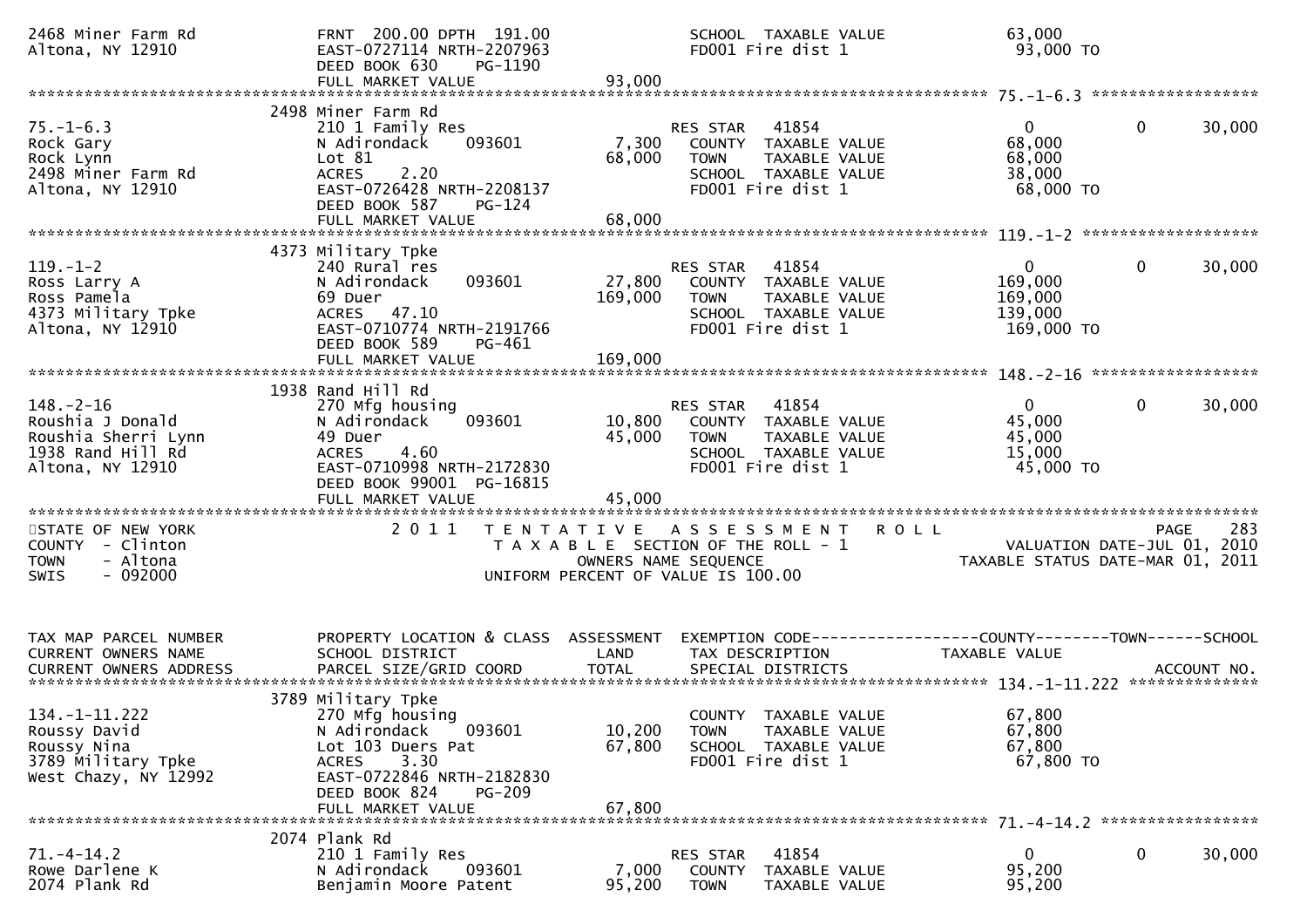```
2468 Miner Farm Rd                FRNT 200.00 DPTH 191.00                   SCHOOL  TAXABLE VALUE              63,000
Altona, NY 12910                  EAST-0727114 NRTH-2207963                 FD001 Fire dist 1                   93,000 TO
                                  DEED BOOK 630    PG-1190
                                  FULL MARKET VALUE                  93,000
******************************************************************************************************* 75.-1-6.3 ******************
                                  2498 Miner Farm Rd
75.-1-6.3                         210 1 Family Res                          RES STAR   41854                     0            0       30,000
Rock Gary                         N Adirondack     093601          7,300    COUNTY  TAXABLE VALUE              68,000
Rock Lynn                         Lot 81                          68,000    TOWN    TAXABLE VALUE              68,000
2498 Miner Farm Rd                ACRES     2.20                            SCHOOL  TAXABLE VALUE              38,000
Altona, NY 12910                  EAST-0726428 NRTH-2208137                 FD001 Fire dist 1                   68,000 TO
                                  DEED BOOK 587    PG-124
                                  FULL MARKET VALUE                  68,000
******************************************************************************************************* 119.-1-2 *******************
                                  4373 Military Tpke
119.-1-2                          240 Rural res                             RES STAR   41854                     0            0       30,000
Ross Larry A                      N Adirondack     093601         27,800    COUNTY  TAXABLE VALUE             169,000
Ross Pamela                       69 Duer                        169,000    TOWN    TAXABLE VALUE             169,000
4373 Military Tpke                ACRES    47.10                            SCHOOL  TAXABLE VALUE             139,000
Altona, NY 12910                  EAST-0710774 NRTH-2191766                 FD001 Fire dist 1                  169,000 TO
                                  DEED BOOK 589    PG-461
                                  FULL MARKET VALUE                 169,000
******************************************************************************************************* 148.-2-16 ******************
                                  1938 Rand Hill Rd
148.-2-16                         270 Mfg housing                           RES STAR   41854                     0            0       30,000
Roushia J Donald                  N Adirondack     093601         10,800    COUNTY  TAXABLE VALUE              45,000
Roushia Sherri Lynn               49 Duer                         45,000    TOWN    TAXABLE VALUE              45,000
1938 Rand Hill Rd                 ACRES     4.60                            SCHOOL  TAXABLE VALUE              15,000
Altona, NY 12910                  EAST-0710998 NRTH-2172830                 FD001 Fire dist 1                   45,000 TO
                                  DEED BOOK 99001 PG-16815
                                  FULL MARKET VALUE                  45,000
************************************************************************************************************************************
STATE OF NEW YORK                  2 0 1 1   T E N T A T I V E   A S S E S S M E N T   R O L L                              PAGE   283
COUNTY  - Clinton                            T A X A B L E  SECTION OF THE ROLL - 1                    VALUATION DATE-JUL 01, 2010
TOWN    - Altona                                    OWNERS NAME SEQUENCE                          TAXABLE STATUS DATE-MAR 01, 2011
SWIS    - 092000                              UNIFORM PERCENT OF VALUE IS 100.00


TAX MAP PARCEL NUMBER             PROPERTY LOCATION & CLASS  ASSESSMENT  EXEMPTION CODE------------------COUNTY--------TOWN------SCHOOL
CURRENT OWNERS NAME               SCHOOL DISTRICT               LAND     TAX DESCRIPTION             TAXABLE VALUE
CURRENT OWNERS ADDRESS            PARCEL SIZE/GRID COORD       TOTAL     SPECIAL DISTRICTS                                   ACCOUNT NO.
******************************************************************************************************* 134.-1-11.222 **************
                                  3789 Military Tpke
134.-1-11.222                     270 Mfg housing                           COUNTY  TAXABLE VALUE              67,800
Roussy David                      N Adirondack     093601         10,200    TOWN    TAXABLE VALUE              67,800
Roussy Nina                       Lot 103 Duers Pat               67,800    SCHOOL  TAXABLE VALUE              67,800
3789 Military Tpke                ACRES     3.30                            FD001 Fire dist 1                   67,800 TO
West Chazy, NY 12992              EAST-0722846 NRTH-2182830
                                  DEED BOOK 824    PG-209
                                  FULL MARKET VALUE                  67,800
******************************************************************************************************* 71.-4-14.2 *****************
                                  2074 Plank Rd
71.-4-14.2                        210 1 Family Res                          RES STAR   41854                     0            0       30,000
Rowe Darlene K                    N Adirondack     093601          7,000    COUNTY  TAXABLE VALUE              95,200
2074 Plank Rd                     Benjamin Moore Patent           95,200    TOWN    TAXABLE VALUE              95,200
```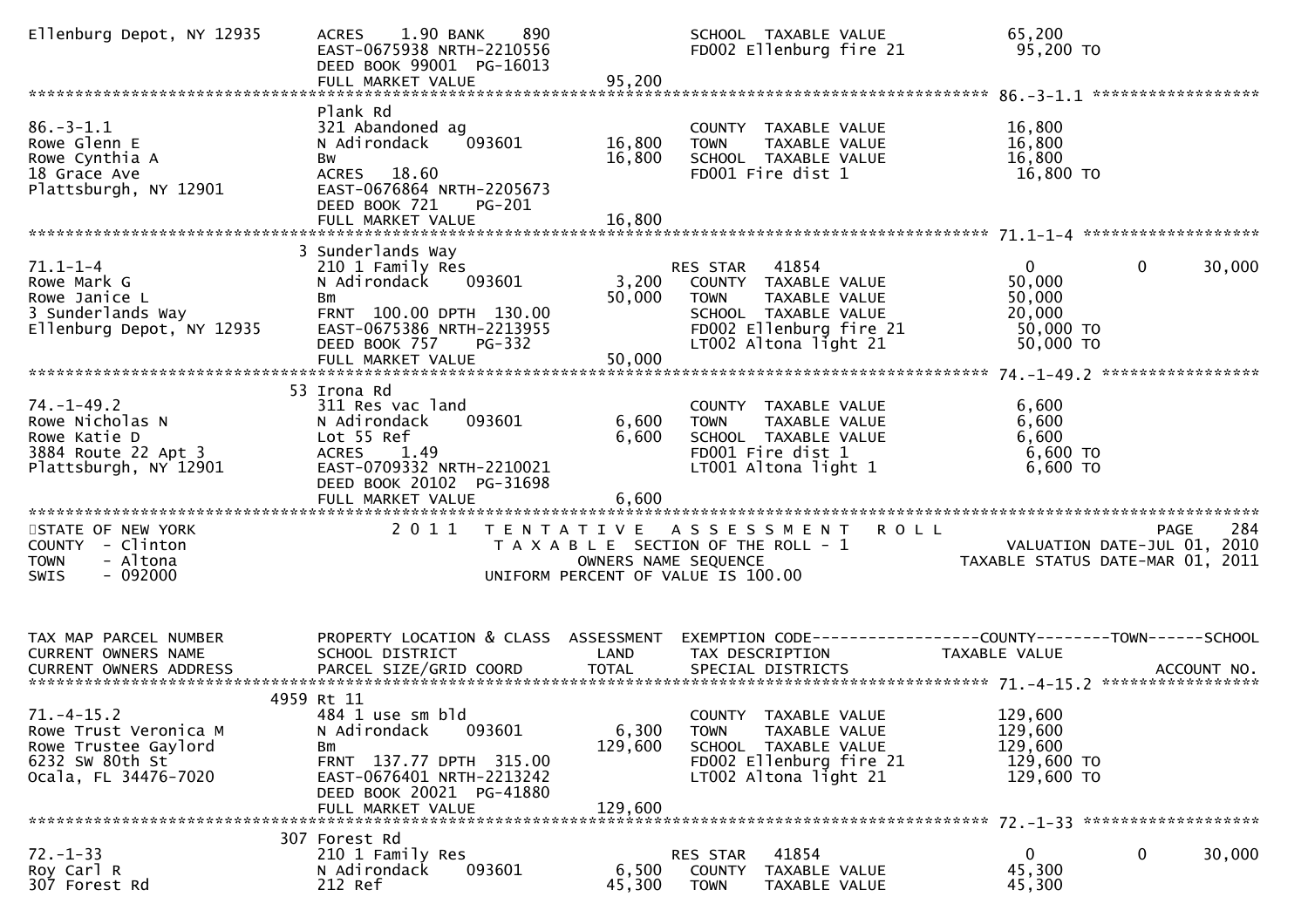```
Ellenburg Depot, NY 12935     ACRES    1.90 BANK    890               SCHOOL  TAXABLE VALUE            65,200
                              EAST-0675938 NRTH-2210556               FD002 Ellenburg fire 21           95,200 TO
                              DEED BOOK 99001  PG-16013
                              FULL MARKET VALUE              95,200
******************************************************************************************************* 86.-3-1.1 ******************
                              Plank Rd
86.-3-1.1                     321 Abandoned ag                        COUNTY  TAXABLE VALUE            16,800
Rowe Glenn E                  N Adirondack    093601        16,800    TOWN    TAXABLE VALUE            16,800
Rowe Cynthia A                Bw                            16,800    SCHOOL  TAXABLE VALUE            16,800
18 Grace Ave                  ACRES   18.60                           FD001 Fire dist 1                 16,800 TO
Plattsburgh, NY 12901         EAST-0676864 NRTH-2205673
                              DEED BOOK 721    PG-201
                              FULL MARKET VALUE              16,800
******************************************************************************************************* 71.1-1-4 *******************
                            3 Sunderlands Way
71.1-1-4                      210 1 Family Res                        RES STAR   41854                       0           0      30,000
Rowe Mark G                   N Adirondack    093601         3,200    COUNTY  TAXABLE VALUE            50,000
Rowe Janice L                 Bm                            50,000    TOWN    TAXABLE VALUE            50,000
3 Sunderlands Way             FRNT  100.00 DPTH  130.00               SCHOOL  TAXABLE VALUE            20,000
Ellenburg Depot, NY 12935     EAST-0675386 NRTH-2213955               FD002 Ellenburg fire 21           50,000 TO
                              DEED BOOK 757    PG-332                 LT002 Altona light 21             50,000 TO
                              FULL MARKET VALUE              50,000
******************************************************************************************************* 74.-1-49.2 *****************
                           53 Irona Rd
74.-1-49.2                    311 Res vac land                        COUNTY  TAXABLE VALUE             6,600
Rowe Nicholas N               N Adirondack    093601         6,600    TOWN    TAXABLE VALUE             6,600
Rowe Katie D                  Lot 55 Ref                     6,600    SCHOOL  TAXABLE VALUE             6,600
3884 Route 22 Apt 3           ACRES    1.49                           FD001 Fire dist 1                  6,600 TO
Plattsburgh, NY 12901         EAST-0709332 NRTH-2210021               LT001 Altona light 1               6,600 TO
                              DEED BOOK 20102  PG-31698
                              FULL MARKET VALUE               6,600
************************************************************************************************************************************
STATE OF NEW YORK                    2 0 1 1   T E N T A T I V E   A S S E S S M E N T   R O L L                            PAGE    284
COUNTY  - Clinton                              T A X A B L E  SECTION OF THE ROLL - 1                       VALUATION DATE-JUL 01, 2010
TOWN    - Altona                                        OWNERS NAME SEQUENCE                           TAXABLE STATUS DATE-MAR 01, 2011
SWIS    - 092000                               UNIFORM PERCENT OF VALUE IS 100.00


TAX MAP PARCEL NUMBER         PROPERTY LOCATION & CLASS  ASSESSMENT  EXEMPTION CODE------------------COUNTY--------TOWN------SCHOOL
CURRENT OWNERS NAME           SCHOOL DISTRICT               LAND      TAX DESCRIPTION             TAXABLE VALUE
CURRENT OWNERS ADDRESS        PARCEL SIZE/GRID COORD        TOTAL     SPECIAL DISTRICTS                                  ACCOUNT NO.
******************************************************************************************************* 71.-4-15.2 *****************
                         4959 Rt 11
71.-4-15.2                    484 1 use sm bld                        COUNTY  TAXABLE VALUE           129,600
Rowe Trust Veronica M         N Adirondack    093601         6,300    TOWN    TAXABLE VALUE           129,600
Rowe Trustee Gaylord          Bm                           129,600    SCHOOL  TAXABLE VALUE           129,600
6232 SW 80th St               FRNT  137.77 DPTH  315.00               FD002 Ellenburg fire 21          129,600 TO
Ocala, FL 34476-7020          EAST-0676401 NRTH-2213242               LT002 Altona light 21            129,600 TO
                              DEED BOOK 20021  PG-41880
                              FULL MARKET VALUE             129,600
******************************************************************************************************* 72.-1-33 *******************
                          307 Forest Rd
72.-1-33                      210 1 Family Res                        RES STAR   41854                       0           0      30,000
Roy Carl R                    N Adirondack    093601         6,500    COUNTY  TAXABLE VALUE            45,300
307 Forest Rd                 212 Ref                       45,300    TOWN    TAXABLE VALUE            45,300
```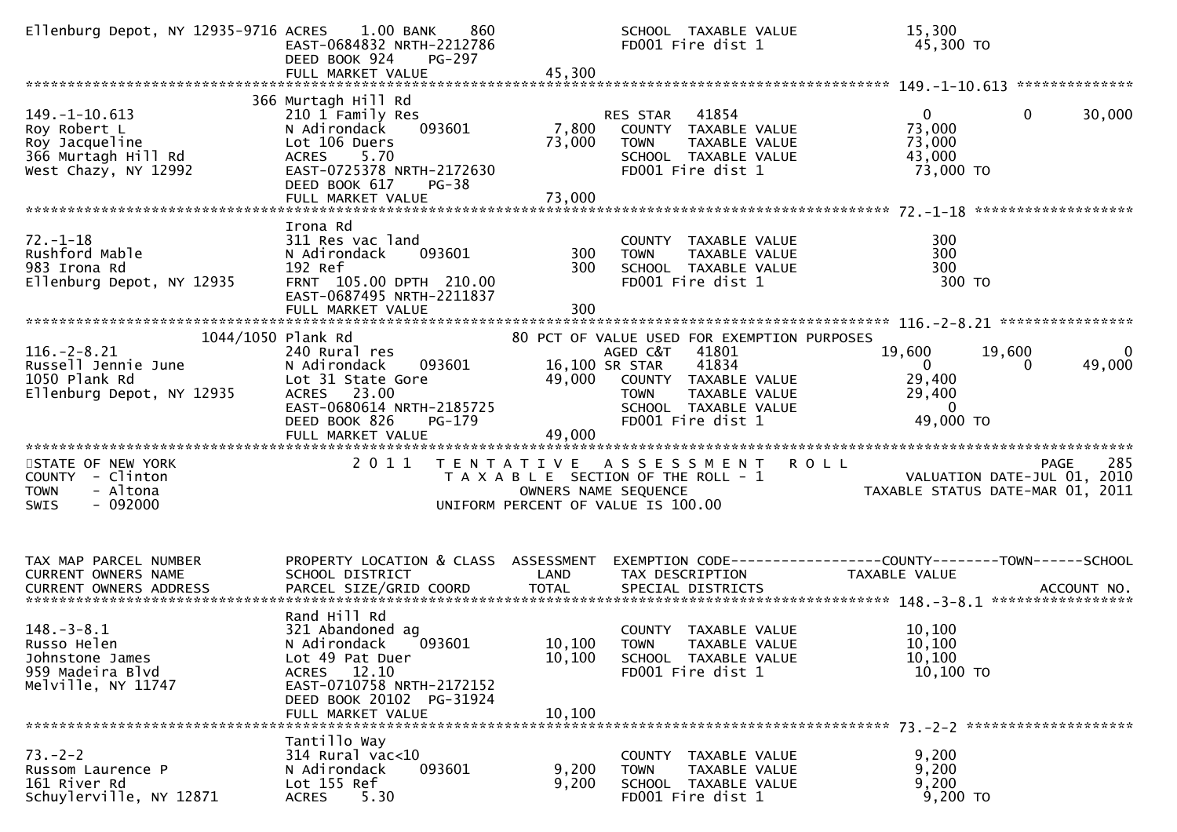```
Ellenburg Depot, NY 12935-9716 ACRES    1.00 BANK    860                SCHOOL  TAXABLE VALUE              15,300
                               EAST-0684832 NRTH-2212786                FD001 Fire dist 1                   45,300 TO
                               DEED BOOK 924    PG-297
                               FULL MARKET VALUE              45,300
******************************************************************************************************* 149.-1-10.613 **************
                    366 Murtagh Hill Rd
149.-1-10.613                  210 1 Family Res                          RES STAR   41854                  0             0        30,000
Roy Robert L                   N Adirondack     093601        7,800    COUNTY  TAXABLE VALUE              73,000
Roy Jacqueline                 Lot 106 Duers                 73,000    TOWN    TAXABLE VALUE              73,000
366 Murtagh Hill Rd            ACRES    5.70                            SCHOOL  TAXABLE VALUE              43,000
West Chazy, NY 12992           EAST-0725378 NRTH-2172630                FD001 Fire dist 1                   73,000 TO
                               DEED BOOK 617    PG-38
                               FULL MARKET VALUE              73,000
******************************************************************************************************* 72.-1-18 *******************
                    Irona Rd
72.-1-18                       311 Res vac land                         COUNTY  TAXABLE VALUE                 300
Rushford Mable                 N Adirondack     093601          300    TOWN    TAXABLE VALUE                 300
983 Irona Rd                   192 Ref                           300    SCHOOL  TAXABLE VALUE                 300
Ellenburg Depot, NY 12935      FRNT 105.00 DPTH 210.00                  FD001 Fire dist 1                      300 TO
                               EAST-0687495 NRTH-2211837
                               FULL MARKET VALUE                 300
******************************************************************************************************* 116.-2-8.21 ****************
          1044/1050 Plank Rd                                  80 PCT OF VALUE USED FOR EXEMPTION PURPOSES
116.-2-8.21                    240 Rural res                            AGED C&T   41801              19,600        19,600             0
Russell Jennie June            N Adirondack     093601       16,100 SR STAR    41834                   0             0        49,000
1050 Plank Rd                  Lot 31 State Gore             49,000    COUNTY  TAXABLE VALUE              29,400
Ellenburg Depot, NY 12935      ACRES   23.00                            TOWN    TAXABLE VALUE              29,400
                               EAST-0680614 NRTH-2185725                SCHOOL  TAXABLE VALUE                   0
                               DEED BOOK 826    PG-179                  FD001 Fire dist 1                   49,000 TO
                               FULL MARKET VALUE              49,000
************************************************************************************************************************************
STATE OF NEW YORK                2 0 1 1   T E N T A T I V E   A S S E S S M E N T   R O L L                              PAGE    285
COUNTY  - Clinton                          T A X A B L E  SECTION OF THE ROLL - 1                      VALUATION DATE-JUL 01, 2010
TOWN    - Altona                                    OWNERS NAME SEQUENCE                         TAXABLE STATUS DATE-MAR 01, 2011
SWIS    - 092000                               UNIFORM PERCENT OF VALUE IS 100.00


TAX MAP PARCEL NUMBER          PROPERTY LOCATION & CLASS  ASSESSMENT  EXEMPTION CODE------------------COUNTY--------TOWN------SCHOOL
CURRENT OWNERS NAME            SCHOOL DISTRICT               LAND      TAX DESCRIPTION              TAXABLE VALUE
CURRENT OWNERS ADDRESS         PARCEL SIZE/GRID COORD        TOTAL     SPECIAL DISTRICTS                                   ACCOUNT NO.
******************************************************************************************************* 148.-3-8.1 *****************
                    Rand Hill Rd
148.-3-8.1                     321 Abandoned ag                         COUNTY  TAXABLE VALUE              10,100
Russo Helen                    N Adirondack     093601       10,100    TOWN    TAXABLE VALUE              10,100
Johnstone James                Lot 49 Pat Duer               10,100    SCHOOL  TAXABLE VALUE              10,100
959 Madeira Blvd               ACRES   12.10                            FD001 Fire dist 1                   10,100 TO
Melville, NY 11747             EAST-0710758 NRTH-2172152
                               DEED BOOK 20102 PG-31924
                               FULL MARKET VALUE              10,100
******************************************************************************************************* 73.-2-2 ********************
                    Tantillo Way
73.-2-2                        314 Rural vac<10                         COUNTY  TAXABLE VALUE               9,200
Russom Laurence P              N Adirondack     093601        9,200    TOWN    TAXABLE VALUE               9,200
161 River Rd                   Lot 155 Ref                    9,200    SCHOOL  TAXABLE VALUE               9,200
Schuylerville, NY 12871        ACRES    5.30                            FD001 Fire dist 1                    9,200 TO
```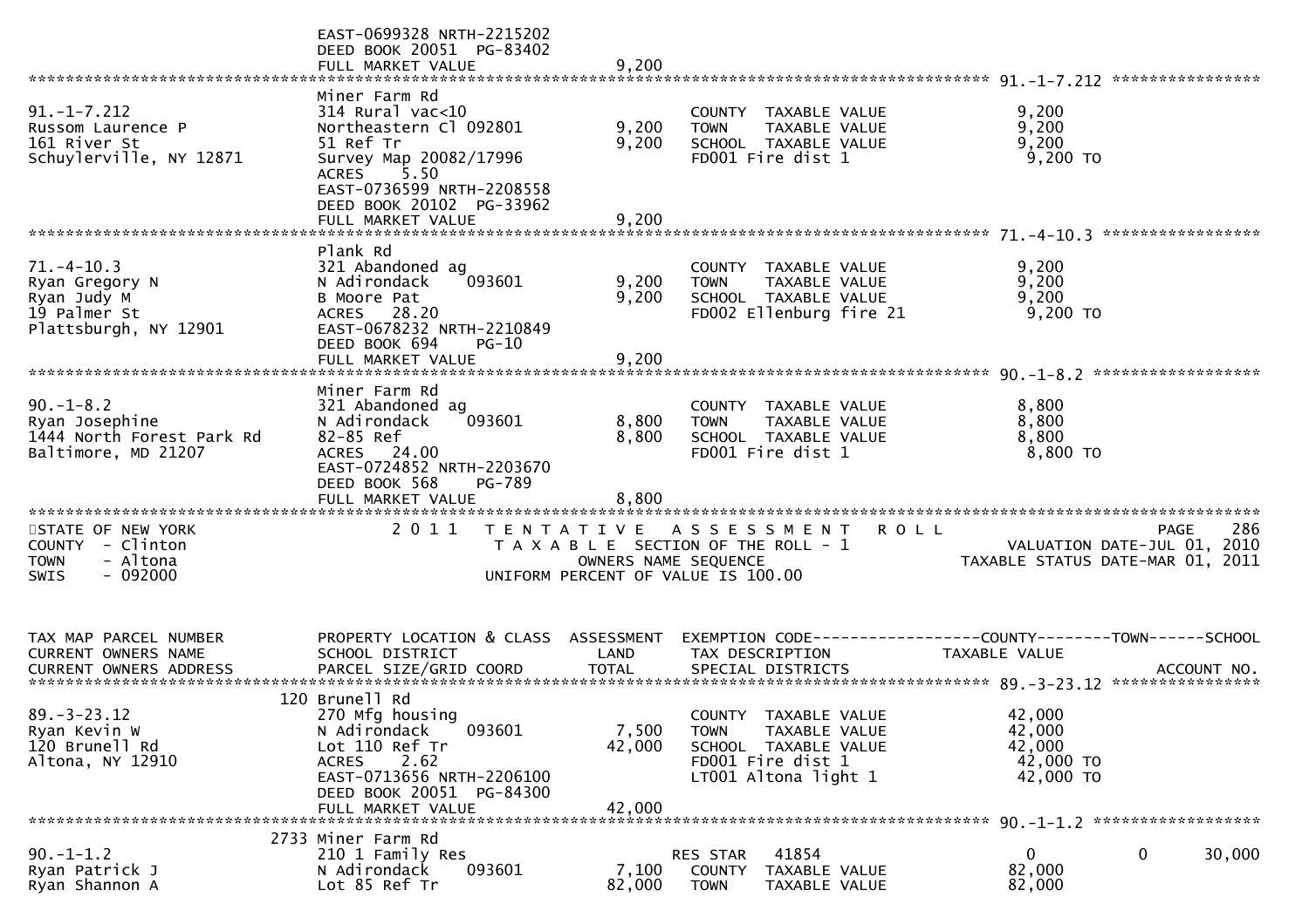EAST-0699328 NRTH-2215202
DEED BOOK 20051 PG-83402
FULL MARKET VALUE 9,200

******************************************************************************************************* 91.-1-7.212 ****************

| | | | | |
|---|---|---|---|---|
| 91.-1-7.212 | Miner Farm Rd | | | |
| Russom Laurence P | 314 Rural vac<10 | | COUNTY TAXABLE VALUE | 9,200 |
| 161 River St | Northeastern Cl 092801 | 9,200 | TOWN TAXABLE VALUE | 9,200 |
| Schuylerville, NY 12871 | 51 Ref Tr | 9,200 | SCHOOL TAXABLE VALUE | 9,200 |
| | Survey Map 20082/17996 | | FD001 Fire dist 1 | 9,200 TO |
| | ACRES 5.50 | | | |
| | EAST-0736599 NRTH-2208558 | | | |
| | DEED BOOK 20102 PG-33962 | | | |
| | FULL MARKET VALUE | 9,200 | | |

******************************************************************************************************* 71.-4-10.3 *****************

| | | | | |
|---|---|---|---|---|
| 71.-4-10.3 | Plank Rd | | | |
| Ryan Gregory N | 321 Abandoned ag | | COUNTY TAXABLE VALUE | 9,200 |
| Ryan Judy M | N Adirondack 093601 | 9,200 | TOWN TAXABLE VALUE | 9,200 |
| 19 Palmer St | B Moore Pat | 9,200 | SCHOOL TAXABLE VALUE | 9,200 |
| Plattsburgh, NY 12901 | ACRES 28.20 | | FD002 Ellenburg fire 21 | 9,200 TO |
| | EAST-0678232 NRTH-2210849 | | | |
| | DEED BOOK 694 PG-10 | | | |
| | FULL MARKET VALUE | 9,200 | | |

******************************************************************************************************* 90.-1-8.2 ******************

| | | | | |
|---|---|---|---|---|
| 90.-1-8.2 | Miner Farm Rd | | | |
| Ryan Josephine | 321 Abandoned ag | | COUNTY TAXABLE VALUE | 8,800 |
| 1444 North Forest Park Rd | N Adirondack 093601 | 8,800 | TOWN TAXABLE VALUE | 8,800 |
| Baltimore, MD 21207 | 82-85 Ref | 8,800 | SCHOOL TAXABLE VALUE | 8,800 |
| | ACRES 24.00 | | FD001 Fire dist 1 | 8,800 TO |
| | EAST-0724852 NRTH-2203670 | | | |
| | DEED BOOK 568 PG-789 | | | |
| | FULL MARKET VALUE | 8,800 | | |

*******************************************************************************************************

STATE OF NEW YORK — 2011 TENTATIVE ASSESSMENT ROLL — PAGE 286
COUNTY - Clinton — TAXABLE SECTION OF THE ROLL - 1 — VALUATION DATE-JUL 01, 2010
TOWN - Altona — OWNERS NAME SEQUENCE — TAXABLE STATUS DATE-MAR 01, 2011
SWIS - 092000 — UNIFORM PERCENT OF VALUE IS 100.00

| TAX MAP PARCEL NUMBER / CURRENT OWNERS NAME / CURRENT OWNERS ADDRESS | PROPERTY LOCATION & CLASS / SCHOOL DISTRICT / PARCEL SIZE/GRID COORD | ASSESSMENT LAND / TOTAL | EXEMPTION CODE / TAX DESCRIPTION / SPECIAL DISTRICTS | COUNTY TAXABLE VALUE | TOWN | SCHOOL / ACCOUNT NO. |
|---|---|---|---|---|---|---|

******************************************************************************************************* 89.-3-23.12 ****************

| | | | | | | |
|---|---|---|---|---|---|---|
| 89.-3-23.12 | 120 Brunell Rd | | | | | |
| Ryan Kevin W | 270 Mfg housing | | COUNTY TAXABLE VALUE | 42,000 | | |
| 120 Brunell Rd | N Adirondack 093601 | 7,500 | TOWN TAXABLE VALUE | 42,000 | | |
| Altona, NY 12910 | Lot 110 Ref Tr | 42,000 | SCHOOL TAXABLE VALUE | 42,000 | | |
| | ACRES 2.62 | | FD001 Fire dist 1 | 42,000 TO | | |
| | EAST-0713656 NRTH-2206100 | | LT001 Altona light 1 | 42,000 TO | | |
| | DEED BOOK 20051 PG-84300 | | | | | |
| | FULL MARKET VALUE | 42,000 | | | | |

******************************************************************************************************* 90.-1-1.2 ******************

| | | | | | | |
|---|---|---|---|---|---|---|
| 90.-1-1.2 | 2733 Miner Farm Rd | | | | | |
| | 210 1 Family Res | | RES STAR 41854 | 0 | 0 | 30,000 |
| Ryan Patrick J | N Adirondack 093601 | 7,100 | COUNTY TAXABLE VALUE | 82,000 | | |
| Ryan Shannon A | Lot 85 Ref Tr | 82,000 | TOWN TAXABLE VALUE | 82,000 | | |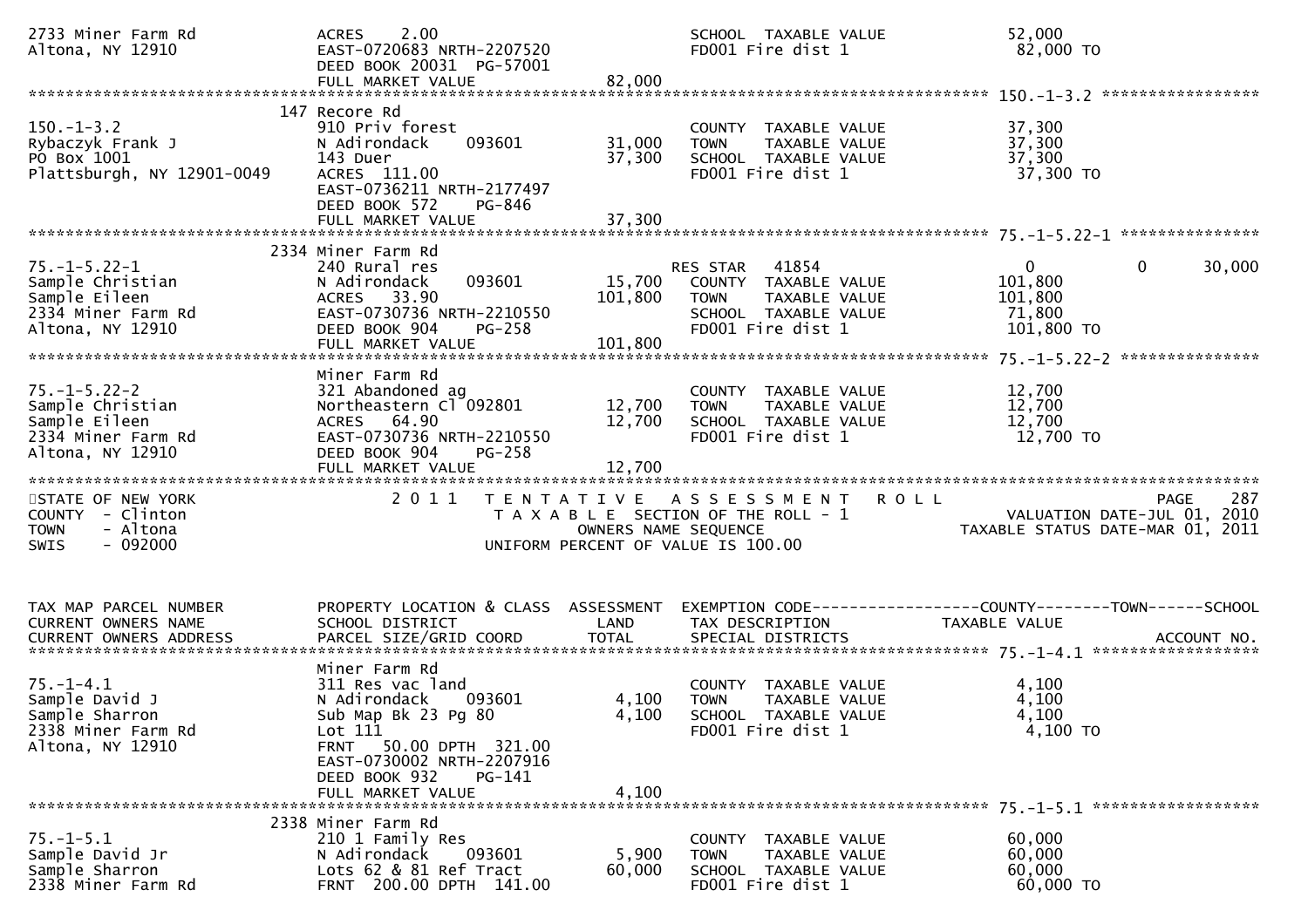```
2733 Miner Farm Rd            ACRES    2.00                           SCHOOL  TAXABLE VALUE              52,000
Altona, NY 12910              EAST-0720683 NRTH-2207520               FD001 Fire dist 1                   82,000 TO
                              DEED BOOK 20031  PG-57001
                              FULL MARKET VALUE              82,000
******************************************************************************************************* 150.-1-3.2 *****************
                          147 Recore Rd
150.-1-3.2                    910 Priv forest                         COUNTY  TAXABLE VALUE              37,300
Rybaczyk Frank J              N Adirondack     093601        31,000   TOWN    TAXABLE VALUE              37,300
PO Box 1001                   143 Duer                       37,300   SCHOOL  TAXABLE VALUE              37,300
Plattsburgh, NY 12901-0049    ACRES  111.00                           FD001 Fire dist 1                   37,300 TO
                              EAST-0736211 NRTH-2177497
                              DEED BOOK 572    PG-846
                              FULL MARKET VALUE              37,300
******************************************************************************************************* 75.-1-5.22-1 ***************
                          2334 Miner Farm Rd
75.-1-5.22-1                  240 Rural res                           RES STAR   41854                       0             0      30,000
Sample Christian              N Adirondack     093601        15,700   COUNTY  TAXABLE VALUE             101,800
Sample Eileen                 ACRES   33.90                 101,800   TOWN    TAXABLE VALUE             101,800
2334 Miner Farm Rd            EAST-0730736 NRTH-2210550               SCHOOL  TAXABLE VALUE              71,800
Altona, NY 12910              DEED BOOK 904    PG-258                 FD001 Fire dist 1                  101,800 TO
                              FULL MARKET VALUE             101,800
******************************************************************************************************* 75.-1-5.22-2 ***************
                              Miner Farm Rd
75.-1-5.22-2                  321 Abandoned ag                        COUNTY  TAXABLE VALUE              12,700
Sample Christian              Northeastern Cl 092801        12,700   TOWN    TAXABLE VALUE              12,700
Sample Eileen                 ACRES   64.90                  12,700   SCHOOL  TAXABLE VALUE              12,700
2334 Miner Farm Rd            EAST-0730736 NRTH-2210550               FD001 Fire dist 1                   12,700 TO
Altona, NY 12910              DEED BOOK 904    PG-258
                              FULL MARKET VALUE              12,700
************************************************************************************************************************************
STATE OF NEW YORK                 2 0 1 1   T E N T A T I V E   A S S E S S M E N T   R O L L                          PAGE   287
COUNTY  - Clinton                          T A X A B L E  SECTION OF THE ROLL - 1                   VALUATION DATE-JUL 01, 2010
TOWN    - Altona                                  OWNERS NAME SEQUENCE                          TAXABLE STATUS DATE-MAR 01, 2011
SWIS    - 092000                           UNIFORM PERCENT OF VALUE IS 100.00


TAX MAP PARCEL NUMBER         PROPERTY LOCATION & CLASS  ASSESSMENT  EXEMPTION CODE------------------COUNTY--------TOWN------SCHOOL
CURRENT OWNERS NAME           SCHOOL DISTRICT               LAND      TAX DESCRIPTION            TAXABLE VALUE
CURRENT OWNERS ADDRESS        PARCEL SIZE/GRID COORD        TOTAL     SPECIAL DISTRICTS                                  ACCOUNT NO.
******************************************************************************************************* 75.-1-4.1 ******************
                              Miner Farm Rd
75.-1-4.1                     311 Res vac land                        COUNTY  TAXABLE VALUE               4,100
Sample David J                N Adirondack     093601         4,100   TOWN    TAXABLE VALUE               4,100
Sample Sharron                Sub Map Bk 23 Pg 80             4,100   SCHOOL  TAXABLE VALUE               4,100
2338 Miner Farm Rd            Lot 111                                 FD001 Fire dist 1                    4,100 TO
Altona, NY 12910              FRNT   50.00 DPTH  321.00
                              EAST-0730002 NRTH-2207916
                              DEED BOOK 932    PG-141
                              FULL MARKET VALUE               4,100
******************************************************************************************************* 75.-1-5.1 ******************
                          2338 Miner Farm Rd
75.-1-5.1                     210 1 Family Res                        COUNTY  TAXABLE VALUE              60,000
Sample David Jr               N Adirondack     093601         5,900   TOWN    TAXABLE VALUE              60,000
Sample Sharron                Lots 62 & 81 Ref Tract         60,000   SCHOOL  TAXABLE VALUE              60,000
2338 Miner Farm Rd            FRNT  200.00 DPTH  141.00               FD001 Fire dist 1                   60,000 TO
```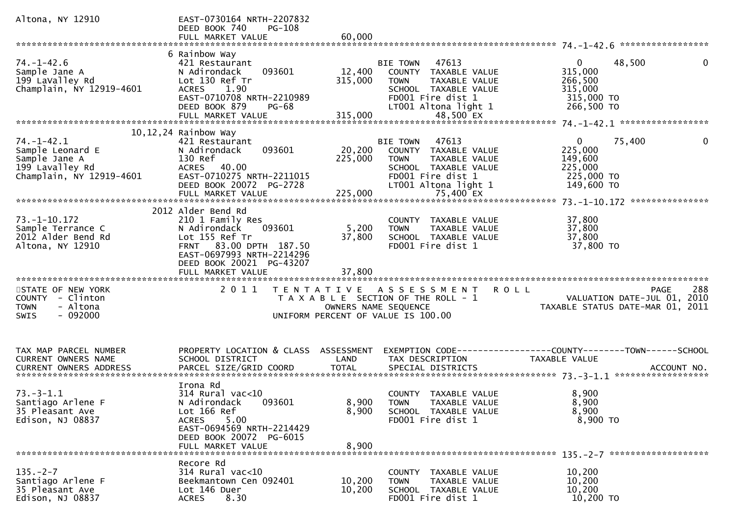```
Altona, NY 12910                  EAST-0730164 NRTH-2207832
                                  DEED BOOK 740     PG-108
                                  FULL MARKET VALUE               60,000
******************************************************************************************************* 74.-1-42.6 *****************
                                  6 Rainbow Way
74.-1-42.6                        421 Restaurant                             BIE TOWN    47613                      0      48,500            0
Sample Jane A                     N Adirondack      093601        12,400     COUNTY  TAXABLE VALUE             315,000
199 LaValley Rd                   Lot 130 Ref Tr                 315,000     TOWN    TAXABLE VALUE             266,500
Champlain, NY 12919-4601          ACRES     1.90                             SCHOOL  TAXABLE VALUE             315,000
                                  EAST-0710708 NRTH-2210989                  FD001 Fire dist 1                  315,000 TO
                                  DEED BOOK 879     PG-68                    LT001 Altona light 1               266,500 TO
                                  FULL MARKET VALUE              315,000           48,500 EX
******************************************************************************************************* 74.-1-42.1 *****************
                                  10,12,24 Rainbow Way
74.-1-42.1                        421 Restaurant                             BIE TOWN    47613                      0      75,400            0
Sample Leonard E                  N Adirondack      093601        20,200     COUNTY  TAXABLE VALUE             225,000
Sample Jane A                     130 Ref                        225,000     TOWN    TAXABLE VALUE             149,600
199 Lavalley Rd                   ACRES    40.00                             SCHOOL  TAXABLE VALUE             225,000
Champlain, NY 12919-4601          EAST-0710275 NRTH-2211015                  FD001 Fire dist 1                  225,000 TO
                                  DEED BOOK 20072  PG-2728                   LT001 Altona light 1               149,600 TO
                                  FULL MARKET VALUE              225,000           75,400 EX
******************************************************************************************************* 73.-1-10.172 ***************
                                  2012 Alder Bend Rd
73.-1-10.172                      210 1 Family Res                           COUNTY  TAXABLE VALUE              37,800
Sample Terrance C                 N Adirondack      093601         5,200     TOWN    TAXABLE VALUE              37,800
2012 Alder Bend Rd                Lot 155 Ref Tr                  37,800     SCHOOL  TAXABLE VALUE              37,800
Altona, NY 12910                  FRNT   83.00 DPTH 187.50                   FD001 Fire dist 1                   37,800 TO
                                  EAST-0697993 NRTH-2214296
                                  DEED BOOK 20021  PG-43207
                                  FULL MARKET VALUE               37,800
************************************************************************************************************************************
STATE OF NEW YORK                 2 0 1 1   T E N T A T I V E   A S S E S S M E N T   R O L L                               PAGE   288
COUNTY  - Clinton                          T A X A B L E  SECTION OF THE ROLL - 1                           VALUATION DATE-JUL 01, 2010
TOWN    - Altona                                  OWNERS NAME SEQUENCE                                  TAXABLE STATUS DATE-MAR 01, 2011
SWIS    - 092000                           UNIFORM PERCENT OF VALUE IS 100.00


TAX MAP PARCEL NUMBER             PROPERTY LOCATION & CLASS  ASSESSMENT  EXEMPTION CODE------------------COUNTY--------TOWN------SCHOOL
CURRENT OWNERS NAME               SCHOOL DISTRICT               LAND      TAX DESCRIPTION              TAXABLE VALUE
CURRENT OWNERS ADDRESS            PARCEL SIZE/GRID COORD        TOTAL     SPECIAL DISTRICTS                                  ACCOUNT NO.
******************************************************************************************************* 73.-3-1.1 ******************
                                  Irona Rd
73.-3-1.1                         314 Rural vac<10                           COUNTY  TAXABLE VALUE               8,900
Santiago Arlene F                 N Adirondack      093601         8,900     TOWN    TAXABLE VALUE               8,900
35 Pleasant Ave                   Lot 166 Ref                      8,900     SCHOOL  TAXABLE VALUE               8,900
Edison, NJ 08837                  ACRES     5.00                             FD001 Fire dist 1                    8,900 TO
                                  EAST-0694569 NRTH-2214429
                                  DEED BOOK 20072  PG-6015
                                  FULL MARKET VALUE                8,900
******************************************************************************************************* 135.-2-7 *******************
                                  Recore Rd
135.-2-7                          314 Rural vac<10                           COUNTY  TAXABLE VALUE              10,200
Santiago Arlene F                 Beekmantown Cen 092401          10,200     TOWN    TAXABLE VALUE              10,200
35 Pleasant Ave                   Lot 146 Duer                    10,200     SCHOOL  TAXABLE VALUE              10,200
Edison, NJ 08837                  ACRES     8.30                             FD001 Fire dist 1                   10,200 TO
```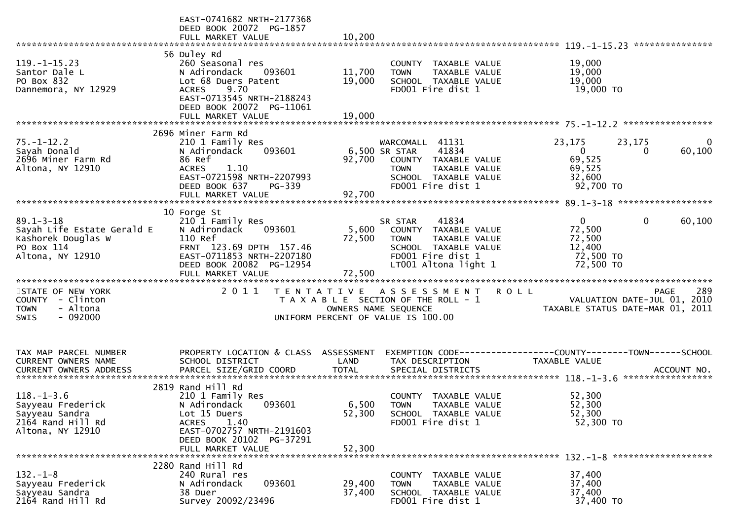```
                              EAST-0741682 NRTH-2177368
                              DEED BOOK 20072  PG-1857
                              FULL MARKET VALUE             10,200
******************************************************************************************************* 119.-1-15.23 ***************
                              56 Duley Rd
119.-1-15.23                  260 Seasonal res                        COUNTY  TAXABLE VALUE           19,000
Santor Dale L                 N Adirondack    093601        11,700    TOWN    TAXABLE VALUE           19,000
PO Box 832                    Lot 68 Duers Patent           19,000    SCHOOL  TAXABLE VALUE           19,000
Dannemora, NY 12929           ACRES    9.70                           FD001 Fire dist 1                19,000 TO
                              EAST-0713545 NRTH-2188243
                              DEED BOOK 20072  PG-11061
                              FULL MARKET VALUE             19,000
******************************************************************************************************* 75.-1-12.2 *****************
                              2696 Miner Farm Rd
75.-1-12.2                    210 1 Family Res                        WARCOMALL  41131               23,175      23,175           0
Sayah Donald                  N Adirondack    093601         6,500 SR STAR    41834                     0           0      60,100
2696 Miner Farm Rd            86 Ref                        92,700    COUNTY  TAXABLE VALUE           69,525
Altona, NY 12910              ACRES    1.10                           TOWN    TAXABLE VALUE           69,525
                              EAST-0721598 NRTH-2207993               SCHOOL  TAXABLE VALUE           32,600
                              DEED BOOK 637    PG-339                 FD001 Fire dist 1                92,700 TO
                              FULL MARKET VALUE             92,700
******************************************************************************************************* 89.1-3-18 ******************
                              10 Forge St
89.1-3-18                     210 1 Family Res                        SR STAR    41834                  0           0      60,100
Sayah Life Estate Gerald E    N Adirondack    093601         5,600    COUNTY  TAXABLE VALUE           72,500
Kashorek Douglas W            110 Ref                       72,500    TOWN    TAXABLE VALUE           72,500
PO Box 114                    FRNT 123.69 DPTH 157.46                 SCHOOL  TAXABLE VALUE           12,400
Altona, NY 12910              EAST-0711853 NRTH-2207180               FD001 Fire dist 1                72,500 TO
                              DEED BOOK 20082  PG-12954               LT001 Altona light 1             72,500 TO
                              FULL MARKET VALUE             72,500
************************************************************************************************************************************
STATE OF NEW YORK              2 0 1 1   T E N T A T I V E   A S S E S S M E N T   R O L L                              PAGE    289
COUNTY  - Clinton                          T A X A B L E  SECTION OF THE ROLL - 1                   VALUATION DATE-JUL 01, 2010
TOWN    - Altona                                  OWNERS NAME SEQUENCE                         TAXABLE STATUS DATE-MAR 01, 2011
SWIS    - 092000                           UNIFORM PERCENT OF VALUE IS 100.00


TAX MAP PARCEL NUMBER          PROPERTY LOCATION & CLASS  ASSESSMENT  EXEMPTION CODE------------------COUNTY--------TOWN------SCHOOL
CURRENT OWNERS NAME            SCHOOL DISTRICT               LAND      TAX DESCRIPTION               TAXABLE VALUE
CURRENT OWNERS ADDRESS         PARCEL SIZE/GRID COORD        TOTAL     SPECIAL DISTRICTS                                  ACCOUNT NO.
******************************************************************************************************* 118.-1-3.6 *****************
                              2819 Rand Hill Rd
118.-1-3.6                    210 1 Family Res                        COUNTY  TAXABLE VALUE           52,300
Sayyeau Frederick             N Adirondack    093601         6,500    TOWN    TAXABLE VALUE           52,300
Sayyeau Sandra                Lot 15 Duers                  52,300    SCHOOL  TAXABLE VALUE           52,300
2164 Rand Hill Rd             ACRES    1.40                           FD001 Fire dist 1                52,300 TO
Altona, NY 12910              EAST-0702757 NRTH-2191603
                              DEED BOOK 20102  PG-37291
                              FULL MARKET VALUE             52,300
******************************************************************************************************* 132.-1-8 *******************
                              2280 Rand Hill Rd
132.-1-8                      240 Rural res                           COUNTY  TAXABLE VALUE           37,400
Sayyeau Frederick             N Adirondack    093601        29,400    TOWN    TAXABLE VALUE           37,400
Sayyeau Sandra                38 Duer                       37,400    SCHOOL  TAXABLE VALUE           37,400
2164 Rand Hill Rd             Survey 20092/23496                      FD001 Fire dist 1                37,400 TO
```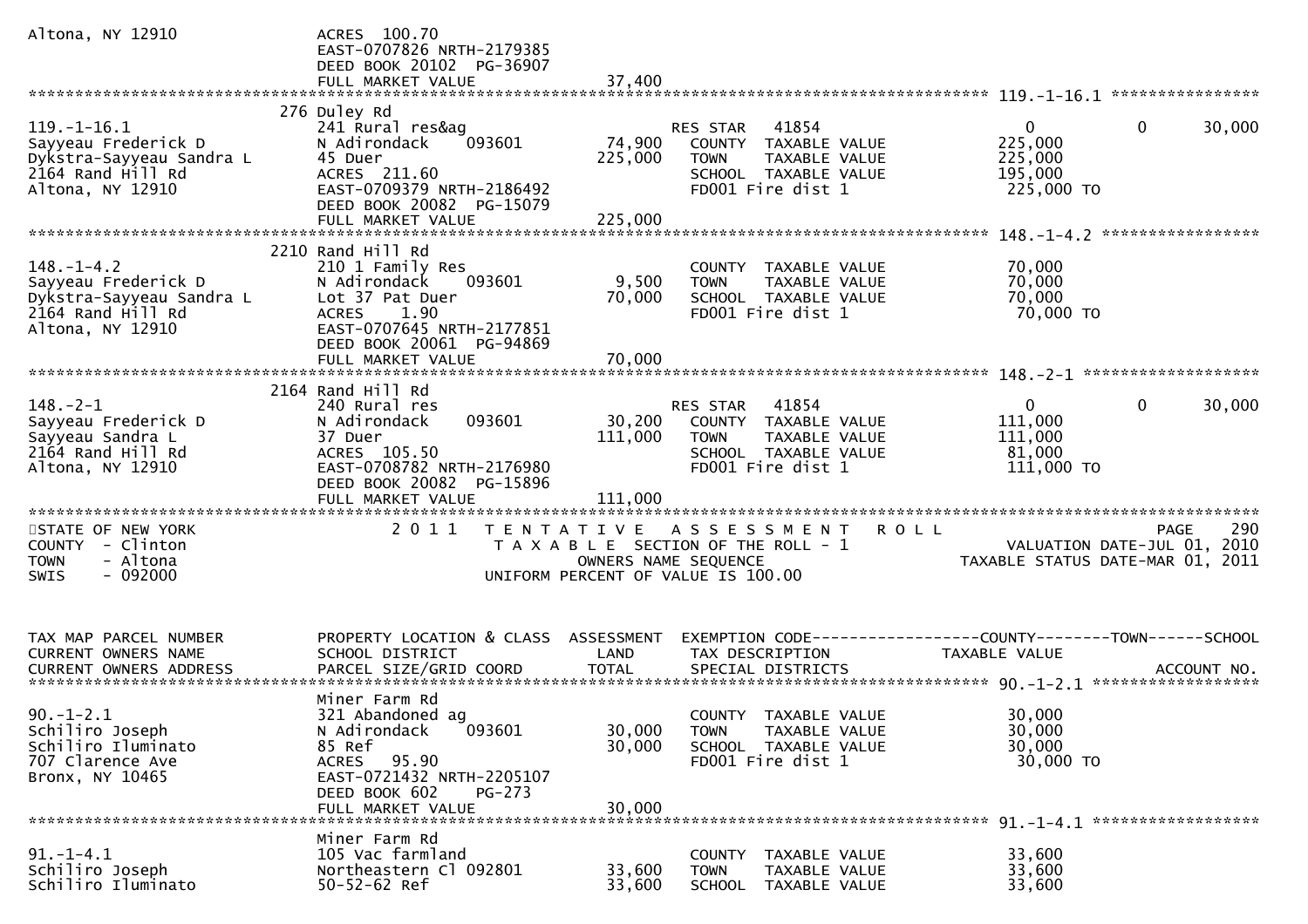```
Altona, NY 12910              ACRES 100.70
                              EAST-0707826 NRTH-2179385
                              DEED BOOK 20102  PG-36907
                              FULL MARKET VALUE            37,400
******************************************************************************************************* 119.-1-16.1 ****************
                              276 Duley Rd
119.-1-16.1                   241 Rural res&ag                     RES STAR   41854                0          0     30,000
Sayyeau Frederick D           N Adirondack     093601    74,900   COUNTY  TAXABLE VALUE          225,000
Dykstra-Sayyeau Sandra L      45 Duer                   225,000   TOWN    TAXABLE VALUE          225,000
2164 Rand Hill Rd             ACRES 211.60                         SCHOOL  TAXABLE VALUE          195,000
Altona, NY 12910              EAST-0709379 NRTH-2186492            FD001 Fire dist 1               225,000 TO
                              DEED BOOK 20082  PG-15079
                              FULL MARKET VALUE           225,000
******************************************************************************************************* 148.-1-4.2 *****************
                              2210 Rand Hill Rd
148.-1-4.2                    210 1 Family Res                     COUNTY  TAXABLE VALUE           70,000
Sayyeau Frederick D           N Adirondack     093601     9,500   TOWN    TAXABLE VALUE           70,000
Dykstra-Sayyeau Sandra L      Lot 37 Pat Duer            70,000   SCHOOL  TAXABLE VALUE           70,000
2164 Rand Hill Rd             ACRES    1.90                        FD001 Fire dist 1                70,000 TO
Altona, NY 12910              EAST-0707645 NRTH-2177851
                              DEED BOOK 20061  PG-94869
                              FULL MARKET VALUE            70,000
******************************************************************************************************* 148.-2-1 *******************
                              2164 Rand Hill Rd
148.-2-1                      240 Rural res                        RES STAR   41854                0          0     30,000
Sayyeau Frederick D           N Adirondack     093601    30,200   COUNTY  TAXABLE VALUE          111,000
Sayyeau Sandra L              37 Duer                   111,000   TOWN    TAXABLE VALUE          111,000
2164 Rand Hill Rd             ACRES 105.50                         SCHOOL  TAXABLE VALUE           81,000
Altona, NY 12910              EAST-0708782 NRTH-2176980            FD001 Fire dist 1               111,000 TO
                              DEED BOOK 20082  PG-15896
                              FULL MARKET VALUE           111,000
************************************************************************************************************************************
STATE OF NEW YORK                 2 0 1 1   T E N T A T I V E   A S S E S S M E N T   R O L L                           PAGE    290
COUNTY  - Clinton                        T A X A B L E  SECTION OF THE ROLL - 1                      VALUATION DATE-JUL 01, 2010
TOWN    - Altona                                 OWNERS NAME SEQUENCE                           TAXABLE STATUS DATE-MAR 01, 2011
SWIS    - 092000                          UNIFORM PERCENT OF VALUE IS 100.00


TAX MAP PARCEL NUMBER         PROPERTY LOCATION & CLASS  ASSESSMENT  EXEMPTION CODE------------------COUNTY--------TOWN------SCHOOL
CURRENT OWNERS NAME           SCHOOL DISTRICT               LAND      TAX DESCRIPTION              TAXABLE VALUE
CURRENT OWNERS ADDRESS        PARCEL SIZE/GRID COORD        TOTAL     SPECIAL DISTRICTS                                 ACCOUNT NO.
******************************************************************************************************* 90.-1-2.1 ******************
                              Miner Farm Rd
90.-1-2.1                     321 Abandoned ag                     COUNTY  TAXABLE VALUE           30,000
Schiliro Joseph               N Adirondack     093601    30,000   TOWN    TAXABLE VALUE           30,000
Schiliro Iluminato            85 Ref                     30,000   SCHOOL  TAXABLE VALUE           30,000
707 Clarence Ave              ACRES  95.90                         FD001 Fire dist 1                30,000 TO
Bronx, NY 10465               EAST-0721432 NRTH-2205107
                              DEED BOOK 602    PG-273
                              FULL MARKET VALUE            30,000
******************************************************************************************************* 91.-1-4.1 ******************
                              Miner Farm Rd
91.-1-4.1                     105 Vac farmland                     COUNTY  TAXABLE VALUE           33,600
Schiliro Joseph               Northeastern Cl 092801     33,600   TOWN    TAXABLE VALUE           33,600
Schiliro Iluminato            50-52-62 Ref               33,600   SCHOOL  TAXABLE VALUE           33,600
```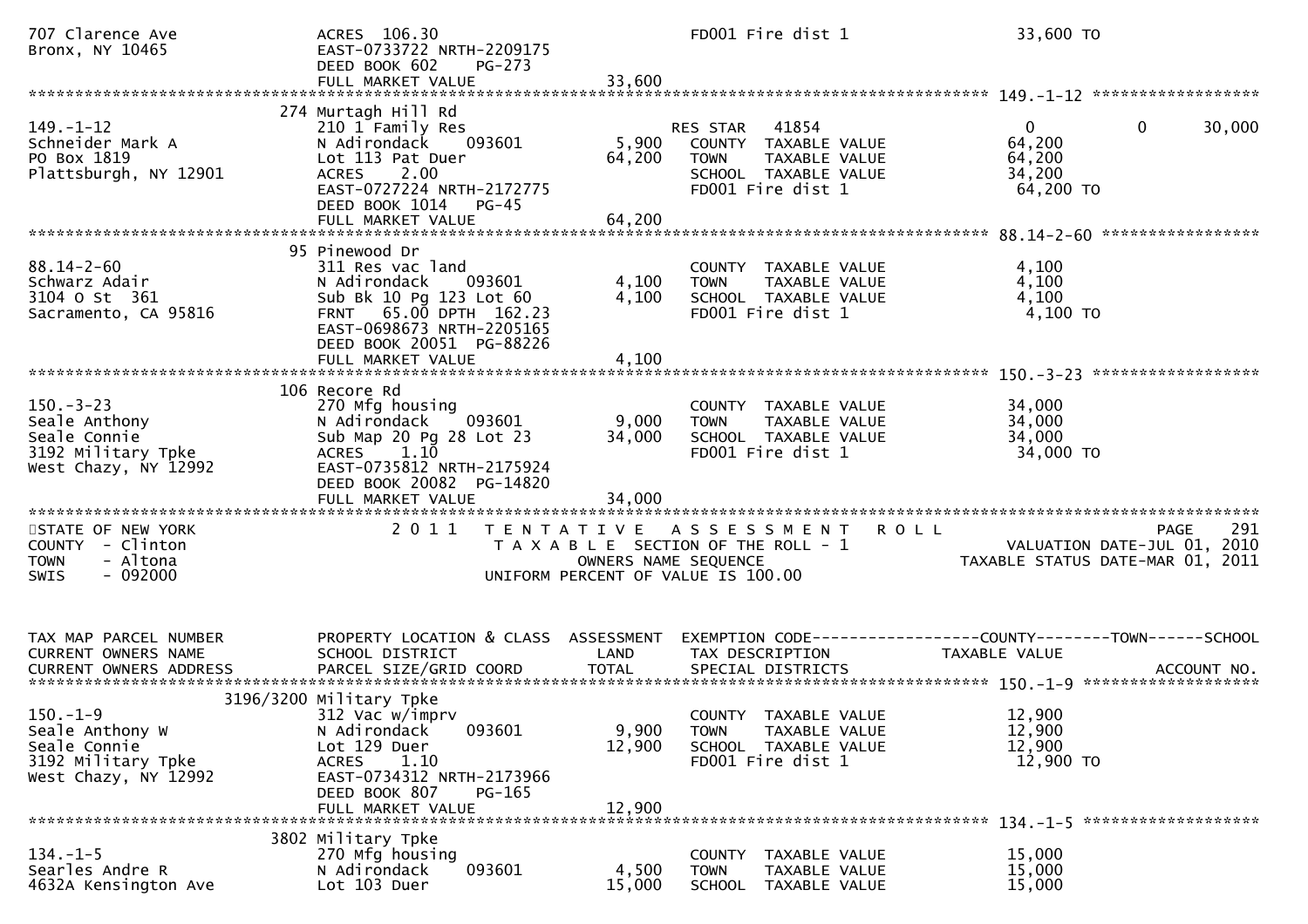```
707 Clarence Ave              ACRES 106.30                               FD001 Fire dist 1                    33,600 TO
Bronx, NY 10465               EAST-0733722 NRTH-2209175
                              DEED BOOK 602    PG-273
                              FULL MARKET VALUE               33,600
******************************************************************************************************* 149.-1-12 ******************
                           274 Murtagh Hill Rd
149.-1-12                     210 1 Family Res                      RES STAR   41854                  0            0        30,000
Schneider Mark A              N Adirondack    093601         5,900    COUNTY  TAXABLE VALUE           64,200
PO Box 1819                   Lot 113 Pat Duer              64,200    TOWN    TAXABLE VALUE           64,200
Plattsburgh, NY 12901         ACRES    2.00                           SCHOOL  TAXABLE VALUE           34,200
                              EAST-0727224 NRTH-2172775               FD001 Fire dist 1                64,200 TO
                              DEED BOOK 1014   PG-45
                              FULL MARKET VALUE               64,200
******************************************************************************************************* 88.14-2-60 *****************
                            95 Pinewood Dr
88.14-2-60                    311 Res vac land                        COUNTY  TAXABLE VALUE            4,100
Schwarz Adair                 N Adirondack    093601         4,100    TOWN    TAXABLE VALUE            4,100
3104 O St  361                Sub Bk 10 Pg 123 Lot 60        4,100    SCHOOL  TAXABLE VALUE            4,100
Sacramento, CA 95816          FRNT   65.00 DPTH 162.23                FD001 Fire dist 1                 4,100 TO
                              EAST-0698673 NRTH-2205165
                              DEED BOOK 20051  PG-88226
                              FULL MARKET VALUE                4,100
******************************************************************************************************* 150.-3-23 ******************
                           106 Recore Rd
150.-3-23                     270 Mfg housing                         COUNTY  TAXABLE VALUE           34,000
Seale Anthony                 N Adirondack    093601         9,000    TOWN    TAXABLE VALUE           34,000
Seale Connie                  Sub Map 20 Pg 28 Lot 23       34,000    SCHOOL  TAXABLE VALUE           34,000
3192 Military Tpke            ACRES    1.10                           FD001 Fire dist 1                34,000 TO
West Chazy, NY 12992          EAST-0735812 NRTH-2175924
                              DEED BOOK 20082  PG-14820
                              FULL MARKET VALUE               34,000
************************************************************************************************************************************
STATE OF NEW YORK                2 0 1 1   T E N T A T I V E   A S S E S S M E N T   R O L L                          PAGE    291
COUNTY  - Clinton                           T A X A B L E  SECTION OF THE ROLL - 1                       VALUATION DATE-JUL 01, 2010
TOWN    - Altona                                  OWNERS NAME SEQUENCE                             TAXABLE STATUS DATE-MAR 01, 2011
SWIS    - 092000                          UNIFORM PERCENT OF VALUE IS 100.00


TAX MAP PARCEL NUMBER         PROPERTY LOCATION & CLASS  ASSESSMENT  EXEMPTION CODE------------------COUNTY--------TOWN------SCHOOL
CURRENT OWNERS NAME           SCHOOL DISTRICT               LAND      TAX DESCRIPTION              TAXABLE VALUE
CURRENT OWNERS ADDRESS        PARCEL SIZE/GRID COORD        TOTAL     SPECIAL DISTRICTS                                  ACCOUNT NO.
******************************************************************************************************* 150.-1-9 *******************
                     3196/3200 Military Tpke
150.-1-9                      312 Vac w/imprv                         COUNTY  TAXABLE VALUE           12,900
Seale Anthony W               N Adirondack    093601         9,900    TOWN    TAXABLE VALUE           12,900
Seale Connie                  Lot 129 Duer                  12,900    SCHOOL  TAXABLE VALUE           12,900
3192 Military Tpke            ACRES    1.10                           FD001 Fire dist 1                12,900 TO
West Chazy, NY 12992          EAST-0734312 NRTH-2173966
                              DEED BOOK 807    PG-165
                              FULL MARKET VALUE               12,900
******************************************************************************************************* 134.-1-5 *******************
                          3802 Military Tpke
134.-1-5                      270 Mfg housing                         COUNTY  TAXABLE VALUE           15,000
Searles Andre R               N Adirondack    093601         4,500    TOWN    TAXABLE VALUE           15,000
4632A Kensington Ave          Lot 103 Duer                  15,000    SCHOOL  TAXABLE VALUE           15,000
```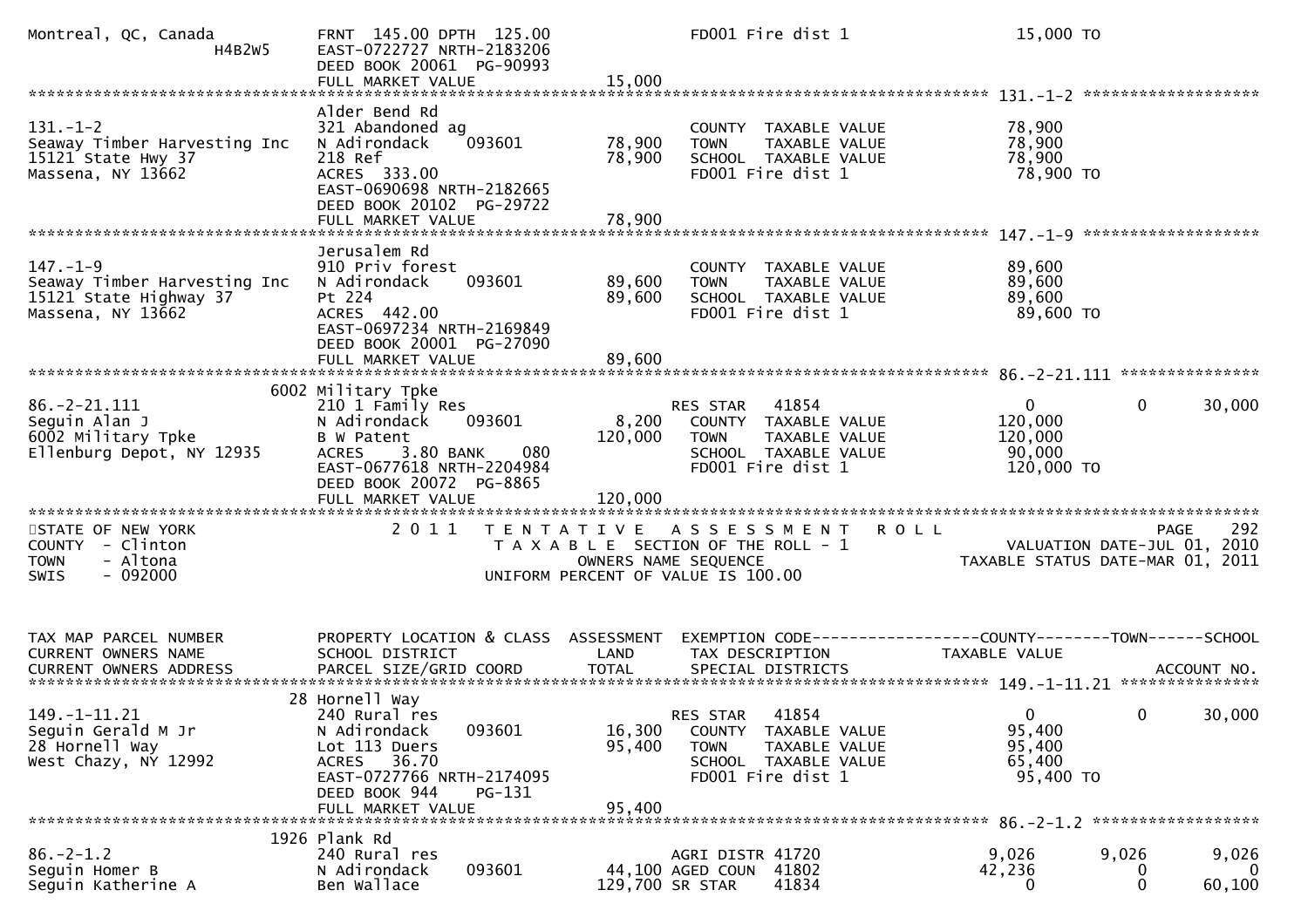```
Montreal, QC, Canada          FRNT 145.00 DPTH 125.00              FD001 Fire dist 1                    15,000 TO
                  H4B2W5      EAST-0722727 NRTH-2183206
                              DEED BOOK 20061  PG-90993
                              FULL MARKET VALUE               15,000
******************************************************************************************************* 131.-1-2 *****************
                              Alder Bend Rd
131.-1-2                      321 Abandoned ag                       COUNTY  TAXABLE VALUE              78,900
Seaway Timber Harvesting Inc  N Adirondack      093601        78,900   TOWN    TAXABLE VALUE              78,900
15121 State Hwy 37            218 Ref                         78,900   SCHOOL  TAXABLE VALUE              78,900
Massena, NY 13662             ACRES  333.00                            FD001 Fire dist 1                  78,900 TO
                              EAST-0690698 NRTH-2182665
                              DEED BOOK 20102  PG-29722
                              FULL MARKET VALUE               78,900
******************************************************************************************************* 147.-1-9 *****************
                              Jerusalem Rd
147.-1-9                      910 Priv forest                        COUNTY  TAXABLE VALUE              89,600
Seaway Timber Harvesting Inc  N Adirondack      093601        89,600   TOWN    TAXABLE VALUE              89,600
15121 State Highway 37        Pt 224                          89,600   SCHOOL  TAXABLE VALUE              89,600
Massena, NY 13662             ACRES  442.00                            FD001 Fire dist 1                  89,600 TO
                              EAST-0697234 NRTH-2169849
                              DEED BOOK 20001  PG-27090
                              FULL MARKET VALUE               89,600
******************************************************************************************************* 86.-2-21.111 *************
                        6002 Military Tpke
86.-2-21.111                  210 1 Family Res                       RES STAR   41854                  0            0      30,000
Seguin Alan J                 N Adirondack      093601         8,200   COUNTY  TAXABLE VALUE             120,000
6002 Military Tpke            B W Patent                     120,000   TOWN    TAXABLE VALUE             120,000
Ellenburg Depot, NY 12935     ACRES    3.80 BANK     080               SCHOOL  TAXABLE VALUE              90,000
                              EAST-0677618 NRTH-2204984                FD001 Fire dist 1                 120,000 TO
                              DEED BOOK 20072  PG-8865
                              FULL MARKET VALUE              120,000
************************************************************************************************************************************
STATE OF NEW YORK                2 0 1 1   T E N T A T I V E   A S S E S S M E N T   R O L L                        PAGE    292
COUNTY  - Clinton                          T A X A B L E  SECTION OF THE ROLL - 1                  VALUATION DATE-JUL 01, 2010
TOWN    - Altona                                  OWNERS NAME SEQUENCE                         TAXABLE STATUS DATE-MAR 01, 2011
SWIS    - 092000                           UNIFORM PERCENT OF VALUE IS 100.00


TAX MAP PARCEL NUMBER         PROPERTY LOCATION & CLASS  ASSESSMENT  EXEMPTION CODE------------------COUNTY--------TOWN------SCHOOL
CURRENT OWNERS NAME           SCHOOL DISTRICT               LAND      TAX DESCRIPTION            TAXABLE VALUE
CURRENT OWNERS ADDRESS        PARCEL SIZE/GRID COORD        TOTAL     SPECIAL DISTRICTS                                  ACCOUNT NO.
******************************************************************************************************* 149.-1-11.21 *************
                           28 Hornell Way
149.-1-11.21                  240 Rural res                          RES STAR   41854                  0            0      30,000
Seguin Gerald M Jr            N Adirondack      093601        16,300   COUNTY  TAXABLE VALUE              95,400
28 Hornell Way                Lot 113 Duers                   95,400   TOWN    TAXABLE VALUE              95,400
West Chazy, NY 12992          ACRES   36.70                            SCHOOL  TAXABLE VALUE              65,400
                              EAST-0727766 NRTH-2174095                FD001 Fire dist 1                  95,400 TO
                              DEED BOOK 944    PG-131
                              FULL MARKET VALUE               95,400
******************************************************************************************************* 86.-2-1.2 ****************
                         1926 Plank Rd
86.-2-1.2                     240 Rural res                          AGRI DISTR 41720              9,026        9,026       9,026
Seguin Homer B                N Adirondack      093601        44,100 AGED COUN  41802             42,236            0           0
Seguin Katherine A            Ben Wallace                    129,700 SR STAR    41834                  0            0      60,100
```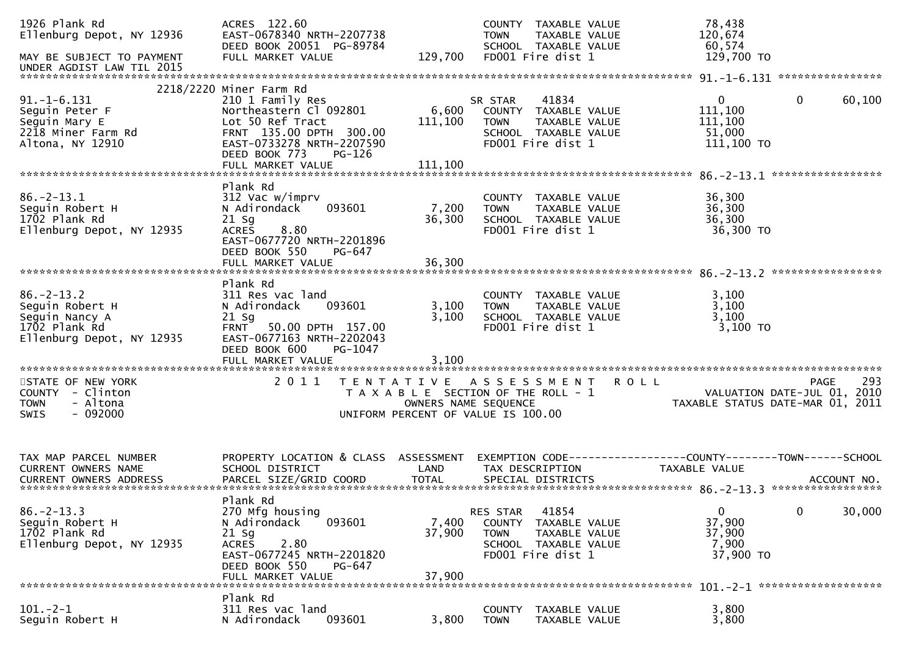```
1926 Plank Rd                  ACRES  122.60                                  COUNTY  TAXABLE VALUE            78,438
Ellenburg Depot, NY 12936      EAST-0678340 NRTH-2207738                      TOWN    TAXABLE VALUE           120,674
                               DEED BOOK 20051  PG-89784                      SCHOOL  TAXABLE VALUE            60,574
MAY BE SUBJECT TO PAYMENT      FULL MARKET VALUE              129,700         FD001 Fire dist 1               129,700 TO
UNDER AGDIST LAW TIL 2015
******************************************************************************************************* 91.-1-6.131 ****************
                    2218/2220 Miner Farm Rd
91.-1-6.131                    210 1 Family Res                               SR STAR     41834                    0            0      60,100
Seguin Peter F                 Northeastern Cl 092801           6,600         COUNTY  TAXABLE VALUE           111,100
Seguin Mary E                  Lot 50 Ref Tract               111,100         TOWN    TAXABLE VALUE           111,100
2218 Miner Farm Rd             FRNT  135.00 DPTH  300.00                      SCHOOL  TAXABLE VALUE            51,000
Altona, NY 12910               EAST-0733278 NRTH-2207590                      FD001 Fire dist 1               111,100 TO
                               DEED BOOK 773    PG-126
                               FULL MARKET VALUE              111,100
******************************************************************************************************* 86.-2-13.1 *****************
                               Plank Rd
86.-2-13.1                     312 Vac w/imprv                                COUNTY  TAXABLE VALUE            36,300
Seguin Robert H                N Adirondack     093601          7,200         TOWN    TAXABLE VALUE            36,300
1702 Plank Rd                  21 Sg                           36,300         SCHOOL  TAXABLE VALUE            36,300
Ellenburg Depot, NY 12935      ACRES     8.80                                 FD001 Fire dist 1                36,300 TO
                               EAST-0677720 NRTH-2201896
                               DEED BOOK 550    PG-647
                               FULL MARKET VALUE               36,300
******************************************************************************************************* 86.-2-13.2 *****************
                               Plank Rd
86.-2-13.2                     311 Res vac land                               COUNTY  TAXABLE VALUE             3,100
Seguin Robert H                N Adirondack     093601          3,100         TOWN    TAXABLE VALUE             3,100
Seguin Nancy A                 21 Sg                            3,100         SCHOOL  TAXABLE VALUE             3,100
1702 Plank Rd                  FRNT   50.00 DPTH  157.00                      FD001 Fire dist 1                 3,100 TO
Ellenburg Depot, NY 12935      EAST-0677163 NRTH-2202043
                               DEED BOOK 600    PG-1047
                               FULL MARKET VALUE                3,100
************************************************************************************************************************************
STATE OF NEW YORK                   2 0 1 1   T E N T A T I V E   A S S E S S M E N T   R O L L                          PAGE    293
COUNTY  - Clinton                            T A X A B L E  SECTION OF THE ROLL - 1                     VALUATION DATE-JUL 01, 2010
TOWN    - Altona                                   OWNERS NAME SEQUENCE                               TAXABLE STATUS DATE-MAR 01, 2011
SWIS    - 092000                            UNIFORM PERCENT OF VALUE IS 100.00


TAX MAP PARCEL NUMBER          PROPERTY LOCATION & CLASS  ASSESSMENT  EXEMPTION CODE------------------COUNTY--------TOWN------SCHOOL
CURRENT OWNERS NAME            SCHOOL DISTRICT               LAND      TAX DESCRIPTION             TAXABLE VALUE
CURRENT OWNERS ADDRESS         PARCEL SIZE/GRID COORD        TOTAL     SPECIAL DISTRICTS                                  ACCOUNT NO.
******************************************************************************************************* 86.-2-13.3 *****************
                               Plank Rd
86.-2-13.3                     270 Mfg housing                                RES STAR    41854                    0            0      30,000
Seguin Robert H                N Adirondack     093601          7,400         COUNTY  TAXABLE VALUE            37,900
1702 Plank Rd                  21 Sg                           37,900         TOWN    TAXABLE VALUE            37,900
Ellenburg Depot, NY 12935      ACRES     2.80                                 SCHOOL  TAXABLE VALUE             7,900
                               EAST-0677245 NRTH-2201820                      FD001 Fire dist 1                37,900 TO
                               DEED BOOK 550    PG-647
                               FULL MARKET VALUE               37,900
******************************************************************************************************* 101.-2-1 *******************
                               Plank Rd
101.-2-1                       311 Res vac land                               COUNTY  TAXABLE VALUE             3,800
Seguin Robert H                N Adirondack     093601          3,800         TOWN    TAXABLE VALUE             3,800
```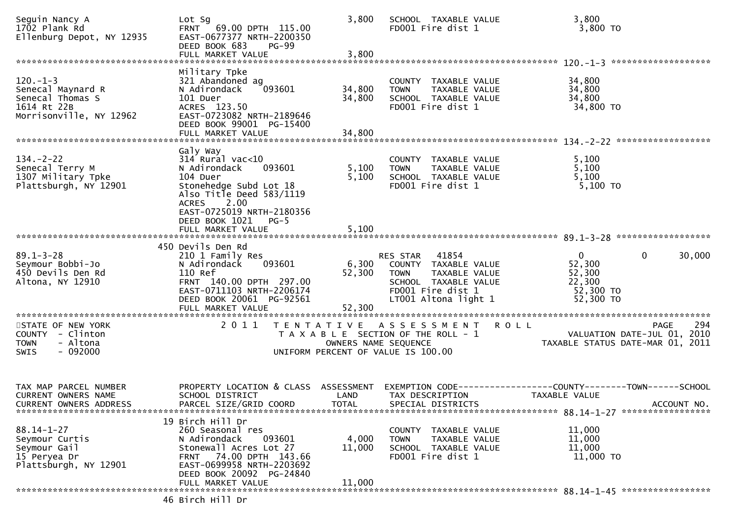```
Seguin Nancy A                 Lot Sg                              3,800   SCHOOL  TAXABLE VALUE              3,800
1702 Plank Rd                  FRNT   69.00 DPTH  115.00                   FD001 Fire dist 1                   3,800 TO
Ellenburg Depot, NY 12935      EAST-0677377 NRTH-2200350
                               DEED BOOK 683    PG-99
                               FULL MARKET VALUE                   3,800
******************************************************************************************************* 120.-1-3 ******************
                               Military Tpke
120.-1-3                       321 Abandoned ag                            COUNTY  TAXABLE VALUE             34,800
Senecal Maynard R              N Adirondack    093601             34,800   TOWN    TAXABLE VALUE             34,800
Senecal Thomas S               101 Duer                           34,800   SCHOOL  TAXABLE VALUE             34,800
1614 Rt 22B                    ACRES  123.50                               FD001 Fire dist 1                 34,800 TO
Morrisonville, NY 12962        EAST-0723082 NRTH-2189646
                               DEED BOOK 99001  PG-15400
                               FULL MARKET VALUE                  34,800
******************************************************************************************************* 134.-2-22 *****************
                               Galy Way
134.-2-22                      314 Rural vac<10                            COUNTY  TAXABLE VALUE              5,100
Senecal Terry M                N Adirondack    093601              5,100   TOWN    TAXABLE VALUE              5,100
1307 Military Tpke             104 Duer                            5,100   SCHOOL  TAXABLE VALUE              5,100
Plattsburgh, NY 12901          Stonehedge Subd Lot 18                      FD001 Fire dist 1                  5,100 TO
                               Also Title Deed 583/1119
                               ACRES    2.00
                               EAST-0725019 NRTH-2180356
                               DEED BOOK 1021   PG-5
                               FULL MARKET VALUE                   5,100
******************************************************************************************************* 89.1-3-28 *****************
                             450 Devils Den Rd
89.1-3-28                      210 1 Family Res                            RES STAR   41854                   0            0      30,000
Seymour Bobbi-Jo               N Adirondack    093601              6,300   COUNTY  TAXABLE VALUE             52,300
450 Devils Den Rd              110 Ref                            52,300   TOWN    TAXABLE VALUE             52,300
Altona, NY 12910               FRNT  140.00 DPTH  297.00                   SCHOOL  TAXABLE VALUE             22,300
                               EAST-0711103 NRTH-2206174                   FD001 Fire dist 1                 52,300 TO
                               DEED BOOK 20061  PG-92561                   LT001 Altona light 1              52,300 TO
                               FULL MARKET VALUE                  52,300
************************************************************************************************************************************
STATE OF NEW YORK                 2 0 1 1   T E N T A T I V E   A S S E S S M E N T   R O L L                          PAGE    294
COUNTY  - Clinton                            T A X A B L E  SECTION OF THE ROLL - 1                     VALUATION DATE-JUL 01, 2010
TOWN    - Altona                                    OWNERS NAME SEQUENCE                               TAXABLE STATUS DATE-MAR 01, 2011
SWIS    - 092000                             UNIFORM PERCENT OF VALUE IS 100.00


TAX MAP PARCEL NUMBER          PROPERTY LOCATION & CLASS  ASSESSMENT  EXEMPTION CODE------------------COUNTY--------TOWN------SCHOOL
CURRENT OWNERS NAME            SCHOOL DISTRICT               LAND      TAX DESCRIPTION              TAXABLE VALUE
CURRENT OWNERS ADDRESS         PARCEL SIZE/GRID COORD       TOTAL      SPECIAL DISTRICTS                                    ACCOUNT NO.
******************************************************************************************************* 88.14-1-27 ****************
                             19 Birch Hill Dr
88.14-1-27                     260 Seasonal res                            COUNTY  TAXABLE VALUE             11,000
Seymour Curtis                 N Adirondack    093601              4,000   TOWN    TAXABLE VALUE             11,000
Seymour Gail                   Stonewall Acres Lot 27             11,000   SCHOOL  TAXABLE VALUE             11,000
15 Peryea Dr                   FRNT   74.00 DPTH  143.66                   FD001 Fire dist 1                 11,000 TO
Plattsburgh, NY 12901          EAST-0699958 NRTH-2203692
                               DEED BOOK 20092  PG-24840
                               FULL MARKET VALUE                  11,000
******************************************************************************************************* 88.14-1-45 ****************
                             46 Birch Hill Dr
```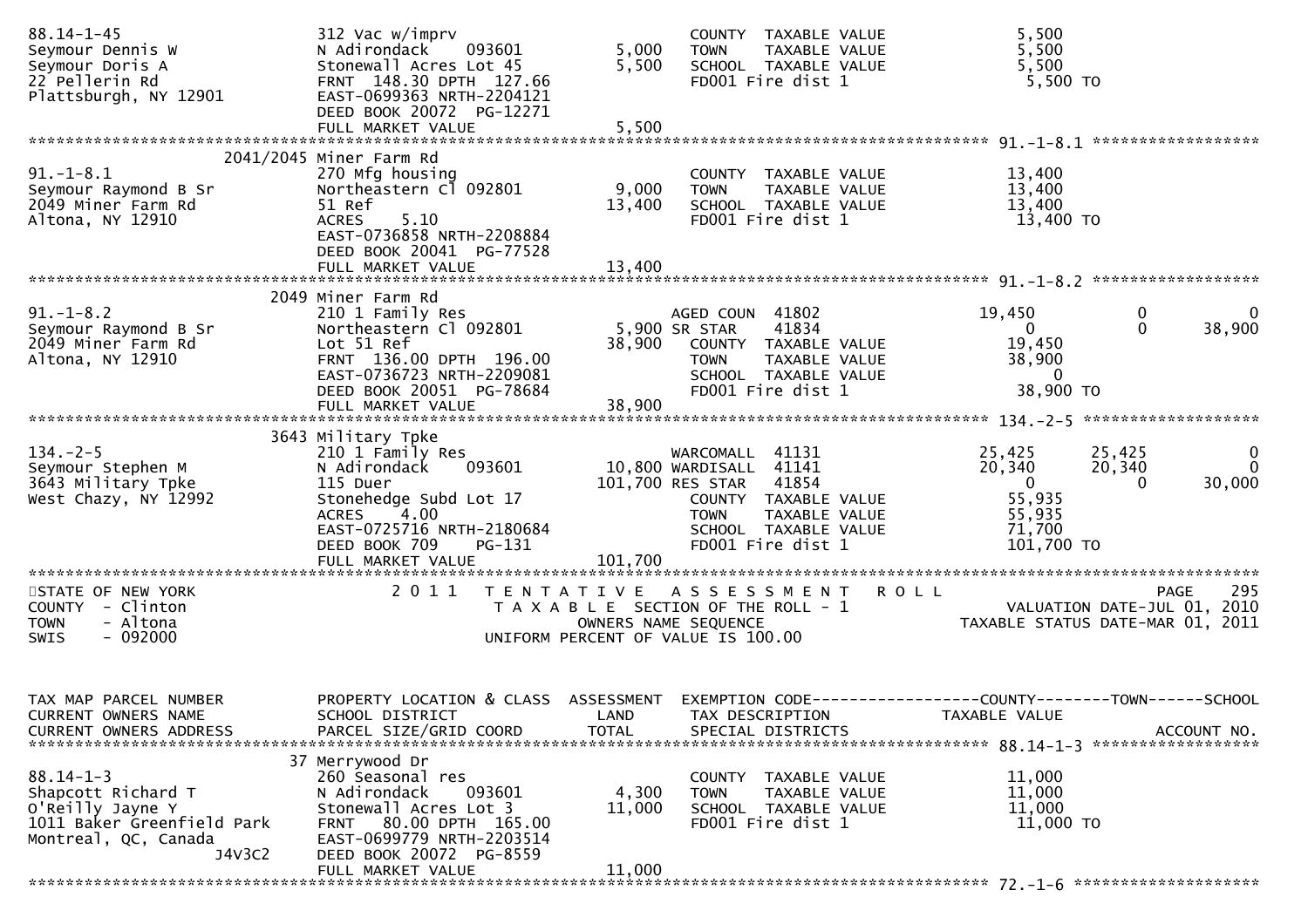```
88.14-1-45                   312 Vac w/imprv                        COUNTY  TAXABLE VALUE            5,500
Seymour Dennis W             N Adirondack    093601         5,000   TOWN    TAXABLE VALUE            5,500
Seymour Doris A              Stonewall Acres Lot 45         5,500   SCHOOL  TAXABLE VALUE            5,500
22 Pellerin Rd               FRNT 148.30 DPTH 127.66                FD001 Fire dist 1                5,500 TO
Plattsburgh, NY 12901        EAST-0699363 NRTH-2204121
                             DEED BOOK 20072  PG-12271
                             FULL MARKET VALUE              5,500
******************************************************************************************************* 91.-1-8.1 ******************
                  2041/2045 Miner Farm Rd
91.-1-8.1                    270 Mfg housing                        COUNTY  TAXABLE VALUE           13,400
Seymour Raymond B Sr         Northeastern Cl 092801         9,000   TOWN    TAXABLE VALUE           13,400
2049 Miner Farm Rd           51 Ref                        13,400   SCHOOL  TAXABLE VALUE           13,400
Altona, NY 12910             ACRES    5.10                          FD001 Fire dist 1               13,400 TO
                             EAST-0736858 NRTH-2208884
                             DEED BOOK 20041  PG-77528
                             FULL MARKET VALUE             13,400
******************************************************************************************************* 91.-1-8.2 ******************
                  2049 Miner Farm Rd
91.-1-8.2                    210 1 Family Res                       AGED COUN  41802                19,450          0            0
Seymour Raymond B Sr         Northeastern Cl 092801         5,900 SR STAR    41834                   0              0       38,900
2049 Miner Farm Rd           Lot 51 Ref                    38,900   COUNTY  TAXABLE VALUE           19,450
Altona, NY 12910             FRNT 136.00 DPTH 196.00                TOWN    TAXABLE VALUE           38,900
                             EAST-0736723 NRTH-2209081              SCHOOL  TAXABLE VALUE                0
                             DEED BOOK 20051  PG-78684              FD001 Fire dist 1               38,900 TO
                             FULL MARKET VALUE             38,900
******************************************************************************************************* 134.-2-5 *******************
                  3643 Military Tpke
134.-2-5                     210 1 Family Res                       WARCOMALL  41131                25,425     25,425            0
Seymour Stephen M            N Adirondack    093601        10,800 WARDISALL  41141                20,340     20,340            0
3643 Military Tpke           115 Duer                     101,700 RES STAR   41854                   0           0        30,000
West Chazy, NY 12992         Stonehedge Subd Lot 17                 COUNTY  TAXABLE VALUE           55,935
                             ACRES    4.00                          TOWN    TAXABLE VALUE           55,935
                             EAST-0725716 NRTH-2180684              SCHOOL  TAXABLE VALUE           71,700
                             DEED BOOK 709    PG-131                FD001 Fire dist 1              101,700 TO
                             FULL MARKET VALUE            101,700
************************************************************************************************************************************
STATE OF NEW YORK                  2 0 1 1   T E N T A T I V E   A S S E S S M E N T   R O L L                        PAGE    295
COUNTY  - Clinton                          T A X A B L E  SECTION OF THE ROLL - 1                     VALUATION DATE-JUL 01, 2010
TOWN    - Altona                                 OWNERS NAME SEQUENCE                              TAXABLE STATUS DATE-MAR 01, 2011
SWIS    - 092000                          UNIFORM PERCENT OF VALUE IS 100.00


TAX MAP PARCEL NUMBER        PROPERTY LOCATION & CLASS  ASSESSMENT  EXEMPTION CODE------------------COUNTY--------TOWN------SCHOOL
CURRENT OWNERS NAME          SCHOOL DISTRICT               LAND     TAX DESCRIPTION              TAXABLE VALUE
CURRENT OWNERS ADDRESS       PARCEL SIZE/GRID COORD        TOTAL    SPECIAL DISTRICTS                                  ACCOUNT NO.
******************************************************************************************************* 88.14-1-3 ******************
                  37 Merrywood Dr
88.14-1-3                    260 Seasonal res                       COUNTY  TAXABLE VALUE           11,000
Shapcott Richard T           N Adirondack    093601         4,300   TOWN    TAXABLE VALUE           11,000
O'Reilly Jayne Y             Stonewall Acres Lot 3         11,000   SCHOOL  TAXABLE VALUE           11,000
1011 Baker Greenfield Park   FRNT  80.00 DPTH 165.00                FD001 Fire dist 1               11,000 TO
Montreal, QC, Canada         EAST-0699779 NRTH-2203514
                    J4V3C2   DEED BOOK 20072  PG-8559
                             FULL MARKET VALUE             11,000
******************************************************************************************************* 72.-1-6 ********************
```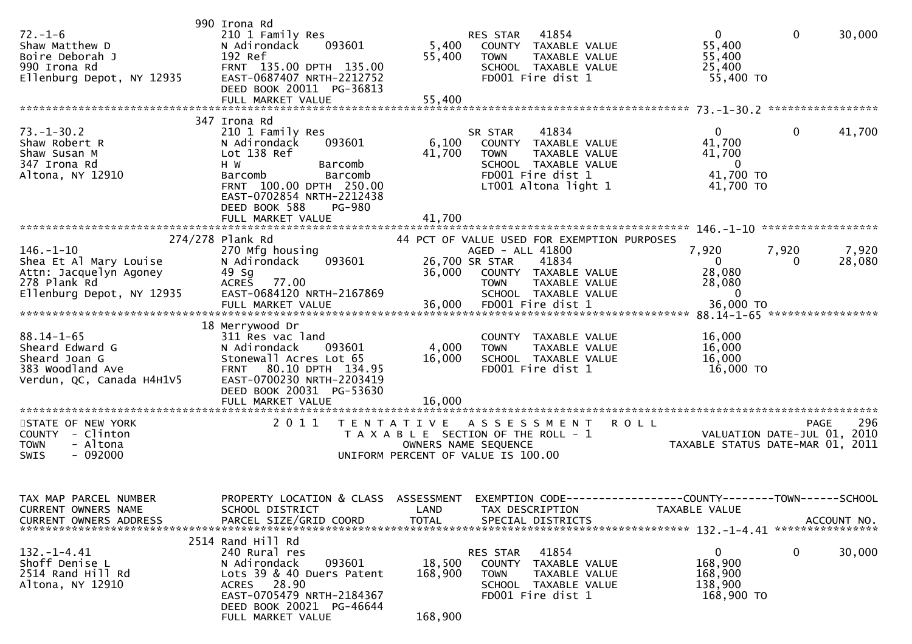```
                           990 Irona Rd
72.-1-6                    210 1 Family Res                       RES STAR   41854                    0            0       30,000
Shaw Matthew D             N Adirondack     093601       5,400    COUNTY  TAXABLE VALUE          55,400
Boire Deborah J            192 Ref                      55,400    TOWN    TAXABLE VALUE          55,400
990 Irona Rd               FRNT 135.00 DPTH 135.00                SCHOOL  TAXABLE VALUE          25,400
Ellenburg Depot, NY 12935  EAST-0687407 NRTH-2212752              FD001 Fire dist 1               55,400 TO
                           DEED BOOK 20011  PG-36813
                           FULL MARKET VALUE            55,400
******************************************************************************************************* 73.-1-30.2 *****************
                           347 Irona Rd
73.-1-30.2                 210 1 Family Res                       SR STAR    41834                    0            0       41,700
Shaw Robert R              N Adirondack     093601       6,100    COUNTY  TAXABLE VALUE          41,700
Shaw Susan M               Lot 138 Ref                  41,700    TOWN    TAXABLE VALUE          41,700
347 Irona Rd               H W              Barcomb               SCHOOL  TAXABLE VALUE               0
Altona, NY 12910           Barcomb          Barcomb               FD001 Fire dist 1               41,700 TO
                           FRNT 100.00 DPTH 250.00                LT001 Altona light 1            41,700 TO
                           EAST-0702854 NRTH-2212438
                           DEED BOOK 588    PG-980
                           FULL MARKET VALUE            41,700
******************************************************************************************************* 146.-1-10 ******************
                   274/278 Plank Rd                  44 PCT OF VALUE USED FOR EXEMPTION PURPOSES
146.-1-10                  270 Mfg housing                        AGED - ALL 41800                7,920        7,920        7,920
Shea Et Al Mary Louise     N Adirondack     093601      26,700 SR STAR    41834                    0            0       28,080
Attn: Jacquelyn Agoney     49 Sg                        36,000    COUNTY  TAXABLE VALUE          28,080
278 Plank Rd               ACRES   77.00                          TOWN    TAXABLE VALUE          28,080
Ellenburg Depot, NY 12935  EAST-0684120 NRTH-2167869              SCHOOL  TAXABLE VALUE               0
                           FULL MARKET VALUE            36,000    FD001 Fire dist 1               36,000 TO
******************************************************************************************************* 88.14-1-65 *****************
                           18 Merrywood Dr
88.14-1-65                 311 Res vac land                       COUNTY  TAXABLE VALUE          16,000
Sheard Edward G            N Adirondack     093601       4,000    TOWN    TAXABLE VALUE          16,000
Sheard Joan G              Stonewall Acres Lot 65       16,000    SCHOOL  TAXABLE VALUE          16,000
383 Woodland Ave           FRNT  80.10 DPTH 134.95                FD001 Fire dist 1               16,000 TO
Verdun, QC, Canada H4H1V5  EAST-0700230 NRTH-2203419
                           DEED BOOK 20031  PG-53630
                           FULL MARKET VALUE            16,000
************************************************************************************************************************************
STATE OF NEW YORK                2 0 1 1   T E N T A T I V E   A S S E S S M E N T   R O L L                              PAGE   296
COUNTY  - Clinton                        T A X A B L E  SECTION OF THE ROLL - 1                        VALUATION DATE-JUL 01, 2010
TOWN    - Altona                                  OWNERS NAME SEQUENCE                              TAXABLE STATUS DATE-MAR 01, 2011
SWIS    - 092000                          UNIFORM PERCENT OF VALUE IS 100.00


TAX MAP PARCEL NUMBER      PROPERTY LOCATION & CLASS  ASSESSMENT  EXEMPTION CODE------------------COUNTY--------TOWN------SCHOOL
CURRENT OWNERS NAME        SCHOOL DISTRICT               LAND      TAX DESCRIPTION              TAXABLE VALUE
CURRENT OWNERS ADDRESS     PARCEL SIZE/GRID COORD        TOTAL     SPECIAL DISTRICTS                                    ACCOUNT NO.
******************************************************************************************************* 132.-1-4.41 ****************
                           2514 Rand Hill Rd
132.-1-4.41                240 Rural res                          RES STAR   41854                    0            0       30,000
Shoff Denise L             N Adirondack     093601      18,500    COUNTY  TAXABLE VALUE         168,900
2514 Rand Hill Rd          Lots 39 & 40 Duers Patent   168,900    TOWN    TAXABLE VALUE         168,900
Altona, NY 12910           ACRES   28.90                          SCHOOL  TAXABLE VALUE         138,900
                           EAST-0705479 NRTH-2184367              FD001 Fire dist 1              168,900 TO
                           DEED BOOK 20021  PG-46644
                           FULL MARKET VALUE           168,900
```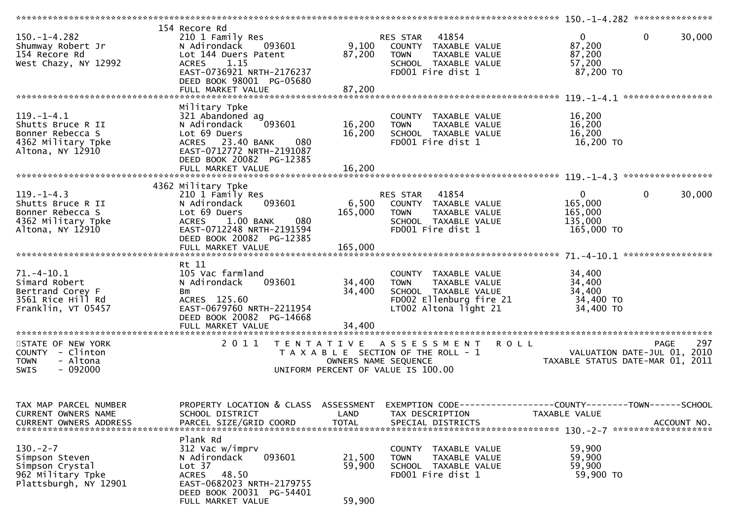```
******************************************************************************************************* 150.-1-4.282 ***************
                    154 Recore Rd
150.-1-4.282         210 1 Family Res                    RES STAR   41854                    0          0       30,000
Shumway Robert Jr    N Adirondack    093601       9,100   COUNTY  TAXABLE VALUE          87,200
154 Recore Rd        Lot 144 Duers Patent        87,200   TOWN    TAXABLE VALUE          87,200
West Chazy, NY 12992 ACRES    1.15                        SCHOOL  TAXABLE VALUE          57,200
                     EAST-0736921 NRTH-2176237            FD001 Fire dist 1               87,200 TO
                     DEED BOOK 98001  PG-05680
                     FULL MARKET VALUE           87,200
******************************************************************************************************* 119.-1-4.1 *****************
                    Military Tpke
119.-1-4.1           321 Abandoned ag                     COUNTY  TAXABLE VALUE          16,200
Shutts Bruce R II    N Adirondack    093601      16,200   TOWN    TAXABLE VALUE          16,200
Bonner Rebecca S     Lot 69 Duers                16,200   SCHOOL  TAXABLE VALUE          16,200
4362 Military Tpke   ACRES   23.40 BANK    080            FD001 Fire dist 1               16,200 TO
Altona, NY 12910     EAST-0712772 NRTH-2191087
                     DEED BOOK 20082  PG-12385
                     FULL MARKET VALUE           16,200
******************************************************************************************************* 119.-1-4.3 *****************
                    4362 Military Tpke
119.-1-4.3           210 1 Family Res                    RES STAR   41854                    0          0       30,000
Shutts Bruce R II    N Adirondack    093601       6,500   COUNTY  TAXABLE VALUE         165,000
Bonner Rebecca S     Lot 69 Duers               165,000   TOWN    TAXABLE VALUE         165,000
4362 Military Tpke   ACRES    1.00 BANK    080            SCHOOL  TAXABLE VALUE         135,000
Altona, NY 12910     EAST-0712248 NRTH-2191594            FD001 Fire dist 1              165,000 TO
                     DEED BOOK 20082  PG-12385
                     FULL MARKET VALUE          165,000
******************************************************************************************************* 71.-4-10.1 *****************
                    Rt 11
71.-4-10.1           105 Vac farmland                     COUNTY  TAXABLE VALUE          34,400
Simard Robert        N Adirondack    093601      34,400   TOWN    TAXABLE VALUE          34,400
Bertrand Corey F     Bm                          34,400   SCHOOL  TAXABLE VALUE          34,400
3561 Rice Hill Rd    ACRES  125.60                        FD002 Ellenburg fire 21         34,400 TO
Franklin, VT 05457   EAST-0679760 NRTH-2211954            LT002 Altona light 21           34,400 TO
                     DEED BOOK 20082  PG-14668
                     FULL MARKET VALUE           34,400
************************************************************************************************************************************
STATE OF NEW YORK              2 0 1 1   T E N T A T I V E   A S S E S S M E N T   R O L L                          PAGE    297
COUNTY  - Clinton                    T A X A B L E  SECTION OF THE ROLL - 1                      VALUATION DATE-JUL 01, 2010
TOWN    - Altona                            OWNERS NAME SEQUENCE                           TAXABLE STATUS DATE-MAR 01, 2011
SWIS    - 092000                      UNIFORM PERCENT OF VALUE IS 100.00


TAX MAP PARCEL NUMBER    PROPERTY LOCATION & CLASS  ASSESSMENT  EXEMPTION CODE------------------COUNTY--------TOWN------SCHOOL
CURRENT OWNERS NAME      SCHOOL DISTRICT               LAND     TAX DESCRIPTION              TAXABLE VALUE
CURRENT OWNERS ADDRESS   PARCEL SIZE/GRID COORD        TOTAL    SPECIAL DISTRICTS                                     ACCOUNT NO.
******************************************************************************************************* 130.-2-7 *******************
                    Plank Rd
130.-2-7             312 Vac w/imprv                      COUNTY  TAXABLE VALUE          59,900
Simpson Steven       N Adirondack    093601      21,500   TOWN    TAXABLE VALUE          59,900
Simpson Crystal      Lot 37                      59,900   SCHOOL  TAXABLE VALUE          59,900
962 Military Tpke    ACRES   48.50                        FD001 Fire dist 1               59,900 TO
Plattsburgh, NY 12901 EAST-0682023 NRTH-2179755
                     DEED BOOK 20031  PG-54401
                     FULL MARKET VALUE           59,900
```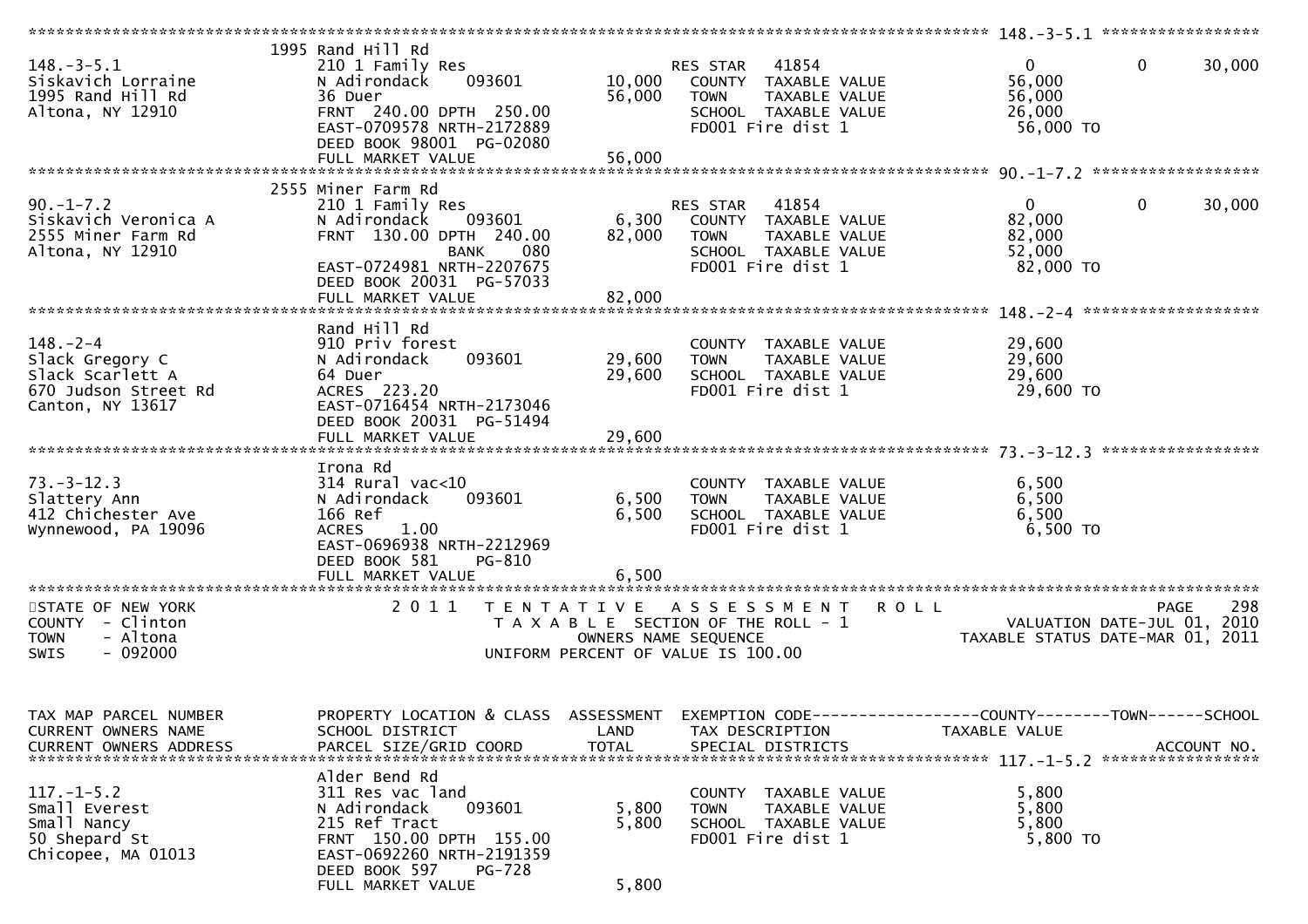```
******************************************************************************************************* 148.-3-5.1 *****************
                    1995 Rand Hill Rd
148.-3-5.1           210 1 Family Res                RES STAR  41854                    0          0       30,000
Siskavich Lorraine   N Adirondack   093601   10,000   COUNTY  TAXABLE VALUE          56,000
1995 Rand Hill Rd    36 Duer                 56,000   TOWN    TAXABLE VALUE          56,000
Altona, NY 12910     FRNT 240.00 DPTH 250.00          SCHOOL  TAXABLE VALUE          26,000
                     EAST-0709578 NRTH-2172889        FD001 Fire dist 1               56,000 TO
                     DEED BOOK 98001  PG-02080
                     FULL MARKET VALUE       56,000
******************************************************************************************************* 90.-1-7.2 ******************
                    2555 Miner Farm Rd
90.-1-7.2            210 1 Family Res                RES STAR  41854                    0          0       30,000
Siskavich Veronica A N Adirondack   093601    6,300   COUNTY  TAXABLE VALUE          82,000
2555 Miner Farm Rd   FRNT 130.00 DPTH 240.00 82,000   TOWN    TAXABLE VALUE          82,000
Altona, NY 12910                 BANK    080          SCHOOL  TAXABLE VALUE          52,000
                     EAST-0724981 NRTH-2207675        FD001 Fire dist 1               82,000 TO
                     DEED BOOK 20031  PG-57033
                     FULL MARKET VALUE       82,000
******************************************************************************************************* 148.-2-4 *******************
                    Rand Hill Rd
148.-2-4             910 Priv forest                  COUNTY  TAXABLE VALUE          29,600
Slack Gregory C      N Adirondack   093601   29,600   TOWN    TAXABLE VALUE          29,600
Slack Scarlett A     64 Duer                 29,600   SCHOOL  TAXABLE VALUE          29,600
670 Judson Street Rd ACRES 223.20                     FD001 Fire dist 1               29,600 TO
Canton, NY 13617     EAST-0716454 NRTH-2173046
                     DEED BOOK 20031  PG-51494
                     FULL MARKET VALUE       29,600
******************************************************************************************************* 73.-3-12.3 *****************
                    Irona Rd
73.-3-12.3           314 Rural vac<10                 COUNTY  TAXABLE VALUE           6,500
Slattery Ann         N Adirondack   093601    6,500   TOWN    TAXABLE VALUE           6,500
412 Chichester Ave   166 Ref                  6,500   SCHOOL  TAXABLE VALUE           6,500
Wynnewood, PA 19096  ACRES     1.00                   FD001 Fire dist 1                6,500 TO
                     EAST-0696938 NRTH-2212969
                     DEED BOOK 581    PG-810
                     FULL MARKET VALUE        6,500
************************************************************************************************************************************
STATE OF NEW YORK            2 0 1 1   T E N T A T I V E   A S S E S S M E N T   R O L L                      PAGE    298
COUNTY  - Clinton                    T A X A B L E  SECTION OF THE ROLL - 1                   VALUATION DATE-JUL 01, 2010
TOWN    - Altona                          OWNERS NAME SEQUENCE                          TAXABLE STATUS DATE-MAR 01, 2011
SWIS    - 092000                  UNIFORM PERCENT OF VALUE IS 100.00


TAX MAP PARCEL NUMBER      PROPERTY LOCATION & CLASS  ASSESSMENT  EXEMPTION CODE------------------COUNTY--------TOWN------SCHOOL
CURRENT OWNERS NAME        SCHOOL DISTRICT             LAND       TAX DESCRIPTION              TAXABLE VALUE
CURRENT OWNERS ADDRESS     PARCEL SIZE/GRID COORD      TOTAL      SPECIAL DISTRICTS                                     ACCOUNT NO.
******************************************************************************************************* 117.-1-5.2 *****************
                    Alder Bend Rd
117.-1-5.2           311 Res vac land                 COUNTY  TAXABLE VALUE           5,800
Small Everest        N Adirondack   093601    5,800   TOWN    TAXABLE VALUE           5,800
Small Nancy          215 Ref Tract            5,800   SCHOOL  TAXABLE VALUE           5,800
50 Shepard St        FRNT 150.00 DPTH 155.00          FD001 Fire dist 1                5,800 TO
Chicopee, MA 01013   EAST-0692260 NRTH-2191359
                     DEED BOOK 597    PG-728
                     FULL MARKET VALUE        5,800
```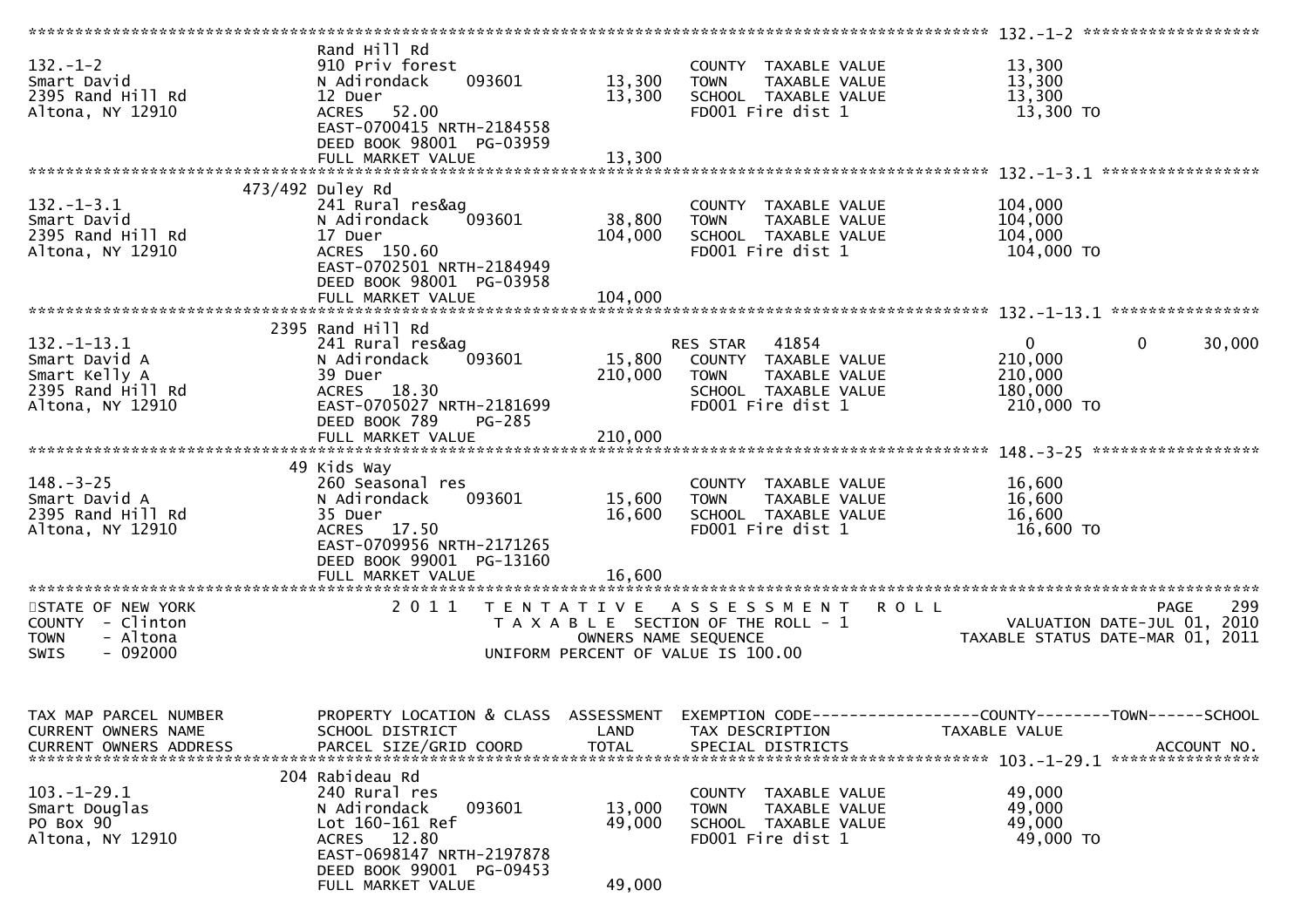```
******************************************************************************************************* 132.-1-2 ******************
                              Rand Hill Rd
132.-1-2                      910 Priv forest                         COUNTY  TAXABLE VALUE            13,300
Smart David                   N Adirondack      093601       13,300   TOWN    TAXABLE VALUE            13,300
2395 Rand Hill Rd             12 Duer                        13,300   SCHOOL  TAXABLE VALUE            13,300
Altona, NY 12910              ACRES    52.00                          FD001 Fire dist 1                 13,300 TO
                              EAST-0700415 NRTH-2184558
                              DEED BOOK 98001  PG-03959
                              FULL MARKET VALUE              13,300
******************************************************************************************************* 132.-1-3.1 ****************
                          473/492 Duley Rd
132.-1-3.1                    241 Rural res&ag                        COUNTY  TAXABLE VALUE           104,000
Smart David                   N Adirondack      093601       38,800   TOWN    TAXABLE VALUE           104,000
2395 Rand Hill Rd             17 Duer                       104,000   SCHOOL  TAXABLE VALUE           104,000
Altona, NY 12910              ACRES   150.60                          FD001 Fire dist 1                104,000 TO
                              EAST-0702501 NRTH-2184949
                              DEED BOOK 98001  PG-03958
                              FULL MARKET VALUE             104,000
******************************************************************************************************* 132.-1-13.1 ***************
                         2395 Rand Hill Rd
132.-1-13.1                   241 Rural res&ag                        RES STAR    41854                  0           0      30,000
Smart David A                 N Adirondack      093601       15,800   COUNTY  TAXABLE VALUE           210,000
Smart Kelly A                 39 Duer                       210,000   TOWN    TAXABLE VALUE           210,000
2395 Rand Hill Rd             ACRES    18.30                          SCHOOL  TAXABLE VALUE           180,000
Altona, NY 12910              EAST-0705027 NRTH-2181699               FD001 Fire dist 1                210,000 TO
                              DEED BOOK 789    PG-285
                              FULL MARKET VALUE             210,000
******************************************************************************************************* 148.-3-25 *****************
                           49 Kids Way
148.-3-25                     260 Seasonal res                        COUNTY  TAXABLE VALUE            16,600
Smart David A                 N Adirondack      093601       15,600   TOWN    TAXABLE VALUE            16,600
2395 Rand Hill Rd             35 Duer                        16,600   SCHOOL  TAXABLE VALUE            16,600
Altona, NY 12910              ACRES    17.50                          FD001 Fire dist 1                 16,600 TO
                              EAST-0709956 NRTH-2171265
                              DEED BOOK 99001  PG-13160
                              FULL MARKET VALUE              16,600
************************************************************************************************************************************
STATE OF NEW YORK                 2 0 1 1   T E N T A T I V E   A S S E S S M E N T   R O L L                          PAGE    299
COUNTY  - Clinton                            T A X A B L E  SECTION OF THE ROLL - 1                      VALUATION DATE-JUL 01, 2010
TOWN    - Altona                                  OWNERS NAME SEQUENCE                              TAXABLE STATUS DATE-MAR 01, 2011
SWIS    - 092000                             UNIFORM PERCENT OF VALUE IS 100.00


TAX MAP PARCEL NUMBER         PROPERTY LOCATION & CLASS  ASSESSMENT  EXEMPTION CODE------------------COUNTY--------TOWN------SCHOOL
CURRENT OWNERS NAME           SCHOOL DISTRICT               LAND      TAX DESCRIPTION                TAXABLE VALUE
CURRENT OWNERS ADDRESS        PARCEL SIZE/GRID COORD        TOTAL     SPECIAL DISTRICTS                                  ACCOUNT NO.
******************************************************************************************************* 103.-1-29.1 ***************
                          204 Rabideau Rd
103.-1-29.1                   240 Rural res                           COUNTY  TAXABLE VALUE            49,000
Smart Douglas                 N Adirondack      093601       13,000   TOWN    TAXABLE VALUE            49,000
PO Box 90                     Lot 160-161 Ref                49,000   SCHOOL  TAXABLE VALUE            49,000
Altona, NY 12910              ACRES    12.80                          FD001 Fire dist 1                 49,000 TO
                              EAST-0698147 NRTH-2197878
                              DEED BOOK 99001  PG-09453
                              FULL MARKET VALUE              49,000
```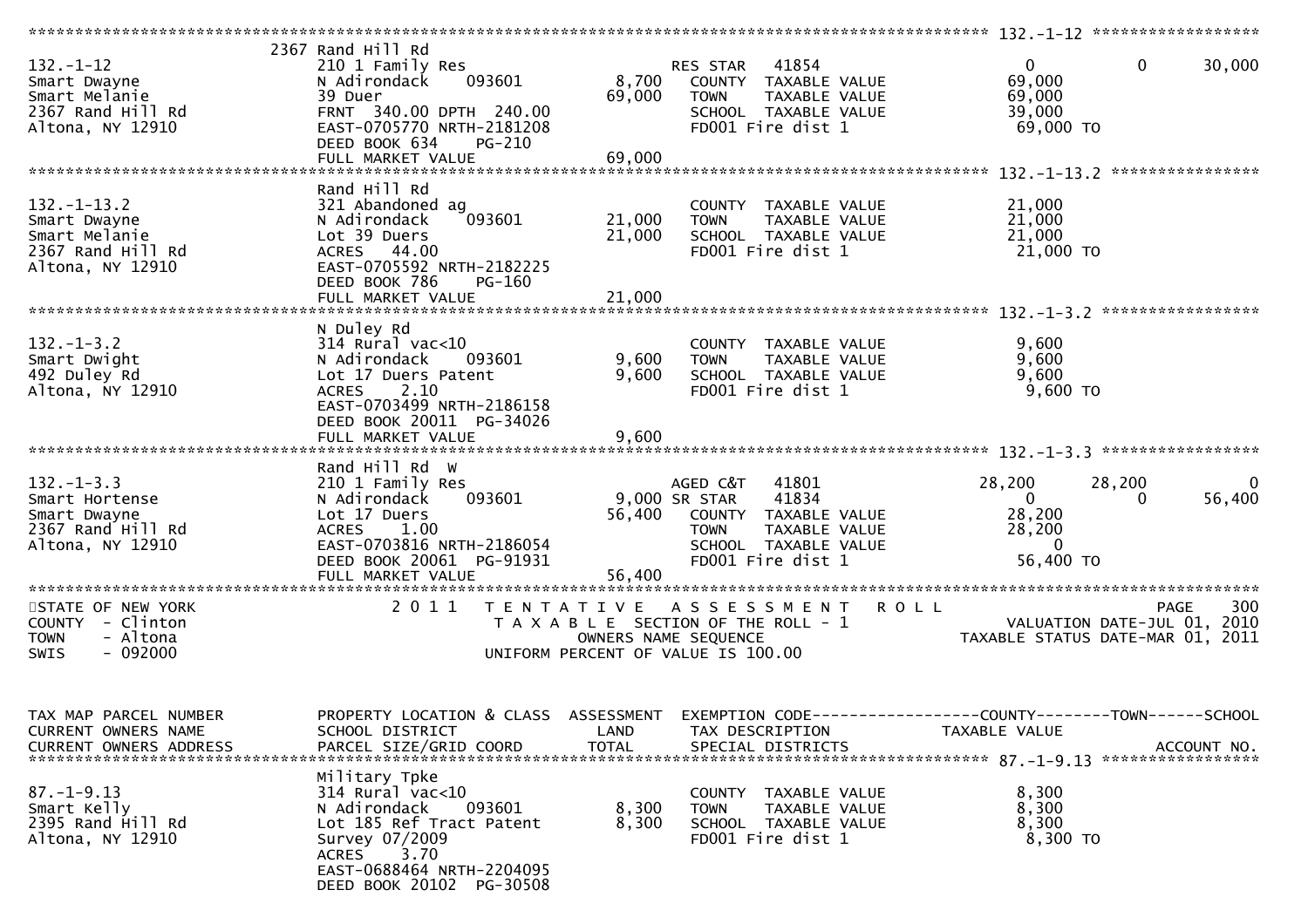**132.-1-12**

| Field | Value |
|---|---|
| Property Location | 2367 Rand Hill Rd |
| Tax Map Parcel Number | 132.-1-12 |
| Owners | Smart Dwayne, Smart Melanie |
| Address | 2367 Rand Hill Rd, Altona, NY 12910 |
| Class | 210 1 Family Res |
| School District | N Adirondack 093601 |
| Land | 8,700 |
| Total | 69,000 |
| Description | 39 Duer |
| Parcel Size | FRNT 340.00 DPTH 240.00 |
| Grid Coord | EAST-0705770 NRTH-2181208 |
| Deed | DEED BOOK 634 PG-210 |
| Full Market Value | 69,000 |

| Exemption / Tax Description | Code | County | Town | School |
|---|---|---|---|---|
| RES STAR | 41854 | 0 | 0 | 30,000 |
| COUNTY TAXABLE VALUE | | 69,000 | | |
| TOWN TAXABLE VALUE | | 69,000 | | |
| SCHOOL TAXABLE VALUE | | 39,000 | | |
| FD001 Fire dist 1 | | 69,000 TO | | |

**132.-1-13.2**

| Field | Value |
|---|---|
| Property Location | Rand Hill Rd |
| Tax Map Parcel Number | 132.-1-13.2 |
| Owners | Smart Dwayne, Smart Melanie |
| Address | 2367 Rand Hill Rd, Altona, NY 12910 |
| Class | 321 Abandoned ag |
| School District | N Adirondack 093601 |
| Land | 21,000 |
| Total | 21,000 |
| Description | Lot 39 Duers |
| Parcel Size | ACRES 44.00 |
| Grid Coord | EAST-0705592 NRTH-2182225 |
| Deed | DEED BOOK 786 PG-160 |
| Full Market Value | 21,000 |

| Exemption / Tax Description | Code | County | Town | School |
|---|---|---|---|---|
| COUNTY TAXABLE VALUE | | 21,000 | | |
| TOWN TAXABLE VALUE | | 21,000 | | |
| SCHOOL TAXABLE VALUE | | 21,000 | | |
| FD001 Fire dist 1 | | 21,000 TO | | |

**132.-1-3.2**

| Field | Value |
|---|---|
| Property Location | N Duley Rd |
| Tax Map Parcel Number | 132.-1-3.2 |
| Owners | Smart Dwight |
| Address | 492 Duley Rd, Altona, NY 12910 |
| Class | 314 Rural vac<10 |
| School District | N Adirondack 093601 |
| Land | 9,600 |
| Total | 9,600 |
| Description | Lot 17 Duers Patent |
| Parcel Size | ACRES 2.10 |
| Grid Coord | EAST-0703499 NRTH-2186158 |
| Deed | DEED BOOK 20011 PG-34026 |
| Full Market Value | 9,600 |

| Exemption / Tax Description | Code | County | Town | School |
|---|---|---|---|---|
| COUNTY TAXABLE VALUE | | 9,600 | | |
| TOWN TAXABLE VALUE | | 9,600 | | |
| SCHOOL TAXABLE VALUE | | 9,600 | | |
| FD001 Fire dist 1 | | 9,600 TO | | |

**132.-1-3.3**

| Field | Value |
|---|---|
| Property Location | Rand Hill Rd W |
| Tax Map Parcel Number | 132.-1-3.3 |
| Owners | Smart Hortense, Smart Dwayne |
| Address | 2367 Rand Hill Rd, Altona, NY 12910 |
| Class | 210 1 Family Res |
| School District | N Adirondack 093601 |
| Land | 9,000 |
| Total | 56,400 |
| Description | Lot 17 Duers |
| Parcel Size | ACRES 1.00 |
| Grid Coord | EAST-0703816 NRTH-2186054 |
| Deed | DEED BOOK 20061 PG-91931 |
| Full Market Value | 56,400 |

| Exemption / Tax Description | Code | County | Town | School |
|---|---|---|---|---|
| AGED C&T | 41801 | 28,200 | 28,200 | 0 |
| SR STAR | 41834 | 0 | 0 | 56,400 |
| COUNTY TAXABLE VALUE | | 28,200 | | |
| TOWN TAXABLE VALUE | | 28,200 | | |
| SCHOOL TAXABLE VALUE | | 0 | | |
| FD001 Fire dist 1 | | 56,400 TO | | |

STATE OF NEW YORK
COUNTY - Clinton
TOWN - Altona
SWIS - 092000

2011 TENTATIVE ASSESSMENT ROLL
TAXABLE SECTION OF THE ROLL - 1
OWNERS NAME SEQUENCE
UNIFORM PERCENT OF VALUE IS 100.00

VALUATION DATE-JUL 01, 2010
TAXABLE STATUS DATE-MAR 01, 2011

TAX MAP PARCEL NUMBER / CURRENT OWNERS NAME / CURRENT OWNERS ADDRESS — PROPERTY LOCATION & CLASS / SCHOOL DISTRICT / PARCEL SIZE/GRID COORD — ASSESSMENT LAND / TOTAL — EXEMPTION CODE / TAX DESCRIPTION / SPECIAL DISTRICTS — COUNTY / TOWN / SCHOOL TAXABLE VALUE — ACCOUNT NO.

**87.-1-9.13**

| Field | Value |
|---|---|
| Property Location | Military Tpke |
| Tax Map Parcel Number | 87.-1-9.13 |
| Owners | Smart Kelly |
| Address | 2395 Rand Hill Rd, Altona, NY 12910 |
| Class | 314 Rural vac<10 |
| School District | N Adirondack 093601 |
| Land | 8,300 |
| Total | 8,300 |
| Description | Lot 185 Ref Tract Patent, Survey 07/2009 |
| Parcel Size | ACRES 3.70 |
| Grid Coord | EAST-0688464 NRTH-2204095 |
| Deed | DEED BOOK 20102 PG-30508 |

| Exemption / Tax Description | Code | County | Town | School |
|---|---|---|---|---|
| COUNTY TAXABLE VALUE | | 8,300 | | |
| TOWN TAXABLE VALUE | | 8,300 | | |
| SCHOOL TAXABLE VALUE | | 8,300 | | |
| FD001 Fire dist 1 | | 8,300 TO | | |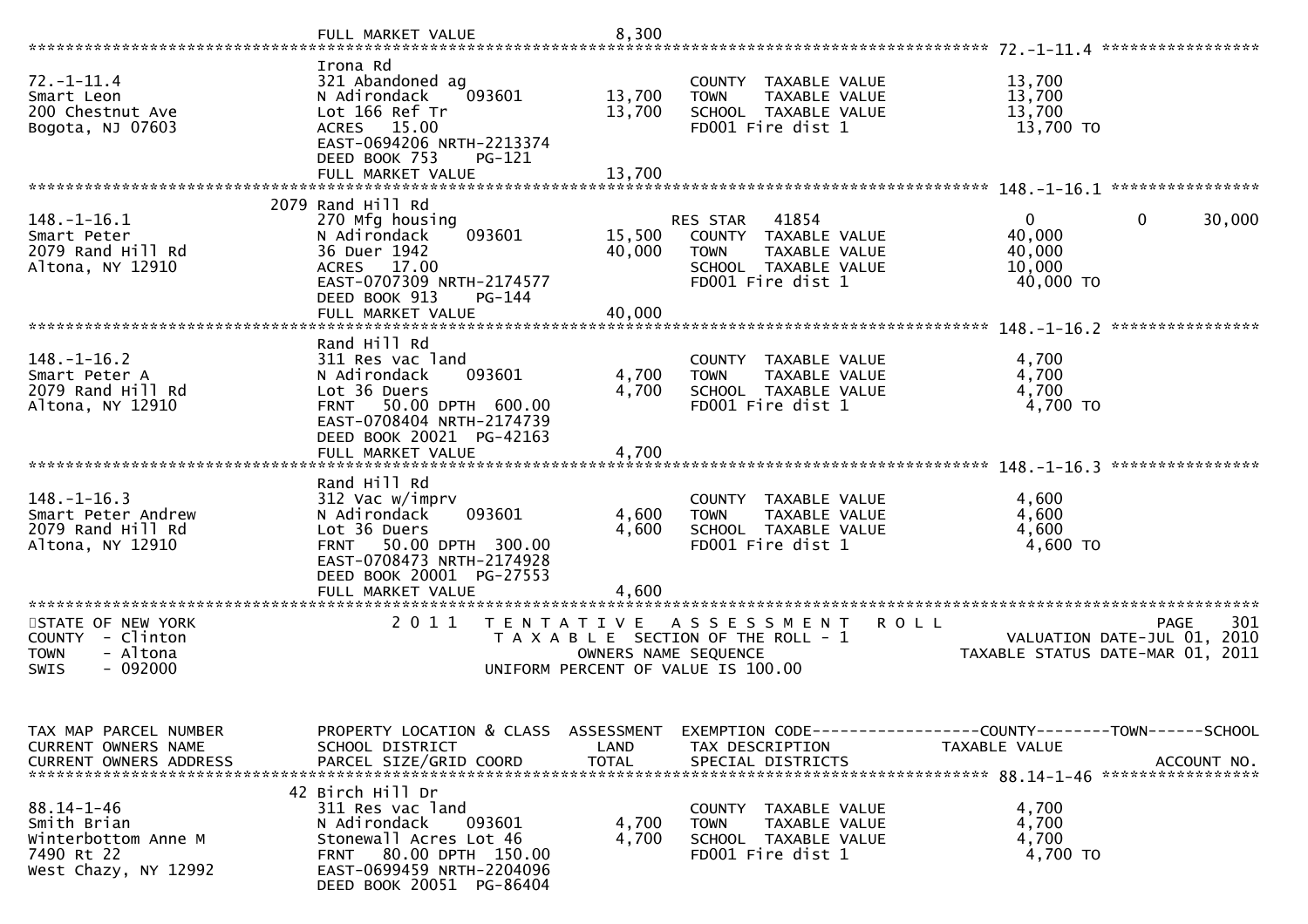```
                              FULL MARKET VALUE               8,300
******************************************************************************************************* 72.-1-11.4 *****************
                              Irona Rd
72.-1-11.4                    321 Abandoned ag                        COUNTY  TAXABLE VALUE            13,700
Smart Leon                    N Adirondack     093601        13,700   TOWN    TAXABLE VALUE            13,700
200 Chestnut Ave              Lot 166 Ref Tr                 13,700   SCHOOL  TAXABLE VALUE            13,700
Bogota, NJ 07603              ACRES   15.00                           FD001 Fire dist 1                 13,700 TO
                              EAST-0694206 NRTH-2213374
                              DEED BOOK 753     PG-121
                              FULL MARKET VALUE              13,700
******************************************************************************************************* 148.-1-16.1 ****************
                         2079 Rand Hill Rd
148.-1-16.1                   270 Mfg housing                          RES STAR   41854                  0            0       30,000
Smart Peter                   N Adirondack     093601        15,500   COUNTY  TAXABLE VALUE            40,000
2079 Rand Hill Rd             36 Duer 1942                   40,000   TOWN    TAXABLE VALUE            40,000
Altona, NY 12910              ACRES   17.00                           SCHOOL  TAXABLE VALUE            10,000
                              EAST-0707309 NRTH-2174577               FD001 Fire dist 1                 40,000 TO
                              DEED BOOK 913     PG-144
                              FULL MARKET VALUE              40,000
******************************************************************************************************* 148.-1-16.2 ****************
                              Rand Hill Rd
148.-1-16.2                   311 Res vac land                        COUNTY  TAXABLE VALUE             4,700
Smart Peter A                 N Adirondack     093601         4,700   TOWN    TAXABLE VALUE             4,700
2079 Rand Hill Rd             Lot 36 Duers                    4,700   SCHOOL  TAXABLE VALUE             4,700
Altona, NY 12910              FRNT   50.00 DPTH  600.00               FD001 Fire dist 1                  4,700 TO
                              EAST-0708404 NRTH-2174739
                              DEED BOOK 20021  PG-42163
                              FULL MARKET VALUE               4,700
******************************************************************************************************* 148.-1-16.3 ****************
                              Rand Hill Rd
148.-1-16.3                   312 Vac w/imprv                         COUNTY  TAXABLE VALUE             4,600
Smart Peter Andrew            N Adirondack     093601         4,600   TOWN    TAXABLE VALUE             4,600
2079 Rand Hill Rd             Lot 36 Duers                    4,600   SCHOOL  TAXABLE VALUE             4,600
Altona, NY 12910              FRNT   50.00 DPTH  300.00               FD001 Fire dist 1                  4,600 TO
                              EAST-0708473 NRTH-2174928
                              DEED BOOK 20001  PG-27553
                              FULL MARKET VALUE               4,600
************************************************************************************************************************************
STATE OF NEW YORK                 2 0 1 1   T E N T A T I V E   A S S E S S M E N T   R O L L                          PAGE    301
COUNTY  - Clinton                            T A X A B L E  SECTION OF THE ROLL - 1                     VALUATION DATE-JUL 01, 2010
TOWN    - Altona                                  OWNERS NAME SEQUENCE                               TAXABLE STATUS DATE-MAR 01, 2011
SWIS    - 092000                             UNIFORM PERCENT OF VALUE IS 100.00


TAX MAP PARCEL NUMBER         PROPERTY LOCATION & CLASS  ASSESSMENT  EXEMPTION CODE------------------COUNTY--------TOWN------SCHOOL
CURRENT OWNERS NAME           SCHOOL DISTRICT               LAND      TAX DESCRIPTION              TAXABLE VALUE
CURRENT OWNERS ADDRESS        PARCEL SIZE/GRID COORD        TOTAL     SPECIAL DISTRICTS                                  ACCOUNT NO.
******************************************************************************************************* 88.14-1-46 *****************
                           42 Birch Hill Dr
88.14-1-46                    311 Res vac land                        COUNTY  TAXABLE VALUE             4,700
Smith Brian                   N Adirondack     093601         4,700   TOWN    TAXABLE VALUE             4,700
Winterbottom Anne M           Stonewall Acres Lot 46          4,700   SCHOOL  TAXABLE VALUE             4,700
7490 Rt 22                    FRNT   80.00 DPTH  150.00               FD001 Fire dist 1                  4,700 TO
West Chazy, NY 12992          EAST-0699459 NRTH-2204096
                              DEED BOOK 20051  PG-86404
```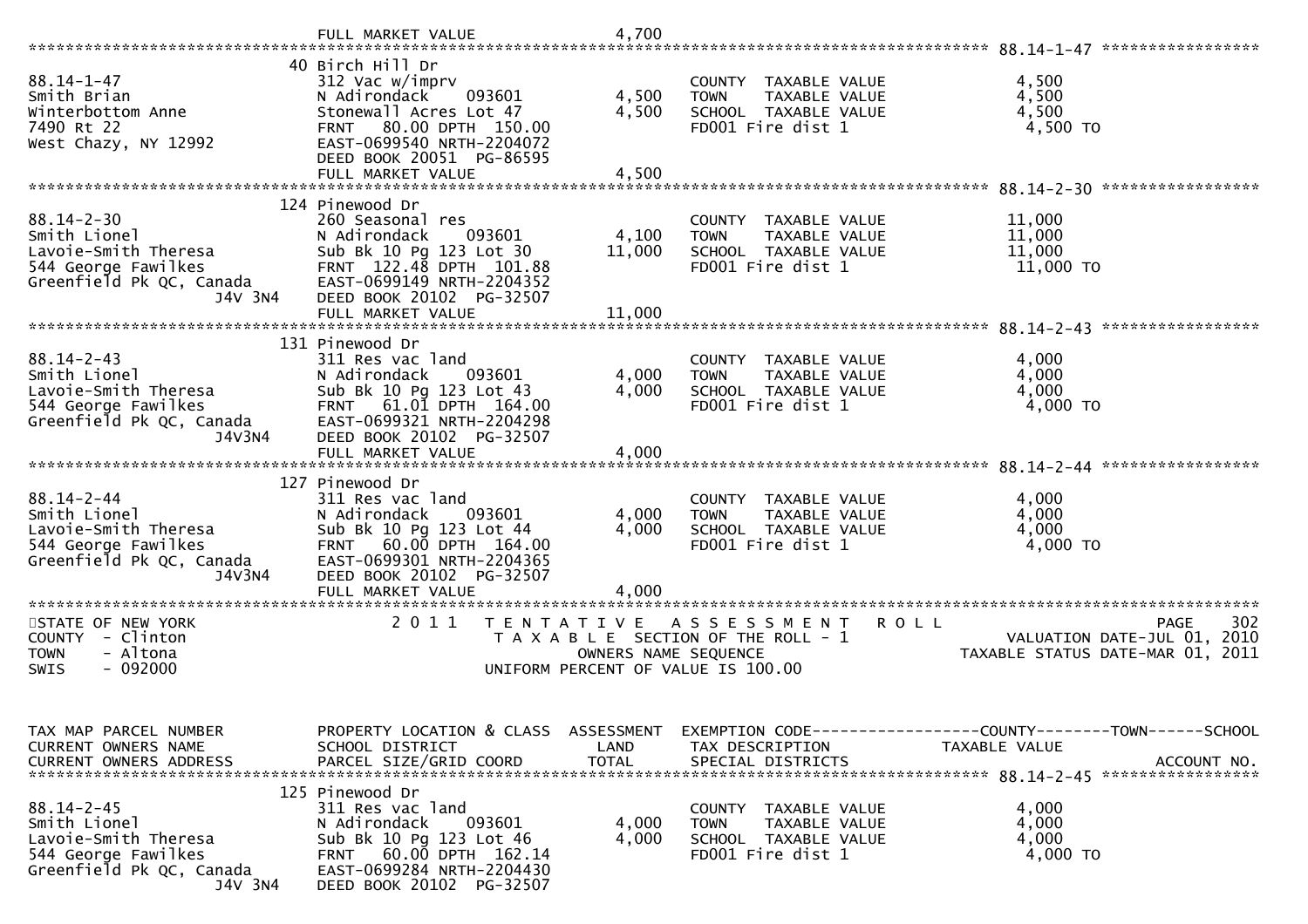```
                              FULL MARKET VALUE              4,700
******************************************************************************************************* 88.14-1-47 *****************
                            40 Birch Hill Dr
88.14-1-47                   312 Vac w/imprv                         COUNTY  TAXABLE VALUE            4,500
Smith Brian                  N Adirondack    093601        4,500     TOWN    TAXABLE VALUE            4,500
Winterbottom Anne            Stonewall Acres Lot 47        4,500     SCHOOL  TAXABLE VALUE            4,500
7490 Rt 22                   FRNT   80.00 DPTH  150.00               FD001 Fire dist 1                 4,500 TO
West Chazy, NY 12992         EAST-0699540 NRTH-2204072
                             DEED BOOK 20051  PG-86595
                             FULL MARKET VALUE             4,500
******************************************************************************************************* 88.14-2-30 *****************
                            124 Pinewood Dr
88.14-2-30                   260 Seasonal res                        COUNTY  TAXABLE VALUE           11,000
Smith Lionel                 N Adirondack    093601        4,100     TOWN    TAXABLE VALUE           11,000
Lavoie-Smith Theresa         Sub Bk 10 Pg 123 Lot 30      11,000     SCHOOL  TAXABLE VALUE           11,000
544 George Fawilkes          FRNT  122.48 DPTH  101.88               FD001 Fire dist 1                11,000 TO
Greenfield Pk QC, Canada     EAST-0699149 NRTH-2204352
                   J4V 3N4   DEED BOOK 20102  PG-32507
                             FULL MARKET VALUE            11,000
******************************************************************************************************* 88.14-2-43 *****************
                            131 Pinewood Dr
88.14-2-43                   311 Res vac land                        COUNTY  TAXABLE VALUE            4,000
Smith Lionel                 N Adirondack    093601        4,000     TOWN    TAXABLE VALUE            4,000
Lavoie-Smith Theresa         Sub Bk 10 Pg 123 Lot 43       4,000     SCHOOL  TAXABLE VALUE            4,000
544 George Fawilkes          FRNT   61.01 DPTH  164.00               FD001 Fire dist 1                 4,000 TO
Greenfield Pk QC, Canada     EAST-0699321 NRTH-2204298
                   J4V3N4    DEED BOOK 20102  PG-32507
                             FULL MARKET VALUE             4,000
******************************************************************************************************* 88.14-2-44 *****************
                            127 Pinewood Dr
88.14-2-44                   311 Res vac land                        COUNTY  TAXABLE VALUE            4,000
Smith Lionel                 N Adirondack    093601        4,000     TOWN    TAXABLE VALUE            4,000
Lavoie-Smith Theresa         Sub Bk 10 Pg 123 Lot 44       4,000     SCHOOL  TAXABLE VALUE            4,000
544 George Fawilkes          FRNT   60.00 DPTH  164.00               FD001 Fire dist 1                 4,000 TO
Greenfield Pk QC, Canada     EAST-0699301 NRTH-2204365
                   J4V3N4    DEED BOOK 20102  PG-32507
                             FULL MARKET VALUE             4,000
************************************************************************************************************************************
STATE OF NEW YORK                 2 0 1 1   T E N T A T I V E   A S S E S S M E N T   R O L L                        PAGE    302
COUNTY  - Clinton                            T A X A B L E  SECTION OF THE ROLL - 1                   VALUATION DATE-JUL 01, 2010
TOWN    - Altona                                   OWNERS NAME SEQUENCE                          TAXABLE STATUS DATE-MAR 01, 2011
SWIS    - 092000                             UNIFORM PERCENT OF VALUE IS 100.00


TAX MAP PARCEL NUMBER        PROPERTY LOCATION & CLASS  ASSESSMENT  EXEMPTION CODE------------------COUNTY--------TOWN------SCHOOL
CURRENT OWNERS NAME          SCHOOL DISTRICT               LAND     TAX DESCRIPTION              TAXABLE VALUE
CURRENT OWNERS ADDRESS       PARCEL SIZE/GRID COORD       TOTAL     SPECIAL DISTRICTS                                 ACCOUNT NO.
******************************************************************************************************* 88.14-2-45 *****************
                            125 Pinewood Dr
88.14-2-45                   311 Res vac land                        COUNTY  TAXABLE VALUE            4,000
Smith Lionel                 N Adirondack    093601        4,000     TOWN    TAXABLE VALUE            4,000
Lavoie-Smith Theresa         Sub Bk 10 Pg 123 Lot 46       4,000     SCHOOL  TAXABLE VALUE            4,000
544 George Fawilkes          FRNT   60.00 DPTH  162.14               FD001 Fire dist 1                 4,000 TO
Greenfield Pk QC, Canada     EAST-0699284 NRTH-2204430
                   J4V 3N4   DEED BOOK 20102  PG-32507
```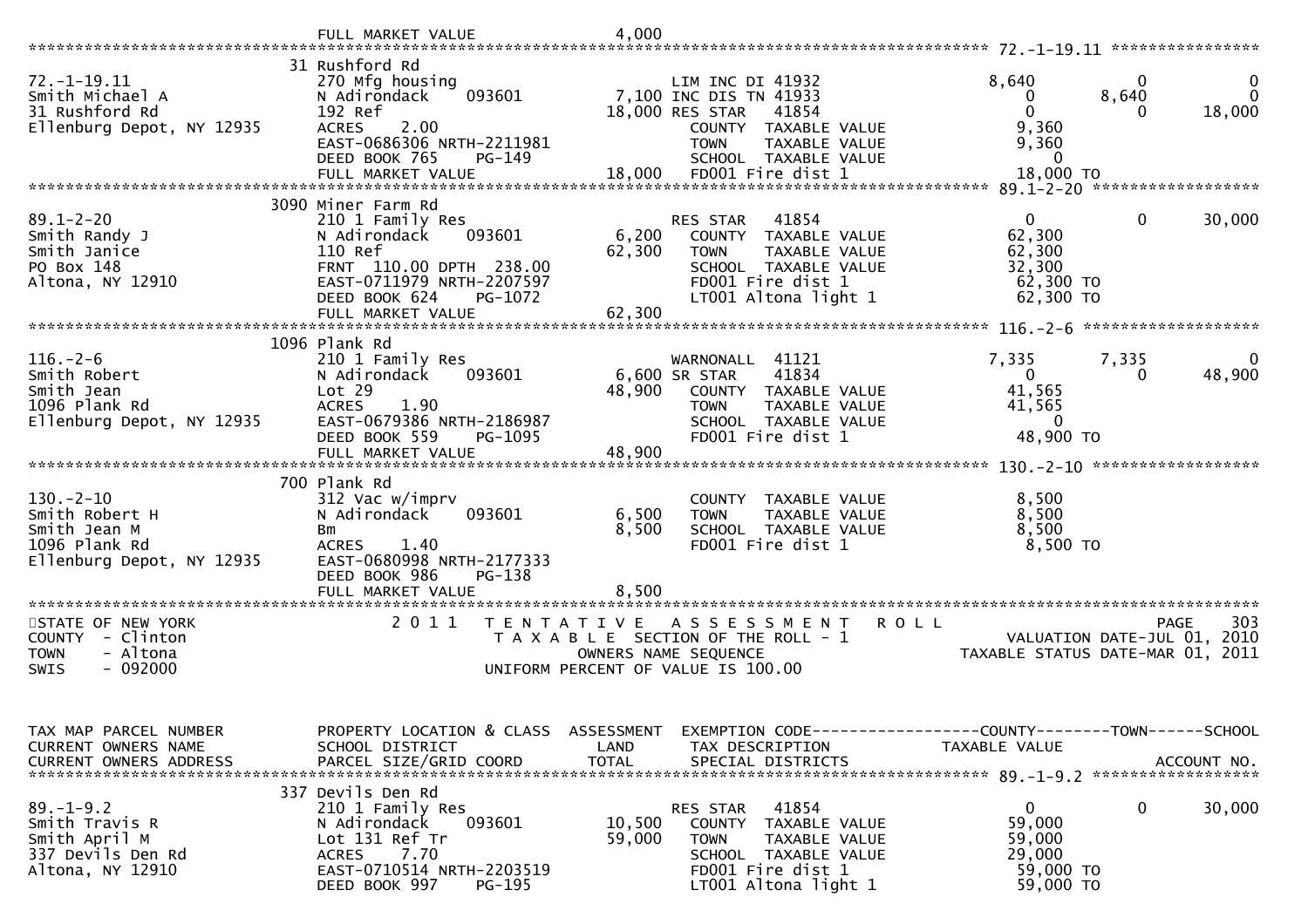```
                                FULL MARKET VALUE                 4,000
******************************************************************************************************* 72.-1-19.11 ****************
                               31 Rushford Rd
72.-1-19.11                    270 Mfg housing                           LIM INC DI 41932                 8,640          0              0
Smith Michael A                N Adirondack      093601        7,100 INC DIS TN 41933                     0          8,640              0
31 Rushford Rd                 192 Ref                         18,000 RES STAR    41854                   0              0         18,000
Ellenburg Depot, NY 12935      ACRES      2.00                           COUNTY   TAXABLE VALUE            9,360
                               EAST-0686306 NRTH-2211981                 TOWN     TAXABLE VALUE            9,360
                               DEED BOOK 765     PG-149                  SCHOOL   TAXABLE VALUE                0
                               FULL MARKET VALUE                18,000   FD001 Fire dist 1                18,000 TO
******************************************************************************************************* 89.1-2-20 ******************
                               3090 Miner Farm Rd
89.1-2-20                      210 1 Family Res                          RES STAR    41854                   0              0         30,000
Smith Randy J                  N Adirondack      093601        6,200     COUNTY   TAXABLE VALUE           62,300
Smith Janice                   110 Ref                         62,300    TOWN     TAXABLE VALUE           62,300
PO Box 148                     FRNT 110.00 DPTH 238.00                   SCHOOL   TAXABLE VALUE           32,300
Altona, NY 12910               EAST-0711979 NRTH-2207597                 FD001 Fire dist 1                62,300 TO
                               DEED BOOK 624     PG-1072                 LT001 Altona light 1             62,300 TO
                               FULL MARKET VALUE                62,300
******************************************************************************************************* 116.-2-6 *******************
                               1096 Plank Rd
116.-2-6                       210 1 Family Res                          WARNONALL  41121                 7,335          7,335              0
Smith Robert                   N Adirondack      093601        6,600 SR STAR     41834                   0              0         48,900
Smith Jean                     Lot 29                          48,900    COUNTY   TAXABLE VALUE           41,565
1096 Plank Rd                  ACRES      1.90                           TOWN     TAXABLE VALUE           41,565
Ellenburg Depot, NY 12935      EAST-0679386 NRTH-2186987                 SCHOOL   TAXABLE VALUE                0
                               DEED BOOK 559     PG-1095                 FD001 Fire dist 1                48,900 TO
                               FULL MARKET VALUE                48,900
******************************************************************************************************* 130.-2-10 ******************
                               700 Plank Rd
130.-2-10                      312 Vac w/imprv                           COUNTY   TAXABLE VALUE            8,500
Smith Robert H                 N Adirondack      093601        6,500     TOWN     TAXABLE VALUE            8,500
Smith Jean M                   Bm                               8,500    SCHOOL   TAXABLE VALUE            8,500
1096 Plank Rd                  ACRES      1.40                           FD001 Fire dist 1                 8,500 TO
Ellenburg Depot, NY 12935      EAST-0680998 NRTH-2177333
                               DEED BOOK 986     PG-138
                               FULL MARKET VALUE                 8,500
*************************************************************************************************************************************
STATE OF NEW YORK                 2 0 1 1   T E N T A T I V E   A S S E S S M E N T   R O L L                            PAGE    303
COUNTY  - Clinton                          T A X A B L E  SECTION OF THE ROLL - 1                          VALUATION DATE-JUL 01, 2010
TOWN    - Altona                                 OWNERS NAME SEQUENCE                                TAXABLE STATUS DATE-MAR 01, 2011
SWIS    - 092000                          UNIFORM PERCENT OF VALUE IS 100.00


TAX MAP PARCEL NUMBER          PROPERTY LOCATION & CLASS  ASSESSMENT  EXEMPTION CODE------------------COUNTY--------TOWN------SCHOOL
CURRENT OWNERS NAME            SCHOOL DISTRICT               LAND     TAX DESCRIPTION              TAXABLE VALUE
CURRENT OWNERS ADDRESS         PARCEL SIZE/GRID COORD        TOTAL    SPECIAL DISTRICTS                                  ACCOUNT NO.
******************************************************************************************************* 89.-1-9.2 ******************
                               337 Devils Den Rd
89.-1-9.2                      210 1 Family Res                          RES STAR    41854                   0              0         30,000
Smith Travis R                 N Adirondack      093601       10,500     COUNTY   TAXABLE VALUE           59,000
Smith April M                  Lot 131 Ref Tr                  59,000    TOWN     TAXABLE VALUE           59,000
337 Devils Den Rd              ACRES      7.70                           SCHOOL   TAXABLE VALUE           29,000
Altona, NY 12910               EAST-0710514 NRTH-2203519                 FD001 Fire dist 1                59,000 TO
                               DEED BOOK 997     PG-195                  LT001 Altona light 1             59,000 TO
```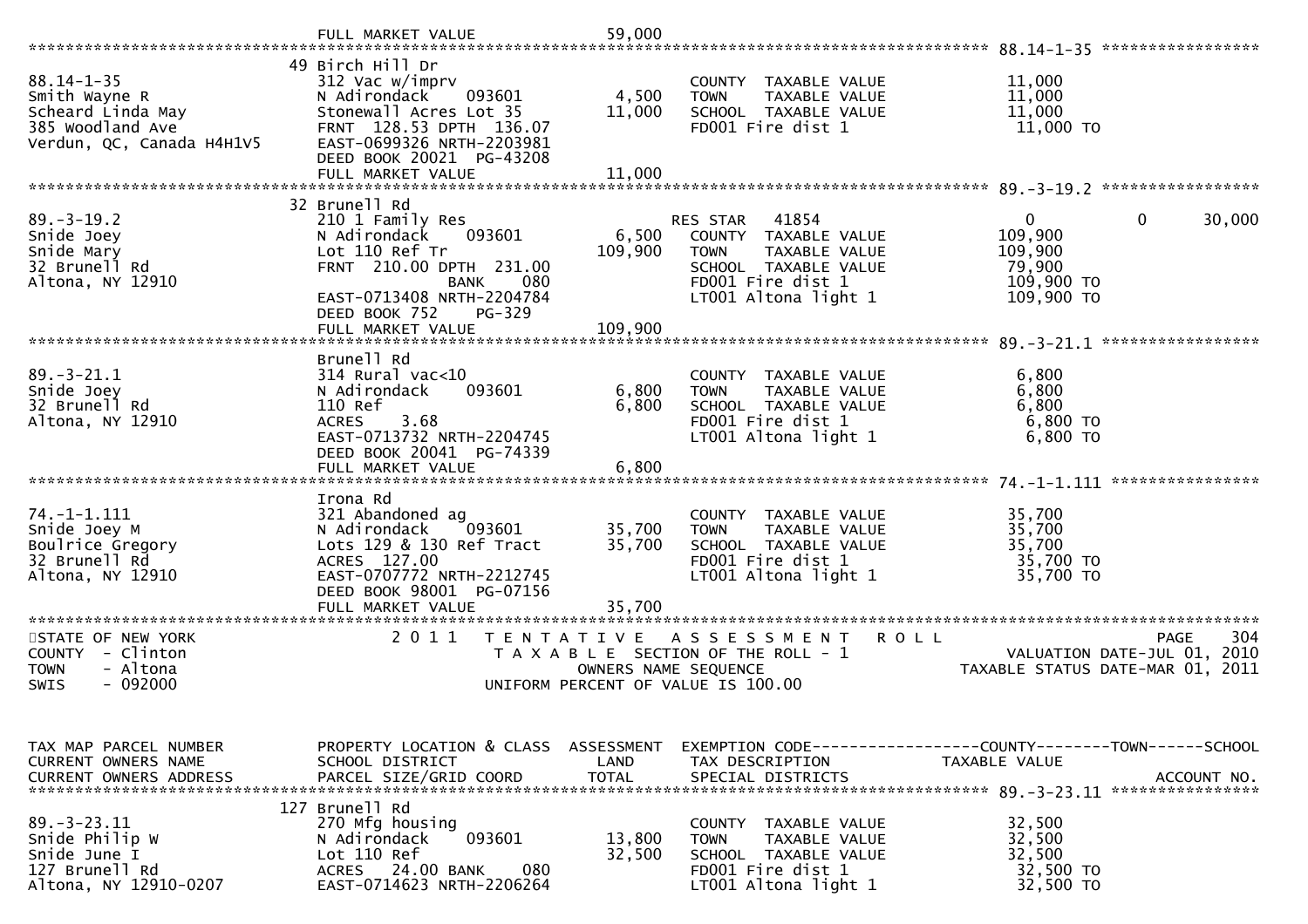FULL MARKET VALUE 59,000

**88.14-1-35**

| TAX MAP PARCEL NUMBER / CURRENT OWNERS NAME / CURRENT OWNERS ADDRESS | PROPERTY LOCATION & CLASS / SCHOOL DISTRICT / PARCEL SIZE/GRID COORD | ASSESSMENT LAND | ASSESSMENT TOTAL | EXEMPTION CODE / TAX DESCRIPTION / SPECIAL DISTRICTS | COUNTY TAXABLE VALUE | TOWN | SCHOOL |
|---|---|---|---|---|---|---|---|
| 88.14-1-35 | 49 Birch Hill Dr | | | | | | |
| Smith Wayne R | 312 Vac w/imprv | | | COUNTY TAXABLE VALUE | 11,000 | | |
| Scheard Linda May | N Adirondack 093601 | 4,500 | | TOWN TAXABLE VALUE | 11,000 | | |
| 385 Woodland Ave | Stonewall Acres Lot 35 | | 11,000 | SCHOOL TAXABLE VALUE | 11,000 | | |
| Verdun, QC, Canada H4H1V5 | FRNT 128.53 DPTH 136.07 | | | FD001 Fire dist 1 | 11,000 TO | | |
| | EAST-0699326 NRTH-2203981 | | | | | | |
| | DEED BOOK 20021 PG-43208 | | | | | | |
| | FULL MARKET VALUE | | 11,000 | | | | |

**89.-3-19.2**

| | | | | | | | |
|---|---|---|---|---|---|---|---|
| 89.-3-19.2 | 32 Brunell Rd | | | | | | |
| Snide Joey | 210 1 Family Res | | | RES STAR 41854 | 0 | 0 | 30,000 |
| Snide Mary | N Adirondack 093601 | 6,500 | | COUNTY TAXABLE VALUE | 109,900 | | |
| 32 Brunell Rd | Lot 110 Ref Tr | | 109,900 | TOWN TAXABLE VALUE | 109,900 | | |
| Altona, NY 12910 | FRNT 210.00 DPTH 231.00 | | | SCHOOL TAXABLE VALUE | 79,900 | | |
| | BANK 080 | | | FD001 Fire dist 1 | 109,900 TO | | |
| | EAST-0713408 NRTH-2204784 | | | LT001 Altona light 1 | 109,900 TO | | |
| | DEED BOOK 752 PG-329 | | | | | | |
| | FULL MARKET VALUE | | 109,900 | | | | |

**89.-3-21.1**

| | | | | | | | |
|---|---|---|---|---|---|---|---|
| 89.-3-21.1 | Brunell Rd | | | | | | |
| Snide Joey | 314 Rural vac<10 | | | COUNTY TAXABLE VALUE | 6,800 | | |
| 32 Brunell Rd | N Adirondack 093601 | 6,800 | | TOWN TAXABLE VALUE | 6,800 | | |
| Altona, NY 12910 | 110 Ref | | 6,800 | SCHOOL TAXABLE VALUE | 6,800 | | |
| | ACRES 3.68 | | | FD001 Fire dist 1 | 6,800 TO | | |
| | EAST-0713732 NRTH-2204745 | | | LT001 Altona light 1 | 6,800 TO | | |
| | DEED BOOK 20041 PG-74339 | | | | | | |
| | FULL MARKET VALUE | | 6,800 | | | | |

**74.-1-1.111**

| | | | | | | | |
|---|---|---|---|---|---|---|---|
| 74.-1-1.111 | Irona Rd | | | | | | |
| Snide Joey M | 321 Abandoned ag | | | COUNTY TAXABLE VALUE | 35,700 | | |
| Boulrice Gregory | N Adirondack 093601 | 35,700 | | TOWN TAXABLE VALUE | 35,700 | | |
| 32 Brunell Rd | Lots 129 & 130 Ref Tract | | 35,700 | SCHOOL TAXABLE VALUE | 35,700 | | |
| Altona, NY 12910 | ACRES 127.00 | | | FD001 Fire dist 1 | 35,700 TO | | |
| | EAST-0707772 NRTH-2212745 | | | LT001 Altona light 1 | 35,700 TO | | |
| | DEED BOOK 98001 PG-07156 | | | | | | |
| | FULL MARKET VALUE | | 35,700 | | | | |

STATE OF NEW YORK — 2011 TENTATIVE ASSESSMENT ROLL
COUNTY - Clinton — TAXABLE SECTION OF THE ROLL - 1 — VALUATION DATE-JUL 01, 2010
TOWN - Altona — OWNERS NAME SEQUENCE — TAXABLE STATUS DATE-MAR 01, 2011
SWIS - 092000 — UNIFORM PERCENT OF VALUE IS 100.00

**89.-3-23.11**

| TAX MAP PARCEL NUMBER / CURRENT OWNERS NAME / CURRENT OWNERS ADDRESS | PROPERTY LOCATION & CLASS / SCHOOL DISTRICT / PARCEL SIZE/GRID COORD | ASSESSMENT LAND | ASSESSMENT TOTAL | EXEMPTION CODE / TAX DESCRIPTION / SPECIAL DISTRICTS | COUNTY TAXABLE VALUE | TOWN | SCHOOL / ACCOUNT NO. |
|---|---|---|---|---|---|---|---|
| 89.-3-23.11 | 127 Brunell Rd | | | | | | |
| Snide Philip W | 270 Mfg housing | | | COUNTY TAXABLE VALUE | 32,500 | | |
| Snide June I | N Adirondack 093601 | 13,800 | | TOWN TAXABLE VALUE | 32,500 | | |
| 127 Brunell Rd | Lot 110 Ref | | 32,500 | SCHOOL TAXABLE VALUE | 32,500 | | |
| Altona, NY 12910-0207 | ACRES 24.00 BANK 080 | | | FD001 Fire dist 1 | 32,500 TO | | |
| | EAST-0714623 NRTH-2206264 | | | LT001 Altona light 1 | 32,500 TO | | |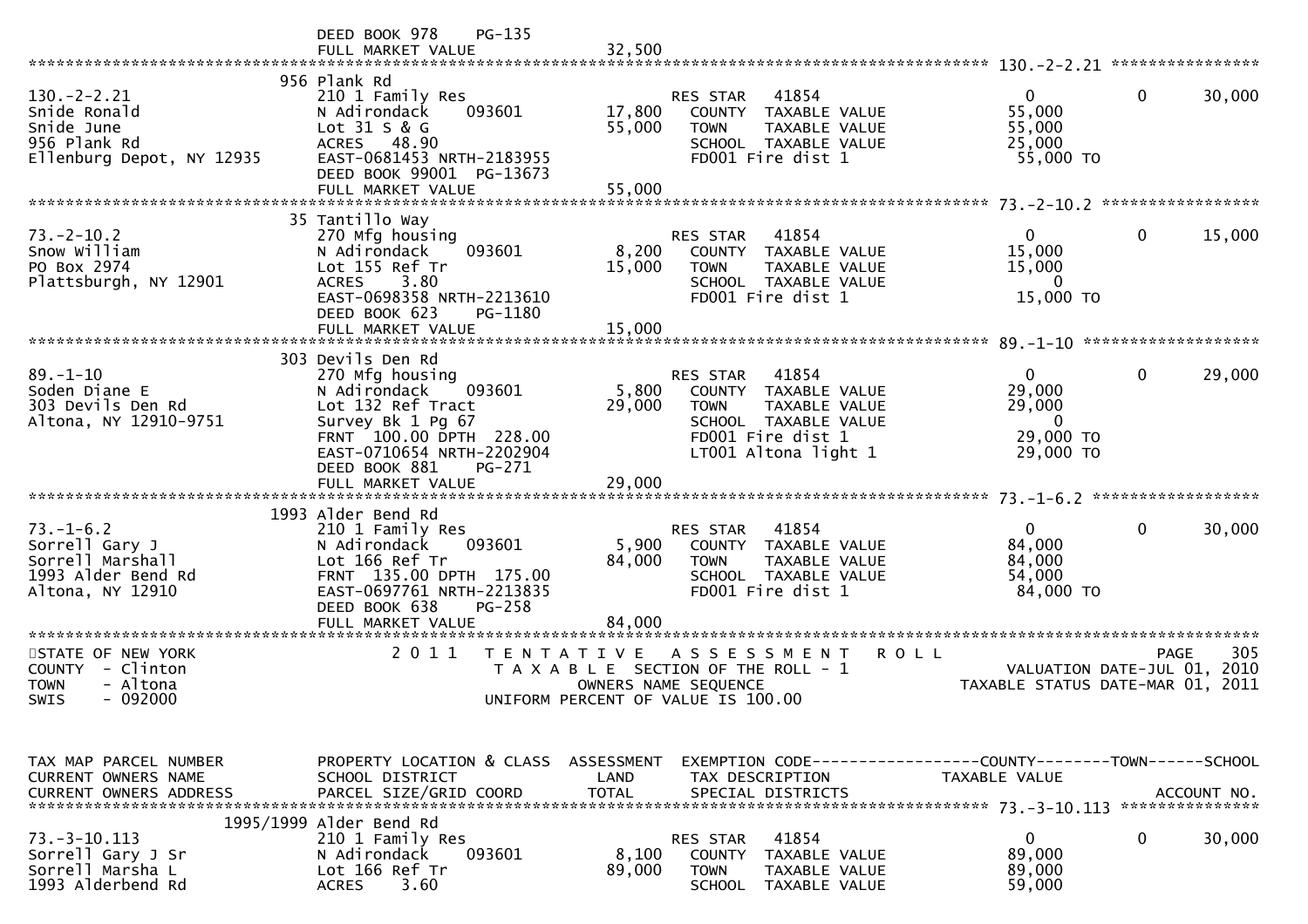| | DEED BOOK 978 PG-135 | | | |
|---|---|---|---|---|
| | FULL MARKET VALUE | 32,500 | | |

******************************************************************************************************* 130.-2-2.21 ****************

| TAX MAP PARCEL NUMBER / CURRENT OWNERS NAME / CURRENT OWNERS ADDRESS | PROPERTY LOCATION & CLASS / SCHOOL DISTRICT / PARCEL SIZE/GRID COORD | ASSESSMENT LAND / TOTAL | EXEMPTION CODE / TAX DESCRIPTION / SPECIAL DISTRICTS | COUNTY TAXABLE VALUE | TOWN | SCHOOL |
|---|---|---|---|---|---|---|
| | 956 Plank Rd | | | | | |
| 130.-2-2.21 | 210 1 Family Res | | RES STAR 41854 | 0 | 0 | 30,000 |
| Snide Ronald | N Adirondack 093601 | 17,800 | COUNTY TAXABLE VALUE | 55,000 | | |
| Snide June | Lot 31 S & G | 55,000 | TOWN TAXABLE VALUE | 55,000 | | |
| 956 Plank Rd | ACRES 48.90 | | SCHOOL TAXABLE VALUE | 25,000 | | |
| Ellenburg Depot, NY 12935 | EAST-0681453 NRTH-2183955 | | FD001 Fire dist 1 | 55,000 TO | | |
| | DEED BOOK 99001 PG-13673 | | | | | |
| | FULL MARKET VALUE | 55,000 | | | | |

******************************************************************************************************* 73.-2-10.2 *****************

| TAX MAP PARCEL NUMBER / CURRENT OWNERS NAME / CURRENT OWNERS ADDRESS | PROPERTY LOCATION & CLASS / SCHOOL DISTRICT / PARCEL SIZE/GRID COORD | ASSESSMENT LAND / TOTAL | EXEMPTION CODE / TAX DESCRIPTION / SPECIAL DISTRICTS | COUNTY TAXABLE VALUE | TOWN | SCHOOL |
|---|---|---|---|---|---|---|
| | 35 Tantillo Way | | | | | |
| 73.-2-10.2 | 270 Mfg housing | | RES STAR 41854 | 0 | 0 | 15,000 |
| Snow William | N Adirondack 093601 | 8,200 | COUNTY TAXABLE VALUE | 15,000 | | |
| PO Box 2974 | Lot 155 Ref Tr | 15,000 | TOWN TAXABLE VALUE | 15,000 | | |
| Plattsburgh, NY 12901 | ACRES 3.80 | | SCHOOL TAXABLE VALUE | 0 | | |
| | EAST-0698358 NRTH-2213610 | | FD001 Fire dist 1 | 15,000 TO | | |
| | DEED BOOK 623 PG-1180 | | | | | |
| | FULL MARKET VALUE | 15,000 | | | | |

******************************************************************************************************* 89.-1-10 *******************

| TAX MAP PARCEL NUMBER / CURRENT OWNERS NAME / CURRENT OWNERS ADDRESS | PROPERTY LOCATION & CLASS / SCHOOL DISTRICT / PARCEL SIZE/GRID COORD | ASSESSMENT LAND / TOTAL | EXEMPTION CODE / TAX DESCRIPTION / SPECIAL DISTRICTS | COUNTY TAXABLE VALUE | TOWN | SCHOOL |
|---|---|---|---|---|---|---|
| | 303 Devils Den Rd | | | | | |
| 89.-1-10 | 270 Mfg housing | | RES STAR 41854 | 0 | 0 | 29,000 |
| Soden Diane E | N Adirondack 093601 | 5,800 | COUNTY TAXABLE VALUE | 29,000 | | |
| 303 Devils Den Rd | Lot 132 Ref Tract | 29,000 | TOWN TAXABLE VALUE | 29,000 | | |
| Altona, NY 12910-9751 | Survey Bk 1 Pg 67 | | SCHOOL TAXABLE VALUE | 0 | | |
| | FRNT 100.00 DPTH 228.00 | | FD001 Fire dist 1 | 29,000 TO | | |
| | EAST-0710654 NRTH-2202904 | | LT001 Altona light 1 | 29,000 TO | | |
| | DEED BOOK 881 PG-271 | | | | | |
| | FULL MARKET VALUE | 29,000 | | | | |

******************************************************************************************************* 73.-1-6.2 ******************

| TAX MAP PARCEL NUMBER / CURRENT OWNERS NAME / CURRENT OWNERS ADDRESS | PROPERTY LOCATION & CLASS / SCHOOL DISTRICT / PARCEL SIZE/GRID COORD | ASSESSMENT LAND / TOTAL | EXEMPTION CODE / TAX DESCRIPTION / SPECIAL DISTRICTS | COUNTY TAXABLE VALUE | TOWN | SCHOOL |
|---|---|---|---|---|---|---|
| | 1993 Alder Bend Rd | | | | | |
| 73.-1-6.2 | 210 1 Family Res | | RES STAR 41854 | 0 | 0 | 30,000 |
| Sorrell Gary J | N Adirondack 093601 | 5,900 | COUNTY TAXABLE VALUE | 84,000 | | |
| Sorrell Marshall | Lot 166 Ref Tr | 84,000 | TOWN TAXABLE VALUE | 84,000 | | |
| 1993 Alder Bend Rd | FRNT 135.00 DPTH 175.00 | | SCHOOL TAXABLE VALUE | 54,000 | | |
| Altona, NY 12910 | EAST-0697761 NRTH-2213835 | | FD001 Fire dist 1 | 84,000 TO | | |
| | DEED BOOK 638 PG-258 | | | | | |
| | FULL MARKET VALUE | 84,000 | | | | |

*******************************************************************************************************************************

STATE OF NEW YORK
COUNTY - Clinton
TOWN - Altona
SWIS - 092000

2 0 1 1 TENTATIVE ASSESSMENT ROLL
TAXABLE SECTION OF THE ROLL - 1
OWNERS NAME SEQUENCE
UNIFORM PERCENT OF VALUE IS 100.00

VALUATION DATE-JUL 01, 2010
TAXABLE STATUS DATE-MAR 01, 2011

| TAX MAP PARCEL NUMBER / CURRENT OWNERS NAME / CURRENT OWNERS ADDRESS | PROPERTY LOCATION & CLASS / SCHOOL DISTRICT / PARCEL SIZE/GRID COORD | ASSESSMENT LAND / TOTAL | EXEMPTION CODE / TAX DESCRIPTION / SPECIAL DISTRICTS | COUNTY TAXABLE VALUE | TOWN | SCHOOL / ACCOUNT NO. |
|---|---|---|---|---|---|---|
| | 1995/1999 Alder Bend Rd | | | | | |
| 73.-3-10.113 | 210 1 Family Res | | RES STAR 41854 | 0 | 0 | 30,000 |
| Sorrell Gary J Sr | N Adirondack 093601 | 8,100 | COUNTY TAXABLE VALUE | 89,000 | | |
| Sorrell Marsha L | Lot 166 Ref Tr | 89,000 | TOWN TAXABLE VALUE | 89,000 | | |
| 1993 Alderbend Rd | ACRES 3.60 | | SCHOOL TAXABLE VALUE | 59,000 | | |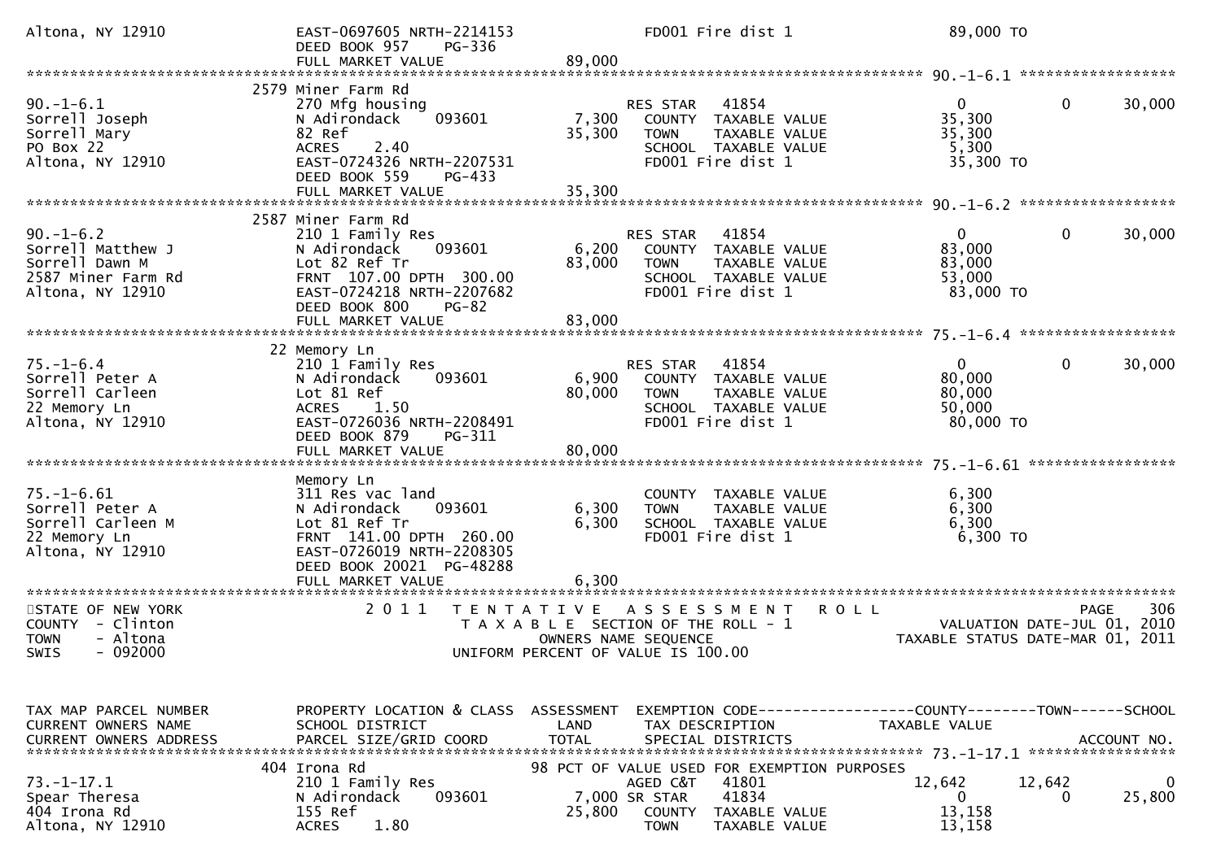```
Altona, NY 12910             EAST-0697605 NRTH-2214153                  FD001 Fire dist 1                 89,000 TO
                             DEED BOOK 957    PG-336
                             FULL MARKET VALUE              89,000
******************************************************************************************************* 90.-1-6.1 ******************
                        2579 Miner Farm Rd
90.-1-6.1                    270 Mfg housing                        RES STAR   41854                      0          0      30,000
Sorrell Joseph               N Adirondack     093601         7,300   COUNTY  TAXABLE VALUE             35,300
Sorrell Mary                 82 Ref                         35,300   TOWN    TAXABLE VALUE             35,300
PO Box 22                    ACRES    2.40                           SCHOOL  TAXABLE VALUE              5,300
Altona, NY 12910             EAST-0724326 NRTH-2207531               FD001 Fire dist 1                 35,300 TO
                             DEED BOOK 559    PG-433
                             FULL MARKET VALUE              35,300
******************************************************************************************************* 90.-1-6.2 ******************
                        2587 Miner Farm Rd
90.-1-6.2                    210 1 Family Res                       RES STAR   41854                      0          0      30,000
Sorrell Matthew J            N Adirondack     093601         6,200   COUNTY  TAXABLE VALUE             83,000
Sorrell Dawn M               Lot 82 Ref Tr                  83,000   TOWN    TAXABLE VALUE             83,000
2587 Miner Farm Rd           FRNT 107.00 DPTH 300.00                 SCHOOL  TAXABLE VALUE             53,000
Altona, NY 12910             EAST-0724218 NRTH-2207682               FD001 Fire dist 1                 83,000 TO
                             DEED BOOK 800    PG-82
                             FULL MARKET VALUE              83,000
******************************************************************************************************* 75.-1-6.4 ******************
                        22 Memory Ln
75.-1-6.4                    210 1 Family Res                       RES STAR   41854                      0          0      30,000
Sorrell Peter A              N Adirondack     093601         6,900   COUNTY  TAXABLE VALUE             80,000
Sorrell Carleen              Lot 81 Ref                     80,000   TOWN    TAXABLE VALUE             80,000
22 Memory Ln                 ACRES    1.50                           SCHOOL  TAXABLE VALUE             50,000
Altona, NY 12910             EAST-0726036 NRTH-2208491               FD001 Fire dist 1                 80,000 TO
                             DEED BOOK 879    PG-311
                             FULL MARKET VALUE              80,000
******************************************************************************************************* 75.-1-6.61 *****************
                             Memory Ln
75.-1-6.61                   311 Res vac land                        COUNTY  TAXABLE VALUE              6,300
Sorrell Peter A              N Adirondack     093601         6,300   TOWN    TAXABLE VALUE              6,300
Sorrell Carleen M            Lot 81 Ref Tr                   6,300   SCHOOL  TAXABLE VALUE              6,300
22 Memory Ln                 FRNT 141.00 DPTH 260.00                 FD001 Fire dist 1                  6,300 TO
Altona, NY 12910             EAST-0726019 NRTH-2208305
                             DEED BOOK 20021  PG-48288
                             FULL MARKET VALUE               6,300
************************************************************************************************************************************
STATE OF NEW YORK                  2 0 1 1   T E N T A T I V E   A S S E S S M E N T   R O L L                          PAGE    306
COUNTY  - Clinton                             T A X A B L E  SECTION OF THE ROLL - 1                   VALUATION DATE-JUL 01, 2010
TOWN    - Altona                                  OWNERS NAME SEQUENCE                              TAXABLE STATUS DATE-MAR 01, 2011
SWIS    - 092000                            UNIFORM PERCENT OF VALUE IS 100.00


TAX MAP PARCEL NUMBER        PROPERTY LOCATION & CLASS  ASSESSMENT  EXEMPTION CODE------------------COUNTY--------TOWN------SCHOOL
CURRENT OWNERS NAME          SCHOOL DISTRICT               LAND      TAX DESCRIPTION             TAXABLE VALUE
CURRENT OWNERS ADDRESS       PARCEL SIZE/GRID COORD       TOTAL      SPECIAL DISTRICTS                                    ACCOUNT NO.
******************************************************************************************************* 73.-1-17.1 *****************
                        404 Irona Rd                         98 PCT OF VALUE USED FOR EXEMPTION PURPOSES
73.-1-17.1                   210 1 Family Res                       AGED C&T   41801                 12,642     12,642           0
Spear Theresa                N Adirondack     093601          7,000 SR STAR    41834                      0          0      25,800
404 Irona Rd                 155 Ref                        25,800   COUNTY  TAXABLE VALUE             13,158
Altona, NY 12910             ACRES    1.80                           TOWN    TAXABLE VALUE             13,158
```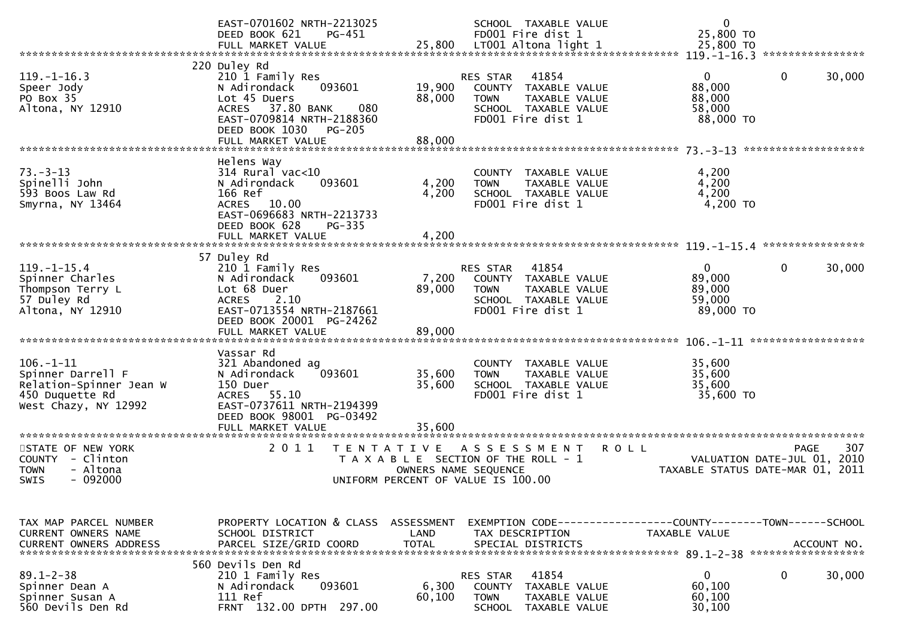```
                              EAST-0701602 NRTH-2213025                  SCHOOL  TAXABLE VALUE                  0
                              DEED BOOK 621     PG-451                   FD001 Fire dist 1                 25,800 TO
                              FULL MARKET VALUE              25,800      LT001 Altona light 1              25,800 TO
******************************************************************************************************* 119.-1-16.3 ****************
                           220 Duley Rd
119.-1-16.3                  210 1 Family Res                             RES STAR    41854                    0              0        30,000
Speer Jody                   N Adirondack      093601        19,900       COUNTY  TAXABLE VALUE            88,000
PO Box 35                    Lot 45 Duers                    88,000       TOWN    TAXABLE VALUE            88,000
Altona, NY 12910             ACRES   37.80 BANK     080                   SCHOOL  TAXABLE VALUE            58,000
                             EAST-0709814 NRTH-2188360                    FD001 Fire dist 1                88,000 TO
                             DEED BOOK 1030    PG-205
                             FULL MARKET VALUE               88,000
******************************************************************************************************* 73.-3-13 *******************
                           Helens Way
73.-3-13                     314 Rural vac<10                             COUNTY  TAXABLE VALUE             4,200
Spinelli John                N Adirondack      093601         4,200       TOWN    TAXABLE VALUE             4,200
593 Boos Law Rd              166 Ref                          4,200       SCHOOL  TAXABLE VALUE             4,200
Smyrna, NY 13464             ACRES   10.00                                FD001 Fire dist 1                 4,200 TO
                             EAST-0696683 NRTH-2213733
                             DEED BOOK 628     PG-335
                             FULL MARKET VALUE                4,200
******************************************************************************************************* 119.-1-15.4 ****************
                           57 Duley Rd
119.-1-15.4                  210 1 Family Res                             RES STAR    41854                    0              0        30,000
Spinner Charles              N Adirondack      093601         7,200       COUNTY  TAXABLE VALUE            89,000
Thompson Terry L             Lot 68 Duer                     89,000       TOWN    TAXABLE VALUE            89,000
57 Duley Rd                  ACRES    2.10                                SCHOOL  TAXABLE VALUE            59,000
Altona, NY 12910             EAST-0713554 NRTH-2187661                    FD001 Fire dist 1                89,000 TO
                             DEED BOOK 20001   PG-24262
                             FULL MARKET VALUE               89,000
******************************************************************************************************* 106.-1-11 ******************
                           Vassar Rd
106.-1-11                    321 Abandoned ag                             COUNTY  TAXABLE VALUE            35,600
Spinner Darrell F            N Adirondack      093601        35,600       TOWN    TAXABLE VALUE            35,600
Relation-Spinner Jean W      150 Duer                        35,600       SCHOOL  TAXABLE VALUE            35,600
450 Duquette Rd              ACRES   55.10                                FD001 Fire dist 1                35,600 TO
West Chazy, NY 12992         EAST-0737611 NRTH-2194399
                             DEED BOOK 98001   PG-03492
                             FULL MARKET VALUE               35,600
************************************************************************************************************************************
STATE OF NEW YORK                  2 0 1 1   T E N T A T I V E   A S S E S S M E N T   R O L L                              PAGE    307
COUNTY  - Clinton                           T A X A B L E  SECTION OF THE ROLL - 1                        VALUATION DATE-JUL 01, 2010
TOWN    - Altona                                  OWNERS NAME SEQUENCE                               TAXABLE STATUS DATE-MAR 01, 2011
SWIS    - 092000                           UNIFORM PERCENT OF VALUE IS 100.00


TAX MAP PARCEL NUMBER        PROPERTY LOCATION & CLASS  ASSESSMENT  EXEMPTION CODE------------------COUNTY--------TOWN------SCHOOL
CURRENT OWNERS NAME          SCHOOL DISTRICT               LAND     TAX DESCRIPTION             TAXABLE VALUE
CURRENT OWNERS ADDRESS       PARCEL SIZE/GRID COORD        TOTAL    SPECIAL DISTRICTS                                     ACCOUNT NO.
******************************************************************************************************* 89.1-2-38 ******************
                           560 Devils Den Rd
89.1-2-38                    210 1 Family Res                             RES STAR    41854                    0              0        30,000
Spinner Dean A               N Adirondack      093601         6,300       COUNTY  TAXABLE VALUE            60,100
Spinner Susan A              111 Ref                         60,100       TOWN    TAXABLE VALUE            60,100
560 Devils Den Rd            FRNT 132.00 DPTH 297.00                      SCHOOL  TAXABLE VALUE            30,100
```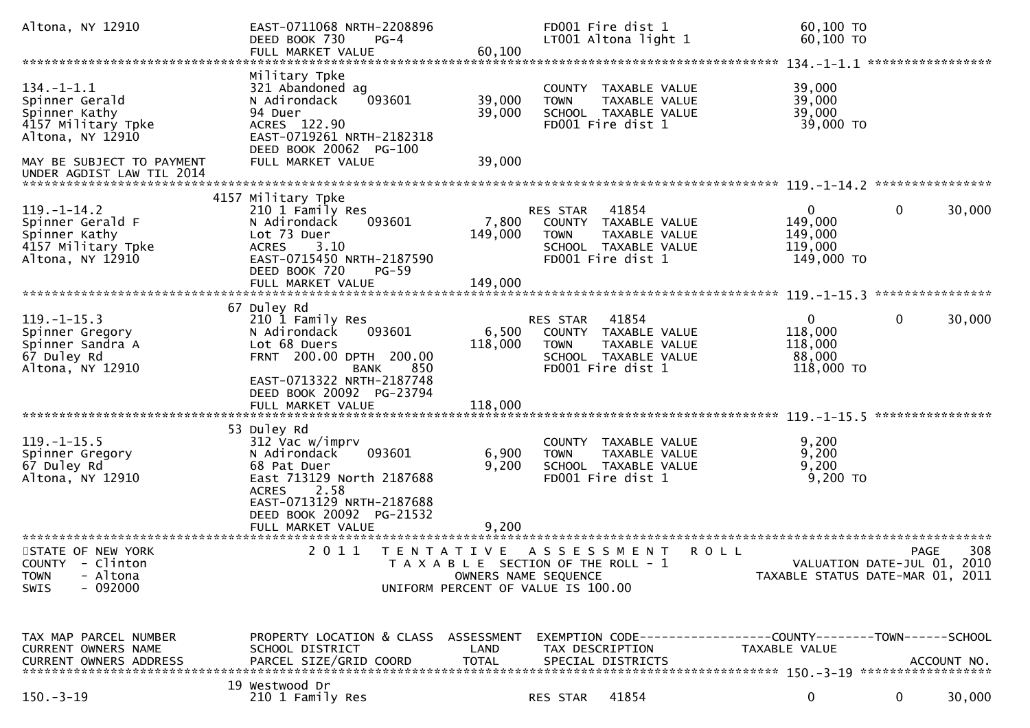```
Altona, NY 12910              EAST-0711068 NRTH-2208896              FD001 Fire dist 1                    60,100 TO
                              DEED BOOK 730     PG-4                  LT001 Altona light 1                 60,100 TO
                              FULL MARKET VALUE               60,100
******************************************************************************************************* 134.-1-1.1 *****************
                              Military Tpke
134.-1-1.1                    321 Abandoned ag                        COUNTY  TAXABLE VALUE              39,000
Spinner Gerald                N Adirondack     093601        39,000   TOWN    TAXABLE VALUE              39,000
Spinner Kathy                 94 Duer                        39,000   SCHOOL  TAXABLE VALUE              39,000
4157 Military Tpke            ACRES  122.90                           FD001 Fire dist 1                   39,000 TO
Altona, NY 12910              EAST-0719261 NRTH-2182318
                              DEED BOOK 20062  PG-100
MAY BE SUBJECT TO PAYMENT     FULL MARKET VALUE               39,000
UNDER AGDIST LAW TIL 2014
******************************************************************************************************* 119.-1-14.2 ****************
                         4157 Military Tpke
119.-1-14.2                   210 1 Family Res                        RES STAR   41854                        0          0     30,000
Spinner Gerald F              N Adirondack     093601         7,800   COUNTY  TAXABLE VALUE             149,000
Spinner Kathy                 Lot 73 Duer                   149,000   TOWN    TAXABLE VALUE             149,000
4157 Military Tpke            ACRES    3.10                           SCHOOL  TAXABLE VALUE             119,000
Altona, NY 12910              EAST-0715450 NRTH-2187590               FD001 Fire dist 1                  149,000 TO
                              DEED BOOK 720    PG-59
                              FULL MARKET VALUE              149,000
******************************************************************************************************* 119.-1-15.3 ****************
                           67 Duley Rd
119.-1-15.3                   210 1 Family Res                        RES STAR   41854                        0          0     30,000
Spinner Gregory               N Adirondack     093601         6,500   COUNTY  TAXABLE VALUE             118,000
Spinner Sandra A              Lot 68 Duers                  118,000   TOWN    TAXABLE VALUE             118,000
67 Duley Rd                   FRNT  200.00 DPTH  200.00               SCHOOL  TAXABLE VALUE              88,000
Altona, NY 12910                          BANK     850                FD001 Fire dist 1                  118,000 TO
                              EAST-0713322 NRTH-2187748
                              DEED BOOK 20092  PG-23794
                              FULL MARKET VALUE              118,000
******************************************************************************************************* 119.-1-15.5 ****************
                           53 Duley Rd
119.-1-15.5                   312 Vac w/imprv                         COUNTY  TAXABLE VALUE               9,200
Spinner Gregory               N Adirondack     093601         6,900   TOWN    TAXABLE VALUE               9,200
67 Duley Rd                   68 Pat Duer                     9,200   SCHOOL  TAXABLE VALUE               9,200
Altona, NY 12910              East 713129 North 2187688               FD001 Fire dist 1                    9,200 TO
                              ACRES    2.58
                              EAST-0713129 NRTH-2187688
                              DEED BOOK 20092  PG-21532
                              FULL MARKET VALUE                9,200
************************************************************************************************************************************
STATE OF NEW YORK                2 0 1 1   T E N T A T I V E   A S S E S S M E N T   R O L L                          PAGE    308
COUNTY  - Clinton                          T A X A B L E  SECTION OF THE ROLL - 1                       VALUATION DATE-JUL 01, 2010
TOWN    - Altona                                  OWNERS NAME SEQUENCE                            TAXABLE STATUS DATE-MAR 01, 2011
SWIS    - 092000                          UNIFORM PERCENT OF VALUE IS 100.00


TAX MAP PARCEL NUMBER         PROPERTY LOCATION & CLASS  ASSESSMENT  EXEMPTION CODE------------------COUNTY--------TOWN------SCHOOL
CURRENT OWNERS NAME           SCHOOL DISTRICT               LAND      TAX DESCRIPTION              TAXABLE VALUE
CURRENT OWNERS ADDRESS        PARCEL SIZE/GRID COORD       TOTAL      SPECIAL DISTRICTS                                   ACCOUNT NO.
******************************************************************************************************* 150.-3-19 ******************
                           19 Westwood Dr
150.-3-19                     210 1 Family Res                        RES STAR   41854                        0          0     30,000
```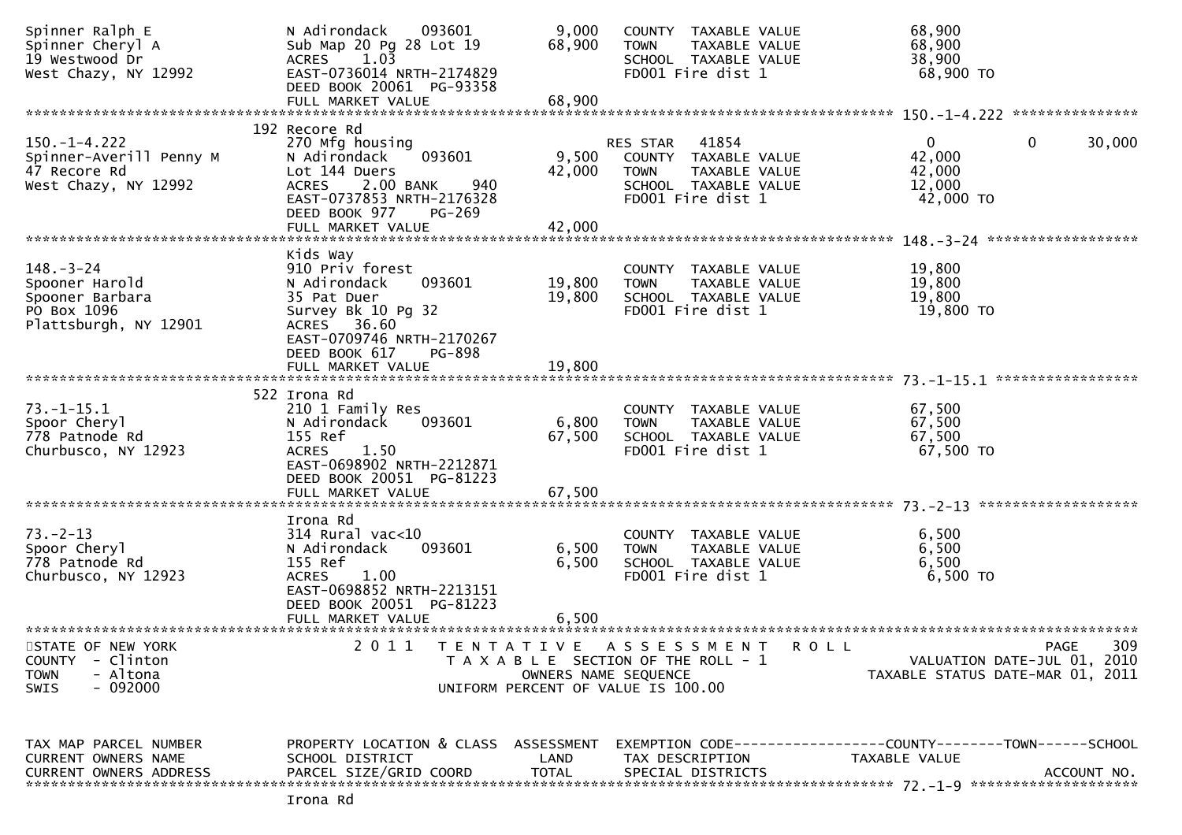```
Spinner Ralph E                N Adirondack    093601         9,000   COUNTY  TAXABLE VALUE            68,900
Spinner Cheryl A               Sub Map 20 Pg 28 Lot 19       68,900   TOWN    TAXABLE VALUE            68,900
19 Westwood Dr                 ACRES    1.03                          SCHOOL  TAXABLE VALUE            38,900
West Chazy, NY 12992           EAST-0736014 NRTH-2174829              FD001 Fire dist 1                 68,900 TO
                               DEED BOOK 20061  PG-93358
                               FULL MARKET VALUE             68,900
******************************************************************************************************* 150.-1-4.222 ***************
                            192 Recore Rd
150.-1-4.222                   270 Mfg housing                        RES STAR   41854                      0          0      30,000
Spinner-Averill Penny M        N Adirondack    093601         9,500   COUNTY  TAXABLE VALUE            42,000
47 Recore Rd                   Lot 144 Duers                 42,000   TOWN    TAXABLE VALUE            42,000
West Chazy, NY 12992           ACRES    2.00 BANK     940             SCHOOL  TAXABLE VALUE            12,000
                               EAST-0737853 NRTH-2176328              FD001 Fire dist 1                 42,000 TO
                               DEED BOOK 977    PG-269
                               FULL MARKET VALUE             42,000
******************************************************************************************************* 148.-3-24 ******************
                               Kids Way
148.-3-24                      910 Priv forest                        COUNTY  TAXABLE VALUE            19,800
Spooner Harold                 N Adirondack    093601        19,800   TOWN    TAXABLE VALUE            19,800
Spooner Barbara                35 Pat Duer                   19,800   SCHOOL  TAXABLE VALUE            19,800
PO Box 1096                    Survey Bk 10 Pg 32                     FD001 Fire dist 1                 19,800 TO
Plattsburgh, NY 12901          ACRES   36.60
                               EAST-0709746 NRTH-2170267
                               DEED BOOK 617    PG-898
                               FULL MARKET VALUE             19,800
******************************************************************************************************* 73.-1-15.1 *****************
                            522 Irona Rd
73.-1-15.1                     210 1 Family Res                       COUNTY  TAXABLE VALUE            67,500
Spoor Cheryl                   N Adirondack    093601         6,800   TOWN    TAXABLE VALUE            67,500
778 Patnode Rd                 155 Ref                       67,500   SCHOOL  TAXABLE VALUE            67,500
Churbusco, NY 12923            ACRES    1.50                          FD001 Fire dist 1                 67,500 TO
                               EAST-0698902 NRTH-2212871
                               DEED BOOK 20051  PG-81223
                               FULL MARKET VALUE             67,500
******************************************************************************************************* 73.-2-13 *******************
                               Irona Rd
73.-2-13                       314 Rural vac<10                       COUNTY  TAXABLE VALUE             6,500
Spoor Cheryl                   N Adirondack    093601         6,500   TOWN    TAXABLE VALUE             6,500
778 Patnode Rd                 155 Ref                        6,500   SCHOOL  TAXABLE VALUE             6,500
Churbusco, NY 12923            ACRES    1.00                          FD001 Fire dist 1                  6,500 TO
                               EAST-0698852 NRTH-2213151
                               DEED BOOK 20051  PG-81223
                               FULL MARKET VALUE              6,500
************************************************************************************************************************************
STATE OF NEW YORK                 2 0 1 1   T E N T A T I V E   A S S E S S M E N T   R O L L                          PAGE    309
COUNTY  - Clinton                           T A X A B L E  SECTION OF THE ROLL - 1                   VALUATION DATE-JUL 01, 2010
TOWN    - Altona                                     OWNERS NAME SEQUENCE                        TAXABLE STATUS DATE-MAR 01, 2011
SWIS    - 092000                            UNIFORM PERCENT OF VALUE IS 100.00


TAX MAP PARCEL NUMBER          PROPERTY LOCATION & CLASS  ASSESSMENT  EXEMPTION CODE------------------COUNTY--------TOWN------SCHOOL
CURRENT OWNERS NAME            SCHOOL DISTRICT               LAND     TAX DESCRIPTION            TAXABLE VALUE
CURRENT OWNERS ADDRESS         PARCEL SIZE/GRID COORD        TOTAL    SPECIAL DISTRICTS                                  ACCOUNT NO.
******************************************************************************************************* 72.-1-9 ********************
                               Irona Rd
```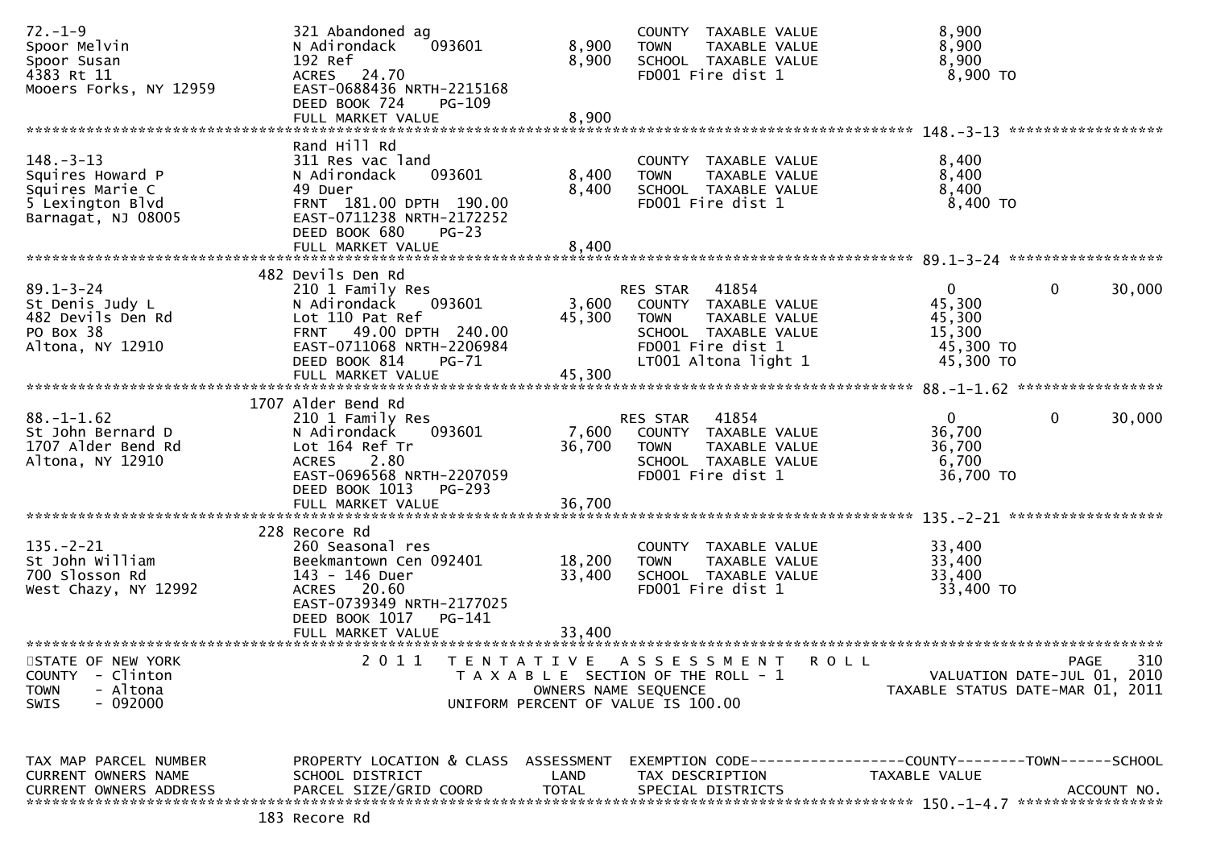| TAX MAP PARCEL NUMBER | PROPERTY LOCATION & CLASS | ASSESSMENT | EXEMPTION CODE | COUNTY | TOWN | SCHOOL |
|---|---|---|---|---|---|---|
| 72.-1-9 | 321 Abandoned ag | | COUNTY TAXABLE VALUE | 8,900 | | |
| Spoor Melvin | N Adirondack 093601 | 8,900 | TOWN TAXABLE VALUE | 8,900 | | |
| Spoor Susan | 192 Ref | 8,900 | SCHOOL TAXABLE VALUE | 8,900 | | |
| 4383 Rt 11 | ACRES 24.70 | | FD001 Fire dist 1 | 8,900 TO | | |
| Mooers Forks, NY 12959 | EAST-0688436 NRTH-2215168 | | | | | |
| | DEED BOOK 724 PG-109 | | | | | |
| | FULL MARKET VALUE | 8,900 | | | | |
| **148.-3-13** | Rand Hill Rd | | | | | |
| 148.-3-13 | 311 Res vac land | | COUNTY TAXABLE VALUE | 8,400 | | |
| Squires Howard P | N Adirondack 093601 | 8,400 | TOWN TAXABLE VALUE | 8,400 | | |
| Squires Marie C | 49 Duer | 8,400 | SCHOOL TAXABLE VALUE | 8,400 | | |
| 5 Lexington Blvd | FRNT 181.00 DPTH 190.00 | | FD001 Fire dist 1 | 8,400 TO | | |
| Barnagat, NJ 08005 | EAST-0711238 NRTH-2172252 | | | | | |
| | DEED BOOK 680 PG-23 | | | | | |
| | FULL MARKET VALUE | 8,400 | | | | |
| **89.1-3-24** | 482 Devils Den Rd | | | | | |
| 89.1-3-24 | 210 1 Family Res | | RES STAR 41854 | 0 | 0 | 30,000 |
| St Denis Judy L | N Adirondack 093601 | 3,600 | COUNTY TAXABLE VALUE | 45,300 | | |
| 482 Devils Den Rd | Lot 110 Pat Ref | 45,300 | TOWN TAXABLE VALUE | 45,300 | | |
| PO Box 38 | FRNT 49.00 DPTH 240.00 | | SCHOOL TAXABLE VALUE | 15,300 | | |
| Altona, NY 12910 | EAST-0711068 NRTH-2206984 | | FD001 Fire dist 1 | 45,300 TO | | |
| | DEED BOOK 814 PG-71 | | LT001 Altona light 1 | 45,300 TO | | |
| | FULL MARKET VALUE | 45,300 | | | | |
| **88.-1-1.62** | 1707 Alder Bend Rd | | | | | |
| 88.-1-1.62 | 210 1 Family Res | | RES STAR 41854 | 0 | 0 | 30,000 |
| St John Bernard D | N Adirondack 093601 | 7,600 | COUNTY TAXABLE VALUE | 36,700 | | |
| 1707 Alder Bend Rd | Lot 164 Ref Tr | 36,700 | TOWN TAXABLE VALUE | 36,700 | | |
| Altona, NY 12910 | ACRES 2.80 | | SCHOOL TAXABLE VALUE | 6,700 | | |
| | EAST-0696568 NRTH-2207059 | | FD001 Fire dist 1 | 36,700 TO | | |
| | DEED BOOK 1013 PG-293 | | | | | |
| | FULL MARKET VALUE | 36,700 | | | | |
| **135.-2-21** | 228 Recore Rd | | | | | |
| 135.-2-21 | 260 Seasonal res | | COUNTY TAXABLE VALUE | 33,400 | | |
| St John William | Beekmantown Cen 092401 | 18,200 | TOWN TAXABLE VALUE | 33,400 | | |
| 700 Slosson Rd | 143 - 146 Duer | 33,400 | SCHOOL TAXABLE VALUE | 33,400 | | |
| West Chazy, NY 12992 | ACRES 20.60 | | FD001 Fire dist 1 | 33,400 TO | | |
| | EAST-0739349 NRTH-2177025 | | | | | |
| | DEED BOOK 1017 PG-141 | | | | | |
| | FULL MARKET VALUE | 33,400 | | | | |

STATE OF NEW YORK — 2011 TENTATIVE ASSESSMENT ROLL — PAGE 310
COUNTY - Clinton — TAXABLE SECTION OF THE ROLL - 1 — VALUATION DATE-JUL 01, 2010
TOWN - Altona — OWNERS NAME SEQUENCE — TAXABLE STATUS DATE-MAR 01, 2011
SWIS - 092000 — UNIFORM PERCENT OF VALUE IS 100.00

| TAX MAP PARCEL NUMBER / CURRENT OWNERS NAME / CURRENT OWNERS ADDRESS | PROPERTY LOCATION & CLASS / SCHOOL DISTRICT / PARCEL SIZE/GRID COORD | ASSESSMENT / LAND / TOTAL | EXEMPTION CODE / TAX DESCRIPTION / SPECIAL DISTRICTS | COUNTY / TAXABLE VALUE | TOWN | SCHOOL / ACCOUNT NO. |
|---|---|---|---|---|---|---|
| **150.-1-4.7** | 183 Recore Rd | | | | | |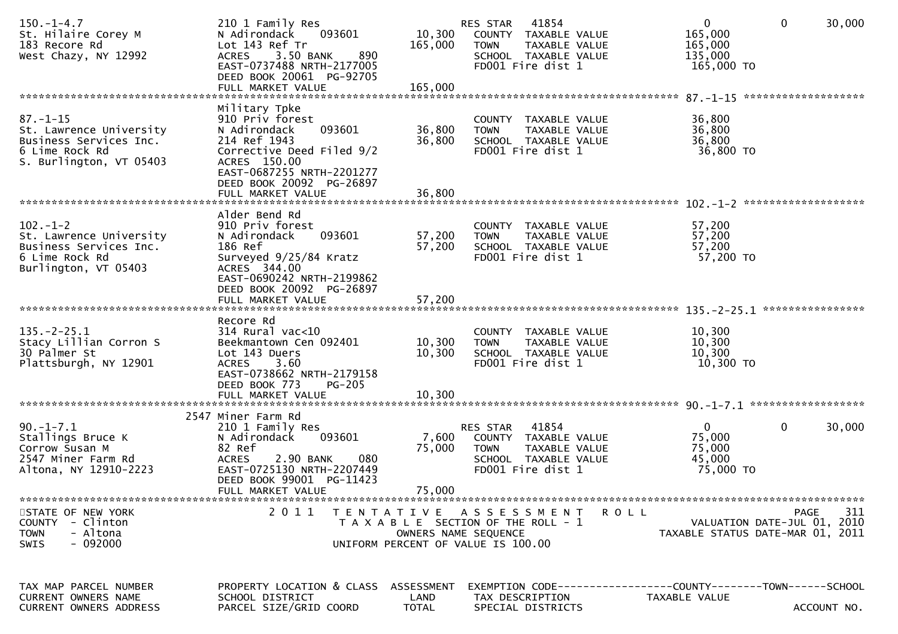```
150.-1-4.7                      210 1 Family Res                       RES STAR   41854                  0          0       30,000
St. Hilaire Corey M             N Adirondack    093601       10,300    COUNTY  TAXABLE VALUE        165,000
183 Recore Rd                   Lot 143 Ref Tr              165,000    TOWN    TAXABLE VALUE        165,000
West Chazy, NY 12992            ACRES    3.50 BANK     890             SCHOOL  TAXABLE VALUE        135,000
                                EAST-0737488 NRTH-2177005              FD001 Fire dist 1             165,000 TO
                                DEED BOOK 20061  PG-92705
                                FULL MARKET VALUE           165,000
******************************************************************************************************* 87.-1-15 *******************
                                Military Tpke
87.-1-15                        910 Priv forest                        COUNTY  TAXABLE VALUE         36,800
St. Lawrence University         N Adirondack    093601       36,800    TOWN    TAXABLE VALUE         36,800
Business Services Inc.          214 Ref 1943                 36,800    SCHOOL  TAXABLE VALUE         36,800
6 Lime Rock Rd                  Corrective Deed Filed 9/2              FD001 Fire dist 1              36,800 TO
S. Burlington, VT 05403         ACRES  150.00
                                EAST-0687255 NRTH-2201277
                                DEED BOOK 20092  PG-26897
                                FULL MARKET VALUE            36,800
******************************************************************************************************* 102.-1-2 *******************
                                Alder Bend Rd
102.-1-2                        910 Priv forest                        COUNTY  TAXABLE VALUE         57,200
St. Lawrence University         N Adirondack    093601       57,200    TOWN    TAXABLE VALUE         57,200
Business Services Inc.          186 Ref                      57,200    SCHOOL  TAXABLE VALUE         57,200
6 Lime Rock Rd                  Surveyed 9/25/84 Kratz                 FD001 Fire dist 1              57,200 TO
Burlington, VT 05403            ACRES  344.00
                                EAST-0690242 NRTH-2199862
                                DEED BOOK 20092  PG-26897
                                FULL MARKET VALUE            57,200
******************************************************************************************************* 135.-2-25.1 ****************
                                Recore Rd
135.-2-25.1                     314 Rural vac<10                       COUNTY  TAXABLE VALUE         10,300
Stacy Lillian Corron S          Beekmantown Cen 092401       10,300    TOWN    TAXABLE VALUE         10,300
30 Palmer St                    Lot 143 Duers                10,300    SCHOOL  TAXABLE VALUE         10,300
Plattsburgh, NY 12901           ACRES    3.60                          FD001 Fire dist 1              10,300 TO
                                EAST-0738662 NRTH-2179158
                                DEED BOOK 773    PG-205
                                FULL MARKET VALUE            10,300
******************************************************************************************************* 90.-1-7.1 ******************
                           2547 Miner Farm Rd
90.-1-7.1                       210 1 Family Res                       RES STAR   41854                  0          0       30,000
Stallings Bruce K               N Adirondack    093601        7,600    COUNTY  TAXABLE VALUE         75,000
Corrow Susan M                  82 Ref                       75,000    TOWN    TAXABLE VALUE         75,000
2547 Miner Farm Rd              ACRES    2.90 BANK     080             SCHOOL  TAXABLE VALUE         45,000
Altona, NY 12910-2223           EAST-0725130 NRTH-2207449              FD001 Fire dist 1              75,000 TO
                                DEED BOOK 99001  PG-11423
                                FULL MARKET VALUE            75,000
************************************************************************************************************************************
STATE OF NEW YORK                2 0 1 1   T E N T A T I V E   A S S E S S M E N T   R O L L                              PAGE    311
COUNTY  - Clinton                      T A X A B L E  SECTION OF THE ROLL - 1                         VALUATION DATE-JUL 01, 2010
TOWN    - Altona                                OWNERS NAME SEQUENCE                            TAXABLE STATUS DATE-MAR 01, 2011
SWIS    - 092000                       UNIFORM PERCENT OF VALUE IS 100.00


TAX MAP PARCEL NUMBER           PROPERTY LOCATION & CLASS  ASSESSMENT  EXEMPTION CODE------------------COUNTY--------TOWN------SCHOOL
CURRENT OWNERS NAME             SCHOOL DISTRICT               LAND     TAX DESCRIPTION            TAXABLE VALUE
CURRENT OWNERS ADDRESS          PARCEL SIZE/GRID COORD       TOTAL     SPECIAL DISTRICTS                                 ACCOUNT NO.
```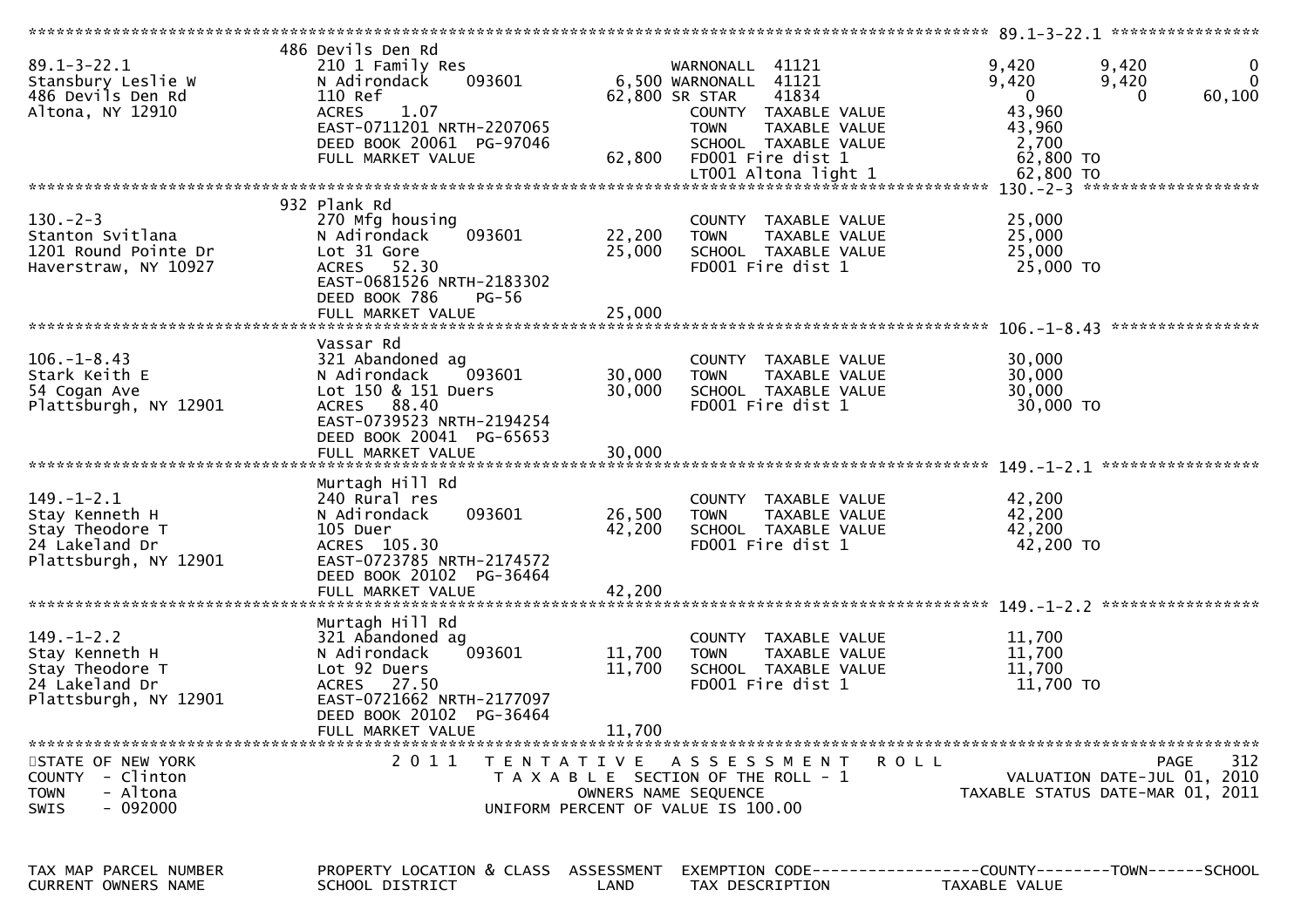| TAX MAP PARCEL NUMBER / CURRENT OWNERS NAME | PROPERTY LOCATION & CLASS / SCHOOL DISTRICT | ASSESSMENT LAND | EXEMPTION CODE / TAX DESCRIPTION | COUNTY TAXABLE VALUE | TOWN | SCHOOL |
|---|---|---|---|---|---|---|
| **89.1-3-22.1** | 486 Devils Den Rd | | | | | |
| 89.1-3-22.1 | 210 1 Family Res | | WARNONALL 41121 | 9,420 | 9,420 | 0 |
| Stansbury Leslie W | N Adirondack 093601 | 6,500 | WARNONALL 41121 | 9,420 | 9,420 | 0 |
| 486 Devils Den Rd | 110 Ref | 62,800 | SR STAR 41834 | 0 | 0 | 60,100 |
| Altona, NY 12910 | ACRES 1.07 | | COUNTY TAXABLE VALUE | 43,960 | | |
| | EAST-0711201 NRTH-2207065 | | TOWN TAXABLE VALUE | 43,960 | | |
| | DEED BOOK 20061 PG-97046 | | SCHOOL TAXABLE VALUE | 2,700 | | |
| | FULL MARKET VALUE | 62,800 | FD001 Fire dist 1 | 62,800 TO | | |
| | | | LT001 Altona light 1 | 62,800 TO | | |
| **130.-2-3** | 932 Plank Rd | | | | | |
| 130.-2-3 | 270 Mfg housing | | COUNTY TAXABLE VALUE | 25,000 | | |
| Stanton Svitlana | N Adirondack 093601 | 22,200 | TOWN TAXABLE VALUE | 25,000 | | |
| 1201 Round Pointe Dr | Lot 31 Gore | 25,000 | SCHOOL TAXABLE VALUE | 25,000 | | |
| Haverstraw, NY 10927 | ACRES 52.30 | | FD001 Fire dist 1 | 25,000 TO | | |
| | EAST-0681526 NRTH-2183302 | | | | | |
| | DEED BOOK 786 PG-56 | | | | | |
| | FULL MARKET VALUE | 25,000 | | | | |
| **106.-1-8.43** | Vassar Rd | | | | | |
| 106.-1-8.43 | 321 Abandoned ag | | COUNTY TAXABLE VALUE | 30,000 | | |
| Stark Keith E | N Adirondack 093601 | 30,000 | TOWN TAXABLE VALUE | 30,000 | | |
| 54 Cogan Ave | Lot 150 & 151 Duers | 30,000 | SCHOOL TAXABLE VALUE | 30,000 | | |
| Plattsburgh, NY 12901 | ACRES 88.40 | | FD001 Fire dist 1 | 30,000 TO | | |
| | EAST-0739523 NRTH-2194254 | | | | | |
| | DEED BOOK 20041 PG-65653 | | | | | |
| | FULL MARKET VALUE | 30,000 | | | | |
| **149.-1-2.1** | Murtagh Hill Rd | | | | | |
| 149.-1-2.1 | 240 Rural res | | COUNTY TAXABLE VALUE | 42,200 | | |
| Stay Kenneth H | N Adirondack 093601 | 26,500 | TOWN TAXABLE VALUE | 42,200 | | |
| Stay Theodore T | 105 Duer | 42,200 | SCHOOL TAXABLE VALUE | 42,200 | | |
| 24 Lakeland Dr | ACRES 105.30 | | FD001 Fire dist 1 | 42,200 TO | | |
| Plattsburgh, NY 12901 | EAST-0723785 NRTH-2174572 | | | | | |
| | DEED BOOK 20102 PG-36464 | | | | | |
| | FULL MARKET VALUE | 42,200 | | | | |
| **149.-1-2.2** | Murtagh Hill Rd | | | | | |
| 149.-1-2.2 | 321 Abandoned ag | | COUNTY TAXABLE VALUE | 11,700 | | |
| Stay Kenneth H | N Adirondack 093601 | 11,700 | TOWN TAXABLE VALUE | 11,700 | | |
| Stay Theodore T | Lot 92 Duers | 11,700 | SCHOOL TAXABLE VALUE | 11,700 | | |
| 24 Lakeland Dr | ACRES 27.50 | | FD001 Fire dist 1 | 11,700 TO | | |
| Plattsburgh, NY 12901 | EAST-0721662 NRTH-2177097 | | | | | |
| | DEED BOOK 20102 PG-36464 | | | | | |
| | FULL MARKET VALUE | 11,700 | | | | |

STATE OF NEW YORK
COUNTY - Clinton
TOWN - Altona
SWIS - 092000

2011 TENTATIVE ASSESSMENT ROLL
TAXABLE SECTION OF THE ROLL - 1
OWNERS NAME SEQUENCE
UNIFORM PERCENT OF VALUE IS 100.00

PAGE 312
VALUATION DATE-JUL 01, 2010
TAXABLE STATUS DATE-MAR 01, 2011

| TAX MAP PARCEL NUMBER | PROPERTY LOCATION & CLASS | ASSESSMENT | EXEMPTION CODE------------------COUNTY--------TOWN------SCHOOL |
|---|---|---|---|
| CURRENT OWNERS NAME | SCHOOL DISTRICT | LAND | TAX DESCRIPTION TAXABLE VALUE |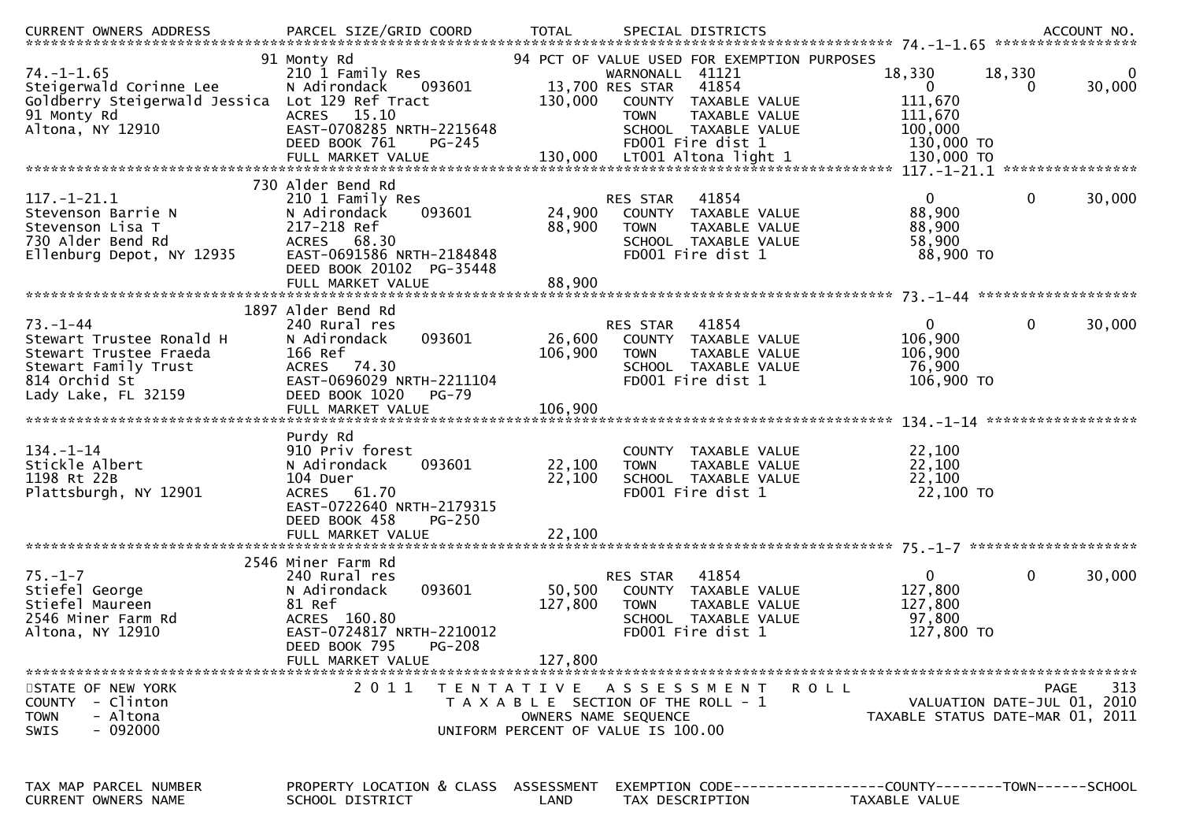| CURRENT OWNERS ADDRESS | PARCEL SIZE/GRID COORD | TOTAL | SPECIAL DISTRICTS | | | ACCOUNT NO. |
|---|---|---|---|---|---|---|

**74.-1-1.65**

| | | | | | | |
|---|---|---|---|---|---|---|
| | 91 Monty Rd | | 94 PCT OF VALUE USED FOR EXEMPTION PURPOSES | | | |
| 74.-1-1.65 | 210 1 Family Res | | WARNONALL 41121 | 18,330 | 18,330 | 0 |
| Steigerwald Corinne Lee | N Adirondack 093601 | 13,700 | RES STAR 41854 | 0 | 0 | 30,000 |
| Goldberry Steigerwald Jessica | Lot 129 Ref Tract | 130,000 | COUNTY TAXABLE VALUE | 111,670 | | |
| 91 Monty Rd | ACRES 15.10 | | TOWN TAXABLE VALUE | 111,670 | | |
| Altona, NY 12910 | EAST-0708285 NRTH-2215648 | | SCHOOL TAXABLE VALUE | 100,000 | | |
| | DEED BOOK 761 PG-245 | | FD001 Fire dist 1 | 130,000 TO | | |
| | FULL MARKET VALUE | 130,000 | LT001 Altona light 1 | 130,000 TO | | |

**117.-1-21.1**

| | | | | | | |
|---|---|---|---|---|---|---|
| | 730 Alder Bend Rd | | | | | |
| 117.-1-21.1 | 210 1 Family Res | | RES STAR 41854 | 0 | 0 | 30,000 |
| Stevenson Barrie N | N Adirondack 093601 | 24,900 | COUNTY TAXABLE VALUE | 88,900 | | |
| Stevenson Lisa T | 217-218 Ref | 88,900 | TOWN TAXABLE VALUE | 88,900 | | |
| 730 Alder Bend Rd | ACRES 68.30 | | SCHOOL TAXABLE VALUE | 58,900 | | |
| Ellenburg Depot, NY 12935 | EAST-0691586 NRTH-2184848 | | FD001 Fire dist 1 | 88,900 TO | | |
| | DEED BOOK 20102 PG-35448 | | | | | |
| | FULL MARKET VALUE | 88,900 | | | | |

**73.-1-44**

| | | | | | | |
|---|---|---|---|---|---|---|
| | 1897 Alder Bend Rd | | | | | |
| 73.-1-44 | 240 Rural res | | RES STAR 41854 | 0 | 0 | 30,000 |
| Stewart Trustee Ronald H | N Adirondack 093601 | 26,600 | COUNTY TAXABLE VALUE | 106,900 | | |
| Stewart Trustee Fraeda | 166 Ref | 106,900 | TOWN TAXABLE VALUE | 106,900 | | |
| Stewart Family Trust | ACRES 74.30 | | SCHOOL TAXABLE VALUE | 76,900 | | |
| 814 Orchid St | EAST-0696029 NRTH-2211104 | | FD001 Fire dist 1 | 106,900 TO | | |
| Lady Lake, FL 32159 | DEED BOOK 1020 PG-79 | | | | | |
| | FULL MARKET VALUE | 106,900 | | | | |

**134.-1-14**

| | | | | | | |
|---|---|---|---|---|---|---|
| | Purdy Rd | | | | | |
| 134.-1-14 | 910 Priv forest | | COUNTY TAXABLE VALUE | 22,100 | | |
| Stickle Albert | N Adirondack 093601 | 22,100 | TOWN TAXABLE VALUE | 22,100 | | |
| 1198 Rt 22B | 104 Duer | 22,100 | SCHOOL TAXABLE VALUE | 22,100 | | |
| Plattsburgh, NY 12901 | ACRES 61.70 | | FD001 Fire dist 1 | 22,100 TO | | |
| | EAST-0722640 NRTH-2179315 | | | | | |
| | DEED BOOK 458 PG-250 | | | | | |
| | FULL MARKET VALUE | 22,100 | | | | |

**75.-1-7**

| | | | | | | |
|---|---|---|---|---|---|---|
| | 2546 Miner Farm Rd | | | | | |
| 75.-1-7 | 240 Rural res | | RES STAR 41854 | 0 | 0 | 30,000 |
| Stiefel George | N Adirondack 093601 | 50,500 | COUNTY TAXABLE VALUE | 127,800 | | |
| Stiefel Maureen | 81 Ref | 127,800 | TOWN TAXABLE VALUE | 127,800 | | |
| 2546 Miner Farm Rd | ACRES 160.80 | | SCHOOL TAXABLE VALUE | 97,800 | | |
| Altona, NY 12910 | EAST-0724817 NRTH-2210012 | | FD001 Fire dist 1 | 127,800 TO | | |
| | DEED BOOK 795 PG-208 | | | | | |
| | FULL MARKET VALUE | 127,800 | | | | |

STATE OF NEW YORK — COUNTY - Clinton — TOWN - Altona — SWIS - 092000

2011 TENTATIVE ASSESSMENT ROLL
TAXABLE SECTION OF THE ROLL - 1
OWNERS NAME SEQUENCE
UNIFORM PERCENT OF VALUE IS 100.00

VALUATION DATE-JUL 01, 2010
TAXABLE STATUS DATE-MAR 01, 2011

| TAX MAP PARCEL NUMBER | PROPERTY LOCATION & CLASS | ASSESSMENT | EXEMPTION CODE | COUNTY | TOWN | SCHOOL |
|---|---|---|---|---|---|---|
| CURRENT OWNERS NAME | SCHOOL DISTRICT | LAND | TAX DESCRIPTION | TAXABLE VALUE | | |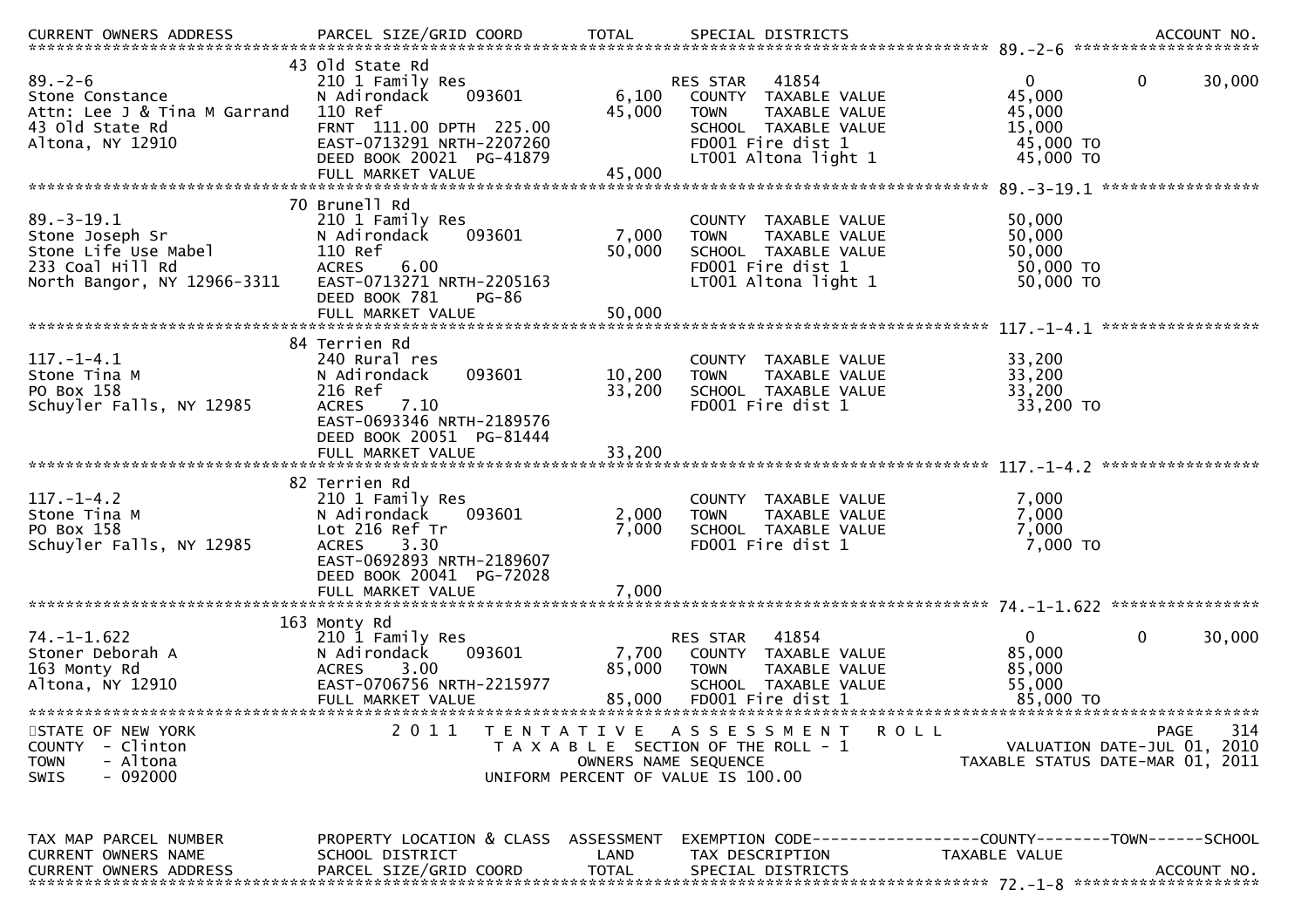```
CURRENT OWNERS ADDRESS          PARCEL SIZE/GRID COORD        TOTAL      SPECIAL DISTRICTS                                          ACCOUNT NO.
******************************************************************************************************* 89.-2-6 ********************
                                43 Old State Rd
89.-2-6                         210 1 Family Res                         RES STAR   41854                     0           0        30,000
Stone Constance                 N Adirondack      093601        6,100     COUNTY  TAXABLE VALUE            45,000
Attn: Lee J & Tina M Garrand    110 Ref                        45,000     TOWN    TAXABLE VALUE            45,000
43 Old State Rd                 FRNT  111.00 DPTH  225.00                 SCHOOL  TAXABLE VALUE            15,000
Altona, NY 12910                EAST-0713291 NRTH-2207260                 FD001 Fire dist 1                 45,000 TO
                                DEED BOOK 20021  PG-41879                 LT001 Altona light 1              45,000 TO
                                FULL MARKET VALUE              45,000
******************************************************************************************************* 89.-3-19.1 *****************
                                70 Brunell Rd
89.-3-19.1                      210 1 Family Res                          COUNTY  TAXABLE VALUE            50,000
Stone Joseph Sr                 N Adirondack      093601        7,000     TOWN    TAXABLE VALUE            50,000
Stone Life Use Mabel            110 Ref                        50,000     SCHOOL  TAXABLE VALUE            50,000
233 Coal Hill Rd                ACRES    6.00                             FD001 Fire dist 1                 50,000 TO
North Bangor, NY 12966-3311     EAST-0713271 NRTH-2205163                 LT001 Altona light 1              50,000 TO
                                DEED BOOK 781     PG-86
                                FULL MARKET VALUE              50,000
******************************************************************************************************* 117.-1-4.1 *****************
                                84 Terrien Rd
117.-1-4.1                      240 Rural res                             COUNTY  TAXABLE VALUE            33,200
Stone Tina M                    N Adirondack      093601       10,200     TOWN    TAXABLE VALUE            33,200
PO Box 158                      216 Ref                        33,200     SCHOOL  TAXABLE VALUE            33,200
Schuyler Falls, NY 12985        ACRES    7.10                             FD001 Fire dist 1                 33,200 TO
                                EAST-0693346 NRTH-2189576
                                DEED BOOK 20051  PG-81444
                                FULL MARKET VALUE              33,200
******************************************************************************************************* 117.-1-4.2 *****************
                                82 Terrien Rd
117.-1-4.2                      210 1 Family Res                          COUNTY  TAXABLE VALUE             7,000
Stone Tina M                    N Adirondack      093601        2,000     TOWN    TAXABLE VALUE             7,000
PO Box 158                      Lot 216 Ref Tr                  7,000     SCHOOL  TAXABLE VALUE             7,000
Schuyler Falls, NY 12985        ACRES    3.30                             FD001 Fire dist 1                  7,000 TO
                                EAST-0692893 NRTH-2189607
                                DEED BOOK 20041  PG-72028
                                FULL MARKET VALUE               7,000
******************************************************************************************************* 74.-1-1.622 ****************
                                163 Monty Rd
74.-1-1.622                     210 1 Family Res                         RES STAR   41854                     0           0        30,000
Stoner Deborah A                N Adirondack      093601        7,700     COUNTY  TAXABLE VALUE            85,000
163 Monty Rd                    ACRES    3.00                  85,000     TOWN    TAXABLE VALUE            85,000
Altona, NY 12910                EAST-0706756 NRTH-2215977                 SCHOOL  TAXABLE VALUE            55,000
                                FULL MARKET VALUE              85,000     FD001 Fire dist 1                 85,000 TO
**************************************************************************************************************************************
STATE OF NEW YORK                 2 0 1 1   T E N T A T I V E   A S S E S S M E N T   R O L L                              PAGE   314
COUNTY  - Clinton                           T A X A B L E  SECTION OF THE ROLL - 1                      VALUATION DATE-JUL 01, 2010
TOWN    - Altona                                  OWNERS NAME SEQUENCE                             TAXABLE STATUS DATE-MAR 01, 2011
SWIS    - 092000                             UNIFORM PERCENT OF VALUE IS 100.00


TAX MAP PARCEL NUMBER           PROPERTY LOCATION & CLASS  ASSESSMENT  EXEMPTION CODE------------------COUNTY--------TOWN------SCHOOL
CURRENT OWNERS NAME             SCHOOL DISTRICT               LAND      TAX DESCRIPTION              TAXABLE VALUE
CURRENT OWNERS ADDRESS          PARCEL SIZE/GRID COORD        TOTAL     SPECIAL DISTRICTS                                      ACCOUNT NO.
******************************************************************************************************* 72.-1-8 ********************
```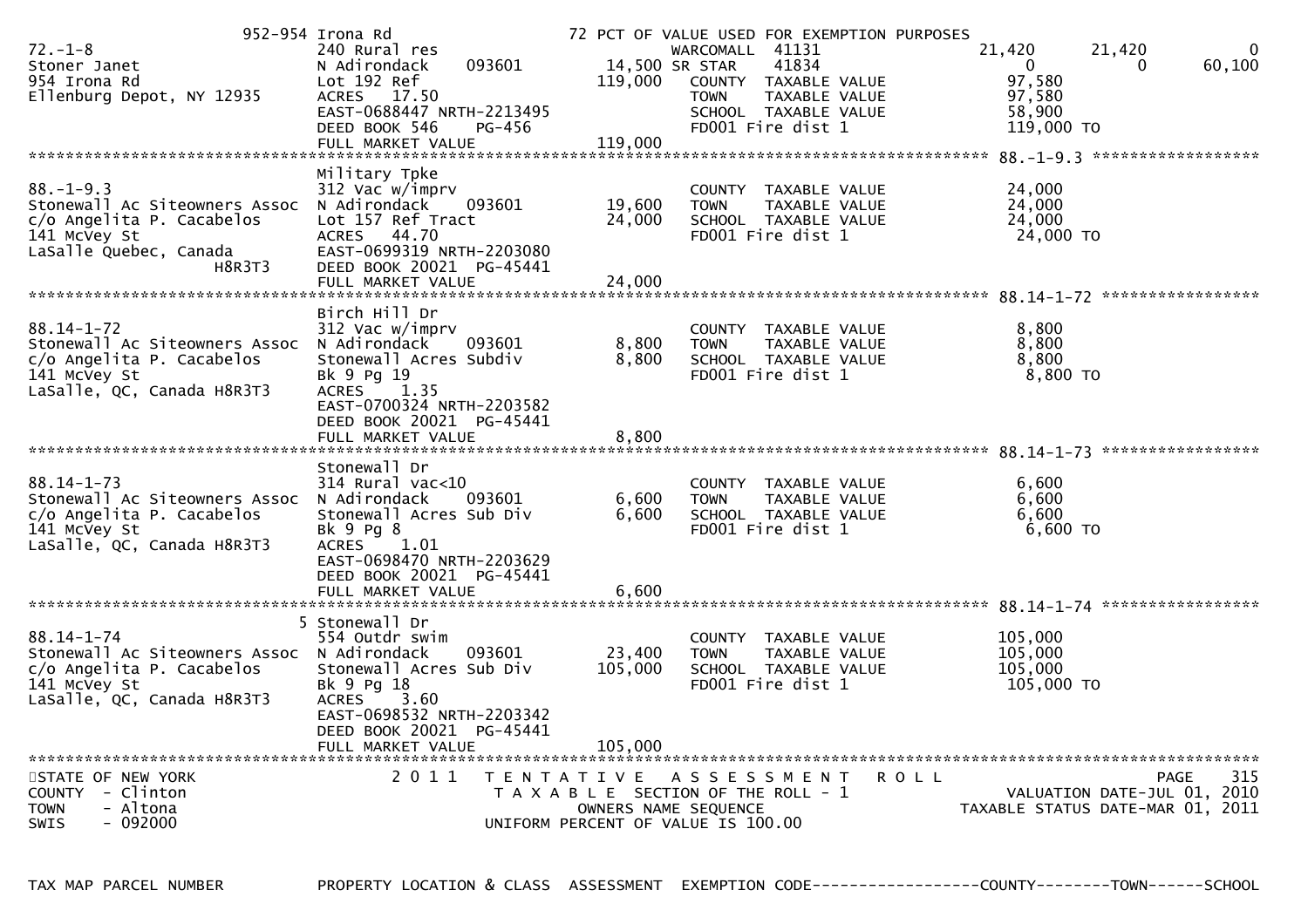```
                   952-954 Irona Rd                    72 PCT OF VALUE USED FOR EXEMPTION PURPOSES
72.-1-8                       240 Rural res                    WARCOMALL  41131                21,420      21,420          0
Stoner Janet                  N Adirondack     093601     14,500 SR STAR    41834                     0           0     60,100
954 Irona Rd                  Lot 192 Ref                119,000   COUNTY  TAXABLE VALUE           97,580
Ellenburg Depot, NY 12935     ACRES   17.50                        TOWN    TAXABLE VALUE           97,580
                              EAST-0688447 NRTH-2213495            SCHOOL  TAXABLE VALUE           58,900
                              DEED BOOK 546    PG-456              FD001 Fire dist 1              119,000 TO
                              FULL MARKET VALUE          119,000
******************************************************************************************************* 88.-1-9.3 ******************
                              Military Tpke
88.-1-9.3                     312 Vac w/imprv                      COUNTY  TAXABLE VALUE           24,000
Stonewall Ac Siteowners Assoc N Adirondack     093601     19,600   TOWN    TAXABLE VALUE           24,000
c/o Angelita P. Cacabelos     Lot 157 Ref Tract           24,000   SCHOOL  TAXABLE VALUE           24,000
141 McVey St                  ACRES   44.70                        FD001 Fire dist 1               24,000 TO
LaSalle Quebec, Canada        EAST-0699319 NRTH-2203080
                     H8R3T3   DEED BOOK 20021  PG-45441
                              FULL MARKET VALUE           24,000
******************************************************************************************************* 88.14-1-72 *****************
                              Birch Hill Dr
88.14-1-72                    312 Vac w/imprv                      COUNTY  TAXABLE VALUE            8,800
Stonewall Ac Siteowners Assoc N Adirondack     093601      8,800   TOWN    TAXABLE VALUE            8,800
c/o Angelita P. Cacabelos     Stonewall Acres Subdiv       8,800   SCHOOL  TAXABLE VALUE            8,800
141 McVey St                  Bk 9 Pg 19                           FD001 Fire dist 1                8,800 TO
LaSalle, QC, Canada H8R3T3    ACRES    1.35
                              EAST-0700324 NRTH-2203582
                              DEED BOOK 20021  PG-45441
                              FULL MARKET VALUE            8,800
******************************************************************************************************* 88.14-1-73 *****************
                              Stonewall Dr
88.14-1-73                    314 Rural vac<10                     COUNTY  TAXABLE VALUE            6,600
Stonewall Ac Siteowners Assoc N Adirondack     093601      6,600   TOWN    TAXABLE VALUE            6,600
c/o Angelita P. Cacabelos     Stonewall Acres Sub Div      6,600   SCHOOL  TAXABLE VALUE            6,600
141 McVey St                  Bk 9 Pg 8                            FD001 Fire dist 1                6,600 TO
LaSalle, QC, Canada H8R3T3    ACRES    1.01
                              EAST-0698470 NRTH-2203629
                              DEED BOOK 20021  PG-45441
                              FULL MARKET VALUE            6,600
******************************************************************************************************* 88.14-1-74 *****************
                            5 Stonewall Dr
88.14-1-74                    554 Outdr swim                       COUNTY  TAXABLE VALUE          105,000
Stonewall Ac Siteowners Assoc N Adirondack     093601     23,400   TOWN    TAXABLE VALUE          105,000
c/o Angelita P. Cacabelos     Stonewall Acres Sub Div    105,000   SCHOOL  TAXABLE VALUE          105,000
141 McVey St                  Bk 9 Pg 18                           FD001 Fire dist 1              105,000 TO
LaSalle, QC, Canada H8R3T3    ACRES    3.60
                              EAST-0698532 NRTH-2203342
                              DEED BOOK 20021  PG-45441
                              FULL MARKET VALUE          105,000
************************************************************************************************************************************
STATE OF NEW YORK                 2 0 1 1   T E N T A T I V E   A S S E S S M E N T   R O L L                          PAGE   315
COUNTY  - Clinton                     T A X A B L E  SECTION OF THE ROLL - 1                    VALUATION DATE-JUL 01, 2010
TOWN    - Altona                              OWNERS NAME SEQUENCE                         TAXABLE STATUS DATE-MAR 01, 2011
SWIS    - 092000                       UNIFORM PERCENT OF VALUE IS 100.00


TAX MAP PARCEL NUMBER         PROPERTY LOCATION & CLASS  ASSESSMENT  EXEMPTION CODE------------------COUNTY--------TOWN------SCHOOL
```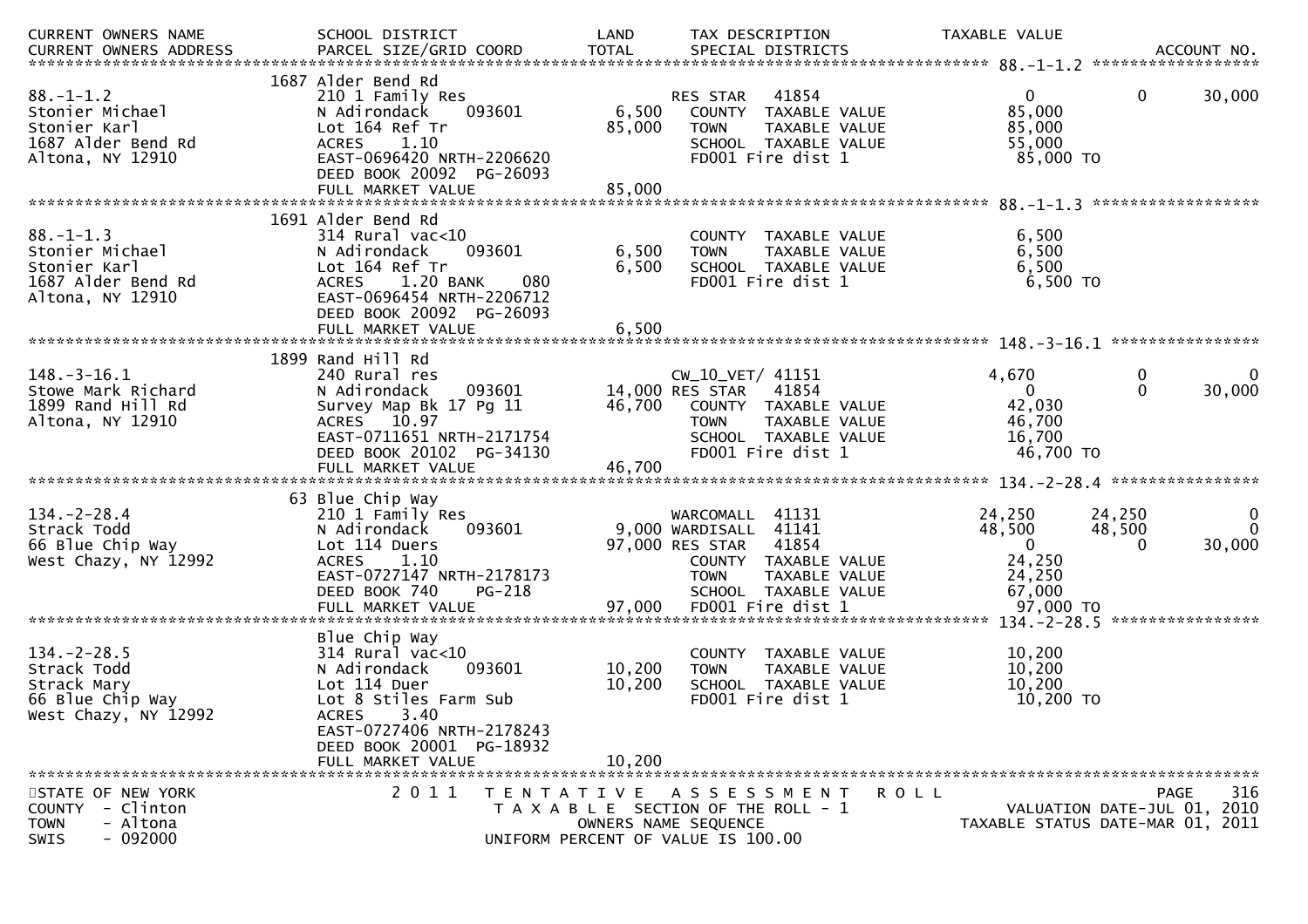| CURRENT OWNERS NAME<br>CURRENT OWNERS ADDRESS | SCHOOL DISTRICT<br>PARCEL SIZE/GRID COORD | LAND<br>TOTAL | TAX DESCRIPTION<br>SPECIAL DISTRICTS | TAXABLE VALUE | | ACCOUNT NO. |
|---|---|---|---|---|---|---|
| **88.-1-1.2** | | | | | | |
| | 1687 Alder Bend Rd | | | | | |
| 88.-1-1.2 | 210 1 Family Res | | RES STAR 41854 | 0 | 0 | 30,000 |
| Stonier Michael | N Adirondack 093601 | 6,500 | COUNTY TAXABLE VALUE | 85,000 | | |
| Stonier Karl | Lot 164 Ref Tr | 85,000 | TOWN TAXABLE VALUE | 85,000 | | |
| 1687 Alder Bend Rd | ACRES 1.10 | | SCHOOL TAXABLE VALUE | 55,000 | | |
| Altona, NY 12910 | EAST-0696420 NRTH-2206620 | | FD001 Fire dist 1 | 85,000 TO | | |
| | DEED BOOK 20092 PG-26093 | | | | | |
| | FULL MARKET VALUE | 85,000 | | | | |
| **88.-1-1.3** | | | | | | |
| | 1691 Alder Bend Rd | | | | | |
| 88.-1-1.3 | 314 Rural vac<10 | | COUNTY TAXABLE VALUE | 6,500 | | |
| Stonier Michael | N Adirondack 093601 | 6,500 | TOWN TAXABLE VALUE | 6,500 | | |
| Stonier Karl | Lot 164 Ref Tr | 6,500 | SCHOOL TAXABLE VALUE | 6,500 | | |
| 1687 Alder Bend Rd | ACRES 1.20 BANK 080 | | FD001 Fire dist 1 | 6,500 TO | | |
| Altona, NY 12910 | EAST-0696454 NRTH-2206712 | | | | | |
| | DEED BOOK 20092 PG-26093 | | | | | |
| | FULL MARKET VALUE | 6,500 | | | | |
| **148.-3-16.1** | | | | | | |
| | 1899 Rand Hill Rd | | | | | |
| 148.-3-16.1 | 240 Rural res | | CW_10_VET/ 41151 | 4,670 | 0 | 0 |
| Stowe Mark Richard | N Adirondack 093601 | 14,000 | RES STAR 41854 | 0 | 0 | 30,000 |
| 1899 Rand Hill Rd | Survey Map Bk 17 Pg 11 | 46,700 | COUNTY TAXABLE VALUE | 42,030 | | |
| Altona, NY 12910 | ACRES 10.97 | | TOWN TAXABLE VALUE | 46,700 | | |
| | EAST-0711651 NRTH-2171754 | | SCHOOL TAXABLE VALUE | 16,700 | | |
| | DEED BOOK 20102 PG-34130 | | FD001 Fire dist 1 | 46,700 TO | | |
| | FULL MARKET VALUE | 46,700 | | | | |
| **134.-2-28.4** | | | | | | |
| | 63 Blue Chip Way | | | | | |
| 134.-2-28.4 | 210 1 Family Res | | WARCOMALL 41131 | 24,250 | 24,250 | 0 |
| Strack Todd | N Adirondack 093601 | 9,000 | WARDISALL 41141 | 48,500 | 48,500 | 0 |
| 66 Blue Chip Way | Lot 114 Duers | 97,000 | RES STAR 41854 | 0 | 0 | 30,000 |
| West Chazy, NY 12992 | ACRES 1.10 | | COUNTY TAXABLE VALUE | 24,250 | | |
| | EAST-0727147 NRTH-2178173 | | TOWN TAXABLE VALUE | 24,250 | | |
| | DEED BOOK 740 PG-218 | | SCHOOL TAXABLE VALUE | 67,000 | | |
| | FULL MARKET VALUE | 97,000 | FD001 Fire dist 1 | 97,000 TO | | |
| **134.-2-28.5** | | | | | | |
| | Blue Chip Way | | | | | |
| 134.-2-28.5 | 314 Rural vac<10 | | COUNTY TAXABLE VALUE | 10,200 | | |
| Strack Todd | N Adirondack 093601 | 10,200 | TOWN TAXABLE VALUE | 10,200 | | |
| Strack Mary | Lot 114 Duer | 10,200 | SCHOOL TAXABLE VALUE | 10,200 | | |
| 66 Blue Chip Way | Lot 8 Stiles Farm Sub | | FD001 Fire dist 1 | 10,200 TO | | |
| West Chazy, NY 12992 | ACRES 3.40 | | | | | |
| | EAST-0727406 NRTH-2178243 | | | | | |
| | DEED BOOK 20001 PG-18932 | | | | | |
| | FULL MARKET VALUE | 10,200 | | | | |

STATE OF NEW YORK
COUNTY - Clinton
TOWN - Altona
SWIS - 092000

2011 TENTATIVE ASSESSMENT ROLL
TAXABLE SECTION OF THE ROLL - 1
OWNERS NAME SEQUENCE
UNIFORM PERCENT OF VALUE IS 100.00

VALUATION DATE-JUL 01, 2010
TAXABLE STATUS DATE-MAR 01, 2011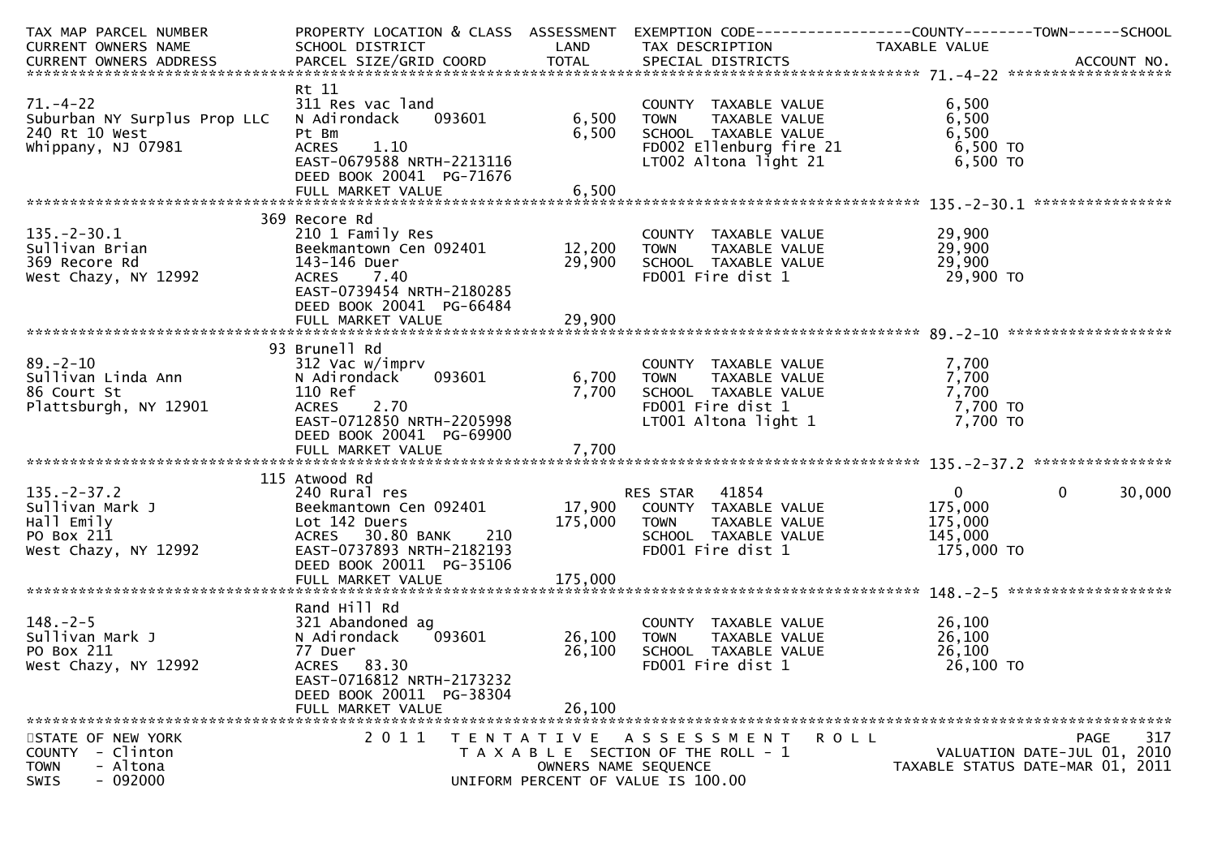| TAX MAP PARCEL NUMBER<br>CURRENT OWNERS NAME<br>CURRENT OWNERS ADDRESS | PROPERTY LOCATION & CLASS<br>SCHOOL DISTRICT<br>PARCEL SIZE/GRID COORD | ASSESSMENT<br>LAND<br>TOTAL | EXEMPTION CODE<br>TAX DESCRIPTION<br>SPECIAL DISTRICTS | COUNTY<br>TAXABLE VALUE | TOWN | SCHOOL<br>ACCOUNT NO. |
|---|---|---|---|---|---|---|
| **71.-4-22** | Rt 11 | | | | | |
| 71.-4-22 | 311 Res vac land | | COUNTY TAXABLE VALUE | 6,500 | | |
| Suburban NY Surplus Prop LLC | N Adirondack 093601 | 6,500 | TOWN TAXABLE VALUE | 6,500 | | |
| 240 Rt 10 West | Pt Bm | 6,500 | SCHOOL TAXABLE VALUE | 6,500 | | |
| Whippany, NJ 07981 | ACRES 1.10 | | FD002 Ellenburg fire 21 | 6,500 TO | | |
| | EAST-0679588 NRTH-2213116 | | LT002 Altona light 21 | 6,500 TO | | |
| | DEED BOOK 20041 PG-71676 | | | | | |
| | FULL MARKET VALUE | 6,500 | | | | |
| **135.-2-30.1** | 369 Recore Rd | | | | | |
| 135.-2-30.1 | 210 1 Family Res | | COUNTY TAXABLE VALUE | 29,900 | | |
| Sullivan Brian | Beekmantown Cen 092401 | 12,200 | TOWN TAXABLE VALUE | 29,900 | | |
| 369 Recore Rd | 143-146 Duer | 29,900 | SCHOOL TAXABLE VALUE | 29,900 | | |
| West Chazy, NY 12992 | ACRES 7.40 | | FD001 Fire dist 1 | 29,900 TO | | |
| | EAST-0739454 NRTH-2180285 | | | | | |
| | DEED BOOK 20041 PG-66484 | | | | | |
| | FULL MARKET VALUE | 29,900 | | | | |
| **89.-2-10** | 93 Brunell Rd | | | | | |
| 89.-2-10 | 312 Vac w/imprv | | COUNTY TAXABLE VALUE | 7,700 | | |
| Sullivan Linda Ann | N Adirondack 093601 | 6,700 | TOWN TAXABLE VALUE | 7,700 | | |
| 86 Court St | 110 Ref | 7,700 | SCHOOL TAXABLE VALUE | 7,700 | | |
| Plattsburgh, NY 12901 | ACRES 2.70 | | FD001 Fire dist 1 | 7,700 TO | | |
| | EAST-0712850 NRTH-2205998 | | LT001 Altona light 1 | 7,700 TO | | |
| | DEED BOOK 20041 PG-69900 | | | | | |
| | FULL MARKET VALUE | 7,700 | | | | |
| **135.-2-37.2** | 115 Atwood Rd | | | | | |
| 135.-2-37.2 | 240 Rural res | | RES STAR 41854 | 0 | 0 | 30,000 |
| Sullivan Mark J | Beekmantown Cen 092401 | 17,900 | COUNTY TAXABLE VALUE | 175,000 | | |
| Hall Emily | Lot 142 Duers | 175,000 | TOWN TAXABLE VALUE | 175,000 | | |
| PO Box 211 | ACRES 30.80 BANK 210 | | SCHOOL TAXABLE VALUE | 145,000 | | |
| West Chazy, NY 12992 | EAST-0737893 NRTH-2182193 | | FD001 Fire dist 1 | 175,000 TO | | |
| | DEED BOOK 20011 PG-35106 | | | | | |
| | FULL MARKET VALUE | 175,000 | | | | |
| **148.-2-5** | Rand Hill Rd | | | | | |
| 148.-2-5 | 321 Abandoned ag | | COUNTY TAXABLE VALUE | 26,100 | | |
| Sullivan Mark J | N Adirondack 093601 | 26,100 | TOWN TAXABLE VALUE | 26,100 | | |
| PO Box 211 | 77 Duer | 26,100 | SCHOOL TAXABLE VALUE | 26,100 | | |
| West Chazy, NY 12992 | ACRES 83.30 | | FD001 Fire dist 1 | 26,100 TO | | |
| | EAST-0716812 NRTH-2173232 | | | | | |
| | DEED BOOK 20011 PG-38304 | | | | | |
| | FULL MARKET VALUE | 26,100 | | | | |

STATE OF NEW YORK
COUNTY - Clinton
TOWN - Altona
SWIS - 092000

2011 TENTATIVE ASSESSMENT ROLL
TAXABLE SECTION OF THE ROLL - 1
OWNERS NAME SEQUENCE
UNIFORM PERCENT OF VALUE IS 100.00

VALUATION DATE-JUL 01, 2010
TAXABLE STATUS DATE-MAR 01, 2011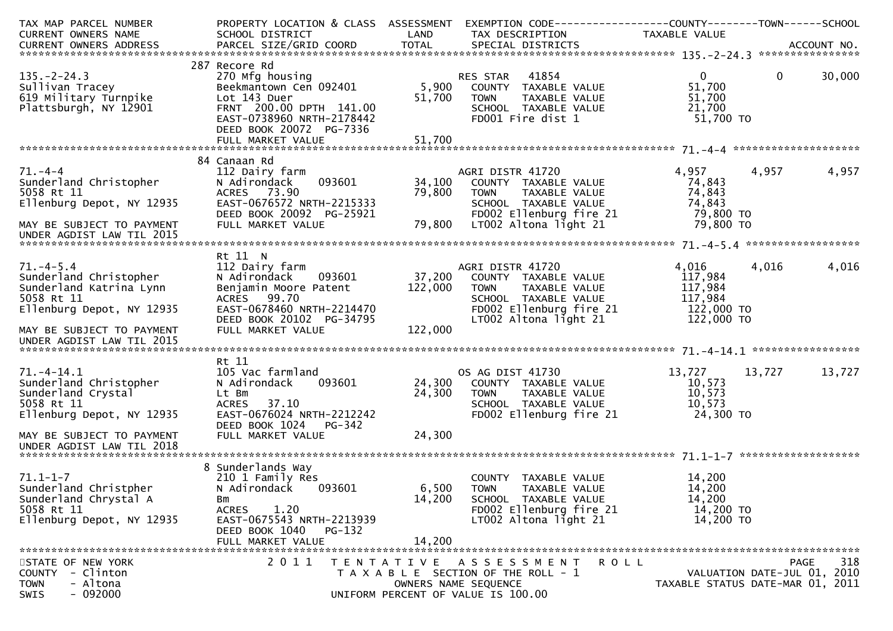| TAX MAP PARCEL NUMBER<br>CURRENT OWNERS NAME<br>CURRENT OWNERS ADDRESS | PROPERTY LOCATION & CLASS<br>SCHOOL DISTRICT<br>PARCEL SIZE/GRID COORD | ASSESSMENT<br>LAND<br>TOTAL | EXEMPTION CODE<br>TAX DESCRIPTION<br>SPECIAL DISTRICTS | COUNTY<br>TAXABLE VALUE | TOWN | SCHOOL<br>ACCOUNT NO. |
|---|---|---|---|---|---|---|
| 135.-2-24.3 | 287 Recore Rd | | | | | |
| 135.-2-24.3 | 270 Mfg housing | | RES STAR 41854 | 0 | 0 | 30,000 |
| Sullivan Tracey | Beekmantown Cen 092401 | 5,900 | COUNTY TAXABLE VALUE | 51,700 | | |
| 619 Military Turnpike | Lot 143 Duer | 51,700 | TOWN TAXABLE VALUE | 51,700 | | |
| Plattsburgh, NY 12901 | FRNT 200.00 DPTH 141.00 | | SCHOOL TAXABLE VALUE | 21,700 | | |
| | EAST-0738960 NRTH-2178442 | | FD001 Fire dist 1 | 51,700 TO | | |
| | DEED BOOK 20072 PG-7336 | | | | | |
| | FULL MARKET VALUE | 51,700 | | | | |
| 71.-4-4 | 84 Canaan Rd | | | | | |
| 71.-4-4 | 112 Dairy farm | | AGRI DISTR 41720 | 4,957 | 4,957 | 4,957 |
| Sunderland Christopher | N Adirondack 093601 | 34,100 | COUNTY TAXABLE VALUE | 74,843 | | |
| 5058 Rt 11 | ACRES 73.90 | 79,800 | TOWN TAXABLE VALUE | 74,843 | | |
| Ellenburg Depot, NY 12935 | EAST-0676572 NRTH-2215333 | | SCHOOL TAXABLE VALUE | 74,843 | | |
| | DEED BOOK 20092 PG-25921 | | FD002 Ellenburg fire 21 | 79,800 TO | | |
| MAY BE SUBJECT TO PAYMENT | FULL MARKET VALUE | 79,800 | LT002 Altona light 21 | 79,800 TO | | |
| UNDER AGDIST LAW TIL 2015 | | | | | | |
| 71.-4-5.4 | Rt 11 N | | | | | |
| 71.-4-5.4 | 112 Dairy farm | | AGRI DISTR 41720 | 4,016 | 4,016 | 4,016 |
| Sunderland Christopher | N Adirondack 093601 | 37,200 | COUNTY TAXABLE VALUE | 117,984 | | |
| Sunderland Katrina Lynn | Benjamin Moore Patent | 122,000 | TOWN TAXABLE VALUE | 117,984 | | |
| 5058 Rt 11 | ACRES 99.70 | | SCHOOL TAXABLE VALUE | 117,984 | | |
| Ellenburg Depot, NY 12935 | EAST-0678460 NRTH-2214470 | | FD002 Ellenburg fire 21 | 122,000 TO | | |
| | DEED BOOK 20102 PG-34795 | | LT002 Altona light 21 | 122,000 TO | | |
| MAY BE SUBJECT TO PAYMENT | FULL MARKET VALUE | 122,000 | | | | |
| UNDER AGDIST LAW TIL 2015 | | | | | | |
| 71.-4-14.1 | Rt 11 | | | | | |
| 71.-4-14.1 | 105 Vac farmland | | OS AG DIST 41730 | 13,727 | 13,727 | 13,727 |
| Sunderland Christopher | N Adirondack 093601 | 24,300 | COUNTY TAXABLE VALUE | 10,573 | | |
| Sunderland Crystal | Lt Bm | 24,300 | TOWN TAXABLE VALUE | 10,573 | | |
| 5058 Rt 11 | ACRES 37.10 | | SCHOOL TAXABLE VALUE | 10,573 | | |
| Ellenburg Depot, NY 12935 | EAST-0676024 NRTH-2212242 | | FD002 Ellenburg fire 21 | 24,300 TO | | |
| | DEED BOOK 1024 PG-342 | | | | | |
| MAY BE SUBJECT TO PAYMENT | FULL MARKET VALUE | 24,300 | | | | |
| UNDER AGDIST LAW TIL 2018 | | | | | | |
| 71.1-1-7 | 8 Sunderlands Way | | | | | |
| 71.1-1-7 | 210 1 Family Res | | COUNTY TAXABLE VALUE | 14,200 | | |
| Sunderland Christpher | N Adirondack 093601 | 6,500 | TOWN TAXABLE VALUE | 14,200 | | |
| Sunderland Chrystal A | Bm | 14,200 | SCHOOL TAXABLE VALUE | 14,200 | | |
| 5058 Rt 11 | ACRES 1.20 | | FD002 Ellenburg fire 21 | 14,200 TO | | |
| Ellenburg Depot, NY 12935 | EAST-0675543 NRTH-2213939 | | LT002 Altona light 21 | 14,200 TO | | |
| | DEED BOOK 1040 PG-132 | | | | | |
| | FULL MARKET VALUE | 14,200 | | | | |

STATE OF NEW YORK
COUNTY - Clinton
TOWN - Altona
SWIS - 092000

2011 TENTATIVE ASSESSMENT ROLL
TAXABLE SECTION OF THE ROLL - 1
OWNERS NAME SEQUENCE
UNIFORM PERCENT OF VALUE IS 100.00

VALUATION DATE-JUL 01, 2010
TAXABLE STATUS DATE-MAR 01, 2011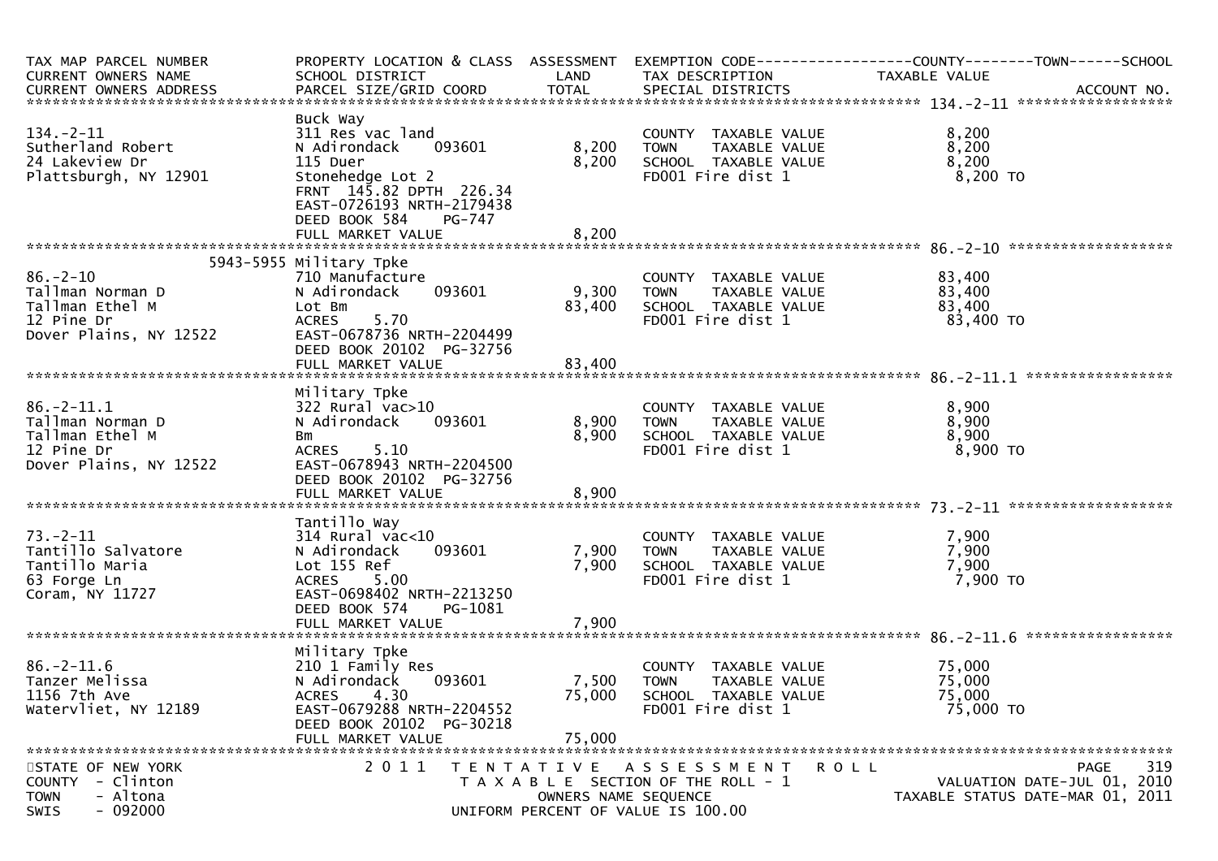| TAX MAP PARCEL NUMBER<br>CURRENT OWNERS NAME<br>CURRENT OWNERS ADDRESS | PROPERTY LOCATION & CLASS<br>SCHOOL DISTRICT<br>PARCEL SIZE/GRID COORD | ASSESSMENT<br>LAND<br>TOTAL | EXEMPTION CODE<br>TAX DESCRIPTION<br>SPECIAL DISTRICTS | COUNTY--------TOWN------SCHOOL<br>TAXABLE VALUE<br>ACCOUNT NO. |
|---|---|---|---|---|
| **134.-2-11** | | | | |
| 134.-2-11<br>Sutherland Robert<br>24 Lakeview Dr<br>Plattsburgh, NY 12901 | Buck Way<br>311 Res vac land<br>N Adirondack 093601<br>115 Duer<br>Stonehedge Lot 2<br>FRNT 145.82 DPTH 226.34<br>EAST-0726193 NRTH-2179438<br>DEED BOOK 584 PG-747<br>FULL MARKET VALUE | <br><br>8,200<br>8,200<br><br><br><br><br>8,200 | <br>COUNTY TAXABLE VALUE<br>TOWN TAXABLE VALUE<br>SCHOOL TAXABLE VALUE<br>FD001 Fire dist 1 | <br>8,200<br>8,200<br>8,200<br>8,200 TO |
| **86.-2-10** | | | | |
| 86.-2-10<br>Tallman Norman D<br>Tallman Ethel M<br>12 Pine Dr<br>Dover Plains, NY 12522 | 5943-5955 Military Tpke<br>710 Manufacture<br>N Adirondack 093601<br>Lot Bm<br>ACRES 5.70<br>EAST-0678736 NRTH-2204499<br>DEED BOOK 20102 PG-32756<br>FULL MARKET VALUE | <br><br>9,300<br>83,400<br><br><br><br>83,400 | <br>COUNTY TAXABLE VALUE<br>TOWN TAXABLE VALUE<br>SCHOOL TAXABLE VALUE<br>FD001 Fire dist 1 | <br>83,400<br>83,400<br>83,400<br>83,400 TO |
| **86.-2-11.1** | | | | |
| 86.-2-11.1<br>Tallman Norman D<br>Tallman Ethel M<br>12 Pine Dr<br>Dover Plains, NY 12522 | Military Tpke<br>322 Rural vac>10<br>N Adirondack 093601<br>Bm<br>ACRES 5.10<br>EAST-0678943 NRTH-2204500<br>DEED BOOK 20102 PG-32756<br>FULL MARKET VALUE | <br><br>8,900<br>8,900<br><br><br><br>8,900 | <br>COUNTY TAXABLE VALUE<br>TOWN TAXABLE VALUE<br>SCHOOL TAXABLE VALUE<br>FD001 Fire dist 1 | <br>8,900<br>8,900<br>8,900<br>8,900 TO |
| **73.-2-11** | | | | |
| 73.-2-11<br>Tantillo Salvatore<br>Tantillo Maria<br>63 Forge Ln<br>Coram, NY 11727 | Tantillo Way<br>314 Rural vac<10<br>N Adirondack 093601<br>Lot 155 Ref<br>ACRES 5.00<br>EAST-0698402 NRTH-2213250<br>DEED BOOK 574 PG-1081<br>FULL MARKET VALUE | <br><br>7,900<br>7,900<br><br><br><br>7,900 | <br>COUNTY TAXABLE VALUE<br>TOWN TAXABLE VALUE<br>SCHOOL TAXABLE VALUE<br>FD001 Fire dist 1 | <br>7,900<br>7,900<br>7,900<br>7,900 TO |
| **86.-2-11.6** | | | | |
| 86.-2-11.6<br>Tanzer Melissa<br>1156 7th Ave<br>Watervliet, NY 12189 | Military Tpke<br>210 1 Family Res<br>N Adirondack 093601<br>ACRES 4.30<br>EAST-0679288 NRTH-2204552<br>DEED BOOK 20102 PG-30218<br>FULL MARKET VALUE | <br><br>7,500<br>75,000<br><br><br>75,000 | <br>COUNTY TAXABLE VALUE<br>TOWN TAXABLE VALUE<br>SCHOOL TAXABLE VALUE<br>FD001 Fire dist 1 | <br>75,000<br>75,000<br>75,000<br>75,000 TO |

STATE OF NEW YORK
COUNTY - Clinton
TOWN - Altona
SWIS - 092000

2011 TENTATIVE ASSESSMENT ROLL
TAXABLE SECTION OF THE ROLL - 1
OWNERS NAME SEQUENCE
UNIFORM PERCENT OF VALUE IS 100.00

VALUATION DATE-JUL 01, 2010
TAXABLE STATUS DATE-MAR 01, 2011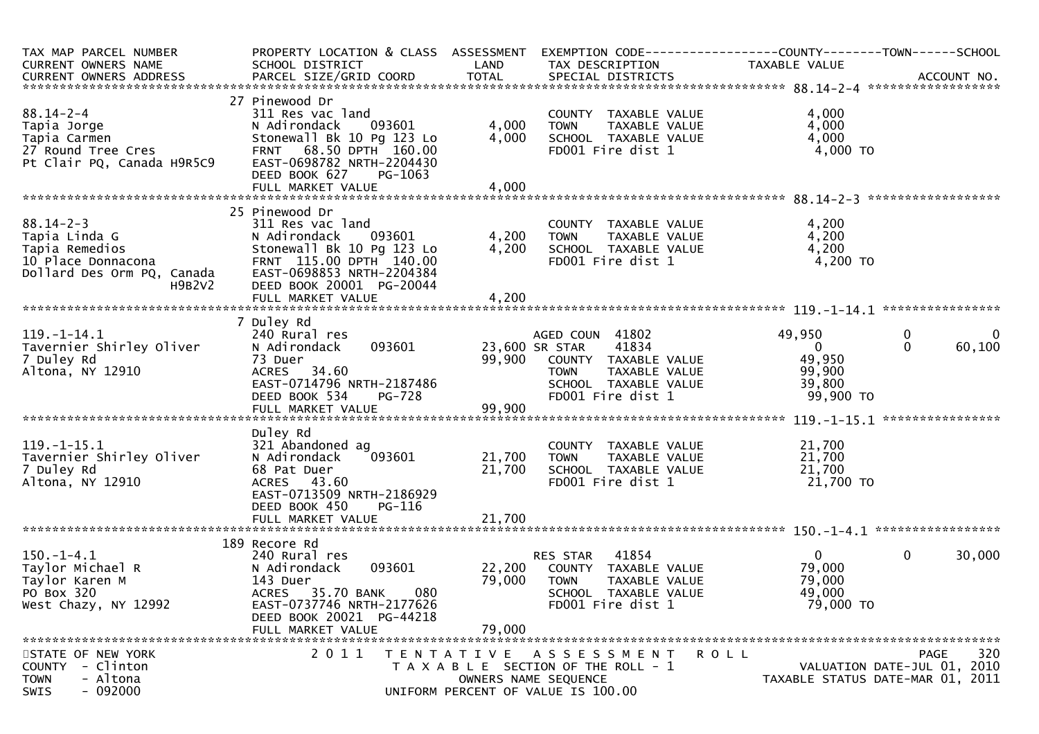| TAX MAP PARCEL NUMBER<br>CURRENT OWNERS NAME<br>CURRENT OWNERS ADDRESS | PROPERTY LOCATION & CLASS<br>SCHOOL DISTRICT<br>PARCEL SIZE/GRID COORD | ASSESSMENT<br>LAND<br>TOTAL | EXEMPTION CODE<br>TAX DESCRIPTION<br>SPECIAL DISTRICTS | COUNTY<br>TAXABLE VALUE | TOWN | SCHOOL<br>ACCOUNT NO. |
|---|---|---|---|---|---|---|
| **88.14-2-4** | | | | | | |
| | 27 Pinewood Dr | | | | | |
| 88.14-2-4 | 311 Res vac land | | COUNTY TAXABLE VALUE | 4,000 | | |
| Tapia Jorge | N Adirondack 093601 | 4,000 | TOWN TAXABLE VALUE | 4,000 | | |
| Tapia Carmen | Stonewall Bk 10 Pg 123 Lo | 4,000 | SCHOOL TAXABLE VALUE | 4,000 | | |
| 27 Round Tree Cres | FRNT 68.50 DPTH 160.00 | | FD001 Fire dist 1 | 4,000 TO | | |
| Pt Clair PQ, Canada H9R5C9 | EAST-0698782 NRTH-2204430 | | | | | |
| | DEED BOOK 627 PG-1063 | | | | | |
| | FULL MARKET VALUE | 4,000 | | | | |
| **88.14-2-3** | | | | | | |
| | 25 Pinewood Dr | | | | | |
| 88.14-2-3 | 311 Res vac land | | COUNTY TAXABLE VALUE | 4,200 | | |
| Tapia Linda G | N Adirondack 093601 | 4,200 | TOWN TAXABLE VALUE | 4,200 | | |
| Tapia Remedios | Stonewall Bk 10 Pg 123 Lo | 4,200 | SCHOOL TAXABLE VALUE | 4,200 | | |
| 10 Place Donnacona | FRNT 115.00 DPTH 140.00 | | FD001 Fire dist 1 | 4,200 TO | | |
| Dollard Des Orm PQ, Canada H9B2V2 | EAST-0698853 NRTH-2204384 | | | | | |
| | DEED BOOK 20001 PG-20044 | | | | | |
| | FULL MARKET VALUE | 4,200 | | | | |
| **119.-1-14.1** | | | | | | |
| | 7 Duley Rd | | | | | |
| 119.-1-14.1 | 240 Rural res | | AGED COUN 41802 | 49,950 | 0 | 0 |
| Tavernier Shirley Oliver | N Adirondack 093601 | 23,600 | SR STAR 41834 | 0 | 0 | 60,100 |
| 7 Duley Rd | 73 Duer | 99,900 | COUNTY TAXABLE VALUE | 49,950 | | |
| Altona, NY 12910 | ACRES 34.60 | | TOWN TAXABLE VALUE | 99,900 | | |
| | EAST-0714796 NRTH-2187486 | | SCHOOL TAXABLE VALUE | 39,800 | | |
| | DEED BOOK 534 PG-728 | | FD001 Fire dist 1 | 99,900 TO | | |
| | FULL MARKET VALUE | 99,900 | | | | |
| **119.-1-15.1** | | | | | | |
| | Duley Rd | | | | | |
| 119.-1-15.1 | 321 Abandoned ag | | COUNTY TAXABLE VALUE | 21,700 | | |
| Tavernier Shirley Oliver | N Adirondack 093601 | 21,700 | TOWN TAXABLE VALUE | 21,700 | | |
| 7 Duley Rd | 68 Pat Duer | 21,700 | SCHOOL TAXABLE VALUE | 21,700 | | |
| Altona, NY 12910 | ACRES 43.60 | | FD001 Fire dist 1 | 21,700 TO | | |
| | EAST-0713509 NRTH-2186929 | | | | | |
| | DEED BOOK 450 PG-116 | | | | | |
| | FULL MARKET VALUE | 21,700 | | | | |
| **150.-1-4.1** | | | | | | |
| | 189 Recore Rd | | | | | |
| 150.-1-4.1 | 240 Rural res | | RES STAR 41854 | 0 | 0 | 30,000 |
| Taylor Michael R | N Adirondack 093601 | 22,200 | COUNTY TAXABLE VALUE | 79,000 | | |
| Taylor Karen M | 143 Duer | 79,000 | TOWN TAXABLE VALUE | 79,000 | | |
| PO Box 320 | ACRES 35.70 BANK 080 | | SCHOOL TAXABLE VALUE | 49,000 | | |
| West Chazy, NY 12992 | EAST-0737746 NRTH-2177626 | | FD001 Fire dist 1 | 79,000 TO | | |
| | DEED BOOK 20021 PG-44218 | | | | | |
| | FULL MARKET VALUE | 79,000 | | | | |

STATE OF NEW YORK
COUNTY - Clinton
TOWN - Altona
SWIS - 092000

2011 TENTATIVE ASSESSMENT ROLL
TAXABLE SECTION OF THE ROLL - 1
OWNERS NAME SEQUENCE
UNIFORM PERCENT OF VALUE IS 100.00

VALUATION DATE-JUL 01, 2010
TAXABLE STATUS DATE-MAR 01, 2011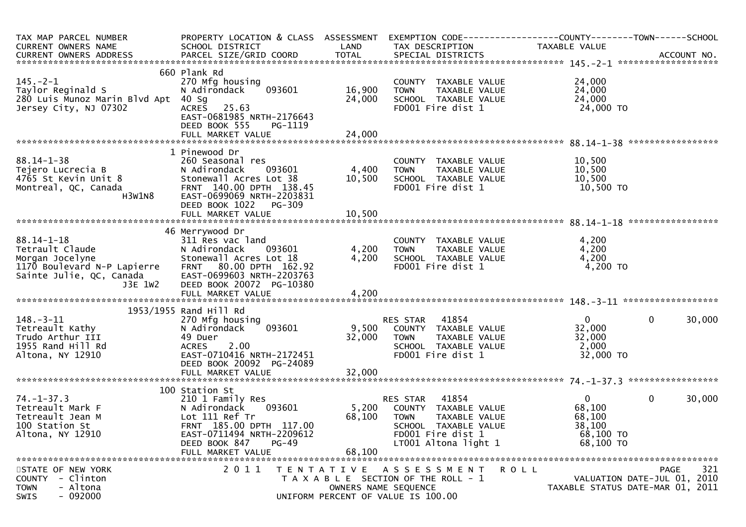```
TAX MAP PARCEL NUMBER          PROPERTY LOCATION & CLASS  ASSESSMENT  EXEMPTION CODE------------------COUNTY--------TOWN------SCHOOL
CURRENT OWNERS NAME            SCHOOL DISTRICT              LAND      TAX DESCRIPTION              TAXABLE VALUE
CURRENT OWNERS ADDRESS         PARCEL SIZE/GRID COORD       TOTAL     SPECIAL DISTRICTS                                    ACCOUNT NO.
******************************************************************************************************* 145.-2-1 *******************
                               660 Plank Rd
145.-2-1                       270 Mfg housing                         COUNTY  TAXABLE VALUE            24,000
Taylor Reginald S              N Adirondack    093601      16,900      TOWN    TAXABLE VALUE            24,000
280 Luis Munoz Marin Blvd Apt  40 Sg                       24,000      SCHOOL  TAXABLE VALUE            24,000
Jersey City, NJ 07302          ACRES   25.63                           FD001 Fire dist 1                 24,000 TO
                               EAST-0681985 NRTH-2176643
                               DEED BOOK 555    PG-1119
                               FULL MARKET VALUE           24,000
******************************************************************************************************* 88.14-1-38 *****************
                               1 Pinewood Dr
88.14-1-38                     260 Seasonal res                        COUNTY  TAXABLE VALUE            10,500
Tejero Lucrecia B              N Adirondack    093601       4,400      TOWN    TAXABLE VALUE            10,500
4765 St Kevin Unit 8           Stonewall Acres Lot 38      10,500      SCHOOL  TAXABLE VALUE            10,500
Montreal, QC, Canada           FRNT 140.00 DPTH 138.45                 FD001 Fire dist 1                 10,500 TO
                    H3W1N8     EAST-0699069 NRTH-2203831
                               DEED BOOK 1022   PG-309
                               FULL MARKET VALUE           10,500
******************************************************************************************************* 88.14-1-18 *****************
                               46 Merrywood Dr
88.14-1-18                     311 Res vac land                        COUNTY  TAXABLE VALUE             4,200
Tetrault Claude                N Adirondack    093601       4,200      TOWN    TAXABLE VALUE             4,200
Morgan Jocelyne                Stonewall Acres Lot 18       4,200      SCHOOL  TAXABLE VALUE             4,200
1170 Boulevard N-P Lapierre    FRNT  80.00 DPTH 162.92                 FD001 Fire dist 1                  4,200 TO
Sainte Julie, QC, Canada       EAST-0699603 NRTH-2203763
                   J3E 1W2     DEED BOOK 20072  PG-10380
                               FULL MARKET VALUE            4,200
******************************************************************************************************* 148.-3-11 ******************
                       1953/1955 Rand Hill Rd
148.-3-11                      270 Mfg housing                         RES STAR   41854                    0          0        30,000
Tetreault Kathy                N Adirondack    093601       9,500      COUNTY  TAXABLE VALUE            32,000
Trudo Arthur III               49 Duer                     32,000      TOWN    TAXABLE VALUE            32,000
1955 Rand Hill Rd              ACRES    2.00                           SCHOOL  TAXABLE VALUE             2,000
Altona, NY 12910               EAST-0710416 NRTH-2172451               FD001 Fire dist 1                 32,000 TO
                               DEED BOOK 20092  PG-24089
                               FULL MARKET VALUE           32,000
******************************************************************************************************* 74.-1-37.3 *****************
                               100 Station St
74.-1-37.3                     210 1 Family Res                        RES STAR   41854                    0          0        30,000
Tetreault Mark F               N Adirondack    093601       5,200      COUNTY  TAXABLE VALUE            68,100
Tetreault Jean M               Lot 111 Ref Tr              68,100      TOWN    TAXABLE VALUE            68,100
100 Station St                 FRNT 185.00 DPTH 117.00                 SCHOOL  TAXABLE VALUE            38,100
Altona, NY 12910               EAST-0711494 NRTH-2209612               FD001 Fire dist 1                 68,100 TO
                               DEED BOOK 847    PG-49                  LT001 Altona light 1              68,100 TO
                               FULL MARKET VALUE           68,100
************************************************************************************************************************************
STATE OF NEW YORK                    2 0 1 1   T E N T A T I V E   A S S E S S M E N T   R O L L
COUNTY  - Clinton                            T A X A B L E  SECTION OF THE ROLL - 1                VALUATION DATE-JUL 01, 2010
TOWN    - Altona                                   OWNERS NAME SEQUENCE                        TAXABLE STATUS DATE-MAR 01, 2011
SWIS    - 092000                          UNIFORM PERCENT OF VALUE IS 100.00
```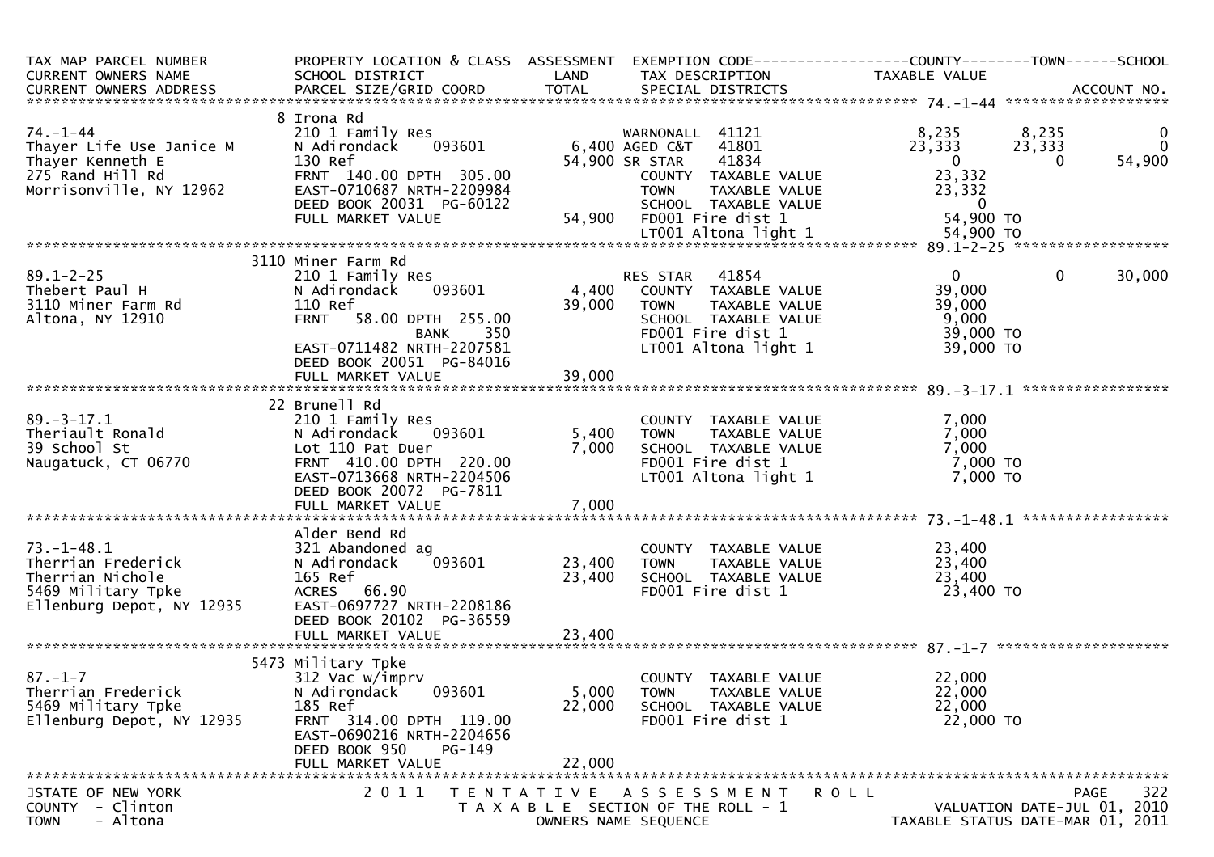| TAX MAP PARCEL NUMBER<br>CURRENT OWNERS NAME<br>CURRENT OWNERS ADDRESS | PROPERTY LOCATION & CLASS<br>SCHOOL DISTRICT<br>PARCEL SIZE/GRID COORD | ASSESSMENT<br>LAND<br>TOTAL | EXEMPTION CODE<br>TAX DESCRIPTION<br>SPECIAL DISTRICTS | COUNTY<br>TAXABLE VALUE | TOWN | SCHOOL<br>ACCOUNT NO. |
|---|---|---|---|---|---|---|
| **74.-1-44** | | | | | | |
| | 8 Irona Rd | | | | | |
| 74.-1-44 | 210 1 Family Res | | WARNONALL 41121 | 8,235 | 8,235 | 0 |
| Thayer Life Use Janice M | N Adirondack 093601 | 6,400 | AGED C&T 41801 | 23,333 | 23,333 | 0 |
| Thayer Kenneth E | 130 Ref | 54,900 | SR STAR 41834 | 0 | 0 | 54,900 |
| 275 Rand Hill Rd | FRNT 140.00 DPTH 305.00 | | COUNTY TAXABLE VALUE | 23,332 | | |
| Morrisonville, NY 12962 | EAST-0710687 NRTH-2209984 | | TOWN TAXABLE VALUE | 23,332 | | |
| | DEED BOOK 20031 PG-60122 | | SCHOOL TAXABLE VALUE | 0 | | |
| | FULL MARKET VALUE | 54,900 | FD001 Fire dist 1 | 54,900 TO | | |
| | | | LT001 Altona light 1 | 54,900 TO | | |
| **89.1-2-25** | | | | | | |
| | 3110 Miner Farm Rd | | | | | |
| 89.1-2-25 | 210 1 Family Res | | RES STAR 41854 | 0 | 0 | 30,000 |
| Thebert Paul H | N Adirondack 093601 | 4,400 | COUNTY TAXABLE VALUE | 39,000 | | |
| 3110 Miner Farm Rd | 110 Ref | 39,000 | TOWN TAXABLE VALUE | 39,000 | | |
| Altona, NY 12910 | FRNT 58.00 DPTH 255.00 | | SCHOOL TAXABLE VALUE | 9,000 | | |
| | BANK 350 | | FD001 Fire dist 1 | 39,000 TO | | |
| | EAST-0711482 NRTH-2207581 | | LT001 Altona light 1 | 39,000 TO | | |
| | DEED BOOK 20051 PG-84016 | | | | | |
| | FULL MARKET VALUE | 39,000 | | | | |
| **89.-3-17.1** | | | | | | |
| | 22 Brunell Rd | | | | | |
| 89.-3-17.1 | 210 1 Family Res | | COUNTY TAXABLE VALUE | 7,000 | | |
| Theriault Ronald | N Adirondack 093601 | 5,400 | TOWN TAXABLE VALUE | 7,000 | | |
| 39 School St | Lot 110 Pat Duer | 7,000 | SCHOOL TAXABLE VALUE | 7,000 | | |
| Naugatuck, CT 06770 | FRNT 410.00 DPTH 220.00 | | FD001 Fire dist 1 | 7,000 TO | | |
| | EAST-0713668 NRTH-2204506 | | LT001 Altona light 1 | 7,000 TO | | |
| | DEED BOOK 20072 PG-7811 | | | | | |
| | FULL MARKET VALUE | 7,000 | | | | |
| **73.-1-48.1** | | | | | | |
| | Alder Bend Rd | | | | | |
| 73.-1-48.1 | 321 Abandoned ag | | COUNTY TAXABLE VALUE | 23,400 | | |
| Therrian Frederick | N Adirondack 093601 | 23,400 | TOWN TAXABLE VALUE | 23,400 | | |
| Therrian Nichole | 165 Ref | 23,400 | SCHOOL TAXABLE VALUE | 23,400 | | |
| 5469 Military Tpke | ACRES 66.90 | | FD001 Fire dist 1 | 23,400 TO | | |
| Ellenburg Depot, NY 12935 | EAST-0697727 NRTH-2208186 | | | | | |
| | DEED BOOK 20102 PG-36559 | | | | | |
| | FULL MARKET VALUE | 23,400 | | | | |
| **87.-1-7** | | | | | | |
| | 5473 Military Tpke | | | | | |
| 87.-1-7 | 312 Vac w/imprv | | COUNTY TAXABLE VALUE | 22,000 | | |
| Therrian Frederick | N Adirondack 093601 | 5,000 | TOWN TAXABLE VALUE | 22,000 | | |
| 5469 Military Tpke | 185 Ref | 22,000 | SCHOOL TAXABLE VALUE | 22,000 | | |
| Ellenburg Depot, NY 12935 | FRNT 314.00 DPTH 119.00 | | FD001 Fire dist 1 | 22,000 TO | | |
| | EAST-0690216 NRTH-2204656 | | | | | |
| | DEED BOOK 950 PG-149 | | | | | |
| | FULL MARKET VALUE | 22,000 | | | | |

STATE OF NEW YORK — 2011 TENTATIVE ASSESSMENT ROLL — PAGE 322
COUNTY - Clinton — TAXABLE SECTION OF THE ROLL - 1 — VALUATION DATE-JUL 01, 2010
TOWN - Altona — OWNERS NAME SEQUENCE — TAXABLE STATUS DATE-MAR 01, 2011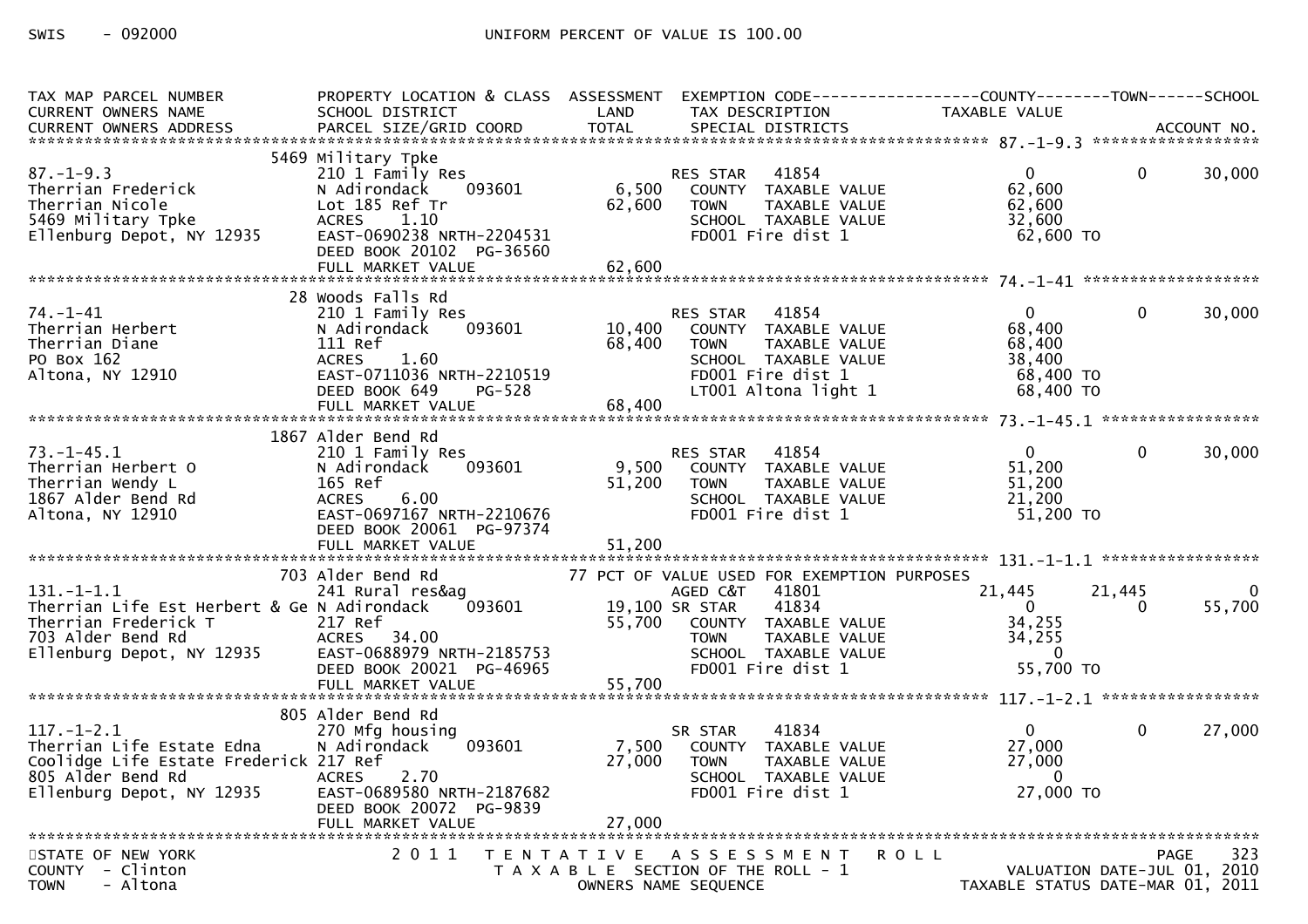SWIS - 092000 UNIFORM PERCENT OF VALUE IS 100.00

```
TAX MAP PARCEL NUMBER          PROPERTY LOCATION & CLASS  ASSESSMENT  EXEMPTION CODE------------------COUNTY--------TOWN------SCHOOL
CURRENT OWNERS NAME            SCHOOL DISTRICT               LAND      TAX DESCRIPTION            TAXABLE VALUE
CURRENT OWNERS ADDRESS         PARCEL SIZE/GRID COORD        TOTAL     SPECIAL DISTRICTS                                     ACCOUNT NO.
******************************************************************************************************* 87.-1-9.3 ******************
                               5469 Military Tpke
87.-1-9.3                      210 1 Family Res                        RES STAR    41854                   0           0       30,000
Therrian Frederick             N Adirondack      093601       6,500     COUNTY  TAXABLE VALUE            62,600
Therrian Nicole                Lot 185 Ref Tr                62,600     TOWN    TAXABLE VALUE            62,600
5469 Military Tpke             ACRES     1.10                           SCHOOL  TAXABLE VALUE            32,600
Ellenburg Depot, NY 12935      EAST-0690238 NRTH-2204531                FD001 Fire dist 1                 62,600 TO
                               DEED BOOK 20102  PG-36560
                               FULL MARKET VALUE             62,600
******************************************************************************************************* 74.-1-41 *******************
                               28 Woods Falls Rd
74.-1-41                       210 1 Family Res                        RES STAR    41854                   0           0       30,000
Therrian Herbert               N Adirondack      093601      10,400     COUNTY  TAXABLE VALUE            68,400
Therrian Diane                 111 Ref                       68,400     TOWN    TAXABLE VALUE            68,400
PO Box 162                     ACRES     1.60                           SCHOOL  TAXABLE VALUE            38,400
Altona, NY 12910               EAST-0711036 NRTH-2210519                FD001 Fire dist 1                 68,400 TO
                               DEED BOOK 649    PG-528                  LT001 Altona light 1              68,400 TO
                               FULL MARKET VALUE             68,400
******************************************************************************************************* 73.-1-45.1 *****************
                               1867 Alder Bend Rd
73.-1-45.1                     210 1 Family Res                        RES STAR    41854                   0           0       30,000
Therrian Herbert O             N Adirondack      093601       9,500     COUNTY  TAXABLE VALUE            51,200
Therrian Wendy L               165 Ref                       51,200     TOWN    TAXABLE VALUE            51,200
1867 Alder Bend Rd             ACRES     6.00                           SCHOOL  TAXABLE VALUE            21,200
Altona, NY 12910               EAST-0697167 NRTH-2210676                FD001 Fire dist 1                 51,200 TO
                               DEED BOOK 20061  PG-97374
                               FULL MARKET VALUE             51,200
******************************************************************************************************* 131.-1-1.1 *****************
                               703 Alder Bend Rd             77 PCT OF VALUE USED FOR EXEMPTION PURPOSES
131.-1-1.1                     241 Rural res&ag                        AGED C&T    41801              21,445      21,445            0
Therrian Life Est Herbert & Ge N Adirondack      093601      19,100 SR STAR     41834                   0           0       55,700
Therrian Frederick T           217 Ref                       55,700     COUNTY  TAXABLE VALUE            34,255
703 Alder Bend Rd              ACRES    34.00                           TOWN    TAXABLE VALUE            34,255
Ellenburg Depot, NY 12935      EAST-0688979 NRTH-2185753                SCHOOL  TAXABLE VALUE                 0
                               DEED BOOK 20021  PG-46965                FD001 Fire dist 1                 55,700 TO
                               FULL MARKET VALUE             55,700
******************************************************************************************************* 117.-1-2.1 *****************
                               805 Alder Bend Rd
117.-1-2.1                     270 Mfg housing                         SR STAR     41834                   0           0       27,000
Therrian Life Estate Edna      N Adirondack      093601       7,500     COUNTY  TAXABLE VALUE            27,000
Coolidge Life Estate Frederick 217 Ref                       27,000     TOWN    TAXABLE VALUE            27,000
805 Alder Bend Rd              ACRES     2.70                           SCHOOL  TAXABLE VALUE                 0
Ellenburg Depot, NY 12935      EAST-0689580 NRTH-2187682                FD001 Fire dist 1                 27,000 TO
                               DEED BOOK 20072  PG-9839
                               FULL MARKET VALUE             27,000
************************************************************************************************************************************
```

STATE OF NEW YORK — 2011 TENTATIVE ASSESSMENT ROLL — PAGE 323
COUNTY - Clinton — TAXABLE SECTION OF THE ROLL - 1 — VALUATION DATE-JUL 01, 2010
TOWN - Altona — OWNERS NAME SEQUENCE — TAXABLE STATUS DATE-MAR 01, 2011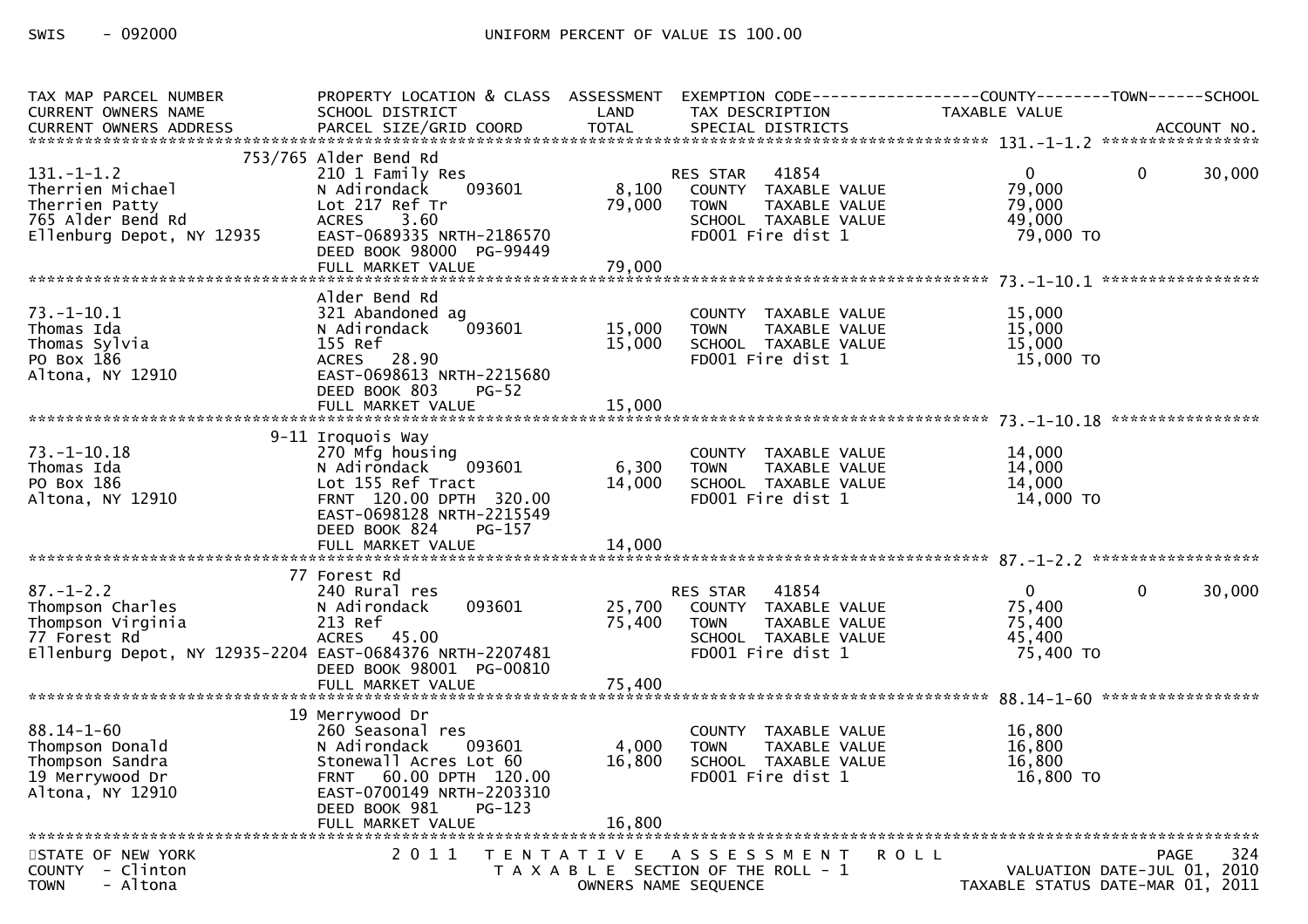SWIS - 092000 UNIFORM PERCENT OF VALUE IS 100.00

| TAX MAP PARCEL NUMBER / CURRENT OWNERS NAME / CURRENT OWNERS ADDRESS | PROPERTY LOCATION & CLASS / SCHOOL DISTRICT / PARCEL SIZE/GRID COORD | ASSESSMENT LAND | ASSESSMENT TOTAL | EXEMPTION CODE / TAX DESCRIPTION / SPECIAL DISTRICTS | COUNTY TAXABLE VALUE | TOWN | SCHOOL | ACCOUNT NO. |
|---|---|---|---|---|---|---|---|---|
| **131.-1-1.2** | 753/765 Alder Bend Rd | | | | | | | |
| 131.-1-1.2 | 210 1 Family Res | | | RES STAR 41854 | 0 | 0 | 30,000 | |
| Therrien Michael | N Adirondack 093601 | 8,100 | | COUNTY TAXABLE VALUE | 79,000 | | | |
| Therrien Patty | Lot 217 Ref Tr | | 79,000 | TOWN TAXABLE VALUE | 79,000 | | | |
| 765 Alder Bend Rd | ACRES 3.60 | | | SCHOOL TAXABLE VALUE | 49,000 | | | |
| Ellenburg Depot, NY 12935 | EAST-0689335 NRTH-2186570 | | | FD001 Fire dist 1 | 79,000 TO | | | |
| | DEED BOOK 98000 PG-99449 | | | | | | | |
| | FULL MARKET VALUE | | 79,000 | | | | | |
| **73.-1-10.1** | Alder Bend Rd | | | | | | | |
| 73.-1-10.1 | 321 Abandoned ag | | | COUNTY TAXABLE VALUE | 15,000 | | | |
| Thomas Ida | N Adirondack 093601 | 15,000 | | TOWN TAXABLE VALUE | 15,000 | | | |
| Thomas Sylvia | 155 Ref | | 15,000 | SCHOOL TAXABLE VALUE | 15,000 | | | |
| PO Box 186 | ACRES 28.90 | | | FD001 Fire dist 1 | 15,000 TO | | | |
| Altona, NY 12910 | EAST-0698613 NRTH-2215680 | | | | | | | |
| | DEED BOOK 803 PG-52 | | | | | | | |
| | FULL MARKET VALUE | | 15,000 | | | | | |
| **73.-1-10.18** | 9-11 Iroquois Way | | | | | | | |
| 73.-1-10.18 | 270 Mfg housing | | | COUNTY TAXABLE VALUE | 14,000 | | | |
| Thomas Ida | N Adirondack 093601 | 6,300 | | TOWN TAXABLE VALUE | 14,000 | | | |
| PO Box 186 | Lot 155 Ref Tract | | 14,000 | SCHOOL TAXABLE VALUE | 14,000 | | | |
| Altona, NY 12910 | FRNT 120.00 DPTH 320.00 | | | FD001 Fire dist 1 | 14,000 TO | | | |
| | EAST-0698128 NRTH-2215549 | | | | | | | |
| | DEED BOOK 824 PG-157 | | | | | | | |
| | FULL MARKET VALUE | | 14,000 | | | | | |
| **87.-1-2.2** | 77 Forest Rd | | | | | | | |
| 87.-1-2.2 | 240 Rural res | | | RES STAR 41854 | 0 | 0 | 30,000 | |
| Thompson Charles | N Adirondack 093601 | 25,700 | | COUNTY TAXABLE VALUE | 75,400 | | | |
| Thompson Virginia | 213 Ref | | 75,400 | TOWN TAXABLE VALUE | 75,400 | | | |
| 77 Forest Rd | ACRES 45.00 | | | SCHOOL TAXABLE VALUE | 45,400 | | | |
| Ellenburg Depot, NY 12935-2204 | EAST-0684376 NRTH-2207481 | | | FD001 Fire dist 1 | 75,400 TO | | | |
| | DEED BOOK 98001 PG-00810 | | | | | | | |
| | FULL MARKET VALUE | | 75,400 | | | | | |
| **88.14-1-60** | 19 Merrywood Dr | | | | | | | |
| 88.14-1-60 | 260 Seasonal res | | | COUNTY TAXABLE VALUE | 16,800 | | | |
| Thompson Donald | N Adirondack 093601 | 4,000 | | TOWN TAXABLE VALUE | 16,800 | | | |
| Thompson Sandra | Stonewall Acres Lot 60 | | 16,800 | SCHOOL TAXABLE VALUE | 16,800 | | | |
| 19 Merrywood Dr | FRNT 60.00 DPTH 120.00 | | | FD001 Fire dist 1 | 16,800 TO | | | |
| Altona, NY 12910 | EAST-0700149 NRTH-2203310 | | | | | | | |
| | DEED BOOK 981 PG-123 | | | | | | | |
| | FULL MARKET VALUE | | 16,800 | | | | | |

STATE OF NEW YORK — COUNTY - Clinton — TOWN - Altona

2011 TENTATIVE ASSESSMENT ROLL — TAXABLE SECTION OF THE ROLL - 1 — OWNERS NAME SEQUENCE

VALUATION DATE-JUL 01, 2010 — TAXABLE STATUS DATE-MAR 01, 2011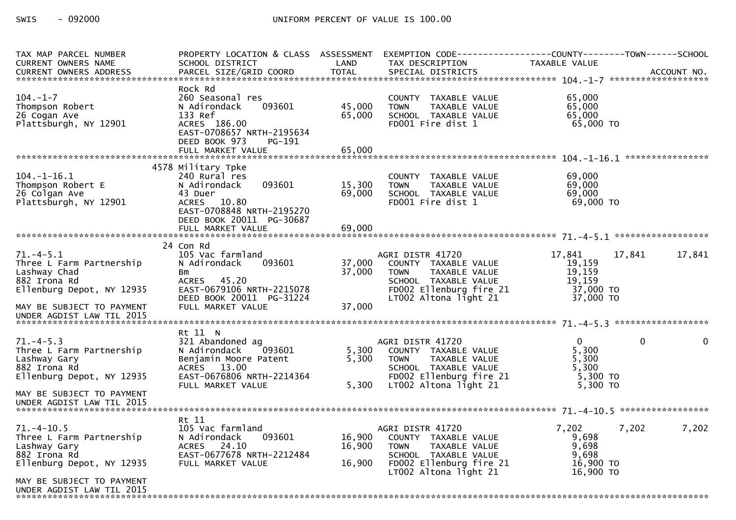SWIS - 092000 UNIFORM PERCENT OF VALUE IS 100.00

| TAX MAP PARCEL NUMBER / CURRENT OWNERS NAME / CURRENT OWNERS ADDRESS | PROPERTY LOCATION & CLASS / SCHOOL DISTRICT / PARCEL SIZE/GRID COORD | ASSESSMENT LAND | ASSESSMENT TOTAL | EXEMPTION CODE / TAX DESCRIPTION / SPECIAL DISTRICTS | COUNTY TAXABLE VALUE | TOWN | SCHOOL | ACCOUNT NO. |
|---|---|---|---|---|---|---|---|---|
| **104.-1-7** | Rock Rd | | | | | | | |
| 104.-1-7 | 260 Seasonal res | | | COUNTY TAXABLE VALUE | 65,000 | | | |
| Thompson Robert | N Adirondack 093601 | 45,000 | | TOWN TAXABLE VALUE | 65,000 | | | |
| 26 Cogan Ave | 133 Ref | | 65,000 | SCHOOL TAXABLE VALUE | 65,000 | | | |
| Plattsburgh, NY 12901 | ACRES 186.00 | | | FD001 Fire dist 1 | 65,000 TO | | | |
| | EAST-0708657 NRTH-2195634 | | | | | | | |
| | DEED BOOK 973 PG-191 | | | | | | | |
| | FULL MARKET VALUE | | 65,000 | | | | | |
| **104.-1-16.1** | 4578 Military Tpke | | | | | | | |
| 104.-1-16.1 | 240 Rural res | | | COUNTY TAXABLE VALUE | 69,000 | | | |
| Thompson Robert E | N Adirondack 093601 | 15,300 | | TOWN TAXABLE VALUE | 69,000 | | | |
| 26 Colgan Ave | 43 Duer | | 69,000 | SCHOOL TAXABLE VALUE | 69,000 | | | |
| Plattsburgh, NY 12901 | ACRES 10.80 | | | FD001 Fire dist 1 | 69,000 TO | | | |
| | EAST-0708848 NRTH-2195270 | | | | | | | |
| | DEED BOOK 20011 PG-30687 | | | | | | | |
| | FULL MARKET VALUE | | 69,000 | | | | | |
| **71.-4-5.1** | 24 Con Rd | | | | | | | |
| 71.-4-5.1 | 105 Vac farmland | | | AGRI DISTR 41720 | 17,841 | 17,841 | 17,841 | |
| Three L Farm Partnership | N Adirondack 093601 | 37,000 | | COUNTY TAXABLE VALUE | 19,159 | | | |
| Lashway Chad | Bm | | 37,000 | TOWN TAXABLE VALUE | 19,159 | | | |
| 882 Irona Rd | ACRES 45.20 | | | SCHOOL TAXABLE VALUE | 19,159 | | | |
| Ellenburg Depot, NY 12935 | EAST-0679106 NRTH-2215078 | | | FD002 Ellenburg fire 21 | 37,000 TO | | | |
| | DEED BOOK 20011 PG-31224 | | | LT002 Altona light 21 | 37,000 TO | | | |
| MAY BE SUBJECT TO PAYMENT | FULL MARKET VALUE | | 37,000 | | | | | |
| UNDER AGDIST LAW TIL 2015 | | | | | | | | |
| **71.-4-5.3** | Rt 11 N | | | | | | | |
| 71.-4-5.3 | 321 Abandoned ag | | | AGRI DISTR 41720 | 0 | 0 | 0 | |
| Three L Farm Partnership | N Adirondack 093601 | 5,300 | | COUNTY TAXABLE VALUE | 5,300 | | | |
| Lashway Gary | Benjamin Moore Patent | | 5,300 | TOWN TAXABLE VALUE | 5,300 | | | |
| 882 Irona Rd | ACRES 13.00 | | | SCHOOL TAXABLE VALUE | 5,300 | | | |
| Ellenburg Depot, NY 12935 | EAST-0676806 NRTH-2214364 | | | FD002 Ellenburg fire 21 | 5,300 TO | | | |
| | FULL MARKET VALUE | | 5,300 | LT002 Altona light 21 | 5,300 TO | | | |
| MAY BE SUBJECT TO PAYMENT | | | | | | | | |
| UNDER AGDIST LAW TIL 2015 | | | | | | | | |
| **71.-4-10.5** | Rt 11 | | | | | | | |
| 71.-4-10.5 | 105 Vac farmland | | | AGRI DISTR 41720 | 7,202 | 7,202 | 7,202 | |
| Three L Farm Partnership | N Adirondack 093601 | 16,900 | | COUNTY TAXABLE VALUE | 9,698 | | | |
| Lashway Gary | ACRES 24.10 | | 16,900 | TOWN TAXABLE VALUE | 9,698 | | | |
| 882 Irona Rd | EAST-0677678 NRTH-2212484 | | | SCHOOL TAXABLE VALUE | 9,698 | | | |
| Ellenburg Depot, NY 12935 | FULL MARKET VALUE | | 16,900 | FD002 Ellenburg fire 21 | 16,900 TO | | | |
| | | | | LT002 Altona light 21 | 16,900 TO | | | |
| MAY BE SUBJECT TO PAYMENT | | | | | | | | |
| UNDER AGDIST LAW TIL 2015 | | | | | | | | |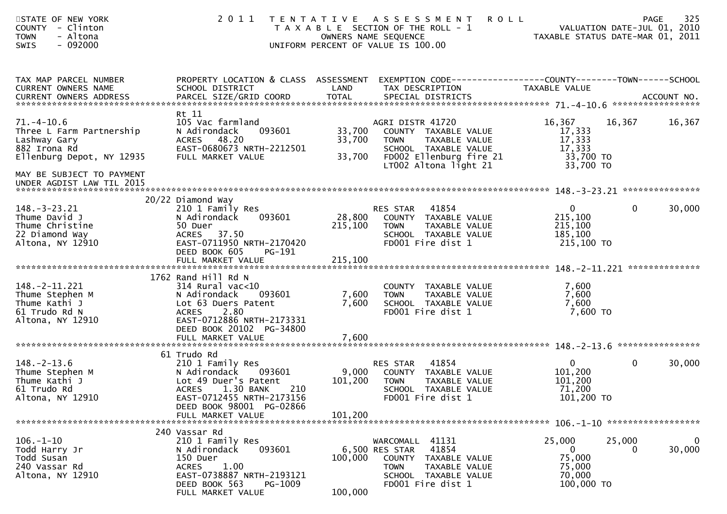STATE OF NEW YORK
COUNTY - Clinton
TOWN - Altona
SWIS - 092000

2011 TENTATIVE ASSESSMENT ROLL
TAXABLE SECTION OF THE ROLL - 1
OWNERS NAME SEQUENCE
UNIFORM PERCENT OF VALUE IS 100.00

VALUATION DATE-JUL 01, 2010
TAXABLE STATUS DATE-MAR 01, 2011

| TAX MAP PARCEL NUMBER / CURRENT OWNERS NAME / CURRENT OWNERS ADDRESS | PROPERTY LOCATION & CLASS / SCHOOL DISTRICT / PARCEL SIZE/GRID COORD | ASSESSMENT LAND | TOTAL | EXEMPTION CODE / TAX DESCRIPTION / SPECIAL DISTRICTS | COUNTY TAXABLE VALUE | TOWN | SCHOOL |
|---|---|---|---|---|---|---|---|
| **71.-4-10.6** | Rt 11 | | | | | | |
| 71.-4-10.6 | 105 Vac farmland | | | AGRI DISTR 41720 | 16,367 | 16,367 | 16,367 |
| Three L Farm Partnership | N Adirondack 093601 | 33,700 | | COUNTY TAXABLE VALUE | 17,333 | | |
| Lashway Gary | ACRES 48.20 | | 33,700 | TOWN TAXABLE VALUE | 17,333 | | |
| 882 Irona Rd | EAST-0680673 NRTH-2212501 | | | SCHOOL TAXABLE VALUE | 17,333 | | |
| Ellenburg Depot, NY 12935 | FULL MARKET VALUE | | 33,700 | FD002 Ellenburg fire 21 | 33,700 TO | | |
| | | | | LT002 Altona light 21 | 33,700 TO | | |
| MAY BE SUBJECT TO PAYMENT UNDER AGDIST LAW TIL 2015 | | | | | | | |
| **148.-3-23.21** | 20/22 Diamond Way | | | | | | |
| 148.-3-23.21 | 210 1 Family Res | | | RES STAR 41854 | 0 | 0 | 30,000 |
| Thume David J | N Adirondack 093601 | 28,800 | | COUNTY TAXABLE VALUE | 215,100 | | |
| Thume Christine | 50 Duer | | 215,100 | TOWN TAXABLE VALUE | 215,100 | | |
| 22 Diamond Way | ACRES 37.50 | | | SCHOOL TAXABLE VALUE | 185,100 | | |
| Altona, NY 12910 | EAST-0711950 NRTH-2170420 | | | FD001 Fire dist 1 | 215,100 TO | | |
| | DEED BOOK 605 PG-191 | | | | | | |
| | FULL MARKET VALUE | | 215,100 | | | | |
| **148.-2-11.221** | 1762 Rand Hill Rd N | | | | | | |
| 148.-2-11.221 | 314 Rural vac<10 | | | COUNTY TAXABLE VALUE | 7,600 | | |
| Thume Stephen M | N Adirondack 093601 | 7,600 | | TOWN TAXABLE VALUE | 7,600 | | |
| Thume Kathi J | Lot 63 Duers Patent | | 7,600 | SCHOOL TAXABLE VALUE | 7,600 | | |
| 61 Trudo Rd N | ACRES 2.80 | | | FD001 Fire dist 1 | 7,600 TO | | |
| Altona, NY 12910 | EAST-0712886 NRTH-2173331 | | | | | | |
| | DEED BOOK 20102 PG-34800 | | | | | | |
| | FULL MARKET VALUE | | 7,600 | | | | |
| **148.-2-13.6** | 61 Trudo Rd | | | | | | |
| 148.-2-13.6 | 210 1 Family Res | | | RES STAR 41854 | 0 | 0 | 30,000 |
| Thume Stephen M | N Adirondack 093601 | 9,000 | | COUNTY TAXABLE VALUE | 101,200 | | |
| Thume Kathi J | Lot 49 Duer's Patent | | 101,200 | TOWN TAXABLE VALUE | 101,200 | | |
| 61 Trudo Rd | ACRES 1.30 BANK 210 | | | SCHOOL TAXABLE VALUE | 71,200 | | |
| Altona, NY 12910 | EAST-0712455 NRTH-2173156 | | | FD001 Fire dist 1 | 101,200 TO | | |
| | DEED BOOK 98001 PG-02866 | | | | | | |
| | FULL MARKET VALUE | | 101,200 | | | | |
| **106.-1-10** | 240 Vassar Rd | | | | | | |
| 106.-1-10 | 210 1 Family Res | | | WARCOMALL 41131 | 25,000 | 25,000 | 0 |
| Todd Harry Jr | N Adirondack 093601 | 6,500 | | RES STAR 41854 | 0 | 0 | 30,000 |
| Todd Susan | 150 Duer | | 100,000 | COUNTY TAXABLE VALUE | 75,000 | | |
| 240 Vassar Rd | ACRES 1.00 | | | TOWN TAXABLE VALUE | 75,000 | | |
| Altona, NY 12910 | EAST-0738887 NRTH-2193121 | | | SCHOOL TAXABLE VALUE | 70,000 | | |
| | DEED BOOK 563 PG-1009 | | | FD001 Fire dist 1 | 100,000 TO | | |
| | FULL MARKET VALUE | | 100,000 | | | | |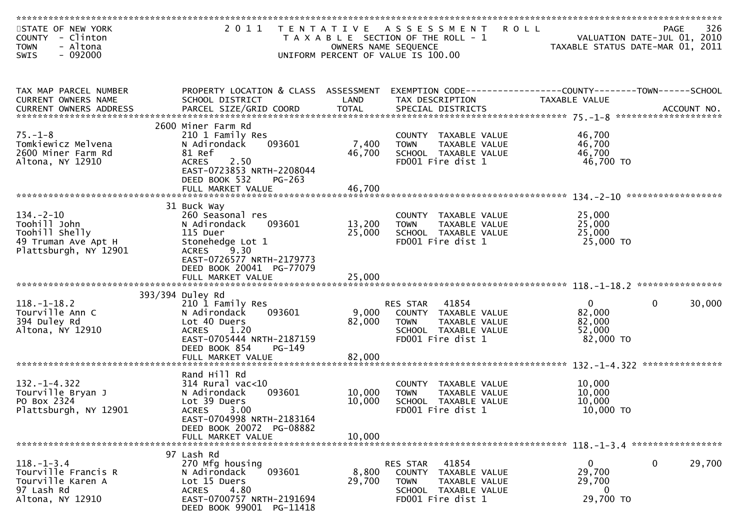STATE OF NEW YORK
COUNTY - Clinton
TOWN - Altona
SWIS - 092000

2011 TENTATIVE ASSESSMENT ROLL
TAXABLE SECTION OF THE ROLL - 1
OWNERS NAME SEQUENCE
UNIFORM PERCENT OF VALUE IS 100.00

VALUATION DATE-JUL 01, 2010
TAXABLE STATUS DATE-MAR 01, 2011

| TAX MAP PARCEL NUMBER / CURRENT OWNERS NAME / CURRENT OWNERS ADDRESS | PROPERTY LOCATION & CLASS / SCHOOL DISTRICT / PARCEL SIZE/GRID COORD | ASSESSMENT LAND | TOTAL | EXEMPTION CODE / TAX DESCRIPTION / SPECIAL DISTRICTS | COUNTY TAXABLE VALUE | TOWN | SCHOOL | ACCOUNT NO. |
|---|---|---|---|---|---|---|---|---|
| 75.-1-8 | 2600 Miner Farm Rd | | | | | | | |
| 75.-1-8 | 210 1 Family Res | | | COUNTY TAXABLE VALUE | 46,700 | | | |
| Tomkiewicz Melvena | N Adirondack 093601 | 7,400 | | TOWN TAXABLE VALUE | 46,700 | | | |
| 2600 Miner Farm Rd | 81 Ref | | 46,700 | SCHOOL TAXABLE VALUE | 46,700 | | | |
| Altona, NY 12910 | ACRES 2.50 | | | FD001 Fire dist 1 | 46,700 TO | | | |
| | EAST-0723853 NRTH-2208044 | | | | | | | |
| | DEED BOOK 532 PG-263 | | | | | | | |
| | FULL MARKET VALUE | | 46,700 | | | | | |
| 134.-2-10 | 31 Buck Way | | | | | | | |
| 134.-2-10 | 260 Seasonal res | | | COUNTY TAXABLE VALUE | 25,000 | | | |
| Toohill John | N Adirondack 093601 | 13,200 | | TOWN TAXABLE VALUE | 25,000 | | | |
| Toohill Shelly | 115 Duer | | 25,000 | SCHOOL TAXABLE VALUE | 25,000 | | | |
| 49 Truman Ave Apt H | Stonehedge Lot 1 | | | FD001 Fire dist 1 | 25,000 TO | | | |
| Plattsburgh, NY 12901 | ACRES 9.30 | | | | | | | |
| | EAST-0726577 NRTH-2179773 | | | | | | | |
| | DEED BOOK 20041 PG-77079 | | | | | | | |
| | FULL MARKET VALUE | | 25,000 | | | | | |
| 118.-1-18.2 | 393/394 Duley Rd | | | | | | | |
| 118.-1-18.2 | 210 1 Family Res | | | RES STAR 41854 | 0 | 0 | 30,000 | |
| Tourville Ann C | N Adirondack 093601 | 9,000 | | COUNTY TAXABLE VALUE | 82,000 | | | |
| 394 Duley Rd | Lot 40 Duers | | 82,000 | TOWN TAXABLE VALUE | 82,000 | | | |
| Altona, NY 12910 | ACRES 1.20 | | | SCHOOL TAXABLE VALUE | 52,000 | | | |
| | EAST-0705444 NRTH-2187159 | | | FD001 Fire dist 1 | 82,000 TO | | | |
| | DEED BOOK 854 PG-149 | | | | | | | |
| | FULL MARKET VALUE | | 82,000 | | | | | |
| 132.-1-4.322 | Rand Hill Rd | | | | | | | |
| 132.-1-4.322 | 314 Rural vac<10 | | | COUNTY TAXABLE VALUE | 10,000 | | | |
| Tourville Bryan J | N Adirondack 093601 | 10,000 | | TOWN TAXABLE VALUE | 10,000 | | | |
| PO Box 2324 | Lot 39 Duers | | 10,000 | SCHOOL TAXABLE VALUE | 10,000 | | | |
| Plattsburgh, NY 12901 | ACRES 3.00 | | | FD001 Fire dist 1 | 10,000 TO | | | |
| | EAST-0704998 NRTH-2183164 | | | | | | | |
| | DEED BOOK 20072 PG-08882 | | | | | | | |
| | FULL MARKET VALUE | | 10,000 | | | | | |
| 118.-1-3.4 | 97 Lash Rd | | | | | | | |
| 118.-1-3.4 | 270 Mfg housing | | | RES STAR 41854 | 0 | 0 | 29,700 | |
| Tourville Francis R | N Adirondack 093601 | 8,800 | | COUNTY TAXABLE VALUE | 29,700 | | | |
| Tourville Karen A | Lot 15 Duers | | 29,700 | TOWN TAXABLE VALUE | 29,700 | | | |
| 97 Lash Rd | ACRES 4.80 | | | SCHOOL TAXABLE VALUE | 0 | | | |
| Altona, NY 12910 | EAST-0700757 NRTH-2191694 | | | FD001 Fire dist 1 | 29,700 TO | | | |
| | DEED BOOK 99001 PG-11418 | | | | | | | |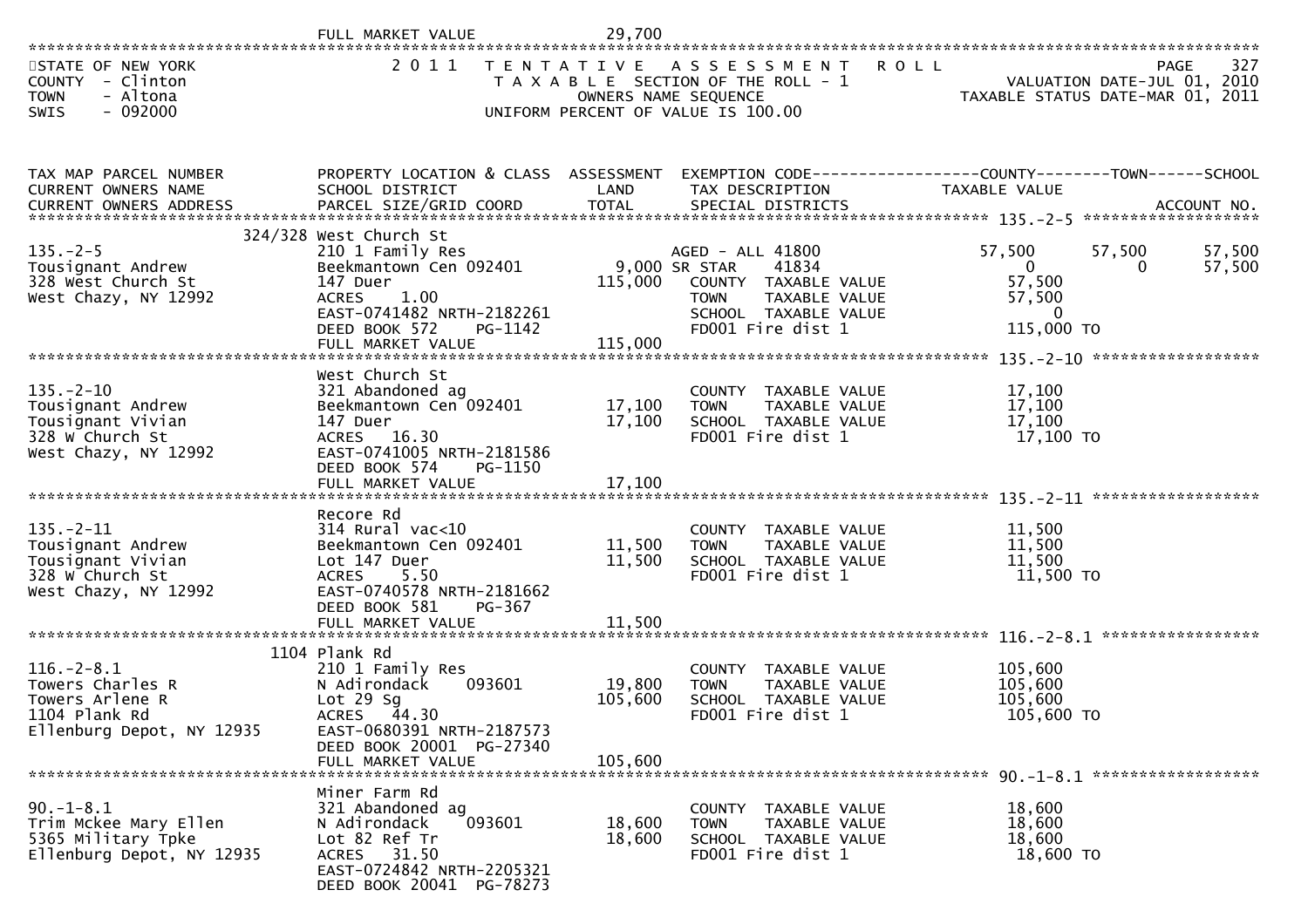FULL MARKET VALUE 29,700

STATE OF NEW YORK
COUNTY - Clinton
TOWN - Altona
SWIS - 092000

2011 TENTATIVE ASSESSMENT ROLL
TAXABLE SECTION OF THE ROLL - 1
OWNERS NAME SEQUENCE
UNIFORM PERCENT OF VALUE IS 100.00

VALUATION DATE-JUL 01, 2010
TAXABLE STATUS DATE-MAR 01, 2011

| TAX MAP PARCEL NUMBER / CURRENT OWNERS NAME / CURRENT OWNERS ADDRESS | PROPERTY LOCATION & CLASS / SCHOOL DISTRICT / PARCEL SIZE/GRID COORD | ASSESSMENT LAND / TOTAL | EXEMPTION CODE / TAX DESCRIPTION / SPECIAL DISTRICTS | COUNTY TAXABLE VALUE | TOWN | SCHOOL |
|---|---|---|---|---|---|---|
| 135.-2-5 | 324/328 West Church St | | | | | |
| Tousignant Andrew | 210 1 Family Res | | AGED - ALL 41800 | 57,500 | 57,500 | 57,500 |
| 328 West Church St | Beekmantown Cen 092401 | 9,000 | SR STAR 41834 | 0 | 0 | 57,500 |
| West Chazy, NY 12992 | 147 Duer | 115,000 | COUNTY TAXABLE VALUE | 57,500 | | |
| | ACRES 1.00 | | TOWN TAXABLE VALUE | 57,500 | | |
| | EAST-0741482 NRTH-2182261 | | SCHOOL TAXABLE VALUE | 0 | | |
| | DEED BOOK 572 PG-1142 | | FD001 Fire dist 1 | 115,000 TO | | |
| | FULL MARKET VALUE | 115,000 | | | | |
| 135.-2-10 | West Church St | | | | | |
| Tousignant Andrew | 321 Abandoned ag | | COUNTY TAXABLE VALUE | 17,100 | | |
| Tousignant Vivian | Beekmantown Cen 092401 | 17,100 | TOWN TAXABLE VALUE | 17,100 | | |
| 328 W Church St | 147 Duer | 17,100 | SCHOOL TAXABLE VALUE | 17,100 | | |
| West Chazy, NY 12992 | ACRES 16.30 | | FD001 Fire dist 1 | 17,100 TO | | |
| | EAST-0741005 NRTH-2181586 | | | | | |
| | DEED BOOK 574 PG-1150 | | | | | |
| | FULL MARKET VALUE | 17,100 | | | | |
| 135.-2-11 | Recore Rd | | | | | |
| Tousignant Andrew | 314 Rural vac<10 | | COUNTY TAXABLE VALUE | 11,500 | | |
| Tousignant Vivian | Beekmantown Cen 092401 | 11,500 | TOWN TAXABLE VALUE | 11,500 | | |
| 328 W Church St | Lot 147 Duer | 11,500 | SCHOOL TAXABLE VALUE | 11,500 | | |
| West Chazy, NY 12992 | ACRES 5.50 | | FD001 Fire dist 1 | 11,500 TO | | |
| | EAST-0740578 NRTH-2181662 | | | | | |
| | DEED BOOK 581 PG-367 | | | | | |
| | FULL MARKET VALUE | 11,500 | | | | |
| 116.-2-8.1 | 1104 Plank Rd | | | | | |
| Towers Charles R | 210 1 Family Res | | COUNTY TAXABLE VALUE | 105,600 | | |
| Towers Arlene R | N Adirondack 093601 | 19,800 | TOWN TAXABLE VALUE | 105,600 | | |
| 1104 Plank Rd | Lot 29 Sg | 105,600 | SCHOOL TAXABLE VALUE | 105,600 | | |
| Ellenburg Depot, NY 12935 | ACRES 44.30 | | FD001 Fire dist 1 | 105,600 TO | | |
| | EAST-0680391 NRTH-2187573 | | | | | |
| | DEED BOOK 20001 PG-27340 | | | | | |
| | FULL MARKET VALUE | 105,600 | | | | |
| 90.-1-8.1 | Miner Farm Rd | | | | | |
| Trim Mckee Mary Ellen | 321 Abandoned ag | | COUNTY TAXABLE VALUE | 18,600 | | |
| 5365 Military Tpke | N Adirondack 093601 | 18,600 | TOWN TAXABLE VALUE | 18,600 | | |
| Ellenburg Depot, NY 12935 | Lot 82 Ref Tr | 18,600 | SCHOOL TAXABLE VALUE | 18,600 | | |
| | ACRES 31.50 | | FD001 Fire dist 1 | 18,600 TO | | |
| | EAST-0724842 NRTH-2205321 | | | | | |
| | DEED BOOK 20041 PG-78273 | | | | | |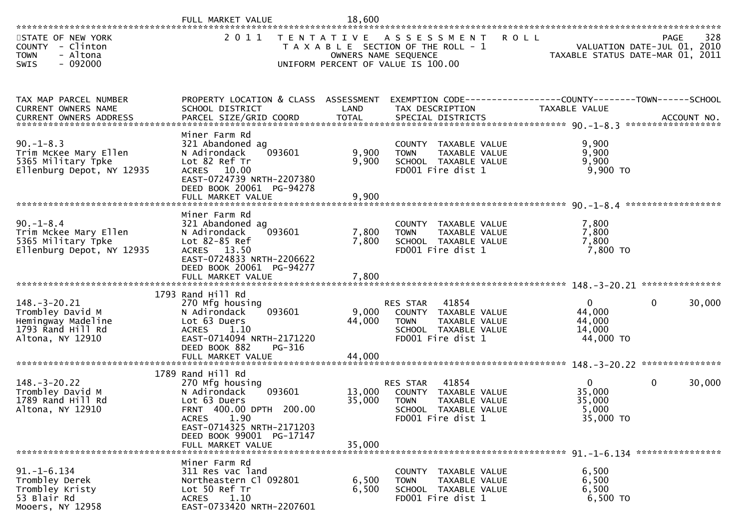FULL MARKET VALUE 18,600

STATE OF NEW YORK
COUNTY - Clinton
TOWN - Altona
SWIS - 092000

2011 TENTATIVE ASSESSMENT ROLL
TAXABLE SECTION OF THE ROLL - 1
OWNERS NAME SEQUENCE
UNIFORM PERCENT OF VALUE IS 100.00

VALUATION DATE-JUL 01, 2010
TAXABLE STATUS DATE-MAR 01, 2011

| TAX MAP PARCEL NUMBER / CURRENT OWNERS NAME / CURRENT OWNERS ADDRESS | PROPERTY LOCATION & CLASS / SCHOOL DISTRICT / PARCEL SIZE/GRID COORD | ASSESSMENT LAND / TOTAL | EXEMPTION CODE / TAX DESCRIPTION / SPECIAL DISTRICTS | COUNTY TAXABLE VALUE | TOWN | SCHOOL |
|---|---|---|---|---|---|---|
| **90.-1-8.3** | Miner Farm Rd | | | | | |
| 90.-1-8.3 | 321 Abandoned ag | | COUNTY TAXABLE VALUE | 9,900 | | |
| Trim McKee Mary Ellen | N Adirondack 093601 | 9,900 | TOWN TAXABLE VALUE | 9,900 | | |
| 5365 Military Tpke | Lot 82 Ref Tr | 9,900 | SCHOOL TAXABLE VALUE | 9,900 | | |
| Ellenburg Depot, NY 12935 | ACRES 10.00 | | FD001 Fire dist 1 | 9,900 TO | | |
| | EAST-0724739 NRTH-2207380 | | | | | |
| | DEED BOOK 20061 PG-94278 | | | | | |
| | FULL MARKET VALUE | 9,900 | | | | |
| **90.-1-8.4** | Miner Farm Rd | | | | | |
| 90.-1-8.4 | 321 Abandoned ag | | COUNTY TAXABLE VALUE | 7,800 | | |
| Trim Mckee Mary Ellen | N Adirondack 093601 | 7,800 | TOWN TAXABLE VALUE | 7,800 | | |
| 5365 Military Tpke | Lot 82-85 Ref | 7,800 | SCHOOL TAXABLE VALUE | 7,800 | | |
| Ellenburg Depot, NY 12935 | ACRES 13.50 | | FD001 Fire dist 1 | 7,800 TO | | |
| | EAST-0724833 NRTH-2206622 | | | | | |
| | DEED BOOK 20061 PG-94277 | | | | | |
| | FULL MARKET VALUE | 7,800 | | | | |
| **148.-3-20.21** | 1793 Rand Hill Rd | | | | | |
| 148.-3-20.21 | 270 Mfg housing | | RES STAR 41854 | 0 | 0 | 30,000 |
| Trombley David M | N Adirondack 093601 | 9,000 | COUNTY TAXABLE VALUE | 44,000 | | |
| Hemingway Madeline | Lot 63 Duers | 44,000 | TOWN TAXABLE VALUE | 44,000 | | |
| 1793 Rand Hill Rd | ACRES 1.10 | | SCHOOL TAXABLE VALUE | 14,000 | | |
| Altona, NY 12910 | EAST-0714094 NRTH-2171220 | | FD001 Fire dist 1 | 44,000 TO | | |
| | DEED BOOK 882 PG-316 | | | | | |
| | FULL MARKET VALUE | 44,000 | | | | |
| **148.-3-20.22** | 1789 Rand Hill Rd | | | | | |
| 148.-3-20.22 | 270 Mfg housing | | RES STAR 41854 | 0 | 0 | 30,000 |
| Trombley David M | N Adirondack 093601 | 13,000 | COUNTY TAXABLE VALUE | 35,000 | | |
| 1789 Rand Hill Rd | Lot 63 Duers | 35,000 | TOWN TAXABLE VALUE | 35,000 | | |
| Altona, NY 12910 | FRNT 400.00 DPTH 200.00 | | SCHOOL TAXABLE VALUE | 5,000 | | |
| | ACRES 1.90 | | FD001 Fire dist 1 | 35,000 TO | | |
| | EAST-0714325 NRTH-2171203 | | | | | |
| | DEED BOOK 99001 PG-17147 | | | | | |
| | FULL MARKET VALUE | 35,000 | | | | |
| **91.-1-6.134** | Miner Farm Rd | | | | | |
| 91.-1-6.134 | 311 Res vac land | | COUNTY TAXABLE VALUE | 6,500 | | |
| Trombley Derek | Northeastern Cl 092801 | 6,500 | TOWN TAXABLE VALUE | 6,500 | | |
| Trombley Kristy | Lot 50 Ref Tr | 6,500 | SCHOOL TAXABLE VALUE | 6,500 | | |
| 53 Blair Rd | ACRES 1.10 | | FD001 Fire dist 1 | 6,500 TO | | |
| Mooers, NY 12958 | EAST-0733420 NRTH-2207601 | | | | | |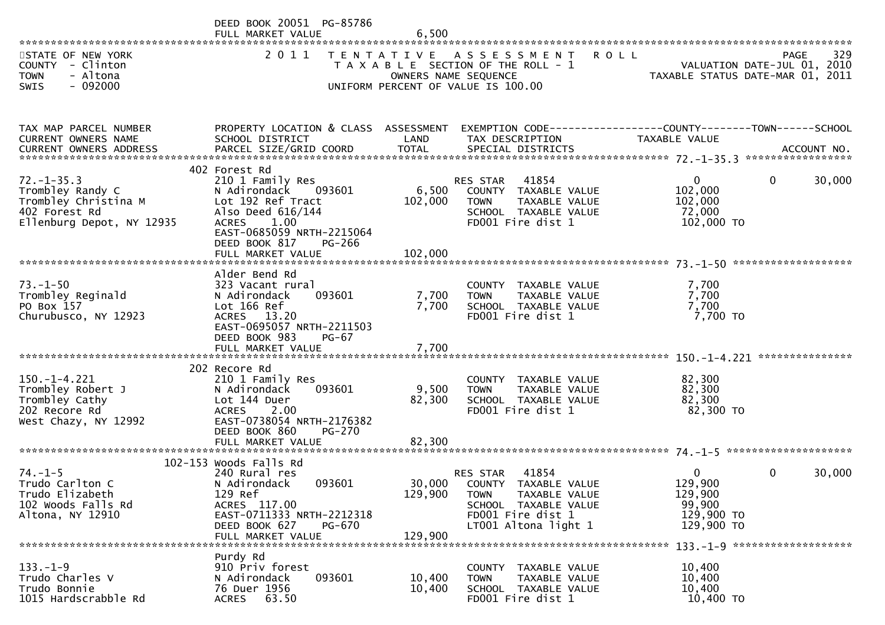DEED BOOK 20051 PG-85786
FULL MARKET VALUE 6,500

STATE OF NEW YORK
COUNTY - Clinton
TOWN - Altona
SWIS - 092000

2011 TENTATIVE ASSESSMENT ROLL
TAXABLE SECTION OF THE ROLL - 1
OWNERS NAME SEQUENCE
UNIFORM PERCENT OF VALUE IS 100.00

PAGE 329
VALUATION DATE-JUL 01, 2010
TAXABLE STATUS DATE-MAR 01, 2011

| TAX MAP PARCEL NUMBER / CURRENT OWNERS NAME / CURRENT OWNERS ADDRESS | PROPERTY LOCATION & CLASS / SCHOOL DISTRICT / PARCEL SIZE/GRID COORD | ASSESSMENT LAND / TOTAL | EXEMPTION CODE / TAX DESCRIPTION / SPECIAL DISTRICTS | COUNTY TAXABLE VALUE | TOWN | SCHOOL / ACCOUNT NO. |
|---|---|---|---|---|---|---|
| **72.-1-35.3** | 402 Forest Rd | | | | | |
| 72.-1-35.3 | 210 1 Family Res | | RES STAR 41854 | 0 | 0 | 30,000 |
| Trombley Randy C | N Adirondack 093601 | 6,500 | COUNTY TAXABLE VALUE | 102,000 | | |
| Trombley Christina M | Lot 192 Ref Tract | 102,000 | TOWN TAXABLE VALUE | 102,000 | | |
| 402 Forest Rd | Also Deed 616/144 | | SCHOOL TAXABLE VALUE | 72,000 | | |
| Ellenburg Depot, NY 12935 | ACRES 1.00 | | FD001 Fire dist 1 | 102,000 TO | | |
| | EAST-0685059 NRTH-2215064 | | | | | |
| | DEED BOOK 817 PG-266 | | | | | |
| | FULL MARKET VALUE | 102,000 | | | | |
| **73.-1-50** | Alder Bend Rd | | | | | |
| 73.-1-50 | 323 Vacant rural | | COUNTY TAXABLE VALUE | 7,700 | | |
| Trombley Reginald | N Adirondack 093601 | 7,700 | TOWN TAXABLE VALUE | 7,700 | | |
| PO Box 157 | Lot 166 Ref | 7,700 | SCHOOL TAXABLE VALUE | 7,700 | | |
| Churubusco, NY 12923 | ACRES 13.20 | | FD001 Fire dist 1 | 7,700 TO | | |
| | EAST-0695057 NRTH-2211503 | | | | | |
| | DEED BOOK 983 PG-67 | | | | | |
| | FULL MARKET VALUE | 7,700 | | | | |
| **150.-1-4.221** | 202 Recore Rd | | | | | |
| 150.-1-4.221 | 210 1 Family Res | | COUNTY TAXABLE VALUE | 82,300 | | |
| Trombley Robert J | N Adirondack 093601 | 9,500 | TOWN TAXABLE VALUE | 82,300 | | |
| Trombley Cathy | Lot 144 Duer | 82,300 | SCHOOL TAXABLE VALUE | 82,300 | | |
| 202 Recore Rd | ACRES 2.00 | | FD001 Fire dist 1 | 82,300 TO | | |
| West Chazy, NY 12992 | EAST-0738054 NRTH-2176382 | | | | | |
| | DEED BOOK 860 PG-270 | | | | | |
| | FULL MARKET VALUE | 82,300 | | | | |
| **74.-1-5** | 102-153 Woods Falls Rd | | | | | |
| 74.-1-5 | 240 Rural res | | RES STAR 41854 | 0 | 0 | 30,000 |
| Trudo Carlton C | N Adirondack 093601 | 30,000 | COUNTY TAXABLE VALUE | 129,900 | | |
| Trudo Elizabeth | 129 Ref | 129,900 | TOWN TAXABLE VALUE | 129,900 | | |
| 102 Woods Falls Rd | ACRES 117.00 | | SCHOOL TAXABLE VALUE | 99,900 | | |
| Altona, NY 12910 | EAST-0711333 NRTH-2212318 | | FD001 Fire dist 1 | 129,900 TO | | |
| | DEED BOOK 627 PG-670 | | LT001 Altona light 1 | 129,900 TO | | |
| | FULL MARKET VALUE | 129,900 | | | | |
| **133.-1-9** | Purdy Rd | | | | | |
| 133.-1-9 | 910 Priv forest | | COUNTY TAXABLE VALUE | 10,400 | | |
| Trudo Charles V | N Adirondack 093601 | 10,400 | TOWN TAXABLE VALUE | 10,400 | | |
| Trudo Bonnie | 76 Duer 1956 | 10,400 | SCHOOL TAXABLE VALUE | 10,400 | | |
| 1015 Hardscrabble Rd | ACRES 63.50 | | FD001 Fire dist 1 | 10,400 TO | | |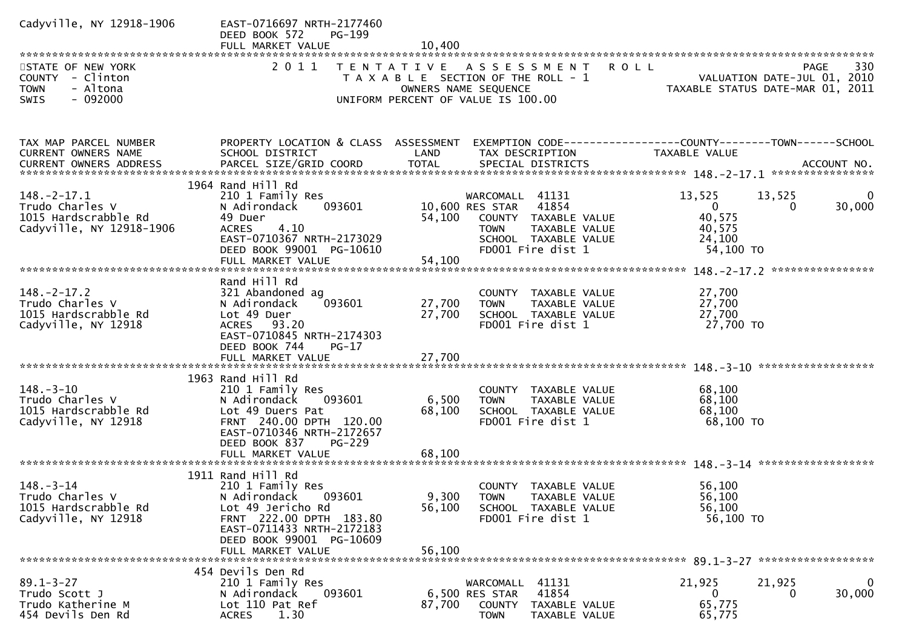Cadyville, NY 12918-1906 — EAST-0716697 NRTH-2177460, DEED BOOK 572 PG-199, FULL MARKET VALUE 10,400

STATE OF NEW YORK
COUNTY - Clinton
TOWN - Altona
SWIS - 092000

2011 TENTATIVE ASSESSMENT ROLL
TAXABLE SECTION OF THE ROLL - 1
OWNERS NAME SEQUENCE
UNIFORM PERCENT OF VALUE IS 100.00

PAGE 330
VALUATION DATE-JUL 01, 2010
TAXABLE STATUS DATE-MAR 01, 2011

| TAX MAP PARCEL NUMBER / CURRENT OWNERS NAME / CURRENT OWNERS ADDRESS | PROPERTY LOCATION & CLASS / SCHOOL DISTRICT / PARCEL SIZE/GRID COORD | ASSESSMENT LAND | TOTAL | EXEMPTION CODE / TAX DESCRIPTION / SPECIAL DISTRICTS | COUNTY TAXABLE VALUE | TOWN | SCHOOL / ACCOUNT NO. |
|---|---|---|---|---|---|---|---|
| **148.-2-17.1** | 1964 Rand Hill Rd | | | | | | |
| 148.-2-17.1 | 210 1 Family Res | | | WARCOMALL 41131 | 13,525 | 13,525 | 0 |
| Trudo Charles V | N Adirondack 093601 | 10,600 | | RES STAR 41854 | 0 | 0 | 30,000 |
| 1015 Hardscrabble Rd | 49 Duer | | 54,100 | COUNTY TAXABLE VALUE | 40,575 | | |
| Cadyville, NY 12918-1906 | ACRES 4.10 | | | TOWN TAXABLE VALUE | 40,575 | | |
| | EAST-0710367 NRTH-2173029 | | | SCHOOL TAXABLE VALUE | 24,100 | | |
| | DEED BOOK 99001 PG-10610 | | | FD001 Fire dist 1 | 54,100 TO | | |
| | FULL MARKET VALUE | | 54,100 | | | | |
| **148.-2-17.2** | Rand Hill Rd | | | | | | |
| 148.-2-17.2 | 321 Abandoned ag | | | COUNTY TAXABLE VALUE | 27,700 | | |
| Trudo Charles V | N Adirondack 093601 | 27,700 | | TOWN TAXABLE VALUE | 27,700 | | |
| 1015 Hardscrabble Rd | Lot 49 Duer | | 27,700 | SCHOOL TAXABLE VALUE | 27,700 | | |
| Cadyville, NY 12918 | ACRES 93.20 | | | FD001 Fire dist 1 | 27,700 TO | | |
| | EAST-0710845 NRTH-2174303 | | | | | | |
| | DEED BOOK 744 PG-17 | | | | | | |
| | FULL MARKET VALUE | | 27,700 | | | | |
| **148.-3-10** | 1963 Rand Hill Rd | | | | | | |
| 148.-3-10 | 210 1 Family Res | | | COUNTY TAXABLE VALUE | 68,100 | | |
| Trudo Charles V | N Adirondack 093601 | 6,500 | | TOWN TAXABLE VALUE | 68,100 | | |
| 1015 Hardscrabble Rd | Lot 49 Duers Pat | | 68,100 | SCHOOL TAXABLE VALUE | 68,100 | | |
| Cadyville, NY 12918 | FRNT 240.00 DPTH 120.00 | | | FD001 Fire dist 1 | 68,100 TO | | |
| | EAST-0710346 NRTH-2172657 | | | | | | |
| | DEED BOOK 837 PG-229 | | | | | | |
| | FULL MARKET VALUE | | 68,100 | | | | |
| **148.-3-14** | 1911 Rand Hill Rd | | | | | | |
| 148.-3-14 | 210 1 Family Res | | | COUNTY TAXABLE VALUE | 56,100 | | |
| Trudo Charles V | N Adirondack 093601 | 9,300 | | TOWN TAXABLE VALUE | 56,100 | | |
| 1015 Hardscrabble Rd | Lot 49 Jericho Rd | | 56,100 | SCHOOL TAXABLE VALUE | 56,100 | | |
| Cadyville, NY 12918 | FRNT 222.00 DPTH 183.80 | | | FD001 Fire dist 1 | 56,100 TO | | |
| | EAST-0711433 NRTH-2172183 | | | | | | |
| | DEED BOOK 99001 PG-10609 | | | | | | |
| | FULL MARKET VALUE | | 56,100 | | | | |
| **89.1-3-27** | 454 Devils Den Rd | | | | | | |
| 89.1-3-27 | 210 1 Family Res | | | WARCOMALL 41131 | 21,925 | 21,925 | 0 |
| Trudo Scott J | N Adirondack 093601 | 6,500 | | RES STAR 41854 | 0 | 0 | 30,000 |
| Trudo Katherine M | Lot 110 Pat Ref | | 87,700 | COUNTY TAXABLE VALUE | 65,775 | | |
| 454 Devils Den Rd | ACRES 1.30 | | | TOWN TAXABLE VALUE | 65,775 | | |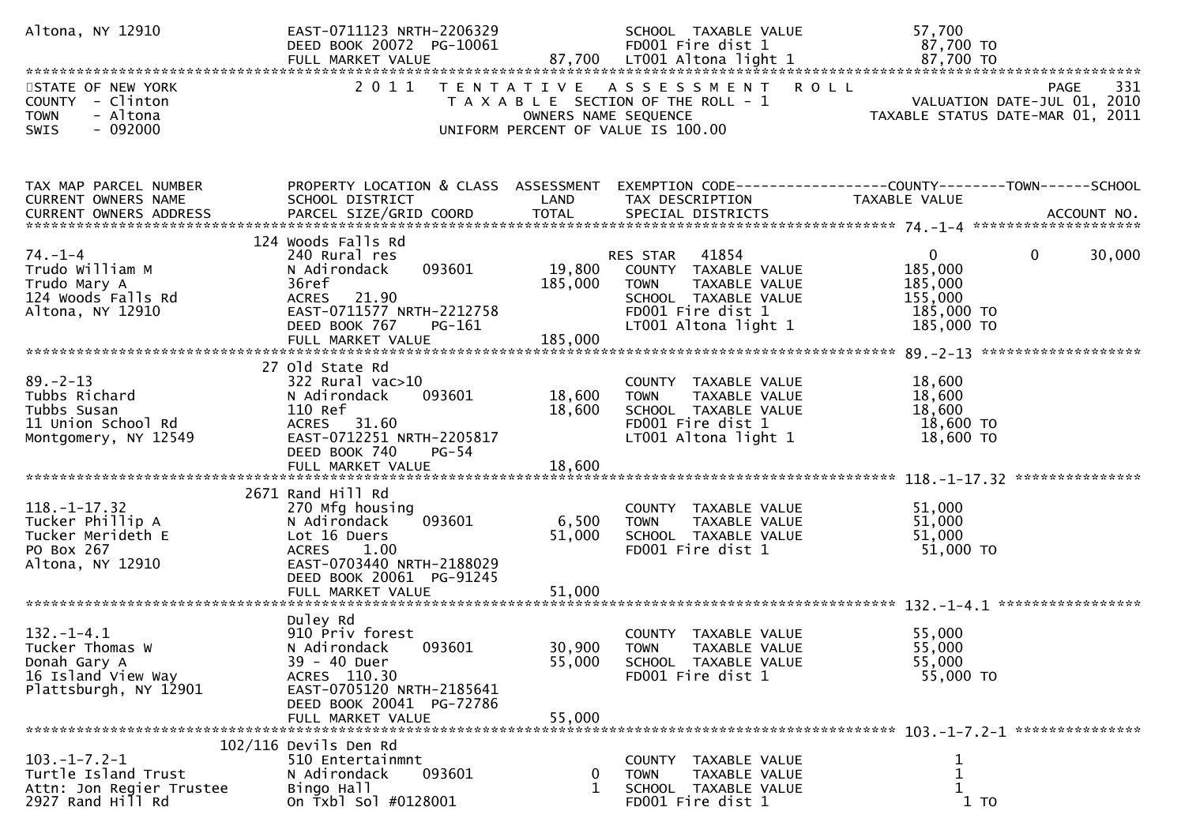```
Altona, NY 12910               EAST-0711123 NRTH-2206329              SCHOOL  TAXABLE VALUE             57,700
                               DEED BOOK 20072  PG-10061              FD001 Fire dist 1                  87,700 TO
                               FULL MARKET VALUE              87,700  LT001 Altona light 1               87,700 TO
*******************************************************************************************************************************
STATE OF NEW YORK                2 0 1 1   T E N T A T I V E   A S S E S S M E N T   R O L L                       PAGE    331
COUNTY  - Clinton                      T A X A B L E  SECTION OF THE ROLL - 1                   VALUATION DATE-JUL 01, 2010
TOWN    - Altona                               OWNERS NAME SEQUENCE                          TAXABLE STATUS DATE-MAR 01, 2011
SWIS    - 092000                       UNIFORM PERCENT OF VALUE IS 100.00


TAX MAP PARCEL NUMBER          PROPERTY LOCATION & CLASS  ASSESSMENT  EXEMPTION CODE------------------COUNTY--------TOWN------SCHOOL
CURRENT OWNERS NAME            SCHOOL DISTRICT               LAND      TAX DESCRIPTION             TAXABLE VALUE
CURRENT OWNERS ADDRESS         PARCEL SIZE/GRID COORD       TOTAL      SPECIAL DISTRICTS                                  ACCOUNT NO.
******************************************************************************************************* 74.-1-4 ********************
                             124 Woods Falls Rd
74.-1-4                        240 Rural res                           RES STAR   41854                  0            0      30,000
Trudo William M                N Adirondack      093601     19,800     COUNTY  TAXABLE VALUE           185,000
Trudo Mary A                   36ref                       185,000     TOWN    TAXABLE VALUE           185,000
124 Woods Falls Rd             ACRES    21.90                          SCHOOL  TAXABLE VALUE           155,000
Altona, NY 12910               EAST-0711577 NRTH-2212758               FD001 Fire dist 1                185,000 TO
                               DEED BOOK 767      PG-161               LT001 Altona light 1             185,000 TO
                               FULL MARKET VALUE           185,000
******************************************************************************************************* 89.-2-13 *******************
                             27 Old State Rd
89.-2-13                       322 Rural vac>10                        COUNTY  TAXABLE VALUE            18,600
Tubbs Richard                  N Adirondack      093601     18,600     TOWN    TAXABLE VALUE            18,600
Tubbs Susan                    110 Ref                      18,600     SCHOOL  TAXABLE VALUE            18,600
11 Union School Rd             ACRES    31.60                          FD001 Fire dist 1                 18,600 TO
Montgomery, NY 12549           EAST-0712251 NRTH-2205817               LT001 Altona light 1              18,600 TO
                               DEED BOOK 740      PG-54
                               FULL MARKET VALUE            18,600
******************************************************************************************************* 118.-1-17.32 ***************
                             2671 Rand Hill Rd
118.-1-17.32                   270 Mfg housing                         COUNTY  TAXABLE VALUE            51,000
Tucker Phillip A               N Adirondack      093601      6,500     TOWN    TAXABLE VALUE            51,000
Tucker Merideth E              Lot 16 Duers                 51,000     SCHOOL  TAXABLE VALUE            51,000
PO Box 267                     ACRES     1.00                          FD001 Fire dist 1                 51,000 TO
Altona, NY 12910               EAST-0703440 NRTH-2188029
                               DEED BOOK 20061  PG-91245
                               FULL MARKET VALUE            51,000
******************************************************************************************************* 132.-1-4.1 *****************
                             Duley Rd
132.-1-4.1                     910 Priv forest                         COUNTY  TAXABLE VALUE            55,000
Tucker Thomas W                N Adirondack      093601     30,900     TOWN    TAXABLE VALUE            55,000
Donah Gary A                   39 - 40 Duer                 55,000     SCHOOL  TAXABLE VALUE            55,000
16 Island View Way             ACRES   110.30                          FD001 Fire dist 1                 55,000 TO
Plattsburgh, NY 12901          EAST-0705120 NRTH-2185641
                               DEED BOOK 20041  PG-72786
                               FULL MARKET VALUE            55,000
******************************************************************************************************* 103.-1-7.2-1 ***************
                             102/116 Devils Den Rd
103.-1-7.2-1                   510 Entertainmnt                        COUNTY  TAXABLE VALUE                 1
Turtle Island Trust            N Adirondack      093601          0     TOWN    TAXABLE VALUE                 1
Attn: Jon Regier Trustee       Bingo Hall                        1     SCHOOL  TAXABLE VALUE                 1
2927 Rand Hill Rd              On Txbl Sol #0128001                    FD001 Fire dist 1                      1 TO
```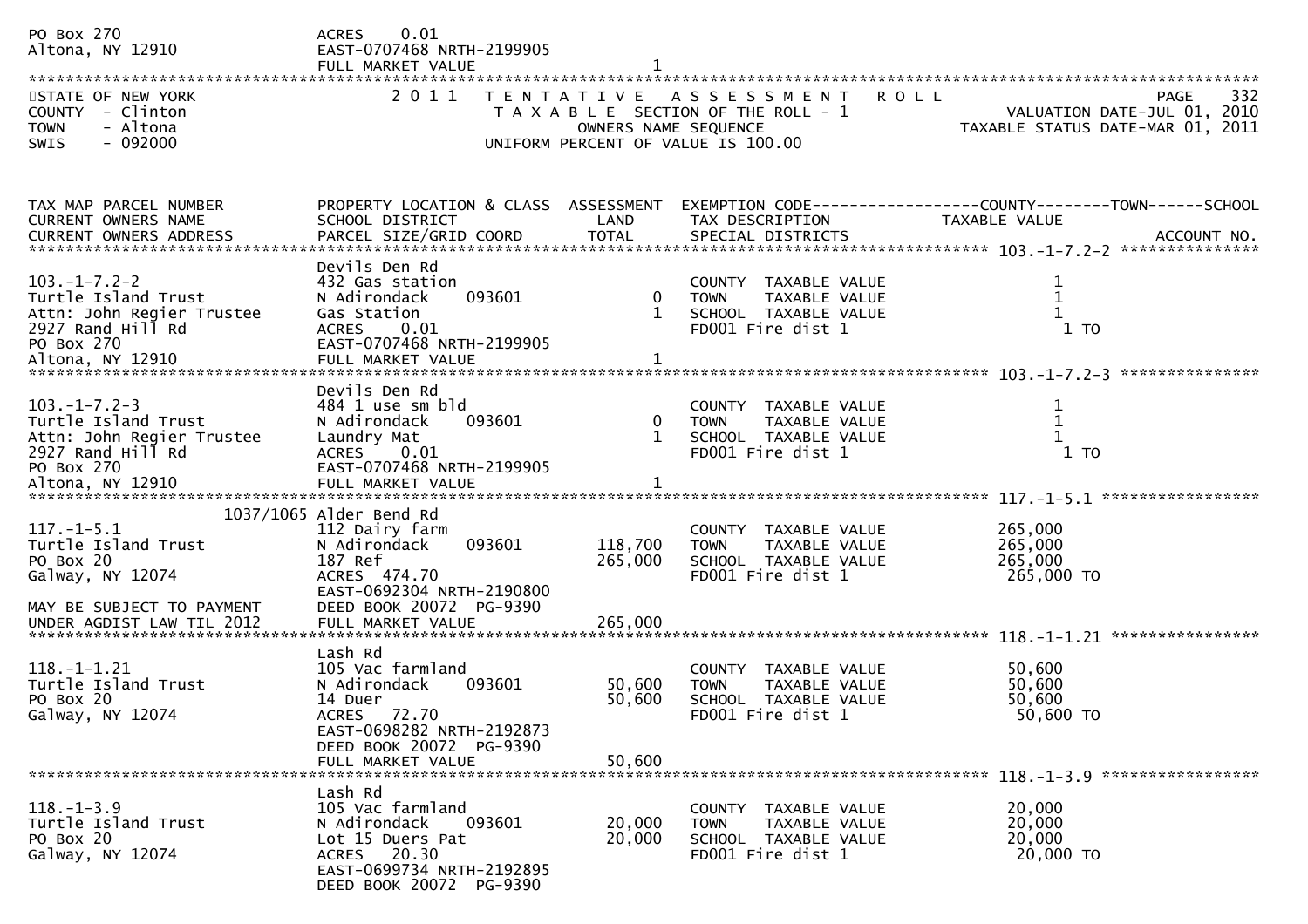PO Box 270
Altona, NY 12910

ACRES 0.01
EAST-0707468 NRTH-2199905
FULL MARKET VALUE 1

STATE OF NEW YORK
COUNTY - Clinton
TOWN - Altona
SWIS - 092000

2011 TENTATIVE ASSESSMENT ROLL
TAXABLE SECTION OF THE ROLL - 1
OWNERS NAME SEQUENCE
UNIFORM PERCENT OF VALUE IS 100.00

VALUATION DATE-JUL 01, 2010
TAXABLE STATUS DATE-MAR 01, 2011

| TAX MAP PARCEL NUMBER / CURRENT OWNERS NAME / CURRENT OWNERS ADDRESS | PROPERTY LOCATION & CLASS / SCHOOL DISTRICT / PARCEL SIZE/GRID COORD | ASSESSMENT LAND / TOTAL | EXEMPTION CODE / TAX DESCRIPTION / SPECIAL DISTRICTS | COUNTY--------TOWN------SCHOOL TAXABLE VALUE / ACCOUNT NO. |
|---|---|---|---|---|
| **103.-1-7.2-2** | Devils Den Rd | | | |
| 103.-1-7.2-2 | 432 Gas station | | COUNTY TAXABLE VALUE | 1 |
| Turtle Island Trust | N Adirondack 093601 | 0 | TOWN TAXABLE VALUE | 1 |
| Attn: John Regier Trustee | Gas Station | 1 | SCHOOL TAXABLE VALUE | 1 |
| 2927 Rand Hill Rd | ACRES 0.01 | | FD001 Fire dist 1 | 1 TO |
| PO Box 270 | EAST-0707468 NRTH-2199905 | | | |
| Altona, NY 12910 | FULL MARKET VALUE | 1 | | |
| **103.-1-7.2-3** | Devils Den Rd | | | |
| 103.-1-7.2-3 | 484 1 use sm bld | | COUNTY TAXABLE VALUE | 1 |
| Turtle Island Trust | N Adirondack 093601 | 0 | TOWN TAXABLE VALUE | 1 |
| Attn: John Regier Trustee | Laundry Mat | 1 | SCHOOL TAXABLE VALUE | 1 |
| 2927 Rand Hill Rd | ACRES 0.01 | | FD001 Fire dist 1 | 1 TO |
| PO Box 270 | EAST-0707468 NRTH-2199905 | | | |
| Altona, NY 12910 | FULL MARKET VALUE | 1 | | |
| **117.-1-5.1** | 1037/1065 Alder Bend Rd | | | |
| 117.-1-5.1 | 112 Dairy farm | | COUNTY TAXABLE VALUE | 265,000 |
| Turtle Island Trust | N Adirondack 093601 | 118,700 | TOWN TAXABLE VALUE | 265,000 |
| PO Box 20 | 187 Ref | 265,000 | SCHOOL TAXABLE VALUE | 265,000 |
| Galway, NY 12074 | ACRES 474.70 | | FD001 Fire dist 1 | 265,000 TO |
| | EAST-0692304 NRTH-2190800 | | | |
| MAY BE SUBJECT TO PAYMENT | DEED BOOK 20072 PG-9390 | | | |
| UNDER AGDIST LAW TIL 2012 | FULL MARKET VALUE | 265,000 | | |
| **118.-1-1.21** | Lash Rd | | | |
| 118.-1-1.21 | 105 Vac farmland | | COUNTY TAXABLE VALUE | 50,600 |
| Turtle Island Trust | N Adirondack 093601 | 50,600 | TOWN TAXABLE VALUE | 50,600 |
| PO Box 20 | 14 Duer | 50,600 | SCHOOL TAXABLE VALUE | 50,600 |
| Galway, NY 12074 | ACRES 72.70 | | FD001 Fire dist 1 | 50,600 TO |
| | EAST-0698282 NRTH-2192873 | | | |
| | DEED BOOK 20072 PG-9390 | | | |
| | FULL MARKET VALUE | 50,600 | | |
| **118.-1-3.9** | Lash Rd | | | |
| 118.-1-3.9 | 105 Vac farmland | | COUNTY TAXABLE VALUE | 20,000 |
| Turtle Island Trust | N Adirondack 093601 | 20,000 | TOWN TAXABLE VALUE | 20,000 |
| PO Box 20 | Lot 15 Duers Pat | 20,000 | SCHOOL TAXABLE VALUE | 20,000 |
| Galway, NY 12074 | ACRES 20.30 | | FD001 Fire dist 1 | 20,000 TO |
| | EAST-0699734 NRTH-2192895 | | | |
| | DEED BOOK 20072 PG-9390 | | | |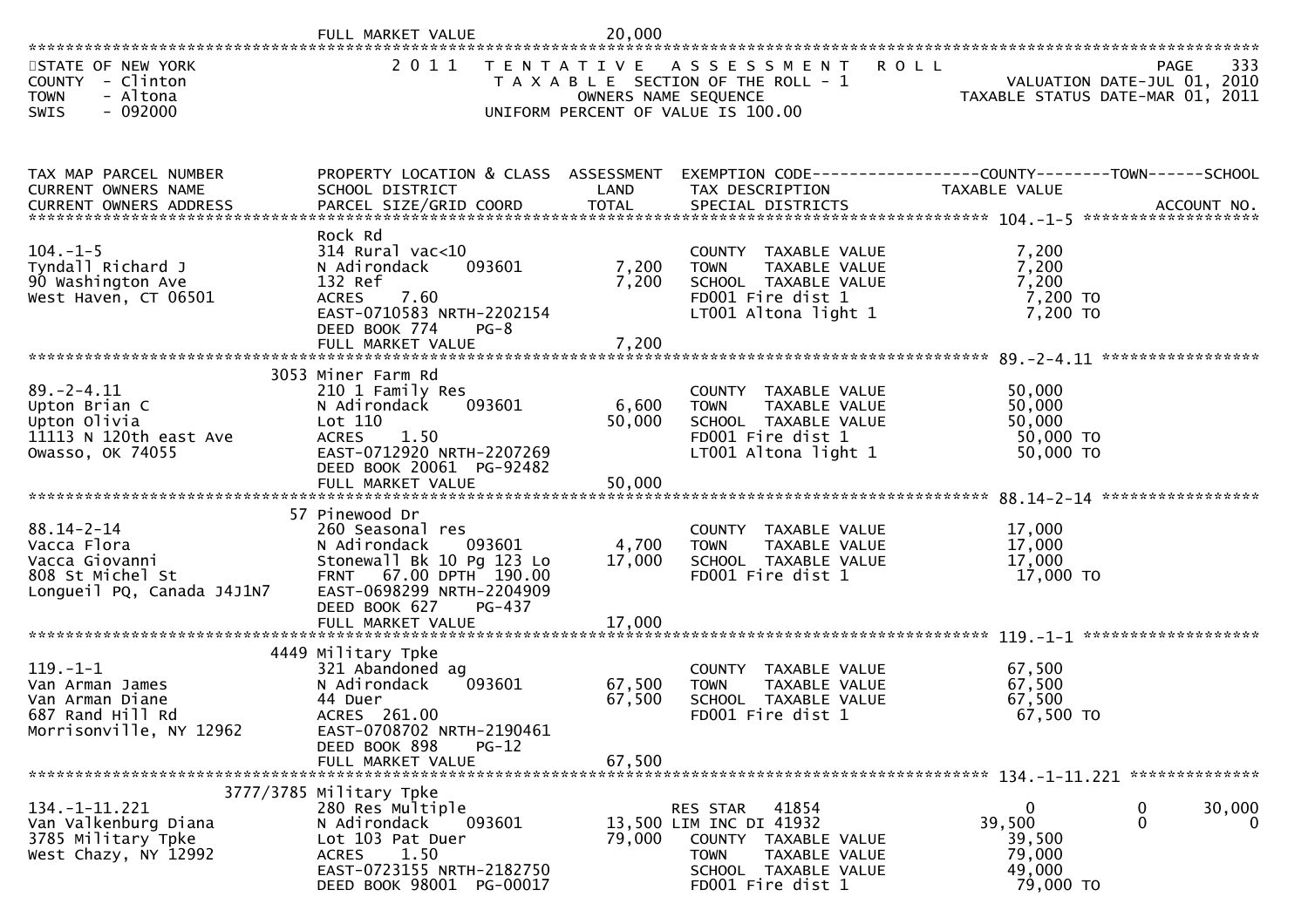FULL MARKET VALUE 20,000

STATE OF NEW YORK
COUNTY - Clinton
TOWN - Altona
SWIS - 092000

2011 TENTATIVE ASSESSMENT ROLL
TAXABLE SECTION OF THE ROLL - 1
OWNERS NAME SEQUENCE
UNIFORM PERCENT OF VALUE IS 100.00

VALUATION DATE-JUL 01, 2010
TAXABLE STATUS DATE-MAR 01, 2011

| TAX MAP PARCEL NUMBER / CURRENT OWNERS NAME / CURRENT OWNERS ADDRESS | PROPERTY LOCATION & CLASS / SCHOOL DISTRICT / PARCEL SIZE/GRID COORD | ASSESSMENT LAND / TOTAL | EXEMPTION CODE / TAX DESCRIPTION / SPECIAL DISTRICTS | COUNTY TAXABLE VALUE | TOWN | SCHOOL |
|---|---|---|---|---|---|---|
| **104.-1-5** | Rock Rd | | | | | |
| 104.-1-5 | 314 Rural vac<10 | | COUNTY TAXABLE VALUE | 7,200 | | |
| Tyndall Richard J | N Adirondack 093601 | 7,200 | TOWN TAXABLE VALUE | 7,200 | | |
| 90 Washington Ave | 132 Ref | 7,200 | SCHOOL TAXABLE VALUE | 7,200 | | |
| West Haven, CT 06501 | ACRES 7.60 | | FD001 Fire dist 1 | 7,200 TO | | |
| | EAST-0710583 NRTH-2202154 | | LT001 Altona light 1 | 7,200 TO | | |
| | DEED BOOK 774 PG-8 | | | | | |
| | FULL MARKET VALUE | 7,200 | | | | |
| **89.-2-4.11** | 3053 Miner Farm Rd | | | | | |
| 89.-2-4.11 | 210 1 Family Res | | COUNTY TAXABLE VALUE | 50,000 | | |
| Upton Brian C | N Adirondack 093601 | 6,600 | TOWN TAXABLE VALUE | 50,000 | | |
| Upton Olivia | Lot 110 | 50,000 | SCHOOL TAXABLE VALUE | 50,000 | | |
| 11113 N 120th east Ave | ACRES 1.50 | | FD001 Fire dist 1 | 50,000 TO | | |
| Owasso, OK 74055 | EAST-0712920 NRTH-2207269 | | LT001 Altona light 1 | 50,000 TO | | |
| | DEED BOOK 20061 PG-92482 | | | | | |
| | FULL MARKET VALUE | 50,000 | | | | |
| **88.14-2-14** | 57 Pinewood Dr | | | | | |
| 88.14-2-14 | 260 Seasonal res | | COUNTY TAXABLE VALUE | 17,000 | | |
| Vacca Flora | N Adirondack 093601 | 4,700 | TOWN TAXABLE VALUE | 17,000 | | |
| Vacca Giovanni | Stonewall Bk 10 Pg 123 Lo | 17,000 | SCHOOL TAXABLE VALUE | 17,000 | | |
| 808 St Michel St | FRNT 67.00 DPTH 190.00 | | FD001 Fire dist 1 | 17,000 TO | | |
| Longueil PQ, Canada J4J1N7 | EAST-0698299 NRTH-2204909 | | | | | |
| | DEED BOOK 627 PG-437 | | | | | |
| | FULL MARKET VALUE | 17,000 | | | | |
| **119.-1-1** | 4449 Military Tpke | | | | | |
| 119.-1-1 | 321 Abandoned ag | | COUNTY TAXABLE VALUE | 67,500 | | |
| Van Arman James | N Adirondack 093601 | 67,500 | TOWN TAXABLE VALUE | 67,500 | | |
| Van Arman Diane | 44 Duer | 67,500 | SCHOOL TAXABLE VALUE | 67,500 | | |
| 687 Rand Hill Rd | ACRES 261.00 | | FD001 Fire dist 1 | 67,500 TO | | |
| Morrisonville, NY 12962 | EAST-0708702 NRTH-2190461 | | | | | |
| | DEED BOOK 898 PG-12 | | | | | |
| | FULL MARKET VALUE | 67,500 | | | | |
| **134.-1-11.221** | 3777/3785 Military Tpke | | | | | |
| 134.-1-11.221 | 280 Res Multiple | | RES STAR 41854 | 0 | 0 | 30,000 |
| Van Valkenburg Diana | N Adirondack 093601 | 13,500 | LIM INC DI 41932 | 39,500 | 0 | 0 |
| 3785 Military Tpke | Lot 103 Pat Duer | 79,000 | COUNTY TAXABLE VALUE | 39,500 | | |
| West Chazy, NY 12992 | ACRES 1.50 | | TOWN TAXABLE VALUE | 79,000 | | |
| | EAST-0723155 NRTH-2182750 | | SCHOOL TAXABLE VALUE | 49,000 | | |
| | DEED BOOK 98001 PG-00017 | | FD001 Fire dist 1 | 79,000 TO | | |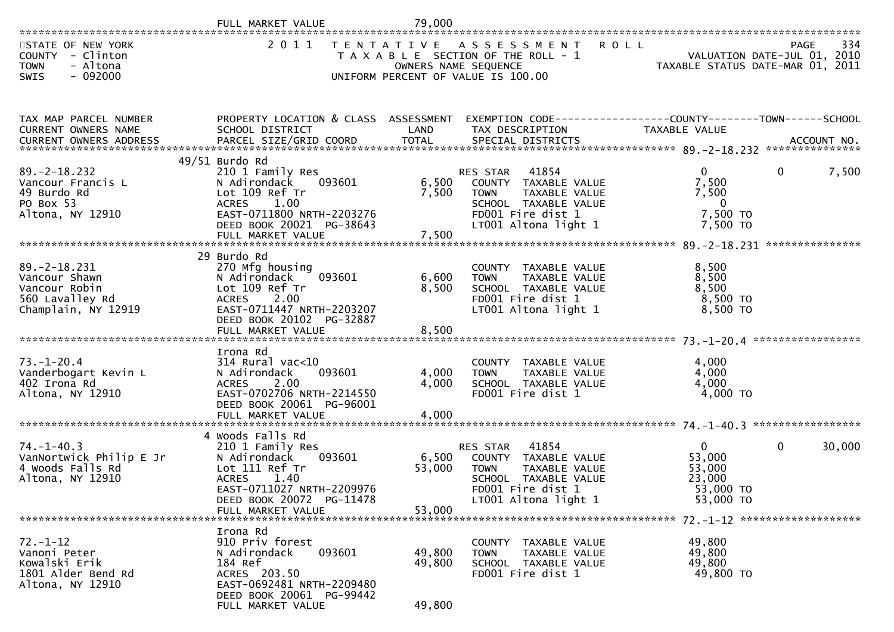FULL MARKET VALUE 79,000

STATE OF NEW YORK — 2011 TENTATIVE ASSESSMENT ROLL — PAGE 334
COUNTY - Clinton — TAXABLE SECTION OF THE ROLL - 1 — VALUATION DATE-JUL 01, 2010
TOWN - Altona — OWNERS NAME SEQUENCE — TAXABLE STATUS DATE-MAR 01, 2011
SWIS - 092000 — UNIFORM PERCENT OF VALUE IS 100.00

| TAX MAP PARCEL NUMBER / CURRENT OWNERS NAME / CURRENT OWNERS ADDRESS | PROPERTY LOCATION & CLASS / SCHOOL DISTRICT / PARCEL SIZE/GRID COORD | ASSESSMENT LAND | ASSESSMENT TOTAL | EXEMPTION CODE / TAX DESCRIPTION / SPECIAL DISTRICTS | COUNTY TAXABLE VALUE | TOWN | SCHOOL / ACCOUNT NO. |
|---|---|---|---|---|---|---|---|
| **89.-2-18.232** | 49/51 Burdo Rd | | | | | | |
| 89.-2-18.232 | 210 1 Family Res | | | RES STAR 41854 | 0 | 0 | 7,500 |
| Vancour Francis L | N Adirondack 093601 | 6,500 | | COUNTY TAXABLE VALUE | 7,500 | | |
| 49 Burdo Rd | Lot 109 Ref Tr | | 7,500 | TOWN TAXABLE VALUE | 7,500 | | |
| PO Box 53 | ACRES 1.00 | | | SCHOOL TAXABLE VALUE | 0 | | |
| Altona, NY 12910 | EAST-0711800 NRTH-2203276 | | | FD001 Fire dist 1 | 7,500 TO | | |
| | DEED BOOK 20021 PG-38643 | | | LT001 Altona light 1 | 7,500 TO | | |
| | FULL MARKET VALUE | | 7,500 | | | | |
| **89.-2-18.231** | 29 Burdo Rd | | | | | | |
| 89.-2-18.231 | 270 Mfg housing | | | COUNTY TAXABLE VALUE | 8,500 | | |
| Vancour Shawn | N Adirondack 093601 | 6,600 | | TOWN TAXABLE VALUE | 8,500 | | |
| Vancour Robin | Lot 109 Ref Tr | | 8,500 | SCHOOL TAXABLE VALUE | 8,500 | | |
| 560 Lavalley Rd | ACRES 2.00 | | | FD001 Fire dist 1 | 8,500 TO | | |
| Champlain, NY 12919 | EAST-0711447 NRTH-2203207 | | | LT001 Altona light 1 | 8,500 TO | | |
| | DEED BOOK 20102 PG-32887 | | | | | | |
| | FULL MARKET VALUE | | 8,500 | | | | |
| **73.-1-20.4** | Irona Rd | | | | | | |
| 73.-1-20.4 | 314 Rural vac<10 | | | COUNTY TAXABLE VALUE | 4,000 | | |
| Vanderbogart Kevin L | N Adirondack 093601 | 4,000 | | TOWN TAXABLE VALUE | 4,000 | | |
| 402 Irona Rd | ACRES 2.00 | | 4,000 | SCHOOL TAXABLE VALUE | 4,000 | | |
| Altona, NY 12910 | EAST-0702706 NRTH-2214550 | | | FD001 Fire dist 1 | 4,000 TO | | |
| | DEED BOOK 20061 PG-96001 | | | | | | |
| | FULL MARKET VALUE | | 4,000 | | | | |
| **74.-1-40.3** | 4 Woods Falls Rd | | | | | | |
| 74.-1-40.3 | 210 1 Family Res | | | RES STAR 41854 | 0 | 0 | 30,000 |
| VanNortwick Philip E Jr | N Adirondack 093601 | 6,500 | | COUNTY TAXABLE VALUE | 53,000 | | |
| 4 Woods Falls Rd | Lot 111 Ref Tr | | 53,000 | TOWN TAXABLE VALUE | 53,000 | | |
| Altona, NY 12910 | ACRES 1.40 | | | SCHOOL TAXABLE VALUE | 23,000 | | |
| | EAST-0711027 NRTH-2209976 | | | FD001 Fire dist 1 | 53,000 TO | | |
| | DEED BOOK 20072 PG-11478 | | | LT001 Altona light 1 | 53,000 TO | | |
| | FULL MARKET VALUE | | 53,000 | | | | |
| **72.-1-12** | Irona Rd | | | | | | |
| 72.-1-12 | 910 Priv forest | | | COUNTY TAXABLE VALUE | 49,800 | | |
| Vanoni Peter | N Adirondack 093601 | 49,800 | | TOWN TAXABLE VALUE | 49,800 | | |
| Kowalski Erik | 184 Ref | | 49,800 | SCHOOL TAXABLE VALUE | 49,800 | | |
| 1801 Alder Bend Rd | ACRES 203.50 | | | FD001 Fire dist 1 | 49,800 TO | | |
| Altona, NY 12910 | EAST-0692481 NRTH-2209480 | | | | | | |
| | DEED BOOK 20061 PG-99442 | | | | | | |
| | FULL MARKET VALUE | | 49,800 | | | | |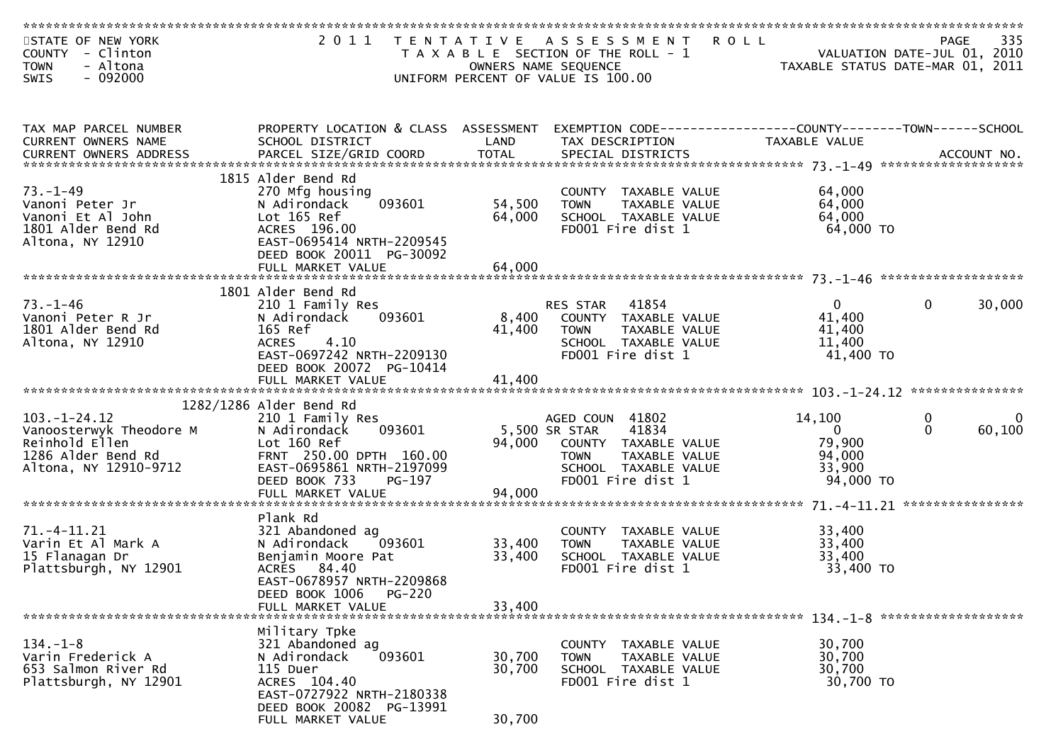STATE OF NEW YORK
COUNTY - Clinton
TOWN - Altona
SWIS - 092000

2011 TENTATIVE ASSESSMENT ROLL
TAXABLE SECTION OF THE ROLL - 1
OWNERS NAME SEQUENCE
UNIFORM PERCENT OF VALUE IS 100.00

VALUATION DATE-JUL 01, 2010
TAXABLE STATUS DATE-MAR 01, 2011

| TAX MAP PARCEL NUMBER / CURRENT OWNERS NAME / CURRENT OWNERS ADDRESS | PROPERTY LOCATION & CLASS / SCHOOL DISTRICT / PARCEL SIZE/GRID COORD | ASSESSMENT LAND | ASSESSMENT TOTAL | EXEMPTION CODE / TAX DESCRIPTION / SPECIAL DISTRICTS | COUNTY TAXABLE VALUE | TOWN | SCHOOL |
|---|---|---|---|---|---|---|---|
| **73.-1-49** | 1815 Alder Bend Rd | | | | | | |
| Vanoni Peter Jr | 270 Mfg housing | | | COUNTY TAXABLE VALUE | 64,000 | | |
| Vanoni Et Al John | N Adirondack 093601 | 54,500 | | TOWN TAXABLE VALUE | 64,000 | | |
| 1801 Alder Bend Rd | Lot 165 Ref | | 64,000 | SCHOOL TAXABLE VALUE | 64,000 | | |
| Altona, NY 12910 | ACRES 196.00 | | | FD001 Fire dist 1 | 64,000 TO | | |
| | EAST-0695414 NRTH-2209545 | | | | | | |
| | DEED BOOK 20011 PG-30092 | | | | | | |
| | FULL MARKET VALUE | | 64,000 | | | | |
| **73.-1-46** | 1801 Alder Bend Rd | | | | | | |
| Vanoni Peter R Jr | 210 1 Family Res | | | RES STAR 41854 | 0 | 0 | 30,000 |
| 1801 Alder Bend Rd | N Adirondack 093601 | 8,400 | | COUNTY TAXABLE VALUE | 41,400 | | |
| Altona, NY 12910 | 165 Ref | | 41,400 | TOWN TAXABLE VALUE | 41,400 | | |
| | ACRES 4.10 | | | SCHOOL TAXABLE VALUE | 11,400 | | |
| | EAST-0697242 NRTH-2209130 | | | FD001 Fire dist 1 | 41,400 TO | | |
| | DEED BOOK 20072 PG-10414 | | | | | | |
| | FULL MARKET VALUE | | 41,400 | | | | |
| **103.-1-24.12** | 1282/1286 Alder Bend Rd | | | | | | |
| Vanoosterwyk Theodore M | 210 1 Family Res | | | AGED COUN 41802 | 14,100 | 0 | 0 |
| Reinhold Ellen | N Adirondack 093601 | 5,500 | | SR STAR 41834 | 0 | 0 | 60,100 |
| 1286 Alder Bend Rd | Lot 160 Ref | | 94,000 | COUNTY TAXABLE VALUE | 79,900 | | |
| Altona, NY 12910-9712 | FRNT 250.00 DPTH 160.00 | | | TOWN TAXABLE VALUE | 94,000 | | |
| | EAST-0695861 NRTH-2197099 | | | SCHOOL TAXABLE VALUE | 33,900 | | |
| | DEED BOOK 733 PG-197 | | | FD001 Fire dist 1 | 94,000 TO | | |
| | FULL MARKET VALUE | | 94,000 | | | | |
| **71.-4-11.21** | Plank Rd | | | | | | |
| Varin Et Al Mark A | 321 Abandoned ag | | | COUNTY TAXABLE VALUE | 33,400 | | |
| 15 Flanagan Dr | N Adirondack 093601 | 33,400 | | TOWN TAXABLE VALUE | 33,400 | | |
| Plattsburgh, NY 12901 | Benjamin Moore Pat | | 33,400 | SCHOOL TAXABLE VALUE | 33,400 | | |
| | ACRES 84.40 | | | FD001 Fire dist 1 | 33,400 TO | | |
| | EAST-0678957 NRTH-2209868 | | | | | | |
| | DEED BOOK 1006 PG-220 | | | | | | |
| | FULL MARKET VALUE | | 33,400 | | | | |
| **134.-1-8** | Military Tpke | | | | | | |
| Varin Frederick A | 321 Abandoned ag | | | COUNTY TAXABLE VALUE | 30,700 | | |
| 653 Salmon River Rd | N Adirondack 093601 | 30,700 | | TOWN TAXABLE VALUE | 30,700 | | |
| Plattsburgh, NY 12901 | 115 Duer | | 30,700 | SCHOOL TAXABLE VALUE | 30,700 | | |
| | ACRES 104.40 | | | FD001 Fire dist 1 | 30,700 TO | | |
| | EAST-0727922 NRTH-2180338 | | | | | | |
| | DEED BOOK 20082 PG-13991 | | | | | | |
| | FULL MARKET VALUE | | 30,700 | | | | |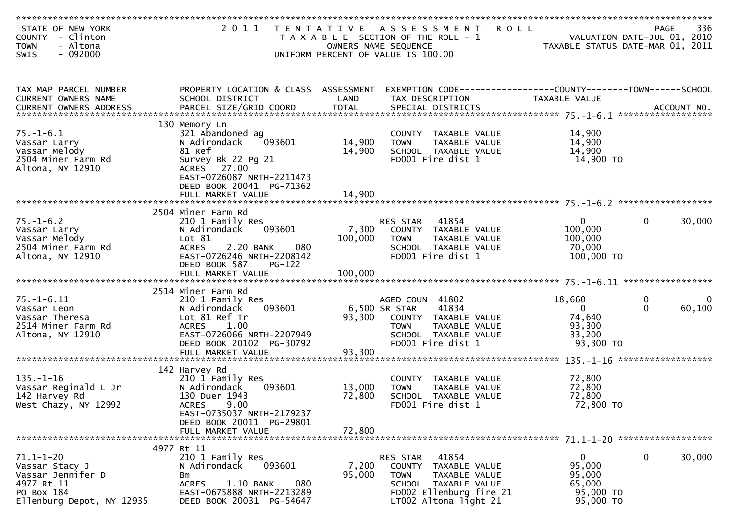STATE OF NEW YORK
COUNTY - Clinton
TOWN - Altona
SWIS - 092000

2011 TENTATIVE ASSESSMENT ROLL
TAXABLE SECTION OF THE ROLL - 1
OWNERS NAME SEQUENCE
UNIFORM PERCENT OF VALUE IS 100.00

VALUATION DATE-JUL 01, 2010
TAXABLE STATUS DATE-MAR 01, 2011

| TAX MAP PARCEL NUMBER / CURRENT OWNERS NAME / CURRENT OWNERS ADDRESS | PROPERTY LOCATION & CLASS / SCHOOL DISTRICT / PARCEL SIZE/GRID COORD | ASSESSMENT LAND | ASSESSMENT TOTAL | EXEMPTION CODE / TAX DESCRIPTION / SPECIAL DISTRICTS | COUNTY TAXABLE VALUE | TOWN | SCHOOL |
|---|---|---|---|---|---|---|---|
| **75.-1-6.1** | 130 Memory Ln | | | | | | |
| 75.-1-6.1 | 321 Abandoned ag | | | COUNTY TAXABLE VALUE | 14,900 | | |
| Vassar Larry | N Adirondack 093601 | 14,900 | | TOWN TAXABLE VALUE | 14,900 | | |
| Vassar Melody | 81 Ref | | 14,900 | SCHOOL TAXABLE VALUE | 14,900 | | |
| 2504 Miner Farm Rd | Survey Bk 22 Pg 21 | | | FD001 Fire dist 1 | 14,900 TO | | |
| Altona, NY 12910 | ACRES 27.00 | | | | | | |
| | EAST-0726087 NRTH-2211473 | | | | | | |
| | DEED BOOK 20041 PG-71362 | | | | | | |
| | FULL MARKET VALUE | | 14,900 | | | | |
| **75.-1-6.2** | 2504 Miner Farm Rd | | | | | | |
| 75.-1-6.2 | 210 1 Family Res | | | RES STAR 41854 | 0 | 0 | 30,000 |
| Vassar Larry | N Adirondack 093601 | 7,300 | | COUNTY TAXABLE VALUE | 100,000 | | |
| Vassar Melody | Lot 81 | | 100,000 | TOWN TAXABLE VALUE | 100,000 | | |
| 2504 Miner Farm Rd | ACRES 2.20 BANK 080 | | | SCHOOL TAXABLE VALUE | 70,000 | | |
| Altona, NY 12910 | EAST-0726246 NRTH-2208142 | | | FD001 Fire dist 1 | 100,000 TO | | |
| | DEED BOOK 587 PG-122 | | | | | | |
| | FULL MARKET VALUE | | 100,000 | | | | |
| **75.-1-6.11** | 2514 Miner Farm Rd | | | | | | |
| 75.-1-6.11 | 210 1 Family Res | | | AGED COUN 41802 | 18,660 | 0 | 0 |
| Vassar Leon | N Adirondack 093601 | 6,500 | | SR STAR 41834 | 0 | 0 | 60,100 |
| Vassar Theresa | Lot 81 Ref Tr | | 93,300 | COUNTY TAXABLE VALUE | 74,640 | | |
| 2514 Miner Farm Rd | ACRES 1.00 | | | TOWN TAXABLE VALUE | 93,300 | | |
| Altona, NY 12910 | EAST-0726066 NRTH-2207949 | | | SCHOOL TAXABLE VALUE | 33,200 | | |
| | DEED BOOK 20102 PG-30792 | | | FD001 Fire dist 1 | 93,300 TO | | |
| | FULL MARKET VALUE | | 93,300 | | | | |
| **135.-1-16** | 142 Harvey Rd | | | | | | |
| 135.-1-16 | 210 1 Family Res | | | COUNTY TAXABLE VALUE | 72,800 | | |
| Vassar Reginald L Jr | N Adirondack 093601 | 13,000 | | TOWN TAXABLE VALUE | 72,800 | | |
| 142 Harvey Rd | 130 Duer 1943 | | 72,800 | SCHOOL TAXABLE VALUE | 72,800 | | |
| West Chazy, NY 12992 | ACRES 9.00 | | | FD001 Fire dist 1 | 72,800 TO | | |
| | EAST-0735037 NRTH-2179237 | | | | | | |
| | DEED BOOK 20011 PG-29801 | | | | | | |
| | FULL MARKET VALUE | | 72,800 | | | | |
| **71.1-1-20** | 4977 Rt 11 | | | | | | |
| 71.1-1-20 | 210 1 Family Res | | | RES STAR 41854 | 0 | 0 | 30,000 |
| Vassar Stacy J | N Adirondack 093601 | 7,200 | | COUNTY TAXABLE VALUE | 95,000 | | |
| Vassar Jennifer D | Bm | | 95,000 | TOWN TAXABLE VALUE | 95,000 | | |
| 4977 Rt 11 | ACRES 1.10 BANK 080 | | | SCHOOL TAXABLE VALUE | 65,000 | | |
| PO Box 184 | EAST-0675888 NRTH-2213289 | | | FD002 Ellenburg fire 21 | 95,000 TO | | |
| Ellenburg Depot, NY 12935 | DEED BOOK 20031 PG-54647 | | | LT002 Altona light 21 | 95,000 TO | | |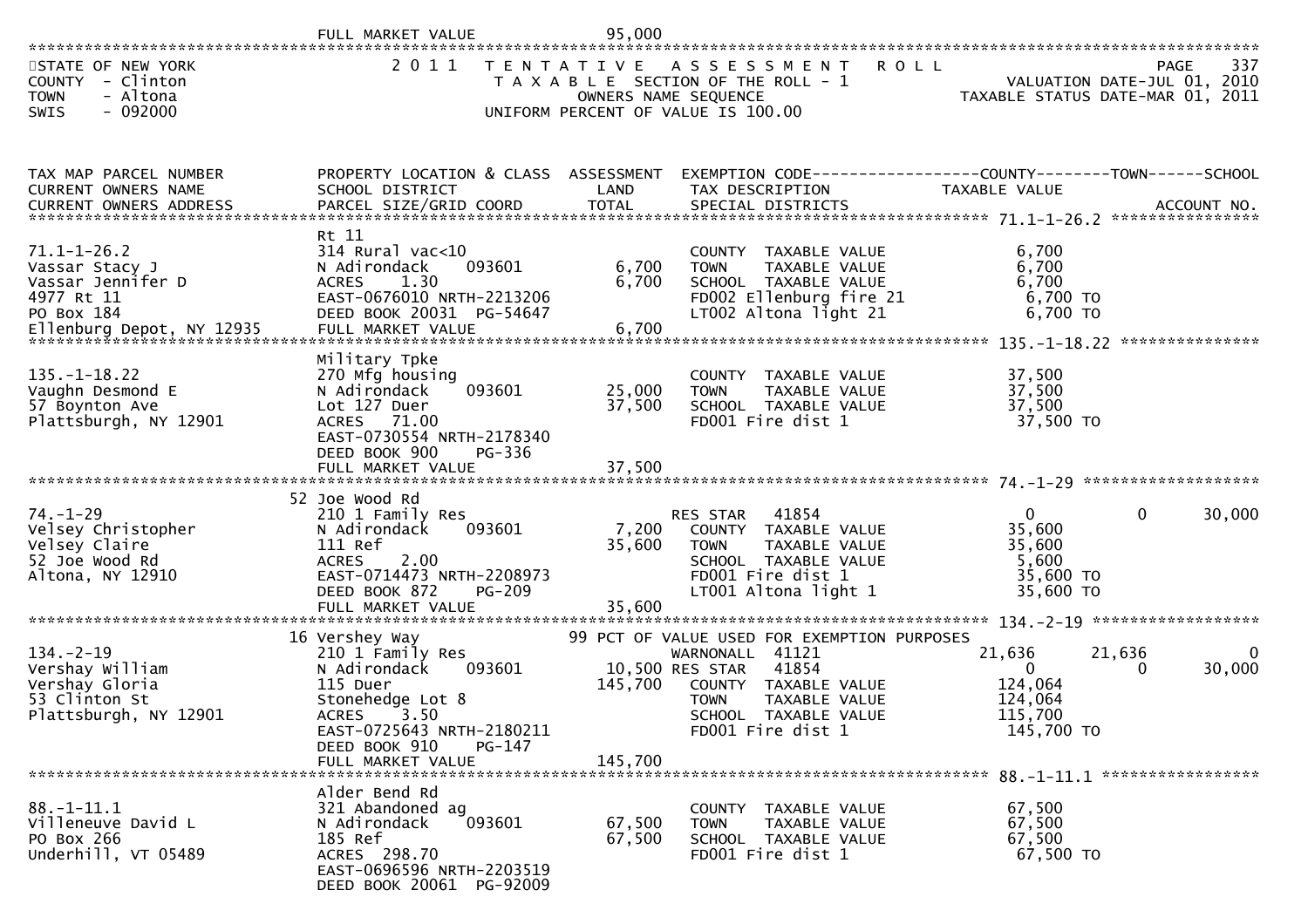FULL MARKET VALUE 95,000

STATE OF NEW YORK — 2011 TENTATIVE ASSESSMENT ROLL — PAGE 337
COUNTY - Clinton — TAXABLE SECTION OF THE ROLL - 1 — VALUATION DATE-JUL 01, 2010
TOWN - Altona — OWNERS NAME SEQUENCE — TAXABLE STATUS DATE-MAR 01, 2011
SWIS - 092000 — UNIFORM PERCENT OF VALUE IS 100.00

| TAX MAP PARCEL NUMBER / CURRENT OWNERS NAME / CURRENT OWNERS ADDRESS | PROPERTY LOCATION & CLASS / SCHOOL DISTRICT / PARCEL SIZE/GRID COORD | ASSESSMENT LAND / TOTAL | EXEMPTION CODE / TAX DESCRIPTION / SPECIAL DISTRICTS | COUNTY TAXABLE VALUE | TOWN | SCHOOL |
|---|---|---|---|---|---|---|
| **71.1-1-26.2** | Rt 11 | | | | | |
| 71.1-1-26.2 | 314 Rural vac<10 | | COUNTY TAXABLE VALUE | 6,700 | | |
| Vassar Stacy J | N Adirondack 093601 | 6,700 | TOWN TAXABLE VALUE | 6,700 | | |
| Vassar Jennifer D | ACRES 1.30 | 6,700 | SCHOOL TAXABLE VALUE | 6,700 | | |
| 4977 Rt 11 | EAST-0676010 NRTH-2213206 | | FD002 Ellenburg fire 21 | 6,700 TO | | |
| PO Box 184 | DEED BOOK 20031 PG-54647 | | LT002 Altona light 21 | 6,700 TO | | |
| Ellenburg Depot, NY 12935 | FULL MARKET VALUE | 6,700 | | | | |
| **135.-1-18.22** | Military Tpke | | | | | |
| 135.-1-18.22 | 270 Mfg housing | | COUNTY TAXABLE VALUE | 37,500 | | |
| Vaughn Desmond E | N Adirondack 093601 | 25,000 | TOWN TAXABLE VALUE | 37,500 | | |
| 57 Boynton Ave | Lot 127 Duer | 37,500 | SCHOOL TAXABLE VALUE | 37,500 | | |
| Plattsburgh, NY 12901 | ACRES 71.00 | | FD001 Fire dist 1 | 37,500 TO | | |
| | EAST-0730554 NRTH-2178340 | | | | | |
| | DEED BOOK 900 PG-336 | | | | | |
| | FULL MARKET VALUE | 37,500 | | | | |
| **74.-1-29** | 52 Joe Wood Rd | | | | | |
| 74.-1-29 | 210 1 Family Res | | RES STAR 41854 | 0 | 0 | 30,000 |
| Velsey Christopher | N Adirondack 093601 | 7,200 | COUNTY TAXABLE VALUE | 35,600 | | |
| Velsey Claire | 111 Ref | 35,600 | TOWN TAXABLE VALUE | 35,600 | | |
| 52 Joe Wood Rd | ACRES 2.00 | | SCHOOL TAXABLE VALUE | 5,600 | | |
| Altona, NY 12910 | EAST-0714473 NRTH-2208973 | | FD001 Fire dist 1 | 35,600 TO | | |
| | DEED BOOK 872 PG-209 | | LT001 Altona light 1 | 35,600 TO | | |
| | FULL MARKET VALUE | 35,600 | | | | |
| **134.-2-19** | 16 Vershey Way | | 99 PCT OF VALUE USED FOR EXEMPTION PURPOSES | | | |
| 134.-2-19 | 210 1 Family Res | | WARNONALL 41121 | 21,636 | 21,636 | 0 |
| Vershay William | N Adirondack 093601 | 10,500 | RES STAR 41854 | 0 | 0 | 30,000 |
| Vershay Gloria | 115 Duer | 145,700 | COUNTY TAXABLE VALUE | 124,064 | | |
| 53 Clinton St | Stonehedge Lot 8 | | TOWN TAXABLE VALUE | 124,064 | | |
| Plattsburgh, NY 12901 | ACRES 3.50 | | SCHOOL TAXABLE VALUE | 115,700 | | |
| | EAST-0725643 NRTH-2180211 | | FD001 Fire dist 1 | 145,700 TO | | |
| | DEED BOOK 910 PG-147 | | | | | |
| | FULL MARKET VALUE | 145,700 | | | | |
| **88.-1-11.1** | Alder Bend Rd | | | | | |
| 88.-1-11.1 | 321 Abandoned ag | | COUNTY TAXABLE VALUE | 67,500 | | |
| Villeneuve David L | N Adirondack 093601 | 67,500 | TOWN TAXABLE VALUE | 67,500 | | |
| PO Box 266 | 185 Ref | 67,500 | SCHOOL TAXABLE VALUE | 67,500 | | |
| Underhill, VT 05489 | ACRES 298.70 | | FD001 Fire dist 1 | 67,500 TO | | |
| | EAST-0696596 NRTH-2203519 | | | | | |
| | DEED BOOK 20061 PG-92009 | | | | | |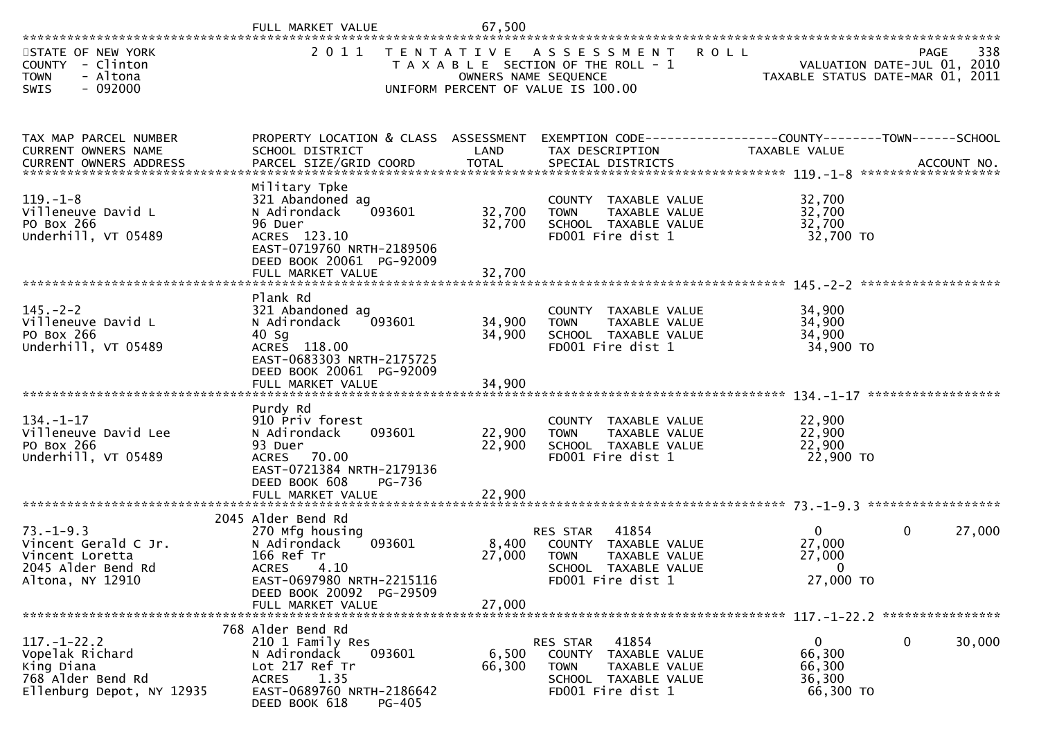FULL MARKET VALUE 67,500

STATE OF NEW YORK
COUNTY - Clinton
TOWN - Altona
SWIS - 092000

2011 TENTATIVE ASSESSMENT ROLL
TAXABLE SECTION OF THE ROLL - 1
OWNERS NAME SEQUENCE
UNIFORM PERCENT OF VALUE IS 100.00

VALUATION DATE-JUL 01, 2010
TAXABLE STATUS DATE-MAR 01, 2011

| TAX MAP PARCEL NUMBER / CURRENT OWNERS NAME / CURRENT OWNERS ADDRESS | PROPERTY LOCATION & CLASS / SCHOOL DISTRICT / PARCEL SIZE/GRID COORD | ASSESSMENT LAND / TOTAL | EXEMPTION CODE / TAX DESCRIPTION / SPECIAL DISTRICTS | COUNTY | TOWN | SCHOOL | ACCOUNT NO. |
|---|---|---|---|---|---|---|---|
| 119.-1-8 | Military Tpke | | | | | | |
| Villeneuve David L | 321 Abandoned ag | | COUNTY TAXABLE VALUE | 32,700 | | | |
| PO Box 266 | N Adirondack 093601 | 32,700 | TOWN TAXABLE VALUE | | 32,700 | | |
| Underhill, VT 05489 | 96 Duer | 32,700 | SCHOOL TAXABLE VALUE | | | 32,700 | |
| | ACRES 123.10 | | FD001 Fire dist 1 | 32,700 TO | | | |
| | EAST-0719760 NRTH-2189506 | | | | | | |
| | DEED BOOK 20061 PG-92009 | | | | | | |
| | FULL MARKET VALUE | 32,700 | | | | | |
| 145.-2-2 | Plank Rd | | | | | | |
| Villeneuve David L | 321 Abandoned ag | | COUNTY TAXABLE VALUE | 34,900 | | | |
| PO Box 266 | N Adirondack 093601 | 34,900 | TOWN TAXABLE VALUE | | 34,900 | | |
| Underhill, VT 05489 | 40 Sg | 34,900 | SCHOOL TAXABLE VALUE | | | 34,900 | |
| | ACRES 118.00 | | FD001 Fire dist 1 | 34,900 TO | | | |
| | EAST-0683303 NRTH-2175725 | | | | | | |
| | DEED BOOK 20061 PG-92009 | | | | | | |
| | FULL MARKET VALUE | 34,900 | | | | | |
| 134.-1-17 | Purdy Rd | | | | | | |
| Villeneuve David Lee | 910 Priv forest | | COUNTY TAXABLE VALUE | 22,900 | | | |
| PO Box 266 | N Adirondack 093601 | 22,900 | TOWN TAXABLE VALUE | | 22,900 | | |
| Underhill, VT 05489 | 93 Duer | 22,900 | SCHOOL TAXABLE VALUE | | | 22,900 | |
| | ACRES 70.00 | | FD001 Fire dist 1 | 22,900 TO | | | |
| | EAST-0721384 NRTH-2179136 | | | | | | |
| | DEED BOOK 608 PG-736 | | | | | | |
| | FULL MARKET VALUE | 22,900 | | | | | |
| 73.-1-9.3 | 2045 Alder Bend Rd | | | | | | |
| Vincent Gerald C Jr. | 270 Mfg housing | | RES STAR 41854 | 0 | 0 | 27,000 | |
| Vincent Loretta | N Adirondack 093601 | 8,400 | COUNTY TAXABLE VALUE | 27,000 | | | |
| 2045 Alder Bend Rd | 166 Ref Tr | 27,000 | TOWN TAXABLE VALUE | | 27,000 | | |
| Altona, NY 12910 | ACRES 4.10 | | SCHOOL TAXABLE VALUE | | | 0 | |
| | EAST-0697980 NRTH-2215116 | | FD001 Fire dist 1 | 27,000 TO | | | |
| | DEED BOOK 20092 PG-29509 | | | | | | |
| | FULL MARKET VALUE | 27,000 | | | | | |
| 117.-1-22.2 | 768 Alder Bend Rd | | | | | | |
| Vopelak Richard | 210 1 Family Res | | RES STAR 41854 | 0 | 0 | 30,000 | |
| King Diana | N Adirondack 093601 | 6,500 | COUNTY TAXABLE VALUE | 66,300 | | | |
| 768 Alder Bend Rd | Lot 217 Ref Tr | 66,300 | TOWN TAXABLE VALUE | | 66,300 | | |
| Ellenburg Depot, NY 12935 | ACRES 1.35 | | SCHOOL TAXABLE VALUE | | | 36,300 | |
| | EAST-0689760 NRTH-2186642 | | FD001 Fire dist 1 | 66,300 TO | | | |
| | DEED BOOK 618 PG-405 | | | | | | |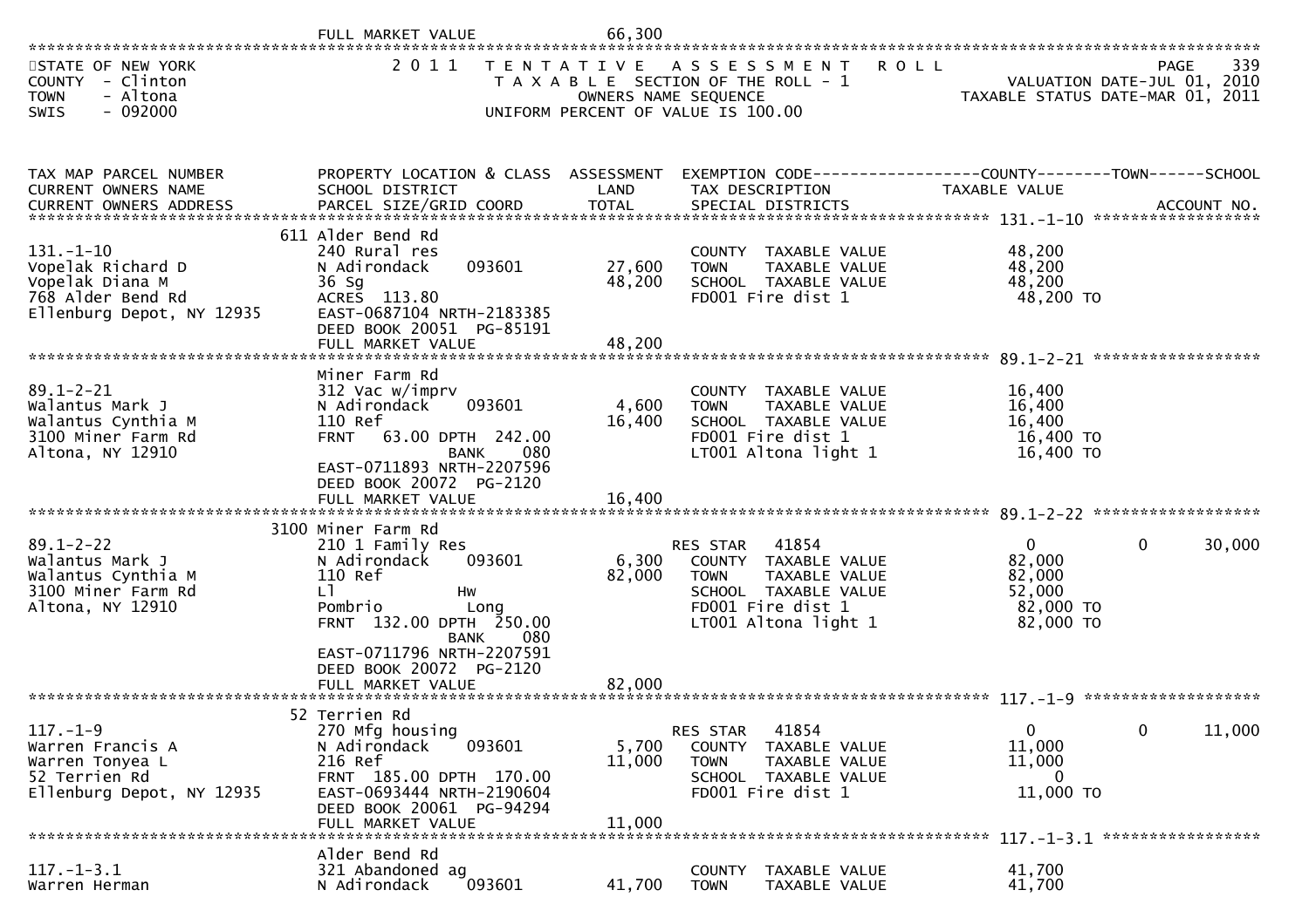FULL MARKET VALUE 66,300

STATE OF NEW YORK — 2011 TENTATIVE ASSESSMENT ROLL — PAGE 339
COUNTY - Clinton — TAXABLE SECTION OF THE ROLL - 1 — VALUATION DATE-JUL 01, 2010
TOWN - Altona — OWNERS NAME SEQUENCE — TAXABLE STATUS DATE-MAR 01, 2011
SWIS - 092000 — UNIFORM PERCENT OF VALUE IS 100.00

| TAX MAP PARCEL NUMBER / CURRENT OWNERS NAME / CURRENT OWNERS ADDRESS | PROPERTY LOCATION & CLASS / SCHOOL DISTRICT / PARCEL SIZE/GRID COORD | ASSESSMENT LAND | ASSESSMENT TOTAL | EXEMPTION CODE / TAX DESCRIPTION / SPECIAL DISTRICTS | COUNTY TAXABLE VALUE | TOWN | SCHOOL / ACCOUNT NO. |
|---|---|---|---|---|---|---|---|
| **131.-1-10** | 611 Alder Bend Rd | | | | | | |
| 131.-1-10 | 240 Rural res | | | COUNTY TAXABLE VALUE | 48,200 | | |
| Vopelak Richard D | N Adirondack 093601 | 27,600 | | TOWN TAXABLE VALUE | 48,200 | | |
| Vopelak Diana M | 36 Sg | | 48,200 | SCHOOL TAXABLE VALUE | 48,200 | | |
| 768 Alder Bend Rd | ACRES 113.80 | | | FD001 Fire dist 1 | 48,200 TO | | |
| Ellenburg Depot, NY 12935 | EAST-0687104 NRTH-2183385 | | | | | | |
| | DEED BOOK 20051 PG-85191 | | | | | | |
| | FULL MARKET VALUE | | 48,200 | | | | |
| **89.1-2-21** | Miner Farm Rd | | | | | | |
| 89.1-2-21 | 312 Vac w/imprv | | | COUNTY TAXABLE VALUE | 16,400 | | |
| Walantus Mark J | N Adirondack 093601 | 4,600 | | TOWN TAXABLE VALUE | 16,400 | | |
| Walantus Cynthia M | 110 Ref | | 16,400 | SCHOOL TAXABLE VALUE | 16,400 | | |
| 3100 Miner Farm Rd | FRNT 63.00 DPTH 242.00 | | | FD001 Fire dist 1 | 16,400 TO | | |
| Altona, NY 12910 | BANK 080 | | | LT001 Altona light 1 | 16,400 TO | | |
| | EAST-0711893 NRTH-2207596 | | | | | | |
| | DEED BOOK 20072 PG-2120 | | | | | | |
| | FULL MARKET VALUE | | 16,400 | | | | |
| **89.1-2-22** | 3100 Miner Farm Rd | | | | | | |
| 89.1-2-22 | 210 1 Family Res | | | RES STAR 41854 | 0 | 0 | 30,000 |
| Walantus Mark J | N Adirondack 093601 | 6,300 | | COUNTY TAXABLE VALUE | 82,000 | | |
| Walantus Cynthia M | 110 Ref | | 82,000 | TOWN TAXABLE VALUE | 82,000 | | |
| 3100 Miner Farm Rd | Ll Hw | | | SCHOOL TAXABLE VALUE | 52,000 | | |
| Altona, NY 12910 | Pombrio Long | | | FD001 Fire dist 1 | 82,000 TO | | |
| | FRNT 132.00 DPTH 250.00 | | | LT001 Altona light 1 | 82,000 TO | | |
| | BANK 080 | | | | | | |
| | EAST-0711796 NRTH-2207591 | | | | | | |
| | DEED BOOK 20072 PG-2120 | | | | | | |
| | FULL MARKET VALUE | | 82,000 | | | | |
| **117.-1-9** | 52 Terrien Rd | | | | | | |
| 117.-1-9 | 270 Mfg housing | | | RES STAR 41854 | 0 | 0 | 11,000 |
| Warren Francis A | N Adirondack 093601 | 5,700 | | COUNTY TAXABLE VALUE | 11,000 | | |
| Warren Tonyea L | 216 Ref | | 11,000 | TOWN TAXABLE VALUE | 11,000 | | |
| 52 Terrien Rd | FRNT 185.00 DPTH 170.00 | | | SCHOOL TAXABLE VALUE | 0 | | |
| Ellenburg Depot, NY 12935 | EAST-0693444 NRTH-2190604 | | | FD001 Fire dist 1 | 11,000 TO | | |
| | DEED BOOK 20061 PG-94294 | | | | | | |
| | FULL MARKET VALUE | | 11,000 | | | | |
| **117.-1-3.1** | Alder Bend Rd | | | | | | |
| 117.-1-3.1 | 321 Abandoned ag | | | COUNTY TAXABLE VALUE | 41,700 | | |
| Warren Herman | N Adirondack 093601 | 41,700 | | TOWN TAXABLE VALUE | 41,700 | | |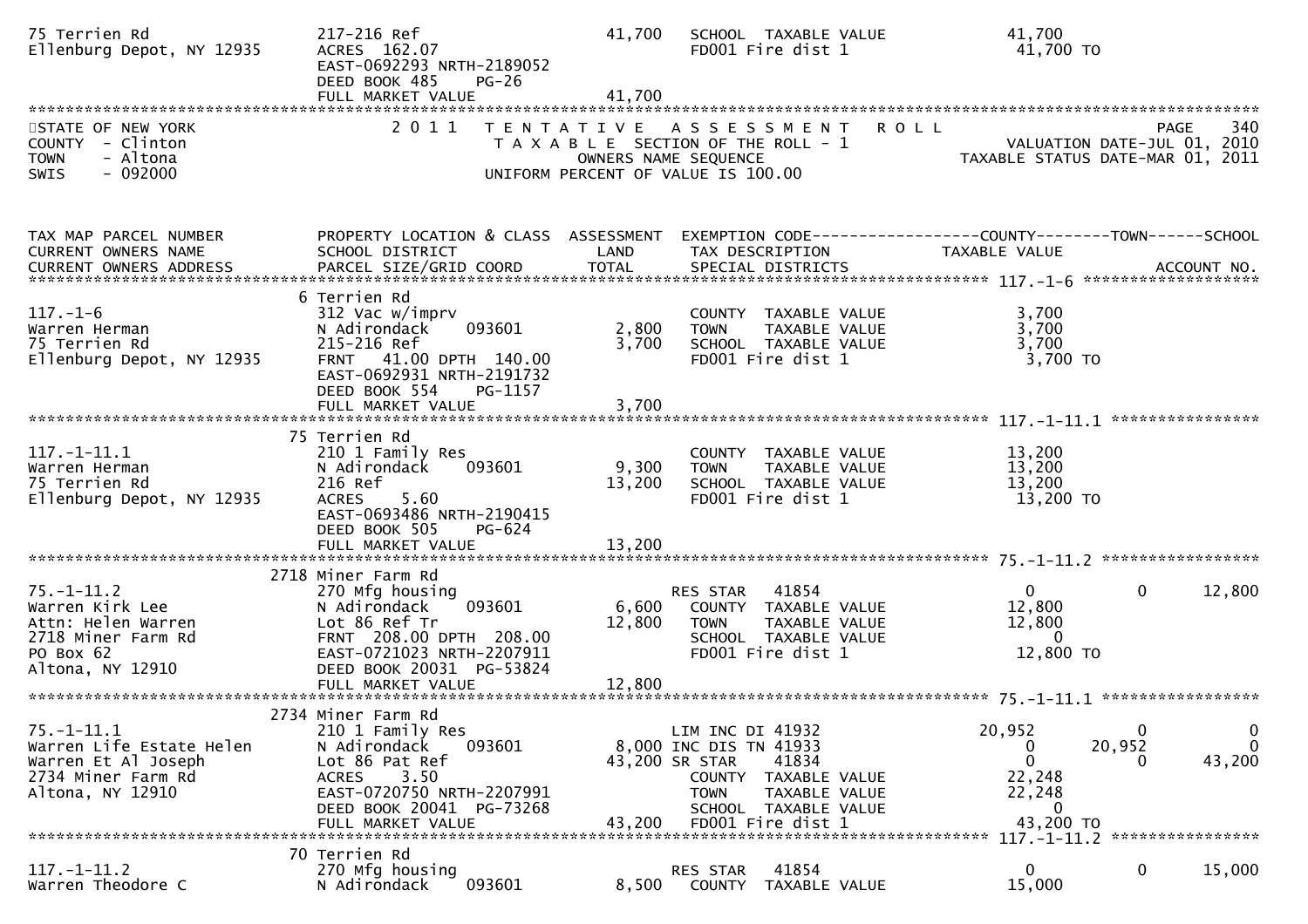```
75 Terrien Rd                  217-216 Ref                        41,700   SCHOOL  TAXABLE VALUE             41,700
Ellenburg Depot, NY 12935      ACRES 162.07                                FD001 Fire dist 1                  41,700 TO
                               EAST-0692293 NRTH-2189052
                               DEED BOOK 485    PG-26
                               FULL MARKET VALUE                  41,700
******************************************************************************************************************************************
STATE OF NEW YORK                2 0 1 1   T E N T A T I V E   A S S E S S M E N T   R O L L                              PAGE    340
COUNTY  - Clinton                       T A X A B L E  SECTION OF THE ROLL - 1                            VALUATION DATE-JUL 01, 2010
TOWN    - Altona                              OWNERS NAME SEQUENCE                                   TAXABLE STATUS DATE-MAR 01, 2011
SWIS    - 092000                      UNIFORM PERCENT OF VALUE IS 100.00


TAX MAP PARCEL NUMBER          PROPERTY LOCATION & CLASS  ASSESSMENT  EXEMPTION CODE------------------COUNTY--------TOWN------SCHOOL
CURRENT OWNERS NAME            SCHOOL DISTRICT               LAND      TAX DESCRIPTION              TAXABLE VALUE
CURRENT OWNERS ADDRESS         PARCEL SIZE/GRID COORD        TOTAL     SPECIAL DISTRICTS                                    ACCOUNT NO.
****************************************************************************************************** 117.-1-6 ********************
                               6 Terrien Rd
117.-1-6                       312 Vac w/imprv                         COUNTY  TAXABLE VALUE              3,700
Warren Herman                  N Adirondack     093601      2,800      TOWN    TAXABLE VALUE              3,700
75 Terrien Rd                  215-216 Ref                  3,700      SCHOOL  TAXABLE VALUE              3,700
Ellenburg Depot, NY 12935      FRNT  41.00 DPTH 140.00                 FD001 Fire dist 1                   3,700 TO
                               EAST-0692931 NRTH-2191732
                               DEED BOOK 554    PG-1157
                               FULL MARKET VALUE                3,700
****************************************************************************************************** 117.-1-11.1 *****************
                               75 Terrien Rd
117.-1-11.1                    210 1 Family Res                        COUNTY  TAXABLE VALUE             13,200
Warren Herman                  N Adirondack     093601      9,300      TOWN    TAXABLE VALUE             13,200
75 Terrien Rd                  216 Ref                     13,200      SCHOOL  TAXABLE VALUE             13,200
Ellenburg Depot, NY 12935      ACRES    5.60                           FD001 Fire dist 1                  13,200 TO
                               EAST-0693486 NRTH-2190415
                               DEED BOOK 505    PG-624
                               FULL MARKET VALUE               13,200
****************************************************************************************************** 75.-1-11.2 ******************
                               2718 Miner Farm Rd
75.-1-11.2                     270 Mfg housing                         RES STAR   41854                       0             0     12,800
Warren Kirk Lee                N Adirondack     093601      6,600      COUNTY  TAXABLE VALUE             12,800
Attn: Helen Warren             Lot 86 Ref Tr               12,800      TOWN    TAXABLE VALUE             12,800
2718 Miner Farm Rd             FRNT 208.00 DPTH 208.00                 SCHOOL  TAXABLE VALUE                  0
PO Box 62                      EAST-0721023 NRTH-2207911               FD001 Fire dist 1                  12,800 TO
Altona, NY 12910               DEED BOOK 20031 PG-53824
                               FULL MARKET VALUE               12,800
****************************************************************************************************** 75.-1-11.1 ******************
                               2734 Miner Farm Rd
75.-1-11.1                     210 1 Family Res                        LIM INC DI 41932             20,952             0          0
Warren Life Estate Helen       N Adirondack     093601      8,000 INC DIS TN 41933                   0        20,952          0
Warren Et Al Joseph            Lot 86 Pat Ref              43,200 SR STAR     41834                   0             0     43,200
2734 Miner Farm Rd             ACRES    3.50                           COUNTY  TAXABLE VALUE             22,248
Altona, NY 12910               EAST-0720750 NRTH-2207991               TOWN    TAXABLE VALUE             22,248
                               DEED BOOK 20041 PG-73268                SCHOOL  TAXABLE VALUE                  0
                               FULL MARKET VALUE               43,200  FD001 Fire dist 1                  43,200 TO
****************************************************************************************************** 117.-1-11.2 *****************
                               70 Terrien Rd
117.-1-11.2                    270 Mfg housing                         RES STAR   41854                       0             0     15,000
Warren Theodore C              N Adirondack     093601      8,500      COUNTY  TAXABLE VALUE             15,000
```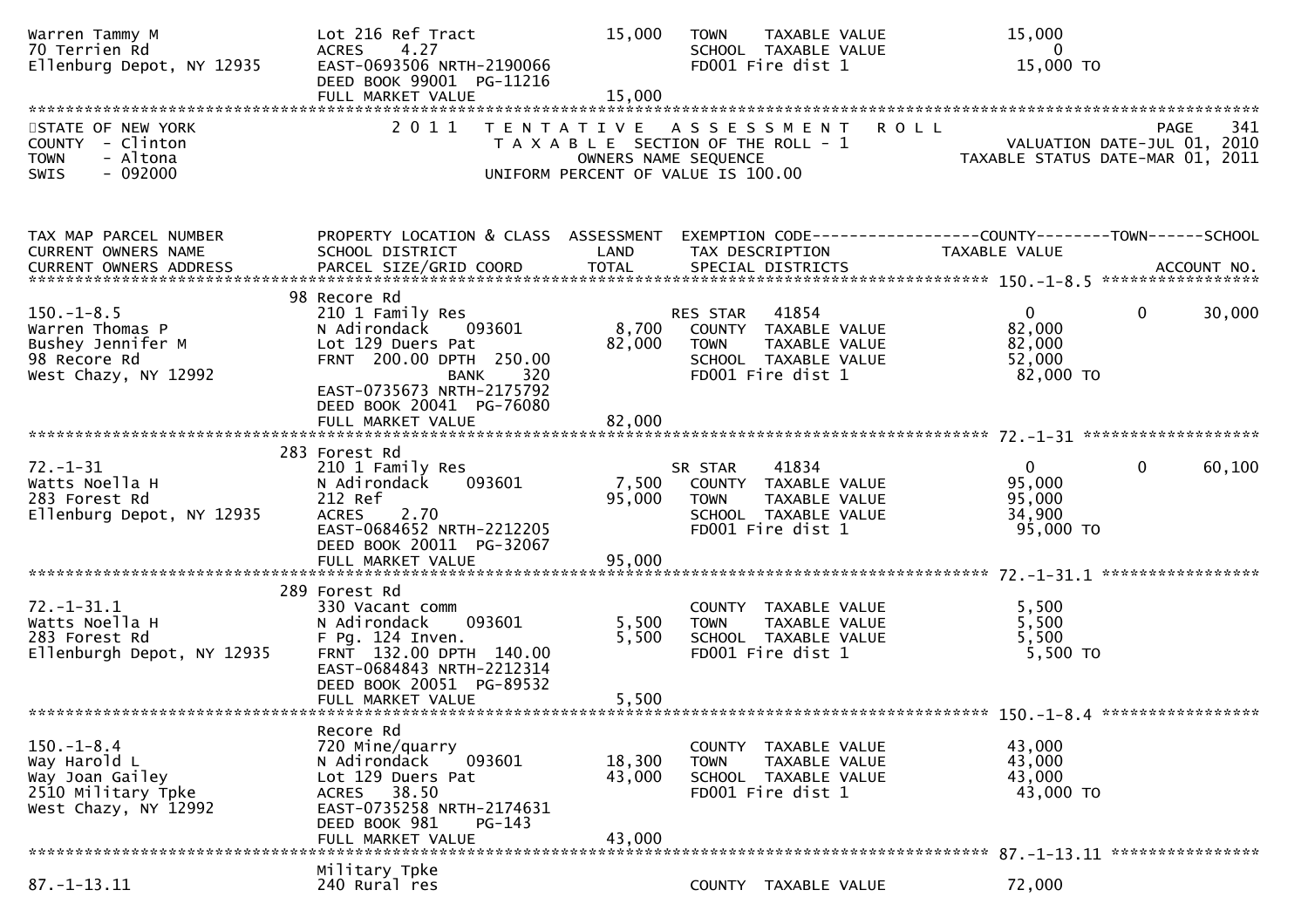| | | | | |
|---|---|---|---|---|
| Warren Tammy M<br>70 Terrien Rd<br>Ellenburg Depot, NY 12935 | Lot 216 Ref Tract<br>ACRES 4.27<br>EAST-0693506 NRTH-2190066<br>DEED BOOK 99001 PG-11216<br>FULL MARKET VALUE | 15,000<br><br><br><br>15,000 | TOWN TAXABLE VALUE<br>SCHOOL TAXABLE VALUE<br>FD001 Fire dist 1 | 15,000<br>0<br>15,000 TO |

STATE OF NEW YORK
COUNTY - Clinton
TOWN - Altona
SWIS - 092000

2011 TENTATIVE ASSESSMENT ROLL
TAXABLE SECTION OF THE ROLL - 1
OWNERS NAME SEQUENCE
UNIFORM PERCENT OF VALUE IS 100.00

PAGE 341
VALUATION DATE-JUL 01, 2010
TAXABLE STATUS DATE-MAR 01, 2011

| TAX MAP PARCEL NUMBER<br>CURRENT OWNERS NAME<br>CURRENT OWNERS ADDRESS | PROPERTY LOCATION & CLASS<br>SCHOOL DISTRICT<br>PARCEL SIZE/GRID COORD | ASSESSMENT<br>LAND<br>TOTAL | EXEMPTION CODE------------------COUNTY--------TOWN------SCHOOL<br>TAX DESCRIPTION<br>SPECIAL DISTRICTS | TAXABLE VALUE<br><br>ACCOUNT NO. |
|---|---|---|---|---|
| **150.-1-8.5** | 98 Recore Rd | | | |
| 150.-1-8.5<br>Warren Thomas P<br>Bushey Jennifer M<br>98 Recore Rd<br>West Chazy, NY 12992 | 210 1 Family Res<br>N Adirondack 093601<br>Lot 129 Duers Pat<br>FRNT 200.00 DPTH 250.00<br>BANK 320<br>EAST-0735673 NRTH-2175792<br>DEED BOOK 20041 PG-76080<br>FULL MARKET VALUE | <br>8,700<br>82,000<br><br><br><br><br>82,000 | RES STAR 41854<br>COUNTY TAXABLE VALUE<br>TOWN TAXABLE VALUE<br>SCHOOL TAXABLE VALUE<br>FD001 Fire dist 1 | 0 0 30,000<br>82,000<br>82,000<br>52,000<br>82,000 TO |
| **72.-1-31** | 283 Forest Rd | | | |
| 72.-1-31<br>Watts Noella H<br>283 Forest Rd<br>Ellenburg Depot, NY 12935 | 210 1 Family Res<br>N Adirondack 093601<br>212 Ref<br>ACRES 2.70<br>EAST-0684652 NRTH-2212205<br>DEED BOOK 20011 PG-32067<br>FULL MARKET VALUE | <br>7,500<br>95,000<br><br><br><br>95,000 | SR STAR 41834<br>COUNTY TAXABLE VALUE<br>TOWN TAXABLE VALUE<br>SCHOOL TAXABLE VALUE<br>FD001 Fire dist 1 | 0 0 60,100<br>95,000<br>95,000<br>34,900<br>95,000 TO |
| **72.-1-31.1** | 289 Forest Rd | | | |
| 72.-1-31.1<br>Watts Noella H<br>283 Forest Rd<br>Ellenburgh Depot, NY 12935 | 330 Vacant comm<br>N Adirondack 093601<br>F Pg. 124 Inven.<br>FRNT 132.00 DPTH 140.00<br>EAST-0684843 NRTH-2212314<br>DEED BOOK 20051 PG-89532<br>FULL MARKET VALUE | <br>5,500<br>5,500<br><br><br><br>5,500 | COUNTY TAXABLE VALUE<br>TOWN TAXABLE VALUE<br>SCHOOL TAXABLE VALUE<br>FD001 Fire dist 1 | 5,500<br>5,500<br>5,500<br>5,500 TO |
| **150.-1-8.4** | Recore Rd | | | |
| 150.-1-8.4<br>Way Harold L<br>Way Joan Gailey<br>2510 Military Tpke<br>West Chazy, NY 12992 | 720 Mine/quarry<br>N Adirondack 093601<br>Lot 129 Duers Pat<br>ACRES 38.50<br>EAST-0735258 NRTH-2174631<br>DEED BOOK 981 PG-143<br>FULL MARKET VALUE | <br>18,300<br>43,000<br><br><br><br>43,000 | COUNTY TAXABLE VALUE<br>TOWN TAXABLE VALUE<br>SCHOOL TAXABLE VALUE<br>FD001 Fire dist 1 | 43,000<br>43,000<br>43,000<br>43,000 TO |
| **87.-1-13.11** | Military Tpke | | | |
| 87.-1-13.11 | 240 Rural res | | COUNTY TAXABLE VALUE | 72,000 |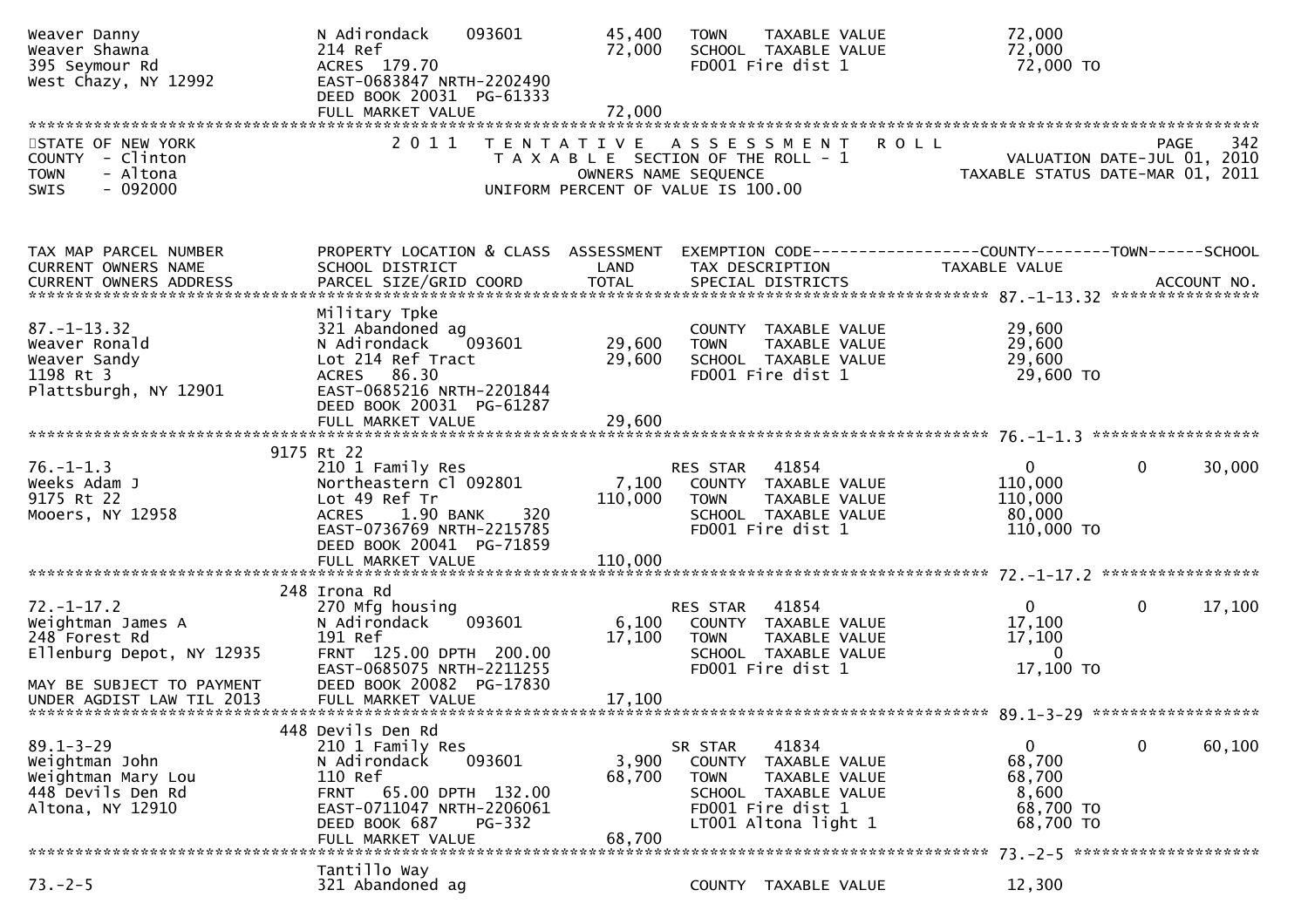```
Weaver Danny                   N Adirondack    093601          45,400    TOWN    TAXABLE VALUE              72,000
Weaver Shawna                  214 Ref                         72,000    SCHOOL  TAXABLE VALUE              72,000
395 Seymour Rd                 ACRES 179.70                              FD001 Fire dist 1                   72,000 TO
West Chazy, NY 12992           EAST-0683847 NRTH-2202490
                               DEED BOOK 20031 PG-61333
                               FULL MARKET VALUE               72,000
******************************************************************************************************************************
STATE OF NEW YORK                2 0 1 1   T E N T A T I V E   A S S E S S M E N T   R O L L                          PAGE   342
COUNTY  - Clinton                          T A X A B L E  SECTION OF THE ROLL - 1                      VALUATION DATE-JUL 01, 2010
TOWN    - Altona                                  OWNERS NAME SEQUENCE                              TAXABLE STATUS DATE-MAR 01, 2011
SWIS    - 092000                           UNIFORM PERCENT OF VALUE IS 100.00


TAX MAP PARCEL NUMBER          PROPERTY LOCATION & CLASS  ASSESSMENT  EXEMPTION CODE------------------COUNTY--------TOWN------SCHOOL
CURRENT OWNERS NAME            SCHOOL DISTRICT               LAND      TAX DESCRIPTION            TAXABLE VALUE
CURRENT OWNERS ADDRESS         PARCEL SIZE/GRID COORD        TOTAL     SPECIAL DISTRICTS                                  ACCOUNT NO.
****************************************************************************************************** 87.-1-13.32 *****************
                               Military Tpke
87.-1-13.32                    321 Abandoned ag                          COUNTY  TAXABLE VALUE              29,600
Weaver Ronald                  N Adirondack    093601          29,600    TOWN    TAXABLE VALUE              29,600
Weaver Sandy                   Lot 214 Ref Tract               29,600    SCHOOL  TAXABLE VALUE              29,600
1198 Rt 3                      ACRES  86.30                              FD001 Fire dist 1                   29,600 TO
Plattsburgh, NY 12901          EAST-0685216 NRTH-2201844
                               DEED BOOK 20031 PG-61287
                               FULL MARKET VALUE               29,600
****************************************************************************************************** 76.-1-1.3 ******************
                          9175 Rt 22
76.-1-1.3                      210 1 Family Res                          RES STAR   41854                   0          0     30,000
Weeks Adam J                   Northeastern Cl 092801           7,100    COUNTY  TAXABLE VALUE             110,000
9175 Rt 22                     Lot 49 Ref Tr                  110,000    TOWN    TAXABLE VALUE             110,000
Mooers, NY 12958               ACRES    1.90 BANK     320                SCHOOL  TAXABLE VALUE              80,000
                               EAST-0736769 NRTH-2215785                 FD001 Fire dist 1                  110,000 TO
                               DEED BOOK 20041 PG-71859
                               FULL MARKET VALUE              110,000
****************************************************************************************************** 72.-1-17.2 *****************
                           248 Irona Rd
72.-1-17.2                     270 Mfg housing                           RES STAR   41854                   0          0     17,100
Weightman James A              N Adirondack    093601           6,100    COUNTY  TAXABLE VALUE              17,100
248 Forest Rd                  191 Ref                         17,100    TOWN    TAXABLE VALUE              17,100
Ellenburg Depot, NY 12935      FRNT 125.00 DPTH 200.00                   SCHOOL  TAXABLE VALUE                   0
                               EAST-0685075 NRTH-2211255                 FD001 Fire dist 1                   17,100 TO
MAY BE SUBJECT TO PAYMENT      DEED BOOK 20082 PG-17830
UNDER AGDIST LAW TIL 2013      FULL MARKET VALUE               17,100
****************************************************************************************************** 89.1-3-29 ******************
                           448 Devils Den Rd
89.1-3-29                      210 1 Family Res                          SR STAR    41834                   0          0     60,100
Weightman John                 N Adirondack    093601           3,900    COUNTY  TAXABLE VALUE              68,700
Weightman Mary Lou             110 Ref                         68,700    TOWN    TAXABLE VALUE              68,700
448 Devils Den Rd              FRNT  65.00 DPTH 132.00                   SCHOOL  TAXABLE VALUE               8,600
Altona, NY 12910               EAST-0711047 NRTH-2206061                 FD001 Fire dist 1                   68,700 TO
                               DEED BOOK 687    PG-332                   LT001 Altona light 1                68,700 TO
                               FULL MARKET VALUE               68,700
****************************************************************************************************** 73.-2-5 ********************
                               Tantillo Way
73.-2-5                        321 Abandoned ag                          COUNTY  TAXABLE VALUE              12,300
```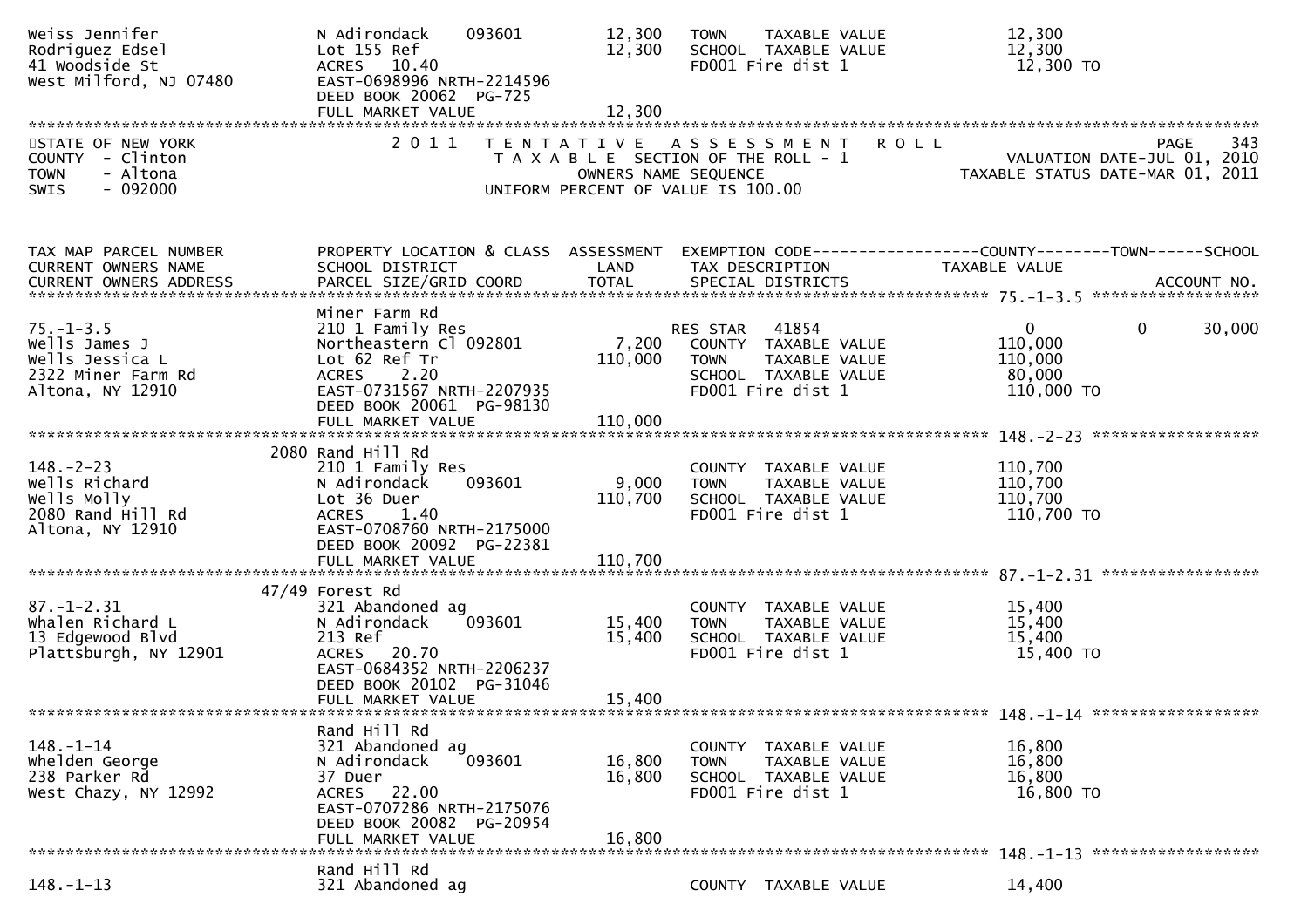```
Weiss Jennifer                 N Adirondack    093601        12,300    TOWN    TAXABLE VALUE              12,300
Rodriguez Edsel                Lot 155 Ref                   12,300    SCHOOL  TAXABLE VALUE              12,300
41 Woodside St                 ACRES   10.40                           FD001 Fire dist 1                  12,300 TO
West Milford, NJ 07480         EAST-0698996 NRTH-2214596
                               DEED BOOK 20062  PG-725
                               FULL MARKET VALUE             12,300
******************************************************************************************************************************************
STATE OF NEW YORK                2 0 1 1   T E N T A T I V E   A S S E S S M E N T   R O L L                                  PAGE     343
COUNTY  - Clinton                          T A X A B L E  SECTION OF THE ROLL - 1                           VALUATION DATE-JUL 01, 2010
TOWN    - Altona                                    OWNERS NAME SEQUENCE                                 TAXABLE STATUS DATE-MAR 01, 2011
SWIS    - 092000                           UNIFORM PERCENT OF VALUE IS 100.00


TAX MAP PARCEL NUMBER          PROPERTY LOCATION & CLASS  ASSESSMENT  EXEMPTION CODE------------------COUNTY--------TOWN------SCHOOL
CURRENT OWNERS NAME            SCHOOL DISTRICT               LAND      TAX DESCRIPTION                TAXABLE VALUE
CURRENT OWNERS ADDRESS         PARCEL SIZE/GRID COORD        TOTAL     SPECIAL DISTRICTS                                    ACCOUNT NO.
******************************************************************************************************* 75.-1-3.5 *****************
                               Miner Farm Rd
75.-1-3.5                      210 1 Family Res                        RES STAR   41854                     0             0      30,000
Wells James J                  Northeastern Cl 092801         7,200    COUNTY  TAXABLE VALUE             110,000
Wells Jessica L                Lot 62 Ref Tr                110,000    TOWN    TAXABLE VALUE             110,000
2322 Miner Farm Rd             ACRES    2.20                           SCHOOL  TAXABLE VALUE              80,000
Altona, NY 12910               EAST-0731567 NRTH-2207935               FD001 Fire dist 1                 110,000 TO
                               DEED BOOK 20061  PG-98130
                               FULL MARKET VALUE            110,000
******************************************************************************************************* 148.-2-23 *****************
                          2080 Rand Hill Rd
148.-2-23                      210 1 Family Res                        COUNTY  TAXABLE VALUE             110,700
Wells Richard                  N Adirondack    093601         9,000    TOWN    TAXABLE VALUE             110,700
Wells Molly                    Lot 36 Duer                  110,700    SCHOOL  TAXABLE VALUE             110,700
2080 Rand Hill Rd              ACRES    1.40                           FD001 Fire dist 1                 110,700 TO
Altona, NY 12910               EAST-0708760 NRTH-2175000
                               DEED BOOK 20092  PG-22381
                               FULL MARKET VALUE            110,700
******************************************************************************************************* 87.-1-2.31 ****************
                          47/49 Forest Rd
87.-1-2.31                     321 Abandoned ag                        COUNTY  TAXABLE VALUE              15,400
Whalen Richard L               N Adirondack    093601        15,400    TOWN    TAXABLE VALUE              15,400
13 Edgewood Blvd               213 Ref                       15,400    SCHOOL  TAXABLE VALUE              15,400
Plattsburgh, NY 12901          ACRES   20.70                           FD001 Fire dist 1                  15,400 TO
                               EAST-0684352 NRTH-2206237
                               DEED BOOK 20102  PG-31046
                               FULL MARKET VALUE             15,400
******************************************************************************************************* 148.-1-14 *****************
                               Rand Hill Rd
148.-1-14                      321 Abandoned ag                        COUNTY  TAXABLE VALUE              16,800
Whelden George                 N Adirondack    093601        16,800    TOWN    TAXABLE VALUE              16,800
238 Parker Rd                  37 Duer                       16,800    SCHOOL  TAXABLE VALUE              16,800
West Chazy, NY 12992           ACRES   22.00                           FD001 Fire dist 1                  16,800 TO
                               EAST-0707286 NRTH-2175076
                               DEED BOOK 20082  PG-20954
                               FULL MARKET VALUE             16,800
******************************************************************************************************* 148.-1-13 *****************
                               Rand Hill Rd
148.-1-13                      321 Abandoned ag                        COUNTY  TAXABLE VALUE              14,400
```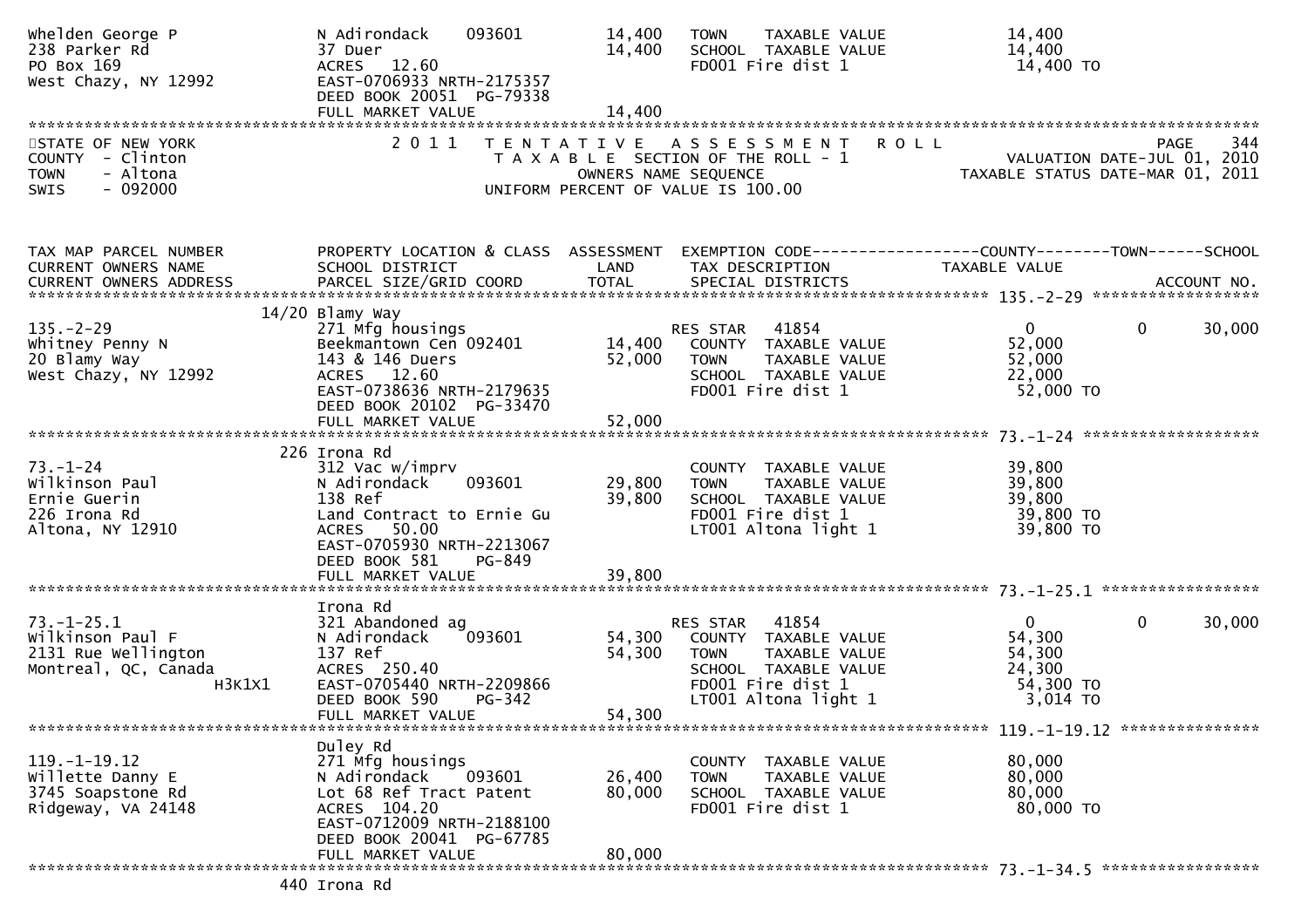```
Whelden George P              N Adirondack    093601       14,400   TOWN    TAXABLE VALUE            14,400
238 Parker Rd                 37 Duer                      14,400   SCHOOL  TAXABLE VALUE            14,400
PO Box 169                    ACRES  12.60                          FD001 Fire dist 1                 14,400 TO
West Chazy, NY 12992          EAST-0706933 NRTH-2175357
                              DEED BOOK 20051  PG-79338
                              FULL MARKET VALUE            14,400
************************************************************************************************************************************
STATE OF NEW YORK                2 0 1 1   T E N T A T I V E   A S S E S S M E N T   R O L L                           PAGE    344
COUNTY  - Clinton                          T A X A B L E  SECTION OF THE ROLL - 1                      VALUATION DATE-JUL 01, 2010
TOWN    - Altona                                  OWNERS NAME SEQUENCE                            TAXABLE STATUS DATE-MAR 01, 2011
SWIS    - 092000                          UNIFORM PERCENT OF VALUE IS 100.00


TAX MAP PARCEL NUMBER          PROPERTY LOCATION & CLASS  ASSESSMENT  EXEMPTION CODE------------------COUNTY--------TOWN------SCHOOL
CURRENT OWNERS NAME            SCHOOL DISTRICT              LAND      TAX DESCRIPTION                TAXABLE VALUE
CURRENT OWNERS ADDRESS         PARCEL SIZE/GRID COORD       TOTAL     SPECIAL DISTRICTS                                  ACCOUNT NO.
*********************************************************************************************** 135.-2-29 ******************
                          14/20 Blamy Way
135.-2-29                      271 Mfg housings                       RES STAR   41854                   0           0      30,000
Whitney Penny N                Beekmantown Cen 092401      14,400   COUNTY  TAXABLE VALUE            52,000
20 Blamy Way                   143 & 146 Duers             52,000   TOWN    TAXABLE VALUE            52,000
West Chazy, NY 12992           ACRES  12.60                         SCHOOL  TAXABLE VALUE            22,000
                               EAST-0738636 NRTH-2179635            FD001 Fire dist 1                 52,000 TO
                               DEED BOOK 20102  PG-33470
                               FULL MARKET VALUE            52,000
*********************************************************************************************** 73.-1-24 *******************
                           226 Irona Rd
73.-1-24                       312 Vac w/imprv                        COUNTY  TAXABLE VALUE            39,800
Wilkinson Paul                 N Adirondack    093601      29,800   TOWN    TAXABLE VALUE            39,800
Ernie Guerin                   138 Ref                     39,800   SCHOOL  TAXABLE VALUE            39,800
226 Irona Rd                   Land Contract to Ernie Gu            FD001 Fire dist 1                 39,800 TO
Altona, NY 12910               ACRES  50.00                         LT001 Altona light 1              39,800 TO
                               EAST-0705930 NRTH-2213067
                               DEED BOOK 581    PG-849
                               FULL MARKET VALUE            39,800
*********************************************************************************************** 73.-1-25.1 *****************
                               Irona Rd
73.-1-25.1                     321 Abandoned ag                       RES STAR   41854                   0           0      30,000
Wilkinson Paul F               N Adirondack    093601      54,300   COUNTY  TAXABLE VALUE            54,300
2131 Rue Wellington            137 Ref                     54,300   TOWN    TAXABLE VALUE            54,300
Montreal, QC, Canada           ACRES 250.40                         SCHOOL  TAXABLE VALUE            24,300
                    H3K1X1     EAST-0705440 NRTH-2209866            FD001 Fire dist 1                 54,300 TO
                               DEED BOOK 590    PG-342              LT001 Altona light 1               3,014 TO
                               FULL MARKET VALUE            54,300
*********************************************************************************************** 119.-1-19.12 ***************
                               Duley Rd
119.-1-19.12                   271 Mfg housings                       COUNTY  TAXABLE VALUE            80,000
Willette Danny E               N Adirondack    093601      26,400   TOWN    TAXABLE VALUE            80,000
3745 Soapstone Rd              Lot 68 Ref Tract Patent     80,000   SCHOOL  TAXABLE VALUE            80,000
Ridgeway, VA 24148             ACRES 104.20                         FD001 Fire dist 1                 80,000 TO
                               EAST-0712009 NRTH-2188100
                               DEED BOOK 20041  PG-67785
                               FULL MARKET VALUE            80,000
*********************************************************************************************** 73.-1-34.5 *****************
                           440 Irona Rd
```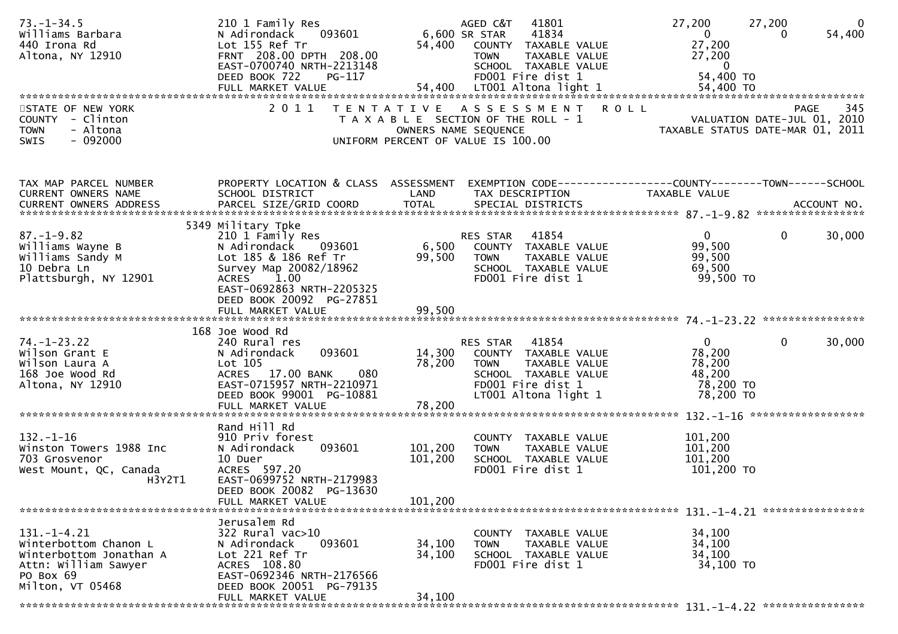```
73.-1-34.5                    210 1 Family Res                    AGED C&T    41801              27,200      27,200           0
Williams Barbara              N Adirondack    093601        6,600 SR STAR     41834                   0           0      54,400
440 Irona Rd                  Lot 155 Ref Tr               54,400   COUNTY  TAXABLE VALUE          27,200
Altona, NY 12910              FRNT 208.00 DPTH 208.00               TOWN    TAXABLE VALUE          27,200
                              EAST-0700740 NRTH-2213148             SCHOOL  TAXABLE VALUE               0
                              DEED BOOK 722     PG-117              FD001 Fire dist 1              54,400 TO
                              FULL MARKET VALUE            54,400   LT001 Altona light 1           54,400 TO
******************************************************************************************************************************
STATE OF NEW YORK                 2 0 1 1   T E N T A T I V E   A S S E S S M E N T   R O L L                     PAGE    345
COUNTY  - Clinton                             T A X A B L E  SECTION OF THE ROLL - 1               VALUATION DATE-JUL 01, 2010
TOWN    - Altona                                  OWNERS NAME SEQUENCE                          TAXABLE STATUS DATE-MAR 01, 2011
SWIS    - 092000                             UNIFORM PERCENT OF VALUE IS 100.00


TAX MAP PARCEL NUMBER         PROPERTY LOCATION & CLASS  ASSESSMENT  EXEMPTION CODE------------------COUNTY--------TOWN------SCHOOL
CURRENT OWNERS NAME           SCHOOL DISTRICT               LAND      TAX DESCRIPTION            TAXABLE VALUE
CURRENT OWNERS ADDRESS        PARCEL SIZE/GRID COORD        TOTAL     SPECIAL DISTRICTS                                ACCOUNT NO.
****************************************************************************************** 87.-1-9.82 *****************
                         5349 Military Tpke
87.-1-9.82                    210 1 Family Res                     RES STAR    41854                   0           0      30,000
Williams Wayne B              N Adirondack    093601        6,500   COUNTY  TAXABLE VALUE          99,500
Williams Sandy M              Lot 185 & 186 Ref Tr         99,500   TOWN    TAXABLE VALUE          99,500
10 Debra Ln                   Survey Map 20082/18962                SCHOOL  TAXABLE VALUE          69,500
Plattsburgh, NY 12901         ACRES    1.00                         FD001 Fire dist 1              99,500 TO
                              EAST-0692863 NRTH-2205325
                              DEED BOOK 20092 PG-27851
                              FULL MARKET VALUE            99,500
****************************************************************************************** 74.-1-23.22 ****************
                          168 Joe Wood Rd
74.-1-23.22                   240 Rural res                        RES STAR    41854                   0           0      30,000
Wilson Grant E                N Adirondack    093601       14,300   COUNTY  TAXABLE VALUE          78,200
Wilson Laura A                Lot 105                      78,200   TOWN    TAXABLE VALUE          78,200
168 Joe Wood Rd               ACRES   17.00 BANK     080            SCHOOL  TAXABLE VALUE          48,200
Altona, NY 12910              EAST-0715957 NRTH-2210971             FD001 Fire dist 1              78,200 TO
                              DEED BOOK 99001 PG-10881              LT001 Altona light 1           78,200 TO
                              FULL MARKET VALUE            78,200
****************************************************************************************** 132.-1-16 ******************
                              Rand Hill Rd
132.-1-16                     910 Priv forest                       COUNTY  TAXABLE VALUE         101,200
Winston Towers 1988 Inc       N Adirondack    093601      101,200   TOWN    TAXABLE VALUE         101,200
703 Grosvenor                 10 Duer                     101,200   SCHOOL  TAXABLE VALUE         101,200
West Mount, QC, Canada        ACRES  597.20                         FD001 Fire dist 1             101,200 TO
                   H3Y2T1     EAST-0699752 NRTH-2179983
                              DEED BOOK 20082 PG-13630
                              FULL MARKET VALUE           101,200
****************************************************************************************** 131.-1-4.21 ****************
                              Jerusalem Rd
131.-1-4.21                   322 Rural vac>10                      COUNTY  TAXABLE VALUE          34,100
Winterbottom Chanon L         N Adirondack    093601       34,100   TOWN    TAXABLE VALUE          34,100
Winterbottom Jonathan A       Lot 221 Ref Tr               34,100   SCHOOL  TAXABLE VALUE          34,100
Attn: William Sawyer          ACRES  108.80                         FD001 Fire dist 1              34,100 TO
PO Box 69                     EAST-0692346 NRTH-2176566
Milton, VT 05468              DEED BOOK 20051 PG-79135
                              FULL MARKET VALUE            34,100
****************************************************************************************** 131.-1-4.22 ****************
```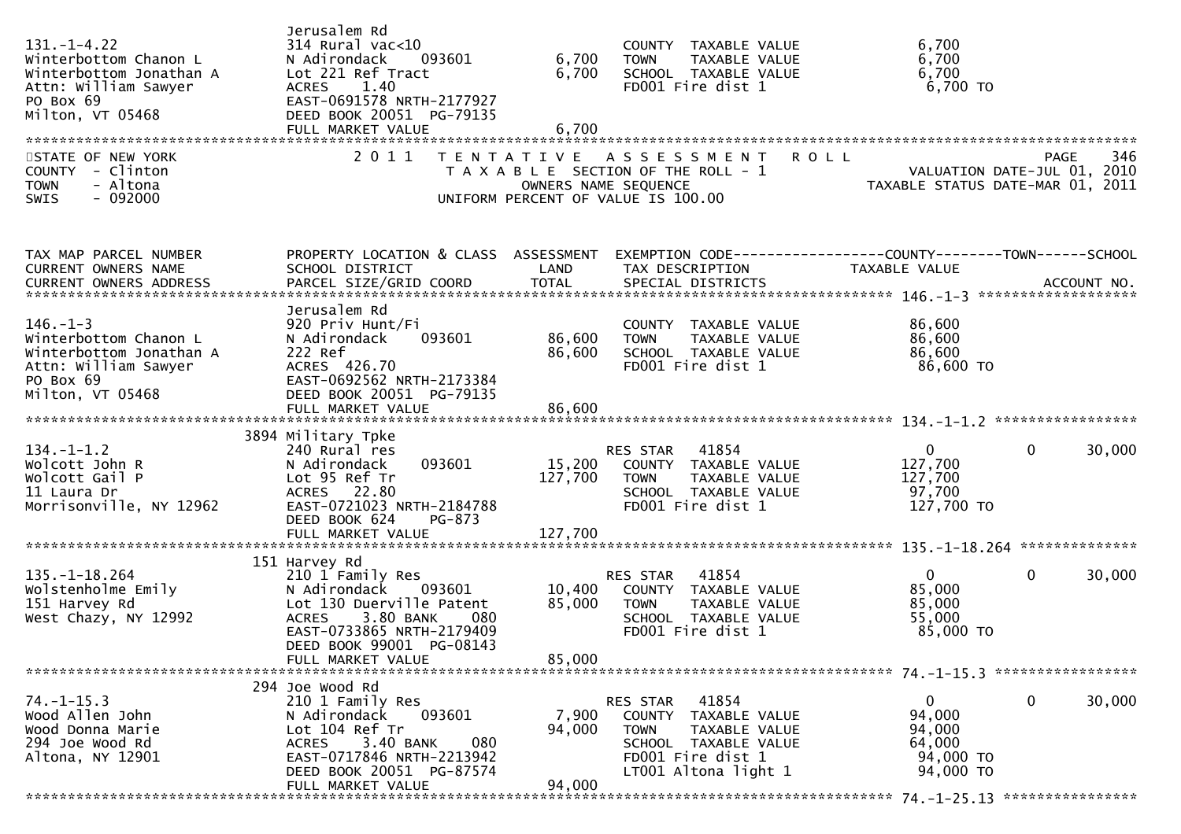| Parcel | Property Location & Class / School District / Parcel Size | Land | Total | Exemption / Tax Description | Taxable Value |
|---|---|---|---|---|---|
| 131.-1-4.22 | Jerusalem Rd | | | | |
| Winterbottom Chanon L | 314 Rural vac<10 | | | COUNTY TAXABLE VALUE | 6,700 |
| Winterbottom Jonathan A | N Adirondack 093601 | 6,700 | | TOWN TAXABLE VALUE | 6,700 |
| Attn: William Sawyer | Lot 221 Ref Tract | | 6,700 | SCHOOL TAXABLE VALUE | 6,700 |
| PO Box 69 | ACRES 1.40 | | | FD001 Fire dist 1 | 6,700 TO |
| Milton, VT 05468 | EAST-0691578 NRTH-2177927 | | | | |
| | DEED BOOK 20051 PG-79135 | | | | |
| | FULL MARKET VALUE | | 6,700 | | |

STATE OF NEW YORK
COUNTY - Clinton
TOWN - Altona
SWIS - 092000

2011 TENTATIVE ASSESSMENT ROLL
TAXABLE SECTION OF THE ROLL - 1
OWNERS NAME SEQUENCE
UNIFORM PERCENT OF VALUE IS 100.00

PAGE 346
VALUATION DATE-JUL 01, 2010
TAXABLE STATUS DATE-MAR 01, 2011

| TAX MAP PARCEL NUMBER / CURRENT OWNERS NAME / CURRENT OWNERS ADDRESS | PROPERTY LOCATION & CLASS / SCHOOL DISTRICT / PARCEL SIZE/GRID COORD | ASSESSMENT LAND | TOTAL | EXEMPTION CODE / TAX DESCRIPTION / SPECIAL DISTRICTS | COUNTY TAXABLE VALUE | TOWN | SCHOOL |
|---|---|---|---|---|---|---|---|
| **146.-1-3** | Jerusalem Rd | | | | | | |
| 146.-1-3 | 920 Priv Hunt/Fi | | | COUNTY TAXABLE VALUE | 86,600 | | |
| Winterbottom Chanon L | N Adirondack 093601 | 86,600 | | TOWN TAXABLE VALUE | 86,600 | | |
| Winterbottom Jonathan A | 222 Ref | | 86,600 | SCHOOL TAXABLE VALUE | 86,600 | | |
| Attn: William Sawyer | ACRES 426.70 | | | FD001 Fire dist 1 | 86,600 TO | | |
| PO Box 69 | EAST-0692562 NRTH-2173384 | | | | | | |
| Milton, VT 05468 | DEED BOOK 20051 PG-79135 | | | | | | |
| | FULL MARKET VALUE | | 86,600 | | | | |
| **134.-1-1.2** | 3894 Military Tpke | | | | | | |
| 134.-1-1.2 | 240 Rural res | | | RES STAR 41854 | 0 | 0 | 30,000 |
| Wolcott John R | N Adirondack 093601 | 15,200 | | COUNTY TAXABLE VALUE | 127,700 | | |
| Wolcott Gail P | Lot 95 Ref Tr | | 127,700 | TOWN TAXABLE VALUE | 127,700 | | |
| 11 Laura Dr | ACRES 22.80 | | | SCHOOL TAXABLE VALUE | 97,700 | | |
| Morrisonville, NY 12962 | EAST-0721023 NRTH-2184788 | | | FD001 Fire dist 1 | 127,700 TO | | |
| | DEED BOOK 624 PG-873 | | | | | | |
| | FULL MARKET VALUE | | 127,700 | | | | |
| **135.-1-18.264** | 151 Harvey Rd | | | | | | |
| 135.-1-18.264 | 210 1 Family Res | | | RES STAR 41854 | 0 | 0 | 30,000 |
| Wolstenholme Emily | N Adirondack 093601 | 10,400 | | COUNTY TAXABLE VALUE | 85,000 | | |
| 151 Harvey Rd | Lot 130 Duerville Patent | | 85,000 | TOWN TAXABLE VALUE | 85,000 | | |
| West Chazy, NY 12992 | ACRES 3.80 BANK 080 | | | SCHOOL TAXABLE VALUE | 55,000 | | |
| | EAST-0733865 NRTH-2179409 | | | FD001 Fire dist 1 | 85,000 TO | | |
| | DEED BOOK 99001 PG-08143 | | | | | | |
| | FULL MARKET VALUE | | 85,000 | | | | |
| **74.-1-15.3** | 294 Joe Wood Rd | | | | | | |
| 74.-1-15.3 | 210 1 Family Res | | | RES STAR 41854 | 0 | 0 | 30,000 |
| Wood Allen John | N Adirondack 093601 | 7,900 | | COUNTY TAXABLE VALUE | 94,000 | | |
| Wood Donna Marie | Lot 104 Ref Tr | | 94,000 | TOWN TAXABLE VALUE | 94,000 | | |
| 294 Joe Wood Rd | ACRES 3.40 BANK 080 | | | SCHOOL TAXABLE VALUE | 64,000 | | |
| Altona, NY 12901 | EAST-0717846 NRTH-2213942 | | | FD001 Fire dist 1 | 94,000 TO | | |
| | DEED BOOK 20051 PG-87574 | | | LT001 Altona light 1 | 94,000 TO | | |
| | FULL MARKET VALUE | | 94,000 | | | | |
| **74.-1-25.13** | | | | | | | |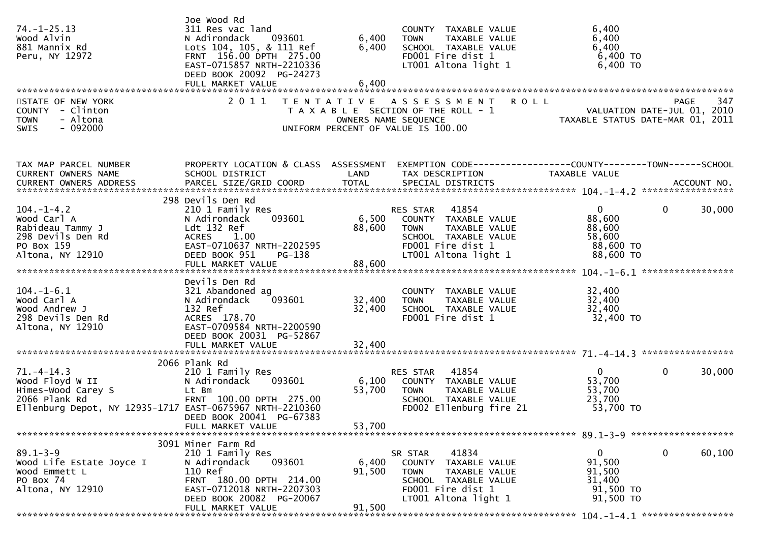```
                                 Joe Wood Rd
74.-1-25.13                      311 Res vac land                          COUNTY  TAXABLE VALUE             6,400
Wood Alvin                       N Adirondack    093601          6,400    TOWN    TAXABLE VALUE             6,400
881 Mannix Rd                    Lots 104, 105, & 111 Ref        6,400    SCHOOL  TAXABLE VALUE             6,400
Peru, NY 12972                   FRNT 156.00 DPTH 275.00                   FD001 Fire dist 1                 6,400 TO
                                 EAST-0715857 NRTH-2210336                 LT001 Altona light 1              6,400 TO
                                 DEED BOOK 20092  PG-24273
                                 FULL MARKET VALUE                6,400
*****************************************************************************************************************************
STATE OF NEW YORK                2 0 1 1   T E N T A T I V E   A S S E S S M E N T   R O L L                        PAGE    347
COUNTY  - Clinton                          T A X A B L E  SECTION OF THE ROLL - 1                  VALUATION DATE-JUL 01, 2010
TOWN    - Altona                                   OWNERS NAME SEQUENCE                       TAXABLE STATUS DATE-MAR 01, 2011
SWIS    - 092000                           UNIFORM PERCENT OF VALUE IS 100.00


TAX MAP PARCEL NUMBER            PROPERTY LOCATION & CLASS  ASSESSMENT  EXEMPTION CODE------------------COUNTY--------TOWN------SCHOOL
CURRENT OWNERS NAME              SCHOOL DISTRICT               LAND      TAX DESCRIPTION              TAXABLE VALUE
CURRENT OWNERS ADDRESS           PARCEL SIZE/GRID COORD        TOTAL     SPECIAL DISTRICTS                                 ACCOUNT NO.
****************************************************************************************************** 104.-1-4.2 *****************
                                 298 Devils Den Rd
104.-1-4.2                       210 1 Family Res                          RES STAR   41854                   0              0      30,000
Wood Carl A                      N Adirondack    093601          6,500    COUNTY  TAXABLE VALUE            88,600
Rabideau Tammy J                 Ldt 132 Ref                    88,600    TOWN    TAXABLE VALUE            88,600
298 Devils Den Rd                ACRES    1.00                             SCHOOL  TAXABLE VALUE            58,600
PO Box 159                       EAST-0710637 NRTH-2202595                 FD001 Fire dist 1                88,600 TO
Altona, NY 12910                 DEED BOOK 951    PG-138                   LT001 Altona light 1             88,600 TO
                                 FULL MARKET VALUE               88,600
****************************************************************************************************** 104.-1-6.1 *****************
                                 Devils Den Rd
104.-1-6.1                       321 Abandoned ag                          COUNTY  TAXABLE VALUE            32,400
Wood Carl A                      N Adirondack    093601         32,400    TOWN    TAXABLE VALUE            32,400
Wood Andrew J                    132 Ref                        32,400    SCHOOL  TAXABLE VALUE            32,400
298 Devils Den Rd                ACRES  178.70                             FD001 Fire dist 1                32,400 TO
Altona, NY 12910                 EAST-0709584 NRTH-2200590
                                 DEED BOOK 20031  PG-52867
                                 FULL MARKET VALUE               32,400
****************************************************************************************************** 71.-4-14.3 *****************
                                 2066 Plank Rd
71.-4-14.3                       210 1 Family Res                          RES STAR   41854                   0              0      30,000
Wood Floyd W II                  N Adirondack    093601          6,100    COUNTY  TAXABLE VALUE            53,700
Himes-Wood Carey S               Lt Bm                          53,700    TOWN    TAXABLE VALUE            53,700
2066 Plank Rd                    FRNT 100.00 DPTH 275.00                   SCHOOL  TAXABLE VALUE            23,700
Ellenburg Depot, NY 12935-1717   EAST-0675967 NRTH-2210360                 FD002 Ellenburg fire 21          53,700 TO
                                 DEED BOOK 20041  PG-67383
                                 FULL MARKET VALUE               53,700
****************************************************************************************************** 89.1-3-9 *******************
                                 3091 Miner Farm Rd
89.1-3-9                         210 1 Family Res                          SR STAR    41834                   0              0      60,100
Wood Life Estate Joyce I         N Adirondack    093601          6,400    COUNTY  TAXABLE VALUE            91,500
Wood Emmett L                    110 Ref                        91,500    TOWN    TAXABLE VALUE            91,500
PO Box 74                        FRNT 180.00 DPTH 214.00                   SCHOOL  TAXABLE VALUE            31,400
Altona, NY 12910                 EAST-0712018 NRTH-2207303                 FD001 Fire dist 1                91,500 TO
                                 DEED BOOK 20082  PG-20067                 LT001 Altona light 1             91,500 TO
                                 FULL MARKET VALUE               91,500
****************************************************************************************************** 104.-1-4.1 *****************
```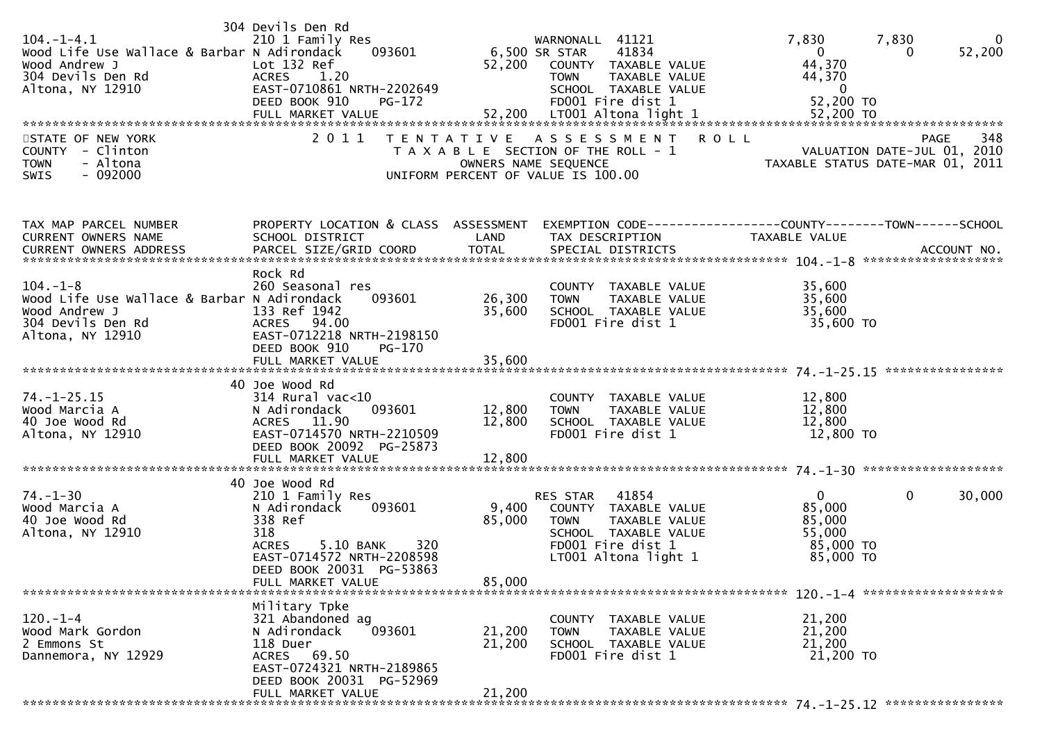```
                              304 Devils Den Rd
104.-1-4.1                    210 1 Family Res                     WARNONALL  41121                7,830        7,830            0
Wood Life Use Wallace & Barbar N Adirondack     093601          6,500 SR STAR     41834                    0            0       52,200
Wood Andrew J                 Lot 132 Ref                      52,200   COUNTY  TAXABLE VALUE           44,370
304 Devils Den Rd             ACRES    1.20                             TOWN    TAXABLE VALUE           44,370
Altona, NY 12910              EAST-0710861 NRTH-2202649                 SCHOOL  TAXABLE VALUE                0
                              DEED BOOK 910     PG-172                  FD001 Fire dist 1               52,200 TO
                              FULL MARKET VALUE                52,200   LT001 Altona light 1            52,200 TO
************************************************************************************************************************************
STATE OF NEW YORK                2 0 1 1   T E N T A T I V E   A S S E S S M E N T   R O L L                          PAGE    348
COUNTY  - Clinton                          T A X A B L E  SECTION OF THE ROLL - 1                      VALUATION DATE-JUL 01, 2010
TOWN    - Altona                                 OWNERS NAME SEQUENCE                             TAXABLE STATUS DATE-MAR 01, 2011
SWIS    - 092000                          UNIFORM PERCENT OF VALUE IS 100.00


TAX MAP PARCEL NUMBER          PROPERTY LOCATION & CLASS  ASSESSMENT  EXEMPTION CODE------------------COUNTY--------TOWN------SCHOOL
CURRENT OWNERS NAME            SCHOOL DISTRICT               LAND      TAX DESCRIPTION            TAXABLE VALUE
CURRENT OWNERS ADDRESS         PARCEL SIZE/GRID COORD        TOTAL     SPECIAL DISTRICTS                                 ACCOUNT NO.
******************************************************************************************************* 104.-1-8 ******************
                              Rock Rd
104.-1-8                      260 Seasonal res                          COUNTY  TAXABLE VALUE           35,600
Wood Life Use Wallace & Barbar N Adirondack     093601         26,300   TOWN    TAXABLE VALUE           35,600
Wood Andrew J                 133 Ref 1942                     35,600   SCHOOL  TAXABLE VALUE           35,600
304 Devils Den Rd             ACRES   94.00                             FD001 Fire dist 1               35,600 TO
Altona, NY 12910              EAST-0712218 NRTH-2198150
                              DEED BOOK 910     PG-170
                              FULL MARKET VALUE                35,600
******************************************************************************************************* 74.-1-25.15 ****************
                              40 Joe Wood Rd
74.-1-25.15                   314 Rural vac<10                          COUNTY  TAXABLE VALUE           12,800
Wood Marcia A                 N Adirondack     093601          12,800   TOWN    TAXABLE VALUE           12,800
40 Joe Wood Rd                ACRES   11.90                    12,800   SCHOOL  TAXABLE VALUE           12,800
Altona, NY 12910              EAST-0714570 NRTH-2210509                 FD001 Fire dist 1               12,800 TO
                              DEED BOOK 20092  PG-25873
                              FULL MARKET VALUE                12,800
******************************************************************************************************* 74.-1-30 *******************
                              40 Joe Wood Rd
74.-1-30                      210 1 Family Res                          RES STAR    41854                    0            0       30,000
Wood Marcia A                 N Adirondack     093601           9,400   COUNTY  TAXABLE VALUE           85,000
40 Joe Wood Rd                338 Ref                          85,000   TOWN    TAXABLE VALUE           85,000
Altona, NY 12910              318                                       SCHOOL  TAXABLE VALUE           55,000
                              ACRES    5.10 BANK     320                FD001 Fire dist 1               85,000 TO
                              EAST-0714572 NRTH-2208598                 LT001 Altona light 1            85,000 TO
                              DEED BOOK 20031  PG-53863
                              FULL MARKET VALUE                85,000
******************************************************************************************************* 120.-1-4 *******************
                              Military Tpke
120.-1-4                      321 Abandoned ag                          COUNTY  TAXABLE VALUE           21,200
Wood Mark Gordon              N Adirondack     093601          21,200   TOWN    TAXABLE VALUE           21,200
2 Emmons St                   118 Duer                         21,200   SCHOOL  TAXABLE VALUE           21,200
Dannemora, NY 12929           ACRES   69.50                             FD001 Fire dist 1               21,200 TO
                              EAST-0724321 NRTH-2189865
                              DEED BOOK 20031  PG-52969
                              FULL MARKET VALUE                21,200
******************************************************************************************************* 74.-1-25.12 ****************
```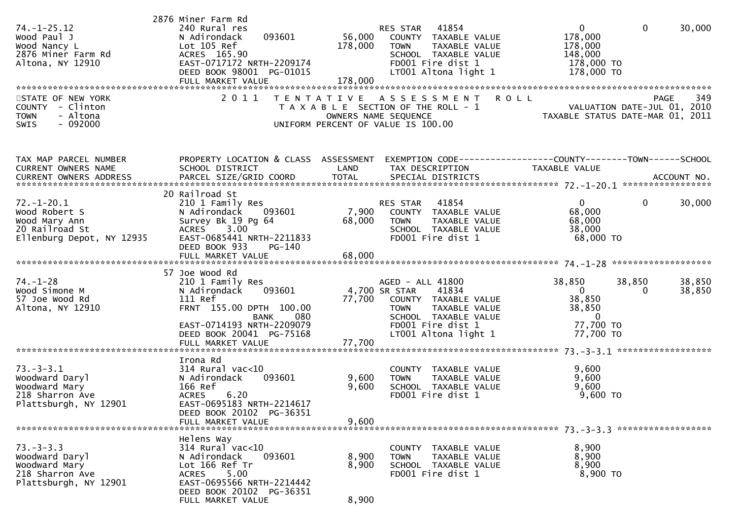```
                          2876 Miner Farm Rd
74.-1-25.12                240 Rural res                         RES STAR   41854                    0            0        30,000
Wood Paul J                N Adirondack      093601      56,000     COUNTY  TAXABLE VALUE          178,000
Wood Nancy L               Lot 105 Ref                  178,000     TOWN    TAXABLE VALUE          178,000
2876 Miner Farm Rd         ACRES  165.90                            SCHOOL  TAXABLE VALUE          148,000
Altona, NY 12910           EAST-0717172 NRTH-2209174                FD001 Fire dist 1               178,000 TO
                           DEED BOOK 98001  PG-01015                LT001 Altona light 1            178,000 TO
                           FULL MARKET VALUE            178,000
******************************************************************************************************************************
STATE OF NEW YORK              2 0 1 1   T E N T A T I V E   A S S E S S M E N T   R O L L                            PAGE   349
COUNTY  - Clinton                         T A X A B L E  SECTION OF THE ROLL - 1                    VALUATION DATE-JUL 01, 2010
TOWN    - Altona                                  OWNERS NAME SEQUENCE                           TAXABLE STATUS DATE-MAR 01, 2011
SWIS    - 092000                            UNIFORM PERCENT OF VALUE IS 100.00


TAX MAP PARCEL NUMBER          PROPERTY LOCATION & CLASS  ASSESSMENT  EXEMPTION CODE------------------COUNTY--------TOWN------SCHOOL
CURRENT OWNERS NAME            SCHOOL DISTRICT               LAND      TAX DESCRIPTION              TAXABLE VALUE
CURRENT OWNERS ADDRESS         PARCEL SIZE/GRID COORD        TOTAL     SPECIAL DISTRICTS                                ACCOUNT NO.
*********************************************************************************************** 72.-1-20.1 *****************
                          20 Railroad St
72.-1-20.1                 210 1 Family Res                      RES STAR   41854                    0            0        30,000
Wood Robert S              N Adirondack      093601       7,900     COUNTY  TAXABLE VALUE           68,000
Wood Mary Ann              Survey Bk 19 Pg 64            68,000     TOWN    TAXABLE VALUE           68,000
20 Railroad St             ACRES    3.00                            SCHOOL  TAXABLE VALUE           38,000
Ellenburg Depot, NY 12935  EAST-0685441 NRTH-2211833                FD001 Fire dist 1                68,000 TO
                           DEED BOOK 933    PG-140
                           FULL MARKET VALUE             68,000
*********************************************************************************************** 74.-1-28 *******************
                          57 Joe Wood Rd
74.-1-28                   210 1 Family Res                      AGED - ALL 41800               38,850       38,850       38,850
Wood Simone M              N Adirondack      093601       4,700 SR STAR     41834                    0            0        38,850
57 Joe Wood Rd             111 Ref                       77,700     COUNTY  TAXABLE VALUE           38,850
Altona, NY 12910           FRNT  155.00 DPTH  100.00                TOWN    TAXABLE VALUE           38,850
                                        BANK     080                SCHOOL  TAXABLE VALUE                0
                           EAST-0714193 NRTH-2209079                FD001 Fire dist 1                77,700 TO
                           DEED BOOK 20041  PG-75168                LT001 Altona light 1             77,700 TO
                           FULL MARKET VALUE             77,700
*********************************************************************************************** 73.-3-3.1 ******************
                           Irona Rd
73.-3-3.1                  314 Rural vac<10                         COUNTY  TAXABLE VALUE            9,600
Woodward Daryl             N Adirondack      093601       9,600     TOWN    TAXABLE VALUE            9,600
Woodward Mary              166 Ref                        9,600     SCHOOL  TAXABLE VALUE            9,600
218 Sharron Ave            ACRES    6.20                            FD001 Fire dist 1                 9,600 TO
Plattsburgh, NY 12901      EAST-0695183 NRTH-2214617
                           DEED BOOK 20102  PG-36351
                           FULL MARKET VALUE              9,600
*********************************************************************************************** 73.-3-3.3 ******************
                           Helens Way
73.-3-3.3                  314 Rural vac<10                         COUNTY  TAXABLE VALUE            8,900
Woodward Daryl             N Adirondack      093601       8,900     TOWN    TAXABLE VALUE            8,900
Woodward Mary              Lot 166 Ref Tr                 8,900     SCHOOL  TAXABLE VALUE            8,900
218 Sharron Ave            ACRES    5.00                            FD001 Fire dist 1                 8,900 TO
Plattsburgh, NY 12901      EAST-0695566 NRTH-2214442
                           DEED BOOK 20102  PG-36351
                           FULL MARKET VALUE              8,900
```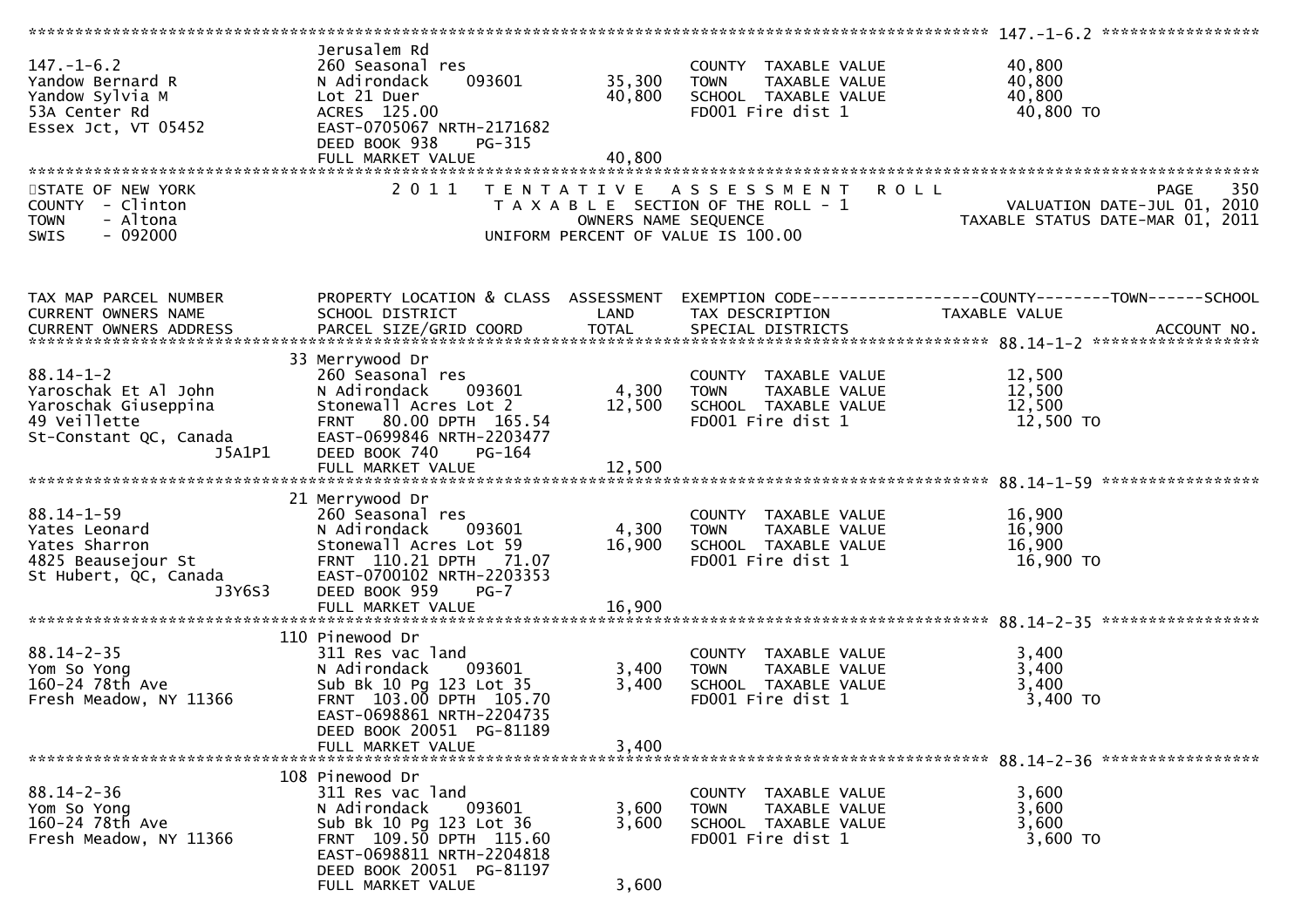Parcel 147.-1-6.2 (continued from previous page)

| Tax Map Parcel Number / Current Owners Name / Current Owners Address | Property Location & Class / School District / Parcel Size/Grid Coord | Assessment Land | Assessment Total | Tax Description | Taxable Value |
|---|---|---|---|---|---|
| 147.-1-6.2 | Jerusalem Rd | | | | |
| Yandow Bernard R | 260 Seasonal res | | | COUNTY TAXABLE VALUE | 40,800 |
| Yandow Sylvia M | N Adirondack 093601 | 35,300 | | TOWN TAXABLE VALUE | 40,800 |
| 53A Center Rd | Lot 21 Duer | | 40,800 | SCHOOL TAXABLE VALUE | 40,800 |
| Essex Jct, VT 05452 | ACRES 125.00 | | | FD001 Fire dist 1 | 40,800 TO |
| | EAST-0705067 NRTH-2171682 | | | | |
| | DEED BOOK 938 PG-315 | | | | |
| | FULL MARKET VALUE | | 40,800 | | |

STATE OF NEW YORK
COUNTY - Clinton
TOWN - Altona
SWIS - 092000

2011 TENTATIVE ASSESSMENT ROLL
TAXABLE SECTION OF THE ROLL - 1
OWNERS NAME SEQUENCE
UNIFORM PERCENT OF VALUE IS 100.00

PAGE 350
VALUATION DATE-JUL 01, 2010
TAXABLE STATUS DATE-MAR 01, 2011

| TAX MAP PARCEL NUMBER / CURRENT OWNERS NAME / CURRENT OWNERS ADDRESS | PROPERTY LOCATION & CLASS / SCHOOL DISTRICT / PARCEL SIZE/GRID COORD | ASSESSMENT LAND | ASSESSMENT TOTAL | EXEMPTION CODE / TAX DESCRIPTION / SPECIAL DISTRICTS | COUNTY--------TOWN------SCHOOL TAXABLE VALUE | ACCOUNT NO. |
|---|---|---|---|---|---|---|
| **88.14-1-2** | 33 Merrywood Dr | | | | | |
| 88.14-1-2 | 260 Seasonal res | | | COUNTY TAXABLE VALUE | 12,500 | |
| Yaroschak Et Al John | N Adirondack 093601 | 4,300 | | TOWN TAXABLE VALUE | 12,500 | |
| Yaroschak Giuseppina | Stonewall Acres Lot 2 | | 12,500 | SCHOOL TAXABLE VALUE | 12,500 | |
| 49 Veillette | FRNT 80.00 DPTH 165.54 | | | FD001 Fire dist 1 | 12,500 TO | |
| St-Constant QC, Canada | EAST-0699846 NRTH-2203477 | | | | | |
| J5A1P1 | DEED BOOK 740 PG-164 | | | | | |
| | FULL MARKET VALUE | | 12,500 | | | |
| **88.14-1-59** | 21 Merrywood Dr | | | | | |
| 88.14-1-59 | 260 Seasonal res | | | COUNTY TAXABLE VALUE | 16,900 | |
| Yates Leonard | N Adirondack 093601 | 4,300 | | TOWN TAXABLE VALUE | 16,900 | |
| Yates Sharron | Stonewall Acres Lot 59 | | 16,900 | SCHOOL TAXABLE VALUE | 16,900 | |
| 4825 Beausejour St | FRNT 110.21 DPTH 71.07 | | | FD001 Fire dist 1 | 16,900 TO | |
| St Hubert, QC, Canada | EAST-0700102 NRTH-2203353 | | | | | |
| J3Y6S3 | DEED BOOK 959 PG-7 | | | | | |
| | FULL MARKET VALUE | | 16,900 | | | |
| **88.14-2-35** | 110 Pinewood Dr | | | | | |
| 88.14-2-35 | 311 Res vac land | | | COUNTY TAXABLE VALUE | 3,400 | |
| Yom So Yong | N Adirondack 093601 | 3,400 | | TOWN TAXABLE VALUE | 3,400 | |
| 160-24 78th Ave | Sub Bk 10 Pg 123 Lot 35 | | 3,400 | SCHOOL TAXABLE VALUE | 3,400 | |
| Fresh Meadow, NY 11366 | FRNT 103.00 DPTH 105.70 | | | FD001 Fire dist 1 | 3,400 TO | |
| | EAST-0698861 NRTH-2204735 | | | | | |
| | DEED BOOK 20051 PG-81189 | | | | | |
| | FULL MARKET VALUE | | 3,400 | | | |
| **88.14-2-36** | 108 Pinewood Dr | | | | | |
| 88.14-2-36 | 311 Res vac land | | | COUNTY TAXABLE VALUE | 3,600 | |
| Yom So Yong | N Adirondack 093601 | 3,600 | | TOWN TAXABLE VALUE | 3,600 | |
| 160-24 78th Ave | Sub Bk 10 Pg 123 Lot 36 | | 3,600 | SCHOOL TAXABLE VALUE | 3,600 | |
| Fresh Meadow, NY 11366 | FRNT 109.50 DPTH 115.60 | | | FD001 Fire dist 1 | 3,600 TO | |
| | EAST-0698811 NRTH-2204818 | | | | | |
| | DEED BOOK 20051 PG-81197 | | | | | |
| | FULL MARKET VALUE | | 3,600 | | | |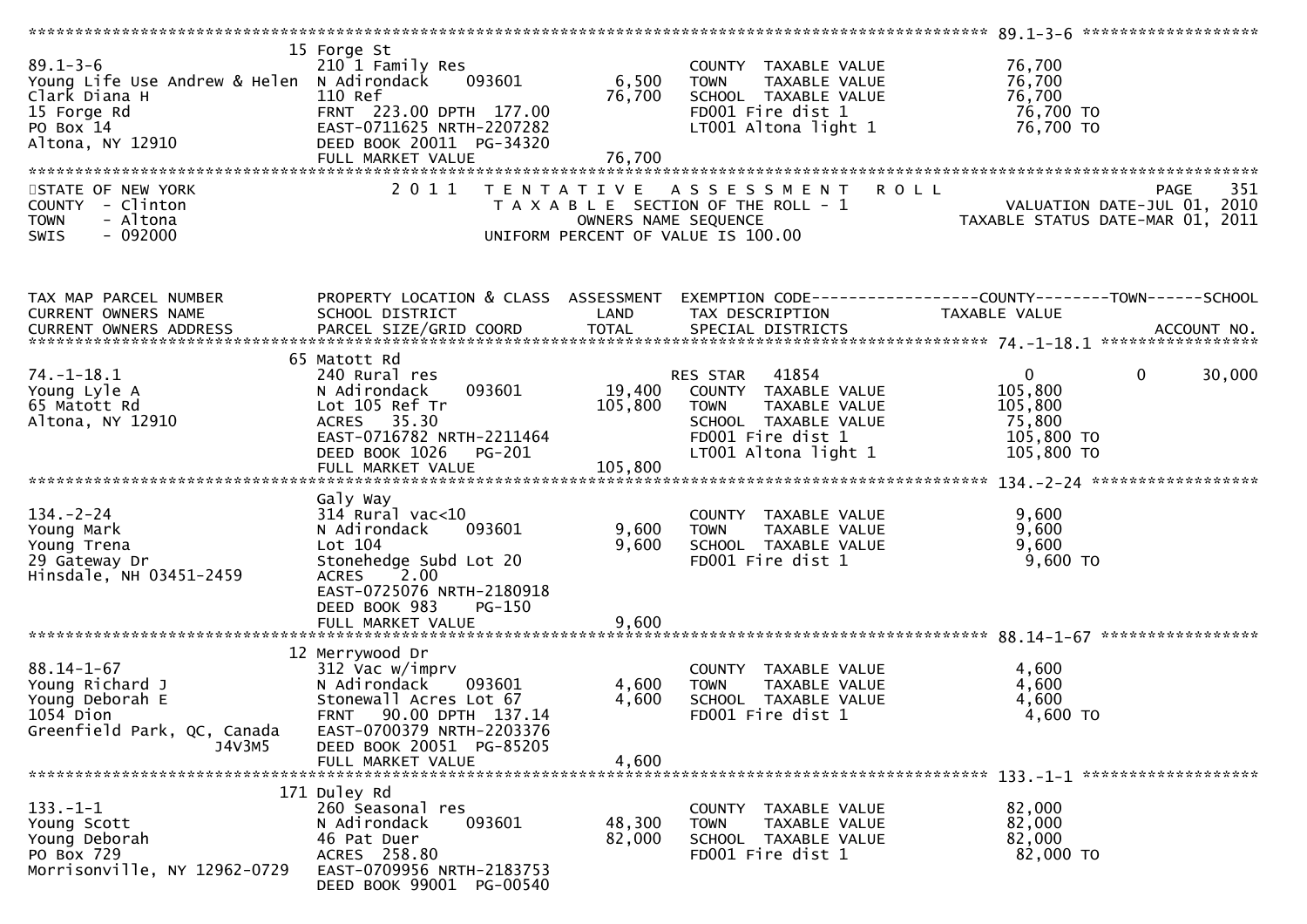```
******************************************************************************************************* 89.1-3-6 ********************
                              15 Forge St
89.1-3-6                      210 1 Family Res                         COUNTY  TAXABLE VALUE            76,700
Young Life Use Andrew & Helen N Adirondack     093601          6,500   TOWN    TAXABLE VALUE            76,700
Clark Diana H                 110 Ref                          76,700  SCHOOL  TAXABLE VALUE            76,700
15 Forge Rd                   FRNT 223.00 DPTH 177.00                  FD001 Fire dist 1                76,700 TO
PO Box 14                     EAST-0711625 NRTH-2207282                LT001 Altona light 1             76,700 TO
Altona, NY 12910              DEED BOOK 20011 PG-34320
                              FULL MARKET VALUE                76,700
********************************************************************************************************************************************
```

```
STATE OF NEW YORK                2011  TENTATIVE ASSESSMENT ROLL                                        PAGE   351
COUNTY  - Clinton                      T A X A B L E SECTION OF THE ROLL - 1                  VALUATION DATE-JUL 01, 2010
TOWN    - Altona                              OWNERS NAME SEQUENCE                          TAXABLE STATUS DATE-MAR 01, 2011
SWIS    - 092000                      UNIFORM PERCENT OF VALUE IS 100.00
```

```
TAX MAP PARCEL NUMBER         PROPERTY LOCATION & CLASS  ASSESSMENT  EXEMPTION CODE------------------COUNTY--------TOWN------SCHOOL
CURRENT OWNERS NAME           SCHOOL DISTRICT               LAND      TAX DESCRIPTION              TAXABLE VALUE
CURRENT OWNERS ADDRESS        PARCEL SIZE/GRID COORD        TOTAL     SPECIAL DISTRICTS                                  ACCOUNT NO.
******************************************************************************************************* 74.-1-18.1 ******************
                              65 Matott Rd
74.-1-18.1                    240 Rural res                            RES STAR   41854                    0            0      30,000
Young Lyle A                  N Adirondack     093601         19,400   COUNTY  TAXABLE VALUE           105,800
65 Matott Rd                  Lot 105 Ref Tr                 105,800   TOWN    TAXABLE VALUE           105,800
Altona, NY 12910              ACRES   35.30                            SCHOOL  TAXABLE VALUE            75,800
                              EAST-0716782 NRTH-2211464                FD001 Fire dist 1               105,800 TO
                              DEED BOOK 1026   PG-201                  LT001 Altona light 1            105,800 TO
                              FULL MARKET VALUE              105,800
******************************************************************************************************* 134.-2-24 *******************
                              Galy Way
134.-2-24                     314 Rural vac<10                         COUNTY  TAXABLE VALUE             9,600
Young Mark                    N Adirondack     093601          9,600   TOWN    TAXABLE VALUE             9,600
Young Trena                   Lot 104                          9,600   SCHOOL  TAXABLE VALUE             9,600
29 Gateway Dr                 Stonehedge Subd Lot 20                   FD001 Fire dist 1                 9,600 TO
Hinsdale, NH 03451-2459       ACRES    2.00
                              EAST-0725076 NRTH-2180918
                              DEED BOOK 983    PG-150
                              FULL MARKET VALUE                9,600
******************************************************************************************************* 88.14-1-67 ******************
                              12 Merrywood Dr
88.14-1-67                    312 Vac w/imprv                          COUNTY  TAXABLE VALUE             4,600
Young Richard J               N Adirondack     093601          4,600   TOWN    TAXABLE VALUE             4,600
Young Deborah E               Stonewall Acres Lot 67           4,600   SCHOOL  TAXABLE VALUE             4,600
1054 Dion                     FRNT  90.00 DPTH 137.14                  FD001 Fire dist 1                 4,600 TO
Greenfield Park, QC, Canada   EAST-0700379 NRTH-2203376
                 J4V3M5       DEED BOOK 20051 PG-85205
                              FULL MARKET VALUE                4,600
******************************************************************************************************* 133.-1-1 ********************
                              171 Duley Rd
133.-1-1                      260 Seasonal res                         COUNTY  TAXABLE VALUE            82,000
Young Scott                   N Adirondack     093601         48,300   TOWN    TAXABLE VALUE            82,000
Young Deborah                 46 Pat Duer                     82,000   SCHOOL  TAXABLE VALUE            82,000
PO Box 729                    ACRES  258.80                            FD001 Fire dist 1                82,000 TO
Morrisonville, NY 12962-0729  EAST-0709956 NRTH-2183753
                              DEED BOOK 99001 PG-00540
```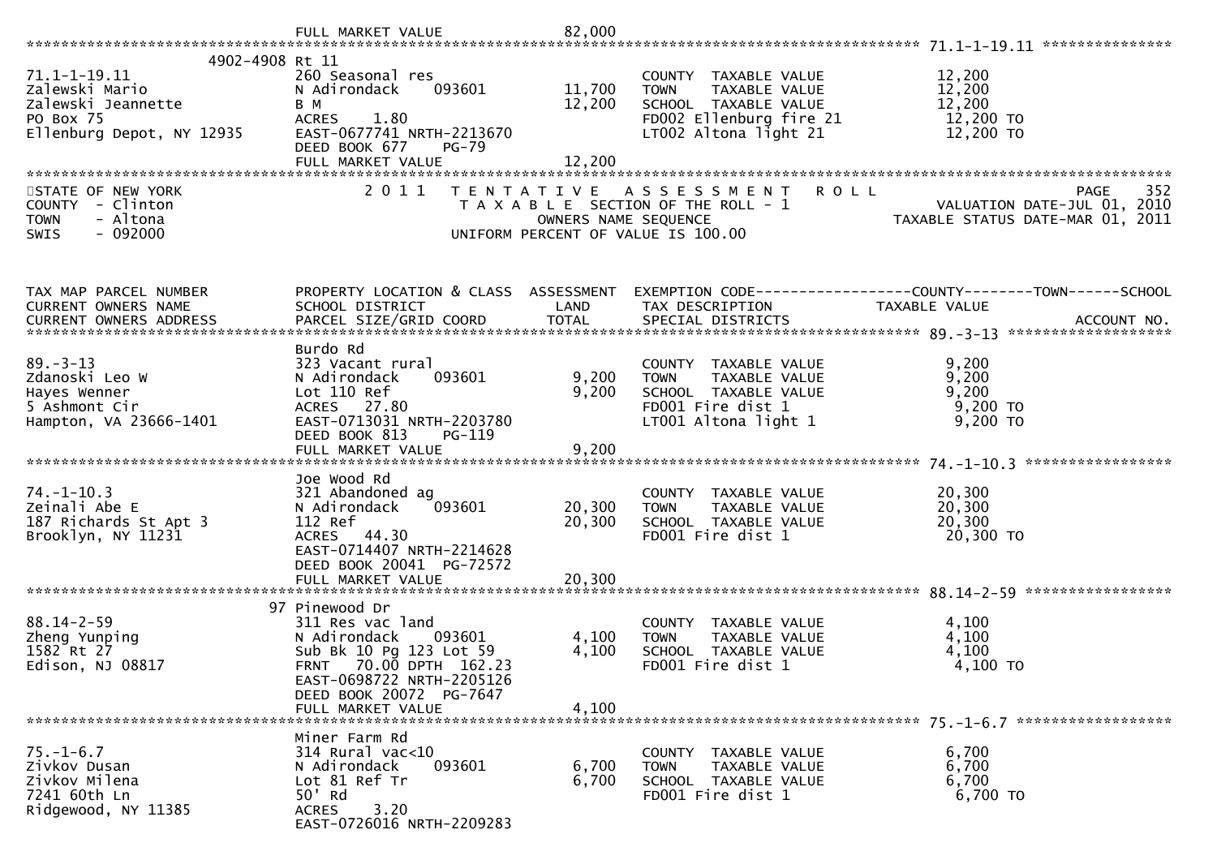FULL MARKET VALUE 82,000

| TAX MAP PARCEL NUMBER / CURRENT OWNERS NAME / CURRENT OWNERS ADDRESS | PROPERTY LOCATION & CLASS / SCHOOL DISTRICT / PARCEL SIZE/GRID COORD | ASSESSMENT LAND | TOTAL | EXEMPTION CODE / TAX DESCRIPTION / SPECIAL DISTRICTS | TAXABLE VALUE |
|---|---|---|---|---|---|
| **71.1-1-19.11** | 4902-4908 Rt 11 | | | | |
| 71.1-1-19.11 | 260 Seasonal res | | | COUNTY TAXABLE VALUE | 12,200 |
| Zalewski Mario | N Adirondack 093601 | 11,700 | | TOWN TAXABLE VALUE | 12,200 |
| Zalewski Jeannette | B M | | 12,200 | SCHOOL TAXABLE VALUE | 12,200 |
| PO Box 75 | ACRES 1.80 | | | FD002 Ellenburg fire 21 | 12,200 TO |
| Ellenburg Depot, NY 12935 | EAST-0677741 NRTH-2213670 | | | LT002 Altona light 21 | 12,200 TO |
| | DEED BOOK 677 PG-79 | | | | |
| | FULL MARKET VALUE | | 12,200 | | |

STATE OF NEW YORK — COUNTY - Clinton — TOWN - Altona — SWIS - 092000

2011 TENTATIVE ASSESSMENT ROLL — TAXABLE SECTION OF THE ROLL - 1 — OWNERS NAME SEQUENCE — UNIFORM PERCENT OF VALUE IS 100.00

PAGE 352 — VALUATION DATE-JUL 01, 2010 — TAXABLE STATUS DATE-MAR 01, 2011

| TAX MAP PARCEL NUMBER / CURRENT OWNERS NAME / CURRENT OWNERS ADDRESS | PROPERTY LOCATION & CLASS / SCHOOL DISTRICT / PARCEL SIZE/GRID COORD | ASSESSMENT LAND | TOTAL | EXEMPTION CODE / TAX DESCRIPTION / SPECIAL DISTRICTS | TAXABLE VALUE (COUNTY--TOWN--SCHOOL) / ACCOUNT NO. |
|---|---|---|---|---|---|
| **89.-3-13** | Burdo Rd | | | | |
| 89.-3-13 | 323 Vacant rural | | | COUNTY TAXABLE VALUE | 9,200 |
| Zdanoski Leo W | N Adirondack 093601 | 9,200 | | TOWN TAXABLE VALUE | 9,200 |
| Hayes Wenner | Lot 110 Ref | | 9,200 | SCHOOL TAXABLE VALUE | 9,200 |
| 5 Ashmont Cir | ACRES 27.80 | | | FD001 Fire dist 1 | 9,200 TO |
| Hampton, VA 23666-1401 | EAST-0713031 NRTH-2203780 | | | LT001 Altona light 1 | 9,200 TO |
| | DEED BOOK 813 PG-119 | | | | |
| | FULL MARKET VALUE | | 9,200 | | |
| **74.-1-10.3** | Joe Wood Rd | | | | |
| 74.-1-10.3 | 321 Abandoned ag | | | COUNTY TAXABLE VALUE | 20,300 |
| Zeinali Abe E | N Adirondack 093601 | 20,300 | | TOWN TAXABLE VALUE | 20,300 |
| 187 Richards St Apt 3 | 112 Ref | | 20,300 | SCHOOL TAXABLE VALUE | 20,300 |
| Brooklyn, NY 11231 | ACRES 44.30 | | | FD001 Fire dist 1 | 20,300 TO |
| | EAST-0714407 NRTH-2214628 | | | | |
| | DEED BOOK 20041 PG-72572 | | | | |
| | FULL MARKET VALUE | | 20,300 | | |
| **88.14-2-59** | 97 Pinewood Dr | | | | |
| 88.14-2-59 | 311 Res vac land | | | COUNTY TAXABLE VALUE | 4,100 |
| Zheng Yunping | N Adirondack 093601 | 4,100 | | TOWN TAXABLE VALUE | 4,100 |
| 1582 Rt 27 | Sub Bk 10 Pg 123 Lot 59 | | 4,100 | SCHOOL TAXABLE VALUE | 4,100 |
| Edison, NJ 08817 | FRNT 70.00 DPTH 162.23 | | | FD001 Fire dist 1 | 4,100 TO |
| | EAST-0698722 NRTH-2205126 | | | | |
| | DEED BOOK 20072 PG-7647 | | | | |
| | FULL MARKET VALUE | | 4,100 | | |
| **75.-1-6.7** | Miner Farm Rd | | | | |
| 75.-1-6.7 | 314 Rural vac<10 | | | COUNTY TAXABLE VALUE | 6,700 |
| Zivkov Dusan | N Adirondack 093601 | 6,700 | | TOWN TAXABLE VALUE | 6,700 |
| Zivkov Milena | Lot 81 Ref Tr | | 6,700 | SCHOOL TAXABLE VALUE | 6,700 |
| 7241 60th Ln | 50' Rd | | | FD001 Fire dist 1 | 6,700 TO |
| Ridgewood, NY 11385 | ACRES 3.20 | | | | |
| | EAST-0726016 NRTH-2209283 | | | | |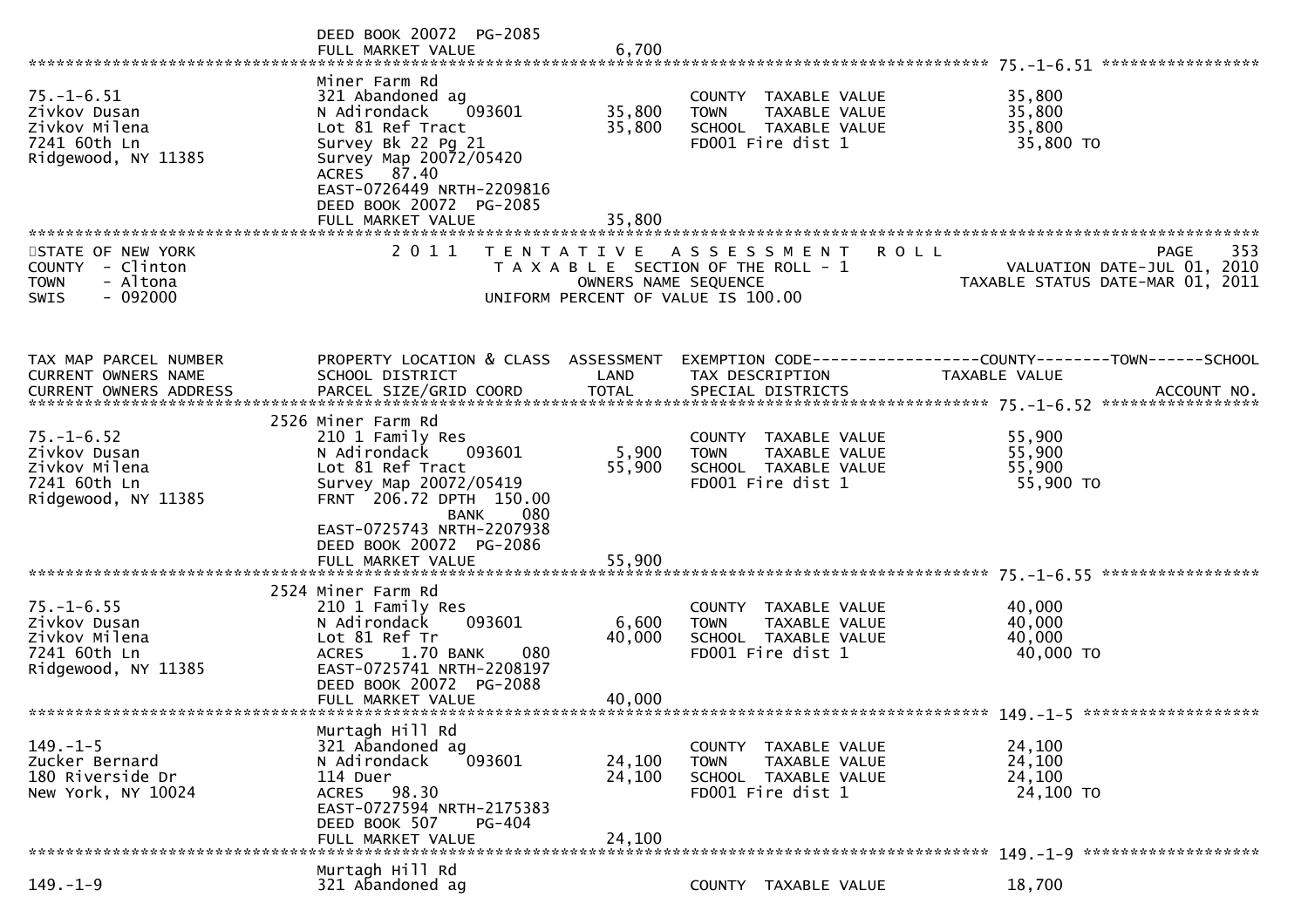```
                              DEED BOOK 20072  PG-2085
                              FULL MARKET VALUE              6,700
******************************************************************************************************* 75.-1-6.51 *****************
                              Miner Farm Rd
75.-1-6.51                    321 Abandoned ag                        COUNTY  TAXABLE VALUE              35,800
Zivkov Dusan                  N Adirondack    093601       35,800     TOWN    TAXABLE VALUE              35,800
Zivkov Milena                 Lot 81 Ref Tract             35,800     SCHOOL  TAXABLE VALUE              35,800
7241 60th Ln                  Survey Bk 22 Pg 21                      FD001 Fire dist 1                   35,800 TO
Ridgewood, NY 11385           Survey Map 20072/05420
                              ACRES   87.40
                              EAST-0726449 NRTH-2209816
                              DEED BOOK 20072  PG-2085
                              FULL MARKET VALUE             35,800
************************************************************************************************************************************
STATE OF NEW YORK                2 0 1 1   T E N T A T I V E   A S S E S S M E N T   R O L L                          PAGE    353
COUNTY  - Clinton                      T A X A B L E  SECTION OF THE ROLL - 1                        VALUATION DATE-JUL 01, 2010
TOWN    - Altona                                OWNERS NAME SEQUENCE                              TAXABLE STATUS DATE-MAR 01, 2011
SWIS    - 092000                        UNIFORM PERCENT OF VALUE IS 100.00


TAX MAP PARCEL NUMBER         PROPERTY LOCATION & CLASS  ASSESSMENT  EXEMPTION CODE------------------COUNTY--------TOWN------SCHOOL
CURRENT OWNERS NAME           SCHOOL DISTRICT               LAND      TAX DESCRIPTION              TAXABLE VALUE
CURRENT OWNERS ADDRESS        PARCEL SIZE/GRID COORD        TOTAL     SPECIAL DISTRICTS                                  ACCOUNT NO.
******************************************************************************************************* 75.-1-6.52 *****************
                           2526 Miner Farm Rd
75.-1-6.52                    210 1 Family Res                        COUNTY  TAXABLE VALUE              55,900
Zivkov Dusan                  N Adirondack    093601        5,900     TOWN    TAXABLE VALUE              55,900
Zivkov Milena                 Lot 81 Ref Tract             55,900     SCHOOL  TAXABLE VALUE              55,900
7241 60th Ln                  Survey Map 20072/05419                  FD001 Fire dist 1                   55,900 TO
Ridgewood, NY 11385           FRNT  206.72 DPTH 150.00
                                          BANK     080
                              EAST-0725743 NRTH-2207938
                              DEED BOOK 20072  PG-2086
                              FULL MARKET VALUE             55,900
******************************************************************************************************* 75.-1-6.55 *****************
                           2524 Miner Farm Rd
75.-1-6.55                    210 1 Family Res                        COUNTY  TAXABLE VALUE              40,000
Zivkov Dusan                  N Adirondack    093601        6,600     TOWN    TAXABLE VALUE              40,000
Zivkov Milena                 Lot 81 Ref Tr                40,000     SCHOOL  TAXABLE VALUE              40,000
7241 60th Ln                  ACRES    1.70 BANK     080              FD001 Fire dist 1                   40,000 TO
Ridgewood, NY 11385           EAST-0725741 NRTH-2208197
                              DEED BOOK 20072  PG-2088
                              FULL MARKET VALUE             40,000
******************************************************************************************************* 149.-1-5 *******************
                              Murtagh Hill Rd
149.-1-5                      321 Abandoned ag                        COUNTY  TAXABLE VALUE              24,100
Zucker Bernard                N Adirondack    093601       24,100     TOWN    TAXABLE VALUE              24,100
180 Riverside Dr              114 Duer                     24,100     SCHOOL  TAXABLE VALUE              24,100
New York, NY 10024            ACRES   98.30                           FD001 Fire dist 1                   24,100 TO
                              EAST-0727594 NRTH-2175383
                              DEED BOOK 507    PG-404
                              FULL MARKET VALUE             24,100
******************************************************************************************************* 149.-1-9 *******************
                              Murtagh Hill Rd
149.-1-9                      321 Abandoned ag                        COUNTY  TAXABLE VALUE              18,700
```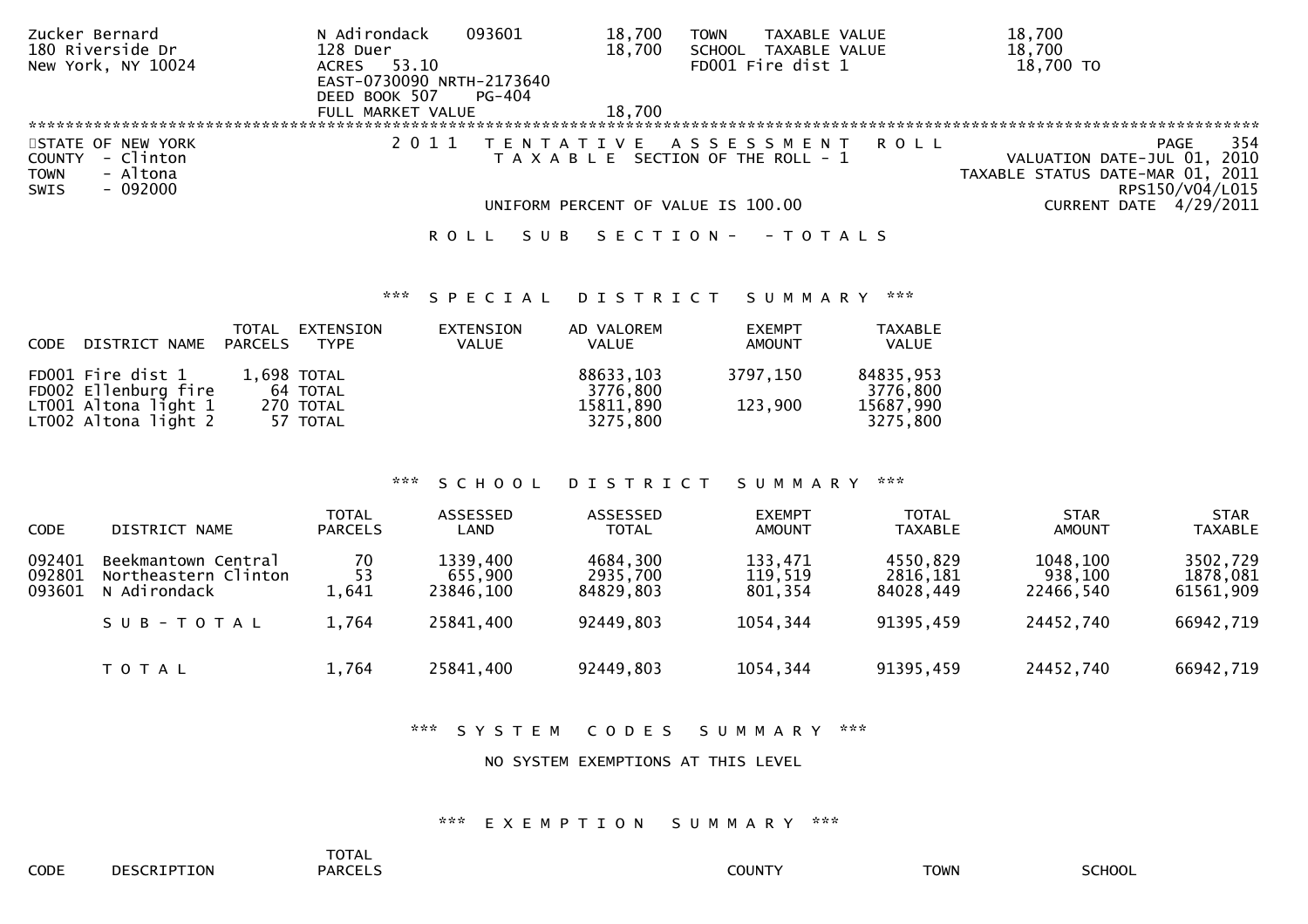```
Zucker Bernard                N Adirondack     093601        18,700   TOWN    TAXABLE VALUE            18,700
180 Riverside Dr              128 Duer                       18,700   SCHOOL  TAXABLE VALUE            18,700
New York, NY 10024            ACRES   53.10                           FD001 Fire dist 1                18,700 TO
                              EAST-0730090 NRTH-2173640
                              DEED BOOK 507    PG-404
                              FULL MARKET VALUE              18,700
```

STATE OF NEW YORK
COUNTY - Clinton
TOWN - Altona
SWIS - 092000

# 2011 TENTATIVE ASSESSMENT ROLL

TAXABLE SECTION OF THE ROLL - 1

UNIFORM PERCENT OF VALUE IS 100.00

VALUATION DATE-JUL 01, 2010
TAXABLE STATUS DATE-MAR 01, 2011
RPS150/V04/L015
CURRENT DATE 4/29/2011

## ROLL SUB SECTION- - TOTALS

### *** SPECIAL DISTRICT SUMMARY ***

| CODE | DISTRICT NAME | TOTAL PARCELS | EXTENSION TYPE | EXTENSION VALUE | AD VALOREM VALUE | EXEMPT AMOUNT | TAXABLE VALUE |
|---|---|---|---|---|---|---|---|
| FD001 | Fire dist 1 | 1,698 | TOTAL | | 88633,103 | 3797,150 | 84835,953 |
| FD002 | Ellenburg fire | 64 | TOTAL | | 3776,800 | | 3776,800 |
| LT001 | Altona light 1 | 270 | TOTAL | | 15811,890 | 123,900 | 15687,990 |
| LT002 | Altona light 2 | 57 | TOTAL | | 3275,800 | | 3275,800 |

### *** SCHOOL DISTRICT SUMMARY ***

| CODE | DISTRICT NAME | TOTAL PARCELS | ASSESSED LAND | ASSESSED TOTAL | EXEMPT AMOUNT | TOTAL TAXABLE | STAR AMOUNT | STAR TAXABLE |
|---|---|---|---|---|---|---|---|---|
| 092401 | Beekmantown Central | 70 | 1339,400 | 4684,300 | 133,471 | 4550,829 | 1048,100 | 3502,729 |
| 092801 | Northeastern Clinton | 53 | 655,900 | 2935,700 | 119,519 | 2816,181 | 938,100 | 1878,081 |
| 093601 | N Adirondack | 1,641 | 23846,100 | 84829,803 | 801,354 | 84028,449 | 22466,540 | 61561,909 |
| | SUB-TOTAL | 1,764 | 25841,400 | 92449,803 | 1054,344 | 91395,459 | 24452,740 | 66942,719 |
| | TOTAL | 1,764 | 25841,400 | 92449,803 | 1054,344 | 91395,459 | 24452,740 | 66942,719 |

### *** SYSTEM CODES SUMMARY ***

NO SYSTEM EXEMPTIONS AT THIS LEVEL

### *** EXEMPTION SUMMARY ***

| CODE | DESCRIPTION | TOTAL PARCELS | COUNTY | TOWN | SCHOOL |
|---|---|---|---|---|---|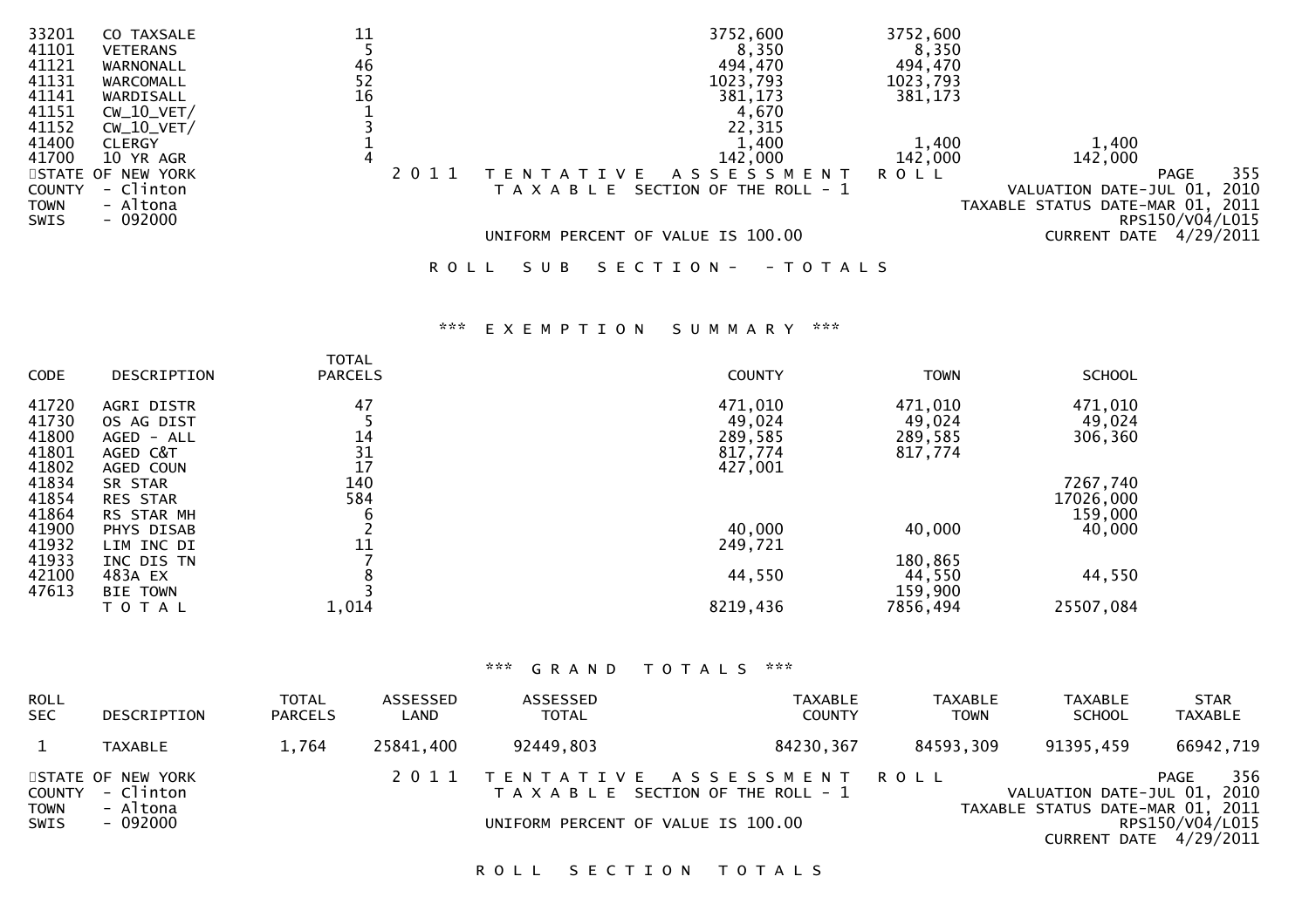| CODE | DESCRIPTION | TOTAL PARCELS | COUNTY | TOWN | SCHOOL |
|---|---|---|---|---|---|
| 33201 | CO TAXSALE | 11 | 3752,600 | 3752,600 | |
| 41101 | VETERANS | 5 | 8,350 | 8,350 | |
| 41121 | WARNONALL | 46 | 494,470 | 494,470 | |
| 41131 | WARCOMALL | 52 | 1023,793 | 1023,793 | |
| 41141 | WARDISALL | 16 | 381,173 | 381,173 | |
| 41151 | CW_10_VET/ | 1 | 4,670 | | |
| 41152 | CW_10_VET/ | 3 | 22,315 | | |
| 41400 | CLERGY | 1 | 1,400 | 1,400 | 1,400 |
| 41700 | 10 YR AGR | 4 | 142,000 | 142,000 | 142,000 |

STATE OF NEW YORK — 2 0 1 1 TENTATIVE ASSESSMENT ROLL — PAGE 355
COUNTY - Clinton — TAXABLE SECTION OF THE ROLL - 1 — VALUATION DATE-JUL 01, 2010
TOWN - Altona — TAXABLE STATUS DATE-MAR 01, 2011
SWIS - 092000 — RPS150/V04/L015
UNIFORM PERCENT OF VALUE IS 100.00 — CURRENT DATE 4/29/2011

ROLL SUB SECTION- - TOTALS

## *** EXEMPTION SUMMARY ***

| CODE | DESCRIPTION | TOTAL PARCELS | COUNTY | TOWN | SCHOOL |
|---|---|---|---|---|---|
| 41720 | AGRI DISTR | 47 | 471,010 | 471,010 | 471,010 |
| 41730 | OS AG DIST | 5 | 49,024 | 49,024 | 49,024 |
| 41800 | AGED - ALL | 14 | 289,585 | 289,585 | 306,360 |
| 41801 | AGED C&T | 31 | 817,774 | 817,774 | |
| 41802 | AGED COUN | 17 | 427,001 | | |
| 41834 | SR STAR | 140 | | | 7267,740 |
| 41854 | RES STAR | 584 | | | 17026,000 |
| 41864 | RS STAR MH | 6 | | | 159,000 |
| 41900 | PHYS DISAB | 2 | 40,000 | 40,000 | 40,000 |
| 41932 | LIM INC DI | 11 | 249,721 | | |
| 41933 | INC DIS TN | 7 | | 180,865 | |
| 42100 | 483A EX | 8 | 44,550 | 44,550 | 44,550 |
| 47613 | BIE TOWN | 3 | | 159,900 | |
| | T O T A L | 1,014 | 8219,436 | 7856,494 | 25507,084 |

## *** GRAND TOTALS ***

| ROLL SEC | DESCRIPTION | TOTAL PARCELS | ASSESSED LAND | ASSESSED TOTAL | TAXABLE COUNTY | TAXABLE TOWN | TAXABLE SCHOOL | STAR TAXABLE |
|---|---|---|---|---|---|---|---|---|
| 1 | TAXABLE | 1,764 | 25841,400 | 92449,803 | 84230,367 | 84593,309 | 91395,459 | 66942,719 |

STATE OF NEW YORK — 2 0 1 1 TENTATIVE ASSESSMENT ROLL — PAGE 356
COUNTY - Clinton — TAXABLE SECTION OF THE ROLL - 1 — VALUATION DATE-JUL 01, 2010
TOWN - Altona — TAXABLE STATUS DATE-MAR 01, 2011
SWIS - 092000 — UNIFORM PERCENT OF VALUE IS 100.00 — RPS150/V04/L015
CURRENT DATE 4/29/2011

ROLL SECTION TOTALS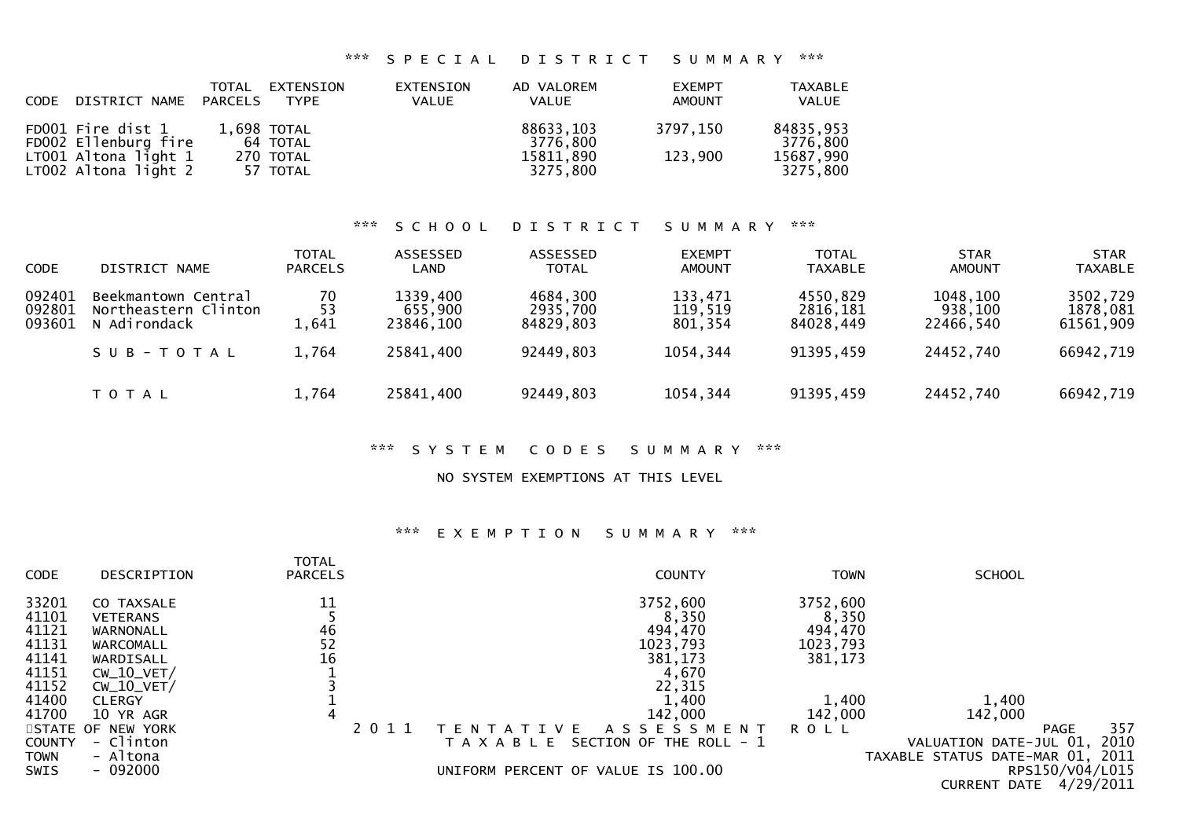### *** SPECIAL DISTRICT SUMMARY ***

| CODE | DISTRICT NAME | TOTAL PARCELS | EXTENSION TYPE | EXTENSION VALUE | AD VALOREM VALUE | EXEMPT AMOUNT | TAXABLE VALUE |
|---|---|---|---|---|---|---|---|
| FD001 | Fire dist 1 | 1,698 | TOTAL | | 88633,103 | 3797,150 | 84835,953 |
| FD002 | Ellenburg fire | 64 | TOTAL | | 3776,800 | | 3776,800 |
| LT001 | Altona light 1 | 270 | TOTAL | | 15811,890 | 123,900 | 15687,990 |
| LT002 | Altona light 2 | 57 | TOTAL | | 3275,800 | | 3275,800 |

### *** SCHOOL DISTRICT SUMMARY ***

| CODE | DISTRICT NAME | TOTAL PARCELS | ASSESSED LAND | ASSESSED TOTAL | EXEMPT AMOUNT | TOTAL TAXABLE | STAR AMOUNT | STAR TAXABLE |
|---|---|---|---|---|---|---|---|---|
| 092401 | Beekmantown Central | 70 | 1339,400 | 4684,300 | 133,471 | 4550,829 | 1048,100 | 3502,729 |
| 092801 | Northeastern Clinton | 53 | 655,900 | 2935,700 | 119,519 | 2816,181 | 938,100 | 1878,081 |
| 093601 | N Adirondack | 1,641 | 23846,100 | 84829,803 | 801,354 | 84028,449 | 22466,540 | 61561,909 |
| | SUB-TOTAL | 1,764 | 25841,400 | 92449,803 | 1054,344 | 91395,459 | 24452,740 | 66942,719 |
| | TOTAL | 1,764 | 25841,400 | 92449,803 | 1054,344 | 91395,459 | 24452,740 | 66942,719 |

### *** SYSTEM CODES SUMMARY ***

NO SYSTEM EXEMPTIONS AT THIS LEVEL

### *** EXEMPTION SUMMARY ***

| CODE | DESCRIPTION | TOTAL PARCELS | COUNTY | TOWN | SCHOOL |
|---|---|---|---|---|---|
| 33201 | CO TAXSALE | 11 | 3752,600 | 3752,600 | |
| 41101 | VETERANS | 5 | 8,350 | 8,350 | |
| 41121 | WARNONALL | 46 | 494,470 | 494,470 | |
| 41131 | WARCOMALL | 52 | 1023,793 | 1023,793 | |
| 41141 | WARDISALL | 16 | 381,173 | 381,173 | |
| 41151 | CW_10_VET/ | 1 | 4,670 | | |
| 41152 | CW_10_VET/ | 3 | 22,315 | | |
| 41400 | CLERGY | 1 | 1,400 | 1,400 | 1,400 |
| 41700 | 10 YR AGR | 4 | 142,000 | 142,000 | 142,000 |

STATE OF NEW YORK
COUNTY - Clinton
TOWN - Altona
SWIS - 092000

2011 TENTATIVE ASSESSMENT ROLL
TAXABLE SECTION OF THE ROLL - 1
UNIFORM PERCENT OF VALUE IS 100.00

VALUATION DATE-JUL 01, 2010
TAXABLE STATUS DATE-MAR 01, 2011
RPS150/V04/L015
CURRENT DATE 4/29/2011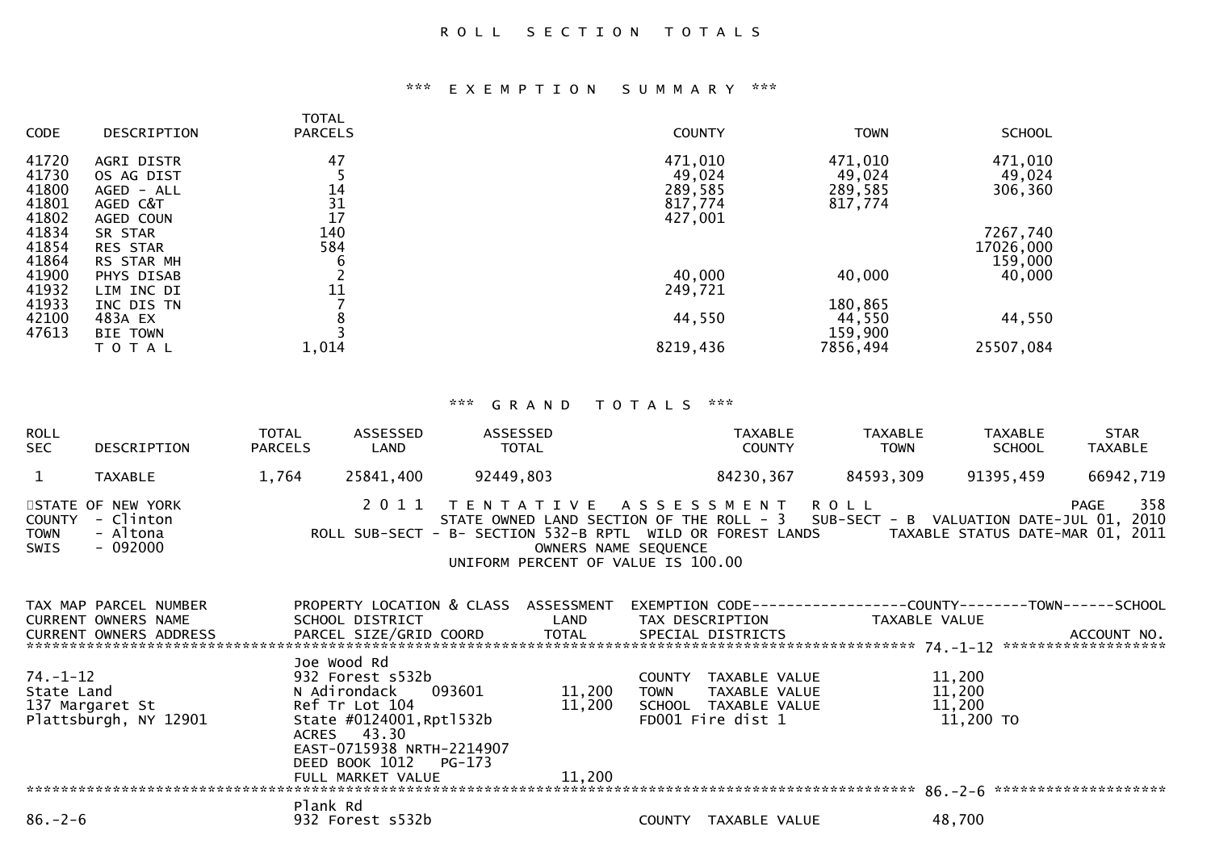# ROLL SECTION TOTALS

## *** EXEMPTION SUMMARY ***

| CODE | DESCRIPTION | TOTAL PARCELS | COUNTY | TOWN | SCHOOL |
|---|---|---|---|---|---|
| 41720 | AGRI DISTR | 47 | 471,010 | 471,010 | 471,010 |
| 41730 | OS AG DIST | 5 | 49,024 | 49,024 | 49,024 |
| 41800 | AGED - ALL | 14 | 289,585 | 289,585 | 306,360 |
| 41801 | AGED C&T | 31 | 817,774 | 817,774 | |
| 41802 | AGED COUN | 17 | 427,001 | | |
| 41834 | SR STAR | 140 | | | 7267,740 |
| 41854 | RES STAR | 584 | | | 17026,000 |
| 41864 | RS STAR MH | 6 | | | 159,000 |
| 41900 | PHYS DISAB | 2 | 40,000 | 40,000 | 40,000 |
| 41932 | LIM INC DI | 11 | 249,721 | | |
| 41933 | INC DIS TN | 7 | | 180,865 | |
| 42100 | 483A EX | 8 | 44,550 | 44,550 | 44,550 |
| 47613 | BIE TOWN | 3 | | 159,900 | |
| | TOTAL | 1,014 | 8219,436 | 7856,494 | 25507,084 |

## *** GRAND TOTALS ***

| ROLL SEC | DESCRIPTION | TOTAL PARCELS | ASSESSED LAND | ASSESSED TOTAL | TAXABLE COUNTY | TAXABLE TOWN | TAXABLE SCHOOL | STAR TAXABLE |
|---|---|---|---|---|---|---|---|---|
| 1 | TAXABLE | 1,764 | 25841,400 | 92449,803 | 84230,367 | 84593,309 | 91395,459 | 66942,719 |

STATE OF NEW YORK
COUNTY - Clinton
TOWN - Altona
SWIS - 092000

2011 TENTATIVE ASSESSMENT ROLL
STATE OWNED LAND SECTION OF THE ROLL - 3 SUB-SECT - B VALUATION DATE-JUL 01, 2010
ROLL SUB-SECT - B- SECTION 532-B RPTL WILD OR FOREST LANDS TAXABLE STATUS DATE-MAR 01, 2011
OWNERS NAME SEQUENCE
UNIFORM PERCENT OF VALUE IS 100.00

| TAX MAP PARCEL NUMBER / CURRENT OWNERS NAME / CURRENT OWNERS ADDRESS | PROPERTY LOCATION & CLASS / SCHOOL DISTRICT / PARCEL SIZE/GRID COORD | ASSESSMENT LAND / TOTAL | EXEMPTION CODE / TAX DESCRIPTION / SPECIAL DISTRICTS | TAXABLE VALUE (COUNTY / TOWN / SCHOOL) | ACCOUNT NO. |
|---|---|---|---|---|---|
| 74.-1-12 | Joe Wood Rd | | | | |
| 74.-1-12 | 932 Forest s532b | | COUNTY TAXABLE VALUE | 11,200 | |
| State Land | N Adirondack 093601 | 11,200 | TOWN TAXABLE VALUE | 11,200 | |
| 137 Margaret St | Ref Tr Lot 104 | 11,200 | SCHOOL TAXABLE VALUE | 11,200 | |
| Plattsburgh, NY 12901 | State #0124001,Rptl532b | | FD001 Fire dist 1 | 11,200 TO | |
| | ACRES 43.30 | | | | |
| | EAST-0715938 NRTH-2214907 | | | | |
| | DEED BOOK 1012 PG-173 | | | | |
| | FULL MARKET VALUE | 11,200 | | | |
| 86.-2-6 | Plank Rd | | | | |
| 86.-2-6 | 932 Forest s532b | | COUNTY TAXABLE VALUE | 48,700 | |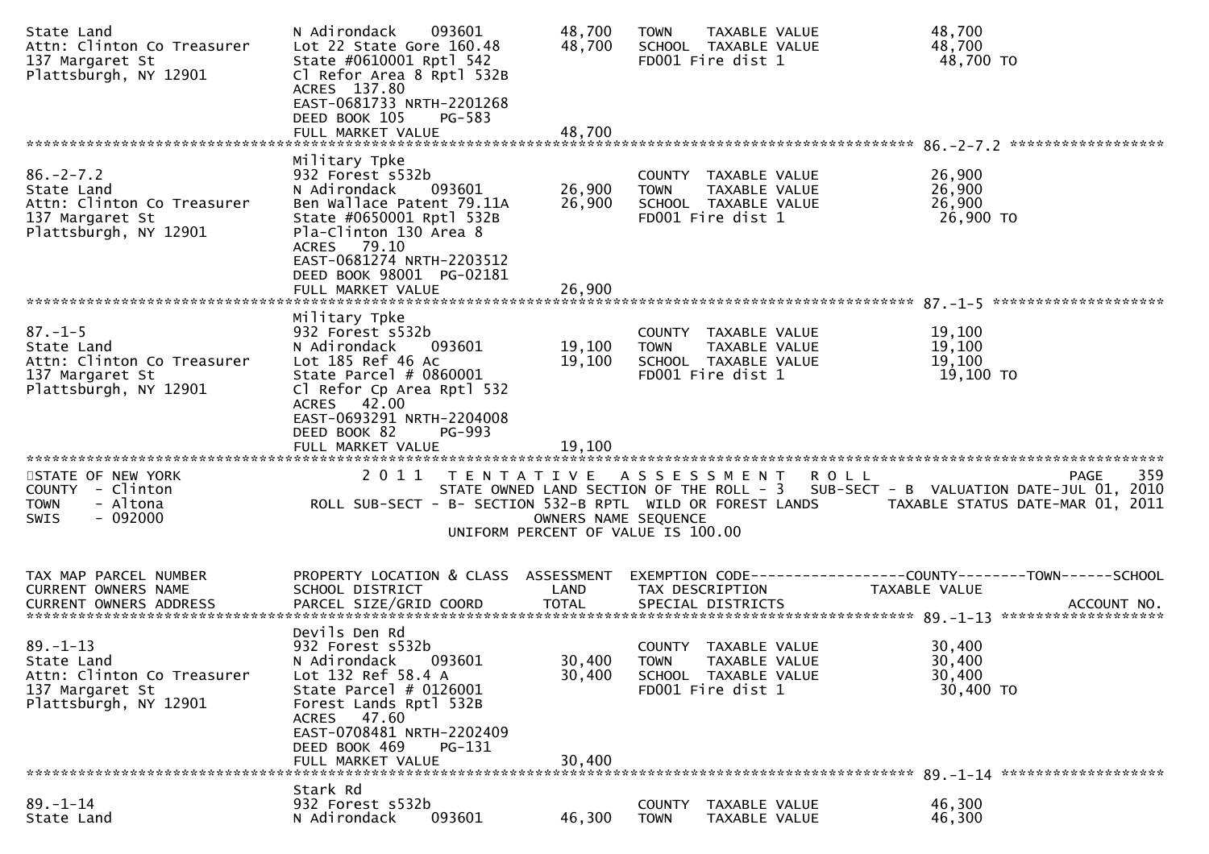| TAX MAP PARCEL NUMBER<br>CURRENT OWNERS NAME<br>CURRENT OWNERS ADDRESS | PROPERTY LOCATION & CLASS<br>SCHOOL DISTRICT<br>PARCEL SIZE/GRID COORD | ASSESSMENT<br>LAND<br>TOTAL | EXEMPTION CODE<br>TAX DESCRIPTION<br>SPECIAL DISTRICTS | COUNTY--------TOWN------SCHOOL<br>TAXABLE VALUE<br>ACCOUNT NO. |
|---|---|---|---|---|
| State Land<br>Attn: Clinton Co Treasurer<br>137 Margaret St<br>Plattsburgh, NY 12901 | N Adirondack 093601<br>Lot 22 State Gore 160.48<br>State #0610001 Rptl 542<br>Cl Refor Area 8 Rptl 532B<br>ACRES 137.80<br>EAST-0681733 NRTH-2201268<br>DEED BOOK 105 PG-583<br>FULL MARKET VALUE | 48,700<br>48,700<br><br><br><br><br><br>48,700 | TOWN TAXABLE VALUE<br>SCHOOL TAXABLE VALUE<br>FD001 Fire dist 1 | 48,700<br>48,700<br>48,700 TO |
| 86.-2-7.2<br>State Land<br>Attn: Clinton Co Treasurer<br>137 Margaret St<br>Plattsburgh, NY 12901 | Military Tpke<br>932 Forest s532b<br>N Adirondack 093601<br>Ben Wallace Patent 79.11A<br>State #0650001 Rptl 532B<br>Pla-Clinton 130 Area 8<br>ACRES 79.10<br>EAST-0681274 NRTH-2203512<br>DEED BOOK 98001 PG-02181<br>FULL MARKET VALUE | <br><br>26,900<br>26,900<br><br><br><br><br><br>26,900 | COUNTY TAXABLE VALUE<br>TOWN TAXABLE VALUE<br>SCHOOL TAXABLE VALUE<br>FD001 Fire dist 1 | 26,900<br>26,900<br>26,900<br>26,900 TO |
| 87.-1-5<br>State Land<br>Attn: Clinton Co Treasurer<br>137 Margaret St<br>Plattsburgh, NY 12901 | Military Tpke<br>932 Forest s532b<br>N Adirondack 093601<br>Lot 185 Ref 46 Ac<br>State Parcel # 0860001<br>Cl Refor Cp Area Rptl 532<br>ACRES 42.00<br>EAST-0693291 NRTH-2204008<br>DEED BOOK 82 PG-993<br>FULL MARKET VALUE | <br><br>19,100<br>19,100<br><br><br><br><br><br>19,100 | COUNTY TAXABLE VALUE<br>TOWN TAXABLE VALUE<br>SCHOOL TAXABLE VALUE<br>FD001 Fire dist 1 | 19,100<br>19,100<br>19,100<br>19,100 TO |

STATE OF NEW YORK
COUNTY - Clinton
TOWN - Altona
SWIS - 092000

2011 TENTATIVE ASSESSMENT ROLL
STATE OWNED LAND SECTION OF THE ROLL - 3 SUB-SECT - B VALUATION DATE-JUL 01, 2010
ROLL SUB-SECT - B- SECTION 532-B RPTL WILD OR FOREST LANDS TAXABLE STATUS DATE-MAR 01, 2011
OWNERS NAME SEQUENCE
UNIFORM PERCENT OF VALUE IS 100.00

| TAX MAP PARCEL NUMBER<br>CURRENT OWNERS NAME<br>CURRENT OWNERS ADDRESS | PROPERTY LOCATION & CLASS<br>SCHOOL DISTRICT<br>PARCEL SIZE/GRID COORD | ASSESSMENT<br>LAND<br>TOTAL | EXEMPTION CODE<br>TAX DESCRIPTION<br>SPECIAL DISTRICTS | COUNTY--------TOWN------SCHOOL<br>TAXABLE VALUE<br>ACCOUNT NO. |
|---|---|---|---|---|
| 89.-1-13<br>State Land<br>Attn: Clinton Co Treasurer<br>137 Margaret St<br>Plattsburgh, NY 12901 | Devils Den Rd<br>932 Forest s532b<br>N Adirondack 093601<br>Lot 132 Ref 58.4 A<br>State Parcel # 0126001<br>Forest Lands Rptl 532B<br>ACRES 47.60<br>EAST-0708481 NRTH-2202409<br>DEED BOOK 469 PG-131<br>FULL MARKET VALUE | <br><br>30,400<br>30,400<br><br><br><br><br><br>30,400 | COUNTY TAXABLE VALUE<br>TOWN TAXABLE VALUE<br>SCHOOL TAXABLE VALUE<br>FD001 Fire dist 1 | 30,400<br>30,400<br>30,400<br>30,400 TO |
| 89.-1-14<br>State Land | Stark Rd<br>932 Forest s532b<br>N Adirondack 093601 | <br><br>46,300 | COUNTY TAXABLE VALUE<br>TOWN TAXABLE VALUE | 46,300<br>46,300 |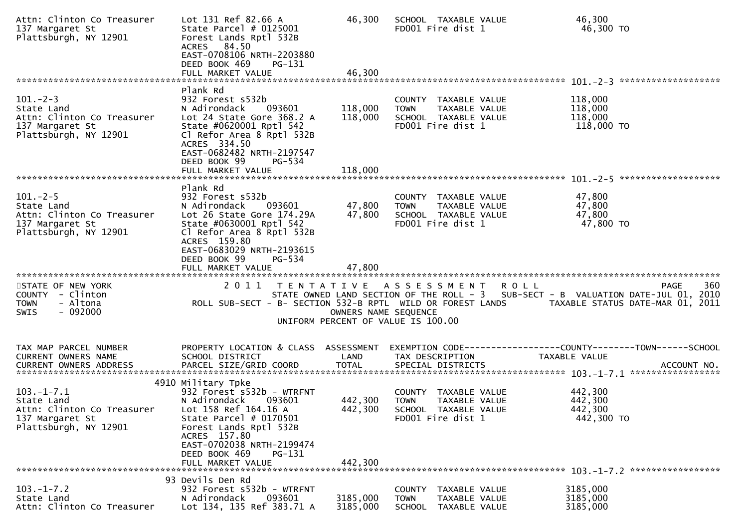```
Attn: Clinton Co Treasurer     Lot 131 Ref 82.66 A             46,300    SCHOOL  TAXABLE VALUE              46,300
137 Margaret St                State Parcel # 0125001                    FD001 Fire dist 1                   46,300 TO
Plattsburgh, NY 12901          Forest Lands Rptl 532B
                               ACRES   84.50
                               EAST-0708106 NRTH-2203880
                               DEED BOOK 469     PG-131
                               FULL MARKET VALUE               46,300
******************************************************************************************************* 101.-2-3 ******************
                               Plank Rd
101.-2-3                       932 Forest s532b                          COUNTY  TAXABLE VALUE             118,000
State Land                     N Adirondack    093601         118,000    TOWN    TAXABLE VALUE             118,000
Attn: Clinton Co Treasurer     Lot 24 State Gore 368.2 A      118,000    SCHOOL  TAXABLE VALUE             118,000
137 Margaret St                State #0620001 Rptl 542                   FD001 Fire dist 1                  118,000 TO
Plattsburgh, NY 12901          Cl Refor Area 8 Rptl 532B
                               ACRES  334.50
                               EAST-0682482 NRTH-2197547
                               DEED BOOK 99      PG-534
                               FULL MARKET VALUE              118,000
******************************************************************************************************* 101.-2-5 ******************
                               Plank Rd
101.-2-5                       932 Forest s532b                          COUNTY  TAXABLE VALUE              47,800
State Land                     N Adirondack    093601          47,800    TOWN    TAXABLE VALUE              47,800
Attn: Clinton Co Treasurer     Lot 26 State Gore 174.29A       47,800    SCHOOL  TAXABLE VALUE              47,800
137 Margaret St                State #0630001 Rptl 542                   FD001 Fire dist 1                   47,800 TO
Plattsburgh, NY 12901          Cl Refor Area 8 Rptl 532B
                               ACRES  159.80
                               EAST-0683029 NRTH-2193615
                               DEED BOOK 99      PG-534
                               FULL MARKET VALUE               47,800
************************************************************************************************************************************
STATE OF NEW YORK                    2 0 1 1   T E N T A T I V E   A S S E S S M E N T   R O L L                        PAGE   360
COUNTY  - Clinton                 STATE OWNED LAND SECTION OF THE ROLL - 3   SUB-SECT - B  VALUATION DATE-JUL 01, 2010
TOWN    - Altona            ROLL SUB-SECT - B- SECTION 532-B RPTL  WILD OR FOREST LANDS       TAXABLE STATUS DATE-MAR 01, 2011
SWIS    - 092000                                    OWNERS NAME SEQUENCE
                                              UNIFORM PERCENT OF VALUE IS 100.00


TAX MAP PARCEL NUMBER          PROPERTY LOCATION & CLASS  ASSESSMENT  EXEMPTION CODE------------------COUNTY--------TOWN------SCHOOL
CURRENT OWNERS NAME            SCHOOL DISTRICT               LAND      TAX DESCRIPTION            TAXABLE VALUE
CURRENT OWNERS ADDRESS         PARCEL SIZE/GRID COORD        TOTAL     SPECIAL DISTRICTS                                  ACCOUNT NO.
******************************************************************************************************* 103.-1-7.1 ****************
                          4910 Military Tpke
103.-1-7.1                     932 Forest s532b - WTRFNT                 COUNTY  TAXABLE VALUE             442,300
State Land                     N Adirondack    093601         442,300    TOWN    TAXABLE VALUE             442,300
Attn: Clinton Co Treasurer     Lot 158 Ref 164.16 A           442,300    SCHOOL  TAXABLE VALUE             442,300
137 Margaret St                State Parcel # 0170501                    FD001 Fire dist 1                  442,300 TO
Plattsburgh, NY 12901          Forest Lands Rptl 532B
                               ACRES  157.80
                               EAST-0702038 NRTH-2199474
                               DEED BOOK 469     PG-131
                               FULL MARKET VALUE              442,300
******************************************************************************************************* 103.-1-7.2 ****************
                            93 Devils Den Rd
103.-1-7.2                     932 Forest s532b - WTRFNT                 COUNTY  TAXABLE VALUE            3185,000
State Land                     N Adirondack    093601        3185,000    TOWN    TAXABLE VALUE            3185,000
Attn: Clinton Co Treasurer     Lot 134, 135 Ref 383.71 A     3185,000    SCHOOL  TAXABLE VALUE            3185,000
```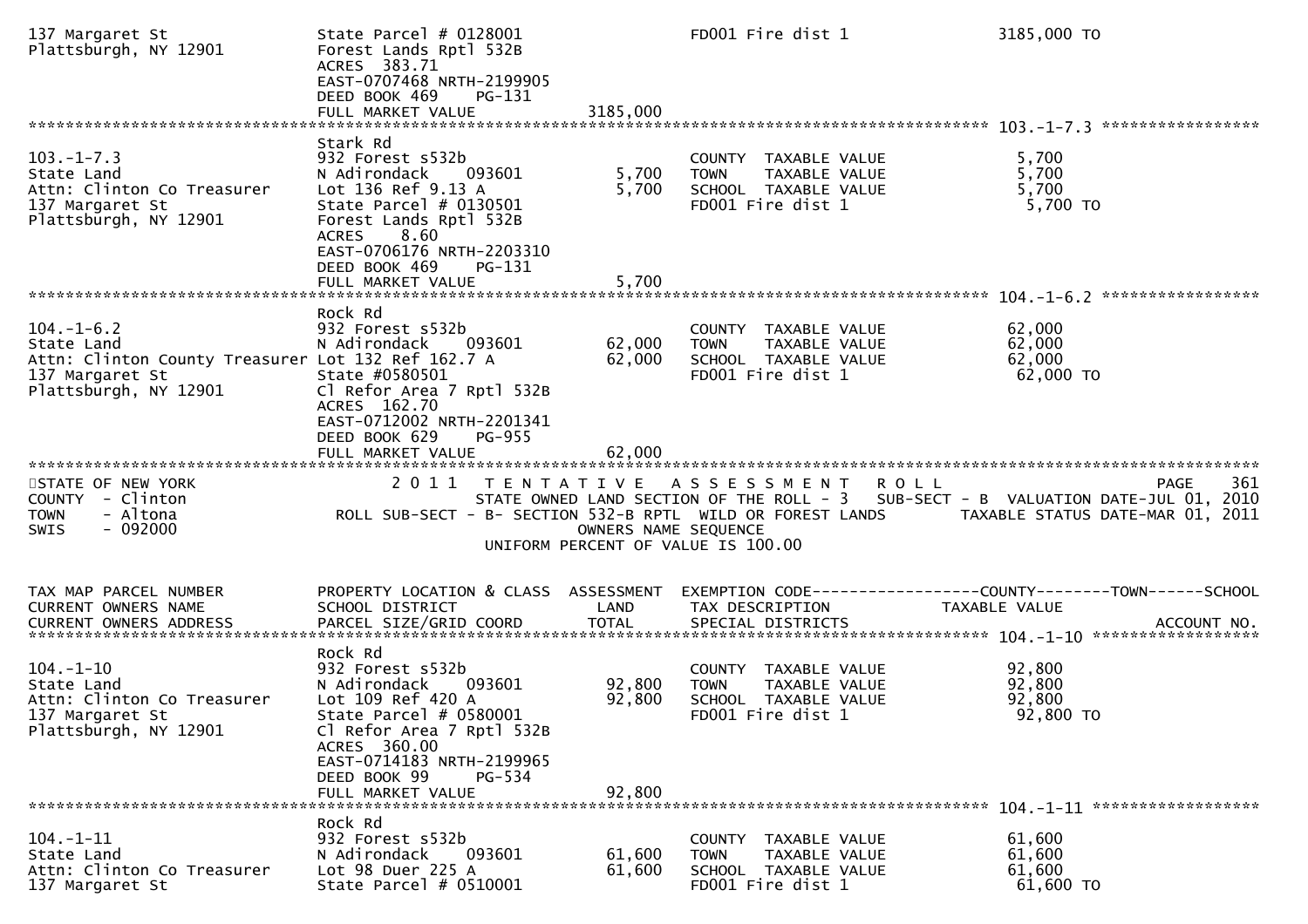```
137 Margaret St                State Parcel # 0128001                  FD001 Fire dist 1              3185,000 TO
Plattsburgh, NY 12901          Forest Lands Rptl 532B
                               ACRES  383.71
                               EAST-0707468 NRTH-2199905
                               DEED BOOK 469    PG-131
                               FULL MARKET VALUE           3185,000
******************************************************************************************************* 103.-1-7.3 *****************
                               Stark Rd
103.-1-7.3                     932 Forest s532b                        COUNTY  TAXABLE VALUE           5,700
State Land                     N Adirondack    093601        5,700     TOWN    TAXABLE VALUE           5,700
Attn: Clinton Co Treasurer     Lot 136 Ref 9.13 A            5,700     SCHOOL  TAXABLE VALUE           5,700
137 Margaret St                State Parcel # 0130501                  FD001 Fire dist 1                5,700 TO
Plattsburgh, NY 12901          Forest Lands Rptl 532B
                               ACRES    8.60
                               EAST-0706176 NRTH-2203310
                               DEED BOOK 469    PG-131
                               FULL MARKET VALUE              5,700
******************************************************************************************************* 104.-1-6.2 *****************
                               Rock Rd
104.-1-6.2                     932 Forest s532b                        COUNTY  TAXABLE VALUE          62,000
State Land                     N Adirondack    093601       62,000     TOWN    TAXABLE VALUE          62,000
Attn: Clinton County Treasurer Lot 132 Ref 162.7 A          62,000     SCHOOL  TAXABLE VALUE          62,000
137 Margaret St                State #0580501                          FD001 Fire dist 1               62,000 TO
Plattsburgh, NY 12901          Cl Refor Area 7 Rptl 532B
                               ACRES  162.70
                               EAST-0712002 NRTH-2201341
                               DEED BOOK 629    PG-955
                               FULL MARKET VALUE             62,000
*************************************************************************************************************************************
STATE OF NEW YORK                 2 0 1 1   T E N T A T I V E   A S S E S S M E N T   R O L L                              PAGE   361
COUNTY  - Clinton                      STATE OWNED LAND SECTION OF THE ROLL - 3   SUB-SECT - B  VALUATION DATE-JUL 01, 2010
TOWN    - Altona               ROLL SUB-SECT - B- SECTION 532-B RPTL  WILD OR FOREST LANDS        TAXABLE STATUS DATE-MAR 01, 2011
SWIS    - 092000                                         OWNERS NAME SEQUENCE
                                                 UNIFORM PERCENT OF VALUE IS 100.00


TAX MAP PARCEL NUMBER          PROPERTY LOCATION & CLASS  ASSESSMENT  EXEMPTION CODE------------------COUNTY--------TOWN------SCHOOL
CURRENT OWNERS NAME            SCHOOL DISTRICT               LAND      TAX DESCRIPTION             TAXABLE VALUE
CURRENT OWNERS ADDRESS         PARCEL SIZE/GRID COORD        TOTAL     SPECIAL DISTRICTS                                  ACCOUNT NO.
******************************************************************************************************* 104.-1-10 ******************
                               Rock Rd
104.-1-10                      932 Forest s532b                        COUNTY  TAXABLE VALUE          92,800
State Land                     N Adirondack    093601       92,800     TOWN    TAXABLE VALUE          92,800
Attn: Clinton Co Treasurer     Lot 109 Ref 420 A            92,800     SCHOOL  TAXABLE VALUE          92,800
137 Margaret St                State Parcel # 0580001                  FD001 Fire dist 1               92,800 TO
Plattsburgh, NY 12901          Cl Refor Area 7 Rptl 532B
                               ACRES  360.00
                               EAST-0714183 NRTH-2199965
                               DEED BOOK 99     PG-534
                               FULL MARKET VALUE             92,800
******************************************************************************************************* 104.-1-11 ******************
                               Rock Rd
104.-1-11                      932 Forest s532b                        COUNTY  TAXABLE VALUE          61,600
State Land                     N Adirondack    093601       61,600     TOWN    TAXABLE VALUE          61,600
Attn: Clinton Co Treasurer     Lot 98 Duer 225 A            61,600     SCHOOL  TAXABLE VALUE          61,600
137 Margaret St                State Parcel # 0510001                  FD001 Fire dist 1               61,600 TO
```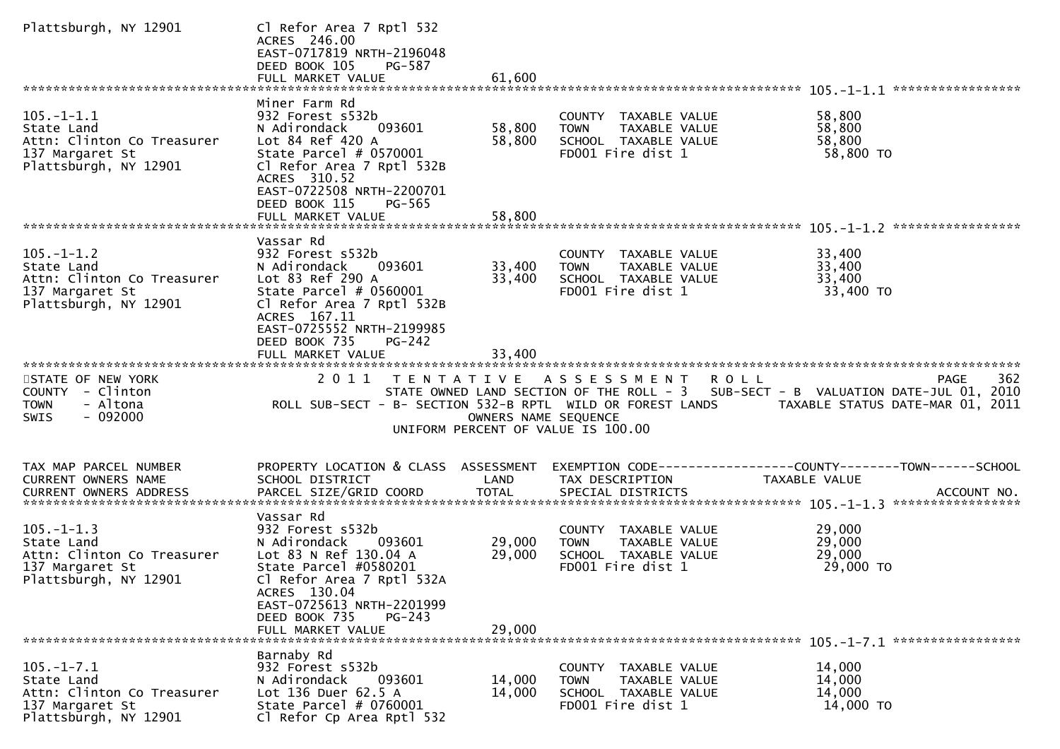```
Plattsburgh, NY 12901          Cl Refor Area 7 Rptl 532
                               ACRES 246.00
                               EAST-0717819 NRTH-2196048
                               DEED BOOK 105     PG-587
                               FULL MARKET VALUE              61,600
******************************************************************************************************* 105.-1-1.1 *****************
                               Miner Farm Rd
105.-1-1.1                     932 Forest s532b                        COUNTY  TAXABLE VALUE              58,800
State Land                     N Adirondack     093601        58,800   TOWN    TAXABLE VALUE              58,800
Attn: Clinton Co Treasurer     Lot 84 Ref 420 A               58,800   SCHOOL  TAXABLE VALUE              58,800
137 Margaret St                State Parcel # 0570001                  FD001 Fire dist 1                   58,800 TO
Plattsburgh, NY 12901          Cl Refor Area 7 Rptl 532B
                               ACRES 310.52
                               EAST-0722508 NRTH-2200701
                               DEED BOOK 115     PG-565
                               FULL MARKET VALUE              58,800
******************************************************************************************************* 105.-1-1.2 *****************
                               Vassar Rd
105.-1-1.2                     932 Forest s532b                        COUNTY  TAXABLE VALUE              33,400
State Land                     N Adirondack     093601        33,400   TOWN    TAXABLE VALUE              33,400
Attn: Clinton Co Treasurer     Lot 83 Ref 290 A               33,400   SCHOOL  TAXABLE VALUE              33,400
137 Margaret St                State Parcel # 0560001                  FD001 Fire dist 1                   33,400 TO
Plattsburgh, NY 12901          Cl Refor Area 7 Rptl 532B
                               ACRES 167.11
                               EAST-0725552 NRTH-2199985
                               DEED BOOK 735     PG-242
                               FULL MARKET VALUE              33,400
************************************************************************************************************************************
STATE OF NEW YORK                  2 0 1 1   T E N T A T I V E   A S S E S S M E N T   R O L L                           PAGE   362
COUNTY  - Clinton                      STATE OWNED LAND SECTION OF THE ROLL - 3   SUB-SECT - B  VALUATION DATE-JUL 01, 2010
TOWN    - Altona               ROLL SUB-SECT - B- SECTION 532-B RPTL  WILD OR FOREST LANDS        TAXABLE STATUS DATE-MAR 01, 2011
SWIS    - 092000                                     OWNERS NAME SEQUENCE
                                               UNIFORM PERCENT OF VALUE IS 100.00


TAX MAP PARCEL NUMBER          PROPERTY LOCATION & CLASS  ASSESSMENT  EXEMPTION CODE------------------COUNTY--------TOWN------SCHOOL
CURRENT OWNERS NAME            SCHOOL DISTRICT               LAND      TAX DESCRIPTION              TAXABLE VALUE
CURRENT OWNERS ADDRESS         PARCEL SIZE/GRID COORD        TOTAL     SPECIAL DISTRICTS                                   ACCOUNT NO.
******************************************************************************************************* 105.-1-1.3 *****************
                               Vassar Rd
105.-1-1.3                     932 Forest s532b                        COUNTY  TAXABLE VALUE              29,000
State Land                     N Adirondack     093601        29,000   TOWN    TAXABLE VALUE              29,000
Attn: Clinton Co Treasurer     Lot 83 N Ref 130.04 A          29,000   SCHOOL  TAXABLE VALUE              29,000
137 Margaret St                State Parcel #0580201                   FD001 Fire dist 1                   29,000 TO
Plattsburgh, NY 12901          Cl Refor Area 7 Rptl 532A
                               ACRES 130.04
                               EAST-0725613 NRTH-2201999
                               DEED BOOK 735     PG-243
                               FULL MARKET VALUE              29,000
******************************************************************************************************* 105.-1-7.1 *****************
                               Barnaby Rd
105.-1-7.1                     932 Forest s532b                        COUNTY  TAXABLE VALUE              14,000
State Land                     N Adirondack     093601        14,000   TOWN    TAXABLE VALUE              14,000
Attn: Clinton Co Treasurer     Lot 136 Duer 62.5 A            14,000   SCHOOL  TAXABLE VALUE              14,000
137 Margaret St                State Parcel # 0760001                  FD001 Fire dist 1                   14,000 TO
Plattsburgh, NY 12901          Cl Refor Cp Area Rptl 532
```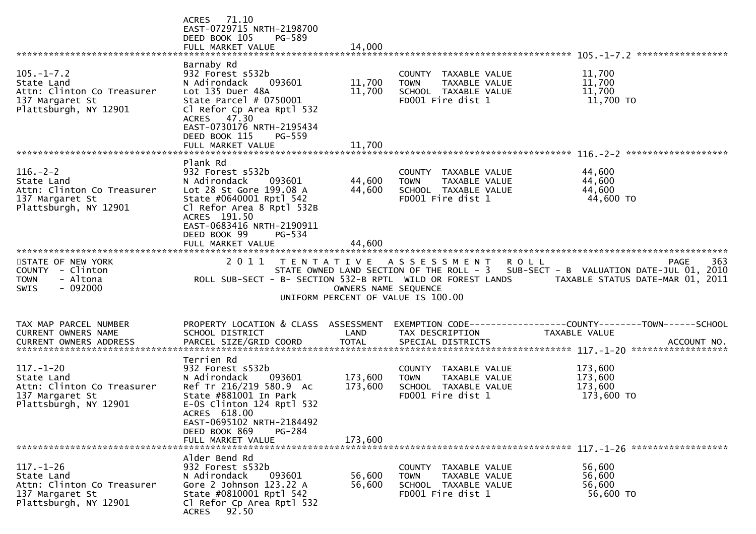ACRES 71.10
EAST-0729715 NRTH-2198700
DEED BOOK 105 PG-589
FULL MARKET VALUE 14,000

******************************************************************************************************* 105.-1-7.2 *****************

```
105.-1-7.2                     Barnaby Rd
State Land                     932 Forest s532b                          COUNTY  TAXABLE VALUE          11,700
Attn: Clinton Co Treasurer     N Adirondack    093601        11,700      TOWN    TAXABLE VALUE          11,700
137 Margaret St                Lot 135 Duer 48A              11,700      SCHOOL  TAXABLE VALUE          11,700
Plattsburgh, NY 12901          State Parcel # 0750001                    FD001 Fire dist 1               11,700 TO
                               Cl Refor Cp Area Rptl 532
                               ACRES   47.30
                               EAST-0730176 NRTH-2195434
                               DEED BOOK 115     PG-559
                               FULL MARKET VALUE             11,700
******************************************************************************************************* 116.-2-2 *******************
116.-2-2                       Plank Rd
State Land                     932 Forest s532b                          COUNTY  TAXABLE VALUE          44,600
Attn: Clinton Co Treasurer     N Adirondack    093601        44,600      TOWN    TAXABLE VALUE          44,600
137 Margaret St                Lot 28 St Gore 199.08 A       44,600      SCHOOL  TAXABLE VALUE          44,600
Plattsburgh, NY 12901          State #0640001 Rptl 542                   FD001 Fire dist 1               44,600 TO
                               Cl Refor Area 8 Rptl 532B
                               ACRES  191.50
                               EAST-0683416 NRTH-2190911
                               DEED BOOK 99      PG-534
                               FULL MARKET VALUE             44,600
************************************************************************************************************************************
```

STATE OF NEW YORK
COUNTY - Clinton
TOWN - Altona
SWIS - 092000

2011 TENTATIVE ASSESSMENT ROLL
STATE OWNED LAND SECTION OF THE ROLL - 3 SUB-SECT - B VALUATION DATE-JUL 01, 2010
ROLL SUB-SECT - B- SECTION 532-B RPTL WILD OR FOREST LANDS TAXABLE STATUS DATE-MAR 01, 2011
OWNERS NAME SEQUENCE
UNIFORM PERCENT OF VALUE IS 100.00

```
TAX MAP PARCEL NUMBER          PROPERTY LOCATION & CLASS  ASSESSMENT  EXEMPTION CODE------------------COUNTY--------TOWN------SCHOOL
CURRENT OWNERS NAME            SCHOOL DISTRICT               LAND      TAX DESCRIPTION              TAXABLE VALUE
CURRENT OWNERS ADDRESS         PARCEL SIZE/GRID COORD        TOTAL     SPECIAL DISTRICTS                                   ACCOUNT NO.
******************************************************************************************************* 117.-1-20 ******************
117.-1-20                      Terrien Rd
State Land                     932 Forest s532b                          COUNTY  TAXABLE VALUE         173,600
Attn: Clinton Co Treasurer     N Adirondack    093601       173,600      TOWN    TAXABLE VALUE         173,600
137 Margaret St                Ref Tr 216/219 580.9  Ac     173,600      SCHOOL  TAXABLE VALUE         173,600
Plattsburgh, NY 12901          State #881001 In Park                     FD001 Fire dist 1              173,600 TO
                               E-OS Clinton 124 Rptl 532
                               ACRES  618.00
                               EAST-0695102 NRTH-2184492
                               DEED BOOK 869     PG-284
                               FULL MARKET VALUE            173,600
******************************************************************************************************* 117.-1-26 ******************
117.-1-26                      Alder Bend Rd
State Land                     932 Forest s532b                          COUNTY  TAXABLE VALUE          56,600
Attn: Clinton Co Treasurer     N Adirondack    093601        56,600      TOWN    TAXABLE VALUE          56,600
137 Margaret St                Gore 2 Johnson 123.22 A       56,600      SCHOOL  TAXABLE VALUE          56,600
Plattsburgh, NY 12901          State #0810001 Rptl 542                   FD001 Fire dist 1               56,600 TO
                               Cl Refor Cp Area Rptl 532
                               ACRES   92.50
```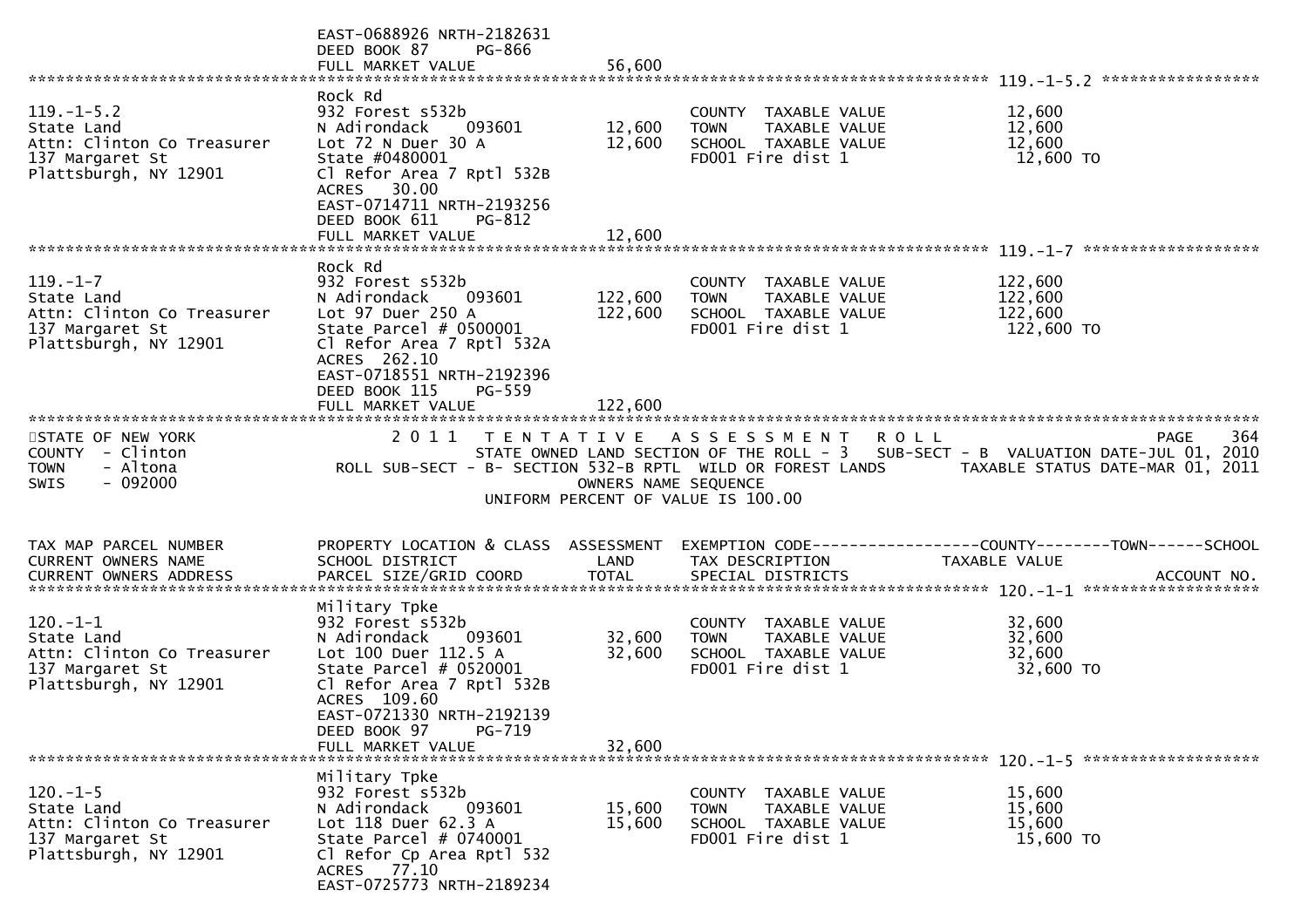EAST-0688926 NRTH-2182631
DEED BOOK 87 PG-866
FULL MARKET VALUE 56,600

******************************************************************************************************* 119.-1-5.2 *****************

| TAX MAP PARCEL NUMBER / CURRENT OWNERS NAME / CURRENT OWNERS ADDRESS | PROPERTY LOCATION & CLASS / SCHOOL DISTRICT / PARCEL SIZE/GRID COORD | ASSESSMENT LAND | TOTAL | EXEMPTION CODE / TAX DESCRIPTION / SPECIAL DISTRICTS | TAXABLE VALUE |
|---|---|---|---|---|---|
| 119.-1-5.2 | Rock Rd | | | | |
| State Land | 932 Forest s532b | | | COUNTY TAXABLE VALUE | 12,600 |
| Attn: Clinton Co Treasurer | N Adirondack 093601 | 12,600 | | TOWN TAXABLE VALUE | 12,600 |
| 137 Margaret St | Lot 72 N Duer 30 A | | 12,600 | SCHOOL TAXABLE VALUE | 12,600 |
| Plattsburgh, NY 12901 | State #0480001 | | | FD001 Fire dist 1 | 12,600 TO |
| | Cl Refor Area 7 Rptl 532B | | | | |
| | ACRES 30.00 | | | | |
| | EAST-0714711 NRTH-2193256 | | | | |
| | DEED BOOK 611 PG-812 | | | | |
| | FULL MARKET VALUE | | 12,600 | | |

******************************************************************************************************* 119.-1-7 *******************

| TAX MAP PARCEL NUMBER / CURRENT OWNERS NAME / CURRENT OWNERS ADDRESS | PROPERTY LOCATION & CLASS / SCHOOL DISTRICT / PARCEL SIZE/GRID COORD | ASSESSMENT LAND | TOTAL | EXEMPTION CODE / TAX DESCRIPTION / SPECIAL DISTRICTS | TAXABLE VALUE |
|---|---|---|---|---|---|
| 119.-1-7 | Rock Rd | | | | |
| State Land | 932 Forest s532b | | | COUNTY TAXABLE VALUE | 122,600 |
| Attn: Clinton Co Treasurer | N Adirondack 093601 | 122,600 | | TOWN TAXABLE VALUE | 122,600 |
| 137 Margaret St | Lot 97 Duer 250 A | | 122,600 | SCHOOL TAXABLE VALUE | 122,600 |
| Plattsburgh, NY 12901 | State Parcel # 0500001 | | | FD001 Fire dist 1 | 122,600 TO |
| | Cl Refor Area 7 Rptl 532A | | | | |
| | ACRES 262.10 | | | | |
| | EAST-0718551 NRTH-2192396 | | | | |
| | DEED BOOK 115 PG-559 | | | | |
| | FULL MARKET VALUE | | 122,600 | | |

STATE OF NEW YORK — 2011 TENTATIVE ASSESSMENT ROLL — PAGE 364
COUNTY - Clinton — STATE OWNED LAND SECTION OF THE ROLL - 3 SUB-SECT - B VALUATION DATE-JUL 01, 2010
TOWN - Altona — ROLL SUB-SECT - B- SECTION 532-B RPTL WILD OR FOREST LANDS — TAXABLE STATUS DATE-MAR 01, 2011
SWIS - 092000 — OWNERS NAME SEQUENCE
UNIFORM PERCENT OF VALUE IS 100.00

| TAX MAP PARCEL NUMBER / CURRENT OWNERS NAME / CURRENT OWNERS ADDRESS | PROPERTY LOCATION & CLASS / SCHOOL DISTRICT / PARCEL SIZE/GRID COORD | ASSESSMENT LAND | TOTAL | EXEMPTION CODE----COUNTY----TOWN----SCHOOL / TAX DESCRIPTION / SPECIAL DISTRICTS | TAXABLE VALUE / ACCOUNT NO. |
|---|---|---|---|---|---|
| 120.-1-1 | Military Tpke | | | | |
| State Land | 932 Forest s532b | | | COUNTY TAXABLE VALUE | 32,600 |
| Attn: Clinton Co Treasurer | N Adirondack 093601 | 32,600 | | TOWN TAXABLE VALUE | 32,600 |
| 137 Margaret St | Lot 100 Duer 112.5 A | | 32,600 | SCHOOL TAXABLE VALUE | 32,600 |
| Plattsburgh, NY 12901 | State Parcel # 0520001 | | | FD001 Fire dist 1 | 32,600 TO |
| | Cl Refor Area 7 Rptl 532B | | | | |
| | ACRES 109.60 | | | | |
| | EAST-0721330 NRTH-2192139 | | | | |
| | DEED BOOK 97 PG-719 | | | | |
| | FULL MARKET VALUE | | 32,600 | | |

******************************************************************************************************* 120.-1-5 *******************

| TAX MAP PARCEL NUMBER / CURRENT OWNERS NAME / CURRENT OWNERS ADDRESS | PROPERTY LOCATION & CLASS / SCHOOL DISTRICT / PARCEL SIZE/GRID COORD | ASSESSMENT LAND | TOTAL | EXEMPTION CODE / TAX DESCRIPTION / SPECIAL DISTRICTS | TAXABLE VALUE |
|---|---|---|---|---|---|
| 120.-1-5 | Military Tpke | | | | |
| State Land | 932 Forest s532b | | | COUNTY TAXABLE VALUE | 15,600 |
| Attn: Clinton Co Treasurer | N Adirondack 093601 | 15,600 | | TOWN TAXABLE VALUE | 15,600 |
| 137 Margaret St | Lot 118 Duer 62.3 A | | 15,600 | SCHOOL TAXABLE VALUE | 15,600 |
| Plattsburgh, NY 12901 | State Parcel # 0740001 | | | FD001 Fire dist 1 | 15,600 TO |
| | Cl Refor Cp Area Rptl 532 | | | | |
| | ACRES 77.10 | | | | |
| | EAST-0725773 NRTH-2189234 | | | | |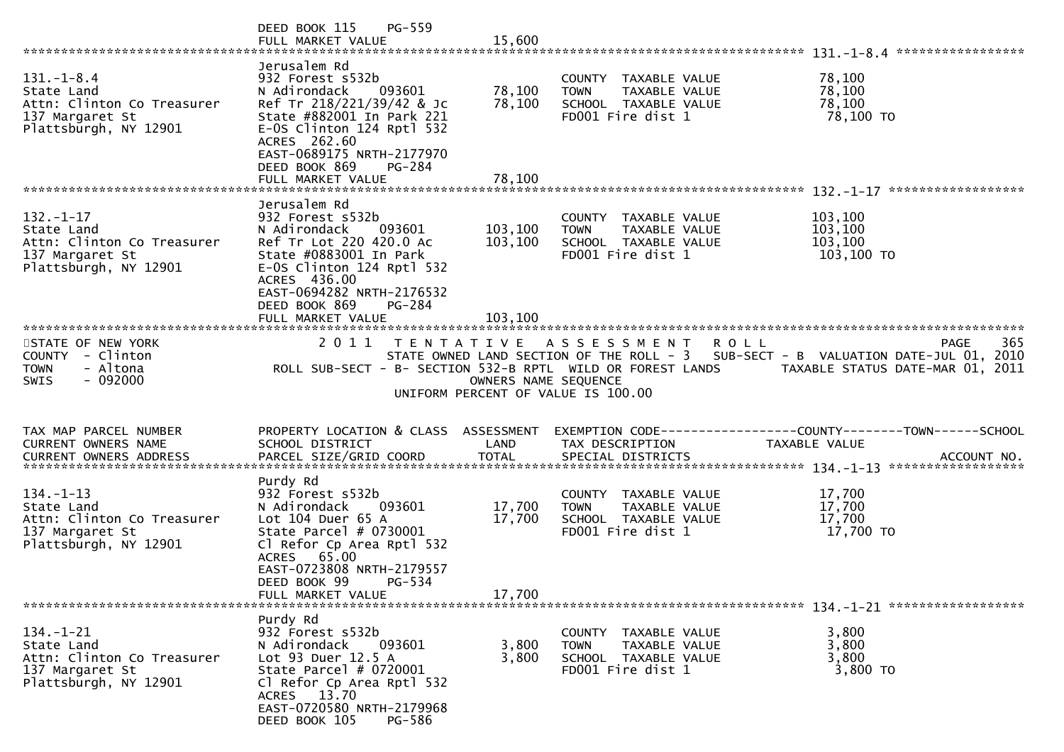DEED BOOK 115 PG-559
FULL MARKET VALUE 15,600

******************************************************************************************************* 131.-1-8.4 *****************

| | | | | |
|---|---|---|---|---|
| 131.-1-8.4 | Jerusalem Rd | | | |
| State Land | 932 Forest s532b | | COUNTY TAXABLE VALUE | 78,100 |
| Attn: Clinton Co Treasurer | N Adirondack 093601 | 78,100 | TOWN TAXABLE VALUE | 78,100 |
| 137 Margaret St | Ref Tr 218/221/39/42 & Jc | 78,100 | SCHOOL TAXABLE VALUE | 78,100 |
| Plattsburgh, NY 12901 | State #882001 In Park 221 | | FD001 Fire dist 1 | 78,100 TO |
| | E-OS Clinton 124 Rptl 532 | | | |
| | ACRES 262.60 | | | |
| | EAST-0689175 NRTH-2177970 | | | |
| | DEED BOOK 869 PG-284 | | | |
| | FULL MARKET VALUE | 78,100 | | |

******************************************************************************************************* 132.-1-17 *****************

| | | | | |
|---|---|---|---|---|
| 132.-1-17 | Jerusalem Rd | | | |
| State Land | 932 Forest s532b | | COUNTY TAXABLE VALUE | 103,100 |
| Attn: Clinton Co Treasurer | N Adirondack 093601 | 103,100 | TOWN TAXABLE VALUE | 103,100 |
| 137 Margaret St | Ref Tr Lot 220 420.0 Ac | 103,100 | SCHOOL TAXABLE VALUE | 103,100 |
| Plattsburgh, NY 12901 | State #0883001 In Park | | FD001 Fire dist 1 | 103,100 TO |
| | E-OS Clinton 124 Rptl 532 | | | |
| | ACRES 436.00 | | | |
| | EAST-0694282 NRTH-2176532 | | | |
| | DEED BOOK 869 PG-284 | | | |
| | FULL MARKET VALUE | 103,100 | | |

*******************************************************************************************************

STATE OF NEW YORK — 2011 TENTATIVE ASSESSMENT ROLL — PAGE 365
COUNTY - Clinton — STATE OWNED LAND SECTION OF THE ROLL - 3 SUB-SECT - B VALUATION DATE-JUL 01, 2010
TOWN - Altona — ROLL SUB-SECT - B- SECTION 532-B RPTL WILD OR FOREST LANDS — TAXABLE STATUS DATE-MAR 01, 2011
SWIS - 092000 — OWNERS NAME SEQUENCE
UNIFORM PERCENT OF VALUE IS 100.00

| TAX MAP PARCEL NUMBER / CURRENT OWNERS NAME / CURRENT OWNERS ADDRESS | PROPERTY LOCATION & CLASS / SCHOOL DISTRICT / PARCEL SIZE/GRID COORD | ASSESSMENT LAND / TOTAL | EXEMPTION CODE / TAX DESCRIPTION / SPECIAL DISTRICTS | COUNTY--------TOWN------SCHOOL TAXABLE VALUE / ACCOUNT NO. |
|---|---|---|---|---|

******************************************************************************************************* 134.-1-13 *****************

| | | | | |
|---|---|---|---|---|
| 134.-1-13 | Purdy Rd | | | |
| State Land | 932 Forest s532b | | COUNTY TAXABLE VALUE | 17,700 |
| Attn: Clinton Co Treasurer | N Adirondack 093601 | 17,700 | TOWN TAXABLE VALUE | 17,700 |
| 137 Margaret St | Lot 104 Duer 65 A | 17,700 | SCHOOL TAXABLE VALUE | 17,700 |
| Plattsburgh, NY 12901 | State Parcel # 0730001 | | FD001 Fire dist 1 | 17,700 TO |
| | Cl Refor Cp Area Rptl 532 | | | |
| | ACRES 65.00 | | | |
| | EAST-0723808 NRTH-2179557 | | | |
| | DEED BOOK 99 PG-534 | | | |
| | FULL MARKET VALUE | 17,700 | | |

******************************************************************************************************* 134.-1-21 *****************

| | | | | |
|---|---|---|---|---|
| 134.-1-21 | Purdy Rd | | | |
| State Land | 932 Forest s532b | | COUNTY TAXABLE VALUE | 3,800 |
| Attn: Clinton Co Treasurer | N Adirondack 093601 | 3,800 | TOWN TAXABLE VALUE | 3,800 |
| 137 Margaret St | Lot 93 Duer 12.5 A | 3,800 | SCHOOL TAXABLE VALUE | 3,800 |
| Plattsburgh, NY 12901 | State Parcel # 0720001 | | FD001 Fire dist 1 | 3,800 TO |
| | Cl Refor Cp Area Rptl 532 | | | |
| | ACRES 13.70 | | | |
| | EAST-0720580 NRTH-2179968 | | | |
| | DEED BOOK 105 PG-586 | | | |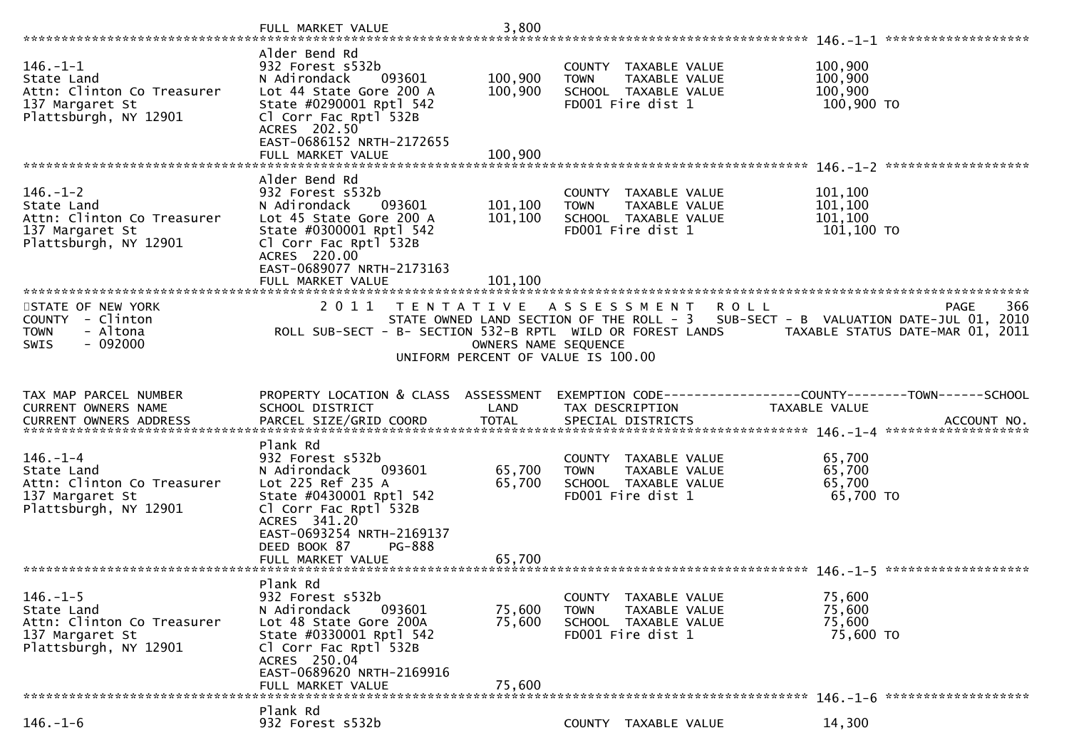FULL MARKET VALUE 3,800

******************************************************************************************************* 146.-1-1 ********************

| | | | | |
|---|---|---|---|---|
| 146.-1-1 | Alder Bend Rd | | | |
| State Land | 932 Forest s532b | | COUNTY TAXABLE VALUE | 100,900 |
| Attn: Clinton Co Treasurer | N Adirondack 093601 | 100,900 | TOWN TAXABLE VALUE | 100,900 |
| 137 Margaret St | Lot 44 State Gore 200 A | 100,900 | SCHOOL TAXABLE VALUE | 100,900 |
| Plattsburgh, NY 12901 | State #0290001 Rptl 542 | | FD001 Fire dist 1 | 100,900 TO |
| | Cl Corr Fac Rptl 532B | | | |
| | ACRES 202.50 | | | |
| | EAST-0686152 NRTH-2172655 | | | |
| | FULL MARKET VALUE | 100,900 | | |

******************************************************************************************************* 146.-1-2 ********************

| | | | | |
|---|---|---|---|---|
| 146.-1-2 | Alder Bend Rd | | | |
| State Land | 932 Forest s532b | | COUNTY TAXABLE VALUE | 101,100 |
| Attn: Clinton Co Treasurer | N Adirondack 093601 | 101,100 | TOWN TAXABLE VALUE | 101,100 |
| 137 Margaret St | Lot 45 State Gore 200 A | 101,100 | SCHOOL TAXABLE VALUE | 101,100 |
| Plattsburgh, NY 12901 | State #0300001 Rptl 542 | | FD001 Fire dist 1 | 101,100 TO |
| | Cl Corr Fac Rptl 532B | | | |
| | ACRES 220.00 | | | |
| | EAST-0689077 NRTH-2173163 | | | |
| | FULL MARKET VALUE | 101,100 | | |

STATE OF NEW YORK
COUNTY - Clinton
TOWN - Altona
SWIS - 092000

2011 TENTATIVE ASSESSMENT ROLL
STATE OWNED LAND SECTION OF THE ROLL - 3 SUB-SECT - B VALUATION DATE-JUL 01, 2010
ROLL SUB-SECT - B- SECTION 532-B RPTL WILD OR FOREST LANDS TAXABLE STATUS DATE-MAR 01, 2011
OWNERS NAME SEQUENCE
UNIFORM PERCENT OF VALUE IS 100.00

PAGE 366

| TAX MAP PARCEL NUMBER / CURRENT OWNERS NAME / CURRENT OWNERS ADDRESS | PROPERTY LOCATION & CLASS / SCHOOL DISTRICT / PARCEL SIZE/GRID COORD | ASSESSMENT LAND / TOTAL | EXEMPTION CODE / TAX DESCRIPTION / SPECIAL DISTRICTS | COUNTY--------TOWN------SCHOOL TAXABLE VALUE / ACCOUNT NO. |
|---|---|---|---|---|
| 146.-1-4 | Plank Rd | | | |
| State Land | 932 Forest s532b | | COUNTY TAXABLE VALUE | 65,700 |
| Attn: Clinton Co Treasurer | N Adirondack 093601 | 65,700 | TOWN TAXABLE VALUE | 65,700 |
| 137 Margaret St | Lot 225 Ref 235 A | 65,700 | SCHOOL TAXABLE VALUE | 65,700 |
| Plattsburgh, NY 12901 | State #0430001 Rptl 542 | | FD001 Fire dist 1 | 65,700 TO |
| | Cl Corr Fac Rptl 532B | | | |
| | ACRES 341.20 | | | |
| | EAST-0693254 NRTH-2169137 | | | |
| | DEED BOOK 87 PG-888 | | | |
| | FULL MARKET VALUE | 65,700 | | |

******************************************************************************************************* 146.-1-5 ********************

| | | | | |
|---|---|---|---|---|
| 146.-1-5 | Plank Rd | | | |
| State Land | 932 Forest s532b | | COUNTY TAXABLE VALUE | 75,600 |
| Attn: Clinton Co Treasurer | N Adirondack 093601 | 75,600 | TOWN TAXABLE VALUE | 75,600 |
| 137 Margaret St | Lot 48 State Gore 200A | 75,600 | SCHOOL TAXABLE VALUE | 75,600 |
| Plattsburgh, NY 12901 | State #0330001 Rptl 542 | | FD001 Fire dist 1 | 75,600 TO |
| | Cl Corr Fac Rptl 532B | | | |
| | ACRES 250.04 | | | |
| | EAST-0689620 NRTH-2169916 | | | |
| | FULL MARKET VALUE | 75,600 | | |

******************************************************************************************************* 146.-1-6 ********************

| | | | | |
|---|---|---|---|---|
| 146.-1-6 | Plank Rd | | | |
| | 932 Forest s532b | | COUNTY TAXABLE VALUE | 14,300 |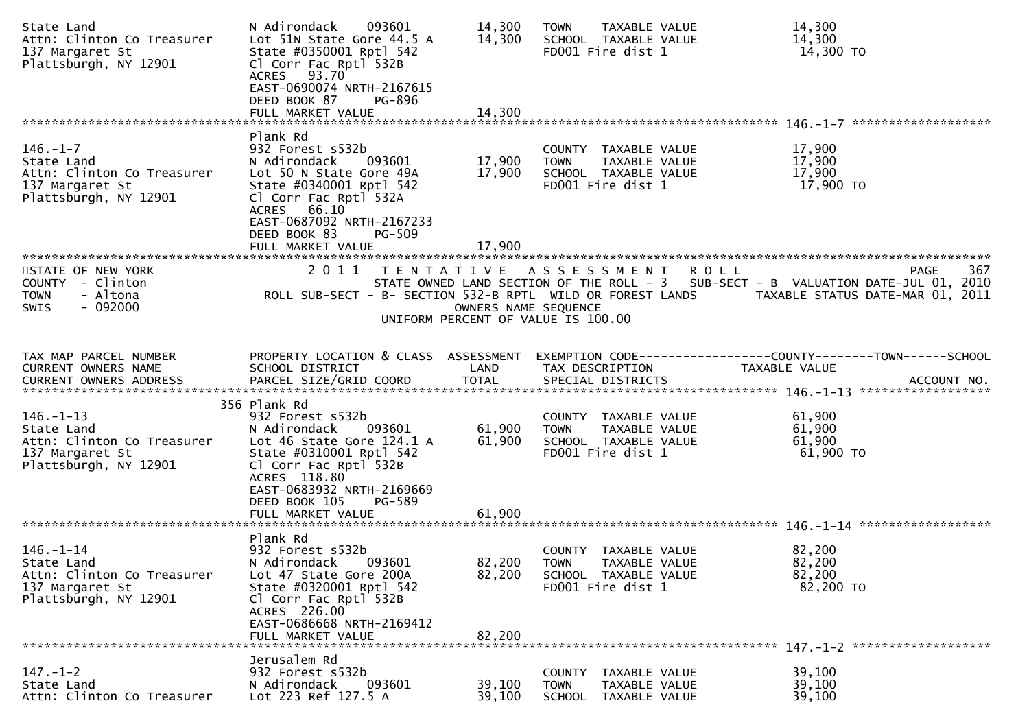| | | | | |
|---|---|---|---|---|
| State Land<br>Attn: Clinton Co Treasurer<br>137 Margaret St<br>Plattsburgh, NY 12901 | N Adirondack 093601<br>Lot 51N State Gore 44.5 A<br>State #0350001 Rptl 542<br>Cl Corr Fac Rptl 532B<br>ACRES 93.70<br>EAST-0690074 NRTH-2167615<br>DEED BOOK 87 PG-896<br>FULL MARKET VALUE | 14,300<br>14,300<br><br><br><br><br><br>14,300 | TOWN TAXABLE VALUE<br>SCHOOL TAXABLE VALUE<br>FD001 Fire dist 1 | 14,300<br>14,300<br>14,300 TO |

************************************************************************************************ 146.-1-7 ******************

| | | | | |
|---|---|---|---|---|
| 146.-1-7<br>State Land<br>Attn: Clinton Co Treasurer<br>137 Margaret St<br>Plattsburgh, NY 12901 | Plank Rd<br>932 Forest s532b<br>N Adirondack 093601<br>Lot 50 N State Gore 49A<br>State #0340001 Rptl 542<br>Cl Corr Fac Rptl 532A<br>ACRES 66.10<br>EAST-0687092 NRTH-2167233<br>DEED BOOK 83 PG-509<br>FULL MARKET VALUE | <br><br>17,900<br>17,900<br><br><br><br><br><br>17,900 | COUNTY TAXABLE VALUE<br>TOWN TAXABLE VALUE<br>SCHOOL TAXABLE VALUE<br>FD001 Fire dist 1 | 17,900<br>17,900<br>17,900<br>17,900 TO |

STATE OF NEW YORK — 2011 TENTATIVE ASSESSMENT ROLL — PAGE 367
COUNTY - Clinton — STATE OWNED LAND SECTION OF THE ROLL - 3 SUB-SECT - B VALUATION DATE-JUL 01, 2010
TOWN - Altona — ROLL SUB-SECT - B- SECTION 532-B RPTL WILD OR FOREST LANDS — TAXABLE STATUS DATE-MAR 01, 2011
SWIS - 092000 — OWNERS NAME SEQUENCE
UNIFORM PERCENT OF VALUE IS 100.00

| TAX MAP PARCEL NUMBER<br>CURRENT OWNERS NAME<br>CURRENT OWNERS ADDRESS | PROPERTY LOCATION & CLASS<br>SCHOOL DISTRICT<br>PARCEL SIZE/GRID COORD | ASSESSMENT<br>LAND<br>TOTAL | EXEMPTION CODE------------------COUNTY--------TOWN------SCHOOL<br>TAX DESCRIPTION<br>SPECIAL DISTRICTS | TAXABLE VALUE<br><br>ACCOUNT NO. |
|---|---|---|---|---|

************************************************************************************************ 146.-1-13 ******************

| | | | | |
|---|---|---|---|---|
| 146.-1-13<br>State Land<br>Attn: Clinton Co Treasurer<br>137 Margaret St<br>Plattsburgh, NY 12901 | 356 Plank Rd<br>932 Forest s532b<br>N Adirondack 093601<br>Lot 46 State Gore 124.1 A<br>State #0310001 Rptl 542<br>Cl Corr Fac Rptl 532B<br>ACRES 118.80<br>EAST-0683932 NRTH-2169669<br>DEED BOOK 105 PG-589<br>FULL MARKET VALUE | <br><br>61,900<br>61,900<br><br><br><br><br><br>61,900 | COUNTY TAXABLE VALUE<br>TOWN TAXABLE VALUE<br>SCHOOL TAXABLE VALUE<br>FD001 Fire dist 1 | 61,900<br>61,900<br>61,900<br>61,900 TO |

************************************************************************************************ 146.-1-14 ******************

| | | | | |
|---|---|---|---|---|
| 146.-1-14<br>State Land<br>Attn: Clinton Co Treasurer<br>137 Margaret St<br>Plattsburgh, NY 12901 | Plank Rd<br>932 Forest s532b<br>N Adirondack 093601<br>Lot 47 State Gore 200A<br>State #0320001 Rptl 542<br>Cl Corr Fac Rptl 532B<br>ACRES 226.00<br>EAST-0686668 NRTH-2169412<br>FULL MARKET VALUE | <br><br>82,200<br>82,200<br><br><br><br><br>82,200 | COUNTY TAXABLE VALUE<br>TOWN TAXABLE VALUE<br>SCHOOL TAXABLE VALUE<br>FD001 Fire dist 1 | 82,200<br>82,200<br>82,200<br>82,200 TO |

************************************************************************************************ 147.-1-2 ******************

| | | | | |
|---|---|---|---|---|
| 147.-1-2<br>State Land<br>Attn: Clinton Co Treasurer | Jerusalem Rd<br>932 Forest s532b<br>N Adirondack 093601<br>Lot 223 Ref 127.5 A | <br><br>39,100<br>39,100 | COUNTY TAXABLE VALUE<br>TOWN TAXABLE VALUE<br>SCHOOL TAXABLE VALUE | 39,100<br>39,100<br>39,100 |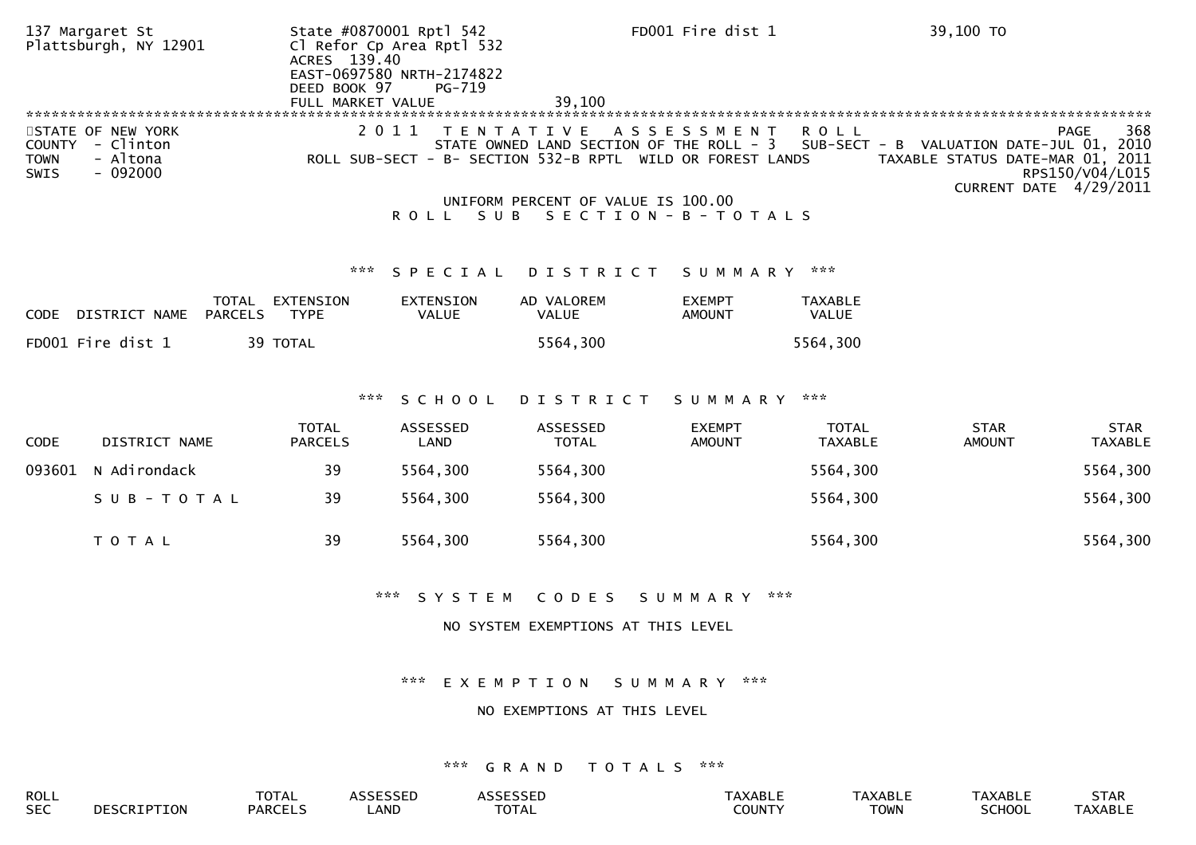137 Margaret St Plattsburgh, NY 12901 | State #0870001 Rptl 542 | FD001 Fire dist 1 | 39,100 TO
Cl Refor Cp Area Rptl 532
ACRES 139.40
EAST-0697580 NRTH-2174822
DEED BOOK 97 PG-719
FULL MARKET VALUE 39,100

STATE OF NEW YORK
COUNTY - Clinton
TOWN - Altona
SWIS - 092000

2011 TENTATIVE ASSESSMENT ROLL
STATE OWNED LAND SECTION OF THE ROLL - 3 SUB-SECT - B VALUATION DATE-JUL 01, 2010
ROLL SUB-SECT - B- SECTION 532-B RPTL WILD OR FOREST LANDS TAXABLE STATUS DATE-MAR 01, 2011
RPS150/V04/L015
CURRENT DATE 4/29/2011

UNIFORM PERCENT OF VALUE IS 100.00

ROLL SUB SECTION - B - TOTALS

*** SPECIAL DISTRICT SUMMARY ***

| CODE | DISTRICT NAME | TOTAL PARCELS | EXTENSION TYPE | EXTENSION VALUE | AD VALOREM VALUE | EXEMPT AMOUNT | TAXABLE VALUE |
|---|---|---|---|---|---|---|---|
| FD001 | Fire dist 1 | 39 | TOTAL | | 5564,300 | | 5564,300 |

*** SCHOOL DISTRICT SUMMARY ***

| CODE | DISTRICT NAME | TOTAL PARCELS | ASSESSED LAND | ASSESSED TOTAL | EXEMPT AMOUNT | TOTAL TAXABLE | STAR AMOUNT | STAR TAXABLE |
|---|---|---|---|---|---|---|---|---|
| 093601 | N Adirondack | 39 | 5564,300 | 5564,300 | | 5564,300 | | 5564,300 |
| | SUB-TOTAL | 39 | 5564,300 | 5564,300 | | 5564,300 | | 5564,300 |
| | TOTAL | 39 | 5564,300 | 5564,300 | | 5564,300 | | 5564,300 |

*** SYSTEM CODES SUMMARY ***

NO SYSTEM EXEMPTIONS AT THIS LEVEL

*** EXEMPTION SUMMARY ***

NO EXEMPTIONS AT THIS LEVEL

*** GRAND TOTALS ***

| ROLL SEC | DESCRIPTION | TOTAL PARCELS | ASSESSED LAND | ASSESSED TOTAL | TAXABLE COUNTY | TAXABLE TOWN | TAXABLE SCHOOL | STAR TAXABLE |
|---|---|---|---|---|---|---|---|---|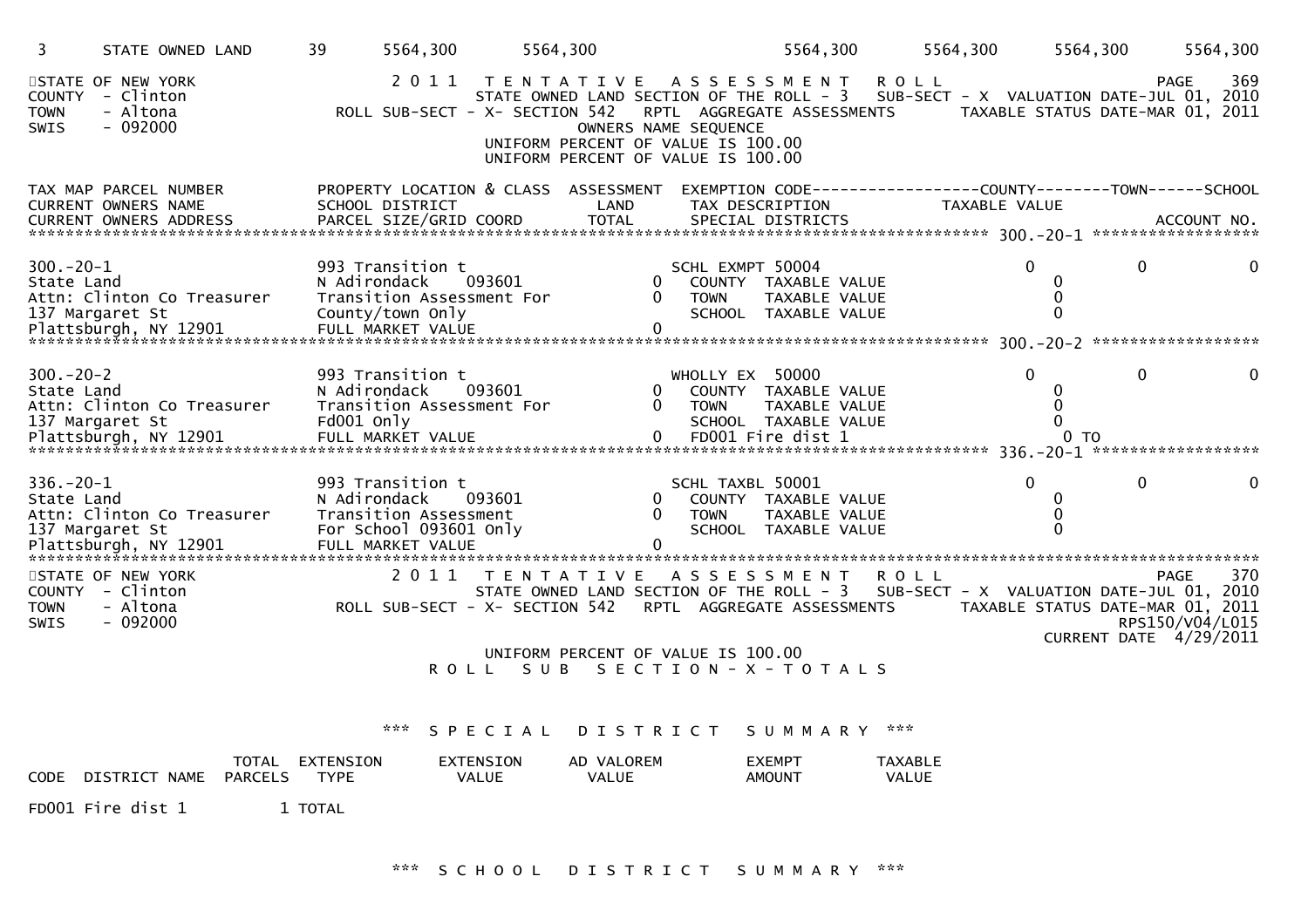| 3 | STATE OWNED LAND | 39 | 5564,300 | 5564,300 | 5564,300 | 5564,300 | 5564,300 | 5564,300 |
|---|---|---|---|---|---|---|---|---|

STATE OF NEW YORK
COUNTY - Clinton
TOWN - Altona
SWIS - 092000

2011 TENTATIVE ASSESSMENT ROLL
STATE OWNED LAND SECTION OF THE ROLL - 3 SUB-SECT - X VALUATION DATE-JUL 01, 2010
ROLL SUB-SECT - X- SECTION 542 RPTL AGGREGATE ASSESSMENTS TAXABLE STATUS DATE-MAR 01, 2011
OWNERS NAME SEQUENCE
UNIFORM PERCENT OF VALUE IS 100.00
UNIFORM PERCENT OF VALUE IS 100.00

PAGE 369

```
TAX MAP PARCEL NUMBER          PROPERTY LOCATION & CLASS  ASSESSMENT  EXEMPTION CODE------------------COUNTY--------TOWN------SCHOOL
CURRENT OWNERS NAME            SCHOOL DISTRICT               LAND      TAX DESCRIPTION            TAXABLE VALUE
CURRENT OWNERS ADDRESS         PARCEL SIZE/GRID COORD        TOTAL     SPECIAL DISTRICTS                                    ACCOUNT NO.
****************************************************************************************************** 300.-20-1 ******************
300.-20-1                      993 Transition t                        SCHL EXMPT 50004                0             0             0
State Land                     N Adirondack    093601             0    COUNTY  TAXABLE VALUE           0
Attn: Clinton Co Treasurer     Transition Assessment For          0    TOWN    TAXABLE VALUE           0
137 Margaret St                County/town Only                        SCHOOL  TAXABLE VALUE           0
Plattsburgh, NY 12901          FULL MARKET VALUE                  0
****************************************************************************************************** 300.-20-2 ******************
300.-20-2                      993 Transition t                        WHOLLY EX  50000                0             0             0
State Land                     N Adirondack    093601             0    COUNTY  TAXABLE VALUE           0
Attn: Clinton Co Treasurer     Transition Assessment For          0    TOWN    TAXABLE VALUE           0
137 Margaret St                Fd001 Only                              SCHOOL  TAXABLE VALUE           0
Plattsburgh, NY 12901          FULL MARKET VALUE                  0    FD001 Fire dist 1               0 TO
****************************************************************************************************** 336.-20-1 ******************
336.-20-1                      993 Transition t                        SCHL TAXBL 50001                0             0             0
State Land                     N Adirondack    093601             0    COUNTY  TAXABLE VALUE           0
Attn: Clinton Co Treasurer     Transition Assessment              0    TOWN    TAXABLE VALUE           0
137 Margaret St                For School 093601 Only                  SCHOOL  TAXABLE VALUE           0
Plattsburgh, NY 12901          FULL MARKET VALUE                  0
************************************************************************************************************************************
```

STATE OF NEW YORK
COUNTY - Clinton
TOWN - Altona
SWIS - 092000

2011 TENTATIVE ASSESSMENT ROLL
STATE OWNED LAND SECTION OF THE ROLL - 3 SUB-SECT - X VALUATION DATE-JUL 01, 2010
ROLL SUB-SECT - X- SECTION 542 RPTL AGGREGATE ASSESSMENTS TAXABLE STATUS DATE-MAR 01, 2011

PAGE 370
RPS150/V04/L015
CURRENT DATE 4/29/2011

UNIFORM PERCENT OF VALUE IS 100.00

ROLL SUB SECTION - X - TOTALS

*** SPECIAL DISTRICT SUMMARY ***

| CODE | DISTRICT NAME | TOTAL PARCELS | EXTENSION TYPE | EXTENSION VALUE | AD VALOREM VALUE | EXEMPT AMOUNT | TAXABLE VALUE |
|---|---|---|---|---|---|---|---|
| FD001 | Fire dist 1 | 1 | TOTAL | | | | |

*** SCHOOL DISTRICT SUMMARY ***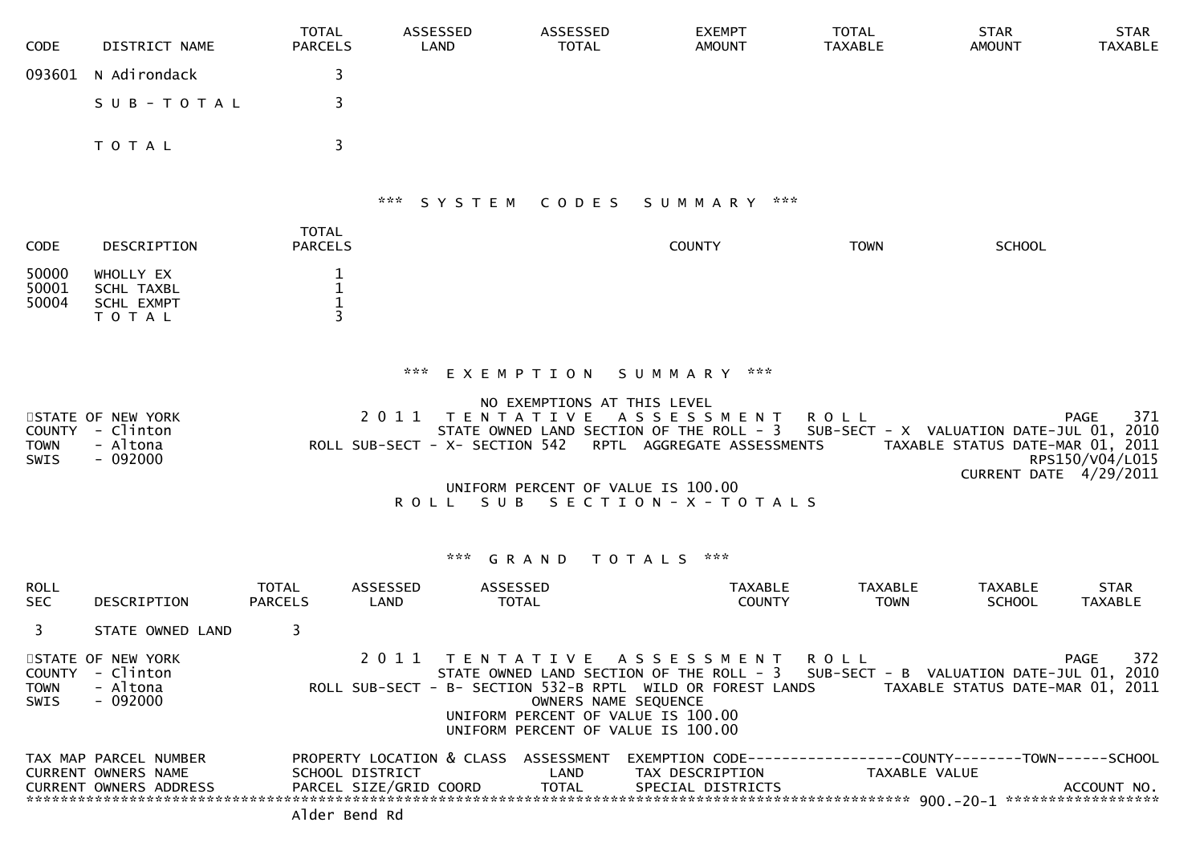| CODE | DISTRICT NAME | TOTAL PARCELS | ASSESSED LAND | ASSESSED TOTAL | EXEMPT AMOUNT | TOTAL TAXABLE | STAR AMOUNT | STAR TAXABLE |
|---|---|---|---|---|---|---|---|---|
| 093601 | N Adirondack | 3 | | | | | | |
| | S U B - T O T A L | 3 | | | | | | |
| | T O T A L | 3 | | | | | | |

*** S Y S T E M   C O D E S   S U M M A R Y ***

| CODE | DESCRIPTION | TOTAL PARCELS | COUNTY | TOWN | SCHOOL |
|---|---|---|---|---|---|
| 50000 | WHOLLY EX | 1 | | | |
| 50001 | SCHL TAXBL | 1 | | | |
| 50004 | SCHL EXMPT | 1 | | | |
| | T O T A L | 3 | | | |

*** E X E M P T I O N   S U M M A R Y ***

NO EXEMPTIONS AT THIS LEVEL

STATE OF NEW YORK
COUNTY - Clinton
TOWN - Altona
SWIS - 092000

2 0 1 1   T E N T A T I V E   A S S E S S M E N T   R O L L
STATE OWNED LAND SECTION OF THE ROLL - 3   SUB-SECT - X   VALUATION DATE-JUL 01, 2010
ROLL SUB-SECT - X- SECTION 542   RPTL AGGREGATE ASSESSMENTS   TAXABLE STATUS DATE-MAR 01, 2011
RPS150/V04/L015
CURRENT DATE 4/29/2011

UNIFORM PERCENT OF VALUE IS 100.00

R O L L   S U B   S E C T I O N - X - T O T A L S

*** G R A N D   T O T A L S ***

| ROLL SEC | DESCRIPTION | TOTAL PARCELS | ASSESSED LAND | ASSESSED TOTAL | TAXABLE COUNTY | TAXABLE TOWN | TAXABLE SCHOOL | STAR TAXABLE |
|---|---|---|---|---|---|---|---|---|
| 3 | STATE OWNED LAND | 3 | | | | | | |

STATE OF NEW YORK
COUNTY - Clinton
TOWN - Altona
SWIS - 092000

2 0 1 1   T E N T A T I V E   A S S E S S M E N T   R O L L
STATE OWNED LAND SECTION OF THE ROLL - 3   SUB-SECT - B   VALUATION DATE-JUL 01, 2010
ROLL SUB-SECT - B- SECTION 532-B RPTL WILD OR FOREST LANDS   TAXABLE STATUS DATE-MAR 01, 2011
OWNERS NAME SEQUENCE
UNIFORM PERCENT OF VALUE IS 100.00
UNIFORM PERCENT OF VALUE IS 100.00

| TAX MAP PARCEL NUMBER / CURRENT OWNERS NAME / CURRENT OWNERS ADDRESS | PROPERTY LOCATION & CLASS / SCHOOL DISTRICT / PARCEL SIZE/GRID COORD | ASSESSMENT LAND / TOTAL | EXEMPTION CODE / TAX DESCRIPTION / SPECIAL DISTRICTS | COUNTY / TOWN / SCHOOL TAXABLE VALUE | ACCOUNT NO. |
|---|---|---|---|---|---|

******************************************************************************** 900.-20-1 ******************

Alder Bend Rd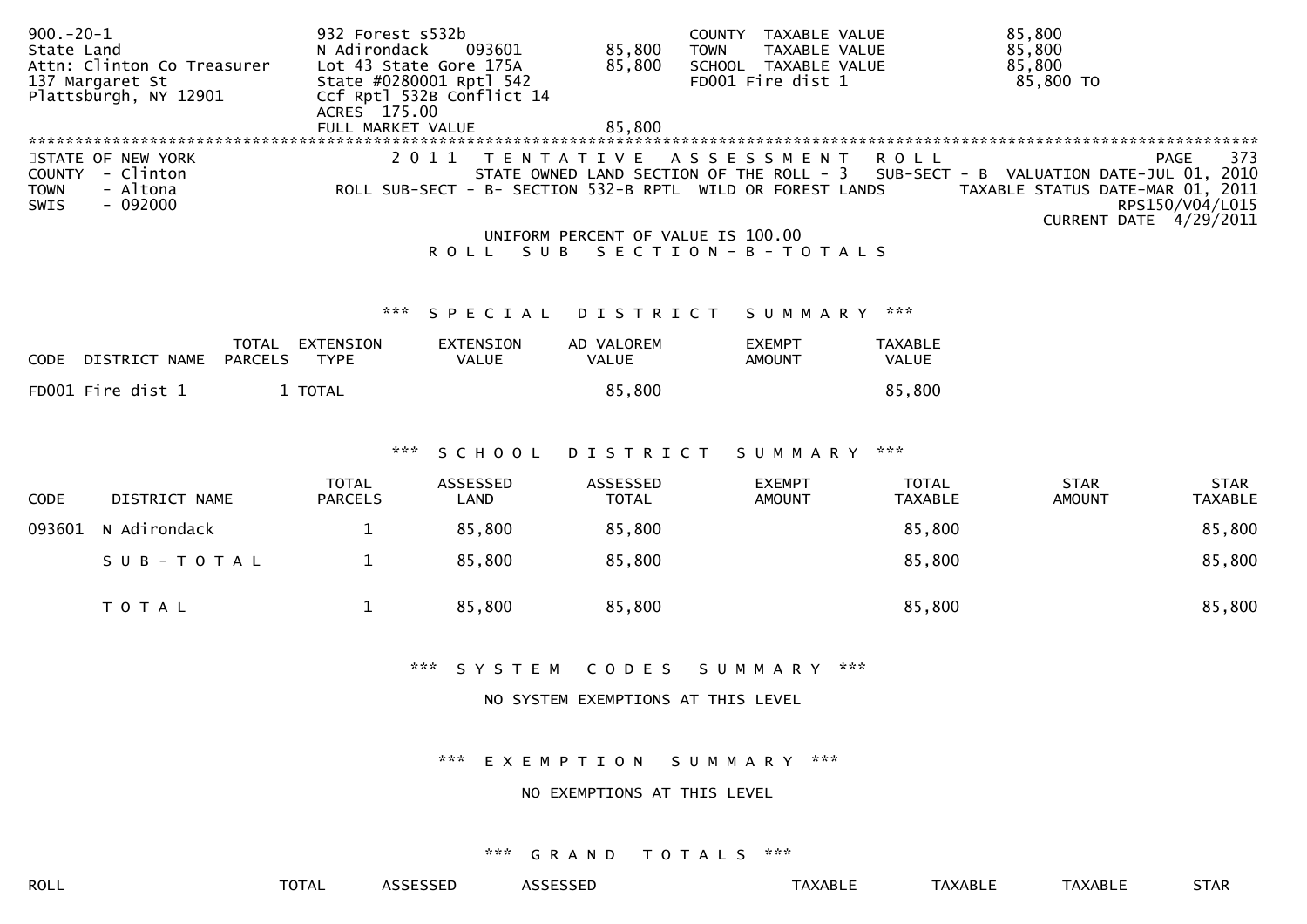```
900.-20-1                      932 Forest s532b                          COUNTY  TAXABLE VALUE            85,800
State Land                     N Adirondack    093601       85,800      TOWN    TAXABLE VALUE            85,800
Attn: Clinton Co Treasurer     Lot 43 State Gore 175A       85,800      SCHOOL  TAXABLE VALUE            85,800
137 Margaret St                State #0280001 Rptl 542                  FD001 Fire dist 1                 85,800 TO
Plattsburgh, NY 12901          Ccf Rptl 532B Conflict 14
                               ACRES 175.00
                               FULL MARKET VALUE            85,800
```

STATE OF NEW YORK
COUNTY - Clinton
TOWN - Altona
SWIS - 092000

2011 TENTATIVE ASSESSMENT ROLL

STATE OWNED LAND SECTION OF THE ROLL - 3 SUB-SECT - B VALUATION DATE-JUL 01, 2010

ROLL SUB-SECT - B- SECTION 532-B RPTL WILD OR FOREST LANDS TAXABLE STATUS DATE-MAR 01, 2011

RPS150/V04/L015

CURRENT DATE 4/29/2011

UNIFORM PERCENT OF VALUE IS 100.00

ROLL SUB SECTION - B - TOTALS

### *** SPECIAL DISTRICT SUMMARY ***

| CODE | DISTRICT NAME | TOTAL PARCELS | EXTENSION TYPE | EXTENSION VALUE | AD VALOREM VALUE | EXEMPT AMOUNT | TAXABLE VALUE |
|---|---|---|---|---|---|---|---|
| FD001 | Fire dist 1 | 1 | TOTAL | | 85,800 | | 85,800 |

### *** SCHOOL DISTRICT SUMMARY ***

| CODE | DISTRICT NAME | TOTAL PARCELS | ASSESSED LAND | ASSESSED TOTAL | EXEMPT AMOUNT | TOTAL TAXABLE | STAR AMOUNT | STAR TAXABLE |
|---|---|---|---|---|---|---|---|---|
| 093601 | N Adirondack | 1 | 85,800 | 85,800 | | 85,800 | | 85,800 |
| | SUB-TOTAL | 1 | 85,800 | 85,800 | | 85,800 | | 85,800 |
| | TOTAL | 1 | 85,800 | 85,800 | | 85,800 | | 85,800 |

### *** SYSTEM CODES SUMMARY ***

NO SYSTEM EXEMPTIONS AT THIS LEVEL

### *** EXEMPTION SUMMARY ***

NO EXEMPTIONS AT THIS LEVEL

### *** GRAND TOTALS ***

| ROLL | TOTAL | ASSESSED | ASSESSED | TAXABLE | TAXABLE | TAXABLE | STAR |
|---|---|---|---|---|---|---|---|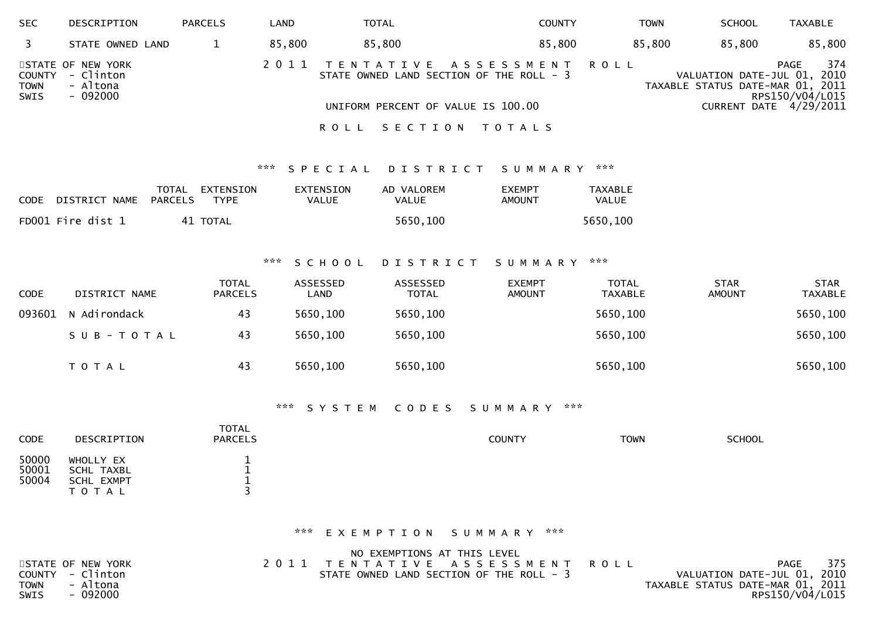| SEC | DESCRIPTION | PARCELS | LAND | TOTAL | COUNTY | TOWN | SCHOOL | TAXABLE |
|---|---|---|---|---|---|---|---|---|
| 3 | STATE OWNED LAND | 1 | 85,800 | 85,800 | 85,800 | 85,800 | 85,800 | 85,800 |

STATE OF NEW YORK
COUNTY - Clinton
TOWN - Altona
SWIS - 092000

2011 TENTATIVE ASSESSMENT ROLL
STATE OWNED LAND SECTION OF THE ROLL - 3

PAGE 374
VALUATION DATE-JUL 01, 2010
TAXABLE STATUS DATE-MAR 01, 2011
RPS150/V04/L015
CURRENT DATE 4/29/2011

UNIFORM PERCENT OF VALUE IS 100.00

# ROLL SECTION TOTALS

## *** SPECIAL DISTRICT SUMMARY ***

| CODE | DISTRICT NAME | TOTAL PARCELS | EXTENSION TYPE | EXTENSION VALUE | AD VALOREM VALUE | EXEMPT AMOUNT | TAXABLE VALUE |
|---|---|---|---|---|---|---|---|
| FD001 | Fire dist 1 | 41 | TOTAL | | 5650,100 | | 5650,100 |

## *** SCHOOL DISTRICT SUMMARY ***

| CODE | DISTRICT NAME | TOTAL PARCELS | ASSESSED LAND | ASSESSED TOTAL | EXEMPT AMOUNT | TOTAL TAXABLE | STAR AMOUNT | STAR TAXABLE |
|---|---|---|---|---|---|---|---|---|
| 093601 | N Adirondack | 43 | 5650,100 | 5650,100 | | 5650,100 | | 5650,100 |
| | SUB-TOTAL | 43 | 5650,100 | 5650,100 | | 5650,100 | | 5650,100 |
| | TOTAL | 43 | 5650,100 | 5650,100 | | 5650,100 | | 5650,100 |

## *** SYSTEM CODES SUMMARY ***

| CODE | DESCRIPTION | TOTAL PARCELS | COUNTY | TOWN | SCHOOL |
|---|---|---|---|---|---|
| 50000 | WHOLLY EX | 1 | | | |
| 50001 | SCHL TAXBL | 1 | | | |
| 50004 | SCHL EXMPT | 1 | | | |
| | TOTAL | 3 | | | |

## *** EXEMPTION SUMMARY ***

NO EXEMPTIONS AT THIS LEVEL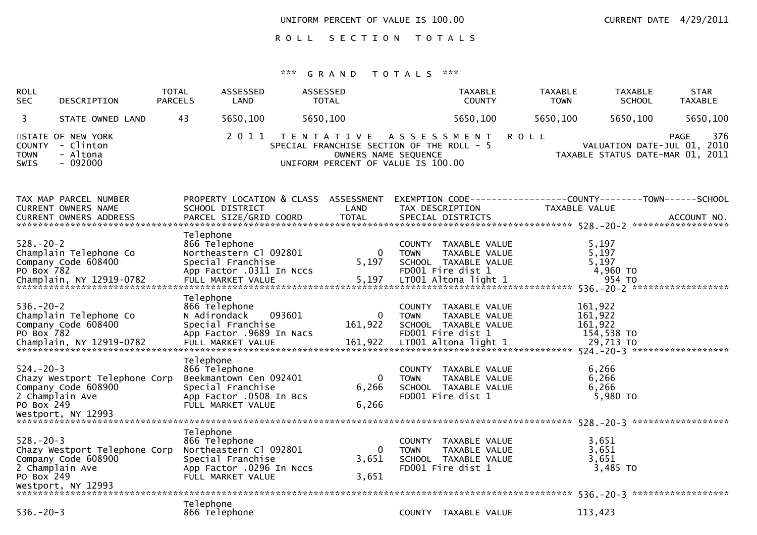UNIFORM PERCENT OF VALUE IS 100.00 CURRENT DATE 4/29/2011

R O L L   S E C T I O N   T O T A L S

*** G R A N D   T O T A L S ***

| ROLL SEC | DESCRIPTION | TOTAL PARCELS | ASSESSED LAND | ASSESSED TOTAL | TAXABLE COUNTY | TAXABLE TOWN | TAXABLE SCHOOL | STAR TAXABLE |
|---|---|---|---|---|---|---|---|---|
| 3 | STATE OWNED LAND | 43 | 5650,100 | 5650,100 | 5650,100 | 5650,100 | 5650,100 | 5650,100 |

STATE OF NEW YORK
COUNTY - Clinton
TOWN - Altona
SWIS - 092000

2 0 1 1   T E N T A T I V E   A S S E S S M E N T   R O L L
SPECIAL FRANCHISE SECTION OF THE ROLL - 5
OWNERS NAME SEQUENCE
UNIFORM PERCENT OF VALUE IS 100.00

VALUATION DATE-JUL 01, 2010
TAXABLE STATUS DATE-MAR 01, 2011

| TAX MAP PARCEL NUMBER / CURRENT OWNERS NAME / CURRENT OWNERS ADDRESS | PROPERTY LOCATION & CLASS / SCHOOL DISTRICT / PARCEL SIZE/GRID COORD | ASSESSMENT LAND / TOTAL | EXEMPTION CODE / TAX DESCRIPTION / SPECIAL DISTRICTS | TAXABLE VALUE (COUNTY--TOWN--SCHOOL) / ACCOUNT NO. |
|---|---|---|---|---|
| **528.-20-2** | Telephone | | | |
| 528.-20-2 | 866 Telephone | | COUNTY TAXABLE VALUE | 5,197 |
| Champlain Telephone Co | Northeastern Cl 092801 | 0 | TOWN TAXABLE VALUE | 5,197 |
| Company Code 608400 | Special Franchise | 5,197 | SCHOOL TAXABLE VALUE | 5,197 |
| PO Box 782 | App Factor .0311 In Nccs | | FD001 Fire dist 1 | 4,960 TO |
| Champlain, NY 12919-0782 | FULL MARKET VALUE | 5,197 | LT001 Altona light 1 | 954 TO |
| **536.-20-2** | Telephone | | | |
| 536.-20-2 | 866 Telephone | | COUNTY TAXABLE VALUE | 161,922 |
| Champlain Telephone Co | N Adirondack 093601 | 0 | TOWN TAXABLE VALUE | 161,922 |
| Company Code 608400 | Special Franchise | 161,922 | SCHOOL TAXABLE VALUE | 161,922 |
| PO Box 782 | App Factor .9689 In Nacs | | FD001 Fire dist 1 | 154,538 TO |
| Champlain, NY 12919-0782 | FULL MARKET VALUE | 161,922 | LT001 Altona light 1 | 29,713 TO |
| **524.-20-3** | Telephone | | | |
| 524.-20-3 | 866 Telephone | | COUNTY TAXABLE VALUE | 6,266 |
| Chazy Westport Telephone Corp | Beekmantown Cen 092401 | 0 | TOWN TAXABLE VALUE | 6,266 |
| Company Code 608900 | Special Franchise | 6,266 | SCHOOL TAXABLE VALUE | 6,266 |
| 2 Champlain Ave | App Factor .0508 In Bcs | | FD001 Fire dist 1 | 5,980 TO |
| PO Box 249 | FULL MARKET VALUE | 6,266 | | |
| Westport, NY 12993 | | | | |
| **528.-20-3** | Telephone | | | |
| 528.-20-3 | 866 Telephone | | COUNTY TAXABLE VALUE | 3,651 |
| Chazy Westport Telephone Corp | Northeastern Cl 092801 | 0 | TOWN TAXABLE VALUE | 3,651 |
| Company Code 608900 | Special Franchise | 3,651 | SCHOOL TAXABLE VALUE | 3,651 |
| 2 Champlain Ave | App Factor .0296 In Nccs | | FD001 Fire dist 1 | 3,485 TO |
| PO Box 249 | FULL MARKET VALUE | 3,651 | | |
| Westport, NY 12993 | | | | |
| **536.-20-3** | Telephone | | | |
| 536.-20-3 | 866 Telephone | | COUNTY TAXABLE VALUE | 113,423 |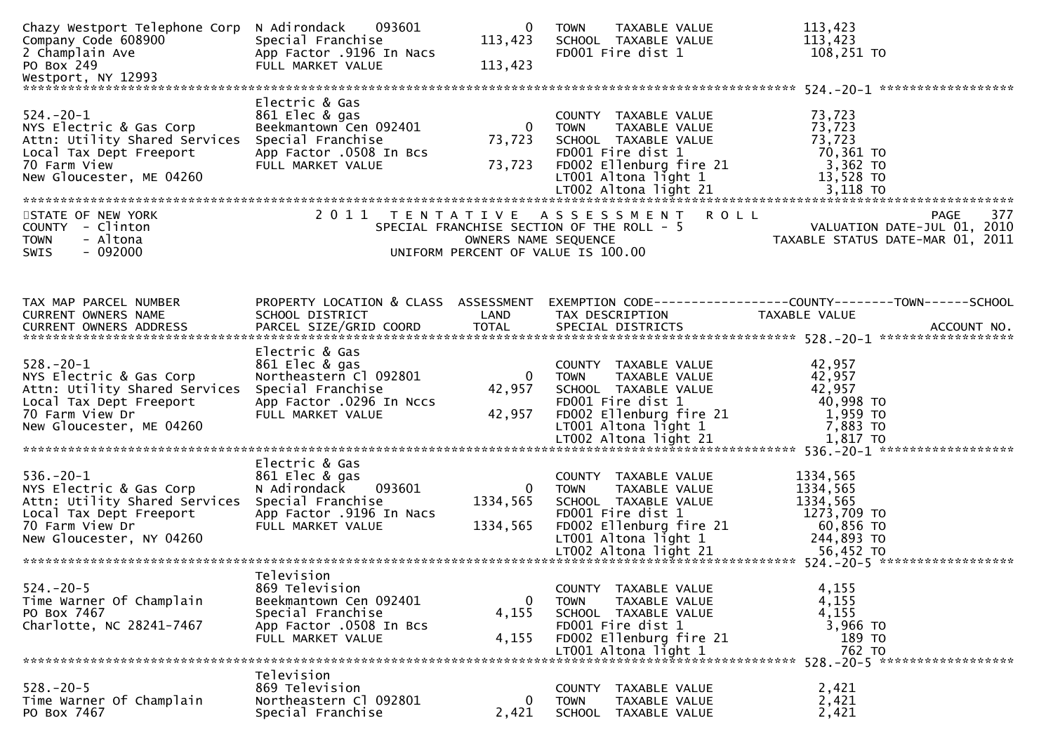```
Chazy Westport Telephone Corp  N Adirondack    093601          0    TOWN    TAXABLE VALUE              113,423
Company Code 608900            Special Franchise          113,423    SCHOOL  TAXABLE VALUE              113,423
2 Champlain Ave                App Factor .9196 In Nacs              FD001 Fire dist 1                  108,251 TO
PO Box 249                     FULL MARKET VALUE          113,423
Westport, NY 12993
******************************************************************************************************* 524.-20-1 ******************
                               Electric & Gas
524.-20-1                      861 Elec & gas                        COUNTY  TAXABLE VALUE               73,723
NYS Electric & Gas Corp        Beekmantown Cen 092401          0     TOWN    TAXABLE VALUE               73,723
Attn: Utility Shared Services  Special Franchise           73,723    SCHOOL  TAXABLE VALUE               73,723
Local Tax Dept Freeport        App Factor .0508 In Bcs               FD001 Fire dist 1                   70,361 TO
70 Farm View                   FULL MARKET VALUE           73,723    FD002 Ellenburg fire 21              3,362 TO
New Gloucester, ME 04260                                             LT001 Altona light 1                13,528 TO
                                                                     LT002 Altona light 21                3,118 TO
************************************************************************************************************************************
STATE OF NEW YORK                 2 0 1 1   T E N T A T I V E   A S S E S S M E N T   R O L L                         PAGE    377
COUNTY  - Clinton                     SPECIAL FRANCHISE SECTION OF THE ROLL - 5                    VALUATION DATE-JUL 01, 2010
TOWN    - Altona                              OWNERS NAME SEQUENCE                              TAXABLE STATUS DATE-MAR 01, 2011
SWIS    - 092000                       UNIFORM PERCENT OF VALUE IS 100.00


TAX MAP PARCEL NUMBER          PROPERTY LOCATION & CLASS  ASSESSMENT  EXEMPTION CODE------------------COUNTY--------TOWN------SCHOOL
CURRENT OWNERS NAME            SCHOOL DISTRICT               LAND     TAX DESCRIPTION             TAXABLE VALUE
CURRENT OWNERS ADDRESS         PARCEL SIZE/GRID COORD        TOTAL    SPECIAL DISTRICTS                                ACCOUNT NO.
******************************************************************************************************* 528.-20-1 ******************
                               Electric & Gas
528.-20-1                      861 Elec & gas                        COUNTY  TAXABLE VALUE               42,957
NYS Electric & Gas Corp        Northeastern Cl 092801          0     TOWN    TAXABLE VALUE               42,957
Attn: Utility Shared Services  Special Franchise           42,957    SCHOOL  TAXABLE VALUE               42,957
Local Tax Dept Freeport        App Factor .0296 In Nccs              FD001 Fire dist 1                   40,998 TO
70 Farm View Dr                FULL MARKET VALUE           42,957    FD002 Ellenburg fire 21              1,959 TO
New Gloucester, ME 04260                                             LT001 Altona light 1                 7,883 TO
                                                                     LT002 Altona light 21                1,817 TO
******************************************************************************************************* 536.-20-1 ******************
                               Electric & Gas
536.-20-1                      861 Elec & gas                        COUNTY  TAXABLE VALUE             1334,565
NYS Electric & Gas Corp        N Adirondack    093601          0     TOWN    TAXABLE VALUE             1334,565
Attn: Utility Shared Services  Special Franchise         1334,565    SCHOOL  TAXABLE VALUE             1334,565
Local Tax Dept Freeport        App Factor .9196 In Nacs              FD001 Fire dist 1                 1273,709 TO
70 Farm View Dr                FULL MARKET VALUE         1334,565    FD002 Ellenburg fire 21             60,856 TO
New Gloucester, NY 04260                                             LT001 Altona light 1               244,893 TO
                                                                     LT002 Altona light 21               56,452 TO
******************************************************************************************************* 524.-20-5 ******************
                               Television
524.-20-5                      869 Television                        COUNTY  TAXABLE VALUE                4,155
Time Warner Of Champlain       Beekmantown Cen 092401          0     TOWN    TAXABLE VALUE                4,155
PO Box 7467                    Special Franchise            4,155    SCHOOL  TAXABLE VALUE                4,155
Charlotte, NC 28241-7467       App Factor .0508 In Bcs               FD001 Fire dist 1                    3,966 TO
                               FULL MARKET VALUE            4,155    FD002 Ellenburg fire 21                189 TO
                                                                     LT001 Altona light 1                   762 TO
******************************************************************************************************* 528.-20-5 ******************
                               Television
528.-20-5                      869 Television                        COUNTY  TAXABLE VALUE                2,421
Time Warner Of Champlain       Northeastern Cl 092801          0     TOWN    TAXABLE VALUE                2,421
PO Box 7467                    Special Franchise            2,421    SCHOOL  TAXABLE VALUE                2,421
```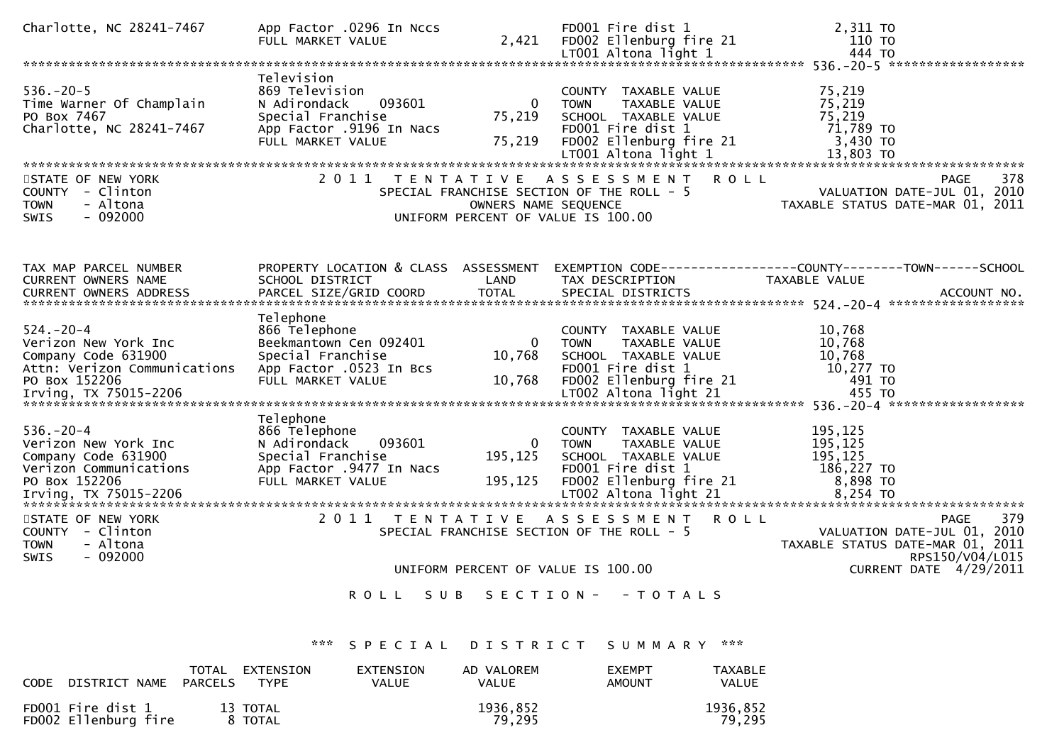| | | | | |
|---|---|---|---|---|
| Charlotte, NC 28241-7467 | App Factor .0296 In Nccs | | FD001 Fire dist 1 | 2,311 TO |
| | FULL MARKET VALUE | 2,421 | FD002 Ellenburg fire 21 | 110 TO |
| | | | LT001 Altona light 1 | 444 TO |

******************************************************************************************************* 536.-20-5 *****************

| | | | | |
|---|---|---|---|---|
| | Television | | | |
| 536.-20-5 | 869 Television | | COUNTY TAXABLE VALUE | 75,219 |
| Time Warner Of Champlain | N Adirondack 093601 | 0 | TOWN TAXABLE VALUE | 75,219 |
| PO Box 7467 | Special Franchise | 75,219 | SCHOOL TAXABLE VALUE | 75,219 |
| Charlotte, NC 28241-7467 | App Factor .9196 In Nacs | | FD001 Fire dist 1 | 71,789 TO |
| | FULL MARKET VALUE | 75,219 | FD002 Ellenburg fire 21 | 3,430 TO |
| | | | LT001 Altona light 1 | 13,803 TO |

STATE OF NEW YORK — 2011 TENTATIVE ASSESSMENT ROLL — PAGE 378
COUNTY - Clinton — SPECIAL FRANCHISE SECTION OF THE ROLL - 5 — VALUATION DATE-JUL 01, 2010
TOWN - Altona — OWNERS NAME SEQUENCE — TAXABLE STATUS DATE-MAR 01, 2011
SWIS - 092000 — UNIFORM PERCENT OF VALUE IS 100.00

| TAX MAP PARCEL NUMBER / CURRENT OWNERS NAME / CURRENT OWNERS ADDRESS | PROPERTY LOCATION & CLASS / SCHOOL DISTRICT / PARCEL SIZE/GRID COORD | ASSESSMENT LAND / TOTAL | EXEMPTION CODE / TAX DESCRIPTION / SPECIAL DISTRICTS | COUNTY--------TOWN------SCHOOL TAXABLE VALUE / ACCOUNT NO. |
|---|---|---|---|---|
| **524.-20-4** | Telephone | | | |
| 524.-20-4 | 866 Telephone | | COUNTY TAXABLE VALUE | 10,768 |
| Verizon New York Inc | Beekmantown Cen 092401 | 0 | TOWN TAXABLE VALUE | 10,768 |
| Company Code 631900 | Special Franchise | 10,768 | SCHOOL TAXABLE VALUE | 10,768 |
| Attn: Verizon Communications | App Factor .0523 In Bcs | | FD001 Fire dist 1 | 10,277 TO |
| PO Box 152206 | FULL MARKET VALUE | 10,768 | FD002 Ellenburg fire 21 | 491 TO |
| Irving, TX 75015-2206 | | | LT002 Altona light 21 | 455 TO |
| **536.-20-4** | Telephone | | | |
| 536.-20-4 | 866 Telephone | | COUNTY TAXABLE VALUE | 195,125 |
| Verizon New York Inc | N Adirondack 093601 | 0 | TOWN TAXABLE VALUE | 195,125 |
| Company Code 631900 | Special Franchise | 195,125 | SCHOOL TAXABLE VALUE | 195,125 |
| Verizon Communications | App Factor .9477 In Nacs | | FD001 Fire dist 1 | 186,227 TO |
| PO Box 152206 | FULL MARKET VALUE | 195,125 | FD002 Ellenburg fire 21 | 8,898 TO |
| Irving, TX 75015-2206 | | | LT002 Altona light 21 | 8,254 TO |

STATE OF NEW YORK — 2011 TENTATIVE ASSESSMENT ROLL — PAGE 379
COUNTY - Clinton — SPECIAL FRANCHISE SECTION OF THE ROLL - 5 — VALUATION DATE-JUL 01, 2010
TOWN - Altona — TAXABLE STATUS DATE-MAR 01, 2011
SWIS - 092000 — RPS150/V04/L015
UNIFORM PERCENT OF VALUE IS 100.00 — CURRENT DATE 4/29/2011

ROLL SUB SECTION- - TOTALS

*** SPECIAL DISTRICT SUMMARY ***

| CODE | DISTRICT NAME | TOTAL PARCELS | EXTENSION TYPE | EXTENSION VALUE | AD VALOREM VALUE | EXEMPT AMOUNT | TAXABLE VALUE |
|---|---|---|---|---|---|---|---|
| FD001 | Fire dist 1 | 13 | TOTAL | | 1936,852 | | 1936,852 |
| FD002 | Ellenburg fire | 8 | TOTAL | | 79,295 | | 79,295 |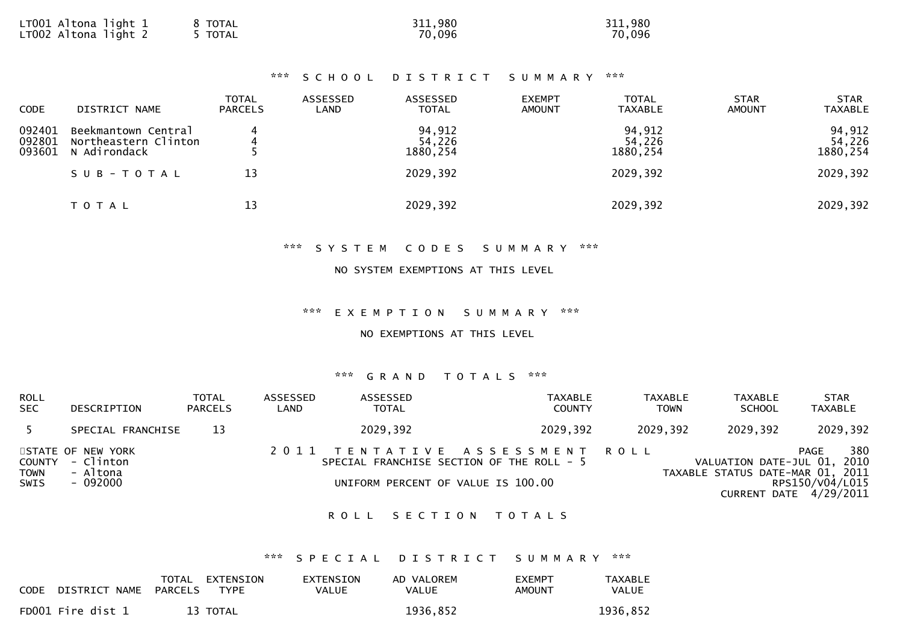| CODE | DISTRICT NAME | TOTAL PARCELS | EXTENSION TYPE | EXTENSION VALUE | AD VALOREM VALUE | EXEMPT AMOUNT | TAXABLE VALUE |
|---|---|---|---|---|---|---|---|
| LT001 | Altona light 1 | 8 | TOTAL | | 311,980 | | 311,980 |
| LT002 | Altona light 2 | 5 | TOTAL | | 70,096 | | 70,096 |

### *** SCHOOL DISTRICT SUMMARY ***

| CODE | DISTRICT NAME | TOTAL PARCELS | ASSESSED LAND | ASSESSED TOTAL | EXEMPT AMOUNT | TOTAL TAXABLE | STAR AMOUNT | STAR TAXABLE |
|---|---|---|---|---|---|---|---|---|
| 092401 | Beekmantown Central | 4 | | 94,912 | | 94,912 | | 94,912 |
| 092801 | Northeastern Clinton | 4 | | 54,226 | | 54,226 | | 54,226 |
| 093601 | N Adirondack | 5 | | 1880,254 | | 1880,254 | | 1880,254 |
| | SUB-TOTAL | 13 | | 2029,392 | | 2029,392 | | 2029,392 |
| | TOTAL | 13 | | 2029,392 | | 2029,392 | | 2029,392 |

### *** SYSTEM CODES SUMMARY ***

NO SYSTEM EXEMPTIONS AT THIS LEVEL

### *** EXEMPTION SUMMARY ***

NO EXEMPTIONS AT THIS LEVEL

### *** GRAND TOTALS ***

| ROLL SEC | DESCRIPTION | TOTAL PARCELS | ASSESSED LAND | ASSESSED TOTAL | TAXABLE COUNTY | TAXABLE TOWN | TAXABLE SCHOOL | STAR TAXABLE |
|---|---|---|---|---|---|---|---|---|
| 5 | SPECIAL FRANCHISE | 13 | | 2029,392 | 2029,392 | 2029,392 | 2029,392 | 2029,392 |

STATE OF NEW YORK
COUNTY - Clinton
TOWN - Altona
SWIS - 092000

2011 TENTATIVE ASSESSMENT ROLL
SPECIAL FRANCHISE SECTION OF THE ROLL - 5

UNIFORM PERCENT OF VALUE IS 100.00

PAGE 380
VALUATION DATE-JUL 01, 2010
TAXABLE STATUS DATE-MAR 01, 2011
RPS150/V04/L015
CURRENT DATE 4/29/2011

## ROLL SECTION TOTALS

### *** SPECIAL DISTRICT SUMMARY ***

| CODE | DISTRICT NAME | TOTAL PARCELS | EXTENSION TYPE | EXTENSION VALUE | AD VALOREM VALUE | EXEMPT AMOUNT | TAXABLE VALUE |
|---|---|---|---|---|---|---|---|
| FD001 | Fire dist 1 | 13 | TOTAL | | 1936,852 | | 1936,852 |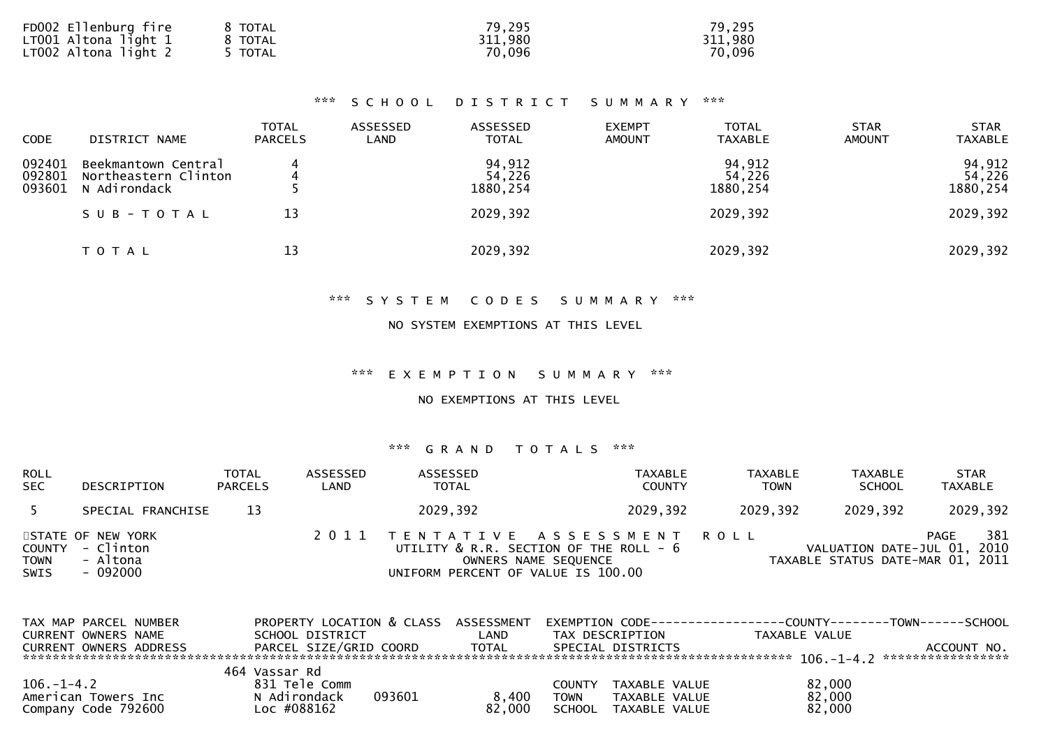| | | | |
|---|---|---|---|
| FD002 Ellenburg fire | 8 TOTAL | 79,295 | 79,295 |
| LT001 Altona light 1 | 8 TOTAL | 311,980 | 311,980 |
| LT002 Altona light 2 | 5 TOTAL | 70,096 | 70,096 |

### *** SCHOOL DISTRICT SUMMARY ***

| CODE | DISTRICT NAME | TOTAL PARCELS | ASSESSED LAND | ASSESSED TOTAL | EXEMPT AMOUNT | TOTAL TAXABLE | STAR AMOUNT | STAR TAXABLE |
|---|---|---|---|---|---|---|---|---|
| 092401 | Beekmantown Central | 4 | | 94,912 | | 94,912 | | 94,912 |
| 092801 | Northeastern Clinton | 4 | | 54,226 | | 54,226 | | 54,226 |
| 093601 | N Adirondack | 5 | | 1880,254 | | 1880,254 | | 1880,254 |
| | S U B - T O T A L | 13 | | 2029,392 | | 2029,392 | | 2029,392 |
| | T O T A L | 13 | | 2029,392 | | 2029,392 | | 2029,392 |

### *** SYSTEM CODES SUMMARY ***

NO SYSTEM EXEMPTIONS AT THIS LEVEL

### *** EXEMPTION SUMMARY ***

NO EXEMPTIONS AT THIS LEVEL

### *** GRAND TOTALS ***

| ROLL SEC | DESCRIPTION | TOTAL PARCELS | ASSESSED LAND | ASSESSED TOTAL | TAXABLE COUNTY | TAXABLE TOWN | TAXABLE SCHOOL | STAR TAXABLE |
|---|---|---|---|---|---|---|---|---|
| 5 | SPECIAL FRANCHISE | 13 | | 2029,392 | 2029,392 | 2029,392 | 2029,392 | 2029,392 |

STATE OF NEW YORK
COUNTY - Clinton
TOWN - Altona
SWIS - 092000

2011 TENTATIVE ASSESSMENT ROLL
UTILITY & R.R. SECTION OF THE ROLL - 6
OWNERS NAME SEQUENCE
UNIFORM PERCENT OF VALUE IS 100.00

PAGE 381
VALUATION DATE-JUL 01, 2010
TAXABLE STATUS DATE-MAR 01, 2011

| TAX MAP PARCEL NUMBER / CURRENT OWNERS NAME / CURRENT OWNERS ADDRESS | PROPERTY LOCATION & CLASS / SCHOOL DISTRICT / PARCEL SIZE/GRID COORD | ASSESSMENT LAND / TOTAL | EXEMPTION CODE / TAX DESCRIPTION / SPECIAL DISTRICTS | COUNTY / TOWN / SCHOOL TAXABLE VALUE | ACCOUNT NO. |
|---|---|---|---|---|---|
| ****************** 106.-1-4.2 ****************** | | | | | |
| | 464 Vassar Rd | | | | |
| 106.-1-4.2 | 831 Tele Comm | | COUNTY TAXABLE VALUE | 82,000 | |
| American Towers Inc | N Adirondack 093601 | 8,400 | TOWN TAXABLE VALUE | 82,000 | |
| Company Code 792600 | Loc #088162 | 82,000 | SCHOOL TAXABLE VALUE | 82,000 | |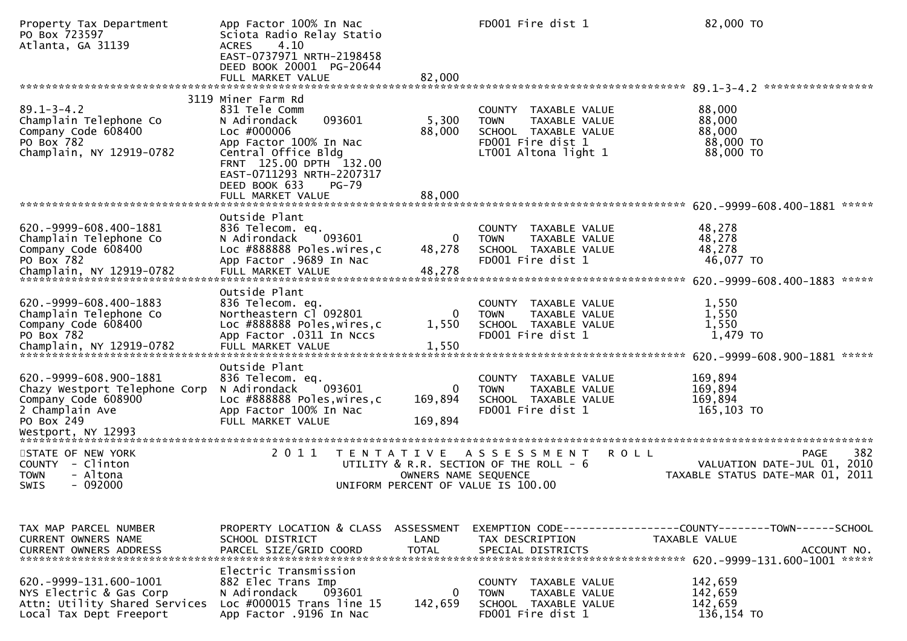```
Property Tax Department        App Factor 100% In Nac                      FD001 Fire dist 1                   82,000 TO
PO Box 723597                  Sciota Radio Relay Statio
Atlanta, GA 31139              ACRES     4.10
                               EAST-0737971 NRTH-2198458
                               DEED BOOK 20001  PG-20644
                               FULL MARKET VALUE              82,000
******************************************************************************************************* 89.1-3-4.2 *****************
                          3119 Miner Farm Rd
89.1-3-4.2                     831 Tele Comm                               COUNTY  TAXABLE VALUE              88,000
Champlain Telephone Co         N Adirondack     093601         5,300       TOWN    TAXABLE VALUE              88,000
Company Code 608400            Loc #000006                    88,000       SCHOOL  TAXABLE VALUE              88,000
PO Box 782                     App Factor 100% In Nac                      FD001 Fire dist 1                   88,000 TO
Champlain, NY 12919-0782       Central Office Bldg                         LT001 Altona light 1                88,000 TO
                               FRNT  125.00 DPTH  132.00
                               EAST-0711293 NRTH-2207317
                               DEED BOOK 633     PG-79
                               FULL MARKET VALUE              88,000
******************************************************************************************************* 620.-9999-608.400-1881 *****
                               Outside Plant
620.-9999-608.400-1881         836 Telecom. eq.                            COUNTY  TAXABLE VALUE              48,278
Champlain Telephone Co         N Adirondack     093601             0       TOWN    TAXABLE VALUE              48,278
Company Code 608400            Loc #888888 Poles,wires,c      48,278       SCHOOL  TAXABLE VALUE              48,278
PO Box 782                     App Factor .9689 In Nac                     FD001 Fire dist 1                   46,077 TO
Champlain, NY 12919-0782       FULL MARKET VALUE              48,278
******************************************************************************************************* 620.-9999-608.400-1883 *****
                               Outside Plant
620.-9999-608.400-1883         836 Telecom. eq.                            COUNTY  TAXABLE VALUE               1,550
Champlain Telephone Co         Northeastern Cl 092801              0       TOWN    TAXABLE VALUE               1,550
Company Code 608400            Loc #888888 Poles,wires,c       1,550       SCHOOL  TAXABLE VALUE               1,550
PO Box 782                     App Factor .0311 In Nccs                    FD001 Fire dist 1                    1,479 TO
Champlain, NY 12919-0782       FULL MARKET VALUE               1,550
******************************************************************************************************* 620.-9999-608.900-1881 *****
                               Outside Plant
620.-9999-608.900-1881         836 Telecom. eq.                            COUNTY  TAXABLE VALUE             169,894
Chazy Westport Telephone Corp  N Adirondack     093601             0       TOWN    TAXABLE VALUE             169,894
Company Code 608900            Loc #888888 Poles,wires,c     169,894       SCHOOL  TAXABLE VALUE             169,894
2 Champlain Ave                App Factor 100% In Nac                      FD001 Fire dist 1                  165,103 TO
PO Box 249                     FULL MARKET VALUE             169,894
Westport, NY 12993
************************************************************************************************************************************
STATE OF NEW YORK                2 0 1 1   T E N T A T I V E   A S S E S S M E N T   R O L L                          PAGE    382
COUNTY  - Clinton                          UTILITY & R.R. SECTION OF THE ROLL - 6                        VALUATION DATE-JUL 01, 2010
TOWN    - Altona                                  OWNERS NAME SEQUENCE                             TAXABLE STATUS DATE-MAR 01, 2011
SWIS    - 092000                           UNIFORM PERCENT OF VALUE IS 100.00


TAX MAP PARCEL NUMBER          PROPERTY LOCATION & CLASS  ASSESSMENT  EXEMPTION CODE------------------COUNTY--------TOWN------SCHOOL
CURRENT OWNERS NAME            SCHOOL DISTRICT               LAND      TAX DESCRIPTION              TAXABLE VALUE
CURRENT OWNERS ADDRESS         PARCEL SIZE/GRID COORD        TOTAL     SPECIAL DISTRICTS                                 ACCOUNT NO.
******************************************************************************************************* 620.-9999-131.600-1001 *****
                               Electric Transmission
620.-9999-131.600-1001         882 Elec Trans Imp                          COUNTY  TAXABLE VALUE             142,659
NYS Electric & Gas Corp        N Adirondack     093601             0       TOWN    TAXABLE VALUE             142,659
Attn: Utility Shared Services  Loc #000015 Trans line 15     142,659       SCHOOL  TAXABLE VALUE             142,659
Local Tax Dept Freeport        App Factor .9196 In Nac                     FD001 Fire dist 1                  136,154 TO
```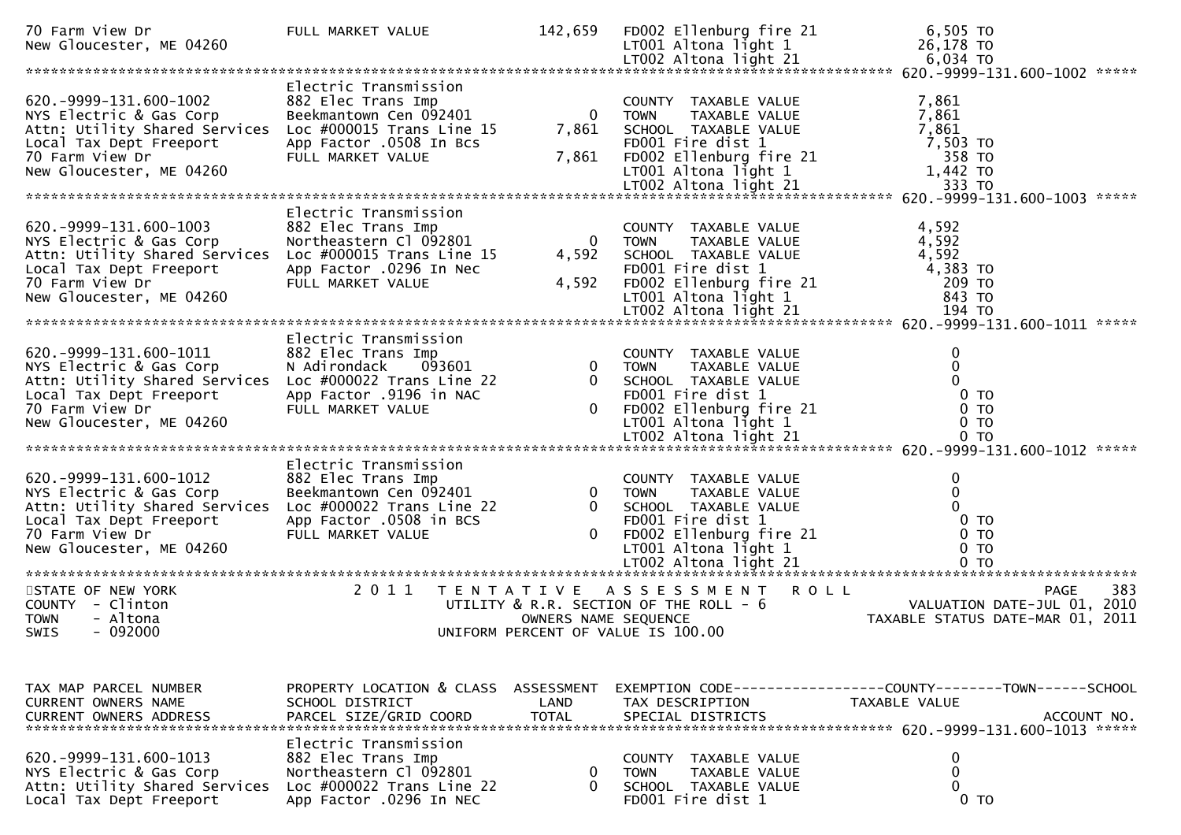```
70 Farm View Dr                  FULL MARKET VALUE            142,659   FD002 Ellenburg fire 21          6,505 TO
New Gloucester, ME 04260                                                LT001 Altona light 1            26,178 TO
                                                                        LT002 Altona light 21            6,034 TO
******************************************************************************************************* 620.-9999-131.600-1002 *****
                                 Electric Transmission
620.-9999-131.600-1002           882 Elec Trans Imp                     COUNTY  TAXABLE VALUE            7,861
NYS Electric & Gas Corp          Beekmantown Cen 092401           0     TOWN    TAXABLE VALUE            7,861
Attn: Utility Shared Services    Loc #000015 Trans Line 15    7,861     SCHOOL  TAXABLE VALUE            7,861
Local Tax Dept Freeport          App Factor .0508 In Bcs                FD001 Fire dist 1                7,503 TO
70 Farm View Dr                  FULL MARKET VALUE            7,861     FD002 Ellenburg fire 21            358 TO
New Gloucester, ME 04260                                                LT001 Altona light 1             1,442 TO
                                                                        LT002 Altona light 21              333 TO
******************************************************************************************************* 620.-9999-131.600-1003 *****
                                 Electric Transmission
620.-9999-131.600-1003           882 Elec Trans Imp                     COUNTY  TAXABLE VALUE            4,592
NYS Electric & Gas Corp          Northeastern Cl 092801           0     TOWN    TAXABLE VALUE            4,592
Attn: Utility Shared Services    Loc #000015 Trans Line 15    4,592     SCHOOL  TAXABLE VALUE            4,592
Local Tax Dept Freeport          App Factor .0296 In Nec                FD001 Fire dist 1                4,383 TO
70 Farm View Dr                  FULL MARKET VALUE            4,592     FD002 Ellenburg fire 21            209 TO
New Gloucester, ME 04260                                                LT001 Altona light 1               843 TO
                                                                        LT002 Altona light 21              194 TO
******************************************************************************************************* 620.-9999-131.600-1011 *****
                                 Electric Transmission
620.-9999-131.600-1011           882 Elec Trans Imp                     COUNTY  TAXABLE VALUE                0
NYS Electric & Gas Corp          N Adirondack    093601           0     TOWN    TAXABLE VALUE                0
Attn: Utility Shared Services    Loc #000022 Trans Line 22        0     SCHOOL  TAXABLE VALUE                0
Local Tax Dept Freeport          App Factor .9196 in NAC                FD001 Fire dist 1                    0 TO
70 Farm View Dr                  FULL MARKET VALUE                0     FD002 Ellenburg fire 21              0 TO
New Gloucester, ME 04260                                                LT001 Altona light 1                 0 TO
                                                                        LT002 Altona light 21                0 TO
******************************************************************************************************* 620.-9999-131.600-1012 *****
                                 Electric Transmission
620.-9999-131.600-1012           882 Elec Trans Imp                     COUNTY  TAXABLE VALUE                0
NYS Electric & Gas Corp          Beekmantown Cen 092401           0     TOWN    TAXABLE VALUE                0
Attn: Utility Shared Services    Loc #000022 Trans Line 22        0     SCHOOL  TAXABLE VALUE                0
Local Tax Dept Freeport          App Factor .0508 in BCS                FD001 Fire dist 1                    0 TO
70 Farm View Dr                  FULL MARKET VALUE                0     FD002 Ellenburg fire 21              0 TO
New Gloucester, ME 04260                                                LT001 Altona light 1                 0 TO
                                                                        LT002 Altona light 21                0 TO
*************************************************************************************************************************************
STATE OF NEW YORK                2 0 1 1   T E N T A T I V E   A S S E S S M E N T   R O L L                             PAGE   383
COUNTY  - Clinton                        UTILITY & R.R. SECTION OF THE ROLL - 6                      VALUATION DATE-JUL 01, 2010
TOWN    - Altona                                  OWNERS NAME SEQUENCE                          TAXABLE STATUS DATE-MAR 01, 2011
SWIS    - 092000                             UNIFORM PERCENT OF VALUE IS 100.00


TAX MAP PARCEL NUMBER            PROPERTY LOCATION & CLASS  ASSESSMENT  EXEMPTION CODE------------------COUNTY--------TOWN------SCHOOL
CURRENT OWNERS NAME              SCHOOL DISTRICT               LAND     TAX DESCRIPTION              TAXABLE VALUE
CURRENT OWNERS ADDRESS           PARCEL SIZE/GRID COORD       TOTAL     SPECIAL DISTRICTS                                 ACCOUNT NO.
******************************************************************************************************* 620.-9999-131.600-1013 *****
                                 Electric Transmission
620.-9999-131.600-1013           882 Elec Trans Imp                     COUNTY  TAXABLE VALUE                0
NYS Electric & Gas Corp          Northeastern Cl 092801           0     TOWN    TAXABLE VALUE                0
Attn: Utility Shared Services    Loc #000022 Trans Line 22        0     SCHOOL  TAXABLE VALUE                0
Local Tax Dept Freeport          App Factor .0296 In NEC                FD001 Fire dist 1                    0 TO
```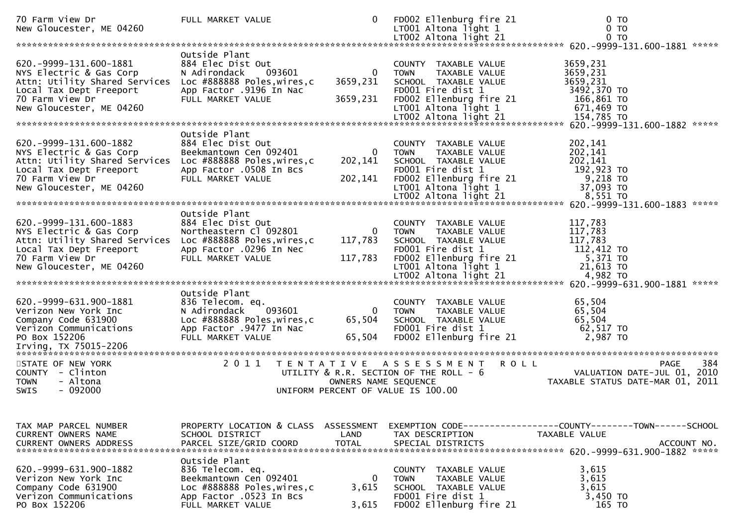```
70 Farm View Dr                FULL MARKET VALUE                   0   FD002 Ellenburg fire 21              0 TO
New Gloucester, ME 04260                                               LT001 Altona light 1                 0 TO
                                                                       LT002 Altona light 21                0 TO
******************************************************************************************************* 620.-9999-131.600-1881 *****
                               Outside Plant
620.-9999-131.600-1881         884 Elec Dist Out                       COUNTY  TAXABLE VALUE          3659,231
NYS Electric & Gas Corp        N Adirondack    093601          0       TOWN    TAXABLE VALUE          3659,231
Attn: Utility Shared Services  Loc #888888 Poles,wires,c   3659,231    SCHOOL  TAXABLE VALUE          3659,231
Local Tax Dept Freeport        App Factor .9196 In Nac                 FD001 Fire dist 1               3492,370 TO
70 Farm View Dr                FULL MARKET VALUE           3659,231    FD002 Ellenburg fire 21          166,861 TO
New Gloucester, ME 04260                                               LT001 Altona light 1             671,469 TO
                                                                       LT002 Altona light 21            154,785 TO
******************************************************************************************************* 620.-9999-131.600-1882 *****
                               Outside Plant
620.-9999-131.600-1882         884 Elec Dist Out                       COUNTY  TAXABLE VALUE           202,141
NYS Electric & Gas Corp        Beekmantown Cen 092401          0       TOWN    TAXABLE VALUE           202,141
Attn: Utility Shared Services  Loc #888888 Poles,wires,c    202,141    SCHOOL  TAXABLE VALUE           202,141
Local Tax Dept Freeport        App Factor .0508 In Bcs                 FD001 Fire dist 1                192,923 TO
70 Farm View Dr                FULL MARKET VALUE            202,141    FD002 Ellenburg fire 21            9,218 TO
New Gloucester, ME 04260                                               LT001 Altona light 1              37,093 TO
                                                                       LT002 Altona light 21              8,551 TO
******************************************************************************************************* 620.-9999-131.600-1883 *****
                               Outside Plant
620.-9999-131.600-1883         884 Elec Dist Out                       COUNTY  TAXABLE VALUE           117,783
NYS Electric & Gas Corp        Northeastern Cl 092801          0       TOWN    TAXABLE VALUE           117,783
Attn: Utility Shared Services  Loc #888888 Poles,wires,c    117,783    SCHOOL  TAXABLE VALUE           117,783
Local Tax Dept Freeport        App Factor .0296 In Nec                 FD001 Fire dist 1                112,412 TO
70 Farm View Dr                FULL MARKET VALUE            117,783    FD002 Ellenburg fire 21            5,371 TO
New Gloucester, ME 04260                                               LT001 Altona light 1              21,613 TO
                                                                       LT002 Altona light 21              4,982 TO
******************************************************************************************************* 620.-9999-631.900-1881 *****
                               Outside Plant
620.-9999-631.900-1881         836 Telecom. eq.                        COUNTY  TAXABLE VALUE            65,504
Verizon New York Inc           N Adirondack    093601          0       TOWN    TAXABLE VALUE            65,504
Company Code 631900            Loc #888888 Poles,wires,c     65,504    SCHOOL  TAXABLE VALUE            65,504
Verizon Communications         App Factor .9477 In Nac                 FD001 Fire dist 1                 62,517 TO
PO Box 152206                  FULL MARKET VALUE             65,504    FD002 Ellenburg fire 21            2,987 TO
Irving, TX 75015-2206
************************************************************************************************************************************
STATE OF NEW YORK              2 0 1 1   T E N T A T I V E   A S S E S S M E N T   R O L L                          PAGE    384
COUNTY  - Clinton                    UTILITY & R.R. SECTION OF THE ROLL - 6                          VALUATION DATE-JUL 01, 2010
TOWN    - Altona                              OWNERS NAME SEQUENCE                              TAXABLE STATUS DATE-MAR 01, 2011
SWIS    - 092000                         UNIFORM PERCENT OF VALUE IS 100.00


TAX MAP PARCEL NUMBER          PROPERTY LOCATION & CLASS  ASSESSMENT  EXEMPTION CODE------------------COUNTY--------TOWN------SCHOOL
CURRENT OWNERS NAME            SCHOOL DISTRICT               LAND      TAX DESCRIPTION            TAXABLE VALUE
CURRENT OWNERS ADDRESS         PARCEL SIZE/GRID COORD        TOTAL     SPECIAL DISTRICTS                                ACCOUNT NO.
******************************************************************************************************* 620.-9999-631.900-1882 *****
                               Outside Plant
620.-9999-631.900-1882         836 Telecom. eq.                        COUNTY  TAXABLE VALUE             3,615
Verizon New York Inc           Beekmantown Cen 092401          0       TOWN    TAXABLE VALUE             3,615
Company Code 631900            Loc #888888 Poles,wires,c      3,615    SCHOOL  TAXABLE VALUE             3,615
Verizon Communications         App Factor .0523 In Bcs                 FD001 Fire dist 1                  3,450 TO
PO Box 152206                  FULL MARKET VALUE              3,615    FD002 Ellenburg fire 21              165 TO
```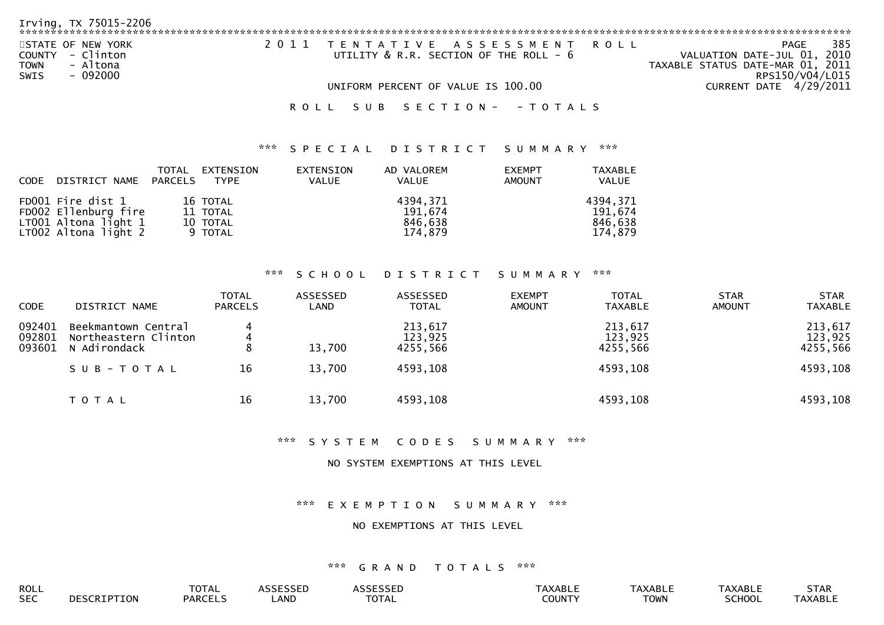Irving, TX 75015-2206

STATE OF NEW YORK
COUNTY - Clinton
TOWN - Altona
SWIS - 092000

2011 TENTATIVE ASSESSMENT ROLL
UTILITY & R.R. SECTION OF THE ROLL - 6

UNIFORM PERCENT OF VALUE IS 100.00

VALUATION DATE-JUL 01, 2010
TAXABLE STATUS DATE-MAR 01, 2011
RPS150/V04/L015
CURRENT DATE 4/29/2011

ROLL SUB SECTION- - TOTALS

*** SPECIAL DISTRICT SUMMARY ***

| CODE | DISTRICT NAME | TOTAL PARCELS | EXTENSION TYPE | EXTENSION VALUE | AD VALOREM VALUE | EXEMPT AMOUNT | TAXABLE VALUE |
|---|---|---|---|---|---|---|---|
| FD001 | Fire dist 1 | 16 | TOTAL | | 4394,371 | | 4394,371 |
| FD002 | Ellenburg fire | 11 | TOTAL | | 191,674 | | 191,674 |
| LT001 | Altona light 1 | 10 | TOTAL | | 846,638 | | 846,638 |
| LT002 | Altona light 2 | 9 | TOTAL | | 174,879 | | 174,879 |

*** SCHOOL DISTRICT SUMMARY ***

| CODE | DISTRICT NAME | TOTAL PARCELS | ASSESSED LAND | ASSESSED TOTAL | EXEMPT AMOUNT | TOTAL TAXABLE | STAR AMOUNT | STAR TAXABLE |
|---|---|---|---|---|---|---|---|---|
| 092401 | Beekmantown Central | 4 | | 213,617 | | 213,617 | | 213,617 |
| 092801 | Northeastern Clinton | 4 | | 123,925 | | 123,925 | | 123,925 |
| 093601 | N Adirondack | 8 | 13,700 | 4255,566 | | 4255,566 | | 4255,566 |
| | SUB-TOTAL | 16 | 13,700 | 4593,108 | | 4593,108 | | 4593,108 |
| | TOTAL | 16 | 13,700 | 4593,108 | | 4593,108 | | 4593,108 |

*** SYSTEM CODES SUMMARY ***

NO SYSTEM EXEMPTIONS AT THIS LEVEL

*** EXEMPTION SUMMARY ***

NO EXEMPTIONS AT THIS LEVEL

*** GRAND TOTALS ***

| ROLL SEC | DESCRIPTION | TOTAL PARCELS | ASSESSED LAND | ASSESSED TOTAL | TAXABLE COUNTY | TAXABLE TOWN | TAXABLE SCHOOL | STAR TAXABLE |
|---|---|---|---|---|---|---|---|---|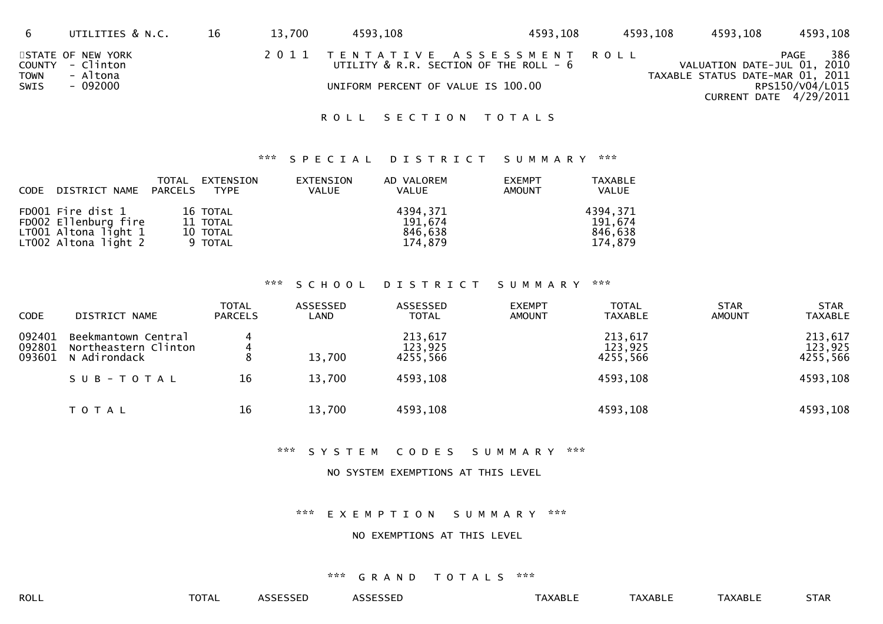| 6 | UTILITIES & N.C. | 16 | 13,700 | 4593,108 | 4593,108 | 4593,108 | 4593,108 | 4593,108 |
|---|---|---|---|---|---|---|---|---|

STATE OF NEW YORK
COUNTY - Clinton
TOWN - Altona
SWIS - 092000

2 0 1 1 T E N T A T I V E A S S E S S M E N T R O L L
UTILITY & R.R. SECTION OF THE ROLL - 6

UNIFORM PERCENT OF VALUE IS 100.00

PAGE 386
VALUATION DATE-JUL 01, 2010
TAXABLE STATUS DATE-MAR 01, 2011
RPS150/V04/L015
CURRENT DATE 4/29/2011

## R O L L S E C T I O N T O T A L S

### *** S P E C I A L D I S T R I C T S U M M A R Y ***

| CODE | DISTRICT NAME | TOTAL PARCELS | EXTENSION TYPE | EXTENSION VALUE | AD VALOREM VALUE | EXEMPT AMOUNT | TAXABLE VALUE |
|---|---|---|---|---|---|---|---|
| FD001 | Fire dist 1 | 16 | TOTAL | | 4394,371 | | 4394,371 |
| FD002 | Ellenburg fire | 11 | TOTAL | | 191,674 | | 191,674 |
| LT001 | Altona light 1 | 10 | TOTAL | | 846,638 | | 846,638 |
| LT002 | Altona light 2 | 9 | TOTAL | | 174,879 | | 174,879 |

### *** S C H O O L D I S T R I C T S U M M A R Y ***

| CODE | DISTRICT NAME | TOTAL PARCELS | ASSESSED LAND | ASSESSED TOTAL | EXEMPT AMOUNT | TOTAL TAXABLE | STAR AMOUNT | STAR TAXABLE |
|---|---|---|---|---|---|---|---|---|
| 092401 | Beekmantown Central | 4 | | 213,617 | | 213,617 | | 213,617 |
| 092801 | Northeastern Clinton | 4 | | 123,925 | | 123,925 | | 123,925 |
| 093601 | N Adirondack | 8 | 13,700 | 4255,566 | | 4255,566 | | 4255,566 |
| | S U B - T O T A L | 16 | 13,700 | 4593,108 | | 4593,108 | | 4593,108 |
| | T O T A L | 16 | 13,700 | 4593,108 | | 4593,108 | | 4593,108 |

### *** S Y S T E M C O D E S S U M M A R Y ***

NO SYSTEM EXEMPTIONS AT THIS LEVEL

### *** E X E M P T I O N S U M M A R Y ***

NO EXEMPTIONS AT THIS LEVEL

### *** G R A N D T O T A L S ***

| ROLL | TOTAL | ASSESSED | ASSESSED | TAXABLE | TAXABLE | TAXABLE | STAR |
|---|---|---|---|---|---|---|---|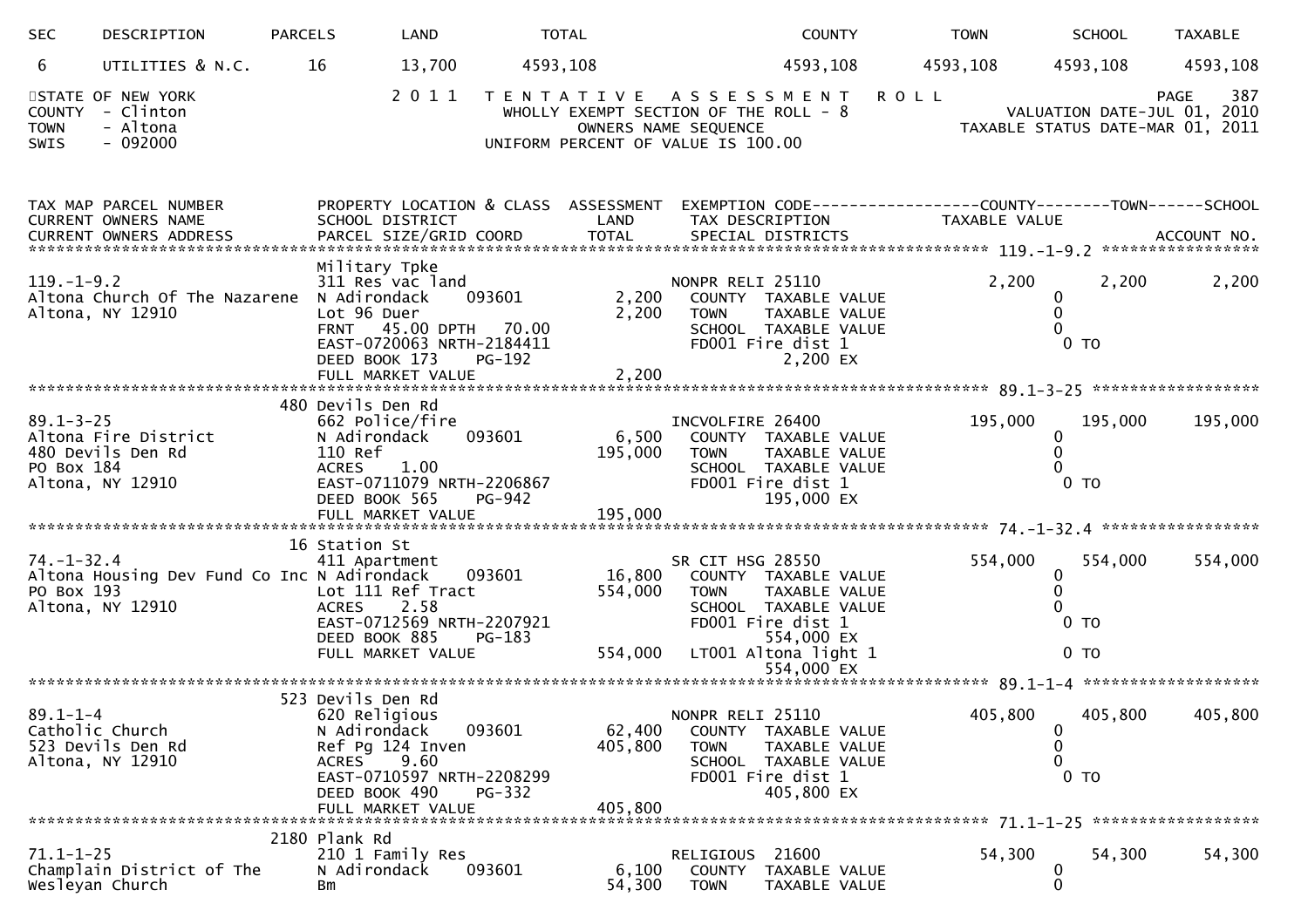| SEC | DESCRIPTION | PARCELS | LAND | TOTAL | COUNTY | TOWN | SCHOOL | TAXABLE |
|---|---|---|---|---|---|---|---|---|
| 6 | UTILITIES & N.C. | 16 | 13,700 | 4593,108 | 4593,108 | 4593,108 | 4593,108 | 4593,108 |

STATE OF NEW YORK
COUNTY - Clinton
TOWN - Altona
SWIS - 092000

2 0 1 1 T E N T A T I V E A S S E S S M E N T R O L L
WHOLLY EXEMPT SECTION OF THE ROLL - 8
OWNERS NAME SEQUENCE
UNIFORM PERCENT OF VALUE IS 100.00

VALUATION DATE-JUL 01, 2010
TAXABLE STATUS DATE-MAR 01, 2011

```
TAX MAP PARCEL NUMBER          PROPERTY LOCATION & CLASS  ASSESSMENT  EXEMPTION CODE------------------COUNTY--------TOWN------SCHOOL
CURRENT OWNERS NAME            SCHOOL DISTRICT               LAND      TAX DESCRIPTION            TAXABLE VALUE
CURRENT OWNERS ADDRESS         PARCEL SIZE/GRID COORD        TOTAL     SPECIAL DISTRICTS                                    ACCOUNT NO.
******************************************************************************************************* 119.-1-9.2 *****************
                               Military Tpke
119.-1-9.2                     311 Res vac land                       NONPR RELI 25110            2,200      2,200      2,200
Altona Church Of The Nazarene  N Adirondack    093601        2,200      COUNTY  TAXABLE VALUE          0
Altona, NY 12910               Lot 96 Duer                   2,200      TOWN    TAXABLE VALUE          0
                               FRNT  45.00 DPTH  70.00                  SCHOOL  TAXABLE VALUE          0
                               EAST-0720063 NRTH-2184411                FD001 Fire dist 1               0 TO
                               DEED BOOK 173    PG-192                          2,200 EX
                               FULL MARKET VALUE             2,200
******************************************************************************************************* 89.1-3-25 ******************
                           480 Devils Den Rd
89.1-3-25                      662 Police/fire                        INCVOLFIRE 26400          195,000    195,000    195,000
Altona Fire District           N Adirondack    093601        6,500      COUNTY  TAXABLE VALUE          0
480 Devils Den Rd              110 Ref                     195,000      TOWN    TAXABLE VALUE          0
PO Box 184                     ACRES    1.00                            SCHOOL  TAXABLE VALUE          0
Altona, NY 12910               EAST-0711079 NRTH-2206867                FD001 Fire dist 1               0 TO
                               DEED BOOK 565    PG-942                        195,000 EX
                               FULL MARKET VALUE           195,000
******************************************************************************************************* 74.-1-32.4 *****************
                            16 Station St
74.-1-32.4                     411 Apartment                          SR CIT HSG 28550          554,000    554,000    554,000
Altona Housing Dev Fund Co Inc N Adirondack    093601       16,800      COUNTY  TAXABLE VALUE          0
PO Box 193                     Lot 111 Ref Tract           554,000      TOWN    TAXABLE VALUE          0
Altona, NY 12910               ACRES    2.58                            SCHOOL  TAXABLE VALUE          0
                               EAST-0712569 NRTH-2207921                FD001 Fire dist 1               0 TO
                               DEED BOOK 885    PG-183                        554,000 EX
                               FULL MARKET VALUE           554,000      LT001 Altona light 1            0 TO
                                                                              554,000 EX
******************************************************************************************************* 89.1-1-4 *******************
                           523 Devils Den Rd
89.1-1-4                       620 Religious                          NONPR RELI 25110          405,800    405,800    405,800
Catholic Church                N Adirondack    093601       62,400      COUNTY  TAXABLE VALUE          0
523 Devils Den Rd              Ref Pg 124 Inven            405,800      TOWN    TAXABLE VALUE          0
Altona, NY 12910               ACRES    9.60                            SCHOOL  TAXABLE VALUE          0
                               EAST-0710597 NRTH-2208299                FD001 Fire dist 1               0 TO
                               DEED BOOK 490    PG-332                        405,800 EX
                               FULL MARKET VALUE           405,800
******************************************************************************************************* 71.1-1-25 ******************
                          2180 Plank Rd
71.1-1-25                      210 1 Family Res                       RELIGIOUS  21600           54,300     54,300     54,300
Champlain District of The      N Adirondack    093601        6,100      COUNTY  TAXABLE VALUE          0
Wesleyan Church                Bm                           54,300      TOWN    TAXABLE VALUE          0
```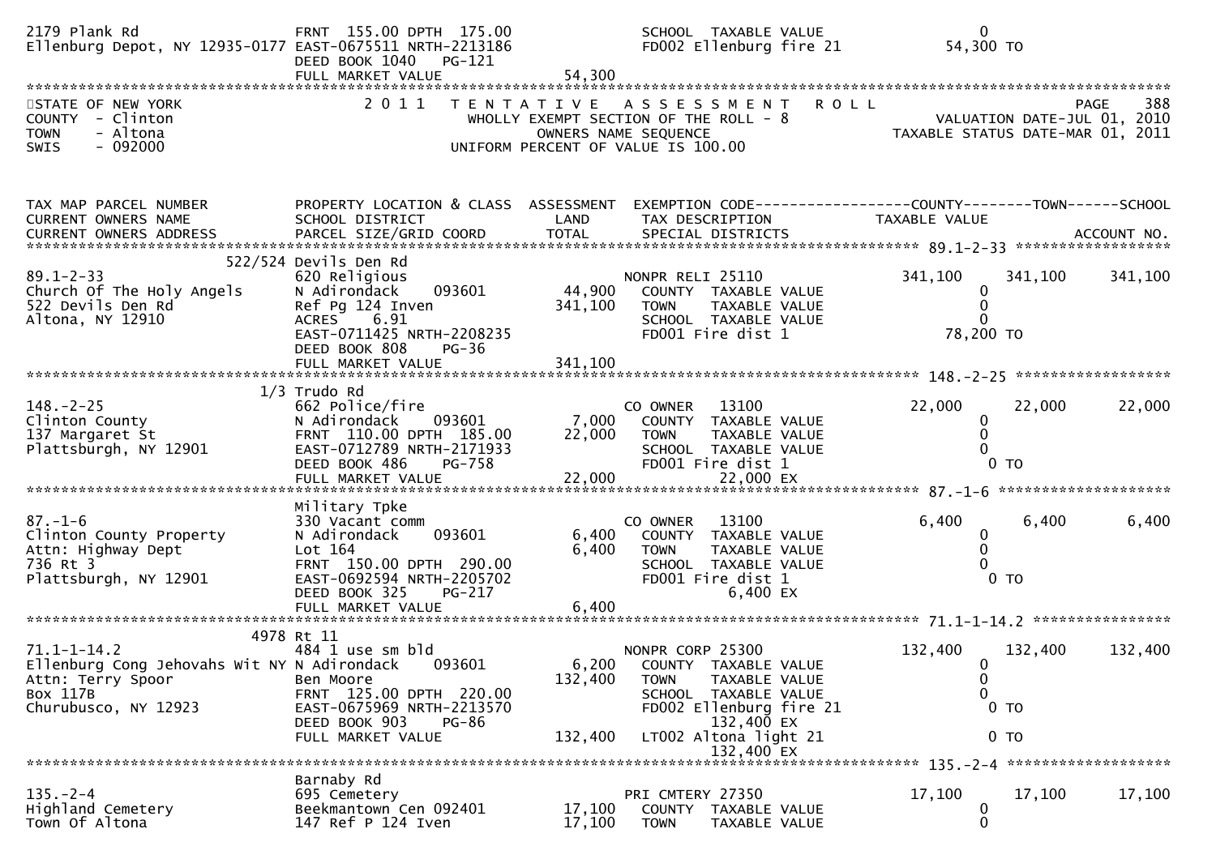```
2179 Plank Rd                     FRNT 155.00 DPTH 175.00                    SCHOOL  TAXABLE VALUE                      0
Ellenburg Depot, NY 12935-0177 EAST-0675511 NRTH-2213186                     FD002 Ellenburg fire 21                54,300 TO
                                  DEED BOOK 1040   PG-121
                                  FULL MARKET VALUE                54,300
******************************************************************************************************************************************
```

STATE OF NEW YORK — 2011 TENTATIVE ASSESSMENT ROLL — PAGE 388
COUNTY - Clinton — WHOLLY EXEMPT SECTION OF THE ROLL - 8 — VALUATION DATE-JUL 01, 2010
TOWN - Altona — OWNERS NAME SEQUENCE — TAXABLE STATUS DATE-MAR 01, 2011
SWIS - 092000 — UNIFORM PERCENT OF VALUE IS 100.00

```
TAX MAP PARCEL NUMBER          PROPERTY LOCATION & CLASS  ASSESSMENT  EXEMPTION CODE------------------COUNTY--------TOWN------SCHOOL
CURRENT OWNERS NAME            SCHOOL DISTRICT              LAND      TAX DESCRIPTION              TAXABLE VALUE
CURRENT OWNERS ADDRESS         PARCEL SIZE/GRID COORD       TOTAL     SPECIAL DISTRICTS                                       ACCOUNT NO.
************************************************************************************************ 89.1-2-33 ******************
                     522/524 Devils Den Rd
89.1-2-33                      620 Religious                          NONPR RELI 25110              341,100     341,100     341,100
Church Of The Holy Angels      N Adirondack     093601      44,900     COUNTY  TAXABLE VALUE             0
522 Devils Den Rd              Ref Pg 124 Inven            341,100     TOWN    TAXABLE VALUE             0
Altona, NY 12910               ACRES    6.91                           SCHOOL  TAXABLE VALUE             0
                               EAST-0711425 NRTH-2208235               FD001 Fire dist 1              78,200 TO
                               DEED BOOK 808    PG-36
                               FULL MARKET VALUE           341,100
************************************************************************************************ 148.-2-25 ******************
                         1/3 Trudo Rd
148.-2-25                      662 Police/fire                        CO OWNER   13100               22,000      22,000      22,000
Clinton County                 N Adirondack     093601       7,000     COUNTY  TAXABLE VALUE             0
137 Margaret St                FRNT 110.00 DPTH 185.00      22,000     TOWN    TAXABLE VALUE             0
Plattsburgh, NY 12901          EAST-0712789 NRTH-2171933               SCHOOL  TAXABLE VALUE             0
                               DEED BOOK 486    PG-758                 FD001 Fire dist 1                  0 TO
                               FULL MARKET VALUE            22,000              22,000 EX
************************************************************************************************ 87.-1-6 ********************
                               Military Tpke
87.-1-6                        330 Vacant comm                        CO OWNER   13100                6,400       6,400       6,400
Clinton County Property        N Adirondack     093601       6,400     COUNTY  TAXABLE VALUE             0
Attn: Highway Dept             Lot 164                       6,400     TOWN    TAXABLE VALUE             0
736 Rt 3                       FRNT 150.00 DPTH 290.00                 SCHOOL  TAXABLE VALUE             0
Plattsburgh, NY 12901          EAST-0692594 NRTH-2205702               FD001 Fire dist 1                  0 TO
                               DEED BOOK 325    PG-217                           6,400 EX
                               FULL MARKET VALUE             6,400
************************************************************************************************ 71.1-1-14.2 ****************
                         4978 Rt 11
71.1-1-14.2                    484 1 use sm bld                       NONPR CORP 25300              132,400     132,400     132,400
Ellenburg Cong Jehovahs Wit NY N Adirondack     093601       6,200     COUNTY  TAXABLE VALUE             0
Attn: Terry Spoor              Ben Moore                   132,400     TOWN    TAXABLE VALUE             0
Box 117B                       FRNT 125.00 DPTH 220.00                 SCHOOL  TAXABLE VALUE             0
Churubusco, NY 12923           EAST-0675969 NRTH-2213570               FD002 Ellenburg fire 21            0 TO
                               DEED BOOK 903    PG-86                          132,400 EX
                               FULL MARKET VALUE           132,400     LT002 Altona light 21              0 TO
                                                                               132,400 EX
************************************************************************************************ 135.-2-4 *******************
                               Barnaby Rd
135.-2-4                       695 Cemetery                           PRI CMTERY 27350               17,100      17,100      17,100
Highland Cemetery              Beekmantown Cen 092401       17,100     COUNTY  TAXABLE VALUE             0
Town Of Altona                 147 Ref P 124 Iven           17,100     TOWN    TAXABLE VALUE             0
```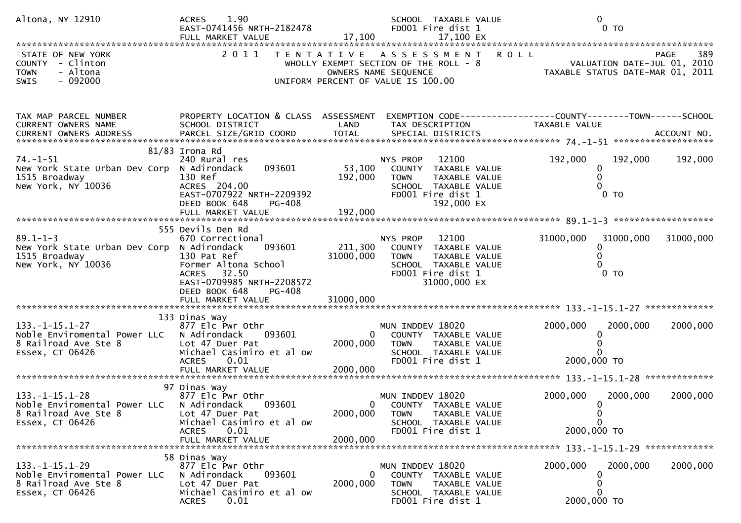Altona, NY 12910 | ACRES 1.90 | SCHOOL TAXABLE VALUE 0
EAST-0741456 NRTH-2182478 | FD001 Fire dist 1 0 TO
FULL MARKET VALUE 17,100 | 17,100 EX

STATE OF NEW YORK
COUNTY - Clinton
TOWN - Altona
SWIS - 092000

2 0 1 1 TENTATIVE ASSESSMENT ROLL
WHOLLY EXEMPT SECTION OF THE ROLL - 8
OWNERS NAME SEQUENCE
UNIFORM PERCENT OF VALUE IS 100.00

PAGE 389
VALUATION DATE-JUL 01, 2010
TAXABLE STATUS DATE-MAR 01, 2011

| TAX MAP PARCEL NUMBER / CURRENT OWNERS NAME / CURRENT OWNERS ADDRESS | PROPERTY LOCATION & CLASS / SCHOOL DISTRICT / PARCEL SIZE/GRID COORD | ASSESSMENT LAND / TOTAL | EXEMPTION CODE / TAX DESCRIPTION / SPECIAL DISTRICTS | COUNTY TAXABLE VALUE | TOWN | SCHOOL |
|---|---|---|---|---|---|---|
| **74.-1-51** | 81/83 Irona Rd | | | | | |
| 74.-1-51 | 240 Rural res | | NYS PROP 12100 | 192,000 | 192,000 | 192,000 |
| New York State Urban Dev Corp | N Adirondack 093601 | 53,100 | COUNTY TAXABLE VALUE | 0 | | |
| 1515 Broadway | 130 Ref | 192,000 | TOWN TAXABLE VALUE | 0 | | |
| New York, NY 10036 | ACRES 204.00 | | SCHOOL TAXABLE VALUE | 0 | | |
| | EAST-0707922 NRTH-2209392 | | FD001 Fire dist 1 | 0 TO | | |
| | DEED BOOK 648 PG-408 | | 192,000 EX | | | |
| | FULL MARKET VALUE | 192,000 | | | | |
| **89.1-1-3** | 555 Devils Den Rd | | | | | |
| 89.1-1-3 | 670 Correctional | | NYS PROP 12100 | 31000,000 | 31000,000 | 31000,000 |
| New York State Urban Dev Corp | N Adirondack 093601 | 211,300 | COUNTY TAXABLE VALUE | 0 | | |
| 1515 Broadway | 130 Pat Ref | 31000,000 | TOWN TAXABLE VALUE | 0 | | |
| New York, NY 10036 | Former Altona School | | SCHOOL TAXABLE VALUE | 0 | | |
| | ACRES 32.50 | | FD001 Fire dist 1 | 0 TO | | |
| | EAST-0709985 NRTH-2208572 | | 31000,000 EX | | | |
| | DEED BOOK 648 PG-408 | | | | | |
| | FULL MARKET VALUE | 31000,000 | | | | |
| **133.-1-15.1-27** | 133 Dinas Way | | | | | |
| 133.-1-15.1-27 | 877 Elc Pwr Othr | | MUN INDDEV 18020 | 2000,000 | 2000,000 | 2000,000 |
| Noble Enviromental Power LLC | N Adirondack 093601 | 0 | COUNTY TAXABLE VALUE | 0 | | |
| 8 Railroad Ave Ste 8 | Lot 47 Duer Pat | 2000,000 | TOWN TAXABLE VALUE | 0 | | |
| Essex, CT 06426 | Michael Casimiro et al ow | | SCHOOL TAXABLE VALUE | 0 | | |
| | ACRES 0.01 | | FD001 Fire dist 1 | 2000,000 TO | | |
| | FULL MARKET VALUE | 2000,000 | | | | |
| **133.-1-15.1-28** | 97 Dinas Way | | | | | |
| 133.-1-15.1-28 | 877 Elc Pwr Othr | | MUN INDDEV 18020 | 2000,000 | 2000,000 | 2000,000 |
| Noble Enviromental Power LLC | N Adirondack 093601 | 0 | COUNTY TAXABLE VALUE | 0 | | |
| 8 Railroad Ave Ste 8 | Lot 47 Duer Pat | 2000,000 | TOWN TAXABLE VALUE | 0 | | |
| Essex, CT 06426 | Michael Casimiro et al ow | | SCHOOL TAXABLE VALUE | 0 | | |
| | ACRES 0.01 | | FD001 Fire dist 1 | 2000,000 TO | | |
| | FULL MARKET VALUE | 2000,000 | | | | |
| **133.-1-15.1-29** | 58 Dinas Way | | | | | |
| 133.-1-15.1-29 | 877 Elc Pwr Othr | | MUN INDDEV 18020 | 2000,000 | 2000,000 | 2000,000 |
| Noble Enviromental Power LLC | N Adirondack 093601 | 0 | COUNTY TAXABLE VALUE | 0 | | |
| 8 Railroad Ave Ste 8 | Lot 47 Duer Pat | 2000,000 | TOWN TAXABLE VALUE | 0 | | |
| Essex, CT 06426 | Michael Casimiro et al ow | | SCHOOL TAXABLE VALUE | 0 | | |
| | ACRES 0.01 | | FD001 Fire dist 1 | 2000,000 TO | | |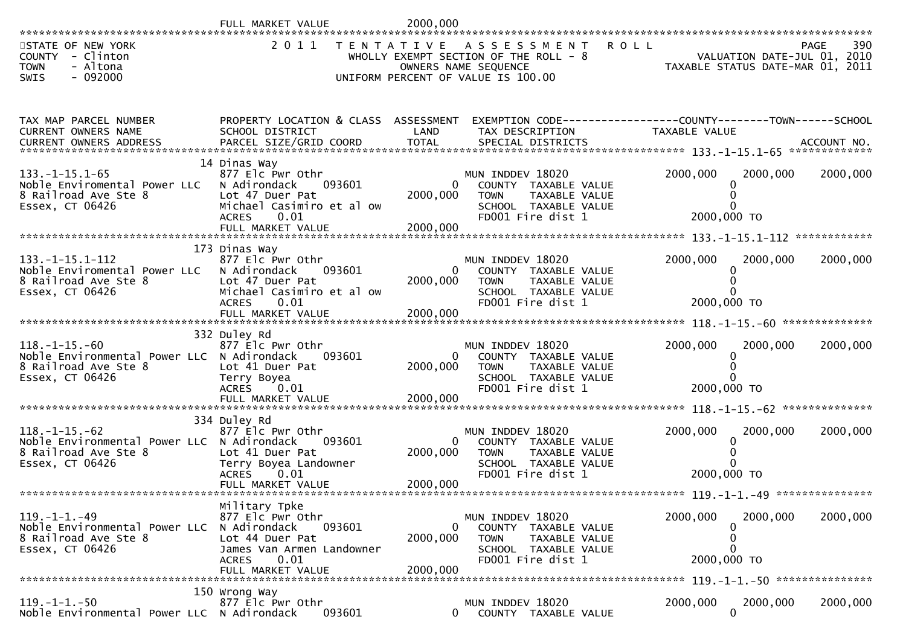FULL MARKET VALUE 2000,000

STATE OF NEW YORK
COUNTY - Clinton
TOWN - Altona
SWIS - 092000

2 0 1 1 TENTATIVE ASSESSMENT ROLL
WHOLLY EXEMPT SECTION OF THE ROLL - 8
OWNERS NAME SEQUENCE
UNIFORM PERCENT OF VALUE IS 100.00

PAGE 390
VALUATION DATE-JUL 01, 2010
TAXABLE STATUS DATE-MAR 01, 2011

| TAX MAP PARCEL NUMBER / CURRENT OWNERS NAME / CURRENT OWNERS ADDRESS | PROPERTY LOCATION & CLASS / SCHOOL DISTRICT / PARCEL SIZE/GRID COORD | ASSESSMENT LAND / TOTAL | EXEMPTION CODE / TAX DESCRIPTION / SPECIAL DISTRICTS | COUNTY TAXABLE VALUE | TOWN | SCHOOL / ACCOUNT NO. |
|---|---|---|---|---|---|---|
| 133.-1-15.1-65 | 14 Dinas Way | | | | | |
| | 877 Elc Pwr Othr | | MUN INDDEV 18020 | 2000,000 | 2000,000 | 2000,000 |
| Noble Enviromental Power LLC | N Adirondack 093601 | 0 | COUNTY TAXABLE VALUE | 0 | | |
| 8 Railroad Ave Ste 8 | Lot 47 Duer Pat | 2000,000 | TOWN TAXABLE VALUE | 0 | | |
| Essex, CT 06426 | Michael Casimiro et al ow | | SCHOOL TAXABLE VALUE | 0 | | |
| | ACRES 0.01 | | FD001 Fire dist 1 | 2000,000 TO | | |
| | FULL MARKET VALUE | 2000,000 | | | | |
| 133.-1-15.1-112 | 173 Dinas Way | | | | | |
| | 877 Elc Pwr Othr | | MUN INDDEV 18020 | 2000,000 | 2000,000 | 2000,000 |
| Noble Enviromental Power LLC | N Adirondack 093601 | 0 | COUNTY TAXABLE VALUE | 0 | | |
| 8 Railroad Ave Ste 8 | Lot 47 Duer Pat | 2000,000 | TOWN TAXABLE VALUE | 0 | | |
| Essex, CT 06426 | Michael Casimiro et al ow | | SCHOOL TAXABLE VALUE | 0 | | |
| | ACRES 0.01 | | FD001 Fire dist 1 | 2000,000 TO | | |
| | FULL MARKET VALUE | 2000,000 | | | | |
| 118.-1-15.-60 | 332 Duley Rd | | | | | |
| | 877 Elc Pwr Othr | | MUN INDDEV 18020 | 2000,000 | 2000,000 | 2000,000 |
| Noble Environmental Power LLC | N Adirondack 093601 | 0 | COUNTY TAXABLE VALUE | 0 | | |
| 8 Railroad Ave Ste 8 | Lot 41 Duer Pat | 2000,000 | TOWN TAXABLE VALUE | 0 | | |
| Essex, CT 06426 | Terry Boyea | | SCHOOL TAXABLE VALUE | 0 | | |
| | ACRES 0.01 | | FD001 Fire dist 1 | 2000,000 TO | | |
| | FULL MARKET VALUE | 2000,000 | | | | |
| 118.-1-15.-62 | 334 Duley Rd | | | | | |
| | 877 Elc Pwr Othr | | MUN INDDEV 18020 | 2000,000 | 2000,000 | 2000,000 |
| Noble Environmental Power LLC | N Adirondack 093601 | 0 | COUNTY TAXABLE VALUE | 0 | | |
| 8 Railroad Ave Ste 8 | Lot 41 Duer Pat | 2000,000 | TOWN TAXABLE VALUE | 0 | | |
| Essex, CT 06426 | Terry Boyea Landowner | | SCHOOL TAXABLE VALUE | 0 | | |
| | ACRES 0.01 | | FD001 Fire dist 1 | 2000,000 TO | | |
| | FULL MARKET VALUE | 2000,000 | | | | |
| 119.-1-1.-49 | Military Tpke | | | | | |
| | 877 Elc Pwr Othr | | MUN INDDEV 18020 | 2000,000 | 2000,000 | 2000,000 |
| Noble Environmental Power LLC | N Adirondack 093601 | 0 | COUNTY TAXABLE VALUE | 0 | | |
| 8 Railroad Ave Ste 8 | Lot 44 Duer Pat | 2000,000 | TOWN TAXABLE VALUE | 0 | | |
| Essex, CT 06426 | James Van Armen Landowner | | SCHOOL TAXABLE VALUE | 0 | | |
| | ACRES 0.01 | | FD001 Fire dist 1 | 2000,000 TO | | |
| | FULL MARKET VALUE | 2000,000 | | | | |
| 119.-1-1.-50 | 150 Wrong Way | | | | | |
| | 877 Elc Pwr Othr | | MUN INDDEV 18020 | 2000,000 | 2000,000 | 2000,000 |
| Noble Environmental Power LLC | N Adirondack 093601 | 0 | COUNTY TAXABLE VALUE | 0 | | |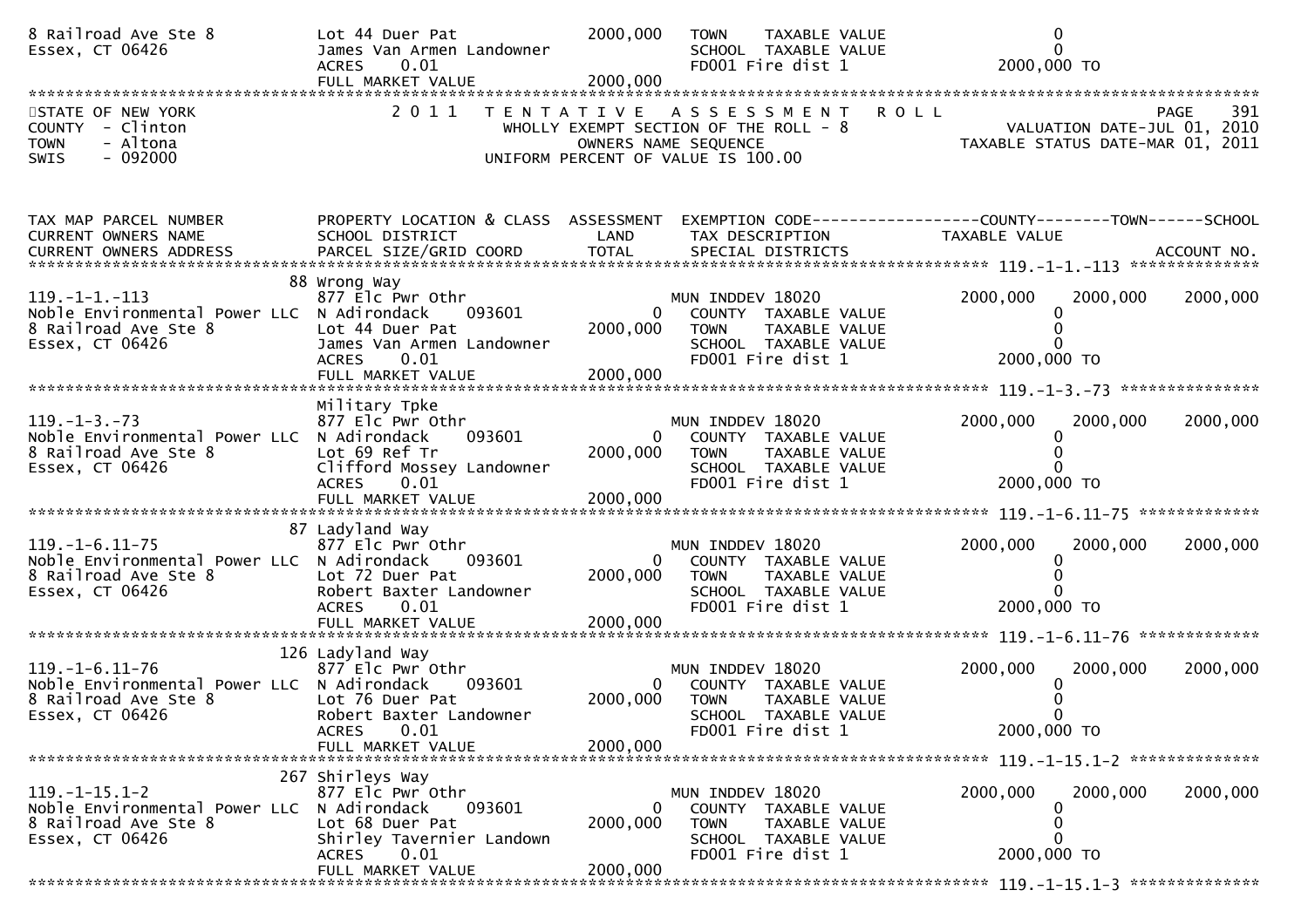```
8 Railroad Ave Ste 8           Lot 44 Duer Pat             2000,000    TOWN    TAXABLE VALUE                  0
Essex, CT 06426                James Van Armen Landowner               SCHOOL  TAXABLE VALUE                  0
                               ACRES     0.01                          FD001 Fire dist 1               2000,000 TO
                               FULL MARKET VALUE           2000,000
******************************************************************************************************************************************
STATE OF NEW YORK               2 0 1 1   T E N T A T I V E   A S S E S S M E N T   R O L L                               PAGE    391
COUNTY  - Clinton                        WHOLLY EXEMPT SECTION OF THE ROLL - 8                       VALUATION DATE-JUL 01, 2010
TOWN    - Altona                              OWNERS NAME SEQUENCE                              TAXABLE STATUS DATE-MAR 01, 2011
SWIS    - 092000                       UNIFORM PERCENT OF VALUE IS 100.00



TAX MAP PARCEL NUMBER          PROPERTY LOCATION & CLASS  ASSESSMENT  EXEMPTION CODE------------------COUNTY--------TOWN------SCHOOL
CURRENT OWNERS NAME            SCHOOL DISTRICT             LAND       TAX DESCRIPTION                 TAXABLE VALUE
CURRENT OWNERS ADDRESS         PARCEL SIZE/GRID COORD      TOTAL      SPECIAL DISTRICTS                                    ACCOUNT NO.
******************************************************************************************************* 119.-1-1.-113 **************
                               88 Wrong Way
119.-1-1.-113                  877 Elc Pwr Othr                       MUN INDDEV 18020                 2000,000    2000,000    2000,000
Noble Environmental Power LLC  N Adirondack      093601          0     COUNTY  TAXABLE VALUE                  0
8 Railroad Ave Ste 8           Lot 44 Duer Pat             2000,000    TOWN    TAXABLE VALUE                  0
Essex, CT 06426                James Van Armen Landowner               SCHOOL  TAXABLE VALUE                  0
                               ACRES     0.01                          FD001 Fire dist 1               2000,000 TO
                               FULL MARKET VALUE           2000,000
******************************************************************************************************* 119.-1-3.-73 ***************
                               Military Tpke
119.-1-3.-73                   877 Elc Pwr Othr                       MUN INDDEV 18020                 2000,000    2000,000    2000,000
Noble Environmental Power LLC  N Adirondack      093601          0     COUNTY  TAXABLE VALUE                  0
8 Railroad Ave Ste 8           Lot 69 Ref Tr               2000,000    TOWN    TAXABLE VALUE                  0
Essex, CT 06426                Clifford Mossey Landowner               SCHOOL  TAXABLE VALUE                  0
                               ACRES     0.01                          FD001 Fire dist 1               2000,000 TO
                               FULL MARKET VALUE           2000,000
******************************************************************************************************* 119.-1-6.11-75 *************
                               87 Ladyland Way
119.-1-6.11-75                 877 Elc Pwr Othr                       MUN INDDEV 18020                 2000,000    2000,000    2000,000
Noble Environmental Power LLC  N Adirondack      093601          0     COUNTY  TAXABLE VALUE                  0
8 Railroad Ave Ste 8           Lot 72 Duer Pat             2000,000    TOWN    TAXABLE VALUE                  0
Essex, CT 06426                Robert Baxter Landowner                 SCHOOL  TAXABLE VALUE                  0
                               ACRES     0.01                          FD001 Fire dist 1               2000,000 TO
                               FULL MARKET VALUE           2000,000
******************************************************************************************************* 119.-1-6.11-76 *************
                               126 Ladyland Way
119.-1-6.11-76                 877 Elc Pwr Othr                       MUN INDDEV 18020                 2000,000    2000,000    2000,000
Noble Environmental Power LLC  N Adirondack      093601          0     COUNTY  TAXABLE VALUE                  0
8 Railroad Ave Ste 8           Lot 76 Duer Pat             2000,000    TOWN    TAXABLE VALUE                  0
Essex, CT 06426                Robert Baxter Landowner                 SCHOOL  TAXABLE VALUE                  0
                               ACRES     0.01                          FD001 Fire dist 1               2000,000 TO
                               FULL MARKET VALUE           2000,000
******************************************************************************************************* 119.-1-15.1-2 **************
                               267 Shirleys Way
119.-1-15.1-2                  877 Elc Pwr Othr                       MUN INDDEV 18020                 2000,000    2000,000    2000,000
Noble Environmental Power LLC  N Adirondack      093601          0     COUNTY  TAXABLE VALUE                  0
8 Railroad Ave Ste 8           Lot 68 Duer Pat             2000,000    TOWN    TAXABLE VALUE                  0
Essex, CT 06426                Shirley Tavernier Landown               SCHOOL  TAXABLE VALUE                  0
                               ACRES     0.01                          FD001 Fire dist 1               2000,000 TO
                               FULL MARKET VALUE           2000,000
******************************************************************************************************* 119.-1-15.1-3 **************
```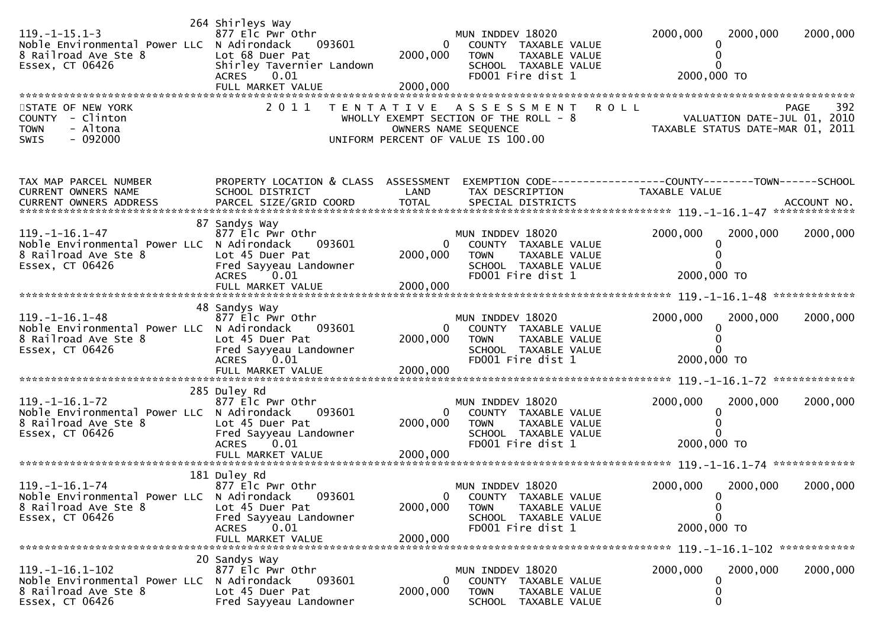```
                               264 Shirleys Way
119.-1-15.1-3                  877 Elc Pwr Othr                        MUN INDDEV 18020             2000,000    2000,000    2000,000
Noble Environmental Power LLC  N Adirondack     093601           0      COUNTY  TAXABLE VALUE              0
8 Railroad Ave Ste 8           Lot 68 Duer Pat               2000,000   TOWN    TAXABLE VALUE              0
Essex, CT 06426                Shirley Tavernier Landown                SCHOOL  TAXABLE VALUE              0
                               ACRES     0.01                           FD001 Fire dist 1            2000,000 TO
                               FULL MARKET VALUE             2000,000
******************************************************************************************************************************
STATE OF NEW YORK                2 0 1 1   T E N T A T I V E   A S S E S S M E N T   R O L L                          PAGE   392
COUNTY  - Clinton                          WHOLLY EXEMPT SECTION OF THE ROLL - 8                     VALUATION DATE-JUL 01, 2010
TOWN    - Altona                                 OWNERS NAME SEQUENCE                          TAXABLE STATUS DATE-MAR 01, 2011
SWIS    - 092000                          UNIFORM PERCENT OF VALUE IS 100.00


TAX MAP PARCEL NUMBER          PROPERTY LOCATION & CLASS  ASSESSMENT  EXEMPTION CODE------------------COUNTY--------TOWN------SCHOOL
CURRENT OWNERS NAME            SCHOOL DISTRICT               LAND      TAX DESCRIPTION              TAXABLE VALUE
CURRENT OWNERS ADDRESS         PARCEL SIZE/GRID COORD        TOTAL     SPECIAL DISTRICTS                                  ACCOUNT NO.
*************************************************************************************************** 119.-1-16.1-47 *************
                               87 Sandys Way
119.-1-16.1-47                 877 Elc Pwr Othr                        MUN INDDEV 18020             2000,000    2000,000    2000,000
Noble Environmental Power LLC  N Adirondack     093601           0      COUNTY  TAXABLE VALUE              0
8 Railroad Ave Ste 8           Lot 45 Duer Pat               2000,000   TOWN    TAXABLE VALUE              0
Essex, CT 06426                Fred Sayyeau Landowner                   SCHOOL  TAXABLE VALUE              0
                               ACRES     0.01                           FD001 Fire dist 1            2000,000 TO
                               FULL MARKET VALUE             2000,000
*************************************************************************************************** 119.-1-16.1-48 *************
                               48 Sandys Way
119.-1-16.1-48                 877 Elc Pwr Othr                        MUN INDDEV 18020             2000,000    2000,000    2000,000
Noble Environmental Power LLC  N Adirondack     093601           0      COUNTY  TAXABLE VALUE              0
8 Railroad Ave Ste 8           Lot 45 Duer Pat               2000,000   TOWN    TAXABLE VALUE              0
Essex, CT 06426                Fred Sayyeau Landowner                   SCHOOL  TAXABLE VALUE              0
                               ACRES     0.01                           FD001 Fire dist 1            2000,000 TO
                               FULL MARKET VALUE             2000,000
*************************************************************************************************** 119.-1-16.1-72 *************
                               285 Duley Rd
119.-1-16.1-72                 877 Elc Pwr Othr                        MUN INDDEV 18020             2000,000    2000,000    2000,000
Noble Environmental Power LLC  N Adirondack     093601           0      COUNTY  TAXABLE VALUE              0
8 Railroad Ave Ste 8           Lot 45 Duer Pat               2000,000   TOWN    TAXABLE VALUE              0
Essex, CT 06426                Fred Sayyeau Landowner                   SCHOOL  TAXABLE VALUE              0
                               ACRES     0.01                           FD001 Fire dist 1            2000,000 TO
                               FULL MARKET VALUE             2000,000
*************************************************************************************************** 119.-1-16.1-74 *************
                               181 Duley Rd
119.-1-16.1-74                 877 Elc Pwr Othr                        MUN INDDEV 18020             2000,000    2000,000    2000,000
Noble Environmental Power LLC  N Adirondack     093601           0      COUNTY  TAXABLE VALUE              0
8 Railroad Ave Ste 8           Lot 45 Duer Pat               2000,000   TOWN    TAXABLE VALUE              0
Essex, CT 06426                Fred Sayyeau Landowner                   SCHOOL  TAXABLE VALUE              0
                               ACRES     0.01                           FD001 Fire dist 1            2000,000 TO
                               FULL MARKET VALUE             2000,000
*************************************************************************************************** 119.-1-16.1-102 ************
                               20 Sandys Way
119.-1-16.1-102                877 Elc Pwr Othr                        MUN INDDEV 18020             2000,000    2000,000    2000,000
Noble Environmental Power LLC  N Adirondack     093601           0      COUNTY  TAXABLE VALUE              0
8 Railroad Ave Ste 8           Lot 45 Duer Pat               2000,000   TOWN    TAXABLE VALUE              0
Essex, CT 06426                Fred Sayyeau Landowner                   SCHOOL  TAXABLE VALUE              0
```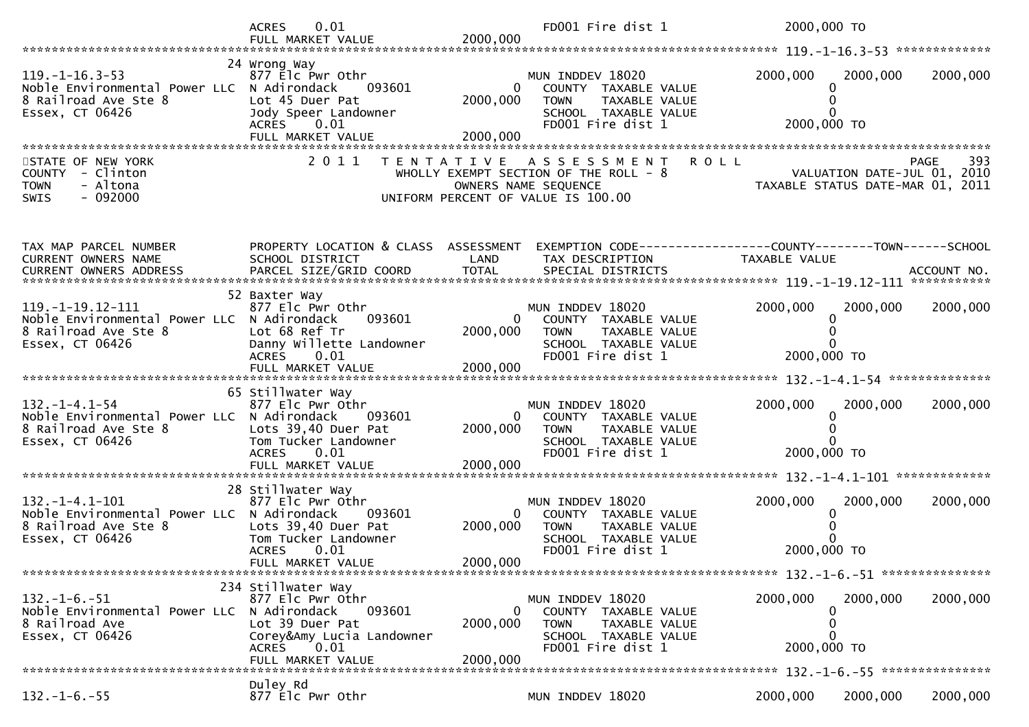```
                                     ACRES     0.01                              FD001 Fire dist 1                 2000,000 TO
                                     FULL MARKET VALUE            2000,000
******************************************************************************************************* 119.-1-16.3-53 *************
                                  24 Wrong Way
119.-1-16.3-53                    877 Elc Pwr Othr                        MUN INDDEV 18020                  2000,000     2000,000     2000,000
Noble Environmental Power LLC  N Adirondack      093601           0     COUNTY  TAXABLE VALUE                    0
8 Railroad Ave Ste 8              Lot 45 Duer Pat                2000,000    TOWN     TAXABLE VALUE                    0
Essex, CT 06426                   Jody Speer Landowner                      SCHOOL  TAXABLE VALUE                    0
                                  ACRES     0.01                            FD001 Fire dist 1                 2000,000 TO
                                  FULL MARKET VALUE              2000,000
************************************************************************************************************************************
STATE OF NEW YORK                    2 0 1 1   T E N T A T I V E   A S S E S S M E N T   R O L L                              PAGE    393
COUNTY  - Clinton                              WHOLLY EXEMPT SECTION OF THE ROLL - 8                       VALUATION DATE-JUL 01, 2010
TOWN    - Altona                                      OWNERS NAME SEQUENCE                            TAXABLE STATUS DATE-MAR 01, 2011
SWIS    - 092000                               UNIFORM PERCENT OF VALUE IS 100.00



TAX MAP PARCEL NUMBER          PROPERTY LOCATION & CLASS  ASSESSMENT  EXEMPTION CODE------------------COUNTY--------TOWN------SCHOOL
CURRENT OWNERS NAME            SCHOOL DISTRICT               LAND      TAX DESCRIPTION                  TAXABLE VALUE
CURRENT OWNERS ADDRESS         PARCEL SIZE/GRID COORD        TOTAL     SPECIAL DISTRICTS                                         ACCOUNT NO.
******************************************************************************************************* 119.-1-19.12-111 ***********
                                  52 Baxter Way
119.-1-19.12-111                  877 Elc Pwr Othr                        MUN INDDEV 18020                  2000,000     2000,000     2000,000
Noble Environmental Power LLC  N Adirondack      093601           0     COUNTY  TAXABLE VALUE                    0
8 Railroad Ave Ste 8              Lot 68 Ref Tr                  2000,000    TOWN     TAXABLE VALUE                    0
Essex, CT 06426                   Danny Willette Landowner                  SCHOOL  TAXABLE VALUE                    0
                                  ACRES     0.01                            FD001 Fire dist 1                 2000,000 TO
                                  FULL MARKET VALUE              2000,000
******************************************************************************************************* 132.-1-4.1-54 **************
                                  65 Stillwater Way
132.-1-4.1-54                     877 Elc Pwr Othr                        MUN INDDEV 18020                  2000,000     2000,000     2000,000
Noble Environmental Power LLC  N Adirondack      093601           0     COUNTY  TAXABLE VALUE                    0
8 Railroad Ave Ste 8              Lots 39,40 Duer Pat            2000,000    TOWN     TAXABLE VALUE                    0
Essex, CT 06426                   Tom Tucker Landowner                      SCHOOL  TAXABLE VALUE                    0
                                  ACRES     0.01                            FD001 Fire dist 1                 2000,000 TO
                                  FULL MARKET VALUE              2000,000
******************************************************************************************************* 132.-1-4.1-101 *************
                                  28 Stillwater Way
132.-1-4.1-101                    877 Elc Pwr Othr                        MUN INDDEV 18020                  2000,000     2000,000     2000,000
Noble Environmental Power LLC  N Adirondack      093601           0     COUNTY  TAXABLE VALUE                    0
8 Railroad Ave Ste 8              Lots 39,40 Duer Pat            2000,000    TOWN     TAXABLE VALUE                    0
Essex, CT 06426                   Tom Tucker Landowner                      SCHOOL  TAXABLE VALUE                    0
                                  ACRES     0.01                            FD001 Fire dist 1                 2000,000 TO
                                  FULL MARKET VALUE              2000,000
******************************************************************************************************* 132.-1-6.-51 ***************
                                 234 Stillwater Way
132.-1-6.-51                      877 Elc Pwr Othr                        MUN INDDEV 18020                  2000,000     2000,000     2000,000
Noble Environmental Power LLC  N Adirondack      093601           0     COUNTY  TAXABLE VALUE                    0
8 Railroad Ave                    Lot 39 Duer Pat                2000,000    TOWN     TAXABLE VALUE                    0
Essex, CT 06426                   Corey&Amy Lucia Landowner                 SCHOOL  TAXABLE VALUE                    0
                                  ACRES     0.01                            FD001 Fire dist 1                 2000,000 TO
                                  FULL MARKET VALUE              2000,000
******************************************************************************************************* 132.-1-6.-55 ***************
                                  Duley Rd
132.-1-6.-55                      877 Elc Pwr Othr                        MUN INDDEV 18020                  2000,000     2000,000     2000,000
```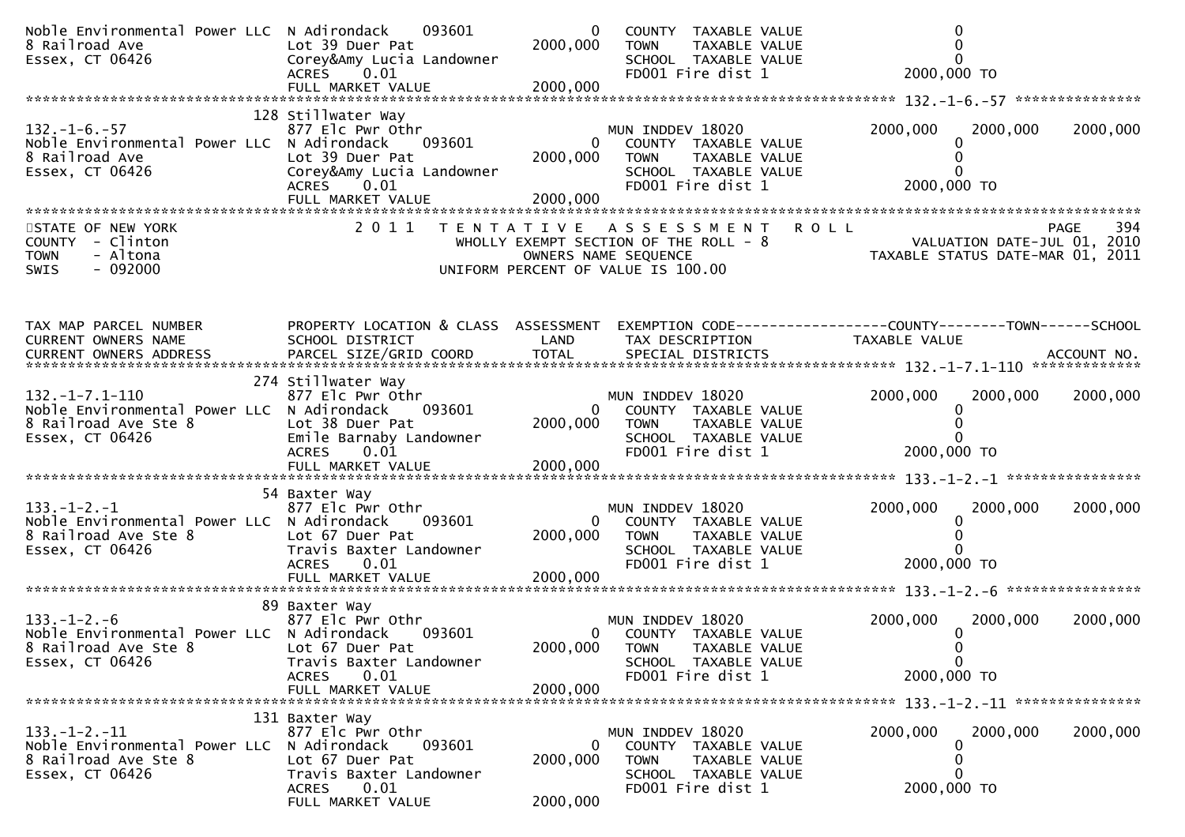| | | | | |
|---|---|---|---|---|
| Noble Environmental Power LLC<br>8 Railroad Ave<br>Essex, CT 06426 | N Adirondack 093601<br>Lot 39 Duer Pat<br>Corey&Amy Lucia Landowner<br>ACRES 0.01<br>FULL MARKET VALUE | 0<br>2000,000<br><br><br>2000,000 | COUNTY TAXABLE VALUE<br>TOWN TAXABLE VALUE<br>SCHOOL TAXABLE VALUE<br>FD001 Fire dist 1 | 0<br>0<br>0<br>2000,000 TO |

************************************************************************************************ 132.-1-6.-57 ***************

| | | | | | | |
|---|---|---|---|---|---|---|
| 132.-1-6.-57<br>Noble Environmental Power LLC<br>8 Railroad Ave<br>Essex, CT 06426 | 128 Stillwater Way<br>877 Elc Pwr Othr<br>N Adirondack 093601<br>Lot 39 Duer Pat<br>Corey&Amy Lucia Landowner<br>ACRES 0.01<br>FULL MARKET VALUE | <br><br>0<br>2000,000<br><br><br>2000,000 | MUN INDDEV 18020<br>COUNTY TAXABLE VALUE<br>TOWN TAXABLE VALUE<br>SCHOOL TAXABLE VALUE<br>FD001 Fire dist 1 | 2000,000<br>0<br>0<br>0<br>2000,000 TO | 2000,000 | 2000,000 |

************************************************************************************************************************************

STATE OF NEW YORK
COUNTY - Clinton
TOWN - Altona
SWIS - 092000

2 0 1 1 T E N T A T I V E A S S E S S M E N T R O L L
WHOLLY EXEMPT SECTION OF THE ROLL - 8
OWNERS NAME SEQUENCE
UNIFORM PERCENT OF VALUE IS 100.00

PAGE 394
VALUATION DATE-JUL 01, 2010
TAXABLE STATUS DATE-MAR 01, 2011

| TAX MAP PARCEL NUMBER<br>CURRENT OWNERS NAME<br>CURRENT OWNERS ADDRESS | PROPERTY LOCATION & CLASS<br>SCHOOL DISTRICT<br>PARCEL SIZE/GRID COORD | ASSESSMENT<br>LAND<br>TOTAL | EXEMPTION CODE<br>TAX DESCRIPTION<br>SPECIAL DISTRICTS | COUNTY<br>TAXABLE VALUE | TOWN | SCHOOL<br><br>ACCOUNT NO. |
|---|---|---|---|---|---|---|
| **132.-1-7.1-110** | | | | | | |
| 132.-1-7.1-110<br>Noble Environmental Power LLC<br>8 Railroad Ave Ste 8<br>Essex, CT 06426 | 274 Stillwater Way<br>877 Elc Pwr Othr<br>N Adirondack 093601<br>Lot 38 Duer Pat<br>Emile Barnaby Landowner<br>ACRES 0.01<br>FULL MARKET VALUE | <br><br>0<br>2000,000<br><br><br>2000,000 | MUN INDDEV 18020<br>COUNTY TAXABLE VALUE<br>TOWN TAXABLE VALUE<br>SCHOOL TAXABLE VALUE<br>FD001 Fire dist 1 | 2000,000<br>0<br>0<br>0<br>2000,000 TO | 2000,000 | 2000,000 |
| **133.-1-2.-1** | | | | | | |
| 133.-1-2.-1<br>Noble Environmental Power LLC<br>8 Railroad Ave Ste 8<br>Essex, CT 06426 | 54 Baxter Way<br>877 Elc Pwr Othr<br>N Adirondack 093601<br>Lot 67 Duer Pat<br>Travis Baxter Landowner<br>ACRES 0.01<br>FULL MARKET VALUE | <br><br>0<br>2000,000<br><br><br>2000,000 | MUN INDDEV 18020<br>COUNTY TAXABLE VALUE<br>TOWN TAXABLE VALUE<br>SCHOOL TAXABLE VALUE<br>FD001 Fire dist 1 | 2000,000<br>0<br>0<br>0<br>2000,000 TO | 2000,000 | 2000,000 |
| **133.-1-2.-6** | | | | | | |
| 133.-1-2.-6<br>Noble Environmental Power LLC<br>8 Railroad Ave Ste 8<br>Essex, CT 06426 | 89 Baxter Way<br>877 Elc Pwr Othr<br>N Adirondack 093601<br>Lot 67 Duer Pat<br>Travis Baxter Landowner<br>ACRES 0.01<br>FULL MARKET VALUE | <br><br>0<br>2000,000<br><br><br>2000,000 | MUN INDDEV 18020<br>COUNTY TAXABLE VALUE<br>TOWN TAXABLE VALUE<br>SCHOOL TAXABLE VALUE<br>FD001 Fire dist 1 | 2000,000<br>0<br>0<br>0<br>2000,000 TO | 2000,000 | 2000,000 |
| **133.-1-2.-11** | | | | | | |
| 133.-1-2.-11<br>Noble Environmental Power LLC<br>8 Railroad Ave Ste 8<br>Essex, CT 06426 | 131 Baxter Way<br>877 Elc Pwr Othr<br>N Adirondack 093601<br>Lot 67 Duer Pat<br>Travis Baxter Landowner<br>ACRES 0.01<br>FULL MARKET VALUE | <br><br>0<br>2000,000<br><br><br>2000,000 | MUN INDDEV 18020<br>COUNTY TAXABLE VALUE<br>TOWN TAXABLE VALUE<br>SCHOOL TAXABLE VALUE<br>FD001 Fire dist 1 | 2000,000<br>0<br>0<br>0<br>2000,000 TO | 2000,000 | 2000,000 |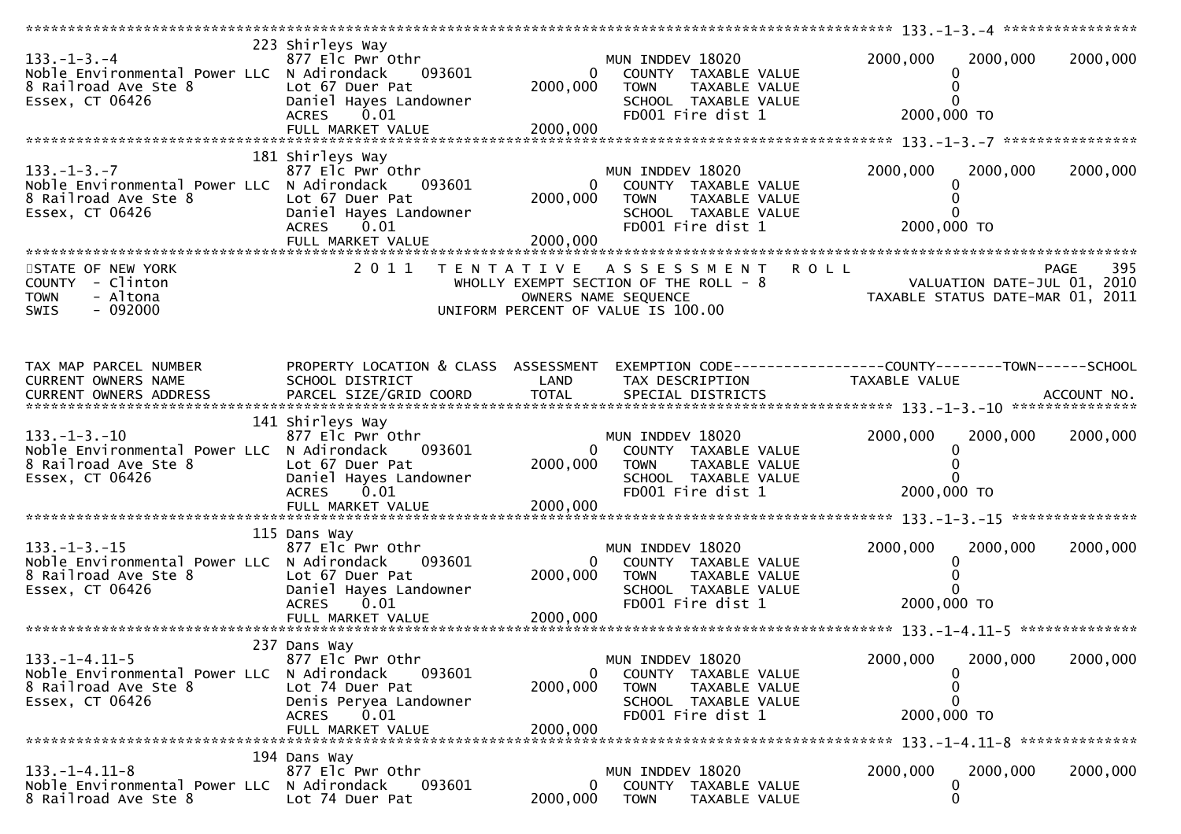```
******************************************************************************************************* 133.-1-3.-4 *****************
                              223 Shirleys Way
133.-1-3.-4                   877 Elc Pwr Othr                      MUN INDDEV 18020             2000,000     2000,000     2000,000
Noble Environmental Power LLC  N Adirondack    093601          0    COUNTY  TAXABLE VALUE               0
8 Railroad Ave Ste 8          Lot 67 Duer Pat               2000,000  TOWN    TAXABLE VALUE               0
Essex, CT 06426               Daniel Hayes Landowner                SCHOOL  TAXABLE VALUE               0
                              ACRES     0.01                        FD001 Fire dist 1              2000,000 TO
                              FULL MARKET VALUE             2000,000
******************************************************************************************************* 133.-1-3.-7 *****************
                              181 Shirleys Way
133.-1-3.-7                   877 Elc Pwr Othr                      MUN INDDEV 18020             2000,000     2000,000     2000,000
Noble Environmental Power LLC  N Adirondack    093601          0    COUNTY  TAXABLE VALUE               0
8 Railroad Ave Ste 8          Lot 67 Duer Pat               2000,000  TOWN    TAXABLE VALUE               0
Essex, CT 06426               Daniel Hayes Landowner                SCHOOL  TAXABLE VALUE               0
                              ACRES     0.01                        FD001 Fire dist 1              2000,000 TO
                              FULL MARKET VALUE             2000,000
************************************************************************************************************************************
STATE OF NEW YORK                2 0 1 1   T E N T A T I V E   A S S E S S M E N T   R O L L                           PAGE   395
COUNTY  - Clinton                          WHOLLY EXEMPT SECTION OF THE ROLL - 8                    VALUATION DATE-JUL 01, 2010
TOWN    - Altona                                 OWNERS NAME SEQUENCE                          TAXABLE STATUS DATE-MAR 01, 2011
SWIS    - 092000                          UNIFORM PERCENT OF VALUE IS 100.00


TAX MAP PARCEL NUMBER          PROPERTY LOCATION & CLASS  ASSESSMENT  EXEMPTION CODE------------------COUNTY--------TOWN------SCHOOL
CURRENT OWNERS NAME            SCHOOL DISTRICT               LAND      TAX DESCRIPTION            TAXABLE VALUE
CURRENT OWNERS ADDRESS         PARCEL SIZE/GRID COORD        TOTAL     SPECIAL DISTRICTS                                  ACCOUNT NO.
******************************************************************************************************* 133.-1-3.-10 ****************
                              141 Shirleys Way
133.-1-3.-10                  877 Elc Pwr Othr                      MUN INDDEV 18020             2000,000     2000,000     2000,000
Noble Environmental Power LLC  N Adirondack    093601          0    COUNTY  TAXABLE VALUE               0
8 Railroad Ave Ste 8          Lot 67 Duer Pat               2000,000  TOWN    TAXABLE VALUE               0
Essex, CT 06426               Daniel Hayes Landowner                SCHOOL  TAXABLE VALUE               0
                              ACRES     0.01                        FD001 Fire dist 1              2000,000 TO
                              FULL MARKET VALUE             2000,000
******************************************************************************************************* 133.-1-3.-15 ****************
                              115 Dans Way
133.-1-3.-15                  877 Elc Pwr Othr                      MUN INDDEV 18020             2000,000     2000,000     2000,000
Noble Environmental Power LLC  N Adirondack    093601          0    COUNTY  TAXABLE VALUE               0
8 Railroad Ave Ste 8          Lot 67 Duer Pat               2000,000  TOWN    TAXABLE VALUE               0
Essex, CT 06426               Daniel Hayes Landowner                SCHOOL  TAXABLE VALUE               0
                              ACRES     0.01                        FD001 Fire dist 1              2000,000 TO
                              FULL MARKET VALUE             2000,000
******************************************************************************************************* 133.-1-4.11-5 ***************
                              237 Dans Way
133.-1-4.11-5                 877 Elc Pwr Othr                      MUN INDDEV 18020             2000,000     2000,000     2000,000
Noble Environmental Power LLC  N Adirondack    093601          0    COUNTY  TAXABLE VALUE               0
8 Railroad Ave Ste 8          Lot 74 Duer Pat               2000,000  TOWN    TAXABLE VALUE               0
Essex, CT 06426               Denis Peryea Landowner                SCHOOL  TAXABLE VALUE               0
                              ACRES     0.01                        FD001 Fire dist 1              2000,000 TO
                              FULL MARKET VALUE             2000,000
******************************************************************************************************* 133.-1-4.11-8 ***************
                              194 Dans Way
133.-1-4.11-8                 877 Elc Pwr Othr                      MUN INDDEV 18020             2000,000     2000,000     2000,000
Noble Environmental Power LLC  N Adirondack    093601          0    COUNTY  TAXABLE VALUE               0
8 Railroad Ave Ste 8          Lot 74 Duer Pat               2000,000  TOWN    TAXABLE VALUE               0
```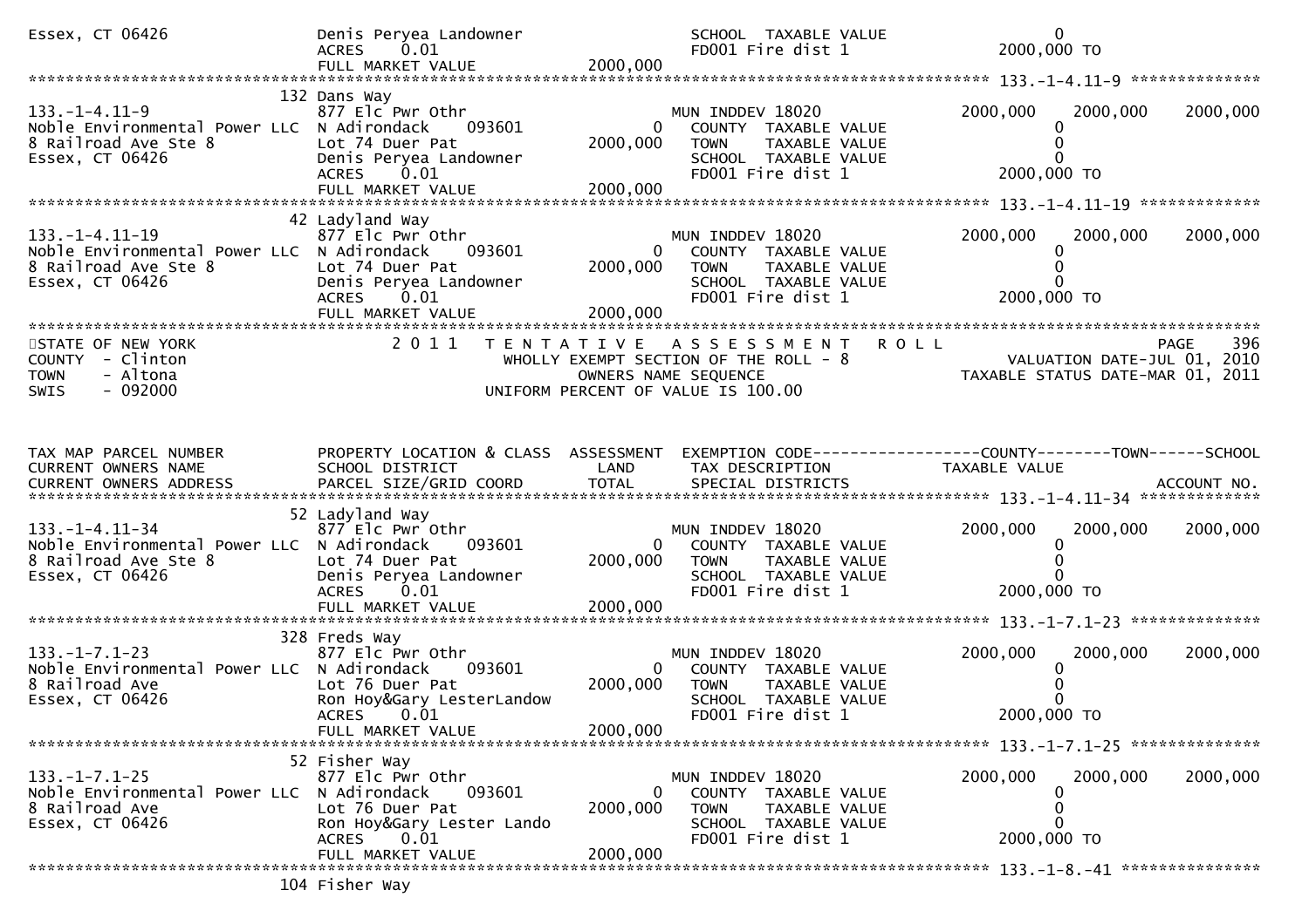```
Essex, CT 06426                Denis Peryea Landowner                    SCHOOL  TAXABLE VALUE                 0
                               ACRES     0.01                            FD001 Fire dist 1               2000,000 TO
                               FULL MARKET VALUE             2000,000
******************************************************************************************************* 133.-1-4.11-9 **************
                              132 Dans Way
133.-1-4.11-9                  877 Elc Pwr Othr                          MUN INDDEV 18020                2000,000    2000,000    2000,000
Noble Environmental Power LLC  N Adirondack     093601             0     COUNTY  TAXABLE VALUE                 0
8 Railroad Ave Ste 8           Lot 74 Duer Pat               2000,000    TOWN    TAXABLE VALUE                 0
Essex, CT 06426                Denis Peryea Landowner                    SCHOOL  TAXABLE VALUE                 0
                               ACRES     0.01                            FD001 Fire dist 1               2000,000 TO
                               FULL MARKET VALUE             2000,000
******************************************************************************************************* 133.-1-4.11-19 *************
                              42 Ladyland Way
133.-1-4.11-19                 877 Elc Pwr Othr                          MUN INDDEV 18020                2000,000    2000,000    2000,000
Noble Environmental Power LLC  N Adirondack     093601             0     COUNTY  TAXABLE VALUE                 0
8 Railroad Ave Ste 8           Lot 74 Duer Pat               2000,000    TOWN    TAXABLE VALUE                 0
Essex, CT 06426                Denis Peryea Landowner                    SCHOOL  TAXABLE VALUE                 0
                               ACRES     0.01                            FD001 Fire dist 1               2000,000 TO
                               FULL MARKET VALUE             2000,000
************************************************************************************************************************************
STATE OF NEW YORK              2 0 1 1   T E N T A T I V E   A S S E S S M E N T   R O L L                           PAGE     396
COUNTY  - Clinton                        WHOLLY EXEMPT SECTION OF THE ROLL - 8                          VALUATION DATE-JUL 01, 2010
TOWN    - Altona                             OWNERS NAME SEQUENCE                                 TAXABLE STATUS DATE-MAR 01, 2011
SWIS    - 092000                        UNIFORM PERCENT OF VALUE IS 100.00



TAX MAP PARCEL NUMBER          PROPERTY LOCATION & CLASS  ASSESSMENT  EXEMPTION CODE------------------COUNTY--------TOWN------SCHOOL
CURRENT OWNERS NAME            SCHOOL DISTRICT               LAND      TAX DESCRIPTION                 TAXABLE VALUE
CURRENT OWNERS ADDRESS         PARCEL SIZE/GRID COORD        TOTAL     SPECIAL DISTRICTS                                  ACCOUNT NO.
******************************************************************************************************* 133.-1-4.11-34 *************
                              52 Ladyland Way
133.-1-4.11-34                 877 Elc Pwr Othr                          MUN INDDEV 18020                2000,000    2000,000    2000,000
Noble Environmental Power LLC  N Adirondack     093601             0     COUNTY  TAXABLE VALUE                 0
8 Railroad Ave Ste 8           Lot 74 Duer Pat               2000,000    TOWN    TAXABLE VALUE                 0
Essex, CT 06426                Denis Peryea Landowner                    SCHOOL  TAXABLE VALUE                 0
                               ACRES     0.01                            FD001 Fire dist 1               2000,000 TO
                               FULL MARKET VALUE             2000,000
******************************************************************************************************* 133.-1-7.1-23 **************
                              328 Freds Way
133.-1-7.1-23                  877 Elc Pwr Othr                          MUN INDDEV 18020                2000,000    2000,000    2000,000
Noble Environmental Power LLC  N Adirondack     093601             0     COUNTY  TAXABLE VALUE                 0
8 Railroad Ave                 Lot 76 Duer Pat               2000,000    TOWN    TAXABLE VALUE                 0
Essex, CT 06426                Ron Hoy&Gary LesterLandow                 SCHOOL  TAXABLE VALUE                 0
                               ACRES     0.01                            FD001 Fire dist 1               2000,000 TO
                               FULL MARKET VALUE             2000,000
******************************************************************************************************* 133.-1-7.1-25 **************
                              52 Fisher Way
133.-1-7.1-25                  877 Elc Pwr Othr                          MUN INDDEV 18020                2000,000    2000,000    2000,000
Noble Environmental Power LLC  N Adirondack     093601             0     COUNTY  TAXABLE VALUE                 0
8 Railroad Ave                 Lot 76 Duer Pat               2000,000    TOWN    TAXABLE VALUE                 0
Essex, CT 06426                Ron Hoy&Gary Lester Lando                 SCHOOL  TAXABLE VALUE                 0
                               ACRES     0.01                            FD001 Fire dist 1               2000,000 TO
                               FULL MARKET VALUE             2000,000
******************************************************************************************************* 133.-1-8.-41 ***************
                              104 Fisher Way
```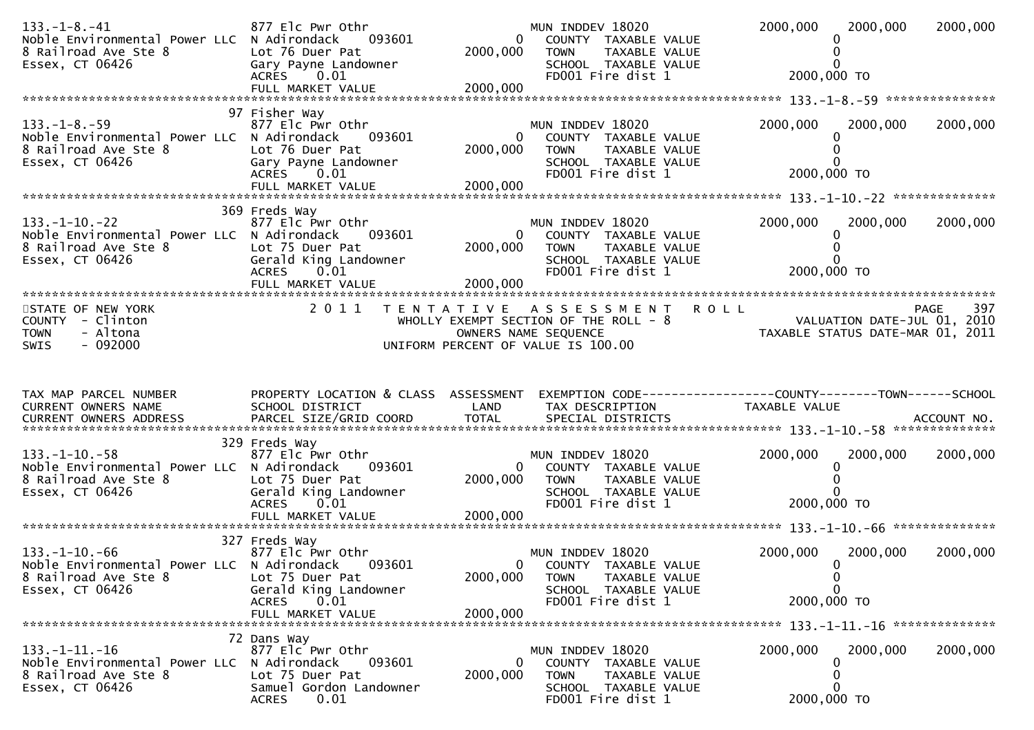```
133.-1-8.-41                   877 Elc Pwr Othr                          MUN INDDEV 18020               2000,000   2000,000   2000,000
Noble Environmental Power LLC  N Adirondack     093601          0     COUNTY  TAXABLE VALUE                 0
8 Railroad Ave Ste 8           Lot 76 Duer Pat               2000,000  TOWN    TAXABLE VALUE                 0
Essex, CT 06426                Gary Payne Landowner                    SCHOOL  TAXABLE VALUE                 0
                               ACRES    0.01                           FD001 Fire dist 1               2000,000 TO
                               FULL MARKET VALUE             2000,000
******************************************************************************************************* 133.-1-8.-59 ***************
                            97 Fisher Way
133.-1-8.-59                   877 Elc Pwr Othr                          MUN INDDEV 18020               2000,000   2000,000   2000,000
Noble Environmental Power LLC  N Adirondack     093601          0     COUNTY  TAXABLE VALUE                 0
8 Railroad Ave Ste 8           Lot 76 Duer Pat               2000,000  TOWN    TAXABLE VALUE                 0
Essex, CT 06426                Gary Payne Landowner                    SCHOOL  TAXABLE VALUE                 0
                               ACRES    0.01                           FD001 Fire dist 1               2000,000 TO
                               FULL MARKET VALUE             2000,000
******************************************************************************************************* 133.-1-10.-22 **************
                           369 Freds Way
133.-1-10.-22                  877 Elc Pwr Othr                          MUN INDDEV 18020               2000,000   2000,000   2000,000
Noble Environmental Power LLC  N Adirondack     093601          0     COUNTY  TAXABLE VALUE                 0
8 Railroad Ave Ste 8           Lot 75 Duer Pat               2000,000  TOWN    TAXABLE VALUE                 0
Essex, CT 06426                Gerald King Landowner                   SCHOOL  TAXABLE VALUE                 0
                               ACRES    0.01                           FD001 Fire dist 1               2000,000 TO
                               FULL MARKET VALUE             2000,000
************************************************************************************************************************************
STATE OF NEW YORK                 2 0 1 1   T E N T A T I V E   A S S E S S M E N T   R O L L                          PAGE     397
COUNTY  - Clinton                              WHOLLY EXEMPT SECTION OF THE ROLL - 8                   VALUATION DATE-JUL 01, 2010
TOWN    - Altona                                      OWNERS NAME SEQUENCE                        TAXABLE STATUS DATE-MAR 01, 2011
SWIS    - 092000                               UNIFORM PERCENT OF VALUE IS 100.00


TAX MAP PARCEL NUMBER          PROPERTY LOCATION & CLASS  ASSESSMENT  EXEMPTION CODE------------------COUNTY--------TOWN------SCHOOL
CURRENT OWNERS NAME            SCHOOL DISTRICT               LAND      TAX DESCRIPTION               TAXABLE VALUE
CURRENT OWNERS ADDRESS         PARCEL SIZE/GRID COORD        TOTAL     SPECIAL DISTRICTS                                  ACCOUNT NO.
******************************************************************************************************* 133.-1-10.-58 **************
                           329 Freds Way
133.-1-10.-58                  877 Elc Pwr Othr                          MUN INDDEV 18020               2000,000   2000,000   2000,000
Noble Environmental Power LLC  N Adirondack     093601          0     COUNTY  TAXABLE VALUE                 0
8 Railroad Ave Ste 8           Lot 75 Duer Pat               2000,000  TOWN    TAXABLE VALUE                 0
Essex, CT 06426                Gerald King Landowner                   SCHOOL  TAXABLE VALUE                 0
                               ACRES    0.01                           FD001 Fire dist 1               2000,000 TO
                               FULL MARKET VALUE             2000,000
******************************************************************************************************* 133.-1-10.-66 **************
                           327 Freds Way
133.-1-10.-66                  877 Elc Pwr Othr                          MUN INDDEV 18020               2000,000   2000,000   2000,000
Noble Environmental Power LLC  N Adirondack     093601          0     COUNTY  TAXABLE VALUE                 0
8 Railroad Ave Ste 8           Lot 75 Duer Pat               2000,000  TOWN    TAXABLE VALUE                 0
Essex, CT 06426                Gerald King Landowner                   SCHOOL  TAXABLE VALUE                 0
                               ACRES    0.01                           FD001 Fire dist 1               2000,000 TO
                               FULL MARKET VALUE             2000,000
******************************************************************************************************* 133.-1-11.-16 **************
                            72 Dans Way
133.-1-11.-16                  877 Elc Pwr Othr                          MUN INDDEV 18020               2000,000   2000,000   2000,000
Noble Environmental Power LLC  N Adirondack     093601          0     COUNTY  TAXABLE VALUE                 0
8 Railroad Ave Ste 8           Lot 75 Duer Pat               2000,000  TOWN    TAXABLE VALUE                 0
Essex, CT 06426                Samuel Gordon Landowner                 SCHOOL  TAXABLE VALUE                 0
                               ACRES    0.01                           FD001 Fire dist 1               2000,000 TO
```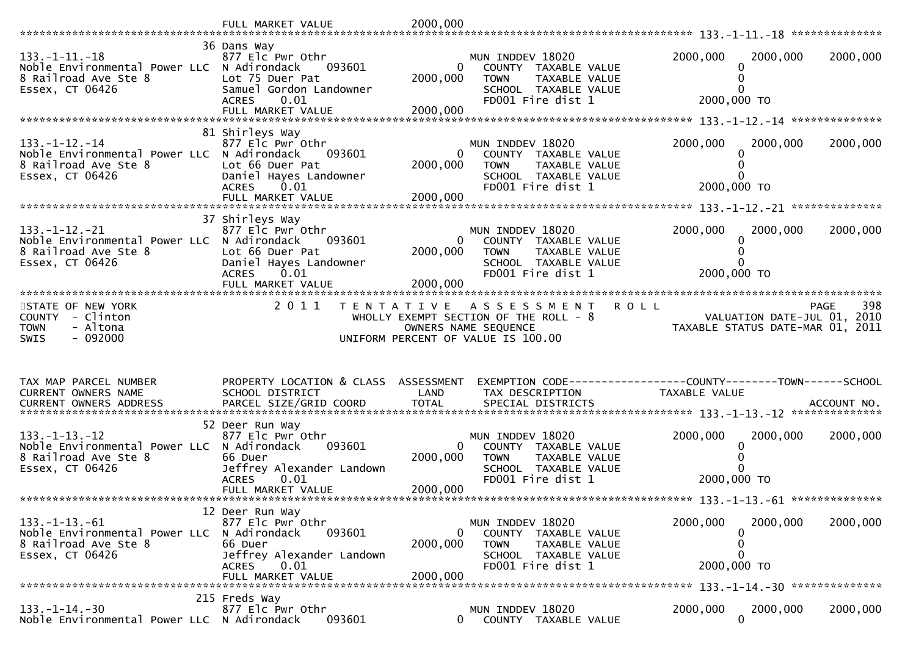| | FULL MARKET VALUE | 2000,000 | | | | |
|---|---|---|---|---|---|---|

**133.-1-11.-18**

| | | | | | | |
|---|---|---|---|---|---|---|
| | 36 Dans Way | | | | | |
| 133.-1-11.-18 | 877 Elc Pwr Othr | | MUN INDDEV 18020 | 2000,000 | 2000,000 | 2000,000 |
| Noble Environmental Power LLC | N Adirondack 093601 | 0 | COUNTY TAXABLE VALUE | 0 | | |
| 8 Railroad Ave Ste 8 | Lot 75 Duer Pat | 2000,000 | TOWN TAXABLE VALUE | 0 | | |
| Essex, CT 06426 | Samuel Gordon Landowner | | SCHOOL TAXABLE VALUE | 0 | | |
| | ACRES 0.01 | | FD001 Fire dist 1 | 2000,000 TO | | |
| | FULL MARKET VALUE | 2000,000 | | | | |

**133.-1-12.-14**

| | | | | | | |
|---|---|---|---|---|---|---|
| | 81 Shirleys Way | | | | | |
| 133.-1-12.-14 | 877 Elc Pwr Othr | | MUN INDDEV 18020 | 2000,000 | 2000,000 | 2000,000 |
| Noble Environmental Power LLC | N Adirondack 093601 | 0 | COUNTY TAXABLE VALUE | 0 | | |
| 8 Railroad Ave Ste 8 | Lot 66 Duer Pat | 2000,000 | TOWN TAXABLE VALUE | 0 | | |
| Essex, CT 06426 | Daniel Hayes Landowner | | SCHOOL TAXABLE VALUE | 0 | | |
| | ACRES 0.01 | | FD001 Fire dist 1 | 2000,000 TO | | |
| | FULL MARKET VALUE | 2000,000 | | | | |

**133.-1-12.-21**

| | | | | | | |
|---|---|---|---|---|---|---|
| | 37 Shirleys Way | | | | | |
| 133.-1-12.-21 | 877 Elc Pwr Othr | | MUN INDDEV 18020 | 2000,000 | 2000,000 | 2000,000 |
| Noble Environmental Power LLC | N Adirondack 093601 | 0 | COUNTY TAXABLE VALUE | 0 | | |
| 8 Railroad Ave Ste 8 | Lot 66 Duer Pat | 2000,000 | TOWN TAXABLE VALUE | 0 | | |
| Essex, CT 06426 | Daniel Hayes Landowner | | SCHOOL TAXABLE VALUE | 0 | | |
| | ACRES 0.01 | | FD001 Fire dist 1 | 2000,000 TO | | |
| | FULL MARKET VALUE | 2000,000 | | | | |

STATE OF NEW YORK
COUNTY - Clinton
TOWN - Altona
SWIS - 092000

2 0 1 1 T E N T A T I V E A S S E S S M E N T R O L L
WHOLLY EXEMPT SECTION OF THE ROLL - 8
OWNERS NAME SEQUENCE
UNIFORM PERCENT OF VALUE IS 100.00

PAGE 398
VALUATION DATE-JUL 01, 2010
TAXABLE STATUS DATE-MAR 01, 2011

| TAX MAP PARCEL NUMBER / CURRENT OWNERS NAME / CURRENT OWNERS ADDRESS | PROPERTY LOCATION & CLASS / SCHOOL DISTRICT / PARCEL SIZE/GRID COORD | ASSESSMENT LAND / TOTAL | EXEMPTION CODE / TAX DESCRIPTION / SPECIAL DISTRICTS | COUNTY / TAXABLE VALUE | TOWN | SCHOOL / ACCOUNT NO. |
|---|---|---|---|---|---|---|
| **133.-1-13.-12** | | | | | | |
| | 52 Deer Run Way | | | | | |
| 133.-1-13.-12 | 877 Elc Pwr Othr | | MUN INDDEV 18020 | 2000,000 | 2000,000 | 2000,000 |
| Noble Environmental Power LLC | N Adirondack 093601 | 0 | COUNTY TAXABLE VALUE | 0 | | |
| 8 Railroad Ave Ste 8 | 66 Duer | 2000,000 | TOWN TAXABLE VALUE | 0 | | |
| Essex, CT 06426 | Jeffrey Alexander Landown | | SCHOOL TAXABLE VALUE | 0 | | |
| | ACRES 0.01 | | FD001 Fire dist 1 | 2000,000 TO | | |
| | FULL MARKET VALUE | 2000,000 | | | | |
| **133.-1-13.-61** | | | | | | |
| | 12 Deer Run Way | | | | | |
| 133.-1-13.-61 | 877 Elc Pwr Othr | | MUN INDDEV 18020 | 2000,000 | 2000,000 | 2000,000 |
| Noble Environmental Power LLC | N Adirondack 093601 | 0 | COUNTY TAXABLE VALUE | 0 | | |
| 8 Railroad Ave Ste 8 | 66 Duer | 2000,000 | TOWN TAXABLE VALUE | 0 | | |
| Essex, CT 06426 | Jeffrey Alexander Landown | | SCHOOL TAXABLE VALUE | 0 | | |
| | ACRES 0.01 | | FD001 Fire dist 1 | 2000,000 TO | | |
| | FULL MARKET VALUE | 2000,000 | | | | |
| **133.-1-14.-30** | | | | | | |
| | 215 Freds Way | | | | | |
| 133.-1-14.-30 | 877 Elc Pwr Othr | | MUN INDDEV 18020 | 2000,000 | 2000,000 | 2000,000 |
| Noble Environmental Power LLC | N Adirondack 093601 | 0 | COUNTY TAXABLE VALUE | 0 | | |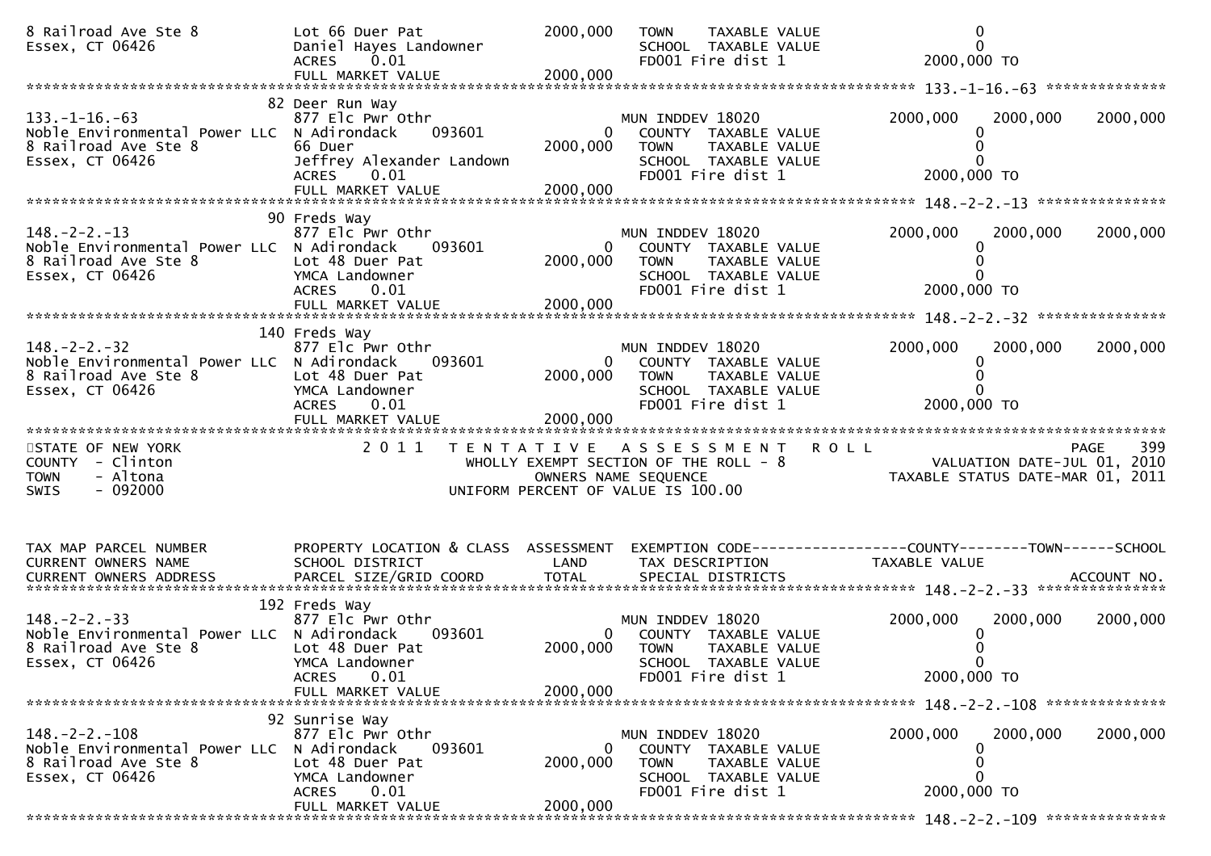8 Railroad Ave Ste 8 Lot 66 Duer Pat 2000,000 TOWN TAXABLE VALUE 0
Essex, CT 06426 Daniel Hayes Landowner SCHOOL TAXABLE VALUE 0
ACRES 0.01 FD001 Fire dist 1 2000,000 TO
FULL MARKET VALUE 2000,000

******************************************************************************************************* 133.-1-16.-63 **************

| TAX MAP PARCEL NUMBER / CURRENT OWNERS NAME / CURRENT OWNERS ADDRESS | PROPERTY LOCATION & CLASS / SCHOOL DISTRICT / PARCEL SIZE/GRID COORD | ASSESSMENT LAND / TOTAL | EXEMPTION CODE / TAX DESCRIPTION / SPECIAL DISTRICTS | COUNTY TAXABLE VALUE | TOWN | SCHOOL |
|---|---|---|---|---|---|---|
| 133.-1-16.-63 | 82 Deer Run Way | | | | | |
| Noble Environmental Power LLC | 877 Elc Pwr Othr | | MUN INDDEV 18020 | 2000,000 | 2000,000 | 2000,000 |
| 8 Railroad Ave Ste 8 | N Adirondack 093601 | 0 | COUNTY TAXABLE VALUE | 0 | | |
| Essex, CT 06426 | 66 Duer | 2000,000 | TOWN TAXABLE VALUE | 0 | | |
| | Jeffrey Alexander Landown | | SCHOOL TAXABLE VALUE | 0 | | |
| | ACRES 0.01 | | FD001 Fire dist 1 | 2000,000 TO | | |
| | FULL MARKET VALUE | 2000,000 | | | | |
| 148.-2-2.-13 | 90 Freds Way | | | | | |
| Noble Environmental Power LLC | 877 Elc Pwr Othr | | MUN INDDEV 18020 | 2000,000 | 2000,000 | 2000,000 |
| 8 Railroad Ave Ste 8 | N Adirondack 093601 | 0 | COUNTY TAXABLE VALUE | 0 | | |
| Essex, CT 06426 | Lot 48 Duer Pat | 2000,000 | TOWN TAXABLE VALUE | 0 | | |
| | YMCA Landowner | | SCHOOL TAXABLE VALUE | 0 | | |
| | ACRES 0.01 | | FD001 Fire dist 1 | 2000,000 TO | | |
| | FULL MARKET VALUE | 2000,000 | | | | |
| 148.-2-2.-32 | 140 Freds Way | | | | | |
| Noble Environmental Power LLC | 877 Elc Pwr Othr | | MUN INDDEV 18020 | 2000,000 | 2000,000 | 2000,000 |
| 8 Railroad Ave Ste 8 | N Adirondack 093601 | 0 | COUNTY TAXABLE VALUE | 0 | | |
| Essex, CT 06426 | Lot 48 Duer Pat | 2000,000 | TOWN TAXABLE VALUE | 0 | | |
| | YMCA Landowner | | SCHOOL TAXABLE VALUE | 0 | | |
| | ACRES 0.01 | | FD001 Fire dist 1 | 2000,000 TO | | |
| | FULL MARKET VALUE | 2000,000 | | | | |

STATE OF NEW YORK — 2011 TENTATIVE ASSESSMENT ROLL — PAGE 399
COUNTY - Clinton — WHOLLY EXEMPT SECTION OF THE ROLL - 8 — VALUATION DATE-JUL 01, 2010
TOWN - Altona — OWNERS NAME SEQUENCE — TAXABLE STATUS DATE-MAR 01, 2011
SWIS - 092000 — UNIFORM PERCENT OF VALUE IS 100.00

| TAX MAP PARCEL NUMBER / CURRENT OWNERS NAME / CURRENT OWNERS ADDRESS | PROPERTY LOCATION & CLASS / SCHOOL DISTRICT / PARCEL SIZE/GRID COORD | ASSESSMENT LAND / TOTAL | EXEMPTION CODE / TAX DESCRIPTION / SPECIAL DISTRICTS | COUNTY TAXABLE VALUE | TOWN | SCHOOL / ACCOUNT NO. |
|---|---|---|---|---|---|---|
| 148.-2-2.-33 | 192 Freds Way | | | | | |
| Noble Environmental Power LLC | 877 Elc Pwr Othr | | MUN INDDEV 18020 | 2000,000 | 2000,000 | 2000,000 |
| 8 Railroad Ave Ste 8 | N Adirondack 093601 | 0 | COUNTY TAXABLE VALUE | 0 | | |
| Essex, CT 06426 | Lot 48 Duer Pat | 2000,000 | TOWN TAXABLE VALUE | 0 | | |
| | YMCA Landowner | | SCHOOL TAXABLE VALUE | 0 | | |
| | ACRES 0.01 | | FD001 Fire dist 1 | 2000,000 TO | | |
| | FULL MARKET VALUE | 2000,000 | | | | |
| 148.-2-2.-108 | 92 Sunrise Way | | | | | |
| Noble Environmental Power LLC | 877 Elc Pwr Othr | | MUN INDDEV 18020 | 2000,000 | 2000,000 | 2000,000 |
| 8 Railroad Ave Ste 8 | N Adirondack 093601 | 0 | COUNTY TAXABLE VALUE | 0 | | |
| Essex, CT 06426 | Lot 48 Duer Pat | 2000,000 | TOWN TAXABLE VALUE | 0 | | |
| | YMCA Landowner | | SCHOOL TAXABLE VALUE | 0 | | |
| | ACRES 0.01 | | FD001 Fire dist 1 | 2000,000 TO | | |
| | FULL MARKET VALUE | 2000,000 | | | | |

******************************************************************************************************* 148.-2-2.-109 **************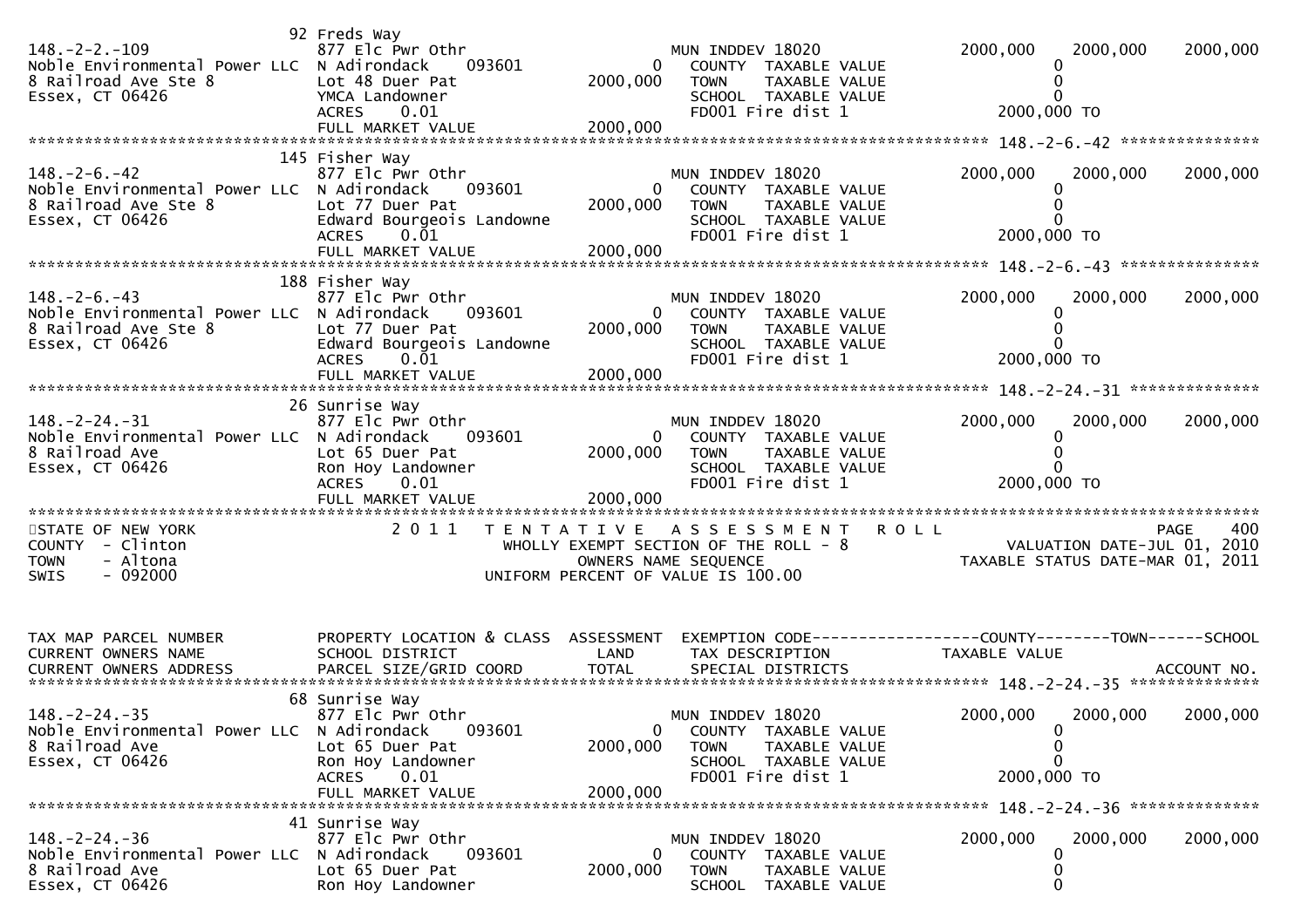```
                                  92 Freds Way
148.-2-2.-109                     877 Elc Pwr Othr                         MUN INDDEV 18020              2000,000    2000,000    2000,000
Noble Environmental Power LLC     N Adirondack      093601            0      COUNTY  TAXABLE VALUE              0
8 Railroad Ave Ste 8              Lot 48 Duer Pat              2000,000      TOWN    TAXABLE VALUE              0
Essex, CT 06426                   YMCA Landowner                             SCHOOL  TAXABLE VALUE              0
                                  ACRES     0.01                             FD001 Fire dist 1               2000,000 TO
                                  FULL MARKET VALUE            2000,000
******************************************************************************************************* 148.-2-6.-42 ***************
                                  145 Fisher Way
148.-2-6.-42                      877 Elc Pwr Othr                         MUN INDDEV 18020              2000,000    2000,000    2000,000
Noble Environmental Power LLC     N Adirondack      093601            0      COUNTY  TAXABLE VALUE              0
8 Railroad Ave Ste 8              Lot 77 Duer Pat              2000,000      TOWN    TAXABLE VALUE              0
Essex, CT 06426                   Edward Bourgeois Landowne                  SCHOOL  TAXABLE VALUE              0
                                  ACRES     0.01                             FD001 Fire dist 1               2000,000 TO
                                  FULL MARKET VALUE            2000,000
******************************************************************************************************* 148.-2-6.-43 ***************
                                  188 Fisher Way
148.-2-6.-43                      877 Elc Pwr Othr                         MUN INDDEV 18020              2000,000    2000,000    2000,000
Noble Environmental Power LLC     N Adirondack      093601            0      COUNTY  TAXABLE VALUE              0
8 Railroad Ave Ste 8              Lot 77 Duer Pat              2000,000      TOWN    TAXABLE VALUE              0
Essex, CT 06426                   Edward Bourgeois Landowne                  SCHOOL  TAXABLE VALUE              0
                                  ACRES     0.01                             FD001 Fire dist 1               2000,000 TO
                                  FULL MARKET VALUE            2000,000
******************************************************************************************************* 148.-2-24.-31 **************
                                  26 Sunrise Way
148.-2-24.-31                     877 Elc Pwr Othr                         MUN INDDEV 18020              2000,000    2000,000    2000,000
Noble Environmental Power LLC     N Adirondack      093601            0      COUNTY  TAXABLE VALUE              0
8 Railroad Ave                    Lot 65 Duer Pat              2000,000      TOWN    TAXABLE VALUE              0
Essex, CT 06426                   Ron Hoy Landowner                          SCHOOL  TAXABLE VALUE              0
                                  ACRES     0.01                             FD001 Fire dist 1               2000,000 TO
                                  FULL MARKET VALUE            2000,000
************************************************************************************************************************************
STATE OF NEW YORK                  2 0 1 1   T E N T A T I V E   A S S E S S M E N T   R O L L                              PAGE    400
COUNTY  - Clinton                           WHOLLY EXEMPT SECTION OF THE ROLL - 8                       VALUATION DATE-JUL 01, 2010
TOWN    - Altona                                   OWNERS NAME SEQUENCE                             TAXABLE STATUS DATE-MAR 01, 2011
SWIS    - 092000                           UNIFORM PERCENT OF VALUE IS 100.00


TAX MAP PARCEL NUMBER             PROPERTY LOCATION & CLASS  ASSESSMENT  EXEMPTION CODE------------------COUNTY--------TOWN------SCHOOL
CURRENT OWNERS NAME               SCHOOL DISTRICT               LAND      TAX DESCRIPTION              TAXABLE VALUE
CURRENT OWNERS ADDRESS            PARCEL SIZE/GRID COORD       TOTAL      SPECIAL DISTRICTS                                  ACCOUNT NO.
******************************************************************************************************* 148.-2-24.-35 **************
                                  68 Sunrise Way
148.-2-24.-35                     877 Elc Pwr Othr                         MUN INDDEV 18020              2000,000    2000,000    2000,000
Noble Environmental Power LLC     N Adirondack      093601            0      COUNTY  TAXABLE VALUE              0
8 Railroad Ave                    Lot 65 Duer Pat              2000,000      TOWN    TAXABLE VALUE              0
Essex, CT 06426                   Ron Hoy Landowner                          SCHOOL  TAXABLE VALUE              0
                                  ACRES     0.01                             FD001 Fire dist 1               2000,000 TO
                                  FULL MARKET VALUE            2000,000
******************************************************************************************************* 148.-2-24.-36 **************
                                  41 Sunrise Way
148.-2-24.-36                     877 Elc Pwr Othr                         MUN INDDEV 18020              2000,000    2000,000    2000,000
Noble Environmental Power LLC     N Adirondack      093601            0      COUNTY  TAXABLE VALUE              0
8 Railroad Ave                    Lot 65 Duer Pat              2000,000      TOWN    TAXABLE VALUE              0
Essex, CT 06426                   Ron Hoy Landowner                          SCHOOL  TAXABLE VALUE              0
```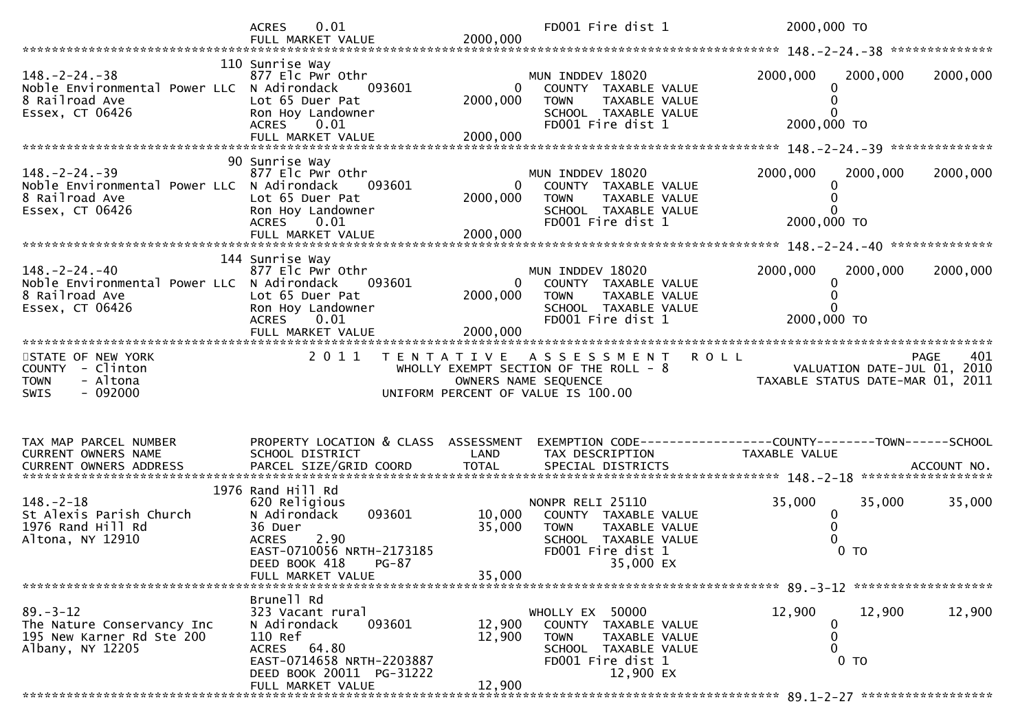| | ACRES 0.01 | | FD001 Fire dist 1 | 2000,000 TO | | |
|---|---|---|---|---|---|---|
| | FULL MARKET VALUE | 2000,000 | | | | |

******************************************************************************************************* 148.-2-24.-38 **************

| TAX MAP PARCEL / OWNER | PROPERTY LOCATION & CLASS | ASSESSMENT | EXEMPTION / TAX DESCRIPTION | COUNTY | TOWN | SCHOOL |
|---|---|---|---|---|---|---|
| | 110 Sunrise Way | | | | | |
| 148.-2-24.-38 | 877 Elc Pwr Othr | | MUN INDDEV 18020 | 2000,000 | 2000,000 | 2000,000 |
| Noble Environmental Power LLC | N Adirondack 093601 | 0 | COUNTY TAXABLE VALUE | 0 | | |
| 8 Railroad Ave | Lot 65 Duer Pat | 2000,000 | TOWN TAXABLE VALUE | 0 | | |
| Essex, CT 06426 | Ron Hoy Landowner | | SCHOOL TAXABLE VALUE | 0 | | |
| | ACRES 0.01 | | FD001 Fire dist 1 | 2000,000 TO | | |
| | FULL MARKET VALUE | 2000,000 | | | | |

******************************************************************************************************* 148.-2-24.-39 **************

| TAX MAP PARCEL / OWNER | PROPERTY LOCATION & CLASS | ASSESSMENT | EXEMPTION / TAX DESCRIPTION | COUNTY | TOWN | SCHOOL |
|---|---|---|---|---|---|---|
| | 90 Sunrise Way | | | | | |
| 148.-2-24.-39 | 877 Elc Pwr Othr | | MUN INDDEV 18020 | 2000,000 | 2000,000 | 2000,000 |
| Noble Environmental Power LLC | N Adirondack 093601 | 0 | COUNTY TAXABLE VALUE | 0 | | |
| 8 Railroad Ave | Lot 65 Duer Pat | 2000,000 | TOWN TAXABLE VALUE | 0 | | |
| Essex, CT 06426 | Ron Hoy Landowner | | SCHOOL TAXABLE VALUE | 0 | | |
| | ACRES 0.01 | | FD001 Fire dist 1 | 2000,000 TO | | |
| | FULL MARKET VALUE | 2000,000 | | | | |

******************************************************************************************************* 148.-2-24.-40 **************

| TAX MAP PARCEL / OWNER | PROPERTY LOCATION & CLASS | ASSESSMENT | EXEMPTION / TAX DESCRIPTION | COUNTY | TOWN | SCHOOL |
|---|---|---|---|---|---|---|
| | 144 Sunrise Way | | | | | |
| 148.-2-24.-40 | 877 Elc Pwr Othr | | MUN INDDEV 18020 | 2000,000 | 2000,000 | 2000,000 |
| Noble Environmental Power LLC | N Adirondack 093601 | 0 | COUNTY TAXABLE VALUE | 0 | | |
| 8 Railroad Ave | Lot 65 Duer Pat | 2000,000 | TOWN TAXABLE VALUE | 0 | | |
| Essex, CT 06426 | Ron Hoy Landowner | | SCHOOL TAXABLE VALUE | 0 | | |
| | ACRES 0.01 | | FD001 Fire dist 1 | 2000,000 TO | | |
| | FULL MARKET VALUE | 2000,000 | | | | |

*******************************************************************************************************

STATE OF NEW YORK
COUNTY - Clinton
TOWN - Altona
SWIS - 092000

2 0 1 1 T E N T A T I V E A S S E S S M E N T R O L L
WHOLLY EXEMPT SECTION OF THE ROLL - 8
OWNERS NAME SEQUENCE
UNIFORM PERCENT OF VALUE IS 100.00

PAGE 401
VALUATION DATE-JUL 01, 2010
TAXABLE STATUS DATE-MAR 01, 2011

| TAX MAP PARCEL NUMBER / CURRENT OWNERS NAME / CURRENT OWNERS ADDRESS | PROPERTY LOCATION & CLASS / SCHOOL DISTRICT / PARCEL SIZE/GRID COORD | ASSESSMENT LAND / TOTAL | EXEMPTION CODE / TAX DESCRIPTION / SPECIAL DISTRICTS | COUNTY TAXABLE VALUE | TOWN | SCHOOL / ACCOUNT NO. |
|---|---|---|---|---|---|---|
| | 1976 Rand Hill Rd | | | | | |
| 148.-2-18 | 620 Religious | | NONPR RELI 25110 | 35,000 | 35,000 | 35,000 |
| St Alexis Parish Church | N Adirondack 093601 | 10,000 | COUNTY TAXABLE VALUE | 0 | | |
| 1976 Rand Hill Rd | 36 Duer | 35,000 | TOWN TAXABLE VALUE | 0 | | |
| Altona, NY 12910 | ACRES 2.90 | | SCHOOL TAXABLE VALUE | 0 | | |
| | EAST-0710056 NRTH-2173185 | | FD001 Fire dist 1 | 0 TO | | |
| | DEED BOOK 418 PG-87 | | 35,000 EX | | | |
| | FULL MARKET VALUE | 35,000 | | | | |

******************************************************************************************************* 89.-3-12 ******************

| TAX MAP PARCEL / OWNER | PROPERTY LOCATION & CLASS | ASSESSMENT | EXEMPTION / TAX DESCRIPTION | COUNTY | TOWN | SCHOOL |
|---|---|---|---|---|---|---|
| | Brunell Rd | | | | | |
| 89.-3-12 | 323 Vacant rural | | WHOLLY EX 50000 | 12,900 | 12,900 | 12,900 |
| The Nature Conservancy Inc | N Adirondack 093601 | 12,900 | COUNTY TAXABLE VALUE | 0 | | |
| 195 New Karner Rd Ste 200 | 110 Ref | 12,900 | TOWN TAXABLE VALUE | 0 | | |
| Albany, NY 12205 | ACRES 64.80 | | SCHOOL TAXABLE VALUE | 0 | | |
| | EAST-0714658 NRTH-2203887 | | FD001 Fire dist 1 | 0 TO | | |
| | DEED BOOK 20011 PG-31222 | | 12,900 EX | | | |
| | FULL MARKET VALUE | 12,900 | | | | |

******************************************************************************************************* 89.1-2-27 ******************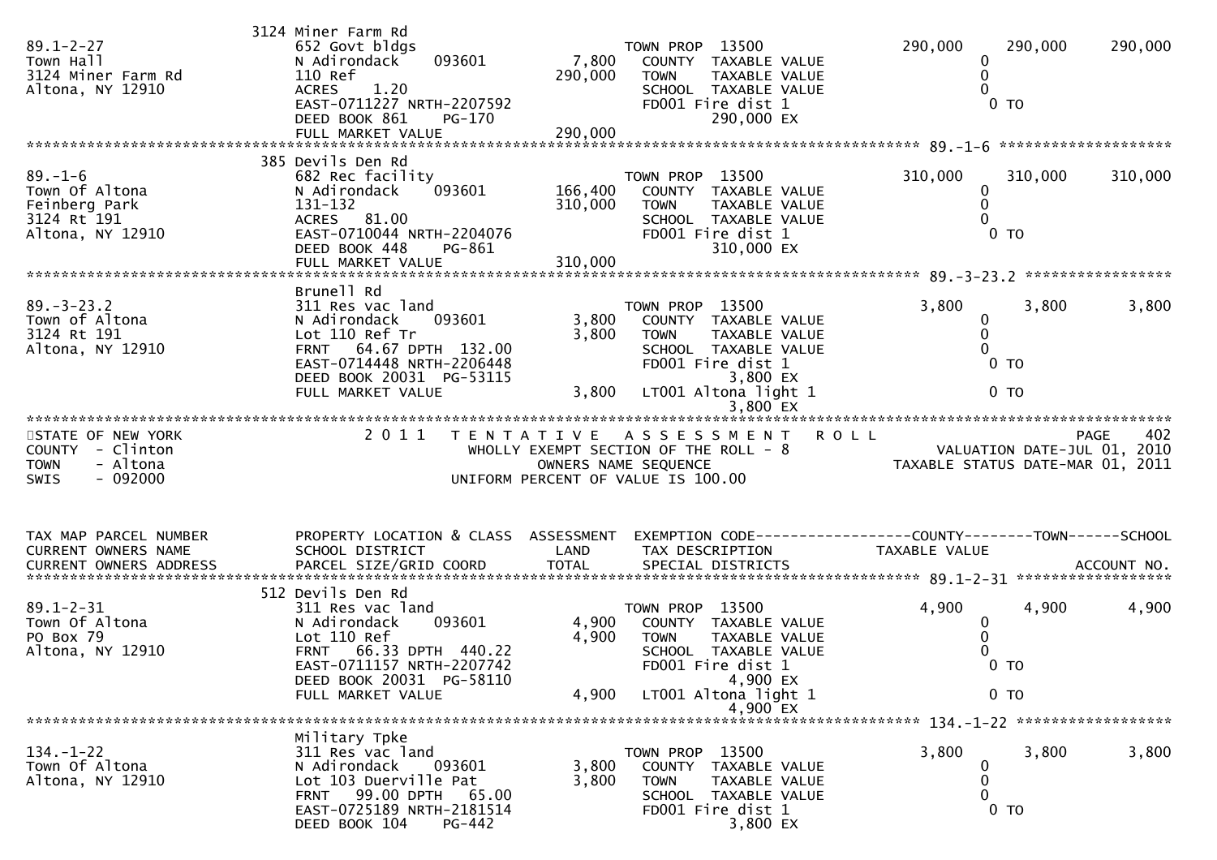| Tax Map Parcel Number / Current Owners Name / Current Owners Address | Property Location & Class / School District / Parcel Size/Grid Coord | Land | Total | Exemption Code / Tax Description / Special Districts | County | Town | School |
|---|---|---|---|---|---|---|---|
| 89.1-2-27 | 3124 Miner Farm Rd | | | | | | |
| Town Hall | 652 Govt bldgs | | | TOWN PROP 13500 | 290,000 | 290,000 | 290,000 |
| 3124 Miner Farm Rd | N Adirondack 093601 | 7,800 | | COUNTY TAXABLE VALUE | 0 | | |
| Altona, NY 12910 | 110 Ref | | 290,000 | TOWN TAXABLE VALUE | 0 | | |
| | ACRES 1.20 | | | SCHOOL TAXABLE VALUE | 0 | | |
| | EAST-0711227 NRTH-2207592 | | | FD001 Fire dist 1 | 0 TO | | |
| | DEED BOOK 861 PG-170 | | | 290,000 EX | | | |
| | FULL MARKET VALUE | | 290,000 | | | | |
| 89.-1-6 | 385 Devils Den Rd | | | | | | |
| Town Of Altona | 682 Rec facility | | | TOWN PROP 13500 | 310,000 | 310,000 | 310,000 |
| Feinberg Park | N Adirondack 093601 | 166,400 | | COUNTY TAXABLE VALUE | 0 | | |
| 3124 Rt 191 | 131-132 | | 310,000 | TOWN TAXABLE VALUE | 0 | | |
| Altona, NY 12910 | ACRES 81.00 | | | SCHOOL TAXABLE VALUE | 0 | | |
| | EAST-0710044 NRTH-2204076 | | | FD001 Fire dist 1 | 0 TO | | |
| | DEED BOOK 448 PG-861 | | | 310,000 EX | | | |
| | FULL MARKET VALUE | | 310,000 | | | | |
| 89.-3-23.2 | Brunell Rd | | | | | | |
| Town of Altona | 311 Res vac land | | | TOWN PROP 13500 | 3,800 | 3,800 | 3,800 |
| 3124 Rt 191 | N Adirondack 093601 | 3,800 | | COUNTY TAXABLE VALUE | 0 | | |
| Altona, NY 12910 | Lot 110 Ref Tr | | 3,800 | TOWN TAXABLE VALUE | 0 | | |
| | FRNT 64.67 DPTH 132.00 | | | SCHOOL TAXABLE VALUE | 0 | | |
| | EAST-0714448 NRTH-2206448 | | | FD001 Fire dist 1 | 0 TO | | |
| | DEED BOOK 20031 PG-53115 | | | 3,800 EX | | | |
| | FULL MARKET VALUE | | 3,800 | LT001 Altona light 1 | 0 TO | | |
| | | | | 3,800 EX | | | |

STATE OF NEW YORK
COUNTY - Clinton
TOWN - Altona
SWIS - 092000

2011 TENTATIVE ASSESSMENT ROLL
WHOLLY EXEMPT SECTION OF THE ROLL - 8
OWNERS NAME SEQUENCE
UNIFORM PERCENT OF VALUE IS 100.00

PAGE 402
VALUATION DATE-JUL 01, 2010
TAXABLE STATUS DATE-MAR 01, 2011

| Tax Map Parcel Number / Current Owners Name / Current Owners Address | Property Location & Class / School District / Parcel Size/Grid Coord | Land | Total | Exemption Code / Tax Description / Special Districts | County | Town | School |
|---|---|---|---|---|---|---|---|
| 89.1-2-31 | 512 Devils Den Rd | | | | | | |
| Town Of Altona | 311 Res vac land | | | TOWN PROP 13500 | 4,900 | 4,900 | 4,900 |
| PO Box 79 | N Adirondack 093601 | 4,900 | | COUNTY TAXABLE VALUE | 0 | | |
| Altona, NY 12910 | Lot 110 Ref | | 4,900 | TOWN TAXABLE VALUE | 0 | | |
| | FRNT 66.33 DPTH 440.22 | | | SCHOOL TAXABLE VALUE | 0 | | |
| | EAST-0711157 NRTH-2207742 | | | FD001 Fire dist 1 | 0 TO | | |
| | DEED BOOK 20031 PG-58110 | | | 4,900 EX | | | |
| | FULL MARKET VALUE | | 4,900 | LT001 Altona light 1 | 0 TO | | |
| | | | | 4,900 EX | | | |
| 134.-1-22 | Military Tpke | | | | | | |
| Town Of Altona | 311 Res vac land | | | TOWN PROP 13500 | 3,800 | 3,800 | 3,800 |
| Altona, NY 12910 | N Adirondack 093601 | 3,800 | | COUNTY TAXABLE VALUE | 0 | | |
| | Lot 103 Duerville Pat | | 3,800 | TOWN TAXABLE VALUE | 0 | | |
| | FRNT 99.00 DPTH 65.00 | | | SCHOOL TAXABLE VALUE | 0 | | |
| | EAST-0725189 NRTH-2181514 | | | FD001 Fire dist 1 | 0 TO | | |
| | DEED BOOK 104 PG-442 | | | 3,800 EX | | | |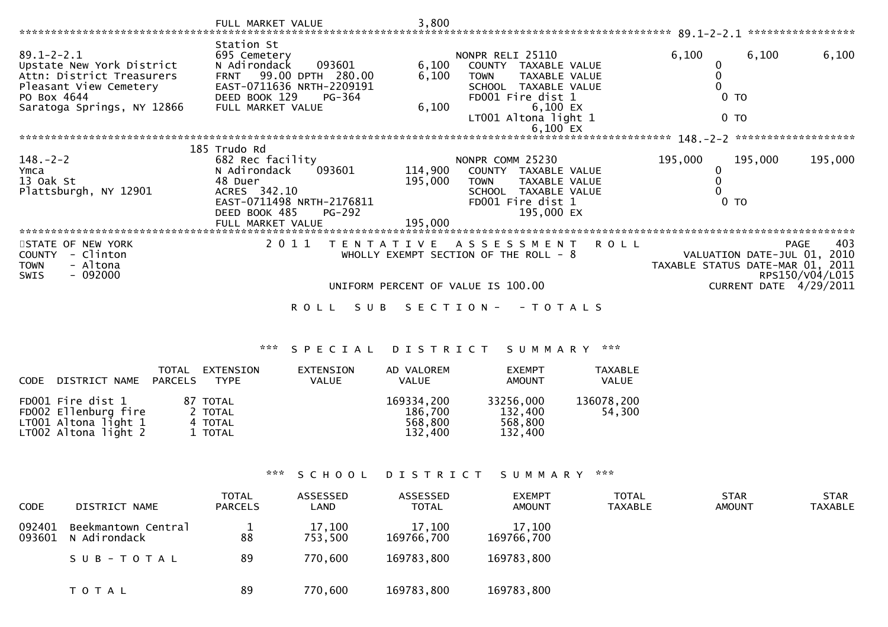FULL MARKET VALUE 3,800

******************************************************************************************** 89.1-2-2.1 *****************

```
                              Station St
89.1-2-2.1                    695 Cemetery                      NONPR RELI 25110             6,100        6,100        6,100
Upstate New York District     N Adirondack    093601      6,100   COUNTY  TAXABLE VALUE              0
Attn: District Treasurers     FRNT   99.00 DPTH 280.00    6,100   TOWN    TAXABLE VALUE              0
Pleasant View Cemetery        EAST-0711636 NRTH-2209191           SCHOOL  TAXABLE VALUE              0
PO Box 4644                   DEED BOOK 129    PG-364             FD001 Fire dist 1                  0 TO
Saratoga Springs, NY 12866    FULL MARKET VALUE           6,100         6,100 EX
                                                                  LT001 Altona light 1               0 TO
                                                                        6,100 EX
```

******************************************************************************************** 148.-2-2 *******************

```
                              185 Trudo Rd
148.-2-2                      682 Rec facility                  NONPR COMM 25230           195,000      195,000      195,000
Ymca                          N Adirondack    093601    114,900   COUNTY  TAXABLE VALUE              0
13 Oak St                     48 Duer                   195,000   TOWN    TAXABLE VALUE              0
Plattsburgh, NY 12901         ACRES 342.10                        SCHOOL  TAXABLE VALUE              0
                              EAST-0711498 NRTH-2176811           FD001 Fire dist 1                  0 TO
                              DEED BOOK 485    PG-292                 195,000 EX
                              FULL MARKET VALUE         195,000
```

*****************************************************************************************************************************

STATE OF NEW YORK
COUNTY - Clinton
TOWN - Altona
SWIS - 092000

2011 TENTATIVE ASSESSMENT ROLL
WHOLLY EXEMPT SECTION OF THE ROLL - 8
UNIFORM PERCENT OF VALUE IS 100.00

VALUATION DATE-JUL 01, 2010
TAXABLE STATUS DATE-MAR 01, 2011
RPS150/V04/L015
CURRENT DATE 4/29/2011

ROLL SUB SECTION- - TOTALS

*** SPECIAL DISTRICT SUMMARY ***

| CODE | DISTRICT NAME | TOTAL PARCELS | EXTENSION TYPE | EXTENSION VALUE | AD VALOREM VALUE | EXEMPT AMOUNT | TAXABLE VALUE |
|---|---|---|---|---|---|---|---|
| FD001 | Fire dist 1 | 87 | TOTAL | | 169334,200 | 33256,000 | 136078,200 |
| FD002 | Ellenburg fire | 2 | TOTAL | | 186,700 | 132,400 | 54,300 |
| LT001 | Altona light 1 | 4 | TOTAL | | 568,800 | 568,800 | |
| LT002 | Altona light 2 | 1 | TOTAL | | 132,400 | 132,400 | |

*** SCHOOL DISTRICT SUMMARY ***

| CODE | DISTRICT NAME | TOTAL PARCELS | ASSESSED LAND | ASSESSED TOTAL | EXEMPT AMOUNT | TOTAL TAXABLE | STAR AMOUNT | STAR TAXABLE |
|---|---|---|---|---|---|---|---|---|
| 092401 | Beekmantown Central | 1 | 17,100 | 17,100 | 17,100 | | | |
| 093601 | N Adirondack | 88 | 753,500 | 169766,700 | 169766,700 | | | |
| | SUB-TOTAL | 89 | 770,600 | 169783,800 | 169783,800 | | | |
| | TOTAL | 89 | 770,600 | 169783,800 | 169783,800 | | | |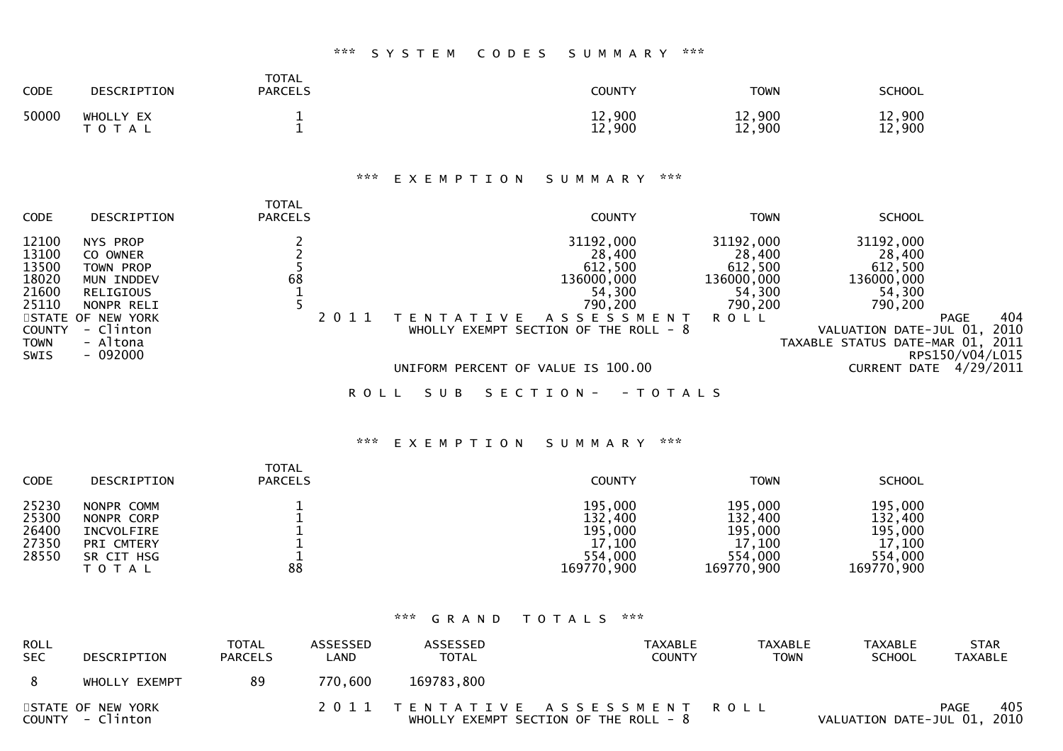*** SYSTEM CODES SUMMARY ***

| CODE | DESCRIPTION | TOTAL PARCELS | COUNTY | TOWN | SCHOOL |
|---|---|---|---|---|---|
| 50000 | WHOLLY EX | 1 | 12,900 | 12,900 | 12,900 |
| | T O T A L | 1 | 12,900 | 12,900 | 12,900 |

*** EXEMPTION SUMMARY ***

| CODE | DESCRIPTION | TOTAL PARCELS | COUNTY | TOWN | SCHOOL |
|---|---|---|---|---|---|
| 12100 | NYS PROP | 2 | 31192,000 | 31192,000 | 31192,000 |
| 13100 | CO OWNER | 2 | 28,400 | 28,400 | 28,400 |
| 13500 | TOWN PROP | 5 | 612,500 | 612,500 | 612,500 |
| 18020 | MUN INDDEV | 68 | 136000,000 | 136000,000 | 136000,000 |
| 21600 | RELIGIOUS | 1 | 54,300 | 54,300 | 54,300 |
| 25110 | NONPR RELI | 5 | 790,200 | 790,200 | 790,200 |

STATE OF NEW YORK
COUNTY - Clinton
TOWN - Altona
SWIS - 092000

2 0 1 1 T E N T A T I V E A S S E S S M E N T R O L L
WHOLLY EXEMPT SECTION OF THE ROLL - 8

UNIFORM PERCENT OF VALUE IS 100.00

VALUATION DATE-JUL 01, 2010
TAXABLE STATUS DATE-MAR 01, 2011
RPS150/V04/L015
CURRENT DATE 4/29/2011

R O L L S U B S E C T I O N - - T O T A L S

*** EXEMPTION SUMMARY ***

| CODE | DESCRIPTION | TOTAL PARCELS | COUNTY | TOWN | SCHOOL |
|---|---|---|---|---|---|
| 25230 | NONPR COMM | 1 | 195,000 | 195,000 | 195,000 |
| 25300 | NONPR CORP | 1 | 132,400 | 132,400 | 132,400 |
| 26400 | INCVOLFIRE | 1 | 195,000 | 195,000 | 195,000 |
| 27350 | PRI CMTERY | 1 | 17,100 | 17,100 | 17,100 |
| 28550 | SR CIT HSG | 1 | 554,000 | 554,000 | 554,000 |
| | T O T A L | 88 | 169770,900 | 169770,900 | 169770,900 |

*** GRAND TOTALS ***

| ROLL SEC | DESCRIPTION | TOTAL PARCELS | ASSESSED LAND | ASSESSED TOTAL | TAXABLE COUNTY | TAXABLE TOWN | TAXABLE SCHOOL | STAR TAXABLE |
|---|---|---|---|---|---|---|---|---|
| 8 | WHOLLY EXEMPT | 89 | 770,600 | 169783,800 | | | | |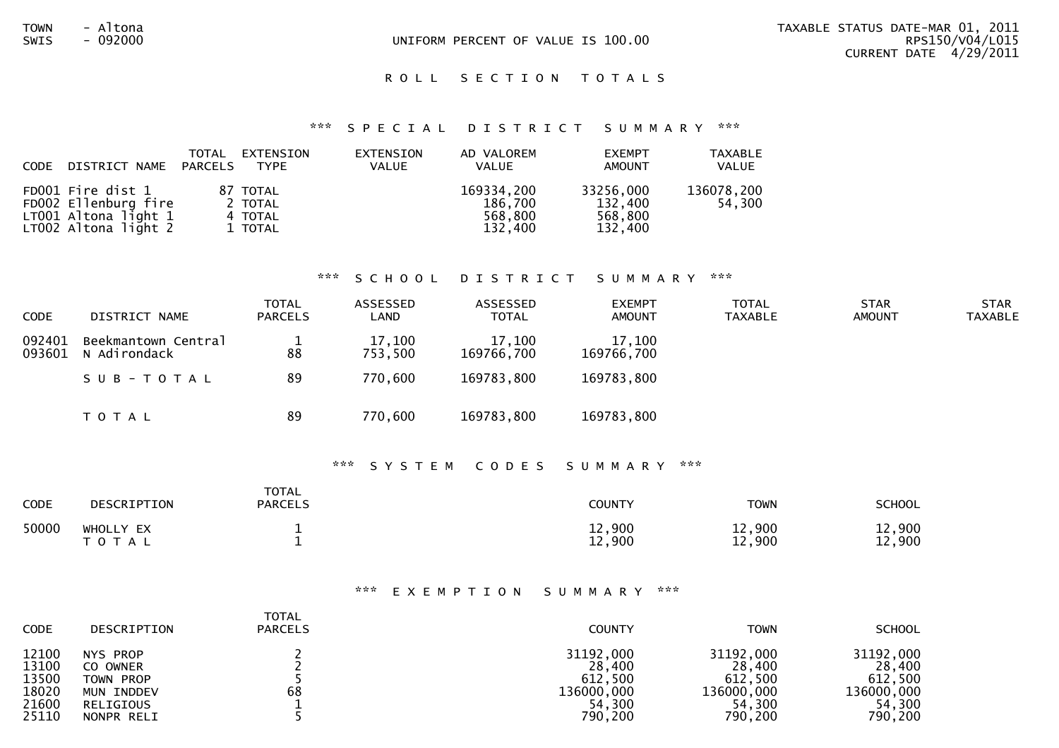TOWN - Altona
SWIS - 092000

UNIFORM PERCENT OF VALUE IS 100.00

TAXABLE STATUS DATE-MAR 01, 2011
RPS150/V04/L015
CURRENT DATE 4/29/2011

# R O L L S E C T I O N T O T A L S

## *** S P E C I A L D I S T R I C T S U M M A R Y ***

| CODE | DISTRICT NAME | TOTAL PARCELS | EXTENSION TYPE | EXTENSION VALUE | AD VALOREM VALUE | EXEMPT AMOUNT | TAXABLE VALUE |
|---|---|---|---|---|---|---|---|
| FD001 | Fire dist 1 | 87 | TOTAL | | 169334,200 | 33256,000 | 136078,200 |
| FD002 | Ellenburg fire | 2 | TOTAL | | 186,700 | 132,400 | 54,300 |
| LT001 | Altona light 1 | 4 | TOTAL | | 568,800 | 568,800 | |
| LT002 | Altona light 2 | 1 | TOTAL | | 132,400 | 132,400 | |

## *** S C H O O L D I S T R I C T S U M M A R Y ***

| CODE | DISTRICT NAME | TOTAL PARCELS | ASSESSED LAND | ASSESSED TOTAL | EXEMPT AMOUNT | TOTAL TAXABLE | STAR AMOUNT | STAR TAXABLE |
|---|---|---|---|---|---|---|---|---|
| 092401 | Beekmantown Central | 1 | 17,100 | 17,100 | 17,100 | | | |
| 093601 | N Adirondack | 88 | 753,500 | 169766,700 | 169766,700 | | | |
| | S U B - T O T A L | 89 | 770,600 | 169783,800 | 169783,800 | | | |
| | T O T A L | 89 | 770,600 | 169783,800 | 169783,800 | | | |

## *** S Y S T E M C O D E S S U M M A R Y ***

| CODE | DESCRIPTION | TOTAL PARCELS | COUNTY | TOWN | SCHOOL |
|---|---|---|---|---|---|
| 50000 | WHOLLY EX | 1 | 12,900 | 12,900 | 12,900 |
| | T O T A L | 1 | 12,900 | 12,900 | 12,900 |

## *** E X E M P T I O N S U M M A R Y ***

| CODE | DESCRIPTION | TOTAL PARCELS | COUNTY | TOWN | SCHOOL |
|---|---|---|---|---|---|
| 12100 | NYS PROP | 2 | 31192,000 | 31192,000 | 31192,000 |
| 13100 | CO OWNER | 2 | 28,400 | 28,400 | 28,400 |
| 13500 | TOWN PROP | 5 | 612,500 | 612,500 | 612,500 |
| 18020 | MUN INDDEV | 68 | 136000,000 | 136000,000 | 136000,000 |
| 21600 | RELIGIOUS | 1 | 54,300 | 54,300 | 54,300 |
| 25110 | NONPR RELI | 5 | 790,200 | 790,200 | 790,200 |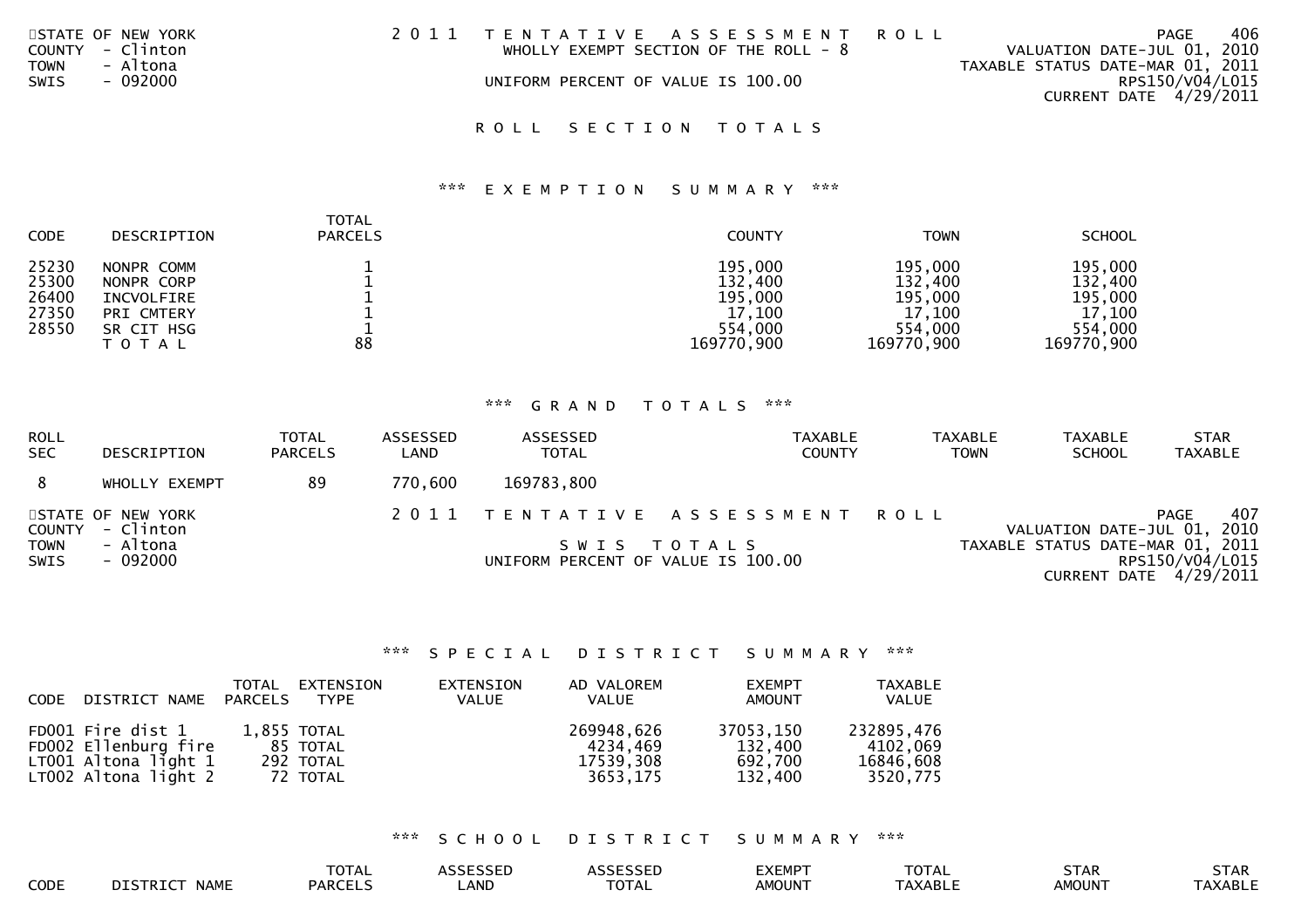STATE OF NEW YORK
COUNTY - Clinton
TOWN - Altona
SWIS - 092000

2011 TENTATIVE ASSESSMENT ROLL
WHOLLY EXEMPT SECTION OF THE ROLL - 8
UNIFORM PERCENT OF VALUE IS 100.00

VALUATION DATE-JUL 01, 2010
TAXABLE STATUS DATE-MAR 01, 2011
RPS150/V04/L015
CURRENT DATE 4/29/2011

## ROLL SECTION TOTALS

### *** EXEMPTION SUMMARY ***

| CODE | DESCRIPTION | TOTAL PARCELS | COUNTY | TOWN | SCHOOL |
|---|---|---|---|---|---|
| 25230 | NONPR COMM | 1 | 195,000 | 195,000 | 195,000 |
| 25300 | NONPR CORP | 1 | 132,400 | 132,400 | 132,400 |
| 26400 | INCVOLFIRE | 1 | 195,000 | 195,000 | 195,000 |
| 27350 | PRI CMTERY | 1 | 17,100 | 17,100 | 17,100 |
| 28550 | SR CIT HSG | 1 | 554,000 | 554,000 | 554,000 |
| | TOTAL | 88 | 169770,900 | 169770,900 | 169770,900 |

### *** GRAND TOTALS ***

| ROLL SEC | DESCRIPTION | TOTAL PARCELS | ASSESSED LAND | ASSESSED TOTAL | TAXABLE COUNTY | TAXABLE TOWN | TAXABLE SCHOOL | STAR TAXABLE |
|---|---|---|---|---|---|---|---|---|
| 8 | WHOLLY EXEMPT | 89 | 770,600 | 169783,800 | | | | |

STATE OF NEW YORK
COUNTY - Clinton
TOWN - Altona
SWIS - 092000

2011 TENTATIVE ASSESSMENT ROLL
SWIS TOTALS
UNIFORM PERCENT OF VALUE IS 100.00

VALUATION DATE-JUL 01, 2010
TAXABLE STATUS DATE-MAR 01, 2011
RPS150/V04/L015
CURRENT DATE 4/29/2011

### *** SPECIAL DISTRICT SUMMARY ***

| CODE | DISTRICT NAME | TOTAL PARCELS | EXTENSION TYPE | EXTENSION VALUE | AD VALOREM VALUE | EXEMPT AMOUNT | TAXABLE VALUE |
|---|---|---|---|---|---|---|---|
| FD001 | Fire dist 1 | 1,855 | TOTAL | | 269948,626 | 37053,150 | 232895,476 |
| FD002 | Ellenburg fire | 85 | TOTAL | | 4234,469 | 132,400 | 4102,069 |
| LT001 | Altona light 1 | 292 | TOTAL | | 17539,308 | 692,700 | 16846,608 |
| LT002 | Altona light 2 | 72 | TOTAL | | 3653,175 | 132,400 | 3520,775 |

### *** SCHOOL DISTRICT SUMMARY ***

| CODE | DISTRICT NAME | TOTAL PARCELS | ASSESSED LAND | ASSESSED TOTAL | EXEMPT AMOUNT | TOTAL TAXABLE | STAR AMOUNT | STAR TAXABLE |
|---|---|---|---|---|---|---|---|---|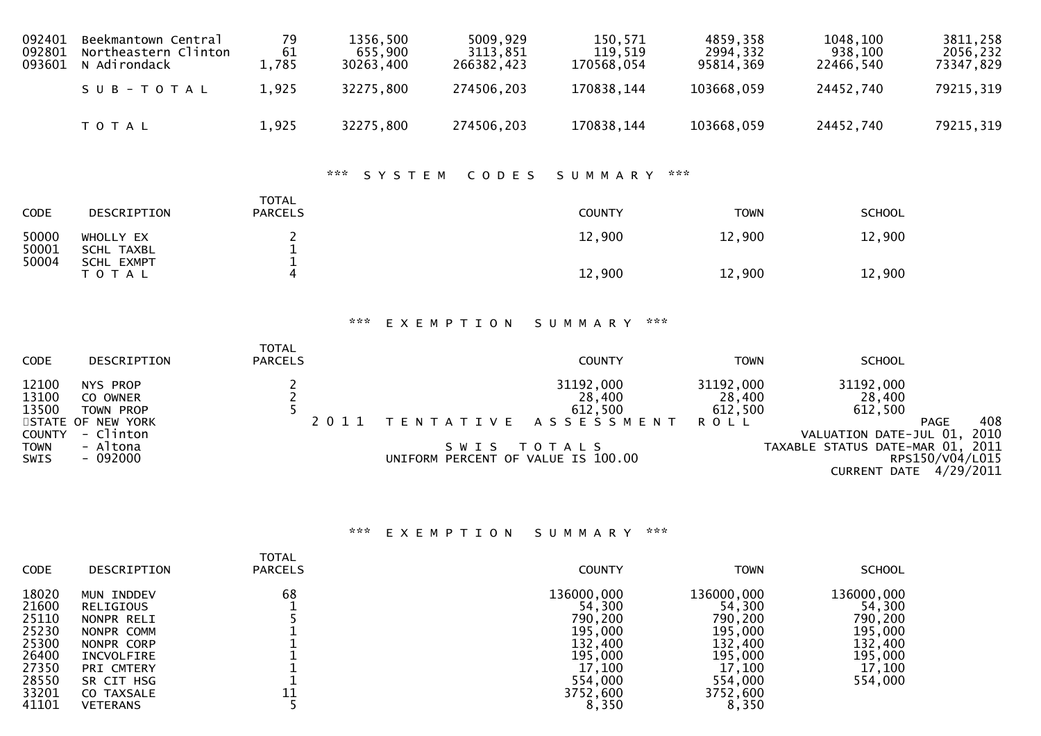| | | | | | | | | |
|---|---|---|---|---|---|---|---|---|
| 092401 | Beekmantown Central | 79 | 1356,500 | 5009,929 | 150,571 | 4859,358 | 1048,100 | 3811,258 |
| 092801 | Northeastern Clinton | 61 | 655,900 | 3113,851 | 119,519 | 2994,332 | 938,100 | 2056,232 |
| 093601 | N Adirondack | 1,785 | 30263,400 | 266382,423 | 170568,054 | 95814,369 | 22466,540 | 73347,829 |
| | S U B - T O T A L | 1,925 | 32275,800 | 274506,203 | 170838,144 | 103668,059 | 24452,740 | 79215,319 |
| | T O T A L | 1,925 | 32275,800 | 274506,203 | 170838,144 | 103668,059 | 24452,740 | 79215,319 |

### *** S Y S T E M C O D E S S U M M A R Y ***

| CODE | DESCRIPTION | TOTAL PARCELS | COUNTY | TOWN | SCHOOL |
|---|---|---|---|---|---|
| 50000 | WHOLLY EX | 2 | 12,900 | 12,900 | 12,900 |
| 50001 | SCHL TAXBL | 1 | | | |
| 50004 | SCHL EXMPT | 1 | | | |
| | T O T A L | 4 | 12,900 | 12,900 | 12,900 |

### *** E X E M P T I O N S U M M A R Y ***

| CODE | DESCRIPTION | TOTAL PARCELS | COUNTY | TOWN | SCHOOL |
|---|---|---|---|---|---|
| 12100 | NYS PROP | 2 | 31192,000 | 31192,000 | 31192,000 |
| 13100 | CO OWNER | 2 | 28,400 | 28,400 | 28,400 |
| 13500 | TOWN PROP | 5 | 612,500 | 612,500 | 612,500 |

STATE OF NEW YORK — 2011 T E N T A T I V E A S S E S S M E N T R O L L — PAGE 408
COUNTY - Clinton — VALUATION DATE-JUL 01, 2010
TOWN - Altona — S W I S T O T A L S — TAXABLE STATUS DATE-MAR 01, 2011
SWIS - 092000 — UNIFORM PERCENT OF VALUE IS 100.00 — RPS150/V04/L015
CURRENT DATE 4/29/2011

### *** E X E M P T I O N S U M M A R Y ***

| CODE | DESCRIPTION | TOTAL PARCELS | COUNTY | TOWN | SCHOOL |
|---|---|---|---|---|---|
| 18020 | MUN INDDEV | 68 | 136000,000 | 136000,000 | 136000,000 |
| 21600 | RELIGIOUS | 1 | 54,300 | 54,300 | 54,300 |
| 25110 | NONPR RELI | 5 | 790,200 | 790,200 | 790,200 |
| 25230 | NONPR COMM | 1 | 195,000 | 195,000 | 195,000 |
| 25300 | NONPR CORP | 1 | 132,400 | 132,400 | 132,400 |
| 26400 | INCVOLFIRE | 1 | 195,000 | 195,000 | 195,000 |
| 27350 | PRI CMTERY | 1 | 17,100 | 17,100 | 17,100 |
| 28550 | SR CIT HSG | 1 | 554,000 | 554,000 | 554,000 |
| 33201 | CO TAXSALE | 11 | 3752,600 | 3752,600 | |
| 41101 | VETERANS | 5 | 8,350 | 8,350 | |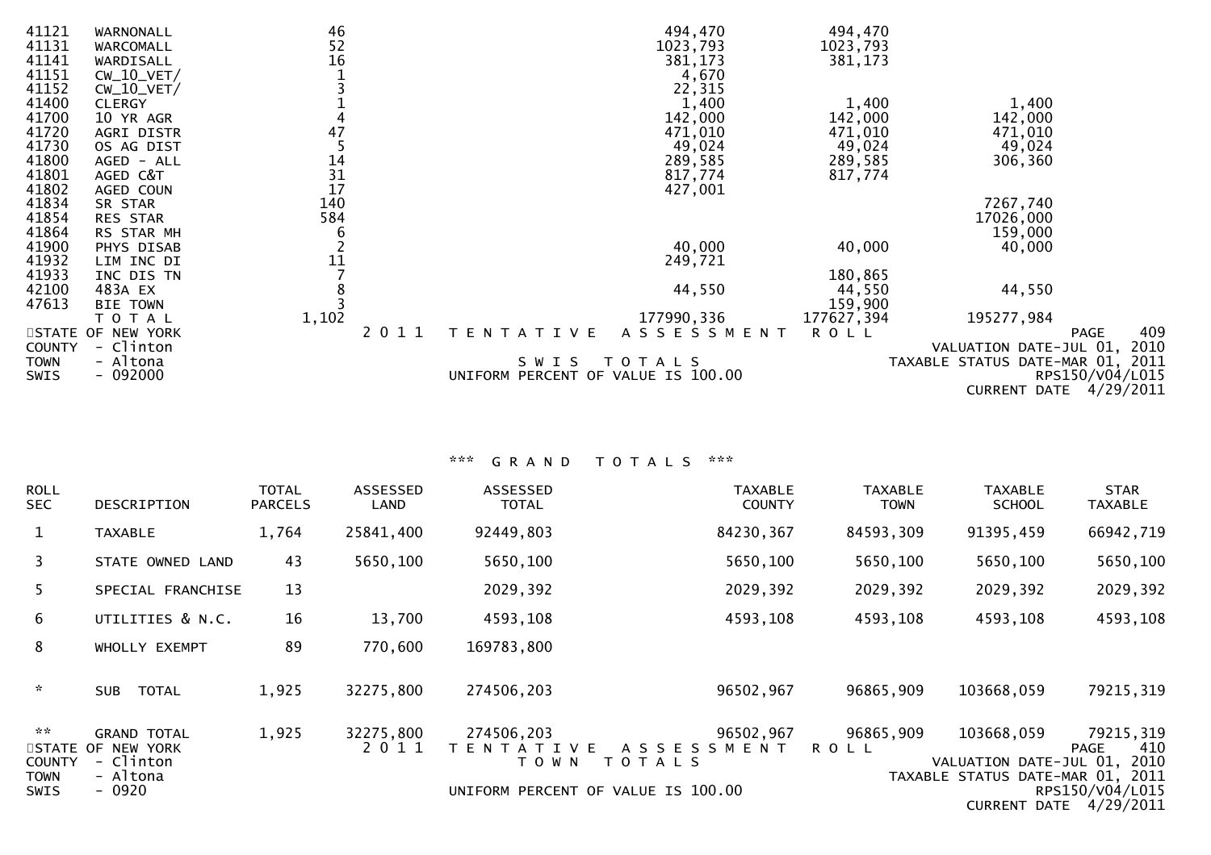| CODE | DESCRIPTION | TOTAL PARCELS | | COUNTY | TOWN | SCHOOL |
|---|---|---|---|---|---|---|
| 41121 | WARNONALL | 46 | | 494,470 | 494,470 | |
| 41131 | WARCOMALL | 52 | | 1023,793 | 1023,793 | |
| 41141 | WARDISALL | 16 | | 381,173 | 381,173 | |
| 41151 | CW_10_VET/ | 1 | | 4,670 | | |
| 41152 | CW_10_VET/ | 3 | | 22,315 | | |
| 41400 | CLERGY | 1 | | 1,400 | 1,400 | 1,400 |
| 41700 | 10 YR AGR | 4 | | 142,000 | 142,000 | 142,000 |
| 41720 | AGRI DISTR | 47 | | 471,010 | 471,010 | 471,010 |
| 41730 | OS AG DIST | 5 | | 49,024 | 49,024 | 49,024 |
| 41800 | AGED - ALL | 14 | | 289,585 | 289,585 | 306,360 |
| 41801 | AGED C&T | 31 | | 817,774 | 817,774 | |
| 41802 | AGED COUN | 17 | | 427,001 | | |
| 41834 | SR STAR | 140 | | | | 7267,740 |
| 41854 | RES STAR | 584 | | | | 17026,000 |
| 41864 | RS STAR MH | 6 | | | | 159,000 |
| 41900 | PHYS DISAB | 2 | | 40,000 | 40,000 | 40,000 |
| 41932 | LIM INC DI | 11 | | 249,721 | | |
| 41933 | INC DIS TN | 7 | | | 180,865 | |
| 42100 | 483A EX | 8 | | 44,550 | 44,550 | 44,550 |
| 47613 | BIE TOWN | 3 | | | 159,900 | |
| | T O T A L | 1,102 | | 177990,336 | 177627,394 | 195277,984 |

STATE OF NEW YORK
COUNTY - Clinton
TOWN - Altona
SWIS - 092000

2 0 1 1 T E N T A T I V E A S S E S S M E N T R O L L

S W I S T O T A L S

UNIFORM PERCENT OF VALUE IS 100.00

VALUATION DATE-JUL 01, 2010
TAXABLE STATUS DATE-MAR 01, 2011
RPS150/V04/L015
CURRENT DATE 4/29/2011

### \*\*\* G R A N D T O T A L S \*\*\*

| ROLL SEC | DESCRIPTION | TOTAL PARCELS | ASSESSED LAND | ASSESSED TOTAL | TAXABLE COUNTY | TAXABLE TOWN | TAXABLE SCHOOL | STAR TAXABLE |
|---|---|---|---|---|---|---|---|---|
| 1 | TAXABLE | 1,764 | 25841,400 | 92449,803 | 84230,367 | 84593,309 | 91395,459 | 66942,719 |
| 3 | STATE OWNED LAND | 43 | 5650,100 | 5650,100 | 5650,100 | 5650,100 | 5650,100 | 5650,100 |
| 5 | SPECIAL FRANCHISE | 13 | | 2029,392 | 2029,392 | 2029,392 | 2029,392 | 2029,392 |
| 6 | UTILITIES & N.C. | 16 | 13,700 | 4593,108 | 4593,108 | 4593,108 | 4593,108 | 4593,108 |
| 8 | WHOLLY EXEMPT | 89 | 770,600 | 169783,800 | | | | |
| * | SUB TOTAL | 1,925 | 32275,800 | 274506,203 | 96502,967 | 96865,909 | 103668,059 | 79215,319 |
| ** | GRAND TOTAL | 1,925 | 32275,800 | 274506,203 | 96502,967 | 96865,909 | 103668,059 | 79215,319 |

STATE OF NEW YORK
COUNTY - Clinton
TOWN - Altona
SWIS - 0920

2 0 1 1 T E N T A T I V E A S S E S S M E N T R O L L

T O W N T O T A L S

UNIFORM PERCENT OF VALUE IS 100.00

VALUATION DATE-JUL 01, 2010
TAXABLE STATUS DATE-MAR 01, 2011
RPS150/V04/L015
CURRENT DATE 4/29/2011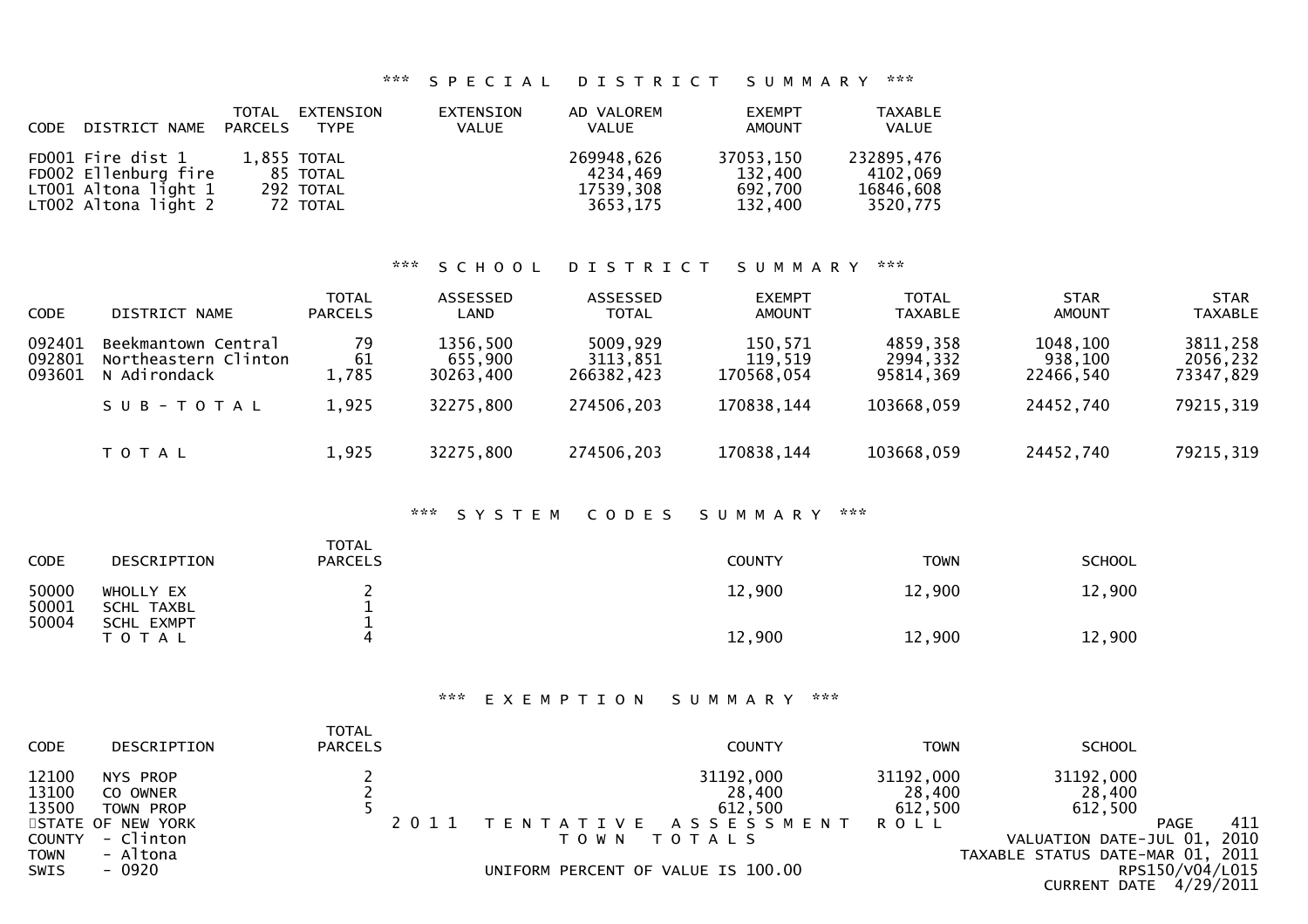### *** SPECIAL DISTRICT SUMMARY ***

| CODE | DISTRICT NAME | TOTAL PARCELS | EXTENSION TYPE | EXTENSION VALUE | AD VALOREM VALUE | EXEMPT AMOUNT | TAXABLE VALUE |
|---|---|---|---|---|---|---|---|
| FD001 | Fire dist 1 | 1,855 | TOTAL | | 269948,626 | 37053,150 | 232895,476 |
| FD002 | Ellenburg fire | 85 | TOTAL | | 4234,469 | 132,400 | 4102,069 |
| LT001 | Altona light 1 | 292 | TOTAL | | 17539,308 | 692,700 | 16846,608 |
| LT002 | Altona light 2 | 72 | TOTAL | | 3653,175 | 132,400 | 3520,775 |

### *** SCHOOL DISTRICT SUMMARY ***

| CODE | DISTRICT NAME | TOTAL PARCELS | ASSESSED LAND | ASSESSED TOTAL | EXEMPT AMOUNT | TOTAL TAXABLE | STAR AMOUNT | STAR TAXABLE |
|---|---|---|---|---|---|---|---|---|
| 092401 | Beekmantown Central | 79 | 1356,500 | 5009,929 | 150,571 | 4859,358 | 1048,100 | 3811,258 |
| 092801 | Northeastern Clinton | 61 | 655,900 | 3113,851 | 119,519 | 2994,332 | 938,100 | 2056,232 |
| 093601 | N Adirondack | 1,785 | 30263,400 | 266382,423 | 170568,054 | 95814,369 | 22466,540 | 73347,829 |
| | SUB-TOTAL | 1,925 | 32275,800 | 274506,203 | 170838,144 | 103668,059 | 24452,740 | 79215,319 |
| | TOTAL | 1,925 | 32275,800 | 274506,203 | 170838,144 | 103668,059 | 24452,740 | 79215,319 |

### *** SYSTEM CODES SUMMARY ***

| CODE | DESCRIPTION | TOTAL PARCELS | COUNTY | TOWN | SCHOOL |
|---|---|---|---|---|---|
| 50000 | WHOLLY EX | 2 | 12,900 | 12,900 | 12,900 |
| 50001 | SCHL TAXBL | 1 | | | |
| 50004 | SCHL EXMPT | 1 | | | |
| | TOTAL | 4 | 12,900 | 12,900 | 12,900 |

### *** EXEMPTION SUMMARY ***

| CODE | DESCRIPTION | TOTAL PARCELS | COUNTY | TOWN | SCHOOL |
|---|---|---|---|---|---|
| 12100 | NYS PROP | 2 | 31192,000 | 31192,000 | 31192,000 |
| 13100 | CO OWNER | 2 | 28,400 | 28,400 | 28,400 |
| 13500 | TOWN PROP | 5 | 612,500 | 612,500 | 612,500 |

STATE OF NEW YORK
COUNTY - Clinton
TOWN - Altona
SWIS - 0920

2011 TENTATIVE ASSESSMENT ROLL
TOWN TOTALS
UNIFORM PERCENT OF VALUE IS 100.00

VALUATION DATE-JUL 01, 2010
TAXABLE STATUS DATE-MAR 01, 2011
RPS150/V04/L015
CURRENT DATE 4/29/2011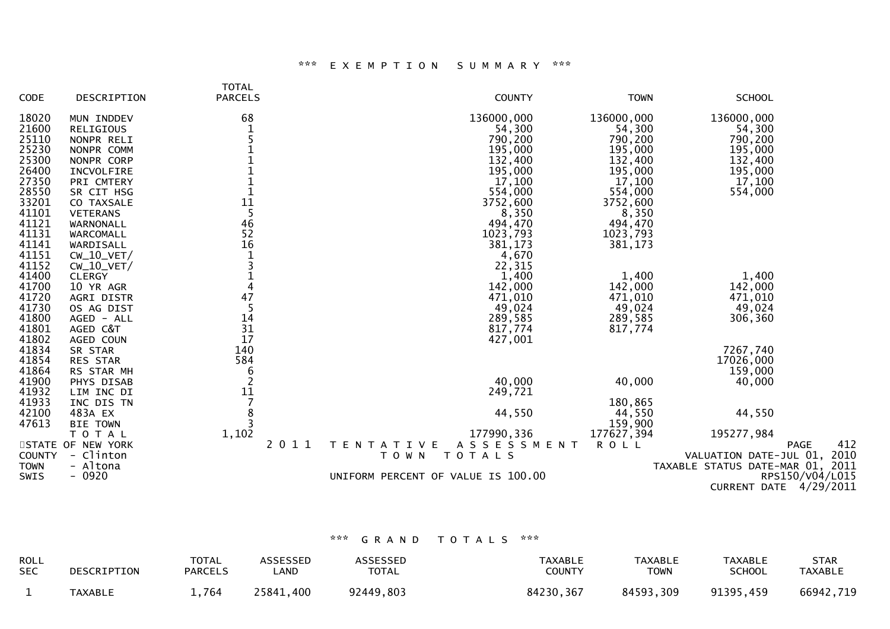## *** EXEMPTION SUMMARY ***

| CODE | DESCRIPTION | TOTAL PARCELS | COUNTY | TOWN | SCHOOL |
|---|---|---|---|---|---|
| 18020 | MUN INDDEV | 68 | 136000,000 | 136000,000 | 136000,000 |
| 21600 | RELIGIOUS | 1 | 54,300 | 54,300 | 54,300 |
| 25110 | NONPR RELI | 5 | 790,200 | 790,200 | 790,200 |
| 25230 | NONPR COMM | 1 | 195,000 | 195,000 | 195,000 |
| 25300 | NONPR CORP | 1 | 132,400 | 132,400 | 132,400 |
| 26400 | INCVOLFIRE | 1 | 195,000 | 195,000 | 195,000 |
| 27350 | PRI CMTERY | 1 | 17,100 | 17,100 | 17,100 |
| 28550 | SR CIT HSG | 1 | 554,000 | 554,000 | 554,000 |
| 33201 | CO TAXSALE | 11 | 3752,600 | 3752,600 | |
| 41101 | VETERANS | 5 | 8,350 | 8,350 | |
| 41121 | WARNONALL | 46 | 494,470 | 494,470 | |
| 41131 | WARCOMALL | 52 | 1023,793 | 1023,793 | |
| 41141 | WARDISALL | 16 | 381,173 | 381,173 | |
| 41151 | CW_10_VET/ | 1 | 4,670 | | |
| 41152 | CW_10_VET/ | 3 | 22,315 | | |
| 41400 | CLERGY | 1 | 1,400 | 1,400 | 1,400 |
| 41700 | 10 YR AGR | 4 | 142,000 | 142,000 | 142,000 |
| 41720 | AGRI DISTR | 47 | 471,010 | 471,010 | 471,010 |
| 41730 | OS AG DIST | 5 | 49,024 | 49,024 | 49,024 |
| 41800 | AGED - ALL | 14 | 289,585 | 289,585 | 306,360 |
| 41801 | AGED C&T | 31 | 817,774 | 817,774 | |
| 41802 | AGED COUN | 17 | 427,001 | | |
| 41834 | SR STAR | 140 | | | 7267,740 |
| 41854 | RES STAR | 584 | | | 17026,000 |
| 41864 | RS STAR MH | 6 | | | 159,000 |
| 41900 | PHYS DISAB | 2 | 40,000 | 40,000 | 40,000 |
| 41932 | LIM INC DI | 11 | 249,721 | | |
| 41933 | INC DIS TN | 7 | | 180,865 | |
| 42100 | 483A EX | 8 | 44,550 | 44,550 | 44,550 |
| 47613 | BIE TOWN | 3 | | 159,900 | |
| | T O T A L | 1,102 | 177990,336 | 177627,394 | 195277,984 |

STATE OF NEW YORK — 2011 TENTATIVE ASSESSMENT ROLL — PAGE 412
COUNTY - Clinton — TOWN TOTALS — VALUATION DATE-JUL 01, 2010
TOWN - Altona — TAXABLE STATUS DATE-MAR 01, 2011
SWIS - 0920 — UNIFORM PERCENT OF VALUE IS 100.00 — RPS150/V04/L015
CURRENT DATE 4/29/2011

## *** GRAND TOTALS ***

| ROLL SEC | DESCRIPTION | TOTAL PARCELS | ASSESSED LAND | ASSESSED TOTAL | TAXABLE COUNTY | TAXABLE TOWN | TAXABLE SCHOOL | STAR TAXABLE |
|---|---|---|---|---|---|---|---|---|
| 1 | TAXABLE | 1,764 | 25841,400 | 92449,803 | 84230,367 | 84593,309 | 91395,459 | 66942,719 |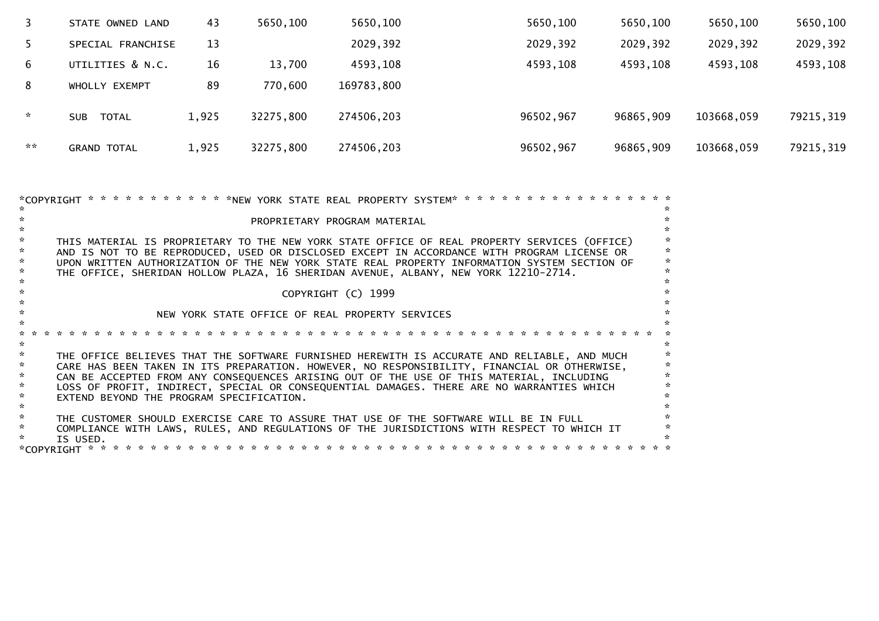| | | | | | | | | |
|---|---|---|---|---|---|---|---|---|
| 3 | STATE OWNED LAND | 43 | 5650,100 | 5650,100 | 5650,100 | 5650,100 | 5650,100 | 5650,100 |
| 5 | SPECIAL FRANCHISE | 13 | | 2029,392 | 2029,392 | 2029,392 | 2029,392 | 2029,392 |
| 6 | UTILITIES & N.C. | 16 | 13,700 | 4593,108 | 4593,108 | 4593,108 | 4593,108 | 4593,108 |
| 8 | WHOLLY EXEMPT | 89 | 770,600 | 169783,800 | | | | |
| * | SUB TOTAL | 1,925 | 32275,800 | 274506,203 | 96502,967 | 96865,909 | 103668,059 | 79215,319 |
| ** | GRAND TOTAL | 1,925 | 32275,800 | 274506,203 | 96502,967 | 96865,909 | 103668,059 | 79215,319 |

```
*COPYRIGHT * * * * * * * * * * * *NEW YORK STATE REAL PROPERTY SYSTEM* * * * * * * * * * * * * * * * * *
*                                                                                                        *
*                                      PROPRIETARY PROGRAM MATERIAL                                      *
*                                                                                                        *
*     THIS MATERIAL IS PROPRIETARY TO THE NEW YORK STATE OFFICE OF REAL PROPERTY SERVICES (OFFICE)       *
*     AND IS NOT TO BE REPRODUCED, USED OR DISCLOSED EXCEPT IN ACCORDANCE WITH PROGRAM LICENSE OR        *
*     UPON WRITTEN AUTHORIZATION OF THE NEW YORK STATE REAL PROPERTY INFORMATION SYSTEM SECTION OF       *
*     THE OFFICE, SHERIDAN HOLLOW PLAZA, 16 SHERIDAN AVENUE, ALBANY, NEW YORK 12210-2714.                *
*                                                                                                        *
*                                          COPYRIGHT (C) 1999                                            *
*                                                                                                        *
*                         NEW YORK STATE OFFICE OF REAL PROPERTY SERVICES                                *
*                                                                                                        *
* * * * * * * * * * * * * * * * * * * * * * * * * * * * * * * * * * * * * * * * * * * * * * * * * * * *
*                                                                                                        *
*     THE OFFICE BELIEVES THAT THE SOFTWARE FURNISHED HEREWITH IS ACCURATE AND RELIABLE, AND MUCH         *
*     CARE HAS BEEN TAKEN IN ITS PREPARATION. HOWEVER, NO RESPONSIBILITY, FINANCIAL OR OTHERWISE,        *
*     CAN BE ACCEPTED FROM ANY CONSEQUENCES ARISING OUT OF THE USE OF THIS MATERIAL, INCLUDING           *
*     LOSS OF PROFIT, INDIRECT, SPECIAL OR CONSEQUENTIAL DAMAGES. THERE ARE NO WARRANTIES WHICH          *
*     EXTEND BEYOND THE PROGRAM SPECIFICATION.                                                           *
*                                                                                                        *
*     THE CUSTOMER SHOULD EXERCISE CARE TO ASSURE THAT USE OF THE SOFTWARE WILL BE IN FULL               *
*     COMPLIANCE WITH LAWS, RULES, AND REGULATIONS OF THE JURISDICTIONS WITH RESPECT TO WHICH IT         *
*     IS USED.                                                                                           *
*COPYRIGHT * * * * * * * * * * * * * * * * * * * * * * * * * * * * * * * * * * * * * * * * * * * * * *
```